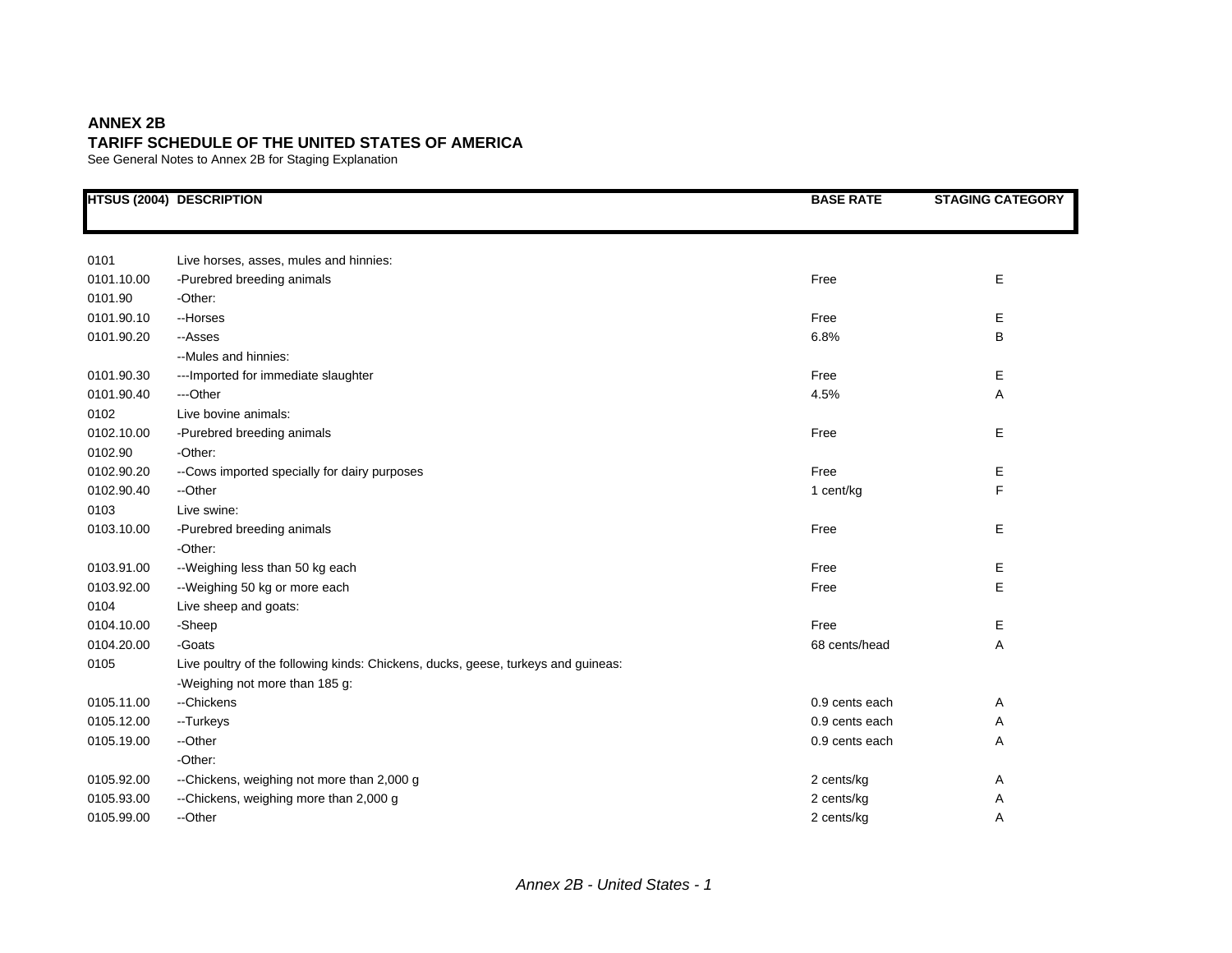**ANNEX 2B**

**TARIFF SCHEDULE OF THE UNITED STATES OF AMERICA**

See General Notes to Annex 2B for Staging Explanation

| HTSUS (2004) | DESCRIPTION | BASE RATE | STAGING CATEGORY |
|---|---|---|---|
| 0101 | Live horses, asses, mules and hinnies: | | |
| 0101.10.00 | -Purebred breeding animals | Free | E |
| 0101.90 | -Other: | | |
| 0101.90.10 | --Horses | Free | E |
| 0101.90.20 | --Asses | 6.8% | B |
| | --Mules and hinnies: | | |
| 0101.90.30 | ---Imported for immediate slaughter | Free | E |
| 0101.90.40 | ---Other | 4.5% | A |
| 0102 | Live bovine animals: | | |
| 0102.10.00 | -Purebred breeding animals | Free | E |
| 0102.90 | -Other: | | |
| 0102.90.20 | --Cows imported specially for dairy purposes | Free | E |
| 0102.90.40 | --Other | 1 cent/kg | F |
| 0103 | Live swine: | | |
| 0103.10.00 | -Purebred breeding animals | Free | E |
| | -Other: | | |
| 0103.91.00 | --Weighing less than 50 kg each | Free | E |
| 0103.92.00 | --Weighing 50 kg or more each | Free | E |
| 0104 | Live sheep and goats: | | |
| 0104.10.00 | -Sheep | Free | E |
| 0104.20.00 | -Goats | 68 cents/head | A |
| 0105 | Live poultry of the following kinds: Chickens, ducks, geese, turkeys and guineas: | | |
| | -Weighing not more than 185 g: | | |
| 0105.11.00 | --Chickens | 0.9 cents each | A |
| 0105.12.00 | --Turkeys | 0.9 cents each | A |
| 0105.19.00 | --Other | 0.9 cents each | A |
| | -Other: | | |
| 0105.92.00 | --Chickens, weighing not more than 2,000 g | 2 cents/kg | A |
| 0105.93.00 | --Chickens, weighing more than 2,000 g | 2 cents/kg | A |
| 0105.99.00 | --Other | 2 cents/kg | A |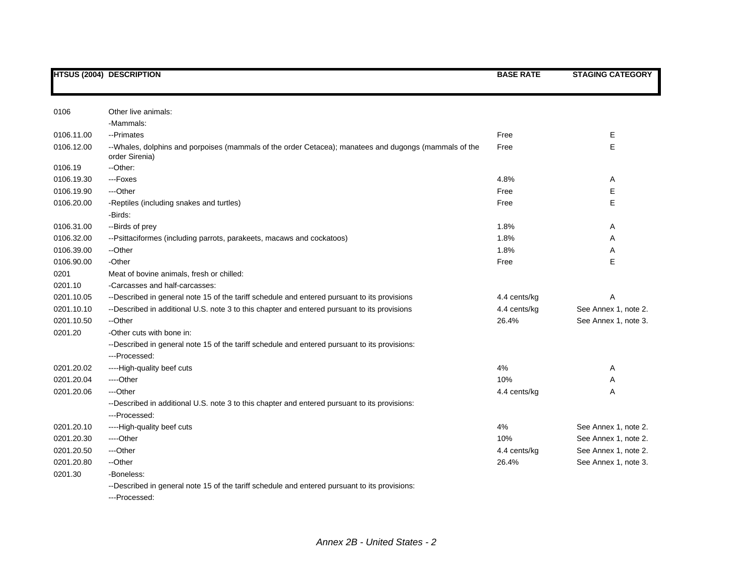| HTSUS (2004) | DESCRIPTION | BASE RATE | STAGING CATEGORY |
|---|---|---|---|
| 0106 | Other live animals: | | |
| | -Mammals: | | |
| 0106.11.00 | --Primates | Free | E |
| 0106.12.00 | --Whales, dolphins and porpoises (mammals of the order Cetacea); manatees and dugongs (mammals of the order Sirenia) | Free | E |
| 0106.19 | --Other: | | |
| 0106.19.30 | ---Foxes | 4.8% | A |
| 0106.19.90 | ---Other | Free | E |
| 0106.20.00 | -Reptiles (including snakes and turtles) | Free | E |
| | -Birds: | | |
| 0106.31.00 | --Birds of prey | 1.8% | A |
| 0106.32.00 | --Psittaciformes (including parrots, parakeets, macaws and cockatoos) | 1.8% | A |
| 0106.39.00 | --Other | 1.8% | A |
| 0106.90.00 | -Other | Free | E |
| 0201 | Meat of bovine animals, fresh or chilled: | | |
| 0201.10 | -Carcasses and half-carcasses: | | |
| 0201.10.05 | --Described in general note 15 of the tariff schedule and entered pursuant to its provisions | 4.4 cents/kg | A |
| 0201.10.10 | --Described in additional U.S. note 3 to this chapter and entered pursuant to its provisions | 4.4 cents/kg | See Annex 1, note 2. |
| 0201.10.50 | --Other | 26.4% | See Annex 1, note 3. |
| 0201.20 | -Other cuts with bone in: | | |
| | --Described in general note 15 of the tariff schedule and entered pursuant to its provisions: | | |
| | ---Processed: | | |
| 0201.20.02 | ----High-quality beef cuts | 4% | A |
| 0201.20.04 | ----Other | 10% | A |
| 0201.20.06 | ---Other | 4.4 cents/kg | A |
| | --Described in additional U.S. note 3 to this chapter and entered pursuant to its provisions: | | |
| | ---Processed: | | |
| 0201.20.10 | ----High-quality beef cuts | 4% | See Annex 1, note 2. |
| 0201.20.30 | ----Other | 10% | See Annex 1, note 2. |
| 0201.20.50 | ---Other | 4.4 cents/kg | See Annex 1, note 2. |
| 0201.20.80 | --Other | 26.4% | See Annex 1, note 3. |
| 0201.30 | -Boneless: | | |
| | --Described in general note 15 of the tariff schedule and entered pursuant to its provisions: | | |
| | ---Processed: | | |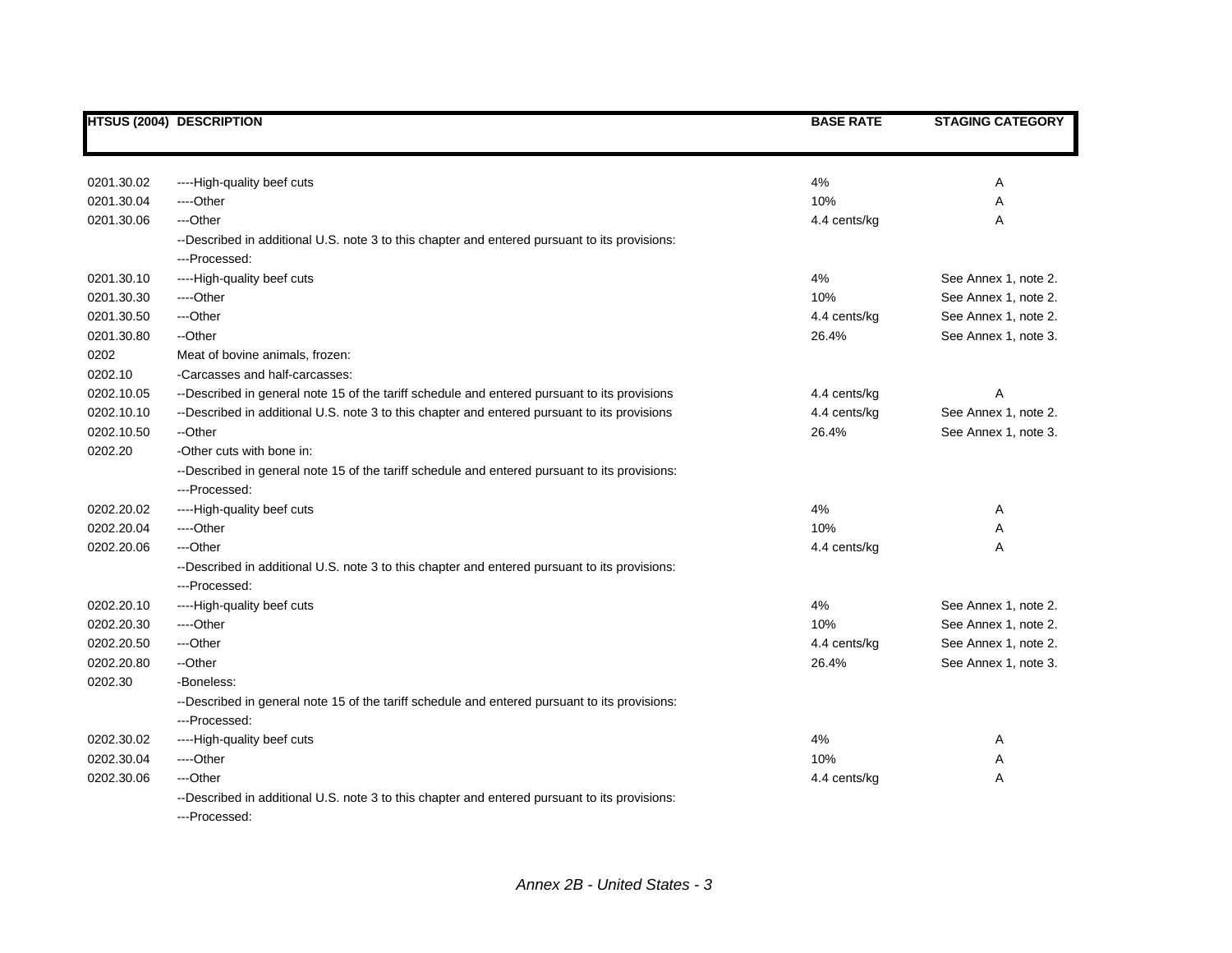| HTSUS (2004) | DESCRIPTION | BASE RATE | STAGING CATEGORY |
|---|---|---|---|
| 0201.30.02 | ----High-quality beef cuts | 4% | A |
| 0201.30.04 | ----Other | 10% | A |
| 0201.30.06 | ---Other | 4.4 cents/kg | A |
| | --Described in additional U.S. note 3 to this chapter and entered pursuant to its provisions: | | |
| | ---Processed: | | |
| 0201.30.10 | ----High-quality beef cuts | 4% | See Annex 1, note 2. |
| 0201.30.30 | ----Other | 10% | See Annex 1, note 2. |
| 0201.30.50 | ---Other | 4.4 cents/kg | See Annex 1, note 2. |
| 0201.30.80 | --Other | 26.4% | See Annex 1, note 3. |
| 0202 | Meat of bovine animals, frozen: | | |
| 0202.10 | -Carcasses and half-carcasses: | | |
| 0202.10.05 | --Described in general note 15 of the tariff schedule and entered pursuant to its provisions | 4.4 cents/kg | A |
| 0202.10.10 | --Described in additional U.S. note 3 to this chapter and entered pursuant to its provisions | 4.4 cents/kg | See Annex 1, note 2. |
| 0202.10.50 | --Other | 26.4% | See Annex 1, note 3. |
| 0202.20 | -Other cuts with bone in: | | |
| | --Described in general note 15 of the tariff schedule and entered pursuant to its provisions: | | |
| | ---Processed: | | |
| 0202.20.02 | ----High-quality beef cuts | 4% | A |
| 0202.20.04 | ----Other | 10% | A |
| 0202.20.06 | ---Other | 4.4 cents/kg | A |
| | --Described in additional U.S. note 3 to this chapter and entered pursuant to its provisions: | | |
| | ---Processed: | | |
| 0202.20.10 | ----High-quality beef cuts | 4% | See Annex 1, note 2. |
| 0202.20.30 | ----Other | 10% | See Annex 1, note 2. |
| 0202.20.50 | ---Other | 4.4 cents/kg | See Annex 1, note 2. |
| 0202.20.80 | --Other | 26.4% | See Annex 1, note 3. |
| 0202.30 | -Boneless: | | |
| | --Described in general note 15 of the tariff schedule and entered pursuant to its provisions: | | |
| | ---Processed: | | |
| 0202.30.02 | ----High-quality beef cuts | 4% | A |
| 0202.30.04 | ----Other | 10% | A |
| 0202.30.06 | ---Other | 4.4 cents/kg | A |
| | --Described in additional U.S. note 3 to this chapter and entered pursuant to its provisions: | | |
| | ---Processed: | | |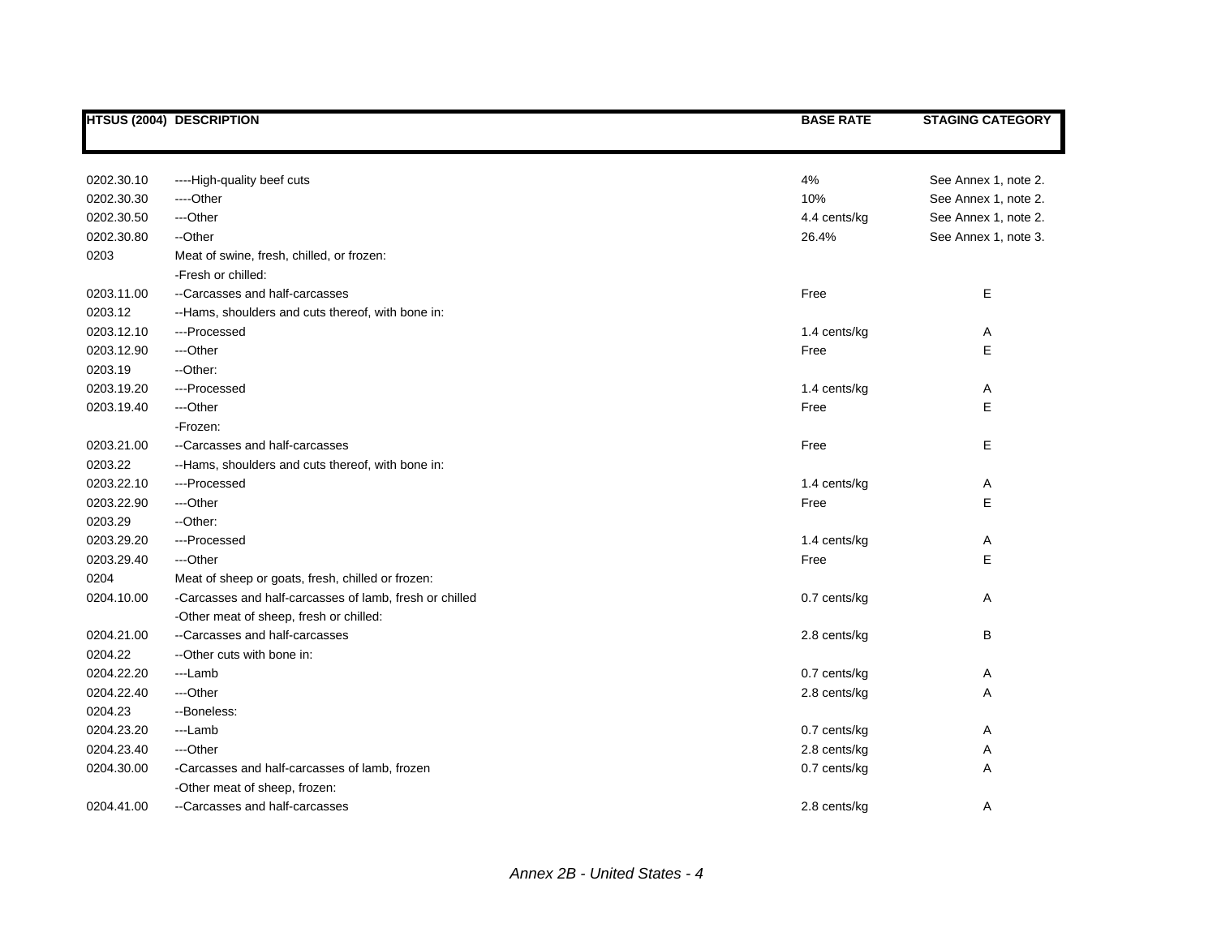| HTSUS (2004) | DESCRIPTION | BASE RATE | STAGING CATEGORY |
|---|---|---|---|
| 0202.30.10 | ----High-quality beef cuts | 4% | See Annex 1, note 2. |
| 0202.30.30 | ----Other | 10% | See Annex 1, note 2. |
| 0202.30.50 | ---Other | 4.4 cents/kg | See Annex 1, note 2. |
| 0202.30.80 | --Other | 26.4% | See Annex 1, note 3. |
| 0203 | Meat of swine, fresh, chilled, or frozen: | | |
| | -Fresh or chilled: | | |
| 0203.11.00 | --Carcasses and half-carcasses | Free | E |
| 0203.12 | --Hams, shoulders and cuts thereof, with bone in: | | |
| 0203.12.10 | ---Processed | 1.4 cents/kg | A |
| 0203.12.90 | ---Other | Free | E |
| 0203.19 | --Other: | | |
| 0203.19.20 | ---Processed | 1.4 cents/kg | A |
| 0203.19.40 | ---Other | Free | E |
| | -Frozen: | | |
| 0203.21.00 | --Carcasses and half-carcasses | Free | E |
| 0203.22 | --Hams, shoulders and cuts thereof, with bone in: | | |
| 0203.22.10 | ---Processed | 1.4 cents/kg | A |
| 0203.22.90 | ---Other | Free | E |
| 0203.29 | --Other: | | |
| 0203.29.20 | ---Processed | 1.4 cents/kg | A |
| 0203.29.40 | ---Other | Free | E |
| 0204 | Meat of sheep or goats, fresh, chilled or frozen: | | |
| 0204.10.00 | -Carcasses and half-carcasses of lamb, fresh or chilled | 0.7 cents/kg | A |
| | -Other meat of sheep, fresh or chilled: | | |
| 0204.21.00 | --Carcasses and half-carcasses | 2.8 cents/kg | B |
| 0204.22 | --Other cuts with bone in: | | |
| 0204.22.20 | ---Lamb | 0.7 cents/kg | A |
| 0204.22.40 | ---Other | 2.8 cents/kg | A |
| 0204.23 | --Boneless: | | |
| 0204.23.20 | ---Lamb | 0.7 cents/kg | A |
| 0204.23.40 | ---Other | 2.8 cents/kg | A |
| 0204.30.00 | -Carcasses and half-carcasses of lamb, frozen | 0.7 cents/kg | A |
| | -Other meat of sheep, frozen: | | |
| 0204.41.00 | --Carcasses and half-carcasses | 2.8 cents/kg | A |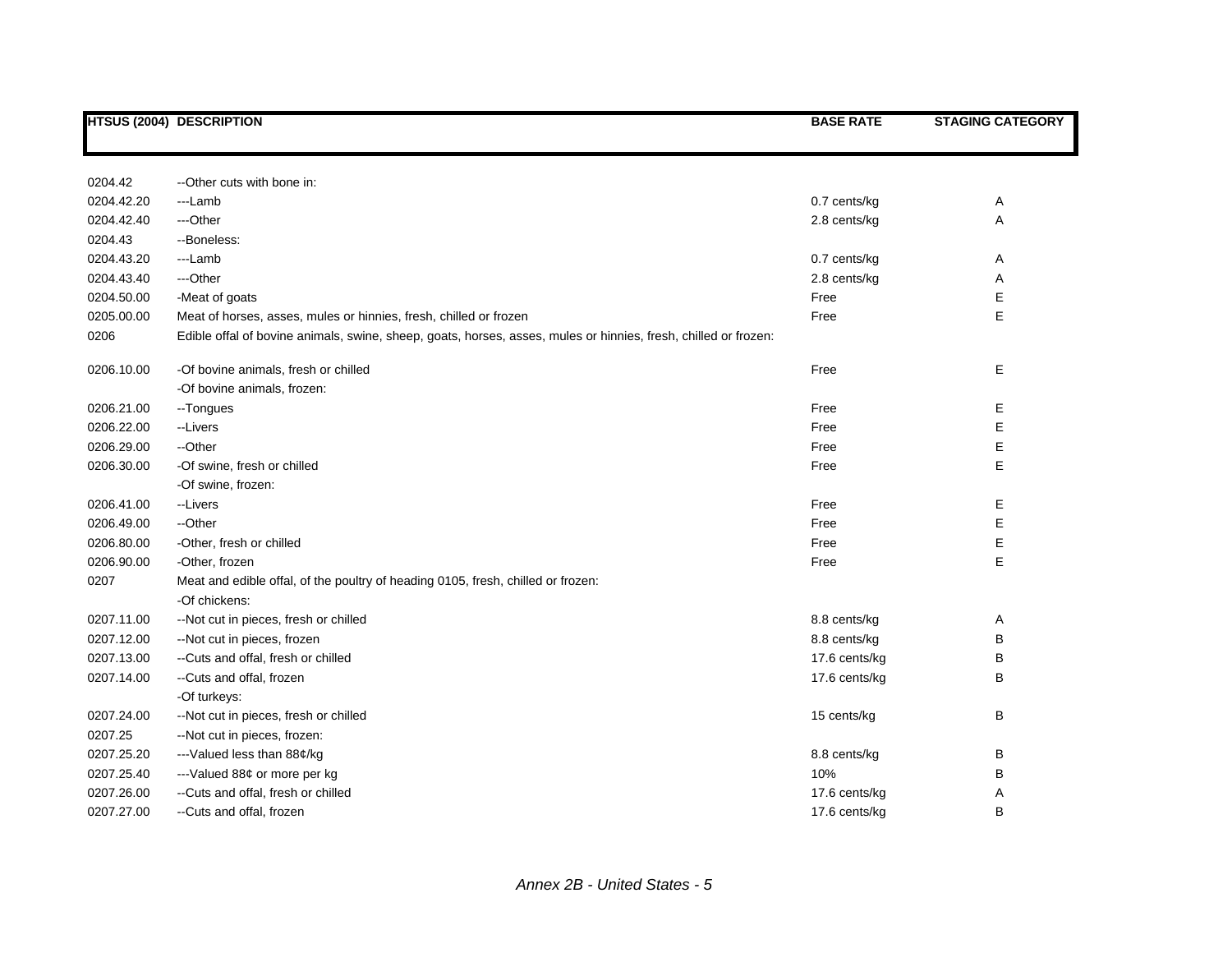| HTSUS (2004) | DESCRIPTION | BASE RATE | STAGING CATEGORY |
|---|---|---|---|
| 0204.42 | --Other cuts with bone in: | | |
| 0204.42.20 | ---Lamb | 0.7 cents/kg | A |
| 0204.42.40 | ---Other | 2.8 cents/kg | A |
| 0204.43 | --Boneless: | | |
| 0204.43.20 | ---Lamb | 0.7 cents/kg | A |
| 0204.43.40 | ---Other | 2.8 cents/kg | A |
| 0204.50.00 | -Meat of goats | Free | E |
| 0205.00.00 | Meat of horses, asses, mules or hinnies, fresh, chilled or frozen | Free | E |
| 0206 | Edible offal of bovine animals, swine, sheep, goats, horses, asses, mules or hinnies, fresh, chilled or frozen: | | |
| 0206.10.00 | -Of bovine animals, fresh or chilled | Free | E |
| | -Of bovine animals, frozen: | | |
| 0206.21.00 | --Tongues | Free | E |
| 0206.22.00 | --Livers | Free | E |
| 0206.29.00 | --Other | Free | E |
| 0206.30.00 | -Of swine, fresh or chilled | Free | E |
| | -Of swine, frozen: | | |
| 0206.41.00 | --Livers | Free | E |
| 0206.49.00 | --Other | Free | E |
| 0206.80.00 | -Other, fresh or chilled | Free | E |
| 0206.90.00 | -Other, frozen | Free | E |
| 0207 | Meat and edible offal, of the poultry of heading 0105, fresh, chilled or frozen: | | |
| | -Of chickens: | | |
| 0207.11.00 | --Not cut in pieces, fresh or chilled | 8.8 cents/kg | A |
| 0207.12.00 | --Not cut in pieces, frozen | 8.8 cents/kg | B |
| 0207.13.00 | --Cuts and offal, fresh or chilled | 17.6 cents/kg | B |
| 0207.14.00 | --Cuts and offal, frozen | 17.6 cents/kg | B |
| | -Of turkeys: | | |
| 0207.24.00 | --Not cut in pieces, fresh or chilled | 15 cents/kg | B |
| 0207.25 | --Not cut in pieces, frozen: | | |
| 0207.25.20 | ---Valued less than 88¢/kg | 8.8 cents/kg | B |
| 0207.25.40 | ---Valued 88¢ or more per kg | 10% | B |
| 0207.26.00 | --Cuts and offal, fresh or chilled | 17.6 cents/kg | A |
| 0207.27.00 | --Cuts and offal, frozen | 17.6 cents/kg | B |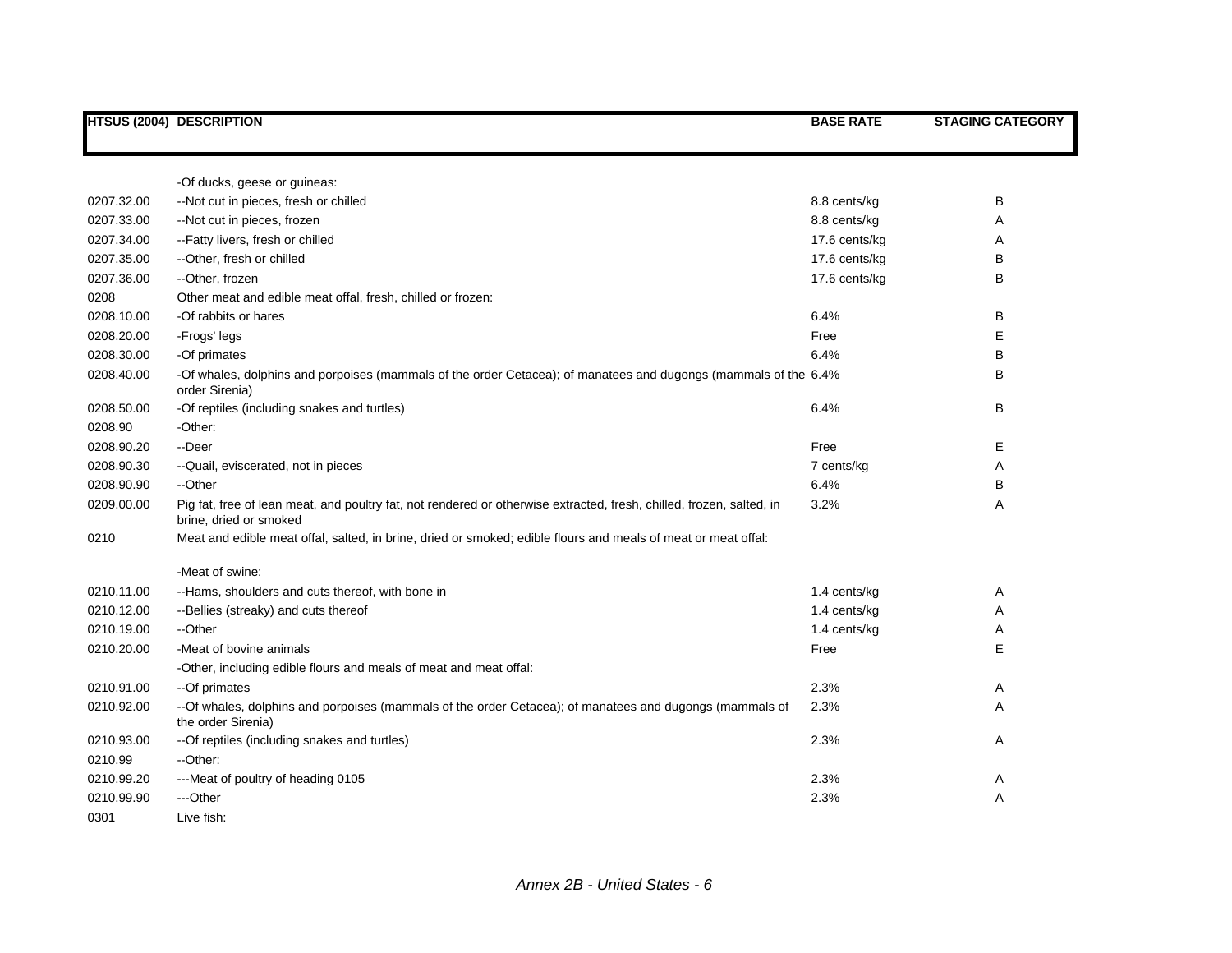| HTSUS (2004) | DESCRIPTION | BASE RATE | STAGING CATEGORY |
|---|---|---|---|
| | -Of ducks, geese or guineas: | | |
| 0207.32.00 | --Not cut in pieces, fresh or chilled | 8.8 cents/kg | B |
| 0207.33.00 | --Not cut in pieces, frozen | 8.8 cents/kg | A |
| 0207.34.00 | --Fatty livers, fresh or chilled | 17.6 cents/kg | A |
| 0207.35.00 | --Other, fresh or chilled | 17.6 cents/kg | B |
| 0207.36.00 | --Other, frozen | 17.6 cents/kg | B |
| 0208 | Other meat and edible meat offal, fresh, chilled or frozen: | | |
| 0208.10.00 | -Of rabbits or hares | 6.4% | B |
| 0208.20.00 | -Frogs' legs | Free | E |
| 0208.30.00 | -Of primates | 6.4% | B |
| 0208.40.00 | -Of whales, dolphins and porpoises (mammals of the order Cetacea); of manatees and dugongs (mammals of the order Sirenia) | 6.4% | B |
| 0208.50.00 | -Of reptiles (including snakes and turtles) | 6.4% | B |
| 0208.90 | -Other: | | |
| 0208.90.20 | --Deer | Free | E |
| 0208.90.30 | --Quail, eviscerated, not in pieces | 7 cents/kg | A |
| 0208.90.90 | --Other | 6.4% | B |
| 0209.00.00 | Pig fat, free of lean meat, and poultry fat, not rendered or otherwise extracted, fresh, chilled, frozen, salted, in brine, dried or smoked | 3.2% | A |
| 0210 | Meat and edible meat offal, salted, in brine, dried or smoked; edible flours and meals of meat or meat offal: | | |
| | -Meat of swine: | | |
| 0210.11.00 | --Hams, shoulders and cuts thereof, with bone in | 1.4 cents/kg | A |
| 0210.12.00 | --Bellies (streaky) and cuts thereof | 1.4 cents/kg | A |
| 0210.19.00 | --Other | 1.4 cents/kg | A |
| 0210.20.00 | -Meat of bovine animals | Free | E |
| | -Other, including edible flours and meals of meat and meat offal: | | |
| 0210.91.00 | --Of primates | 2.3% | A |
| 0210.92.00 | --Of whales, dolphins and porpoises (mammals of the order Cetacea); of manatees and dugongs (mammals of the order Sirenia) | 2.3% | A |
| 0210.93.00 | --Of reptiles (including snakes and turtles) | 2.3% | A |
| 0210.99 | --Other: | | |
| 0210.99.20 | ---Meat of poultry of heading 0105 | 2.3% | A |
| 0210.99.90 | ---Other | 2.3% | A |
| 0301 | Live fish: | | |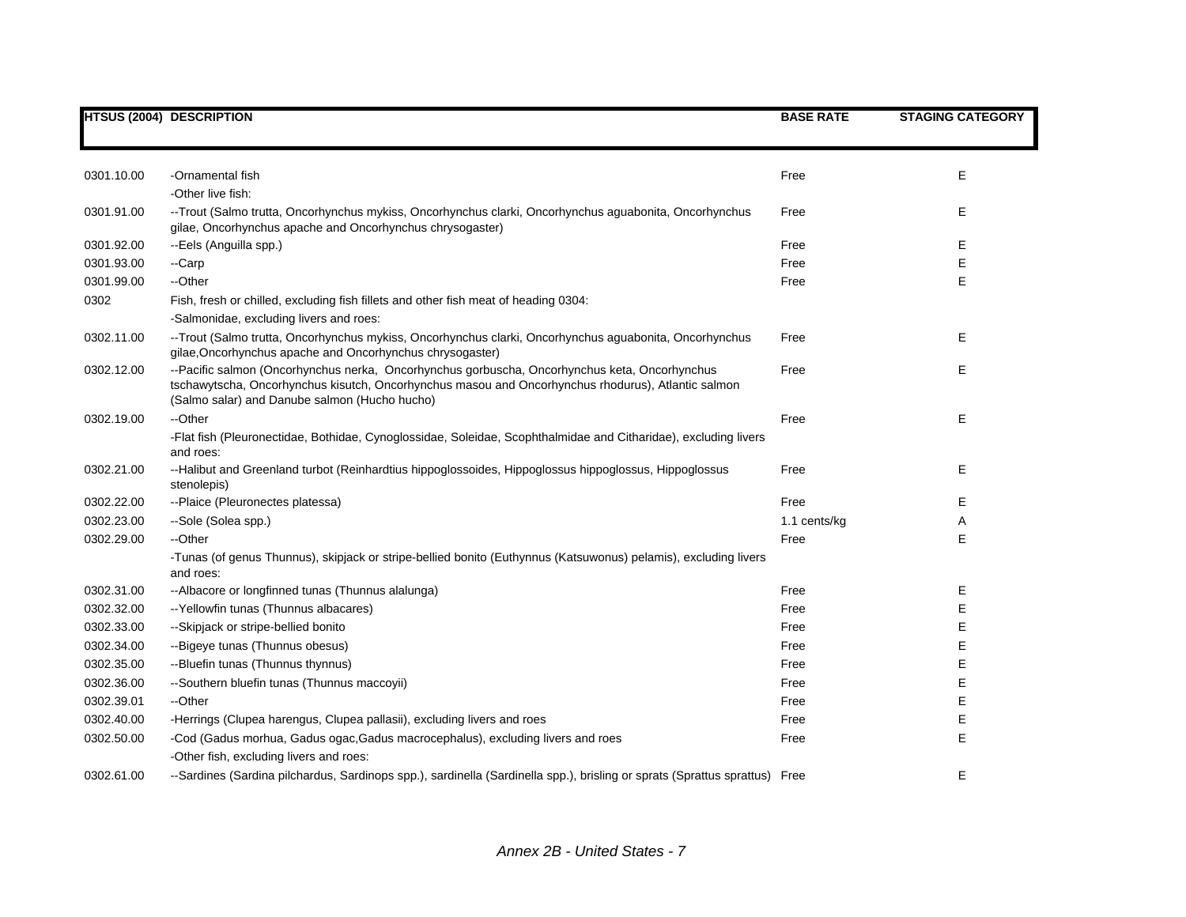| HTSUS (2004) | DESCRIPTION | BASE RATE | STAGING CATEGORY |
|---|---|---|---|
| 0301.10.00 | -Ornamental fish | Free | E |
| | -Other live fish: | | |
| 0301.91.00 | --Trout (Salmo trutta, Oncorhynchus mykiss, Oncorhynchus clarki, Oncorhynchus aguabonita, Oncorhynchus gilae, Oncorhynchus apache and Oncorhynchus chrysogaster) | Free | E |
| 0301.92.00 | --Eels (Anguilla spp.) | Free | E |
| 0301.93.00 | --Carp | Free | E |
| 0301.99.00 | --Other | Free | E |
| 0302 | Fish, fresh or chilled, excluding fish fillets and other fish meat of heading 0304: | | |
| | -Salmonidae, excluding livers and roes: | | |
| 0302.11.00 | --Trout (Salmo trutta, Oncorhynchus mykiss, Oncorhynchus clarki, Oncorhynchus aguabonita, Oncorhynchus gilae,Oncorhynchus apache and Oncorhynchus chrysogaster) | Free | E |
| 0302.12.00 | --Pacific salmon (Oncorhynchus nerka, Oncorhynchus gorbuscha, Oncorhynchus keta, Oncorhynchus tschawytscha, Oncorhynchus kisutch, Oncorhynchus masou and Oncorhynchus rhodurus), Atlantic salmon (Salmo salar) and Danube salmon (Hucho hucho) | Free | E |
| 0302.19.00 | --Other | Free | E |
| | -Flat fish (Pleuronectidae, Bothidae, Cynoglossidae, Soleidae, Scophthalmidae and Citharidae), excluding livers and roes: | | |
| 0302.21.00 | --Halibut and Greenland turbot (Reinhardtius hippoglossoides, Hippoglossus hippoglossus, Hippoglossus stenolepis) | Free | E |
| 0302.22.00 | --Plaice (Pleuronectes platessa) | Free | E |
| 0302.23.00 | --Sole (Solea spp.) | 1.1 cents/kg | A |
| 0302.29.00 | --Other | Free | E |
| | -Tunas (of genus Thunnus), skipjack or stripe-bellied bonito (Euthynnus (Katsuwonus) pelamis), excluding livers and roes: | | |
| 0302.31.00 | --Albacore or longfinned tunas (Thunnus alalunga) | Free | E |
| 0302.32.00 | --Yellowfin tunas (Thunnus albacares) | Free | E |
| 0302.33.00 | --Skipjack or stripe-bellied bonito | Free | E |
| 0302.34.00 | --Bigeye tunas (Thunnus obesus) | Free | E |
| 0302.35.00 | --Bluefin tunas (Thunnus thynnus) | Free | E |
| 0302.36.00 | --Southern bluefin tunas (Thunnus maccoyii) | Free | E |
| 0302.39.01 | --Other | Free | E |
| 0302.40.00 | -Herrings (Clupea harengus, Clupea pallasii), excluding livers and roes | Free | E |
| 0302.50.00 | -Cod (Gadus morhua, Gadus ogac,Gadus macrocephalus), excluding livers and roes | Free | E |
| | -Other fish, excluding livers and roes: | | |
| 0302.61.00 | --Sardines (Sardina pilchardus, Sardinops spp.), sardinella (Sardinella spp.), brisling or sprats (Sprattus sprattus) | Free | E |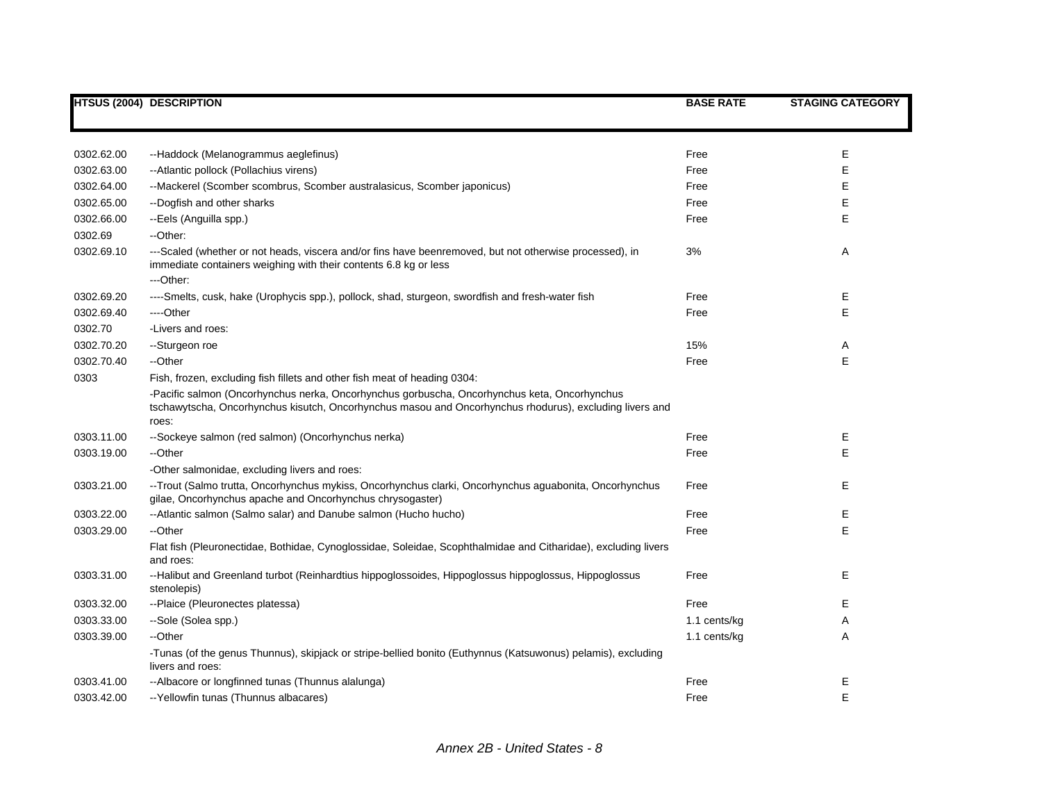| HTSUS (2004) | DESCRIPTION | BASE RATE | STAGING CATEGORY |
|---|---|---|---|
| 0302.62.00 | --Haddock (Melanogrammus aeglefinus) | Free | E |
| 0302.63.00 | --Atlantic pollock (Pollachius virens) | Free | E |
| 0302.64.00 | --Mackerel (Scomber scombrus, Scomber australasicus, Scomber japonicus) | Free | E |
| 0302.65.00 | --Dogfish and other sharks | Free | E |
| 0302.66.00 | --Eels (Anguilla spp.) | Free | E |
| 0302.69 | --Other: | | |
| 0302.69.10 | ---Scaled (whether or not heads, viscera and/or fins have beenremoved, but not otherwise processed), in immediate containers weighing with their contents 6.8 kg or less | 3% | A |
| | ---Other: | | |
| 0302.69.20 | ----Smelts, cusk, hake (Urophycis spp.), pollock, shad, sturgeon, swordfish and fresh-water fish | Free | E |
| 0302.69.40 | ----Other | Free | E |
| 0302.70 | -Livers and roes: | | |
| 0302.70.20 | --Sturgeon roe | 15% | A |
| 0302.70.40 | --Other | Free | E |
| 0303 | Fish, frozen, excluding fish fillets and other fish meat of heading 0304: | | |
| | -Pacific salmon (Oncorhynchus nerka, Oncorhynchus gorbuscha, Oncorhynchus keta, Oncorhynchus tschawytscha, Oncorhynchus kisutch, Oncorhynchus masou and Oncorhynchus rhodurus), excluding livers and roes: | | |
| 0303.11.00 | --Sockeye salmon (red salmon) (Oncorhynchus nerka) | Free | E |
| 0303.19.00 | --Other | Free | E |
| | -Other salmonidae, excluding livers and roes: | | |
| 0303.21.00 | --Trout (Salmo trutta, Oncorhynchus mykiss, Oncorhynchus clarki, Oncorhynchus aguabonita, Oncorhynchus gilae, Oncorhynchus apache and Oncorhynchus chrysogaster) | Free | E |
| 0303.22.00 | --Atlantic salmon (Salmo salar) and Danube salmon (Hucho hucho) | Free | E |
| 0303.29.00 | --Other | Free | E |
| | Flat fish (Pleuronectidae, Bothidae, Cynoglossidae, Soleidae, Scophthalmidae and Citharidae), excluding livers and roes: | | |
| 0303.31.00 | --Halibut and Greenland turbot (Reinhardtius hippoglossoides, Hippoglossus hippoglossus, Hippoglossus stenolepis) | Free | E |
| 0303.32.00 | --Plaice (Pleuronectes platessa) | Free | E |
| 0303.33.00 | --Sole (Solea spp.) | 1.1 cents/kg | A |
| 0303.39.00 | --Other | 1.1 cents/kg | A |
| | -Tunas (of the genus Thunnus), skipjack or stripe-bellied bonito (Euthynnus (Katsuwonus) pelamis), excluding livers and roes: | | |
| 0303.41.00 | --Albacore or longfinned tunas (Thunnus alalunga) | Free | E |
| 0303.42.00 | --Yellowfin tunas (Thunnus albacares) | Free | E |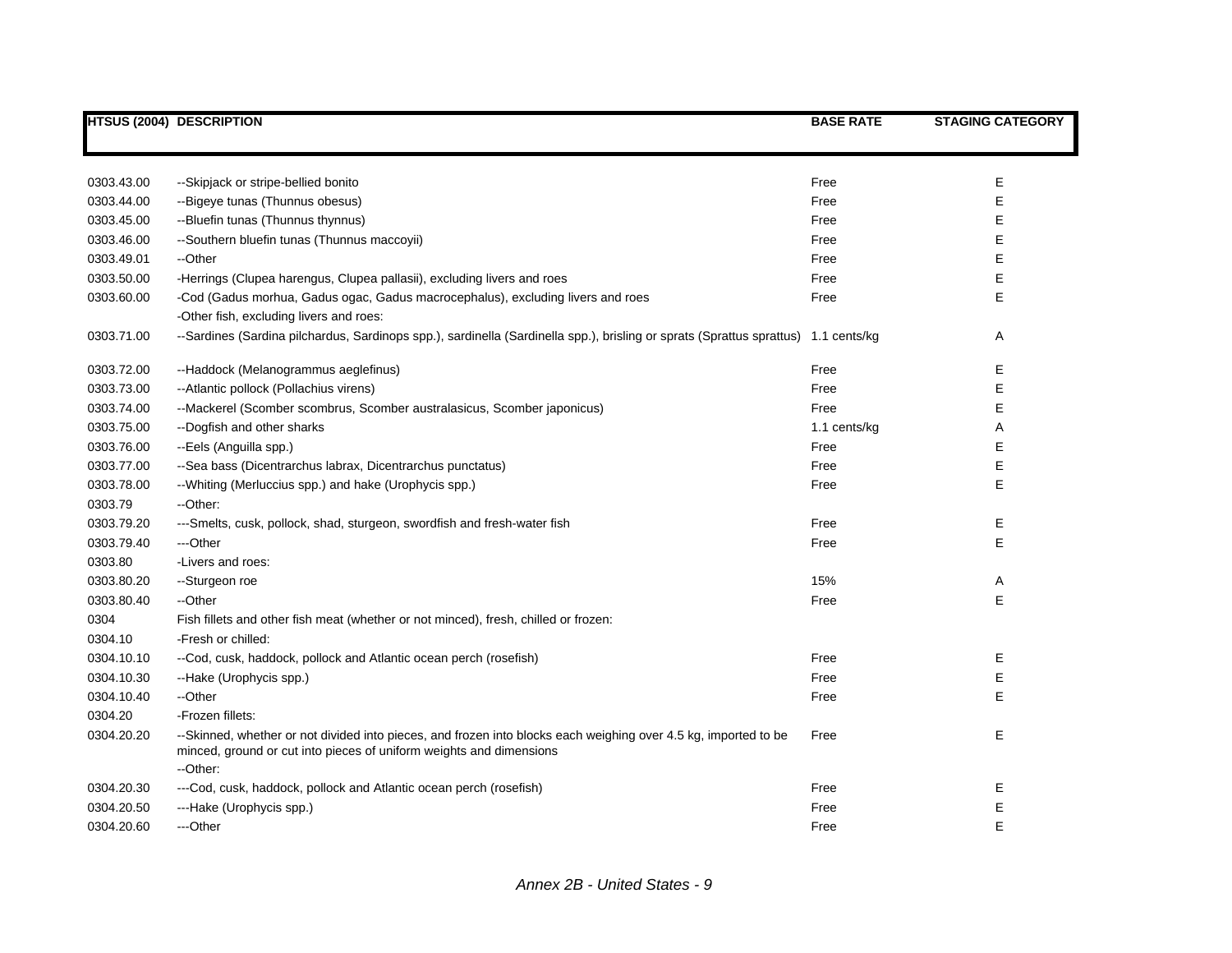| HTSUS (2004) | DESCRIPTION | BASE RATE | STAGING CATEGORY |
|---|---|---|---|
| 0303.43.00 | --Skipjack or stripe-bellied bonito | Free | E |
| 0303.44.00 | --Bigeye tunas (Thunnus obesus) | Free | E |
| 0303.45.00 | --Bluefin tunas (Thunnus thynnus) | Free | E |
| 0303.46.00 | --Southern bluefin tunas (Thunnus maccoyii) | Free | E |
| 0303.49.01 | --Other | Free | E |
| 0303.50.00 | -Herrings (Clupea harengus, Clupea pallasii), excluding livers and roes | Free | E |
| 0303.60.00 | -Cod (Gadus morhua, Gadus ogac, Gadus macrocephalus), excluding livers and roes | Free | E |
| | -Other fish, excluding livers and roes: | | |
| 0303.71.00 | --Sardines (Sardina pilchardus, Sardinops spp.), sardinella (Sardinella spp.), brisling or sprats (Sprattus sprattus) | 1.1 cents/kg | A |
| 0303.72.00 | --Haddock (Melanogrammus aeglefinus) | Free | E |
| 0303.73.00 | --Atlantic pollock (Pollachius virens) | Free | E |
| 0303.74.00 | --Mackerel (Scomber scombrus, Scomber australasicus, Scomber japonicus) | Free | E |
| 0303.75.00 | --Dogfish and other sharks | 1.1 cents/kg | A |
| 0303.76.00 | --Eels (Anguilla spp.) | Free | E |
| 0303.77.00 | --Sea bass (Dicentrarchus labrax, Dicentrarchus punctatus) | Free | E |
| 0303.78.00 | --Whiting (Merluccius spp.) and hake (Urophycis spp.) | Free | E |
| 0303.79 | --Other: | | |
| 0303.79.20 | ---Smelts, cusk, pollock, shad, sturgeon, swordfish and fresh-water fish | Free | E |
| 0303.79.40 | ---Other | Free | E |
| 0303.80 | -Livers and roes: | | |
| 0303.80.20 | --Sturgeon roe | 15% | A |
| 0303.80.40 | --Other | Free | E |
| 0304 | Fish fillets and other fish meat (whether or not minced), fresh, chilled or frozen: | | |
| 0304.10 | -Fresh or chilled: | | |
| 0304.10.10 | --Cod, cusk, haddock, pollock and Atlantic ocean perch (rosefish) | Free | E |
| 0304.10.30 | --Hake (Urophycis spp.) | Free | E |
| 0304.10.40 | --Other | Free | E |
| 0304.20 | -Frozen fillets: | | |
| 0304.20.20 | --Skinned, whether or not divided into pieces, and frozen into blocks each weighing over 4.5 kg, imported to be minced, ground or cut into pieces of uniform weights and dimensions | Free | E |
| | --Other: | | |
| 0304.20.30 | ---Cod, cusk, haddock, pollock and Atlantic ocean perch (rosefish) | Free | E |
| 0304.20.50 | ---Hake (Urophycis spp.) | Free | E |
| 0304.20.60 | ---Other | Free | E |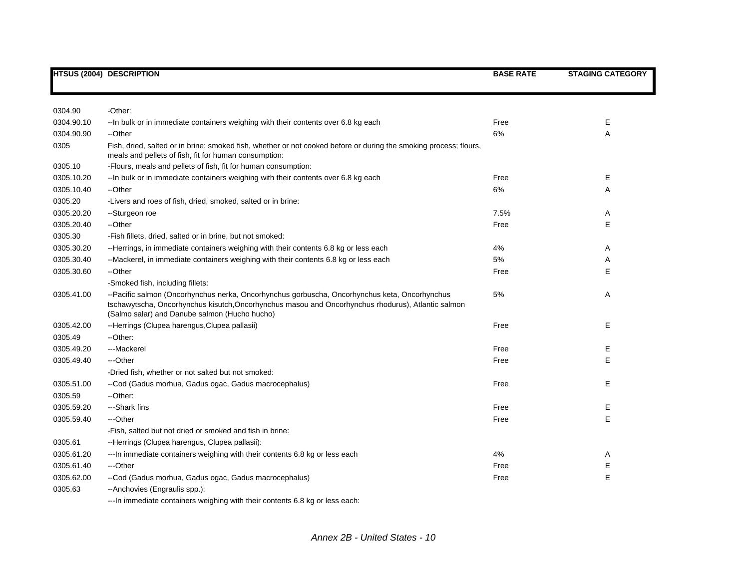| HTSUS (2004) | DESCRIPTION | BASE RATE | STAGING CATEGORY |
|---|---|---|---|
| 0304.90 | -Other: | | |
| 0304.90.10 | --In bulk or in immediate containers weighing with their contents over 6.8 kg each | Free | E |
| 0304.90.90 | --Other | 6% | A |
| 0305 | Fish, dried, salted or in brine; smoked fish, whether or not cooked before or during the smoking process; flours, meals and pellets of fish, fit for human consumption: | | |
| 0305.10 | -Flours, meals and pellets of fish, fit for human consumption: | | |
| 0305.10.20 | --In bulk or in immediate containers weighing with their contents over 6.8 kg each | Free | E |
| 0305.10.40 | --Other | 6% | A |
| 0305.20 | -Livers and roes of fish, dried, smoked, salted or in brine: | | |
| 0305.20.20 | --Sturgeon roe | 7.5% | A |
| 0305.20.40 | --Other | Free | E |
| 0305.30 | -Fish fillets, dried, salted or in brine, but not smoked: | | |
| 0305.30.20 | --Herrings, in immediate containers weighing with their contents 6.8 kg or less each | 4% | A |
| 0305.30.40 | --Mackerel, in immediate containers weighing with their contents 6.8 kg or less each | 5% | A |
| 0305.30.60 | --Other | Free | E |
| | -Smoked fish, including fillets: | | |
| 0305.41.00 | --Pacific salmon (Oncorhynchus nerka, Oncorhynchus gorbuscha, Oncorhynchus keta, Oncorhynchus tschawytscha, Oncorhynchus kisutch,Oncorhynchus masou and Oncorhynchus rhodurus), Atlantic salmon (Salmo salar) and Danube salmon (Hucho hucho) | 5% | A |
| 0305.42.00 | --Herrings (Clupea harengus,Clupea pallasii) | Free | E |
| 0305.49 | --Other: | | |
| 0305.49.20 | ---Mackerel | Free | E |
| 0305.49.40 | ---Other | Free | E |
| | -Dried fish, whether or not salted but not smoked: | | |
| 0305.51.00 | --Cod (Gadus morhua, Gadus ogac, Gadus macrocephalus) | Free | E |
| 0305.59 | --Other: | | |
| 0305.59.20 | ---Shark fins | Free | E |
| 0305.59.40 | ---Other | Free | E |
| | -Fish, salted but not dried or smoked and fish in brine: | | |
| 0305.61 | --Herrings (Clupea harengus, Clupea pallasii): | | |
| 0305.61.20 | ---In immediate containers weighing with their contents 6.8 kg or less each | 4% | A |
| 0305.61.40 | ---Other | Free | E |
| 0305.62.00 | --Cod (Gadus morhua, Gadus ogac, Gadus macrocephalus) | Free | E |
| 0305.63 | --Anchovies (Engraulis spp.): | | |
| | ---In immediate containers weighing with their contents 6.8 kg or less each: | | |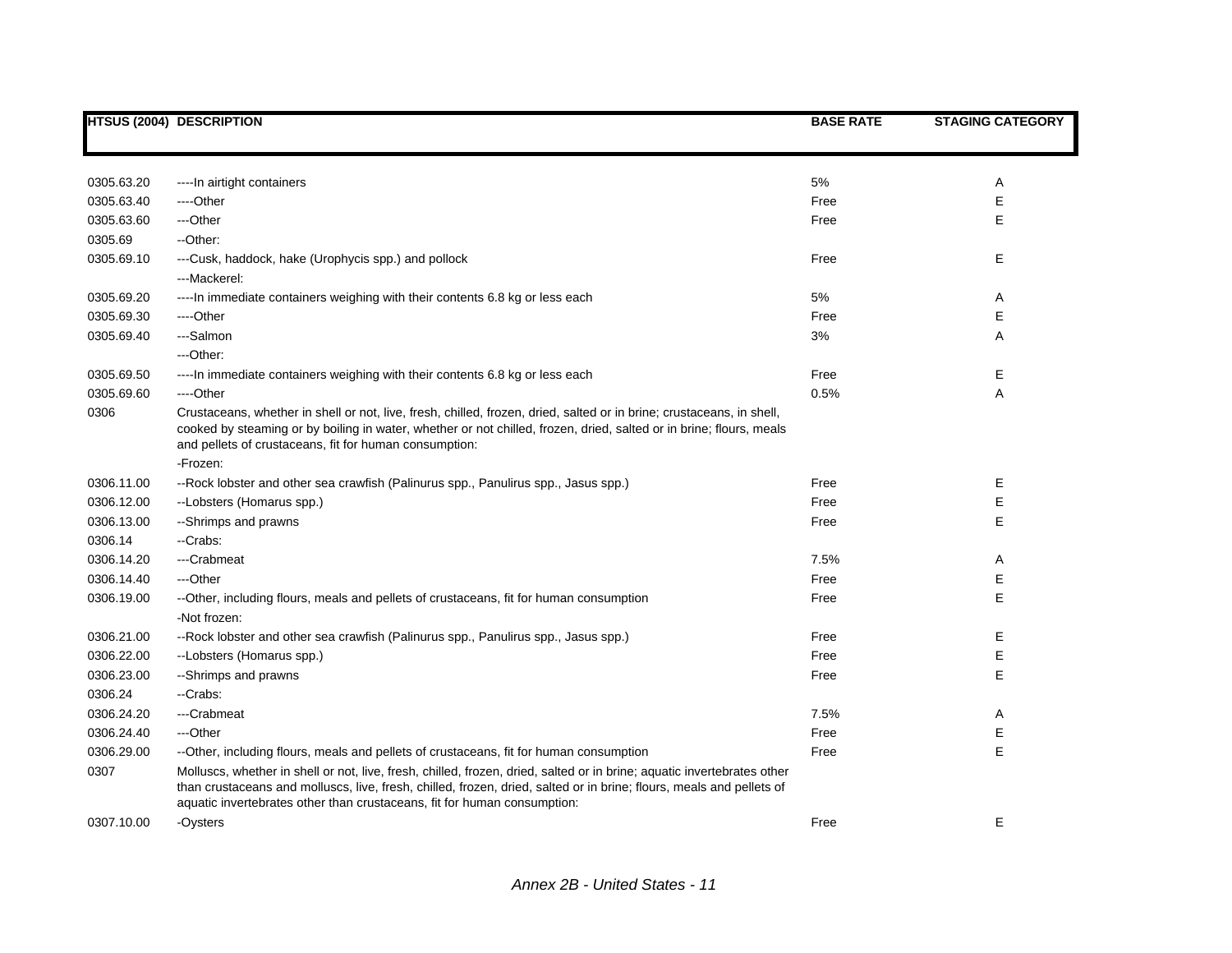| HTSUS (2004) | DESCRIPTION | BASE RATE | STAGING CATEGORY |
|---|---|---|---|
| 0305.63.20 | ----In airtight containers | 5% | A |
| 0305.63.40 | ----Other | Free | E |
| 0305.63.60 | ---Other | Free | E |
| 0305.69 | --Other: | | |
| 0305.69.10 | ---Cusk, haddock, hake (Urophycis spp.) and pollock | Free | E |
| | ---Mackerel: | | |
| 0305.69.20 | ----In immediate containers weighing with their contents 6.8 kg or less each | 5% | A |
| 0305.69.30 | ----Other | Free | E |
| 0305.69.40 | ---Salmon | 3% | A |
| | ---Other: | | |
| 0305.69.50 | ----In immediate containers weighing with their contents 6.8 kg or less each | Free | E |
| 0305.69.60 | ----Other | 0.5% | A |
| 0306 | Crustaceans, whether in shell or not, live, fresh, chilled, frozen, dried, salted or in brine; crustaceans, in shell, cooked by steaming or by boiling in water, whether or not chilled, frozen, dried, salted or in brine; flours, meals and pellets of crustaceans, fit for human consumption: | | |
| | -Frozen: | | |
| 0306.11.00 | --Rock lobster and other sea crawfish (Palinurus spp., Panulirus spp., Jasus spp.) | Free | E |
| 0306.12.00 | --Lobsters (Homarus spp.) | Free | E |
| 0306.13.00 | --Shrimps and prawns | Free | E |
| 0306.14 | --Crabs: | | |
| 0306.14.20 | ---Crabmeat | 7.5% | A |
| 0306.14.40 | ---Other | Free | E |
| 0306.19.00 | --Other, including flours, meals and pellets of crustaceans, fit for human consumption | Free | E |
| | -Not frozen: | | |
| 0306.21.00 | --Rock lobster and other sea crawfish (Palinurus spp., Panulirus spp., Jasus spp.) | Free | E |
| 0306.22.00 | --Lobsters (Homarus spp.) | Free | E |
| 0306.23.00 | --Shrimps and prawns | Free | E |
| 0306.24 | --Crabs: | | |
| 0306.24.20 | ---Crabmeat | 7.5% | A |
| 0306.24.40 | ---Other | Free | E |
| 0306.29.00 | --Other, including flours, meals and pellets of crustaceans, fit for human consumption | Free | E |
| 0307 | Molluscs, whether in shell or not, live, fresh, chilled, frozen, dried, salted or in brine; aquatic invertebrates other than crustaceans and molluscs, live, fresh, chilled, frozen, dried, salted or in brine; flours, meals and pellets of aquatic invertebrates other than crustaceans, fit for human consumption: | | |
| 0307.10.00 | -Oysters | Free | E |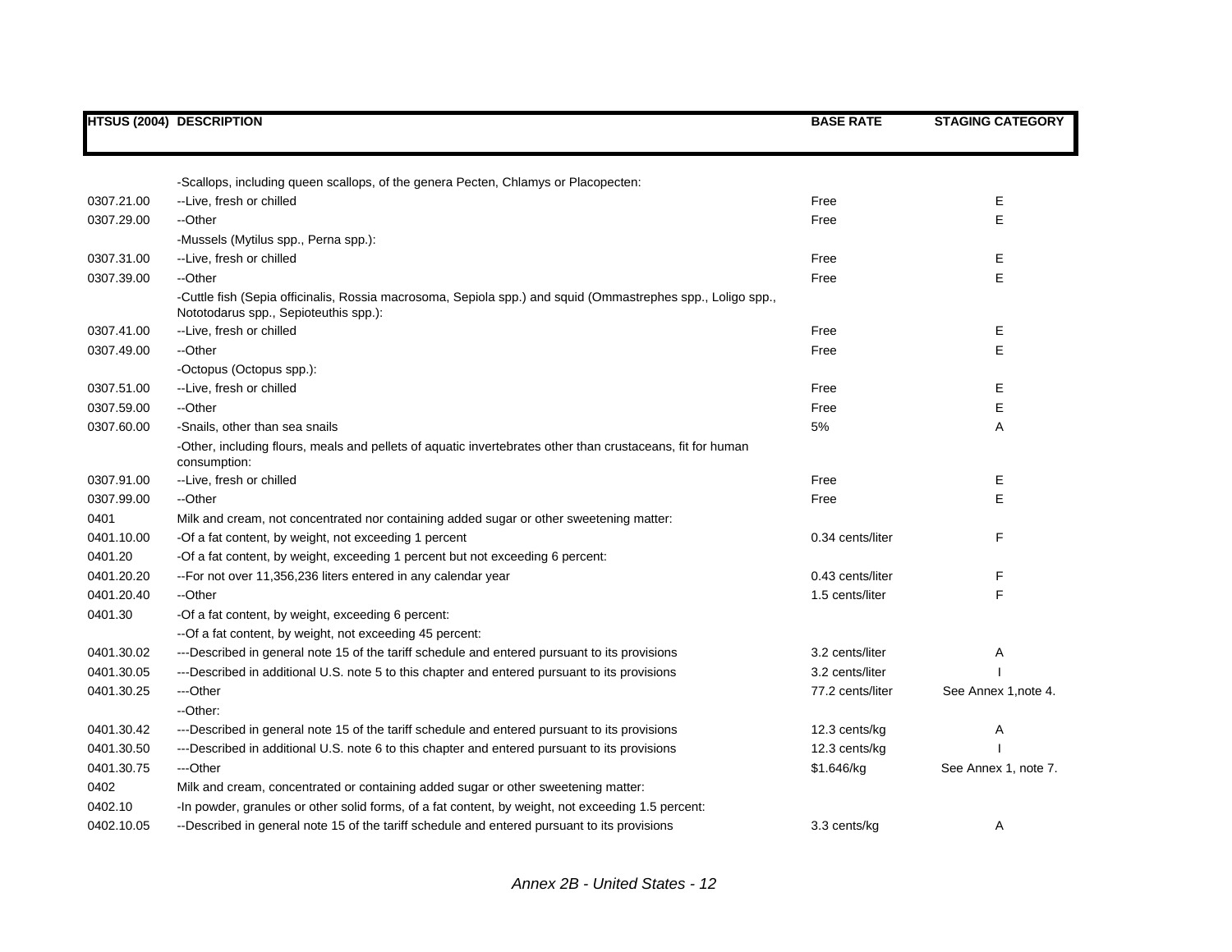| HTSUS (2004) | DESCRIPTION | BASE RATE | STAGING CATEGORY |
|---|---|---|---|
| | -Scallops, including queen scallops, of the genera Pecten, Chlamys or Placopecten: | | |
| 0307.21.00 | --Live, fresh or chilled | Free | E |
| 0307.29.00 | --Other | Free | E |
| | -Mussels (Mytilus spp., Perna spp.): | | |
| 0307.31.00 | --Live, fresh or chilled | Free | E |
| 0307.39.00 | --Other | Free | E |
| | -Cuttle fish (Sepia officinalis, Rossia macrosoma, Sepiola spp.) and squid (Ommastrephes spp., Loligo spp., Nototodarus spp., Sepioteuthis spp.): | | |
| 0307.41.00 | --Live, fresh or chilled | Free | E |
| 0307.49.00 | --Other | Free | E |
| | -Octopus (Octopus spp.): | | |
| 0307.51.00 | --Live, fresh or chilled | Free | E |
| 0307.59.00 | --Other | Free | E |
| 0307.60.00 | -Snails, other than sea snails | 5% | A |
| | -Other, including flours, meals and pellets of aquatic invertebrates other than crustaceans, fit for human consumption: | | |
| 0307.91.00 | --Live, fresh or chilled | Free | E |
| 0307.99.00 | --Other | Free | E |
| 0401 | Milk and cream, not concentrated nor containing added sugar or other sweetening matter: | | |
| 0401.10.00 | -Of a fat content, by weight, not exceeding 1 percent | 0.34 cents/liter | F |
| 0401.20 | -Of a fat content, by weight, exceeding 1 percent but not exceeding 6 percent: | | |
| 0401.20.20 | --For not over 11,356,236 liters entered in any calendar year | 0.43 cents/liter | F |
| 0401.20.40 | --Other | 1.5 cents/liter | F |
| 0401.30 | -Of a fat content, by weight, exceeding 6 percent: | | |
| | --Of a fat content, by weight, not exceeding 45 percent: | | |
| 0401.30.02 | ---Described in general note 15 of the tariff schedule and entered pursuant to its provisions | 3.2 cents/liter | A |
| 0401.30.05 | ---Described in additional U.S. note 5 to this chapter and entered pursuant to its provisions | 3.2 cents/liter | I |
| 0401.30.25 | ---Other | 77.2 cents/liter | See Annex 1,note 4. |
| | --Other: | | |
| 0401.30.42 | ---Described in general note 15 of the tariff schedule and entered pursuant to its provisions | 12.3 cents/kg | A |
| 0401.30.50 | ---Described in additional U.S. note 6 to this chapter and entered pursuant to its provisions | 12.3 cents/kg | I |
| 0401.30.75 | ---Other | $1.646/kg | See Annex 1, note 7. |
| 0402 | Milk and cream, concentrated or containing added sugar or other sweetening matter: | | |
| 0402.10 | -In powder, granules or other solid forms, of a fat content, by weight, not exceeding 1.5 percent: | | |
| 0402.10.05 | --Described in general note 15 of the tariff schedule and entered pursuant to its provisions | 3.3 cents/kg | A |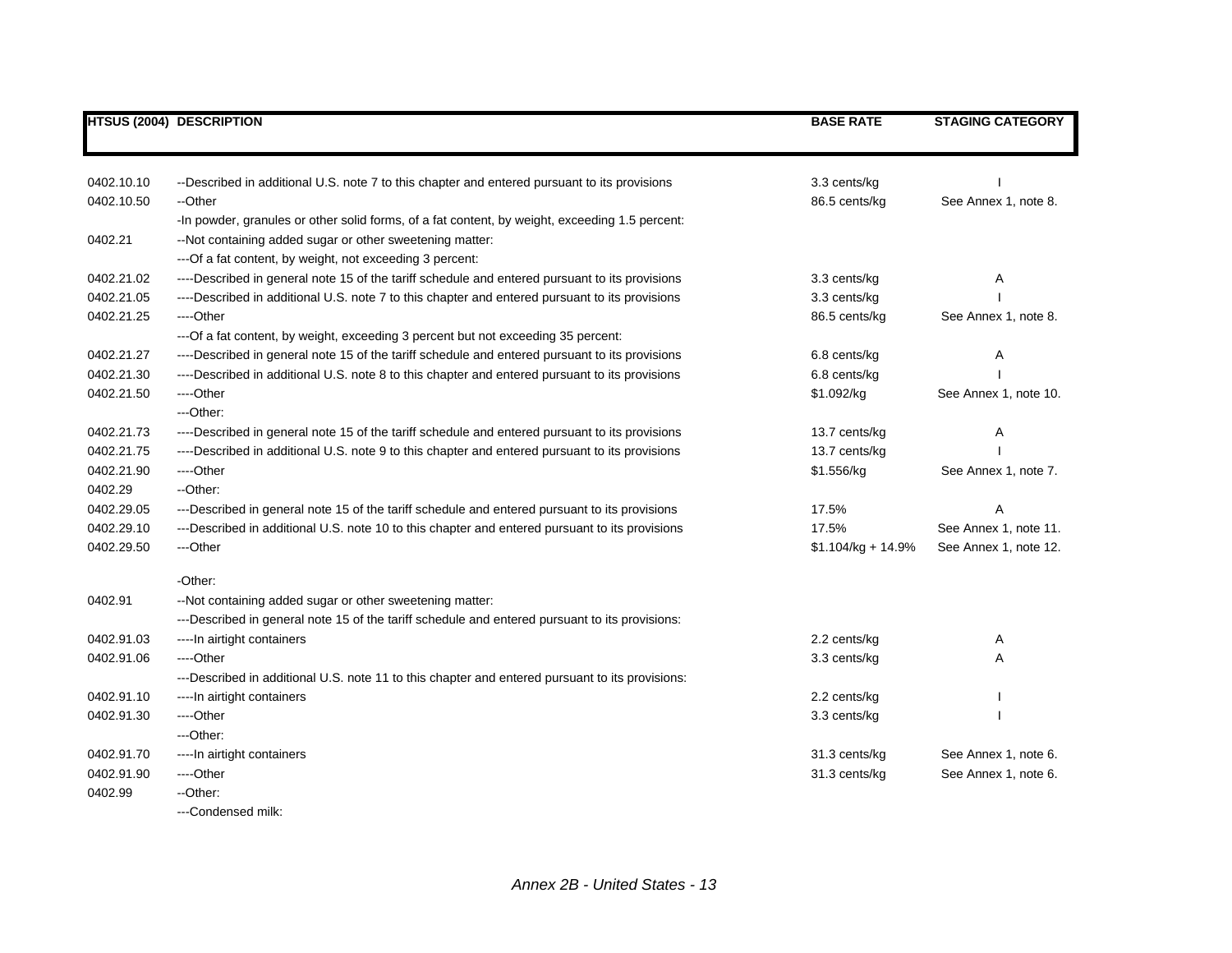| HTSUS (2004) | DESCRIPTION | BASE RATE | STAGING CATEGORY |
|---|---|---|---|
| 0402.10.10 | --Described in additional U.S. note 7 to this chapter and entered pursuant to its provisions | 3.3 cents/kg | I |
| 0402.10.50 | --Other | 86.5 cents/kg | See Annex 1, note 8. |
| | -In powder, granules or other solid forms, of a fat content, by weight, exceeding 1.5 percent: | | |
| 0402.21 | --Not containing added sugar or other sweetening matter: | | |
| | ---Of a fat content, by weight, not exceeding 3 percent: | | |
| 0402.21.02 | ----Described in general note 15 of the tariff schedule and entered pursuant to its provisions | 3.3 cents/kg | A |
| 0402.21.05 | ----Described in additional U.S. note 7 to this chapter and entered pursuant to its provisions | 3.3 cents/kg | I |
| 0402.21.25 | ----Other | 86.5 cents/kg | See Annex 1, note 8. |
| | ---Of a fat content, by weight, exceeding 3 percent but not exceeding 35 percent: | | |
| 0402.21.27 | ----Described in general note 15 of the tariff schedule and entered pursuant to its provisions | 6.8 cents/kg | A |
| 0402.21.30 | ----Described in additional U.S. note 8 to this chapter and entered pursuant to its provisions | 6.8 cents/kg | I |
| 0402.21.50 | ----Other | $1.092/kg | See Annex 1, note 10. |
| | ---Other: | | |
| 0402.21.73 | ----Described in general note 15 of the tariff schedule and entered pursuant to its provisions | 13.7 cents/kg | A |
| 0402.21.75 | ----Described in additional U.S. note 9 to this chapter and entered pursuant to its provisions | 13.7 cents/kg | I |
| 0402.21.90 | ----Other | $1.556/kg | See Annex 1, note 7. |
| 0402.29 | --Other: | | |
| 0402.29.05 | ---Described in general note 15 of the tariff schedule and entered pursuant to its provisions | 17.5% | A |
| 0402.29.10 | ---Described in additional U.S. note 10 to this chapter and entered pursuant to its provisions | 17.5% | See Annex 1, note 11. |
| 0402.29.50 | ---Other | $1.104/kg + 14.9% | See Annex 1, note 12. |
| | -Other: | | |
| 0402.91 | --Not containing added sugar or other sweetening matter: | | |
| | ---Described in general note 15 of the tariff schedule and entered pursuant to its provisions: | | |
| 0402.91.03 | ----In airtight containers | 2.2 cents/kg | A |
| 0402.91.06 | ----Other | 3.3 cents/kg | A |
| | ---Described in additional U.S. note 11 to this chapter and entered pursuant to its provisions: | | |
| 0402.91.10 | ----In airtight containers | 2.2 cents/kg | I |
| 0402.91.30 | ----Other | 3.3 cents/kg | I |
| | ---Other: | | |
| 0402.91.70 | ----In airtight containers | 31.3 cents/kg | See Annex 1, note 6. |
| 0402.91.90 | ----Other | 31.3 cents/kg | See Annex 1, note 6. |
| 0402.99 | --Other: | | |
| | ---Condensed milk: | | |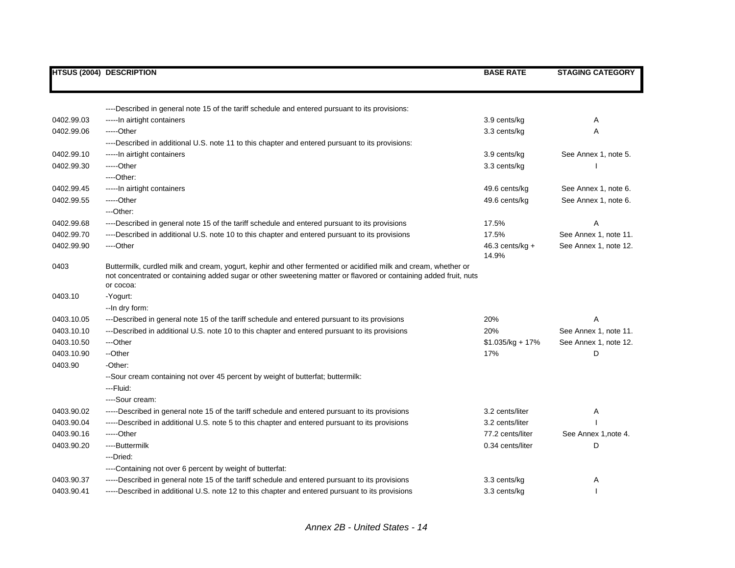| HTSUS (2004) | DESCRIPTION | BASE RATE | STAGING CATEGORY |
|---|---|---|---|
| | ----Described in general note 15 of the tariff schedule and entered pursuant to its provisions: | | |
| 0402.99.03 | -----In airtight containers | 3.9 cents/kg | A |
| 0402.99.06 | -----Other | 3.3 cents/kg | A |
| | ----Described in additional U.S. note 11 to this chapter and entered pursuant to its provisions: | | |
| 0402.99.10 | -----In airtight containers | 3.9 cents/kg | See Annex 1, note 5. |
| 0402.99.30 | -----Other | 3.3 cents/kg | I |
| | ----Other: | | |
| 0402.99.45 | -----In airtight containers | 49.6 cents/kg | See Annex 1, note 6. |
| 0402.99.55 | -----Other | 49.6 cents/kg | See Annex 1, note 6. |
| | ---Other: | | |
| 0402.99.68 | ----Described in general note 15 of the tariff schedule and entered pursuant to its provisions | 17.5% | A |
| 0402.99.70 | ----Described in additional U.S. note 10 to this chapter and entered pursuant to its provisions | 17.5% | See Annex 1, note 11. |
| 0402.99.90 | ----Other | 46.3 cents/kg + 14.9% | See Annex 1, note 12. |
| 0403 | Buttermilk, curdled milk and cream, yogurt, kephir and other fermented or acidified milk and cream, whether or not concentrated or containing added sugar or other sweetening matter or flavored or containing added fruit, nuts or cocoa: | | |
| 0403.10 | -Yogurt: | | |
| | --In dry form: | | |
| 0403.10.05 | ---Described in general note 15 of the tariff schedule and entered pursuant to its provisions | 20% | A |
| 0403.10.10 | ---Described in additional U.S. note 10 to this chapter and entered pursuant to its provisions | 20% | See Annex 1, note 11. |
| 0403.10.50 | ---Other | $1.035/kg + 17% | See Annex 1, note 12. |
| 0403.10.90 | --Other | 17% | D |
| 0403.90 | -Other: | | |
| | --Sour cream containing not over 45 percent by weight of butterfat; buttermilk: | | |
| | ---Fluid: | | |
| | ----Sour cream: | | |
| 0403.90.02 | -----Described in general note 15 of the tariff schedule and entered pursuant to its provisions | 3.2 cents/liter | A |
| 0403.90.04 | -----Described in additional U.S. note 5 to this chapter and entered pursuant to its provisions | 3.2 cents/liter | I |
| 0403.90.16 | -----Other | 77.2 cents/liter | See Annex 1,note 4. |
| 0403.90.20 | ----Buttermilk | 0.34 cents/liter | D |
| | ---Dried: | | |
| | ----Containing not over 6 percent by weight of butterfat: | | |
| 0403.90.37 | -----Described in general note 15 of the tariff schedule and entered pursuant to its provisions | 3.3 cents/kg | A |
| 0403.90.41 | -----Described in additional U.S. note 12 to this chapter and entered pursuant to its provisions | 3.3 cents/kg | I |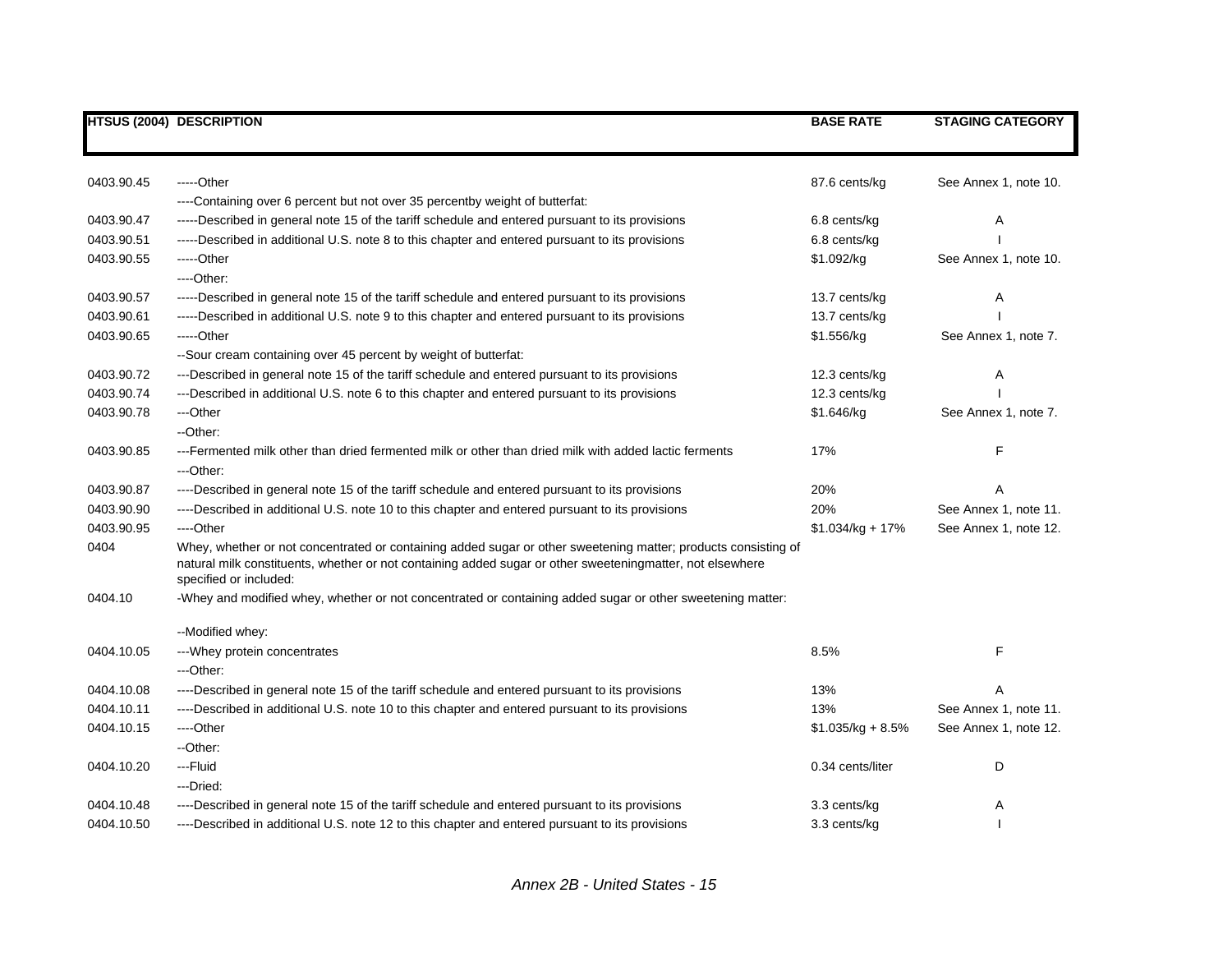| HTSUS (2004) | DESCRIPTION | BASE RATE | STAGING CATEGORY |
|---|---|---|---|
| 0403.90.45 | -----Other | 87.6 cents/kg | See Annex 1, note 10. |
| | ----Containing over 6 percent but not over 35 percentby weight of butterfat: | | |
| 0403.90.47 | -----Described in general note 15 of the tariff schedule and entered pursuant to its provisions | 6.8 cents/kg | A |
| 0403.90.51 | -----Described in additional U.S. note 8 to this chapter and entered pursuant to its provisions | 6.8 cents/kg | I |
| 0403.90.55 | -----Other | $1.092/kg | See Annex 1, note 10. |
| | ----Other: | | |
| 0403.90.57 | -----Described in general note 15 of the tariff schedule and entered pursuant to its provisions | 13.7 cents/kg | A |
| 0403.90.61 | -----Described in additional U.S. note 9 to this chapter and entered pursuant to its provisions | 13.7 cents/kg | I |
| 0403.90.65 | -----Other | $1.556/kg | See Annex 1, note 7. |
| | --Sour cream containing over 45 percent by weight of butterfat: | | |
| 0403.90.72 | ---Described in general note 15 of the tariff schedule and entered pursuant to its provisions | 12.3 cents/kg | A |
| 0403.90.74 | ---Described in additional U.S. note 6 to this chapter and entered pursuant to its provisions | 12.3 cents/kg | I |
| 0403.90.78 | ---Other | $1.646/kg | See Annex 1, note 7. |
| | --Other: | | |
| 0403.90.85 | ---Fermented milk other than dried fermented milk or other than dried milk with added lactic ferments | 17% | F |
| | ---Other: | | |
| 0403.90.87 | ----Described in general note 15 of the tariff schedule and entered pursuant to its provisions | 20% | A |
| 0403.90.90 | ----Described in additional U.S. note 10 to this chapter and entered pursuant to its provisions | 20% | See Annex 1, note 11. |
| 0403.90.95 | ----Other | $1.034/kg + 17% | See Annex 1, note 12. |
| 0404 | Whey, whether or not concentrated or containing added sugar or other sweetening matter; products consisting of natural milk constituents, whether or not containing added sugar or other sweeteningmatter, not elsewhere specified or included: | | |
| 0404.10 | -Whey and modified whey, whether or not concentrated or containing added sugar or other sweetening matter: | | |
| | --Modified whey: | | |
| 0404.10.05 | ---Whey protein concentrates | 8.5% | F |
| | ---Other: | | |
| 0404.10.08 | ----Described in general note 15 of the tariff schedule and entered pursuant to its provisions | 13% | A |
| 0404.10.11 | ----Described in additional U.S. note 10 to this chapter and entered pursuant to its provisions | 13% | See Annex 1, note 11. |
| 0404.10.15 | ----Other | $1.035/kg + 8.5% | See Annex 1, note 12. |
| | --Other: | | |
| 0404.10.20 | ---Fluid | 0.34 cents/liter | D |
| | ---Dried: | | |
| 0404.10.48 | ----Described in general note 15 of the tariff schedule and entered pursuant to its provisions | 3.3 cents/kg | A |
| 0404.10.50 | ----Described in additional U.S. note 12 to this chapter and entered pursuant to its provisions | 3.3 cents/kg | I |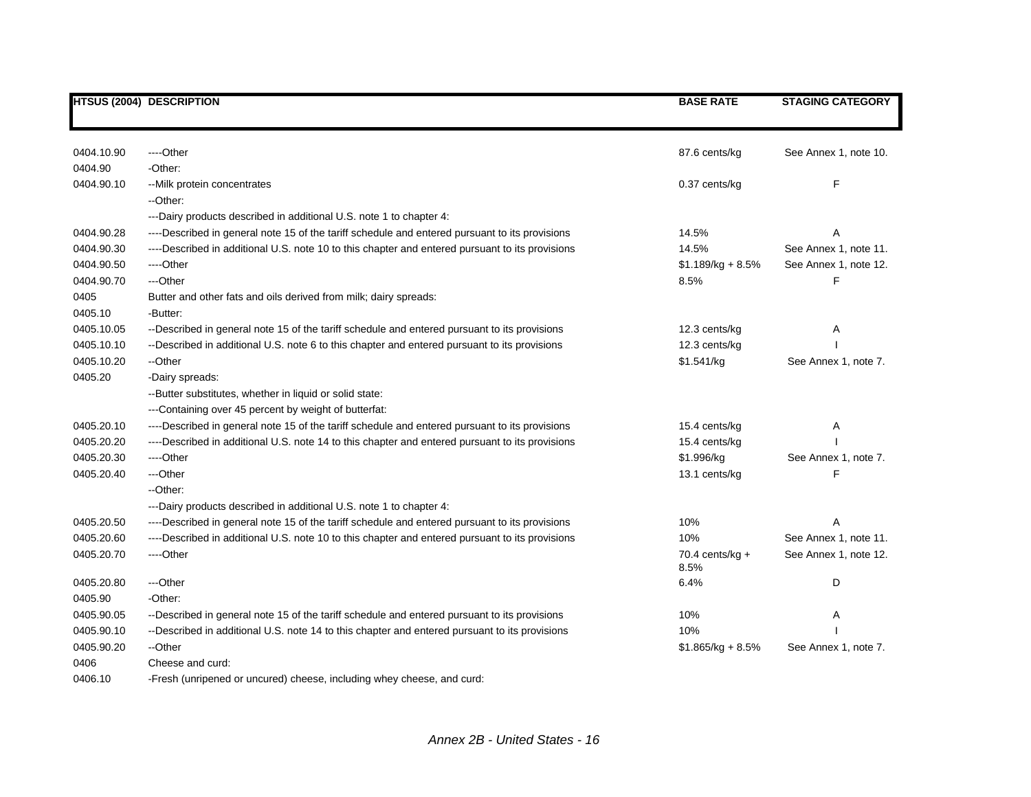| HTSUS (2004) | DESCRIPTION | BASE RATE | STAGING CATEGORY |
|---|---|---|---|
| 0404.10.90 | ----Other | 87.6 cents/kg | See Annex 1, note 10. |
| 0404.90 | -Other: | | |
| 0404.90.10 | --Milk protein concentrates | 0.37 cents/kg | F |
| | --Other: | | |
| | ---Dairy products described in additional U.S. note 1 to chapter 4: | | |
| 0404.90.28 | ----Described in general note 15 of the tariff schedule and entered pursuant to its provisions | 14.5% | A |
| 0404.90.30 | ----Described in additional U.S. note 10 to this chapter and entered pursuant to its provisions | 14.5% | See Annex 1, note 11. |
| 0404.90.50 | ----Other | $1.189/kg + 8.5% | See Annex 1, note 12. |
| 0404.90.70 | ---Other | 8.5% | F |
| 0405 | Butter and other fats and oils derived from milk; dairy spreads: | | |
| 0405.10 | -Butter: | | |
| 0405.10.05 | --Described in general note 15 of the tariff schedule and entered pursuant to its provisions | 12.3 cents/kg | A |
| 0405.10.10 | --Described in additional U.S. note 6 to this chapter and entered pursuant to its provisions | 12.3 cents/kg | I |
| 0405.10.20 | --Other | $1.541/kg | See Annex 1, note 7. |
| 0405.20 | -Dairy spreads: | | |
| | --Butter substitutes, whether in liquid or solid state: | | |
| | ---Containing over 45 percent by weight of butterfat: | | |
| 0405.20.10 | ----Described in general note 15 of the tariff schedule and entered pursuant to its provisions | 15.4 cents/kg | A |
| 0405.20.20 | ----Described in additional U.S. note 14 to this chapter and entered pursuant to its provisions | 15.4 cents/kg | I |
| 0405.20.30 | ----Other | $1.996/kg | See Annex 1, note 7. |
| 0405.20.40 | ---Other | 13.1 cents/kg | F |
| | --Other: | | |
| | ---Dairy products described in additional U.S. note 1 to chapter 4: | | |
| 0405.20.50 | ----Described in general note 15 of the tariff schedule and entered pursuant to its provisions | 10% | A |
| 0405.20.60 | ----Described in additional U.S. note 10 to this chapter and entered pursuant to its provisions | 10% | See Annex 1, note 11. |
| 0405.20.70 | ----Other | 70.4 cents/kg + 8.5% | See Annex 1, note 12. |
| 0405.20.80 | ---Other | 6.4% | D |
| 0405.90 | -Other: | | |
| 0405.90.05 | --Described in general note 15 of the tariff schedule and entered pursuant to its provisions | 10% | A |
| 0405.90.10 | --Described in additional U.S. note 14 to this chapter and entered pursuant to its provisions | 10% | I |
| 0405.90.20 | --Other | $1.865/kg + 8.5% | See Annex 1, note 7. |
| 0406 | Cheese and curd: | | |
| 0406.10 | -Fresh (unripened or uncured) cheese, including whey cheese, and curd: | | |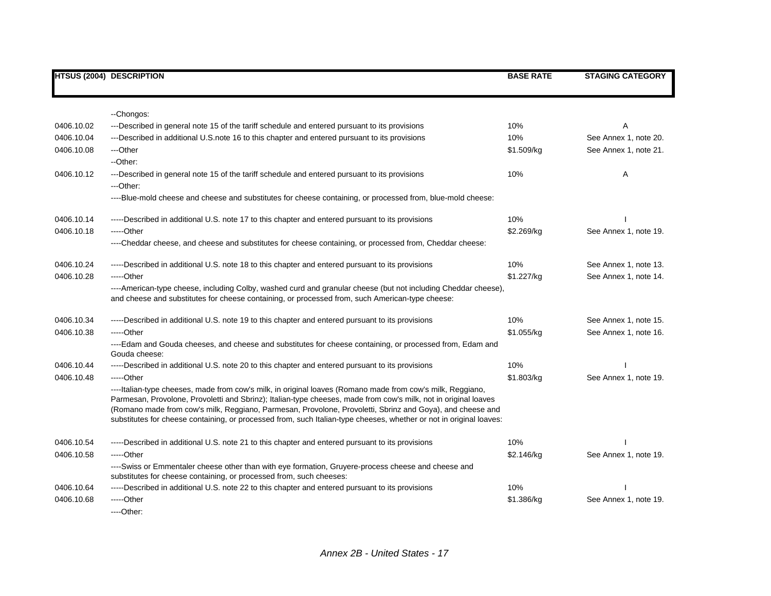| HTSUS (2004) | DESCRIPTION | BASE RATE | STAGING CATEGORY |
|---|---|---|---|
| | --Chongos: | | |
| 0406.10.02 | ---Described in general note 15 of the tariff schedule and entered pursuant to its provisions | 10% | A |
| 0406.10.04 | ---Described in additional U.S.note 16 to this chapter and entered pursuant to its provisions | 10% | See Annex 1, note 20. |
| 0406.10.08 | ---Other | $1.509/kg | See Annex 1, note 21. |
| | --Other: | | |
| 0406.10.12 | ---Described in general note 15 of the tariff schedule and entered pursuant to its provisions | 10% | A |
| | ---Other: | | |
| | ----Blue-mold cheese and cheese and substitutes for cheese containing, or processed from, blue-mold cheese: | | |
| 0406.10.14 | -----Described in additional U.S. note 17 to this chapter and entered pursuant to its provisions | 10% | I |
| 0406.10.18 | -----Other | $2.269/kg | See Annex 1, note 19. |
| | ----Cheddar cheese, and cheese and substitutes for cheese containing, or processed from, Cheddar cheese: | | |
| 0406.10.24 | -----Described in additional U.S. note 18 to this chapter and entered pursuant to its provisions | 10% | See Annex 1, note 13. |
| 0406.10.28 | -----Other | $1.227/kg | See Annex 1, note 14. |
| | ----American-type cheese, including Colby, washed curd and granular cheese (but not including Cheddar cheese), and cheese and substitutes for cheese containing, or processed from, such American-type cheese: | | |
| 0406.10.34 | -----Described in additional U.S. note 19 to this chapter and entered pursuant to its provisions | 10% | See Annex 1, note 15. |
| 0406.10.38 | -----Other | $1.055/kg | See Annex 1, note 16. |
| | ----Edam and Gouda cheeses, and cheese and substitutes for cheese containing, or processed from, Edam and Gouda cheese: | | |
| 0406.10.44 | -----Described in additional U.S. note 20 to this chapter and entered pursuant to its provisions | 10% | I |
| 0406.10.48 | -----Other | $1.803/kg | See Annex 1, note 19. |
| | ----Italian-type cheeses, made from cow's milk, in original loaves (Romano made from cow's milk, Reggiano, Parmesan, Provolone, Provoletti and Sbrinz); Italian-type cheeses, made from cow's milk, not in original loaves (Romano made from cow's milk, Reggiano, Parmesan, Provolone, Provoletti, Sbrinz and Goya), and cheese and substitutes for cheese containing, or processed from, such Italian-type cheeses, whether or not in original loaves: | | |
| 0406.10.54 | -----Described in additional U.S. note 21 to this chapter and entered pursuant to its provisions | 10% | I |
| 0406.10.58 | -----Other | $2.146/kg | See Annex 1, note 19. |
| | ----Swiss or Emmentaler cheese other than with eye formation, Gruyere-process cheese and cheese and substitutes for cheese containing, or processed from, such cheeses: | | |
| 0406.10.64 | -----Described in additional U.S. note 22 to this chapter and entered pursuant to its provisions | 10% | I |
| 0406.10.68 | -----Other | $1.386/kg | See Annex 1, note 19. |
| | ----Other: | | |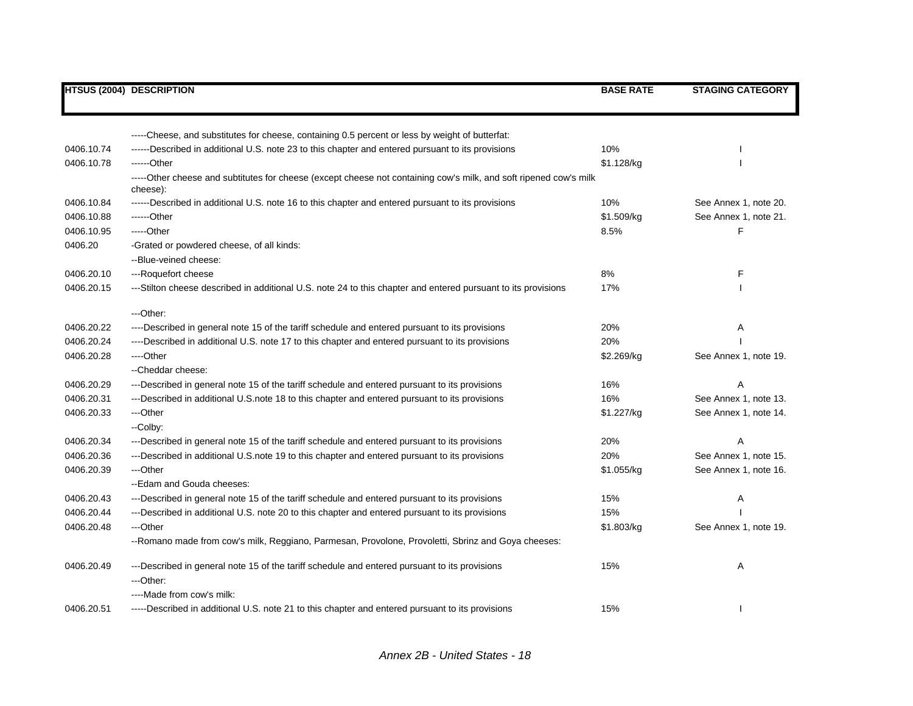| HTSUS (2004) | DESCRIPTION | BASE RATE | STAGING CATEGORY |
|---|---|---|---|
| | -----Cheese, and substitutes for cheese, containing 0.5 percent or less by weight of butterfat: | | |
| 0406.10.74 | ------Described in additional U.S. note 23 to this chapter and entered pursuant to its provisions | 10% | I |
| 0406.10.78 | ------Other | $1.128/kg | I |
| | -----Other cheese and subtitutes for cheese (except cheese not containing cow's milk, and soft ripened cow's milk cheese): | | |
| 0406.10.84 | ------Described in additional U.S. note 16 to this chapter and entered pursuant to its provisions | 10% | See Annex 1, note 20. |
| 0406.10.88 | ------Other | $1.509/kg | See Annex 1, note 21. |
| 0406.10.95 | -----Other | 8.5% | F |
| 0406.20 | -Grated or powdered cheese, of all kinds: | | |
| | --Blue-veined cheese: | | |
| 0406.20.10 | ---Roquefort cheese | 8% | F |
| 0406.20.15 | ---Stilton cheese described in additional U.S. note 24 to this chapter and entered pursuant to its provisions | 17% | I |
| | ---Other: | | |
| 0406.20.22 | ----Described in general note 15 of the tariff schedule and entered pursuant to its provisions | 20% | A |
| 0406.20.24 | ----Described in additional U.S. note 17 to this chapter and entered pursuant to its provisions | 20% | I |
| 0406.20.28 | ----Other | $2.269/kg | See Annex 1, note 19. |
| | --Cheddar cheese: | | |
| 0406.20.29 | ---Described in general note 15 of the tariff schedule and entered pursuant to its provisions | 16% | A |
| 0406.20.31 | ---Described in additional U.S.note 18 to this chapter and entered pursuant to its provisions | 16% | See Annex 1, note 13. |
| 0406.20.33 | ---Other | $1.227/kg | See Annex 1, note 14. |
| | --Colby: | | |
| 0406.20.34 | ---Described in general note 15 of the tariff schedule and entered pursuant to its provisions | 20% | A |
| 0406.20.36 | ---Described in additional U.S.note 19 to this chapter and entered pursuant to its provisions | 20% | See Annex 1, note 15. |
| 0406.20.39 | ---Other | $1.055/kg | See Annex 1, note 16. |
| | --Edam and Gouda cheeses: | | |
| 0406.20.43 | ---Described in general note 15 of the tariff schedule and entered pursuant to its provisions | 15% | A |
| 0406.20.44 | ---Described in additional U.S. note 20 to this chapter and entered pursuant to its provisions | 15% | I |
| 0406.20.48 | ---Other | $1.803/kg | See Annex 1, note 19. |
| | --Romano made from cow's milk, Reggiano, Parmesan, Provolone, Provoletti, Sbrinz and Goya cheeses: | | |
| 0406.20.49 | ---Described in general note 15 of the tariff schedule and entered pursuant to its provisions | 15% | A |
| | ---Other: | | |
| | ----Made from cow's milk: | | |
| 0406.20.51 | -----Described in additional U.S. note 21 to this chapter and entered pursuant to its provisions | 15% | I |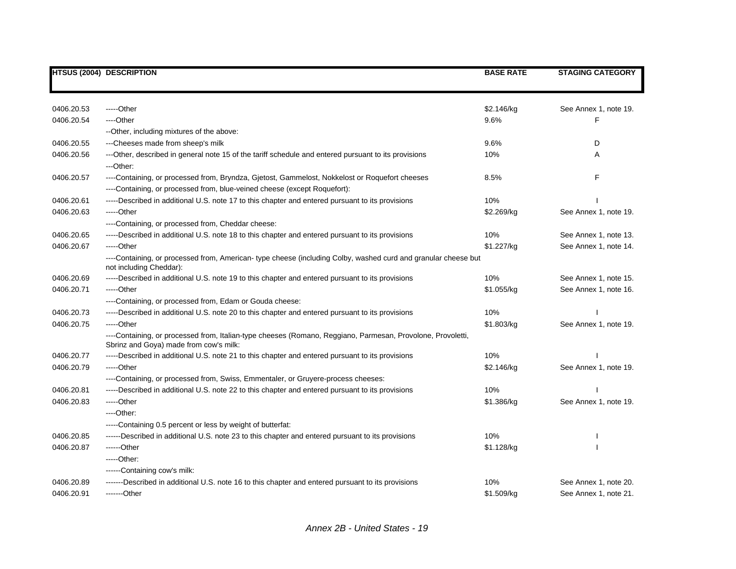| HTSUS (2004) | DESCRIPTION | BASE RATE | STAGING CATEGORY |
|---|---|---|---|
| 0406.20.53 | -----Other | $2.146/kg | See Annex 1, note 19. |
| 0406.20.54 | ----Other | 9.6% | F |
| | --Other, including mixtures of the above: | | |
| 0406.20.55 | ---Cheeses made from sheep's milk | 9.6% | D |
| 0406.20.56 | ---Other, described in general note 15 of the tariff schedule and entered pursuant to its provisions | 10% | A |
| | ---Other: | | |
| 0406.20.57 | ----Containing, or processed from, Bryndza, Gjetost, Gammelost, Nokkelost or Roquefort cheeses | 8.5% | F |
| | ----Containing, or processed from, blue-veined cheese (except Roquefort): | | |
| 0406.20.61 | -----Described in additional U.S. note 17 to this chapter and entered pursuant to its provisions | 10% | I |
| 0406.20.63 | -----Other | $2.269/kg | See Annex 1, note 19. |
| | ----Containing, or processed from, Cheddar cheese: | | |
| 0406.20.65 | -----Described in additional U.S. note 18 to this chapter and entered pursuant to its provisions | 10% | See Annex 1, note 13. |
| 0406.20.67 | -----Other | $1.227/kg | See Annex 1, note 14. |
| | ----Containing, or processed from, American- type cheese (including Colby, washed curd and granular cheese but not including Cheddar): | | |
| 0406.20.69 | -----Described in additional U.S. note 19 to this chapter and entered pursuant to its provisions | 10% | See Annex 1, note 15. |
| 0406.20.71 | -----Other | $1.055/kg | See Annex 1, note 16. |
| | ----Containing, or processed from, Edam or Gouda cheese: | | |
| 0406.20.73 | -----Described in additional U.S. note 20 to this chapter and entered pursuant to its provisions | 10% | I |
| 0406.20.75 | -----Other | $1.803/kg | See Annex 1, note 19. |
| | ----Containing, or processed from, Italian-type cheeses (Romano, Reggiano, Parmesan, Provolone, Provoletti, Sbrinz and Goya) made from cow's milk: | | |
| 0406.20.77 | -----Described in additional U.S. note 21 to this chapter and entered pursuant to its provisions | 10% | I |
| 0406.20.79 | -----Other | $2.146/kg | See Annex 1, note 19. |
| | ----Containing, or processed from, Swiss, Emmentaler, or Gruyere-process cheeses: | | |
| 0406.20.81 | -----Described in additional U.S. note 22 to this chapter and entered pursuant to its provisions | 10% | I |
| 0406.20.83 | -----Other | $1.386/kg | See Annex 1, note 19. |
| | ----Other: | | |
| | -----Containing 0.5 percent or less by weight of butterfat: | | |
| 0406.20.85 | ------Described in additional U.S. note 23 to this chapter and entered pursuant to its provisions | 10% | I |
| 0406.20.87 | ------Other | $1.128/kg | I |
| | -----Other: | | |
| | ------Containing cow's milk: | | |
| 0406.20.89 | -------Described in additional U.S. note 16 to this chapter and entered pursuant to its provisions | 10% | See Annex 1, note 20. |
| 0406.20.91 | -------Other | $1.509/kg | See Annex 1, note 21. |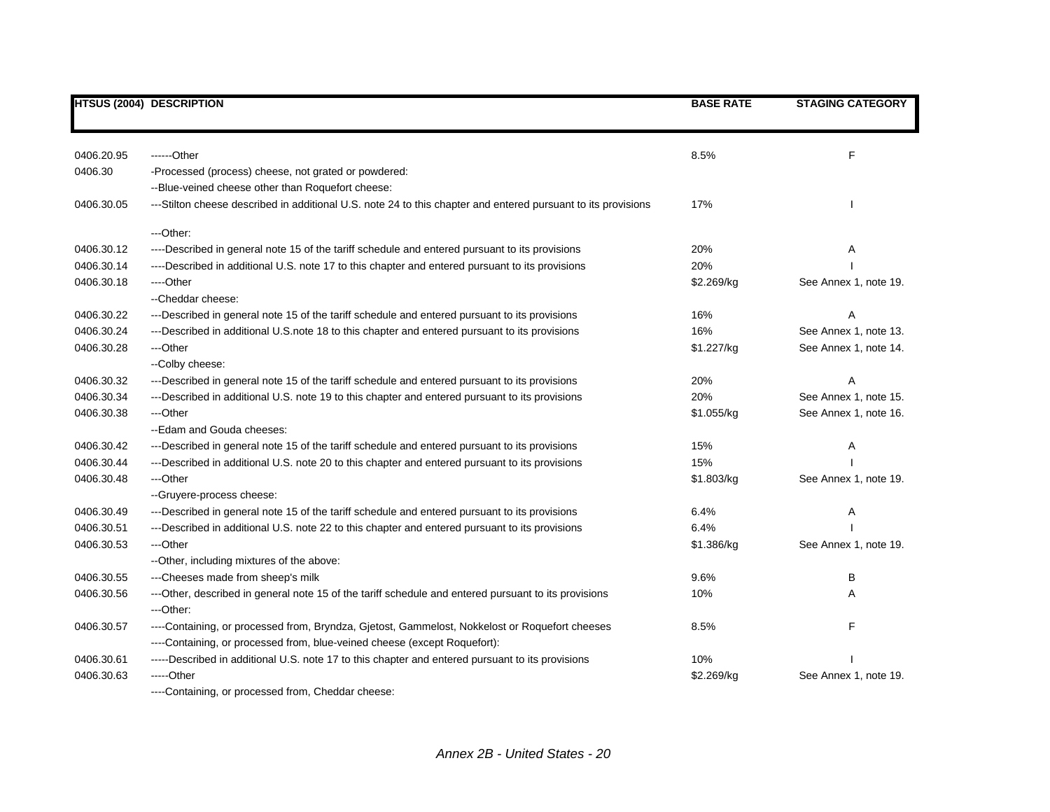| HTSUS (2004) | DESCRIPTION | BASE RATE | STAGING CATEGORY |
|---|---|---|---|
| 0406.20.95 | ------Other | 8.5% | F |
| 0406.30 | -Processed (process) cheese, not grated or powdered: | | |
| | --Blue-veined cheese other than Roquefort cheese: | | |
| 0406.30.05 | ---Stilton cheese described in additional U.S. note 24 to this chapter and entered pursuant to its provisions | 17% | I |
| | ---Other: | | |
| 0406.30.12 | ----Described in general note 15 of the tariff schedule and entered pursuant to its provisions | 20% | A |
| 0406.30.14 | ----Described in additional U.S. note 17 to this chapter and entered pursuant to its provisions | 20% | I |
| 0406.30.18 | ----Other | $2.269/kg | See Annex 1, note 19. |
| | --Cheddar cheese: | | |
| 0406.30.22 | ---Described in general note 15 of the tariff schedule and entered pursuant to its provisions | 16% | A |
| 0406.30.24 | ---Described in additional U.S.note 18 to this chapter and entered pursuant to its provisions | 16% | See Annex 1, note 13. |
| 0406.30.28 | ---Other | $1.227/kg | See Annex 1, note 14. |
| | --Colby cheese: | | |
| 0406.30.32 | ---Described in general note 15 of the tariff schedule and entered pursuant to its provisions | 20% | A |
| 0406.30.34 | ---Described in additional U.S. note 19 to this chapter and entered pursuant to its provisions | 20% | See Annex 1, note 15. |
| 0406.30.38 | ---Other | $1.055/kg | See Annex 1, note 16. |
| | --Edam and Gouda cheeses: | | |
| 0406.30.42 | ---Described in general note 15 of the tariff schedule and entered pursuant to its provisions | 15% | A |
| 0406.30.44 | ---Described in additional U.S. note 20 to this chapter and entered pursuant to its provisions | 15% | I |
| 0406.30.48 | ---Other | $1.803/kg | See Annex 1, note 19. |
| | --Gruyere-process cheese: | | |
| 0406.30.49 | ---Described in general note 15 of the tariff schedule and entered pursuant to its provisions | 6.4% | A |
| 0406.30.51 | ---Described in additional U.S. note 22 to this chapter and entered pursuant to its provisions | 6.4% | I |
| 0406.30.53 | ---Other | $1.386/kg | See Annex 1, note 19. |
| | --Other, including mixtures of the above: | | |
| 0406.30.55 | ---Cheeses made from sheep's milk | 9.6% | B |
| 0406.30.56 | ---Other, described in general note 15 of the tariff schedule and entered pursuant to its provisions | 10% | A |
| | ---Other: | | |
| 0406.30.57 | ----Containing, or processed from, Bryndza, Gjetost, Gammelost, Nokkelost or Roquefort cheeses | 8.5% | F |
| | ----Containing, or processed from, blue-veined cheese (except Roquefort): | | |
| 0406.30.61 | -----Described in additional U.S. note 17 to this chapter and entered pursuant to its provisions | 10% | I |
| 0406.30.63 | -----Other | $2.269/kg | See Annex 1, note 19. |
| | ----Containing, or processed from, Cheddar cheese: | | |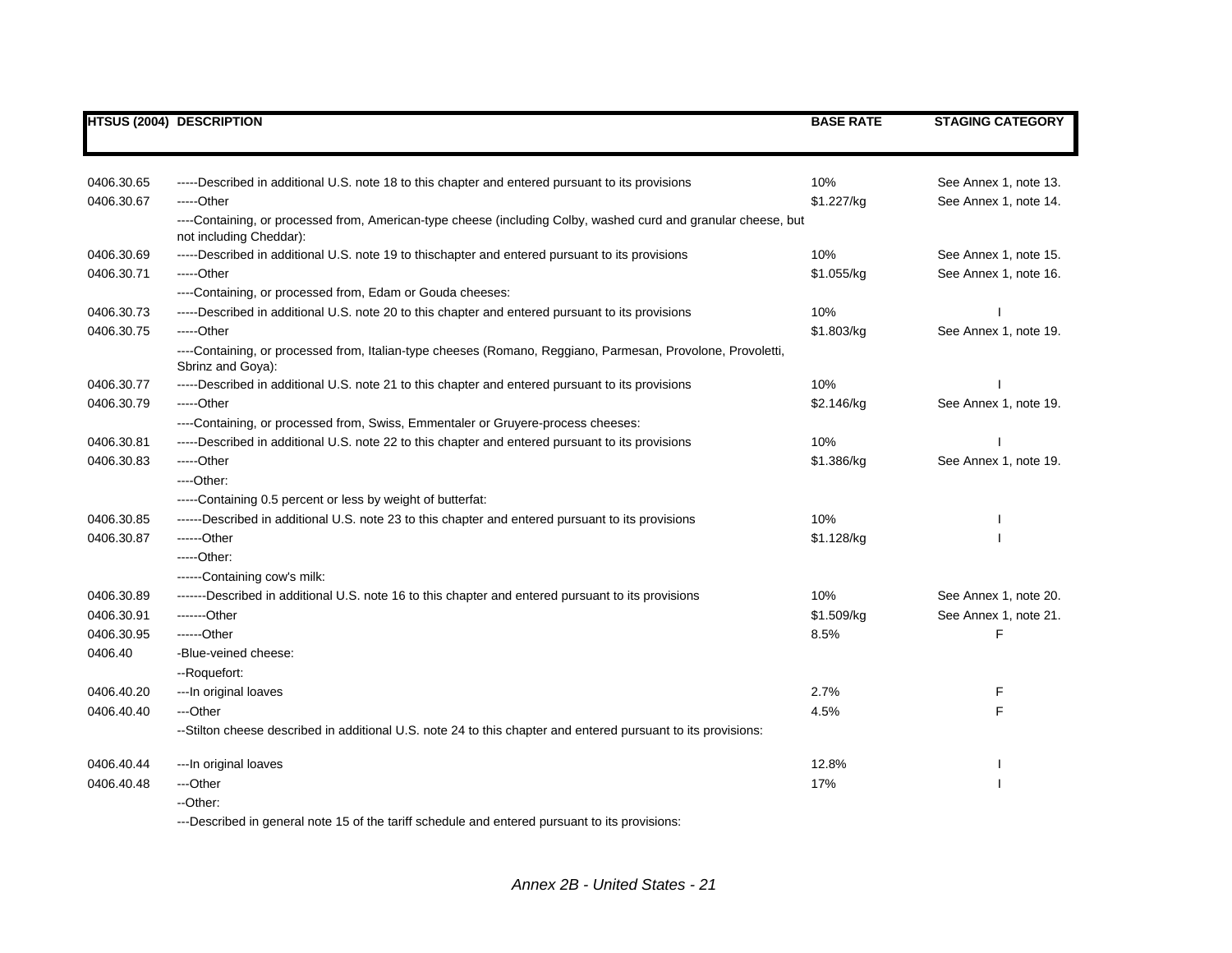| HTSUS (2004) | DESCRIPTION | BASE RATE | STAGING CATEGORY |
|---|---|---|---|
| 0406.30.65 | -----Described in additional U.S. note 18 to this chapter and entered pursuant to its provisions | 10% | See Annex 1, note 13. |
| 0406.30.67 | -----Other | $1.227/kg | See Annex 1, note 14. |
| | ----Containing, or processed from, American-type cheese (including Colby, washed curd and granular cheese, but not including Cheddar): | | |
| 0406.30.69 | -----Described in additional U.S. note 19 to thischapter and entered pursuant to its provisions | 10% | See Annex 1, note 15. |
| 0406.30.71 | -----Other | $1.055/kg | See Annex 1, note 16. |
| | ----Containing, or processed from, Edam or Gouda cheeses: | | |
| 0406.30.73 | -----Described in additional U.S. note 20 to this chapter and entered pursuant to its provisions | 10% | I |
| 0406.30.75 | -----Other | $1.803/kg | See Annex 1, note 19. |
| | ----Containing, or processed from, Italian-type cheeses (Romano, Reggiano, Parmesan, Provolone, Provoletti, Sbrinz and Goya): | | |
| 0406.30.77 | -----Described in additional U.S. note 21 to this chapter and entered pursuant to its provisions | 10% | I |
| 0406.30.79 | -----Other | $2.146/kg | See Annex 1, note 19. |
| | ----Containing, or processed from, Swiss, Emmentaler or Gruyere-process cheeses: | | |
| 0406.30.81 | -----Described in additional U.S. note 22 to this chapter and entered pursuant to its provisions | 10% | I |
| 0406.30.83 | -----Other | $1.386/kg | See Annex 1, note 19. |
| | ----Other: | | |
| | -----Containing 0.5 percent or less by weight of butterfat: | | |
| 0406.30.85 | ------Described in additional U.S. note 23 to this chapter and entered pursuant to its provisions | 10% | I |
| 0406.30.87 | ------Other | $1.128/kg | I |
| | -----Other: | | |
| | ------Containing cow's milk: | | |
| 0406.30.89 | -------Described in additional U.S. note 16 to this chapter and entered pursuant to its provisions | 10% | See Annex 1, note 20. |
| 0406.30.91 | -------Other | $1.509/kg | See Annex 1, note 21. |
| 0406.30.95 | ------Other | 8.5% | F |
| 0406.40 | -Blue-veined cheese: | | |
| | --Roquefort: | | |
| 0406.40.20 | ---In original loaves | 2.7% | F |
| 0406.40.40 | ---Other | 4.5% | F |
| | --Stilton cheese described in additional U.S. note 24 to this chapter and entered pursuant to its provisions: | | |
| 0406.40.44 | ---In original loaves | 12.8% | I |
| 0406.40.48 | ---Other | 17% | I |
| | --Other: | | |
| | ---Described in general note 15 of the tariff schedule and entered pursuant to its provisions: | | |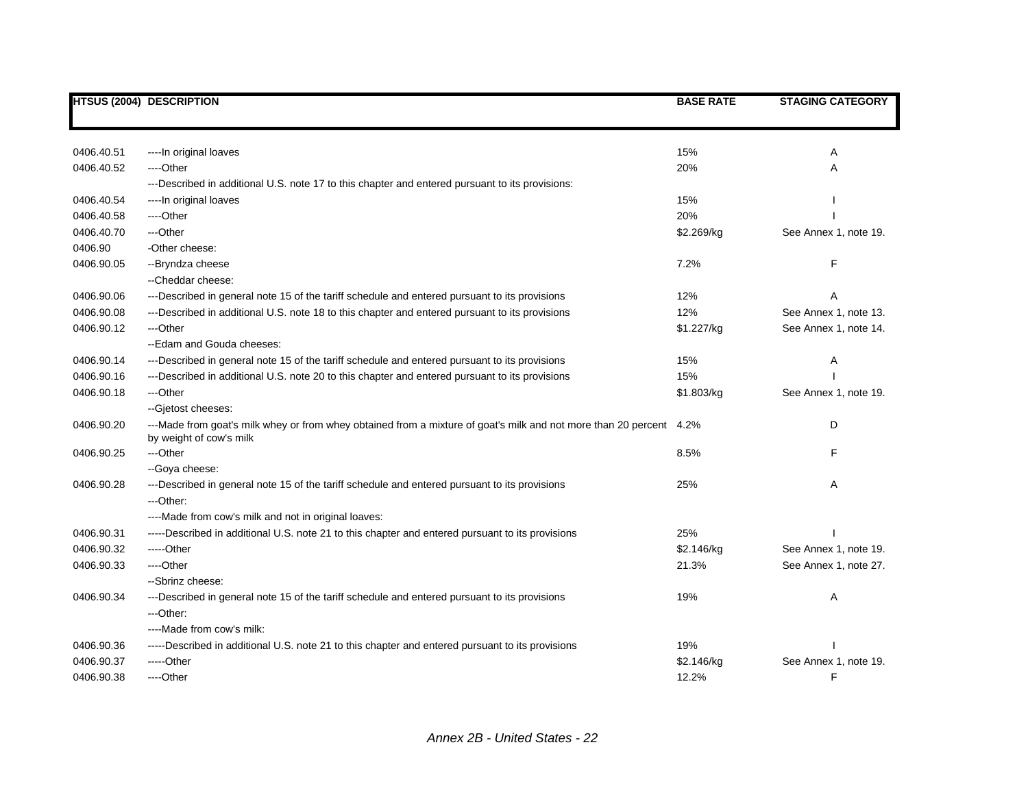| HTSUS (2004) | DESCRIPTION | BASE RATE | STAGING CATEGORY |
|---|---|---|---|
| 0406.40.51 | ----In original loaves | 15% | A |
| 0406.40.52 | ----Other | 20% | A |
| | ---Described in additional U.S. note 17 to this chapter and entered pursuant to its provisions: | | |
| 0406.40.54 | ----In original loaves | 15% | I |
| 0406.40.58 | ----Other | 20% | I |
| 0406.40.70 | ---Other | $2.269/kg | See Annex 1, note 19. |
| 0406.90 | -Other cheese: | | |
| 0406.90.05 | --Bryndza cheese | 7.2% | F |
| | --Cheddar cheese: | | |
| 0406.90.06 | ---Described in general note 15 of the tariff schedule and entered pursuant to its provisions | 12% | A |
| 0406.90.08 | ---Described in additional U.S. note 18 to this chapter and entered pursuant to its provisions | 12% | See Annex 1, note 13. |
| 0406.90.12 | ---Other | $1.227/kg | See Annex 1, note 14. |
| | --Edam and Gouda cheeses: | | |
| 0406.90.14 | ---Described in general note 15 of the tariff schedule and entered pursuant to its provisions | 15% | A |
| 0406.90.16 | ---Described in additional U.S. note 20 to this chapter and entered pursuant to its provisions | 15% | I |
| 0406.90.18 | ---Other | $1.803/kg | See Annex 1, note 19. |
| | --Gjetost cheeses: | | |
| 0406.90.20 | ---Made from goat's milk whey or from whey obtained from a mixture of goat's milk and not more than 20 percent by weight of cow's milk | 4.2% | D |
| 0406.90.25 | ---Other | 8.5% | F |
| | --Goya cheese: | | |
| 0406.90.28 | ---Described in general note 15 of the tariff schedule and entered pursuant to its provisions | 25% | A |
| | ---Other: | | |
| | ----Made from cow's milk and not in original loaves: | | |
| 0406.90.31 | -----Described in additional U.S. note 21 to this chapter and entered pursuant to its provisions | 25% | I |
| 0406.90.32 | -----Other | $2.146/kg | See Annex 1, note 19. |
| 0406.90.33 | ----Other | 21.3% | See Annex 1, note 27. |
| | --Sbrinz cheese: | | |
| 0406.90.34 | ---Described in general note 15 of the tariff schedule and entered pursuant to its provisions | 19% | A |
| | ---Other: | | |
| | ----Made from cow's milk: | | |
| 0406.90.36 | -----Described in additional U.S. note 21 to this chapter and entered pursuant to its provisions | 19% | I |
| 0406.90.37 | -----Other | $2.146/kg | See Annex 1, note 19. |
| 0406.90.38 | ----Other | 12.2% | F |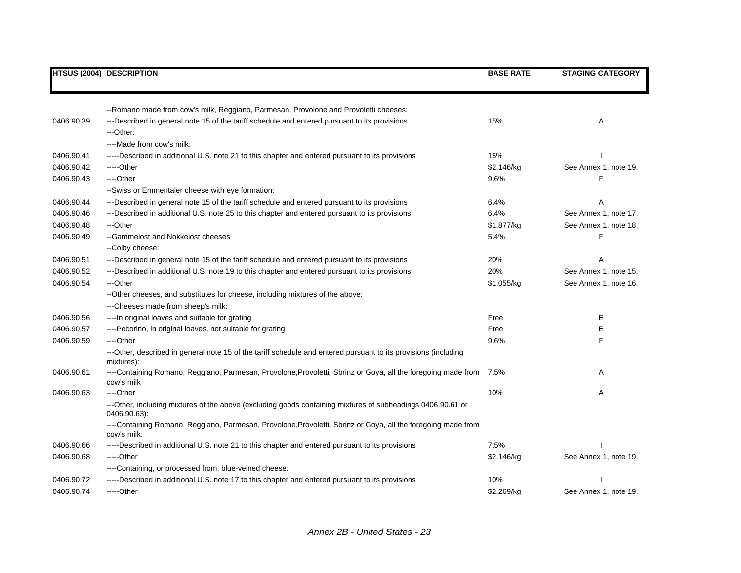| HTSUS (2004) | DESCRIPTION | BASE RATE | STAGING CATEGORY |
|---|---|---|---|
| | --Romano made from cow's milk, Reggiano, Parmesan, Provolone and Provoletti cheeses: | | |
| 0406.90.39 | ---Described in general note 15 of the tariff schedule and entered pursuant to its provisions | 15% | A |
| | ---Other: | | |
| | ----Made from cow's milk: | | |
| 0406.90.41 | -----Described in additional U.S. note 21 to this chapter and entered pursuant to its provisions | 15% | I |
| 0406.90.42 | -----Other | $2.146/kg | See Annex 1, note 19. |
| 0406.90.43 | ----Other | 9.6% | F |
| | --Swiss or Emmentaler cheese with eye formation: | | |
| 0406.90.44 | ---Described in general note 15 of the tariff schedule and entered pursuant to its provisions | 6.4% | A |
| 0406.90.46 | ---Described in additional U.S. note 25 to this chapter and entered pursuant to its provisions | 6.4% | See Annex 1, note 17. |
| 0406.90.48 | ---Other | $1.877/kg | See Annex 1, note 18. |
| 0406.90.49 | --Gammelost and Nokkelost cheeses | 5.4% | F |
| | --Colby cheese: | | |
| 0406.90.51 | ---Described in general note 15 of the tariff schedule and entered pursuant to its provisions | 20% | A |
| 0406.90.52 | ---Described in additional U.S. note 19 to this chapter and entered pursuant to its provisions | 20% | See Annex 1, note 15. |
| 0406.90.54 | ---Other | $1.055/kg | See Annex 1, note 16. |
| | --Other cheeses, and substitutes for cheese, including mixtures of the above: | | |
| | ---Cheeses made from sheep's milk: | | |
| 0406.90.56 | ----In original loaves and suitable for grating | Free | E |
| 0406.90.57 | ----Pecorino, in original loaves, not suitable for grating | Free | E |
| 0406.90.59 | ----Other | 9.6% | F |
| | ---Other, described in general note 15 of the tariff schedule and entered pursuant to its provisions (including mixtures): | | |
| 0406.90.61 | ----Containing Romano, Reggiano, Parmesan, Provolone,Provoletti, Sbrinz or Goya, all the foregoing made from cow's milk | 7.5% | A |
| 0406.90.63 | ----Other | 10% | A |
| | ---Other, including mixtures of the above (excluding goods containing mixtures of subheadings 0406.90.61 or 0406.90.63): | | |
| | ----Containing Romano, Reggiano, Parmesan, Provolone,Provoletti, Sbrinz or Goya, all the foregoing made from cow's milk: | | |
| 0406.90.66 | -----Described in additional U.S. note 21 to this chapter and entered pursuant to its provisions | 7.5% | I |
| 0406.90.68 | -----Other | $2.146/kg | See Annex 1, note 19. |
| | ----Containing, or processed from, blue-veined cheese: | | |
| 0406.90.72 | -----Described in additional U.S. note 17 to this chapter and entered pursuant to its provisions | 10% | I |
| 0406.90.74 | -----Other | $2.269/kg | See Annex 1, note 19. |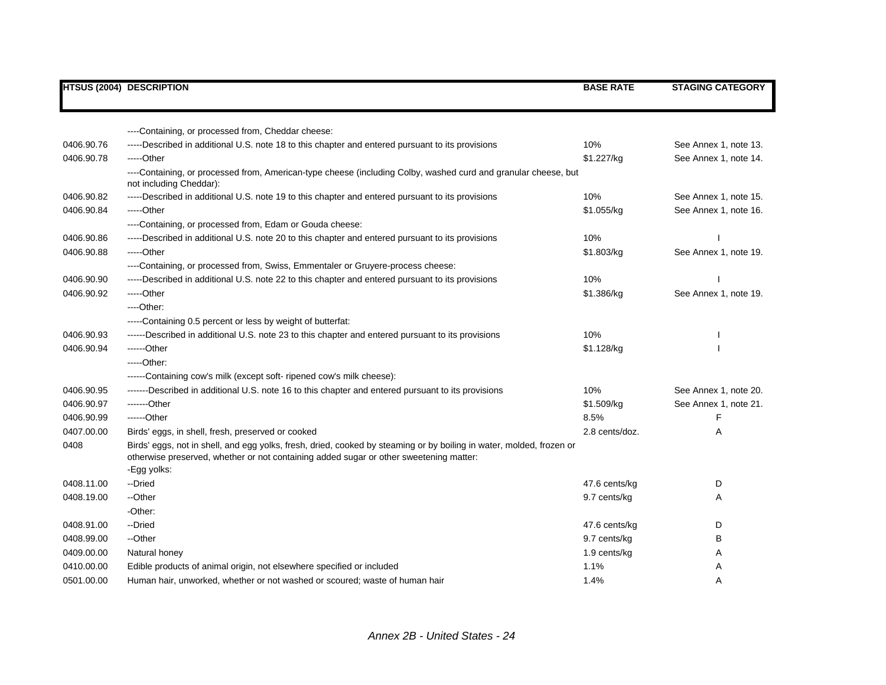| HTSUS (2004) | DESCRIPTION | BASE RATE | STAGING CATEGORY |
|---|---|---|---|
| | ----Containing, or processed from, Cheddar cheese: | | |
| 0406.90.76 | -----Described in additional U.S. note 18 to this chapter and entered pursuant to its provisions | 10% | See Annex 1, note 13. |
| 0406.90.78 | -----Other | $1.227/kg | See Annex 1, note 14. |
| | ----Containing, or processed from, American-type cheese (including Colby, washed curd and granular cheese, but not including Cheddar): | | |
| 0406.90.82 | -----Described in additional U.S. note 19 to this chapter and entered pursuant to its provisions | 10% | See Annex 1, note 15. |
| 0406.90.84 | -----Other | $1.055/kg | See Annex 1, note 16. |
| | ----Containing, or processed from, Edam or Gouda cheese: | | |
| 0406.90.86 | -----Described in additional U.S. note 20 to this chapter and entered pursuant to its provisions | 10% | I |
| 0406.90.88 | -----Other | $1.803/kg | See Annex 1, note 19. |
| | ----Containing, or processed from, Swiss, Emmentaler or Gruyere-process cheese: | | |
| 0406.90.90 | -----Described in additional U.S. note 22 to this chapter and entered pursuant to its provisions | 10% | I |
| 0406.90.92 | -----Other | $1.386/kg | See Annex 1, note 19. |
| | ----Other: | | |
| | -----Containing 0.5 percent or less by weight of butterfat: | | |
| 0406.90.93 | ------Described in additional U.S. note 23 to this chapter and entered pursuant to its provisions | 10% | I |
| 0406.90.94 | ------Other | $1.128/kg | I |
| | -----Other: | | |
| | ------Containing cow's milk (except soft- ripened cow's milk cheese): | | |
| 0406.90.95 | -------Described in additional U.S. note 16 to this chapter and entered pursuant to its provisions | 10% | See Annex 1, note 20. |
| 0406.90.97 | -------Other | $1.509/kg | See Annex 1, note 21. |
| 0406.90.99 | ------Other | 8.5% | F |
| 0407.00.00 | Birds' eggs, in shell, fresh, preserved or cooked | 2.8 cents/doz. | A |
| 0408 | Birds' eggs, not in shell, and egg yolks, fresh, dried, cooked by steaming or by boiling in water, molded, frozen or otherwise preserved, whether or not containing added sugar or other sweetening matter: | | |
| | -Egg yolks: | | |
| 0408.11.00 | --Dried | 47.6 cents/kg | D |
| 0408.19.00 | --Other | 9.7 cents/kg | A |
| | -Other: | | |
| 0408.91.00 | --Dried | 47.6 cents/kg | D |
| 0408.99.00 | --Other | 9.7 cents/kg | B |
| 0409.00.00 | Natural honey | 1.9 cents/kg | A |
| 0410.00.00 | Edible products of animal origin, not elsewhere specified or included | 1.1% | A |
| 0501.00.00 | Human hair, unworked, whether or not washed or scoured; waste of human hair | 1.4% | A |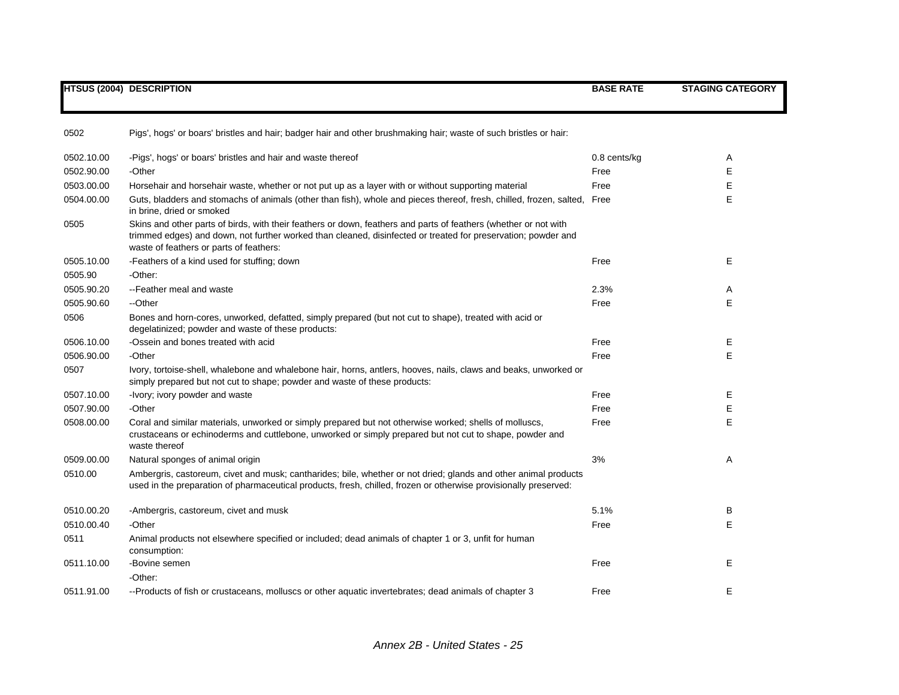| HTSUS (2004) | DESCRIPTION | BASE RATE | STAGING CATEGORY |
|---|---|---|---|
| 0502 | Pigs', hogs' or boars' bristles and hair; badger hair and other brushmaking hair; waste of such bristles or hair: | | |
| 0502.10.00 | -Pigs', hogs' or boars' bristles and hair and waste thereof | 0.8 cents/kg | A |
| 0502.90.00 | -Other | Free | E |
| 0503.00.00 | Horsehair and horsehair waste, whether or not put up as a layer with or without supporting material | Free | E |
| 0504.00.00 | Guts, bladders and stomachs of animals (other than fish), whole and pieces thereof, fresh, chilled, frozen, salted, in brine, dried or smoked | Free | E |
| 0505 | Skins and other parts of birds, with their feathers or down, feathers and parts of feathers (whether or not with trimmed edges) and down, not further worked than cleaned, disinfected or treated for preservation; powder and waste of feathers or parts of feathers: | | |
| 0505.10.00 | -Feathers of a kind used for stuffing; down | Free | E |
| 0505.90 | -Other: | | |
| 0505.90.20 | --Feather meal and waste | 2.3% | A |
| 0505.90.60 | --Other | Free | E |
| 0506 | Bones and horn-cores, unworked, defatted, simply prepared (but not cut to shape), treated with acid or degelatinized; powder and waste of these products: | | |
| 0506.10.00 | -Ossein and bones treated with acid | Free | E |
| 0506.90.00 | -Other | Free | E |
| 0507 | Ivory, tortoise-shell, whalebone and whalebone hair, horns, antlers, hooves, nails, claws and beaks, unworked or simply prepared but not cut to shape; powder and waste of these products: | | |
| 0507.10.00 | -Ivory; ivory powder and waste | Free | E |
| 0507.90.00 | -Other | Free | E |
| 0508.00.00 | Coral and similar materials, unworked or simply prepared but not otherwise worked; shells of molluscs, crustaceans or echinoderms and cuttlebone, unworked or simply prepared but not cut to shape, powder and waste thereof | Free | E |
| 0509.00.00 | Natural sponges of animal origin | 3% | A |
| 0510.00 | Ambergris, castoreum, civet and musk; cantharides; bile, whether or not dried; glands and other animal products used in the preparation of pharmaceutical products, fresh, chilled, frozen or otherwise provisionally preserved: | | |
| 0510.00.20 | -Ambergris, castoreum, civet and musk | 5.1% | B |
| 0510.00.40 | -Other | Free | E |
| 0511 | Animal products not elsewhere specified or included; dead animals of chapter 1 or 3, unfit for human consumption: | | |
| 0511.10.00 | -Bovine semen | Free | E |
| | -Other: | | |
| 0511.91.00 | --Products of fish or crustaceans, molluscs or other aquatic invertebrates; dead animals of chapter 3 | Free | E |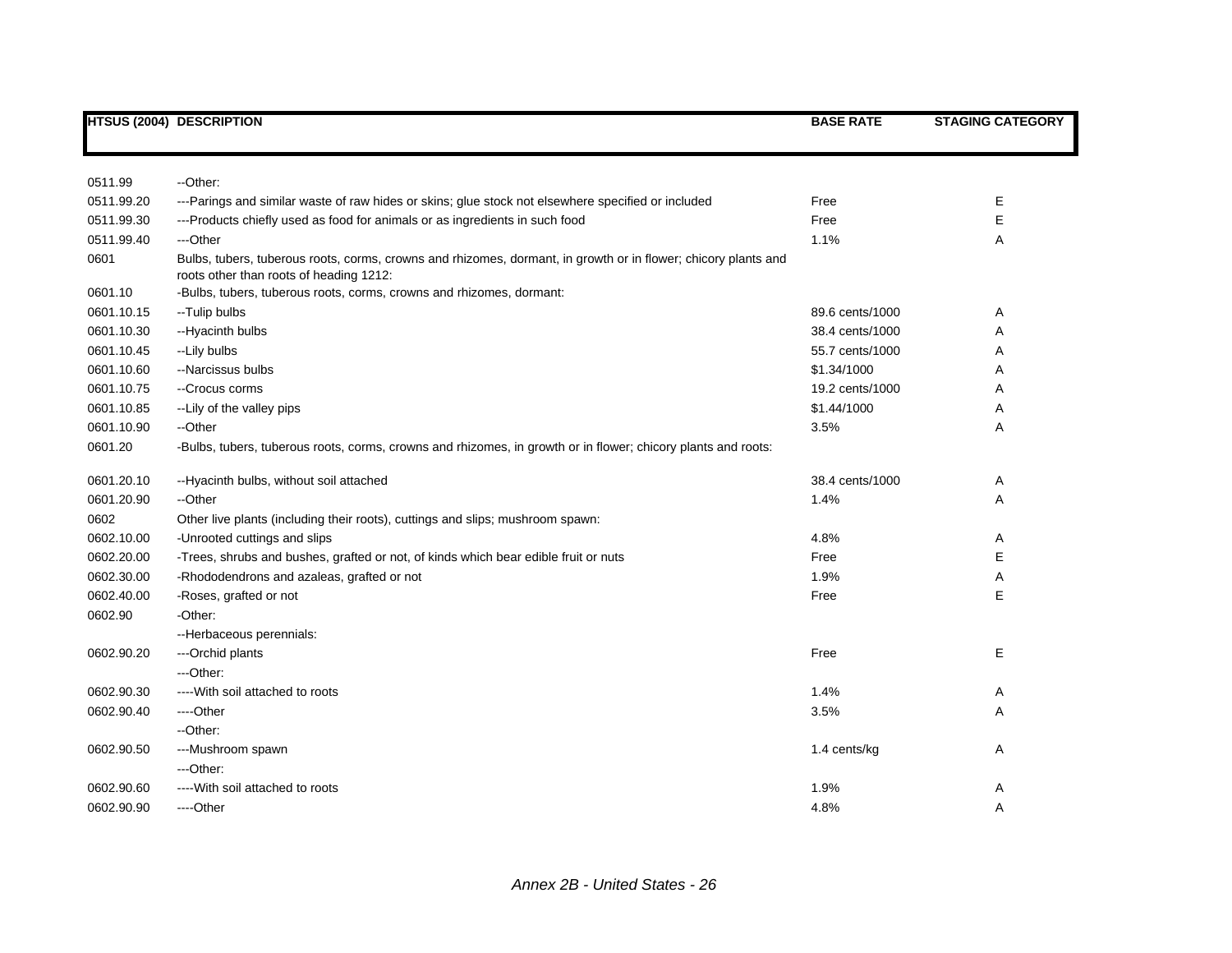| HTSUS (2004) | DESCRIPTION | BASE RATE | STAGING CATEGORY |
|---|---|---|---|
| 0511.99 | --Other: | | |
| 0511.99.20 | ---Parings and similar waste of raw hides or skins; glue stock not elsewhere specified or included | Free | E |
| 0511.99.30 | ---Products chiefly used as food for animals or as ingredients in such food | Free | E |
| 0511.99.40 | ---Other | 1.1% | A |
| 0601 | Bulbs, tubers, tuberous roots, corms, crowns and rhizomes, dormant, in growth or in flower; chicory plants and roots other than roots of heading 1212: | | |
| 0601.10 | -Bulbs, tubers, tuberous roots, corms, crowns and rhizomes, dormant: | | |
| 0601.10.15 | --Tulip bulbs | 89.6 cents/1000 | A |
| 0601.10.30 | --Hyacinth bulbs | 38.4 cents/1000 | A |
| 0601.10.45 | --Lily bulbs | 55.7 cents/1000 | A |
| 0601.10.60 | --Narcissus bulbs | $1.34/1000 | A |
| 0601.10.75 | --Crocus corms | 19.2 cents/1000 | A |
| 0601.10.85 | --Lily of the valley pips | $1.44/1000 | A |
| 0601.10.90 | --Other | 3.5% | A |
| 0601.20 | -Bulbs, tubers, tuberous roots, corms, crowns and rhizomes, in growth or in flower; chicory plants and roots: | | |
| 0601.20.10 | --Hyacinth bulbs, without soil attached | 38.4 cents/1000 | A |
| 0601.20.90 | --Other | 1.4% | A |
| 0602 | Other live plants (including their roots), cuttings and slips; mushroom spawn: | | |
| 0602.10.00 | -Unrooted cuttings and slips | 4.8% | A |
| 0602.20.00 | -Trees, shrubs and bushes, grafted or not, of kinds which bear edible fruit or nuts | Free | E |
| 0602.30.00 | -Rhododendrons and azaleas, grafted or not | 1.9% | A |
| 0602.40.00 | -Roses, grafted or not | Free | E |
| 0602.90 | -Other: | | |
| | --Herbaceous perennials: | | |
| 0602.90.20 | ---Orchid plants | Free | E |
| | ---Other: | | |
| 0602.90.30 | ----With soil attached to roots | 1.4% | A |
| 0602.90.40 | ----Other | 3.5% | A |
| | --Other: | | |
| 0602.90.50 | ---Mushroom spawn | 1.4 cents/kg | A |
| | ---Other: | | |
| 0602.90.60 | ----With soil attached to roots | 1.9% | A |
| 0602.90.90 | ----Other | 4.8% | A |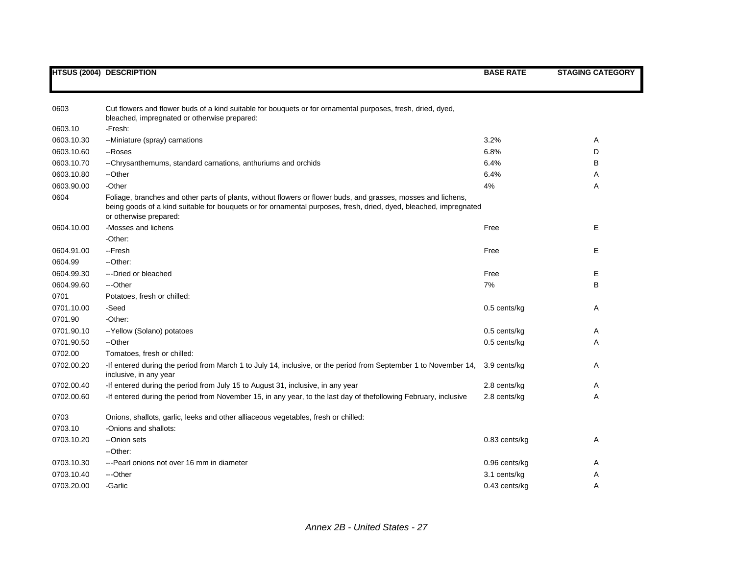| HTSUS (2004) | DESCRIPTION | BASE RATE | STAGING CATEGORY |
|---|---|---|---|
| 0603 | Cut flowers and flower buds of a kind suitable for bouquets or for ornamental purposes, fresh, dried, dyed, bleached, impregnated or otherwise prepared: | | |
| 0603.10 | -Fresh: | | |
| 0603.10.30 | --Miniature (spray) carnations | 3.2% | A |
| 0603.10.60 | --Roses | 6.8% | D |
| 0603.10.70 | --Chrysanthemums, standard carnations, anthuriums and orchids | 6.4% | B |
| 0603.10.80 | --Other | 6.4% | A |
| 0603.90.00 | -Other | 4% | A |
| 0604 | Foliage, branches and other parts of plants, without flowers or flower buds, and grasses, mosses and lichens, being goods of a kind suitable for bouquets or for ornamental purposes, fresh, dried, dyed, bleached, impregnated or otherwise prepared: | | |
| 0604.10.00 | -Mosses and lichens | Free | E |
| | -Other: | | |
| 0604.91.00 | --Fresh | Free | E |
| 0604.99 | --Other: | | |
| 0604.99.30 | ---Dried or bleached | Free | E |
| 0604.99.60 | ---Other | 7% | B |
| 0701 | Potatoes, fresh or chilled: | | |
| 0701.10.00 | -Seed | 0.5 cents/kg | A |
| 0701.90 | -Other: | | |
| 0701.90.10 | --Yellow (Solano) potatoes | 0.5 cents/kg | A |
| 0701.90.50 | --Other | 0.5 cents/kg | A |
| 0702.00 | Tomatoes, fresh or chilled: | | |
| 0702.00.20 | -If entered during the period from March 1 to July 14, inclusive, or the period from September 1 to November 14, inclusive, in any year | 3.9 cents/kg | A |
| 0702.00.40 | -If entered during the period from July 15 to August 31, inclusive, in any year | 2.8 cents/kg | A |
| 0702.00.60 | -If entered during the period from November 15, in any year, to the last day of thefollowing February, inclusive | 2.8 cents/kg | A |
| 0703 | Onions, shallots, garlic, leeks and other alliaceous vegetables, fresh or chilled: | | |
| 0703.10 | -Onions and shallots: | | |
| 0703.10.20 | --Onion sets | 0.83 cents/kg | A |
| | --Other: | | |
| 0703.10.30 | ---Pearl onions not over 16 mm in diameter | 0.96 cents/kg | A |
| 0703.10.40 | ---Other | 3.1 cents/kg | A |
| 0703.20.00 | -Garlic | 0.43 cents/kg | A |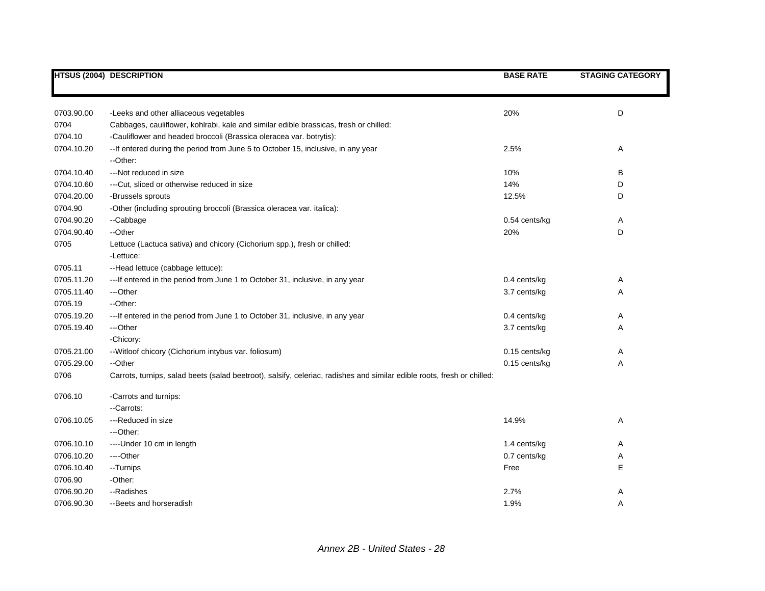| HTSUS (2004) | DESCRIPTION | BASE RATE | STAGING CATEGORY |
|---|---|---|---|
| 0703.90.00 | -Leeks and other alliaceous vegetables | 20% | D |
| 0704 | Cabbages, cauliflower, kohlrabi, kale and similar edible brassicas, fresh or chilled: | | |
| 0704.10 | -Cauliflower and headed broccoli (Brassica oleracea var. botrytis): | | |
| 0704.10.20 | --If entered during the period from June 5 to October 15, inclusive, in any year | 2.5% | A |
| | --Other: | | |
| 0704.10.40 | ---Not reduced in size | 10% | B |
| 0704.10.60 | ---Cut, sliced or otherwise reduced in size | 14% | D |
| 0704.20.00 | -Brussels sprouts | 12.5% | D |
| 0704.90 | -Other (including sprouting broccoli (Brassica oleracea var. italica): | | |
| 0704.90.20 | --Cabbage | 0.54 cents/kg | A |
| 0704.90.40 | --Other | 20% | D |
| 0705 | Lettuce (Lactuca sativa) and chicory (Cichorium spp.), fresh or chilled: | | |
| | -Lettuce: | | |
| 0705.11 | --Head lettuce (cabbage lettuce): | | |
| 0705.11.20 | ---If entered in the period from June 1 to October 31, inclusive, in any year | 0.4 cents/kg | A |
| 0705.11.40 | ---Other | 3.7 cents/kg | A |
| 0705.19 | --Other: | | |
| 0705.19.20 | ---If entered in the period from June 1 to October 31, inclusive, in any year | 0.4 cents/kg | A |
| 0705.19.40 | ---Other | 3.7 cents/kg | A |
| | -Chicory: | | |
| 0705.21.00 | --Witloof chicory (Cichorium intybus var. foliosum) | 0.15 cents/kg | A |
| 0705.29.00 | --Other | 0.15 cents/kg | A |
| 0706 | Carrots, turnips, salad beets (salad beetroot), salsify, celeriac, radishes and similar edible roots, fresh or chilled: | | |
| 0706.10 | -Carrots and turnips: | | |
| | --Carrots: | | |
| 0706.10.05 | ---Reduced in size | 14.9% | A |
| | ---Other: | | |
| 0706.10.10 | ----Under 10 cm in length | 1.4 cents/kg | A |
| 0706.10.20 | ----Other | 0.7 cents/kg | A |
| 0706.10.40 | --Turnips | Free | E |
| 0706.90 | -Other: | | |
| 0706.90.20 | --Radishes | 2.7% | A |
| 0706.90.30 | --Beets and horseradish | 1.9% | A |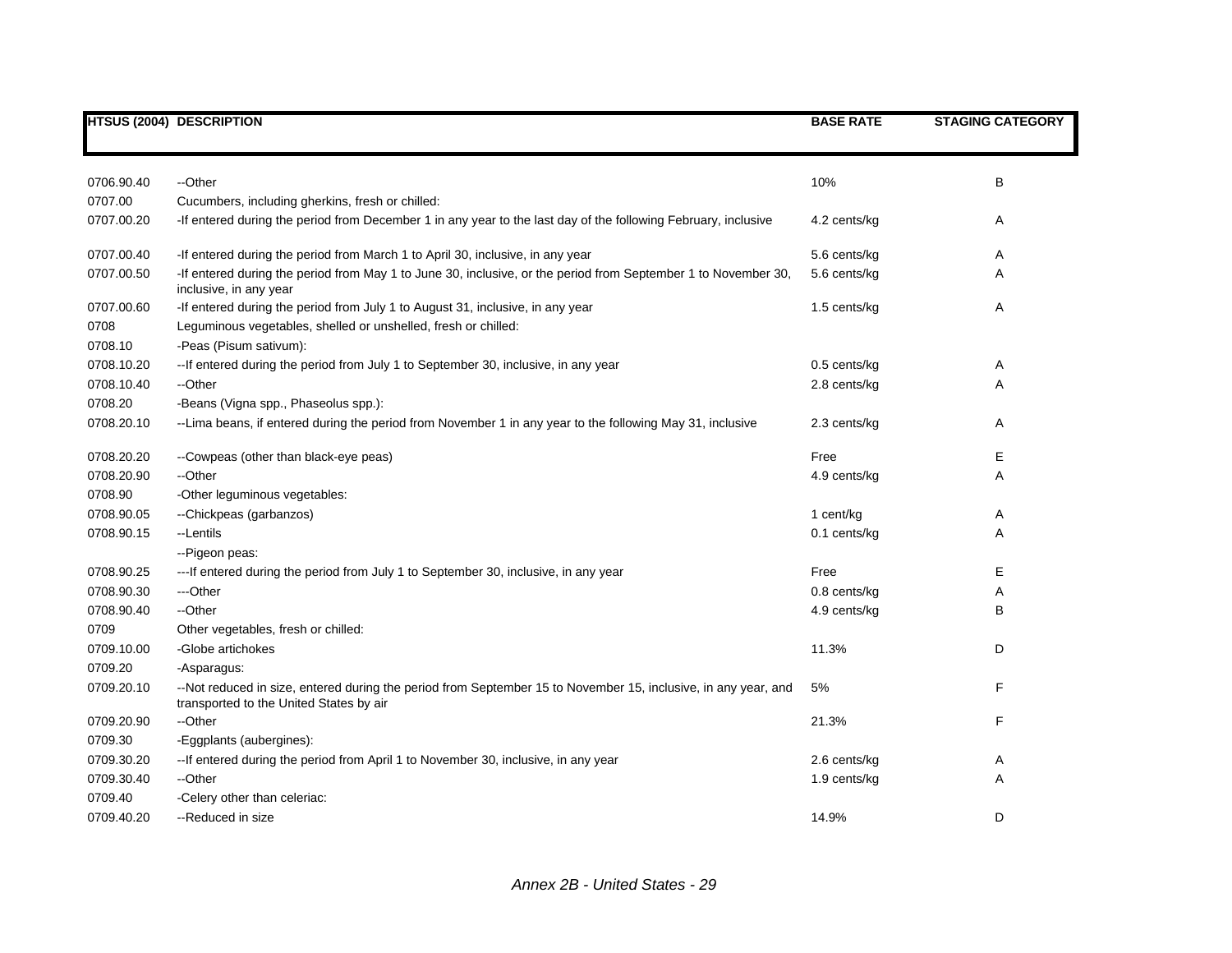| HTSUS (2004) | DESCRIPTION | BASE RATE | STAGING CATEGORY |
|---|---|---|---|
| 0706.90.40 | --Other | 10% | B |
| 0707.00 | Cucumbers, including gherkins, fresh or chilled: | | |
| 0707.00.20 | -If entered during the period from December 1 in any year to the last day of the following February, inclusive | 4.2 cents/kg | A |
| 0707.00.40 | -If entered during the period from March 1 to April 30, inclusive, in any year | 5.6 cents/kg | A |
| 0707.00.50 | -If entered during the period from May 1 to June 30, inclusive, or the period from September 1 to November 30, inclusive, in any year | 5.6 cents/kg | A |
| 0707.00.60 | -If entered during the period from July 1 to August 31, inclusive, in any year | 1.5 cents/kg | A |
| 0708 | Leguminous vegetables, shelled or unshelled, fresh or chilled: | | |
| 0708.10 | -Peas (Pisum sativum): | | |
| 0708.10.20 | --If entered during the period from July 1 to September 30, inclusive, in any year | 0.5 cents/kg | A |
| 0708.10.40 | --Other | 2.8 cents/kg | A |
| 0708.20 | -Beans (Vigna spp., Phaseolus spp.): | | |
| 0708.20.10 | --Lima beans, if entered during the period from November 1 in any year to the following May 31, inclusive | 2.3 cents/kg | A |
| 0708.20.20 | --Cowpeas (other than black-eye peas) | Free | E |
| 0708.20.90 | --Other | 4.9 cents/kg | A |
| 0708.90 | -Other leguminous vegetables: | | |
| 0708.90.05 | --Chickpeas (garbanzos) | 1 cent/kg | A |
| 0708.90.15 | --Lentils | 0.1 cents/kg | A |
| | --Pigeon peas: | | |
| 0708.90.25 | ---If entered during the period from July 1 to September 30, inclusive, in any year | Free | E |
| 0708.90.30 | ---Other | 0.8 cents/kg | A |
| 0708.90.40 | --Other | 4.9 cents/kg | B |
| 0709 | Other vegetables, fresh or chilled: | | |
| 0709.10.00 | -Globe artichokes | 11.3% | D |
| 0709.20 | -Asparagus: | | |
| 0709.20.10 | --Not reduced in size, entered during the period from September 15 to November 15, inclusive, in any year, and transported to the United States by air | 5% | F |
| 0709.20.90 | --Other | 21.3% | F |
| 0709.30 | -Eggplants (aubergines): | | |
| 0709.30.20 | --If entered during the period from April 1 to November 30, inclusive, in any year | 2.6 cents/kg | A |
| 0709.30.40 | --Other | 1.9 cents/kg | A |
| 0709.40 | -Celery other than celeriac: | | |
| 0709.40.20 | --Reduced in size | 14.9% | D |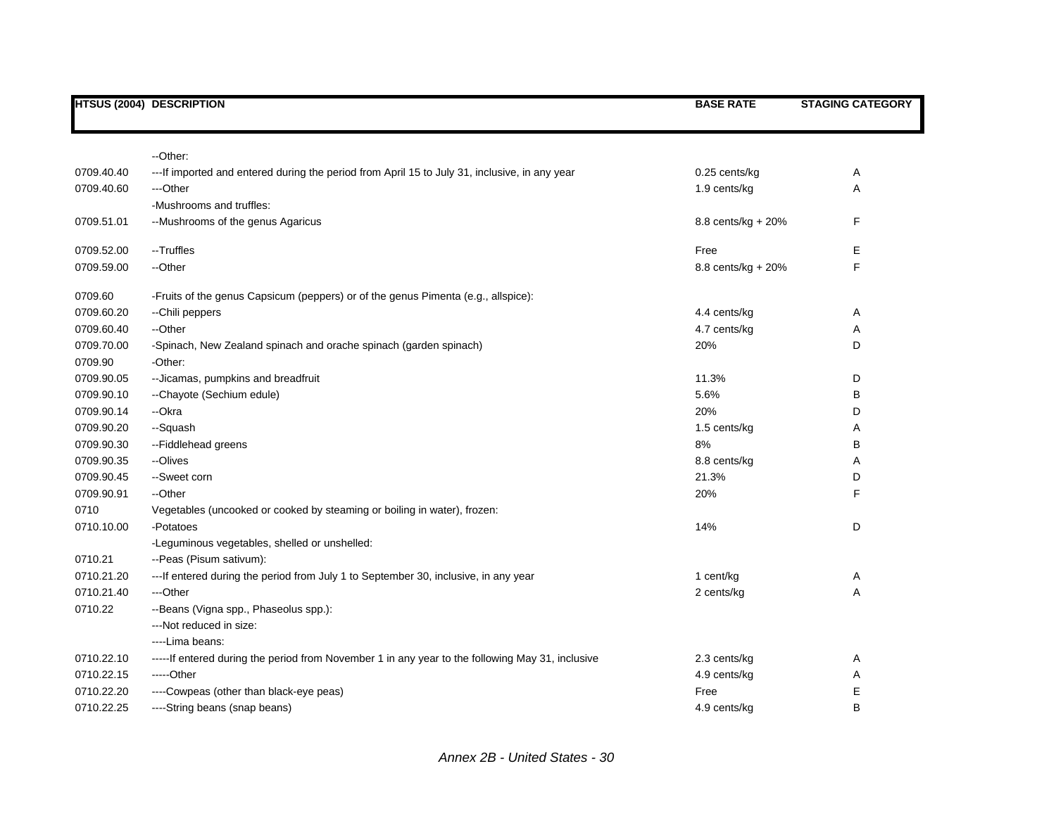| HTSUS (2004) | DESCRIPTION | BASE RATE | STAGING CATEGORY |
|---|---|---|---|
| | --Other: | | |
| 0709.40.40 | ---If imported and entered during the period from April 15 to July 31, inclusive, in any year | 0.25 cents/kg | A |
| 0709.40.60 | ---Other | 1.9 cents/kg | A |
| | -Mushrooms and truffles: | | |
| 0709.51.01 | --Mushrooms of the genus Agaricus | 8.8 cents/kg + 20% | F |
| 0709.52.00 | --Truffles | Free | E |
| 0709.59.00 | --Other | 8.8 cents/kg + 20% | F |
| 0709.60 | -Fruits of the genus Capsicum (peppers) or of the genus Pimenta (e.g., allspice): | | |
| 0709.60.20 | --Chili peppers | 4.4 cents/kg | A |
| 0709.60.40 | --Other | 4.7 cents/kg | A |
| 0709.70.00 | -Spinach, New Zealand spinach and orache spinach (garden spinach) | 20% | D |
| 0709.90 | -Other: | | |
| 0709.90.05 | --Jicamas, pumpkins and breadfruit | 11.3% | D |
| 0709.90.10 | --Chayote (Sechium edule) | 5.6% | B |
| 0709.90.14 | --Okra | 20% | D |
| 0709.90.20 | --Squash | 1.5 cents/kg | A |
| 0709.90.30 | --Fiddlehead greens | 8% | B |
| 0709.90.35 | --Olives | 8.8 cents/kg | A |
| 0709.90.45 | --Sweet corn | 21.3% | D |
| 0709.90.91 | --Other | 20% | F |
| 0710 | Vegetables (uncooked or cooked by steaming or boiling in water), frozen: | | |
| 0710.10.00 | -Potatoes | 14% | D |
| | -Leguminous vegetables, shelled or unshelled: | | |
| 0710.21 | --Peas (Pisum sativum): | | |
| 0710.21.20 | ---If entered during the period from July 1 to September 30, inclusive, in any year | 1 cent/kg | A |
| 0710.21.40 | ---Other | 2 cents/kg | A |
| 0710.22 | --Beans (Vigna spp., Phaseolus spp.): | | |
| | ---Not reduced in size: | | |
| | ----Lima beans: | | |
| 0710.22.10 | -----If entered during the period from November 1 in any year to the following May 31, inclusive | 2.3 cents/kg | A |
| 0710.22.15 | -----Other | 4.9 cents/kg | A |
| 0710.22.20 | ----Cowpeas (other than black-eye peas) | Free | E |
| 0710.22.25 | ----String beans (snap beans) | 4.9 cents/kg | B |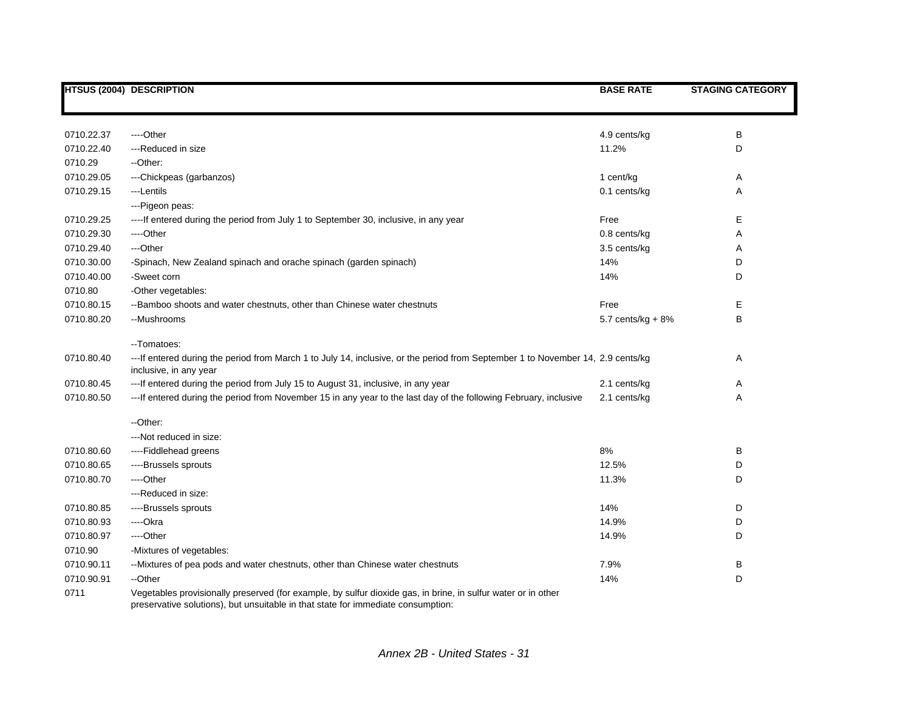| HTSUS (2004) | DESCRIPTION | BASE RATE | STAGING CATEGORY |
|---|---|---|---|
| 0710.22.37 | ----Other | 4.9 cents/kg | B |
| 0710.22.40 | ---Reduced in size | 11.2% | D |
| 0710.29 | --Other: | | |
| 0710.29.05 | ---Chickpeas (garbanzos) | 1 cent/kg | A |
| 0710.29.15 | ---Lentils | 0.1 cents/kg | A |
| | ---Pigeon peas: | | |
| 0710.29.25 | ----If entered during the period from July 1 to September 30, inclusive, in any year | Free | E |
| 0710.29.30 | ----Other | 0.8 cents/kg | A |
| 0710.29.40 | ---Other | 3.5 cents/kg | A |
| 0710.30.00 | -Spinach, New Zealand spinach and orache spinach (garden spinach) | 14% | D |
| 0710.40.00 | -Sweet corn | 14% | D |
| 0710.80 | -Other vegetables: | | |
| 0710.80.15 | --Bamboo shoots and water chestnuts, other than Chinese water chestnuts | Free | E |
| 0710.80.20 | --Mushrooms | 5.7 cents/kg + 8% | B |
| | --Tomatoes: | | |
| 0710.80.40 | ---If entered during the period from March 1 to July 14, inclusive, or the period from September 1 to November 14, inclusive, in any year | 2.9 cents/kg | A |
| 0710.80.45 | ---If entered during the period from July 15 to August 31, inclusive, in any year | 2.1 cents/kg | A |
| 0710.80.50 | ---If entered during the period from November 15 in any year to the last day of the following February, inclusive | 2.1 cents/kg | A |
| | --Other: | | |
| | ---Not reduced in size: | | |
| 0710.80.60 | ----Fiddlehead greens | 8% | B |
| 0710.80.65 | ----Brussels sprouts | 12.5% | D |
| 0710.80.70 | ----Other | 11.3% | D |
| | ---Reduced in size: | | |
| 0710.80.85 | ----Brussels sprouts | 14% | D |
| 0710.80.93 | ----Okra | 14.9% | D |
| 0710.80.97 | ----Other | 14.9% | D |
| 0710.90 | -Mixtures of vegetables: | | |
| 0710.90.11 | --Mixtures of pea pods and water chestnuts, other than Chinese water chestnuts | 7.9% | B |
| 0710.90.91 | --Other | 14% | D |
| 0711 | Vegetables provisionally preserved (for example, by sulfur dioxide gas, in brine, in sulfur water or in other preservative solutions), but unsuitable in that state for immediate consumption: | | |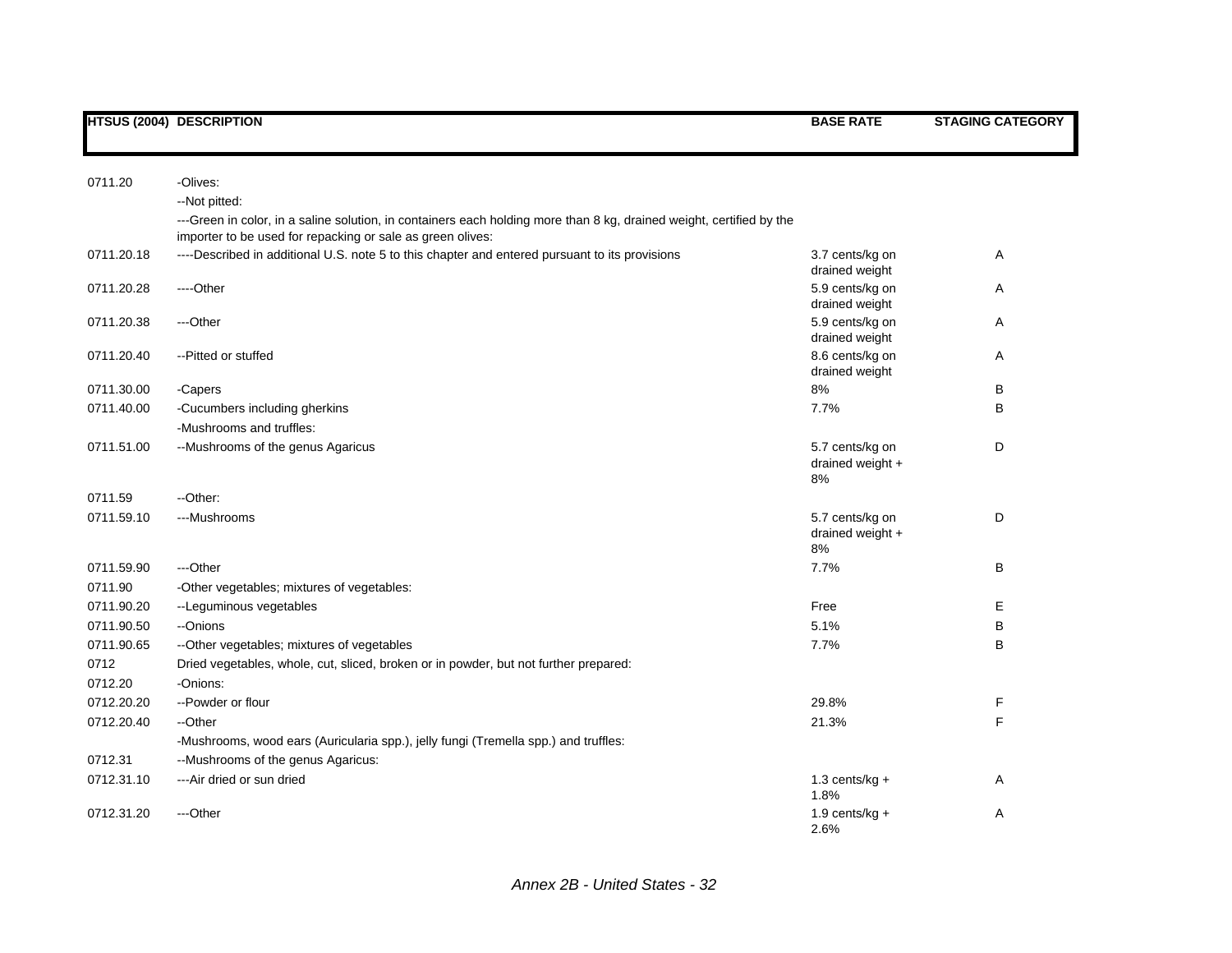| HTSUS (2004) | DESCRIPTION | BASE RATE | STAGING CATEGORY |
|---|---|---|---|
| 0711.20 | -Olives: | | |
| | --Not pitted: | | |
| | ---Green in color, in a saline solution, in containers each holding more than 8 kg, drained weight, certified by the importer to be used for repacking or sale as green olives: | | |
| 0711.20.18 | ----Described in additional U.S. note 5 to this chapter and entered pursuant to its provisions | 3.7 cents/kg on drained weight | A |
| 0711.20.28 | ----Other | 5.9 cents/kg on drained weight | A |
| 0711.20.38 | ---Other | 5.9 cents/kg on drained weight | A |
| 0711.20.40 | --Pitted or stuffed | 8.6 cents/kg on drained weight | A |
| 0711.30.00 | -Capers | 8% | B |
| 0711.40.00 | -Cucumbers including gherkins | 7.7% | B |
| | -Mushrooms and truffles: | | |
| 0711.51.00 | --Mushrooms of the genus Agaricus | 5.7 cents/kg on drained weight + 8% | D |
| 0711.59 | --Other: | | |
| 0711.59.10 | ---Mushrooms | 5.7 cents/kg on drained weight + 8% | D |
| 0711.59.90 | ---Other | 7.7% | B |
| 0711.90 | -Other vegetables; mixtures of vegetables: | | |
| 0711.90.20 | --Leguminous vegetables | Free | E |
| 0711.90.50 | --Onions | 5.1% | B |
| 0711.90.65 | --Other vegetables; mixtures of vegetables | 7.7% | B |
| 0712 | Dried vegetables, whole, cut, sliced, broken or in powder, but not further prepared: | | |
| 0712.20 | -Onions: | | |
| 0712.20.20 | --Powder or flour | 29.8% | F |
| 0712.20.40 | --Other | 21.3% | F |
| | -Mushrooms, wood ears (Auricularia spp.), jelly fungi (Tremella spp.) and truffles: | | |
| 0712.31 | --Mushrooms of the genus Agaricus: | | |
| 0712.31.10 | ---Air dried or sun dried | 1.3 cents/kg + 1.8% | A |
| 0712.31.20 | ---Other | 1.9 cents/kg + 2.6% | A |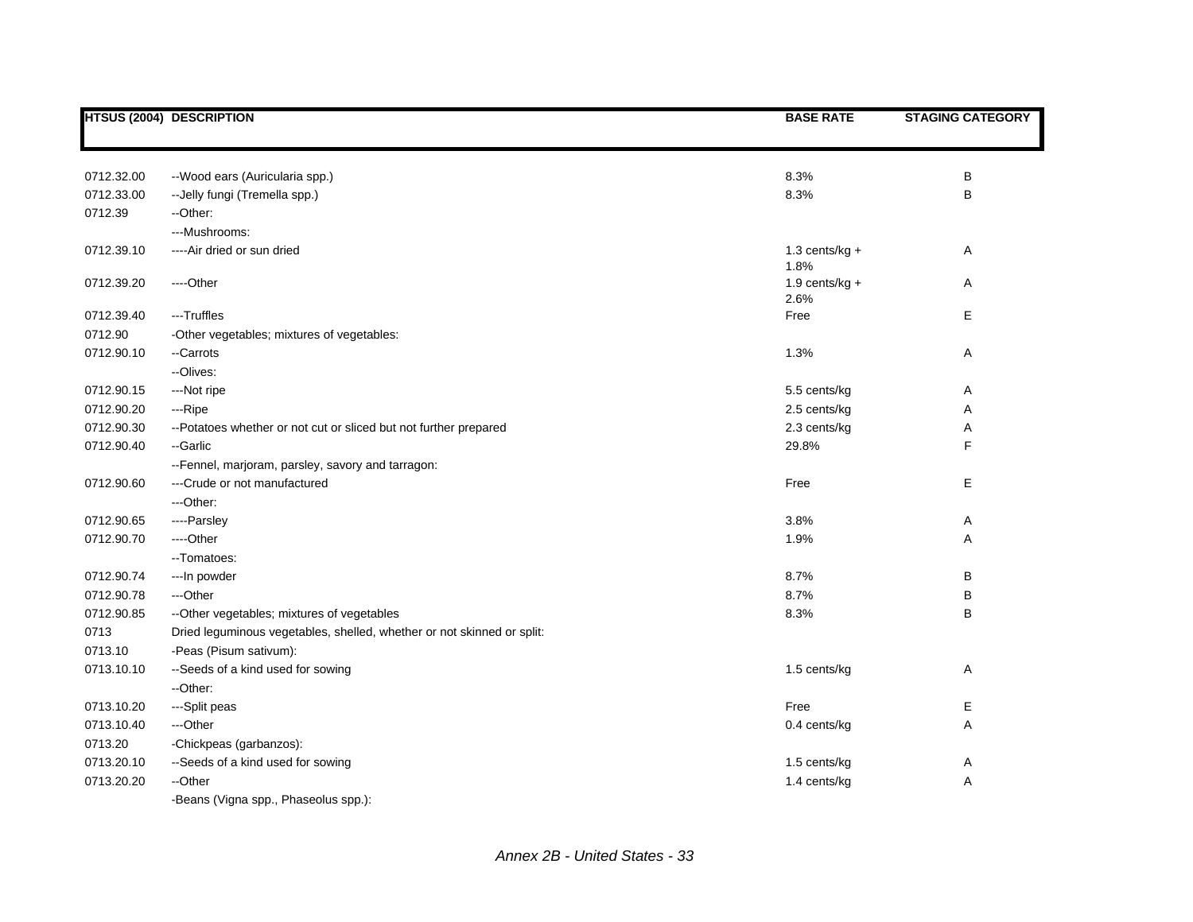| HTSUS (2004) | DESCRIPTION | BASE RATE | STAGING CATEGORY |
|---|---|---|---|
| 0712.32.00 | --Wood ears (Auricularia spp.) | 8.3% | B |
| 0712.33.00 | --Jelly fungi (Tremella spp.) | 8.3% | B |
| 0712.39 | --Other: | | |
| | ---Mushrooms: | | |
| 0712.39.10 | ----Air dried or sun dried | 1.3 cents/kg + 1.8% | A |
| 0712.39.20 | ----Other | 1.9 cents/kg + 2.6% | A |
| 0712.39.40 | ---Truffles | Free | E |
| 0712.90 | -Other vegetables; mixtures of vegetables: | | |
| 0712.90.10 | --Carrots | 1.3% | A |
| | --Olives: | | |
| 0712.90.15 | ---Not ripe | 5.5 cents/kg | A |
| 0712.90.20 | ---Ripe | 2.5 cents/kg | A |
| 0712.90.30 | --Potatoes whether or not cut or sliced but not further prepared | 2.3 cents/kg | A |
| 0712.90.40 | --Garlic | 29.8% | F |
| | --Fennel, marjoram, parsley, savory and tarragon: | | |
| 0712.90.60 | ---Crude or not manufactured | Free | E |
| | ---Other: | | |
| 0712.90.65 | ----Parsley | 3.8% | A |
| 0712.90.70 | ----Other | 1.9% | A |
| | --Tomatoes: | | |
| 0712.90.74 | ---In powder | 8.7% | B |
| 0712.90.78 | ---Other | 8.7% | B |
| 0712.90.85 | --Other vegetables; mixtures of vegetables | 8.3% | B |
| 0713 | Dried leguminous vegetables, shelled, whether or not skinned or split: | | |
| 0713.10 | -Peas (Pisum sativum): | | |
| 0713.10.10 | --Seeds of a kind used for sowing | 1.5 cents/kg | A |
| | --Other: | | |
| 0713.10.20 | ---Split peas | Free | E |
| 0713.10.40 | ---Other | 0.4 cents/kg | A |
| 0713.20 | -Chickpeas (garbanzos): | | |
| 0713.20.10 | --Seeds of a kind used for sowing | 1.5 cents/kg | A |
| 0713.20.20 | --Other | 1.4 cents/kg | A |
| | -Beans (Vigna spp., Phaseolus spp.): | | |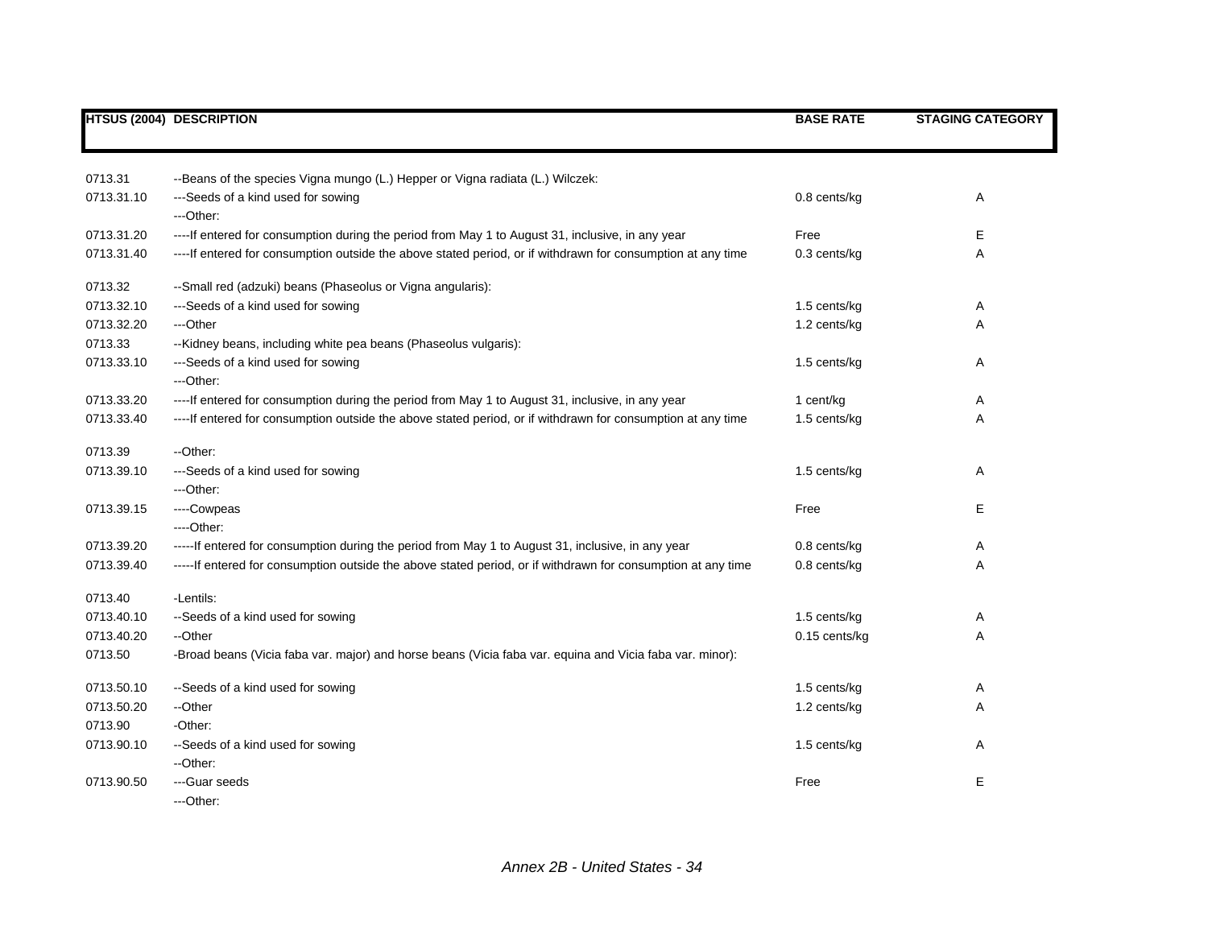| HTSUS (2004) | DESCRIPTION | BASE RATE | STAGING CATEGORY |
|---|---|---|---|
| 0713.31 | --Beans of the species Vigna mungo (L.) Hepper or Vigna radiata (L.) Wilczek: | | |
| 0713.31.10 | ---Seeds of a kind used for sowing | 0.8 cents/kg | A |
| | ---Other: | | |
| 0713.31.20 | ----If entered for consumption during the period from May 1 to August 31, inclusive, in any year | Free | E |
| 0713.31.40 | ----If entered for consumption outside the above stated period, or if withdrawn for consumption at any time | 0.3 cents/kg | A |
| 0713.32 | --Small red (adzuki) beans (Phaseolus or Vigna angularis): | | |
| 0713.32.10 | ---Seeds of a kind used for sowing | 1.5 cents/kg | A |
| 0713.32.20 | ---Other | 1.2 cents/kg | A |
| 0713.33 | --Kidney beans, including white pea beans (Phaseolus vulgaris): | | |
| 0713.33.10 | ---Seeds of a kind used for sowing | 1.5 cents/kg | A |
| | ---Other: | | |
| 0713.33.20 | ----If entered for consumption during the period from May 1 to August 31, inclusive, in any year | 1 cent/kg | A |
| 0713.33.40 | ----If entered for consumption outside the above stated period, or if withdrawn for consumption at any time | 1.5 cents/kg | A |
| 0713.39 | --Other: | | |
| 0713.39.10 | ---Seeds of a kind used for sowing | 1.5 cents/kg | A |
| | ---Other: | | |
| 0713.39.15 | ----Cowpeas | Free | E |
| | ----Other: | | |
| 0713.39.20 | -----If entered for consumption during the period from May 1 to August 31, inclusive, in any year | 0.8 cents/kg | A |
| 0713.39.40 | -----If entered for consumption outside the above stated period, or if withdrawn for consumption at any time | 0.8 cents/kg | A |
| 0713.40 | -Lentils: | | |
| 0713.40.10 | --Seeds of a kind used for sowing | 1.5 cents/kg | A |
| 0713.40.20 | --Other | 0.15 cents/kg | A |
| 0713.50 | -Broad beans (Vicia faba var. major) and horse beans (Vicia faba var. equina and Vicia faba var. minor): | | |
| 0713.50.10 | --Seeds of a kind used for sowing | 1.5 cents/kg | A |
| 0713.50.20 | --Other | 1.2 cents/kg | A |
| 0713.90 | -Other: | | |
| 0713.90.10 | --Seeds of a kind used for sowing | 1.5 cents/kg | A |
| | --Other: | | |
| 0713.90.50 | ---Guar seeds | Free | E |
| | ---Other: | | |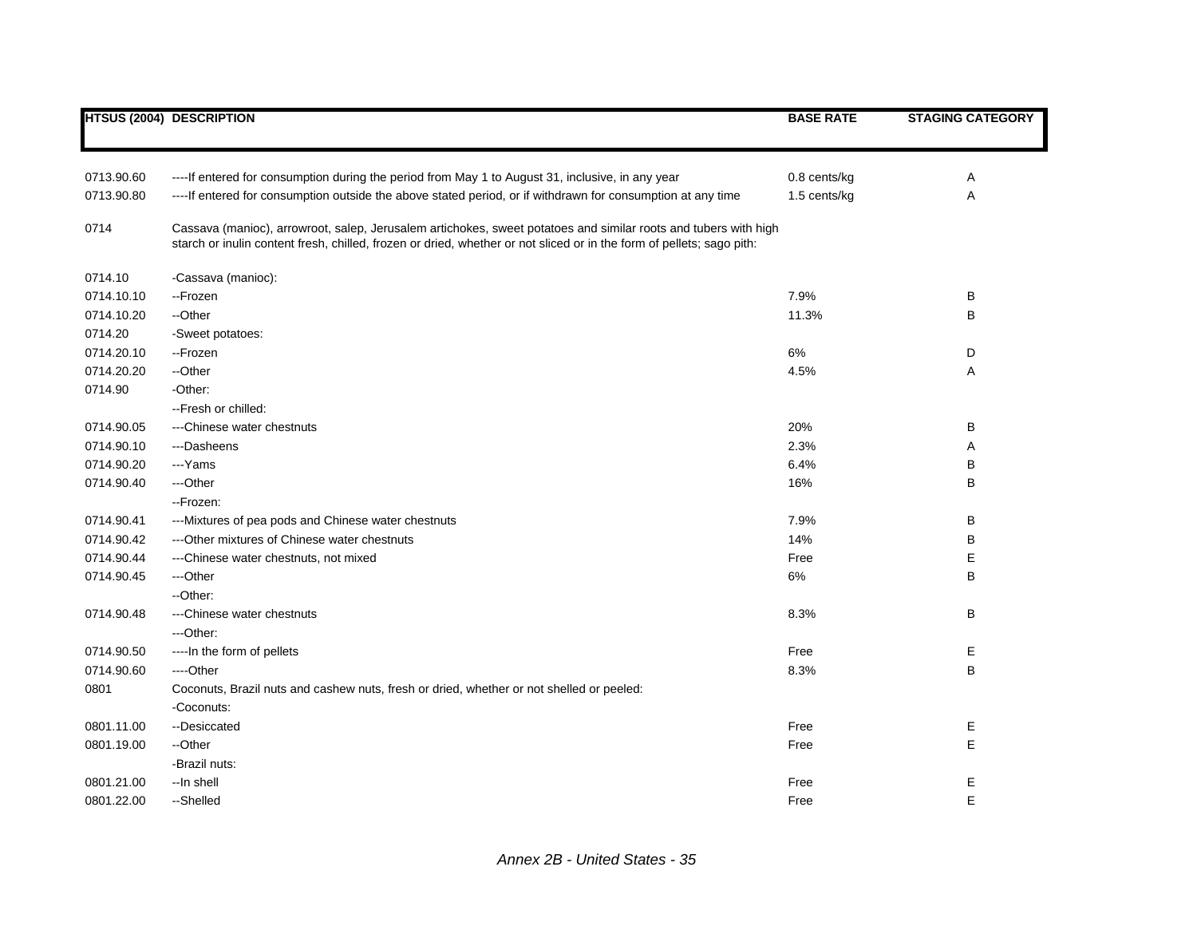| HTSUS (2004) | DESCRIPTION | BASE RATE | STAGING CATEGORY |
|---|---|---|---|
| 0713.90.60 | ----If entered for consumption during the period from May 1 to August 31, inclusive, in any year | 0.8 cents/kg | A |
| 0713.90.80 | ----If entered for consumption outside the above stated period, or if withdrawn for consumption at any time | 1.5 cents/kg | A |
| 0714 | Cassava (manioc), arrowroot, salep, Jerusalem artichokes, sweet potatoes and similar roots and tubers with high starch or inulin content fresh, chilled, frozen or dried, whether or not sliced or in the form of pellets; sago pith: | | |
| 0714.10 | -Cassava (manioc): | | |
| 0714.10.10 | --Frozen | 7.9% | B |
| 0714.10.20 | --Other | 11.3% | B |
| 0714.20 | -Sweet potatoes: | | |
| 0714.20.10 | --Frozen | 6% | D |
| 0714.20.20 | --Other | 4.5% | A |
| 0714.90 | -Other: | | |
| | --Fresh or chilled: | | |
| 0714.90.05 | ---Chinese water chestnuts | 20% | B |
| 0714.90.10 | ---Dasheens | 2.3% | A |
| 0714.90.20 | ---Yams | 6.4% | B |
| 0714.90.40 | ---Other | 16% | B |
| | --Frozen: | | |
| 0714.90.41 | ---Mixtures of pea pods and Chinese water chestnuts | 7.9% | B |
| 0714.90.42 | ---Other mixtures of Chinese water chestnuts | 14% | B |
| 0714.90.44 | ---Chinese water chestnuts, not mixed | Free | E |
| 0714.90.45 | ---Other | 6% | B |
| | --Other: | | |
| 0714.90.48 | ---Chinese water chestnuts | 8.3% | B |
| | ---Other: | | |
| 0714.90.50 | ----In the form of pellets | Free | E |
| 0714.90.60 | ----Other | 8.3% | B |
| 0801 | Coconuts, Brazil nuts and cashew nuts, fresh or dried, whether or not shelled or peeled: | | |
| | -Coconuts: | | |
| 0801.11.00 | --Desiccated | Free | E |
| 0801.19.00 | --Other | Free | E |
| | -Brazil nuts: | | |
| 0801.21.00 | --In shell | Free | E |
| 0801.22.00 | --Shelled | Free | E |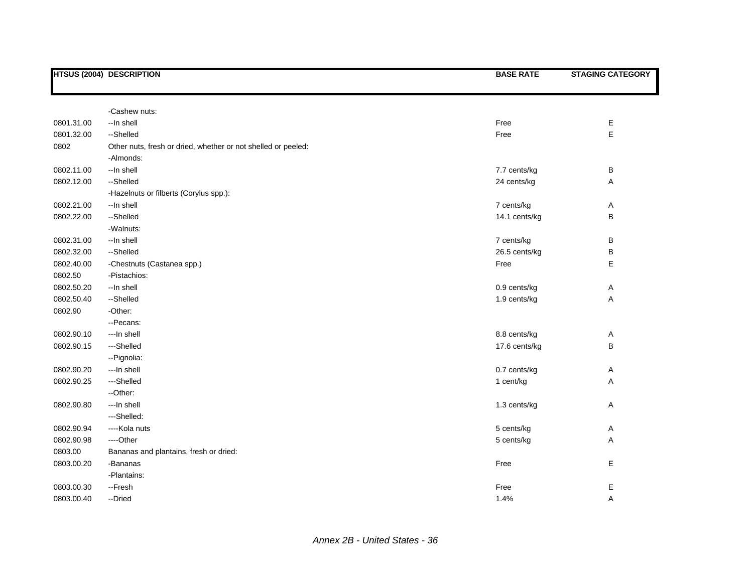| HTSUS (2004) | DESCRIPTION | BASE RATE | STAGING CATEGORY |
|---|---|---|---|
| | -Cashew nuts: | | |
| 0801.31.00 | --In shell | Free | E |
| 0801.32.00 | --Shelled | Free | E |
| 0802 | Other nuts, fresh or dried, whether or not shelled or peeled: | | |
| | -Almonds: | | |
| 0802.11.00 | --In shell | 7.7 cents/kg | B |
| 0802.12.00 | --Shelled | 24 cents/kg | A |
| | -Hazelnuts or filberts (Corylus spp.): | | |
| 0802.21.00 | --In shell | 7 cents/kg | A |
| 0802.22.00 | --Shelled | 14.1 cents/kg | B |
| | -Walnuts: | | |
| 0802.31.00 | --In shell | 7 cents/kg | B |
| 0802.32.00 | --Shelled | 26.5 cents/kg | B |
| 0802.40.00 | -Chestnuts (Castanea spp.) | Free | E |
| 0802.50 | -Pistachios: | | |
| 0802.50.20 | --In shell | 0.9 cents/kg | A |
| 0802.50.40 | --Shelled | 1.9 cents/kg | A |
| 0802.90 | -Other: | | |
| | --Pecans: | | |
| 0802.90.10 | ---In shell | 8.8 cents/kg | A |
| 0802.90.15 | ---Shelled | 17.6 cents/kg | B |
| | --Pignolia: | | |
| 0802.90.20 | ---In shell | 0.7 cents/kg | A |
| 0802.90.25 | ---Shelled | 1 cent/kg | A |
| | --Other: | | |
| 0802.90.80 | ---In shell | 1.3 cents/kg | A |
| | ---Shelled: | | |
| 0802.90.94 | ----Kola nuts | 5 cents/kg | A |
| 0802.90.98 | ----Other | 5 cents/kg | A |
| 0803.00 | Bananas and plantains, fresh or dried: | | |
| 0803.00.20 | -Bananas | Free | E |
| | -Plantains: | | |
| 0803.00.30 | --Fresh | Free | E |
| 0803.00.40 | --Dried | 1.4% | A |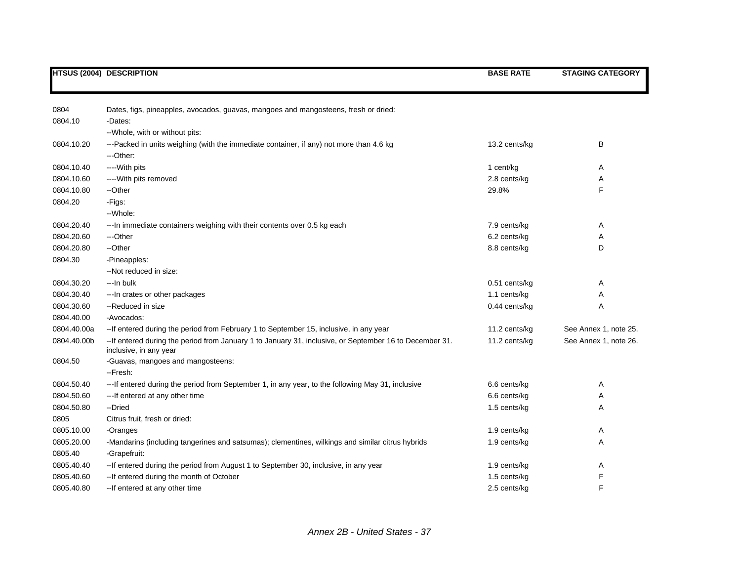| HTSUS (2004) | DESCRIPTION | BASE RATE | STAGING CATEGORY |
|---|---|---|---|
| 0804 | Dates, figs, pineapples, avocados, guavas, mangoes and mangosteens, fresh or dried: | | |
| 0804.10 | -Dates: | | |
| | --Whole, with or without pits: | | |
| 0804.10.20 | ---Packed in units weighing (with the immediate container, if any) not more than 4.6 kg | 13.2 cents/kg | B |
| | ---Other: | | |
| 0804.10.40 | ----With pits | 1 cent/kg | A |
| 0804.10.60 | ----With pits removed | 2.8 cents/kg | A |
| 0804.10.80 | --Other | 29.8% | F |
| 0804.20 | -Figs: | | |
| | --Whole: | | |
| 0804.20.40 | ---In immediate containers weighing with their contents over 0.5 kg each | 7.9 cents/kg | A |
| 0804.20.60 | ---Other | 6.2 cents/kg | A |
| 0804.20.80 | --Other | 8.8 cents/kg | D |
| 0804.30 | -Pineapples: | | |
| | --Not reduced in size: | | |
| 0804.30.20 | ---In bulk | 0.51 cents/kg | A |
| 0804.30.40 | ---In crates or other packages | 1.1 cents/kg | A |
| 0804.30.60 | --Reduced in size | 0.44 cents/kg | A |
| 0804.40.00 | -Avocados: | | |
| 0804.40.00a | --If entered during the period from February 1 to September 15, inclusive, in any year | 11.2 cents/kg | See Annex 1, note 25. |
| 0804.40.00b | --If entered during the period from January 1 to January 31, inclusive, or September 16 to December 31. inclusive, in any year | 11.2 cents/kg | See Annex 1, note 26. |
| 0804.50 | -Guavas, mangoes and mangosteens: | | |
| | --Fresh: | | |
| 0804.50.40 | ---If entered during the period from September 1, in any year, to the following May 31, inclusive | 6.6 cents/kg | A |
| 0804.50.60 | ---If entered at any other time | 6.6 cents/kg | A |
| 0804.50.80 | --Dried | 1.5 cents/kg | A |
| 0805 | Citrus fruit, fresh or dried: | | |
| 0805.10.00 | -Oranges | 1.9 cents/kg | A |
| 0805.20.00 | -Mandarins (including tangerines and satsumas); clementines, wilkings and similar citrus hybrids | 1.9 cents/kg | A |
| 0805.40 | -Grapefruit: | | |
| 0805.40.40 | --If entered during the period from August 1 to September 30, inclusive, in any year | 1.9 cents/kg | A |
| 0805.40.60 | --If entered during the month of October | 1.5 cents/kg | F |
| 0805.40.80 | --If entered at any other time | 2.5 cents/kg | F |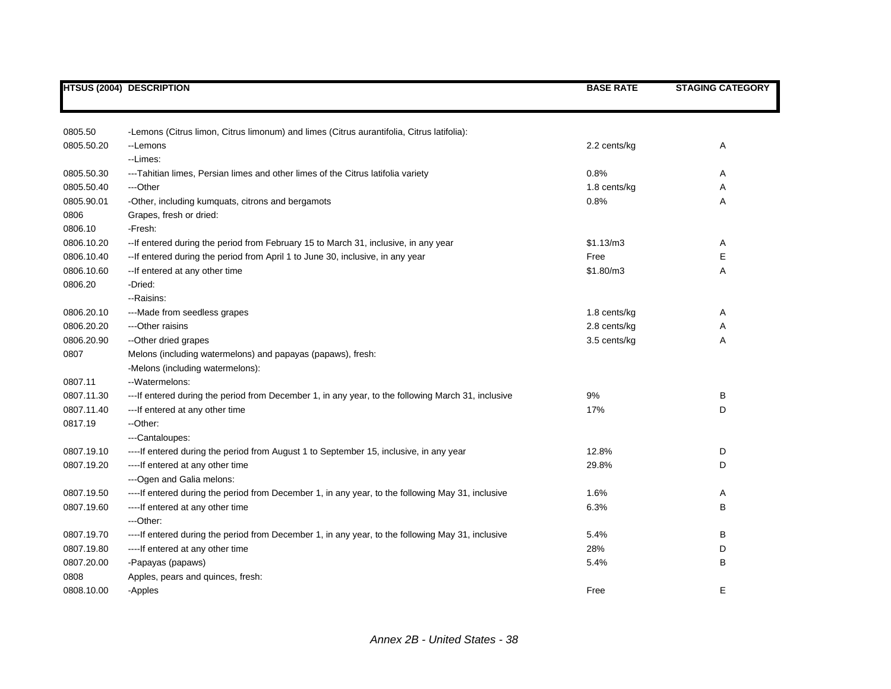| HTSUS (2004) | DESCRIPTION | BASE RATE | STAGING CATEGORY |
|---|---|---|---|
| 0805.50 | -Lemons (Citrus limon, Citrus limonum) and limes (Citrus aurantifolia, Citrus latifolia): | | |
| 0805.50.20 | --Lemons | 2.2 cents/kg | A |
| | --Limes: | | |
| 0805.50.30 | ---Tahitian limes, Persian limes and other limes of the Citrus latifolia variety | 0.8% | A |
| 0805.50.40 | ---Other | 1.8 cents/kg | A |
| 0805.90.01 | -Other, including kumquats, citrons and bergamots | 0.8% | A |
| 0806 | Grapes, fresh or dried: | | |
| 0806.10 | -Fresh: | | |
| 0806.10.20 | --If entered during the period from February 15 to March 31, inclusive, in any year | $1.13/m3 | A |
| 0806.10.40 | --If entered during the period from April 1 to June 30, inclusive, in any year | Free | E |
| 0806.10.60 | --If entered at any other time | $1.80/m3 | A |
| 0806.20 | -Dried: | | |
| | --Raisins: | | |
| 0806.20.10 | ---Made from seedless grapes | 1.8 cents/kg | A |
| 0806.20.20 | ---Other raisins | 2.8 cents/kg | A |
| 0806.20.90 | --Other dried grapes | 3.5 cents/kg | A |
| 0807 | Melons (including watermelons) and papayas (papaws), fresh: | | |
| | -Melons (including watermelons): | | |
| 0807.11 | --Watermelons: | | |
| 0807.11.30 | ---If entered during the period from December 1, in any year, to the following March 31, inclusive | 9% | B |
| 0807.11.40 | ---If entered at any other time | 17% | D |
| 0817.19 | --Other: | | |
| | ---Cantaloupes: | | |
| 0807.19.10 | ----If entered during the period from August 1 to September 15, inclusive, in any year | 12.8% | D |
| 0807.19.20 | ----If entered at any other time | 29.8% | D |
| | ---Ogen and Galia melons: | | |
| 0807.19.50 | ----If entered during the period from December 1, in any year, to the following May 31, inclusive | 1.6% | A |
| 0807.19.60 | ----If entered at any other time | 6.3% | B |
| | ---Other: | | |
| 0807.19.70 | ----If entered during the period from December 1, in any year, to the following May 31, inclusive | 5.4% | B |
| 0807.19.80 | ----If entered at any other time | 28% | D |
| 0807.20.00 | -Papayas (papaws) | 5.4% | B |
| 0808 | Apples, pears and quinces, fresh: | | |
| 0808.10.00 | -Apples | Free | E |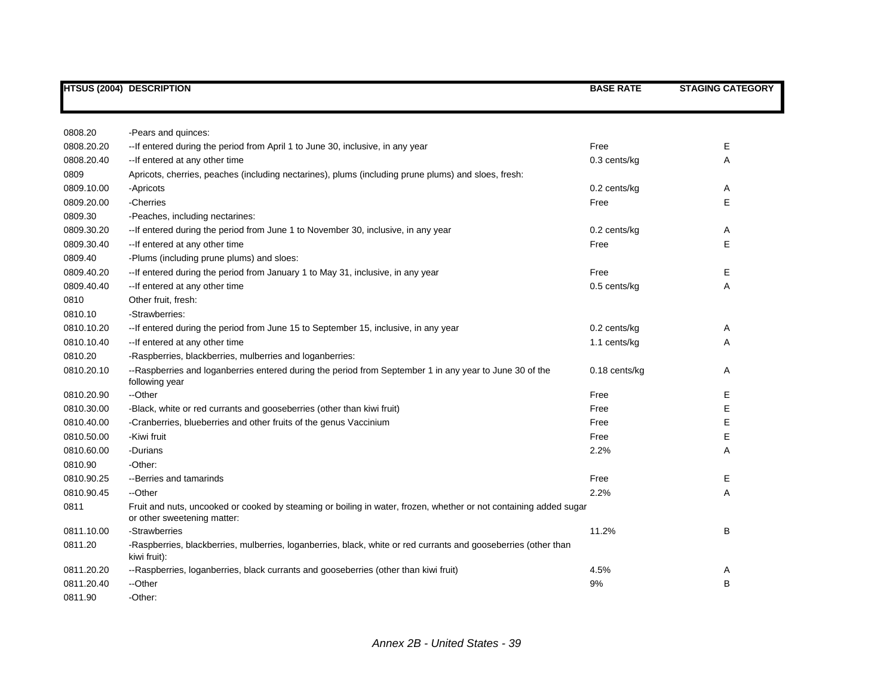| HTSUS (2004) | DESCRIPTION | BASE RATE | STAGING CATEGORY |
|---|---|---|---|
| 0808.20 | -Pears and quinces: | | |
| 0808.20.20 | --If entered during the period from April 1 to June 30, inclusive, in any year | Free | E |
| 0808.20.40 | --If entered at any other time | 0.3 cents/kg | A |
| 0809 | Apricots, cherries, peaches (including nectarines), plums (including prune plums) and sloes, fresh: | | |
| 0809.10.00 | -Apricots | 0.2 cents/kg | A |
| 0809.20.00 | -Cherries | Free | E |
| 0809.30 | -Peaches, including nectarines: | | |
| 0809.30.20 | --If entered during the period from June 1 to November 30, inclusive, in any year | 0.2 cents/kg | A |
| 0809.30.40 | --If entered at any other time | Free | E |
| 0809.40 | -Plums (including prune plums) and sloes: | | |
| 0809.40.20 | --If entered during the period from January 1 to May 31, inclusive, in any year | Free | E |
| 0809.40.40 | --If entered at any other time | 0.5 cents/kg | A |
| 0810 | Other fruit, fresh: | | |
| 0810.10 | -Strawberries: | | |
| 0810.10.20 | --If entered during the period from June 15 to September 15, inclusive, in any year | 0.2 cents/kg | A |
| 0810.10.40 | --If entered at any other time | 1.1 cents/kg | A |
| 0810.20 | -Raspberries, blackberries, mulberries and loganberries: | | |
| 0810.20.10 | --Raspberries and loganberries entered during the period from September 1 in any year to June 30 of the following year | 0.18 cents/kg | A |
| 0810.20.90 | --Other | Free | E |
| 0810.30.00 | -Black, white or red currants and gooseberries (other than kiwi fruit) | Free | E |
| 0810.40.00 | -Cranberries, blueberries and other fruits of the genus Vaccinium | Free | E |
| 0810.50.00 | -Kiwi fruit | Free | E |
| 0810.60.00 | -Durians | 2.2% | A |
| 0810.90 | -Other: | | |
| 0810.90.25 | --Berries and tamarinds | Free | E |
| 0810.90.45 | --Other | 2.2% | A |
| 0811 | Fruit and nuts, uncooked or cooked by steaming or boiling in water, frozen, whether or not containing added sugar or other sweetening matter: | | |
| 0811.10.00 | -Strawberries | 11.2% | B |
| 0811.20 | -Raspberries, blackberries, mulberries, loganberries, black, white or red currants and gooseberries (other than kiwi fruit): | | |
| 0811.20.20 | --Raspberries, loganberries, black currants and gooseberries (other than kiwi fruit) | 4.5% | A |
| 0811.20.40 | --Other | 9% | B |
| 0811.90 | -Other: | | |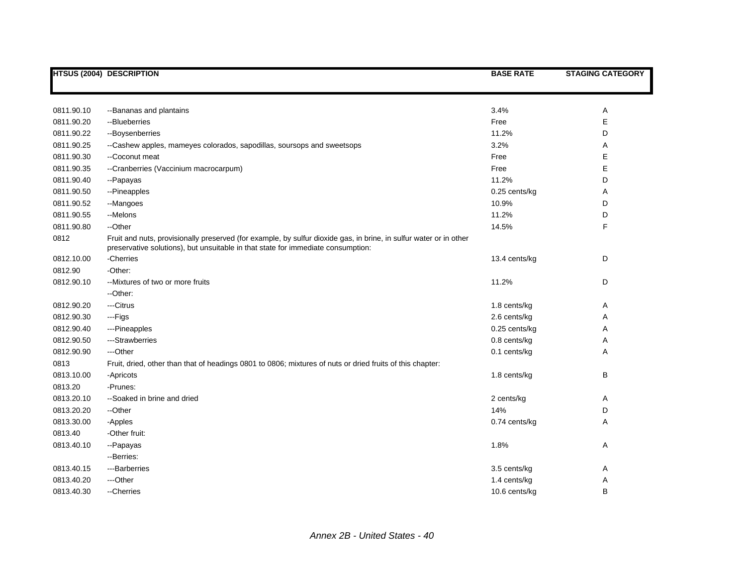| HTSUS (2004) | DESCRIPTION | BASE RATE | STAGING CATEGORY |
|---|---|---|---|
| 0811.90.10 | --Bananas and plantains | 3.4% | A |
| 0811.90.20 | --Blueberries | Free | E |
| 0811.90.22 | --Boysenberries | 11.2% | D |
| 0811.90.25 | --Cashew apples, mameyes colorados, sapodillas, soursops and sweetsops | 3.2% | A |
| 0811.90.30 | --Coconut meat | Free | E |
| 0811.90.35 | --Cranberries (Vaccinium macrocarpum) | Free | E |
| 0811.90.40 | --Papayas | 11.2% | D |
| 0811.90.50 | --Pineapples | 0.25 cents/kg | A |
| 0811.90.52 | --Mangoes | 10.9% | D |
| 0811.90.55 | --Melons | 11.2% | D |
| 0811.90.80 | --Other | 14.5% | F |
| 0812 | Fruit and nuts, provisionally preserved (for example, by sulfur dioxide gas, in brine, in sulfur water or in other preservative solutions), but unsuitable in that state for immediate consumption: | | |
| 0812.10.00 | -Cherries | 13.4 cents/kg | D |
| 0812.90 | -Other: | | |
| 0812.90.10 | --Mixtures of two or more fruits | 11.2% | D |
| | --Other: | | |
| 0812.90.20 | ---Citrus | 1.8 cents/kg | A |
| 0812.90.30 | ---Figs | 2.6 cents/kg | A |
| 0812.90.40 | ---Pineapples | 0.25 cents/kg | A |
| 0812.90.50 | ---Strawberries | 0.8 cents/kg | A |
| 0812.90.90 | ---Other | 0.1 cents/kg | A |
| 0813 | Fruit, dried, other than that of headings 0801 to 0806; mixtures of nuts or dried fruits of this chapter: | | |
| 0813.10.00 | -Apricots | 1.8 cents/kg | B |
| 0813.20 | -Prunes: | | |
| 0813.20.10 | --Soaked in brine and dried | 2 cents/kg | A |
| 0813.20.20 | --Other | 14% | D |
| 0813.30.00 | -Apples | 0.74 cents/kg | A |
| 0813.40 | -Other fruit: | | |
| 0813.40.10 | --Papayas | 1.8% | A |
| | --Berries: | | |
| 0813.40.15 | ---Barberries | 3.5 cents/kg | A |
| 0813.40.20 | ---Other | 1.4 cents/kg | A |
| 0813.40.30 | --Cherries | 10.6 cents/kg | B |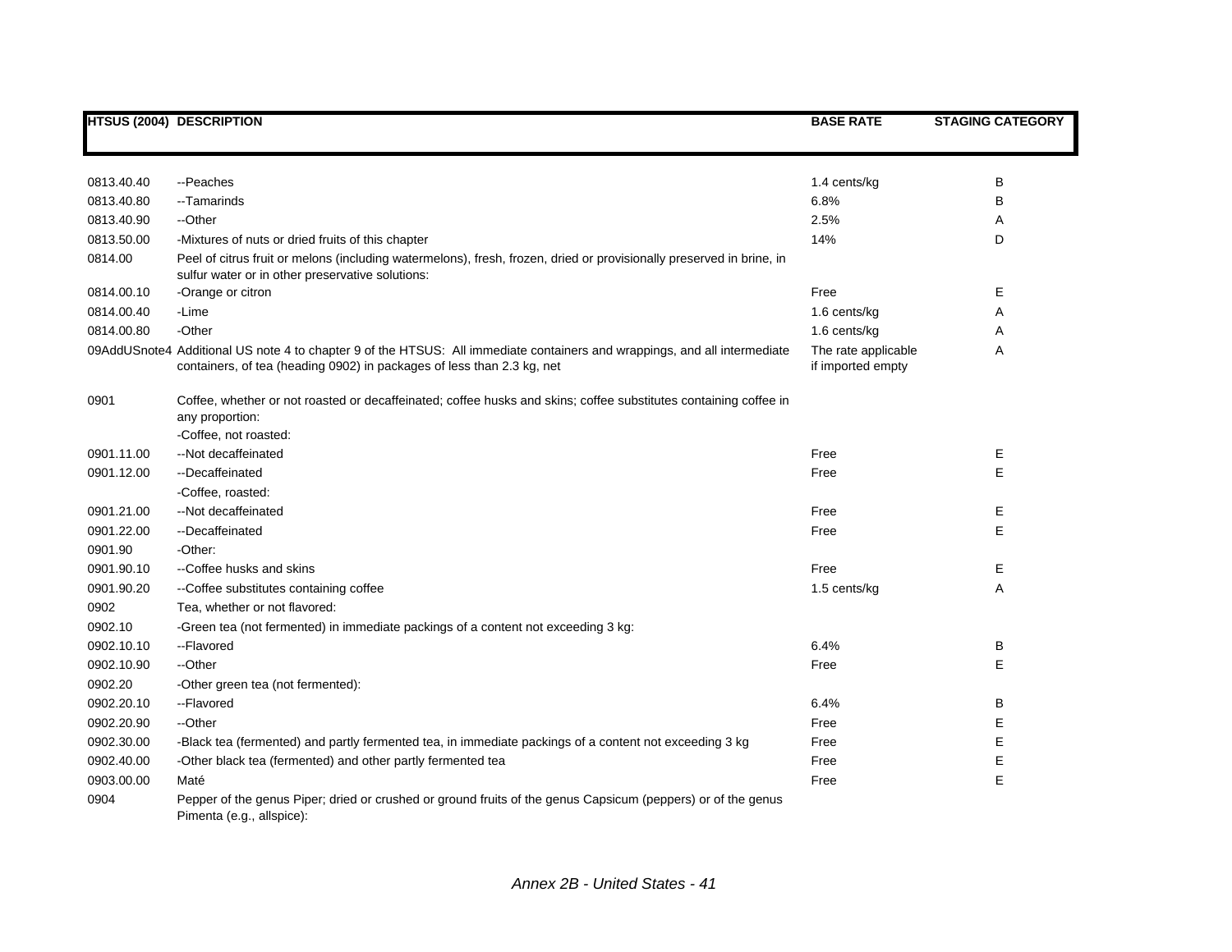| HTSUS (2004) | DESCRIPTION | BASE RATE | STAGING CATEGORY |
|---|---|---|---|
| 0813.40.40 | --Peaches | 1.4 cents/kg | B |
| 0813.40.80 | --Tamarinds | 6.8% | B |
| 0813.40.90 | --Other | 2.5% | A |
| 0813.50.00 | -Mixtures of nuts or dried fruits of this chapter | 14% | D |
| 0814.00 | Peel of citrus fruit or melons (including watermelons), fresh, frozen, dried or provisionally preserved in brine, in sulfur water or in other preservative solutions: | | |
| 0814.00.10 | -Orange or citron | Free | E |
| 0814.00.40 | -Lime | 1.6 cents/kg | A |
| 0814.00.80 | -Other | 1.6 cents/kg | A |
| 09AddUSnote4 | Additional US note 4 to chapter 9 of the HTSUS: All immediate containers and wrappings, and all intermediate containers, of tea (heading 0902) in packages of less than 2.3 kg, net | The rate applicable if imported empty | A |
| 0901 | Coffee, whether or not roasted or decaffeinated; coffee husks and skins; coffee substitutes containing coffee in any proportion: | | |
| | -Coffee, not roasted: | | |
| 0901.11.00 | --Not decaffeinated | Free | E |
| 0901.12.00 | --Decaffeinated | Free | E |
| | -Coffee, roasted: | | |
| 0901.21.00 | --Not decaffeinated | Free | E |
| 0901.22.00 | --Decaffeinated | Free | E |
| 0901.90 | -Other: | | |
| 0901.90.10 | --Coffee husks and skins | Free | E |
| 0901.90.20 | --Coffee substitutes containing coffee | 1.5 cents/kg | A |
| 0902 | Tea, whether or not flavored: | | |
| 0902.10 | -Green tea (not fermented) in immediate packings of a content not exceeding 3 kg: | | |
| 0902.10.10 | --Flavored | 6.4% | B |
| 0902.10.90 | --Other | Free | E |
| 0902.20 | -Other green tea (not fermented): | | |
| 0902.20.10 | --Flavored | 6.4% | B |
| 0902.20.90 | --Other | Free | E |
| 0902.30.00 | -Black tea (fermented) and partly fermented tea, in immediate packings of a content not exceeding 3 kg | Free | E |
| 0902.40.00 | -Other black tea (fermented) and other partly fermented tea | Free | E |
| 0903.00.00 | Maté | Free | E |
| 0904 | Pepper of the genus Piper; dried or crushed or ground fruits of the genus Capsicum (peppers) or of the genus Pimenta (e.g., allspice): | | |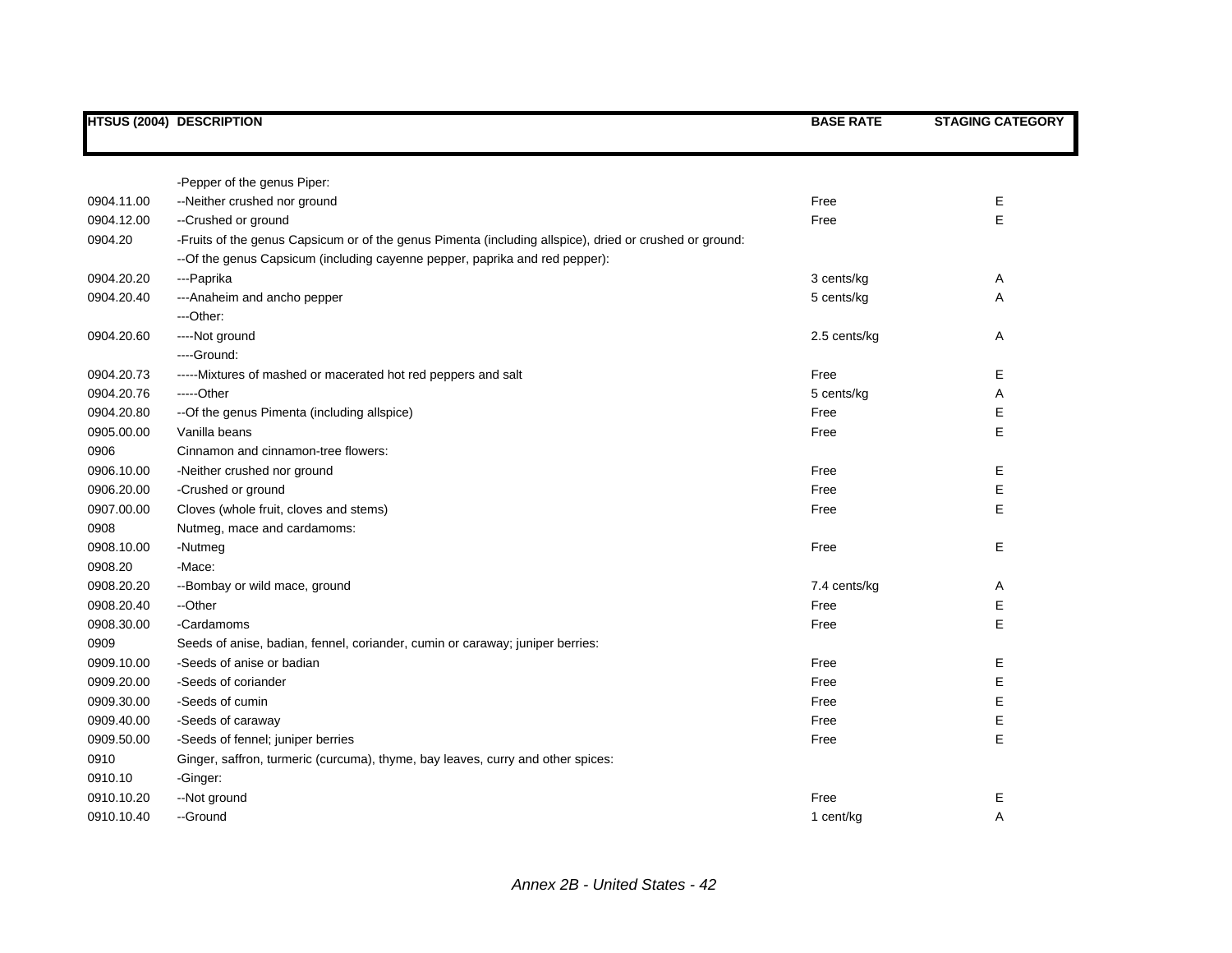| HTSUS (2004) | DESCRIPTION | BASE RATE | STAGING CATEGORY |
|---|---|---|---|
| | -Pepper of the genus Piper: | | |
| 0904.11.00 | --Neither crushed nor ground | Free | E |
| 0904.12.00 | --Crushed or ground | Free | E |
| 0904.20 | -Fruits of the genus Capsicum or of the genus Pimenta (including allspice), dried or crushed or ground: | | |
| | --Of the genus Capsicum (including cayenne pepper, paprika and red pepper): | | |
| 0904.20.20 | ---Paprika | 3 cents/kg | A |
| 0904.20.40 | ---Anaheim and ancho pepper | 5 cents/kg | A |
| | ---Other: | | |
| 0904.20.60 | ----Not ground | 2.5 cents/kg | A |
| | ----Ground: | | |
| 0904.20.73 | -----Mixtures of mashed or macerated hot red peppers and salt | Free | E |
| 0904.20.76 | -----Other | 5 cents/kg | A |
| 0904.20.80 | --Of the genus Pimenta (including allspice) | Free | E |
| 0905.00.00 | Vanilla beans | Free | E |
| 0906 | Cinnamon and cinnamon-tree flowers: | | |
| 0906.10.00 | -Neither crushed nor ground | Free | E |
| 0906.20.00 | -Crushed or ground | Free | E |
| 0907.00.00 | Cloves (whole fruit, cloves and stems) | Free | E |
| 0908 | Nutmeg, mace and cardamoms: | | |
| 0908.10.00 | -Nutmeg | Free | E |
| 0908.20 | -Mace: | | |
| 0908.20.20 | --Bombay or wild mace, ground | 7.4 cents/kg | A |
| 0908.20.40 | --Other | Free | E |
| 0908.30.00 | -Cardamoms | Free | E |
| 0909 | Seeds of anise, badian, fennel, coriander, cumin or caraway; juniper berries: | | |
| 0909.10.00 | -Seeds of anise or badian | Free | E |
| 0909.20.00 | -Seeds of coriander | Free | E |
| 0909.30.00 | -Seeds of cumin | Free | E |
| 0909.40.00 | -Seeds of caraway | Free | E |
| 0909.50.00 | -Seeds of fennel; juniper berries | Free | E |
| 0910 | Ginger, saffron, turmeric (curcuma), thyme, bay leaves, curry and other spices: | | |
| 0910.10 | -Ginger: | | |
| 0910.10.20 | --Not ground | Free | E |
| 0910.10.40 | --Ground | 1 cent/kg | A |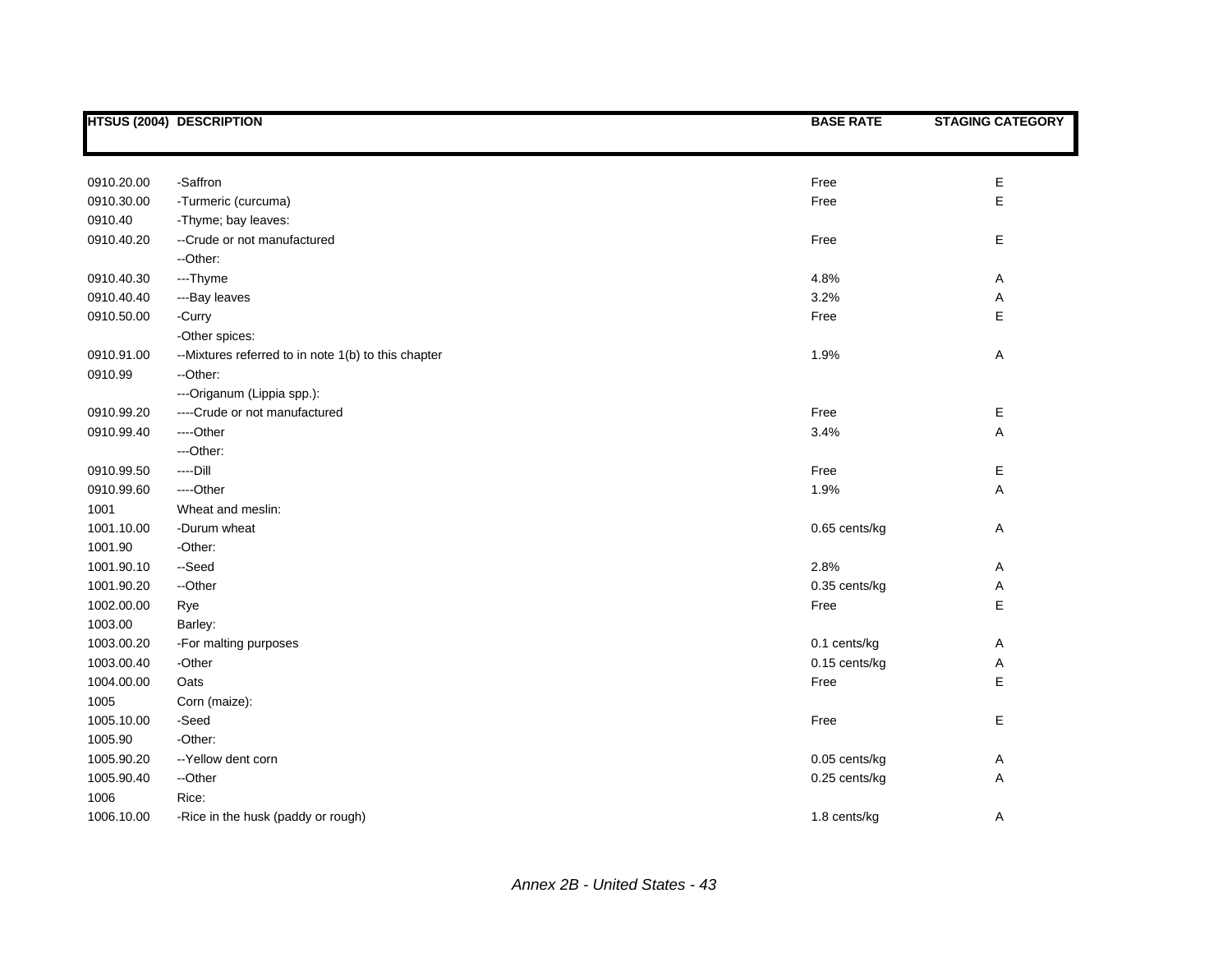| HTSUS (2004) | DESCRIPTION | BASE RATE | STAGING CATEGORY |
|---|---|---|---|
| 0910.20.00 | -Saffron | Free | E |
| 0910.30.00 | -Turmeric (curcuma) | Free | E |
| 0910.40 | -Thyme; bay leaves: | | |
| 0910.40.20 | --Crude or not manufactured | Free | E |
| | --Other: | | |
| 0910.40.30 | ---Thyme | 4.8% | A |
| 0910.40.40 | ---Bay leaves | 3.2% | A |
| 0910.50.00 | -Curry | Free | E |
| | -Other spices: | | |
| 0910.91.00 | --Mixtures referred to in note 1(b) to this chapter | 1.9% | A |
| 0910.99 | --Other: | | |
| | ---Origanum (Lippia spp.): | | |
| 0910.99.20 | ----Crude or not manufactured | Free | E |
| 0910.99.40 | ----Other | 3.4% | A |
| | ---Other: | | |
| 0910.99.50 | ----Dill | Free | E |
| 0910.99.60 | ----Other | 1.9% | A |
| 1001 | Wheat and meslin: | | |
| 1001.10.00 | -Durum wheat | 0.65 cents/kg | A |
| 1001.90 | -Other: | | |
| 1001.90.10 | --Seed | 2.8% | A |
| 1001.90.20 | --Other | 0.35 cents/kg | A |
| 1002.00.00 | Rye | Free | E |
| 1003.00 | Barley: | | |
| 1003.00.20 | -For malting purposes | 0.1 cents/kg | A |
| 1003.00.40 | -Other | 0.15 cents/kg | A |
| 1004.00.00 | Oats | Free | E |
| 1005 | Corn (maize): | | |
| 1005.10.00 | -Seed | Free | E |
| 1005.90 | -Other: | | |
| 1005.90.20 | --Yellow dent corn | 0.05 cents/kg | A |
| 1005.90.40 | --Other | 0.25 cents/kg | A |
| 1006 | Rice: | | |
| 1006.10.00 | -Rice in the husk (paddy or rough) | 1.8 cents/kg | A |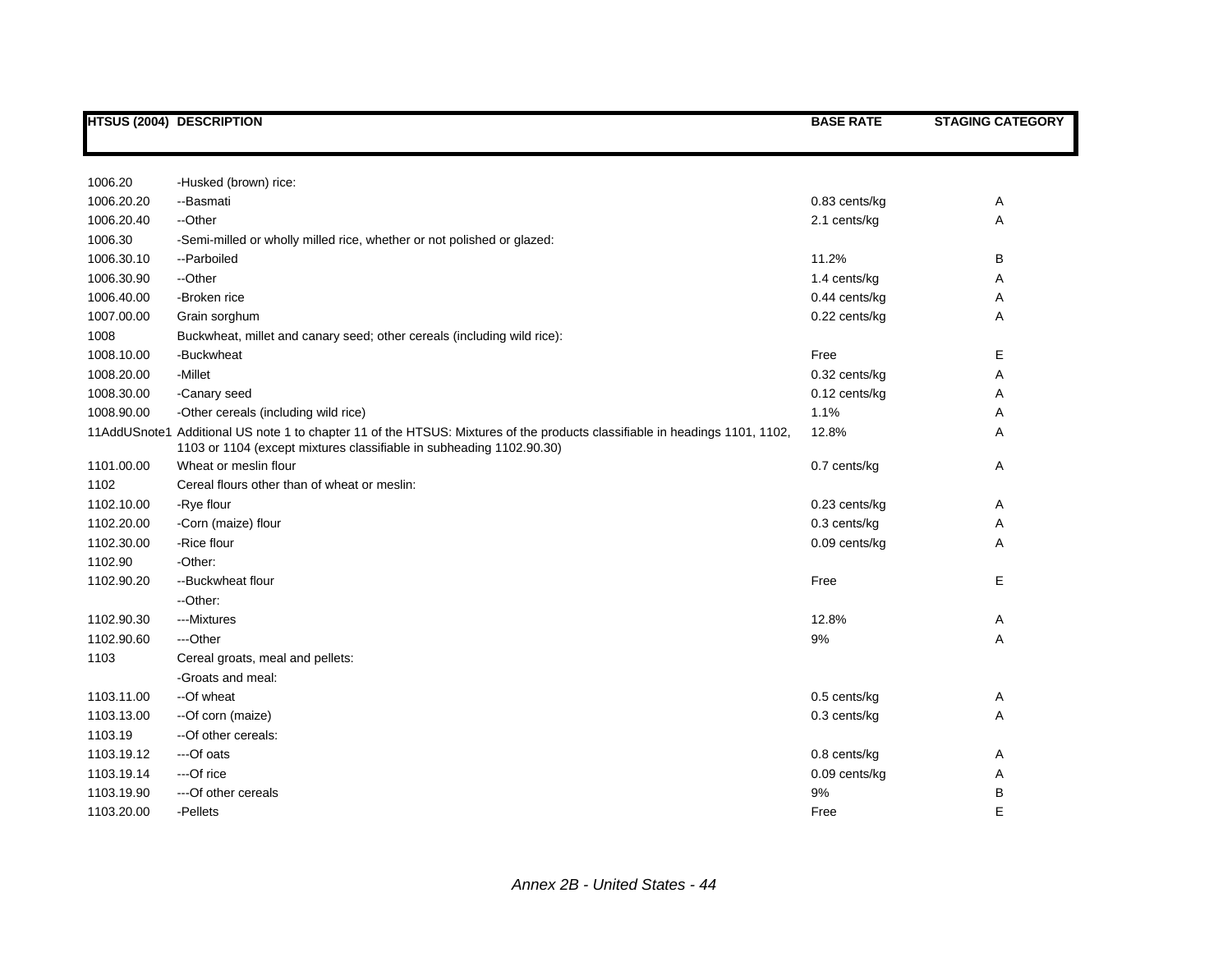| HTSUS (2004) | DESCRIPTION | BASE RATE | STAGING CATEGORY |
|---|---|---|---|
| 1006.20 | -Husked (brown) rice: | | |
| 1006.20.20 | --Basmati | 0.83 cents/kg | A |
| 1006.20.40 | --Other | 2.1 cents/kg | A |
| 1006.30 | -Semi-milled or wholly milled rice, whether or not polished or glazed: | | |
| 1006.30.10 | --Parboiled | 11.2% | B |
| 1006.30.90 | --Other | 1.4 cents/kg | A |
| 1006.40.00 | -Broken rice | 0.44 cents/kg | A |
| 1007.00.00 | Grain sorghum | 0.22 cents/kg | A |
| 1008 | Buckwheat, millet and canary seed; other cereals (including wild rice): | | |
| 1008.10.00 | -Buckwheat | Free | E |
| 1008.20.00 | -Millet | 0.32 cents/kg | A |
| 1008.30.00 | -Canary seed | 0.12 cents/kg | A |
| 1008.90.00 | -Other cereals (including wild rice) | 1.1% | A |
| 11AddUSnote1 | Additional US note 1 to chapter 11 of the HTSUS: Mixtures of the products classifiable in headings 1101, 1102, 1103 or 1104 (except mixtures classifiable in subheading 1102.90.30) | 12.8% | A |
| 1101.00.00 | Wheat or meslin flour | 0.7 cents/kg | A |
| 1102 | Cereal flours other than of wheat or meslin: | | |
| 1102.10.00 | -Rye flour | 0.23 cents/kg | A |
| 1102.20.00 | -Corn (maize) flour | 0.3 cents/kg | A |
| 1102.30.00 | -Rice flour | 0.09 cents/kg | A |
| 1102.90 | -Other: | | |
| 1102.90.20 | --Buckwheat flour | Free | E |
| | --Other: | | |
| 1102.90.30 | ---Mixtures | 12.8% | A |
| 1102.90.60 | ---Other | 9% | A |
| 1103 | Cereal groats, meal and pellets: | | |
| | -Groats and meal: | | |
| 1103.11.00 | --Of wheat | 0.5 cents/kg | A |
| 1103.13.00 | --Of corn (maize) | 0.3 cents/kg | A |
| 1103.19 | --Of other cereals: | | |
| 1103.19.12 | ---Of oats | 0.8 cents/kg | A |
| 1103.19.14 | ---Of rice | 0.09 cents/kg | A |
| 1103.19.90 | ---Of other cereals | 9% | B |
| 1103.20.00 | -Pellets | Free | E |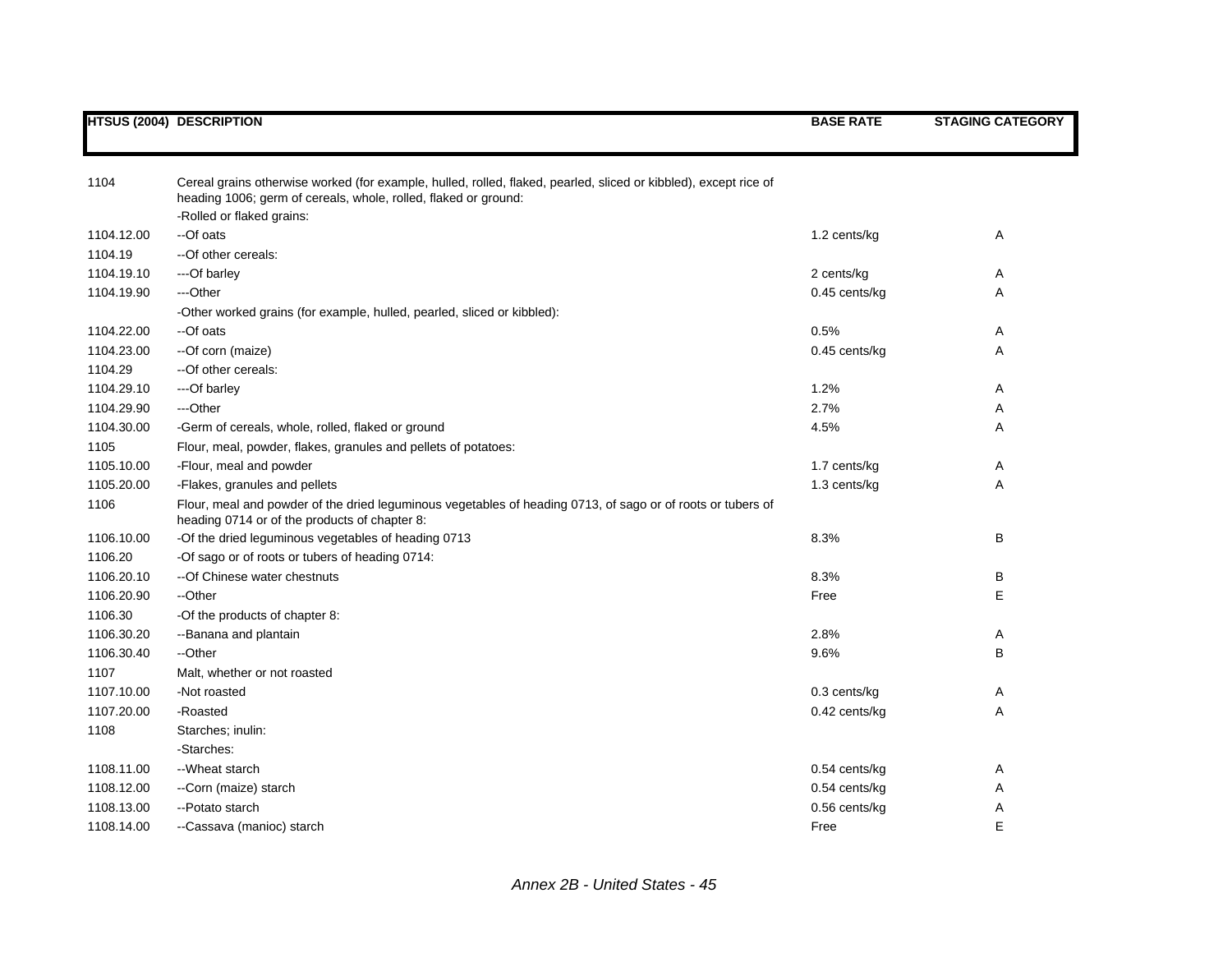| HTSUS (2004) | DESCRIPTION | BASE RATE | STAGING CATEGORY |
|---|---|---|---|
| 1104 | Cereal grains otherwise worked (for example, hulled, rolled, flaked, pearled, sliced or kibbled), except rice of heading 1006; germ of cereals, whole, rolled, flaked or ground: | | |
| | -Rolled or flaked grains: | | |
| 1104.12.00 | --Of oats | 1.2 cents/kg | A |
| 1104.19 | --Of other cereals: | | |
| 1104.19.10 | ---Of barley | 2 cents/kg | A |
| 1104.19.90 | ---Other | 0.45 cents/kg | A |
| | -Other worked grains (for example, hulled, pearled, sliced or kibbled): | | |
| 1104.22.00 | --Of oats | 0.5% | A |
| 1104.23.00 | --Of corn (maize) | 0.45 cents/kg | A |
| 1104.29 | --Of other cereals: | | |
| 1104.29.10 | ---Of barley | 1.2% | A |
| 1104.29.90 | ---Other | 2.7% | A |
| 1104.30.00 | -Germ of cereals, whole, rolled, flaked or ground | 4.5% | A |
| 1105 | Flour, meal, powder, flakes, granules and pellets of potatoes: | | |
| 1105.10.00 | -Flour, meal and powder | 1.7 cents/kg | A |
| 1105.20.00 | -Flakes, granules and pellets | 1.3 cents/kg | A |
| 1106 | Flour, meal and powder of the dried leguminous vegetables of heading 0713, of sago or of roots or tubers of heading 0714 or of the products of chapter 8: | | |
| 1106.10.00 | -Of the dried leguminous vegetables of heading 0713 | 8.3% | B |
| 1106.20 | -Of sago or of roots or tubers of heading 0714: | | |
| 1106.20.10 | --Of Chinese water chestnuts | 8.3% | B |
| 1106.20.90 | --Other | Free | E |
| 1106.30 | -Of the products of chapter 8: | | |
| 1106.30.20 | --Banana and plantain | 2.8% | A |
| 1106.30.40 | --Other | 9.6% | B |
| 1107 | Malt, whether or not roasted | | |
| 1107.10.00 | -Not roasted | 0.3 cents/kg | A |
| 1107.20.00 | -Roasted | 0.42 cents/kg | A |
| 1108 | Starches; inulin: | | |
| | -Starches: | | |
| 1108.11.00 | --Wheat starch | 0.54 cents/kg | A |
| 1108.12.00 | --Corn (maize) starch | 0.54 cents/kg | A |
| 1108.13.00 | --Potato starch | 0.56 cents/kg | A |
| 1108.14.00 | --Cassava (manioc) starch | Free | E |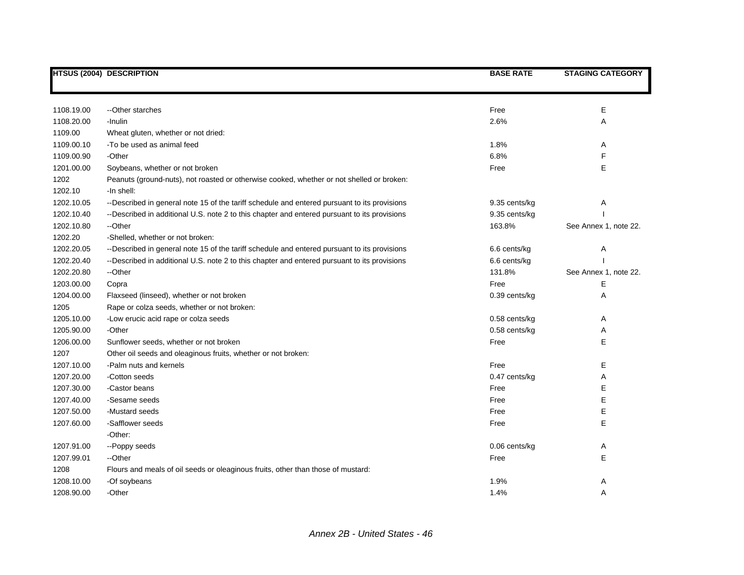| HTSUS (2004) | DESCRIPTION | BASE RATE | STAGING CATEGORY |
|---|---|---|---|
| 1108.19.00 | --Other starches | Free | E |
| 1108.20.00 | -Inulin | 2.6% | A |
| 1109.00 | Wheat gluten, whether or not dried: | | |
| 1109.00.10 | -To be used as animal feed | 1.8% | A |
| 1109.00.90 | -Other | 6.8% | F |
| 1201.00.00 | Soybeans, whether or not broken | Free | E |
| 1202 | Peanuts (ground-nuts), not roasted or otherwise cooked, whether or not shelled or broken: | | |
| 1202.10 | -In shell: | | |
| 1202.10.05 | --Described in general note 15 of the tariff schedule and entered pursuant to its provisions | 9.35 cents/kg | A |
| 1202.10.40 | --Described in additional U.S. note 2 to this chapter and entered pursuant to its provisions | 9.35 cents/kg | I |
| 1202.10.80 | --Other | 163.8% | See Annex 1, note 22. |
| 1202.20 | -Shelled, whether or not broken: | | |
| 1202.20.05 | --Described in general note 15 of the tariff schedule and entered pursuant to its provisions | 6.6 cents/kg | A |
| 1202.20.40 | --Described in additional U.S. note 2 to this chapter and entered pursuant to its provisions | 6.6 cents/kg | I |
| 1202.20.80 | --Other | 131.8% | See Annex 1, note 22. |
| 1203.00.00 | Copra | Free | E |
| 1204.00.00 | Flaxseed (linseed), whether or not broken | 0.39 cents/kg | A |
| 1205 | Rape or colza seeds, whether or not broken: | | |
| 1205.10.00 | -Low erucic acid rape or colza seeds | 0.58 cents/kg | A |
| 1205.90.00 | -Other | 0.58 cents/kg | A |
| 1206.00.00 | Sunflower seeds, whether or not broken | Free | E |
| 1207 | Other oil seeds and oleaginous fruits, whether or not broken: | | |
| 1207.10.00 | -Palm nuts and kernels | Free | E |
| 1207.20.00 | -Cotton seeds | 0.47 cents/kg | A |
| 1207.30.00 | -Castor beans | Free | E |
| 1207.40.00 | -Sesame seeds | Free | E |
| 1207.50.00 | -Mustard seeds | Free | E |
| 1207.60.00 | -Safflower seeds | Free | E |
| | -Other: | | |
| 1207.91.00 | --Poppy seeds | 0.06 cents/kg | A |
| 1207.99.01 | --Other | Free | E |
| 1208 | Flours and meals of oil seeds or oleaginous fruits, other than those of mustard: | | |
| 1208.10.00 | -Of soybeans | 1.9% | A |
| 1208.90.00 | -Other | 1.4% | A |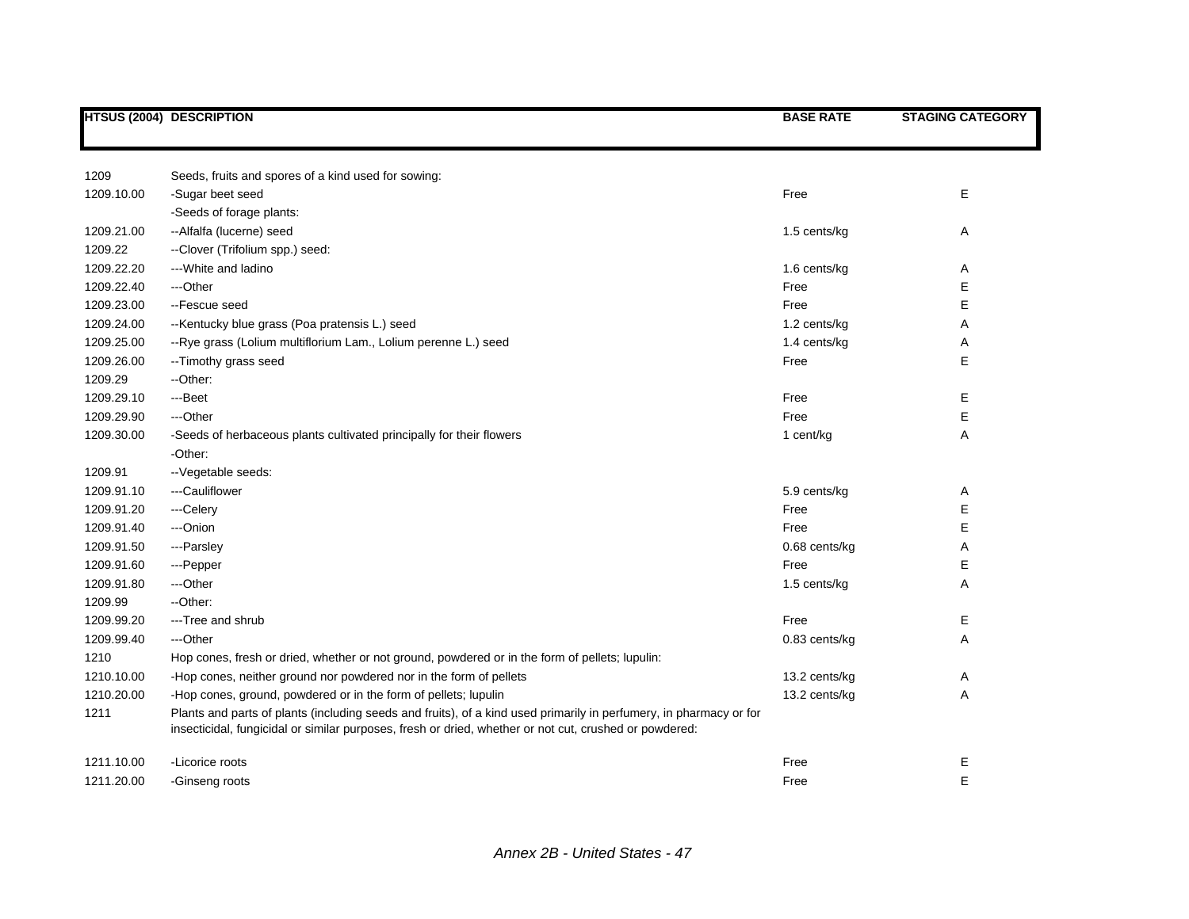| HTSUS (2004) | DESCRIPTION | BASE RATE | STAGING CATEGORY |
|---|---|---|---|
| 1209 | Seeds, fruits and spores of a kind used for sowing: | | |
| 1209.10.00 | -Sugar beet seed | Free | E |
| | -Seeds of forage plants: | | |
| 1209.21.00 | --Alfalfa (lucerne) seed | 1.5 cents/kg | A |
| 1209.22 | --Clover (Trifolium spp.) seed: | | |
| 1209.22.20 | ---White and ladino | 1.6 cents/kg | A |
| 1209.22.40 | ---Other | Free | E |
| 1209.23.00 | --Fescue seed | Free | E |
| 1209.24.00 | --Kentucky blue grass (Poa pratensis L.) seed | 1.2 cents/kg | A |
| 1209.25.00 | --Rye grass (Lolium multiflorium Lam., Lolium perenne L.) seed | 1.4 cents/kg | A |
| 1209.26.00 | --Timothy grass seed | Free | E |
| 1209.29 | --Other: | | |
| 1209.29.10 | ---Beet | Free | E |
| 1209.29.90 | ---Other | Free | E |
| 1209.30.00 | -Seeds of herbaceous plants cultivated principally for their flowers | 1 cent/kg | A |
| | -Other: | | |
| 1209.91 | --Vegetable seeds: | | |
| 1209.91.10 | ---Cauliflower | 5.9 cents/kg | A |
| 1209.91.20 | ---Celery | Free | E |
| 1209.91.40 | ---Onion | Free | E |
| 1209.91.50 | ---Parsley | 0.68 cents/kg | A |
| 1209.91.60 | ---Pepper | Free | E |
| 1209.91.80 | ---Other | 1.5 cents/kg | A |
| 1209.99 | --Other: | | |
| 1209.99.20 | ---Tree and shrub | Free | E |
| 1209.99.40 | ---Other | 0.83 cents/kg | A |
| 1210 | Hop cones, fresh or dried, whether or not ground, powdered or in the form of pellets; lupulin: | | |
| 1210.10.00 | -Hop cones, neither ground nor powdered nor in the form of pellets | 13.2 cents/kg | A |
| 1210.20.00 | -Hop cones, ground, powdered or in the form of pellets; lupulin | 13.2 cents/kg | A |
| 1211 | Plants and parts of plants (including seeds and fruits), of a kind used primarily in perfumery, in pharmacy or for insecticidal, fungicidal or similar purposes, fresh or dried, whether or not cut, crushed or powdered: | | |
| 1211.10.00 | -Licorice roots | Free | E |
| 1211.20.00 | -Ginseng roots | Free | E |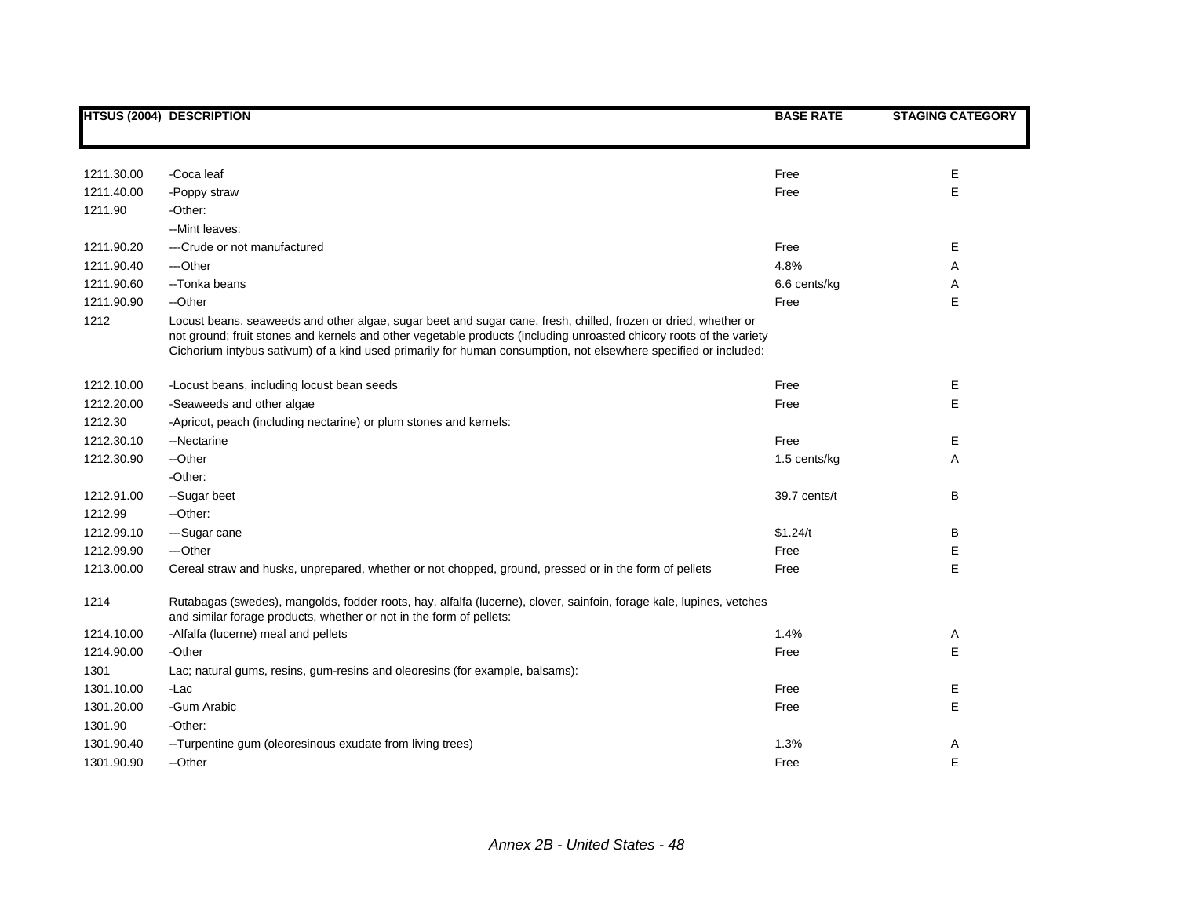| HTSUS (2004) | DESCRIPTION | BASE RATE | STAGING CATEGORY |
|---|---|---|---|
| 1211.30.00 | -Coca leaf | Free | E |
| 1211.40.00 | -Poppy straw | Free | E |
| 1211.90 | -Other: | | |
| | --Mint leaves: | | |
| 1211.90.20 | ---Crude or not manufactured | Free | E |
| 1211.90.40 | ---Other | 4.8% | A |
| 1211.90.60 | --Tonka beans | 6.6 cents/kg | A |
| 1211.90.90 | --Other | Free | E |
| 1212 | Locust beans, seaweeds and other algae, sugar beet and sugar cane, fresh, chilled, frozen or dried, whether or not ground; fruit stones and kernels and other vegetable products (including unroasted chicory roots of the variety Cichorium intybus sativum) of a kind used primarily for human consumption, not elsewhere specified or included: | | |
| 1212.10.00 | -Locust beans, including locust bean seeds | Free | E |
| 1212.20.00 | -Seaweeds and other algae | Free | E |
| 1212.30 | -Apricot, peach (including nectarine) or plum stones and kernels: | | |
| 1212.30.10 | --Nectarine | Free | E |
| 1212.30.90 | --Other | 1.5 cents/kg | A |
| | -Other: | | |
| 1212.91.00 | --Sugar beet | 39.7 cents/t | B |
| 1212.99 | --Other: | | |
| 1212.99.10 | ---Sugar cane | $1.24/t | B |
| 1212.99.90 | ---Other | Free | E |
| 1213.00.00 | Cereal straw and husks, unprepared, whether or not chopped, ground, pressed or in the form of pellets | Free | E |
| 1214 | Rutabagas (swedes), mangolds, fodder roots, hay, alfalfa (lucerne), clover, sainfoin, forage kale, lupines, vetches and similar forage products, whether or not in the form of pellets: | | |
| 1214.10.00 | -Alfalfa (lucerne) meal and pellets | 1.4% | A |
| 1214.90.00 | -Other | Free | E |
| 1301 | Lac; natural gums, resins, gum-resins and oleoresins (for example, balsams): | | |
| 1301.10.00 | -Lac | Free | E |
| 1301.20.00 | -Gum Arabic | Free | E |
| 1301.90 | -Other: | | |
| 1301.90.40 | --Turpentine gum (oleoresinous exudate from living trees) | 1.3% | A |
| 1301.90.90 | --Other | Free | E |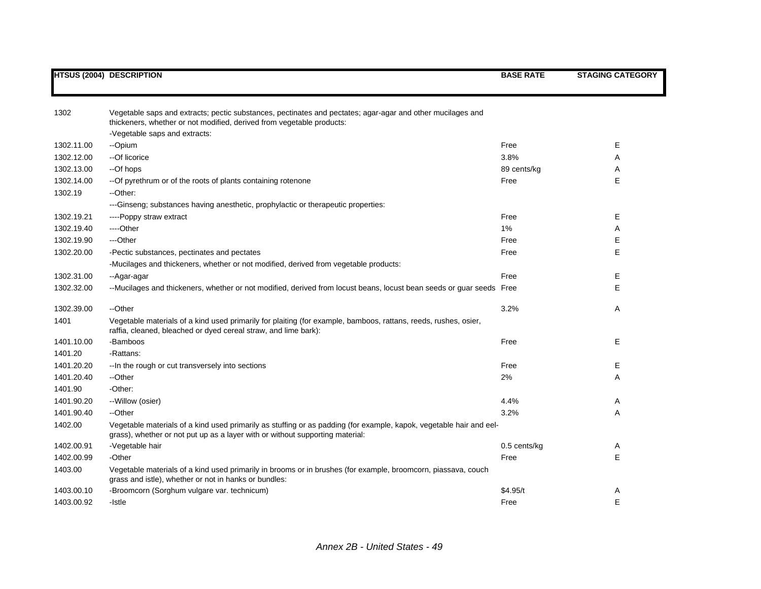| HTSUS (2004) | DESCRIPTION | BASE RATE | STAGING CATEGORY |
|---|---|---|---|
| 1302 | Vegetable saps and extracts; pectic substances, pectinates and pectates; agar-agar and other mucilages and thickeners, whether or not modified, derived from vegetable products: | | |
| | -Vegetable saps and extracts: | | |
| 1302.11.00 | --Opium | Free | E |
| 1302.12.00 | --Of licorice | 3.8% | A |
| 1302.13.00 | --Of hops | 89 cents/kg | A |
| 1302.14.00 | --Of pyrethrum or of the roots of plants containing rotenone | Free | E |
| 1302.19 | --Other: | | |
| | ---Ginseng; substances having anesthetic, prophylactic or therapeutic properties: | | |
| 1302.19.21 | ----Poppy straw extract | Free | E |
| 1302.19.40 | ----Other | 1% | A |
| 1302.19.90 | ---Other | Free | E |
| 1302.20.00 | -Pectic substances, pectinates and pectates | Free | E |
| | -Mucilages and thickeners, whether or not modified, derived from vegetable products: | | |
| 1302.31.00 | --Agar-agar | Free | E |
| 1302.32.00 | --Mucilages and thickeners, whether or not modified, derived from locust beans, locust bean seeds or guar seeds | Free | E |
| 1302.39.00 | --Other | 3.2% | A |
| 1401 | Vegetable materials of a kind used primarily for plaiting (for example, bamboos, rattans, reeds, rushes, osier, raffia, cleaned, bleached or dyed cereal straw, and lime bark): | | |
| 1401.10.00 | -Bamboos | Free | E |
| 1401.20 | -Rattans: | | |
| 1401.20.20 | --In the rough or cut transversely into sections | Free | E |
| 1401.20.40 | --Other | 2% | A |
| 1401.90 | -Other: | | |
| 1401.90.20 | --Willow (osier) | 4.4% | A |
| 1401.90.40 | --Other | 3.2% | A |
| 1402.00 | Vegetable materials of a kind used primarily as stuffing or as padding (for example, kapok, vegetable hair and eel-grass), whether or not put up as a layer with or without supporting material: | | |
| 1402.00.91 | -Vegetable hair | 0.5 cents/kg | A |
| 1402.00.99 | -Other | Free | E |
| 1403.00 | Vegetable materials of a kind used primarily in brooms or in brushes (for example, broomcorn, piassava, couch grass and istle), whether or not in hanks or bundles: | | |
| 1403.00.10 | -Broomcorn (Sorghum vulgare var. technicum) | $4.95/t | A |
| 1403.00.92 | -Istle | Free | E |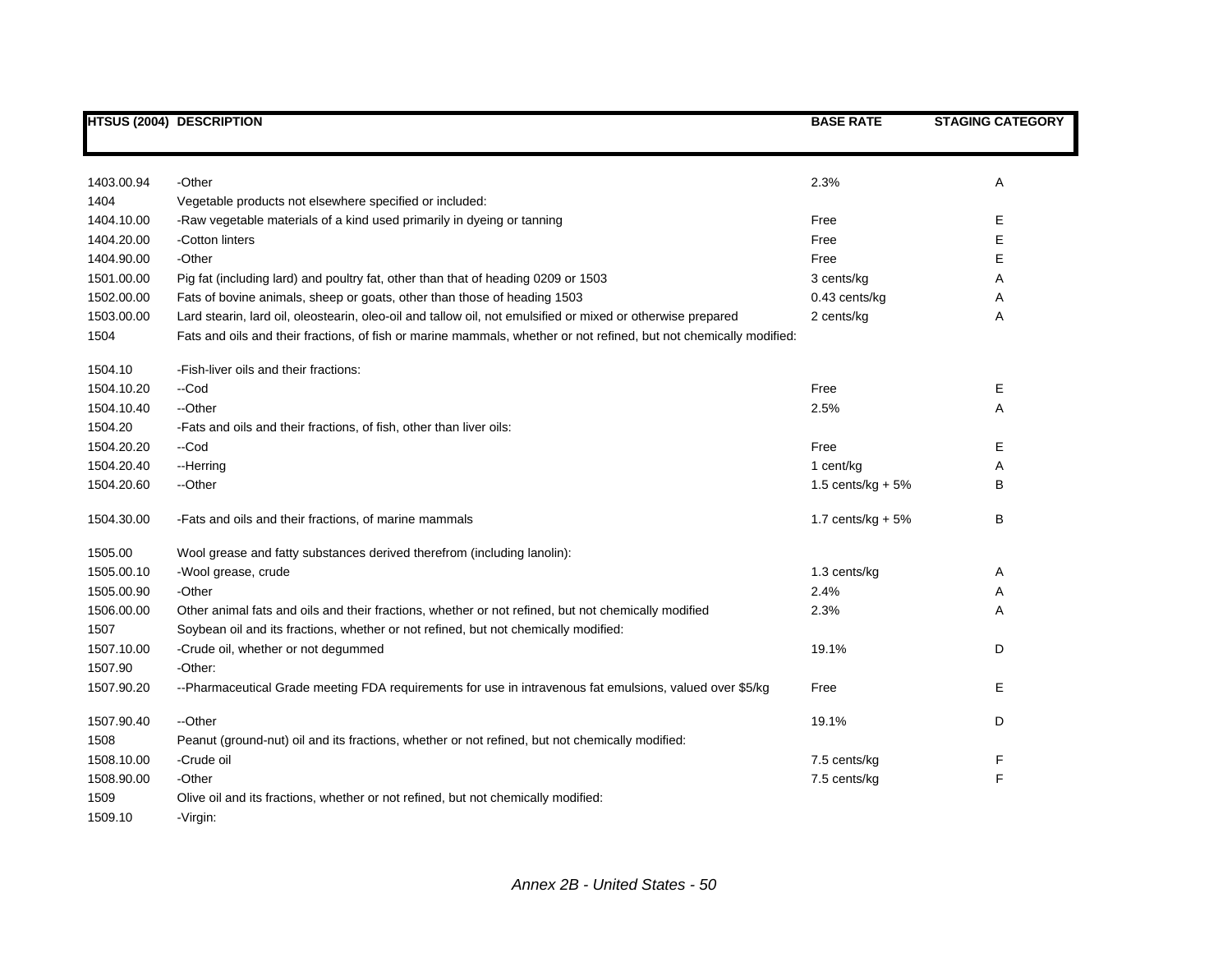| HTSUS (2004) | DESCRIPTION | BASE RATE | STAGING CATEGORY |
|---|---|---|---|
| 1403.00.94 | -Other | 2.3% | A |
| 1404 | Vegetable products not elsewhere specified or included: | | |
| 1404.10.00 | -Raw vegetable materials of a kind used primarily in dyeing or tanning | Free | E |
| 1404.20.00 | -Cotton linters | Free | E |
| 1404.90.00 | -Other | Free | E |
| 1501.00.00 | Pig fat (including lard) and poultry fat, other than that of heading 0209 or 1503 | 3 cents/kg | A |
| 1502.00.00 | Fats of bovine animals, sheep or goats, other than those of heading 1503 | 0.43 cents/kg | A |
| 1503.00.00 | Lard stearin, lard oil, oleostearin, oleo-oil and tallow oil, not emulsified or mixed or otherwise prepared | 2 cents/kg | A |
| 1504 | Fats and oils and their fractions, of fish or marine mammals, whether or not refined, but not chemically modified: | | |
| 1504.10 | -Fish-liver oils and their fractions: | | |
| 1504.10.20 | --Cod | Free | E |
| 1504.10.40 | --Other | 2.5% | A |
| 1504.20 | -Fats and oils and their fractions, of fish, other than liver oils: | | |
| 1504.20.20 | --Cod | Free | E |
| 1504.20.40 | --Herring | 1 cent/kg | A |
| 1504.20.60 | --Other | 1.5 cents/kg + 5% | B |
| 1504.30.00 | -Fats and oils and their fractions, of marine mammals | 1.7 cents/kg + 5% | B |
| 1505.00 | Wool grease and fatty substances derived therefrom (including lanolin): | | |
| 1505.00.10 | -Wool grease, crude | 1.3 cents/kg | A |
| 1505.00.90 | -Other | 2.4% | A |
| 1506.00.00 | Other animal fats and oils and their fractions, whether or not refined, but not chemically modified | 2.3% | A |
| 1507 | Soybean oil and its fractions, whether or not refined, but not chemically modified: | | |
| 1507.10.00 | -Crude oil, whether or not degummed | 19.1% | D |
| 1507.90 | -Other: | | |
| 1507.90.20 | --Pharmaceutical Grade meeting FDA requirements for use in intravenous fat emulsions, valued over $5/kg | Free | E |
| 1507.90.40 | --Other | 19.1% | D |
| 1508 | Peanut (ground-nut) oil and its fractions, whether or not refined, but not chemically modified: | | |
| 1508.10.00 | -Crude oil | 7.5 cents/kg | F |
| 1508.90.00 | -Other | 7.5 cents/kg | F |
| 1509 | Olive oil and its fractions, whether or not refined, but not chemically modified: | | |
| 1509.10 | -Virgin: | | |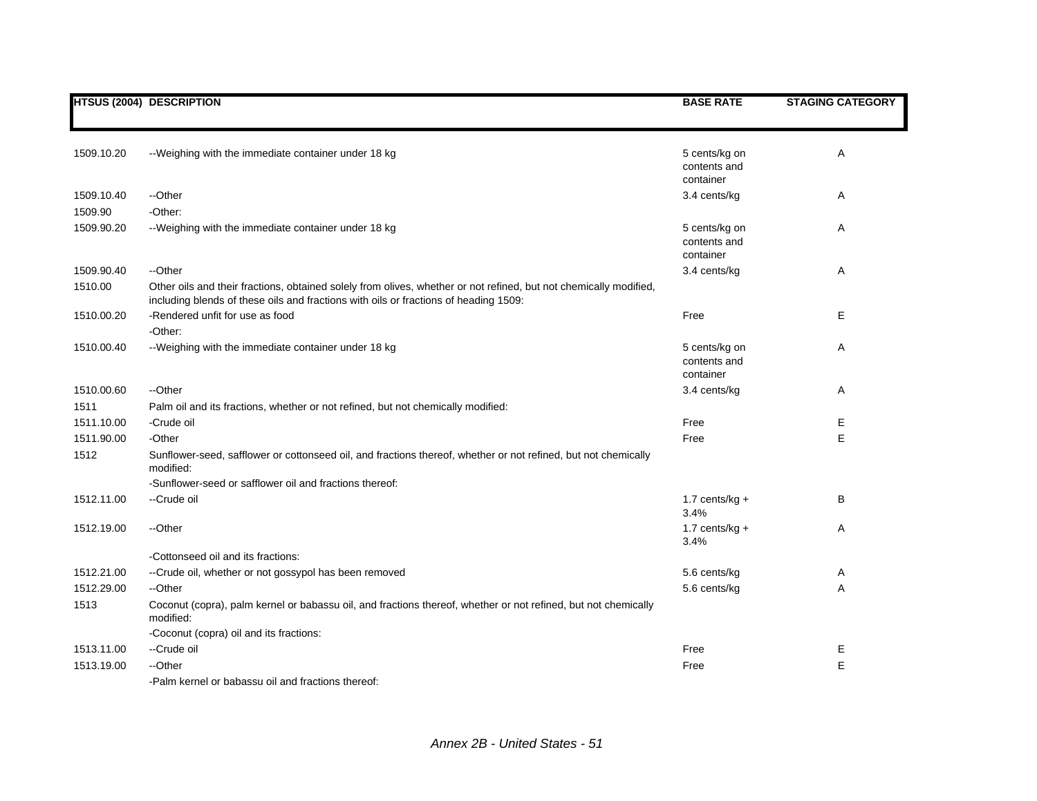| HTSUS (2004) | DESCRIPTION | BASE RATE | STAGING CATEGORY |
|---|---|---|---|
| 1509.10.20 | --Weighing with the immediate container under 18 kg | 5 cents/kg on contents and container | A |
| 1509.10.40 | --Other | 3.4 cents/kg | A |
| 1509.90 | -Other: | | |
| 1509.90.20 | --Weighing with the immediate container under 18 kg | 5 cents/kg on contents and container | A |
| 1509.90.40 | --Other | 3.4 cents/kg | A |
| 1510.00 | Other oils and their fractions, obtained solely from olives, whether or not refined, but not chemically modified, including blends of these oils and fractions with oils or fractions of heading 1509: | | |
| 1510.00.20 | -Rendered unfit for use as food | Free | E |
| | -Other: | | |
| 1510.00.40 | --Weighing with the immediate container under 18 kg | 5 cents/kg on contents and container | A |
| 1510.00.60 | --Other | 3.4 cents/kg | A |
| 1511 | Palm oil and its fractions, whether or not refined, but not chemically modified: | | |
| 1511.10.00 | -Crude oil | Free | E |
| 1511.90.00 | -Other | Free | E |
| 1512 | Sunflower-seed, safflower or cottonseed oil, and fractions thereof, whether or not refined, but not chemically modified: | | |
| | -Sunflower-seed or safflower oil and fractions thereof: | | |
| 1512.11.00 | --Crude oil | 1.7 cents/kg + 3.4% | B |
| 1512.19.00 | --Other | 1.7 cents/kg + 3.4% | A |
| | -Cottonseed oil and its fractions: | | |
| 1512.21.00 | --Crude oil, whether or not gossypol has been removed | 5.6 cents/kg | A |
| 1512.29.00 | --Other | 5.6 cents/kg | A |
| 1513 | Coconut (copra), palm kernel or babassu oil, and fractions thereof, whether or not refined, but not chemically modified: | | |
| | -Coconut (copra) oil and its fractions: | | |
| 1513.11.00 | --Crude oil | Free | E |
| 1513.19.00 | --Other | Free | E |
| | -Palm kernel or babassu oil and fractions thereof: | | |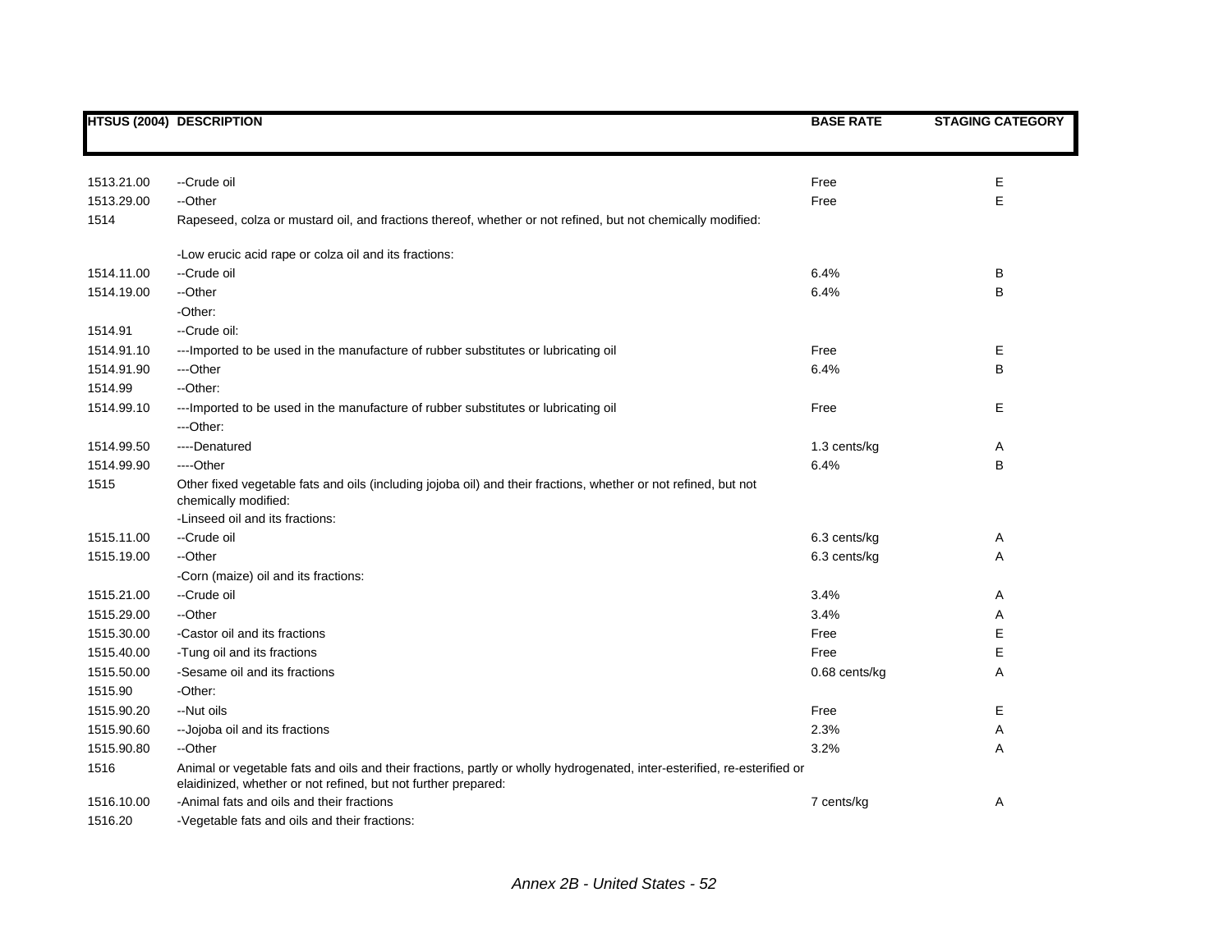| HTSUS (2004) | DESCRIPTION | BASE RATE | STAGING CATEGORY |
|---|---|---|---|
| 1513.21.00 | --Crude oil | Free | E |
| 1513.29.00 | --Other | Free | E |
| 1514 | Rapeseed, colza or mustard oil, and fractions thereof, whether or not refined, but not chemically modified: | | |
| | -Low erucic acid rape or colza oil and its fractions: | | |
| 1514.11.00 | --Crude oil | 6.4% | B |
| 1514.19.00 | --Other | 6.4% | B |
| | -Other: | | |
| 1514.91 | --Crude oil: | | |
| 1514.91.10 | ---Imported to be used in the manufacture of rubber substitutes or lubricating oil | Free | E |
| 1514.91.90 | ---Other | 6.4% | B |
| 1514.99 | --Other: | | |
| 1514.99.10 | ---Imported to be used in the manufacture of rubber substitutes or lubricating oil | Free | E |
| | ---Other: | | |
| 1514.99.50 | ----Denatured | 1.3 cents/kg | A |
| 1514.99.90 | ----Other | 6.4% | B |
| 1515 | Other fixed vegetable fats and oils (including jojoba oil) and their fractions, whether or not refined, but not chemically modified: | | |
| | -Linseed oil and its fractions: | | |
| 1515.11.00 | --Crude oil | 6.3 cents/kg | A |
| 1515.19.00 | --Other | 6.3 cents/kg | A |
| | -Corn (maize) oil and its fractions: | | |
| 1515.21.00 | --Crude oil | 3.4% | A |
| 1515.29.00 | --Other | 3.4% | A |
| 1515.30.00 | -Castor oil and its fractions | Free | E |
| 1515.40.00 | -Tung oil and its fractions | Free | E |
| 1515.50.00 | -Sesame oil and its fractions | 0.68 cents/kg | A |
| 1515.90 | -Other: | | |
| 1515.90.20 | --Nut oils | Free | E |
| 1515.90.60 | --Jojoba oil and its fractions | 2.3% | A |
| 1515.90.80 | --Other | 3.2% | A |
| 1516 | Animal or vegetable fats and oils and their fractions, partly or wholly hydrogenated, inter-esterified, re-esterified or elaidinized, whether or not refined, but not further prepared: | | |
| 1516.10.00 | -Animal fats and oils and their fractions | 7 cents/kg | A |
| 1516.20 | -Vegetable fats and oils and their fractions: | | |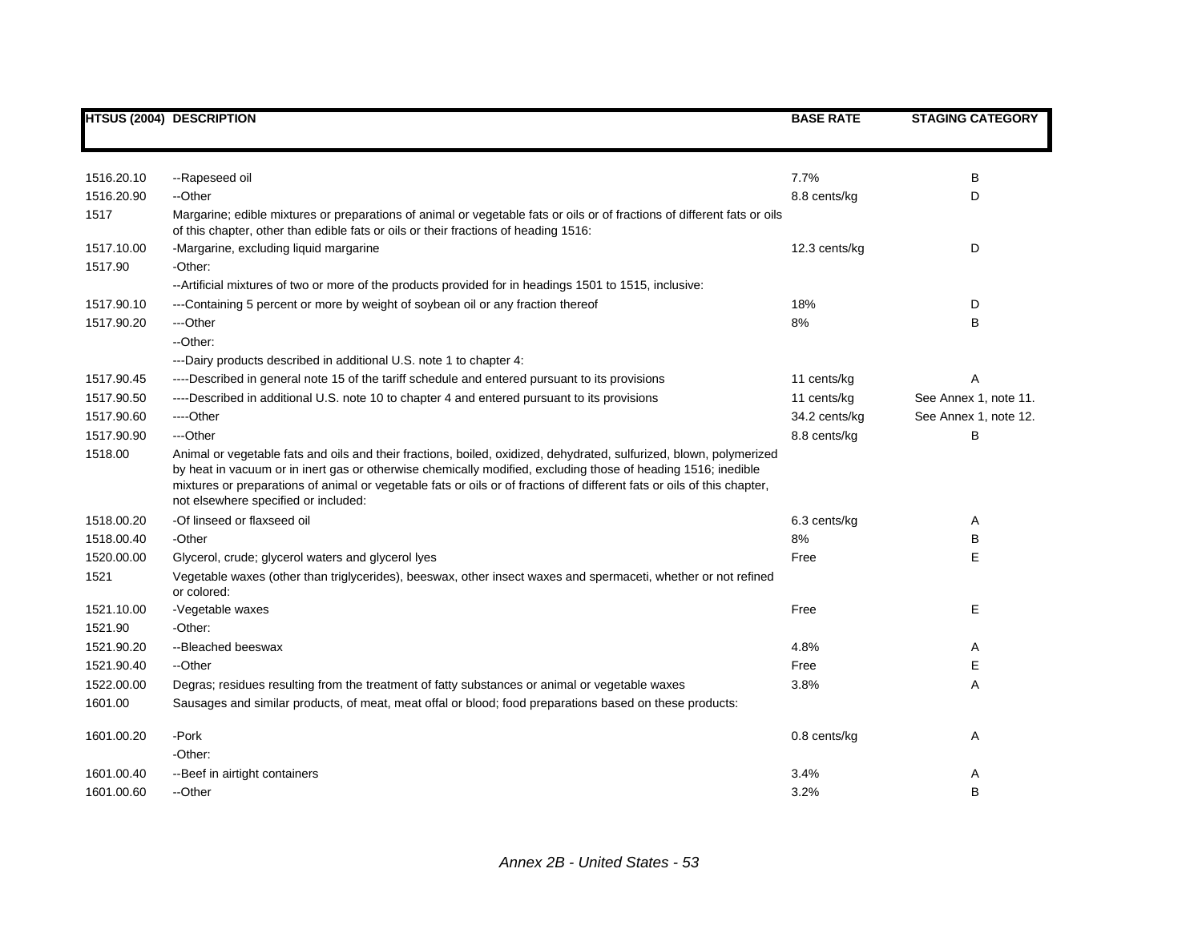| HTSUS (2004) | DESCRIPTION | BASE RATE | STAGING CATEGORY |
|---|---|---|---|
| 1516.20.10 | --Rapeseed oil | 7.7% | B |
| 1516.20.90 | --Other | 8.8 cents/kg | D |
| 1517 | Margarine; edible mixtures or preparations of animal or vegetable fats or oils or of fractions of different fats or oils of this chapter, other than edible fats or oils or their fractions of heading 1516: | | |
| 1517.10.00 | -Margarine, excluding liquid margarine | 12.3 cents/kg | D |
| 1517.90 | -Other: | | |
| | --Artificial mixtures of two or more of the products provided for in headings 1501 to 1515, inclusive: | | |
| 1517.90.10 | ---Containing 5 percent or more by weight of soybean oil or any fraction thereof | 18% | D |
| 1517.90.20 | ---Other | 8% | B |
| | --Other: | | |
| | ---Dairy products described in additional U.S. note 1 to chapter 4: | | |
| 1517.90.45 | ----Described in general note 15 of the tariff schedule and entered pursuant to its provisions | 11 cents/kg | A |
| 1517.90.50 | ----Described in additional U.S. note 10 to chapter 4 and entered pursuant to its provisions | 11 cents/kg | See Annex 1, note 11. |
| 1517.90.60 | ----Other | 34.2 cents/kg | See Annex 1, note 12. |
| 1517.90.90 | ---Other | 8.8 cents/kg | B |
| 1518.00 | Animal or vegetable fats and oils and their fractions, boiled, oxidized, dehydrated, sulfurized, blown, polymerized by heat in vacuum or in inert gas or otherwise chemically modified, excluding those of heading 1516; inedible mixtures or preparations of animal or vegetable fats or oils or of fractions of different fats or oils of this chapter, not elsewhere specified or included: | | |
| 1518.00.20 | -Of linseed or flaxseed oil | 6.3 cents/kg | A |
| 1518.00.40 | -Other | 8% | B |
| 1520.00.00 | Glycerol, crude; glycerol waters and glycerol lyes | Free | E |
| 1521 | Vegetable waxes (other than triglycerides), beeswax, other insect waxes and spermaceti, whether or not refined or colored: | | |
| 1521.10.00 | -Vegetable waxes | Free | E |
| 1521.90 | -Other: | | |
| 1521.90.20 | --Bleached beeswax | 4.8% | A |
| 1521.90.40 | --Other | Free | E |
| 1522.00.00 | Degras; residues resulting from the treatment of fatty substances or animal or vegetable waxes | 3.8% | A |
| 1601.00 | Sausages and similar products, of meat, meat offal or blood; food preparations based on these products: | | |
| 1601.00.20 | -Pork | 0.8 cents/kg | A |
| | -Other: | | |
| 1601.00.40 | --Beef in airtight containers | 3.4% | A |
| 1601.00.60 | --Other | 3.2% | B |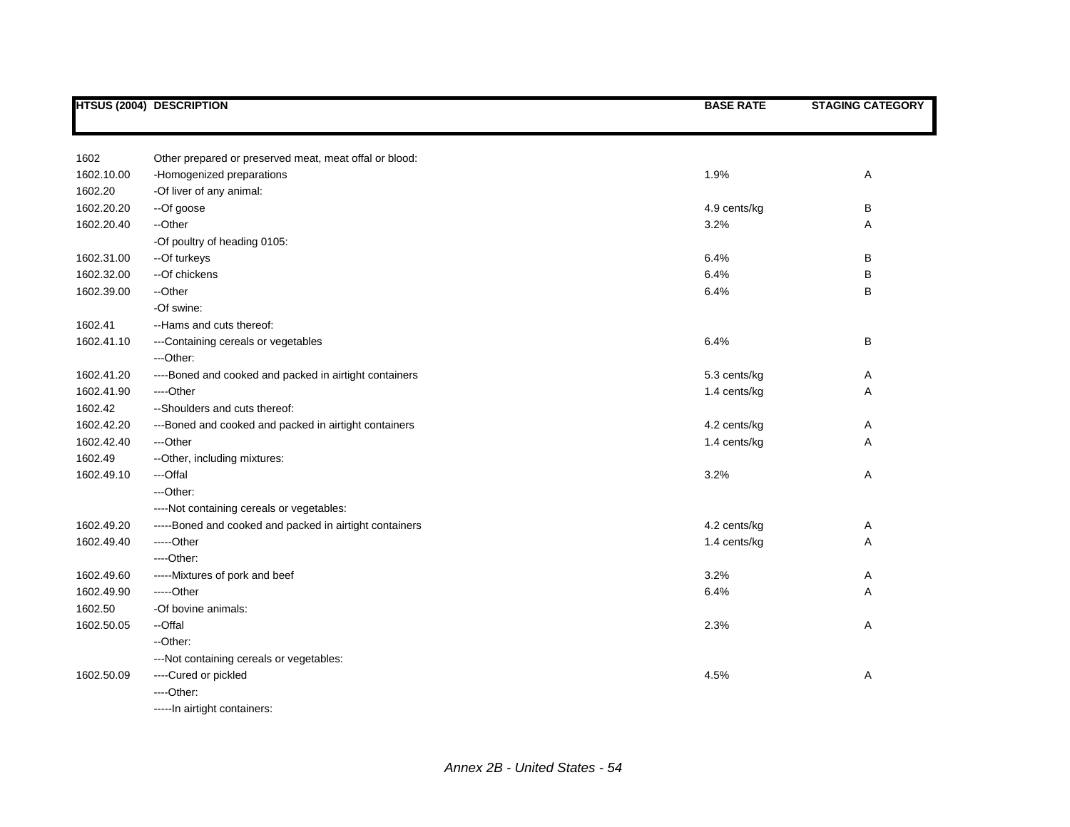| HTSUS (2004) | DESCRIPTION | BASE RATE | STAGING CATEGORY |
|---|---|---|---|
| 1602 | Other prepared or preserved meat, meat offal or blood: | | |
| 1602.10.00 | -Homogenized preparations | 1.9% | A |
| 1602.20 | -Of liver of any animal: | | |
| 1602.20.20 | --Of goose | 4.9 cents/kg | B |
| 1602.20.40 | --Other | 3.2% | A |
| | -Of poultry of heading 0105: | | |
| 1602.31.00 | --Of turkeys | 6.4% | B |
| 1602.32.00 | --Of chickens | 6.4% | B |
| 1602.39.00 | --Other | 6.4% | B |
| | -Of swine: | | |
| 1602.41 | --Hams and cuts thereof: | | |
| 1602.41.10 | ---Containing cereals or vegetables | 6.4% | B |
| | ---Other: | | |
| 1602.41.20 | ----Boned and cooked and packed in airtight containers | 5.3 cents/kg | A |
| 1602.41.90 | ----Other | 1.4 cents/kg | A |
| 1602.42 | --Shoulders and cuts thereof: | | |
| 1602.42.20 | ---Boned and cooked and packed in airtight containers | 4.2 cents/kg | A |
| 1602.42.40 | ---Other | 1.4 cents/kg | A |
| 1602.49 | --Other, including mixtures: | | |
| 1602.49.10 | ---Offal | 3.2% | A |
| | ---Other: | | |
| | ----Not containing cereals or vegetables: | | |
| 1602.49.20 | -----Boned and cooked and packed in airtight containers | 4.2 cents/kg | A |
| 1602.49.40 | -----Other | 1.4 cents/kg | A |
| | ----Other: | | |
| 1602.49.60 | -----Mixtures of pork and beef | 3.2% | A |
| 1602.49.90 | -----Other | 6.4% | A |
| 1602.50 | -Of bovine animals: | | |
| 1602.50.05 | --Offal | 2.3% | A |
| | --Other: | | |
| | ---Not containing cereals or vegetables: | | |
| 1602.50.09 | ----Cured or pickled | 4.5% | A |
| | ----Other: | | |
| | -----In airtight containers: | | |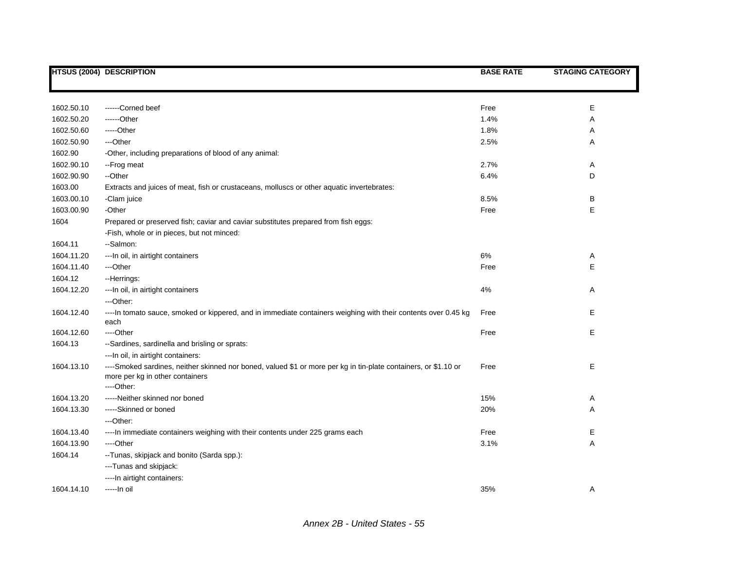| HTSUS (2004) | DESCRIPTION | BASE RATE | STAGING CATEGORY |
|---|---|---|---|
| 1602.50.10 | ------Corned beef | Free | E |
| 1602.50.20 | ------Other | 1.4% | A |
| 1602.50.60 | -----Other | 1.8% | A |
| 1602.50.90 | ---Other | 2.5% | A |
| 1602.90 | -Other, including preparations of blood of any animal: | | |
| 1602.90.10 | --Frog meat | 2.7% | A |
| 1602.90.90 | --Other | 6.4% | D |
| 1603.00 | Extracts and juices of meat, fish or crustaceans, molluscs or other aquatic invertebrates: | | |
| 1603.00.10 | -Clam juice | 8.5% | B |
| 1603.00.90 | -Other | Free | E |
| 1604 | Prepared or preserved fish; caviar and caviar substitutes prepared from fish eggs: | | |
| | -Fish, whole or in pieces, but not minced: | | |
| 1604.11 | --Salmon: | | |
| 1604.11.20 | ---In oil, in airtight containers | 6% | A |
| 1604.11.40 | ---Other | Free | E |
| 1604.12 | --Herrings: | | |
| 1604.12.20 | ---In oil, in airtight containers | 4% | A |
| | ---Other: | | |
| 1604.12.40 | ----In tomato sauce, smoked or kippered, and in immediate containers weighing with their contents over 0.45 kg each | Free | E |
| 1604.12.60 | ----Other | Free | E |
| 1604.13 | --Sardines, sardinella and brisling or sprats: | | |
| | ---In oil, in airtight containers: | | |
| 1604.13.10 | ----Smoked sardines, neither skinned nor boned, valued $1 or more per kg in tin-plate containers, or $1.10 or more per kg in other containers | Free | E |
| | ----Other: | | |
| 1604.13.20 | -----Neither skinned nor boned | 15% | A |
| 1604.13.30 | -----Skinned or boned | 20% | A |
| | ---Other: | | |
| 1604.13.40 | ----In immediate containers weighing with their contents under 225 grams each | Free | E |
| 1604.13.90 | ----Other | 3.1% | A |
| 1604.14 | --Tunas, skipjack and bonito (Sarda spp.): | | |
| | ---Tunas and skipjack: | | |
| | ----In airtight containers: | | |
| 1604.14.10 | -----In oil | 35% | A |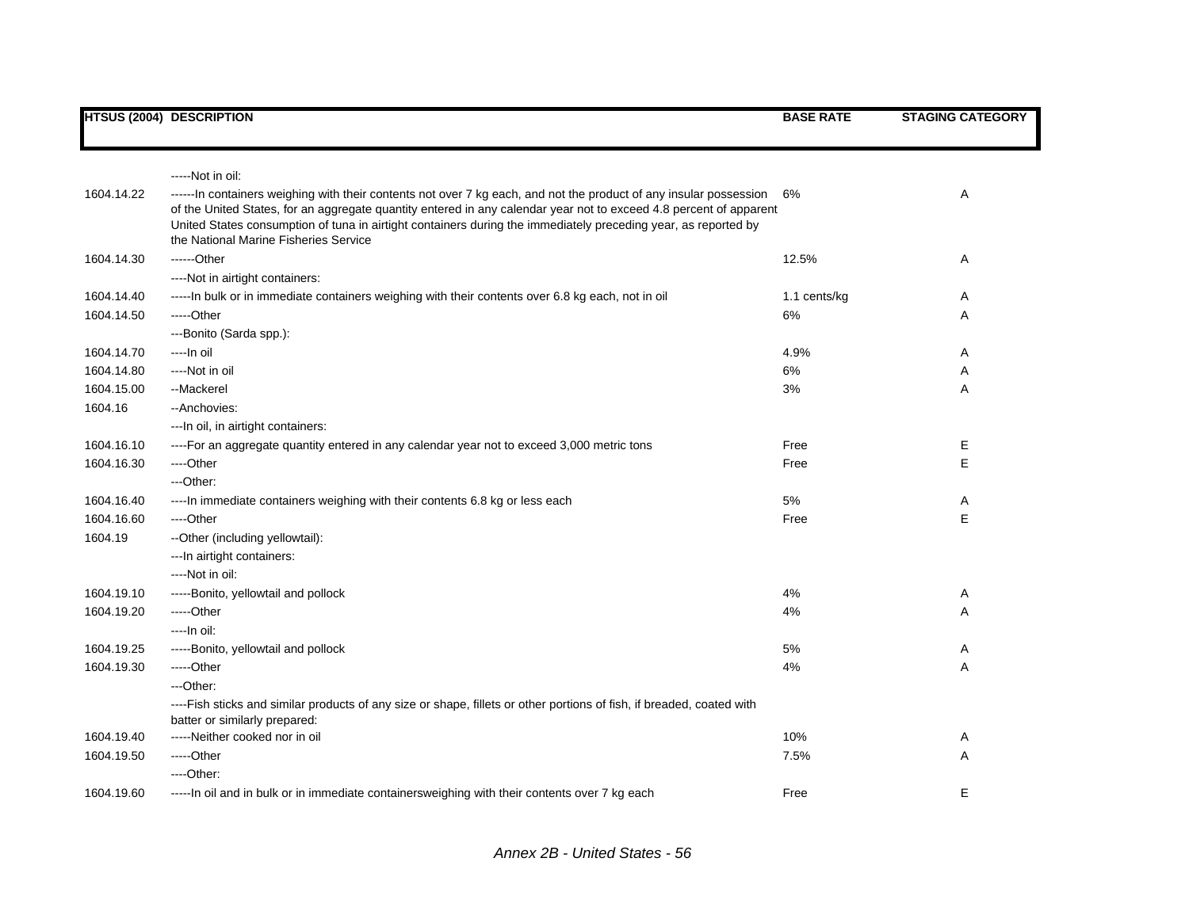| HTSUS (2004) | DESCRIPTION | BASE RATE | STAGING CATEGORY |
|---|---|---|---|
| | -----Not in oil: | | |
| 1604.14.22 | ------In containers weighing with their contents not over 7 kg each, and not the product of any insular possession of the United States, for an aggregate quantity entered in any calendar year not to exceed 4.8 percent of apparent United States consumption of tuna in airtight containers during the immediately preceding year, as reported by the National Marine Fisheries Service | 6% | A |
| 1604.14.30 | ------Other | 12.5% | A |
| | ----Not in airtight containers: | | |
| 1604.14.40 | -----In bulk or in immediate containers weighing with their contents over 6.8 kg each, not in oil | 1.1 cents/kg | A |
| 1604.14.50 | -----Other | 6% | A |
| | ---Bonito (Sarda spp.): | | |
| 1604.14.70 | ----In oil | 4.9% | A |
| 1604.14.80 | ----Not in oil | 6% | A |
| 1604.15.00 | --Mackerel | 3% | A |
| 1604.16 | --Anchovies: | | |
| | ---In oil, in airtight containers: | | |
| 1604.16.10 | ----For an aggregate quantity entered in any calendar year not to exceed 3,000 metric tons | Free | E |
| 1604.16.30 | ----Other | Free | E |
| | ---Other: | | |
| 1604.16.40 | ----In immediate containers weighing with their contents 6.8 kg or less each | 5% | A |
| 1604.16.60 | ----Other | Free | E |
| 1604.19 | --Other (including yellowtail): | | |
| | ---In airtight containers: | | |
| | ----Not in oil: | | |
| 1604.19.10 | -----Bonito, yellowtail and pollock | 4% | A |
| 1604.19.20 | -----Other | 4% | A |
| | ----In oil: | | |
| 1604.19.25 | -----Bonito, yellowtail and pollock | 5% | A |
| 1604.19.30 | -----Other | 4% | A |
| | ---Other: | | |
| | ----Fish sticks and similar products of any size or shape, fillets or other portions of fish, if breaded, coated with batter or similarly prepared: | | |
| 1604.19.40 | -----Neither cooked nor in oil | 10% | A |
| 1604.19.50 | -----Other | 7.5% | A |
| | ----Other: | | |
| 1604.19.60 | -----In oil and in bulk or in immediate containersweighing with their contents over 7 kg each | Free | E |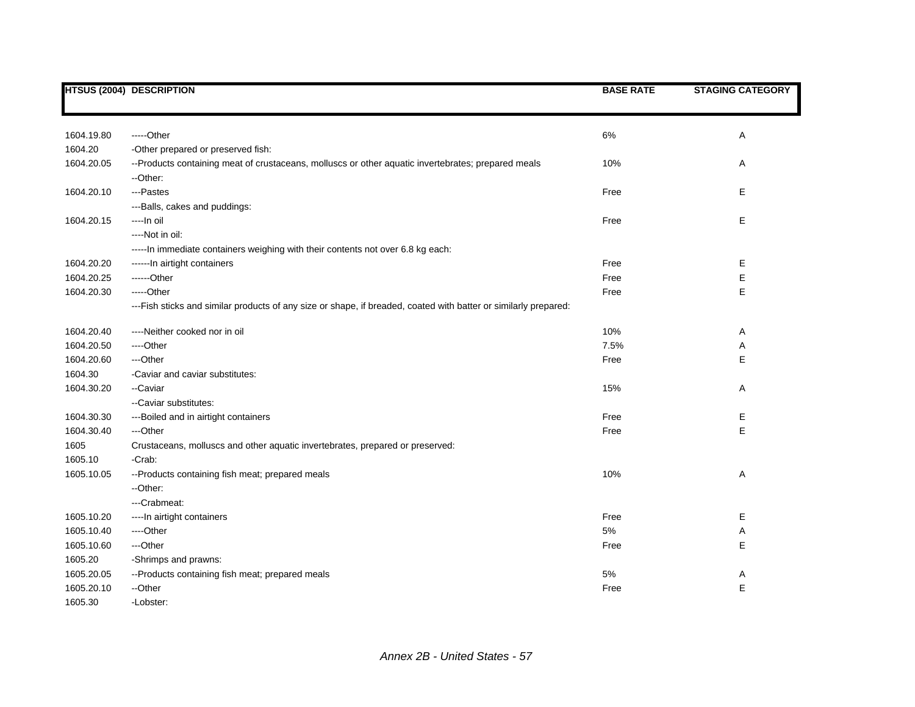| HTSUS (2004) | DESCRIPTION | BASE RATE | STAGING CATEGORY |
|---|---|---|---|
| 1604.19.80 | -----Other | 6% | A |
| 1604.20 | -Other prepared or preserved fish: | | |
| 1604.20.05 | --Products containing meat of crustaceans, molluscs or other aquatic invertebrates; prepared meals | 10% | A |
| | --Other: | | |
| 1604.20.10 | ---Pastes | Free | E |
| | ---Balls, cakes and puddings: | | |
| 1604.20.15 | ----In oil | Free | E |
| | ----Not in oil: | | |
| | -----In immediate containers weighing with their contents not over 6.8 kg each: | | |
| 1604.20.20 | ------In airtight containers | Free | E |
| 1604.20.25 | ------Other | Free | E |
| 1604.20.30 | -----Other | Free | E |
| | ---Fish sticks and similar products of any size or shape, if breaded, coated with batter or similarly prepared: | | |
| 1604.20.40 | ----Neither cooked nor in oil | 10% | A |
| 1604.20.50 | ----Other | 7.5% | A |
| 1604.20.60 | ---Other | Free | E |
| 1604.30 | -Caviar and caviar substitutes: | | |
| 1604.30.20 | --Caviar | 15% | A |
| | --Caviar substitutes: | | |
| 1604.30.30 | ---Boiled and in airtight containers | Free | E |
| 1604.30.40 | ---Other | Free | E |
| 1605 | Crustaceans, molluscs and other aquatic invertebrates, prepared or preserved: | | |
| 1605.10 | -Crab: | | |
| 1605.10.05 | --Products containing fish meat; prepared meals | 10% | A |
| | --Other: | | |
| | ---Crabmeat: | | |
| 1605.10.20 | ----In airtight containers | Free | E |
| 1605.10.40 | ----Other | 5% | A |
| 1605.10.60 | ---Other | Free | E |
| 1605.20 | -Shrimps and prawns: | | |
| 1605.20.05 | --Products containing fish meat; prepared meals | 5% | A |
| 1605.20.10 | --Other | Free | E |
| 1605.30 | -Lobster: | | |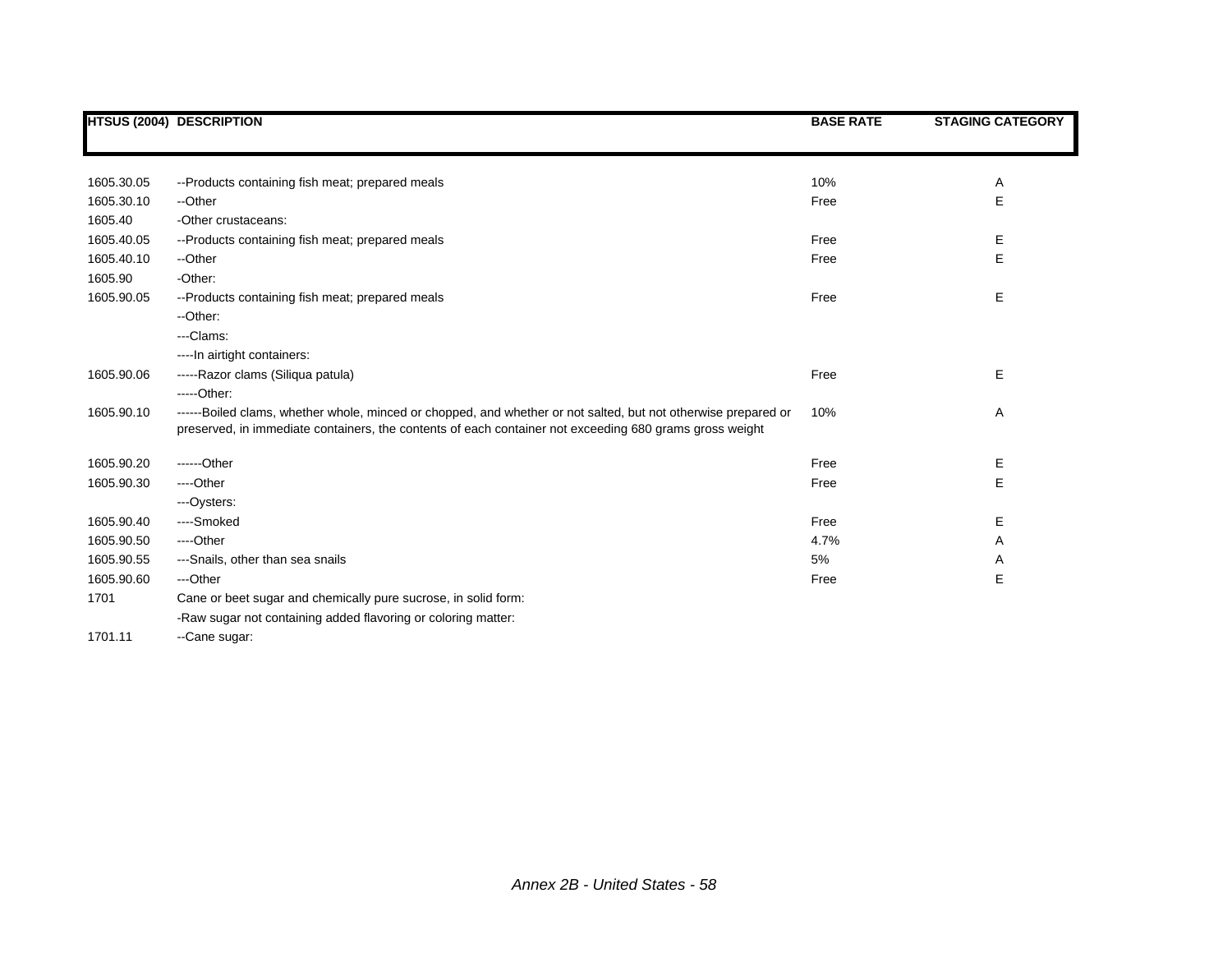| HTSUS (2004) | DESCRIPTION | BASE RATE | STAGING CATEGORY |
|---|---|---|---|
| 1605.30.05 | --Products containing fish meat; prepared meals | 10% | A |
| 1605.30.10 | --Other | Free | E |
| 1605.40 | -Other crustaceans: | | |
| 1605.40.05 | --Products containing fish meat; prepared meals | Free | E |
| 1605.40.10 | --Other | Free | E |
| 1605.90 | -Other: | | |
| 1605.90.05 | --Products containing fish meat; prepared meals | Free | E |
| | --Other: | | |
| | ---Clams: | | |
| | ----In airtight containers: | | |
| 1605.90.06 | -----Razor clams (Siliqua patula) | Free | E |
| | -----Other: | | |
| 1605.90.10 | ------Boiled clams, whether whole, minced or chopped, and whether or not salted, but not otherwise prepared or preserved, in immediate containers, the contents of each container not exceeding 680 grams gross weight | 10% | A |
| 1605.90.20 | ------Other | Free | E |
| 1605.90.30 | ----Other | Free | E |
| | ---Oysters: | | |
| 1605.90.40 | ----Smoked | Free | E |
| 1605.90.50 | ----Other | 4.7% | A |
| 1605.90.55 | ---Snails, other than sea snails | 5% | A |
| 1605.90.60 | ---Other | Free | E |
| 1701 | Cane or beet sugar and chemically pure sucrose, in solid form: | | |
| | -Raw sugar not containing added flavoring or coloring matter: | | |
| 1701.11 | --Cane sugar: | | |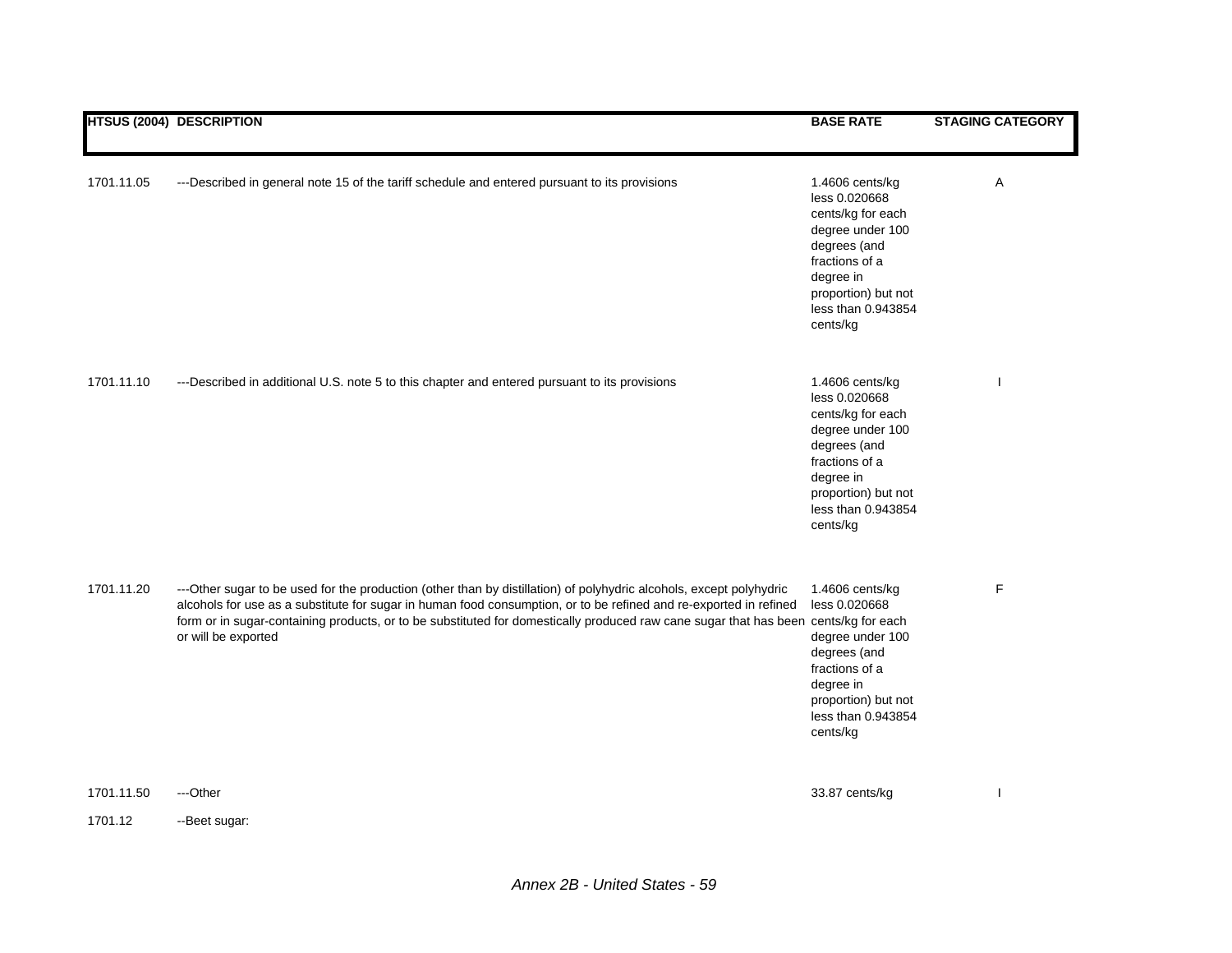| HTSUS (2004) | DESCRIPTION | BASE RATE | STAGING CATEGORY |
|---|---|---|---|
| 1701.11.05 | ---Described in general note 15 of the tariff schedule and entered pursuant to its provisions | 1.4606 cents/kg less 0.020668 cents/kg for each degree under 100 degrees (and fractions of a degree in proportion) but not less than 0.943854 cents/kg | A |
| 1701.11.10 | ---Described in additional U.S. note 5 to this chapter and entered pursuant to its provisions | 1.4606 cents/kg less 0.020668 cents/kg for each degree under 100 degrees (and fractions of a degree in proportion) but not less than 0.943854 cents/kg | I |
| 1701.11.20 | ---Other sugar to be used for the production (other than by distillation) of polyhydric alcohols, except polyhydric alcohols for use as a substitute for sugar in human food consumption, or to be refined and re-exported in refined form or in sugar-containing products, or to be substituted for domestically produced raw cane sugar that has been or will be exported | 1.4606 cents/kg less 0.020668 cents/kg for each degree under 100 degrees (and fractions of a degree in proportion) but not less than 0.943854 cents/kg | F |
| 1701.11.50 | ---Other | 33.87 cents/kg | I |
| 1701.12 | --Beet sugar: | | |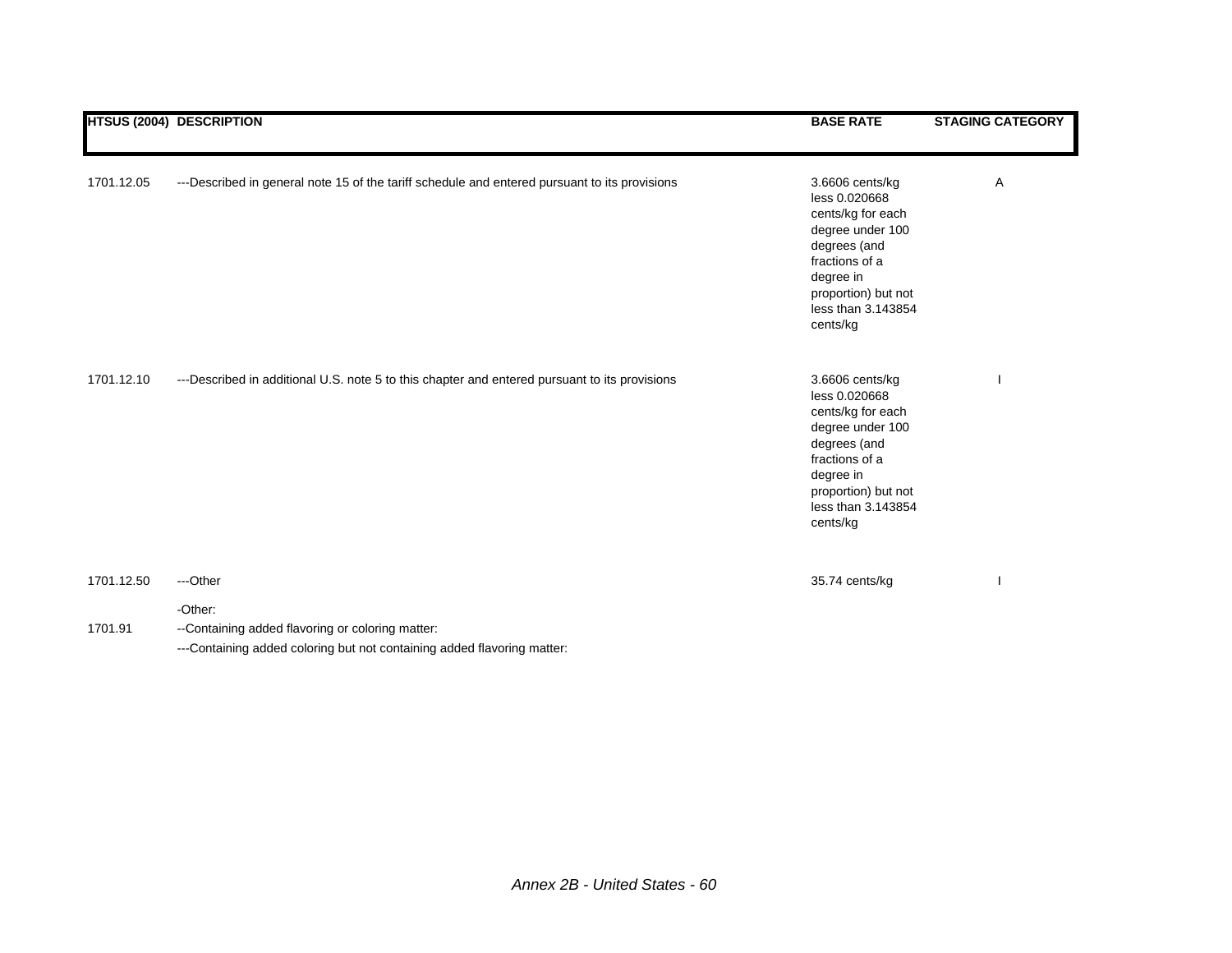| HTSUS (2004) | DESCRIPTION | BASE RATE | STAGING CATEGORY |
|---|---|---|---|
| 1701.12.05 | ---Described in general note 15 of the tariff schedule and entered pursuant to its provisions | 3.6606 cents/kg less 0.020668 cents/kg for each degree under 100 degrees (and fractions of a degree in proportion) but not less than 3.143854 cents/kg | A |
| 1701.12.10 | ---Described in additional U.S. note 5 to this chapter and entered pursuant to its provisions | 3.6606 cents/kg less 0.020668 cents/kg for each degree under 100 degrees (and fractions of a degree in proportion) but not less than 3.143854 cents/kg | I |
| 1701.12.50 | ---Other | 35.74 cents/kg | I |
| | -Other: | | |
| 1701.91 | --Containing added flavoring or coloring matter: | | |
| | ---Containing added coloring but not containing added flavoring matter: | | |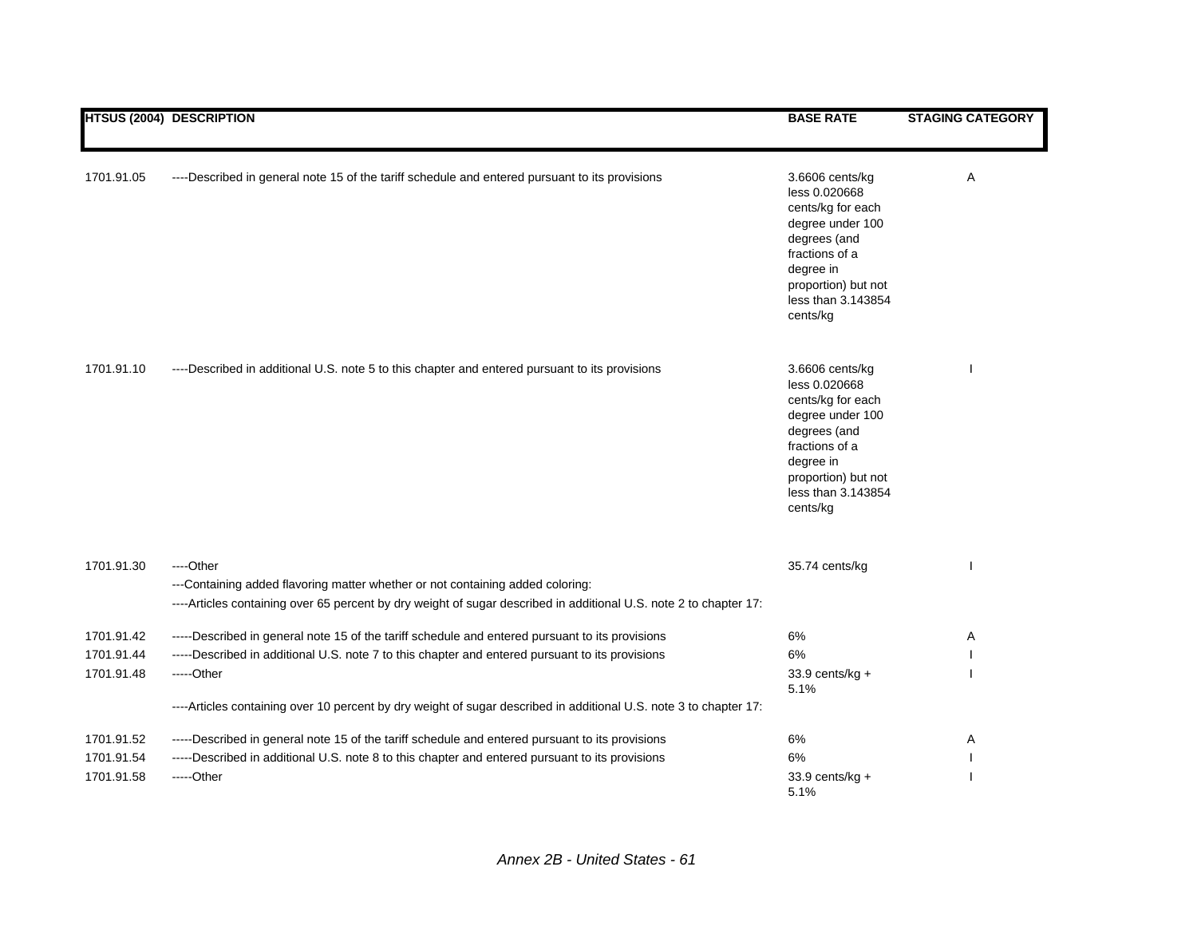| HTSUS (2004) | DESCRIPTION | BASE RATE | STAGING CATEGORY |
|---|---|---|---|
| 1701.91.05 | ----Described in general note 15 of the tariff schedule and entered pursuant to its provisions | 3.6606 cents/kg less 0.020668 cents/kg for each degree under 100 degrees (and fractions of a degree in proportion) but not less than 3.143854 cents/kg | A |
| 1701.91.10 | ----Described in additional U.S. note 5 to this chapter and entered pursuant to its provisions | 3.6606 cents/kg less 0.020668 cents/kg for each degree under 100 degrees (and fractions of a degree in proportion) but not less than 3.143854 cents/kg | I |
| 1701.91.30 | ----Other | 35.74 cents/kg | I |
| | ---Containing added flavoring matter whether or not containing added coloring: | | |
| | ----Articles containing over 65 percent by dry weight of sugar described in additional U.S. note 2 to chapter 17: | | |
| 1701.91.42 | -----Described in general note 15 of the tariff schedule and entered pursuant to its provisions | 6% | A |
| 1701.91.44 | -----Described in additional U.S. note 7 to this chapter and entered pursuant to its provisions | 6% | I |
| 1701.91.48 | -----Other | 33.9 cents/kg + 5.1% | I |
| | ----Articles containing over 10 percent by dry weight of sugar described in additional U.S. note 3 to chapter 17: | | |
| 1701.91.52 | -----Described in general note 15 of the tariff schedule and entered pursuant to its provisions | 6% | A |
| 1701.91.54 | -----Described in additional U.S. note 8 to this chapter and entered pursuant to its provisions | 6% | I |
| 1701.91.58 | -----Other | 33.9 cents/kg + 5.1% | I |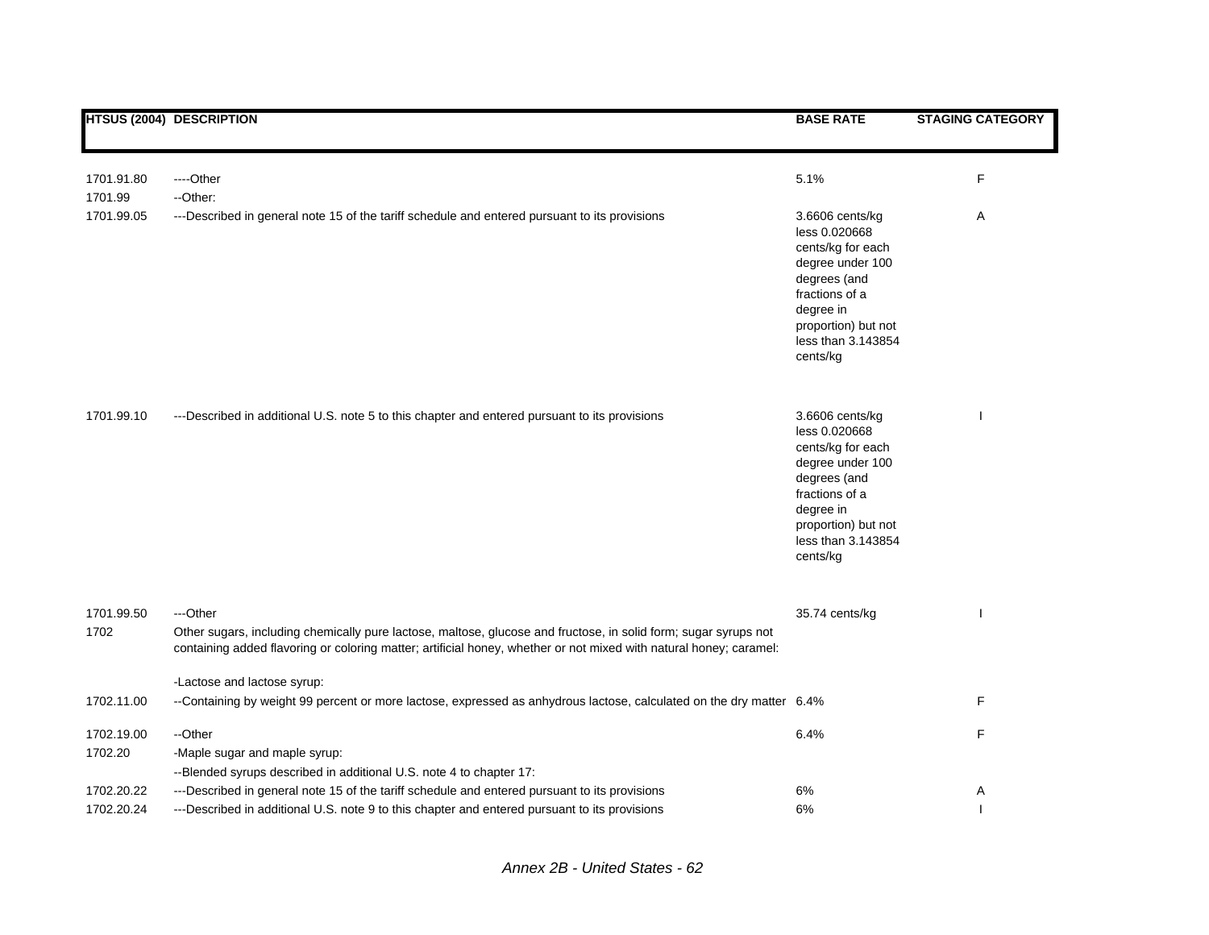| HTSUS (2004) | DESCRIPTION | BASE RATE | STAGING CATEGORY |
|---|---|---|---|
| 1701.91.80 | ----Other | 5.1% | F |
| 1701.99 | --Other: | | |
| 1701.99.05 | ---Described in general note 15 of the tariff schedule and entered pursuant to its provisions | 3.6606 cents/kg less 0.020668 cents/kg for each degree under 100 degrees (and fractions of a degree in proportion) but not less than 3.143854 cents/kg | A |
| 1701.99.10 | ---Described in additional U.S. note 5 to this chapter and entered pursuant to its provisions | 3.6606 cents/kg less 0.020668 cents/kg for each degree under 100 degrees (and fractions of a degree in proportion) but not less than 3.143854 cents/kg | I |
| 1701.99.50 | ---Other | 35.74 cents/kg | I |
| 1702 | Other sugars, including chemically pure lactose, maltose, glucose and fructose, in solid form; sugar syrups not containing added flavoring or coloring matter; artificial honey, whether or not mixed with natural honey; caramel: | | |
| | -Lactose and lactose syrup: | | |
| 1702.11.00 | --Containing by weight 99 percent or more lactose, expressed as anhydrous lactose, calculated on the dry matter | 6.4% | F |
| 1702.19.00 | --Other | 6.4% | F |
| 1702.20 | -Maple sugar and maple syrup: | | |
| | --Blended syrups described in additional U.S. note 4 to chapter 17: | | |
| 1702.20.22 | ---Described in general note 15 of the tariff schedule and entered pursuant to its provisions | 6% | A |
| 1702.20.24 | ---Described in additional U.S. note 9 to this chapter and entered pursuant to its provisions | 6% | I |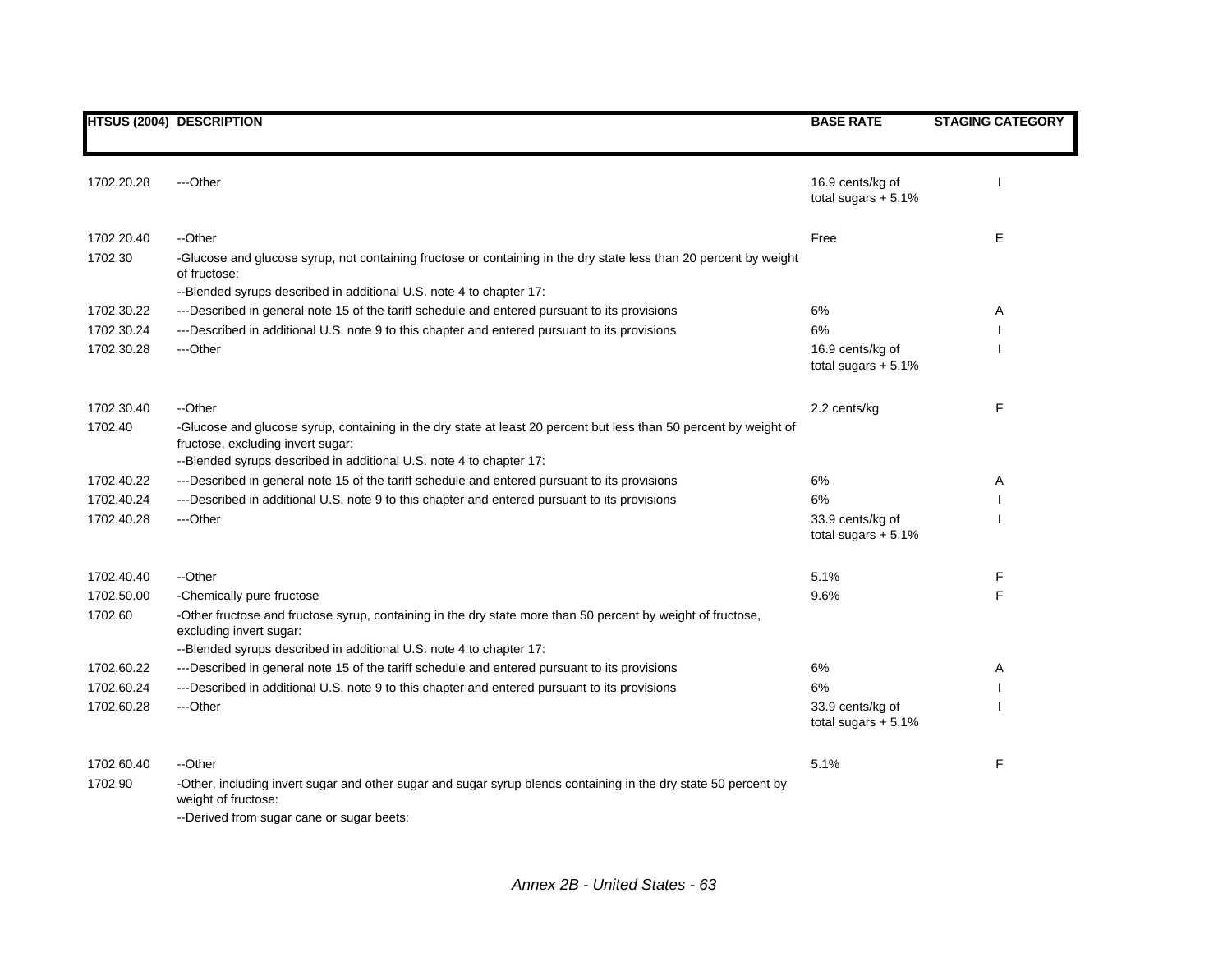| HTSUS (2004) | DESCRIPTION | BASE RATE | STAGING CATEGORY |
|---|---|---|---|
| 1702.20.28 | ---Other | 16.9 cents/kg of total sugars + 5.1% | I |
| 1702.20.40 | --Other | Free | E |
| 1702.30 | -Glucose and glucose syrup, not containing fructose or containing in the dry state less than 20 percent by weight of fructose: | | |
| | --Blended syrups described in additional U.S. note 4 to chapter 17: | | |
| 1702.30.22 | ---Described in general note 15 of the tariff schedule and entered pursuant to its provisions | 6% | A |
| 1702.30.24 | ---Described in additional U.S. note 9 to this chapter and entered pursuant to its provisions | 6% | I |
| 1702.30.28 | ---Other | 16.9 cents/kg of total sugars + 5.1% | I |
| 1702.30.40 | --Other | 2.2 cents/kg | F |
| 1702.40 | -Glucose and glucose syrup, containing in the dry state at least 20 percent but less than 50 percent by weight of fructose, excluding invert sugar: | | |
| | --Blended syrups described in additional U.S. note 4 to chapter 17: | | |
| 1702.40.22 | ---Described in general note 15 of the tariff schedule and entered pursuant to its provisions | 6% | A |
| 1702.40.24 | ---Described in additional U.S. note 9 to this chapter and entered pursuant to its provisions | 6% | I |
| 1702.40.28 | ---Other | 33.9 cents/kg of total sugars + 5.1% | I |
| 1702.40.40 | --Other | 5.1% | F |
| 1702.50.00 | -Chemically pure fructose | 9.6% | F |
| 1702.60 | -Other fructose and fructose syrup, containing in the dry state more than 50 percent by weight of fructose, excluding invert sugar: | | |
| | --Blended syrups described in additional U.S. note 4 to chapter 17: | | |
| 1702.60.22 | ---Described in general note 15 of the tariff schedule and entered pursuant to its provisions | 6% | A |
| 1702.60.24 | ---Described in additional U.S. note 9 to this chapter and entered pursuant to its provisions | 6% | I |
| 1702.60.28 | ---Other | 33.9 cents/kg of total sugars + 5.1% | I |
| 1702.60.40 | --Other | 5.1% | F |
| 1702.90 | -Other, including invert sugar and other sugar and sugar syrup blends containing in the dry state 50 percent by weight of fructose: | | |
| | --Derived from sugar cane or sugar beets: | | |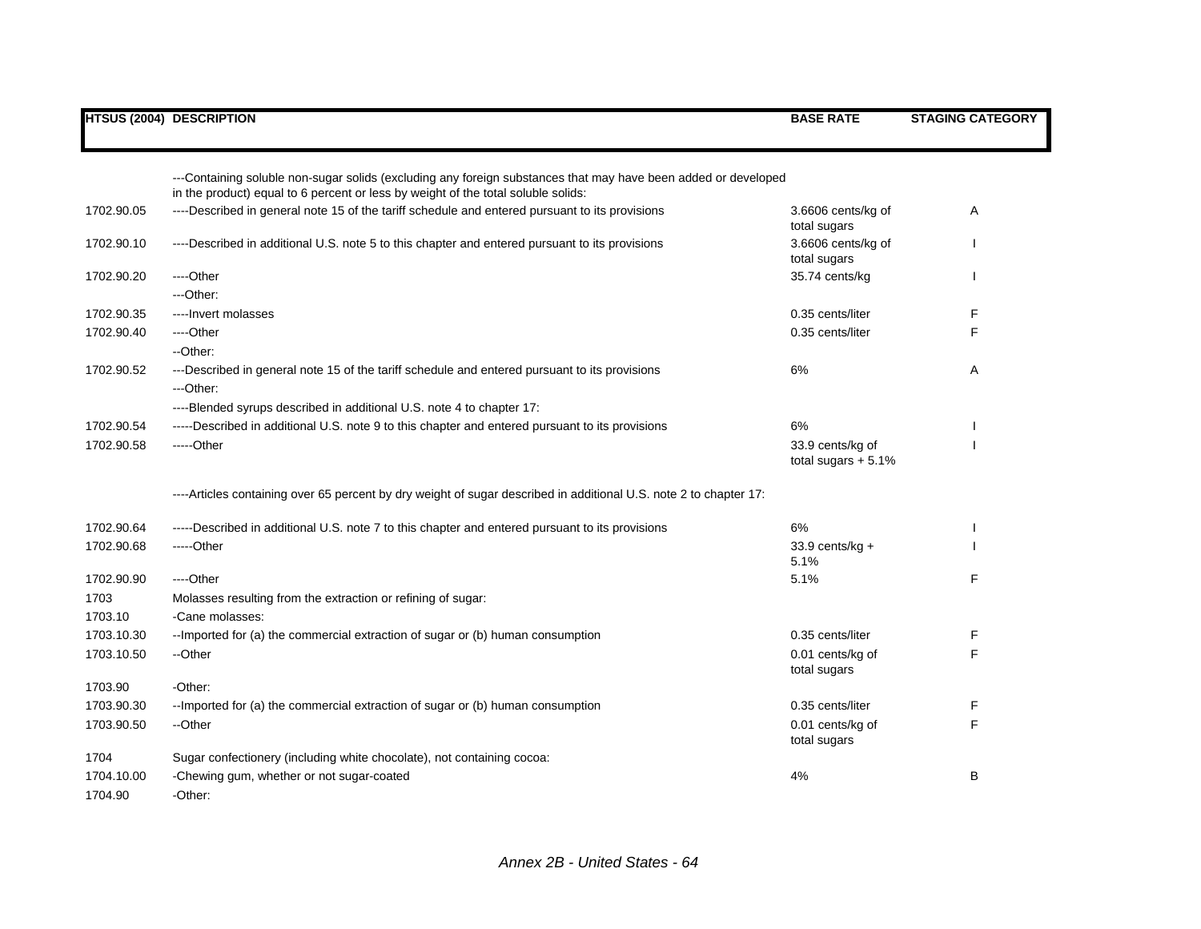| HTSUS (2004) | DESCRIPTION | BASE RATE | STAGING CATEGORY |
|---|---|---|---|
| | ---Containing soluble non-sugar solids (excluding any foreign substances that may have been added or developed in the product) equal to 6 percent or less by weight of the total soluble solids: | | |
| 1702.90.05 | ----Described in general note 15 of the tariff schedule and entered pursuant to its provisions | 3.6606 cents/kg of total sugars | A |
| 1702.90.10 | ----Described in additional U.S. note 5 to this chapter and entered pursuant to its provisions | 3.6606 cents/kg of total sugars | I |
| 1702.90.20 | ----Other | 35.74 cents/kg | I |
| | ---Other: | | |
| 1702.90.35 | ----Invert molasses | 0.35 cents/liter | F |
| 1702.90.40 | ----Other | 0.35 cents/liter | F |
| | --Other: | | |
| 1702.90.52 | ---Described in general note 15 of the tariff schedule and entered pursuant to its provisions | 6% | A |
| | ---Other: | | |
| | ----Blended syrups described in additional U.S. note 4 to chapter 17: | | |
| 1702.90.54 | -----Described in additional U.S. note 9 to this chapter and entered pursuant to its provisions | 6% | I |
| 1702.90.58 | -----Other | 33.9 cents/kg of total sugars + 5.1% | I |
| | ----Articles containing over 65 percent by dry weight of sugar described in additional U.S. note 2 to chapter 17: | | |
| 1702.90.64 | -----Described in additional U.S. note 7 to this chapter and entered pursuant to its provisions | 6% | I |
| 1702.90.68 | -----Other | 33.9 cents/kg + 5.1% | I |
| 1702.90.90 | ----Other | 5.1% | F |
| 1703 | Molasses resulting from the extraction or refining of sugar: | | |
| 1703.10 | -Cane molasses: | | |
| 1703.10.30 | --Imported for (a) the commercial extraction of sugar or (b) human consumption | 0.35 cents/liter | F |
| 1703.10.50 | --Other | 0.01 cents/kg of total sugars | F |
| 1703.90 | -Other: | | |
| 1703.90.30 | --Imported for (a) the commercial extraction of sugar or (b) human consumption | 0.35 cents/liter | F |
| 1703.90.50 | --Other | 0.01 cents/kg of total sugars | F |
| 1704 | Sugar confectionery (including white chocolate), not containing cocoa: | | |
| 1704.10.00 | -Chewing gum, whether or not sugar-coated | 4% | B |
| 1704.90 | -Other: | | |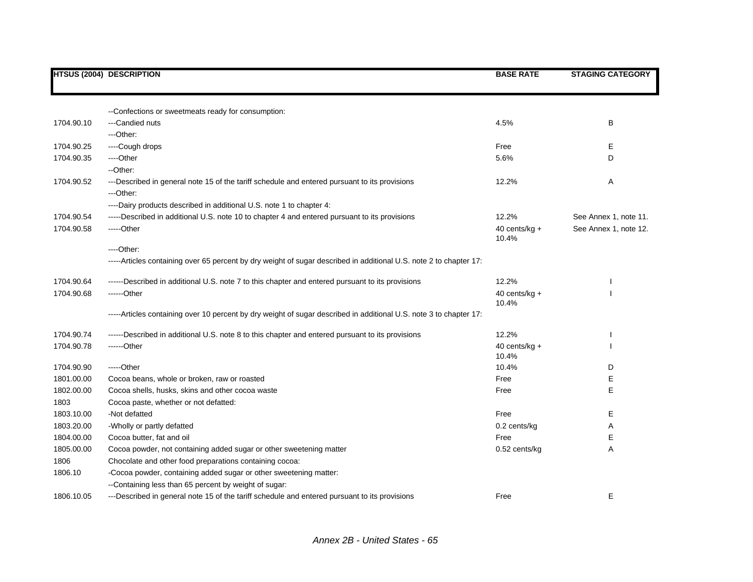| HTSUS (2004) | DESCRIPTION | BASE RATE | STAGING CATEGORY |
|---|---|---|---|
| | --Confections or sweetmeats ready for consumption: | | |
| 1704.90.10 | ---Candied nuts | 4.5% | B |
| | ---Other: | | |
| 1704.90.25 | ----Cough drops | Free | E |
| 1704.90.35 | ----Other | 5.6% | D |
| | --Other: | | |
| 1704.90.52 | ---Described in general note 15 of the tariff schedule and entered pursuant to its provisions | 12.2% | A |
| | ---Other: | | |
| | ----Dairy products described in additional U.S. note 1 to chapter 4: | | |
| 1704.90.54 | -----Described in additional U.S. note 10 to chapter 4 and entered pursuant to its provisions | 12.2% | See Annex 1, note 11. |
| 1704.90.58 | -----Other | 40 cents/kg + 10.4% | See Annex 1, note 12. |
| | ----Other: | | |
| | -----Articles containing over 65 percent by dry weight of sugar described in additional U.S. note 2 to chapter 17: | | |
| 1704.90.64 | ------Described in additional U.S. note 7 to this chapter and entered pursuant to its provisions | 12.2% | I |
| 1704.90.68 | ------Other | 40 cents/kg + 10.4% | I |
| | -----Articles containing over 10 percent by dry weight of sugar described in additional U.S. note 3 to chapter 17: | | |
| 1704.90.74 | ------Described in additional U.S. note 8 to this chapter and entered pursuant to its provisions | 12.2% | I |
| 1704.90.78 | ------Other | 40 cents/kg + 10.4% | I |
| 1704.90.90 | -----Other | 10.4% | D |
| 1801.00.00 | Cocoa beans, whole or broken, raw or roasted | Free | E |
| 1802.00.00 | Cocoa shells, husks, skins and other cocoa waste | Free | E |
| 1803 | Cocoa paste, whether or not defatted: | | |
| 1803.10.00 | -Not defatted | Free | E |
| 1803.20.00 | -Wholly or partly defatted | 0.2 cents/kg | A |
| 1804.00.00 | Cocoa butter, fat and oil | Free | E |
| 1805.00.00 | Cocoa powder, not containing added sugar or other sweetening matter | 0.52 cents/kg | A |
| 1806 | Chocolate and other food preparations containing cocoa: | | |
| 1806.10 | -Cocoa powder, containing added sugar or other sweetening matter: | | |
| | --Containing less than 65 percent by weight of sugar: | | |
| 1806.10.05 | ---Described in general note 15 of the tariff schedule and entered pursuant to its provisions | Free | E |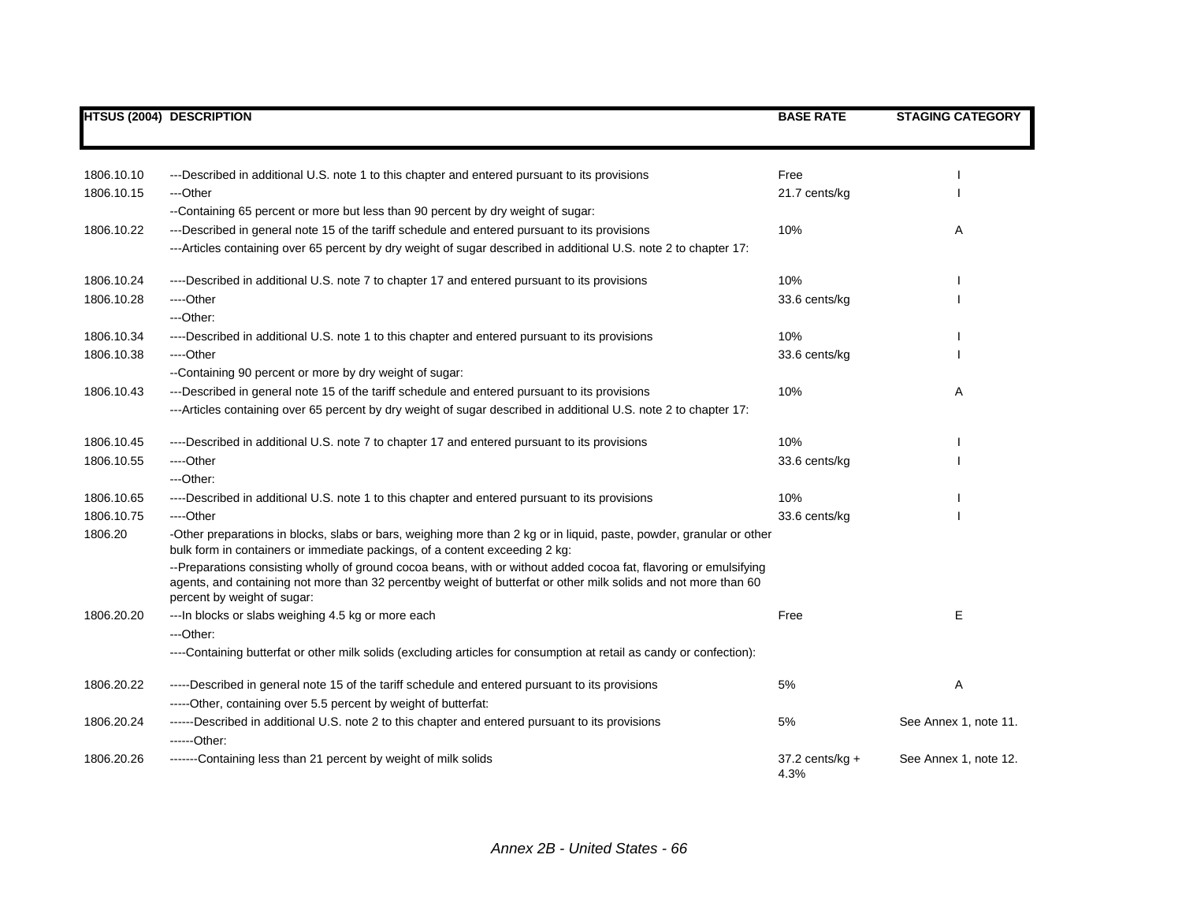| HTSUS (2004) | DESCRIPTION | BASE RATE | STAGING CATEGORY |
|---|---|---|---|
| 1806.10.10 | ---Described in additional U.S. note 1 to this chapter and entered pursuant to its provisions | Free | I |
| 1806.10.15 | ---Other | 21.7 cents/kg | I |
| | --Containing 65 percent or more but less than 90 percent by dry weight of sugar: | | |
| 1806.10.22 | ---Described in general note 15 of the tariff schedule and entered pursuant to its provisions | 10% | A |
| | ---Articles containing over 65 percent by dry weight of sugar described in additional U.S. note 2 to chapter 17: | | |
| 1806.10.24 | ----Described in additional U.S. note 7 to chapter 17 and entered pursuant to its provisions | 10% | I |
| 1806.10.28 | ----Other | 33.6 cents/kg | I |
| | ---Other: | | |
| 1806.10.34 | ----Described in additional U.S. note 1 to this chapter and entered pursuant to its provisions | 10% | I |
| 1806.10.38 | ----Other | 33.6 cents/kg | I |
| | --Containing 90 percent or more by dry weight of sugar: | | |
| 1806.10.43 | ---Described in general note 15 of the tariff schedule and entered pursuant to its provisions | 10% | A |
| | ---Articles containing over 65 percent by dry weight of sugar described in additional U.S. note 2 to chapter 17: | | |
| 1806.10.45 | ----Described in additional U.S. note 7 to chapter 17 and entered pursuant to its provisions | 10% | I |
| 1806.10.55 | ----Other | 33.6 cents/kg | I |
| | ---Other: | | |
| 1806.10.65 | ----Described in additional U.S. note 1 to this chapter and entered pursuant to its provisions | 10% | I |
| 1806.10.75 | ----Other | 33.6 cents/kg | I |
| 1806.20 | -Other preparations in blocks, slabs or bars, weighing more than 2 kg or in liquid, paste, powder, granular or other bulk form in containers or immediate packings, of a content exceeding 2 kg: | | |
| | --Preparations consisting wholly of ground cocoa beans, with or without added cocoa fat, flavoring or emulsifying agents, and containing not more than 32 percentby weight of butterfat or other milk solids and not more than 60 percent by weight of sugar: | | |
| 1806.20.20 | ---In blocks or slabs weighing 4.5 kg or more each | Free | E |
| | ---Other: | | |
| | ----Containing butterfat or other milk solids (excluding articles for consumption at retail as candy or confection): | | |
| 1806.20.22 | -----Described in general note 15 of the tariff schedule and entered pursuant to its provisions | 5% | A |
| | -----Other, containing over 5.5 percent by weight of butterfat: | | |
| 1806.20.24 | ------Described in additional U.S. note 2 to this chapter and entered pursuant to its provisions | 5% | See Annex 1, note 11. |
| | ------Other: | | |
| 1806.20.26 | -------Containing less than 21 percent by weight of milk solids | 37.2 cents/kg + 4.3% | See Annex 1, note 12. |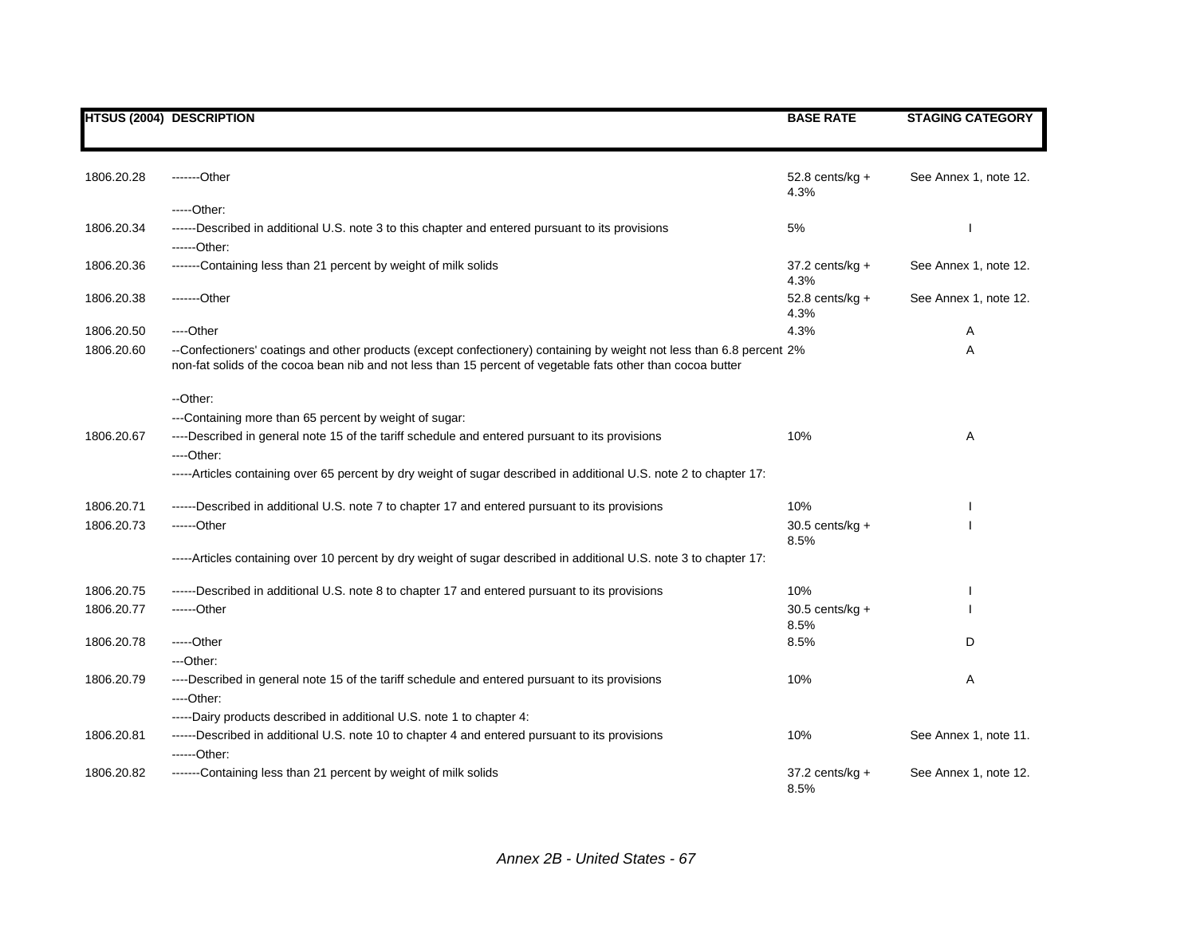| HTSUS (2004) | DESCRIPTION | BASE RATE | STAGING CATEGORY |
|---|---|---|---|
| 1806.20.28 | -------Other | 52.8 cents/kg + 4.3% | See Annex 1, note 12. |
| | -----Other: | | |
| 1806.20.34 | ------Described in additional U.S. note 3 to this chapter and entered pursuant to its provisions | 5% | I |
| | ------Other: | | |
| 1806.20.36 | -------Containing less than 21 percent by weight of milk solids | 37.2 cents/kg + 4.3% | See Annex 1, note 12. |
| 1806.20.38 | -------Other | 52.8 cents/kg + 4.3% | See Annex 1, note 12. |
| 1806.20.50 | ----Other | 4.3% | A |
| 1806.20.60 | --Confectioners' coatings and other products (except confectionery) containing by weight not less than 6.8 percent non-fat solids of the cocoa bean nib and not less than 15 percent of vegetable fats other than cocoa butter | 2% | A |
| | --Other: | | |
| | ---Containing more than 65 percent by weight of sugar: | | |
| 1806.20.67 | ----Described in general note 15 of the tariff schedule and entered pursuant to its provisions | 10% | A |
| | ----Other: | | |
| | -----Articles containing over 65 percent by dry weight of sugar described in additional U.S. note 2 to chapter 17: | | |
| 1806.20.71 | ------Described in additional U.S. note 7 to chapter 17 and entered pursuant to its provisions | 10% | I |
| 1806.20.73 | ------Other | 30.5 cents/kg + 8.5% | I |
| | -----Articles containing over 10 percent by dry weight of sugar described in additional U.S. note 3 to chapter 17: | | |
| 1806.20.75 | ------Described in additional U.S. note 8 to chapter 17 and entered pursuant to its provisions | 10% | I |
| 1806.20.77 | ------Other | 30.5 cents/kg + 8.5% | I |
| 1806.20.78 | -----Other | 8.5% | D |
| | ---Other: | | |
| 1806.20.79 | ----Described in general note 15 of the tariff schedule and entered pursuant to its provisions | 10% | A |
| | ----Other: | | |
| | -----Dairy products described in additional U.S. note 1 to chapter 4: | | |
| 1806.20.81 | ------Described in additional U.S. note 10 to chapter 4 and entered pursuant to its provisions | 10% | See Annex 1, note 11. |
| | ------Other: | | |
| 1806.20.82 | -------Containing less than 21 percent by weight of milk solids | 37.2 cents/kg + 8.5% | See Annex 1, note 12. |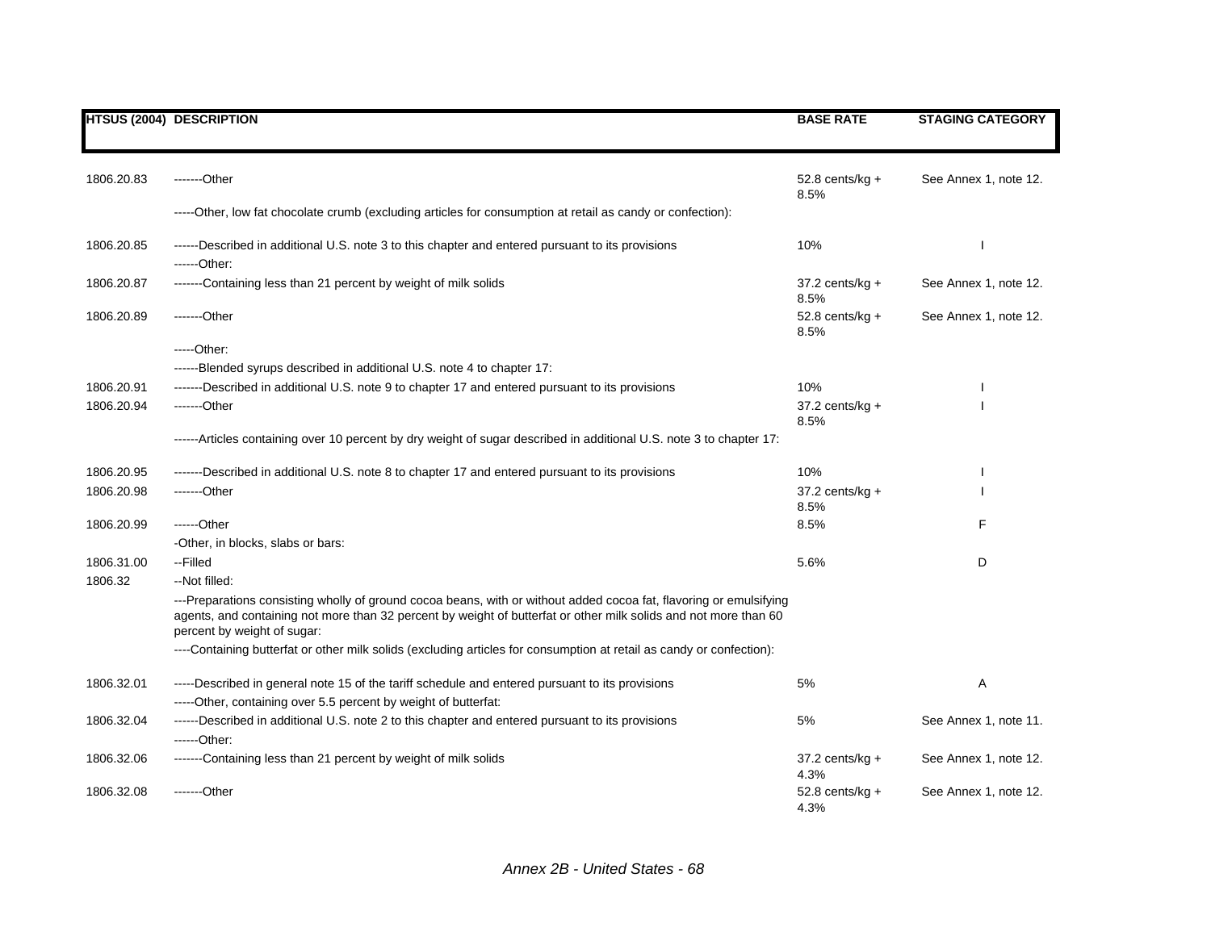| HTSUS (2004) | DESCRIPTION | BASE RATE | STAGING CATEGORY |
|---|---|---|---|
| 1806.20.83 | -------Other | 52.8 cents/kg + 8.5% | See Annex 1, note 12. |
| | -----Other, low fat chocolate crumb (excluding articles for consumption at retail as candy or confection): | | |
| 1806.20.85 | ------Described in additional U.S. note 3 to this chapter and entered pursuant to its provisions | 10% | I |
| | ------Other: | | |
| 1806.20.87 | -------Containing less than 21 percent by weight of milk solids | 37.2 cents/kg + 8.5% | See Annex 1, note 12. |
| 1806.20.89 | -------Other | 52.8 cents/kg + 8.5% | See Annex 1, note 12. |
| | -----Other: | | |
| | ------Blended syrups described in additional U.S. note 4 to chapter 17: | | |
| 1806.20.91 | -------Described in additional U.S. note 9 to chapter 17 and entered pursuant to its provisions | 10% | I |
| 1806.20.94 | -------Other | 37.2 cents/kg + 8.5% | I |
| | ------Articles containing over 10 percent by dry weight of sugar described in additional U.S. note 3 to chapter 17: | | |
| 1806.20.95 | -------Described in additional U.S. note 8 to chapter 17 and entered pursuant to its provisions | 10% | I |
| 1806.20.98 | -------Other | 37.2 cents/kg + 8.5% | I |
| 1806.20.99 | ------Other | 8.5% | F |
| | -Other, in blocks, slabs or bars: | | |
| 1806.31.00 | --Filled | 5.6% | D |
| 1806.32 | --Not filled: | | |
| | ---Preparations consisting wholly of ground cocoa beans, with or without added cocoa fat, flavoring or emulsifying agents, and containing not more than 32 percent by weight of butterfat or other milk solids and not more than 60 percent by weight of sugar: | | |
| | ----Containing butterfat or other milk solids (excluding articles for consumption at retail as candy or confection): | | |
| 1806.32.01 | -----Described in general note 15 of the tariff schedule and entered pursuant to its provisions | 5% | A |
| | -----Other, containing over 5.5 percent by weight of butterfat: | | |
| 1806.32.04 | ------Described in additional U.S. note 2 to this chapter and entered pursuant to its provisions | 5% | See Annex 1, note 11. |
| | ------Other: | | |
| 1806.32.06 | -------Containing less than 21 percent by weight of milk solids | 37.2 cents/kg + 4.3% | See Annex 1, note 12. |
| 1806.32.08 | -------Other | 52.8 cents/kg + 4.3% | See Annex 1, note 12. |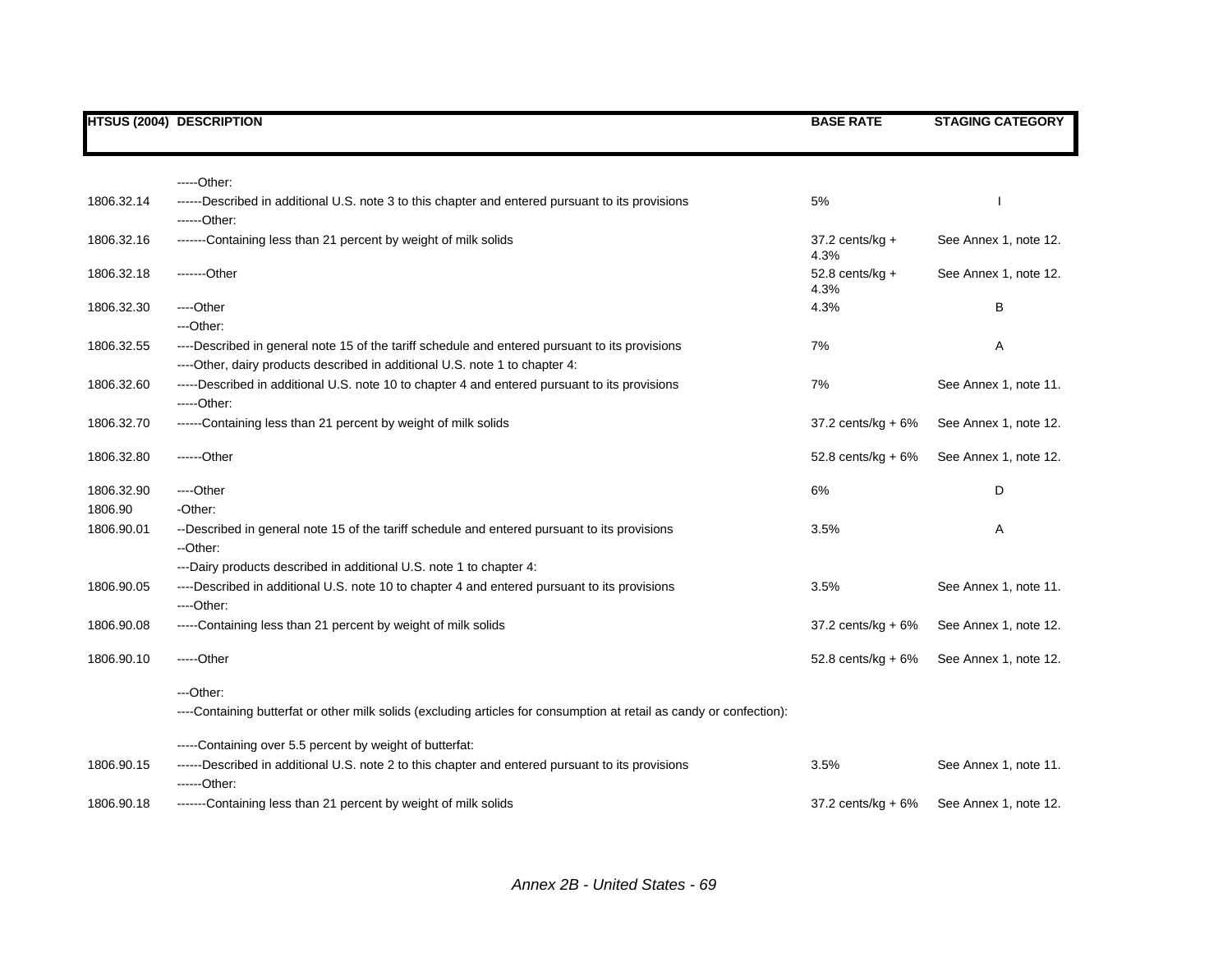| HTSUS (2004) | DESCRIPTION | BASE RATE | STAGING CATEGORY |
|---|---|---|---|
| | -----Other: | | |
| 1806.32.14 | ------Described in additional U.S. note 3 to this chapter and entered pursuant to its provisions | 5% | I |
| | ------Other: | | |
| 1806.32.16 | -------Containing less than 21 percent by weight of milk solids | 37.2 cents/kg + 4.3% | See Annex 1, note 12. |
| 1806.32.18 | -------Other | 52.8 cents/kg + 4.3% | See Annex 1, note 12. |
| 1806.32.30 | ----Other | 4.3% | B |
| | ---Other: | | |
| 1806.32.55 | ----Described in general note 15 of the tariff schedule and entered pursuant to its provisions | 7% | A |
| | ----Other, dairy products described in additional U.S. note 1 to chapter 4: | | |
| 1806.32.60 | -----Described in additional U.S. note 10 to chapter 4 and entered pursuant to its provisions | 7% | See Annex 1, note 11. |
| | -----Other: | | |
| 1806.32.70 | ------Containing less than 21 percent by weight of milk solids | 37.2 cents/kg + 6% | See Annex 1, note 12. |
| 1806.32.80 | ------Other | 52.8 cents/kg + 6% | See Annex 1, note 12. |
| 1806.32.90 | ----Other | 6% | D |
| 1806.90 | -Other: | | |
| 1806.90.01 | --Described in general note 15 of the tariff schedule and entered pursuant to its provisions | 3.5% | A |
| | --Other: | | |
| | ---Dairy products described in additional U.S. note 1 to chapter 4: | | |
| 1806.90.05 | ----Described in additional U.S. note 10 to chapter 4 and entered pursuant to its provisions | 3.5% | See Annex 1, note 11. |
| | ----Other: | | |
| 1806.90.08 | -----Containing less than 21 percent by weight of milk solids | 37.2 cents/kg + 6% | See Annex 1, note 12. |
| 1806.90.10 | -----Other | 52.8 cents/kg + 6% | See Annex 1, note 12. |
| | ---Other: | | |
| | ----Containing butterfat or other milk solids (excluding articles for consumption at retail as candy or confection): | | |
| | -----Containing over 5.5 percent by weight of butterfat: | | |
| 1806.90.15 | ------Described in additional U.S. note 2 to this chapter and entered pursuant to its provisions | 3.5% | See Annex 1, note 11. |
| | ------Other: | | |
| 1806.90.18 | -------Containing less than 21 percent by weight of milk solids | 37.2 cents/kg + 6% | See Annex 1, note 12. |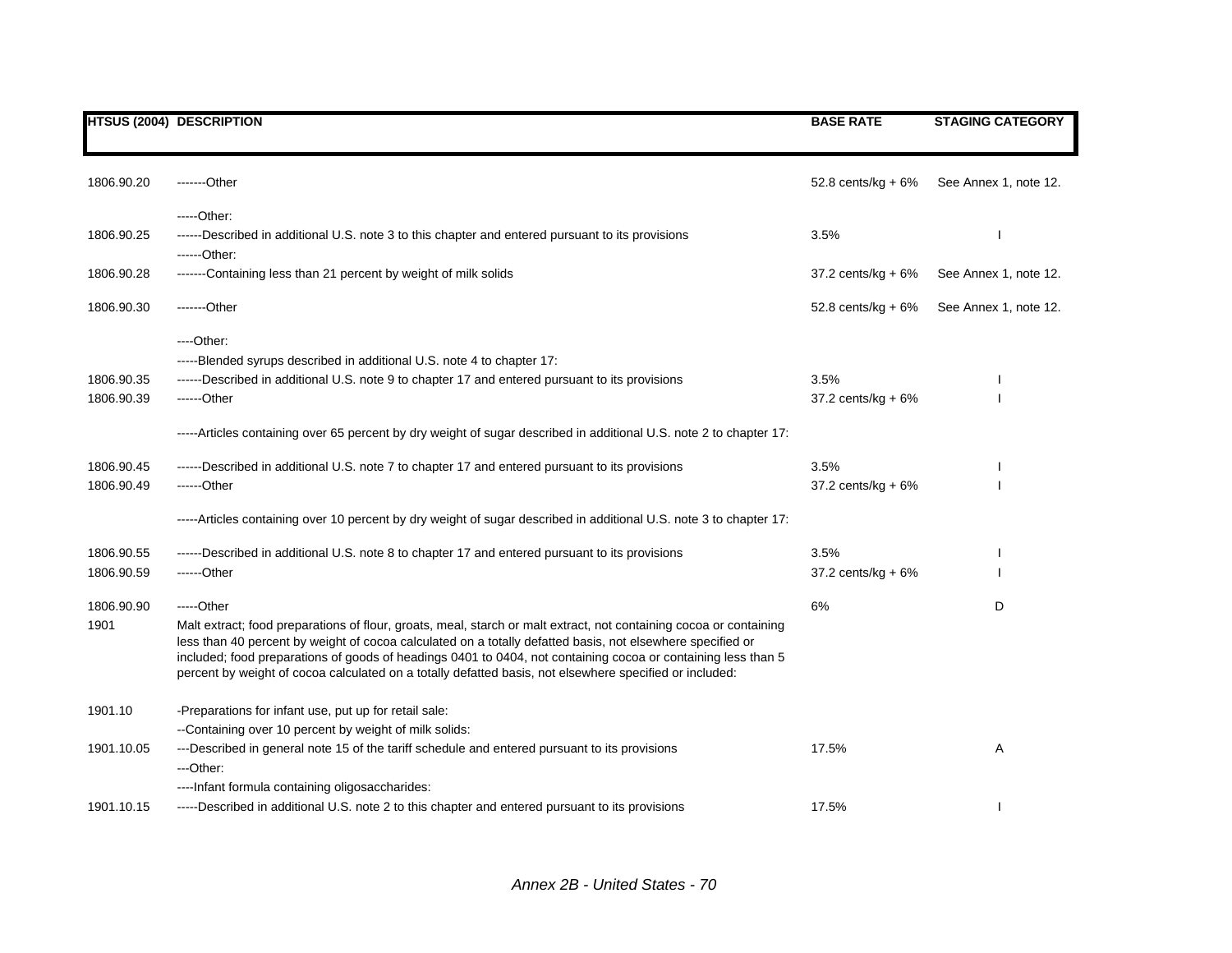| HTSUS (2004) | DESCRIPTION | BASE RATE | STAGING CATEGORY |
|---|---|---|---|
| 1806.90.20 | -------Other | 52.8 cents/kg + 6% | See Annex 1, note 12. |
| | -----Other: | | |
| 1806.90.25 | ------Described in additional U.S. note 3 to this chapter and entered pursuant to its provisions | 3.5% | I |
| | ------Other: | | |
| 1806.90.28 | -------Containing less than 21 percent by weight of milk solids | 37.2 cents/kg + 6% | See Annex 1, note 12. |
| 1806.90.30 | -------Other | 52.8 cents/kg + 6% | See Annex 1, note 12. |
| | ----Other: | | |
| | -----Blended syrups described in additional U.S. note 4 to chapter 17: | | |
| 1806.90.35 | ------Described in additional U.S. note 9 to chapter 17 and entered pursuant to its provisions | 3.5% | I |
| 1806.90.39 | ------Other | 37.2 cents/kg + 6% | I |
| | -----Articles containing over 65 percent by dry weight of sugar described in additional U.S. note 2 to chapter 17: | | |
| 1806.90.45 | ------Described in additional U.S. note 7 to chapter 17 and entered pursuant to its provisions | 3.5% | I |
| 1806.90.49 | ------Other | 37.2 cents/kg + 6% | I |
| | -----Articles containing over 10 percent by dry weight of sugar described in additional U.S. note 3 to chapter 17: | | |
| 1806.90.55 | ------Described in additional U.S. note 8 to chapter 17 and entered pursuant to its provisions | 3.5% | I |
| 1806.90.59 | ------Other | 37.2 cents/kg + 6% | I |
| 1806.90.90 | -----Other | 6% | D |
| 1901 | Malt extract; food preparations of flour, groats, meal, starch or malt extract, not containing cocoa or containing less than 40 percent by weight of cocoa calculated on a totally defatted basis, not elsewhere specified or included; food preparations of goods of headings 0401 to 0404, not containing cocoa or containing less than 5 percent by weight of cocoa calculated on a totally defatted basis, not elsewhere specified or included: | | |
| 1901.10 | -Preparations for infant use, put up for retail sale: | | |
| | --Containing over 10 percent by weight of milk solids: | | |
| 1901.10.05 | ---Described in general note 15 of the tariff schedule and entered pursuant to its provisions | 17.5% | A |
| | ---Other: | | |
| | ----Infant formula containing oligosaccharides: | | |
| 1901.10.15 | -----Described in additional U.S. note 2 to this chapter and entered pursuant to its provisions | 17.5% | I |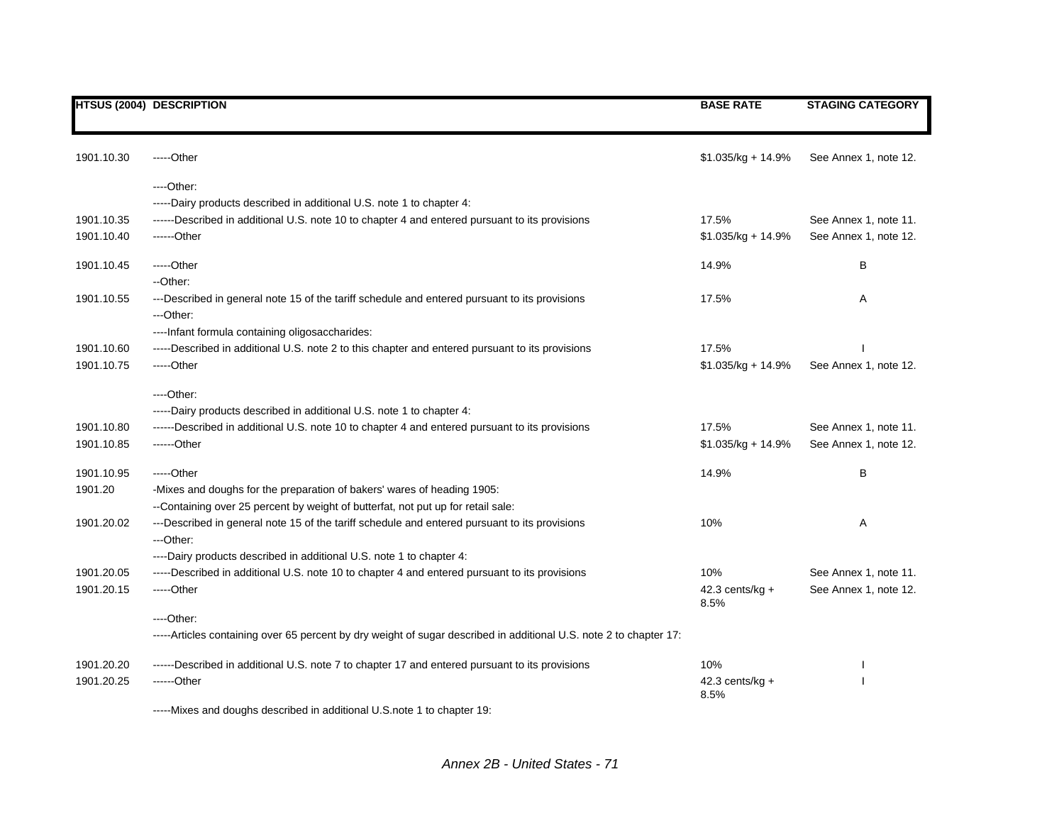| HTSUS (2004) | DESCRIPTION | BASE RATE | STAGING CATEGORY |
|---|---|---|---|
| 1901.10.30 | -----Other | $1.035/kg + 14.9% | See Annex 1, note 12. |
| | ----Other: | | |
| | -----Dairy products described in additional U.S. note 1 to chapter 4: | | |
| 1901.10.35 | ------Described in additional U.S. note 10 to chapter 4 and entered pursuant to its provisions | 17.5% | See Annex 1, note 11. |
| 1901.10.40 | ------Other | $1.035/kg + 14.9% | See Annex 1, note 12. |
| 1901.10.45 | -----Other | 14.9% | B |
| | --Other: | | |
| 1901.10.55 | ---Described in general note 15 of the tariff schedule and entered pursuant to its provisions | 17.5% | A |
| | ---Other: | | |
| | ----Infant formula containing oligosaccharides: | | |
| 1901.10.60 | -----Described in additional U.S. note 2 to this chapter and entered pursuant to its provisions | 17.5% | I |
| 1901.10.75 | -----Other | $1.035/kg + 14.9% | See Annex 1, note 12. |
| | ----Other: | | |
| | -----Dairy products described in additional U.S. note 1 to chapter 4: | | |
| 1901.10.80 | ------Described in additional U.S. note 10 to chapter 4 and entered pursuant to its provisions | 17.5% | See Annex 1, note 11. |
| 1901.10.85 | ------Other | $1.035/kg + 14.9% | See Annex 1, note 12. |
| 1901.10.95 | -----Other | 14.9% | B |
| 1901.20 | -Mixes and doughs for the preparation of bakers' wares of heading 1905: | | |
| | --Containing over 25 percent by weight of butterfat, not put up for retail sale: | | |
| 1901.20.02 | ---Described in general note 15 of the tariff schedule and entered pursuant to its provisions | 10% | A |
| | ---Other: | | |
| | ----Dairy products described in additional U.S. note 1 to chapter 4: | | |
| 1901.20.05 | -----Described in additional U.S. note 10 to chapter 4 and entered pursuant to its provisions | 10% | See Annex 1, note 11. |
| 1901.20.15 | -----Other | 42.3 cents/kg + 8.5% | See Annex 1, note 12. |
| | ----Other: | | |
| | -----Articles containing over 65 percent by dry weight of sugar described in additional U.S. note 2 to chapter 17: | | |
| 1901.20.20 | ------Described in additional U.S. note 7 to chapter 17 and entered pursuant to its provisions | 10% | I |
| 1901.20.25 | ------Other | 42.3 cents/kg + 8.5% | I |
| | -----Mixes and doughs described in additional U.S.note 1 to chapter 19: | | |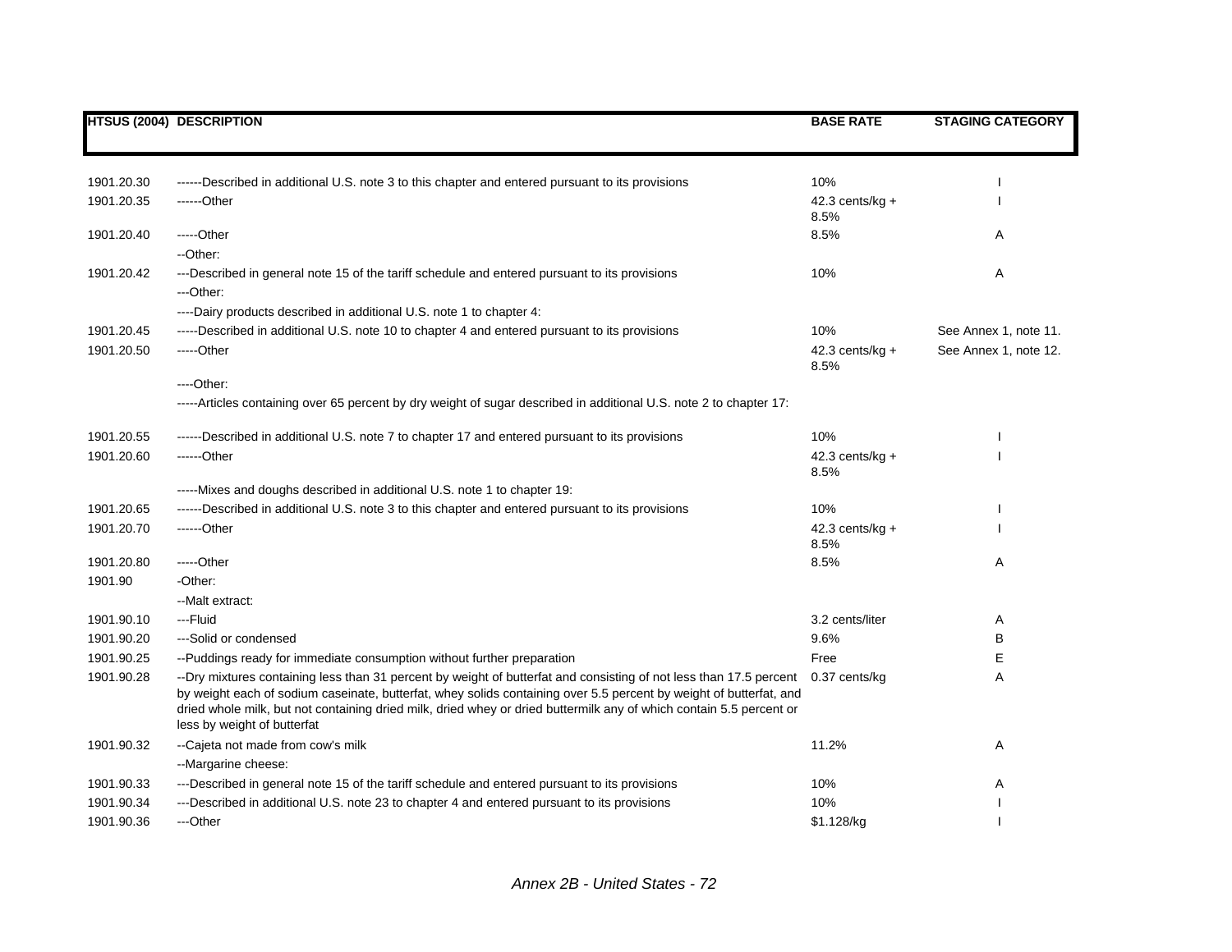| HTSUS (2004) | DESCRIPTION | BASE RATE | STAGING CATEGORY |
|---|---|---|---|
| 1901.20.30 | ------Described in additional U.S. note 3 to this chapter and entered pursuant to its provisions | 10% | I |
| 1901.20.35 | ------Other | 42.3 cents/kg + 8.5% | I |
| 1901.20.40 | -----Other | 8.5% | A |
| | --Other: | | |
| 1901.20.42 | ---Described in general note 15 of the tariff schedule and entered pursuant to its provisions | 10% | A |
| | ---Other: | | |
| | ----Dairy products described in additional U.S. note 1 to chapter 4: | | |
| 1901.20.45 | -----Described in additional U.S. note 10 to chapter 4 and entered pursuant to its provisions | 10% | See Annex 1, note 11. |
| 1901.20.50 | -----Other | 42.3 cents/kg + 8.5% | See Annex 1, note 12. |
| | ----Other: | | |
| | -----Articles containing over 65 percent by dry weight of sugar described in additional U.S. note 2 to chapter 17: | | |
| 1901.20.55 | ------Described in additional U.S. note 7 to chapter 17 and entered pursuant to its provisions | 10% | I |
| 1901.20.60 | ------Other | 42.3 cents/kg + 8.5% | I |
| | -----Mixes and doughs described in additional U.S. note 1 to chapter 19: | | |
| 1901.20.65 | ------Described in additional U.S. note 3 to this chapter and entered pursuant to its provisions | 10% | I |
| 1901.20.70 | ------Other | 42.3 cents/kg + 8.5% | I |
| 1901.20.80 | -----Other | 8.5% | A |
| 1901.90 | -Other: | | |
| | --Malt extract: | | |
| 1901.90.10 | ---Fluid | 3.2 cents/liter | A |
| 1901.90.20 | ---Solid or condensed | 9.6% | B |
| 1901.90.25 | --Puddings ready for immediate consumption without further preparation | Free | E |
| 1901.90.28 | --Dry mixtures containing less than 31 percent by weight of butterfat and consisting of not less than 17.5 percent by weight each of sodium caseinate, butterfat, whey solids containing over 5.5 percent by weight of butterfat, and dried whole milk, but not containing dried milk, dried whey or dried buttermilk any of which contain 5.5 percent or less by weight of butterfat | 0.37 cents/kg | A |
| 1901.90.32 | --Cajeta not made from cow's milk | 11.2% | A |
| | --Margarine cheese: | | |
| 1901.90.33 | ---Described in general note 15 of the tariff schedule and entered pursuant to its provisions | 10% | A |
| 1901.90.34 | ---Described in additional U.S. note 23 to chapter 4 and entered pursuant to its provisions | 10% | I |
| 1901.90.36 | ---Other | $1.128/kg | I |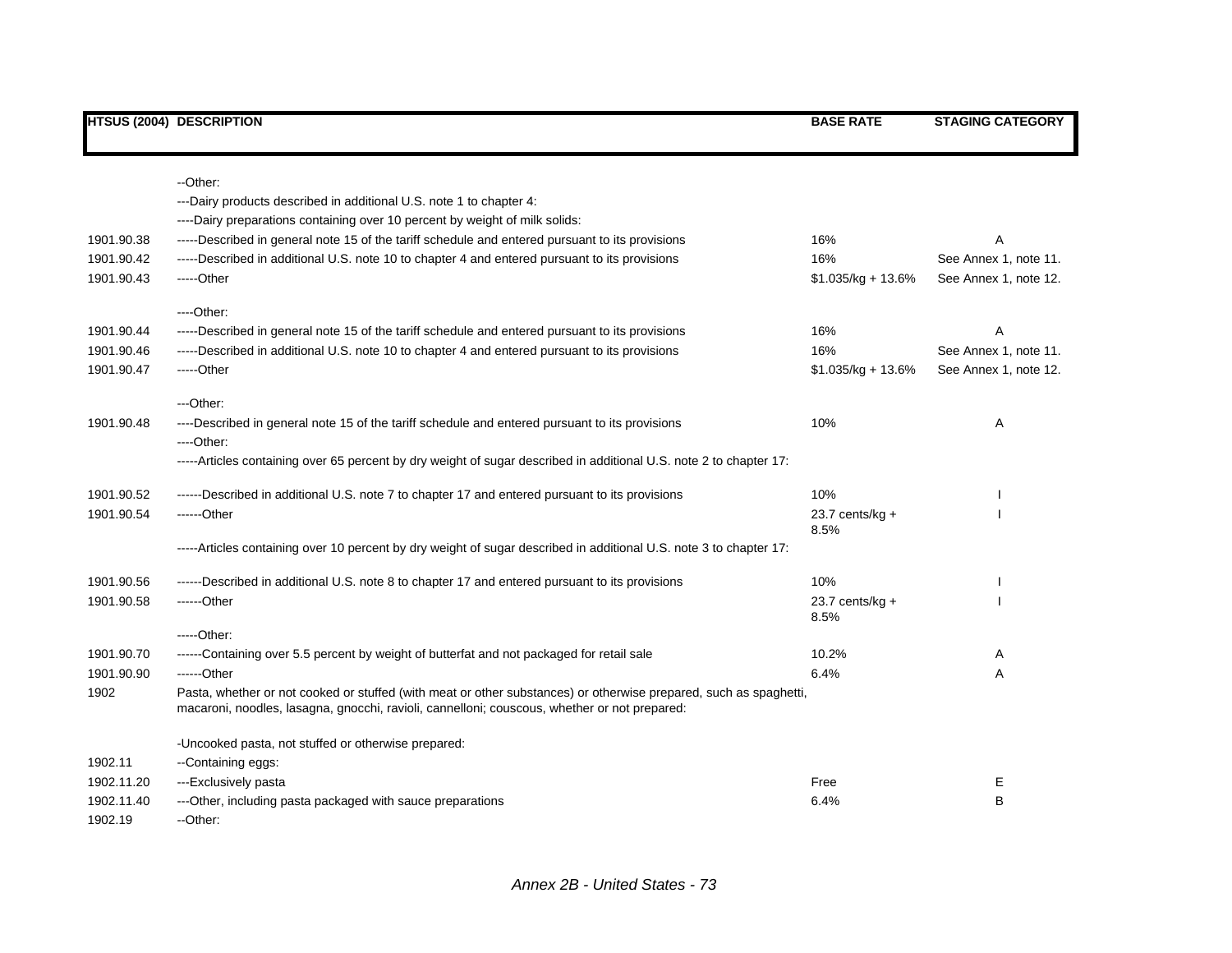| HTSUS (2004) | DESCRIPTION | BASE RATE | STAGING CATEGORY |
|---|---|---|---|
| | --Other: | | |
| | ---Dairy products described in additional U.S. note 1 to chapter 4: | | |
| | ----Dairy preparations containing over 10 percent by weight of milk solids: | | |
| 1901.90.38 | -----Described in general note 15 of the tariff schedule and entered pursuant to its provisions | 16% | A |
| 1901.90.42 | -----Described in additional U.S. note 10 to chapter 4 and entered pursuant to its provisions | 16% | See Annex 1, note 11. |
| 1901.90.43 | -----Other | $1.035/kg + 13.6% | See Annex 1, note 12. |
| | ----Other: | | |
| 1901.90.44 | -----Described in general note 15 of the tariff schedule and entered pursuant to its provisions | 16% | A |
| 1901.90.46 | -----Described in additional U.S. note 10 to chapter 4 and entered pursuant to its provisions | 16% | See Annex 1, note 11. |
| 1901.90.47 | -----Other | $1.035/kg + 13.6% | See Annex 1, note 12. |
| | ---Other: | | |
| 1901.90.48 | ----Described in general note 15 of the tariff schedule and entered pursuant to its provisions | 10% | A |
| | ----Other: | | |
| | -----Articles containing over 65 percent by dry weight of sugar described in additional U.S. note 2 to chapter 17: | | |
| 1901.90.52 | ------Described in additional U.S. note 7 to chapter 17 and entered pursuant to its provisions | 10% | I |
| 1901.90.54 | ------Other | 23.7 cents/kg + 8.5% | I |
| | -----Articles containing over 10 percent by dry weight of sugar described in additional U.S. note 3 to chapter 17: | | |
| 1901.90.56 | ------Described in additional U.S. note 8 to chapter 17 and entered pursuant to its provisions | 10% | I |
| 1901.90.58 | ------Other | 23.7 cents/kg + 8.5% | I |
| | -----Other: | | |
| 1901.90.70 | ------Containing over 5.5 percent by weight of butterfat and not packaged for retail sale | 10.2% | A |
| 1901.90.90 | ------Other | 6.4% | A |
| 1902 | Pasta, whether or not cooked or stuffed (with meat or other substances) or otherwise prepared, such as spaghetti, macaroni, noodles, lasagna, gnocchi, ravioli, cannelloni; couscous, whether or not prepared: | | |
| | -Uncooked pasta, not stuffed or otherwise prepared: | | |
| 1902.11 | --Containing eggs: | | |
| 1902.11.20 | ---Exclusively pasta | Free | E |
| 1902.11.40 | ---Other, including pasta packaged with sauce preparations | 6.4% | B |
| 1902.19 | --Other: | | |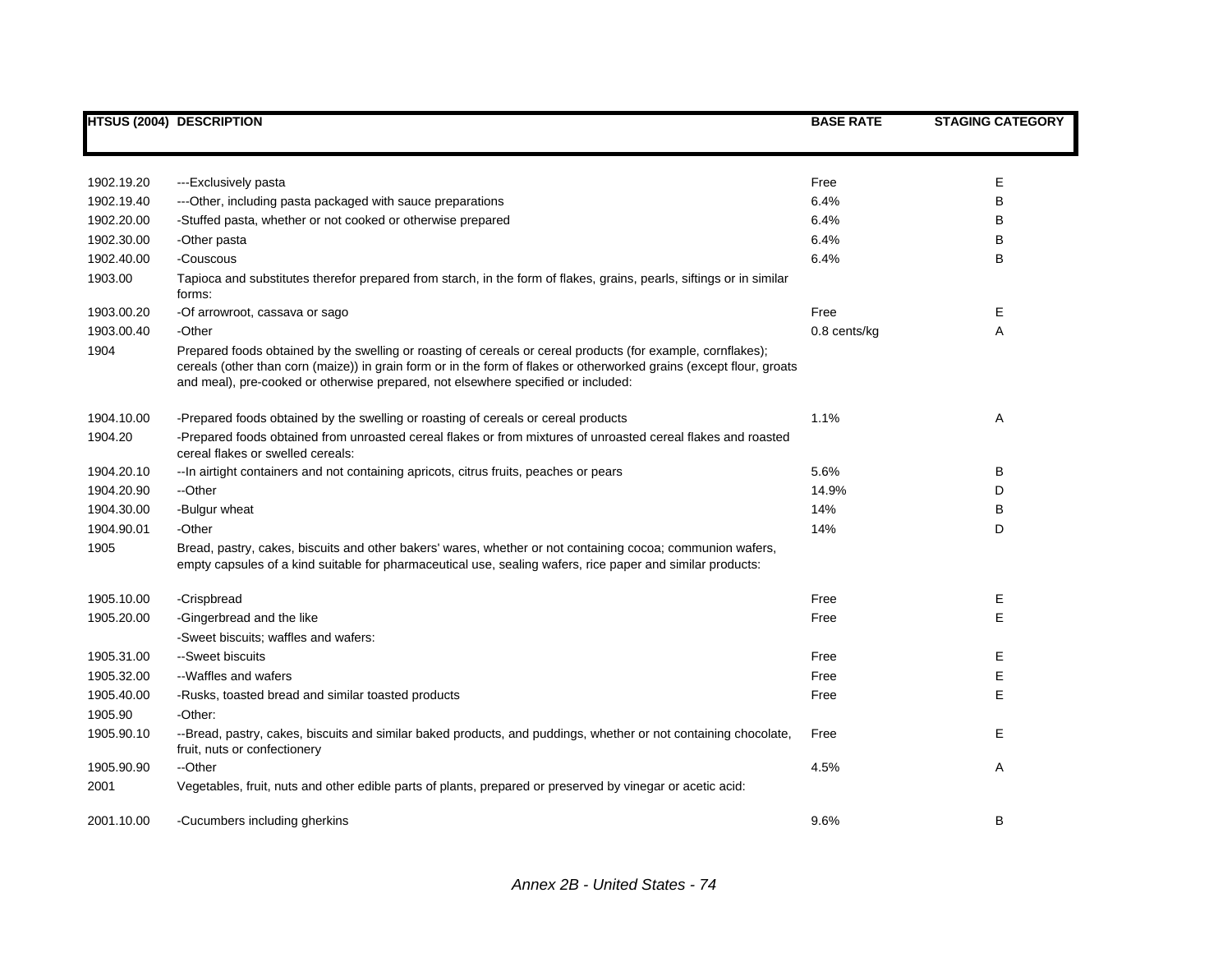| HTSUS (2004) | DESCRIPTION | BASE RATE | STAGING CATEGORY |
|---|---|---|---|
| 1902.19.20 | ---Exclusively pasta | Free | E |
| 1902.19.40 | ---Other, including pasta packaged with sauce preparations | 6.4% | B |
| 1902.20.00 | -Stuffed pasta, whether or not cooked or otherwise prepared | 6.4% | B |
| 1902.30.00 | -Other pasta | 6.4% | B |
| 1902.40.00 | -Couscous | 6.4% | B |
| 1903.00 | Tapioca and substitutes therefor prepared from starch, in the form of flakes, grains, pearls, siftings or in similar forms: | | |
| 1903.00.20 | -Of arrowroot, cassava or sago | Free | E |
| 1903.00.40 | -Other | 0.8 cents/kg | A |
| 1904 | Prepared foods obtained by the swelling or roasting of cereals or cereal products (for example, cornflakes); cereals (other than corn (maize)) in grain form or in the form of flakes or otherworked grains (except flour, groats and meal), pre-cooked or otherwise prepared, not elsewhere specified or included: | | |
| 1904.10.00 | -Prepared foods obtained by the swelling or roasting of cereals or cereal products | 1.1% | A |
| 1904.20 | -Prepared foods obtained from unroasted cereal flakes or from mixtures of unroasted cereal flakes and roasted cereal flakes or swelled cereals: | | |
| 1904.20.10 | --In airtight containers and not containing apricots, citrus fruits, peaches or pears | 5.6% | B |
| 1904.20.90 | --Other | 14.9% | D |
| 1904.30.00 | -Bulgur wheat | 14% | B |
| 1904.90.01 | -Other | 14% | D |
| 1905 | Bread, pastry, cakes, biscuits and other bakers' wares, whether or not containing cocoa; communion wafers, empty capsules of a kind suitable for pharmaceutical use, sealing wafers, rice paper and similar products: | | |
| 1905.10.00 | -Crispbread | Free | E |
| 1905.20.00 | -Gingerbread and the like | Free | E |
| | -Sweet biscuits; waffles and wafers: | | |
| 1905.31.00 | --Sweet biscuits | Free | E |
| 1905.32.00 | --Waffles and wafers | Free | E |
| 1905.40.00 | -Rusks, toasted bread and similar toasted products | Free | E |
| 1905.90 | -Other: | | |
| 1905.90.10 | --Bread, pastry, cakes, biscuits and similar baked products, and puddings, whether or not containing chocolate, fruit, nuts or confectionery | Free | E |
| 1905.90.90 | --Other | 4.5% | A |
| 2001 | Vegetables, fruit, nuts and other edible parts of plants, prepared or preserved by vinegar or acetic acid: | | |
| 2001.10.00 | -Cucumbers including gherkins | 9.6% | B |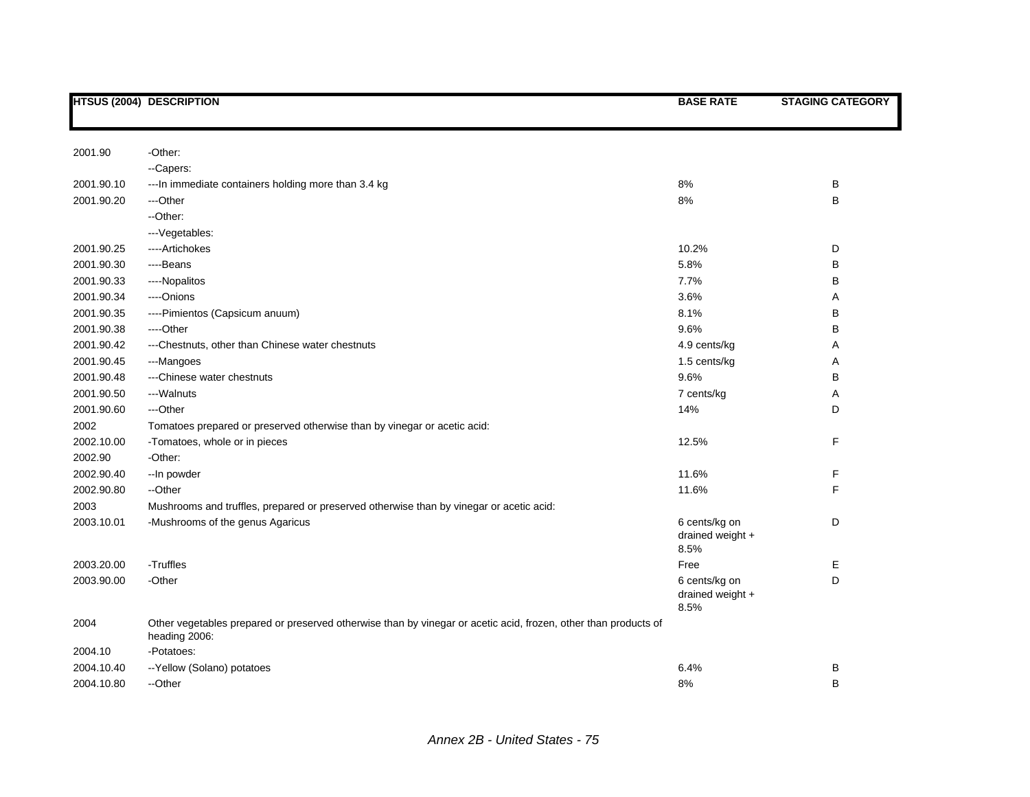| HTSUS (2004) | DESCRIPTION | BASE RATE | STAGING CATEGORY |
|---|---|---|---|
| 2001.90 | -Other: | | |
| | --Capers: | | |
| 2001.90.10 | ---In immediate containers holding more than 3.4 kg | 8% | B |
| 2001.90.20 | ---Other | 8% | B |
| | --Other: | | |
| | ---Vegetables: | | |
| 2001.90.25 | ----Artichokes | 10.2% | D |
| 2001.90.30 | ----Beans | 5.8% | B |
| 2001.90.33 | ----Nopalitos | 7.7% | B |
| 2001.90.34 | ----Onions | 3.6% | A |
| 2001.90.35 | ----Pimientos (Capsicum anuum) | 8.1% | B |
| 2001.90.38 | ----Other | 9.6% | B |
| 2001.90.42 | ---Chestnuts, other than Chinese water chestnuts | 4.9 cents/kg | A |
| 2001.90.45 | ---Mangoes | 1.5 cents/kg | A |
| 2001.90.48 | ---Chinese water chestnuts | 9.6% | B |
| 2001.90.50 | ---Walnuts | 7 cents/kg | A |
| 2001.90.60 | ---Other | 14% | D |
| 2002 | Tomatoes prepared or preserved otherwise than by vinegar or acetic acid: | | |
| 2002.10.00 | -Tomatoes, whole or in pieces | 12.5% | F |
| 2002.90 | -Other: | | |
| 2002.90.40 | --In powder | 11.6% | F |
| 2002.90.80 | --Other | 11.6% | F |
| 2003 | Mushrooms and truffles, prepared or preserved otherwise than by vinegar or acetic acid: | | |
| 2003.10.01 | -Mushrooms of the genus Agaricus | 6 cents/kg on drained weight + 8.5% | D |
| 2003.20.00 | -Truffles | Free | E |
| 2003.90.00 | -Other | 6 cents/kg on drained weight + 8.5% | D |
| 2004 | Other vegetables prepared or preserved otherwise than by vinegar or acetic acid, frozen, other than products of heading 2006: | | |
| 2004.10 | -Potatoes: | | |
| 2004.10.40 | --Yellow (Solano) potatoes | 6.4% | B |
| 2004.10.80 | --Other | 8% | B |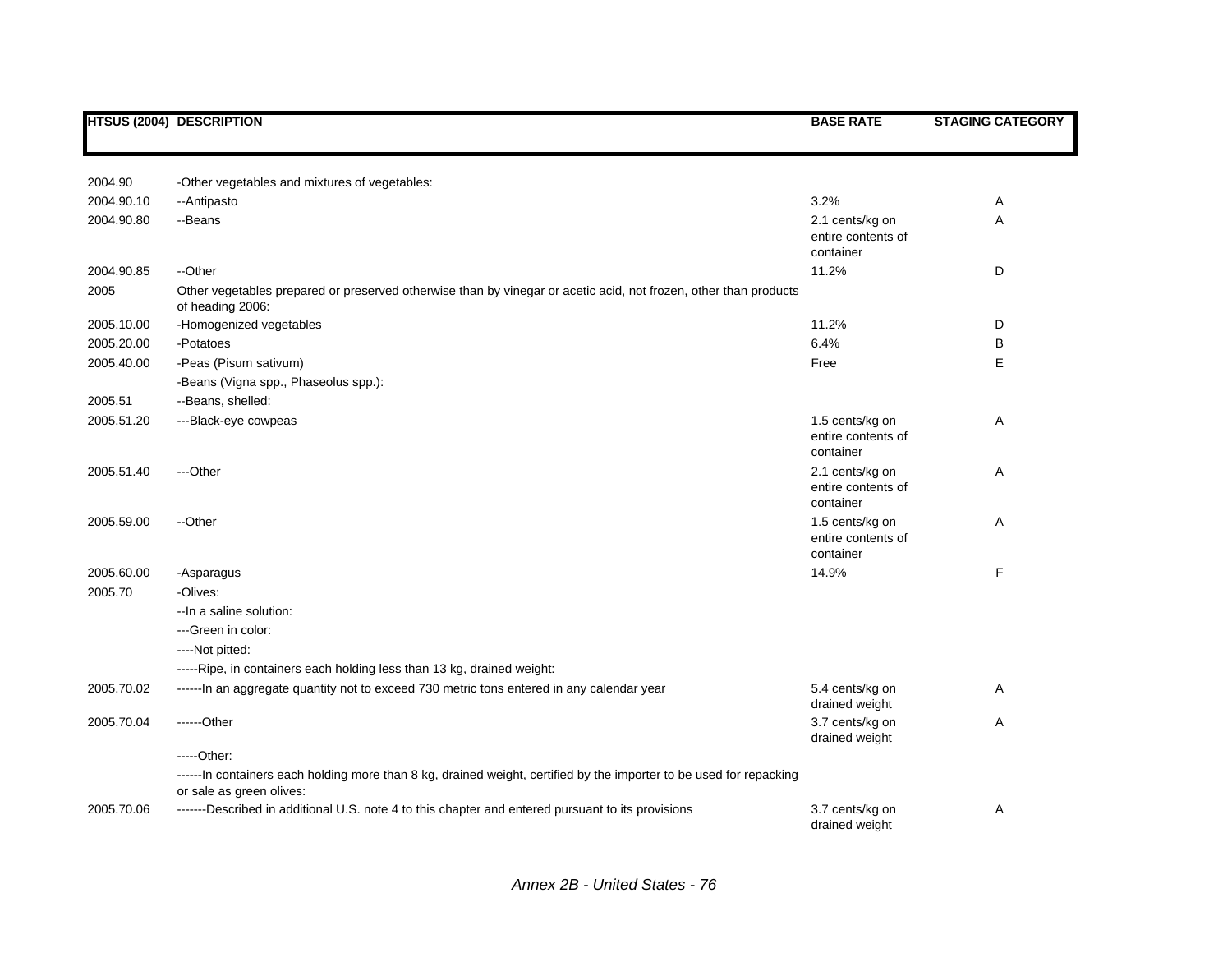| HTSUS (2004) | DESCRIPTION | BASE RATE | STAGING CATEGORY |
| --- | --- | --- | --- |
| 2004.90 | -Other vegetables and mixtures of vegetables: | | |
| 2004.90.10 | --Antipasto | 3.2% | A |
| 2004.90.80 | --Beans | 2.1 cents/kg on entire contents of container | A |
| 2004.90.85 | --Other | 11.2% | D |
| 2005 | Other vegetables prepared or preserved otherwise than by vinegar or acetic acid, not frozen, other than products of heading 2006: | | |
| 2005.10.00 | -Homogenized vegetables | 11.2% | D |
| 2005.20.00 | -Potatoes | 6.4% | B |
| 2005.40.00 | -Peas (Pisum sativum) | Free | E |
| | -Beans (Vigna spp., Phaseolus spp.): | | |
| 2005.51 | --Beans, shelled: | | |
| 2005.51.20 | ---Black-eye cowpeas | 1.5 cents/kg on entire contents of container | A |
| 2005.51.40 | ---Other | 2.1 cents/kg on entire contents of container | A |
| 2005.59.00 | --Other | 1.5 cents/kg on entire contents of container | A |
| 2005.60.00 | -Asparagus | 14.9% | F |
| 2005.70 | -Olives: | | |
| | --In a saline solution: | | |
| | ---Green in color: | | |
| | ----Not pitted: | | |
| | -----Ripe, in containers each holding less than 13 kg, drained weight: | | |
| 2005.70.02 | ------In an aggregate quantity not to exceed 730 metric tons entered in any calendar year | 5.4 cents/kg on drained weight | A |
| 2005.70.04 | ------Other | 3.7 cents/kg on drained weight | A |
| | -----Other: | | |
| | ------In containers each holding more than 8 kg, drained weight, certified by the importer to be used for repacking or sale as green olives: | | |
| 2005.70.06 | -------Described in additional U.S. note 4 to this chapter and entered pursuant to its provisions | 3.7 cents/kg on drained weight | A |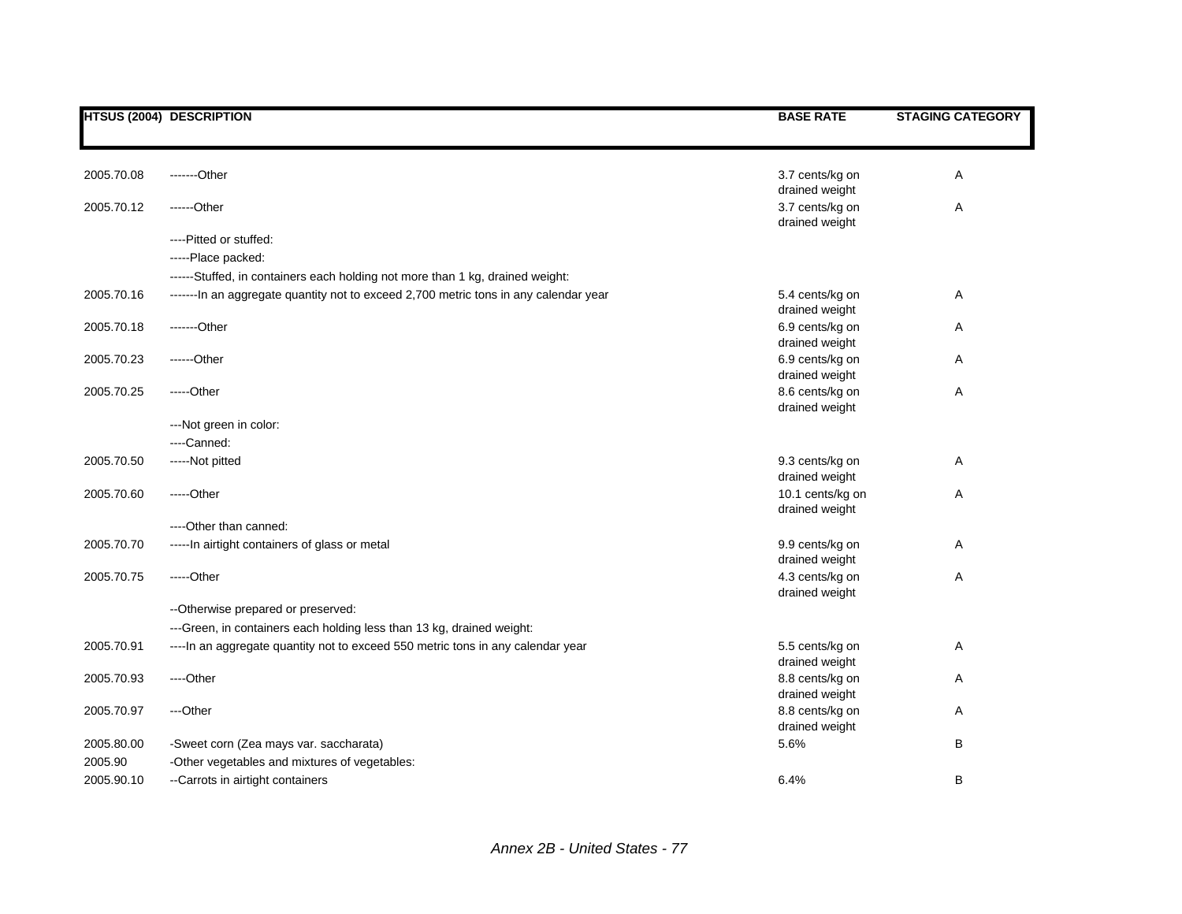| HTSUS (2004) | DESCRIPTION | BASE RATE | STAGING CATEGORY |
|---|---|---|---|
| 2005.70.08 | -------Other | 3.7 cents/kg on drained weight | A |
| 2005.70.12 | ------Other | 3.7 cents/kg on drained weight | A |
| | ----Pitted or stuffed: | | |
| | -----Place packed: | | |
| | ------Stuffed, in containers each holding not more than 1 kg, drained weight: | | |
| 2005.70.16 | -------In an aggregate quantity not to exceed 2,700 metric tons in any calendar year | 5.4 cents/kg on drained weight | A |
| 2005.70.18 | -------Other | 6.9 cents/kg on drained weight | A |
| 2005.70.23 | ------Other | 6.9 cents/kg on drained weight | A |
| 2005.70.25 | -----Other | 8.6 cents/kg on drained weight | A |
| | ---Not green in color: | | |
| | ----Canned: | | |
| 2005.70.50 | -----Not pitted | 9.3 cents/kg on drained weight | A |
| 2005.70.60 | -----Other | 10.1 cents/kg on drained weight | A |
| | ----Other than canned: | | |
| 2005.70.70 | -----In airtight containers of glass or metal | 9.9 cents/kg on drained weight | A |
| 2005.70.75 | -----Other | 4.3 cents/kg on drained weight | A |
| | --Otherwise prepared or preserved: | | |
| | ---Green, in containers each holding less than 13 kg, drained weight: | | |
| 2005.70.91 | ----In an aggregate quantity not to exceed 550 metric tons in any calendar year | 5.5 cents/kg on drained weight | A |
| 2005.70.93 | ----Other | 8.8 cents/kg on drained weight | A |
| 2005.70.97 | ---Other | 8.8 cents/kg on drained weight | A |
| 2005.80.00 | -Sweet corn (Zea mays var. saccharata) | 5.6% | B |
| 2005.90 | -Other vegetables and mixtures of vegetables: | | |
| 2005.90.10 | --Carrots in airtight containers | 6.4% | B |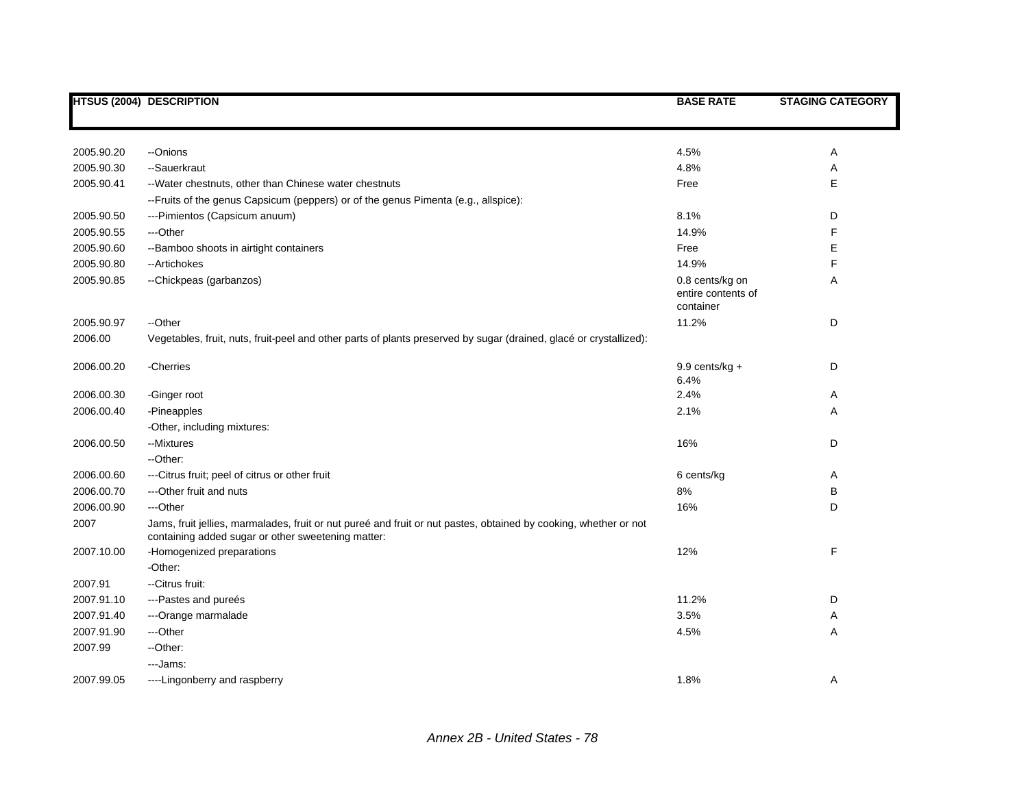| HTSUS (2004) | DESCRIPTION | BASE RATE | STAGING CATEGORY |
|---|---|---|---|
| 2005.90.20 | --Onions | 4.5% | A |
| 2005.90.30 | --Sauerkraut | 4.8% | A |
| 2005.90.41 | --Water chestnuts, other than Chinese water chestnuts | Free | E |
| | --Fruits of the genus Capsicum (peppers) or of the genus Pimenta (e.g., allspice): | | |
| 2005.90.50 | ---Pimientos (Capsicum anuum) | 8.1% | D |
| 2005.90.55 | ---Other | 14.9% | F |
| 2005.90.60 | --Bamboo shoots in airtight containers | Free | E |
| 2005.90.80 | --Artichokes | 14.9% | F |
| 2005.90.85 | --Chickpeas (garbanzos) | 0.8 cents/kg on entire contents of container | A |
| 2005.90.97 | --Other | 11.2% | D |
| 2006.00 | Vegetables, fruit, nuts, fruit-peel and other parts of plants preserved by sugar (drained, glacé or crystallized): | | |
| 2006.00.20 | -Cherries | 9.9 cents/kg + 6.4% | D |
| 2006.00.30 | -Ginger root | 2.4% | A |
| 2006.00.40 | -Pineapples | 2.1% | A |
| | -Other, including mixtures: | | |
| 2006.00.50 | --Mixtures | 16% | D |
| | --Other: | | |
| 2006.00.60 | ---Citrus fruit; peel of citrus or other fruit | 6 cents/kg | A |
| 2006.00.70 | ---Other fruit and nuts | 8% | B |
| 2006.00.90 | ---Other | 16% | D |
| 2007 | Jams, fruit jellies, marmalades, fruit or nut pureé and fruit or nut pastes, obtained by cooking, whether or not containing added sugar or other sweetening matter: | | |
| 2007.10.00 | -Homogenized preparations | 12% | F |
| | -Other: | | |
| 2007.91 | --Citrus fruit: | | |
| 2007.91.10 | ---Pastes and pureés | 11.2% | D |
| 2007.91.40 | ---Orange marmalade | 3.5% | A |
| 2007.91.90 | ---Other | 4.5% | A |
| 2007.99 | --Other: | | |
| | ---Jams: | | |
| 2007.99.05 | ----Lingonberry and raspberry | 1.8% | A |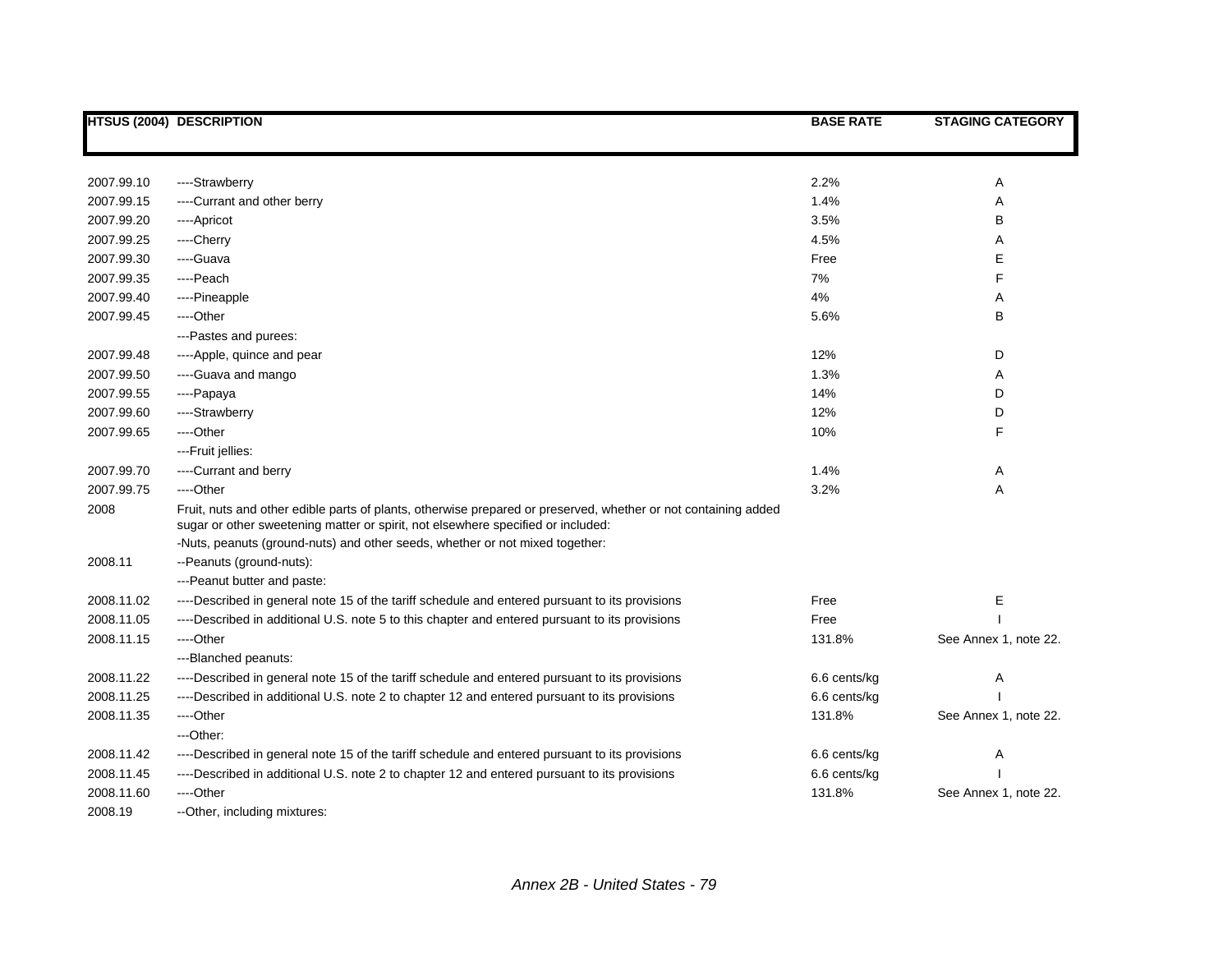| HTSUS (2004) | DESCRIPTION | BASE RATE | STAGING CATEGORY |
|---|---|---|---|
| 2007.99.10 | ----Strawberry | 2.2% | A |
| 2007.99.15 | ----Currant and other berry | 1.4% | A |
| 2007.99.20 | ----Apricot | 3.5% | B |
| 2007.99.25 | ----Cherry | 4.5% | A |
| 2007.99.30 | ----Guava | Free | E |
| 2007.99.35 | ----Peach | 7% | F |
| 2007.99.40 | ----Pineapple | 4% | A |
| 2007.99.45 | ----Other | 5.6% | B |
| | ---Pastes and purees: | | |
| 2007.99.48 | ----Apple, quince and pear | 12% | D |
| 2007.99.50 | ----Guava and mango | 1.3% | A |
| 2007.99.55 | ----Papaya | 14% | D |
| 2007.99.60 | ----Strawberry | 12% | D |
| 2007.99.65 | ----Other | 10% | F |
| | ---Fruit jellies: | | |
| 2007.99.70 | ----Currant and berry | 1.4% | A |
| 2007.99.75 | ----Other | 3.2% | A |
| 2008 | Fruit, nuts and other edible parts of plants, otherwise prepared or preserved, whether or not containing added sugar or other sweetening matter or spirit, not elsewhere specified or included: | | |
| | -Nuts, peanuts (ground-nuts) and other seeds, whether or not mixed together: | | |
| 2008.11 | --Peanuts (ground-nuts): | | |
| | ---Peanut butter and paste: | | |
| 2008.11.02 | ----Described in general note 15 of the tariff schedule and entered pursuant to its provisions | Free | E |
| 2008.11.05 | ----Described in additional U.S. note 5 to this chapter and entered pursuant to its provisions | Free | I |
| 2008.11.15 | ----Other | 131.8% | See Annex 1, note 22. |
| | ---Blanched peanuts: | | |
| 2008.11.22 | ----Described in general note 15 of the tariff schedule and entered pursuant to its provisions | 6.6 cents/kg | A |
| 2008.11.25 | ----Described in additional U.S. note 2 to chapter 12 and entered pursuant to its provisions | 6.6 cents/kg | I |
| 2008.11.35 | ----Other | 131.8% | See Annex 1, note 22. |
| | ---Other: | | |
| 2008.11.42 | ----Described in general note 15 of the tariff schedule and entered pursuant to its provisions | 6.6 cents/kg | A |
| 2008.11.45 | ----Described in additional U.S. note 2 to chapter 12 and entered pursuant to its provisions | 6.6 cents/kg | I |
| 2008.11.60 | ----Other | 131.8% | See Annex 1, note 22. |
| 2008.19 | --Other, including mixtures: | | |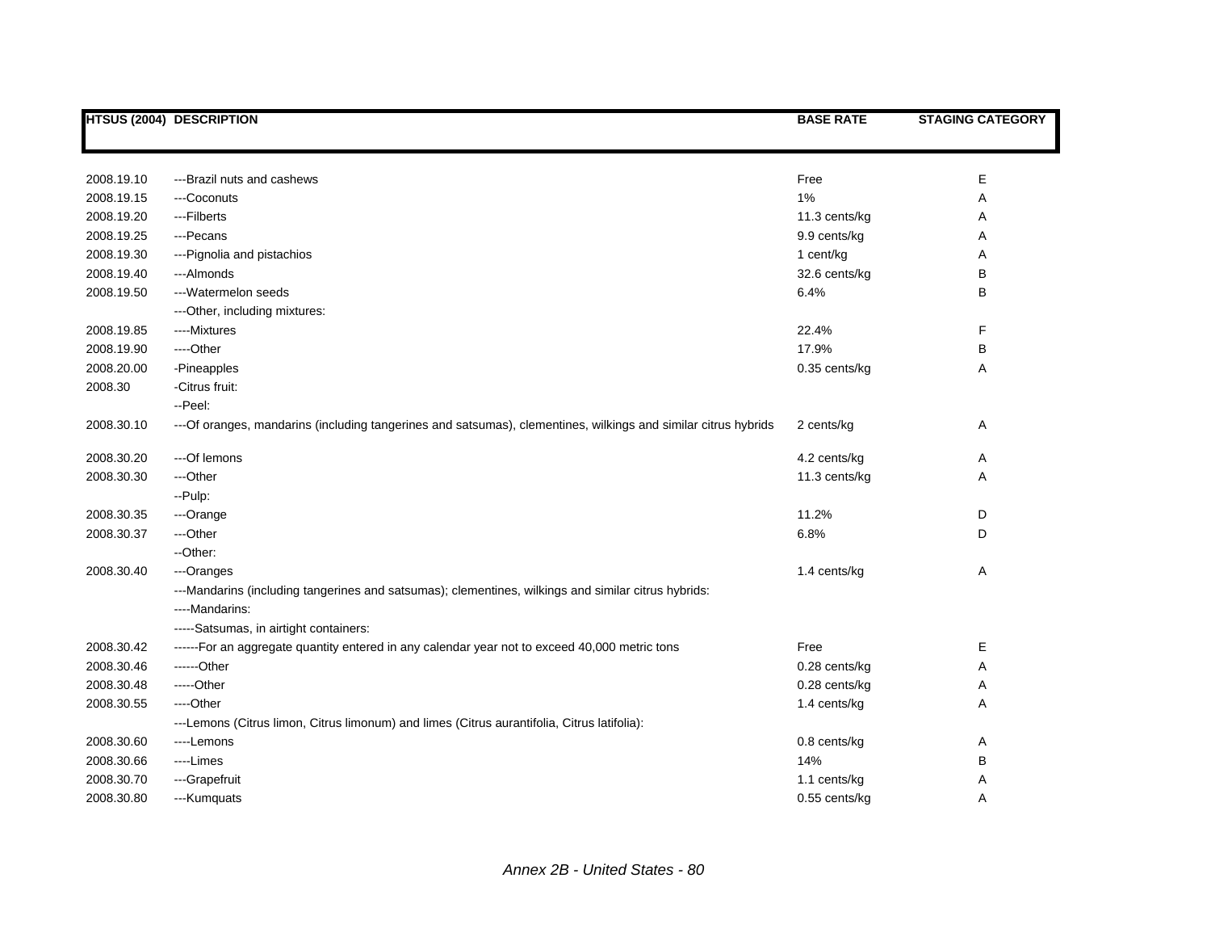| HTSUS (2004) | DESCRIPTION | BASE RATE | STAGING CATEGORY |
|---|---|---|---|
| 2008.19.10 | ---Brazil nuts and cashews | Free | E |
| 2008.19.15 | ---Coconuts | 1% | A |
| 2008.19.20 | ---Filberts | 11.3 cents/kg | A |
| 2008.19.25 | ---Pecans | 9.9 cents/kg | A |
| 2008.19.30 | ---Pignolia and pistachios | 1 cent/kg | A |
| 2008.19.40 | ---Almonds | 32.6 cents/kg | B |
| 2008.19.50 | ---Watermelon seeds | 6.4% | B |
| | ---Other, including mixtures: | | |
| 2008.19.85 | ----Mixtures | 22.4% | F |
| 2008.19.90 | ----Other | 17.9% | B |
| 2008.20.00 | -Pineapples | 0.35 cents/kg | A |
| 2008.30 | -Citrus fruit: | | |
| | --Peel: | | |
| 2008.30.10 | ---Of oranges, mandarins (including tangerines and satsumas), clementines, wilkings and similar citrus hybrids | 2 cents/kg | A |
| 2008.30.20 | ---Of lemons | 4.2 cents/kg | A |
| 2008.30.30 | ---Other | 11.3 cents/kg | A |
| | --Pulp: | | |
| 2008.30.35 | ---Orange | 11.2% | D |
| 2008.30.37 | ---Other | 6.8% | D |
| | --Other: | | |
| 2008.30.40 | ---Oranges | 1.4 cents/kg | A |
| | ---Mandarins (including tangerines and satsumas); clementines, wilkings and similar citrus hybrids: | | |
| | ----Mandarins: | | |
| | -----Satsumas, in airtight containers: | | |
| 2008.30.42 | ------For an aggregate quantity entered in any calendar year not to exceed 40,000 metric tons | Free | E |
| 2008.30.46 | ------Other | 0.28 cents/kg | A |
| 2008.30.48 | -----Other | 0.28 cents/kg | A |
| 2008.30.55 | ----Other | 1.4 cents/kg | A |
| | ---Lemons (Citrus limon, Citrus limonum) and limes (Citrus aurantifolia, Citrus latifolia): | | |
| 2008.30.60 | ----Lemons | 0.8 cents/kg | A |
| 2008.30.66 | ----Limes | 14% | B |
| 2008.30.70 | ---Grapefruit | 1.1 cents/kg | A |
| 2008.30.80 | ---Kumquats | 0.55 cents/kg | A |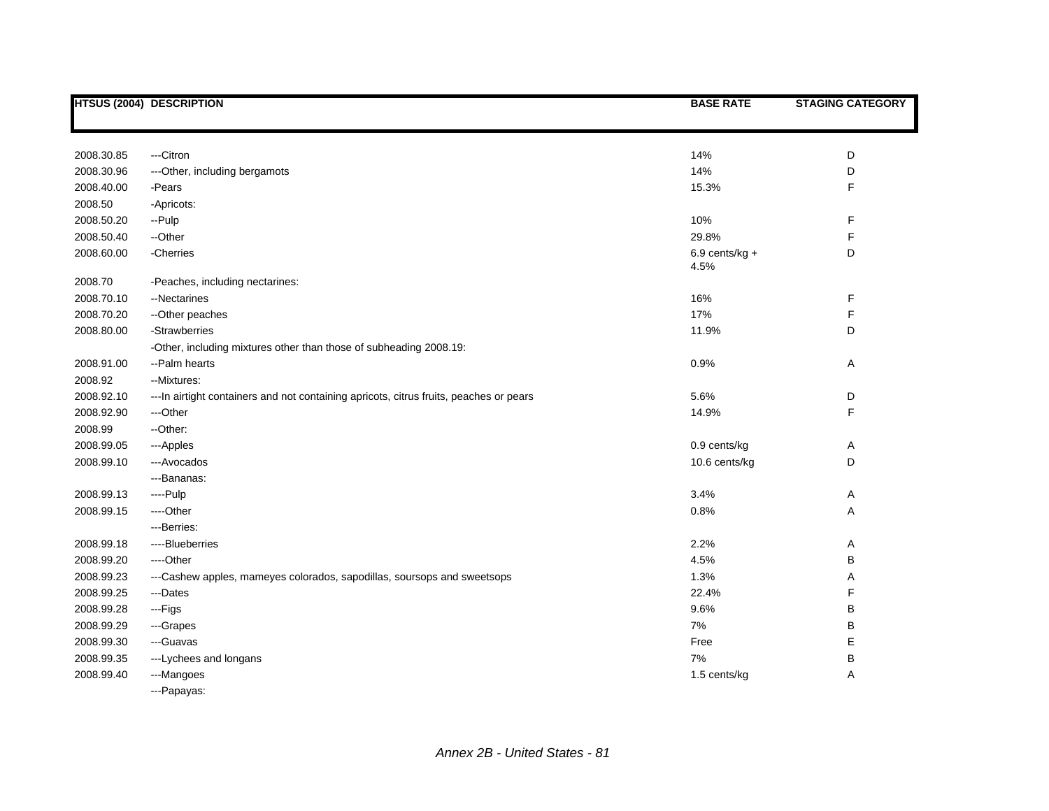| HTSUS (2004) | DESCRIPTION | BASE RATE | STAGING CATEGORY |
|---|---|---|---|
| 2008.30.85 | ---Citron | 14% | D |
| 2008.30.96 | ---Other, including bergamots | 14% | D |
| 2008.40.00 | -Pears | 15.3% | F |
| 2008.50 | -Apricots: | | |
| 2008.50.20 | --Pulp | 10% | F |
| 2008.50.40 | --Other | 29.8% | F |
| 2008.60.00 | -Cherries | 6.9 cents/kg + 4.5% | D |
| 2008.70 | -Peaches, including nectarines: | | |
| 2008.70.10 | --Nectarines | 16% | F |
| 2008.70.20 | --Other peaches | 17% | F |
| 2008.80.00 | -Strawberries | 11.9% | D |
| | -Other, including mixtures other than those of subheading 2008.19: | | |
| 2008.91.00 | --Palm hearts | 0.9% | A |
| 2008.92 | --Mixtures: | | |
| 2008.92.10 | ---In airtight containers and not containing apricots, citrus fruits, peaches or pears | 5.6% | D |
| 2008.92.90 | ---Other | 14.9% | F |
| 2008.99 | --Other: | | |
| 2008.99.05 | ---Apples | 0.9 cents/kg | A |
| 2008.99.10 | ---Avocados | 10.6 cents/kg | D |
| | ---Bananas: | | |
| 2008.99.13 | ----Pulp | 3.4% | A |
| 2008.99.15 | ----Other | 0.8% | A |
| | ---Berries: | | |
| 2008.99.18 | ----Blueberries | 2.2% | A |
| 2008.99.20 | ----Other | 4.5% | B |
| 2008.99.23 | ---Cashew apples, mameyes colorados, sapodillas, soursops and sweetsops | 1.3% | A |
| 2008.99.25 | ---Dates | 22.4% | F |
| 2008.99.28 | ---Figs | 9.6% | B |
| 2008.99.29 | ---Grapes | 7% | B |
| 2008.99.30 | ---Guavas | Free | E |
| 2008.99.35 | ---Lychees and longans | 7% | B |
| 2008.99.40 | ---Mangoes | 1.5 cents/kg | A |
| | ---Papayas: | | |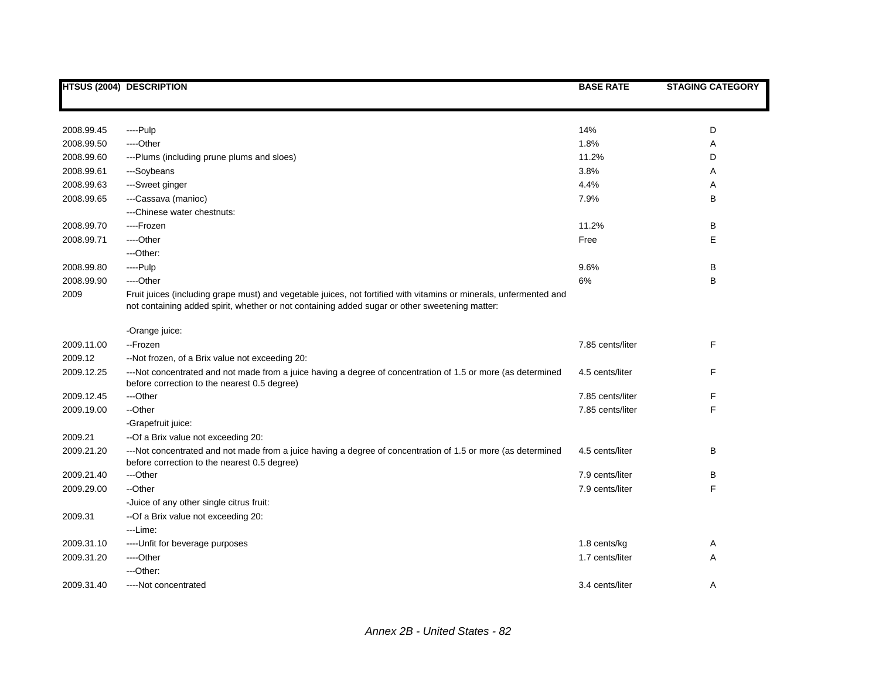| HTSUS (2004) | DESCRIPTION | BASE RATE | STAGING CATEGORY |
|---|---|---|---|
| 2008.99.45 | ----Pulp | 14% | D |
| 2008.99.50 | ----Other | 1.8% | A |
| 2008.99.60 | ---Plums (including prune plums and sloes) | 11.2% | D |
| 2008.99.61 | ---Soybeans | 3.8% | A |
| 2008.99.63 | ---Sweet ginger | 4.4% | A |
| 2008.99.65 | ---Cassava (manioc) | 7.9% | B |
| | ---Chinese water chestnuts: | | |
| 2008.99.70 | ----Frozen | 11.2% | B |
| 2008.99.71 | ----Other | Free | E |
| | ---Other: | | |
| 2008.99.80 | ----Pulp | 9.6% | B |
| 2008.99.90 | ----Other | 6% | B |
| 2009 | Fruit juices (including grape must) and vegetable juices, not fortified with vitamins or minerals, unfermented and not containing added spirit, whether or not containing added sugar or other sweetening matter: | | |
| | -Orange juice: | | |
| 2009.11.00 | --Frozen | 7.85 cents/liter | F |
| 2009.12 | --Not frozen, of a Brix value not exceeding 20: | | |
| 2009.12.25 | ---Not concentrated and not made from a juice having a degree of concentration of 1.5 or more (as determined before correction to the nearest 0.5 degree) | 4.5 cents/liter | F |
| 2009.12.45 | ---Other | 7.85 cents/liter | F |
| 2009.19.00 | --Other | 7.85 cents/liter | F |
| | -Grapefruit juice: | | |
| 2009.21 | --Of a Brix value not exceeding 20: | | |
| 2009.21.20 | ---Not concentrated and not made from a juice having a degree of concentration of 1.5 or more (as determined before correction to the nearest 0.5 degree) | 4.5 cents/liter | B |
| 2009.21.40 | ---Other | 7.9 cents/liter | B |
| 2009.29.00 | --Other | 7.9 cents/liter | F |
| | -Juice of any other single citrus fruit: | | |
| 2009.31 | --Of a Brix value not exceeding 20: | | |
| | ---Lime: | | |
| 2009.31.10 | ----Unfit for beverage purposes | 1.8 cents/kg | A |
| 2009.31.20 | ----Other | 1.7 cents/liter | A |
| | ---Other: | | |
| 2009.31.40 | ----Not concentrated | 3.4 cents/liter | A |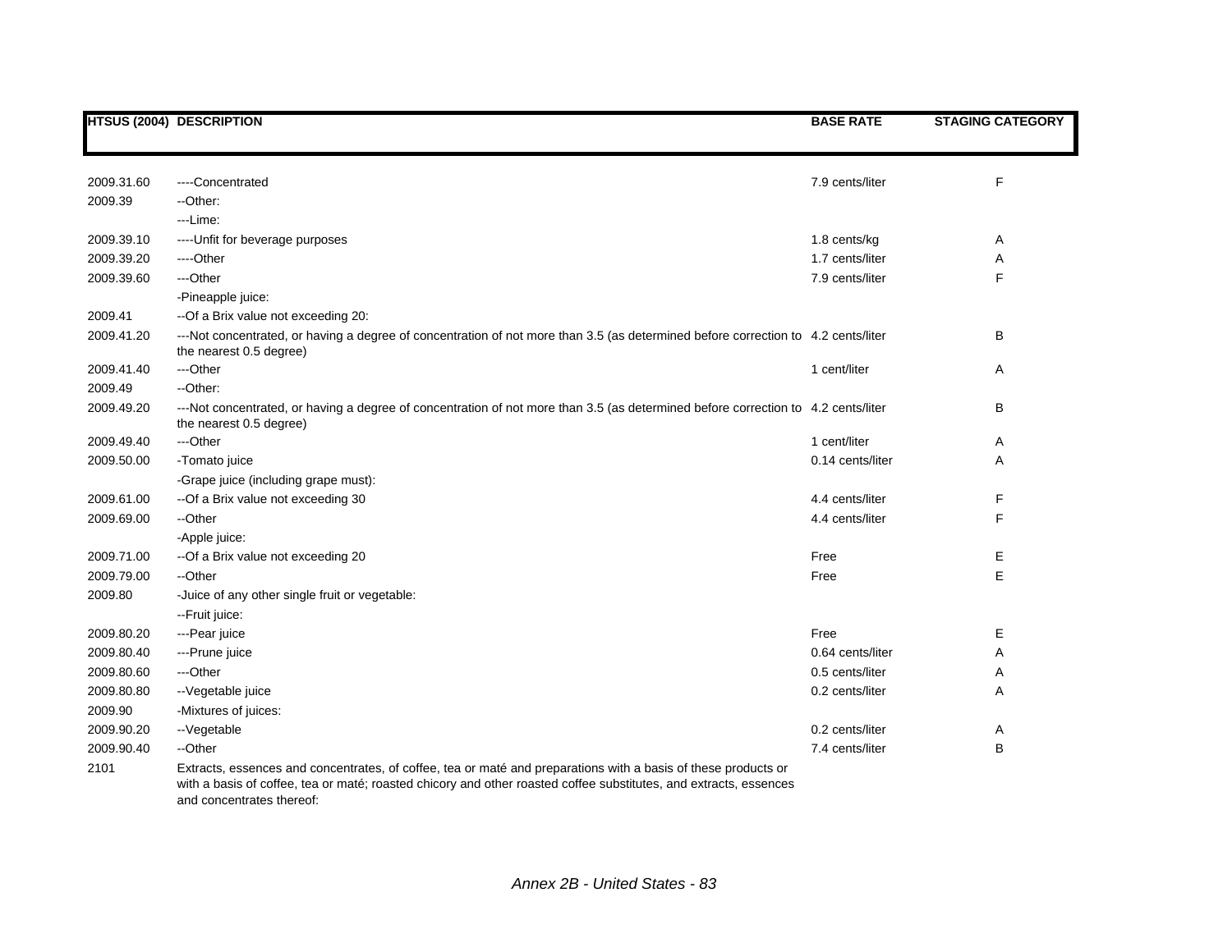| HTSUS (2004) | DESCRIPTION | BASE RATE | STAGING CATEGORY |
|---|---|---|---|
| 2009.31.60 | ----Concentrated | 7.9 cents/liter | F |
| 2009.39 | --Other: | | |
| | ---Lime: | | |
| 2009.39.10 | ----Unfit for beverage purposes | 1.8 cents/kg | A |
| 2009.39.20 | ----Other | 1.7 cents/liter | A |
| 2009.39.60 | ---Other | 7.9 cents/liter | F |
| | -Pineapple juice: | | |
| 2009.41 | --Of a Brix value not exceeding 20: | | |
| 2009.41.20 | ---Not concentrated, or having a degree of concentration of not more than 3.5 (as determined before correction to the nearest 0.5 degree) | 4.2 cents/liter | B |
| 2009.41.40 | ---Other | 1 cent/liter | A |
| 2009.49 | --Other: | | |
| 2009.49.20 | ---Not concentrated, or having a degree of concentration of not more than 3.5 (as determined before correction to the nearest 0.5 degree) | 4.2 cents/liter | B |
| 2009.49.40 | ---Other | 1 cent/liter | A |
| 2009.50.00 | -Tomato juice | 0.14 cents/liter | A |
| | -Grape juice (including grape must): | | |
| 2009.61.00 | --Of a Brix value not exceeding 30 | 4.4 cents/liter | F |
| 2009.69.00 | --Other | 4.4 cents/liter | F |
| | -Apple juice: | | |
| 2009.71.00 | --Of a Brix value not exceeding 20 | Free | E |
| 2009.79.00 | --Other | Free | E |
| 2009.80 | -Juice of any other single fruit or vegetable: | | |
| | --Fruit juice: | | |
| 2009.80.20 | ---Pear juice | Free | E |
| 2009.80.40 | ---Prune juice | 0.64 cents/liter | A |
| 2009.80.60 | ---Other | 0.5 cents/liter | A |
| 2009.80.80 | --Vegetable juice | 0.2 cents/liter | A |
| 2009.90 | -Mixtures of juices: | | |
| 2009.90.20 | --Vegetable | 0.2 cents/liter | A |
| 2009.90.40 | --Other | 7.4 cents/liter | B |
| 2101 | Extracts, essences and concentrates, of coffee, tea or maté and preparations with a basis of these products or with a basis of coffee, tea or maté; roasted chicory and other roasted coffee substitutes, and extracts, essences and concentrates thereof: | | |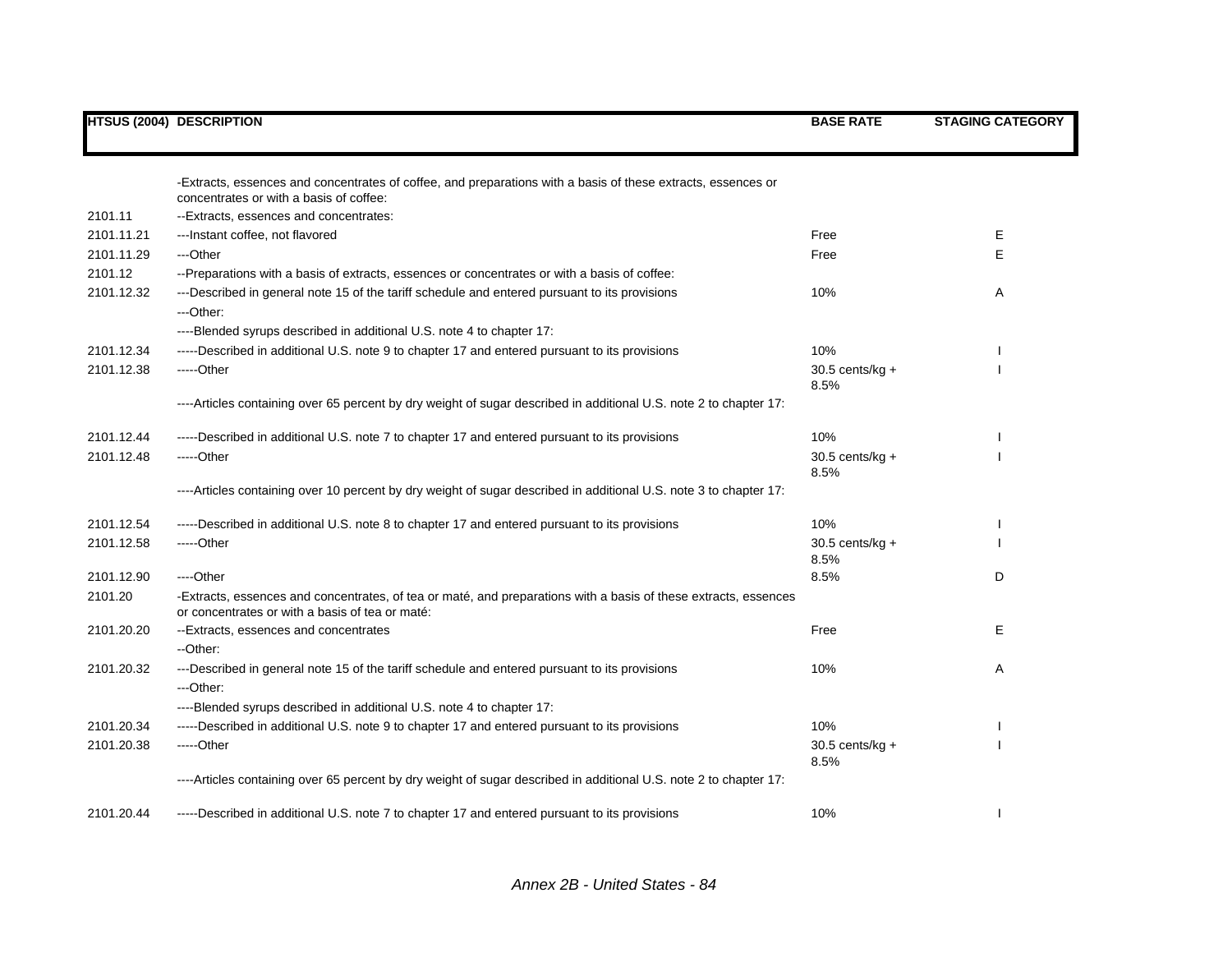| HTSUS (2004) | DESCRIPTION | BASE RATE | STAGING CATEGORY |
|---|---|---|---|
| | -Extracts, essences and concentrates of coffee, and preparations with a basis of these extracts, essences or concentrates or with a basis of coffee: | | |
| 2101.11 | --Extracts, essences and concentrates: | | |
| 2101.11.21 | ---Instant coffee, not flavored | Free | E |
| 2101.11.29 | ---Other | Free | E |
| 2101.12 | --Preparations with a basis of extracts, essences or concentrates or with a basis of coffee: | | |
| 2101.12.32 | ---Described in general note 15 of the tariff schedule and entered pursuant to its provisions | 10% | A |
| | ---Other: | | |
| | ----Blended syrups described in additional U.S. note 4 to chapter 17: | | |
| 2101.12.34 | -----Described in additional U.S. note 9 to chapter 17 and entered pursuant to its provisions | 10% | I |
| 2101.12.38 | -----Other | 30.5 cents/kg + 8.5% | I |
| | ----Articles containing over 65 percent by dry weight of sugar described in additional U.S. note 2 to chapter 17: | | |
| 2101.12.44 | -----Described in additional U.S. note 7 to chapter 17 and entered pursuant to its provisions | 10% | I |
| 2101.12.48 | -----Other | 30.5 cents/kg + 8.5% | I |
| | ----Articles containing over 10 percent by dry weight of sugar described in additional U.S. note 3 to chapter 17: | | |
| 2101.12.54 | -----Described in additional U.S. note 8 to chapter 17 and entered pursuant to its provisions | 10% | I |
| 2101.12.58 | -----Other | 30.5 cents/kg + 8.5% | I |
| 2101.12.90 | ----Other | 8.5% | D |
| 2101.20 | -Extracts, essences and concentrates, of tea or maté, and preparations with a basis of these extracts, essences or concentrates or with a basis of tea or maté: | | |
| 2101.20.20 | --Extracts, essences and concentrates | Free | E |
| | --Other: | | |
| 2101.20.32 | ---Described in general note 15 of the tariff schedule and entered pursuant to its provisions | 10% | A |
| | ---Other: | | |
| | ----Blended syrups described in additional U.S. note 4 to chapter 17: | | |
| 2101.20.34 | -----Described in additional U.S. note 9 to chapter 17 and entered pursuant to its provisions | 10% | I |
| 2101.20.38 | -----Other | 30.5 cents/kg + 8.5% | I |
| | ----Articles containing over 65 percent by dry weight of sugar described in additional U.S. note 2 to chapter 17: | | |
| 2101.20.44 | -----Described in additional U.S. note 7 to chapter 17 and entered pursuant to its provisions | 10% | I |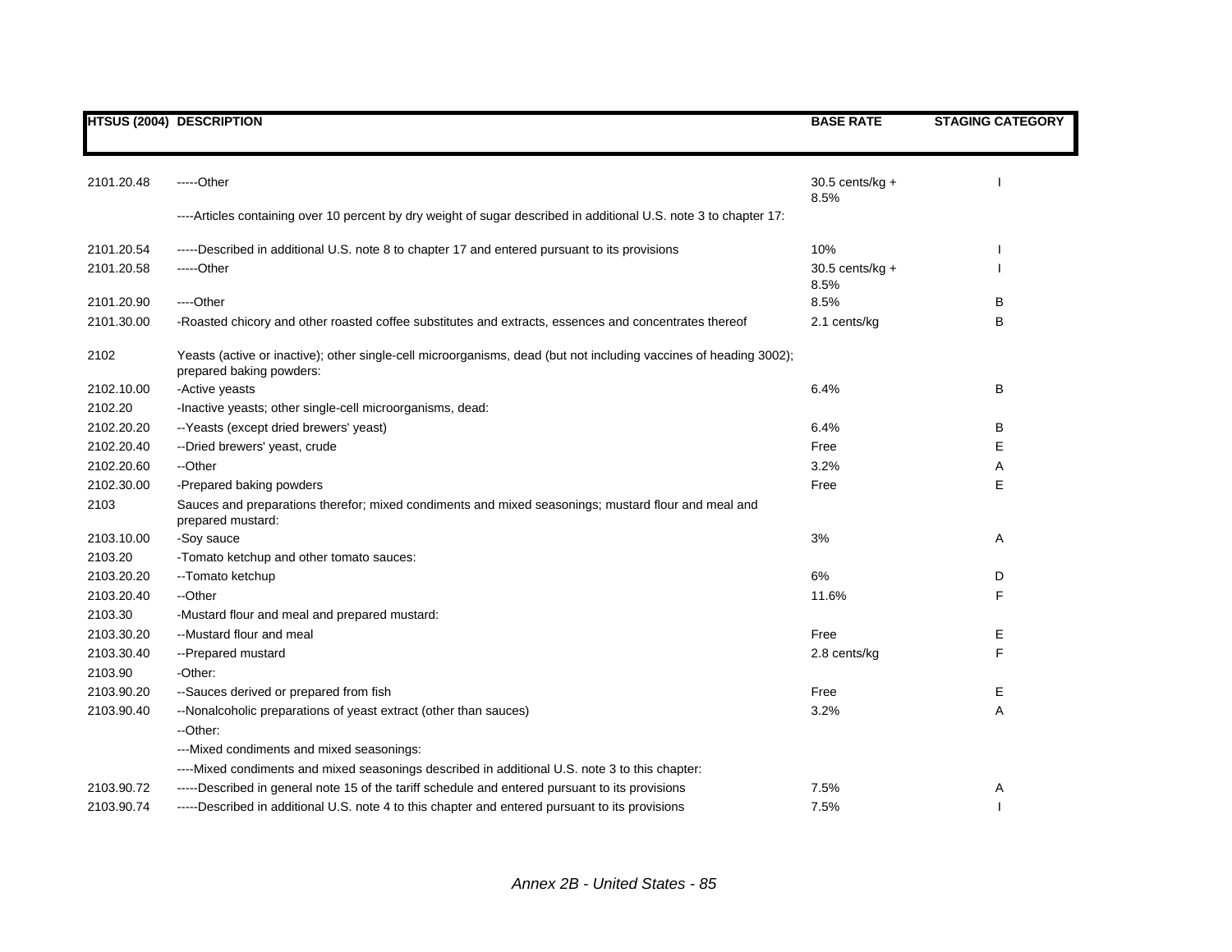| HTSUS (2004) | DESCRIPTION | BASE RATE | STAGING CATEGORY |
|---|---|---|---|
| 2101.20.48 | -----Other | 30.5 cents/kg + 8.5% | I |
| | ----Articles containing over 10 percent by dry weight of sugar described in additional U.S. note 3 to chapter 17: | | |
| 2101.20.54 | -----Described in additional U.S. note 8 to chapter 17 and entered pursuant to its provisions | 10% | I |
| 2101.20.58 | -----Other | 30.5 cents/kg + 8.5% | I |
| 2101.20.90 | ----Other | 8.5% | B |
| 2101.30.00 | -Roasted chicory and other roasted coffee substitutes and extracts, essences and concentrates thereof | 2.1 cents/kg | B |
| 2102 | Yeasts (active or inactive); other single-cell microorganisms, dead (but not including vaccines of heading 3002); prepared baking powders: | | |
| 2102.10.00 | -Active yeasts | 6.4% | B |
| 2102.20 | -Inactive yeasts; other single-cell microorganisms, dead: | | |
| 2102.20.20 | --Yeasts (except dried brewers' yeast) | 6.4% | B |
| 2102.20.40 | --Dried brewers' yeast, crude | Free | E |
| 2102.20.60 | --Other | 3.2% | A |
| 2102.30.00 | -Prepared baking powders | Free | E |
| 2103 | Sauces and preparations therefor; mixed condiments and mixed seasonings; mustard flour and meal and prepared mustard: | | |
| 2103.10.00 | -Soy sauce | 3% | A |
| 2103.20 | -Tomato ketchup and other tomato sauces: | | |
| 2103.20.20 | --Tomato ketchup | 6% | D |
| 2103.20.40 | --Other | 11.6% | F |
| 2103.30 | -Mustard flour and meal and prepared mustard: | | |
| 2103.30.20 | --Mustard flour and meal | Free | E |
| 2103.30.40 | --Prepared mustard | 2.8 cents/kg | F |
| 2103.90 | -Other: | | |
| 2103.90.20 | --Sauces derived or prepared from fish | Free | E |
| 2103.90.40 | --Nonalcoholic preparations of yeast extract (other than sauces) | 3.2% | A |
| | --Other: | | |
| | ---Mixed condiments and mixed seasonings: | | |
| | ----Mixed condiments and mixed seasonings described in additional U.S. note 3 to this chapter: | | |
| 2103.90.72 | -----Described in general note 15 of the tariff schedule and entered pursuant to its provisions | 7.5% | A |
| 2103.90.74 | -----Described in additional U.S. note 4 to this chapter and entered pursuant to its provisions | 7.5% | I |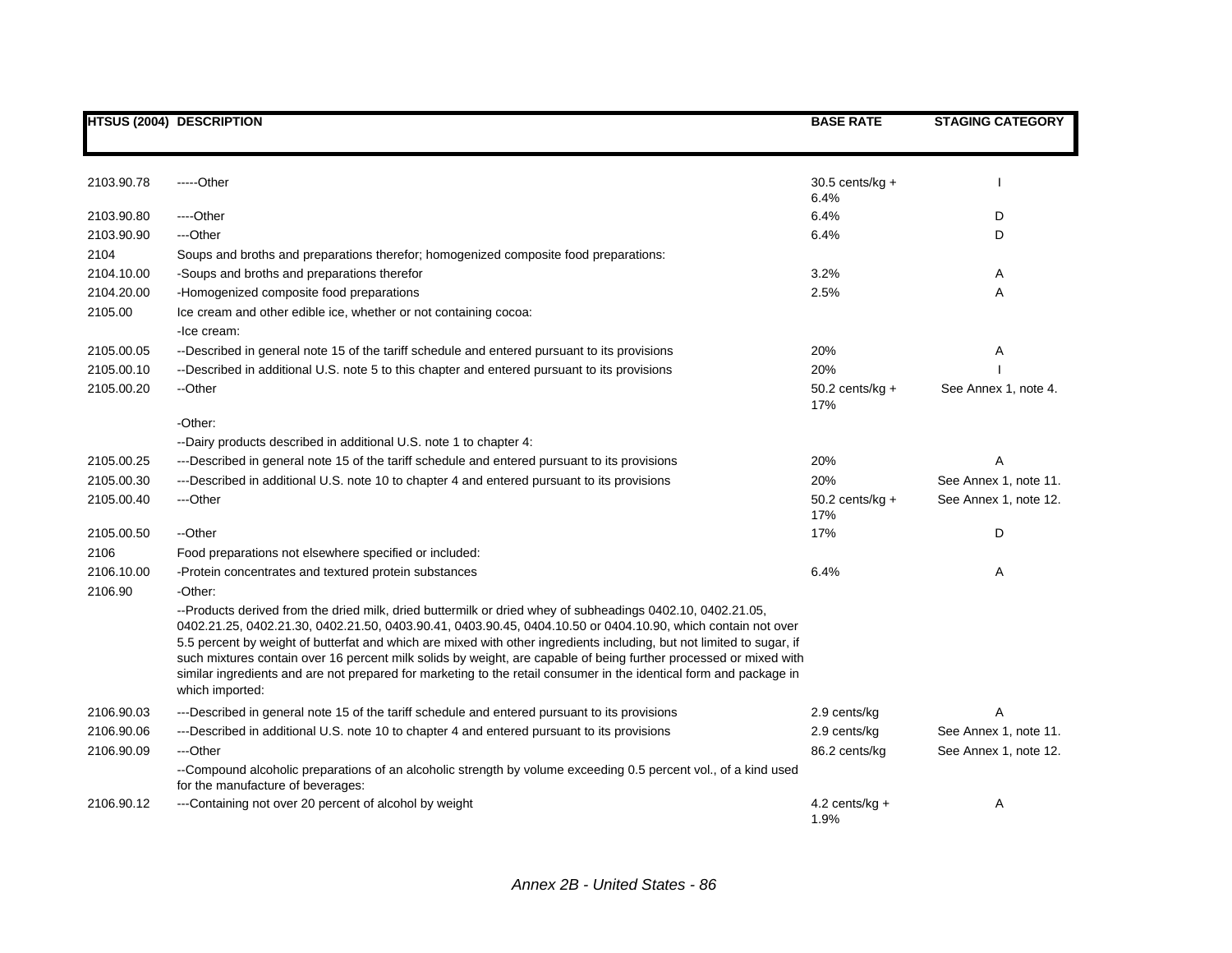| HTSUS (2004) | DESCRIPTION | BASE RATE | STAGING CATEGORY |
|---|---|---|---|
| 2103.90.78 | -----Other | 30.5 cents/kg + 6.4% | I |
| 2103.90.80 | ----Other | 6.4% | D |
| 2103.90.90 | ---Other | 6.4% | D |
| 2104 | Soups and broths and preparations therefor; homogenized composite food preparations: | | |
| 2104.10.00 | -Soups and broths and preparations therefor | 3.2% | A |
| 2104.20.00 | -Homogenized composite food preparations | 2.5% | A |
| 2105.00 | Ice cream and other edible ice, whether or not containing cocoa: | | |
| | -Ice cream: | | |
| 2105.00.05 | --Described in general note 15 of the tariff schedule and entered pursuant to its provisions | 20% | A |
| 2105.00.10 | --Described in additional U.S. note 5 to this chapter and entered pursuant to its provisions | 20% | I |
| 2105.00.20 | --Other | 50.2 cents/kg + 17% | See Annex 1, note 4. |
| | -Other: | | |
| | --Dairy products described in additional U.S. note 1 to chapter 4: | | |
| 2105.00.25 | ---Described in general note 15 of the tariff schedule and entered pursuant to its provisions | 20% | A |
| 2105.00.30 | ---Described in additional U.S. note 10 to chapter 4 and entered pursuant to its provisions | 20% | See Annex 1, note 11. |
| 2105.00.40 | ---Other | 50.2 cents/kg + 17% | See Annex 1, note 12. |
| 2105.00.50 | --Other | 17% | D |
| 2106 | Food preparations not elsewhere specified or included: | | |
| 2106.10.00 | -Protein concentrates and textured protein substances | 6.4% | A |
| 2106.90 | -Other: | | |
| | --Products derived from the dried milk, dried buttermilk or dried whey of subheadings 0402.10, 0402.21.05, 0402.21.25, 0402.21.30, 0402.21.50, 0403.90.41, 0403.90.45, 0404.10.50 or 0404.10.90, which contain not over 5.5 percent by weight of butterfat and which are mixed with other ingredients including, but not limited to sugar, if such mixtures contain over 16 percent milk solids by weight, are capable of being further processed or mixed with similar ingredients and are not prepared for marketing to the retail consumer in the identical form and package in which imported: | | |
| 2106.90.03 | ---Described in general note 15 of the tariff schedule and entered pursuant to its provisions | 2.9 cents/kg | A |
| 2106.90.06 | ---Described in additional U.S. note 10 to chapter 4 and entered pursuant to its provisions | 2.9 cents/kg | See Annex 1, note 11. |
| 2106.90.09 | ---Other | 86.2 cents/kg | See Annex 1, note 12. |
| | --Compound alcoholic preparations of an alcoholic strength by volume exceeding 0.5 percent vol., of a kind used for the manufacture of beverages: | | |
| 2106.90.12 | ---Containing not over 20 percent of alcohol by weight | 4.2 cents/kg + 1.9% | A |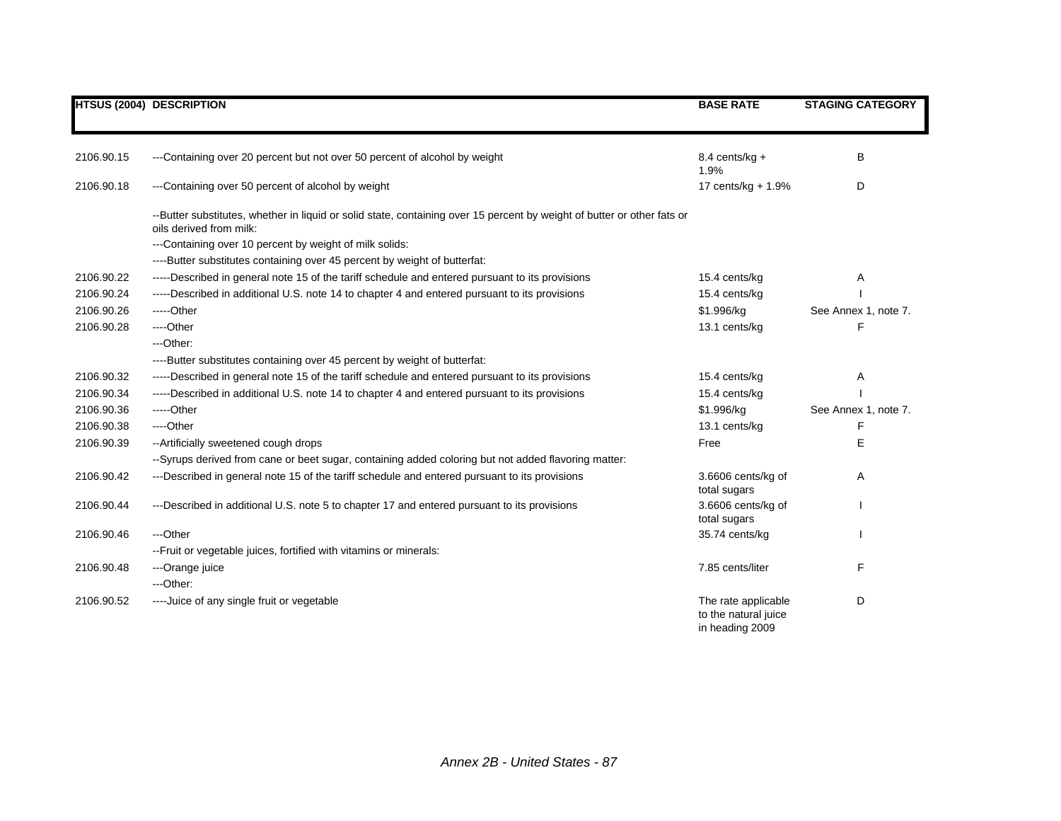| HTSUS (2004) | DESCRIPTION | BASE RATE | STAGING CATEGORY |
|---|---|---|---|
| 2106.90.15 | ---Containing over 20 percent but not over 50 percent of alcohol by weight | 8.4 cents/kg + 1.9% | B |
| 2106.90.18 | ---Containing over 50 percent of alcohol by weight | 17 cents/kg + 1.9% | D |
| | --Butter substitutes, whether in liquid or solid state, containing over 15 percent by weight of butter or other fats or oils derived from milk: | | |
| | ---Containing over 10 percent by weight of milk solids: | | |
| | ----Butter substitutes containing over 45 percent by weight of butterfat: | | |
| 2106.90.22 | -----Described in general note 15 of the tariff schedule and entered pursuant to its provisions | 15.4 cents/kg | A |
| 2106.90.24 | -----Described in additional U.S. note 14 to chapter 4 and entered pursuant to its provisions | 15.4 cents/kg | I |
| 2106.90.26 | -----Other | $1.996/kg | See Annex 1, note 7. |
| 2106.90.28 | ----Other | 13.1 cents/kg | F |
| | ---Other: | | |
| | ----Butter substitutes containing over 45 percent by weight of butterfat: | | |
| 2106.90.32 | -----Described in general note 15 of the tariff schedule and entered pursuant to its provisions | 15.4 cents/kg | A |
| 2106.90.34 | -----Described in additional U.S. note 14 to chapter 4 and entered pursuant to its provisions | 15.4 cents/kg | I |
| 2106.90.36 | -----Other | $1.996/kg | See Annex 1, note 7. |
| 2106.90.38 | ----Other | 13.1 cents/kg | F |
| 2106.90.39 | --Artificially sweetened cough drops | Free | E |
| | --Syrups derived from cane or beet sugar, containing added coloring but not added flavoring matter: | | |
| 2106.90.42 | ---Described in general note 15 of the tariff schedule and entered pursuant to its provisions | 3.6606 cents/kg of total sugars | A |
| 2106.90.44 | ---Described in additional U.S. note 5 to chapter 17 and entered pursuant to its provisions | 3.6606 cents/kg of total sugars | I |
| 2106.90.46 | ---Other | 35.74 cents/kg | I |
| | --Fruit or vegetable juices, fortified with vitamins or minerals: | | |
| 2106.90.48 | ---Orange juice | 7.85 cents/liter | F |
| | ---Other: | | |
| 2106.90.52 | ----Juice of any single fruit or vegetable | The rate applicable to the natural juice in heading 2009 | D |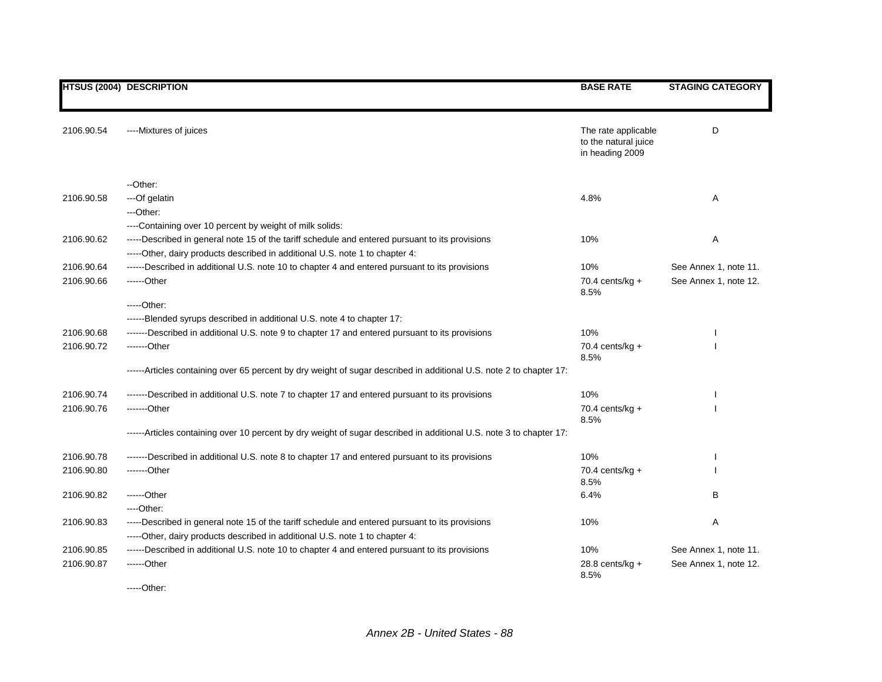| HTSUS (2004) | DESCRIPTION | BASE RATE | STAGING CATEGORY |
|---|---|---|---|
| 2106.90.54 | ----Mixtures of juices | The rate applicable to the natural juice in heading 2009 | D |
| | --Other: | | |
| 2106.90.58 | ---Of gelatin | 4.8% | A |
| | ---Other: | | |
| | ----Containing over 10 percent by weight of milk solids: | | |
| 2106.90.62 | -----Described in general note 15 of the tariff schedule and entered pursuant to its provisions | 10% | A |
| | -----Other, dairy products described in additional U.S. note 1 to chapter 4: | | |
| 2106.90.64 | ------Described in additional U.S. note 10 to chapter 4 and entered pursuant to its provisions | 10% | See Annex 1, note 11. |
| 2106.90.66 | ------Other | 70.4 cents/kg + 8.5% | See Annex 1, note 12. |
| | -----Other: | | |
| | ------Blended syrups described in additional U.S. note 4 to chapter 17: | | |
| 2106.90.68 | -------Described in additional U.S. note 9 to chapter 17 and entered pursuant to its provisions | 10% | I |
| 2106.90.72 | -------Other | 70.4 cents/kg + 8.5% | I |
| | ------Articles containing over 65 percent by dry weight of sugar described in additional U.S. note 2 to chapter 17: | | |
| 2106.90.74 | -------Described in additional U.S. note 7 to chapter 17 and entered pursuant to its provisions | 10% | I |
| 2106.90.76 | -------Other | 70.4 cents/kg + 8.5% | I |
| | ------Articles containing over 10 percent by dry weight of sugar described in additional U.S. note 3 to chapter 17: | | |
| 2106.90.78 | -------Described in additional U.S. note 8 to chapter 17 and entered pursuant to its provisions | 10% | I |
| 2106.90.80 | -------Other | 70.4 cents/kg + 8.5% | I |
| 2106.90.82 | ------Other | 6.4% | B |
| | ----Other: | | |
| 2106.90.83 | -----Described in general note 15 of the tariff schedule and entered pursuant to its provisions | 10% | A |
| | -----Other, dairy products described in additional U.S. note 1 to chapter 4: | | |
| 2106.90.85 | ------Described in additional U.S. note 10 to chapter 4 and entered pursuant to its provisions | 10% | See Annex 1, note 11. |
| 2106.90.87 | ------Other | 28.8 cents/kg + 8.5% | See Annex 1, note 12. |
| | -----Other: | | |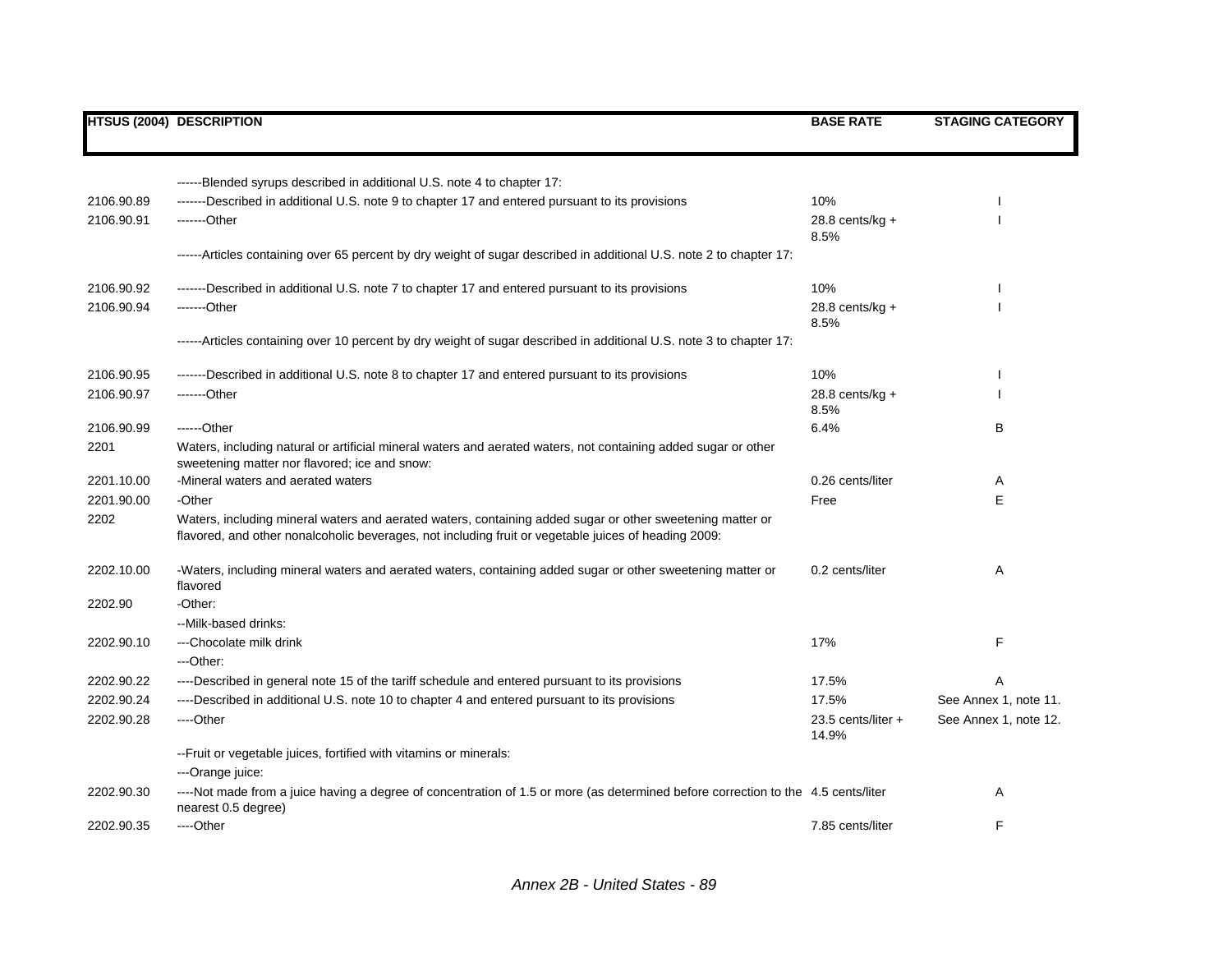| HTSUS (2004) | DESCRIPTION | BASE RATE | STAGING CATEGORY |
|---|---|---|---|
| | ------Blended syrups described in additional U.S. note 4 to chapter 17: | | |
| 2106.90.89 | -------Described in additional U.S. note 9 to chapter 17 and entered pursuant to its provisions | 10% | I |
| 2106.90.91 | -------Other | 28.8 cents/kg + 8.5% | I |
| | ------Articles containing over 65 percent by dry weight of sugar described in additional U.S. note 2 to chapter 17: | | |
| 2106.90.92 | -------Described in additional U.S. note 7 to chapter 17 and entered pursuant to its provisions | 10% | I |
| 2106.90.94 | -------Other | 28.8 cents/kg + 8.5% | I |
| | ------Articles containing over 10 percent by dry weight of sugar described in additional U.S. note 3 to chapter 17: | | |
| 2106.90.95 | -------Described in additional U.S. note 8 to chapter 17 and entered pursuant to its provisions | 10% | I |
| 2106.90.97 | -------Other | 28.8 cents/kg + 8.5% | I |
| 2106.90.99 | ------Other | 6.4% | B |
| 2201 | Waters, including natural or artificial mineral waters and aerated waters, not containing added sugar or other sweetening matter nor flavored; ice and snow: | | |
| 2201.10.00 | -Mineral waters and aerated waters | 0.26 cents/liter | A |
| 2201.90.00 | -Other | Free | E |
| 2202 | Waters, including mineral waters and aerated waters, containing added sugar or other sweetening matter or flavored, and other nonalcoholic beverages, not including fruit or vegetable juices of heading 2009: | | |
| 2202.10.00 | -Waters, including mineral waters and aerated waters, containing added sugar or other sweetening matter or flavored | 0.2 cents/liter | A |
| 2202.90 | -Other: | | |
| | --Milk-based drinks: | | |
| 2202.90.10 | ---Chocolate milk drink | 17% | F |
| | ---Other: | | |
| 2202.90.22 | ----Described in general note 15 of the tariff schedule and entered pursuant to its provisions | 17.5% | A |
| 2202.90.24 | ----Described in additional U.S. note 10 to chapter 4 and entered pursuant to its provisions | 17.5% | See Annex 1, note 11. |
| 2202.90.28 | ----Other | 23.5 cents/liter + 14.9% | See Annex 1, note 12. |
| | --Fruit or vegetable juices, fortified with vitamins or minerals: | | |
| | ---Orange juice: | | |
| 2202.90.30 | ----Not made from a juice having a degree of concentration of 1.5 or more (as determined before correction to the nearest 0.5 degree) | 4.5 cents/liter | A |
| 2202.90.35 | ----Other | 7.85 cents/liter | F |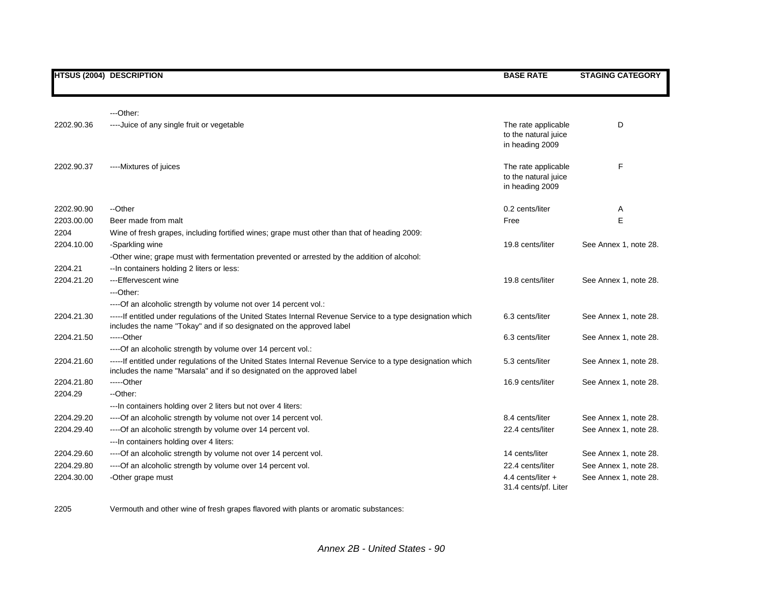| HTSUS (2004) | DESCRIPTION | BASE RATE | STAGING CATEGORY |
|---|---|---|---|
| | ---Other: | | |
| 2202.90.36 | ----Juice of any single fruit or vegetable | The rate applicable to the natural juice in heading 2009 | D |
| 2202.90.37 | ----Mixtures of juices | The rate applicable to the natural juice in heading 2009 | F |
| 2202.90.90 | --Other | 0.2 cents/liter | A |
| 2203.00.00 | Beer made from malt | Free | E |
| 2204 | Wine of fresh grapes, including fortified wines; grape must other than that of heading 2009: | | |
| 2204.10.00 | -Sparkling wine | 19.8 cents/liter | See Annex 1, note 28. |
| | -Other wine; grape must with fermentation prevented or arrested by the addition of alcohol: | | |
| 2204.21 | --In containers holding 2 liters or less: | | |
| 2204.21.20 | ---Effervescent wine | 19.8 cents/liter | See Annex 1, note 28. |
| | ---Other: | | |
| | ----Of an alcoholic strength by volume not over 14 percent vol.: | | |
| 2204.21.30 | -----If entitled under regulations of the United States Internal Revenue Service to a type designation which includes the name "Tokay" and if so designated on the approved label | 6.3 cents/liter | See Annex 1, note 28. |
| 2204.21.50 | -----Other | 6.3 cents/liter | See Annex 1, note 28. |
| | ----Of an alcoholic strength by volume over 14 percent vol.: | | |
| 2204.21.60 | -----If entitled under regulations of the United States Internal Revenue Service to a type designation which includes the name "Marsala" and if so designated on the approved label | 5.3 cents/liter | See Annex 1, note 28. |
| 2204.21.80 | -----Other | 16.9 cents/liter | See Annex 1, note 28. |
| 2204.29 | --Other: | | |
| | ---In containers holding over 2 liters but not over 4 liters: | | |
| 2204.29.20 | ----Of an alcoholic strength by volume not over 14 percent vol. | 8.4 cents/liter | See Annex 1, note 28. |
| 2204.29.40 | ----Of an alcoholic strength by volume over 14 percent vol. | 22.4 cents/liter | See Annex 1, note 28. |
| | ---In containers holding over 4 liters: | | |
| 2204.29.60 | ----Of an alcoholic strength by volume not over 14 percent vol. | 14 cents/liter | See Annex 1, note 28. |
| 2204.29.80 | ----Of an alcoholic strength by volume over 14 percent vol. | 22.4 cents/liter | See Annex 1, note 28. |
| 2204.30.00 | -Other grape must | 4.4 cents/liter + 31.4 cents/pf. Liter | See Annex 1, note 28. |
| 2205 | Vermouth and other wine of fresh grapes flavored with plants or aromatic substances: | | |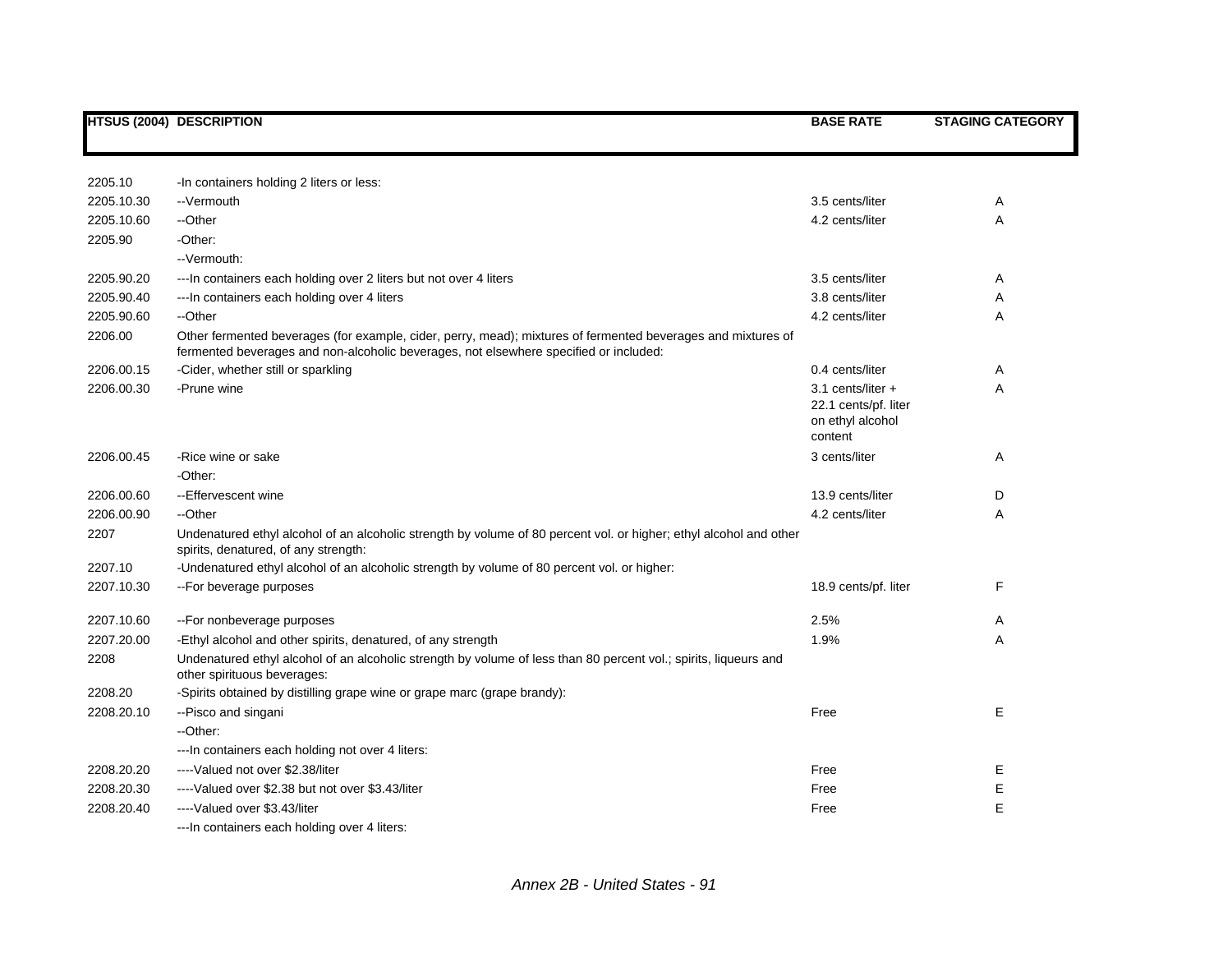| HTSUS (2004) | DESCRIPTION | BASE RATE | STAGING CATEGORY |
|---|---|---|---|
| 2205.10 | -In containers holding 2 liters or less: | | |
| 2205.10.30 | --Vermouth | 3.5 cents/liter | A |
| 2205.10.60 | --Other | 4.2 cents/liter | A |
| 2205.90 | -Other: | | |
| | --Vermouth: | | |
| 2205.90.20 | ---In containers each holding over 2 liters but not over 4 liters | 3.5 cents/liter | A |
| 2205.90.40 | ---In containers each holding over 4 liters | 3.8 cents/liter | A |
| 2205.90.60 | --Other | 4.2 cents/liter | A |
| 2206.00 | Other fermented beverages (for example, cider, perry, mead); mixtures of fermented beverages and mixtures of fermented beverages and non-alcoholic beverages, not elsewhere specified or included: | | |
| 2206.00.15 | -Cider, whether still or sparkling | 0.4 cents/liter | A |
| 2206.00.30 | -Prune wine | 3.1 cents/liter + 22.1 cents/pf. liter on ethyl alcohol content | A |
| 2206.00.45 | -Rice wine or sake | 3 cents/liter | A |
| | -Other: | | |
| 2206.00.60 | --Effervescent wine | 13.9 cents/liter | D |
| 2206.00.90 | --Other | 4.2 cents/liter | A |
| 2207 | Undenatured ethyl alcohol of an alcoholic strength by volume of 80 percent vol. or higher; ethyl alcohol and other spirits, denatured, of any strength: | | |
| 2207.10 | -Undenatured ethyl alcohol of an alcoholic strength by volume of 80 percent vol. or higher: | | |
| 2207.10.30 | --For beverage purposes | 18.9 cents/pf. liter | F |
| 2207.10.60 | --For nonbeverage purposes | 2.5% | A |
| 2207.20.00 | -Ethyl alcohol and other spirits, denatured, of any strength | 1.9% | A |
| 2208 | Undenatured ethyl alcohol of an alcoholic strength by volume of less than 80 percent vol.; spirits, liqueurs and other spirituous beverages: | | |
| 2208.20 | -Spirits obtained by distilling grape wine or grape marc (grape brandy): | | |
| 2208.20.10 | --Pisco and singani | Free | E |
| | --Other: | | |
| | ---In containers each holding not over 4 liters: | | |
| 2208.20.20 | ----Valued not over $2.38/liter | Free | E |
| 2208.20.30 | ----Valued over $2.38 but not over $3.43/liter | Free | E |
| 2208.20.40 | ----Valued over $3.43/liter | Free | E |
| | ---In containers each holding over 4 liters: | | |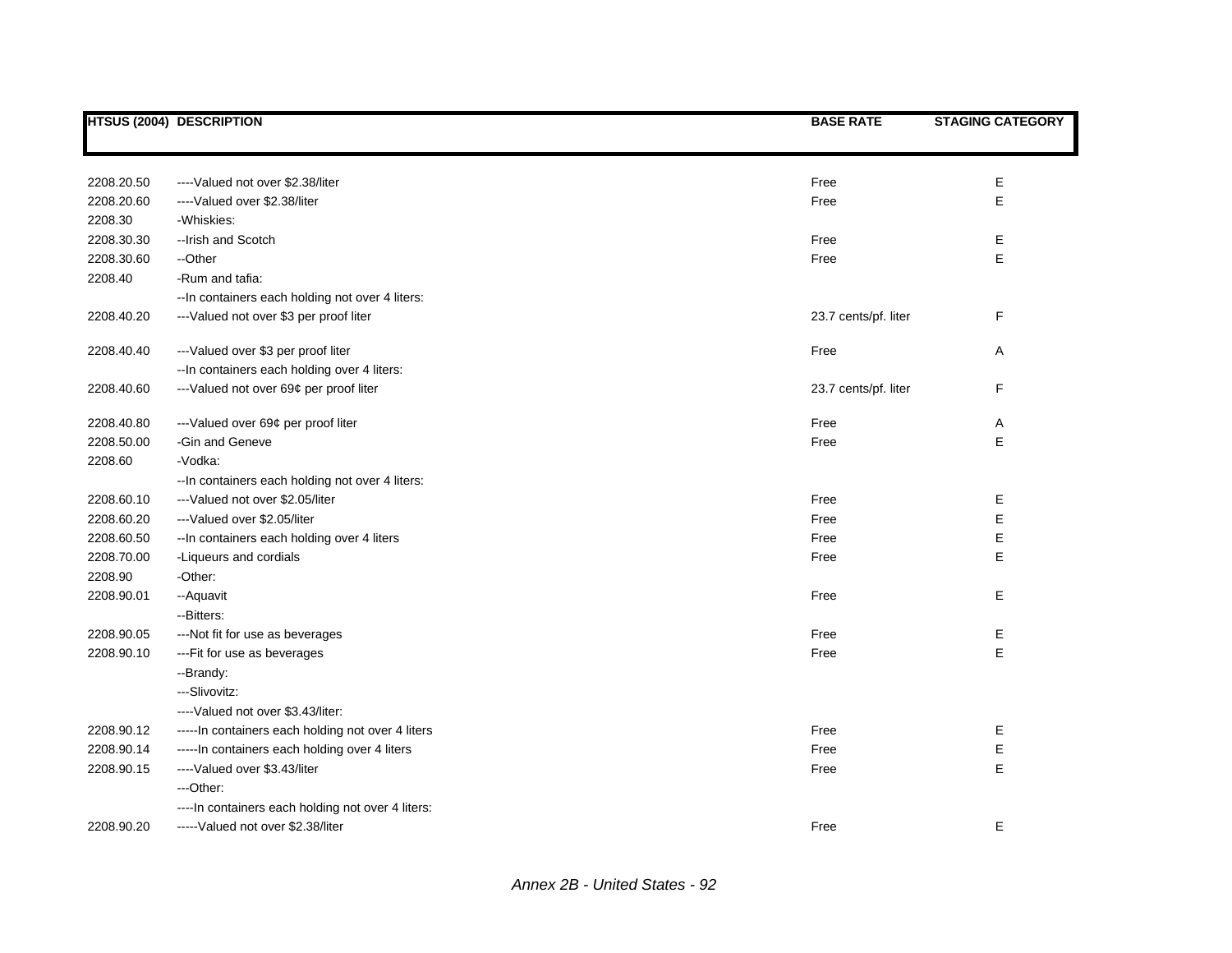| HTSUS (2004) | DESCRIPTION | BASE RATE | STAGING CATEGORY |
|---|---|---|---|
| 2208.20.50 | ----Valued not over $2.38/liter | Free | E |
| 2208.20.60 | ----Valued over $2.38/liter | Free | E |
| 2208.30 | -Whiskies: | | |
| 2208.30.30 | --Irish and Scotch | Free | E |
| 2208.30.60 | --Other | Free | E |
| 2208.40 | -Rum and tafia: | | |
| | --In containers each holding not over 4 liters: | | |
| 2208.40.20 | ---Valued not over $3 per proof liter | 23.7 cents/pf. liter | F |
| 2208.40.40 | ---Valued over $3 per proof liter | Free | A |
| | --In containers each holding over 4 liters: | | |
| 2208.40.60 | ---Valued not over 69¢ per proof liter | 23.7 cents/pf. liter | F |
| 2208.40.80 | ---Valued over 69¢ per proof liter | Free | A |
| 2208.50.00 | -Gin and Geneve | Free | E |
| 2208.60 | -Vodka: | | |
| | --In containers each holding not over 4 liters: | | |
| 2208.60.10 | ---Valued not over $2.05/liter | Free | E |
| 2208.60.20 | ---Valued over $2.05/liter | Free | E |
| 2208.60.50 | --In containers each holding over 4 liters | Free | E |
| 2208.70.00 | -Liqueurs and cordials | Free | E |
| 2208.90 | -Other: | | |
| 2208.90.01 | --Aquavit | Free | E |
| | --Bitters: | | |
| 2208.90.05 | ---Not fit for use as beverages | Free | E |
| 2208.90.10 | ---Fit for use as beverages | Free | E |
| | --Brandy: | | |
| | ---Slivovitz: | | |
| | ----Valued not over $3.43/liter: | | |
| 2208.90.12 | -----In containers each holding not over 4 liters | Free | E |
| 2208.90.14 | -----In containers each holding over 4 liters | Free | E |
| 2208.90.15 | ----Valued over $3.43/liter | Free | E |
| | ---Other: | | |
| | ----In containers each holding not over 4 liters: | | |
| 2208.90.20 | -----Valued not over $2.38/liter | Free | E |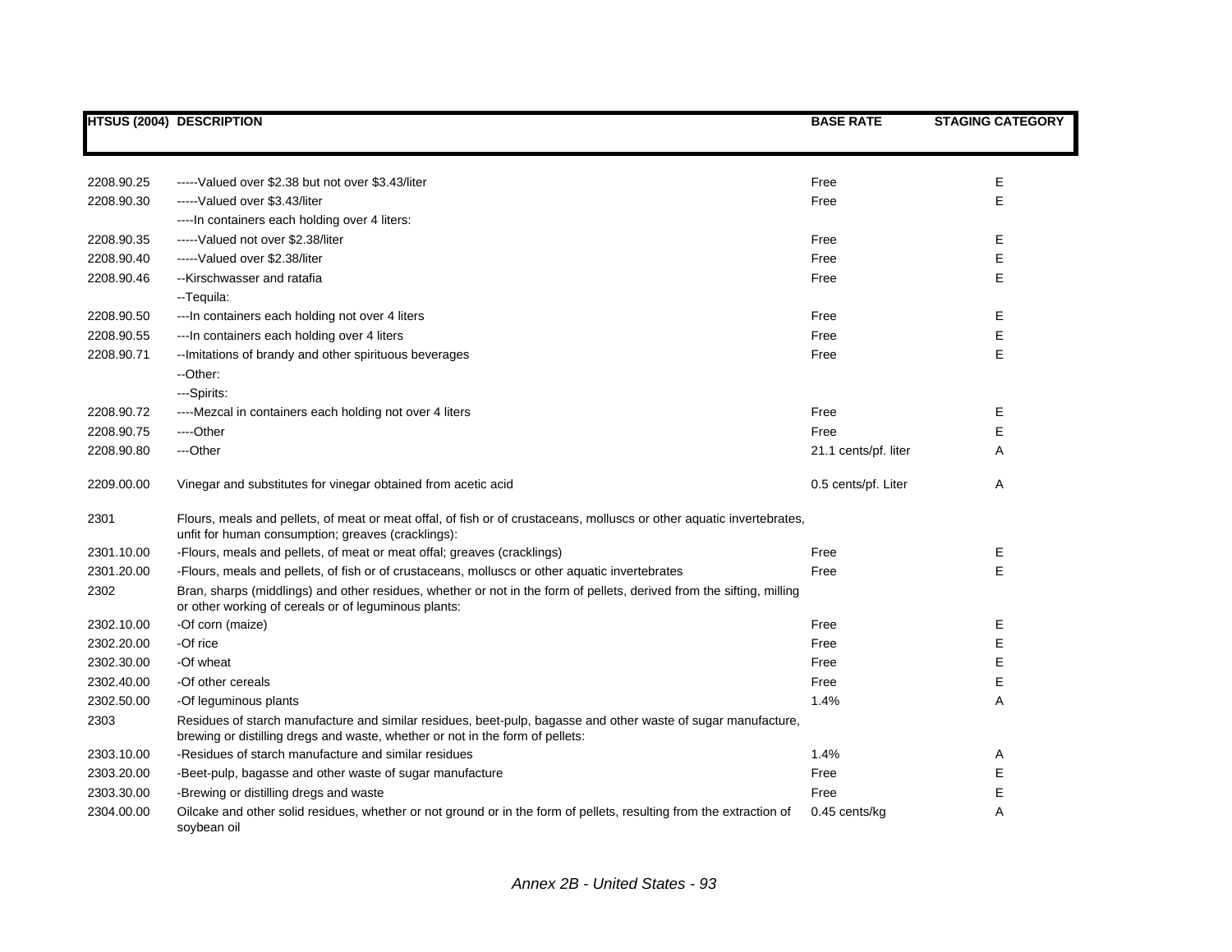| HTSUS (2004) | DESCRIPTION | BASE RATE | STAGING CATEGORY |
|---|---|---|---|
| 2208.90.25 | -----Valued over $2.38 but not over $3.43/liter | Free | E |
| 2208.90.30 | -----Valued over $3.43/liter | Free | E |
| | ----In containers each holding over 4 liters: | | |
| 2208.90.35 | -----Valued not over $2.38/liter | Free | E |
| 2208.90.40 | -----Valued over $2.38/liter | Free | E |
| 2208.90.46 | --Kirschwasser and ratafia | Free | E |
| | --Tequila: | | |
| 2208.90.50 | ---In containers each holding not over 4 liters | Free | E |
| 2208.90.55 | ---In containers each holding over 4 liters | Free | E |
| 2208.90.71 | --Imitations of brandy and other spirituous beverages | Free | E |
| | --Other: | | |
| | ---Spirits: | | |
| 2208.90.72 | ----Mezcal in containers each holding not over 4 liters | Free | E |
| 2208.90.75 | ----Other | Free | E |
| 2208.90.80 | ---Other | 21.1 cents/pf. liter | A |
| 2209.00.00 | Vinegar and substitutes for vinegar obtained from acetic acid | 0.5 cents/pf. Liter | A |
| 2301 | Flours, meals and pellets, of meat or meat offal, of fish or of crustaceans, molluscs or other aquatic invertebrates, unfit for human consumption; greaves (cracklings): | | |
| 2301.10.00 | -Flours, meals and pellets, of meat or meat offal; greaves (cracklings) | Free | E |
| 2301.20.00 | -Flours, meals and pellets, of fish or of crustaceans, molluscs or other aquatic invertebrates | Free | E |
| 2302 | Bran, sharps (middlings) and other residues, whether or not in the form of pellets, derived from the sifting, milling or other working of cereals or of leguminous plants: | | |
| 2302.10.00 | -Of corn (maize) | Free | E |
| 2302.20.00 | -Of rice | Free | E |
| 2302.30.00 | -Of wheat | Free | E |
| 2302.40.00 | -Of other cereals | Free | E |
| 2302.50.00 | -Of leguminous plants | 1.4% | A |
| 2303 | Residues of starch manufacture and similar residues, beet-pulp, bagasse and other waste of sugar manufacture, brewing or distilling dregs and waste, whether or not in the form of pellets: | | |
| 2303.10.00 | -Residues of starch manufacture and similar residues | 1.4% | A |
| 2303.20.00 | -Beet-pulp, bagasse and other waste of sugar manufacture | Free | E |
| 2303.30.00 | -Brewing or distilling dregs and waste | Free | E |
| 2304.00.00 | Oilcake and other solid residues, whether or not ground or in the form of pellets, resulting from the extraction of soybean oil | 0.45 cents/kg | A |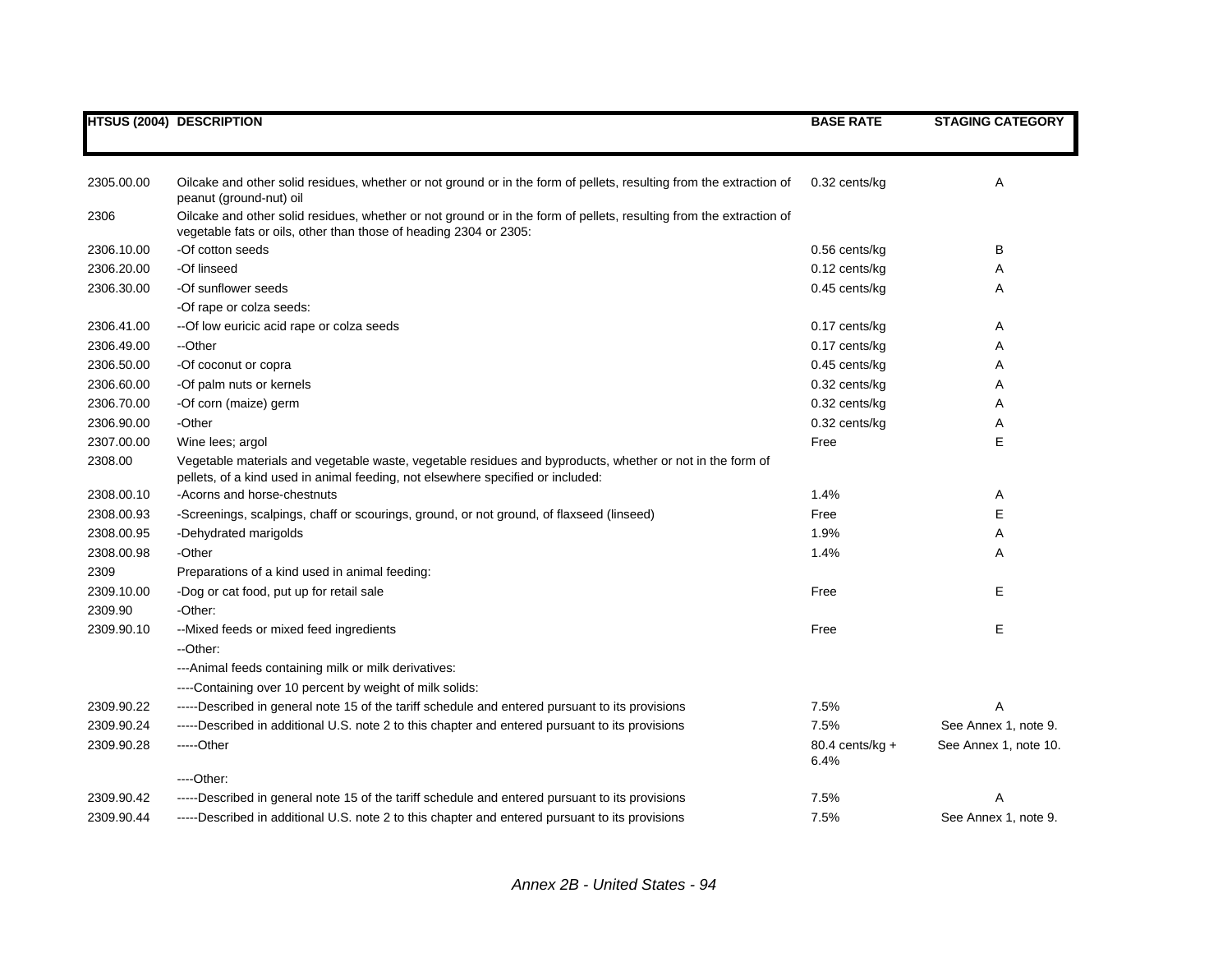| HTSUS (2004) | DESCRIPTION | BASE RATE | STAGING CATEGORY |
|---|---|---|---|
| 2305.00.00 | Oilcake and other solid residues, whether or not ground or in the form of pellets, resulting from the extraction of peanut (ground-nut) oil | 0.32 cents/kg | A |
| 2306 | Oilcake and other solid residues, whether or not ground or in the form of pellets, resulting from the extraction of vegetable fats or oils, other than those of heading 2304 or 2305: | | |
| 2306.10.00 | -Of cotton seeds | 0.56 cents/kg | B |
| 2306.20.00 | -Of linseed | 0.12 cents/kg | A |
| 2306.30.00 | -Of sunflower seeds | 0.45 cents/kg | A |
| | -Of rape or colza seeds: | | |
| 2306.41.00 | --Of low euricic acid rape or colza seeds | 0.17 cents/kg | A |
| 2306.49.00 | --Other | 0.17 cents/kg | A |
| 2306.50.00 | -Of coconut or copra | 0.45 cents/kg | A |
| 2306.60.00 | -Of palm nuts or kernels | 0.32 cents/kg | A |
| 2306.70.00 | -Of corn (maize) germ | 0.32 cents/kg | A |
| 2306.90.00 | -Other | 0.32 cents/kg | A |
| 2307.00.00 | Wine lees; argol | Free | E |
| 2308.00 | Vegetable materials and vegetable waste, vegetable residues and byproducts, whether or not in the form of pellets, of a kind used in animal feeding, not elsewhere specified or included: | | |
| 2308.00.10 | -Acorns and horse-chestnuts | 1.4% | A |
| 2308.00.93 | -Screenings, scalpings, chaff or scourings, ground, or not ground, of flaxseed (linseed) | Free | E |
| 2308.00.95 | -Dehydrated marigolds | 1.9% | A |
| 2308.00.98 | -Other | 1.4% | A |
| 2309 | Preparations of a kind used in animal feeding: | | |
| 2309.10.00 | -Dog or cat food, put up for retail sale | Free | E |
| 2309.90 | -Other: | | |
| 2309.90.10 | --Mixed feeds or mixed feed ingredients | Free | E |
| | --Other: | | |
| | ---Animal feeds containing milk or milk derivatives: | | |
| | ----Containing over 10 percent by weight of milk solids: | | |
| 2309.90.22 | -----Described in general note 15 of the tariff schedule and entered pursuant to its provisions | 7.5% | A |
| 2309.90.24 | -----Described in additional U.S. note 2 to this chapter and entered pursuant to its provisions | 7.5% | See Annex 1, note 9. |
| 2309.90.28 | -----Other | 80.4 cents/kg + 6.4% | See Annex 1, note 10. |
| | ----Other: | | |
| 2309.90.42 | -----Described in general note 15 of the tariff schedule and entered pursuant to its provisions | 7.5% | A |
| 2309.90.44 | -----Described in additional U.S. note 2 to this chapter and entered pursuant to its provisions | 7.5% | See Annex 1, note 9. |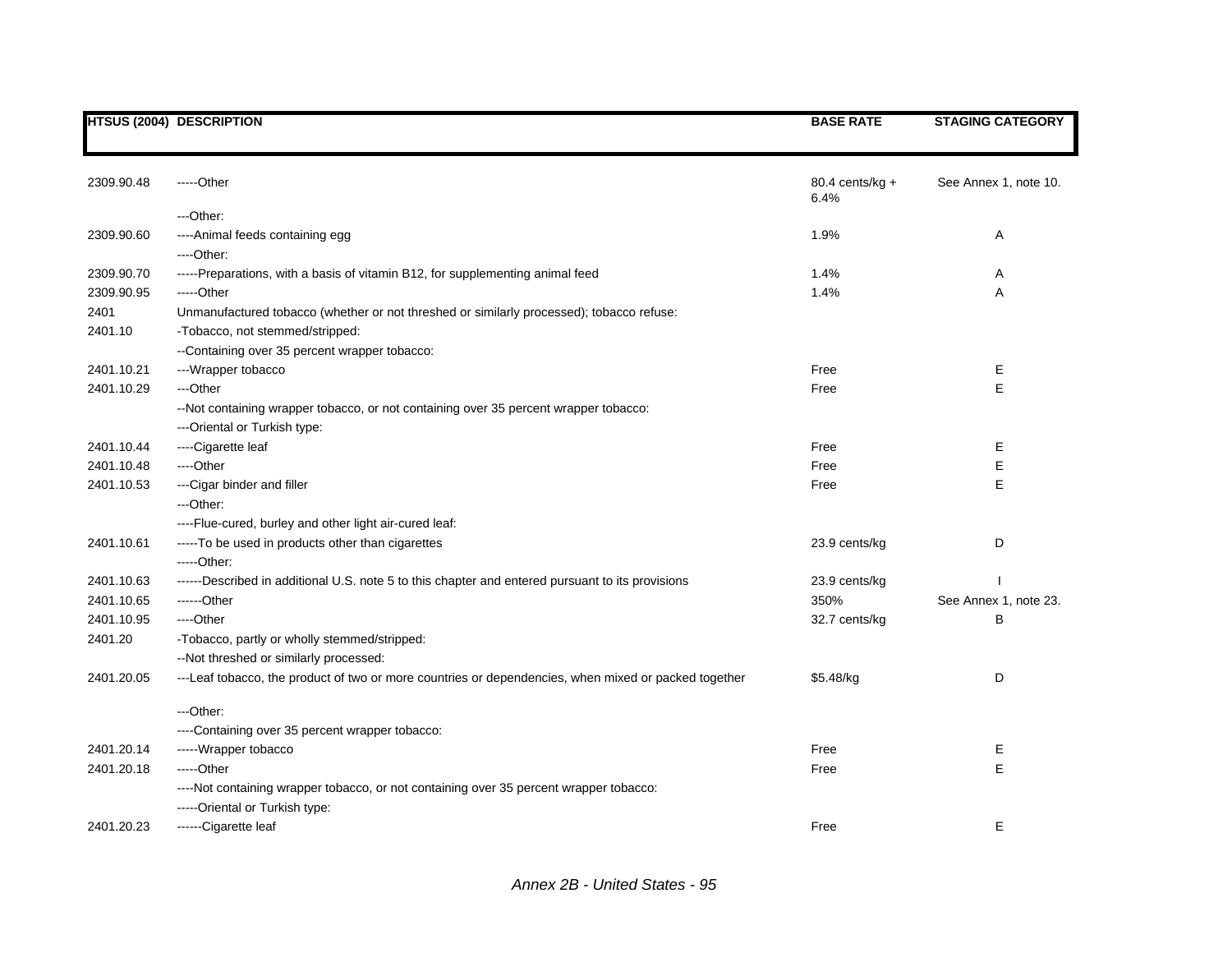| HTSUS (2004) | DESCRIPTION | BASE RATE | STAGING CATEGORY |
|---|---|---|---|
| 2309.90.48 | -----Other | 80.4 cents/kg + 6.4% | See Annex 1, note 10. |
| | ---Other: | | |
| 2309.90.60 | ----Animal feeds containing egg | 1.9% | A |
| | ----Other: | | |
| 2309.90.70 | -----Preparations, with a basis of vitamin B12, for supplementing animal feed | 1.4% | A |
| 2309.90.95 | -----Other | 1.4% | A |
| 2401 | Unmanufactured tobacco (whether or not threshed or similarly processed); tobacco refuse: | | |
| 2401.10 | -Tobacco, not stemmed/stripped: | | |
| | --Containing over 35 percent wrapper tobacco: | | |
| 2401.10.21 | ---Wrapper tobacco | Free | E |
| 2401.10.29 | ---Other | Free | E |
| | --Not containing wrapper tobacco, or not containing over 35 percent wrapper tobacco: | | |
| | ---Oriental or Turkish type: | | |
| 2401.10.44 | ----Cigarette leaf | Free | E |
| 2401.10.48 | ----Other | Free | E |
| 2401.10.53 | ---Cigar binder and filler | Free | E |
| | ---Other: | | |
| | ----Flue-cured, burley and other light air-cured leaf: | | |
| 2401.10.61 | -----To be used in products other than cigarettes | 23.9 cents/kg | D |
| | -----Other: | | |
| 2401.10.63 | ------Described in additional U.S. note 5 to this chapter and entered pursuant to its provisions | 23.9 cents/kg | I |
| 2401.10.65 | ------Other | 350% | See Annex 1, note 23. |
| 2401.10.95 | ----Other | 32.7 cents/kg | B |
| 2401.20 | -Tobacco, partly or wholly stemmed/stripped: | | |
| | --Not threshed or similarly processed: | | |
| 2401.20.05 | ---Leaf tobacco, the product of two or more countries or dependencies, when mixed or packed together | $5.48/kg | D |
| | ---Other: | | |
| | ----Containing over 35 percent wrapper tobacco: | | |
| 2401.20.14 | -----Wrapper tobacco | Free | E |
| 2401.20.18 | -----Other | Free | E |
| | ----Not containing wrapper tobacco, or not containing over 35 percent wrapper tobacco: | | |
| | -----Oriental or Turkish type: | | |
| 2401.20.23 | ------Cigarette leaf | Free | E |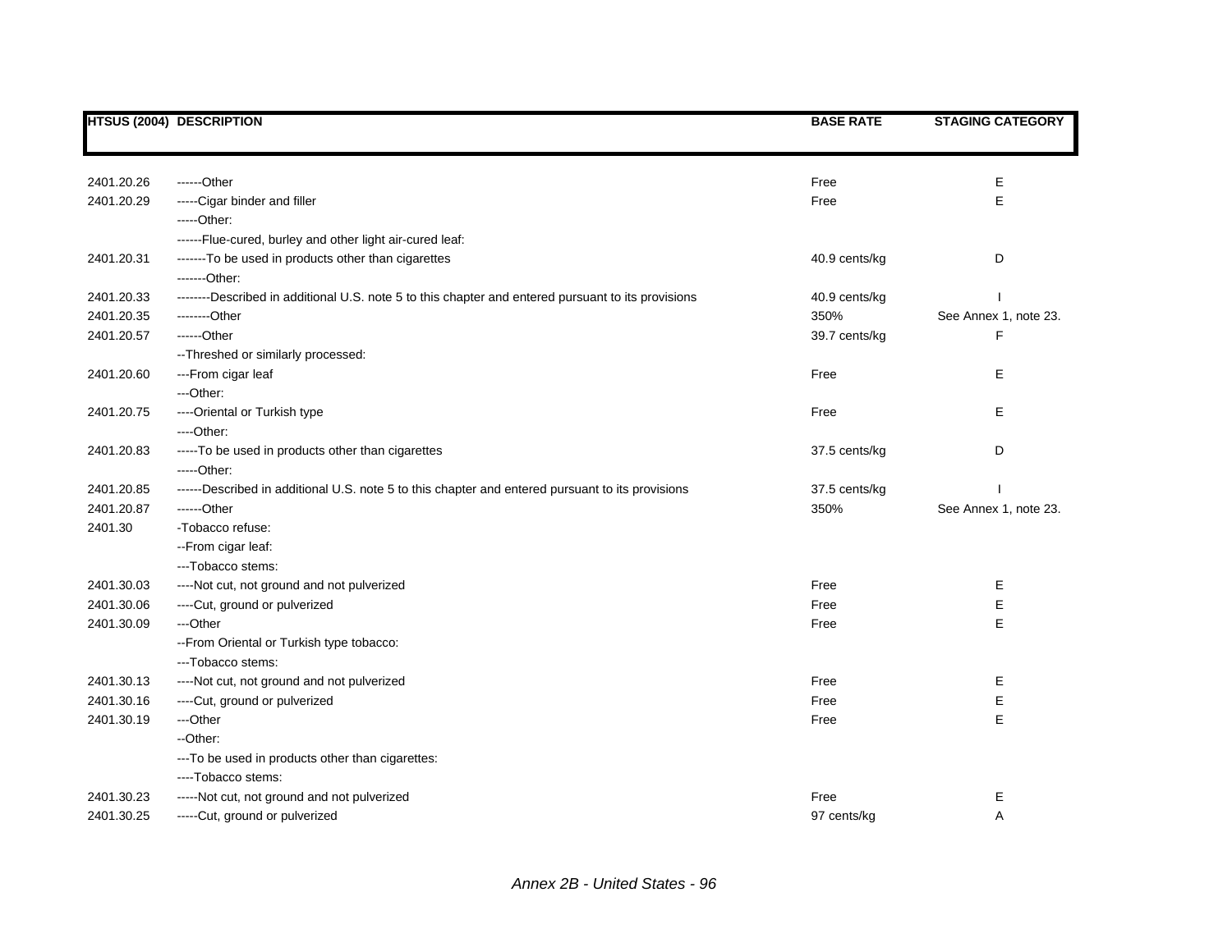| HTSUS (2004) | DESCRIPTION | BASE RATE | STAGING CATEGORY |
|---|---|---|---|
| 2401.20.26 | ------Other | Free | E |
| 2401.20.29 | -----Cigar binder and filler | Free | E |
| | -----Other: | | |
| | ------Flue-cured, burley and other light air-cured leaf: | | |
| 2401.20.31 | -------To be used in products other than cigarettes | 40.9 cents/kg | D |
| | -------Other: | | |
| 2401.20.33 | --------Described in additional U.S. note 5 to this chapter and entered pursuant to its provisions | 40.9 cents/kg | I |
| 2401.20.35 | --------Other | 350% | See Annex 1, note 23. |
| 2401.20.57 | ------Other | 39.7 cents/kg | F |
| | --Threshed or similarly processed: | | |
| 2401.20.60 | ---From cigar leaf | Free | E |
| | ---Other: | | |
| 2401.20.75 | ----Oriental or Turkish type | Free | E |
| | ----Other: | | |
| 2401.20.83 | -----To be used in products other than cigarettes | 37.5 cents/kg | D |
| | -----Other: | | |
| 2401.20.85 | ------Described in additional U.S. note 5 to this chapter and entered pursuant to its provisions | 37.5 cents/kg | I |
| 2401.20.87 | ------Other | 350% | See Annex 1, note 23. |
| 2401.30 | -Tobacco refuse: | | |
| | --From cigar leaf: | | |
| | ---Tobacco stems: | | |
| 2401.30.03 | ----Not cut, not ground and not pulverized | Free | E |
| 2401.30.06 | ----Cut, ground or pulverized | Free | E |
| 2401.30.09 | ---Other | Free | E |
| | --From Oriental or Turkish type tobacco: | | |
| | ---Tobacco stems: | | |
| 2401.30.13 | ----Not cut, not ground and not pulverized | Free | E |
| 2401.30.16 | ----Cut, ground or pulverized | Free | E |
| 2401.30.19 | ---Other | Free | E |
| | --Other: | | |
| | ---To be used in products other than cigarettes: | | |
| | ----Tobacco stems: | | |
| 2401.30.23 | -----Not cut, not ground and not pulverized | Free | E |
| 2401.30.25 | -----Cut, ground or pulverized | 97 cents/kg | A |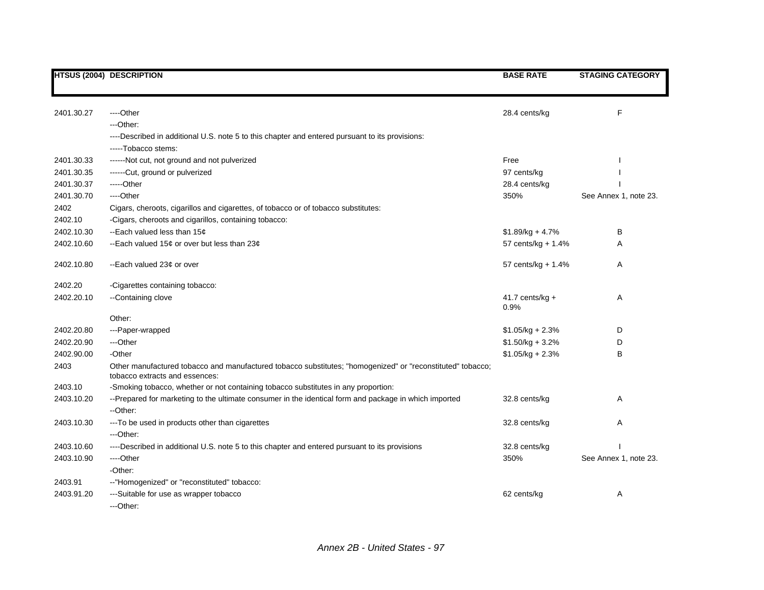| HTSUS (2004) | DESCRIPTION | BASE RATE | STAGING CATEGORY |
|---|---|---|---|
| 2401.30.27 | ----Other | 28.4 cents/kg | F |
| | ---Other: | | |
| | ----Described in additional U.S. note 5 to this chapter and entered pursuant to its provisions: | | |
| | -----Tobacco stems: | | |
| 2401.30.33 | ------Not cut, not ground and not pulverized | Free | I |
| 2401.30.35 | ------Cut, ground or pulverized | 97 cents/kg | I |
| 2401.30.37 | -----Other | 28.4 cents/kg | I |
| 2401.30.70 | ----Other | 350% | See Annex 1, note 23. |
| 2402 | Cigars, cheroots, cigarillos and cigarettes, of tobacco or of tobacco substitutes: | | |
| 2402.10 | -Cigars, cheroots and cigarillos, containing tobacco: | | |
| 2402.10.30 | --Each valued less than 15¢ | $1.89/kg + 4.7% | B |
| 2402.10.60 | --Each valued 15¢ or over but less than 23¢ | 57 cents/kg + 1.4% | A |
| 2402.10.80 | --Each valued 23¢ or over | 57 cents/kg + 1.4% | A |
| 2402.20 | -Cigarettes containing tobacco: | | |
| 2402.20.10 | --Containing clove | 41.7 cents/kg + 0.9% | A |
| | Other: | | |
| 2402.20.80 | ---Paper-wrapped | $1.05/kg + 2.3% | D |
| 2402.20.90 | ---Other | $1.50/kg + 3.2% | D |
| 2402.90.00 | -Other | $1.05/kg + 2.3% | B |
| 2403 | Other manufactured tobacco and manufactured tobacco substitutes; "homogenized" or "reconstituted" tobacco; tobacco extracts and essences: | | |
| 2403.10 | -Smoking tobacco, whether or not containing tobacco substitutes in any proportion: | | |
| 2403.10.20 | --Prepared for marketing to the ultimate consumer in the identical form and package in which imported | 32.8 cents/kg | A |
| | --Other: | | |
| 2403.10.30 | ---To be used in products other than cigarettes | 32.8 cents/kg | A |
| | ---Other: | | |
| 2403.10.60 | ----Described in additional U.S. note 5 to this chapter and entered pursuant to its provisions | 32.8 cents/kg | I |
| 2403.10.90 | ----Other | 350% | See Annex 1, note 23. |
| | -Other: | | |
| 2403.91 | --"Homogenized" or "reconstituted" tobacco: | | |
| 2403.91.20 | ---Suitable for use as wrapper tobacco | 62 cents/kg | A |
| | ---Other: | | |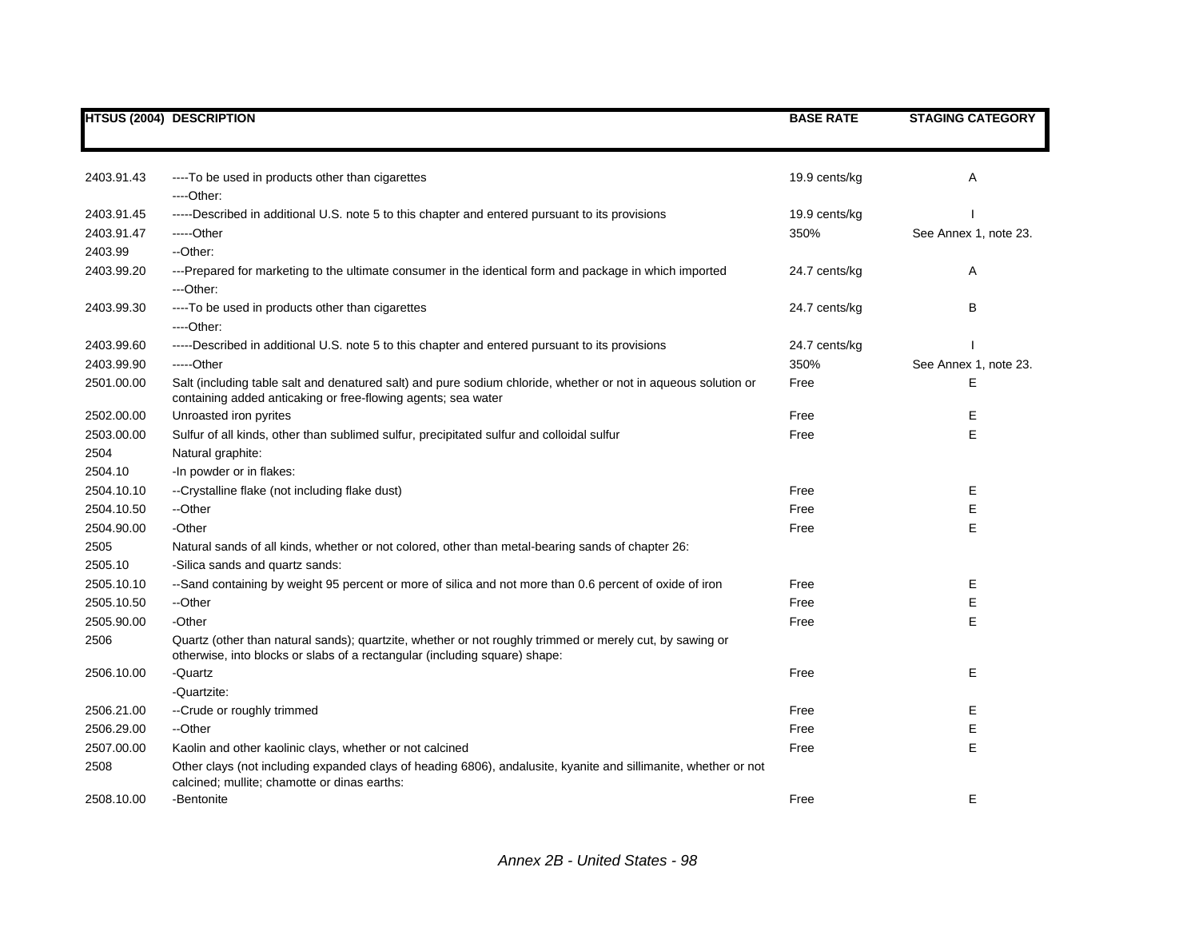| HTSUS (2004) | DESCRIPTION | BASE RATE | STAGING CATEGORY |
|---|---|---|---|
| 2403.91.43 | ----To be used in products other than cigarettes | 19.9 cents/kg | A |
| | ----Other: | | |
| 2403.91.45 | -----Described in additional U.S. note 5 to this chapter and entered pursuant to its provisions | 19.9 cents/kg | I |
| 2403.91.47 | -----Other | 350% | See Annex 1, note 23. |
| 2403.99 | --Other: | | |
| 2403.99.20 | ---Prepared for marketing to the ultimate consumer in the identical form and package in which imported | 24.7 cents/kg | A |
| | ---Other: | | |
| 2403.99.30 | ----To be used in products other than cigarettes | 24.7 cents/kg | B |
| | ----Other: | | |
| 2403.99.60 | -----Described in additional U.S. note 5 to this chapter and entered pursuant to its provisions | 24.7 cents/kg | I |
| 2403.99.90 | -----Other | 350% | See Annex 1, note 23. |
| 2501.00.00 | Salt (including table salt and denatured salt) and pure sodium chloride, whether or not in aqueous solution or containing added anticaking or free-flowing agents; sea water | Free | E |
| 2502.00.00 | Unroasted iron pyrites | Free | E |
| 2503.00.00 | Sulfur of all kinds, other than sublimed sulfur, precipitated sulfur and colloidal sulfur | Free | E |
| 2504 | Natural graphite: | | |
| 2504.10 | -In powder or in flakes: | | |
| 2504.10.10 | --Crystalline flake (not including flake dust) | Free | E |
| 2504.10.50 | --Other | Free | E |
| 2504.90.00 | -Other | Free | E |
| 2505 | Natural sands of all kinds, whether or not colored, other than metal-bearing sands of chapter 26: | | |
| 2505.10 | -Silica sands and quartz sands: | | |
| 2505.10.10 | --Sand containing by weight 95 percent or more of silica and not more than 0.6 percent of oxide of iron | Free | E |
| 2505.10.50 | --Other | Free | E |
| 2505.90.00 | -Other | Free | E |
| 2506 | Quartz (other than natural sands); quartzite, whether or not roughly trimmed or merely cut, by sawing or otherwise, into blocks or slabs of a rectangular (including square) shape: | | |
| 2506.10.00 | -Quartz | Free | E |
| | -Quartzite: | | |
| 2506.21.00 | --Crude or roughly trimmed | Free | E |
| 2506.29.00 | --Other | Free | E |
| 2507.00.00 | Kaolin and other kaolinic clays, whether or not calcined | Free | E |
| 2508 | Other clays (not including expanded clays of heading 6806), andalusite, kyanite and sillimanite, whether or not calcined; mullite; chamotte or dinas earths: | | |
| 2508.10.00 | -Bentonite | Free | E |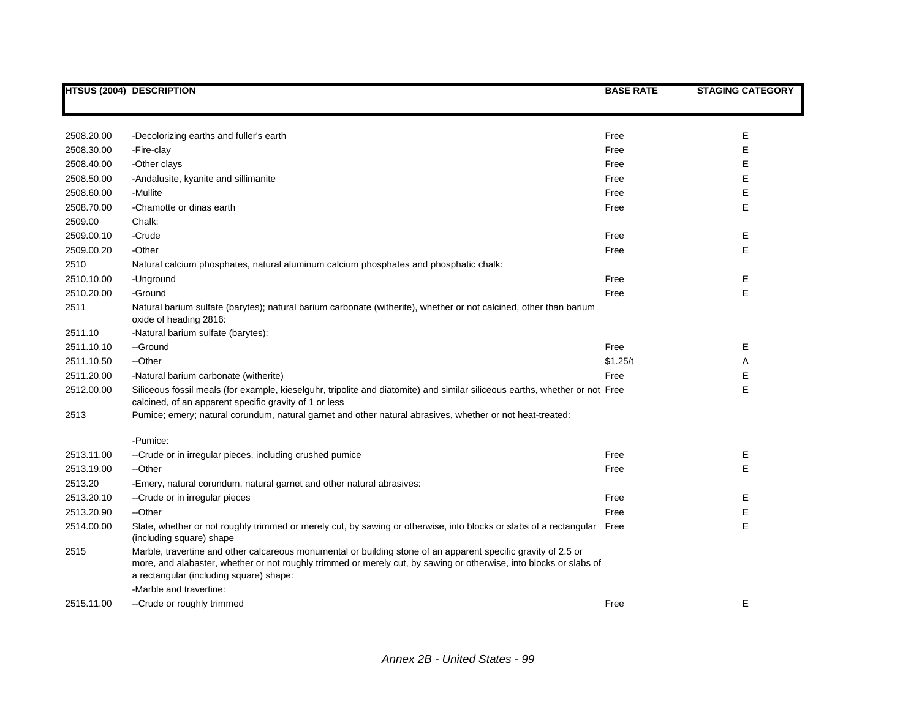| HTSUS (2004) | DESCRIPTION | BASE RATE | STAGING CATEGORY |
|---|---|---|---|
| 2508.20.00 | -Decolorizing earths and fuller's earth | Free | E |
| 2508.30.00 | -Fire-clay | Free | E |
| 2508.40.00 | -Other clays | Free | E |
| 2508.50.00 | -Andalusite, kyanite and sillimanite | Free | E |
| 2508.60.00 | -Mullite | Free | E |
| 2508.70.00 | -Chamotte or dinas earth | Free | E |
| 2509.00 | Chalk: | | |
| 2509.00.10 | -Crude | Free | E |
| 2509.00.20 | -Other | Free | E |
| 2510 | Natural calcium phosphates, natural aluminum calcium phosphates and phosphatic chalk: | | |
| 2510.10.00 | -Unground | Free | E |
| 2510.20.00 | -Ground | Free | E |
| 2511 | Natural barium sulfate (barytes); natural barium carbonate (witherite), whether or not calcined, other than barium oxide of heading 2816: | | |
| 2511.10 | -Natural barium sulfate (barytes): | | |
| 2511.10.10 | --Ground | Free | E |
| 2511.10.50 | --Other | $1.25/t | A |
| 2511.20.00 | -Natural barium carbonate (witherite) | Free | E |
| 2512.00.00 | Siliceous fossil meals (for example, kieselguhr, tripolite and diatomite) and similar siliceous earths, whether or not calcined, of an apparent specific gravity of 1 or less | Free | E |
| 2513 | Pumice; emery; natural corundum, natural garnet and other natural abrasives, whether or not heat-treated: | | |
| | -Pumice: | | |
| 2513.11.00 | --Crude or in irregular pieces, including crushed pumice | Free | E |
| 2513.19.00 | --Other | Free | E |
| 2513.20 | -Emery, natural corundum, natural garnet and other natural abrasives: | | |
| 2513.20.10 | --Crude or in irregular pieces | Free | E |
| 2513.20.90 | --Other | Free | E |
| 2514.00.00 | Slate, whether or not roughly trimmed or merely cut, by sawing or otherwise, into blocks or slabs of a rectangular (including square) shape | Free | E |
| 2515 | Marble, travertine and other calcareous monumental or building stone of an apparent specific gravity of 2.5 or more, and alabaster, whether or not roughly trimmed or merely cut, by sawing or otherwise, into blocks or slabs of a rectangular (including square) shape: | | |
| | -Marble and travertine: | | |
| 2515.11.00 | --Crude or roughly trimmed | Free | E |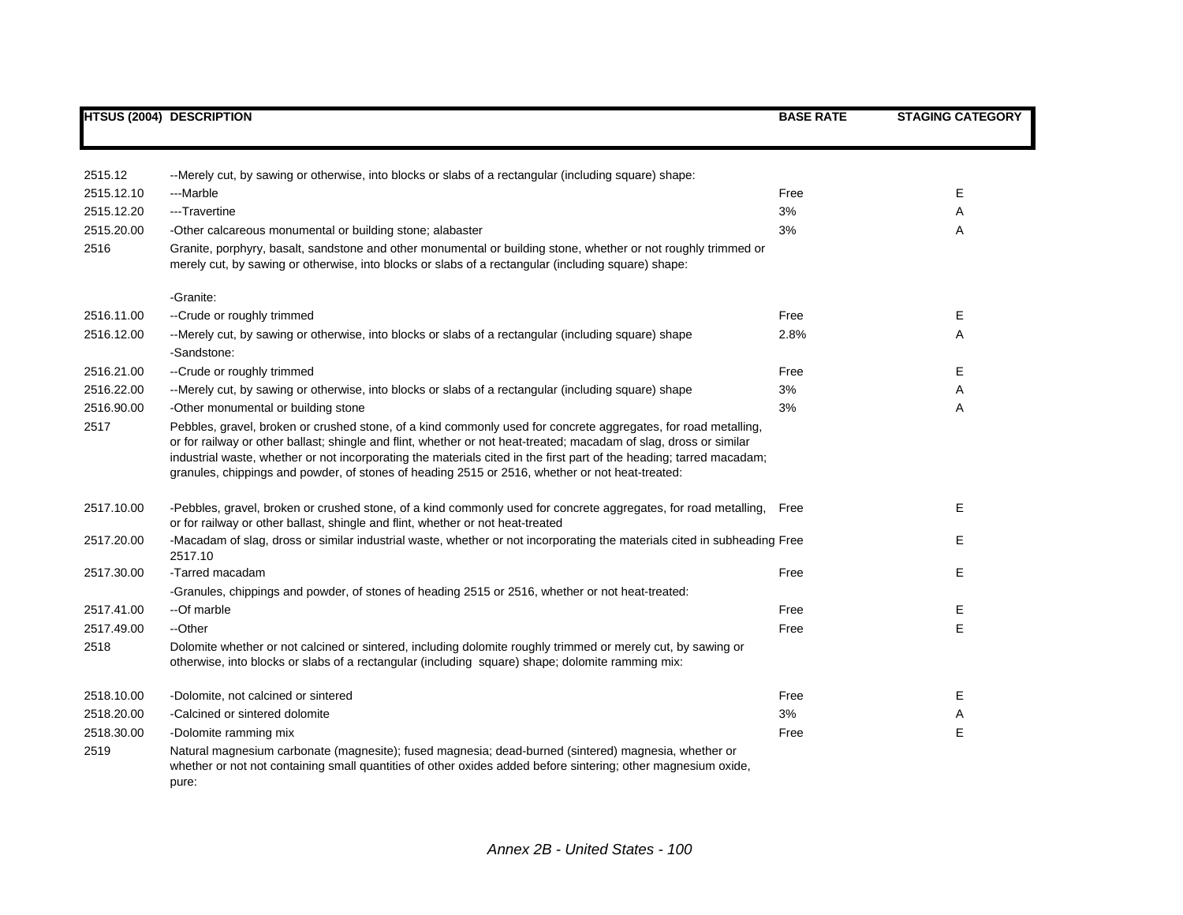| HTSUS (2004) | DESCRIPTION | BASE RATE | STAGING CATEGORY |
|---|---|---|---|
| 2515.12 | --Merely cut, by sawing or otherwise, into blocks or slabs of a rectangular (including square) shape: | | |
| 2515.12.10 | ---Marble | Free | E |
| 2515.12.20 | ---Travertine | 3% | A |
| 2515.20.00 | -Other calcareous monumental or building stone; alabaster | 3% | A |
| 2516 | Granite, porphyry, basalt, sandstone and other monumental or building stone, whether or not roughly trimmed or merely cut, by sawing or otherwise, into blocks or slabs of a rectangular (including square) shape: | | |
| | -Granite: | | |
| 2516.11.00 | --Crude or roughly trimmed | Free | E |
| 2516.12.00 | --Merely cut, by sawing or otherwise, into blocks or slabs of a rectangular (including square) shape | 2.8% | A |
| | -Sandstone: | | |
| 2516.21.00 | --Crude or roughly trimmed | Free | E |
| 2516.22.00 | --Merely cut, by sawing or otherwise, into blocks or slabs of a rectangular (including square) shape | 3% | A |
| 2516.90.00 | -Other monumental or building stone | 3% | A |
| 2517 | Pebbles, gravel, broken or crushed stone, of a kind commonly used for concrete aggregates, for road metalling, or for railway or other ballast; shingle and flint, whether or not heat-treated; macadam of slag, dross or similar industrial waste, whether or not incorporating the materials cited in the first part of the heading; tarred macadam; granules, chippings and powder, of stones of heading 2515 or 2516, whether or not heat-treated: | | |
| 2517.10.00 | -Pebbles, gravel, broken or crushed stone, of a kind commonly used for concrete aggregates, for road metalling, or for railway or other ballast, shingle and flint, whether or not heat-treated | Free | E |
| 2517.20.00 | -Macadam of slag, dross or similar industrial waste, whether or not incorporating the materials cited in subheading 2517.10 | Free | E |
| 2517.30.00 | -Tarred macadam | Free | E |
| | -Granules, chippings and powder, of stones of heading 2515 or 2516, whether or not heat-treated: | | |
| 2517.41.00 | --Of marble | Free | E |
| 2517.49.00 | --Other | Free | E |
| 2518 | Dolomite whether or not calcined or sintered, including dolomite roughly trimmed or merely cut, by sawing or otherwise, into blocks or slabs of a rectangular (including square) shape; dolomite ramming mix: | | |
| 2518.10.00 | -Dolomite, not calcined or sintered | Free | E |
| 2518.20.00 | -Calcined or sintered dolomite | 3% | A |
| 2518.30.00 | -Dolomite ramming mix | Free | E |
| 2519 | Natural magnesium carbonate (magnesite); fused magnesia; dead-burned (sintered) magnesia, whether or whether or not not containing small quantities of other oxides added before sintering; other magnesium oxide, pure: | | |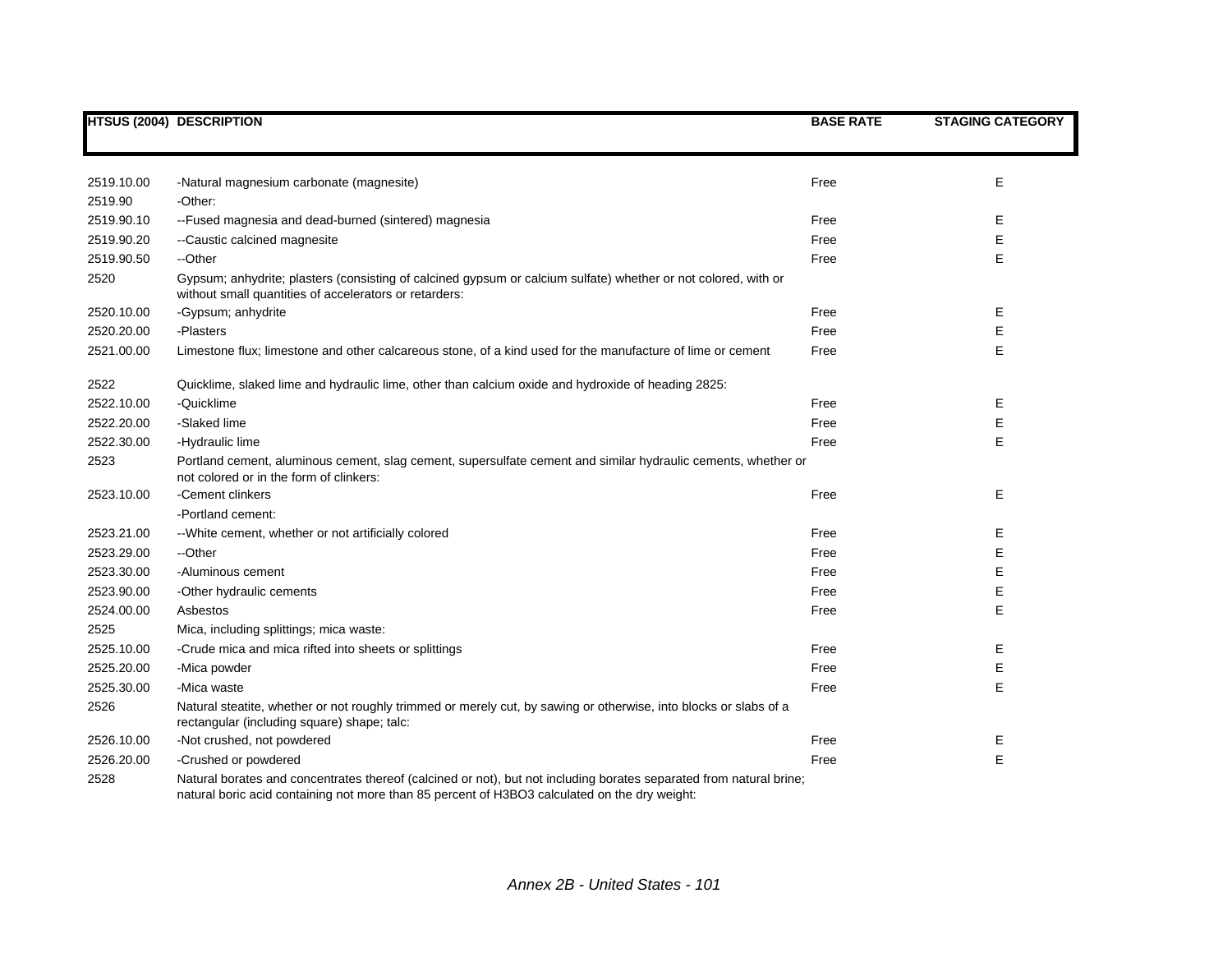| HTSUS (2004) | DESCRIPTION | BASE RATE | STAGING CATEGORY |
|---|---|---|---|
| 2519.10.00 | -Natural magnesium carbonate (magnesite) | Free | E |
| 2519.90 | -Other: | | |
| 2519.90.10 | --Fused magnesia and dead-burned (sintered) magnesia | Free | E |
| 2519.90.20 | --Caustic calcined magnesite | Free | E |
| 2519.90.50 | --Other | Free | E |
| 2520 | Gypsum; anhydrite; plasters (consisting of calcined gypsum or calcium sulfate) whether or not colored, with or without small quantities of accelerators or retarders: | | |
| 2520.10.00 | -Gypsum; anhydrite | Free | E |
| 2520.20.00 | -Plasters | Free | E |
| 2521.00.00 | Limestone flux; limestone and other calcareous stone, of a kind used for the manufacture of lime or cement | Free | E |
| 2522 | Quicklime, slaked lime and hydraulic lime, other than calcium oxide and hydroxide of heading 2825: | | |
| 2522.10.00 | -Quicklime | Free | E |
| 2522.20.00 | -Slaked lime | Free | E |
| 2522.30.00 | -Hydraulic lime | Free | E |
| 2523 | Portland cement, aluminous cement, slag cement, supersulfate cement and similar hydraulic cements, whether or not colored or in the form of clinkers: | | |
| 2523.10.00 | -Cement clinkers | Free | E |
| | -Portland cement: | | |
| 2523.21.00 | --White cement, whether or not artificially colored | Free | E |
| 2523.29.00 | --Other | Free | E |
| 2523.30.00 | -Aluminous cement | Free | E |
| 2523.90.00 | -Other hydraulic cements | Free | E |
| 2524.00.00 | Asbestos | Free | E |
| 2525 | Mica, including splittings; mica waste: | | |
| 2525.10.00 | -Crude mica and mica rifted into sheets or splittings | Free | E |
| 2525.20.00 | -Mica powder | Free | E |
| 2525.30.00 | -Mica waste | Free | E |
| 2526 | Natural steatite, whether or not roughly trimmed or merely cut, by sawing or otherwise, into blocks or slabs of a rectangular (including square) shape; talc: | | |
| 2526.10.00 | -Not crushed, not powdered | Free | E |
| 2526.20.00 | -Crushed or powdered | Free | E |
| 2528 | Natural borates and concentrates thereof (calcined or not), but not including borates separated from natural brine; natural boric acid containing not more than 85 percent of $H_3BO_3$ calculated on the dry weight: | | |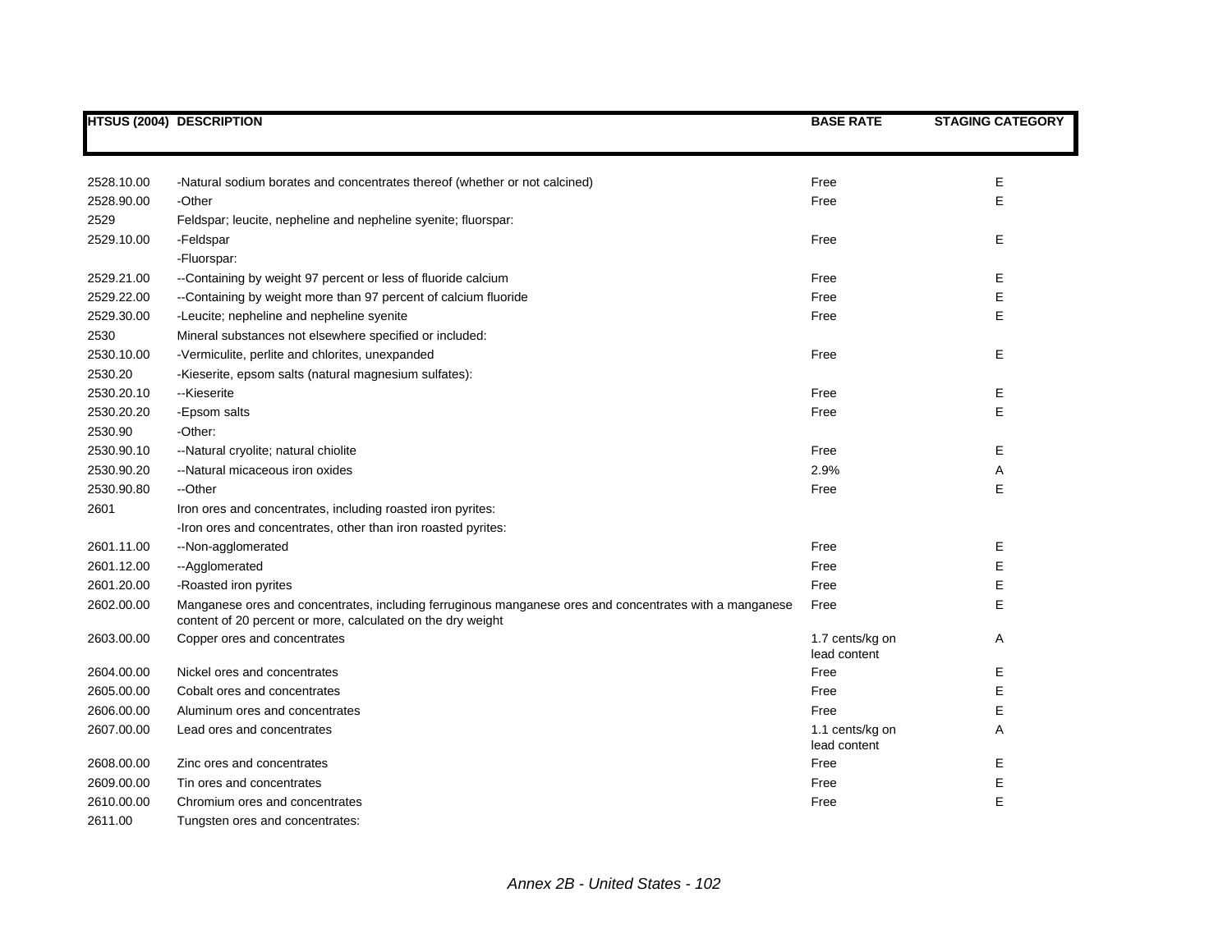| HTSUS (2004) | DESCRIPTION | BASE RATE | STAGING CATEGORY |
|---|---|---|---|
| 2528.10.00 | -Natural sodium borates and concentrates thereof (whether or not calcined) | Free | E |
| 2528.90.00 | -Other | Free | E |
| 2529 | Feldspar; leucite, nepheline and nepheline syenite; fluorspar: | | |
| 2529.10.00 | -Feldspar | Free | E |
| | -Fluorspar: | | |
| 2529.21.00 | --Containing by weight 97 percent or less of fluoride calcium | Free | E |
| 2529.22.00 | --Containing by weight more than 97 percent of calcium fluoride | Free | E |
| 2529.30.00 | -Leucite; nepheline and nepheline syenite | Free | E |
| 2530 | Mineral substances not elsewhere specified or included: | | |
| 2530.10.00 | -Vermiculite, perlite and chlorites, unexpanded | Free | E |
| 2530.20 | -Kieserite, epsom salts (natural magnesium sulfates): | | |
| 2530.20.10 | --Kieserite | Free | E |
| 2530.20.20 | -Epsom salts | Free | E |
| 2530.90 | -Other: | | |
| 2530.90.10 | --Natural cryolite; natural chiolite | Free | E |
| 2530.90.20 | --Natural micaceous iron oxides | 2.9% | A |
| 2530.90.80 | --Other | Free | E |
| 2601 | Iron ores and concentrates, including roasted iron pyrites: | | |
| | -Iron ores and concentrates, other than iron roasted pyrites: | | |
| 2601.11.00 | --Non-agglomerated | Free | E |
| 2601.12.00 | --Agglomerated | Free | E |
| 2601.20.00 | -Roasted iron pyrites | Free | E |
| 2602.00.00 | Manganese ores and concentrates, including ferruginous manganese ores and concentrates with a manganese content of 20 percent or more, calculated on the dry weight | Free | E |
| 2603.00.00 | Copper ores and concentrates | 1.7 cents/kg on lead content | A |
| 2604.00.00 | Nickel ores and concentrates | Free | E |
| 2605.00.00 | Cobalt ores and concentrates | Free | E |
| 2606.00.00 | Aluminum ores and concentrates | Free | E |
| 2607.00.00 | Lead ores and concentrates | 1.1 cents/kg on lead content | A |
| 2608.00.00 | Zinc ores and concentrates | Free | E |
| 2609.00.00 | Tin ores and concentrates | Free | E |
| 2610.00.00 | Chromium ores and concentrates | Free | E |
| 2611.00 | Tungsten ores and concentrates: | | |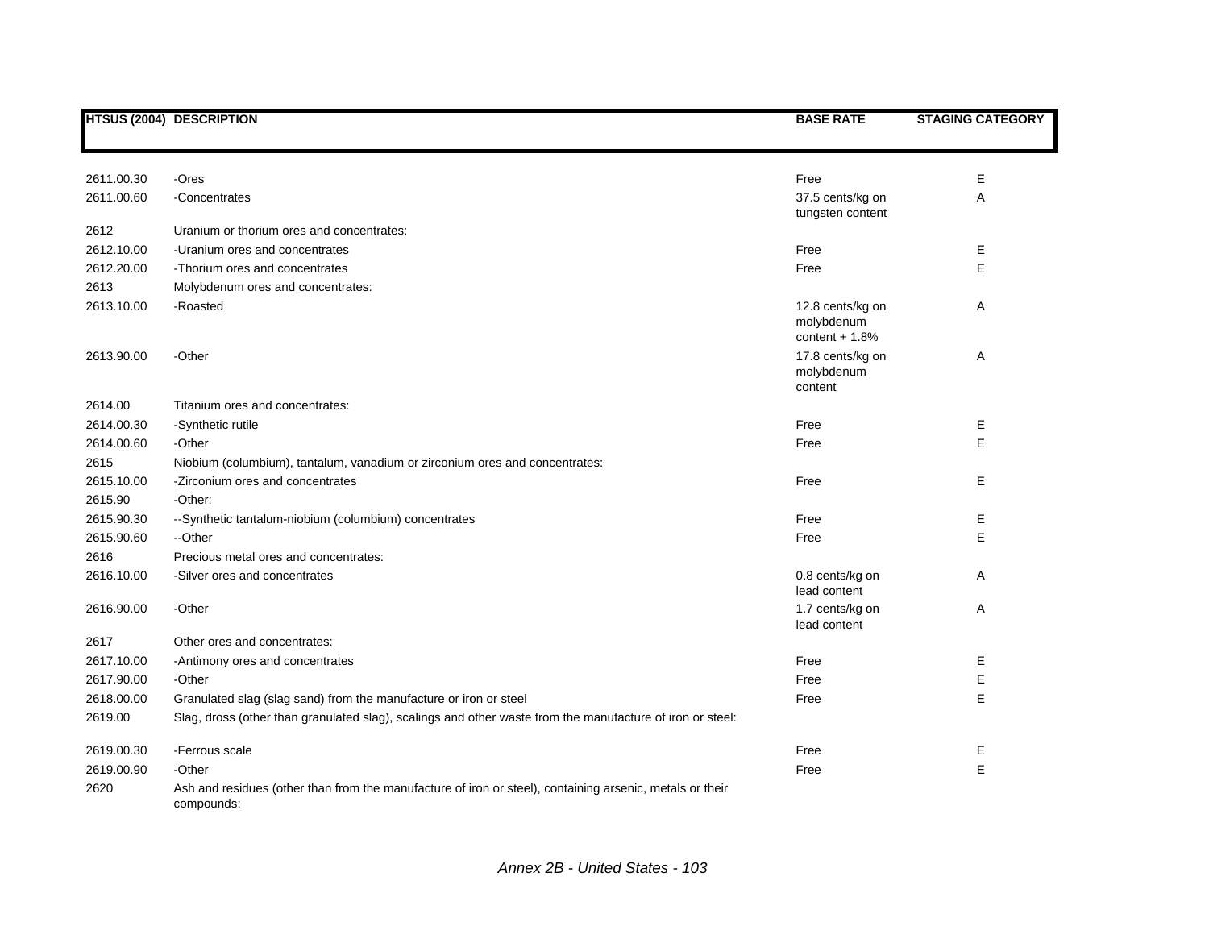| HTSUS (2004) | DESCRIPTION | BASE RATE | STAGING CATEGORY |
|---|---|---|---|
| 2611.00.30 | -Ores | Free | E |
| 2611.00.60 | -Concentrates | 37.5 cents/kg on tungsten content | A |
| 2612 | Uranium or thorium ores and concentrates: | | |
| 2612.10.00 | -Uranium ores and concentrates | Free | E |
| 2612.20.00 | -Thorium ores and concentrates | Free | E |
| 2613 | Molybdenum ores and concentrates: | | |
| 2613.10.00 | -Roasted | 12.8 cents/kg on molybdenum content + 1.8% | A |
| 2613.90.00 | -Other | 17.8 cents/kg on molybdenum content | A |
| 2614.00 | Titanium ores and concentrates: | | |
| 2614.00.30 | -Synthetic rutile | Free | E |
| 2614.00.60 | -Other | Free | E |
| 2615 | Niobium (columbium), tantalum, vanadium or zirconium ores and concentrates: | | |
| 2615.10.00 | -Zirconium ores and concentrates | Free | E |
| 2615.90 | -Other: | | |
| 2615.90.30 | --Synthetic tantalum-niobium (columbium) concentrates | Free | E |
| 2615.90.60 | --Other | Free | E |
| 2616 | Precious metal ores and concentrates: | | |
| 2616.10.00 | -Silver ores and concentrates | 0.8 cents/kg on lead content | A |
| 2616.90.00 | -Other | 1.7 cents/kg on lead content | A |
| 2617 | Other ores and concentrates: | | |
| 2617.10.00 | -Antimony ores and concentrates | Free | E |
| 2617.90.00 | -Other | Free | E |
| 2618.00.00 | Granulated slag (slag sand) from the manufacture or iron or steel | Free | E |
| 2619.00 | Slag, dross (other than granulated slag), scalings and other waste from the manufacture of iron or steel: | | |
| 2619.00.30 | -Ferrous scale | Free | E |
| 2619.00.90 | -Other | Free | E |
| 2620 | Ash and residues (other than from the manufacture of iron or steel), containing arsenic, metals or their compounds: | | |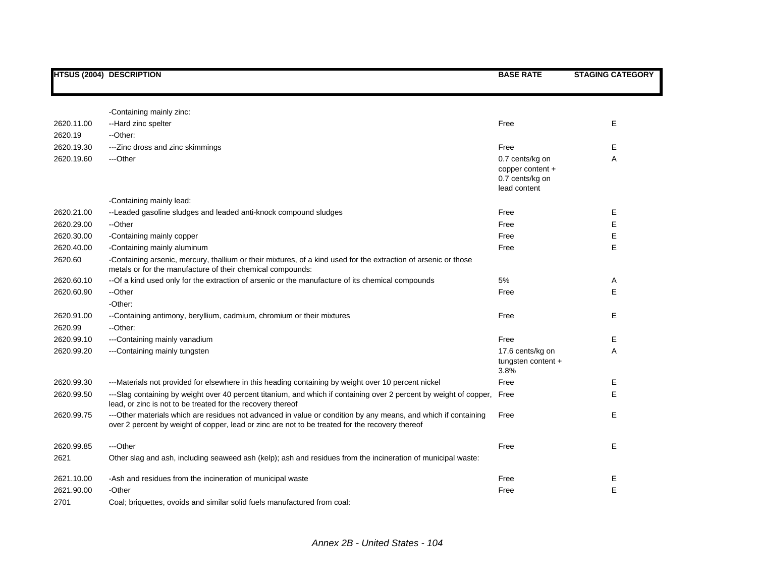| HTSUS (2004) | DESCRIPTION | BASE RATE | STAGING CATEGORY |
|---|---|---|---|
| | -Containing mainly zinc: | | |
| 2620.11.00 | --Hard zinc spelter | Free | E |
| 2620.19 | --Other: | | |
| 2620.19.30 | ---Zinc dross and zinc skimmings | Free | E |
| 2620.19.60 | ---Other | 0.7 cents/kg on copper content + 0.7 cents/kg on lead content | A |
| | -Containing mainly lead: | | |
| 2620.21.00 | --Leaded gasoline sludges and leaded anti-knock compound sludges | Free | E |
| 2620.29.00 | --Other | Free | E |
| 2620.30.00 | -Containing mainly copper | Free | E |
| 2620.40.00 | -Containing mainly aluminum | Free | E |
| 2620.60 | -Containing arsenic, mercury, thallium or their mixtures, of a kind used for the extraction of arsenic or those metals or for the manufacture of their chemical compounds: | | |
| 2620.60.10 | --Of a kind used only for the extraction of arsenic or the manufacture of its chemical compounds | 5% | A |
| 2620.60.90 | --Other | Free | E |
| | -Other: | | |
| 2620.91.00 | --Containing antimony, beryllium, cadmium, chromium or their mixtures | Free | E |
| 2620.99 | --Other: | | |
| 2620.99.10 | ---Containing mainly vanadium | Free | E |
| 2620.99.20 | ---Containing mainly tungsten | 17.6 cents/kg on tungsten content + 3.8% | A |
| 2620.99.30 | ---Materials not provided for elsewhere in this heading containing by weight over 10 percent nickel | Free | E |
| 2620.99.50 | ---Slag containing by weight over 40 percent titanium, and which if containing over 2 percent by weight of copper, lead, or zinc is not to be treated for the recovery thereof | Free | E |
| 2620.99.75 | ---Other materials which are residues not advanced in value or condition by any means, and which if containing over 2 percent by weight of copper, lead or zinc are not to be treated for the recovery thereof | Free | E |
| 2620.99.85 | ---Other | Free | E |
| 2621 | Other slag and ash, including seaweed ash (kelp); ash and residues from the incineration of municipal waste: | | |
| 2621.10.00 | -Ash and residues from the incineration of municipal waste | Free | E |
| 2621.90.00 | -Other | Free | E |
| 2701 | Coal; briquettes, ovoids and similar solid fuels manufactured from coal: | | |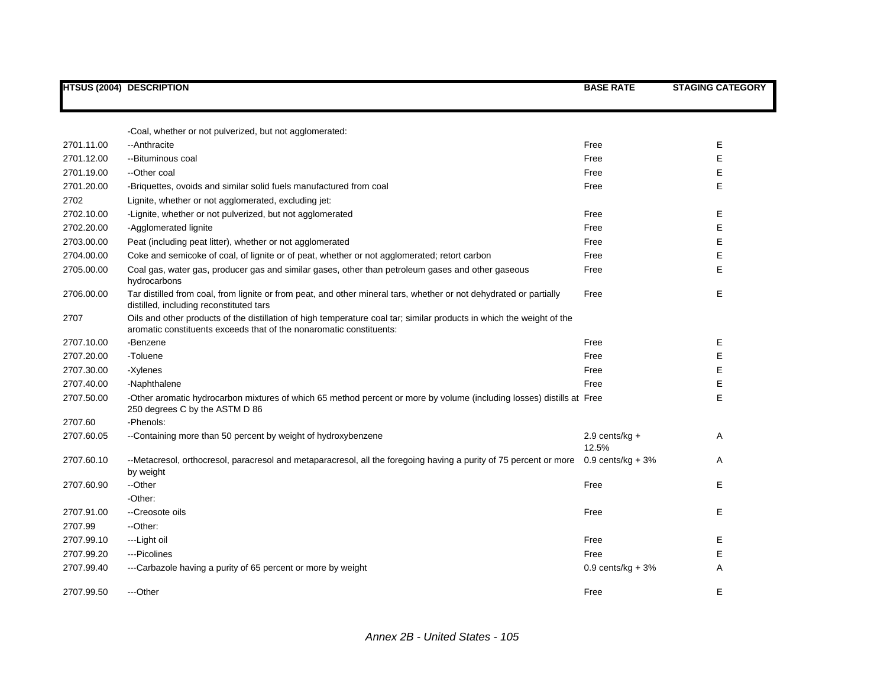| HTSUS (2004) | DESCRIPTION | BASE RATE | STAGING CATEGORY |
|---|---|---|---|
| | -Coal, whether or not pulverized, but not agglomerated: | | |
| 2701.11.00 | --Anthracite | Free | E |
| 2701.12.00 | --Bituminous coal | Free | E |
| 2701.19.00 | --Other coal | Free | E |
| 2701.20.00 | -Briquettes, ovoids and similar solid fuels manufactured from coal | Free | E |
| 2702 | Lignite, whether or not agglomerated, excluding jet: | | |
| 2702.10.00 | -Lignite, whether or not pulverized, but not agglomerated | Free | E |
| 2702.20.00 | -Agglomerated lignite | Free | E |
| 2703.00.00 | Peat (including peat litter), whether or not agglomerated | Free | E |
| 2704.00.00 | Coke and semicoke of coal, of lignite or of peat, whether or not agglomerated; retort carbon | Free | E |
| 2705.00.00 | Coal gas, water gas, producer gas and similar gases, other than petroleum gases and other gaseous hydrocarbons | Free | E |
| 2706.00.00 | Tar distilled from coal, from lignite or from peat, and other mineral tars, whether or not dehydrated or partially distilled, including reconstituted tars | Free | E |
| 2707 | Oils and other products of the distillation of high temperature coal tar; similar products in which the weight of the aromatic constituents exceeds that of the nonaromatic constituents: | | |
| 2707.10.00 | -Benzene | Free | E |
| 2707.20.00 | -Toluene | Free | E |
| 2707.30.00 | -Xylenes | Free | E |
| 2707.40.00 | -Naphthalene | Free | E |
| 2707.50.00 | -Other aromatic hydrocarbon mixtures of which 65 method percent or more by volume (including losses) distills at 250 degrees C by the ASTM D 86 | Free | E |
| 2707.60 | -Phenols: | | |
| 2707.60.05 | --Containing more than 50 percent by weight of hydroxybenzene | 2.9 cents/kg + 12.5% | A |
| 2707.60.10 | --Metacresol, orthocresol, paracresol and metaparacresol, all the foregoing having a purity of 75 percent or more by weight | 0.9 cents/kg + 3% | A |
| 2707.60.90 | --Other | Free | E |
| | -Other: | | |
| 2707.91.00 | --Creosote oils | Free | E |
| 2707.99 | --Other: | | |
| 2707.99.10 | ---Light oil | Free | E |
| 2707.99.20 | ---Picolines | Free | E |
| 2707.99.40 | ---Carbazole having a purity of 65 percent or more by weight | 0.9 cents/kg + 3% | A |
| 2707.99.50 | ---Other | Free | E |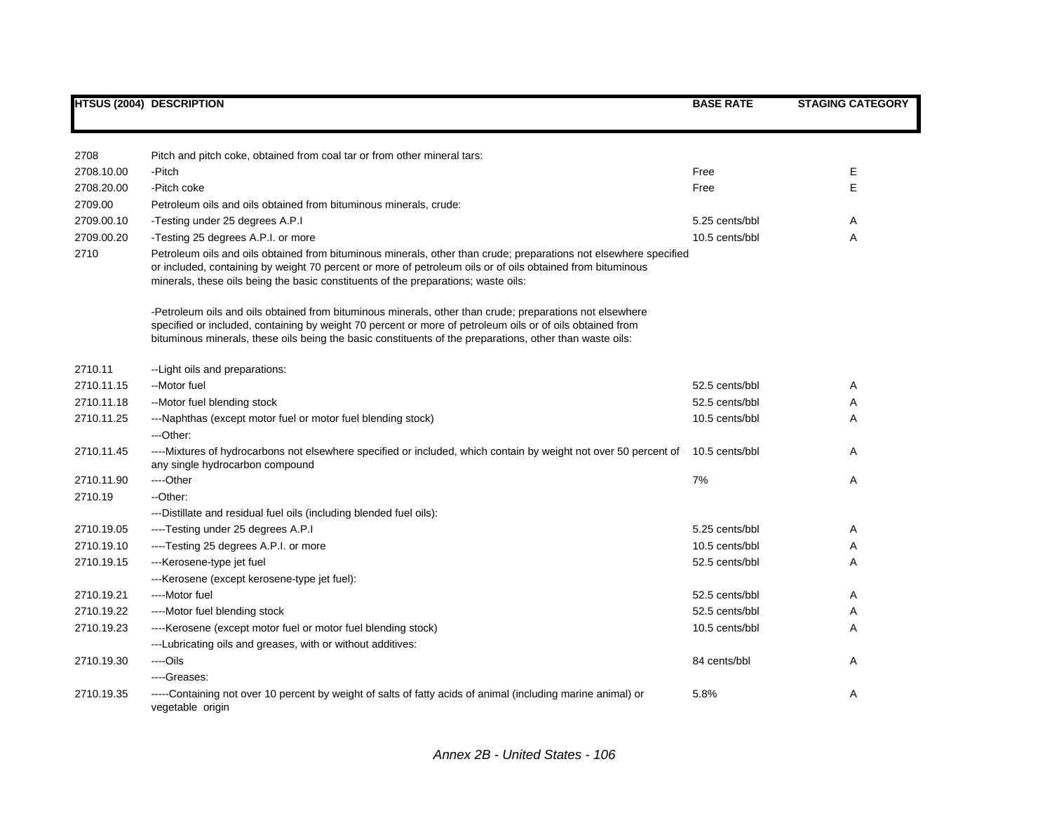| HTSUS (2004) | DESCRIPTION | BASE RATE | STAGING CATEGORY |
|---|---|---|---|
| 2708 | Pitch and pitch coke, obtained from coal tar or from other mineral tars: | | |
| 2708.10.00 | -Pitch | Free | E |
| 2708.20.00 | -Pitch coke | Free | E |
| 2709.00 | Petroleum oils and oils obtained from bituminous minerals, crude: | | |
| 2709.00.10 | -Testing under 25 degrees A.P.I | 5.25 cents/bbl | A |
| 2709.00.20 | -Testing 25 degrees A.P.I. or more | 10.5 cents/bbl | A |
| 2710 | Petroleum oils and oils obtained from bituminous minerals, other than crude; preparations not elsewhere specified or included, containing by weight 70 percent or more of petroleum oils or of oils obtained from bituminous minerals, these oils being the basic constituents of the preparations; waste oils: | | |
| | -Petroleum oils and oils obtained from bituminous minerals, other than crude; preparations not elsewhere specified or included, containing by weight 70 percent or more of petroleum oils or of oils obtained from bituminous minerals, these oils being the basic constituents of the preparations, other than waste oils: | | |
| 2710.11 | --Light oils and preparations: | | |
| 2710.11.15 | --Motor fuel | 52.5 cents/bbl | A |
| 2710.11.18 | --Motor fuel blending stock | 52.5 cents/bbl | A |
| 2710.11.25 | ---Naphthas (except motor fuel or motor fuel blending stock) | 10.5 cents/bbl | A |
| | ---Other: | | |
| 2710.11.45 | ----Mixtures of hydrocarbons not elsewhere specified or included, which contain by weight not over 50 percent of any single hydrocarbon compound | 10.5 cents/bbl | A |
| 2710.11.90 | ----Other | 7% | A |
| 2710.19 | --Other: | | |
| | ---Distillate and residual fuel oils (including blended fuel oils): | | |
| 2710.19.05 | ----Testing under 25 degrees A.P.I | 5.25 cents/bbl | A |
| 2710.19.10 | ----Testing 25 degrees A.P.I. or more | 10.5 cents/bbl | A |
| 2710.19.15 | ---Kerosene-type jet fuel | 52.5 cents/bbl | A |
| | ---Kerosene (except kerosene-type jet fuel): | | |
| 2710.19.21 | ----Motor fuel | 52.5 cents/bbl | A |
| 2710.19.22 | ----Motor fuel blending stock | 52.5 cents/bbl | A |
| 2710.19.23 | ----Kerosene (except motor fuel or motor fuel blending stock) | 10.5 cents/bbl | A |
| | ---Lubricating oils and greases, with or without additives: | | |
| 2710.19.30 | ----Oils | 84 cents/bbl | A |
| | ----Greases: | | |
| 2710.19.35 | -----Containing not over 10 percent by weight of salts of fatty acids of animal (including marine animal) or vegetable origin | 5.8% | A |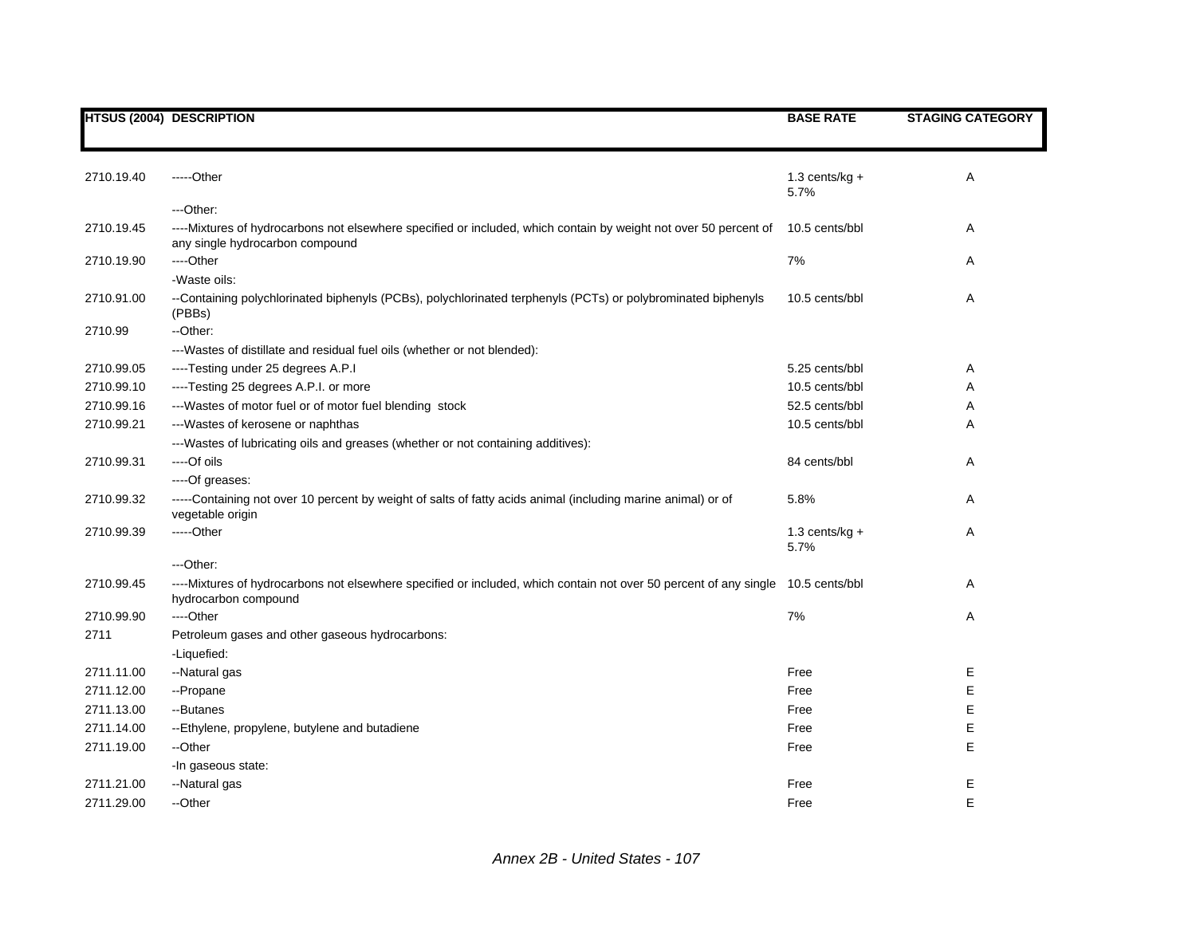| HTSUS (2004) | DESCRIPTION | BASE RATE | STAGING CATEGORY |
|---|---|---|---|
| 2710.19.40 | -----Other | 1.3 cents/kg + 5.7% | A |
| | ---Other: | | |
| 2710.19.45 | ----Mixtures of hydrocarbons not elsewhere specified or included, which contain by weight not over 50 percent of any single hydrocarbon compound | 10.5 cents/bbl | A |
| 2710.19.90 | ----Other | 7% | A |
| | -Waste oils: | | |
| 2710.91.00 | --Containing polychlorinated biphenyls (PCBs), polychlorinated terphenyls (PCTs) or polybrominated biphenyls (PBBs) | 10.5 cents/bbl | A |
| 2710.99 | --Other: | | |
| | ---Wastes of distillate and residual fuel oils (whether or not blended): | | |
| 2710.99.05 | ----Testing under 25 degrees A.P.I | 5.25 cents/bbl | A |
| 2710.99.10 | ----Testing 25 degrees A.P.I. or more | 10.5 cents/bbl | A |
| 2710.99.16 | ---Wastes of motor fuel or of motor fuel blending stock | 52.5 cents/bbl | A |
| 2710.99.21 | ---Wastes of kerosene or naphthas | 10.5 cents/bbl | A |
| | ---Wastes of lubricating oils and greases (whether or not containing additives): | | |
| 2710.99.31 | ----Of oils | 84 cents/bbl | A |
| | ----Of greases: | | |
| 2710.99.32 | -----Containing not over 10 percent by weight of salts of fatty acids animal (including marine animal) or of vegetable origin | 5.8% | A |
| 2710.99.39 | -----Other | 1.3 cents/kg + 5.7% | A |
| | ---Other: | | |
| 2710.99.45 | ----Mixtures of hydrocarbons not elsewhere specified or included, which contain not over 50 percent of any single hydrocarbon compound | 10.5 cents/bbl | A |
| 2710.99.90 | ----Other | 7% | A |
| 2711 | Petroleum gases and other gaseous hydrocarbons: | | |
| | -Liquefied: | | |
| 2711.11.00 | --Natural gas | Free | E |
| 2711.12.00 | --Propane | Free | E |
| 2711.13.00 | --Butanes | Free | E |
| 2711.14.00 | --Ethylene, propylene, butylene and butadiene | Free | E |
| 2711.19.00 | --Other | Free | E |
| | -In gaseous state: | | |
| 2711.21.00 | --Natural gas | Free | E |
| 2711.29.00 | --Other | Free | E |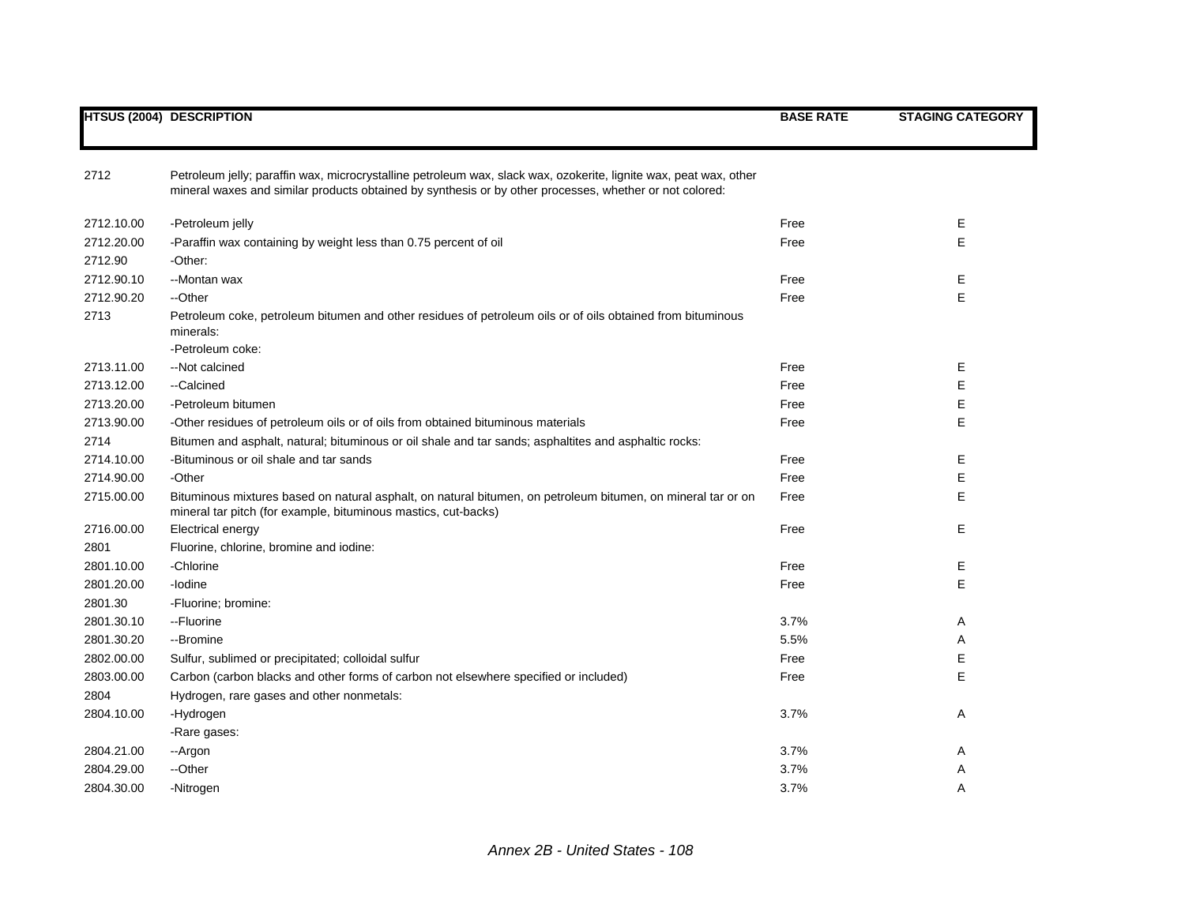| HTSUS (2004) | DESCRIPTION | BASE RATE | STAGING CATEGORY |
|---|---|---|---|
| 2712 | Petroleum jelly; paraffin wax, microcrystalline petroleum wax, slack wax, ozokerite, lignite wax, peat wax, other mineral waxes and similar products obtained by synthesis or by other processes, whether or not colored: | | |
| 2712.10.00 | -Petroleum jelly | Free | E |
| 2712.20.00 | -Paraffin wax containing by weight less than 0.75 percent of oil | Free | E |
| 2712.90 | -Other: | | |
| 2712.90.10 | --Montan wax | Free | E |
| 2712.90.20 | --Other | Free | E |
| 2713 | Petroleum coke, petroleum bitumen and other residues of petroleum oils or of oils obtained from bituminous minerals: | | |
| | -Petroleum coke: | | |
| 2713.11.00 | --Not calcined | Free | E |
| 2713.12.00 | --Calcined | Free | E |
| 2713.20.00 | -Petroleum bitumen | Free | E |
| 2713.90.00 | -Other residues of petroleum oils or of oils from obtained bituminous materials | Free | E |
| 2714 | Bitumen and asphalt, natural; bituminous or oil shale and tar sands; asphaltites and asphaltic rocks: | | |
| 2714.10.00 | -Bituminous or oil shale and tar sands | Free | E |
| 2714.90.00 | -Other | Free | E |
| 2715.00.00 | Bituminous mixtures based on natural asphalt, on natural bitumen, on petroleum bitumen, on mineral tar or on mineral tar pitch (for example, bituminous mastics, cut-backs) | Free | E |
| 2716.00.00 | Electrical energy | Free | E |
| 2801 | Fluorine, chlorine, bromine and iodine: | | |
| 2801.10.00 | -Chlorine | Free | E |
| 2801.20.00 | -Iodine | Free | E |
| 2801.30 | -Fluorine; bromine: | | |
| 2801.30.10 | --Fluorine | 3.7% | A |
| 2801.30.20 | --Bromine | 5.5% | A |
| 2802.00.00 | Sulfur, sublimed or precipitated; colloidal sulfur | Free | E |
| 2803.00.00 | Carbon (carbon blacks and other forms of carbon not elsewhere specified or included) | Free | E |
| 2804 | Hydrogen, rare gases and other nonmetals: | | |
| 2804.10.00 | -Hydrogen | 3.7% | A |
| | -Rare gases: | | |
| 2804.21.00 | --Argon | 3.7% | A |
| 2804.29.00 | --Other | 3.7% | A |
| 2804.30.00 | -Nitrogen | 3.7% | A |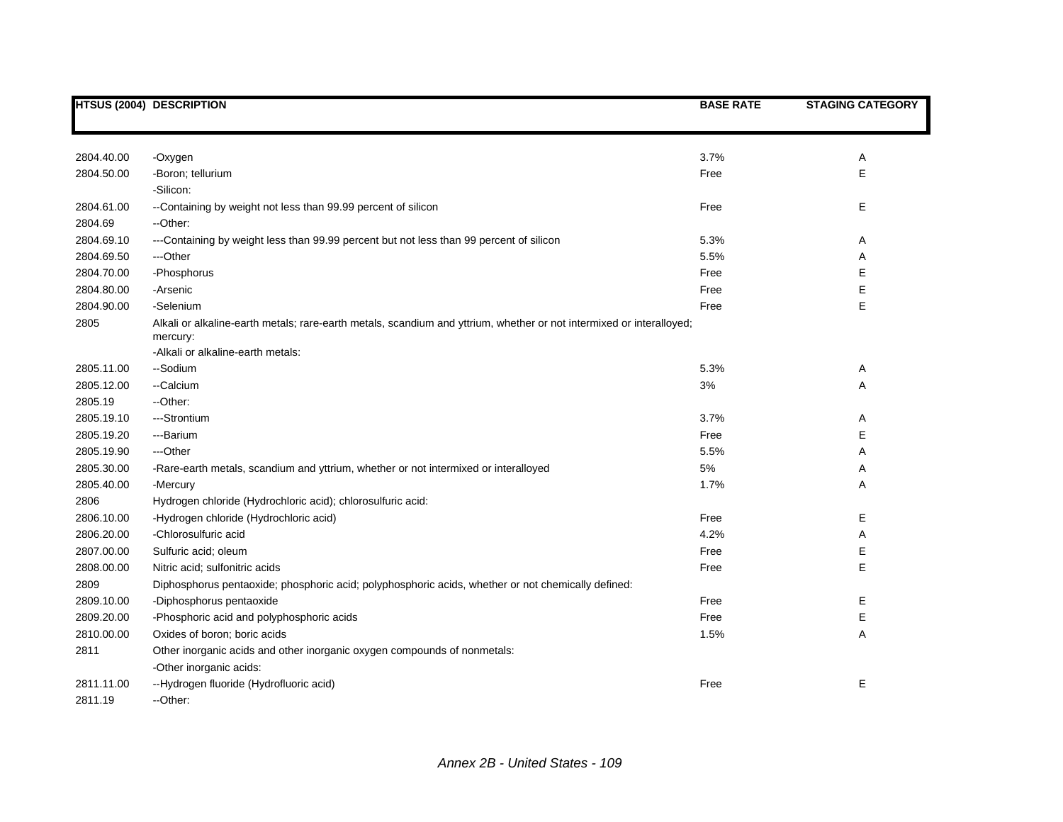| HTSUS (2004) | DESCRIPTION | BASE RATE | STAGING CATEGORY |
|---|---|---|---|
| 2804.40.00 | -Oxygen | 3.7% | A |
| 2804.50.00 | -Boron; tellurium | Free | E |
| | -Silicon: | | |
| 2804.61.00 | --Containing by weight not less than 99.99 percent of silicon | Free | E |
| 2804.69 | --Other: | | |
| 2804.69.10 | ---Containing by weight less than 99.99 percent but not less than 99 percent of silicon | 5.3% | A |
| 2804.69.50 | ---Other | 5.5% | A |
| 2804.70.00 | -Phosphorus | Free | E |
| 2804.80.00 | -Arsenic | Free | E |
| 2804.90.00 | -Selenium | Free | E |
| 2805 | Alkali or alkaline-earth metals; rare-earth metals, scandium and yttrium, whether or not intermixed or interalloyed; mercury: | | |
| | -Alkali or alkaline-earth metals: | | |
| 2805.11.00 | --Sodium | 5.3% | A |
| 2805.12.00 | --Calcium | 3% | A |
| 2805.19 | --Other: | | |
| 2805.19.10 | ---Strontium | 3.7% | A |
| 2805.19.20 | ---Barium | Free | E |
| 2805.19.90 | ---Other | 5.5% | A |
| 2805.30.00 | -Rare-earth metals, scandium and yttrium, whether or not intermixed or interalloyed | 5% | A |
| 2805.40.00 | -Mercury | 1.7% | A |
| 2806 | Hydrogen chloride (Hydrochloric acid); chlorosulfuric acid: | | |
| 2806.10.00 | -Hydrogen chloride (Hydrochloric acid) | Free | E |
| 2806.20.00 | -Chlorosulfuric acid | 4.2% | A |
| 2807.00.00 | Sulfuric acid; oleum | Free | E |
| 2808.00.00 | Nitric acid; sulfonitric acids | Free | E |
| 2809 | Diphosphorus pentaoxide; phosphoric acid; polyphosphoric acids, whether or not chemically defined: | | |
| 2809.10.00 | -Diphosphorus pentaoxide | Free | E |
| 2809.20.00 | -Phosphoric acid and polyphosphoric acids | Free | E |
| 2810.00.00 | Oxides of boron; boric acids | 1.5% | A |
| 2811 | Other inorganic acids and other inorganic oxygen compounds of nonmetals: | | |
| | -Other inorganic acids: | | |
| 2811.11.00 | --Hydrogen fluoride (Hydrofluoric acid) | Free | E |
| 2811.19 | --Other: | | |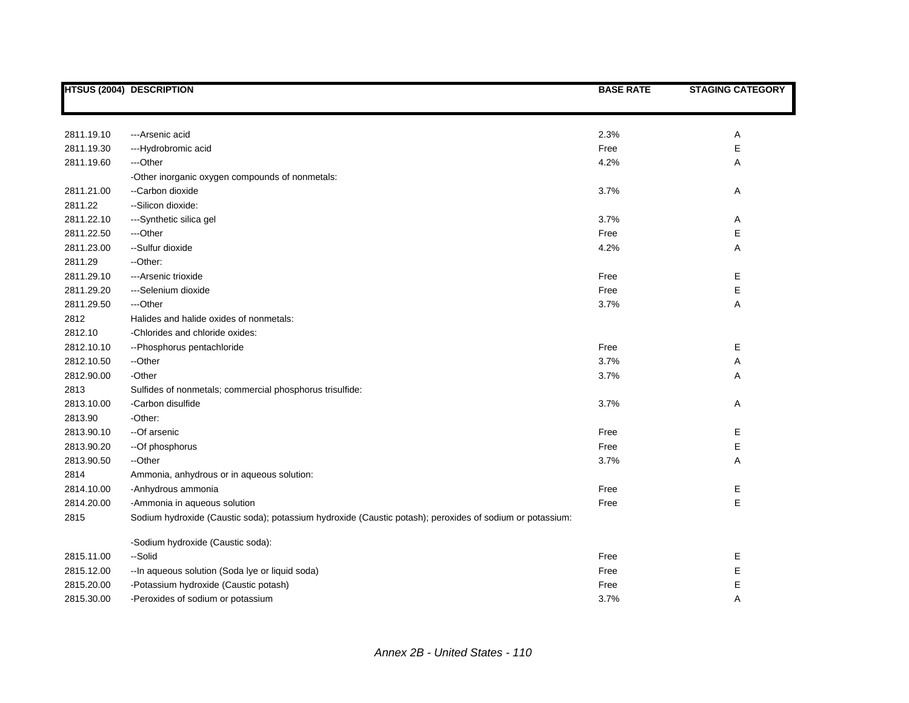| HTSUS (2004) | DESCRIPTION | BASE RATE | STAGING CATEGORY |
|---|---|---|---|
| 2811.19.10 | ---Arsenic acid | 2.3% | A |
| 2811.19.30 | ---Hydrobromic acid | Free | E |
| 2811.19.60 | ---Other | 4.2% | A |
| | -Other inorganic oxygen compounds of nonmetals: | | |
| 2811.21.00 | --Carbon dioxide | 3.7% | A |
| 2811.22 | --Silicon dioxide: | | |
| 2811.22.10 | ---Synthetic silica gel | 3.7% | A |
| 2811.22.50 | ---Other | Free | E |
| 2811.23.00 | --Sulfur dioxide | 4.2% | A |
| 2811.29 | --Other: | | |
| 2811.29.10 | ---Arsenic trioxide | Free | E |
| 2811.29.20 | ---Selenium dioxide | Free | E |
| 2811.29.50 | ---Other | 3.7% | A |
| 2812 | Halides and halide oxides of nonmetals: | | |
| 2812.10 | -Chlorides and chloride oxides: | | |
| 2812.10.10 | --Phosphorus pentachloride | Free | E |
| 2812.10.50 | --Other | 3.7% | A |
| 2812.90.00 | -Other | 3.7% | A |
| 2813 | Sulfides of nonmetals; commercial phosphorus trisulfide: | | |
| 2813.10.00 | -Carbon disulfide | 3.7% | A |
| 2813.90 | -Other: | | |
| 2813.90.10 | --Of arsenic | Free | E |
| 2813.90.20 | --Of phosphorus | Free | E |
| 2813.90.50 | --Other | 3.7% | A |
| 2814 | Ammonia, anhydrous or in aqueous solution: | | |
| 2814.10.00 | -Anhydrous ammonia | Free | E |
| 2814.20.00 | -Ammonia in aqueous solution | Free | E |
| 2815 | Sodium hydroxide (Caustic soda); potassium hydroxide (Caustic potash); peroxides of sodium or potassium: | | |
| | -Sodium hydroxide (Caustic soda): | | |
| 2815.11.00 | --Solid | Free | E |
| 2815.12.00 | --In aqueous solution (Soda lye or liquid soda) | Free | E |
| 2815.20.00 | -Potassium hydroxide (Caustic potash) | Free | E |
| 2815.30.00 | -Peroxides of sodium or potassium | 3.7% | A |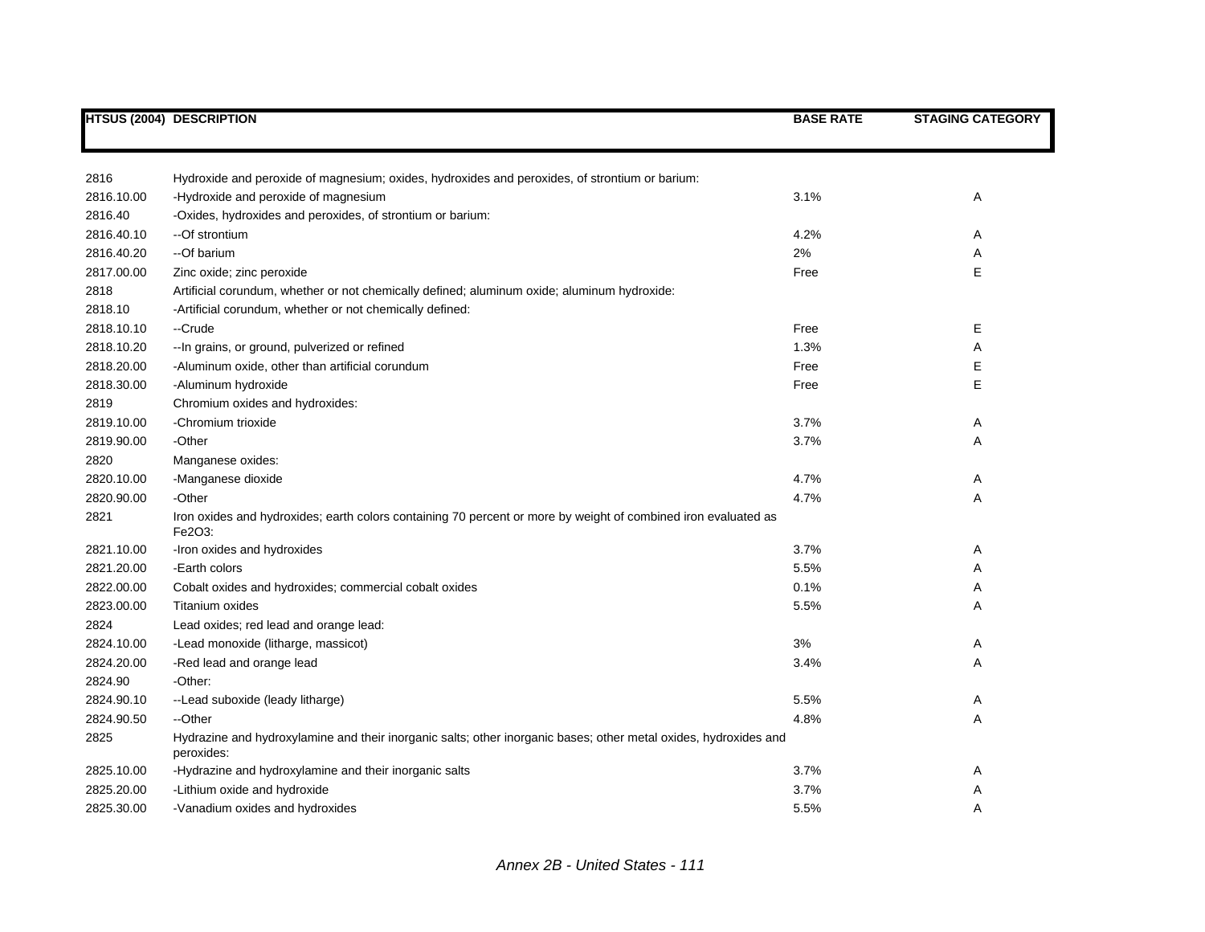| HTSUS (2004) | DESCRIPTION | BASE RATE | STAGING CATEGORY |
|---|---|---|---|
| 2816 | Hydroxide and peroxide of magnesium; oxides, hydroxides and peroxides, of strontium or barium: | | |
| 2816.10.00 | -Hydroxide and peroxide of magnesium | 3.1% | A |
| 2816.40 | -Oxides, hydroxides and peroxides, of strontium or barium: | | |
| 2816.40.10 | --Of strontium | 4.2% | A |
| 2816.40.20 | --Of barium | 2% | A |
| 2817.00.00 | Zinc oxide; zinc peroxide | Free | E |
| 2818 | Artificial corundum, whether or not chemically defined; aluminum oxide; aluminum hydroxide: | | |
| 2818.10 | -Artificial corundum, whether or not chemically defined: | | |
| 2818.10.10 | --Crude | Free | E |
| 2818.10.20 | --In grains, or ground, pulverized or refined | 1.3% | A |
| 2818.20.00 | -Aluminum oxide, other than artificial corundum | Free | E |
| 2818.30.00 | -Aluminum hydroxide | Free | E |
| 2819 | Chromium oxides and hydroxides: | | |
| 2819.10.00 | -Chromium trioxide | 3.7% | A |
| 2819.90.00 | -Other | 3.7% | A |
| 2820 | Manganese oxides: | | |
| 2820.10.00 | -Manganese dioxide | 4.7% | A |
| 2820.90.00 | -Other | 4.7% | A |
| 2821 | Iron oxides and hydroxides; earth colors containing 70 percent or more by weight of combined iron evaluated as $Fe_2O_3$: | | |
| 2821.10.00 | -Iron oxides and hydroxides | 3.7% | A |
| 2821.20.00 | -Earth colors | 5.5% | A |
| 2822.00.00 | Cobalt oxides and hydroxides; commercial cobalt oxides | 0.1% | A |
| 2823.00.00 | Titanium oxides | 5.5% | A |
| 2824 | Lead oxides; red lead and orange lead: | | |
| 2824.10.00 | -Lead monoxide (litharge, massicot) | 3% | A |
| 2824.20.00 | -Red lead and orange lead | 3.4% | A |
| 2824.90 | -Other: | | |
| 2824.90.10 | --Lead suboxide (leady litharge) | 5.5% | A |
| 2824.90.50 | --Other | 4.8% | A |
| 2825 | Hydrazine and hydroxylamine and their inorganic salts; other inorganic bases; other metal oxides, hydroxides and peroxides: | | |
| 2825.10.00 | -Hydrazine and hydroxylamine and their inorganic salts | 3.7% | A |
| 2825.20.00 | -Lithium oxide and hydroxide | 3.7% | A |
| 2825.30.00 | -Vanadium oxides and hydroxides | 5.5% | A |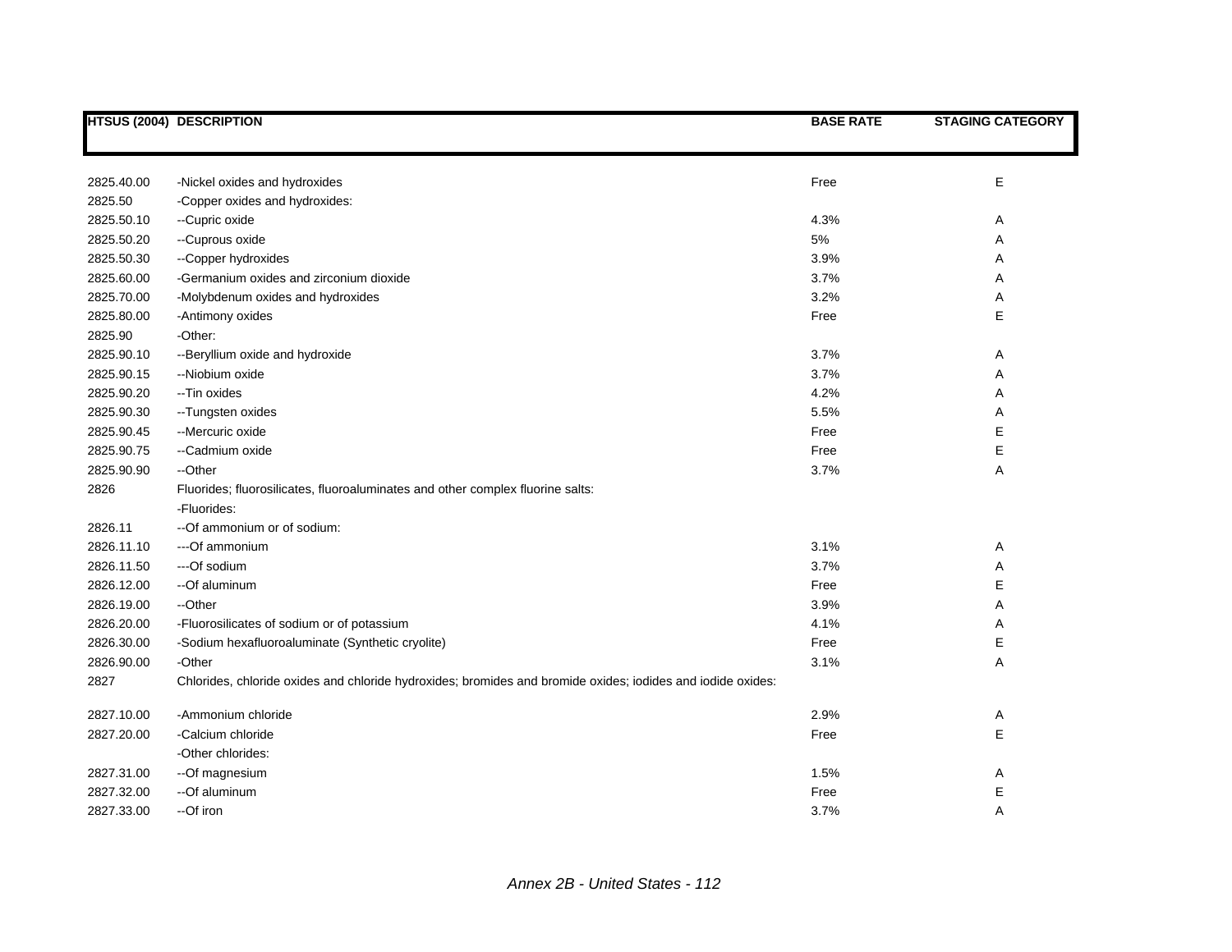| HTSUS (2004) | DESCRIPTION | BASE RATE | STAGING CATEGORY |
|---|---|---|---|
| 2825.40.00 | -Nickel oxides and hydroxides | Free | E |
| 2825.50 | -Copper oxides and hydroxides: | | |
| 2825.50.10 | --Cupric oxide | 4.3% | A |
| 2825.50.20 | --Cuprous oxide | 5% | A |
| 2825.50.30 | --Copper hydroxides | 3.9% | A |
| 2825.60.00 | -Germanium oxides and zirconium dioxide | 3.7% | A |
| 2825.70.00 | -Molybdenum oxides and hydroxides | 3.2% | A |
| 2825.80.00 | -Antimony oxides | Free | E |
| 2825.90 | -Other: | | |
| 2825.90.10 | --Beryllium oxide and hydroxide | 3.7% | A |
| 2825.90.15 | --Niobium oxide | 3.7% | A |
| 2825.90.20 | --Tin oxides | 4.2% | A |
| 2825.90.30 | --Tungsten oxides | 5.5% | A |
| 2825.90.45 | --Mercuric oxide | Free | E |
| 2825.90.75 | --Cadmium oxide | Free | E |
| 2825.90.90 | --Other | 3.7% | A |
| 2826 | Fluorides; fluorosilicates, fluoroaluminates and other complex fluorine salts: | | |
| | -Fluorides: | | |
| 2826.11 | --Of ammonium or of sodium: | | |
| 2826.11.10 | ---Of ammonium | 3.1% | A |
| 2826.11.50 | ---Of sodium | 3.7% | A |
| 2826.12.00 | --Of aluminum | Free | E |
| 2826.19.00 | --Other | 3.9% | A |
| 2826.20.00 | -Fluorosilicates of sodium or of potassium | 4.1% | A |
| 2826.30.00 | -Sodium hexafluoroaluminate (Synthetic cryolite) | Free | E |
| 2826.90.00 | -Other | 3.1% | A |
| 2827 | Chlorides, chloride oxides and chloride hydroxides; bromides and bromide oxides; iodides and iodide oxides: | | |
| 2827.10.00 | -Ammonium chloride | 2.9% | A |
| 2827.20.00 | -Calcium chloride | Free | E |
| | -Other chlorides: | | |
| 2827.31.00 | --Of magnesium | 1.5% | A |
| 2827.32.00 | --Of aluminum | Free | E |
| 2827.33.00 | --Of iron | 3.7% | A |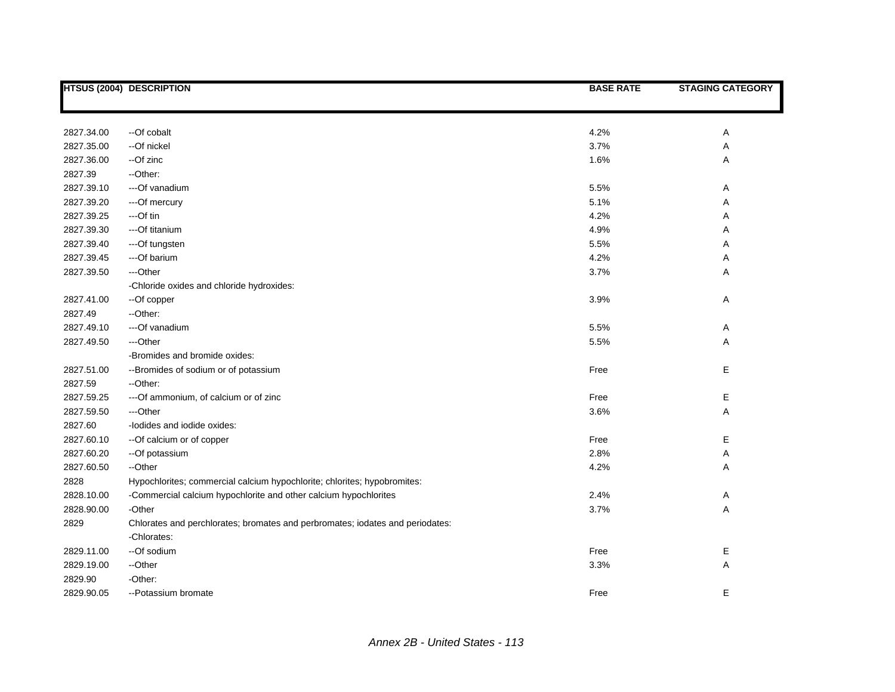| HTSUS (2004) | DESCRIPTION | BASE RATE | STAGING CATEGORY |
|---|---|---|---|
| 2827.34.00 | --Of cobalt | 4.2% | A |
| 2827.35.00 | --Of nickel | 3.7% | A |
| 2827.36.00 | --Of zinc | 1.6% | A |
| 2827.39 | --Other: | | |
| 2827.39.10 | ---Of vanadium | 5.5% | A |
| 2827.39.20 | ---Of mercury | 5.1% | A |
| 2827.39.25 | ---Of tin | 4.2% | A |
| 2827.39.30 | ---Of titanium | 4.9% | A |
| 2827.39.40 | ---Of tungsten | 5.5% | A |
| 2827.39.45 | ---Of barium | 4.2% | A |
| 2827.39.50 | ---Other | 3.7% | A |
| | -Chloride oxides and chloride hydroxides: | | |
| 2827.41.00 | --Of copper | 3.9% | A |
| 2827.49 | --Other: | | |
| 2827.49.10 | ---Of vanadium | 5.5% | A |
| 2827.49.50 | ---Other | 5.5% | A |
| | -Bromides and bromide oxides: | | |
| 2827.51.00 | --Bromides of sodium or of potassium | Free | E |
| 2827.59 | --Other: | | |
| 2827.59.25 | ---Of ammonium, of calcium or of zinc | Free | E |
| 2827.59.50 | ---Other | 3.6% | A |
| 2827.60 | -Iodides and iodide oxides: | | |
| 2827.60.10 | --Of calcium or of copper | Free | E |
| 2827.60.20 | --Of potassium | 2.8% | A |
| 2827.60.50 | --Other | 4.2% | A |
| 2828 | Hypochlorites; commercial calcium hypochlorite; chlorites; hypobromites: | | |
| 2828.10.00 | -Commercial calcium hypochlorite and other calcium hypochlorites | 2.4% | A |
| 2828.90.00 | -Other | 3.7% | A |
| 2829 | Chlorates and perchlorates; bromates and perbromates; iodates and periodates: | | |
| | -Chlorates: | | |
| 2829.11.00 | --Of sodium | Free | E |
| 2829.19.00 | --Other | 3.3% | A |
| 2829.90 | -Other: | | |
| 2829.90.05 | --Potassium bromate | Free | E |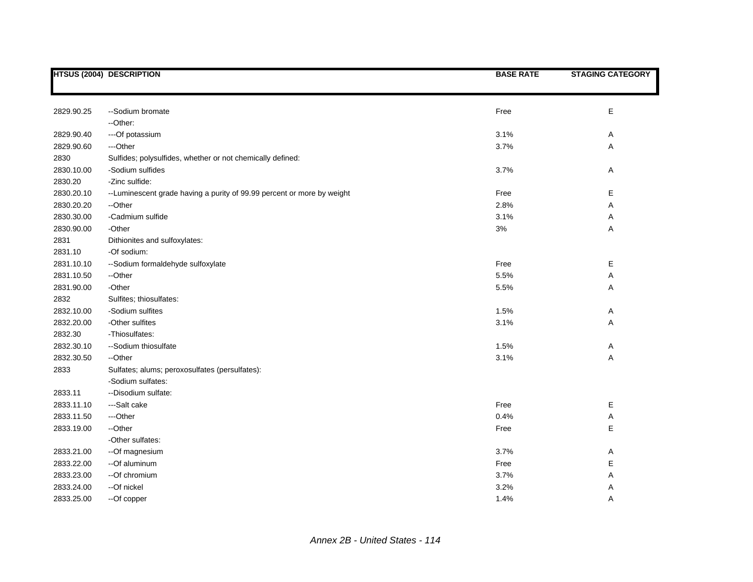| HTSUS (2004) | DESCRIPTION | BASE RATE | STAGING CATEGORY |
|---|---|---|---|
| 2829.90.25 | --Sodium bromate | Free | E |
| | --Other: | | |
| 2829.90.40 | ---Of potassium | 3.1% | A |
| 2829.90.60 | ---Other | 3.7% | A |
| 2830 | Sulfides; polysulfides, whether or not chemically defined: | | |
| 2830.10.00 | -Sodium sulfides | 3.7% | A |
| 2830.20 | -Zinc sulfide: | | |
| 2830.20.10 | --Luminescent grade having a purity of 99.99 percent or more by weight | Free | E |
| 2830.20.20 | --Other | 2.8% | A |
| 2830.30.00 | -Cadmium sulfide | 3.1% | A |
| 2830.90.00 | -Other | 3% | A |
| 2831 | Dithionites and sulfoxylates: | | |
| 2831.10 | -Of sodium: | | |
| 2831.10.10 | --Sodium formaldehyde sulfoxylate | Free | E |
| 2831.10.50 | --Other | 5.5% | A |
| 2831.90.00 | -Other | 5.5% | A |
| 2832 | Sulfites; thiosulfates: | | |
| 2832.10.00 | -Sodium sulfites | 1.5% | A |
| 2832.20.00 | -Other sulfites | 3.1% | A |
| 2832.30 | -Thiosulfates: | | |
| 2832.30.10 | --Sodium thiosulfate | 1.5% | A |
| 2832.30.50 | --Other | 3.1% | A |
| 2833 | Sulfates; alums; peroxosulfates (persulfates): | | |
| | -Sodium sulfates: | | |
| 2833.11 | --Disodium sulfate: | | |
| 2833.11.10 | ---Salt cake | Free | E |
| 2833.11.50 | ---Other | 0.4% | A |
| 2833.19.00 | --Other | Free | E |
| | -Other sulfates: | | |
| 2833.21.00 | --Of magnesium | 3.7% | A |
| 2833.22.00 | --Of aluminum | Free | E |
| 2833.23.00 | --Of chromium | 3.7% | A |
| 2833.24.00 | --Of nickel | 3.2% | A |
| 2833.25.00 | --Of copper | 1.4% | A |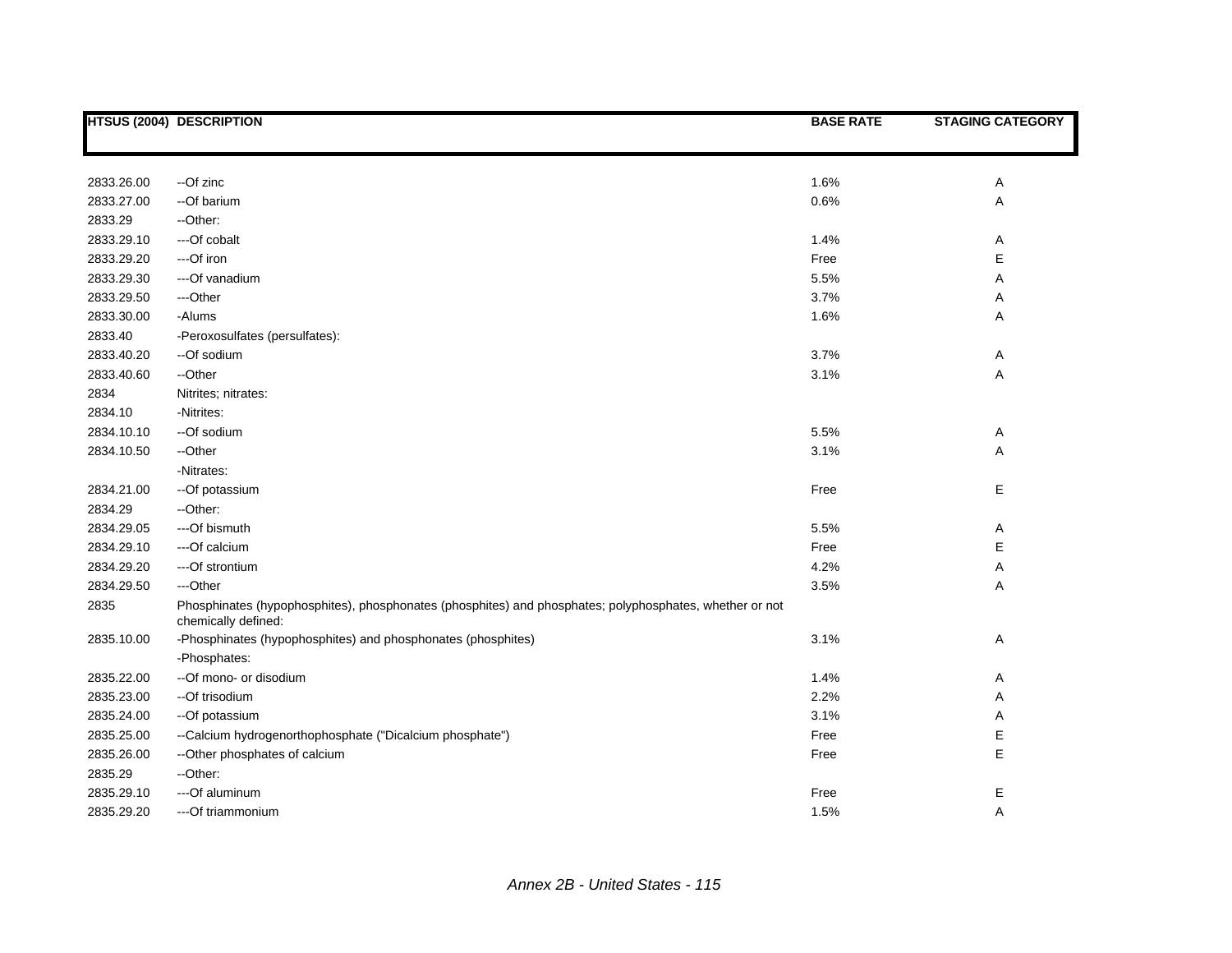| HTSUS (2004) | DESCRIPTION | BASE RATE | STAGING CATEGORY |
|---|---|---|---|
| 2833.26.00 | --Of zinc | 1.6% | A |
| 2833.27.00 | --Of barium | 0.6% | A |
| 2833.29 | --Other: | | |
| 2833.29.10 | ---Of cobalt | 1.4% | A |
| 2833.29.20 | ---Of iron | Free | E |
| 2833.29.30 | ---Of vanadium | 5.5% | A |
| 2833.29.50 | ---Other | 3.7% | A |
| 2833.30.00 | -Alums | 1.6% | A |
| 2833.40 | -Peroxosulfates (persulfates): | | |
| 2833.40.20 | --Of sodium | 3.7% | A |
| 2833.40.60 | --Other | 3.1% | A |
| 2834 | Nitrites; nitrates: | | |
| 2834.10 | -Nitrites: | | |
| 2834.10.10 | --Of sodium | 5.5% | A |
| 2834.10.50 | --Other | 3.1% | A |
| | -Nitrates: | | |
| 2834.21.00 | --Of potassium | Free | E |
| 2834.29 | --Other: | | |
| 2834.29.05 | ---Of bismuth | 5.5% | A |
| 2834.29.10 | ---Of calcium | Free | E |
| 2834.29.20 | ---Of strontium | 4.2% | A |
| 2834.29.50 | ---Other | 3.5% | A |
| 2835 | Phosphinates (hypophosphites), phosphonates (phosphites) and phosphates; polyphosphates, whether or not chemically defined: | | |
| 2835.10.00 | -Phosphinates (hypophosphites) and phosphonates (phosphites) | 3.1% | A |
| | -Phosphates: | | |
| 2835.22.00 | --Of mono- or disodium | 1.4% | A |
| 2835.23.00 | --Of trisodium | 2.2% | A |
| 2835.24.00 | --Of potassium | 3.1% | A |
| 2835.25.00 | --Calcium hydrogenorthophosphate ("Dicalcium phosphate") | Free | E |
| 2835.26.00 | --Other phosphates of calcium | Free | E |
| 2835.29 | --Other: | | |
| 2835.29.10 | ---Of aluminum | Free | E |
| 2835.29.20 | ---Of triammonium | 1.5% | A |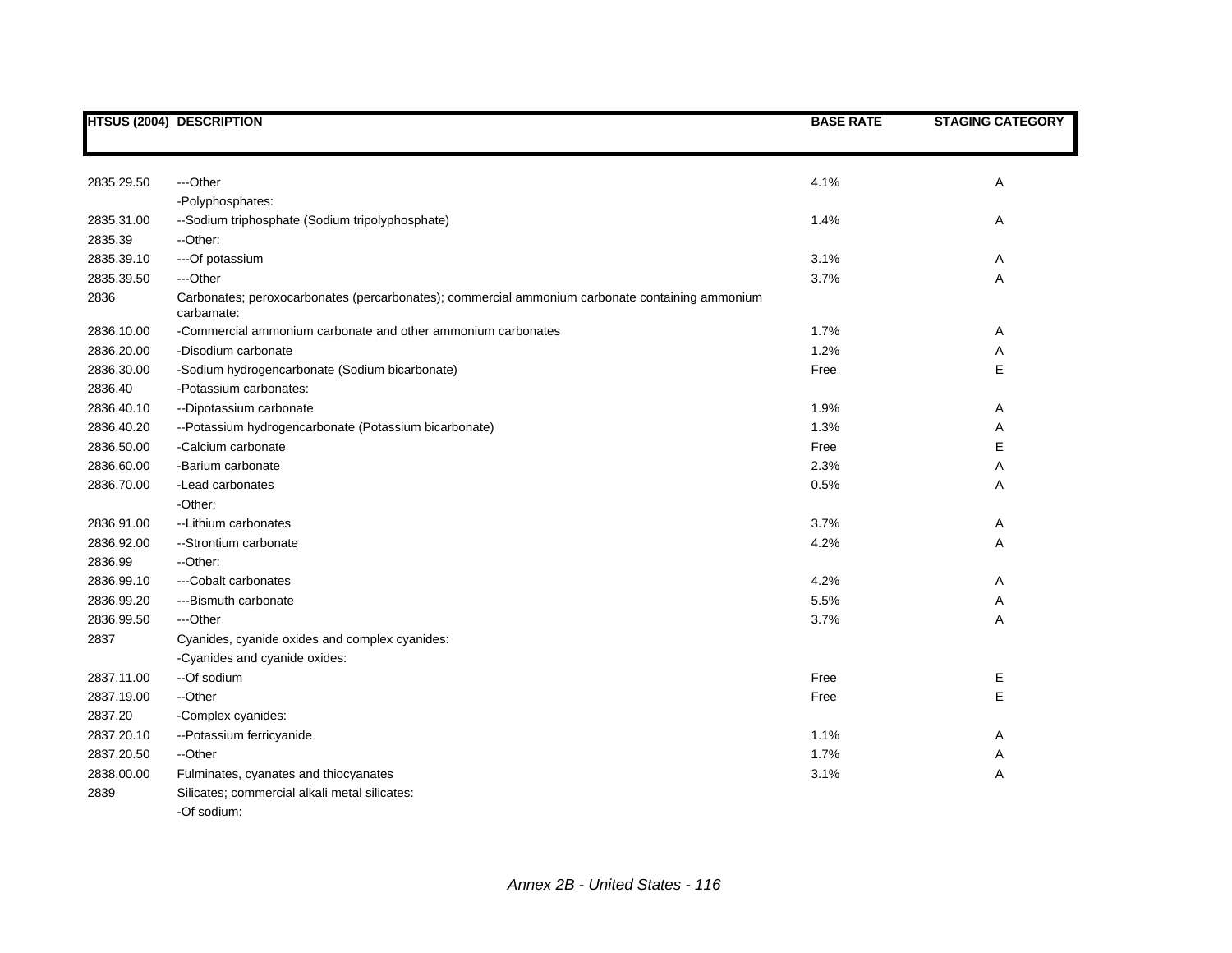| HTSUS (2004) | DESCRIPTION | BASE RATE | STAGING CATEGORY |
|---|---|---|---|
| 2835.29.50 | ---Other | 4.1% | A |
| | -Polyphosphates: | | |
| 2835.31.00 | --Sodium triphosphate (Sodium tripolyphosphate) | 1.4% | A |
| 2835.39 | --Other: | | |
| 2835.39.10 | ---Of potassium | 3.1% | A |
| 2835.39.50 | ---Other | 3.7% | A |
| 2836 | Carbonates; peroxocarbonates (percarbonates); commercial ammonium carbonate containing ammonium carbamate: | | |
| 2836.10.00 | -Commercial ammonium carbonate and other ammonium carbonates | 1.7% | A |
| 2836.20.00 | -Disodium carbonate | 1.2% | A |
| 2836.30.00 | -Sodium hydrogencarbonate (Sodium bicarbonate) | Free | E |
| 2836.40 | -Potassium carbonates: | | |
| 2836.40.10 | --Dipotassium carbonate | 1.9% | A |
| 2836.40.20 | --Potassium hydrogencarbonate (Potassium bicarbonate) | 1.3% | A |
| 2836.50.00 | -Calcium carbonate | Free | E |
| 2836.60.00 | -Barium carbonate | 2.3% | A |
| 2836.70.00 | -Lead carbonates | 0.5% | A |
| | -Other: | | |
| 2836.91.00 | --Lithium carbonates | 3.7% | A |
| 2836.92.00 | --Strontium carbonate | 4.2% | A |
| 2836.99 | --Other: | | |
| 2836.99.10 | ---Cobalt carbonates | 4.2% | A |
| 2836.99.20 | ---Bismuth carbonate | 5.5% | A |
| 2836.99.50 | ---Other | 3.7% | A |
| 2837 | Cyanides, cyanide oxides and complex cyanides: | | |
| | -Cyanides and cyanide oxides: | | |
| 2837.11.00 | --Of sodium | Free | E |
| 2837.19.00 | --Other | Free | E |
| 2837.20 | -Complex cyanides: | | |
| 2837.20.10 | --Potassium ferricyanide | 1.1% | A |
| 2837.20.50 | --Other | 1.7% | A |
| 2838.00.00 | Fulminates, cyanates and thiocyanates | 3.1% | A |
| 2839 | Silicates; commercial alkali metal silicates: | | |
| | -Of sodium: | | |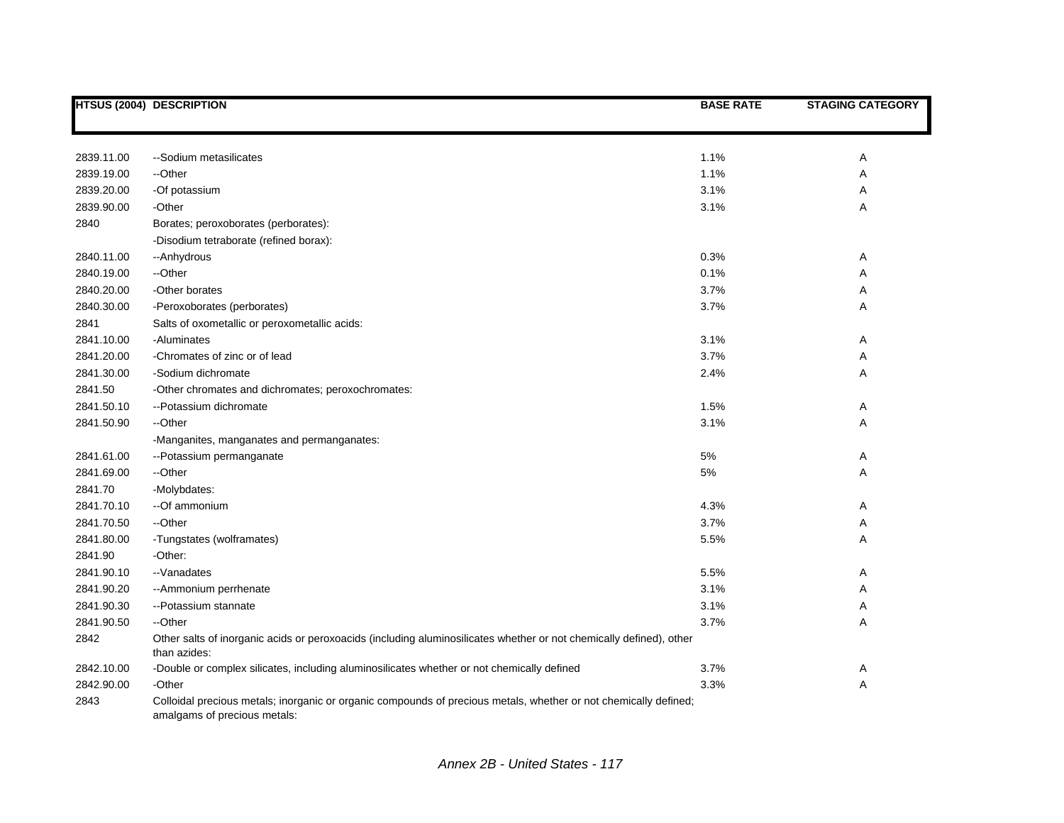| HTSUS (2004) | DESCRIPTION | BASE RATE | STAGING CATEGORY |
|---|---|---|---|
| 2839.11.00 | --Sodium metasilicates | 1.1% | A |
| 2839.19.00 | --Other | 1.1% | A |
| 2839.20.00 | -Of potassium | 3.1% | A |
| 2839.90.00 | -Other | 3.1% | A |
| 2840 | Borates; peroxoborates (perborates): | | |
| | -Disodium tetraborate (refined borax): | | |
| 2840.11.00 | --Anhydrous | 0.3% | A |
| 2840.19.00 | --Other | 0.1% | A |
| 2840.20.00 | -Other borates | 3.7% | A |
| 2840.30.00 | -Peroxoborates (perborates) | 3.7% | A |
| 2841 | Salts of oxometallic or peroxometallic acids: | | |
| 2841.10.00 | -Aluminates | 3.1% | A |
| 2841.20.00 | -Chromates of zinc or of lead | 3.7% | A |
| 2841.30.00 | -Sodium dichromate | 2.4% | A |
| 2841.50 | -Other chromates and dichromates; peroxochromates: | | |
| 2841.50.10 | --Potassium dichromate | 1.5% | A |
| 2841.50.90 | --Other | 3.1% | A |
| | -Manganites, manganates and permanganates: | | |
| 2841.61.00 | --Potassium permanganate | 5% | A |
| 2841.69.00 | --Other | 5% | A |
| 2841.70 | -Molybdates: | | |
| 2841.70.10 | --Of ammonium | 4.3% | A |
| 2841.70.50 | --Other | 3.7% | A |
| 2841.80.00 | -Tungstates (wolframates) | 5.5% | A |
| 2841.90 | -Other: | | |
| 2841.90.10 | --Vanadates | 5.5% | A |
| 2841.90.20 | --Ammonium perrhenate | 3.1% | A |
| 2841.90.30 | --Potassium stannate | 3.1% | A |
| 2841.90.50 | --Other | 3.7% | A |
| 2842 | Other salts of inorganic acids or peroxoacids (including aluminosilicates whether or not chemically defined), other than azides: | | |
| 2842.10.00 | -Double or complex silicates, including aluminosilicates whether or not chemically defined | 3.7% | A |
| 2842.90.00 | -Other | 3.3% | A |
| 2843 | Colloidal precious metals; inorganic or organic compounds of precious metals, whether or not chemically defined; amalgams of precious metals: | | |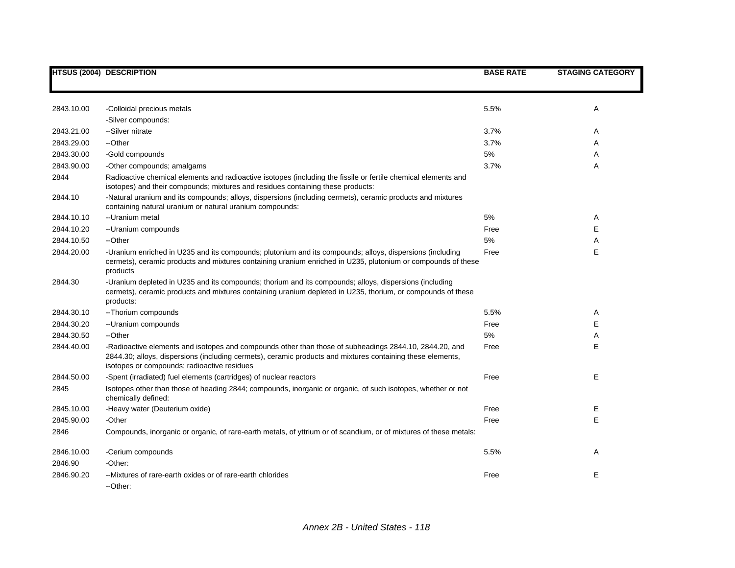| HTSUS (2004) | DESCRIPTION | BASE RATE | STAGING CATEGORY |
|---|---|---|---|
| 2843.10.00 | -Colloidal precious metals | 5.5% | A |
| | -Silver compounds: | | |
| 2843.21.00 | --Silver nitrate | 3.7% | A |
| 2843.29.00 | --Other | 3.7% | A |
| 2843.30.00 | -Gold compounds | 5% | A |
| 2843.90.00 | -Other compounds; amalgams | 3.7% | A |
| 2844 | Radioactive chemical elements and radioactive isotopes (including the fissile or fertile chemical elements and isotopes) and their compounds; mixtures and residues containing these products: | | |
| 2844.10 | -Natural uranium and its compounds; alloys, dispersions (including cermets), ceramic products and mixtures containing natural uranium or natural uranium compounds: | | |
| 2844.10.10 | --Uranium metal | 5% | A |
| 2844.10.20 | --Uranium compounds | Free | E |
| 2844.10.50 | --Other | 5% | A |
| 2844.20.00 | -Uranium enriched in U235 and its compounds; plutonium and its compounds; alloys, dispersions (including cermets), ceramic products and mixtures containing uranium enriched in U235, plutonium or compounds of these products | Free | E |
| 2844.30 | -Uranium depleted in U235 and its compounds; thorium and its compounds; alloys, dispersions (including cermets), ceramic products and mixtures containing uranium depleted in U235, thorium, or compounds of these products: | | |
| 2844.30.10 | --Thorium compounds | 5.5% | A |
| 2844.30.20 | --Uranium compounds | Free | E |
| 2844.30.50 | --Other | 5% | A |
| 2844.40.00 | -Radioactive elements and isotopes and compounds other than those of subheadings 2844.10, 2844.20, and 2844.30; alloys, dispersions (including cermets), ceramic products and mixtures containing these elements, isotopes or compounds; radioactive residues | Free | E |
| 2844.50.00 | -Spent (irradiated) fuel elements (cartridges) of nuclear reactors | Free | E |
| 2845 | Isotopes other than those of heading 2844; compounds, inorganic or organic, of such isotopes, whether or not chemically defined: | | |
| 2845.10.00 | -Heavy water (Deuterium oxide) | Free | E |
| 2845.90.00 | -Other | Free | E |
| 2846 | Compounds, inorganic or organic, of rare-earth metals, of yttrium or of scandium, or of mixtures of these metals: | | |
| 2846.10.00 | -Cerium compounds | 5.5% | A |
| 2846.90 | -Other: | | |
| 2846.90.20 | --Mixtures of rare-earth oxides or of rare-earth chlorides | Free | E |
| | --Other: | | |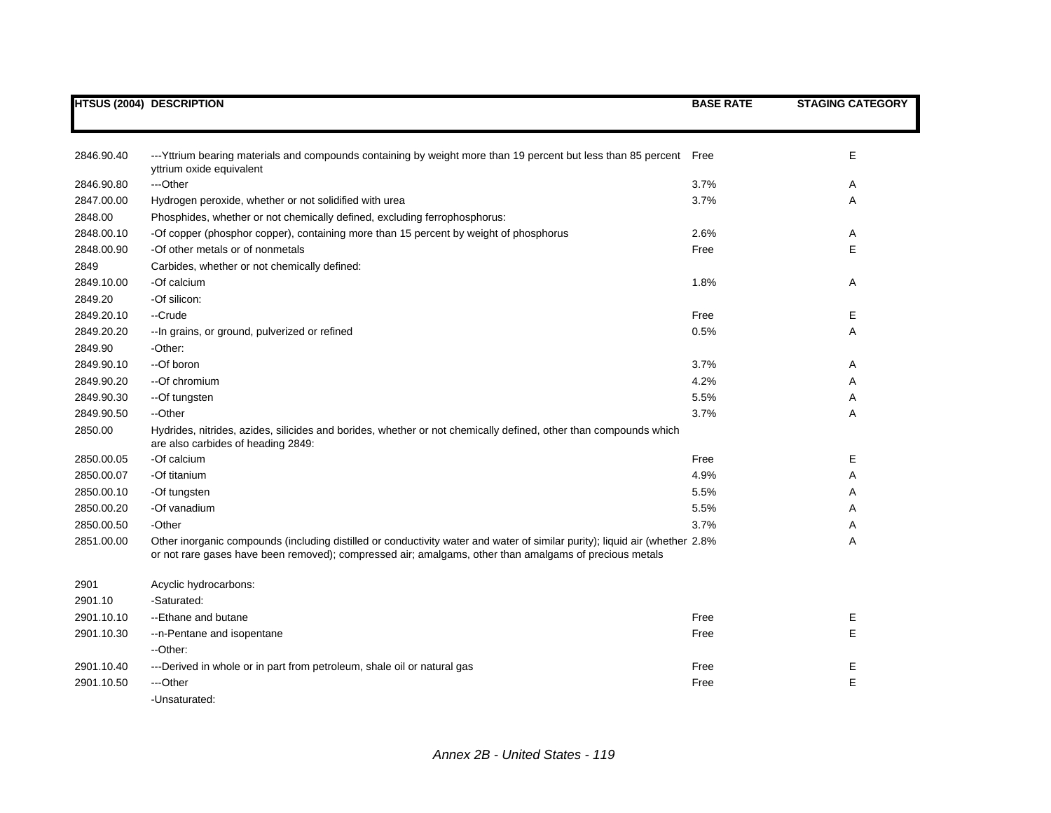| HTSUS (2004) | DESCRIPTION | BASE RATE | STAGING CATEGORY |
|---|---|---|---|
| 2846.90.40 | ---Yttrium bearing materials and compounds containing by weight more than 19 percent but less than 85 percent yttrium oxide equivalent | Free | E |
| 2846.90.80 | ---Other | 3.7% | A |
| 2847.00.00 | Hydrogen peroxide, whether or not solidified with urea | 3.7% | A |
| 2848.00 | Phosphides, whether or not chemically defined, excluding ferrophosphorus: | | |
| 2848.00.10 | -Of copper (phosphor copper), containing more than 15 percent by weight of phosphorus | 2.6% | A |
| 2848.00.90 | -Of other metals or of nonmetals | Free | E |
| 2849 | Carbides, whether or not chemically defined: | | |
| 2849.10.00 | -Of calcium | 1.8% | A |
| 2849.20 | -Of silicon: | | |
| 2849.20.10 | --Crude | Free | E |
| 2849.20.20 | --In grains, or ground, pulverized or refined | 0.5% | A |
| 2849.90 | -Other: | | |
| 2849.90.10 | --Of boron | 3.7% | A |
| 2849.90.20 | --Of chromium | 4.2% | A |
| 2849.90.30 | --Of tungsten | 5.5% | A |
| 2849.90.50 | --Other | 3.7% | A |
| 2850.00 | Hydrides, nitrides, azides, silicides and borides, whether or not chemically defined, other than compounds which are also carbides of heading 2849: | | |
| 2850.00.05 | -Of calcium | Free | E |
| 2850.00.07 | -Of titanium | 4.9% | A |
| 2850.00.10 | -Of tungsten | 5.5% | A |
| 2850.00.20 | -Of vanadium | 5.5% | A |
| 2850.00.50 | -Other | 3.7% | A |
| 2851.00.00 | Other inorganic compounds (including distilled or conductivity water and water of similar purity); liquid air (whether or not rare gases have been removed); compressed air; amalgams, other than amalgams of precious metals | 2.8% | A |
| 2901 | Acyclic hydrocarbons: | | |
| 2901.10 | -Saturated: | | |
| 2901.10.10 | --Ethane and butane | Free | E |
| 2901.10.30 | --n-Pentane and isopentane | Free | E |
| | --Other: | | |
| 2901.10.40 | ---Derived in whole or in part from petroleum, shale oil or natural gas | Free | E |
| 2901.10.50 | ---Other | Free | E |
| | -Unsaturated: | | |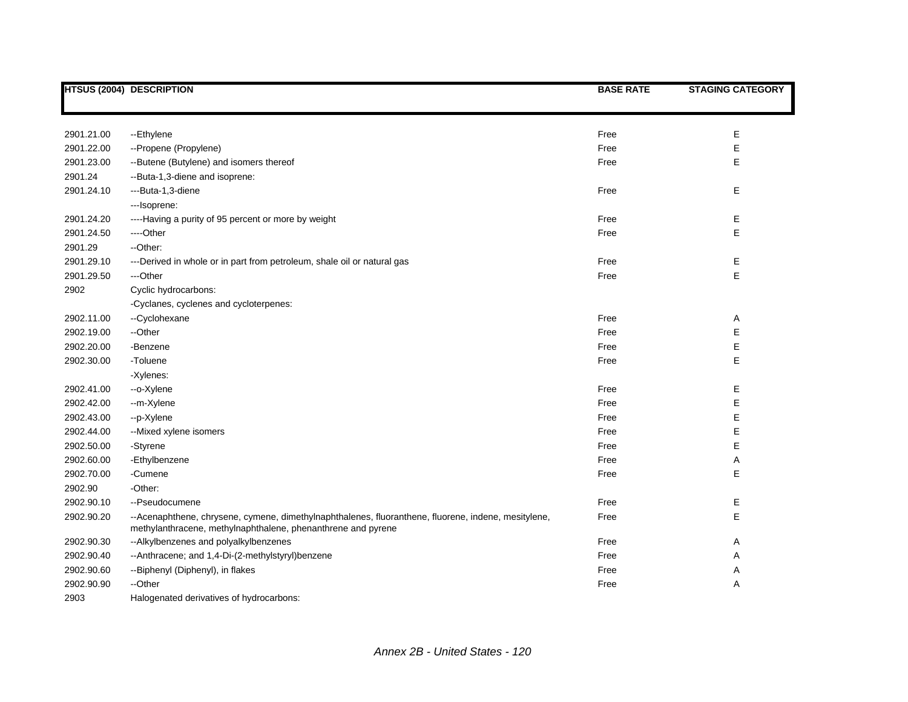| HTSUS (2004) | DESCRIPTION | BASE RATE | STAGING CATEGORY |
|---|---|---|---|
| 2901.21.00 | --Ethylene | Free | E |
| 2901.22.00 | --Propene (Propylene) | Free | E |
| 2901.23.00 | --Butene (Butylene) and isomers thereof | Free | E |
| 2901.24 | --Buta-1,3-diene and isoprene: | | |
| 2901.24.10 | ---Buta-1,3-diene | Free | E |
| | ---Isoprene: | | |
| 2901.24.20 | ----Having a purity of 95 percent or more by weight | Free | E |
| 2901.24.50 | ----Other | Free | E |
| 2901.29 | --Other: | | |
| 2901.29.10 | ---Derived in whole or in part from petroleum, shale oil or natural gas | Free | E |
| 2901.29.50 | ---Other | Free | E |
| 2902 | Cyclic hydrocarbons: | | |
| | -Cyclanes, cyclenes and cycloterpenes: | | |
| 2902.11.00 | --Cyclohexane | Free | A |
| 2902.19.00 | --Other | Free | E |
| 2902.20.00 | -Benzene | Free | E |
| 2902.30.00 | -Toluene | Free | E |
| | -Xylenes: | | |
| 2902.41.00 | --o-Xylene | Free | E |
| 2902.42.00 | --m-Xylene | Free | E |
| 2902.43.00 | --p-Xylene | Free | E |
| 2902.44.00 | --Mixed xylene isomers | Free | E |
| 2902.50.00 | -Styrene | Free | E |
| 2902.60.00 | -Ethylbenzene | Free | A |
| 2902.70.00 | -Cumene | Free | E |
| 2902.90 | -Other: | | |
| 2902.90.10 | --Pseudocumene | Free | E |
| 2902.90.20 | --Acenaphthene, chrysene, cymene, dimethylnaphthalenes, fluoranthene, fluorene, indene, mesitylene, methylanthracene, methylnaphthalene, phenanthrene and pyrene | Free | E |
| 2902.90.30 | --Alkylbenzenes and polyalkylbenzenes | Free | A |
| 2902.90.40 | --Anthracene; and 1,4-Di-(2-methylstyryl)benzene | Free | A |
| 2902.90.60 | --Biphenyl (Diphenyl), in flakes | Free | A |
| 2902.90.90 | --Other | Free | A |
| 2903 | Halogenated derivatives of hydrocarbons: | | |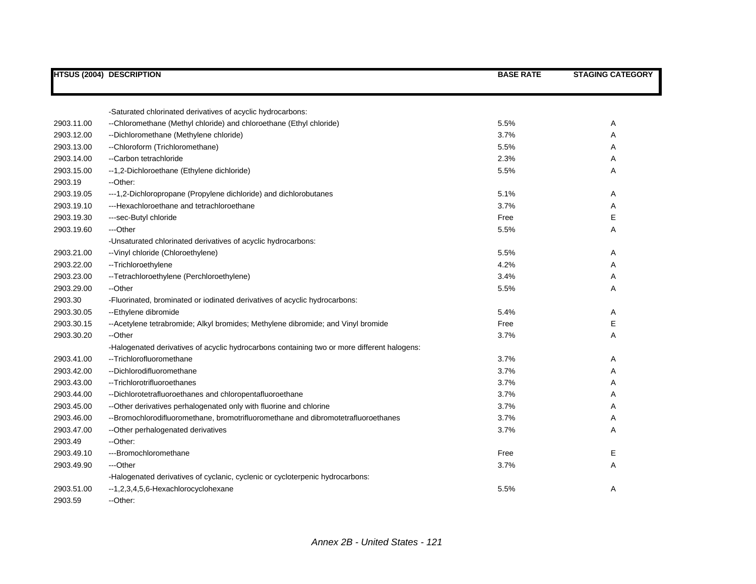| HTSUS (2004) | DESCRIPTION | BASE RATE | STAGING CATEGORY |
|---|---|---|---|
| | -Saturated chlorinated derivatives of acyclic hydrocarbons: | | |
| 2903.11.00 | --Chloromethane (Methyl chloride) and chloroethane (Ethyl chloride) | 5.5% | A |
| 2903.12.00 | --Dichloromethane (Methylene chloride) | 3.7% | A |
| 2903.13.00 | --Chloroform (Trichloromethane) | 5.5% | A |
| 2903.14.00 | --Carbon tetrachloride | 2.3% | A |
| 2903.15.00 | --1,2-Dichloroethane (Ethylene dichloride) | 5.5% | A |
| 2903.19 | --Other: | | |
| 2903.19.05 | ---1,2-Dichloropropane (Propylene dichloride) and dichlorobutanes | 5.1% | A |
| 2903.19.10 | ---Hexachloroethane and tetrachloroethane | 3.7% | A |
| 2903.19.30 | ---sec-Butyl chloride | Free | E |
| 2903.19.60 | ---Other | 5.5% | A |
| | -Unsaturated chlorinated derivatives of acyclic hydrocarbons: | | |
| 2903.21.00 | --Vinyl chloride (Chloroethylene) | 5.5% | A |
| 2903.22.00 | --Trichloroethylene | 4.2% | A |
| 2903.23.00 | --Tetrachloroethylene (Perchloroethylene) | 3.4% | A |
| 2903.29.00 | --Other | 5.5% | A |
| 2903.30 | -Fluorinated, brominated or iodinated derivatives of acyclic hydrocarbons: | | |
| 2903.30.05 | --Ethylene dibromide | 5.4% | A |
| 2903.30.15 | --Acetylene tetrabromide; Alkyl bromides; Methylene dibromide; and Vinyl bromide | Free | E |
| 2903.30.20 | --Other | 3.7% | A |
| | -Halogenated derivatives of acyclic hydrocarbons containing two or more different halogens: | | |
| 2903.41.00 | --Trichlorofluoromethane | 3.7% | A |
| 2903.42.00 | --Dichlorodifluoromethane | 3.7% | A |
| 2903.43.00 | --Trichlorotrifluoroethanes | 3.7% | A |
| 2903.44.00 | --Dichlorotetrafluoroethanes and chloropentafluoroethane | 3.7% | A |
| 2903.45.00 | --Other derivatives perhalogenated only with fluorine and chlorine | 3.7% | A |
| 2903.46.00 | --Bromochlorodifluoromethane, bromotrifluoromethane and dibromotetrafluoroethanes | 3.7% | A |
| 2903.47.00 | --Other perhalogenated derivatives | 3.7% | A |
| 2903.49 | --Other: | | |
| 2903.49.10 | ---Bromochloromethane | Free | E |
| 2903.49.90 | ---Other | 3.7% | A |
| | -Halogenated derivatives of cyclanic, cyclenic or cycloterpenic hydrocarbons: | | |
| 2903.51.00 | --1,2,3,4,5,6-Hexachlorocyclohexane | 5.5% | A |
| 2903.59 | --Other: | | |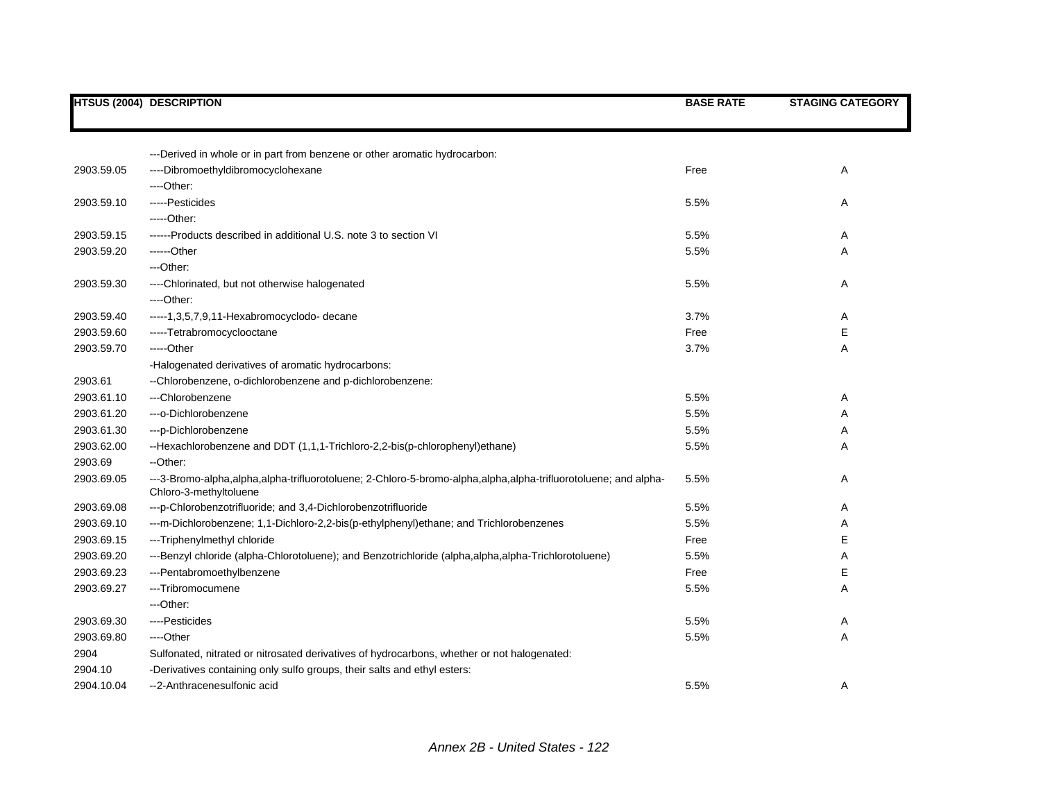| HTSUS (2004) | DESCRIPTION | BASE RATE | STAGING CATEGORY |
|---|---|---|---|
| | ---Derived in whole or in part from benzene or other aromatic hydrocarbon: | | |
| 2903.59.05 | ----Dibromoethyldibromocyclohexane | Free | A |
| | ----Other: | | |
| 2903.59.10 | -----Pesticides | 5.5% | A |
| | -----Other: | | |
| 2903.59.15 | ------Products described in additional U.S. note 3 to section VI | 5.5% | A |
| 2903.59.20 | ------Other | 5.5% | A |
| | ---Other: | | |
| 2903.59.30 | ----Chlorinated, but not otherwise halogenated | 5.5% | A |
| | ----Other: | | |
| 2903.59.40 | -----1,3,5,7,9,11-Hexabromocyclodo- decane | 3.7% | A |
| 2903.59.60 | -----Tetrabromocyclooctane | Free | E |
| 2903.59.70 | -----Other | 3.7% | A |
| | -Halogenated derivatives of aromatic hydrocarbons: | | |
| 2903.61 | --Chlorobenzene, o-dichlorobenzene and p-dichlorobenzene: | | |
| 2903.61.10 | ---Chlorobenzene | 5.5% | A |
| 2903.61.20 | ---o-Dichlorobenzene | 5.5% | A |
| 2903.61.30 | ---p-Dichlorobenzene | 5.5% | A |
| 2903.62.00 | --Hexachlorobenzene and DDT (1,1,1-Trichloro-2,2-bis(p-chlorophenyl)ethane) | 5.5% | A |
| 2903.69 | --Other: | | |
| 2903.69.05 | ---3-Bromo-alpha,alpha,alpha-trifluorotoluene; 2-Chloro-5-bromo-alpha,alpha,alpha-trifluorotoluene; and alpha-Chloro-3-methyltoluene | 5.5% | A |
| 2903.69.08 | ---p-Chlorobenzotrifluoride; and 3,4-Dichlorobenzotrifluoride | 5.5% | A |
| 2903.69.10 | ---m-Dichlorobenzene; 1,1-Dichloro-2,2-bis(p-ethylphenyl)ethane; and Trichlorobenzenes | 5.5% | A |
| 2903.69.15 | ---Triphenylmethyl chloride | Free | E |
| 2903.69.20 | ---Benzyl chloride (alpha-Chlorotoluene); and Benzotrichloride (alpha,alpha,alpha-Trichlorotoluene) | 5.5% | A |
| 2903.69.23 | ---Pentabromoethylbenzene | Free | E |
| 2903.69.27 | ---Tribromocumene | 5.5% | A |
| | ---Other: | | |
| 2903.69.30 | ----Pesticides | 5.5% | A |
| 2903.69.80 | ----Other | 5.5% | A |
| 2904 | Sulfonated, nitrated or nitrosated derivatives of hydrocarbons, whether or not halogenated: | | |
| 2904.10 | -Derivatives containing only sulfo groups, their salts and ethyl esters: | | |
| 2904.10.04 | --2-Anthracenesulfonic acid | 5.5% | A |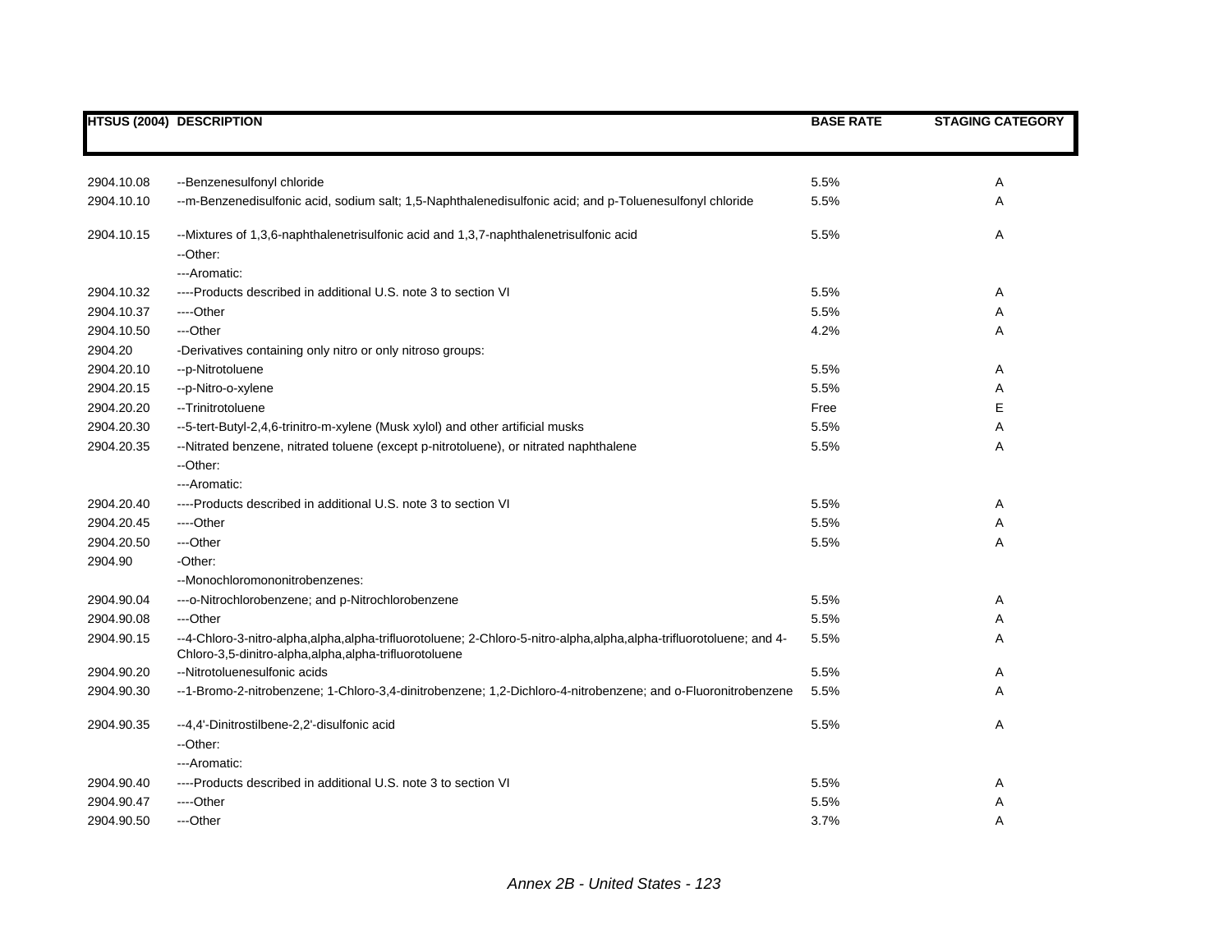| HTSUS (2004) | DESCRIPTION | BASE RATE | STAGING CATEGORY |
|---|---|---|---|
| 2904.10.08 | --Benzenesulfonyl chloride | 5.5% | A |
| 2904.10.10 | --m-Benzenedisulfonic acid, sodium salt; 1,5-Naphthalenedisulfonic acid; and p-Toluenesulfonyl chloride | 5.5% | A |
| 2904.10.15 | --Mixtures of 1,3,6-naphthalenetrisulfonic acid and 1,3,7-naphthalenetrisulfonic acid | 5.5% | A |
| | --Other: | | |
| | ---Aromatic: | | |
| 2904.10.32 | ----Products described in additional U.S. note 3 to section VI | 5.5% | A |
| 2904.10.37 | ----Other | 5.5% | A |
| 2904.10.50 | ---Other | 4.2% | A |
| 2904.20 | -Derivatives containing only nitro or only nitroso groups: | | |
| 2904.20.10 | --p-Nitrotoluene | 5.5% | A |
| 2904.20.15 | --p-Nitro-o-xylene | 5.5% | A |
| 2904.20.20 | --Trinitrotoluene | Free | E |
| 2904.20.30 | --5-tert-Butyl-2,4,6-trinitro-m-xylene (Musk xylol) and other artificial musks | 5.5% | A |
| 2904.20.35 | --Nitrated benzene, nitrated toluene (except p-nitrotoluene), or nitrated naphthalene | 5.5% | A |
| | --Other: | | |
| | ---Aromatic: | | |
| 2904.20.40 | ----Products described in additional U.S. note 3 to section VI | 5.5% | A |
| 2904.20.45 | ----Other | 5.5% | A |
| 2904.20.50 | ---Other | 5.5% | A |
| 2904.90 | -Other: | | |
| | --Monochloromononitrobenzenes: | | |
| 2904.90.04 | ---o-Nitrochlorobenzene; and p-Nitrochlorobenzene | 5.5% | A |
| 2904.90.08 | ---Other | 5.5% | A |
| 2904.90.15 | --4-Chloro-3-nitro-alpha,alpha,alpha-trifluorotoluene; 2-Chloro-5-nitro-alpha,alpha,alpha-trifluorotoluene; and 4-Chloro-3,5-dinitro-alpha,alpha,alpha-trifluorotoluene | 5.5% | A |
| 2904.90.20 | --Nitrotoluenesulfonic acids | 5.5% | A |
| 2904.90.30 | --1-Bromo-2-nitrobenzene; 1-Chloro-3,4-dinitrobenzene; 1,2-Dichloro-4-nitrobenzene; and o-Fluoronitrobenzene | 5.5% | A |
| 2904.90.35 | --4,4'-Dinitrostilbene-2,2'-disulfonic acid | 5.5% | A |
| | --Other: | | |
| | ---Aromatic: | | |
| 2904.90.40 | ----Products described in additional U.S. note 3 to section VI | 5.5% | A |
| 2904.90.47 | ----Other | 5.5% | A |
| 2904.90.50 | ---Other | 3.7% | A |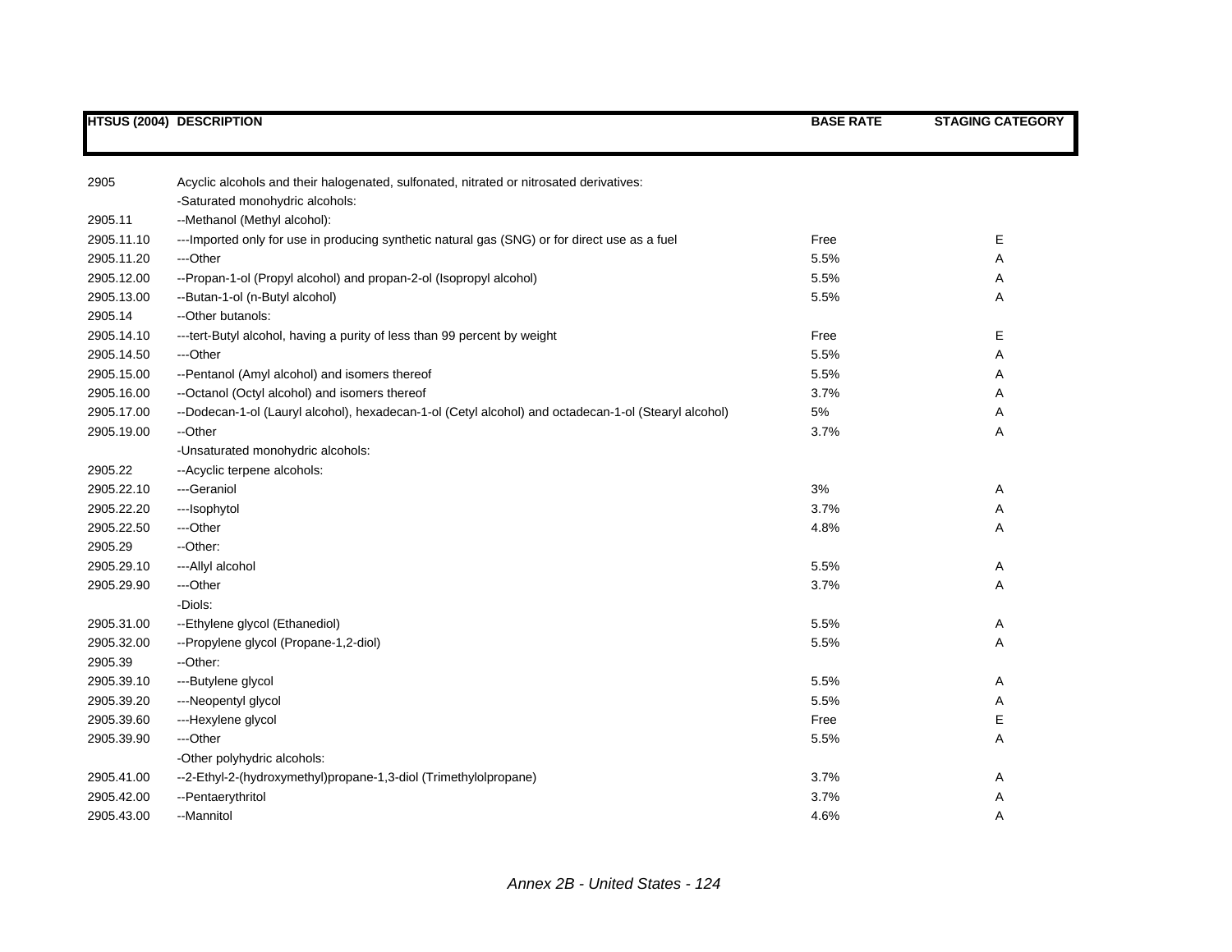| HTSUS (2004) | DESCRIPTION | BASE RATE | STAGING CATEGORY |
|---|---|---|---|
| 2905 | Acyclic alcohols and their halogenated, sulfonated, nitrated or nitrosated derivatives: | | |
| | -Saturated monohydric alcohols: | | |
| 2905.11 | --Methanol (Methyl alcohol): | | |
| 2905.11.10 | ---Imported only for use in producing synthetic natural gas (SNG) or for direct use as a fuel | Free | E |
| 2905.11.20 | ---Other | 5.5% | A |
| 2905.12.00 | --Propan-1-ol (Propyl alcohol) and propan-2-ol (Isopropyl alcohol) | 5.5% | A |
| 2905.13.00 | --Butan-1-ol (n-Butyl alcohol) | 5.5% | A |
| 2905.14 | --Other butanols: | | |
| 2905.14.10 | ---tert-Butyl alcohol, having a purity of less than 99 percent by weight | Free | E |
| 2905.14.50 | ---Other | 5.5% | A |
| 2905.15.00 | --Pentanol (Amyl alcohol) and isomers thereof | 5.5% | A |
| 2905.16.00 | --Octanol (Octyl alcohol) and isomers thereof | 3.7% | A |
| 2905.17.00 | --Dodecan-1-ol (Lauryl alcohol), hexadecan-1-ol (Cetyl alcohol) and octadecan-1-ol (Stearyl alcohol) | 5% | A |
| 2905.19.00 | --Other | 3.7% | A |
| | -Unsaturated monohydric alcohols: | | |
| 2905.22 | --Acyclic terpene alcohols: | | |
| 2905.22.10 | ---Geraniol | 3% | A |
| 2905.22.20 | ---Isophytol | 3.7% | A |
| 2905.22.50 | ---Other | 4.8% | A |
| 2905.29 | --Other: | | |
| 2905.29.10 | ---Allyl alcohol | 5.5% | A |
| 2905.29.90 | ---Other | 3.7% | A |
| | -Diols: | | |
| 2905.31.00 | --Ethylene glycol (Ethanediol) | 5.5% | A |
| 2905.32.00 | --Propylene glycol (Propane-1,2-diol) | 5.5% | A |
| 2905.39 | --Other: | | |
| 2905.39.10 | ---Butylene glycol | 5.5% | A |
| 2905.39.20 | ---Neopentyl glycol | 5.5% | A |
| 2905.39.60 | ---Hexylene glycol | Free | E |
| 2905.39.90 | ---Other | 5.5% | A |
| | -Other polyhydric alcohols: | | |
| 2905.41.00 | --2-Ethyl-2-(hydroxymethyl)propane-1,3-diol (Trimethylolpropane) | 3.7% | A |
| 2905.42.00 | --Pentaerythritol | 3.7% | A |
| 2905.43.00 | --Mannitol | 4.6% | A |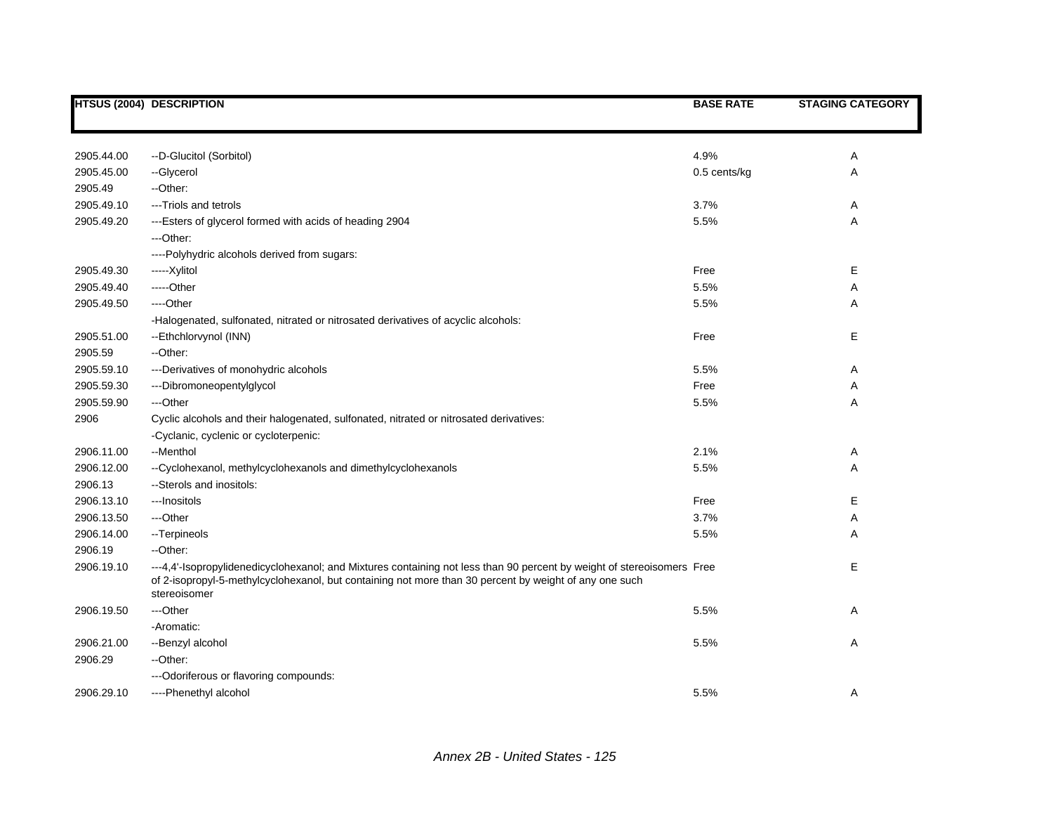| HTSUS (2004) | DESCRIPTION | BASE RATE | STAGING CATEGORY |
|---|---|---|---|
| 2905.44.00 | --D-Glucitol (Sorbitol) | 4.9% | A |
| 2905.45.00 | --Glycerol | 0.5 cents/kg | A |
| 2905.49 | --Other: | | |
| 2905.49.10 | ---Triols and tetrols | 3.7% | A |
| 2905.49.20 | ---Esters of glycerol formed with acids of heading 2904 | 5.5% | A |
| | ---Other: | | |
| | ----Polyhydric alcohols derived from sugars: | | |
| 2905.49.30 | -----Xylitol | Free | E |
| 2905.49.40 | -----Other | 5.5% | A |
| 2905.49.50 | ----Other | 5.5% | A |
| | -Halogenated, sulfonated, nitrated or nitrosated derivatives of acyclic alcohols: | | |
| 2905.51.00 | --Ethchlorvynol (INN) | Free | E |
| 2905.59 | --Other: | | |
| 2905.59.10 | ---Derivatives of monohydric alcohols | 5.5% | A |
| 2905.59.30 | ---Dibromoneopentylglycol | Free | A |
| 2905.59.90 | ---Other | 5.5% | A |
| 2906 | Cyclic alcohols and their halogenated, sulfonated, nitrated or nitrosated derivatives: | | |
| | -Cyclanic, cyclenic or cycloterpenic: | | |
| 2906.11.00 | --Menthol | 2.1% | A |
| 2906.12.00 | --Cyclohexanol, methylcyclohexanols and dimethylcyclohexanols | 5.5% | A |
| 2906.13 | --Sterols and inositols: | | |
| 2906.13.10 | ---Inositols | Free | E |
| 2906.13.50 | ---Other | 3.7% | A |
| 2906.14.00 | --Terpineols | 5.5% | A |
| 2906.19 | --Other: | | |
| 2906.19.10 | ---4,4'-Isopropylidenedicyclohexanol; and Mixtures containing not less than 90 percent by weight of stereoisomers of 2-isopropyl-5-methylcyclohexanol, but containing not more than 30 percent by weight of any one such stereoisomer | Free | E |
| 2906.19.50 | ---Other | 5.5% | A |
| | -Aromatic: | | |
| 2906.21.00 | --Benzyl alcohol | 5.5% | A |
| 2906.29 | --Other: | | |
| | ---Odoriferous or flavoring compounds: | | |
| 2906.29.10 | ----Phenethyl alcohol | 5.5% | A |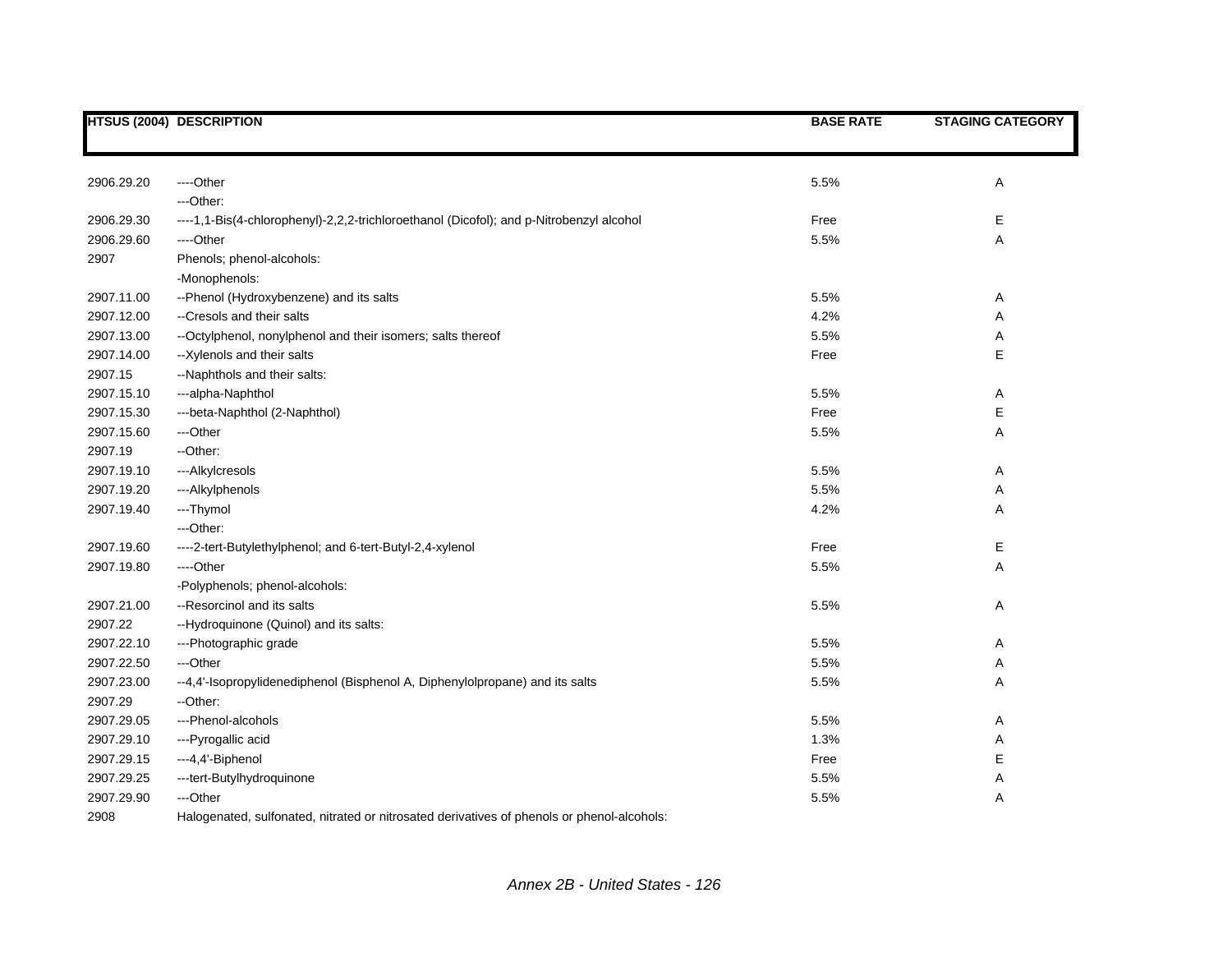| HTSUS (2004) | DESCRIPTION | BASE RATE | STAGING CATEGORY |
|---|---|---|---|
| 2906.29.20 | ----Other | 5.5% | A |
| | ---Other: | | |
| 2906.29.30 | ----1,1-Bis(4-chlorophenyl)-2,2,2-trichloroethanol (Dicofol); and p-Nitrobenzyl alcohol | Free | E |
| 2906.29.60 | ----Other | 5.5% | A |
| 2907 | Phenols; phenol-alcohols: | | |
| | -Monophenols: | | |
| 2907.11.00 | --Phenol (Hydroxybenzene) and its salts | 5.5% | A |
| 2907.12.00 | --Cresols and their salts | 4.2% | A |
| 2907.13.00 | --Octylphenol, nonylphenol and their isomers; salts thereof | 5.5% | A |
| 2907.14.00 | --Xylenols and their salts | Free | E |
| 2907.15 | --Naphthols and their salts: | | |
| 2907.15.10 | ---alpha-Naphthol | 5.5% | A |
| 2907.15.30 | ---beta-Naphthol (2-Naphthol) | Free | E |
| 2907.15.60 | ---Other | 5.5% | A |
| 2907.19 | --Other: | | |
| 2907.19.10 | ---Alkylcresols | 5.5% | A |
| 2907.19.20 | ---Alkylphenols | 5.5% | A |
| 2907.19.40 | ---Thymol | 4.2% | A |
| | ---Other: | | |
| 2907.19.60 | ----2-tert-Butylethylphenol; and 6-tert-Butyl-2,4-xylenol | Free | E |
| 2907.19.80 | ----Other | 5.5% | A |
| | -Polyphenols; phenol-alcohols: | | |
| 2907.21.00 | --Resorcinol and its salts | 5.5% | A |
| 2907.22 | --Hydroquinone (Quinol) and its salts: | | |
| 2907.22.10 | ---Photographic grade | 5.5% | A |
| 2907.22.50 | ---Other | 5.5% | A |
| 2907.23.00 | --4,4'-Isopropylidenediphenol (Bisphenol A, Diphenylolpropane) and its salts | 5.5% | A |
| 2907.29 | --Other: | | |
| 2907.29.05 | ---Phenol-alcohols | 5.5% | A |
| 2907.29.10 | ---Pyrogallic acid | 1.3% | A |
| 2907.29.15 | ---4,4'-Biphenol | Free | E |
| 2907.29.25 | ---tert-Butylhydroquinone | 5.5% | A |
| 2907.29.90 | ---Other | 5.5% | A |
| 2908 | Halogenated, sulfonated, nitrated or nitrosated derivatives of phenols or phenol-alcohols: | | |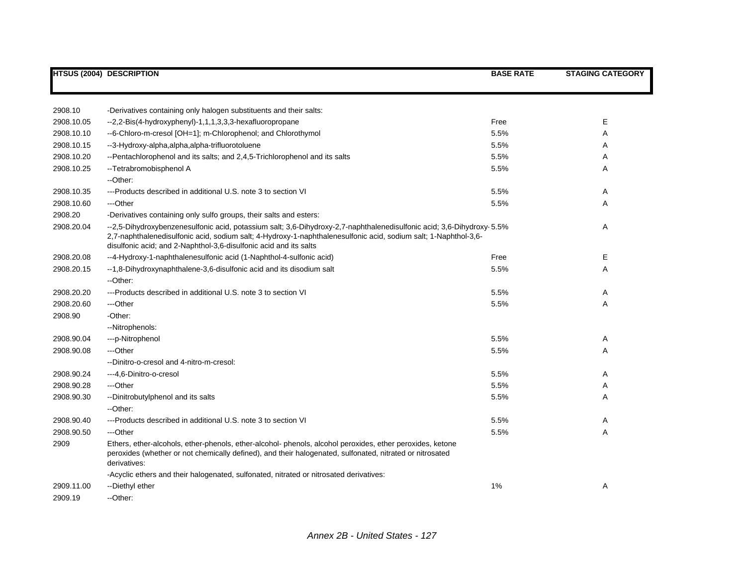| HTSUS (2004) | DESCRIPTION | BASE RATE | STAGING CATEGORY |
| --- | --- | --- | --- |
| 2908.10 | -Derivatives containing only halogen substituents and their salts: | | |
| 2908.10.05 | --2,2-Bis(4-hydroxyphenyl)-1,1,1,3,3,3-hexafluoropropane | Free | E |
| 2908.10.10 | --6-Chloro-m-cresol [OH=1]; m-Chlorophenol; and Chlorothymol | 5.5% | A |
| 2908.10.15 | --3-Hydroxy-alpha,alpha,alpha-trifluorotoluene | 5.5% | A |
| 2908.10.20 | --Pentachlorophenol and its salts; and 2,4,5-Trichlorophenol and its salts | 5.5% | A |
| 2908.10.25 | --Tetrabromobisphenol A | 5.5% | A |
| | --Other: | | |
| 2908.10.35 | ---Products described in additional U.S. note 3 to section VI | 5.5% | A |
| 2908.10.60 | ---Other | 5.5% | A |
| 2908.20 | -Derivatives containing only sulfo groups, their salts and esters: | | |
| 2908.20.04 | --2,5-Dihydroxybenzenesulfonic acid, potassium salt; 3,6-Dihydroxy-2,7-naphthalenedisulfonic acid; 3,6-Dihydroxy-2,7-naphthalenedisulfonic acid, sodium salt; 4-Hydroxy-1-naphthalenesulfonic acid, sodium salt; 1-Naphthol-3,6-disulfonic acid; and 2-Naphthol-3,6-disulfonic acid and its salts | 5.5% | A |
| 2908.20.08 | --4-Hydroxy-1-naphthalenesulfonic acid (1-Naphthol-4-sulfonic acid) | Free | E |
| 2908.20.15 | --1,8-Dihydroxynaphthalene-3,6-disulfonic acid and its disodium salt | 5.5% | A |
| | --Other: | | |
| 2908.20.20 | ---Products described in additional U.S. note 3 to section VI | 5.5% | A |
| 2908.20.60 | ---Other | 5.5% | A |
| 2908.90 | -Other: | | |
| | --Nitrophenols: | | |
| 2908.90.04 | ---p-Nitrophenol | 5.5% | A |
| 2908.90.08 | ---Other | 5.5% | A |
| | --Dinitro-o-cresol and 4-nitro-m-cresol: | | |
| 2908.90.24 | ---4,6-Dinitro-o-cresol | 5.5% | A |
| 2908.90.28 | ---Other | 5.5% | A |
| 2908.90.30 | --Dinitrobutylphenol and its salts | 5.5% | A |
| | --Other: | | |
| 2908.90.40 | ---Products described in additional U.S. note 3 to section VI | 5.5% | A |
| 2908.90.50 | ---Other | 5.5% | A |
| 2909 | Ethers, ether-alcohols, ether-phenols, ether-alcohol- phenols, alcohol peroxides, ether peroxides, ketone peroxides (whether or not chemically defined), and their halogenated, sulfonated, nitrated or nitrosated derivatives: | | |
| | -Acyclic ethers and their halogenated, sulfonated, nitrated or nitrosated derivatives: | | |
| 2909.11.00 | --Diethyl ether | 1% | A |
| 2909.19 | --Other: | | |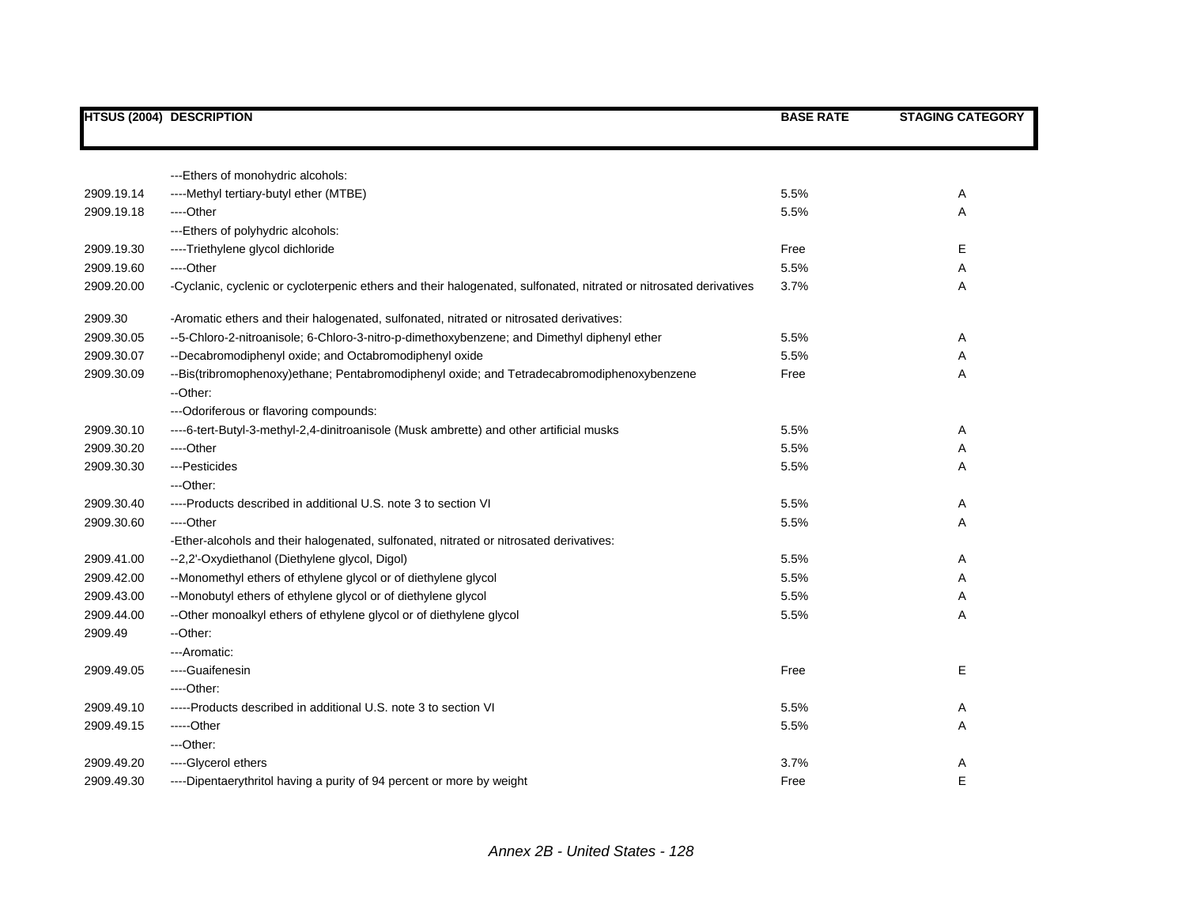| HTSUS (2004) | DESCRIPTION | BASE RATE | STAGING CATEGORY |
|---|---|---|---|
| | ---Ethers of monohydric alcohols: | | |
| 2909.19.14 | ----Methyl tertiary-butyl ether (MTBE) | 5.5% | A |
| 2909.19.18 | ----Other | 5.5% | A |
| | ---Ethers of polyhydric alcohols: | | |
| 2909.19.30 | ----Triethylene glycol dichloride | Free | E |
| 2909.19.60 | ----Other | 5.5% | A |
| 2909.20.00 | -Cyclanic, cyclenic or cycloterpenic ethers and their halogenated, sulfonated, nitrated or nitrosated derivatives | 3.7% | A |
| 2909.30 | -Aromatic ethers and their halogenated, sulfonated, nitrated or nitrosated derivatives: | | |
| 2909.30.05 | --5-Chloro-2-nitroanisole; 6-Chloro-3-nitro-p-dimethoxybenzene; and Dimethyl diphenyl ether | 5.5% | A |
| 2909.30.07 | --Decabromodiphenyl oxide; and Octabromodiphenyl oxide | 5.5% | A |
| 2909.30.09 | --Bis(tribromophenoxy)ethane; Pentabromodiphenyl oxide; and Tetradecabromodiphenoxybenzene | Free | A |
| | --Other: | | |
| | ---Odoriferous or flavoring compounds: | | |
| 2909.30.10 | ----6-tert-Butyl-3-methyl-2,4-dinitroanisole (Musk ambrette) and other artificial musks | 5.5% | A |
| 2909.30.20 | ----Other | 5.5% | A |
| 2909.30.30 | ---Pesticides | 5.5% | A |
| | ---Other: | | |
| 2909.30.40 | ----Products described in additional U.S. note 3 to section VI | 5.5% | A |
| 2909.30.60 | ----Other | 5.5% | A |
| | -Ether-alcohols and their halogenated, sulfonated, nitrated or nitrosated derivatives: | | |
| 2909.41.00 | --2,2'-Oxydiethanol (Diethylene glycol, Digol) | 5.5% | A |
| 2909.42.00 | --Monomethyl ethers of ethylene glycol or of diethylene glycol | 5.5% | A |
| 2909.43.00 | --Monobutyl ethers of ethylene glycol or of diethylene glycol | 5.5% | A |
| 2909.44.00 | --Other monoalkyl ethers of ethylene glycol or of diethylene glycol | 5.5% | A |
| 2909.49 | --Other: | | |
| | ---Aromatic: | | |
| 2909.49.05 | ----Guaifenesin | Free | E |
| | ----Other: | | |
| 2909.49.10 | -----Products described in additional U.S. note 3 to section VI | 5.5% | A |
| 2909.49.15 | -----Other | 5.5% | A |
| | ---Other: | | |
| 2909.49.20 | ----Glycerol ethers | 3.7% | A |
| 2909.49.30 | ----Dipentaerythritol having a purity of 94 percent or more by weight | Free | E |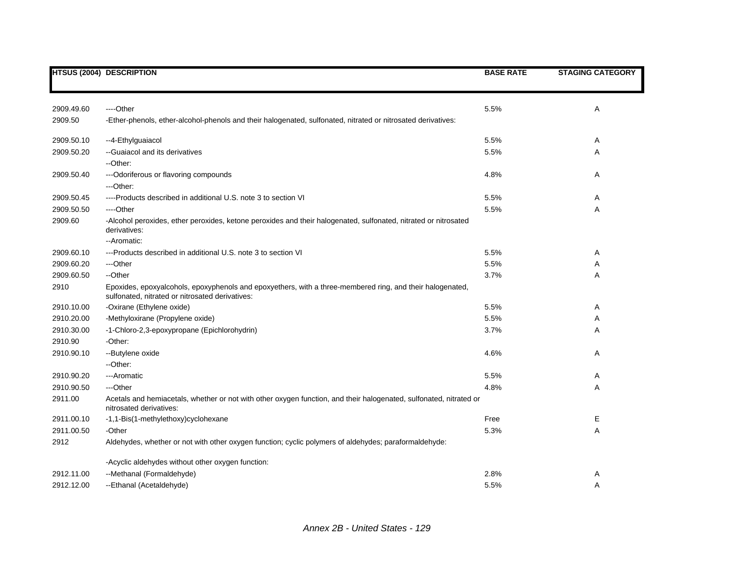| HTSUS (2004) | DESCRIPTION | BASE RATE | STAGING CATEGORY |
|---|---|---|---|
| 2909.49.60 | ----Other | 5.5% | A |
| 2909.50 | -Ether-phenols, ether-alcohol-phenols and their halogenated, sulfonated, nitrated or nitrosated derivatives: | | |
| 2909.50.10 | --4-Ethylguaiacol | 5.5% | A |
| 2909.50.20 | --Guaiacol and its derivatives | 5.5% | A |
| | --Other: | | |
| 2909.50.40 | ---Odoriferous or flavoring compounds | 4.8% | A |
| | ---Other: | | |
| 2909.50.45 | ----Products described in additional U.S. note 3 to section VI | 5.5% | A |
| 2909.50.50 | ----Other | 5.5% | A |
| 2909.60 | -Alcohol peroxides, ether peroxides, ketone peroxides and their halogenated, sulfonated, nitrated or nitrosated derivatives: | | |
| | --Aromatic: | | |
| 2909.60.10 | ---Products described in additional U.S. note 3 to section VI | 5.5% | A |
| 2909.60.20 | ---Other | 5.5% | A |
| 2909.60.50 | --Other | 3.7% | A |
| 2910 | Epoxides, epoxyalcohols, epoxyphenols and epoxyethers, with a three-membered ring, and their halogenated, sulfonated, nitrated or nitrosated derivatives: | | |
| 2910.10.00 | -Oxirane (Ethylene oxide) | 5.5% | A |
| 2910.20.00 | -Methyloxirane (Propylene oxide) | 5.5% | A |
| 2910.30.00 | -1-Chloro-2,3-epoxypropane (Epichlorohydrin) | 3.7% | A |
| 2910.90 | -Other: | | |
| 2910.90.10 | --Butylene oxide | 4.6% | A |
| | --Other: | | |
| 2910.90.20 | ---Aromatic | 5.5% | A |
| 2910.90.50 | ---Other | 4.8% | A |
| 2911.00 | Acetals and hemiacetals, whether or not with other oxygen function, and their halogenated, sulfonated, nitrated or nitrosated derivatives: | | |
| 2911.00.10 | -1,1-Bis(1-methylethoxy)cyclohexane | Free | E |
| 2911.00.50 | -Other | 5.3% | A |
| 2912 | Aldehydes, whether or not with other oxygen function; cyclic polymers of aldehydes; paraformaldehyde: | | |
| | -Acyclic aldehydes without other oxygen function: | | |
| 2912.11.00 | --Methanal (Formaldehyde) | 2.8% | A |
| 2912.12.00 | --Ethanal (Acetaldehyde) | 5.5% | A |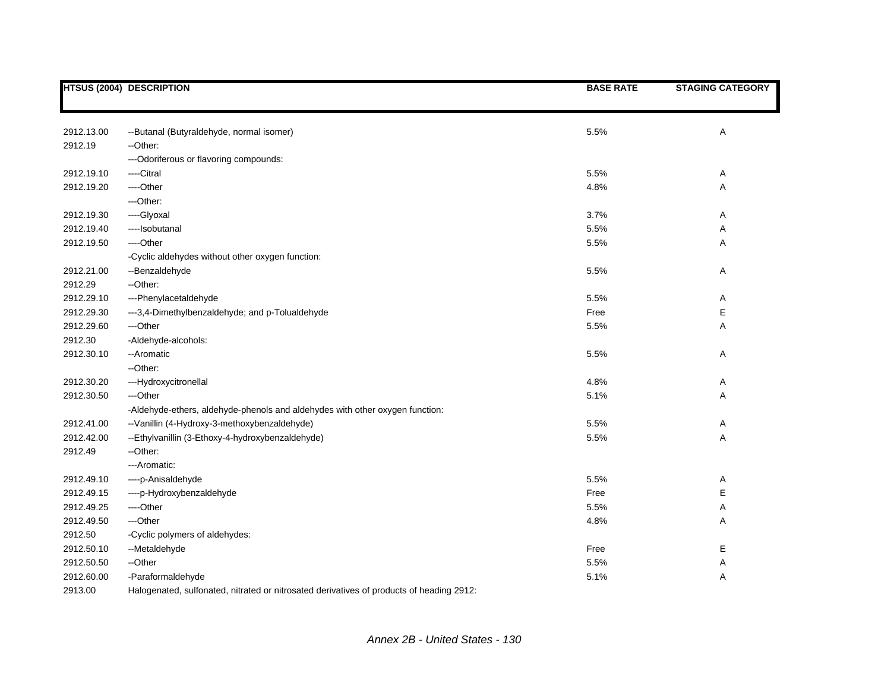| HTSUS (2004) | DESCRIPTION | BASE RATE | STAGING CATEGORY |
|---|---|---|---|
| 2912.13.00 | --Butanal (Butyraldehyde, normal isomer) | 5.5% | A |
| 2912.19 | --Other: | | |
| | ---Odoriferous or flavoring compounds: | | |
| 2912.19.10 | ----Citral | 5.5% | A |
| 2912.19.20 | ----Other | 4.8% | A |
| | ---Other: | | |
| 2912.19.30 | ----Glyoxal | 3.7% | A |
| 2912.19.40 | ----Isobutanal | 5.5% | A |
| 2912.19.50 | ----Other | 5.5% | A |
| | -Cyclic aldehydes without other oxygen function: | | |
| 2912.21.00 | --Benzaldehyde | 5.5% | A |
| 2912.29 | --Other: | | |
| 2912.29.10 | ---Phenylacetaldehyde | 5.5% | A |
| 2912.29.30 | ---3,4-Dimethylbenzaldehyde; and p-Tolualdehyde | Free | E |
| 2912.29.60 | ---Other | 5.5% | A |
| 2912.30 | -Aldehyde-alcohols: | | |
| 2912.30.10 | --Aromatic | 5.5% | A |
| | --Other: | | |
| 2912.30.20 | ---Hydroxycitronellal | 4.8% | A |
| 2912.30.50 | ---Other | 5.1% | A |
| | -Aldehyde-ethers, aldehyde-phenols and aldehydes with other oxygen function: | | |
| 2912.41.00 | --Vanillin (4-Hydroxy-3-methoxybenzaldehyde) | 5.5% | A |
| 2912.42.00 | --Ethylvanillin (3-Ethoxy-4-hydroxybenzaldehyde) | 5.5% | A |
| 2912.49 | --Other: | | |
| | ---Aromatic: | | |
| 2912.49.10 | ----p-Anisaldehyde | 5.5% | A |
| 2912.49.15 | ----p-Hydroxybenzaldehyde | Free | E |
| 2912.49.25 | ----Other | 5.5% | A |
| 2912.49.50 | ---Other | 4.8% | A |
| 2912.50 | -Cyclic polymers of aldehydes: | | |
| 2912.50.10 | --Metaldehyde | Free | E |
| 2912.50.50 | --Other | 5.5% | A |
| 2912.60.00 | -Paraformaldehyde | 5.1% | A |
| 2913.00 | Halogenated, sulfonated, nitrated or nitrosated derivatives of products of heading 2912: | | |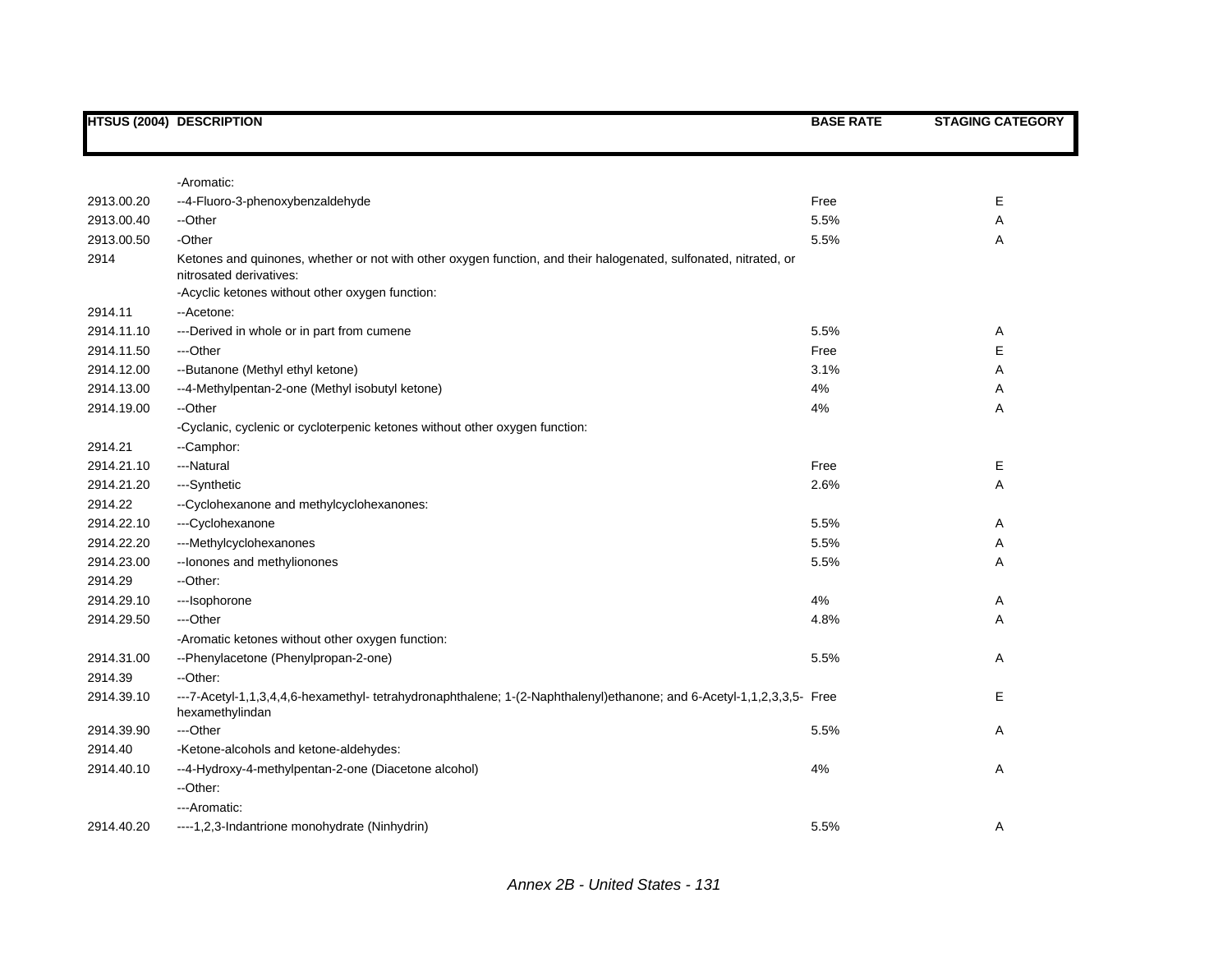| HTSUS (2004) | DESCRIPTION | BASE RATE | STAGING CATEGORY |
|---|---|---|---|
| | -Aromatic: | | |
| 2913.00.20 | --4-Fluoro-3-phenoxybenzaldehyde | Free | E |
| 2913.00.40 | --Other | 5.5% | A |
| 2913.00.50 | -Other | 5.5% | A |
| 2914 | Ketones and quinones, whether or not with other oxygen function, and their halogenated, sulfonated, nitrated, or nitrosated derivatives: | | |
| | -Acyclic ketones without other oxygen function: | | |
| 2914.11 | --Acetone: | | |
| 2914.11.10 | ---Derived in whole or in part from cumene | 5.5% | A |
| 2914.11.50 | ---Other | Free | E |
| 2914.12.00 | --Butanone (Methyl ethyl ketone) | 3.1% | A |
| 2914.13.00 | --4-Methylpentan-2-one (Methyl isobutyl ketone) | 4% | A |
| 2914.19.00 | --Other | 4% | A |
| | -Cyclanic, cyclenic or cycloterpenic ketones without other oxygen function: | | |
| 2914.21 | --Camphor: | | |
| 2914.21.10 | ---Natural | Free | E |
| 2914.21.20 | ---Synthetic | 2.6% | A |
| 2914.22 | --Cyclohexanone and methylcyclohexanones: | | |
| 2914.22.10 | ---Cyclohexanone | 5.5% | A |
| 2914.22.20 | ---Methylcyclohexanones | 5.5% | A |
| 2914.23.00 | --Ionones and methylionones | 5.5% | A |
| 2914.29 | --Other: | | |
| 2914.29.10 | ---Isophorone | 4% | A |
| 2914.29.50 | ---Other | 4.8% | A |
| | -Aromatic ketones without other oxygen function: | | |
| 2914.31.00 | --Phenylacetone (Phenylpropan-2-one) | 5.5% | A |
| 2914.39 | --Other: | | |
| 2914.39.10 | ---7-Acetyl-1,1,3,4,4,6-hexamethyl- tetrahydronaphthalene; 1-(2-Naphthalenyl)ethanone; and 6-Acetyl-1,1,2,3,3,5-hexamethylindan | Free | E |
| 2914.39.90 | ---Other | 5.5% | A |
| 2914.40 | -Ketone-alcohols and ketone-aldehydes: | | |
| 2914.40.10 | --4-Hydroxy-4-methylpentan-2-one (Diacetone alcohol) | 4% | A |
| | --Other: | | |
| | ---Aromatic: | | |
| 2914.40.20 | ----1,2,3-Indantrione monohydrate (Ninhydrin) | 5.5% | A |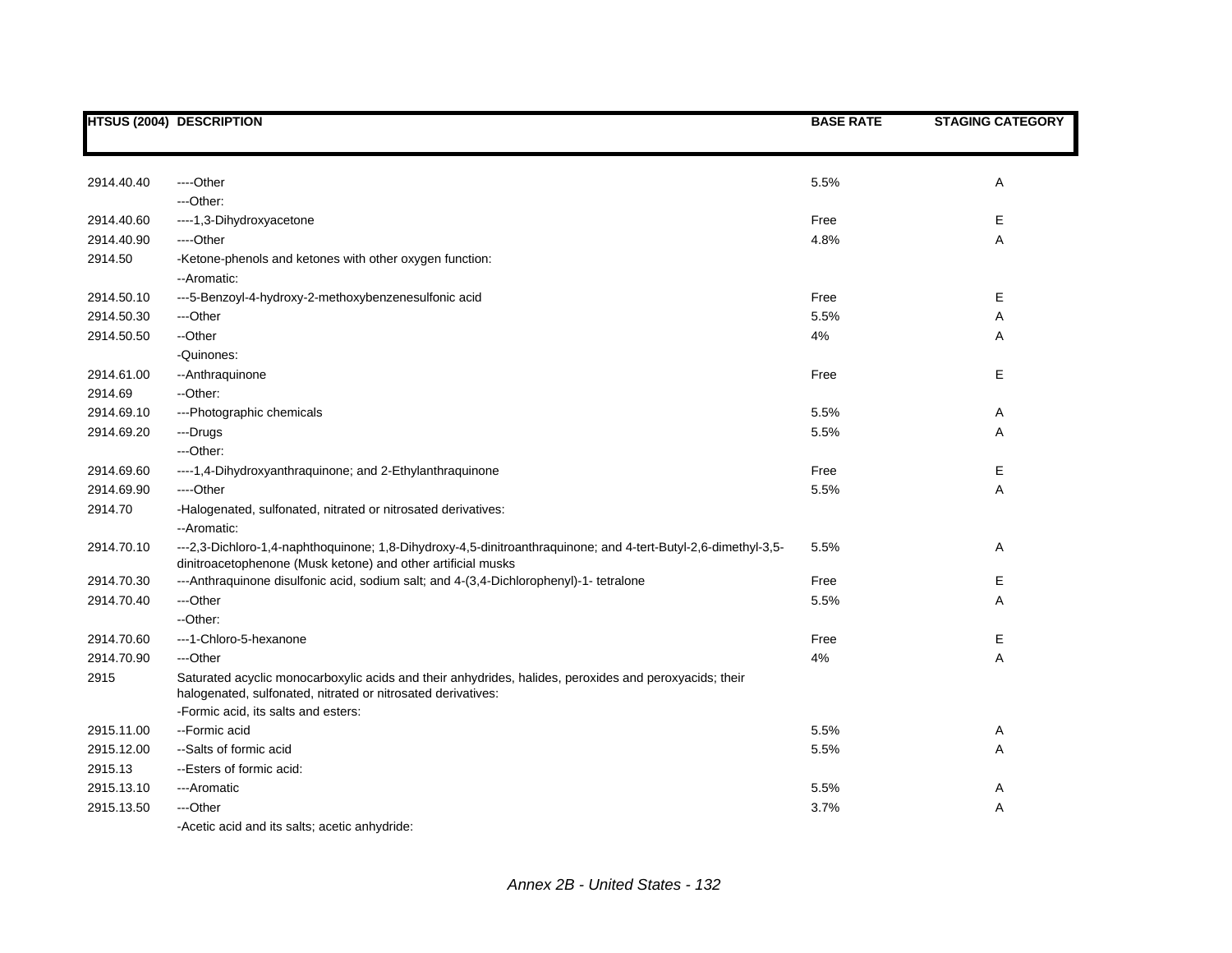| HTSUS (2004) | DESCRIPTION | BASE RATE | STAGING CATEGORY |
|---|---|---|---|
| 2914.40.40 | ----Other | 5.5% | A |
| | ---Other: | | |
| 2914.40.60 | ----1,3-Dihydroxyacetone | Free | E |
| 2914.40.90 | ----Other | 4.8% | A |
| 2914.50 | -Ketone-phenols and ketones with other oxygen function: | | |
| | --Aromatic: | | |
| 2914.50.10 | ---5-Benzoyl-4-hydroxy-2-methoxybenzenesulfonic acid | Free | E |
| 2914.50.30 | ---Other | 5.5% | A |
| 2914.50.50 | --Other | 4% | A |
| | -Quinones: | | |
| 2914.61.00 | --Anthraquinone | Free | E |
| 2914.69 | --Other: | | |
| 2914.69.10 | ---Photographic chemicals | 5.5% | A |
| 2914.69.20 | ---Drugs | 5.5% | A |
| | ---Other: | | |
| 2914.69.60 | ----1,4-Dihydroxyanthraquinone; and 2-Ethylanthraquinone | Free | E |
| 2914.69.90 | ----Other | 5.5% | A |
| 2914.70 | -Halogenated, sulfonated, nitrated or nitrosated derivatives: | | |
| | --Aromatic: | | |
| 2914.70.10 | ---2,3-Dichloro-1,4-naphthoquinone; 1,8-Dihydroxy-4,5-dinitroanthraquinone; and 4-tert-Butyl-2,6-dimethyl-3,5-dinitroacetophenone (Musk ketone) and other artificial musks | 5.5% | A |
| 2914.70.30 | ---Anthraquinone disulfonic acid, sodium salt; and 4-(3,4-Dichlorophenyl)-1- tetralone | Free | E |
| 2914.70.40 | ---Other | 5.5% | A |
| | --Other: | | |
| 2914.70.60 | ---1-Chloro-5-hexanone | Free | E |
| 2914.70.90 | ---Other | 4% | A |
| 2915 | Saturated acyclic monocarboxylic acids and their anhydrides, halides, peroxides and peroxyacids; their halogenated, sulfonated, nitrated or nitrosated derivatives: | | |
| | -Formic acid, its salts and esters: | | |
| 2915.11.00 | --Formic acid | 5.5% | A |
| 2915.12.00 | --Salts of formic acid | 5.5% | A |
| 2915.13 | --Esters of formic acid: | | |
| 2915.13.10 | ---Aromatic | 5.5% | A |
| 2915.13.50 | ---Other | 3.7% | A |
| | -Acetic acid and its salts; acetic anhydride: | | |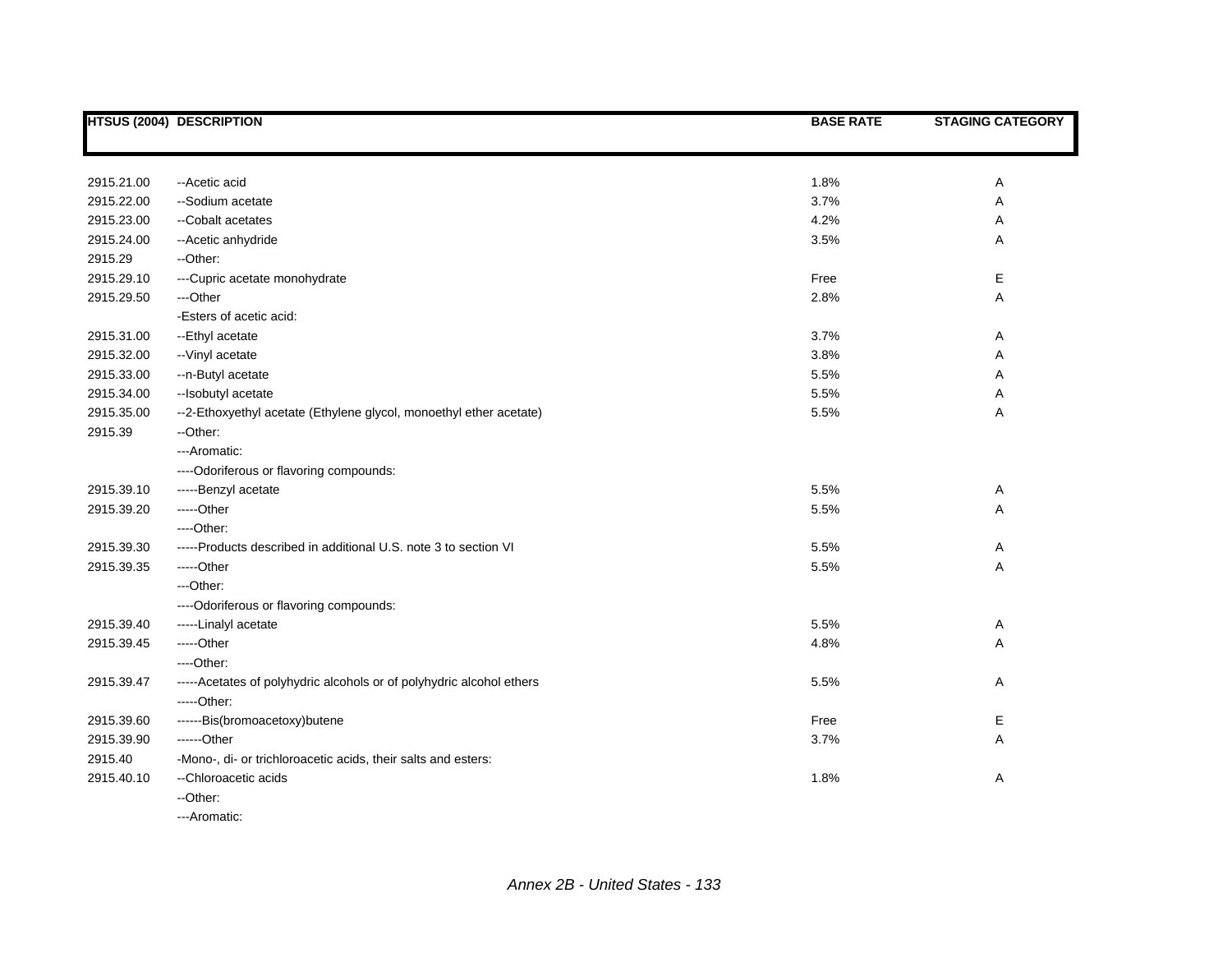| HTSUS (2004) | DESCRIPTION | BASE RATE | STAGING CATEGORY |
|---|---|---|---|
| 2915.21.00 | --Acetic acid | 1.8% | A |
| 2915.22.00 | --Sodium acetate | 3.7% | A |
| 2915.23.00 | --Cobalt acetates | 4.2% | A |
| 2915.24.00 | --Acetic anhydride | 3.5% | A |
| 2915.29 | --Other: | | |
| 2915.29.10 | ---Cupric acetate monohydrate | Free | E |
| 2915.29.50 | ---Other | 2.8% | A |
| | -Esters of acetic acid: | | |
| 2915.31.00 | --Ethyl acetate | 3.7% | A |
| 2915.32.00 | --Vinyl acetate | 3.8% | A |
| 2915.33.00 | --n-Butyl acetate | 5.5% | A |
| 2915.34.00 | --Isobutyl acetate | 5.5% | A |
| 2915.35.00 | --2-Ethoxyethyl acetate (Ethylene glycol, monoethyl ether acetate) | 5.5% | A |
| 2915.39 | --Other: | | |
| | ---Aromatic: | | |
| | ----Odoriferous or flavoring compounds: | | |
| 2915.39.10 | -----Benzyl acetate | 5.5% | A |
| 2915.39.20 | -----Other | 5.5% | A |
| | ----Other: | | |
| 2915.39.30 | -----Products described in additional U.S. note 3 to section VI | 5.5% | A |
| 2915.39.35 | -----Other | 5.5% | A |
| | ---Other: | | |
| | ----Odoriferous or flavoring compounds: | | |
| 2915.39.40 | -----Linalyl acetate | 5.5% | A |
| 2915.39.45 | -----Other | 4.8% | A |
| | ----Other: | | |
| 2915.39.47 | -----Acetates of polyhydric alcohols or of polyhydric alcohol ethers | 5.5% | A |
| | -----Other: | | |
| 2915.39.60 | ------Bis(bromoacetoxy)butene | Free | E |
| 2915.39.90 | ------Other | 3.7% | A |
| 2915.40 | -Mono-, di- or trichloroacetic acids, their salts and esters: | | |
| 2915.40.10 | --Chloroacetic acids | 1.8% | A |
| | --Other: | | |
| | ---Aromatic: | | |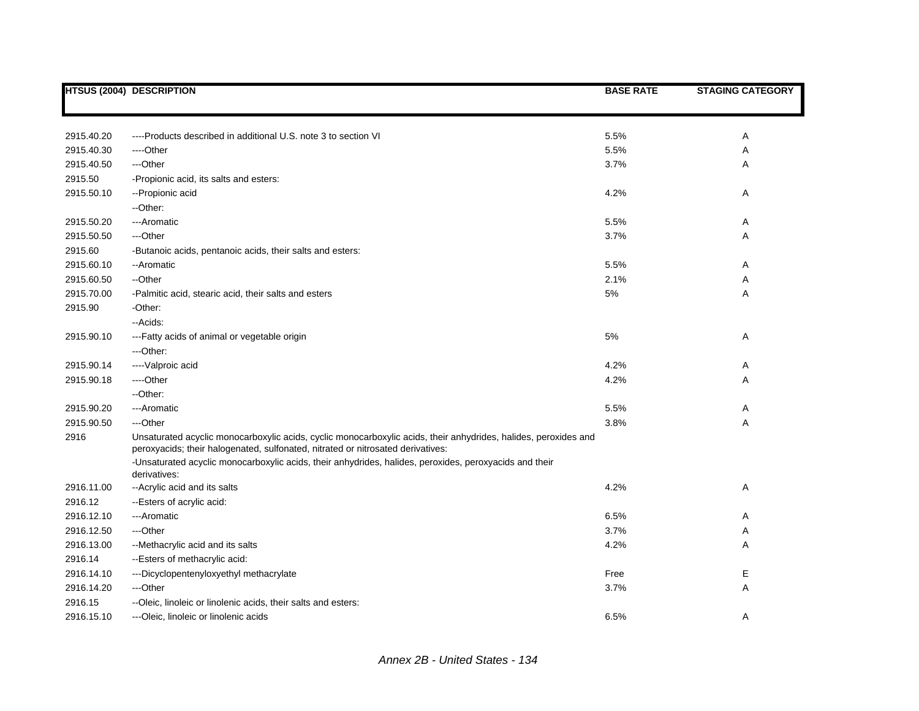| HTSUS (2004) | DESCRIPTION | BASE RATE | STAGING CATEGORY |
|---|---|---|---|
| 2915.40.20 | ----Products described in additional U.S. note 3 to section VI | 5.5% | A |
| 2915.40.30 | ----Other | 5.5% | A |
| 2915.40.50 | ---Other | 3.7% | A |
| 2915.50 | -Propionic acid, its salts and esters: | | |
| 2915.50.10 | --Propionic acid | 4.2% | A |
| | --Other: | | |
| 2915.50.20 | ---Aromatic | 5.5% | A |
| 2915.50.50 | ---Other | 3.7% | A |
| 2915.60 | -Butanoic acids, pentanoic acids, their salts and esters: | | |
| 2915.60.10 | --Aromatic | 5.5% | A |
| 2915.60.50 | --Other | 2.1% | A |
| 2915.70.00 | -Palmitic acid, stearic acid, their salts and esters | 5% | A |
| 2915.90 | -Other: | | |
| | --Acids: | | |
| 2915.90.10 | ---Fatty acids of animal or vegetable origin | 5% | A |
| | ---Other: | | |
| 2915.90.14 | ----Valproic acid | 4.2% | A |
| 2915.90.18 | ----Other | 4.2% | A |
| | --Other: | | |
| 2915.90.20 | ---Aromatic | 5.5% | A |
| 2915.90.50 | ---Other | 3.8% | A |
| 2916 | Unsaturated acyclic monocarboxylic acids, cyclic monocarboxylic acids, their anhydrides, halides, peroxides and peroxyacids; their halogenated, sulfonated, nitrated or nitrosated derivatives: | | |
| | -Unsaturated acyclic monocarboxylic acids, their anhydrides, halides, peroxides, peroxyacids and their derivatives: | | |
| 2916.11.00 | --Acrylic acid and its salts | 4.2% | A |
| 2916.12 | --Esters of acrylic acid: | | |
| 2916.12.10 | ---Aromatic | 6.5% | A |
| 2916.12.50 | ---Other | 3.7% | A |
| 2916.13.00 | --Methacrylic acid and its salts | 4.2% | A |
| 2916.14 | --Esters of methacrylic acid: | | |
| 2916.14.10 | ---Dicyclopentenyloxyethyl methacrylate | Free | E |
| 2916.14.20 | ---Other | 3.7% | A |
| 2916.15 | --Oleic, linoleic or linolenic acids, their salts and esters: | | |
| 2916.15.10 | ---Oleic, linoleic or linolenic acids | 6.5% | A |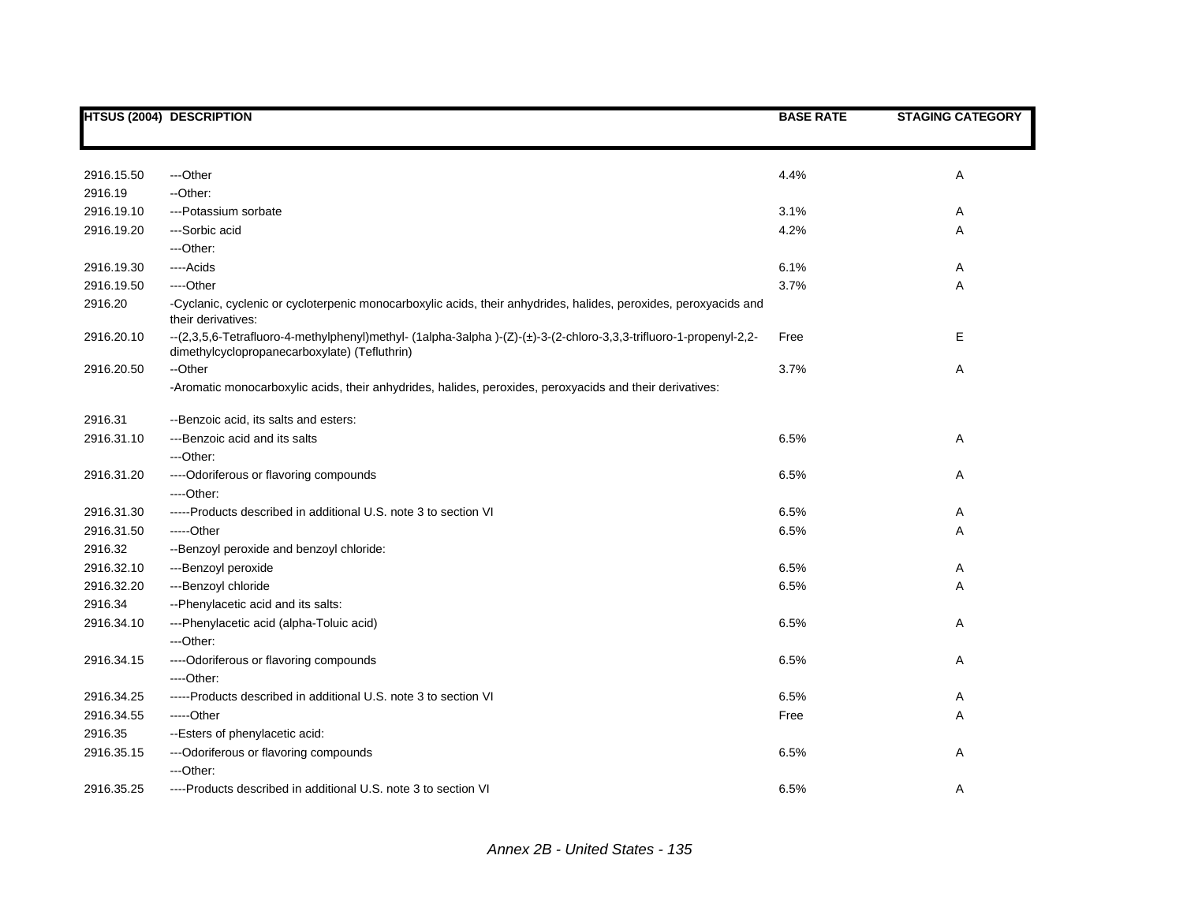| HTSUS (2004) | DESCRIPTION | BASE RATE | STAGING CATEGORY |
|---|---|---|---|
| 2916.15.50 | ---Other | 4.4% | A |
| 2916.19 | --Other: | | |
| 2916.19.10 | ---Potassium sorbate | 3.1% | A |
| 2916.19.20 | ---Sorbic acid | 4.2% | A |
| | ---Other: | | |
| 2916.19.30 | ----Acids | 6.1% | A |
| 2916.19.50 | ----Other | 3.7% | A |
| 2916.20 | -Cyclanic, cyclenic or cycloterpenic monocarboxylic acids, their anhydrides, halides, peroxides, peroxyacids and their derivatives: | | |
| 2916.20.10 | --(2,3,5,6-Tetrafluoro-4-methylphenyl)methyl- (1alpha-3alpha )-(Z)-(±)-3-(2-chloro-3,3,3-trifluoro-1-propenyl-2,2-dimethylcyclopropanecarboxylate) (Tefluthrin) | Free | E |
| 2916.20.50 | --Other | 3.7% | A |
| | -Aromatic monocarboxylic acids, their anhydrides, halides, peroxides, peroxyacids and their derivatives: | | |
| 2916.31 | --Benzoic acid, its salts and esters: | | |
| 2916.31.10 | ---Benzoic acid and its salts | 6.5% | A |
| | ---Other: | | |
| 2916.31.20 | ----Odoriferous or flavoring compounds | 6.5% | A |
| | ----Other: | | |
| 2916.31.30 | -----Products described in additional U.S. note 3 to section VI | 6.5% | A |
| 2916.31.50 | -----Other | 6.5% | A |
| 2916.32 | --Benzoyl peroxide and benzoyl chloride: | | |
| 2916.32.10 | ---Benzoyl peroxide | 6.5% | A |
| 2916.32.20 | ---Benzoyl chloride | 6.5% | A |
| 2916.34 | --Phenylacetic acid and its salts: | | |
| 2916.34.10 | ---Phenylacetic acid (alpha-Toluic acid) | 6.5% | A |
| | ---Other: | | |
| 2916.34.15 | ----Odoriferous or flavoring compounds | 6.5% | A |
| | ----Other: | | |
| 2916.34.25 | -----Products described in additional U.S. note 3 to section VI | 6.5% | A |
| 2916.34.55 | -----Other | Free | A |
| 2916.35 | --Esters of phenylacetic acid: | | |
| 2916.35.15 | ---Odoriferous or flavoring compounds | 6.5% | A |
| | ---Other: | | |
| 2916.35.25 | ----Products described in additional U.S. note 3 to section VI | 6.5% | A |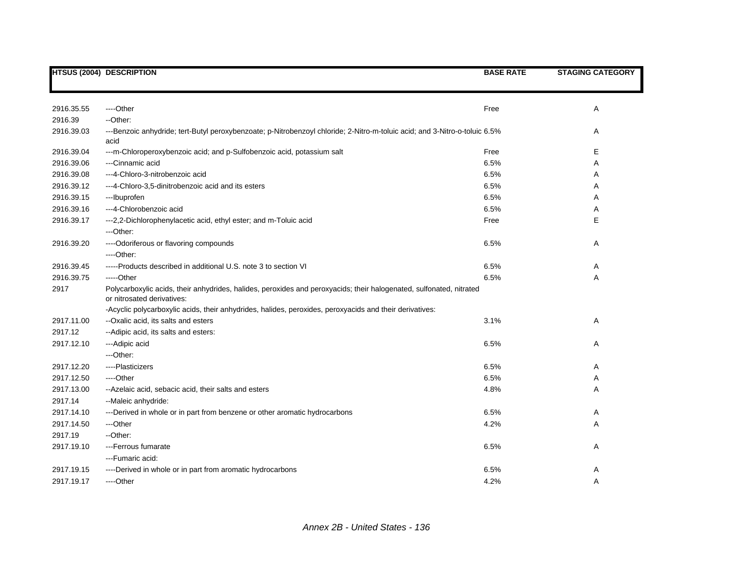| HTSUS (2004) | DESCRIPTION | BASE RATE | STAGING CATEGORY |
|---|---|---|---|
| 2916.35.55 | ----Other | Free | A |
| 2916.39 | --Other: | | |
| 2916.39.03 | ---Benzoic anhydride; tert-Butyl peroxybenzoate; p-Nitrobenzoyl chloride; 2-Nitro-m-toluic acid; and 3-Nitro-o-toluic acid | 6.5% | A |
| 2916.39.04 | ---m-Chloroperoxybenzoic acid; and p-Sulfobenzoic acid, potassium salt | Free | E |
| 2916.39.06 | ---Cinnamic acid | 6.5% | A |
| 2916.39.08 | ---4-Chloro-3-nitrobenzoic acid | 6.5% | A |
| 2916.39.12 | ---4-Chloro-3,5-dinitrobenzoic acid and its esters | 6.5% | A |
| 2916.39.15 | ---Ibuprofen | 6.5% | A |
| 2916.39.16 | ---4-Chlorobenzoic acid | 6.5% | A |
| 2916.39.17 | ---2,2-Dichlorophenylacetic acid, ethyl ester; and m-Toluic acid | Free | E |
| | ---Other: | | |
| 2916.39.20 | ----Odoriferous or flavoring compounds | 6.5% | A |
| | ----Other: | | |
| 2916.39.45 | -----Products described in additional U.S. note 3 to section VI | 6.5% | A |
| 2916.39.75 | -----Other | 6.5% | A |
| 2917 | Polycarboxylic acids, their anhydrides, halides, peroxides and peroxyacids; their halogenated, sulfonated, nitrated or nitrosated derivatives: | | |
| | -Acyclic polycarboxylic acids, their anhydrides, halides, peroxides, peroxyacids and their derivatives: | | |
| 2917.11.00 | --Oxalic acid, its salts and esters | 3.1% | A |
| 2917.12 | --Adipic acid, its salts and esters: | | |
| 2917.12.10 | ---Adipic acid | 6.5% | A |
| | ---Other: | | |
| 2917.12.20 | ----Plasticizers | 6.5% | A |
| 2917.12.50 | ----Other | 6.5% | A |
| 2917.13.00 | --Azelaic acid, sebacic acid, their salts and esters | 4.8% | A |
| 2917.14 | --Maleic anhydride: | | |
| 2917.14.10 | ---Derived in whole or in part from benzene or other aromatic hydrocarbons | 6.5% | A |
| 2917.14.50 | ---Other | 4.2% | A |
| 2917.19 | --Other: | | |
| 2917.19.10 | ---Ferrous fumarate | 6.5% | A |
| | ---Fumaric acid: | | |
| 2917.19.15 | ----Derived in whole or in part from aromatic hydrocarbons | 6.5% | A |
| 2917.19.17 | ----Other | 4.2% | A |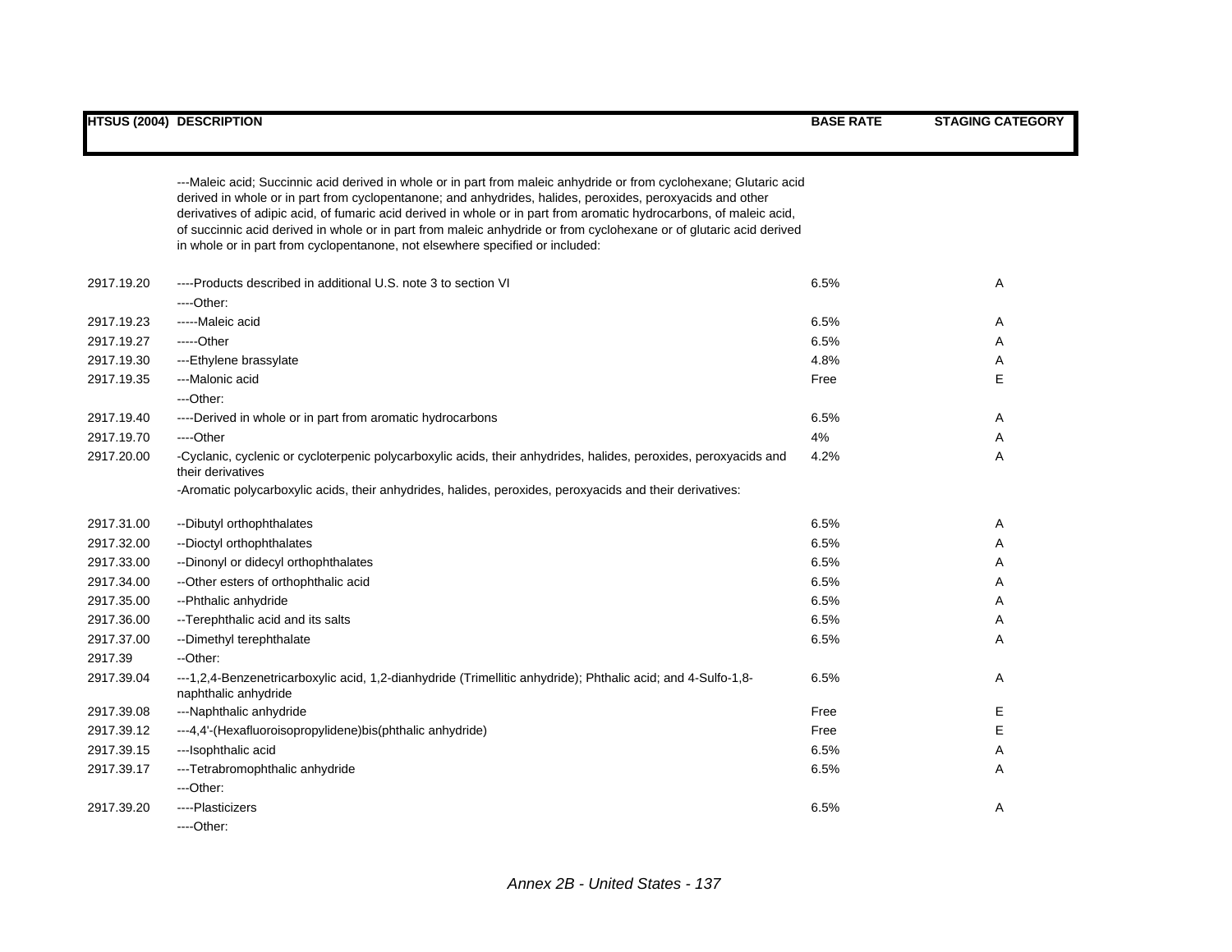| HTSUS (2004) | DESCRIPTION | BASE RATE | STAGING CATEGORY |
|---|---|---|---|
| | ---Maleic acid; Succinnic acid derived in whole or in part from maleic anhydride or from cyclohexane; Glutaric acid derived in whole or in part from cyclopentanone; and anhydrides, halides, peroxides, peroxyacids and other derivatives of adipic acid, of fumaric acid derived in whole or in part from aromatic hydrocarbons, of maleic acid, of succinnic acid derived in whole or in part from maleic anhydride or from cyclohexane or of glutaric acid derived in whole or in part from cyclopentanone, not elsewhere specified or included: | | |
| 2917.19.20 | ----Products described in additional U.S. note 3 to section VI | 6.5% | A |
| | ----Other: | | |
| 2917.19.23 | -----Maleic acid | 6.5% | A |
| 2917.19.27 | -----Other | 6.5% | A |
| 2917.19.30 | ---Ethylene brassylate | 4.8% | A |
| 2917.19.35 | ---Malonic acid | Free | E |
| | ---Other: | | |
| 2917.19.40 | ----Derived in whole or in part from aromatic hydrocarbons | 6.5% | A |
| 2917.19.70 | ----Other | 4% | A |
| 2917.20.00 | -Cyclanic, cyclenic or cycloterpenic polycarboxylic acids, their anhydrides, halides, peroxides, peroxyacids and their derivatives | 4.2% | A |
| | -Aromatic polycarboxylic acids, their anhydrides, halides, peroxides, peroxyacids and their derivatives: | | |
| 2917.31.00 | --Dibutyl orthophthalates | 6.5% | A |
| 2917.32.00 | --Dioctyl orthophthalates | 6.5% | A |
| 2917.33.00 | --Dinonyl or didecyl orthophthalates | 6.5% | A |
| 2917.34.00 | --Other esters of orthophthalic acid | 6.5% | A |
| 2917.35.00 | --Phthalic anhydride | 6.5% | A |
| 2917.36.00 | --Terephthalic acid and its salts | 6.5% | A |
| 2917.37.00 | --Dimethyl terephthalate | 6.5% | A |
| 2917.39 | --Other: | | |
| 2917.39.04 | ---1,2,4-Benzenetricarboxylic acid, 1,2-dianhydride (Trimellitic anhydride); Phthalic acid; and 4-Sulfo-1,8-naphthalic anhydride | 6.5% | A |
| 2917.39.08 | ---Naphthalic anhydride | Free | E |
| 2917.39.12 | ---4,4'-(Hexafluoroisopropylidene)bis(phthalic anhydride) | Free | E |
| 2917.39.15 | ---Isophthalic acid | 6.5% | A |
| 2917.39.17 | ---Tetrabromophthalic anhydride | 6.5% | A |
| | ---Other: | | |
| 2917.39.20 | ----Plasticizers | 6.5% | A |
| | ----Other: | | |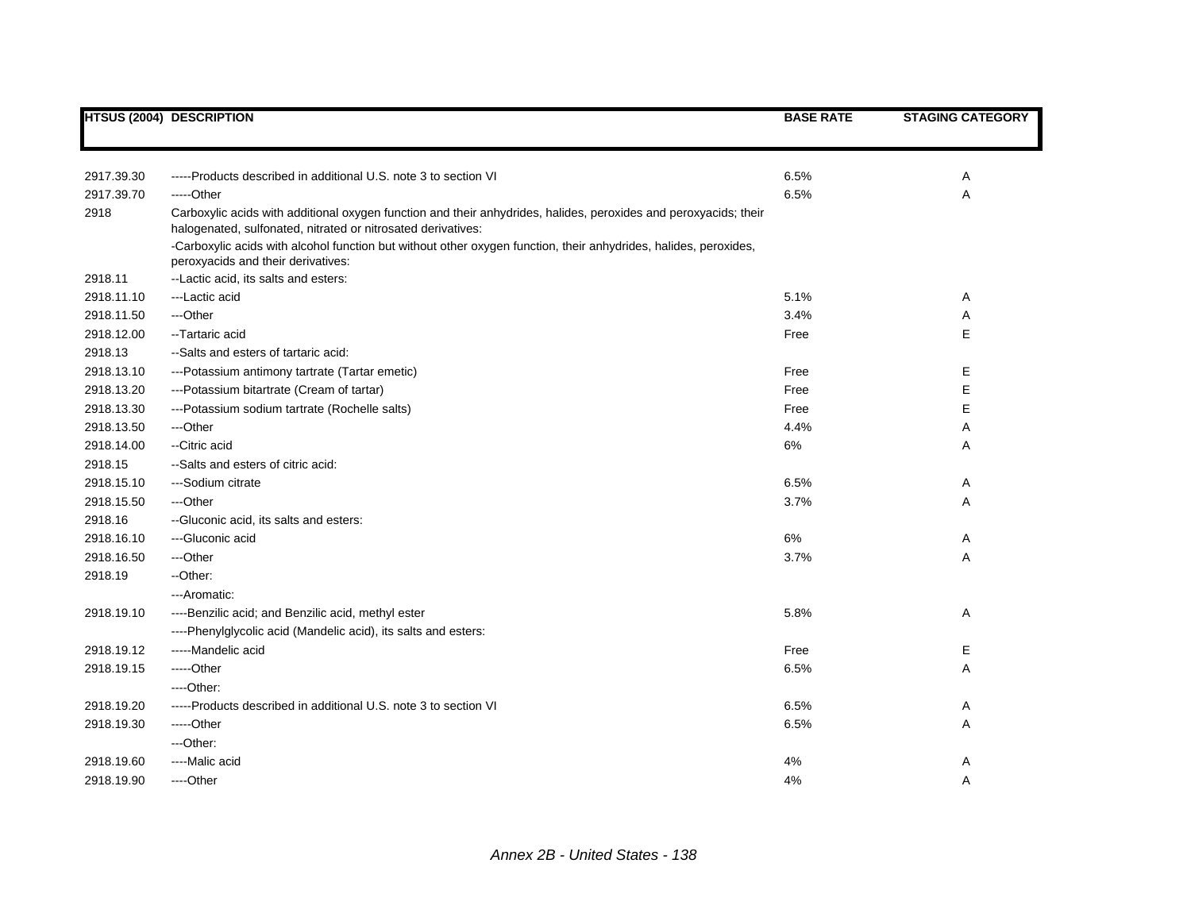| HTSUS (2004) | DESCRIPTION | BASE RATE | STAGING CATEGORY |
|---|---|---|---|
| 2917.39.30 | -----Products described in additional U.S. note 3 to section VI | 6.5% | A |
| 2917.39.70 | -----Other | 6.5% | A |
| 2918 | Carboxylic acids with additional oxygen function and their anhydrides, halides, peroxides and peroxyacids; their halogenated, sulfonated, nitrated or nitrosated derivatives: | | |
| | -Carboxylic acids with alcohol function but without other oxygen function, their anhydrides, halides, peroxides, peroxyacids and their derivatives: | | |
| 2918.11 | --Lactic acid, its salts and esters: | | |
| 2918.11.10 | ---Lactic acid | 5.1% | A |
| 2918.11.50 | ---Other | 3.4% | A |
| 2918.12.00 | --Tartaric acid | Free | E |
| 2918.13 | --Salts and esters of tartaric acid: | | |
| 2918.13.10 | ---Potassium antimony tartrate (Tartar emetic) | Free | E |
| 2918.13.20 | ---Potassium bitartrate (Cream of tartar) | Free | E |
| 2918.13.30 | ---Potassium sodium tartrate (Rochelle salts) | Free | E |
| 2918.13.50 | ---Other | 4.4% | A |
| 2918.14.00 | --Citric acid | 6% | A |
| 2918.15 | --Salts and esters of citric acid: | | |
| 2918.15.10 | ---Sodium citrate | 6.5% | A |
| 2918.15.50 | ---Other | 3.7% | A |
| 2918.16 | --Gluconic acid, its salts and esters: | | |
| 2918.16.10 | ---Gluconic acid | 6% | A |
| 2918.16.50 | ---Other | 3.7% | A |
| 2918.19 | --Other: | | |
| | ---Aromatic: | | |
| 2918.19.10 | ----Benzilic acid; and Benzilic acid, methyl ester | 5.8% | A |
| | ----Phenylglycolic acid (Mandelic acid), its salts and esters: | | |
| 2918.19.12 | -----Mandelic acid | Free | E |
| 2918.19.15 | -----Other | 6.5% | A |
| | ----Other: | | |
| 2918.19.20 | -----Products described in additional U.S. note 3 to section VI | 6.5% | A |
| 2918.19.30 | -----Other | 6.5% | A |
| | ---Other: | | |
| 2918.19.60 | ----Malic acid | 4% | A |
| 2918.19.90 | ----Other | 4% | A |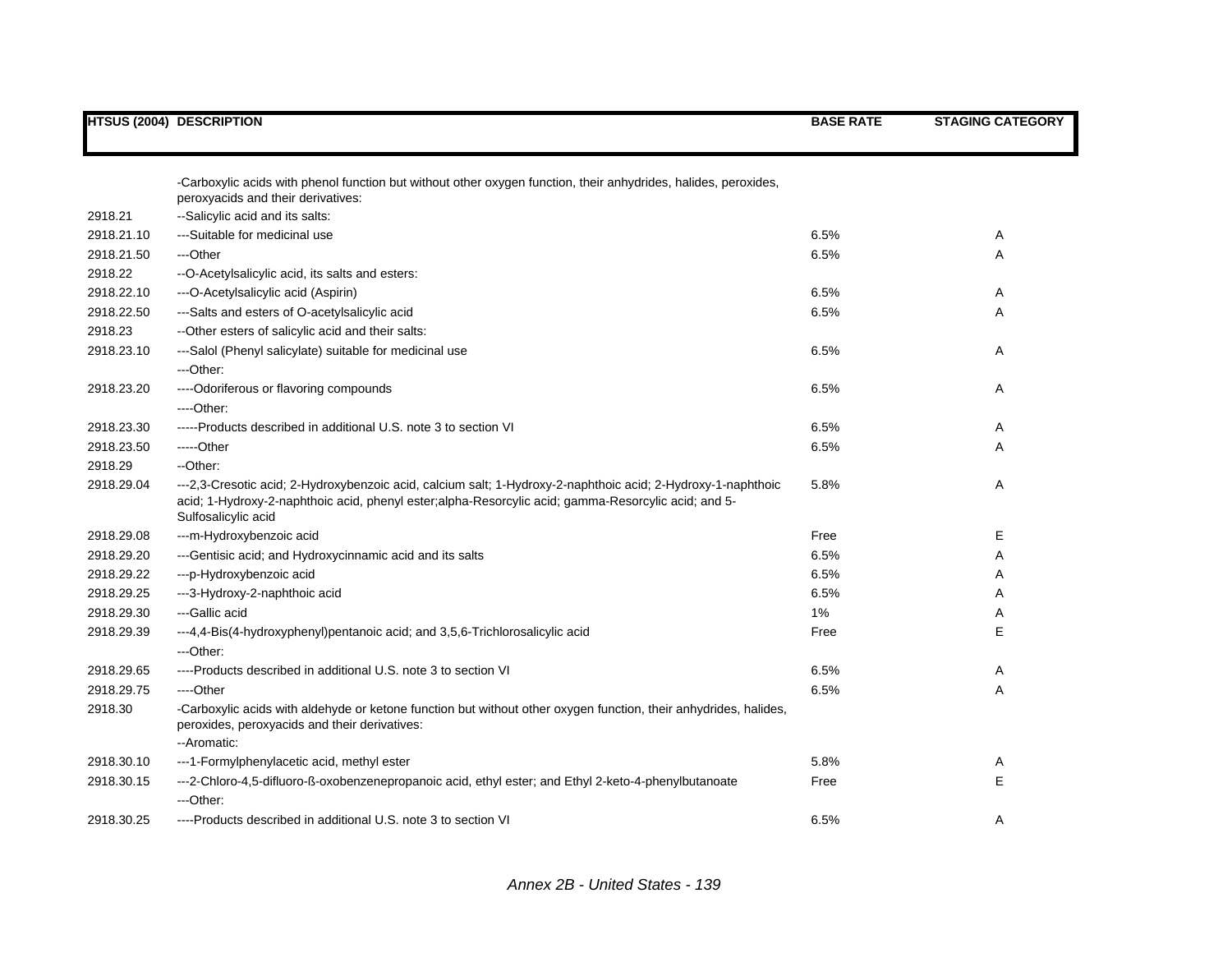| HTSUS (2004) | DESCRIPTION | BASE RATE | STAGING CATEGORY |
|---|---|---|---|
| | -Carboxylic acids with phenol function but without other oxygen function, their anhydrides, halides, peroxides, peroxyacids and their derivatives: | | |
| 2918.21 | --Salicylic acid and its salts: | | |
| 2918.21.10 | ---Suitable for medicinal use | 6.5% | A |
| 2918.21.50 | ---Other | 6.5% | A |
| 2918.22 | --O-Acetylsalicylic acid, its salts and esters: | | |
| 2918.22.10 | ---O-Acetylsalicylic acid (Aspirin) | 6.5% | A |
| 2918.22.50 | ---Salts and esters of O-acetylsalicylic acid | 6.5% | A |
| 2918.23 | --Other esters of salicylic acid and their salts: | | |
| 2918.23.10 | ---Salol (Phenyl salicylate) suitable for medicinal use | 6.5% | A |
| | ---Other: | | |
| 2918.23.20 | ----Odoriferous or flavoring compounds | 6.5% | A |
| | ----Other: | | |
| 2918.23.30 | -----Products described in additional U.S. note 3 to section VI | 6.5% | A |
| 2918.23.50 | -----Other | 6.5% | A |
| 2918.29 | --Other: | | |
| 2918.29.04 | ---2,3-Cresotic acid; 2-Hydroxybenzoic acid, calcium salt; 1-Hydroxy-2-naphthoic acid; 2-Hydroxy-1-naphthoic acid; 1-Hydroxy-2-naphthoic acid, phenyl ester;alpha-Resorcylic acid; gamma-Resorcylic acid; and 5-Sulfosalicylic acid | 5.8% | A |
| 2918.29.08 | ---m-Hydroxybenzoic acid | Free | E |
| 2918.29.20 | ---Gentisic acid; and Hydroxycinnamic acid and its salts | 6.5% | A |
| 2918.29.22 | ---p-Hydroxybenzoic acid | 6.5% | A |
| 2918.29.25 | ---3-Hydroxy-2-naphthoic acid | 6.5% | A |
| 2918.29.30 | ---Gallic acid | 1% | A |
| 2918.29.39 | ---4,4-Bis(4-hydroxyphenyl)pentanoic acid; and 3,5,6-Trichlorosalicylic acid | Free | E |
| | ---Other: | | |
| 2918.29.65 | ----Products described in additional U.S. note 3 to section VI | 6.5% | A |
| 2918.29.75 | ----Other | 6.5% | A |
| 2918.30 | -Carboxylic acids with aldehyde or ketone function but without other oxygen function, their anhydrides, halides, peroxides, peroxyacids and their derivatives: | | |
| | --Aromatic: | | |
| 2918.30.10 | ---1-Formylphenylacetic acid, methyl ester | 5.8% | A |
| 2918.30.15 | ---2-Chloro-4,5-difluoro-ß-oxobenzenepropanoic acid, ethyl ester; and Ethyl 2-keto-4-phenylbutanoate | Free | E |
| | ---Other: | | |
| 2918.30.25 | ----Products described in additional U.S. note 3 to section VI | 6.5% | A |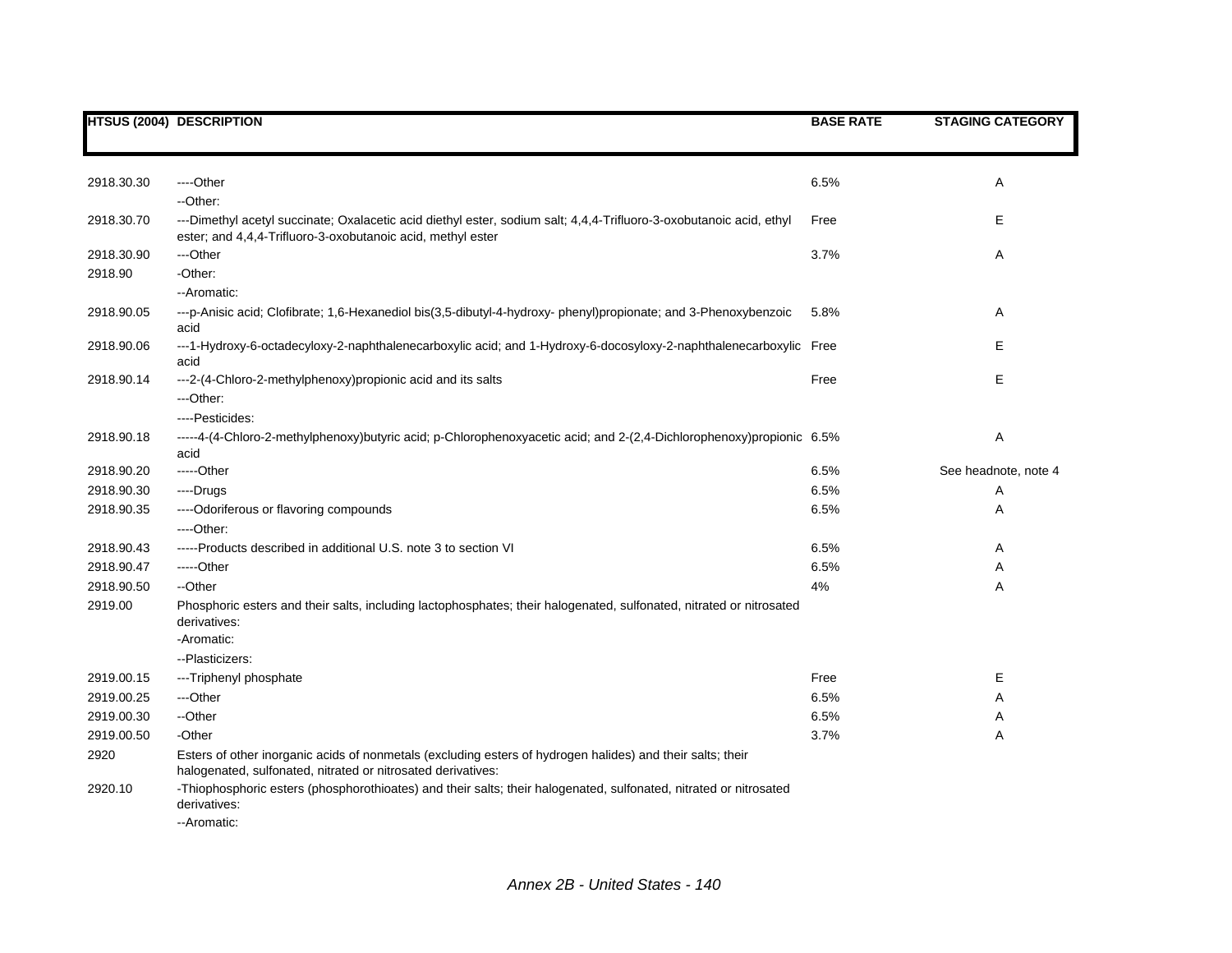| HTSUS (2004) | DESCRIPTION | BASE RATE | STAGING CATEGORY |
|---|---|---|---|
| 2918.30.30 | ----Other | 6.5% | A |
| | --Other: | | |
| 2918.30.70 | ---Dimethyl acetyl succinate; Oxalacetic acid diethyl ester, sodium salt; 4,4,4-Trifluoro-3-oxobutanoic acid, ethyl ester; and 4,4,4-Trifluoro-3-oxobutanoic acid, methyl ester | Free | E |
| 2918.30.90 | ---Other | 3.7% | A |
| 2918.90 | -Other: | | |
| | --Aromatic: | | |
| 2918.90.05 | ---p-Anisic acid; Clofibrate; 1,6-Hexanediol bis(3,5-dibutyl-4-hydroxy- phenyl)propionate; and 3-Phenoxybenzoic acid | 5.8% | A |
| 2918.90.06 | ---1-Hydroxy-6-octadecyloxy-2-naphthalenecarboxylic acid; and 1-Hydroxy-6-docosyloxy-2-naphthalenecarboxylic acid | Free | E |
| 2918.90.14 | ---2-(4-Chloro-2-methylphenoxy)propionic acid and its salts | Free | E |
| | ---Other: | | |
| | ----Pesticides: | | |
| 2918.90.18 | -----4-(4-Chloro-2-methylphenoxy)butyric acid; p-Chlorophenoxyacetic acid; and 2-(2,4-Dichlorophenoxy)propionic acid | 6.5% | A |
| 2918.90.20 | -----Other | 6.5% | See headnote, note 4 |
| 2918.90.30 | ----Drugs | 6.5% | A |
| 2918.90.35 | ----Odoriferous or flavoring compounds | 6.5% | A |
| | ----Other: | | |
| 2918.90.43 | -----Products described in additional U.S. note 3 to section VI | 6.5% | A |
| 2918.90.47 | -----Other | 6.5% | A |
| 2918.90.50 | --Other | 4% | A |
| 2919.00 | Phosphoric esters and their salts, including lactophosphates; their halogenated, sulfonated, nitrated or nitrosated derivatives: | | |
| | -Aromatic: | | |
| | --Plasticizers: | | |
| 2919.00.15 | ---Triphenyl phosphate | Free | E |
| 2919.00.25 | ---Other | 6.5% | A |
| 2919.00.30 | --Other | 6.5% | A |
| 2919.00.50 | -Other | 3.7% | A |
| 2920 | Esters of other inorganic acids of nonmetals (excluding esters of hydrogen halides) and their salts; their halogenated, sulfonated, nitrated or nitrosated derivatives: | | |
| 2920.10 | -Thiophosphoric esters (phosphorothioates) and their salts; their halogenated, sulfonated, nitrated or nitrosated derivatives: | | |
| | --Aromatic: | | |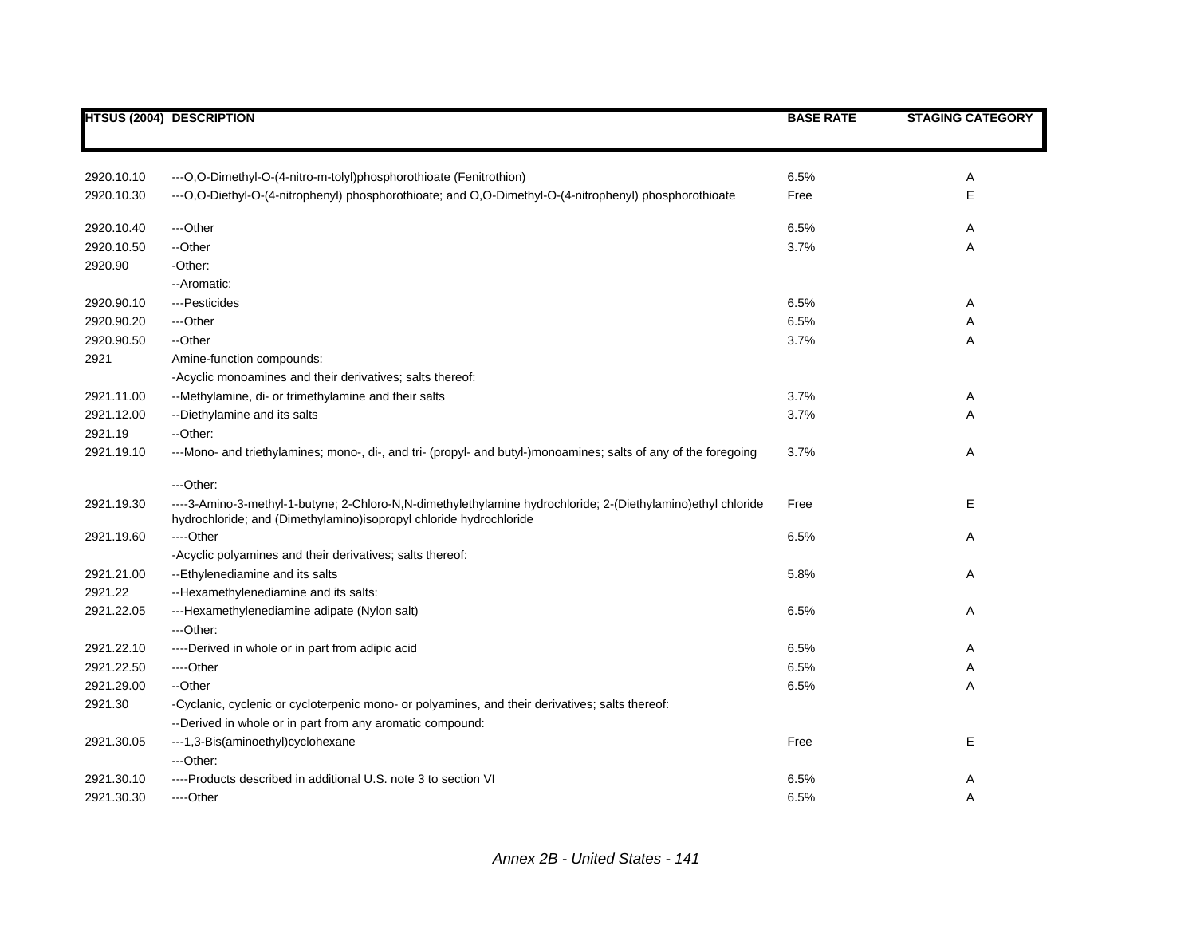| HTSUS (2004) | DESCRIPTION | BASE RATE | STAGING CATEGORY |
|---|---|---|---|
| 2920.10.10 | ---O,O-Dimethyl-O-(4-nitro-m-tolyl)phosphorothioate (Fenitrothion) | 6.5% | A |
| 2920.10.30 | ---O,O-Diethyl-O-(4-nitrophenyl) phosphorothioate; and O,O-Dimethyl-O-(4-nitrophenyl) phosphorothioate | Free | E |
| 2920.10.40 | ---Other | 6.5% | A |
| 2920.10.50 | --Other | 3.7% | A |
| 2920.90 | -Other: | | |
| | --Aromatic: | | |
| 2920.90.10 | ---Pesticides | 6.5% | A |
| 2920.90.20 | ---Other | 6.5% | A |
| 2920.90.50 | --Other | 3.7% | A |
| 2921 | Amine-function compounds: | | |
| | -Acyclic monoamines and their derivatives; salts thereof: | | |
| 2921.11.00 | --Methylamine, di- or trimethylamine and their salts | 3.7% | A |
| 2921.12.00 | --Diethylamine and its salts | 3.7% | A |
| 2921.19 | --Other: | | |
| 2921.19.10 | ---Mono- and triethylamines; mono-, di-, and tri- (propyl- and butyl-)monoamines; salts of any of the foregoing | 3.7% | A |
| | ---Other: | | |
| 2921.19.30 | ----3-Amino-3-methyl-1-butyne; 2-Chloro-N,N-dimethylethylamine hydrochloride; 2-(Diethylamino)ethyl chloride hydrochloride; and (Dimethylamino)isopropyl chloride hydrochloride | Free | E |
| 2921.19.60 | ----Other | 6.5% | A |
| | -Acyclic polyamines and their derivatives; salts thereof: | | |
| 2921.21.00 | --Ethylenediamine and its salts | 5.8% | A |
| 2921.22 | --Hexamethylenediamine and its salts: | | |
| 2921.22.05 | ---Hexamethylenediamine adipate (Nylon salt) | 6.5% | A |
| | ---Other: | | |
| 2921.22.10 | ----Derived in whole or in part from adipic acid | 6.5% | A |
| 2921.22.50 | ----Other | 6.5% | A |
| 2921.29.00 | --Other | 6.5% | A |
| 2921.30 | -Cyclanic, cyclenic or cycloterpenic mono- or polyamines, and their derivatives; salts thereof: | | |
| | --Derived in whole or in part from any aromatic compound: | | |
| 2921.30.05 | ---1,3-Bis(aminoethyl)cyclohexane | Free | E |
| | ---Other: | | |
| 2921.30.10 | ----Products described in additional U.S. note 3 to section VI | 6.5% | A |
| 2921.30.30 | ----Other | 6.5% | A |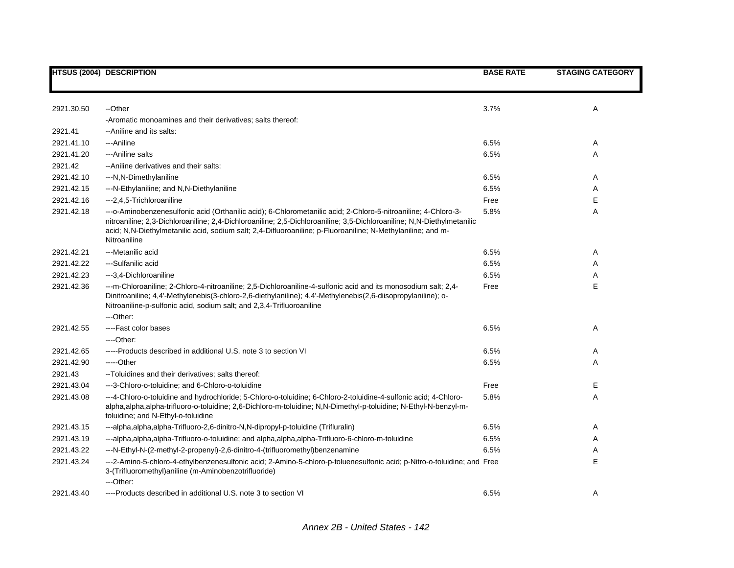| HTSUS (2004) | DESCRIPTION | BASE RATE | STAGING CATEGORY |
|---|---|---|---|
| 2921.30.50 | --Other | 3.7% | A |
| | -Aromatic monoamines and their derivatives; salts thereof: | | |
| 2921.41 | --Aniline and its salts: | | |
| 2921.41.10 | ---Aniline | 6.5% | A |
| 2921.41.20 | ---Aniline salts | 6.5% | A |
| 2921.42 | --Aniline derivatives and their salts: | | |
| 2921.42.10 | ---N,N-Dimethylaniline | 6.5% | A |
| 2921.42.15 | ---N-Ethylaniline; and N,N-Diethylaniline | 6.5% | A |
| 2921.42.16 | ---2,4,5-Trichloroaniline | Free | E |
| 2921.42.18 | ---o-Aminobenzenesulfonic acid (Orthanilic acid); 6-Chlorometanilic acid; 2-Chloro-5-nitroaniline; 4-Chloro-3-nitroaniline; 2,3-Dichloroaniline; 2,4-Dichloroaniline; 2,5-Dichloroaniline; 3,5-Dichloroaniline; N,N-Diethylmetanilic acid; N,N-Diethylmetanilic acid, sodium salt; 2,4-Difluoroaniline; p-Fluoroaniline; N-Methylaniline; and m-Nitroaniline | 5.8% | A |
| 2921.42.21 | ---Metanilic acid | 6.5% | A |
| 2921.42.22 | ---Sulfanilic acid | 6.5% | A |
| 2921.42.23 | ---3,4-Dichloroaniline | 6.5% | A |
| 2921.42.36 | ---m-Chloroaniline; 2-Chloro-4-nitroaniline; 2,5-Dichloroaniline-4-sulfonic acid and its monosodium salt; 2,4-Dinitroaniline; 4,4'-Methylenebis(3-chloro-2,6-diethylaniline); 4,4'-Methylenebis(2,6-diisopropylaniline); o-Nitroaniline-p-sulfonic acid, sodium salt; and 2,3,4-Trifluoroaniline | Free | E |
| | ---Other: | | |
| 2921.42.55 | ----Fast color bases | 6.5% | A |
| | ----Other: | | |
| 2921.42.65 | -----Products described in additional U.S. note 3 to section VI | 6.5% | A |
| 2921.42.90 | -----Other | 6.5% | A |
| 2921.43 | --Toluidines and their derivatives; salts thereof: | | |
| 2921.43.04 | ---3-Chloro-o-toluidine; and 6-Chloro-o-toluidine | Free | E |
| 2921.43.08 | ---4-Chloro-o-toluidine and hydrochloride; 5-Chloro-o-toluidine; 6-Chloro-2-toluidine-4-sulfonic acid; 4-Chloro-alpha,alpha,alpha-trifluoro-o-toluidine; 2,6-Dichloro-m-toluidine; N,N-Dimethyl-p-toluidine; N-Ethyl-N-benzyl-m-toluidine; and N-Ethyl-o-toluidine | 5.8% | A |
| 2921.43.15 | ---alpha,alpha,alpha-Trifluoro-2,6-dinitro-N,N-dipropyl-p-toluidine (Trifluralin) | 6.5% | A |
| 2921.43.19 | ---alpha,alpha,alpha-Trifluoro-o-toluidine; and alpha,alpha,alpha-Trifluoro-6-chloro-m-toluidine | 6.5% | A |
| 2921.43.22 | ---N-Ethyl-N-(2-methyl-2-propenyl)-2,6-dinitro-4-(trifluoromethyl)benzenamine | 6.5% | A |
| 2921.43.24 | ---2-Amino-5-chloro-4-ethylbenzenesulfonic acid; 2-Amino-5-chloro-p-toluenesulfonic acid; p-Nitro-o-toluidine; and 3-(Trifluoromethyl)aniline (m-Aminobenzotrifluoride) | Free | E |
| | ---Other: | | |
| 2921.43.40 | ----Products described in additional U.S. note 3 to section VI | 6.5% | A |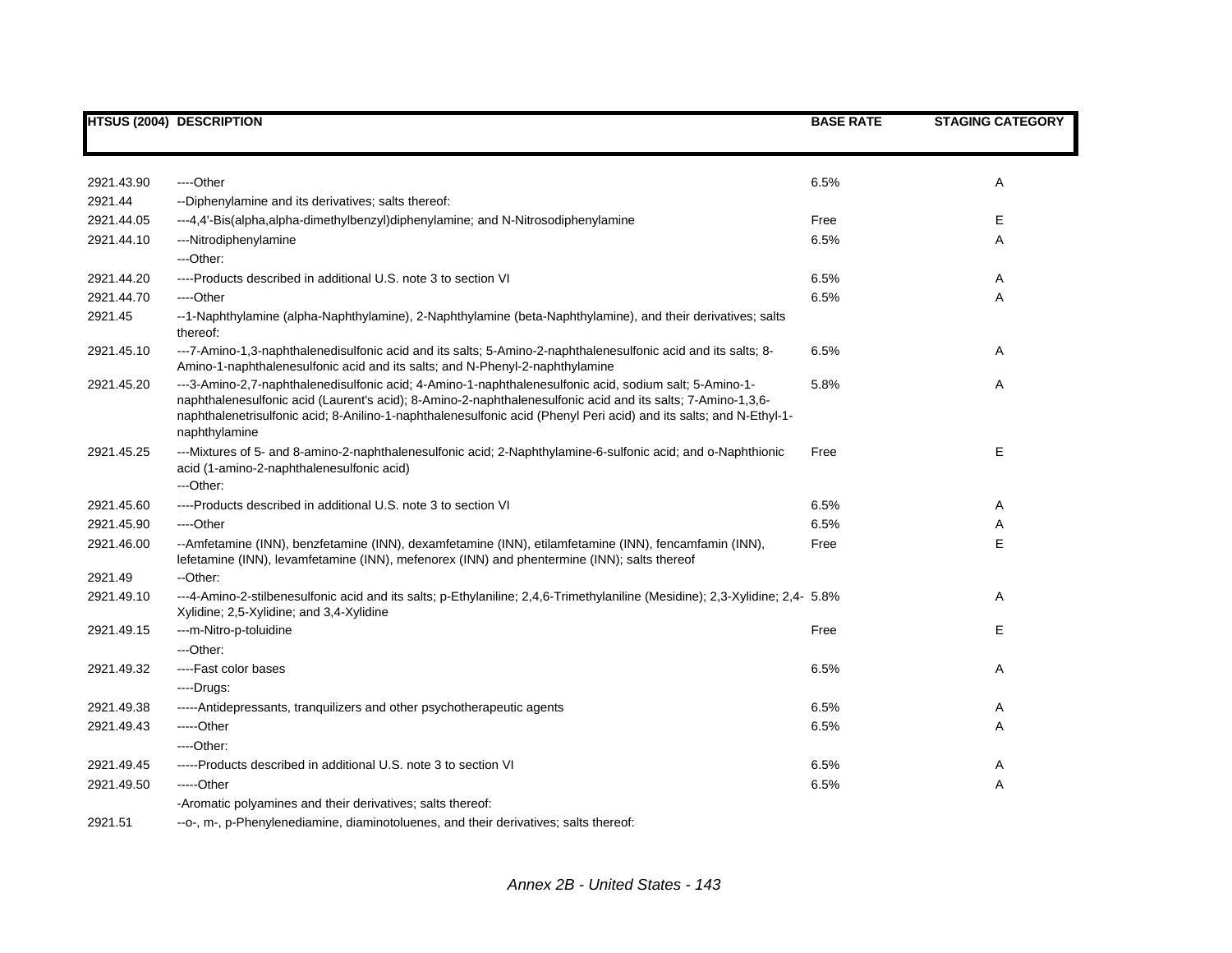| HTSUS (2004) | DESCRIPTION | BASE RATE | STAGING CATEGORY |
|---|---|---|---|
| 2921.43.90 | ----Other | 6.5% | A |
| 2921.44 | --Diphenylamine and its derivatives; salts thereof: | | |
| 2921.44.05 | ---4,4'-Bis(alpha,alpha-dimethylbenzyl)diphenylamine; and N-Nitrosodiphenylamine | Free | E |
| 2921.44.10 | ---Nitrodiphenylamine | 6.5% | A |
| | ---Other: | | |
| 2921.44.20 | ----Products described in additional U.S. note 3 to section VI | 6.5% | A |
| 2921.44.70 | ----Other | 6.5% | A |
| 2921.45 | --1-Naphthylamine (alpha-Naphthylamine), 2-Naphthylamine (beta-Naphthylamine), and their derivatives; salts thereof: | | |
| 2921.45.10 | ---7-Amino-1,3-naphthalenedisulfonic acid and its salts; 5-Amino-2-naphthalenesulfonic acid and its salts; 8-Amino-1-naphthalenesulfonic acid and its salts; and N-Phenyl-2-naphthylamine | 6.5% | A |
| 2921.45.20 | ---3-Amino-2,7-naphthalenedisulfonic acid; 4-Amino-1-naphthalenesulfonic acid, sodium salt; 5-Amino-1-naphthalenesulfonic acid (Laurent's acid); 8-Amino-2-naphthalenesulfonic acid and its salts; 7-Amino-1,3,6-naphthalenetrisulfonic acid; 8-Anilino-1-naphthalenesulfonic acid (Phenyl Peri acid) and its salts; and N-Ethyl-1-naphthylamine | 5.8% | A |
| 2921.45.25 | ---Mixtures of 5- and 8-amino-2-naphthalenesulfonic acid; 2-Naphthylamine-6-sulfonic acid; and o-Naphthionic acid (1-amino-2-naphthalenesulfonic acid) | Free | E |
| | ---Other: | | |
| 2921.45.60 | ----Products described in additional U.S. note 3 to section VI | 6.5% | A |
| 2921.45.90 | ----Other | 6.5% | A |
| 2921.46.00 | --Amfetamine (INN), benzfetamine (INN), dexamfetamine (INN), etilamfetamine (INN), fencamfamin (INN), lefetamine (INN), levamfetamine (INN), mefenorex (INN) and phentermine (INN); salts thereof | Free | E |
| 2921.49 | --Other: | | |
| 2921.49.10 | ---4-Amino-2-stilbenesulfonic acid and its salts; p-Ethylaniline; 2,4,6-Trimethylaniline (Mesidine); 2,3-Xylidine; 2,4-Xylidine; 2,5-Xylidine; and 3,4-Xylidine | 5.8% | A |
| 2921.49.15 | ---m-Nitro-p-toluidine | Free | E |
| | ---Other: | | |
| 2921.49.32 | ----Fast color bases | 6.5% | A |
| | ----Drugs: | | |
| 2921.49.38 | -----Antidepressants, tranquilizers and other psychotherapeutic agents | 6.5% | A |
| 2921.49.43 | -----Other | 6.5% | A |
| | ----Other: | | |
| 2921.49.45 | -----Products described in additional U.S. note 3 to section VI | 6.5% | A |
| 2921.49.50 | -----Other | 6.5% | A |
| | -Aromatic polyamines and their derivatives; salts thereof: | | |
| 2921.51 | --o-, m-, p-Phenylenediamine, diaminotoluenes, and their derivatives; salts thereof: | | |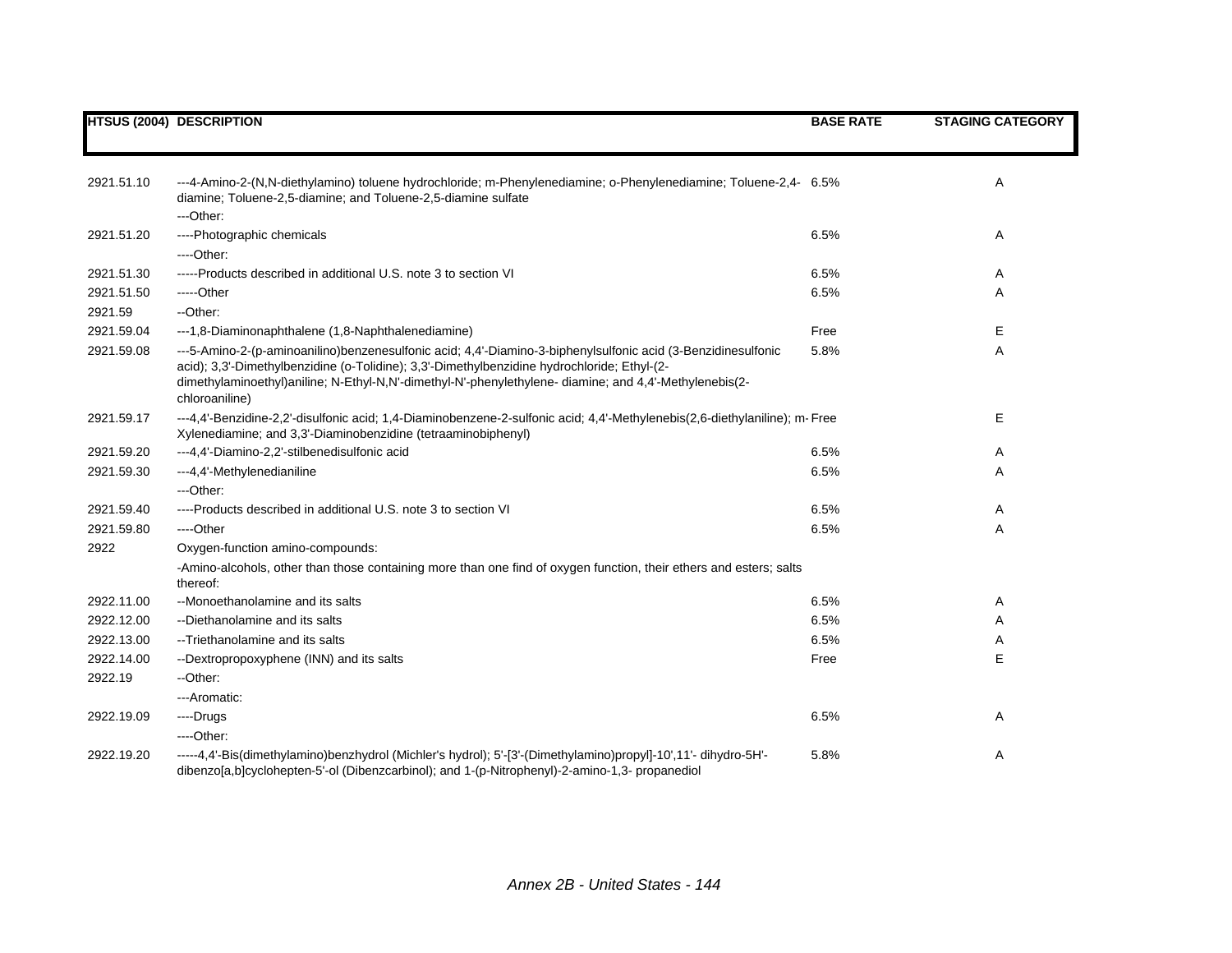| HTSUS (2004) | DESCRIPTION | BASE RATE | STAGING CATEGORY |
|---|---|---|---|
| 2921.51.10 | ---4-Amino-2-(N,N-diethylamino) toluene hydrochloride; m-Phenylenediamine; o-Phenylenediamine; Toluene-2,4-diamine; Toluene-2,5-diamine; and Toluene-2,5-diamine sulfate | 6.5% | A |
| | ---Other: | | |
| 2921.51.20 | ----Photographic chemicals | 6.5% | A |
| | ----Other: | | |
| 2921.51.30 | -----Products described in additional U.S. note 3 to section VI | 6.5% | A |
| 2921.51.50 | -----Other | 6.5% | A |
| 2921.59 | --Other: | | |
| 2921.59.04 | ---1,8-Diaminonaphthalene (1,8-Naphthalenediamine) | Free | E |
| 2921.59.08 | ---5-Amino-2-(p-aminoanilino)benzenesulfonic acid; 4,4'-Diamino-3-biphenylsulfonic acid (3-Benzidinesulfonic acid); 3,3'-Dimethylbenzidine (o-Tolidine); 3,3'-Dimethylbenzidine hydrochloride; Ethyl-(2-dimethylaminoethyl)aniline; N-Ethyl-N,N'-dimethyl-N'-phenylethylene- diamine; and 4,4'-Methylenebis(2-chloroaniline) | 5.8% | A |
| 2921.59.17 | ---4,4'-Benzidine-2,2'-disulfonic acid; 1,4-Diaminobenzene-2-sulfonic acid; 4,4'-Methylenebis(2,6-diethylaniline); m-Xylenediamine; and 3,3'-Diaminobenzidine (tetraaminobiphenyl) | Free | E |
| 2921.59.20 | ---4,4'-Diamino-2,2'-stilbenedisulfonic acid | 6.5% | A |
| 2921.59.30 | ---4,4'-Methylenedianiline | 6.5% | A |
| | ---Other: | | |
| 2921.59.40 | ----Products described in additional U.S. note 3 to section VI | 6.5% | A |
| 2921.59.80 | ----Other | 6.5% | A |
| 2922 | Oxygen-function amino-compounds: | | |
| | -Amino-alcohols, other than those containing more than one find of oxygen function, their ethers and esters; salts thereof: | | |
| 2922.11.00 | --Monoethanolamine and its salts | 6.5% | A |
| 2922.12.00 | --Diethanolamine and its salts | 6.5% | A |
| 2922.13.00 | --Triethanolamine and its salts | 6.5% | A |
| 2922.14.00 | --Dextropropoxyphene (INN) and its salts | Free | E |
| 2922.19 | --Other: | | |
| | ---Aromatic: | | |
| 2922.19.09 | ----Drugs | 6.5% | A |
| | ----Other: | | |
| 2922.19.20 | -----4,4'-Bis(dimethylamino)benzhydrol (Michler's hydrol); 5'-[3'-(Dimethylamino)propyl]-10',11'- dihydro-5H'-dibenzo[a,b]cyclohepten-5'-ol (Dibenzcarbinol); and 1-(p-Nitrophenyl)-2-amino-1,3- propanediol | 5.8% | A |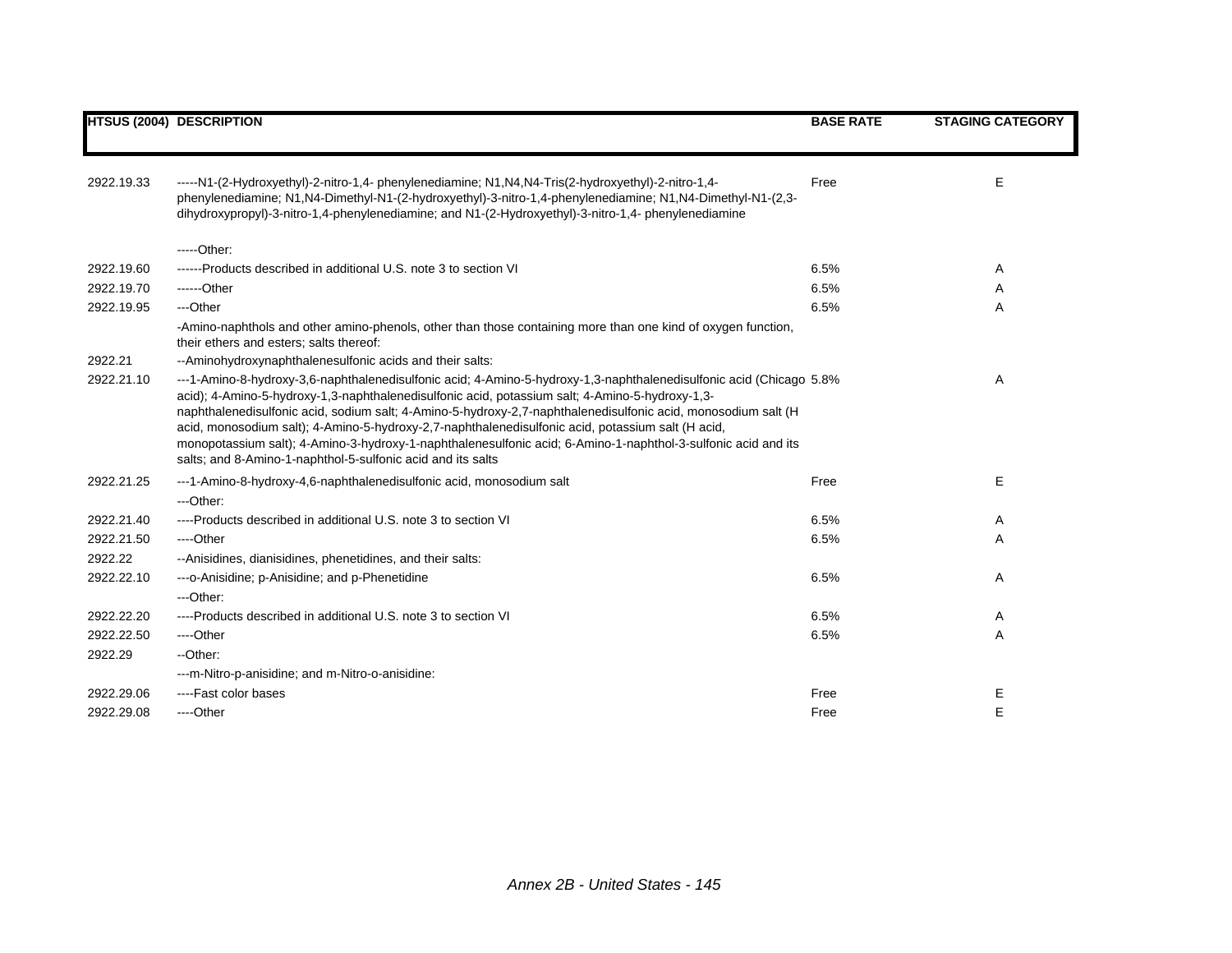| HTSUS (2004) | DESCRIPTION | BASE RATE | STAGING CATEGORY |
|---|---|---|---|
| 2922.19.33 | -----N1-(2-Hydroxyethyl)-2-nitro-1,4- phenylenediamine; N1,N4,N4-Tris(2-hydroxyethyl)-2-nitro-1,4-phenylenediamine; N1,N4-Dimethyl-N1-(2-hydroxyethyl)-3-nitro-1,4-phenylenediamine; N1,N4-Dimethyl-N1-(2,3-dihydroxypropyl)-3-nitro-1,4-phenylenediamine; and N1-(2-Hydroxyethyl)-3-nitro-1,4- phenylenediamine | Free | E |
| | -----Other: | | |
| 2922.19.60 | ------Products described in additional U.S. note 3 to section VI | 6.5% | A |
| 2922.19.70 | ------Other | 6.5% | A |
| 2922.19.95 | ---Other | 6.5% | A |
| | -Amino-naphthols and other amino-phenols, other than those containing more than one kind of oxygen function, their ethers and esters; salts thereof: | | |
| 2922.21 | --Aminohydroxynaphthalenesulfonic acids and their salts: | | |
| 2922.21.10 | ---1-Amino-8-hydroxy-3,6-naphthalenedisulfonic acid; 4-Amino-5-hydroxy-1,3-naphthalenedisulfonic acid (Chicago acid); 4-Amino-5-hydroxy-1,3-naphthalenedisulfonic acid, potassium salt; 4-Amino-5-hydroxy-1,3-naphthalenedisulfonic acid, sodium salt; 4-Amino-5-hydroxy-2,7-naphthalenedisulfonic acid, monosodium salt (H acid, monosodium salt); 4-Amino-5-hydroxy-2,7-naphthalenedisulfonic acid, potassium salt (H acid, monopotassium salt); 4-Amino-3-hydroxy-1-naphthalenesulfonic acid; 6-Amino-1-naphthol-3-sulfonic acid and its salts; and 8-Amino-1-naphthol-5-sulfonic acid and its salts | 5.8% | A |
| 2922.21.25 | ---1-Amino-8-hydroxy-4,6-naphthalenedisulfonic acid, monosodium salt | Free | E |
| | ---Other: | | |
| 2922.21.40 | ----Products described in additional U.S. note 3 to section VI | 6.5% | A |
| 2922.21.50 | ----Other | 6.5% | A |
| 2922.22 | --Anisidines, dianisidines, phenetidines, and their salts: | | |
| 2922.22.10 | ---o-Anisidine; p-Anisidine; and p-Phenetidine | 6.5% | A |
| | ---Other: | | |
| 2922.22.20 | ----Products described in additional U.S. note 3 to section VI | 6.5% | A |
| 2922.22.50 | ----Other | 6.5% | A |
| 2922.29 | --Other: | | |
| | ---m-Nitro-p-anisidine; and m-Nitro-o-anisidine: | | |
| 2922.29.06 | ----Fast color bases | Free | E |
| 2922.29.08 | ----Other | Free | E |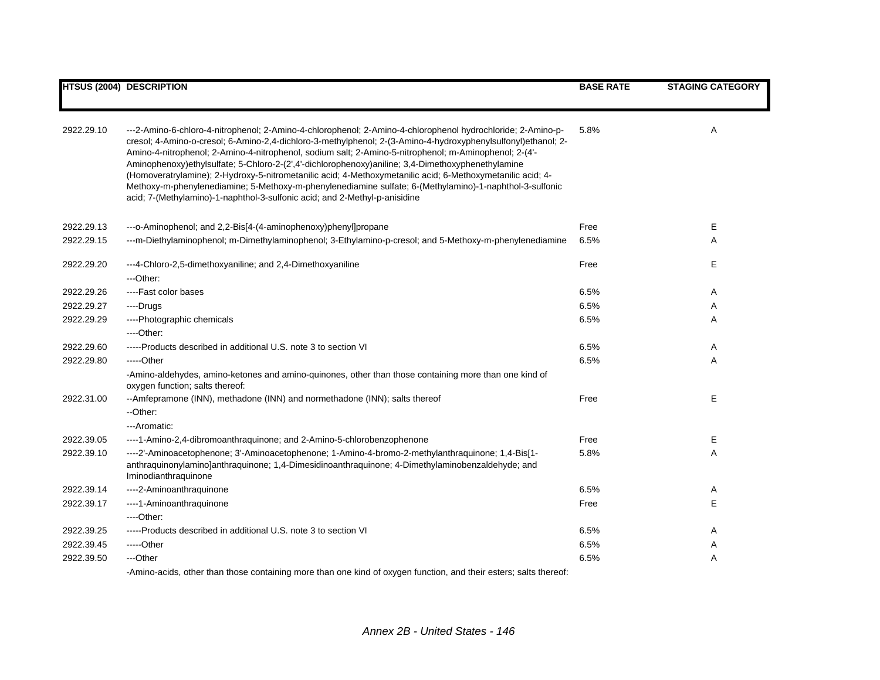| HTSUS (2004) | DESCRIPTION | BASE RATE | STAGING CATEGORY |
|---|---|---|---|
| 2922.29.10 | ---2-Amino-6-chloro-4-nitrophenol; 2-Amino-4-chlorophenol; 2-Amino-4-chlorophenol hydrochloride; 2-Amino-p-cresol; 4-Amino-o-cresol; 6-Amino-2,4-dichloro-3-methylphenol; 2-(3-Amino-4-hydroxyphenylsulfonyl)ethanol; 2-Amino-4-nitrophenol; 2-Amino-4-nitrophenol, sodium salt; 2-Amino-5-nitrophenol; m-Aminophenol; 2-(4'-Aminophenoxy)ethylsulfate; 5-Chloro-2-(2',4'-dichlorophenoxy)aniline; 3,4-Dimethoxyphenethylamine (Homoveratrylamine); 2-Hydroxy-5-nitrometanilic acid; 4-Methoxymetanilic acid; 6-Methoxymetanilic acid; 4-Methoxy-m-phenylenediamine; 5-Methoxy-m-phenylenediamine sulfate; 6-(Methylamino)-1-naphthol-3-sulfonic acid; 7-(Methylamino)-1-naphthol-3-sulfonic acid; and 2-Methyl-p-anisidine | 5.8% | A |
| 2922.29.13 | ---o-Aminophenol; and 2,2-Bis[4-(4-aminophenoxy)phenyl]propane | Free | E |
| 2922.29.15 | ---m-Diethylaminophenol; m-Dimethylaminophenol; 3-Ethylamino-p-cresol; and 5-Methoxy-m-phenylenediamine | 6.5% | A |
| 2922.29.20 | ---4-Chloro-2,5-dimethoxyaniline; and 2,4-Dimethoxyaniline | Free | E |
| | ---Other: | | |
| 2922.29.26 | ----Fast color bases | 6.5% | A |
| 2922.29.27 | ----Drugs | 6.5% | A |
| 2922.29.29 | ----Photographic chemicals | 6.5% | A |
| | ----Other: | | |
| 2922.29.60 | -----Products described in additional U.S. note 3 to section VI | 6.5% | A |
| 2922.29.80 | -----Other | 6.5% | A |
| | -Amino-aldehydes, amino-ketones and amino-quinones, other than those containing more than one kind of oxygen function; salts thereof: | | |
| 2922.31.00 | --Amfepramone (INN), methadone (INN) and normethadone (INN); salts thereof | Free | E |
| | --Other: | | |
| | ---Aromatic: | | |
| 2922.39.05 | ----1-Amino-2,4-dibromoanthraquinone; and 2-Amino-5-chlorobenzophenone | Free | E |
| 2922.39.10 | ----2'-Aminoacetophenone; 3'-Aminoacetophenone; 1-Amino-4-bromo-2-methylanthraquinone; 1,4-Bis[1-anthraquinonylamino]anthraquinone; 1,4-Dimesidinoanthraquinone; 4-Dimethylaminobenzaldehyde; and Iminodianthraquinone | 5.8% | A |
| 2922.39.14 | ----2-Aminoanthraquinone | 6.5% | A |
| 2922.39.17 | ----1-Aminoanthraquinone | Free | E |
| | ----Other: | | |
| 2922.39.25 | -----Products described in additional U.S. note 3 to section VI | 6.5% | A |
| 2922.39.45 | -----Other | 6.5% | A |
| 2922.39.50 | ---Other | 6.5% | A |
| | -Amino-acids, other than those containing more than one kind of oxygen function, and their esters; salts thereof: | | |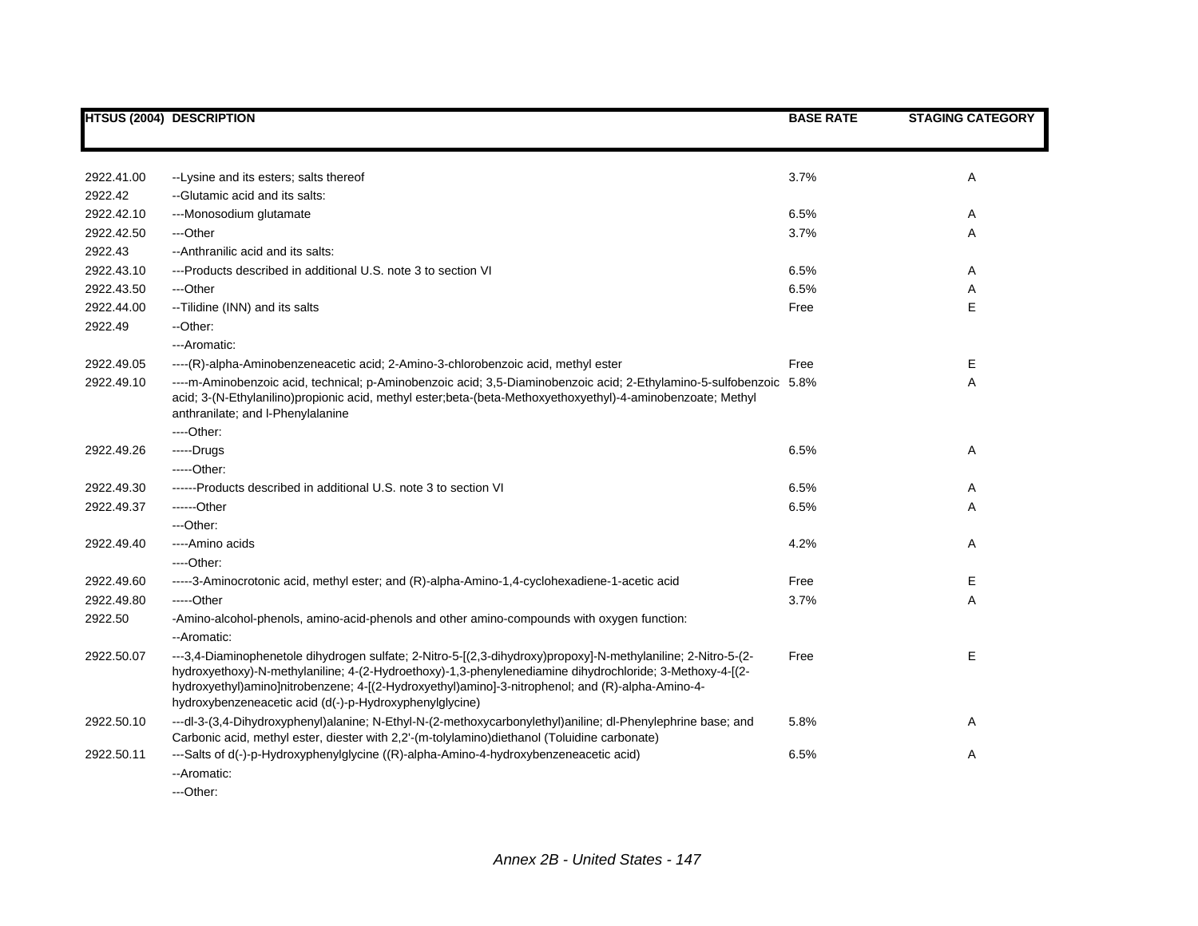| HTSUS (2004) | DESCRIPTION | BASE RATE | STAGING CATEGORY |
|---|---|---|---|
| 2922.41.00 | --Lysine and its esters; salts thereof | 3.7% | A |
| 2922.42 | --Glutamic acid and its salts: | | |
| 2922.42.10 | ---Monosodium glutamate | 6.5% | A |
| 2922.42.50 | ---Other | 3.7% | A |
| 2922.43 | --Anthranilic acid and its salts: | | |
| 2922.43.10 | ---Products described in additional U.S. note 3 to section VI | 6.5% | A |
| 2922.43.50 | ---Other | 6.5% | A |
| 2922.44.00 | --Tilidine (INN) and its salts | Free | E |
| 2922.49 | --Other: | | |
| | ---Aromatic: | | |
| 2922.49.05 | ----(R)-alpha-Aminobenzeneacetic acid; 2-Amino-3-chlorobenzoic acid, methyl ester | Free | E |
| 2922.49.10 | ----m-Aminobenzoic acid, technical; p-Aminobenzoic acid; 3,5-Diaminobenzoic acid; 2-Ethylamino-5-sulfobenzoic acid; 3-(N-Ethylanilino)propionic acid, methyl ester;beta-(beta-Methoxyethoxyethyl)-4-aminobenzoate; Methyl anthranilate; and l-Phenylalanine | 5.8% | A |
| | ----Other: | | |
| 2922.49.26 | -----Drugs | 6.5% | A |
| | -----Other: | | |
| 2922.49.30 | ------Products described in additional U.S. note 3 to section VI | 6.5% | A |
| 2922.49.37 | ------Other | 6.5% | A |
| | ---Other: | | |
| 2922.49.40 | ----Amino acids | 4.2% | A |
| | ----Other: | | |
| 2922.49.60 | -----3-Aminocrotonic acid, methyl ester; and (R)-alpha-Amino-1,4-cyclohexadiene-1-acetic acid | Free | E |
| 2922.49.80 | -----Other | 3.7% | A |
| 2922.50 | -Amino-alcohol-phenols, amino-acid-phenols and other amino-compounds with oxygen function: | | |
| | --Aromatic: | | |
| 2922.50.07 | ---3,4-Diaminophenetole dihydrogen sulfate; 2-Nitro-5-[(2,3-dihydroxy)propoxy]-N-methylaniline; 2-Nitro-5-(2-hydroxyethoxy)-N-methylaniline; 4-(2-Hydroethoxy)-1,3-phenylenediamine dihydrochloride; 3-Methoxy-4-[(2-hydroxyethyl)amino]nitrobenzene; 4-[(2-Hydroxyethyl)amino]-3-nitrophenol; and (R)-alpha-Amino-4-hydroxybenzeneacetic acid (d(-)-p-Hydroxyphenylglycine) | Free | E |
| 2922.50.10 | ---dl-3-(3,4-Dihydroxyphenyl)alanine; N-Ethyl-N-(2-methoxycarbonylethyl)aniline; dl-Phenylephrine base; and Carbonic acid, methyl ester, diester with 2,2'-(m-tolylamino)diethanol (Toluidine carbonate) | 5.8% | A |
| 2922.50.11 | ---Salts of d(-)-p-Hydroxyphenylglycine ((R)-alpha-Amino-4-hydroxybenzeneacetic acid) | 6.5% | A |
| | --Aromatic: | | |
| | ---Other: | | |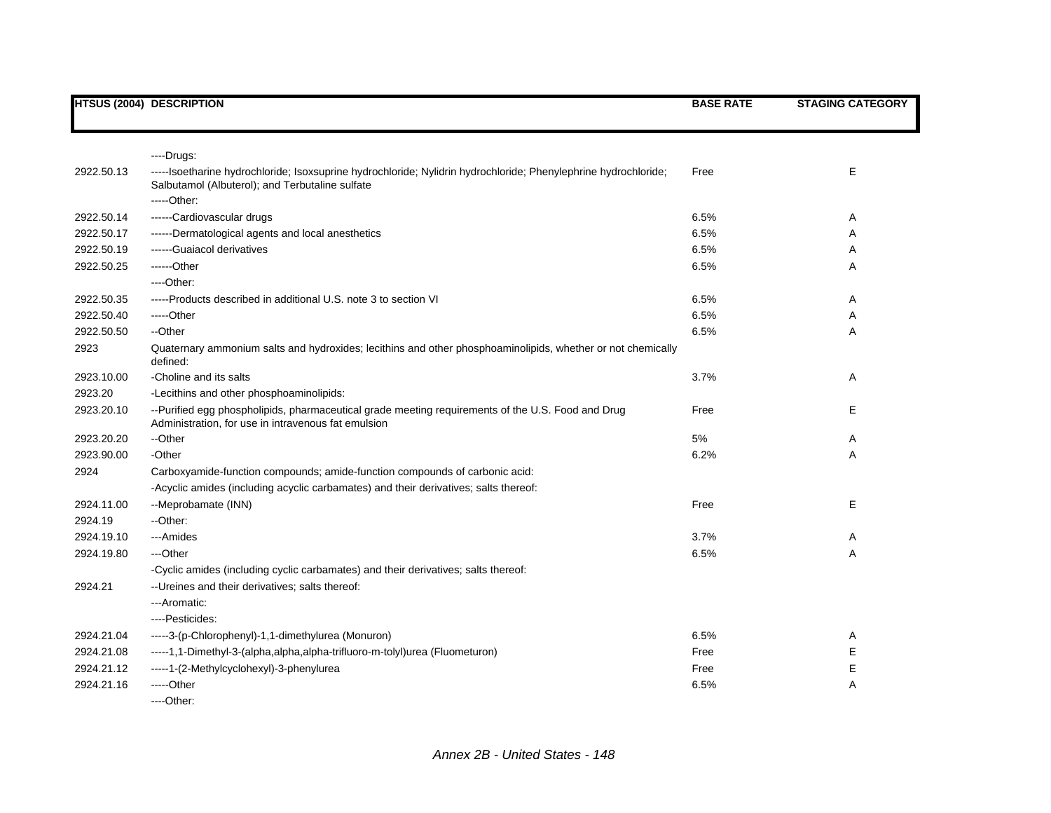| HTSUS (2004) | DESCRIPTION | BASE RATE | STAGING CATEGORY |
|---|---|---|---|
| | ----Drugs: | | |
| 2922.50.13 | -----Isoetharine hydrochloride; Isoxsuprine hydrochloride; Nylidrin hydrochloride; Phenylephrine hydrochloride; Salbutamol (Albuterol); and Terbutaline sulfate | Free | E |
| | -----Other: | | |
| 2922.50.14 | ------Cardiovascular drugs | 6.5% | A |
| 2922.50.17 | ------Dermatological agents and local anesthetics | 6.5% | A |
| 2922.50.19 | ------Guaiacol derivatives | 6.5% | A |
| 2922.50.25 | ------Other | 6.5% | A |
| | ----Other: | | |
| 2922.50.35 | -----Products described in additional U.S. note 3 to section VI | 6.5% | A |
| 2922.50.40 | -----Other | 6.5% | A |
| 2922.50.50 | --Other | 6.5% | A |
| 2923 | Quaternary ammonium salts and hydroxides; lecithins and other phosphoaminolipids, whether or not chemically defined: | | |
| 2923.10.00 | -Choline and its salts | 3.7% | A |
| 2923.20 | -Lecithins and other phosphoaminolipids: | | |
| 2923.20.10 | --Purified egg phospholipids, pharmaceutical grade meeting requirements of the U.S. Food and Drug Administration, for use in intravenous fat emulsion | Free | E |
| 2923.20.20 | --Other | 5% | A |
| 2923.90.00 | -Other | 6.2% | A |
| 2924 | Carboxyamide-function compounds; amide-function compounds of carbonic acid: | | |
| | -Acyclic amides (including acyclic carbamates) and their derivatives; salts thereof: | | |
| 2924.11.00 | --Meprobamate (INN) | Free | E |
| 2924.19 | --Other: | | |
| 2924.19.10 | ---Amides | 3.7% | A |
| 2924.19.80 | ---Other | 6.5% | A |
| | -Cyclic amides (including cyclic carbamates) and their derivatives; salts thereof: | | |
| 2924.21 | --Ureines and their derivatives; salts thereof: | | |
| | ---Aromatic: | | |
| | ----Pesticides: | | |
| 2924.21.04 | -----3-(p-Chlorophenyl)-1,1-dimethylurea (Monuron) | 6.5% | A |
| 2924.21.08 | -----1,1-Dimethyl-3-(alpha,alpha,alpha-trifluoro-m-tolyl)urea (Fluometuron) | Free | E |
| 2924.21.12 | -----1-(2-Methylcyclohexyl)-3-phenylurea | Free | E |
| 2924.21.16 | -----Other | 6.5% | A |
| | ----Other: | | |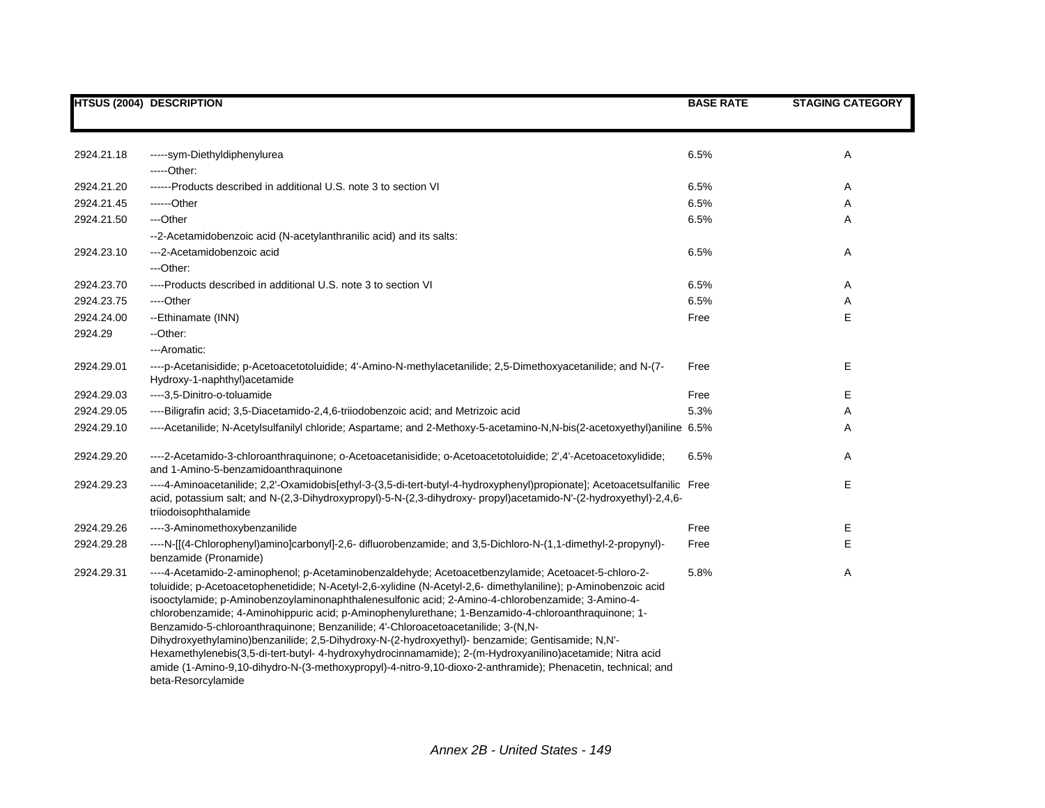| HTSUS (2004) | DESCRIPTION | BASE RATE | STAGING CATEGORY |
|---|---|---|---|
| 2924.21.18 | -----sym-Diethyldiphenylurea | 6.5% | A |
| | -----Other: | | |
| 2924.21.20 | ------Products described in additional U.S. note 3 to section VI | 6.5% | A |
| 2924.21.45 | ------Other | 6.5% | A |
| 2924.21.50 | ---Other | 6.5% | A |
| | --2-Acetamidobenzoic acid (N-acetylanthranilic acid) and its salts: | | |
| 2924.23.10 | ---2-Acetamidobenzoic acid | 6.5% | A |
| | ---Other: | | |
| 2924.23.70 | ----Products described in additional U.S. note 3 to section VI | 6.5% | A |
| 2924.23.75 | ----Other | 6.5% | A |
| 2924.24.00 | --Ethinamate (INN) | Free | E |
| 2924.29 | --Other: | | |
| | ---Aromatic: | | |
| 2924.29.01 | ----p-Acetanisidide; p-Acetoacetotoluidide; 4'-Amino-N-methylacetanilide; 2,5-Dimethoxyacetanilide; and N-(7-Hydroxy-1-naphthyl)acetamide | Free | E |
| 2924.29.03 | ----3,5-Dinitro-o-toluamide | Free | E |
| 2924.29.05 | ----Biligrafin acid; 3,5-Diacetamido-2,4,6-triiodobenzoic acid; and Metrizoic acid | 5.3% | A |
| 2924.29.10 | ----Acetanilide; N-Acetylsulfanilyl chloride; Aspartame; and 2-Methoxy-5-acetamino-N,N-bis(2-acetoxyethyl)aniline | 6.5% | A |
| 2924.29.20 | ----2-Acetamido-3-chloroanthraquinone; o-Acetoacetanisidide; o-Acetoacetotoluidide; 2',4'-Acetoacetoxylidide; and 1-Amino-5-benzamidoanthraquinone | 6.5% | A |
| 2924.29.23 | ----4-Aminoacetanilide; 2,2'-Oxamidobis[ethyl-3-(3,5-di-tert-butyl-4-hydroxyphenyl)propionate]; Acetoacetsulfanilic acid, potassium salt; and N-(2,3-Dihydroxypropyl)-5-N-(2,3-dihydroxy- propyl)acetamido-N'-(2-hydroxyethyl)-2,4,6-triiodoisophthalamide | Free | E |
| 2924.29.26 | ----3-Aminomethoxybenzanilide | Free | E |
| 2924.29.28 | ----N-[[(4-Chlorophenyl)amino]carbonyl]-2,6- difluorobenzamide; and 3,5-Dichloro-N-(1,1-dimethyl-2-propynyl)-benzamide (Pronamide) | Free | E |
| 2924.29.31 | ----4-Acetamido-2-aminophenol; p-Acetaminobenzaldehyde; Acetoacetbenzylamide; Acetoacet-5-chloro-2-toluidide; p-Acetoacetophenetidide; N-Acetyl-2,6-xylidine (N-Acetyl-2,6- dimethylaniline); p-Aminobenzoic acid isooctylamide; p-Aminobenzoylaminonaphthalenesulfonic acid; 2-Amino-4-chlorobenzamide; 3-Amino-4-chlorobenzamide; 4-Aminohippuric acid; p-Aminophenylurethane; 1-Benzamido-4-chloroanthraquinone; 1-Benzamido-5-chloroanthraquinone; Benzanilide; 4'-Chloroacetoacetanilide; 3-(N,N-Dihydroxyethylamino)benzanilide; 2,5-Dihydroxy-N-(2-hydroxyethyl)- benzamide; Gentisamide; N,N'-Hexamethylenebis(3,5-di-tert-butyl- 4-hydroxyhydrocinnamamide); 2-(m-Hydroxyanilino)acetamide; Nitra acid amide (1-Amino-9,10-dihydro-N-(3-methoxypropyl)-4-nitro-9,10-dioxo-2-anthramide); Phenacetin, technical; and beta-Resorcylamide | 5.8% | A |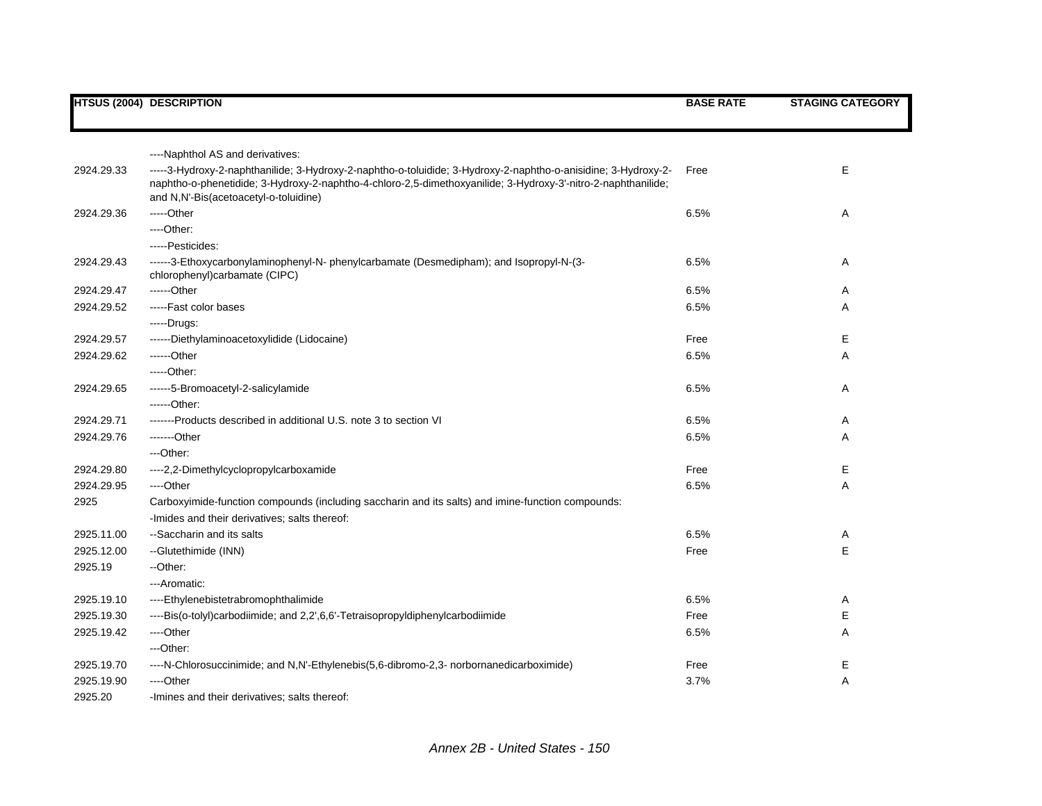| HTSUS (2004) | DESCRIPTION | BASE RATE | STAGING CATEGORY |
|---|---|---|---|
| | ----Naphthol AS and derivatives: | | |
| 2924.29.33 | -----3-Hydroxy-2-naphthanilide; 3-Hydroxy-2-naphtho-o-toluidide; 3-Hydroxy-2-naphtho-o-anisidine; 3-Hydroxy-2-naphtho-o-phenetidide; 3-Hydroxy-2-naphtho-4-chloro-2,5-dimethoxyanilide; 3-Hydroxy-3'-nitro-2-naphthanilide; and N,N'-Bis(acetoacetyl-o-toluidine) | Free | E |
| 2924.29.36 | -----Other | 6.5% | A |
| | ----Other: | | |
| | -----Pesticides: | | |
| 2924.29.43 | ------3-Ethoxycarbonylaminophenyl-N- phenylcarbamate (Desmedipham); and Isopropyl-N-(3-chlorophenyl)carbamate (CIPC) | 6.5% | A |
| 2924.29.47 | ------Other | 6.5% | A |
| 2924.29.52 | -----Fast color bases | 6.5% | A |
| | -----Drugs: | | |
| 2924.29.57 | ------Diethylaminoacetoxylidide (Lidocaine) | Free | E |
| 2924.29.62 | ------Other | 6.5% | A |
| | -----Other: | | |
| 2924.29.65 | ------5-Bromoacetyl-2-salicylamide | 6.5% | A |
| | ------Other: | | |
| 2924.29.71 | -------Products described in additional U.S. note 3 to section VI | 6.5% | A |
| 2924.29.76 | -------Other | 6.5% | A |
| | ---Other: | | |
| 2924.29.80 | ----2,2-Dimethylcyclopropylcarboxamide | Free | E |
| 2924.29.95 | ----Other | 6.5% | A |
| 2925 | Carboxyimide-function compounds (including saccharin and its salts) and imine-function compounds: | | |
| | -Imides and their derivatives; salts thereof: | | |
| 2925.11.00 | --Saccharin and its salts | 6.5% | A |
| 2925.12.00 | --Glutethimide (INN) | Free | E |
| 2925.19 | --Other: | | |
| | ---Aromatic: | | |
| 2925.19.10 | ----Ethylenebistetrabromophthalimide | 6.5% | A |
| 2925.19.30 | ----Bis(o-tolyl)carbodiimide; and 2,2',6,6'-Tetraisopropyldiphenylcarbodiimide | Free | E |
| 2925.19.42 | ----Other | 6.5% | A |
| | ---Other: | | |
| 2925.19.70 | ----N-Chlorosuccinimide; and N,N'-Ethylenebis(5,6-dibromo-2,3- norbornanedicarboximide) | Free | E |
| 2925.19.90 | ----Other | 3.7% | A |
| 2925.20 | -Imines and their derivatives; salts thereof: | | |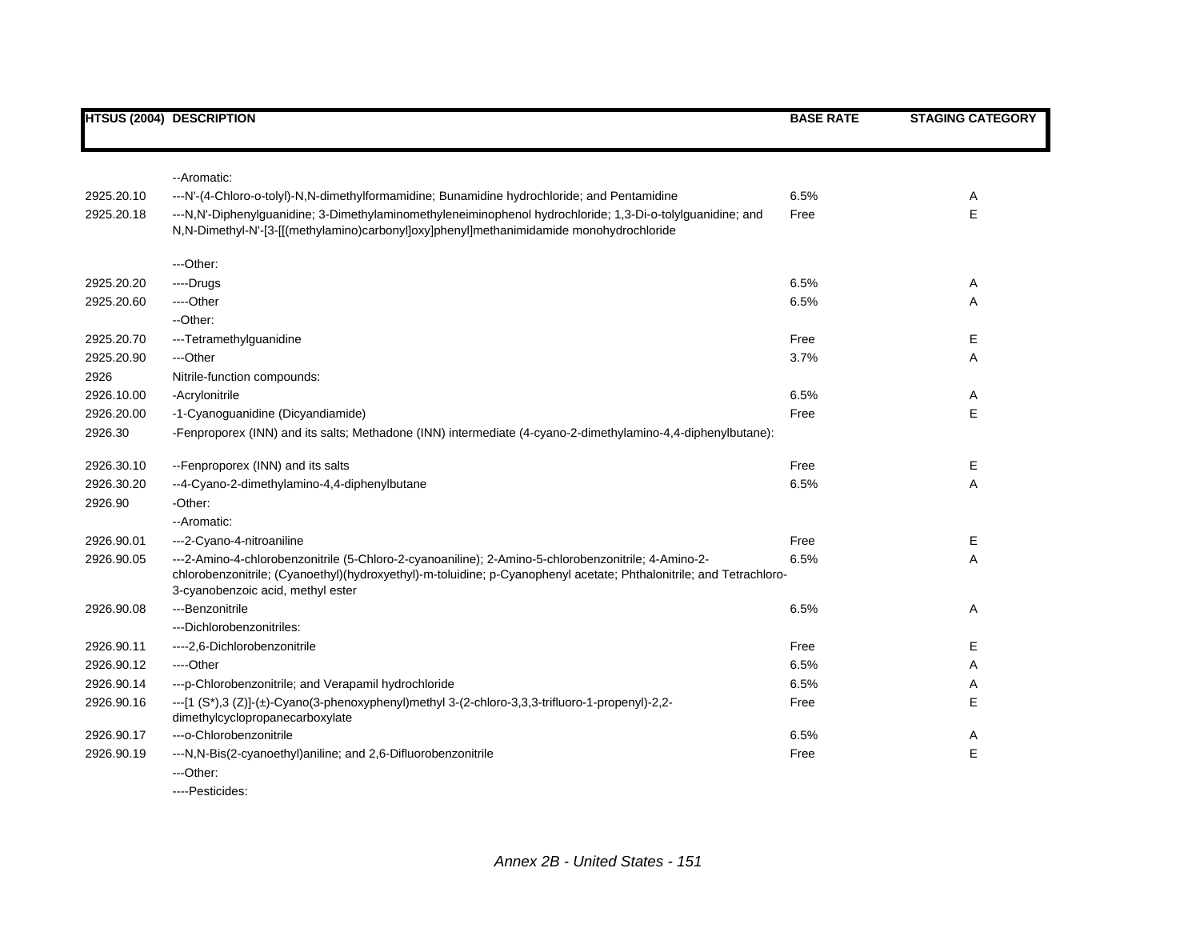| HTSUS (2004) | DESCRIPTION | BASE RATE | STAGING CATEGORY |
|---|---|---|---|
| | --Aromatic: | | |
| 2925.20.10 | ---N'-(4-Chloro-o-tolyl)-N,N-dimethylformamidine; Bunamidine hydrochloride; and Pentamidine | 6.5% | A |
| 2925.20.18 | ---N,N'-Diphenylguanidine; 3-Dimethylaminomethyleneiminophenol hydrochloride; 1,3-Di-o-tolylguanidine; and N,N-Dimethyl-N'-[3-[[(methylamino)carbonyl]oxy]phenyl]methanimidamide monohydrochloride | Free | E |
| | ---Other: | | |
| 2925.20.20 | ----Drugs | 6.5% | A |
| 2925.20.60 | ----Other | 6.5% | A |
| | --Other: | | |
| 2925.20.70 | ---Tetramethylguanidine | Free | E |
| 2925.20.90 | ---Other | 3.7% | A |
| 2926 | Nitrile-function compounds: | | |
| 2926.10.00 | -Acrylonitrile | 6.5% | A |
| 2926.20.00 | -1-Cyanoguanidine (Dicyandiamide) | Free | E |
| 2926.30 | -Fenproporex (INN) and its salts; Methadone (INN) intermediate (4-cyano-2-dimethylamino-4,4-diphenylbutane): | | |
| 2926.30.10 | --Fenproporex (INN) and its salts | Free | E |
| 2926.30.20 | --4-Cyano-2-dimethylamino-4,4-diphenylbutane | 6.5% | A |
| 2926.90 | -Other: | | |
| | --Aromatic: | | |
| 2926.90.01 | ---2-Cyano-4-nitroaniline | Free | E |
| 2926.90.05 | ---2-Amino-4-chlorobenzonitrile (5-Chloro-2-cyanoaniline); 2-Amino-5-chlorobenzonitrile; 4-Amino-2-chlorobenzonitrile; (Cyanoethyl)(hydroxyethyl)-m-toluidine; p-Cyanophenyl acetate; Phthalonitrile; and Tetrachloro-3-cyanobenzoic acid, methyl ester | 6.5% | A |
| 2926.90.08 | ---Benzonitrile | 6.5% | A |
| | ---Dichlorobenzonitriles: | | |
| 2926.90.11 | ----2,6-Dichlorobenzonitrile | Free | E |
| 2926.90.12 | ----Other | 6.5% | A |
| 2926.90.14 | ---p-Chlorobenzonitrile; and Verapamil hydrochloride | 6.5% | A |
| 2926.90.16 | ---[1 (S*),3 (Z)]-(±)-Cyano(3-phenoxyphenyl)methyl 3-(2-chloro-3,3,3-trifluoro-1-propenyl)-2,2-dimethylcyclopropanecarboxylate | Free | E |
| 2926.90.17 | ---o-Chlorobenzonitrile | 6.5% | A |
| 2926.90.19 | ---N,N-Bis(2-cyanoethyl)aniline; and 2,6-Difluorobenzonitrile | Free | E |
| | ---Other: | | |
| | ----Pesticides: | | |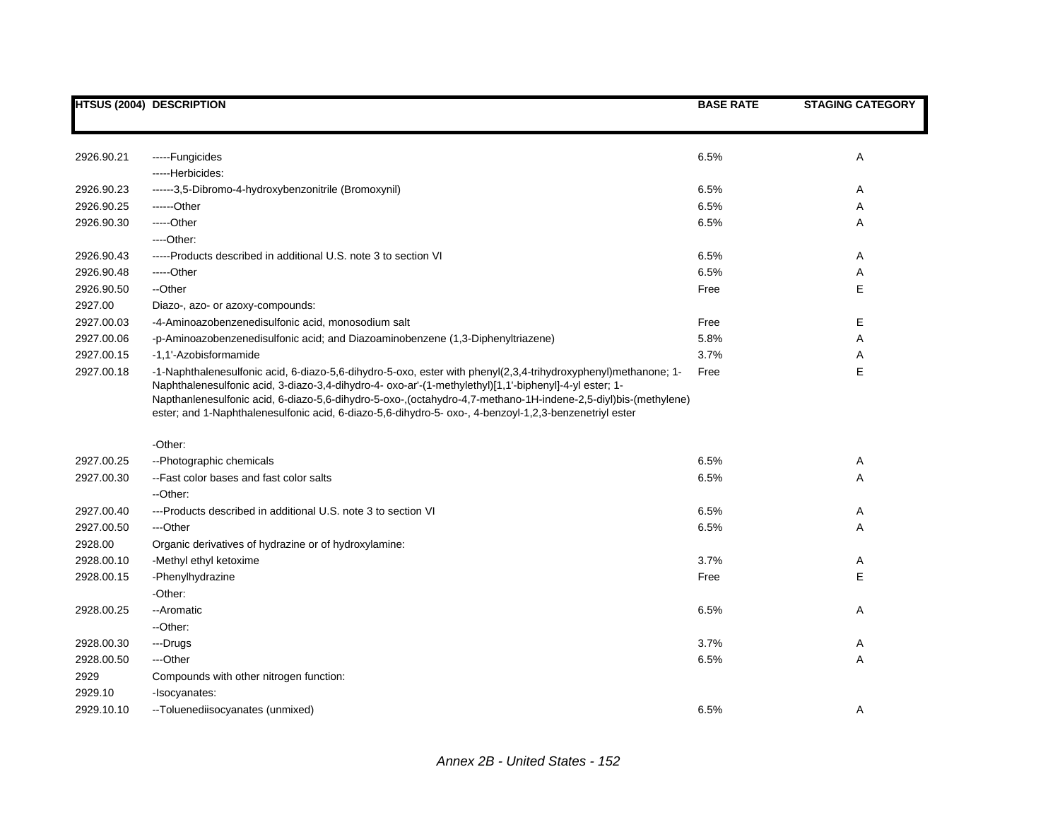| HTSUS (2004) | DESCRIPTION | BASE RATE | STAGING CATEGORY |
|---|---|---|---|
| 2926.90.21 | -----Fungicides | 6.5% | A |
| | -----Herbicides: | | |
| 2926.90.23 | ------3,5-Dibromo-4-hydroxybenzonitrile (Bromoxynil) | 6.5% | A |
| 2926.90.25 | ------Other | 6.5% | A |
| 2926.90.30 | -----Other | 6.5% | A |
| | ----Other: | | |
| 2926.90.43 | -----Products described in additional U.S. note 3 to section VI | 6.5% | A |
| 2926.90.48 | -----Other | 6.5% | A |
| 2926.90.50 | --Other | Free | E |
| 2927.00 | Diazo-, azo- or azoxy-compounds: | | |
| 2927.00.03 | -4-Aminoazobenzenedisulfonic acid, monosodium salt | Free | E |
| 2927.00.06 | -p-Aminoazobenzenedisulfonic acid; and Diazoaminobenzene (1,3-Diphenyltriazene) | 5.8% | A |
| 2927.00.15 | -1,1'-Azobisformamide | 3.7% | A |
| 2927.00.18 | -1-Naphthalenesulfonic acid, 6-diazo-5,6-dihydro-5-oxo, ester with phenyl(2,3,4-trihydroxyphenyl)methanone; 1-Naphthalenesulfonic acid, 3-diazo-3,4-dihydro-4- oxo-ar'-(1-methylethyl)[1,1'-biphenyl]-4-yl ester; 1-Napthanlenesulfonic acid, 6-diazo-5,6-dihydro-5-oxo-,(octahydro-4,7-methano-1H-indene-2,5-diyl)bis-(methylene) ester; and 1-Naphthalenesulfonic acid, 6-diazo-5,6-dihydro-5- oxo-, 4-benzoyl-1,2,3-benzenetriyl ester | Free | E |
| | -Other: | | |
| 2927.00.25 | --Photographic chemicals | 6.5% | A |
| 2927.00.30 | --Fast color bases and fast color salts | 6.5% | A |
| | --Other: | | |
| 2927.00.40 | ---Products described in additional U.S. note 3 to section VI | 6.5% | A |
| 2927.00.50 | ---Other | 6.5% | A |
| 2928.00 | Organic derivatives of hydrazine or of hydroxylamine: | | |
| 2928.00.10 | -Methyl ethyl ketoxime | 3.7% | A |
| 2928.00.15 | -Phenylhydrazine | Free | E |
| | -Other: | | |
| 2928.00.25 | --Aromatic | 6.5% | A |
| | --Other: | | |
| 2928.00.30 | ---Drugs | 3.7% | A |
| 2928.00.50 | ---Other | 6.5% | A |
| 2929 | Compounds with other nitrogen function: | | |
| 2929.10 | -Isocyanates: | | |
| 2929.10.10 | --Toluenediisocyanates (unmixed) | 6.5% | A |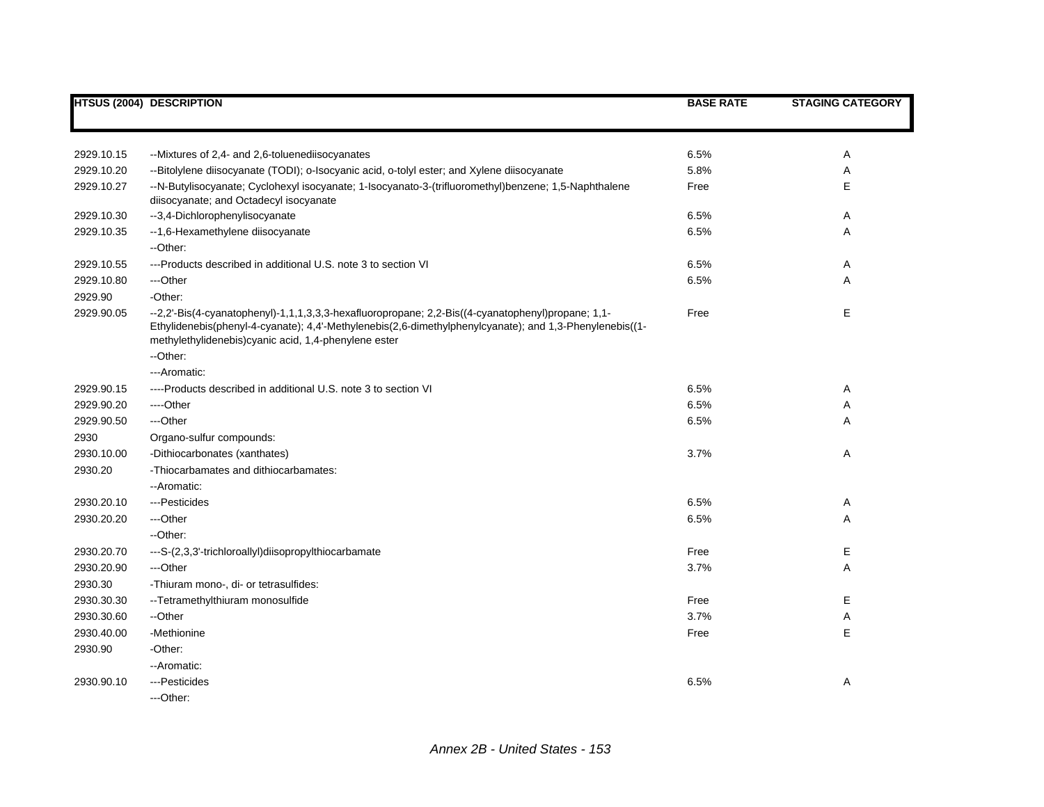| HTSUS (2004) | DESCRIPTION | BASE RATE | STAGING CATEGORY |
|---|---|---|---|
| 2929.10.15 | --Mixtures of 2,4- and 2,6-toluenediisocyanates | 6.5% | A |
| 2929.10.20 | --Bitolylene diisocyanate (TODI); o-Isocyanic acid, o-tolyl ester; and Xylene diisocyanate | 5.8% | A |
| 2929.10.27 | --N-Butylisocyanate; Cyclohexyl isocyanate; 1-Isocyanato-3-(trifluoromethyl)benzene; 1,5-Naphthalene diisocyanate; and Octadecyl isocyanate | Free | E |
| 2929.10.30 | --3,4-Dichlorophenylisocyanate | 6.5% | A |
| 2929.10.35 | --1,6-Hexamethylene diisocyanate | 6.5% | A |
| | --Other: | | |
| 2929.10.55 | ---Products described in additional U.S. note 3 to section VI | 6.5% | A |
| 2929.10.80 | ---Other | 6.5% | A |
| 2929.90 | -Other: | | |
| 2929.90.05 | --2,2'-Bis(4-cyanatophenyl)-1,1,1,3,3,3-hexafluoropropane; 2,2-Bis((4-cyanatophenyl)propane; 1,1-Ethylidenebis(phenyl-4-cyanate); 4,4'-Methylenebis(2,6-dimethylphenylcyanate); and 1,3-Phenylenebis((1-methylethylidenebis)cyanic acid, 1,4-phenylene ester | Free | E |
| | --Other: | | |
| | ---Aromatic: | | |
| 2929.90.15 | ----Products described in additional U.S. note 3 to section VI | 6.5% | A |
| 2929.90.20 | ----Other | 6.5% | A |
| 2929.90.50 | ---Other | 6.5% | A |
| 2930 | Organo-sulfur compounds: | | |
| 2930.10.00 | -Dithiocarbonates (xanthates) | 3.7% | A |
| 2930.20 | -Thiocarbamates and dithiocarbamates: | | |
| | --Aromatic: | | |
| 2930.20.10 | ---Pesticides | 6.5% | A |
| 2930.20.20 | ---Other | 6.5% | A |
| | --Other: | | |
| 2930.20.70 | ---S-(2,3,3'-trichloroallyl)diisopropylthiocarbamate | Free | E |
| 2930.20.90 | ---Other | 3.7% | A |
| 2930.30 | -Thiuram mono-, di- or tetrasulfides: | | |
| 2930.30.30 | --Tetramethylthiuram monosulfide | Free | E |
| 2930.30.60 | --Other | 3.7% | A |
| 2930.40.00 | -Methionine | Free | E |
| 2930.90 | -Other: | | |
| | --Aromatic: | | |
| 2930.90.10 | ---Pesticides | 6.5% | A |
| | ---Other: | | |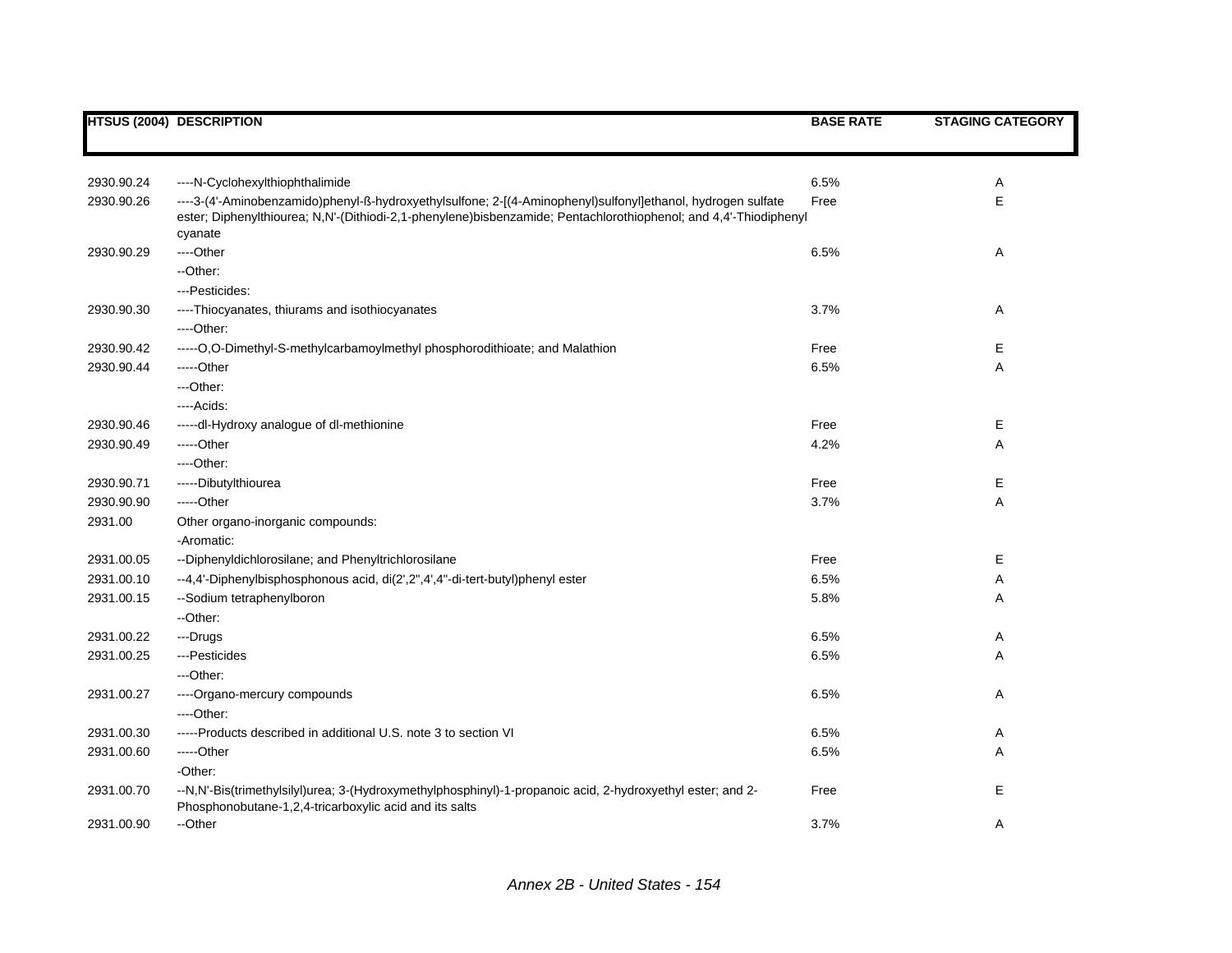| HTSUS (2004) | DESCRIPTION | BASE RATE | STAGING CATEGORY |
|---|---|---|---|
| 2930.90.24 | ----N-Cyclohexylthiophthalimide | 6.5% | A |
| 2930.90.26 | ----3-(4'-Aminobenzamido)phenyl-ß-hydroxyethylsulfone; 2-[(4-Aminophenyl)sulfonyl]ethanol, hydrogen sulfate ester; Diphenylthiourea; N,N'-(Dithiodi-2,1-phenylene)bisbenzamide; Pentachlorothiophenol; and 4,4'-Thiodiphenyl cyanate | Free | E |
| 2930.90.29 | ----Other | 6.5% | A |
| | --Other: | | |
| | ---Pesticides: | | |
| 2930.90.30 | ----Thiocyanates, thiurams and isothiocyanates | 3.7% | A |
| | ----Other: | | |
| 2930.90.42 | -----O,O-Dimethyl-S-methylcarbamoylmethyl phosphorodithioate; and Malathion | Free | E |
| 2930.90.44 | -----Other | 6.5% | A |
| | ---Other: | | |
| | ----Acids: | | |
| 2930.90.46 | -----dl-Hydroxy analogue of dl-methionine | Free | E |
| 2930.90.49 | -----Other | 4.2% | A |
| | ----Other: | | |
| 2930.90.71 | -----Dibutylthiourea | Free | E |
| 2930.90.90 | -----Other | 3.7% | A |
| 2931.00 | Other organo-inorganic compounds: | | |
| | -Aromatic: | | |
| 2931.00.05 | --Diphenyldichlorosilane; and Phenyltrichlorosilane | Free | E |
| 2931.00.10 | --4,4'-Diphenylbisphosphonous acid, di(2',2",4',4"-di-tert-butyl)phenyl ester | 6.5% | A |
| 2931.00.15 | --Sodium tetraphenylboron | 5.8% | A |
| | --Other: | | |
| 2931.00.22 | ---Drugs | 6.5% | A |
| 2931.00.25 | ---Pesticides | 6.5% | A |
| | ---Other: | | |
| 2931.00.27 | ----Organo-mercury compounds | 6.5% | A |
| | ----Other: | | |
| 2931.00.30 | -----Products described in additional U.S. note 3 to section VI | 6.5% | A |
| 2931.00.60 | -----Other | 6.5% | A |
| | -Other: | | |
| 2931.00.70 | --N,N'-Bis(trimethylsilyl)urea; 3-(Hydroxymethylphosphinyl)-1-propanoic acid, 2-hydroxyethyl ester; and 2-Phosphonobutane-1,2,4-tricarboxylic acid and its salts | Free | E |
| 2931.00.90 | --Other | 3.7% | A |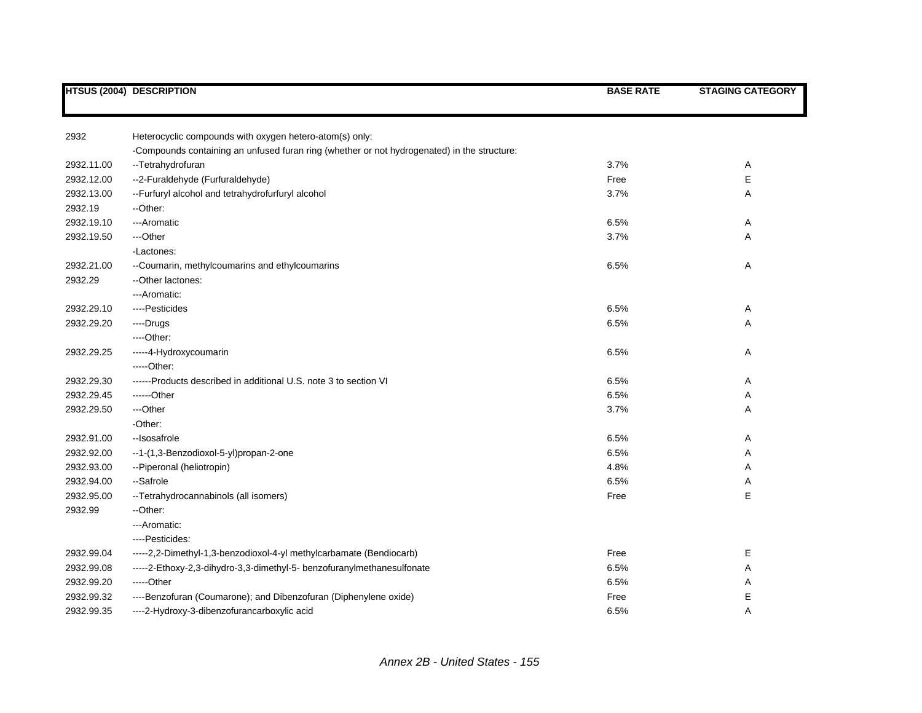| HTSUS (2004) | DESCRIPTION | BASE RATE | STAGING CATEGORY |
|---|---|---|---|
| 2932 | Heterocyclic compounds with oxygen hetero-atom(s) only: | | |
| | -Compounds containing an unfused furan ring (whether or not hydrogenated) in the structure: | | |
| 2932.11.00 | --Tetrahydrofuran | 3.7% | A |
| 2932.12.00 | --2-Furaldehyde (Furfuraldehyde) | Free | E |
| 2932.13.00 | --Furfuryl alcohol and tetrahydrofurfuryl alcohol | 3.7% | A |
| 2932.19 | --Other: | | |
| 2932.19.10 | ---Aromatic | 6.5% | A |
| 2932.19.50 | ---Other | 3.7% | A |
| | -Lactones: | | |
| 2932.21.00 | --Coumarin, methylcoumarins and ethylcoumarins | 6.5% | A |
| 2932.29 | --Other lactones: | | |
| | ---Aromatic: | | |
| 2932.29.10 | ----Pesticides | 6.5% | A |
| 2932.29.20 | ----Drugs | 6.5% | A |
| | ----Other: | | |
| 2932.29.25 | -----4-Hydroxycoumarin | 6.5% | A |
| | -----Other: | | |
| 2932.29.30 | ------Products described in additional U.S. note 3 to section VI | 6.5% | A |
| 2932.29.45 | ------Other | 6.5% | A |
| 2932.29.50 | ---Other | 3.7% | A |
| | -Other: | | |
| 2932.91.00 | --Isosafrole | 6.5% | A |
| 2932.92.00 | --1-(1,3-Benzodioxol-5-yl)propan-2-one | 6.5% | A |
| 2932.93.00 | --Piperonal (heliotropin) | 4.8% | A |
| 2932.94.00 | --Safrole | 6.5% | A |
| 2932.95.00 | --Tetrahydrocannabinols (all isomers) | Free | E |
| 2932.99 | --Other: | | |
| | ---Aromatic: | | |
| | ----Pesticides: | | |
| 2932.99.04 | -----2,2-Dimethyl-1,3-benzodioxol-4-yl methylcarbamate (Bendiocarb) | Free | E |
| 2932.99.08 | -----2-Ethoxy-2,3-dihydro-3,3-dimethyl-5- benzofuranylmethanesulfonate | 6.5% | A |
| 2932.99.20 | -----Other | 6.5% | A |
| 2932.99.32 | ----Benzofuran (Coumarone); and Dibenzofuran (Diphenylene oxide) | Free | E |
| 2932.99.35 | ----2-Hydroxy-3-dibenzofurancarboxylic acid | 6.5% | A |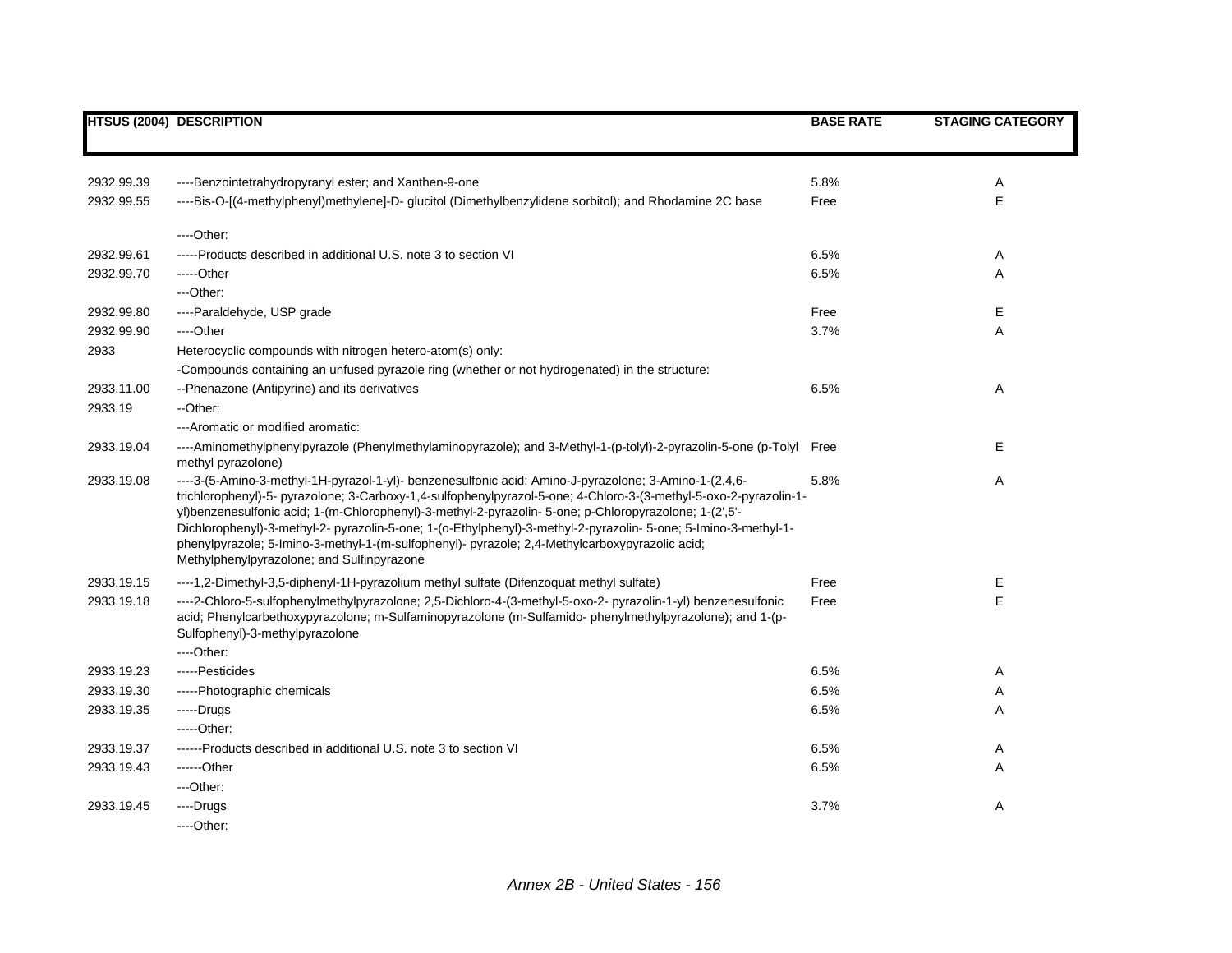| HTSUS (2004) | DESCRIPTION | BASE RATE | STAGING CATEGORY |
|---|---|---|---|
| 2932.99.39 | ----Benzointetrahydropyranyl ester; and Xanthen-9-one | 5.8% | A |
| 2932.99.55 | ----Bis-O-[(4-methylphenyl)methylene]-D- glucitol (Dimethylbenzylidene sorbitol); and Rhodamine 2C base | Free | E |
| | ----Other: | | |
| 2932.99.61 | -----Products described in additional U.S. note 3 to section VI | 6.5% | A |
| 2932.99.70 | -----Other | 6.5% | A |
| | ---Other: | | |
| 2932.99.80 | ----Paraldehyde, USP grade | Free | E |
| 2932.99.90 | ----Other | 3.7% | A |
| 2933 | Heterocyclic compounds with nitrogen hetero-atom(s) only: | | |
| | -Compounds containing an unfused pyrazole ring (whether or not hydrogenated) in the structure: | | |
| 2933.11.00 | --Phenazone (Antipyrine) and its derivatives | 6.5% | A |
| 2933.19 | --Other: | | |
| | ---Aromatic or modified aromatic: | | |
| 2933.19.04 | ----Aminomethylphenylpyrazole (Phenylmethylaminopyrazole); and 3-Methyl-1-(p-tolyl)-2-pyrazolin-5-one (p-Tolyl methyl pyrazolone) | Free | E |
| 2933.19.08 | ----3-(5-Amino-3-methyl-1H-pyrazol-1-yl)- benzenesulfonic acid; Amino-J-pyrazolone; 3-Amino-1-(2,4,6-trichlorophenyl)-5- pyrazolone; 3-Carboxy-1,4-sulfophenylpyrazol-5-one; 4-Chloro-3-(3-methyl-5-oxo-2-pyrazolin-1-yl)benzenesulfonic acid; 1-(m-Chlorophenyl)-3-methyl-2-pyrazolin- 5-one; p-Chloropyrazolone; 1-(2',5'-Dichlorophenyl)-3-methyl-2- pyrazolin-5-one; 1-(o-Ethylphenyl)-3-methyl-2-pyrazolin- 5-one; 5-Imino-3-methyl-1-phenylpyrazole; 5-Imino-3-methyl-1-(m-sulfophenyl)- pyrazole; 2,4-Methylcarboxypyrazolic acid; Methylphenylpyrazolone; and Sulfinpyrazone | 5.8% | A |
| 2933.19.15 | ----1,2-Dimethyl-3,5-diphenyl-1H-pyrazolium methyl sulfate (Difenzoquat methyl sulfate) | Free | E |
| 2933.19.18 | ----2-Chloro-5-sulfophenylmethylpyrazolone; 2,5-Dichloro-4-(3-methyl-5-oxo-2- pyrazolin-1-yl) benzenesulfonic acid; Phenylcarbethoxypyrazolone; m-Sulfaminopyrazolone (m-Sulfamido- phenylmethylpyrazolone); and 1-(p-Sulfophenyl)-3-methylpyrazolone | Free | E |
| | ----Other: | | |
| 2933.19.23 | -----Pesticides | 6.5% | A |
| 2933.19.30 | -----Photographic chemicals | 6.5% | A |
| 2933.19.35 | -----Drugs | 6.5% | A |
| | -----Other: | | |
| 2933.19.37 | ------Products described in additional U.S. note 3 to section VI | 6.5% | A |
| 2933.19.43 | ------Other | 6.5% | A |
| | ---Other: | | |
| 2933.19.45 | ----Drugs | 3.7% | A |
| | ----Other: | | |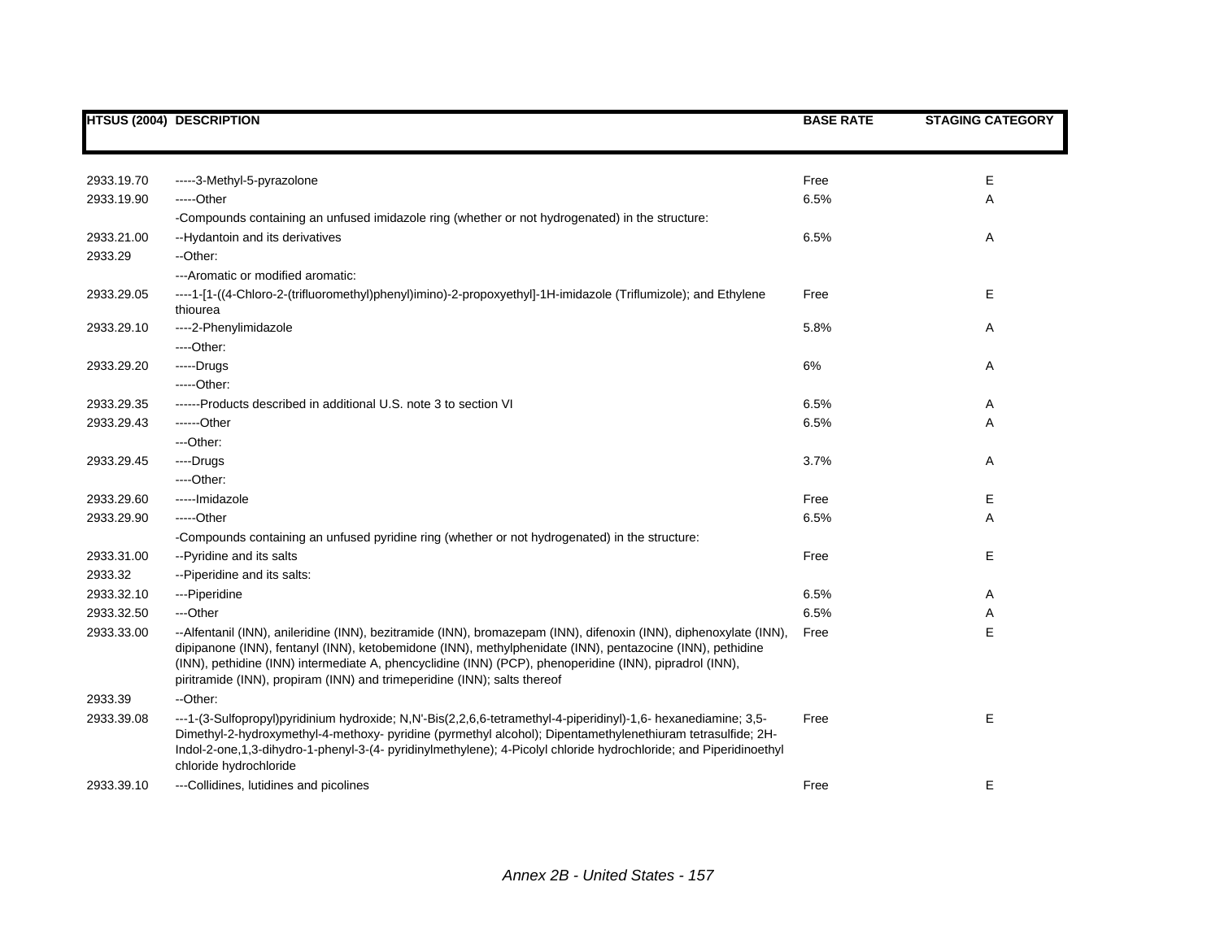| HTSUS (2004) | DESCRIPTION | BASE RATE | STAGING CATEGORY |
|---|---|---|---|
| 2933.19.70 | -----3-Methyl-5-pyrazolone | Free | E |
| 2933.19.90 | -----Other | 6.5% | A |
| | -Compounds containing an unfused imidazole ring (whether or not hydrogenated) in the structure: | | |
| 2933.21.00 | --Hydantoin and its derivatives | 6.5% | A |
| 2933.29 | --Other: | | |
| | ---Aromatic or modified aromatic: | | |
| 2933.29.05 | ----1-[1-((4-Chloro-2-(trifluoromethyl)phenyl)imino)-2-propoxyethyl]-1H-imidazole (Triflumizole); and Ethylene thiourea | Free | E |
| 2933.29.10 | ----2-Phenylimidazole | 5.8% | A |
| | ----Other: | | |
| 2933.29.20 | -----Drugs | 6% | A |
| | -----Other: | | |
| 2933.29.35 | ------Products described in additional U.S. note 3 to section VI | 6.5% | A |
| 2933.29.43 | ------Other | 6.5% | A |
| | ---Other: | | |
| 2933.29.45 | ----Drugs | 3.7% | A |
| | ----Other: | | |
| 2933.29.60 | -----Imidazole | Free | E |
| 2933.29.90 | -----Other | 6.5% | A |
| | -Compounds containing an unfused pyridine ring (whether or not hydrogenated) in the structure: | | |
| 2933.31.00 | --Pyridine and its salts | Free | E |
| 2933.32 | --Piperidine and its salts: | | |
| 2933.32.10 | ---Piperidine | 6.5% | A |
| 2933.32.50 | ---Other | 6.5% | A |
| 2933.33.00 | --Alfentanil (INN), anileridine (INN), bezitramide (INN), bromazepam (INN), difenoxin (INN), diphenoxylate (INN), dipipanone (INN), fentanyl (INN), ketobemidone (INN), methylphenidate (INN), pentazocine (INN), pethidine (INN), pethidine (INN) intermediate A, phencyclidine (INN) (PCP), phenoperidine (INN), pipradrol (INN), piritramide (INN), propiram (INN) and trimeperidine (INN); salts thereof | Free | E |
| 2933.39 | --Other: | | |
| 2933.39.08 | ---1-(3-Sulfopropyl)pyridinium hydroxide; N,N'-Bis(2,2,6,6-tetramethyl-4-piperidinyl)-1,6- hexanediamine; 3,5-Dimethyl-2-hydroxymethyl-4-methoxy- pyridine (pyrmethyl alcohol); Dipentamethylenethiuram tetrasulfide; 2H-Indol-2-one,1,3-dihydro-1-phenyl-3-(4- pyridinylmethylene); 4-Picolyl chloride hydrochloride; and Piperidinoethyl chloride hydrochloride | Free | E |
| 2933.39.10 | ---Collidines, lutidines and picolines | Free | E |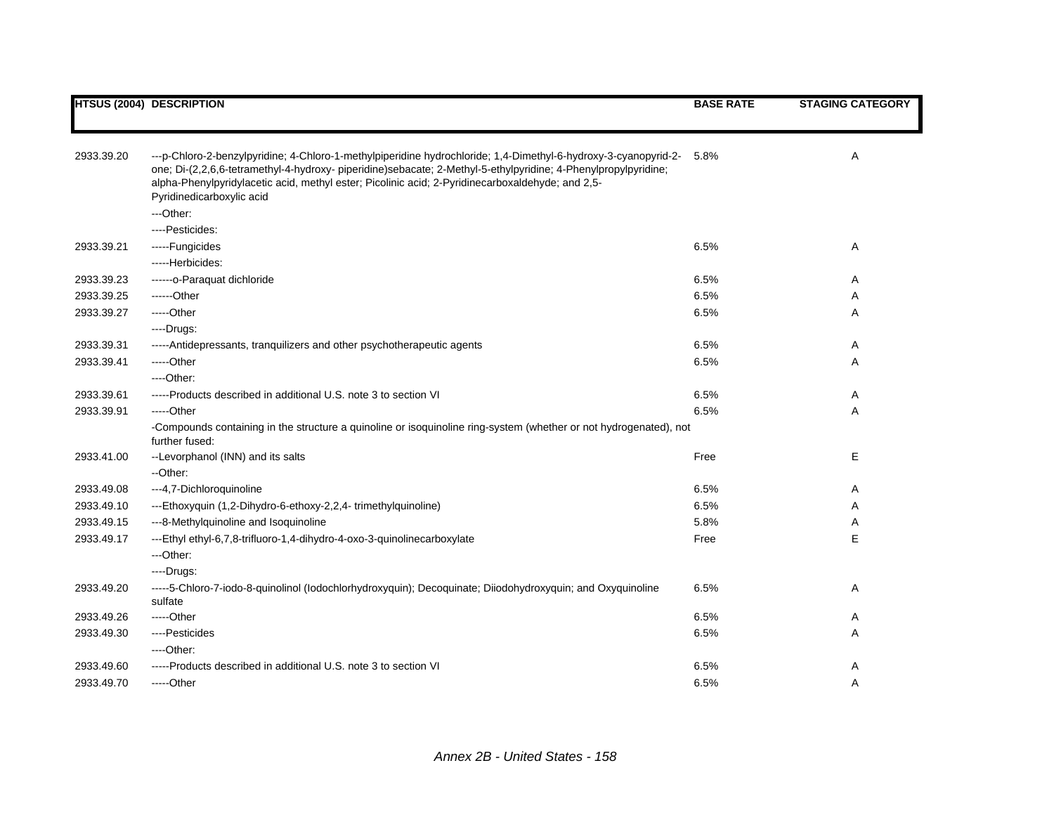| HTSUS (2004) | DESCRIPTION | BASE RATE | STAGING CATEGORY |
|---|---|---|---|
| 2933.39.20 | ---p-Chloro-2-benzylpyridine; 4-Chloro-1-methylpiperidine hydrochloride; 1,4-Dimethyl-6-hydroxy-3-cyanopyrid-2-one; Di-(2,2,6,6-tetramethyl-4-hydroxy- piperidine)sebacate; 2-Methyl-5-ethylpyridine; 4-Phenylpropylpyridine; alpha-Phenylpyridylacetic acid, methyl ester; Picolinic acid; 2-Pyridinecarboxaldehyde; and 2,5-Pyridinedicarboxylic acid | 5.8% | A |
| | ---Other: | | |
| | ----Pesticides: | | |
| 2933.39.21 | -----Fungicides | 6.5% | A |
| | -----Herbicides: | | |
| 2933.39.23 | ------o-Paraquat dichloride | 6.5% | A |
| 2933.39.25 | ------Other | 6.5% | A |
| 2933.39.27 | -----Other | 6.5% | A |
| | ----Drugs: | | |
| 2933.39.31 | -----Antidepressants, tranquilizers and other psychotherapeutic agents | 6.5% | A |
| 2933.39.41 | -----Other | 6.5% | A |
| | ----Other: | | |
| 2933.39.61 | -----Products described in additional U.S. note 3 to section VI | 6.5% | A |
| 2933.39.91 | -----Other | 6.5% | A |
| | -Compounds containing in the structure a quinoline or isoquinoline ring-system (whether or not hydrogenated), not further fused: | | |
| 2933.41.00 | --Levorphanol (INN) and its salts | Free | E |
| | --Other: | | |
| 2933.49.08 | ---4,7-Dichloroquinoline | 6.5% | A |
| 2933.49.10 | ---Ethoxyquin (1,2-Dihydro-6-ethoxy-2,2,4- trimethylquinoline) | 6.5% | A |
| 2933.49.15 | ---8-Methylquinoline and Isoquinoline | 5.8% | A |
| 2933.49.17 | ---Ethyl ethyl-6,7,8-trifluoro-1,4-dihydro-4-oxo-3-quinolinecarboxylate | Free | E |
| | ---Other: | | |
| | ----Drugs: | | |
| 2933.49.20 | -----5-Chloro-7-iodo-8-quinolinol (Iodochlorhydroxyquin); Decoquinate; Diiodohydroxyquin; and Oxyquinoline sulfate | 6.5% | A |
| 2933.49.26 | -----Other | 6.5% | A |
| 2933.49.30 | ----Pesticides | 6.5% | A |
| | ----Other: | | |
| 2933.49.60 | -----Products described in additional U.S. note 3 to section VI | 6.5% | A |
| 2933.49.70 | -----Other | 6.5% | A |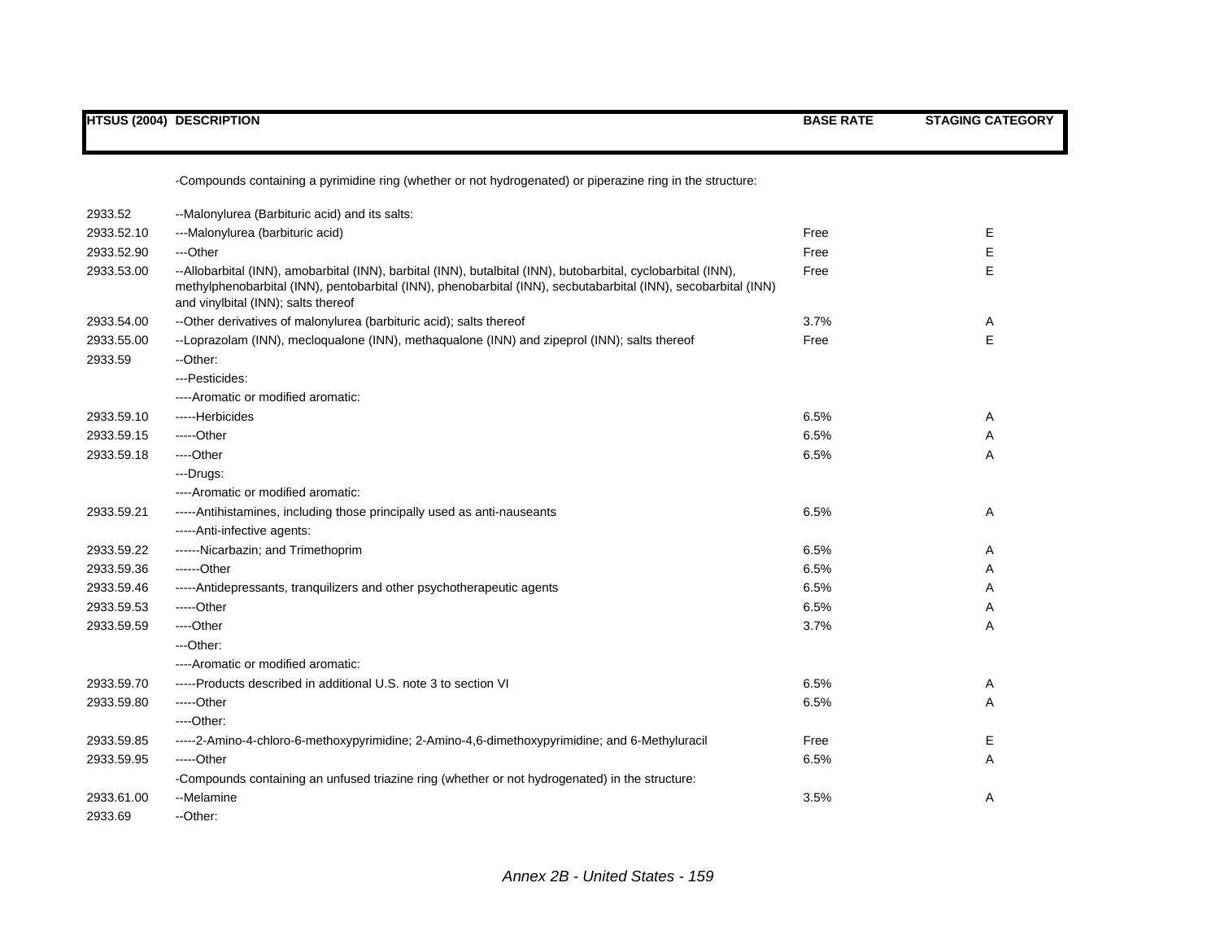| HTSUS (2004) | DESCRIPTION | BASE RATE | STAGING CATEGORY |
|---|---|---|---|
| | -Compounds containing a pyrimidine ring (whether or not hydrogenated) or piperazine ring in the structure: | | |
| 2933.52 | --Malonylurea (Barbituric acid) and its salts: | | |
| 2933.52.10 | ---Malonylurea (barbituric acid) | Free | E |
| 2933.52.90 | ---Other | Free | E |
| 2933.53.00 | --Allobarbital (INN), amobarbital (INN), barbital (INN), butalbital (INN), butobarbital, cyclobarbital (INN), methylphenobarbital (INN), pentobarbital (INN), phenobarbital (INN), secbutabarbital (INN), secobarbital (INN) and vinylbital (INN); salts thereof | Free | E |
| 2933.54.00 | --Other derivatives of malonylurea (barbituric acid); salts thereof | 3.7% | A |
| 2933.55.00 | --Loprazolam (INN), mecloqualone (INN), methaqualone (INN) and zipeprol (INN); salts thereof | Free | E |
| 2933.59 | --Other: | | |
| | ---Pesticides: | | |
| | ----Aromatic or modified aromatic: | | |
| 2933.59.10 | -----Herbicides | 6.5% | A |
| 2933.59.15 | -----Other | 6.5% | A |
| 2933.59.18 | ----Other | 6.5% | A |
| | ---Drugs: | | |
| | ----Aromatic or modified aromatic: | | |
| 2933.59.21 | -----Antihistamines, including those principally used as anti-nauseants | 6.5% | A |
| | -----Anti-infective agents: | | |
| 2933.59.22 | ------Nicarbazin; and Trimethoprim | 6.5% | A |
| 2933.59.36 | ------Other | 6.5% | A |
| 2933.59.46 | -----Antidepressants, tranquilizers and other psychotherapeutic agents | 6.5% | A |
| 2933.59.53 | -----Other | 6.5% | A |
| 2933.59.59 | ----Other | 3.7% | A |
| | ---Other: | | |
| | ----Aromatic or modified aromatic: | | |
| 2933.59.70 | -----Products described in additional U.S. note 3 to section VI | 6.5% | A |
| 2933.59.80 | -----Other | 6.5% | A |
| | ----Other: | | |
| 2933.59.85 | -----2-Amino-4-chloro-6-methoxypyrimidine; 2-Amino-4,6-dimethoxypyrimidine; and 6-Methyluracil | Free | E |
| 2933.59.95 | -----Other | 6.5% | A |
| | -Compounds containing an unfused triazine ring (whether or not hydrogenated) in the structure: | | |
| 2933.61.00 | --Melamine | 3.5% | A |
| 2933.69 | --Other: | | |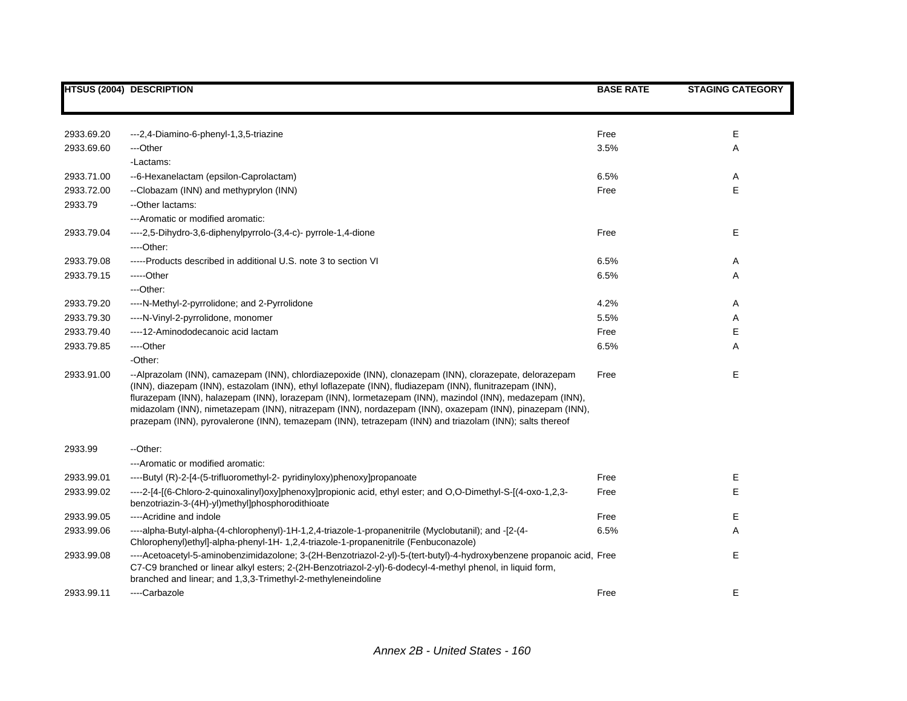| HTSUS (2004) | DESCRIPTION | BASE RATE | STAGING CATEGORY |
|---|---|---|---|
| 2933.69.20 | ---2,4-Diamino-6-phenyl-1,3,5-triazine | Free | E |
| 2933.69.60 | ---Other | 3.5% | A |
| | -Lactams: | | |
| 2933.71.00 | --6-Hexanelactam (epsilon-Caprolactam) | 6.5% | A |
| 2933.72.00 | --Clobazam (INN) and methyprylon (INN) | Free | E |
| 2933.79 | --Other lactams: | | |
| | ---Aromatic or modified aromatic: | | |
| 2933.79.04 | ----2,5-Dihydro-3,6-diphenylpyrrolo-(3,4-c)- pyrrole-1,4-dione | Free | E |
| | ----Other: | | |
| 2933.79.08 | -----Products described in additional U.S. note 3 to section VI | 6.5% | A |
| 2933.79.15 | -----Other | 6.5% | A |
| | ---Other: | | |
| 2933.79.20 | ----N-Methyl-2-pyrrolidone; and 2-Pyrrolidone | 4.2% | A |
| 2933.79.30 | ----N-Vinyl-2-pyrrolidone, monomer | 5.5% | A |
| 2933.79.40 | ----12-Aminododecanoic acid lactam | Free | E |
| 2933.79.85 | ----Other | 6.5% | A |
| | -Other: | | |
| 2933.91.00 | --Alprazolam (INN), camazepam (INN), chlordiazepoxide (INN), clonazepam (INN), clorazepate, delorazepam (INN), diazepam (INN), estazolam (INN), ethyl loflazepate (INN), fludiazepam (INN), flunitrazepam (INN), flurazepam (INN), halazepam (INN), lorazepam (INN), lormetazepam (INN), mazindol (INN), medazepam (INN), midazolam (INN), nimetazepam (INN), nitrazepam (INN), nordazepam (INN), oxazepam (INN), pinazepam (INN), prazepam (INN), pyrovalerone (INN), temazepam (INN), tetrazepam (INN) and triazolam (INN); salts thereof | Free | E |
| 2933.99 | --Other: | | |
| | ---Aromatic or modified aromatic: | | |
| 2933.99.01 | ----Butyl (R)-2-[4-(5-trifluoromethyl-2- pyridinyloxy)phenoxy]propanoate | Free | E |
| 2933.99.02 | ----2-[4-[(6-Chloro-2-quinoxalinyl)oxy]phenoxy]propionic acid, ethyl ester; and O,O-Dimethyl-S-[(4-oxo-1,2,3-benzotriazin-3-(4H)-yl)methyl]phosphorodithioate | Free | E |
| 2933.99.05 | ----Acridine and indole | Free | E |
| 2933.99.06 | ----alpha-Butyl-alpha-(4-chlorophenyl)-1H-1,2,4-triazole-1-propanenitrile (Myclobutanil); and -[2-(4-Chlorophenyl)ethyl]-alpha-phenyl-1H- 1,2,4-triazole-1-propanenitrile (Fenbuconazole) | 6.5% | A |
| 2933.99.08 | ----Acetoacetyl-5-aminobenzimidazolone; 3-(2H-Benzotriazol-2-yl)-5-(tert-butyl)-4-hydroxybenzene propanoic acid, C7-C9 branched or linear alkyl esters; 2-(2H-Benzotriazol-2-yl)-6-dodecyl-4-methyl phenol, in liquid form, branched and linear; and 1,3,3-Trimethyl-2-methyleneindoline | Free | E |
| 2933.99.11 | ----Carbazole | Free | E |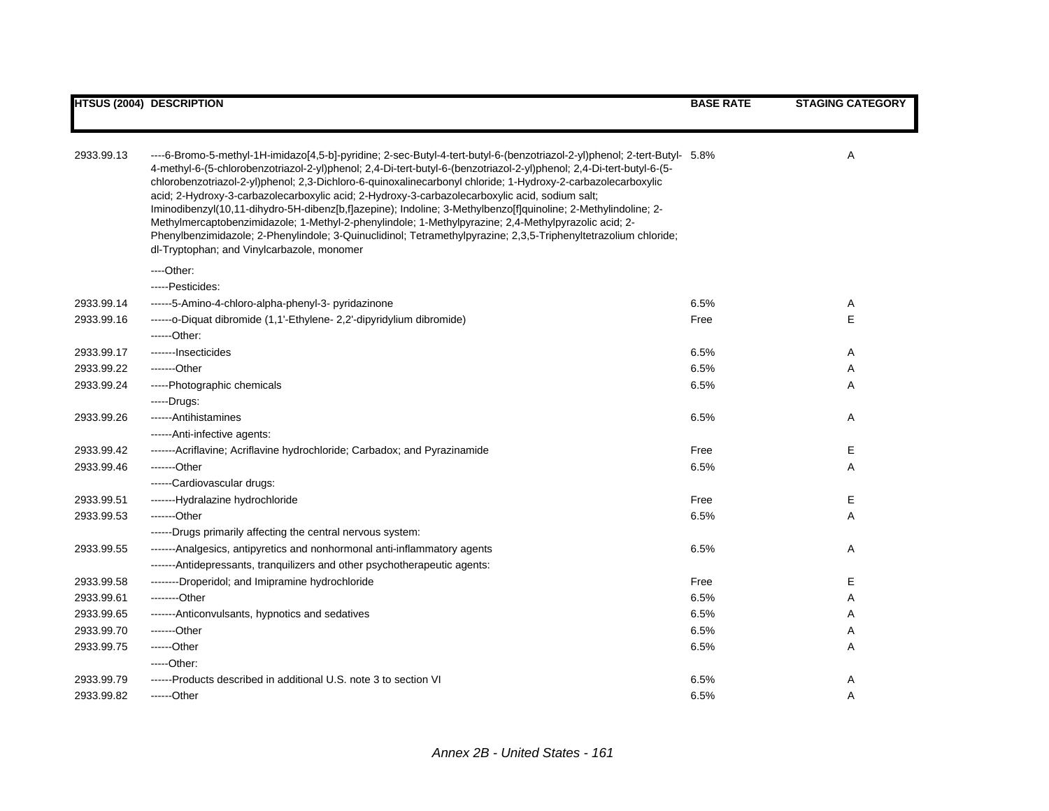| HTSUS (2004) | DESCRIPTION | BASE RATE | STAGING CATEGORY |
|---|---|---|---|
| 2933.99.13 | ----6-Bromo-5-methyl-1H-imidazo[4,5-b]-pyridine; 2-sec-Butyl-4-tert-butyl-6-(benzotriazol-2-yl)phenol; 2-tert-Butyl-4-methyl-6-(5-chlorobenzotriazol-2-yl)phenol; 2,4-Di-tert-butyl-6-(benzotriazol-2-yl)phenol; 2,4-Di-tert-butyl-6-(5-chlorobenzotriazol-2-yl)phenol; 2,3-Dichloro-6-quinoxalinecarbonyl chloride; 1-Hydroxy-2-carbazolecarboxylic acid; 2-Hydroxy-3-carbazolecarboxylic acid; 2-Hydroxy-3-carbazolecarboxylic acid, sodium salt; Iminodibenzyl(10,11-dihydro-5H-dibenz[b,f]azepine); Indoline; 3-Methylbenzo[f]quinoline; 2-Methylindoline; 2-Methylmercaptobenzimidazole; 1-Methyl-2-phenylindole; 1-Methylpyrazine; 2,4-Methylpyrazolic acid; 2-Phenylbenzimidazole; 2-Phenylindole; 3-Quinuclidinol; Tetramethylpyrazine; 2,3,5-Triphenyltetrazolium chloride; dl-Tryptophan; and Vinylcarbazole, monomer | 5.8% | A |
| | ----Other: | | |
| | -----Pesticides: | | |
| 2933.99.14 | ------5-Amino-4-chloro-alpha-phenyl-3- pyridazinone | 6.5% | A |
| 2933.99.16 | ------o-Diquat dibromide (1,1'-Ethylene- 2,2'-dipyridylium dibromide) | Free | E |
| | ------Other: | | |
| 2933.99.17 | -------Insecticides | 6.5% | A |
| 2933.99.22 | -------Other | 6.5% | A |
| 2933.99.24 | -----Photographic chemicals | 6.5% | A |
| | -----Drugs: | | |
| 2933.99.26 | ------Antihistamines | 6.5% | A |
| | ------Anti-infective agents: | | |
| 2933.99.42 | -------Acriflavine; Acriflavine hydrochloride; Carbadox; and Pyrazinamide | Free | E |
| 2933.99.46 | -------Other | 6.5% | A |
| | ------Cardiovascular drugs: | | |
| 2933.99.51 | -------Hydralazine hydrochloride | Free | E |
| 2933.99.53 | -------Other | 6.5% | A |
| | ------Drugs primarily affecting the central nervous system: | | |
| 2933.99.55 | -------Analgesics, antipyretics and nonhormonal anti-inflammatory agents | 6.5% | A |
| | -------Antidepressants, tranquilizers and other psychotherapeutic agents: | | |
| 2933.99.58 | --------Droperidol; and Imipramine hydrochloride | Free | E |
| 2933.99.61 | --------Other | 6.5% | A |
| 2933.99.65 | -------Anticonvulsants, hypnotics and sedatives | 6.5% | A |
| 2933.99.70 | -------Other | 6.5% | A |
| 2933.99.75 | ------Other | 6.5% | A |
| | -----Other: | | |
| 2933.99.79 | ------Products described in additional U.S. note 3 to section VI | 6.5% | A |
| 2933.99.82 | ------Other | 6.5% | A |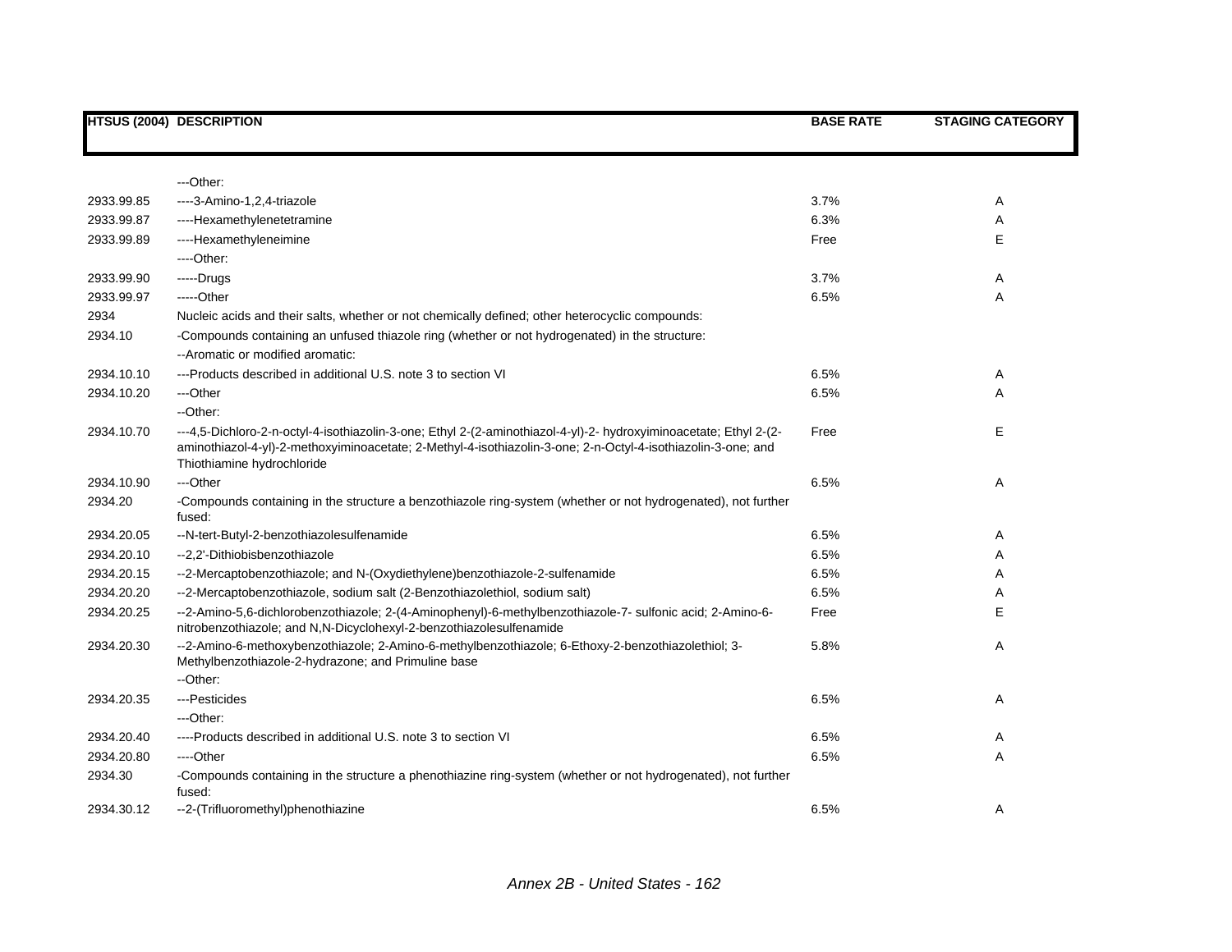| HTSUS (2004) | DESCRIPTION | BASE RATE | STAGING CATEGORY |
|---|---|---|---|
| | ---Other: | | |
| 2933.99.85 | ----3-Amino-1,2,4-triazole | 3.7% | A |
| 2933.99.87 | ----Hexamethylenetetramine | 6.3% | A |
| 2933.99.89 | ----Hexamethyleneimine | Free | E |
| | ----Other: | | |
| 2933.99.90 | -----Drugs | 3.7% | A |
| 2933.99.97 | -----Other | 6.5% | A |
| 2934 | Nucleic acids and their salts, whether or not chemically defined; other heterocyclic compounds: | | |
| 2934.10 | -Compounds containing an unfused thiazole ring (whether or not hydrogenated) in the structure: | | |
| | --Aromatic or modified aromatic: | | |
| 2934.10.10 | ---Products described in additional U.S. note 3 to section VI | 6.5% | A |
| 2934.10.20 | ---Other | 6.5% | A |
| | --Other: | | |
| 2934.10.70 | ---4,5-Dichloro-2-n-octyl-4-isothiazolin-3-one; Ethyl 2-(2-aminothiazol-4-yl)-2- hydroxyiminoacetate; Ethyl 2-(2-aminothiazol-4-yl)-2-methoxyiminoacetate; 2-Methyl-4-isothiazolin-3-one; 2-n-Octyl-4-isothiazolin-3-one; and Thiothiamine hydrochloride | Free | E |
| 2934.10.90 | ---Other | 6.5% | A |
| 2934.20 | -Compounds containing in the structure a benzothiazole ring-system (whether or not hydrogenated), not further fused: | | |
| 2934.20.05 | --N-tert-Butyl-2-benzothiazolesulfenamide | 6.5% | A |
| 2934.20.10 | --2,2'-Dithiobisbenzothiazole | 6.5% | A |
| 2934.20.15 | --2-Mercaptobenzothiazole; and N-(Oxydiethylene)benzothiazole-2-sulfenamide | 6.5% | A |
| 2934.20.20 | --2-Mercaptobenzothiazole, sodium salt (2-Benzothiazolethiol, sodium salt) | 6.5% | A |
| 2934.20.25 | --2-Amino-5,6-dichlorobenzothiazole; 2-(4-Aminophenyl)-6-methylbenzothiazole-7- sulfonic acid; 2-Amino-6-nitrobenzothiazole; and N,N-Dicyclohexyl-2-benzothiazolesulfenamide | Free | E |
| 2934.20.30 | --2-Amino-6-methoxybenzothiazole; 2-Amino-6-methylbenzothiazole; 6-Ethoxy-2-benzothiazolethiol; 3-Methylbenzothiazole-2-hydrazone; and Primuline base | 5.8% | A |
| | --Other: | | |
| 2934.20.35 | ---Pesticides | 6.5% | A |
| | ---Other: | | |
| 2934.20.40 | ----Products described in additional U.S. note 3 to section VI | 6.5% | A |
| 2934.20.80 | ----Other | 6.5% | A |
| 2934.30 | -Compounds containing in the structure a phenothiazine ring-system (whether or not hydrogenated), not further fused: | | |
| 2934.30.12 | --2-(Trifluoromethyl)phenothiazine | 6.5% | A |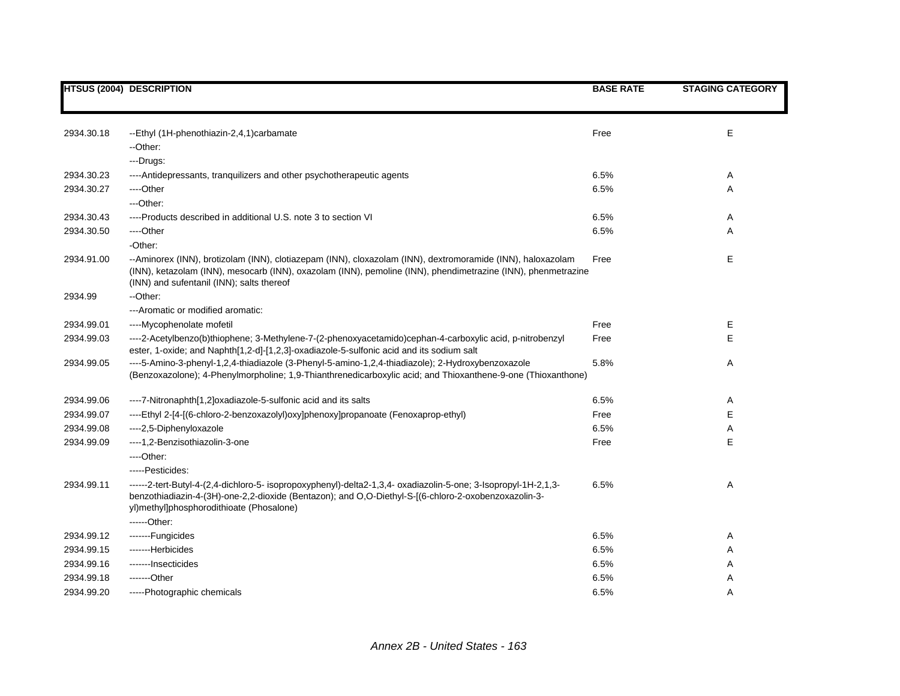| HTSUS (2004) | DESCRIPTION | BASE RATE | STAGING CATEGORY |
|---|---|---|---|
| 2934.30.18 | --Ethyl (1H-phenothiazin-2,4,1)carbamate | Free | E |
| | --Other: | | |
| | ---Drugs: | | |
| 2934.30.23 | ----Antidepressants, tranquilizers and other psychotherapeutic agents | 6.5% | A |
| 2934.30.27 | ----Other | 6.5% | A |
| | ---Other: | | |
| 2934.30.43 | ----Products described in additional U.S. note 3 to section VI | 6.5% | A |
| 2934.30.50 | ----Other | 6.5% | A |
| | -Other: | | |
| 2934.91.00 | --Aminorex (INN), brotizolam (INN), clotiazepam (INN), cloxazolam (INN), dextromoramide (INN), haloxazolam (INN), ketazolam (INN), mesocarb (INN), oxazolam (INN), pemoline (INN), phendimetrazine (INN), phenmetrazine (INN) and sufentanil (INN); salts thereof | Free | E |
| 2934.99 | --Other: | | |
| | ---Aromatic or modified aromatic: | | |
| 2934.99.01 | ----Mycophenolate mofetil | Free | E |
| 2934.99.03 | ----2-Acetylbenzo(b)thiophene; 3-Methylene-7-(2-phenoxyacetamido)cephan-4-carboxylic acid, p-nitrobenzyl ester, 1-oxide; and Naphth[1,2-d]-[1,2,3]-oxadiazole-5-sulfonic acid and its sodium salt | Free | E |
| 2934.99.05 | ----5-Amino-3-phenyl-1,2,4-thiadiazole (3-Phenyl-5-amino-1,2,4-thiadiazole); 2-Hydroxybenzoxazole (Benzoxazolone); 4-Phenylmorpholine; 1,9-Thianthrenedicarboxylic acid; and Thioxanthene-9-one (Thioxanthone) | 5.8% | A |
| 2934.99.06 | ----7-Nitronaphth[1,2]oxadiazole-5-sulfonic acid and its salts | 6.5% | A |
| 2934.99.07 | ----Ethyl 2-[4-[(6-chloro-2-benzoxazolyl)oxy]phenoxy]propanoate (Fenoxaprop-ethyl) | Free | E |
| 2934.99.08 | ----2,5-Diphenyloxazole | 6.5% | A |
| 2934.99.09 | ----1,2-Benzisothiazolin-3-one | Free | E |
| | ----Other: | | |
| | -----Pesticides: | | |
| 2934.99.11 | ------2-tert-Butyl-4-(2,4-dichloro-5- isopropoxyphenyl)-delta2-1,3,4- oxadiazolin-5-one; 3-Isopropyl-1H-2,1,3-benzothiadiazin-4-(3H)-one-2,2-dioxide (Bentazon); and O,O-Diethyl-S-[(6-chloro-2-oxobenzoxazolin-3-yl)methyl]phosphorodithioate (Phosalone) | 6.5% | A |
| | ------Other: | | |
| 2934.99.12 | -------Fungicides | 6.5% | A |
| 2934.99.15 | -------Herbicides | 6.5% | A |
| 2934.99.16 | -------Insecticides | 6.5% | A |
| 2934.99.18 | -------Other | 6.5% | A |
| 2934.99.20 | -----Photographic chemicals | 6.5% | A |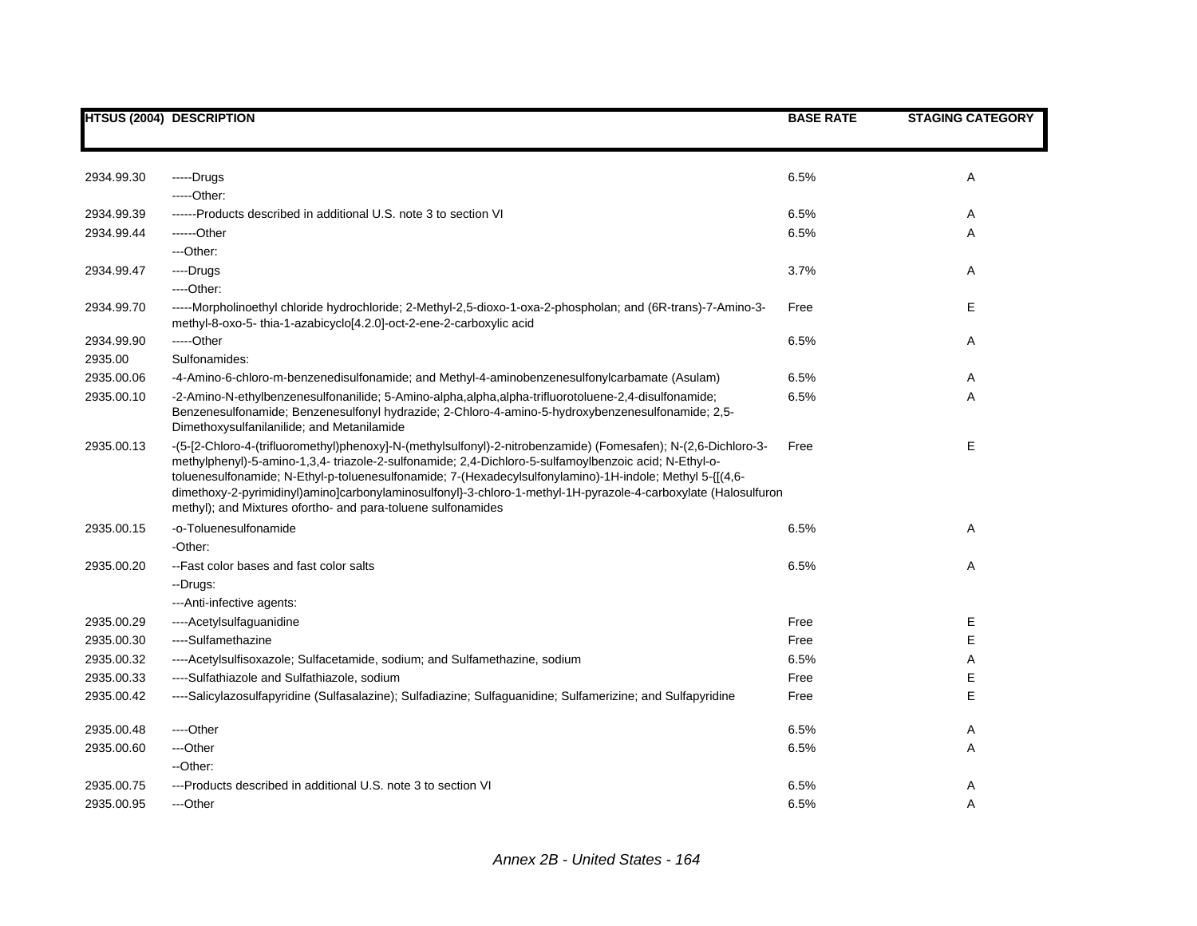| HTSUS (2004) | DESCRIPTION | BASE RATE | STAGING CATEGORY |
|---|---|---|---|
| 2934.99.30 | -----Drugs | 6.5% | A |
| | -----Other: | | |
| 2934.99.39 | ------Products described in additional U.S. note 3 to section VI | 6.5% | A |
| 2934.99.44 | ------Other | 6.5% | A |
| | ---Other: | | |
| 2934.99.47 | ----Drugs | 3.7% | A |
| | ----Other: | | |
| 2934.99.70 | -----Morpholinoethyl chloride hydrochloride; 2-Methyl-2,5-dioxo-1-oxa-2-phospholan; and (6R-trans)-7-Amino-3-methyl-8-oxo-5- thia-1-azabicyclo[4.2.0]-oct-2-ene-2-carboxylic acid | Free | E |
| 2934.99.90 | -----Other | 6.5% | A |
| 2935.00 | Sulfonamides: | | |
| 2935.00.06 | -4-Amino-6-chloro-m-benzenedisulfonamide; and Methyl-4-aminobenzenesulfonylcarbamate (Asulam) | 6.5% | A |
| 2935.00.10 | -2-Amino-N-ethylbenzenesulfonanilide; 5-Amino-alpha,alpha,alpha-trifluorotoluene-2,4-disulfonamide; Benzenesulfonamide; Benzenesulfonyl hydrazide; 2-Chloro-4-amino-5-hydroxybenzenesulfonamide; 2,5-Dimethoxysulfanilanilide; and Metanilamide | 6.5% | A |
| 2935.00.13 | -(5-[2-Chloro-4-(trifluoromethyl)phenoxy]-N-(methylsulfonyl)-2-nitrobenzamide) (Fomesafen); N-(2,6-Dichloro-3-methylphenyl)-5-amino-1,3,4- triazole-2-sulfonamide; 2,4-Dichloro-5-sulfamoylbenzoic acid; N-Ethyl-o-toluenesulfonamide; N-Ethyl-p-toluenesulfonamide; 7-(Hexadecylsulfonylamino)-1H-indole; Methyl 5-{[(4,6-dimethoxy-2-pyrimidinyl)amino]carbonylaminosulfonyl}-3-chloro-1-methyl-1H-pyrazole-4-carboxylate (Halosulfuron methyl); and Mixtures ofortho- and para-toluene sulfonamides | Free | E |
| 2935.00.15 | -o-Toluenesulfonamide | 6.5% | A |
| | -Other: | | |
| 2935.00.20 | --Fast color bases and fast color salts | 6.5% | A |
| | --Drugs: | | |
| | ---Anti-infective agents: | | |
| 2935.00.29 | ----Acetylsulfaguanidine | Free | E |
| 2935.00.30 | ----Sulfamethazine | Free | E |
| 2935.00.32 | ----Acetylsulfisoxazole; Sulfacetamide, sodium; and Sulfamethazine, sodium | 6.5% | A |
| 2935.00.33 | ----Sulfathiazole and Sulfathiazole, sodium | Free | E |
| 2935.00.42 | ----Salicylazosulfapyridine (Sulfasalazine); Sulfadiazine; Sulfaguanidine; Sulfamerizine; and Sulfapyridine | Free | E |
| 2935.00.48 | ----Other | 6.5% | A |
| 2935.00.60 | ---Other | 6.5% | A |
| | --Other: | | |
| 2935.00.75 | ---Products described in additional U.S. note 3 to section VI | 6.5% | A |
| 2935.00.95 | ---Other | 6.5% | A |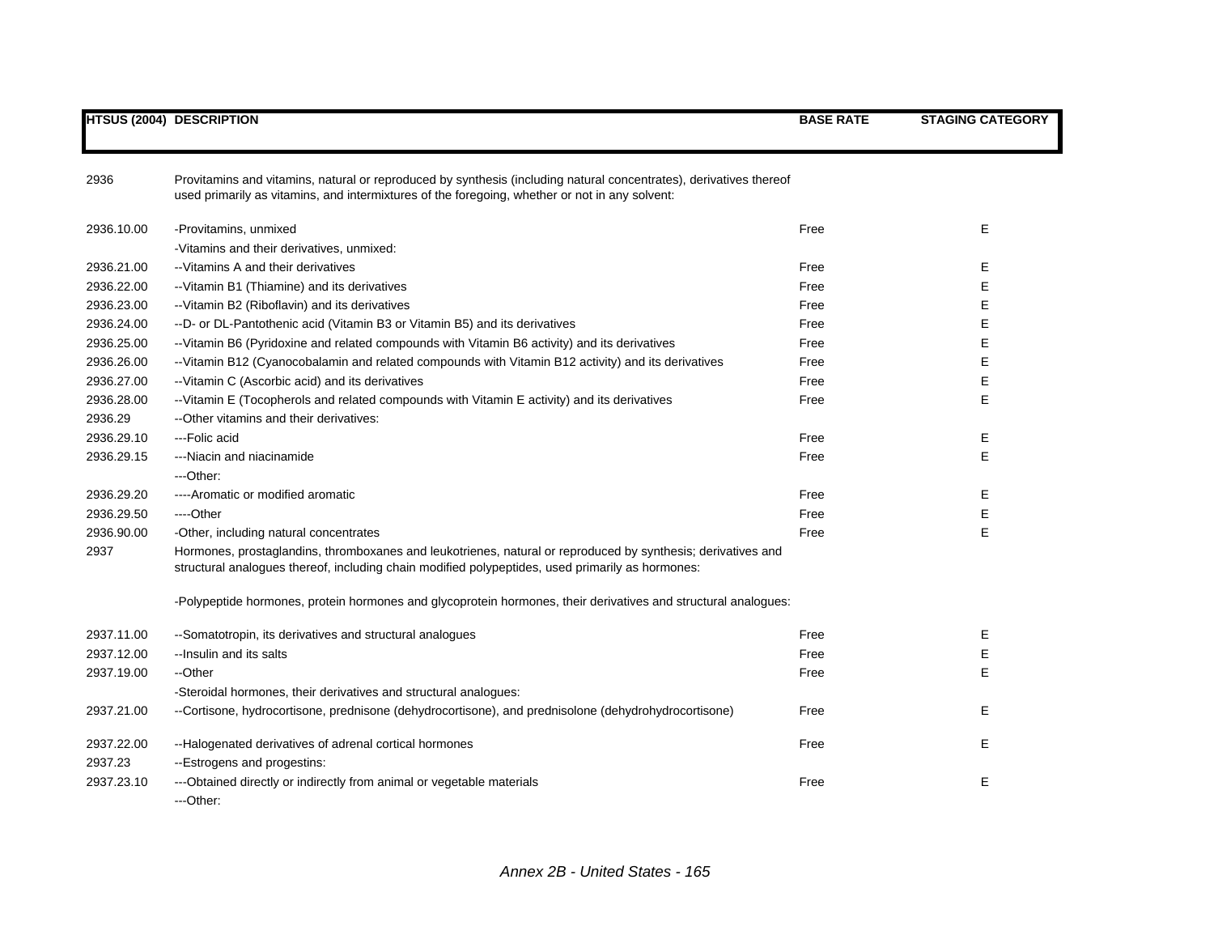| HTSUS (2004) | DESCRIPTION | BASE RATE | STAGING CATEGORY |
|---|---|---|---|
| 2936 | Provitamins and vitamins, natural or reproduced by synthesis (including natural concentrates), derivatives thereof used primarily as vitamins, and intermixtures of the foregoing, whether or not in any solvent: | | |
| 2936.10.00 | -Provitamins, unmixed | Free | E |
| | -Vitamins and their derivatives, unmixed: | | |
| 2936.21.00 | --Vitamins A and their derivatives | Free | E |
| 2936.22.00 | --Vitamin B1 (Thiamine) and its derivatives | Free | E |
| 2936.23.00 | --Vitamin B2 (Riboflavin) and its derivatives | Free | E |
| 2936.24.00 | --D- or DL-Pantothenic acid (Vitamin B3 or Vitamin B5) and its derivatives | Free | E |
| 2936.25.00 | --Vitamin B6 (Pyridoxine and related compounds with Vitamin B6 activity) and its derivatives | Free | E |
| 2936.26.00 | --Vitamin B12 (Cyanocobalamin and related compounds with Vitamin B12 activity) and its derivatives | Free | E |
| 2936.27.00 | --Vitamin C (Ascorbic acid) and its derivatives | Free | E |
| 2936.28.00 | --Vitamin E (Tocopherols and related compounds with Vitamin E activity) and its derivatives | Free | E |
| 2936.29 | --Other vitamins and their derivatives: | | |
| 2936.29.10 | ---Folic acid | Free | E |
| 2936.29.15 | ---Niacin and niacinamide | Free | E |
| | ---Other: | | |
| 2936.29.20 | ----Aromatic or modified aromatic | Free | E |
| 2936.29.50 | ----Other | Free | E |
| 2936.90.00 | -Other, including natural concentrates | Free | E |
| 2937 | Hormones, prostaglandins, thromboxanes and leukotrienes, natural or reproduced by synthesis; derivatives and structural analogues thereof, including chain modified polypeptides, used primarily as hormones: | | |
| | -Polypeptide hormones, protein hormones and glycoprotein hormones, their derivatives and structural analogues: | | |
| 2937.11.00 | --Somatotropin, its derivatives and structural analogues | Free | E |
| 2937.12.00 | --Insulin and its salts | Free | E |
| 2937.19.00 | --Other | Free | E |
| | -Steroidal hormones, their derivatives and structural analogues: | | |
| 2937.21.00 | --Cortisone, hydrocortisone, prednisone (dehydrocortisone), and prednisolone (dehydrohydrocortisone) | Free | E |
| 2937.22.00 | --Halogenated derivatives of adrenal cortical hormones | Free | E |
| 2937.23 | --Estrogens and progestins: | | |
| 2937.23.10 | ---Obtained directly or indirectly from animal or vegetable materials | Free | E |
| | ---Other: | | |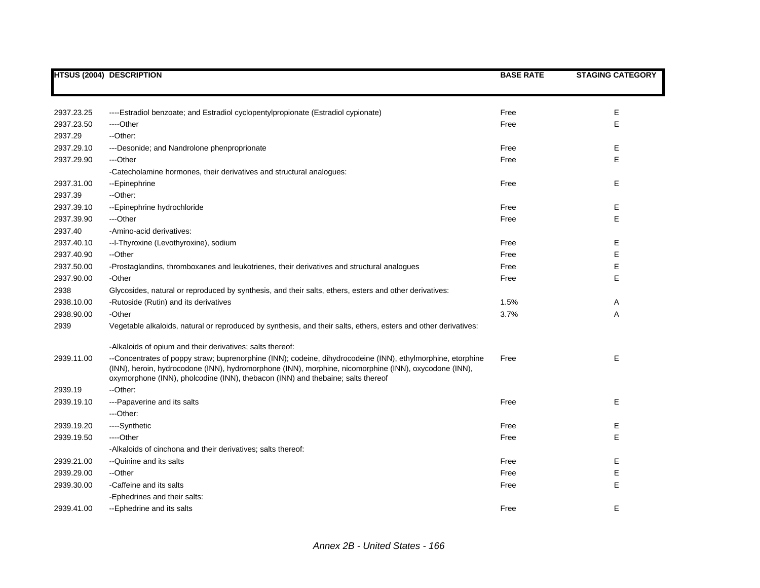| HTSUS (2004) | DESCRIPTION | BASE RATE | STAGING CATEGORY |
|---|---|---|---|
| 2937.23.25 | ----Estradiol benzoate; and Estradiol cyclopentylpropionate (Estradiol cypionate) | Free | E |
| 2937.23.50 | ----Other | Free | E |
| 2937.29 | --Other: | | |
| 2937.29.10 | ---Desonide; and Nandrolone phenproprionate | Free | E |
| 2937.29.90 | ---Other | Free | E |
| | -Catecholamine hormones, their derivatives and structural analogues: | | |
| 2937.31.00 | --Epinephrine | Free | E |
| 2937.39 | --Other: | | |
| 2937.39.10 | --Epinephrine hydrochloride | Free | E |
| 2937.39.90 | ---Other | Free | E |
| 2937.40 | -Amino-acid derivatives: | | |
| 2937.40.10 | --l-Thyroxine (Levothyroxine), sodium | Free | E |
| 2937.40.90 | --Other | Free | E |
| 2937.50.00 | -Prostaglandins, thromboxanes and leukotrienes, their derivatives and structural analogues | Free | E |
| 2937.90.00 | -Other | Free | E |
| 2938 | Glycosides, natural or reproduced by synthesis, and their salts, ethers, esters and other derivatives: | | |
| 2938.10.00 | -Rutoside (Rutin) and its derivatives | 1.5% | A |
| 2938.90.00 | -Other | 3.7% | A |
| 2939 | Vegetable alkaloids, natural or reproduced by synthesis, and their salts, ethers, esters and other derivatives: | | |
| | -Alkaloids of opium and their derivatives; salts thereof: | | |
| 2939.11.00 | --Concentrates of poppy straw; buprenorphine (INN); codeine, dihydrocodeine (INN), ethylmorphine, etorphine (INN), heroin, hydrocodone (INN), hydromorphone (INN), morphine, nicomorphine (INN), oxycodone (INN), oxymorphone (INN), pholcodine (INN), thebacon (INN) and thebaine; salts thereof | Free | E |
| 2939.19 | --Other: | | |
| 2939.19.10 | ---Papaverine and its salts | Free | E |
| | ---Other: | | |
| 2939.19.20 | ----Synthetic | Free | E |
| 2939.19.50 | ----Other | Free | E |
| | -Alkaloids of cinchona and their derivatives; salts thereof: | | |
| 2939.21.00 | --Quinine and its salts | Free | E |
| 2939.29.00 | --Other | Free | E |
| 2939.30.00 | -Caffeine and its salts | Free | E |
| | -Ephedrines and their salts: | | |
| 2939.41.00 | --Ephedrine and its salts | Free | E |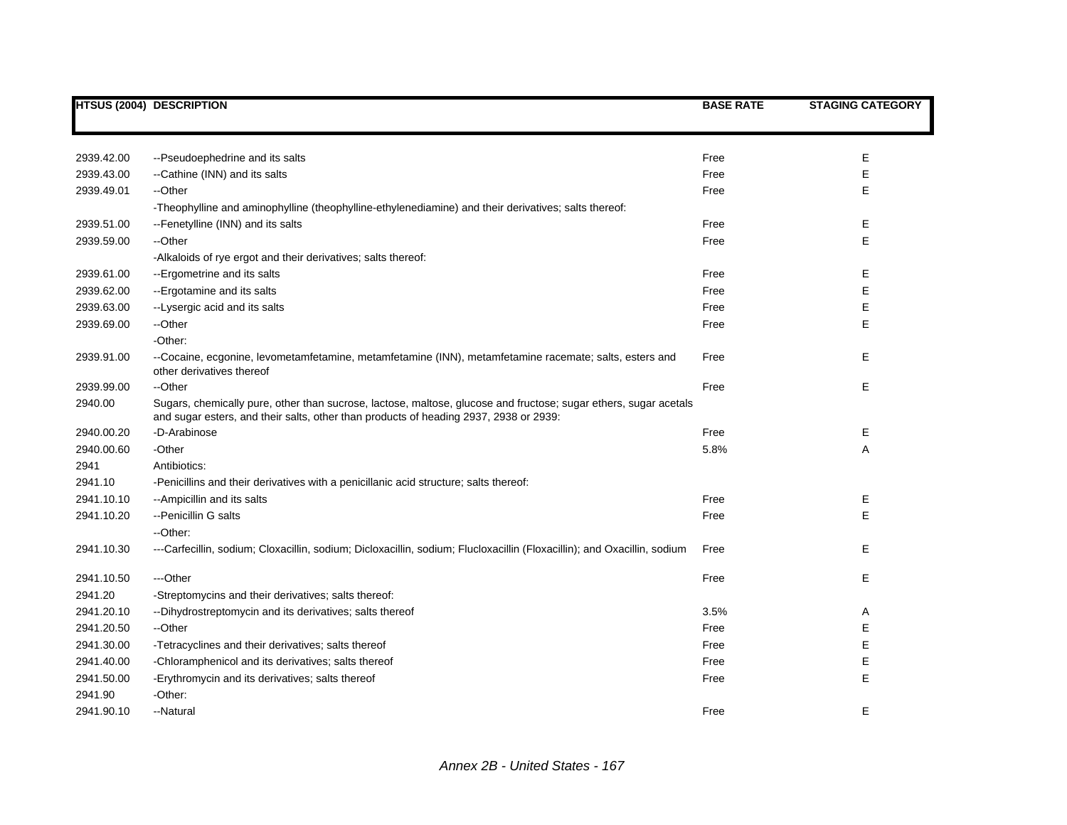| HTSUS (2004) | DESCRIPTION | BASE RATE | STAGING CATEGORY |
|---|---|---|---|
| 2939.42.00 | --Pseudoephedrine and its salts | Free | E |
| 2939.43.00 | --Cathine (INN) and its salts | Free | E |
| 2939.49.01 | --Other | Free | E |
| | -Theophylline and aminophylline (theophylline-ethylenediamine) and their derivatives; salts thereof: | | |
| 2939.51.00 | --Fenetylline (INN) and its salts | Free | E |
| 2939.59.00 | --Other | Free | E |
| | -Alkaloids of rye ergot and their derivatives; salts thereof: | | |
| 2939.61.00 | --Ergometrine and its salts | Free | E |
| 2939.62.00 | --Ergotamine and its salts | Free | E |
| 2939.63.00 | --Lysergic acid and its salts | Free | E |
| 2939.69.00 | --Other | Free | E |
| | -Other: | | |
| 2939.91.00 | --Cocaine, ecgonine, levometamfetamine, metamfetamine (INN), metamfetamine racemate; salts, esters and other derivatives thereof | Free | E |
| 2939.99.00 | --Other | Free | E |
| 2940.00 | Sugars, chemically pure, other than sucrose, lactose, maltose, glucose and fructose; sugar ethers, sugar acetals and sugar esters, and their salts, other than products of heading 2937, 2938 or 2939: | | |
| 2940.00.20 | -D-Arabinose | Free | E |
| 2940.00.60 | -Other | 5.8% | A |
| 2941 | Antibiotics: | | |
| 2941.10 | -Penicillins and their derivatives with a penicillanic acid structure; salts thereof: | | |
| 2941.10.10 | --Ampicillin and its salts | Free | E |
| 2941.10.20 | --Penicillin G salts | Free | E |
| | --Other: | | |
| 2941.10.30 | ---Carfecillin, sodium; Cloxacillin, sodium; Dicloxacillin, sodium; Flucloxacillin (Floxacillin); and Oxacillin, sodium | Free | E |
| 2941.10.50 | ---Other | Free | E |
| 2941.20 | -Streptomycins and their derivatives; salts thereof: | | |
| 2941.20.10 | --Dihydrostreptomycin and its derivatives; salts thereof | 3.5% | A |
| 2941.20.50 | --Other | Free | E |
| 2941.30.00 | -Tetracyclines and their derivatives; salts thereof | Free | E |
| 2941.40.00 | -Chloramphenicol and its derivatives; salts thereof | Free | E |
| 2941.50.00 | -Erythromycin and its derivatives; salts thereof | Free | E |
| 2941.90 | -Other: | | |
| 2941.90.10 | --Natural | Free | E |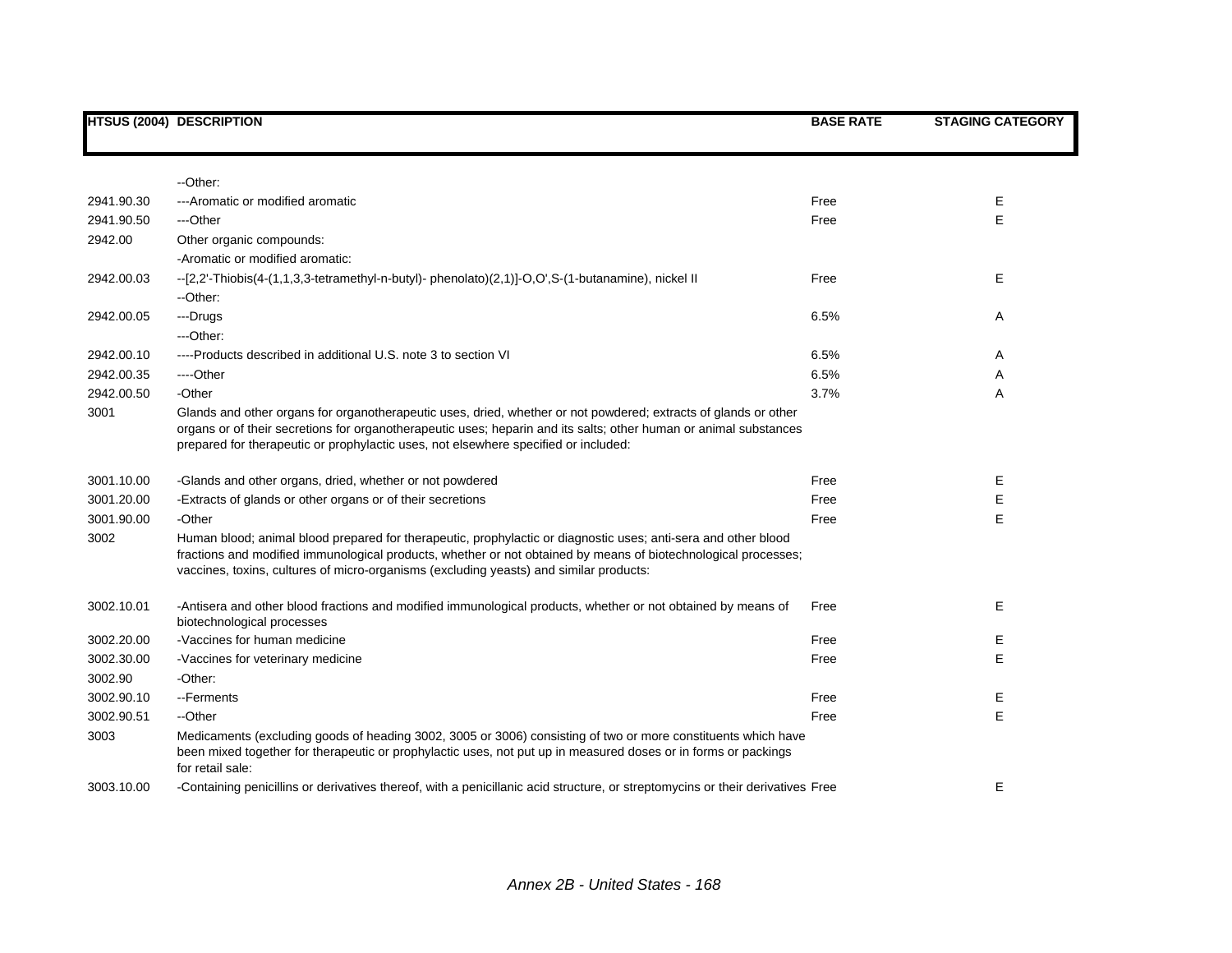| HTSUS (2004) | DESCRIPTION | BASE RATE | STAGING CATEGORY |
|---|---|---|---|
| | --Other: | | |
| 2941.90.30 | ---Aromatic or modified aromatic | Free | E |
| 2941.90.50 | ---Other | Free | E |
| 2942.00 | Other organic compounds: | | |
| | -Aromatic or modified aromatic: | | |
| 2942.00.03 | --[2,2'-Thiobis(4-(1,1,3,3-tetramethyl-n-butyl)- phenolato)(2,1)]-O,O',S-(1-butanamine), nickel II | Free | E |
| | --Other: | | |
| 2942.00.05 | ---Drugs | 6.5% | A |
| | ---Other: | | |
| 2942.00.10 | ----Products described in additional U.S. note 3 to section VI | 6.5% | A |
| 2942.00.35 | ----Other | 6.5% | A |
| 2942.00.50 | -Other | 3.7% | A |
| 3001 | Glands and other organs for organotherapeutic uses, dried, whether or not powdered; extracts of glands or other organs or of their secretions for organotherapeutic uses; heparin and its salts; other human or animal substances prepared for therapeutic or prophylactic uses, not elsewhere specified or included: | | |
| 3001.10.00 | -Glands and other organs, dried, whether or not powdered | Free | E |
| 3001.20.00 | -Extracts of glands or other organs or of their secretions | Free | E |
| 3001.90.00 | -Other | Free | E |
| 3002 | Human blood; animal blood prepared for therapeutic, prophylactic or diagnostic uses; anti-sera and other blood fractions and modified immunological products, whether or not obtained by means of biotechnological processes; vaccines, toxins, cultures of micro-organisms (excluding yeasts) and similar products: | | |
| 3002.10.01 | -Antisera and other blood fractions and modified immunological products, whether or not obtained by means of biotechnological processes | Free | E |
| 3002.20.00 | -Vaccines for human medicine | Free | E |
| 3002.30.00 | -Vaccines for veterinary medicine | Free | E |
| 3002.90 | -Other: | | |
| 3002.90.10 | --Ferments | Free | E |
| 3002.90.51 | --Other | Free | E |
| 3003 | Medicaments (excluding goods of heading 3002, 3005 or 3006) consisting of two or more constituents which have been mixed together for therapeutic or prophylactic uses, not put up in measured doses or in forms or packings for retail sale: | | |
| 3003.10.00 | -Containing penicillins or derivatives thereof, with a penicillanic acid structure, or streptomycins or their derivatives | Free | E |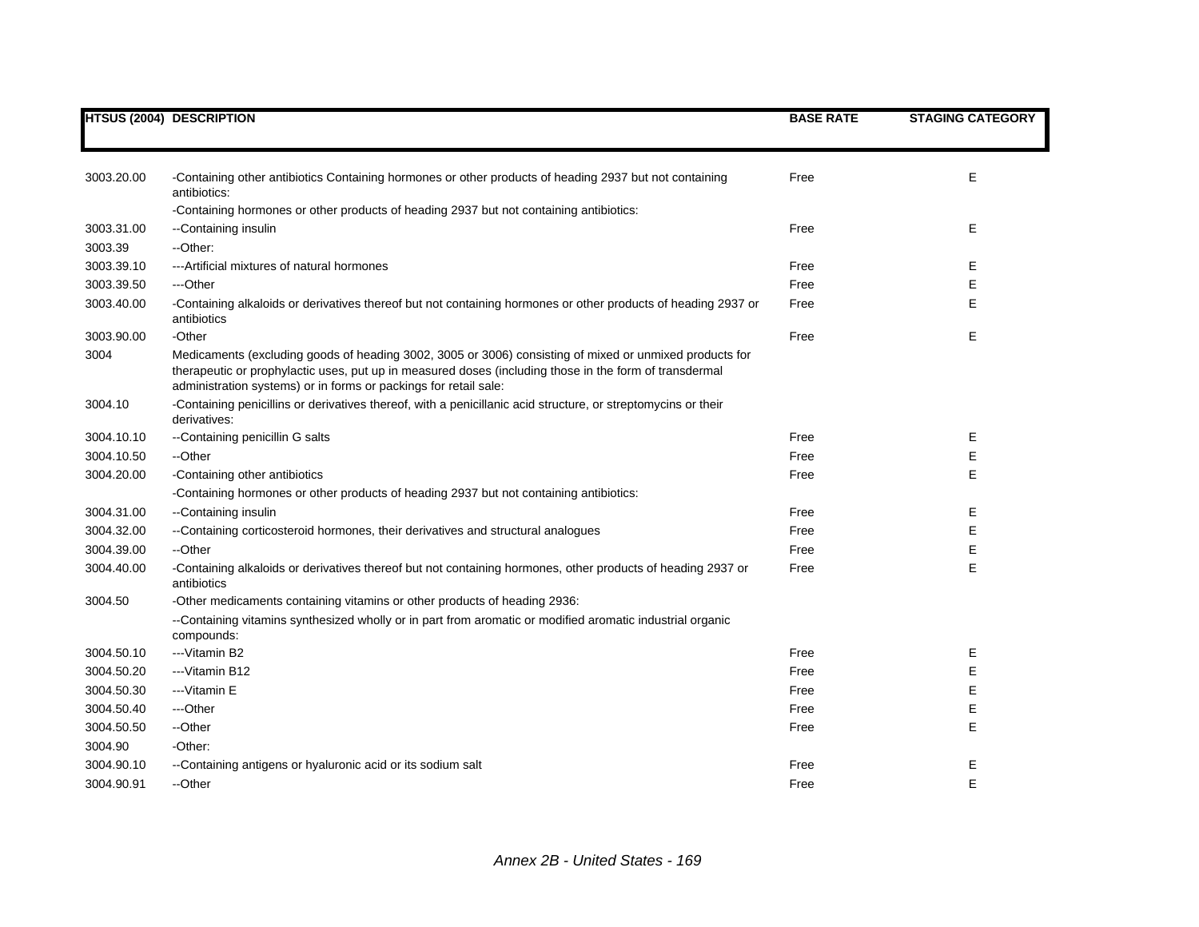| HTSUS (2004) | DESCRIPTION | BASE RATE | STAGING CATEGORY |
|---|---|---|---|
| 3003.20.00 | -Containing other antibiotics Containing hormones or other products of heading 2937 but not containing antibiotics: | Free | E |
| | -Containing hormones or other products of heading 2937 but not containing antibiotics: | | |
| 3003.31.00 | --Containing insulin | Free | E |
| 3003.39 | --Other: | | |
| 3003.39.10 | ---Artificial mixtures of natural hormones | Free | E |
| 3003.39.50 | ---Other | Free | E |
| 3003.40.00 | -Containing alkaloids or derivatives thereof but not containing hormones or other products of heading 2937 or antibiotics | Free | E |
| 3003.90.00 | -Other | Free | E |
| 3004 | Medicaments (excluding goods of heading 3002, 3005 or 3006) consisting of mixed or unmixed products for therapeutic or prophylactic uses, put up in measured doses (including those in the form of transdermal administration systems) or in forms or packings for retail sale: | | |
| 3004.10 | -Containing penicillins or derivatives thereof, with a penicillanic acid structure, or streptomycins or their derivatives: | | |
| 3004.10.10 | --Containing penicillin G salts | Free | E |
| 3004.10.50 | --Other | Free | E |
| 3004.20.00 | -Containing other antibiotics | Free | E |
| | -Containing hormones or other products of heading 2937 but not containing antibiotics: | | |
| 3004.31.00 | --Containing insulin | Free | E |
| 3004.32.00 | --Containing corticosteroid hormones, their derivatives and structural analogues | Free | E |
| 3004.39.00 | --Other | Free | E |
| 3004.40.00 | -Containing alkaloids or derivatives thereof but not containing hormones, other products of heading 2937 or antibiotics | Free | E |
| 3004.50 | -Other medicaments containing vitamins or other products of heading 2936: | | |
| | --Containing vitamins synthesized wholly or in part from aromatic or modified aromatic industrial organic compounds: | | |
| 3004.50.10 | ---Vitamin B2 | Free | E |
| 3004.50.20 | ---Vitamin B12 | Free | E |
| 3004.50.30 | ---Vitamin E | Free | E |
| 3004.50.40 | ---Other | Free | E |
| 3004.50.50 | --Other | Free | E |
| 3004.90 | -Other: | | |
| 3004.90.10 | --Containing antigens or hyaluronic acid or its sodium salt | Free | E |
| 3004.90.91 | --Other | Free | E |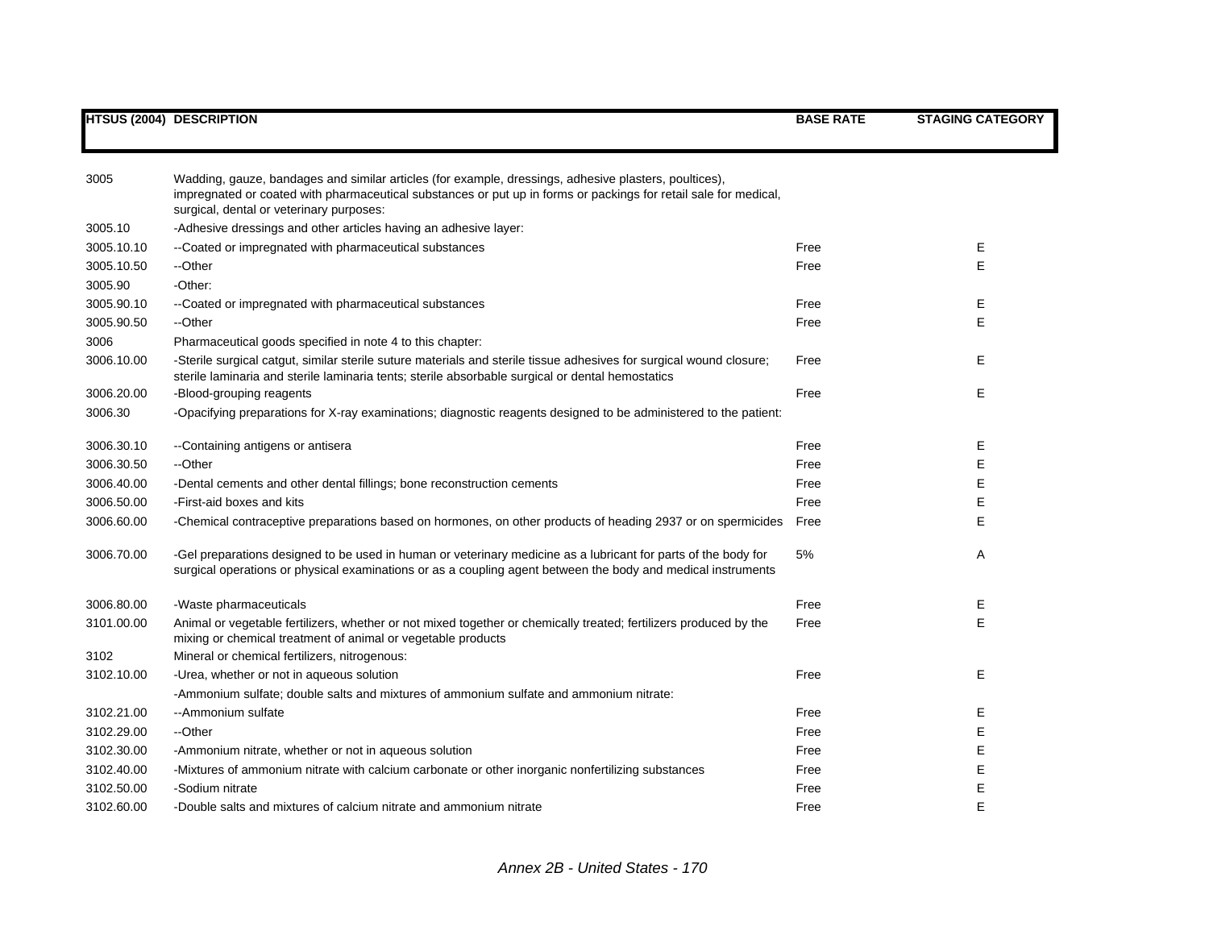| HTSUS (2004) | DESCRIPTION | BASE RATE | STAGING CATEGORY |
|---|---|---|---|
| 3005 | Wadding, gauze, bandages and similar articles (for example, dressings, adhesive plasters, poultices), impregnated or coated with pharmaceutical substances or put up in forms or packings for retail sale for medical, surgical, dental or veterinary purposes: | | |
| 3005.10 | -Adhesive dressings and other articles having an adhesive layer: | | |
| 3005.10.10 | --Coated or impregnated with pharmaceutical substances | Free | E |
| 3005.10.50 | --Other | Free | E |
| 3005.90 | -Other: | | |
| 3005.90.10 | --Coated or impregnated with pharmaceutical substances | Free | E |
| 3005.90.50 | --Other | Free | E |
| 3006 | Pharmaceutical goods specified in note 4 to this chapter: | | |
| 3006.10.00 | -Sterile surgical catgut, similar sterile suture materials and sterile tissue adhesives for surgical wound closure; sterile laminaria and sterile laminaria tents; sterile absorbable surgical or dental hemostatics | Free | E |
| 3006.20.00 | -Blood-grouping reagents | Free | E |
| 3006.30 | -Opacifying preparations for X-ray examinations; diagnostic reagents designed to be administered to the patient: | | |
| 3006.30.10 | --Containing antigens or antisera | Free | E |
| 3006.30.50 | --Other | Free | E |
| 3006.40.00 | -Dental cements and other dental fillings; bone reconstruction cements | Free | E |
| 3006.50.00 | -First-aid boxes and kits | Free | E |
| 3006.60.00 | -Chemical contraceptive preparations based on hormones, on other products of heading 2937 or on spermicides | Free | E |
| 3006.70.00 | -Gel preparations designed to be used in human or veterinary medicine as a lubricant for parts of the body for surgical operations or physical examinations or as a coupling agent between the body and medical instruments | 5% | A |
| 3006.80.00 | -Waste pharmaceuticals | Free | E |
| 3101.00.00 | Animal or vegetable fertilizers, whether or not mixed together or chemically treated; fertilizers produced by the mixing or chemical treatment of animal or vegetable products | Free | E |
| 3102 | Mineral or chemical fertilizers, nitrogenous: | | |
| 3102.10.00 | -Urea, whether or not in aqueous solution | Free | E |
| | -Ammonium sulfate; double salts and mixtures of ammonium sulfate and ammonium nitrate: | | |
| 3102.21.00 | --Ammonium sulfate | Free | E |
| 3102.29.00 | --Other | Free | E |
| 3102.30.00 | -Ammonium nitrate, whether or not in aqueous solution | Free | E |
| 3102.40.00 | -Mixtures of ammonium nitrate with calcium carbonate or other inorganic nonfertilizing substances | Free | E |
| 3102.50.00 | -Sodium nitrate | Free | E |
| 3102.60.00 | -Double salts and mixtures of calcium nitrate and ammonium nitrate | Free | E |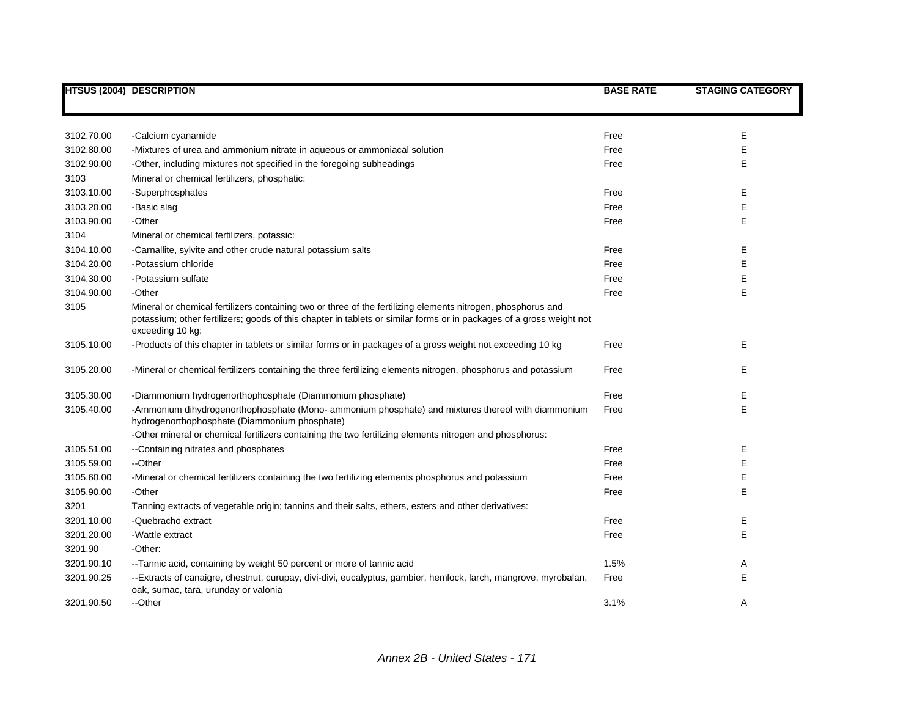| HTSUS (2004) | DESCRIPTION | BASE RATE | STAGING CATEGORY |
|---|---|---|---|
| 3102.70.00 | -Calcium cyanamide | Free | E |
| 3102.80.00 | -Mixtures of urea and ammonium nitrate in aqueous or ammoniacal solution | Free | E |
| 3102.90.00 | -Other, including mixtures not specified in the foregoing subheadings | Free | E |
| 3103 | Mineral or chemical fertilizers, phosphatic: | | |
| 3103.10.00 | -Superphosphates | Free | E |
| 3103.20.00 | -Basic slag | Free | E |
| 3103.90.00 | -Other | Free | E |
| 3104 | Mineral or chemical fertilizers, potassic: | | |
| 3104.10.00 | -Carnallite, sylvite and other crude natural potassium salts | Free | E |
| 3104.20.00 | -Potassium chloride | Free | E |
| 3104.30.00 | -Potassium sulfate | Free | E |
| 3104.90.00 | -Other | Free | E |
| 3105 | Mineral or chemical fertilizers containing two or three of the fertilizing elements nitrogen, phosphorus and potassium; other fertilizers; goods of this chapter in tablets or similar forms or in packages of a gross weight not exceeding 10 kg: | | |
| 3105.10.00 | -Products of this chapter in tablets or similar forms or in packages of a gross weight not exceeding 10 kg | Free | E |
| 3105.20.00 | -Mineral or chemical fertilizers containing the three fertilizing elements nitrogen, phosphorus and potassium | Free | E |
| 3105.30.00 | -Diammonium hydrogenorthophosphate (Diammonium phosphate) | Free | E |
| 3105.40.00 | -Ammonium dihydrogenorthophosphate (Mono- ammonium phosphate) and mixtures thereof with diammonium hydrogenorthophosphate (Diammonium phosphate) | Free | E |
| | -Other mineral or chemical fertilizers containing the two fertilizing elements nitrogen and phosphorus: | | |
| 3105.51.00 | --Containing nitrates and phosphates | Free | E |
| 3105.59.00 | --Other | Free | E |
| 3105.60.00 | -Mineral or chemical fertilizers containing the two fertilizing elements phosphorus and potassium | Free | E |
| 3105.90.00 | -Other | Free | E |
| 3201 | Tanning extracts of vegetable origin; tannins and their salts, ethers, esters and other derivatives: | | |
| 3201.10.00 | -Quebracho extract | Free | E |
| 3201.20.00 | -Wattle extract | Free | E |
| 3201.90 | -Other: | | |
| 3201.90.10 | --Tannic acid, containing by weight 50 percent or more of tannic acid | 1.5% | A |
| 3201.90.25 | --Extracts of canaigre, chestnut, curupay, divi-divi, eucalyptus, gambier, hemlock, larch, mangrove, myrobalan, oak, sumac, tara, urunday or valonia | Free | E |
| 3201.90.50 | --Other | 3.1% | A |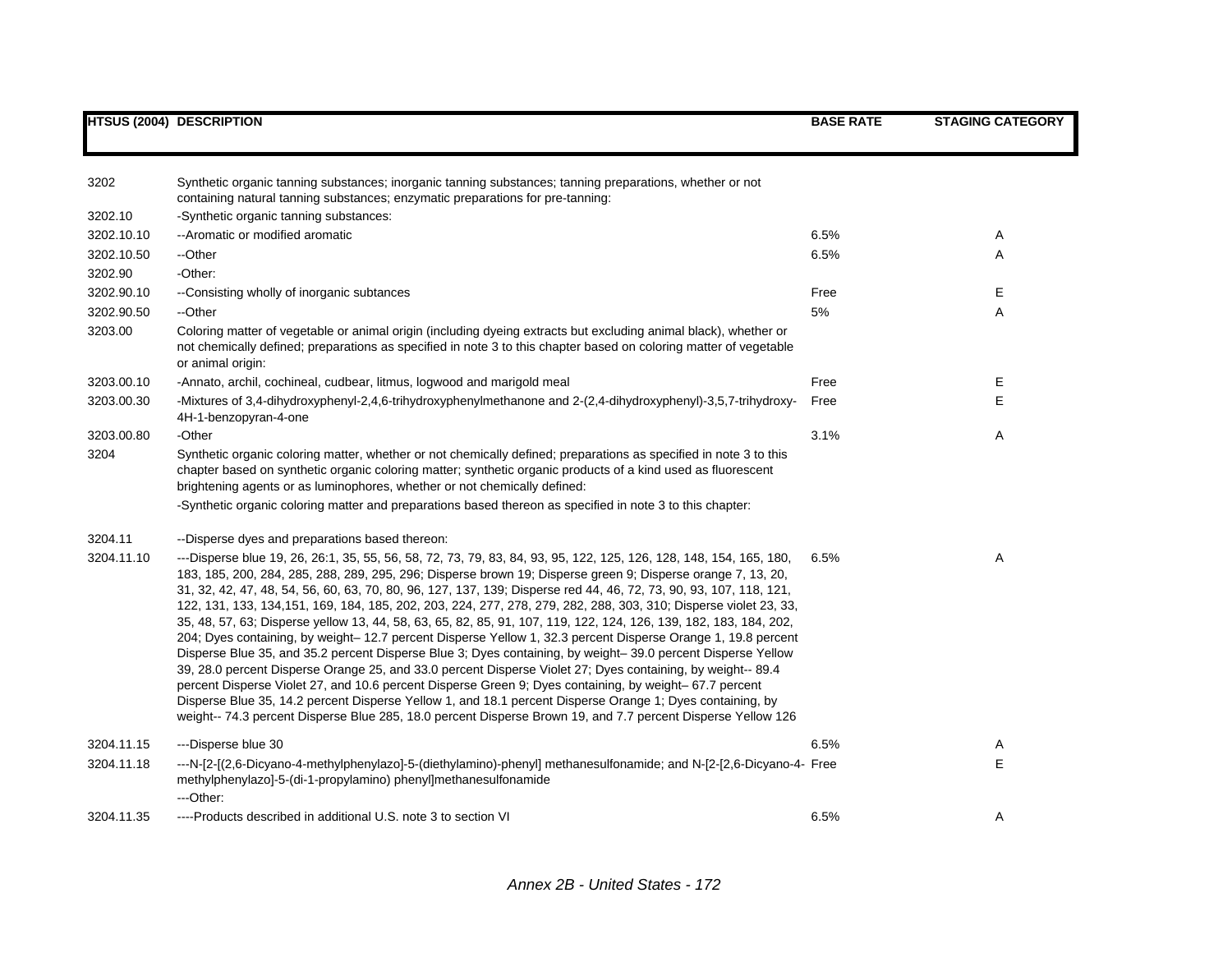| HTSUS (2004) | DESCRIPTION | BASE RATE | STAGING CATEGORY |
|---|---|---|---|
| 3202 | Synthetic organic tanning substances; inorganic tanning substances; tanning preparations, whether or not containing natural tanning substances; enzymatic preparations for pre-tanning: | | |
| 3202.10 | -Synthetic organic tanning substances: | | |
| 3202.10.10 | --Aromatic or modified aromatic | 6.5% | A |
| 3202.10.50 | --Other | 6.5% | A |
| 3202.90 | -Other: | | |
| 3202.90.10 | --Consisting wholly of inorganic subtances | Free | E |
| 3202.90.50 | --Other | 5% | A |
| 3203.00 | Coloring matter of vegetable or animal origin (including dyeing extracts but excluding animal black), whether or not chemically defined; preparations as specified in note 3 to this chapter based on coloring matter of vegetable or animal origin: | | |
| 3203.00.10 | -Annato, archil, cochineal, cudbear, litmus, logwood and marigold meal | Free | E |
| 3203.00.30 | -Mixtures of 3,4-dihydroxyphenyl-2,4,6-trihydroxyphenylmethanone and 2-(2,4-dihydroxyphenyl)-3,5,7-trihydroxy-4H-1-benzopyran-4-one | Free | E |
| 3203.00.80 | -Other | 3.1% | A |
| 3204 | Synthetic organic coloring matter, whether or not chemically defined; preparations as specified in note 3 to this chapter based on synthetic organic coloring matter; synthetic organic products of a kind used as fluorescent brightening agents or as luminophores, whether or not chemically defined: | | |
| | -Synthetic organic coloring matter and preparations based thereon as specified in note 3 to this chapter: | | |
| 3204.11 | --Disperse dyes and preparations based thereon: | | |
| 3204.11.10 | ---Disperse blue 19, 26, 26:1, 35, 55, 56, 58, 72, 73, 79, 83, 84, 93, 95, 122, 125, 126, 128, 148, 154, 165, 180, 183, 185, 200, 284, 285, 288, 289, 295, 296; Disperse brown 19; Disperse green 9; Disperse orange 7, 13, 20, 31, 32, 42, 47, 48, 54, 56, 60, 63, 70, 80, 96, 127, 137, 139; Disperse red 44, 46, 72, 73, 90, 93, 107, 118, 121, 122, 131, 133, 134,151, 169, 184, 185, 202, 203, 224, 277, 278, 279, 282, 288, 303, 310; Disperse violet 23, 33, 35, 48, 57, 63; Disperse yellow 13, 44, 58, 63, 65, 82, 85, 91, 107, 119, 122, 124, 126, 139, 182, 183, 184, 202, 204; Dyes containing, by weight– 12.7 percent Disperse Yellow 1, 32.3 percent Disperse Orange 1, 19.8 percent Disperse Blue 35, and 35.2 percent Disperse Blue 3; Dyes containing, by weight– 39.0 percent Disperse Yellow 39, 28.0 percent Disperse Orange 25, and 33.0 percent Disperse Violet 27; Dyes containing, by weight-- 89.4 percent Disperse Violet 27, and 10.6 percent Disperse Green 9; Dyes containing, by weight– 67.7 percent Disperse Blue 35, 14.2 percent Disperse Yellow 1, and 18.1 percent Disperse Orange 1; Dyes containing, by weight-- 74.3 percent Disperse Blue 285, 18.0 percent Disperse Brown 19, and 7.7 percent Disperse Yellow 126 | 6.5% | A |
| 3204.11.15 | ---Disperse blue 30 | 6.5% | A |
| 3204.11.18 | ---N-[2-[(2,6-Dicyano-4-methylphenylazo]-5-(diethylamino)-phenyl] methanesulfonamide; and N-[2-[2,6-Dicyano-4-methylphenylazo]-5-(di-1-propylamino) phenyl]methanesulfonamide | Free | E |
| | ---Other: | | |
| 3204.11.35 | ----Products described in additional U.S. note 3 to section VI | 6.5% | A |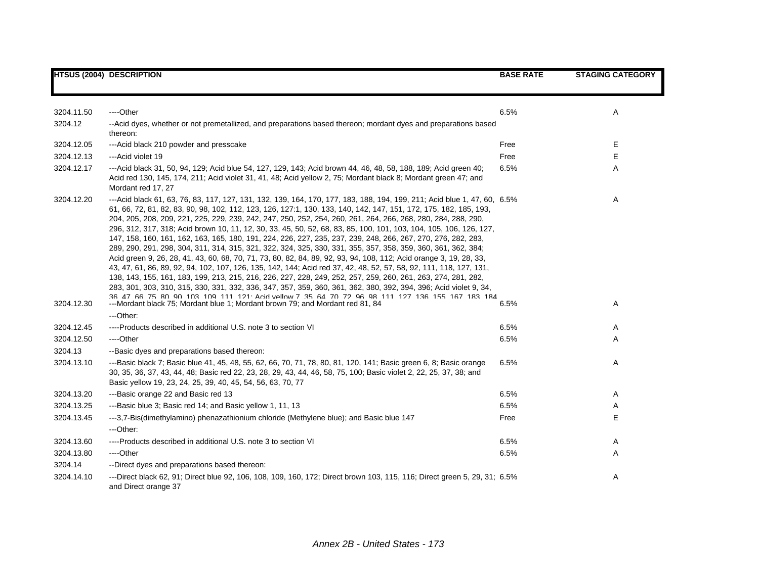| HTSUS (2004) | DESCRIPTION | BASE RATE | STAGING CATEGORY |
|---|---|---|---|
| 3204.11.50 | ----Other | 6.5% | A |
| 3204.12 | --Acid dyes, whether or not premetallized, and preparations based thereon; mordant dyes and preparations based thereon: | | |
| 3204.12.05 | ---Acid black 210 powder and presscake | Free | E |
| 3204.12.13 | ---Acid violet 19 | Free | E |
| 3204.12.17 | ---Acid black 31, 50, 94, 129; Acid blue 54, 127, 129, 143; Acid brown 44, 46, 48, 58, 188, 189; Acid green 40; Acid red 130, 145, 174, 211; Acid violet 31, 41, 48; Acid yellow 2, 75; Mordant black 8; Mordant green 47; and Mordant red 17, 27 | 6.5% | A |
| 3204.12.20 | ---Acid black 61, 63, 76, 83, 117, 127, 131, 132, 139, 164, 170, 177, 183, 188, 194, 199, 211; Acid blue 1, 47, 60, 61, 66, 72, 81, 82, 83, 90, 98, 102, 112, 123, 126, 127:1, 130, 133, 140, 142, 147, 151, 172, 175, 182, 185, 193, 204, 205, 208, 209, 221, 225, 229, 239, 242, 247, 250, 252, 254, 260, 261, 264, 266, 268, 280, 284, 288, 290, 296, 312, 317, 318; Acid brown 10, 11, 12, 30, 33, 45, 50, 52, 68, 83, 85, 100, 101, 103, 104, 105, 106, 126, 127, 147, 158, 160, 161, 162, 163, 165, 180, 191, 224, 226, 227, 235, 237, 239, 248, 266, 267, 270, 276, 282, 283, 289, 290, 291, 298, 304, 311, 314, 315, 321, 322, 324, 325, 330, 331, 355, 357, 358, 359, 360, 361, 362, 384; Acid green 9, 26, 28, 41, 43, 60, 68, 70, 71, 73, 80, 82, 84, 89, 92, 93, 94, 108, 112; Acid orange 3, 19, 28, 33, 43, 47, 61, 86, 89, 92, 94, 102, 107, 126, 135, 142, 144; Acid red 37, 42, 48, 52, 57, 58, 92, 111, 118, 127, 131, 138, 143, 155, 161, 183, 199, 213, 215, 216, 226, 227, 228, 249, 252, 257, 259, 260, 261, 263, 274, 281, 282, 283, 301, 303, 310, 315, 330, 331, 332, 336, 347, 357, 359, 360, 361, 362, 380, 392, 394, 396; Acid violet 9, 34, 36, 47, 66, 75, 80, 90, 103, 109, 111, 121; Acid yellow 7, 35, 64, 70, 72, 96, 98, 111, 127, 136, 155, 167, 183, 184 | 6.5% | A |
| 3204.12.30 | ---Mordant black 75; Mordant blue 1; Mordant brown 79; and Mordant red 81, 84 | 6.5% | A |
| | ---Other: | | |
| 3204.12.45 | ----Products described in additional U.S. note 3 to section VI | 6.5% | A |
| 3204.12.50 | ----Other | 6.5% | A |
| 3204.13 | --Basic dyes and preparations based thereon: | | |
| 3204.13.10 | ---Basic black 7; Basic blue 41, 45, 48, 55, 62, 66, 70, 71, 78, 80, 81, 120, 141; Basic green 6, 8; Basic orange 30, 35, 36, 37, 43, 44, 48; Basic red 22, 23, 28, 29, 43, 44, 46, 58, 75, 100; Basic violet 2, 22, 25, 37, 38; and Basic yellow 19, 23, 24, 25, 39, 40, 45, 54, 56, 63, 70, 77 | 6.5% | A |
| 3204.13.20 | ---Basic orange 22 and Basic red 13 | 6.5% | A |
| 3204.13.25 | ---Basic blue 3; Basic red 14; and Basic yellow 1, 11, 13 | 6.5% | A |
| 3204.13.45 | ---3,7-Bis(dimethylamino) phenazathionium chloride (Methylene blue); and Basic blue 147 | Free | E |
| | ---Other: | | |
| 3204.13.60 | ----Products described in additional U.S. note 3 to section VI | 6.5% | A |
| 3204.13.80 | ----Other | 6.5% | A |
| 3204.14 | --Direct dyes and preparations based thereon: | | |
| 3204.14.10 | ---Direct black 62, 91; Direct blue 92, 106, 108, 109, 160, 172; Direct brown 103, 115, 116; Direct green 5, 29, 31; and Direct orange 37 | 6.5% | A |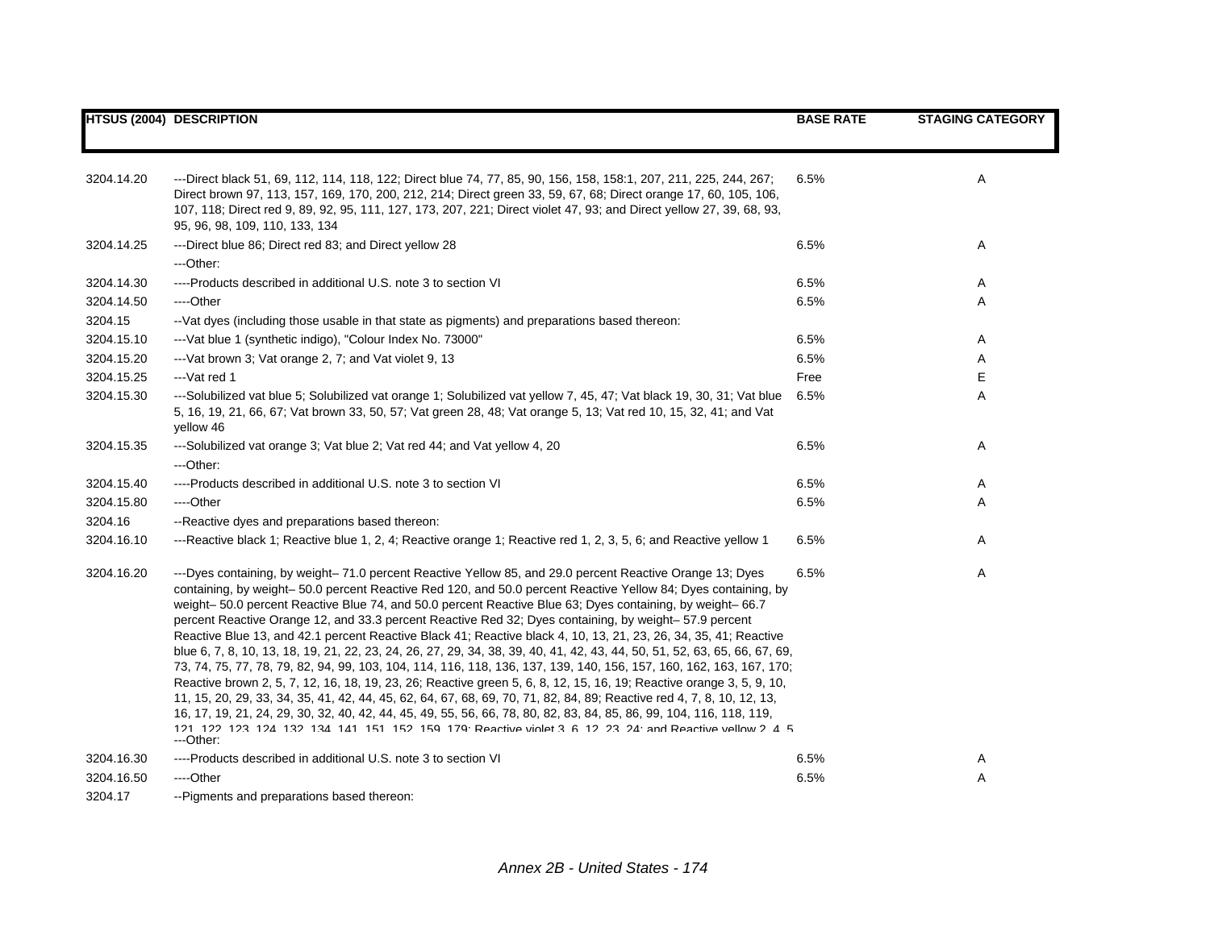| HTSUS (2004) | DESCRIPTION | BASE RATE | STAGING CATEGORY |
|---|---|---|---|
| 3204.14.20 | ---Direct black 51, 69, 112, 114, 118, 122; Direct blue 74, 77, 85, 90, 156, 158, 158:1, 207, 211, 225, 244, 267; Direct brown 97, 113, 157, 169, 170, 200, 212, 214; Direct green 33, 59, 67, 68; Direct orange 17, 60, 105, 106, 107, 118; Direct red 9, 89, 92, 95, 111, 127, 173, 207, 221; Direct violet 47, 93; and Direct yellow 27, 39, 68, 93, 95, 96, 98, 109, 110, 133, 134 | 6.5% | A |
| 3204.14.25 | ---Direct blue 86; Direct red 83; and Direct yellow 28 | 6.5% | A |
| | ---Other: | | |
| 3204.14.30 | ----Products described in additional U.S. note 3 to section VI | 6.5% | A |
| 3204.14.50 | ----Other | 6.5% | A |
| 3204.15 | --Vat dyes (including those usable in that state as pigments) and preparations based thereon: | | |
| 3204.15.10 | ---Vat blue 1 (synthetic indigo), "Colour Index No. 73000" | 6.5% | A |
| 3204.15.20 | ---Vat brown 3; Vat orange 2, 7; and Vat violet 9, 13 | 6.5% | A |
| 3204.15.25 | ---Vat red 1 | Free | E |
| 3204.15.30 | ---Solubilized vat blue 5; Solubilized vat orange 1; Solubilized vat yellow 7, 45, 47; Vat black 19, 30, 31; Vat blue 5, 16, 19, 21, 66, 67; Vat brown 33, 50, 57; Vat green 28, 48; Vat orange 5, 13; Vat red 10, 15, 32, 41; and Vat yellow 46 | 6.5% | A |
| 3204.15.35 | ---Solubilized vat orange 3; Vat blue 2; Vat red 44; and Vat yellow 4, 20 | 6.5% | A |
| | ---Other: | | |
| 3204.15.40 | ----Products described in additional U.S. note 3 to section VI | 6.5% | A |
| 3204.15.80 | ----Other | 6.5% | A |
| 3204.16 | --Reactive dyes and preparations based thereon: | | |
| 3204.16.10 | ---Reactive black 1; Reactive blue 1, 2, 4; Reactive orange 1; Reactive red 1, 2, 3, 5, 6; and Reactive yellow 1 | 6.5% | A |
| 3204.16.20 | ---Dyes containing, by weight– 71.0 percent Reactive Yellow 85, and 29.0 percent Reactive Orange 13; Dyes containing, by weight– 50.0 percent Reactive Red 120, and 50.0 percent Reactive Yellow 84; Dyes containing, by weight– 50.0 percent Reactive Blue 74, and 50.0 percent Reactive Blue 63; Dyes containing, by weight– 66.7 percent Reactive Orange 12, and 33.3 percent Reactive Red 32; Dyes containing, by weight– 57.9 percent Reactive Blue 13, and 42.1 percent Reactive Black 41; Reactive black 4, 10, 13, 21, 23, 26, 34, 35, 41; Reactive blue 6, 7, 8, 10, 13, 18, 19, 21, 22, 23, 24, 26, 27, 29, 34, 38, 39, 40, 41, 42, 43, 44, 50, 51, 52, 63, 65, 66, 67, 69, 73, 74, 75, 77, 78, 79, 82, 94, 99, 103, 104, 114, 116, 118, 136, 137, 139, 140, 156, 157, 160, 162, 163, 167, 170; Reactive brown 2, 5, 7, 12, 16, 18, 19, 23, 26; Reactive green 5, 6, 8, 12, 15, 16, 19; Reactive orange 3, 5, 9, 10, 11, 15, 20, 29, 33, 34, 35, 41, 42, 44, 45, 62, 64, 67, 68, 69, 70, 71, 82, 84, 89; Reactive red 4, 7, 8, 10, 12, 13, 16, 17, 19, 21, 24, 29, 30, 32, 40, 42, 44, 45, 49, 55, 56, 66, 78, 80, 82, 83, 84, 85, 86, 99, 104, 116, 118, 119, 121, 122, 123, 124, 132, 134, 141, 151, 152, 159, 179; Reactive violet 3, 6, 12, 23, 24; and Reactive yellow 2, 4, 5 | 6.5% | A |
| | ---Other: | | |
| 3204.16.30 | ----Products described in additional U.S. note 3 to section VI | 6.5% | A |
| 3204.16.50 | ----Other | 6.5% | A |
| 3204.17 | --Pigments and preparations based thereon: | | |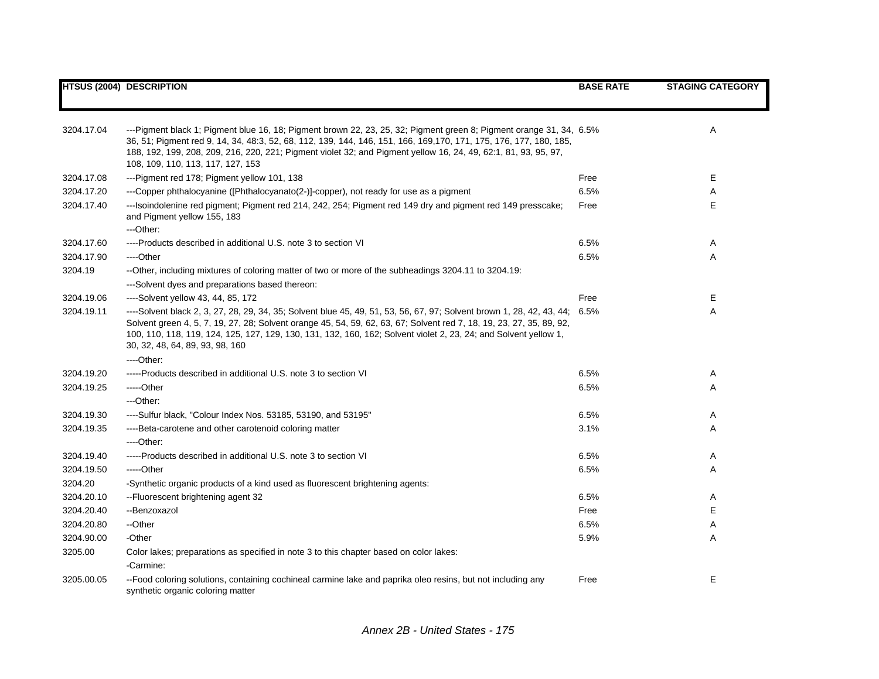| HTSUS (2004) | DESCRIPTION | BASE RATE | STAGING CATEGORY |
|---|---|---|---|
| 3204.17.04 | ---Pigment black 1; Pigment blue 16, 18; Pigment brown 22, 23, 25, 32; Pigment green 8; Pigment orange 31, 34, 36, 51; Pigment red 9, 14, 34, 48:3, 52, 68, 112, 139, 144, 146, 151, 166, 169,170, 171, 175, 176, 177, 180, 185, 188, 192, 199, 208, 209, 216, 220, 221; Pigment violet 32; and Pigment yellow 16, 24, 49, 62:1, 81, 93, 95, 97, 108, 109, 110, 113, 117, 127, 153 | 6.5% | A |
| 3204.17.08 | ---Pigment red 178; Pigment yellow 101, 138 | Free | E |
| 3204.17.20 | ---Copper phthalocyanine ([Phthalocyanato(2-)]-copper), not ready for use as a pigment | 6.5% | A |
| 3204.17.40 | ---Isoindolenine red pigment; Pigment red 214, 242, 254; Pigment red 149 dry and pigment red 149 presscake; and Pigment yellow 155, 183 | Free | E |
| | ---Other: | | |
| 3204.17.60 | ----Products described in additional U.S. note 3 to section VI | 6.5% | A |
| 3204.17.90 | ----Other | 6.5% | A |
| 3204.19 | --Other, including mixtures of coloring matter of two or more of the subheadings 3204.11 to 3204.19: | | |
| | ---Solvent dyes and preparations based thereon: | | |
| 3204.19.06 | ----Solvent yellow 43, 44, 85, 172 | Free | E |
| 3204.19.11 | ----Solvent black 2, 3, 27, 28, 29, 34, 35; Solvent blue 45, 49, 51, 53, 56, 67, 97; Solvent brown 1, 28, 42, 43, 44; Solvent green 4, 5, 7, 19, 27, 28; Solvent orange 45, 54, 59, 62, 63, 67; Solvent red 7, 18, 19, 23, 27, 35, 89, 92, 100, 110, 118, 119, 124, 125, 127, 129, 130, 131, 132, 160, 162; Solvent violet 2, 23, 24; and Solvent yellow 1, 30, 32, 48, 64, 89, 93, 98, 160 | 6.5% | A |
| | ----Other: | | |
| 3204.19.20 | -----Products described in additional U.S. note 3 to section VI | 6.5% | A |
| 3204.19.25 | -----Other | 6.5% | A |
| | ---Other: | | |
| 3204.19.30 | ----Sulfur black, "Colour Index Nos. 53185, 53190, and 53195" | 6.5% | A |
| 3204.19.35 | ----Beta-carotene and other carotenoid coloring matter | 3.1% | A |
| | ----Other: | | |
| 3204.19.40 | -----Products described in additional U.S. note 3 to section VI | 6.5% | A |
| 3204.19.50 | -----Other | 6.5% | A |
| 3204.20 | -Synthetic organic products of a kind used as fluorescent brightening agents: | | |
| 3204.20.10 | --Fluorescent brightening agent 32 | 6.5% | A |
| 3204.20.40 | --Benzoxazol | Free | E |
| 3204.20.80 | --Other | 6.5% | A |
| 3204.90.00 | -Other | 5.9% | A |
| 3205.00 | Color lakes; preparations as specified in note 3 to this chapter based on color lakes: | | |
| | -Carmine: | | |
| 3205.00.05 | --Food coloring solutions, containing cochineal carmine lake and paprika oleo resins, but not including any synthetic organic coloring matter | Free | E |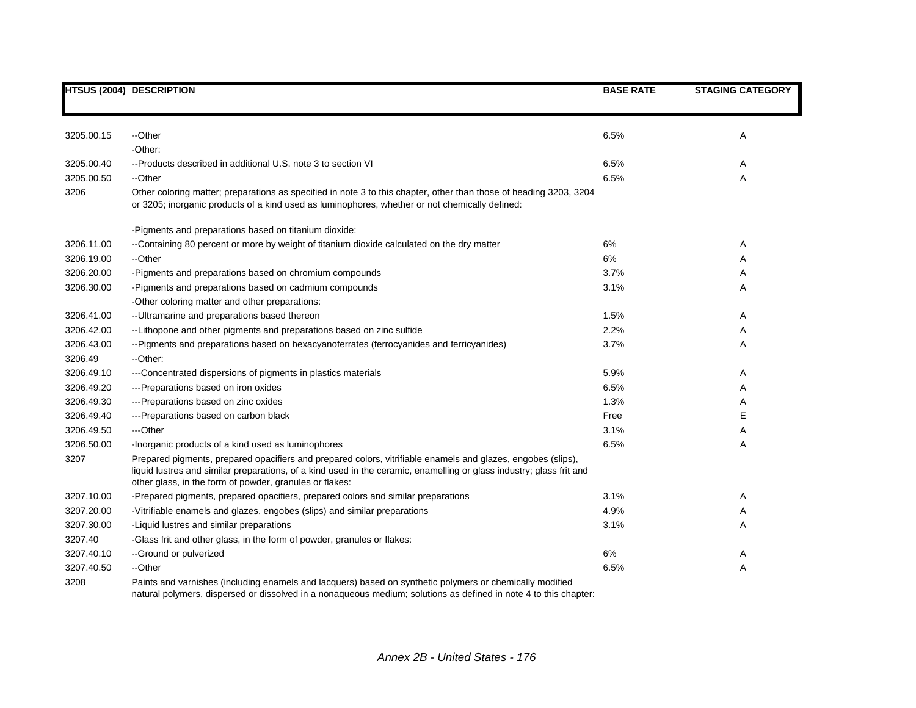| HTSUS (2004) | DESCRIPTION | BASE RATE | STAGING CATEGORY |
|---|---|---|---|
| 3205.00.15 | --Other | 6.5% | A |
| | -Other: | | |
| 3205.00.40 | --Products described in additional U.S. note 3 to section VI | 6.5% | A |
| 3205.00.50 | --Other | 6.5% | A |
| 3206 | Other coloring matter; preparations as specified in note 3 to this chapter, other than those of heading 3203, 3204 or 3205; inorganic products of a kind used as luminophores, whether or not chemically defined: | | |
| | -Pigments and preparations based on titanium dioxide: | | |
| 3206.11.00 | --Containing 80 percent or more by weight of titanium dioxide calculated on the dry matter | 6% | A |
| 3206.19.00 | --Other | 6% | A |
| 3206.20.00 | -Pigments and preparations based on chromium compounds | 3.7% | A |
| 3206.30.00 | -Pigments and preparations based on cadmium compounds | 3.1% | A |
| | -Other coloring matter and other preparations: | | |
| 3206.41.00 | --Ultramarine and preparations based thereon | 1.5% | A |
| 3206.42.00 | --Lithopone and other pigments and preparations based on zinc sulfide | 2.2% | A |
| 3206.43.00 | --Pigments and preparations based on hexacyanoferrates (ferrocyanides and ferricyanides) | 3.7% | A |
| 3206.49 | --Other: | | |
| 3206.49.10 | ---Concentrated dispersions of pigments in plastics materials | 5.9% | A |
| 3206.49.20 | ---Preparations based on iron oxides | 6.5% | A |
| 3206.49.30 | ---Preparations based on zinc oxides | 1.3% | A |
| 3206.49.40 | ---Preparations based on carbon black | Free | E |
| 3206.49.50 | ---Other | 3.1% | A |
| 3206.50.00 | -Inorganic products of a kind used as luminophores | 6.5% | A |
| 3207 | Prepared pigments, prepared opacifiers and prepared colors, vitrifiable enamels and glazes, engobes (slips), liquid lustres and similar preparations, of a kind used in the ceramic, enamelling or glass industry; glass frit and other glass, in the form of powder, granules or flakes: | | |
| 3207.10.00 | -Prepared pigments, prepared opacifiers, prepared colors and similar preparations | 3.1% | A |
| 3207.20.00 | -Vitrifiable enamels and glazes, engobes (slips) and similar preparations | 4.9% | A |
| 3207.30.00 | -Liquid lustres and similar preparations | 3.1% | A |
| 3207.40 | -Glass frit and other glass, in the form of powder, granules or flakes: | | |
| 3207.40.10 | --Ground or pulverized | 6% | A |
| 3207.40.50 | --Other | 6.5% | A |
| 3208 | Paints and varnishes (including enamels and lacquers) based on synthetic polymers or chemically modified natural polymers, dispersed or dissolved in a nonaqueous medium; solutions as defined in note 4 to this chapter: | | |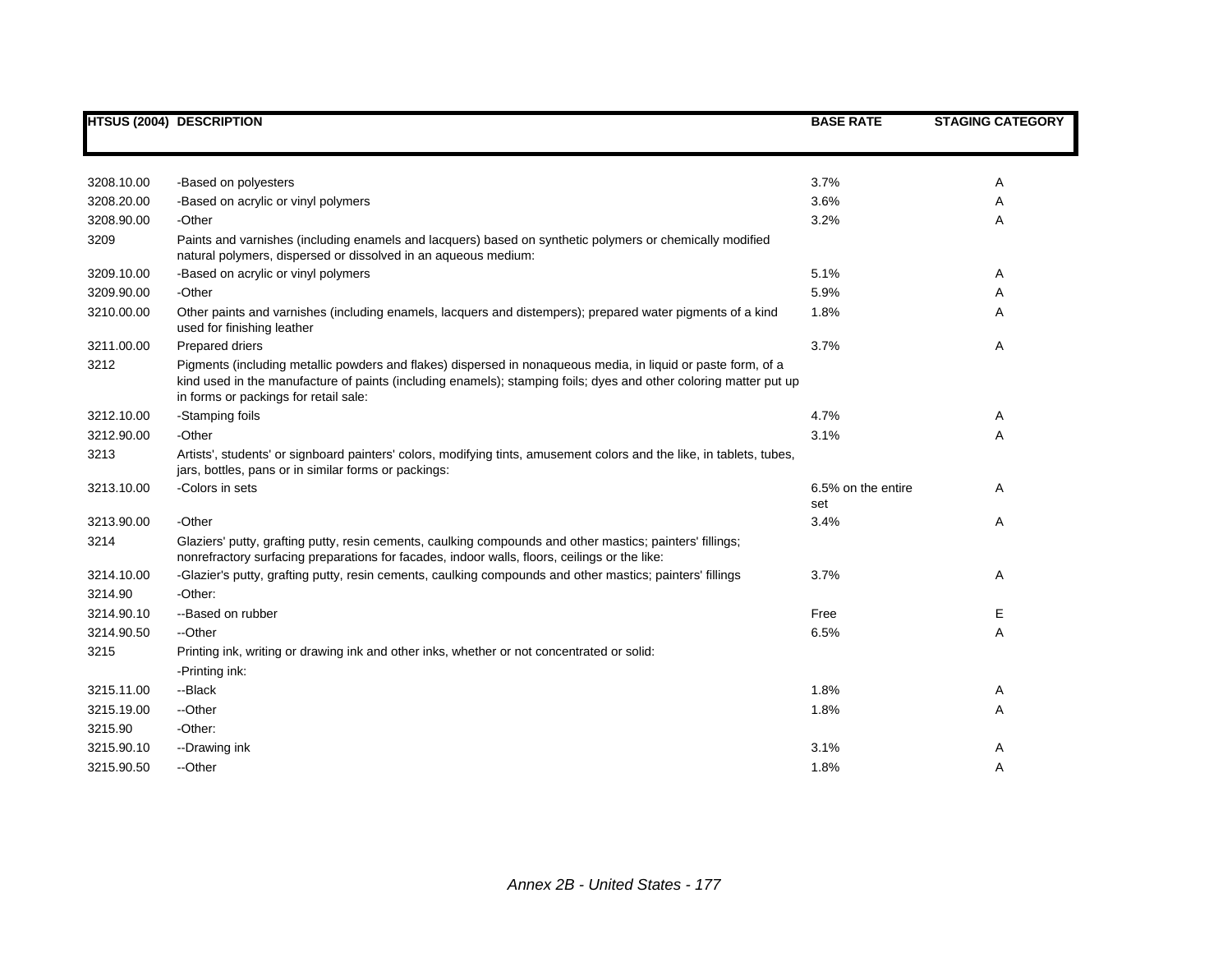| HTSUS (2004) | DESCRIPTION | BASE RATE | STAGING CATEGORY |
|---|---|---|---|
| 3208.10.00 | -Based on polyesters | 3.7% | A |
| 3208.20.00 | -Based on acrylic or vinyl polymers | 3.6% | A |
| 3208.90.00 | -Other | 3.2% | A |
| 3209 | Paints and varnishes (including enamels and lacquers) based on synthetic polymers or chemically modified natural polymers, dispersed or dissolved in an aqueous medium: | | |
| 3209.10.00 | -Based on acrylic or vinyl polymers | 5.1% | A |
| 3209.90.00 | -Other | 5.9% | A |
| 3210.00.00 | Other paints and varnishes (including enamels, lacquers and distempers); prepared water pigments of a kind used for finishing leather | 1.8% | A |
| 3211.00.00 | Prepared driers | 3.7% | A |
| 3212 | Pigments (including metallic powders and flakes) dispersed in nonaqueous media, in liquid or paste form, of a kind used in the manufacture of paints (including enamels); stamping foils; dyes and other coloring matter put up in forms or packings for retail sale: | | |
| 3212.10.00 | -Stamping foils | 4.7% | A |
| 3212.90.00 | -Other | 3.1% | A |
| 3213 | Artists', students' or signboard painters' colors, modifying tints, amusement colors and the like, in tablets, tubes, jars, bottles, pans or in similar forms or packings: | | |
| 3213.10.00 | -Colors in sets | 6.5% on the entire set | A |
| 3213.90.00 | -Other | 3.4% | A |
| 3214 | Glaziers' putty, grafting putty, resin cements, caulking compounds and other mastics; painters' fillings; nonrefractory surfacing preparations for facades, indoor walls, floors, ceilings or the like: | | |
| 3214.10.00 | -Glazier's putty, grafting putty, resin cements, caulking compounds and other mastics; painters' fillings | 3.7% | A |
| 3214.90 | -Other: | | |
| 3214.90.10 | --Based on rubber | Free | E |
| 3214.90.50 | --Other | 6.5% | A |
| 3215 | Printing ink, writing or drawing ink and other inks, whether or not concentrated or solid: | | |
| | -Printing ink: | | |
| 3215.11.00 | --Black | 1.8% | A |
| 3215.19.00 | --Other | 1.8% | A |
| 3215.90 | -Other: | | |
| 3215.90.10 | --Drawing ink | 3.1% | A |
| 3215.90.50 | --Other | 1.8% | A |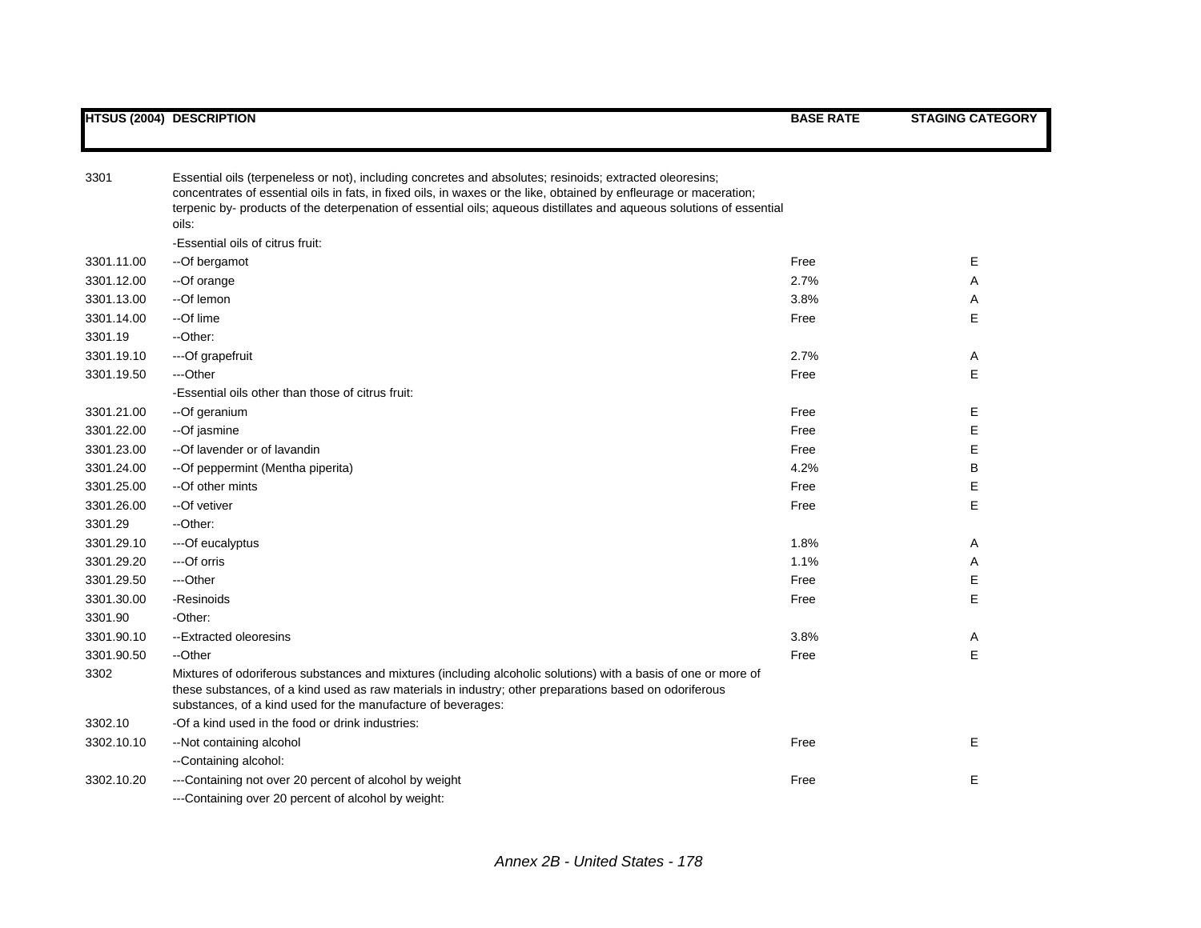| HTSUS (2004) | DESCRIPTION | BASE RATE | STAGING CATEGORY |
|---|---|---|---|
| 3301 | Essential oils (terpeneless or not), including concretes and absolutes; resinoids; extracted oleoresins; concentrates of essential oils in fats, in fixed oils, in waxes or the like, obtained by enfleurage or maceration; terpenic by- products of the deterpenation of essential oils; aqueous distillates and aqueous solutions of essential oils: | | |
| | -Essential oils of citrus fruit: | | |
| 3301.11.00 | --Of bergamot | Free | E |
| 3301.12.00 | --Of orange | 2.7% | A |
| 3301.13.00 | --Of lemon | 3.8% | A |
| 3301.14.00 | --Of lime | Free | E |
| 3301.19 | --Other: | | |
| 3301.19.10 | ---Of grapefruit | 2.7% | A |
| 3301.19.50 | ---Other | Free | E |
| | -Essential oils other than those of citrus fruit: | | |
| 3301.21.00 | --Of geranium | Free | E |
| 3301.22.00 | --Of jasmine | Free | E |
| 3301.23.00 | --Of lavender or of lavandin | Free | E |
| 3301.24.00 | --Of peppermint (Mentha piperita) | 4.2% | B |
| 3301.25.00 | --Of other mints | Free | E |
| 3301.26.00 | --Of vetiver | Free | E |
| 3301.29 | --Other: | | |
| 3301.29.10 | ---Of eucalyptus | 1.8% | A |
| 3301.29.20 | ---Of orris | 1.1% | A |
| 3301.29.50 | ---Other | Free | E |
| 3301.30.00 | -Resinoids | Free | E |
| 3301.90 | -Other: | | |
| 3301.90.10 | --Extracted oleoresins | 3.8% | A |
| 3301.90.50 | --Other | Free | E |
| 3302 | Mixtures of odoriferous substances and mixtures (including alcoholic solutions) with a basis of one or more of these substances, of a kind used as raw materials in industry; other preparations based on odoriferous substances, of a kind used for the manufacture of beverages: | | |
| 3302.10 | -Of a kind used in the food or drink industries: | | |
| 3302.10.10 | --Not containing alcohol | Free | E |
| | --Containing alcohol: | | |
| 3302.10.20 | ---Containing not over 20 percent of alcohol by weight | Free | E |
| | ---Containing over 20 percent of alcohol by weight: | | |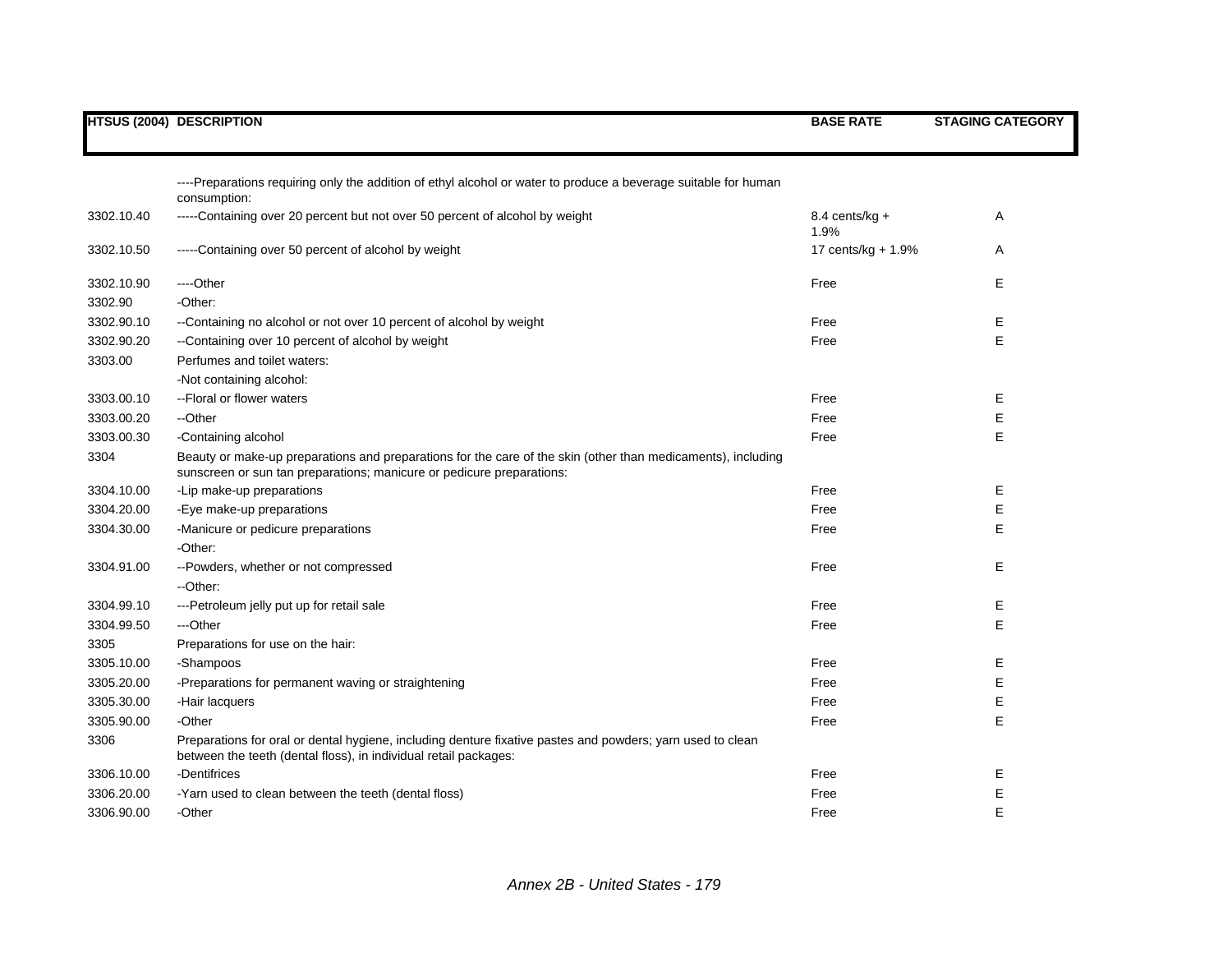| HTSUS (2004) | DESCRIPTION | BASE RATE | STAGING CATEGORY |
|---|---|---|---|
| | ----Preparations requiring only the addition of ethyl alcohol or water to produce a beverage suitable for human consumption: | | |
| 3302.10.40 | -----Containing over 20 percent but not over 50 percent of alcohol by weight | 8.4 cents/kg + 1.9% | A |
| 3302.10.50 | -----Containing over 50 percent of alcohol by weight | 17 cents/kg + 1.9% | A |
| 3302.10.90 | ----Other | Free | E |
| 3302.90 | -Other: | | |
| 3302.90.10 | --Containing no alcohol or not over 10 percent of alcohol by weight | Free | E |
| 3302.90.20 | --Containing over 10 percent of alcohol by weight | Free | E |
| 3303.00 | Perfumes and toilet waters: | | |
| | -Not containing alcohol: | | |
| 3303.00.10 | --Floral or flower waters | Free | E |
| 3303.00.20 | --Other | Free | E |
| 3303.00.30 | -Containing alcohol | Free | E |
| 3304 | Beauty or make-up preparations and preparations for the care of the skin (other than medicaments), including sunscreen or sun tan preparations; manicure or pedicure preparations: | | |
| 3304.10.00 | -Lip make-up preparations | Free | E |
| 3304.20.00 | -Eye make-up preparations | Free | E |
| 3304.30.00 | -Manicure or pedicure preparations | Free | E |
| | -Other: | | |
| 3304.91.00 | --Powders, whether or not compressed | Free | E |
| | --Other: | | |
| 3304.99.10 | ---Petroleum jelly put up for retail sale | Free | E |
| 3304.99.50 | ---Other | Free | E |
| 3305 | Preparations for use on the hair: | | |
| 3305.10.00 | -Shampoos | Free | E |
| 3305.20.00 | -Preparations for permanent waving or straightening | Free | E |
| 3305.30.00 | -Hair lacquers | Free | E |
| 3305.90.00 | -Other | Free | E |
| 3306 | Preparations for oral or dental hygiene, including denture fixative pastes and powders; yarn used to clean between the teeth (dental floss), in individual retail packages: | | |
| 3306.10.00 | -Dentifrices | Free | E |
| 3306.20.00 | -Yarn used to clean between the teeth (dental floss) | Free | E |
| 3306.90.00 | -Other | Free | E |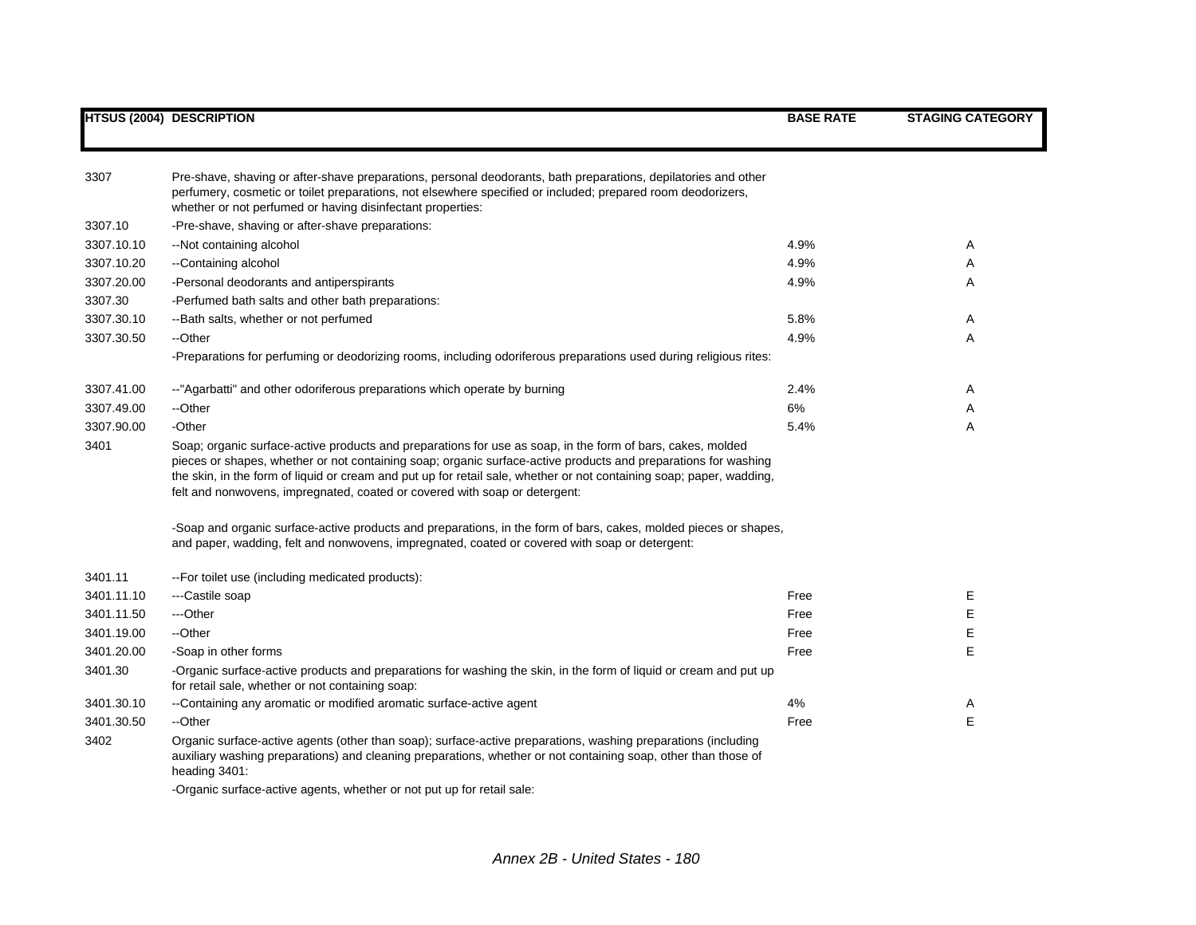| HTSUS (2004) | DESCRIPTION | BASE RATE | STAGING CATEGORY |
|---|---|---|---|
| 3307 | Pre-shave, shaving or after-shave preparations, personal deodorants, bath preparations, depilatories and other perfumery, cosmetic or toilet preparations, not elsewhere specified or included; prepared room deodorizers, whether or not perfumed or having disinfectant properties: | | |
| 3307.10 | -Pre-shave, shaving or after-shave preparations: | | |
| 3307.10.10 | --Not containing alcohol | 4.9% | A |
| 3307.10.20 | --Containing alcohol | 4.9% | A |
| 3307.20.00 | -Personal deodorants and antiperspirants | 4.9% | A |
| 3307.30 | -Perfumed bath salts and other bath preparations: | | |
| 3307.30.10 | --Bath salts, whether or not perfumed | 5.8% | A |
| 3307.30.50 | --Other | 4.9% | A |
| | -Preparations for perfuming or deodorizing rooms, including odoriferous preparations used during religious rites: | | |
| 3307.41.00 | --"Agarbatti" and other odoriferous preparations which operate by burning | 2.4% | A |
| 3307.49.00 | --Other | 6% | A |
| 3307.90.00 | -Other | 5.4% | A |
| 3401 | Soap; organic surface-active products and preparations for use as soap, in the form of bars, cakes, molded pieces or shapes, whether or not containing soap; organic surface-active products and preparations for washing the skin, in the form of liquid or cream and put up for retail sale, whether or not containing soap; paper, wadding, felt and nonwovens, impregnated, coated or covered with soap or detergent: | | |
| | -Soap and organic surface-active products and preparations, in the form of bars, cakes, molded pieces or shapes, and paper, wadding, felt and nonwovens, impregnated, coated or covered with soap or detergent: | | |
| 3401.11 | --For toilet use (including medicated products): | | |
| 3401.11.10 | ---Castile soap | Free | E |
| 3401.11.50 | ---Other | Free | E |
| 3401.19.00 | --Other | Free | E |
| 3401.20.00 | -Soap in other forms | Free | E |
| 3401.30 | -Organic surface-active products and preparations for washing the skin, in the form of liquid or cream and put up for retail sale, whether or not containing soap: | | |
| 3401.30.10 | --Containing any aromatic or modified aromatic surface-active agent | 4% | A |
| 3401.30.50 | --Other | Free | E |
| 3402 | Organic surface-active agents (other than soap); surface-active preparations, washing preparations (including auxiliary washing preparations) and cleaning preparations, whether or not containing soap, other than those of heading 3401: | | |
| | -Organic surface-active agents, whether or not put up for retail sale: | | |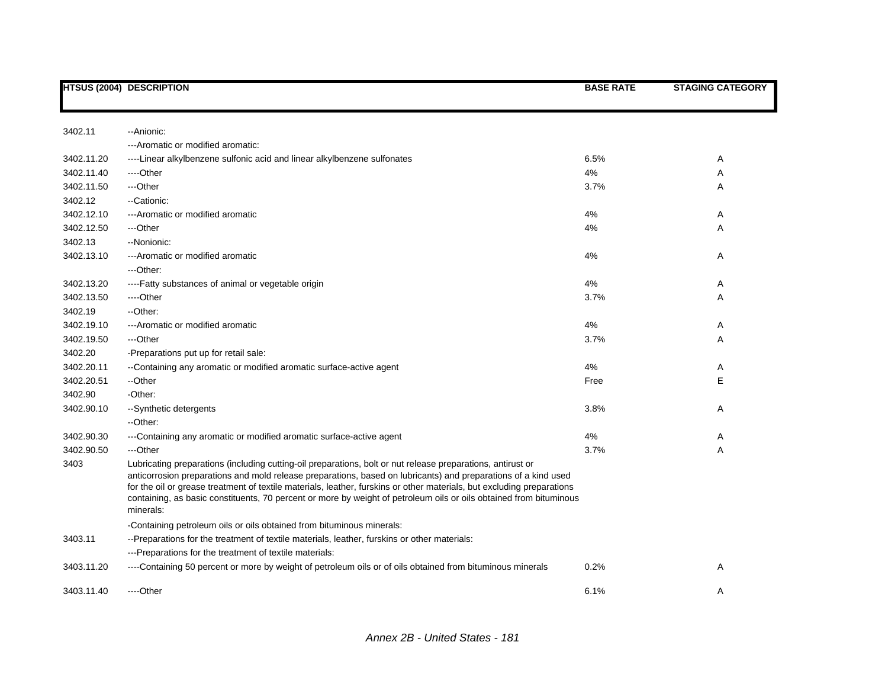| HTSUS (2004) | DESCRIPTION | BASE RATE | STAGING CATEGORY |
|---|---|---|---|
| 3402.11 | --Anionic: | | |
| | ---Aromatic or modified aromatic: | | |
| 3402.11.20 | ----Linear alkylbenzene sulfonic acid and linear alkylbenzene sulfonates | 6.5% | A |
| 3402.11.40 | ----Other | 4% | A |
| 3402.11.50 | ---Other | 3.7% | A |
| 3402.12 | --Cationic: | | |
| 3402.12.10 | ---Aromatic or modified aromatic | 4% | A |
| 3402.12.50 | ---Other | 4% | A |
| 3402.13 | --Nonionic: | | |
| 3402.13.10 | ---Aromatic or modified aromatic | 4% | A |
| | ---Other: | | |
| 3402.13.20 | ----Fatty substances of animal or vegetable origin | 4% | A |
| 3402.13.50 | ----Other | 3.7% | A |
| 3402.19 | --Other: | | |
| 3402.19.10 | ---Aromatic or modified aromatic | 4% | A |
| 3402.19.50 | ---Other | 3.7% | A |
| 3402.20 | -Preparations put up for retail sale: | | |
| 3402.20.11 | --Containing any aromatic or modified aromatic surface-active agent | 4% | A |
| 3402.20.51 | --Other | Free | E |
| 3402.90 | -Other: | | |
| 3402.90.10 | --Synthetic detergents | 3.8% | A |
| | --Other: | | |
| 3402.90.30 | ---Containing any aromatic or modified aromatic surface-active agent | 4% | A |
| 3402.90.50 | ---Other | 3.7% | A |
| 3403 | Lubricating preparations (including cutting-oil preparations, bolt or nut release preparations, antirust or anticorrosion preparations and mold release preparations, based on lubricants) and preparations of a kind used for the oil or grease treatment of textile materials, leather, furskins or other materials, but excluding preparations containing, as basic constituents, 70 percent or more by weight of petroleum oils or oils obtained from bituminous minerals: | | |
| | -Containing petroleum oils or oils obtained from bituminous minerals: | | |
| 3403.11 | --Preparations for the treatment of textile materials, leather, furskins or other materials: | | |
| | ---Preparations for the treatment of textile materials: | | |
| 3403.11.20 | ----Containing 50 percent or more by weight of petroleum oils or of oils obtained from bituminous minerals | 0.2% | A |
| 3403.11.40 | ----Other | 6.1% | A |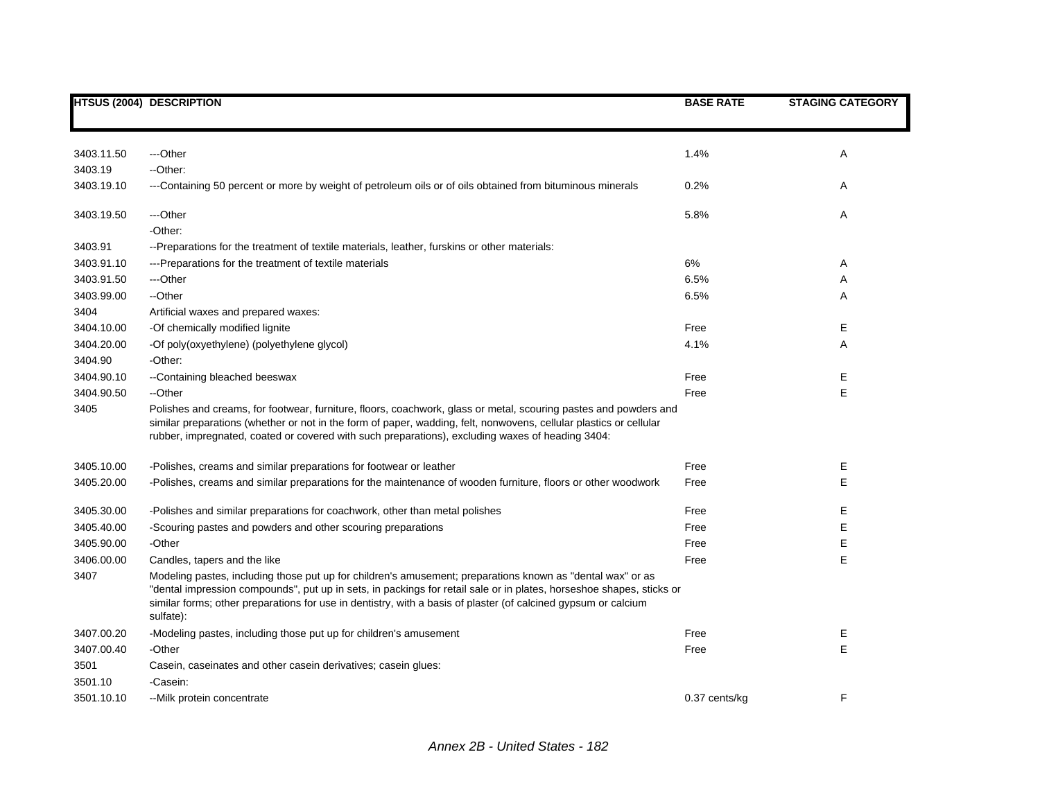| HTSUS (2004) | DESCRIPTION | BASE RATE | STAGING CATEGORY |
|---|---|---|---|
| 3403.11.50 | ---Other | 1.4% | A |
| 3403.19 | --Other: | | |
| 3403.19.10 | ---Containing 50 percent or more by weight of petroleum oils or of oils obtained from bituminous minerals | 0.2% | A |
| 3403.19.50 | ---Other | 5.8% | A |
| | -Other: | | |
| 3403.91 | --Preparations for the treatment of textile materials, leather, furskins or other materials: | | |
| 3403.91.10 | ---Preparations for the treatment of textile materials | 6% | A |
| 3403.91.50 | ---Other | 6.5% | A |
| 3403.99.00 | --Other | 6.5% | A |
| 3404 | Artificial waxes and prepared waxes: | | |
| 3404.10.00 | -Of chemically modified lignite | Free | E |
| 3404.20.00 | -Of poly(oxyethylene) (polyethylene glycol) | 4.1% | A |
| 3404.90 | -Other: | | |
| 3404.90.10 | --Containing bleached beeswax | Free | E |
| 3404.90.50 | --Other | Free | E |
| 3405 | Polishes and creams, for footwear, furniture, floors, coachwork, glass or metal, scouring pastes and powders and similar preparations (whether or not in the form of paper, wadding, felt, nonwovens, cellular plastics or cellular rubber, impregnated, coated or covered with such preparations), excluding waxes of heading 3404: | | |
| 3405.10.00 | -Polishes, creams and similar preparations for footwear or leather | Free | E |
| 3405.20.00 | -Polishes, creams and similar preparations for the maintenance of wooden furniture, floors or other woodwork | Free | E |
| 3405.30.00 | -Polishes and similar preparations for coachwork, other than metal polishes | Free | E |
| 3405.40.00 | -Scouring pastes and powders and other scouring preparations | Free | E |
| 3405.90.00 | -Other | Free | E |
| 3406.00.00 | Candles, tapers and the like | Free | E |
| 3407 | Modeling pastes, including those put up for children's amusement; preparations known as "dental wax" or as "dental impression compounds", put up in sets, in packings for retail sale or in plates, horseshoe shapes, sticks or similar forms; other preparations for use in dentistry, with a basis of plaster (of calcined gypsum or calcium sulfate): | | |
| 3407.00.20 | -Modeling pastes, including those put up for children's amusement | Free | E |
| 3407.00.40 | -Other | Free | E |
| 3501 | Casein, caseinates and other casein derivatives; casein glues: | | |
| 3501.10 | -Casein: | | |
| 3501.10.10 | --Milk protein concentrate | 0.37 cents/kg | F |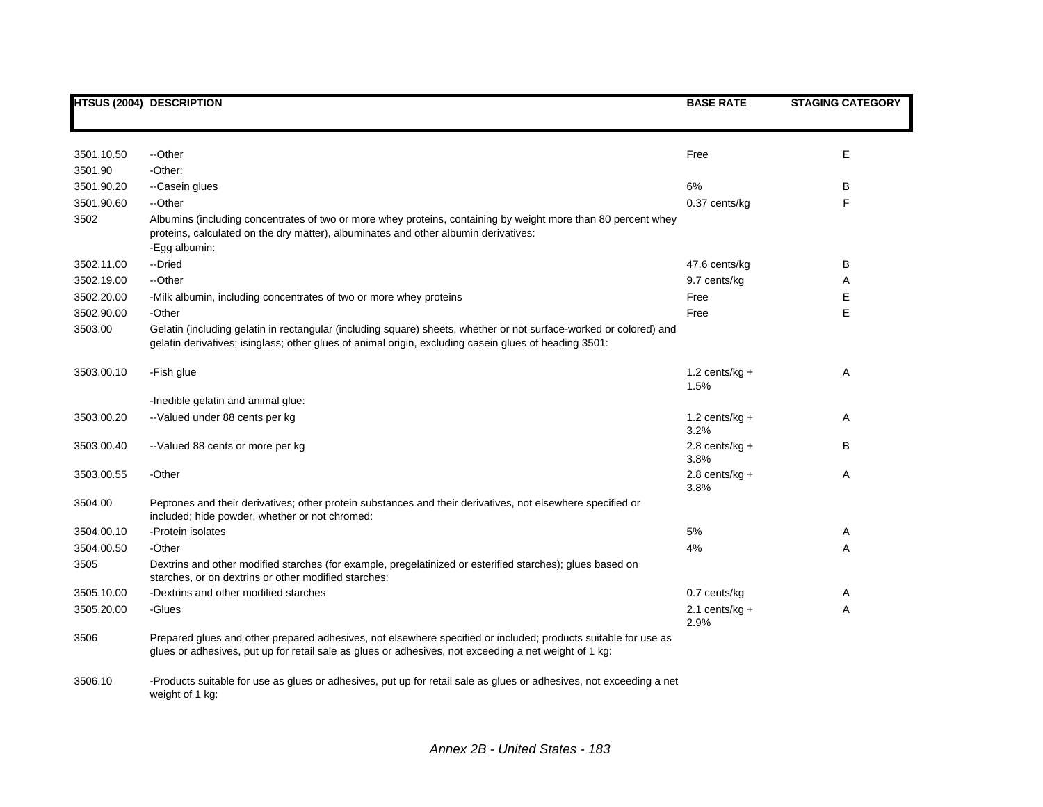| HTSUS (2004) | DESCRIPTION | BASE RATE | STAGING CATEGORY |
|---|---|---|---|
| 3501.10.50 | --Other | Free | E |
| 3501.90 | -Other: | | |
| 3501.90.20 | --Casein glues | 6% | B |
| 3501.90.60 | --Other | 0.37 cents/kg | F |
| 3502 | Albumins (including concentrates of two or more whey proteins, containing by weight more than 80 percent whey proteins, calculated on the dry matter), albuminates and other albumin derivatives:<br>-Egg albumin: | | |
| 3502.11.00 | --Dried | 47.6 cents/kg | B |
| 3502.19.00 | --Other | 9.7 cents/kg | A |
| 3502.20.00 | -Milk albumin, including concentrates of two or more whey proteins | Free | E |
| 3502.90.00 | -Other | Free | E |
| 3503.00 | Gelatin (including gelatin in rectangular (including square) sheets, whether or not surface-worked or colored) and gelatin derivatives; isinglass; other glues of animal origin, excluding casein glues of heading 3501: | | |
| 3503.00.10 | -Fish glue | 1.2 cents/kg + 1.5% | A |
| | -Inedible gelatin and animal glue: | | |
| 3503.00.20 | --Valued under 88 cents per kg | 1.2 cents/kg + 3.2% | A |
| 3503.00.40 | --Valued 88 cents or more per kg | 2.8 cents/kg + 3.8% | B |
| 3503.00.55 | -Other | 2.8 cents/kg + 3.8% | A |
| 3504.00 | Peptones and their derivatives; other protein substances and their derivatives, not elsewhere specified or included; hide powder, whether or not chromed: | | |
| 3504.00.10 | -Protein isolates | 5% | A |
| 3504.00.50 | -Other | 4% | A |
| 3505 | Dextrins and other modified starches (for example, pregelatinized or esterified starches); glues based on starches, or on dextrins or other modified starches: | | |
| 3505.10.00 | -Dextrins and other modified starches | 0.7 cents/kg | A |
| 3505.20.00 | -Glues | 2.1 cents/kg + 2.9% | A |
| 3506 | Prepared glues and other prepared adhesives, not elsewhere specified or included; products suitable for use as glues or adhesives, put up for retail sale as glues or adhesives, not exceeding a net weight of 1 kg: | | |
| 3506.10 | -Products suitable for use as glues or adhesives, put up for retail sale as glues or adhesives, not exceeding a net weight of 1 kg: | | |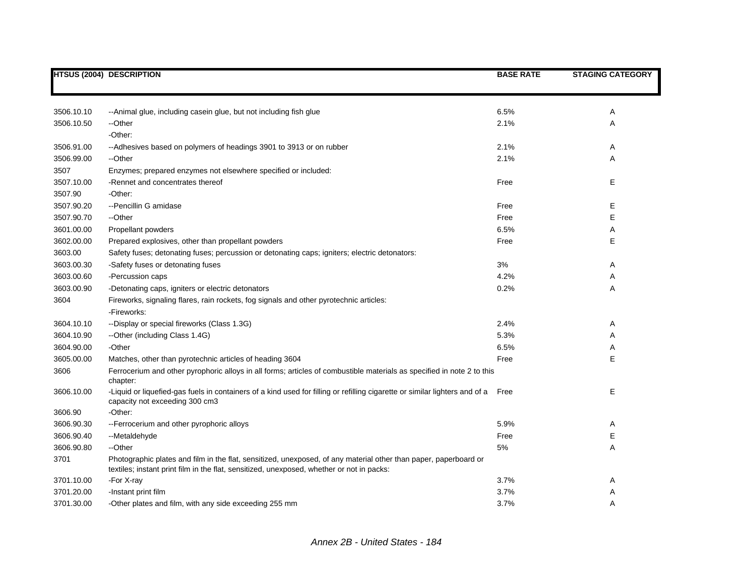| HTSUS (2004) | DESCRIPTION | BASE RATE | STAGING CATEGORY |
|---|---|---|---|
| 3506.10.10 | --Animal glue, including casein glue, but not including fish glue | 6.5% | A |
| 3506.10.50 | --Other | 2.1% | A |
| | -Other: | | |
| 3506.91.00 | --Adhesives based on polymers of headings 3901 to 3913 or on rubber | 2.1% | A |
| 3506.99.00 | --Other | 2.1% | A |
| 3507 | Enzymes; prepared enzymes not elsewhere specified or included: | | |
| 3507.10.00 | -Rennet and concentrates thereof | Free | E |
| 3507.90 | -Other: | | |
| 3507.90.20 | --Pencillin G amidase | Free | E |
| 3507.90.70 | --Other | Free | E |
| 3601.00.00 | Propellant powders | 6.5% | A |
| 3602.00.00 | Prepared explosives, other than propellant powders | Free | E |
| 3603.00 | Safety fuses; detonating fuses; percussion or detonating caps; igniters; electric detonators: | | |
| 3603.00.30 | -Safety fuses or detonating fuses | 3% | A |
| 3603.00.60 | -Percussion caps | 4.2% | A |
| 3603.00.90 | -Detonating caps, igniters or electric detonators | 0.2% | A |
| 3604 | Fireworks, signaling flares, rain rockets, fog signals and other pyrotechnic articles: | | |
| | -Fireworks: | | |
| 3604.10.10 | --Display or special fireworks (Class 1.3G) | 2.4% | A |
| 3604.10.90 | --Other (including Class 1.4G) | 5.3% | A |
| 3604.90.00 | -Other | 6.5% | A |
| 3605.00.00 | Matches, other than pyrotechnic articles of heading 3604 | Free | E |
| 3606 | Ferrocerium and other pyrophoric alloys in all forms; articles of combustible materials as specified in note 2 to this chapter: | | |
| 3606.10.00 | -Liquid or liquefied-gas fuels in containers of a kind used for filling or refilling cigarette or similar lighters and of a capacity not exceeding 300 cm3 | Free | E |
| 3606.90 | -Other: | | |
| 3606.90.30 | --Ferrocerium and other pyrophoric alloys | 5.9% | A |
| 3606.90.40 | --Metaldehyde | Free | E |
| 3606.90.80 | --Other | 5% | A |
| 3701 | Photographic plates and film in the flat, sensitized, unexposed, of any material other than paper, paperboard or textiles; instant print film in the flat, sensitized, unexposed, whether or not in packs: | | |
| 3701.10.00 | -For X-ray | 3.7% | A |
| 3701.20.00 | -Instant print film | 3.7% | A |
| 3701.30.00 | -Other plates and film, with any side exceeding 255 mm | 3.7% | A |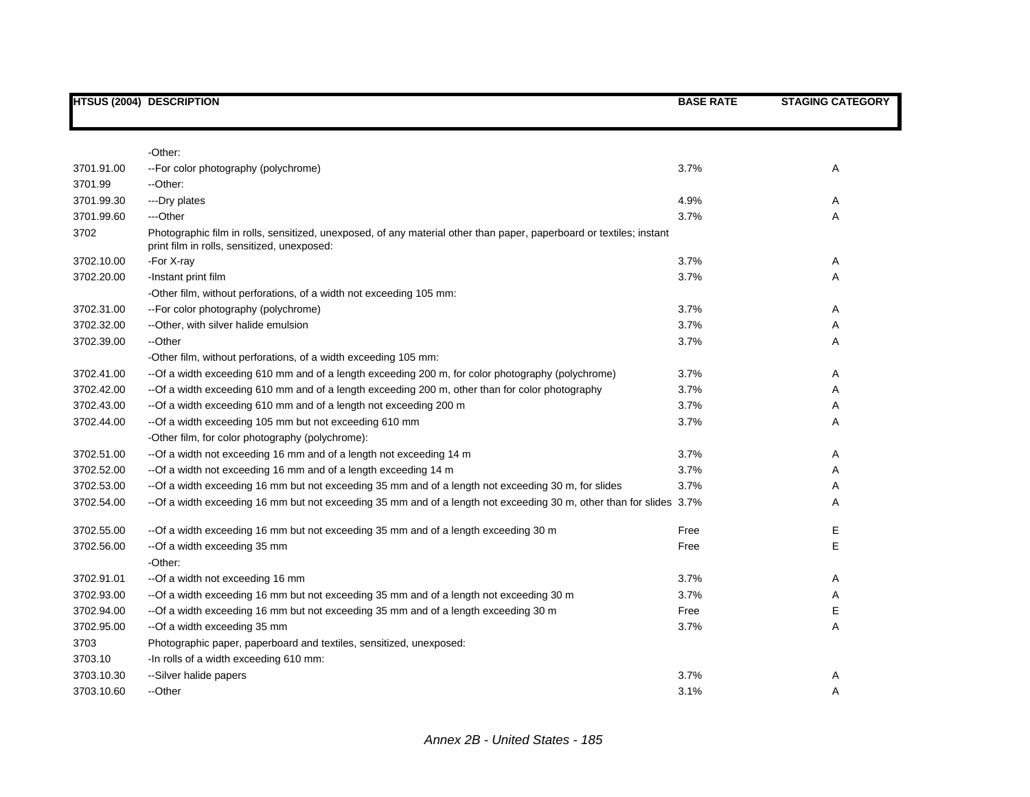| HTSUS (2004) | DESCRIPTION | BASE RATE | STAGING CATEGORY |
|---|---|---|---|
| | -Other: | | |
| 3701.91.00 | --For color photography (polychrome) | 3.7% | A |
| 3701.99 | --Other: | | |
| 3701.99.30 | ---Dry plates | 4.9% | A |
| 3701.99.60 | ---Other | 3.7% | A |
| 3702 | Photographic film in rolls, sensitized, unexposed, of any material other than paper, paperboard or textiles; instant print film in rolls, sensitized, unexposed: | | |
| 3702.10.00 | -For X-ray | 3.7% | A |
| 3702.20.00 | -Instant print film | 3.7% | A |
| | -Other film, without perforations, of a width not exceeding 105 mm: | | |
| 3702.31.00 | --For color photography (polychrome) | 3.7% | A |
| 3702.32.00 | --Other, with silver halide emulsion | 3.7% | A |
| 3702.39.00 | --Other | 3.7% | A |
| | -Other film, without perforations, of a width exceeding 105 mm: | | |
| 3702.41.00 | --Of a width exceeding 610 mm and of a length exceeding 200 m, for color photography (polychrome) | 3.7% | A |
| 3702.42.00 | --Of a width exceeding 610 mm and of a length exceeding 200 m, other than for color photography | 3.7% | A |
| 3702.43.00 | --Of a width exceeding 610 mm and of a length not exceeding 200 m | 3.7% | A |
| 3702.44.00 | --Of a width exceeding 105 mm but not exceeding 610 mm | 3.7% | A |
| | -Other film, for color photography (polychrome): | | |
| 3702.51.00 | --Of a width not exceeding 16 mm and of a length not exceeding 14 m | 3.7% | A |
| 3702.52.00 | --Of a width not exceeding 16 mm and of a length exceeding 14 m | 3.7% | A |
| 3702.53.00 | --Of a width exceeding 16 mm but not exceeding 35 mm and of a length not exceeding 30 m, for slides | 3.7% | A |
| 3702.54.00 | --Of a width exceeding 16 mm but not exceeding 35 mm and of a length not exceeding 30 m, other than for slides | 3.7% | A |
| 3702.55.00 | --Of a width exceeding 16 mm but not exceeding 35 mm and of a length exceeding 30 m | Free | E |
| 3702.56.00 | --Of a width exceeding 35 mm | Free | E |
| | -Other: | | |
| 3702.91.01 | --Of a width not exceeding 16 mm | 3.7% | A |
| 3702.93.00 | --Of a width exceeding 16 mm but not exceeding 35 mm and of a length not exceeding 30 m | 3.7% | A |
| 3702.94.00 | --Of a width exceeding 16 mm but not exceeding 35 mm and of a length exceeding 30 m | Free | E |
| 3702.95.00 | --Of a width exceeding 35 mm | 3.7% | A |
| 3703 | Photographic paper, paperboard and textiles, sensitized, unexposed: | | |
| 3703.10 | -In rolls of a width exceeding 610 mm: | | |
| 3703.10.30 | --Silver halide papers | 3.7% | A |
| 3703.10.60 | --Other | 3.1% | A |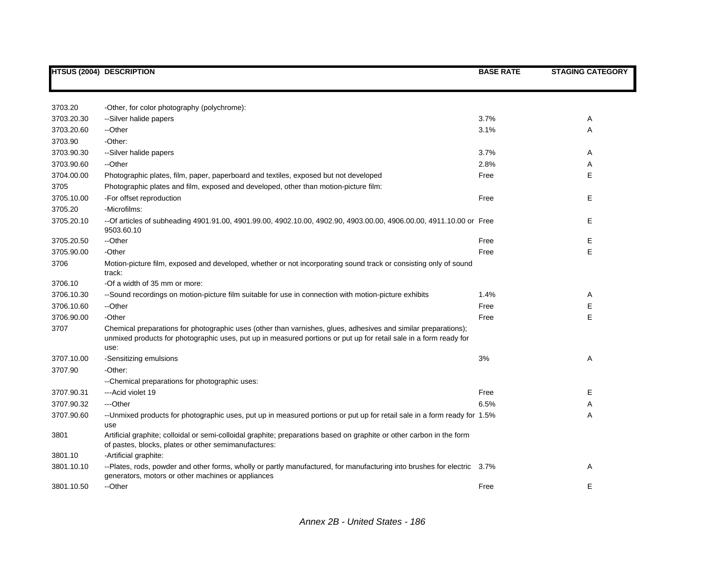| HTSUS (2004) | DESCRIPTION | BASE RATE | STAGING CATEGORY |
|---|---|---|---|
| 3703.20 | -Other, for color photography (polychrome): | | |
| 3703.20.30 | --Silver halide papers | 3.7% | A |
| 3703.20.60 | --Other | 3.1% | A |
| 3703.90 | -Other: | | |
| 3703.90.30 | --Silver halide papers | 3.7% | A |
| 3703.90.60 | --Other | 2.8% | A |
| 3704.00.00 | Photographic plates, film, paper, paperboard and textiles, exposed but not developed | Free | E |
| 3705 | Photographic plates and film, exposed and developed, other than motion-picture film: | | |
| 3705.10.00 | -For offset reproduction | Free | E |
| 3705.20 | -Microfilms: | | |
| 3705.20.10 | --Of articles of subheading 4901.91.00, 4901.99.00, 4902.10.00, 4902.90, 4903.00.00, 4906.00.00, 4911.10.00 or 9503.60.10 | Free | E |
| 3705.20.50 | --Other | Free | E |
| 3705.90.00 | -Other | Free | E |
| 3706 | Motion-picture film, exposed and developed, whether or not incorporating sound track or consisting only of sound track: | | |
| 3706.10 | -Of a width of 35 mm or more: | | |
| 3706.10.30 | --Sound recordings on motion-picture film suitable for use in connection with motion-picture exhibits | 1.4% | A |
| 3706.10.60 | --Other | Free | E |
| 3706.90.00 | -Other | Free | E |
| 3707 | Chemical preparations for photographic uses (other than varnishes, glues, adhesives and similar preparations); unmixed products for photographic uses, put up in measured portions or put up for retail sale in a form ready for use: | | |
| 3707.10.00 | -Sensitizing emulsions | 3% | A |
| 3707.90 | -Other: | | |
| | --Chemical preparations for photographic uses: | | |
| 3707.90.31 | ---Acid violet 19 | Free | E |
| 3707.90.32 | ---Other | 6.5% | A |
| 3707.90.60 | --Unmixed products for photographic uses, put up in measured portions or put up for retail sale in a form ready for use | 1.5% | A |
| 3801 | Artificial graphite; colloidal or semi-colloidal graphite; preparations based on graphite or other carbon in the form of pastes, blocks, plates or other semimanufactures: | | |
| 3801.10 | -Artificial graphite: | | |
| 3801.10.10 | --Plates, rods, powder and other forms, wholly or partly manufactured, for manufacturing into brushes for electric generators, motors or other machines or appliances | 3.7% | A |
| 3801.10.50 | --Other | Free | E |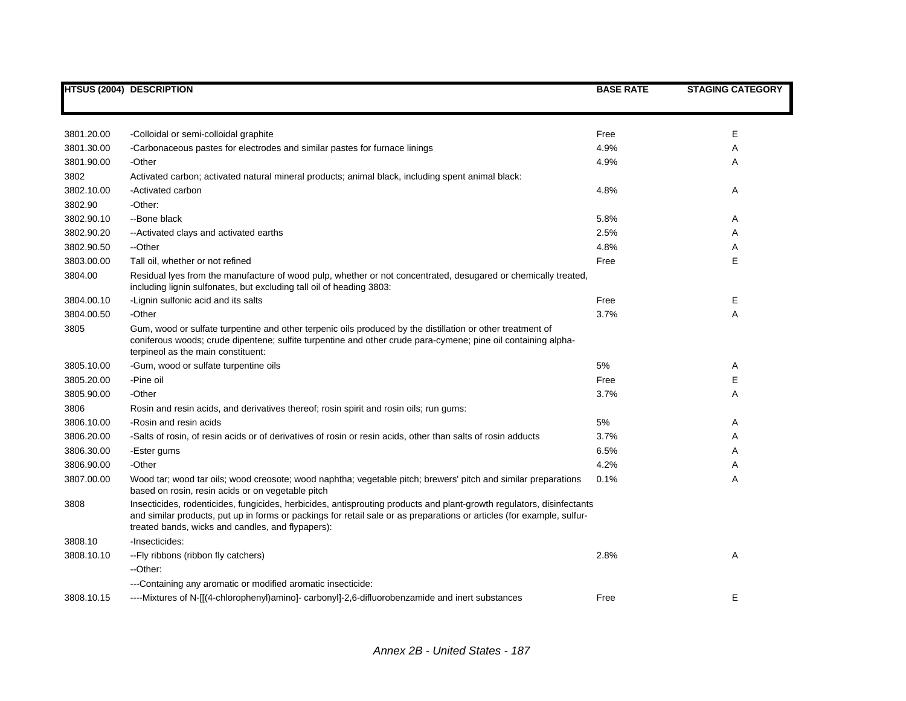| HTSUS (2004) | DESCRIPTION | BASE RATE | STAGING CATEGORY |
|---|---|---|---|
| 3801.20.00 | -Colloidal or semi-colloidal graphite | Free | E |
| 3801.30.00 | -Carbonaceous pastes for electrodes and similar pastes for furnace linings | 4.9% | A |
| 3801.90.00 | -Other | 4.9% | A |
| 3802 | Activated carbon; activated natural mineral products; animal black, including spent animal black: | | |
| 3802.10.00 | -Activated carbon | 4.8% | A |
| 3802.90 | -Other: | | |
| 3802.90.10 | --Bone black | 5.8% | A |
| 3802.90.20 | --Activated clays and activated earths | 2.5% | A |
| 3802.90.50 | --Other | 4.8% | A |
| 3803.00.00 | Tall oil, whether or not refined | Free | E |
| 3804.00 | Residual lyes from the manufacture of wood pulp, whether or not concentrated, desugared or chemically treated, including lignin sulfonates, but excluding tall oil of heading 3803: | | |
| 3804.00.10 | -Lignin sulfonic acid and its salts | Free | E |
| 3804.00.50 | -Other | 3.7% | A |
| 3805 | Gum, wood or sulfate turpentine and other terpenic oils produced by the distillation or other treatment of coniferous woods; crude dipentene; sulfite turpentine and other crude para-cymene; pine oil containing alpha-terpineol as the main constituent: | | |
| 3805.10.00 | -Gum, wood or sulfate turpentine oils | 5% | A |
| 3805.20.00 | -Pine oil | Free | E |
| 3805.90.00 | -Other | 3.7% | A |
| 3806 | Rosin and resin acids, and derivatives thereof; rosin spirit and rosin oils; run gums: | | |
| 3806.10.00 | -Rosin and resin acids | 5% | A |
| 3806.20.00 | -Salts of rosin, of resin acids or of derivatives of rosin or resin acids, other than salts of rosin adducts | 3.7% | A |
| 3806.30.00 | -Ester gums | 6.5% | A |
| 3806.90.00 | -Other | 4.2% | A |
| 3807.00.00 | Wood tar; wood tar oils; wood creosote; wood naphtha; vegetable pitch; brewers' pitch and similar preparations based on rosin, resin acids or on vegetable pitch | 0.1% | A |
| 3808 | Insecticides, rodenticides, fungicides, herbicides, antisprouting products and plant-growth regulators, disinfectants and similar products, put up in forms or packings for retail sale or as preparations or articles (for example, sulfur-treated bands, wicks and candles, and flypapers): | | |
| 3808.10 | -Insecticides: | | |
| 3808.10.10 | --Fly ribbons (ribbon fly catchers) | 2.8% | A |
| | --Other: | | |
| | ---Containing any aromatic or modified aromatic insecticide: | | |
| 3808.10.15 | ----Mixtures of N-[[(4-chlorophenyl)amino]- carbonyl]-2,6-difluorobenzamide and inert substances | Free | E |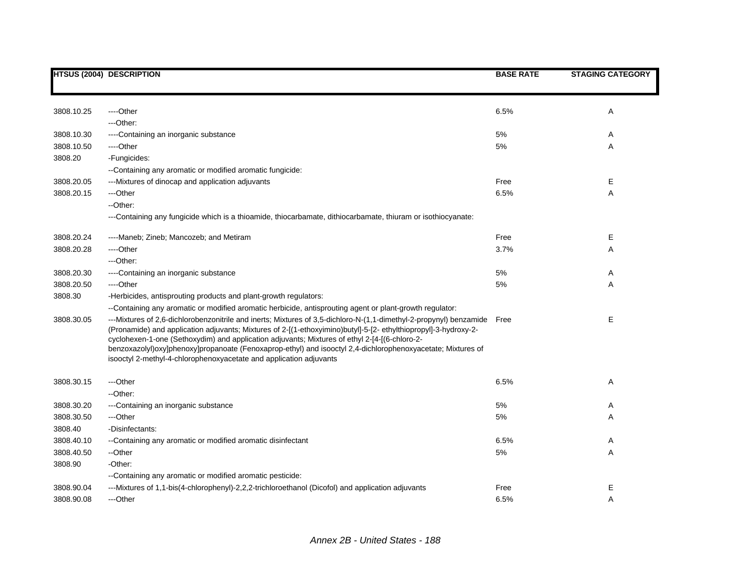| HTSUS (2004) | DESCRIPTION | BASE RATE | STAGING CATEGORY |
|---|---|---|---|
| 3808.10.25 | ----Other | 6.5% | A |
| | ---Other: | | |
| 3808.10.30 | ----Containing an inorganic substance | 5% | A |
| 3808.10.50 | ----Other | 5% | A |
| 3808.20 | -Fungicides: | | |
| | --Containing any aromatic or modified aromatic fungicide: | | |
| 3808.20.05 | ---Mixtures of dinocap and application adjuvants | Free | E |
| 3808.20.15 | ---Other | 6.5% | A |
| | --Other: | | |
| | ---Containing any fungicide which is a thioamide, thiocarbamate, dithiocarbamate, thiuram or isothiocyanate: | | |
| 3808.20.24 | ----Maneb; Zineb; Mancozeb; and Metiram | Free | E |
| 3808.20.28 | ----Other | 3.7% | A |
| | ---Other: | | |
| 3808.20.30 | ----Containing an inorganic substance | 5% | A |
| 3808.20.50 | ----Other | 5% | A |
| 3808.30 | -Herbicides, antisprouting products and plant-growth regulators: | | |
| | --Containing any aromatic or modified aromatic herbicide, antisprouting agent or plant-growth regulator: | | |
| 3808.30.05 | ---Mixtures of 2,6-dichlorobenzonitrile and inerts; Mixtures of 3,5-dichloro-N-(1,1-dimethyl-2-propynyl) benzamide (Pronamide) and application adjuvants; Mixtures of 2-[(1-ethoxyimino)butyl]-5-[2- ethylthiopropyl]-3-hydroxy-2-cyclohexen-1-one (Sethoxydim) and application adjuvants; Mixtures of ethyl 2-[4-[(6-chloro-2-benzoxazolyl)oxy]phenoxy]propanoate (Fenoxaprop-ethyl) and isooctyl 2,4-dichlorophenoxyacetate; Mixtures of isooctyl 2-methyl-4-chlorophenoxyacetate and application adjuvants | Free | E |
| 3808.30.15 | ---Other | 6.5% | A |
| | --Other: | | |
| 3808.30.20 | ---Containing an inorganic substance | 5% | A |
| 3808.30.50 | ---Other | 5% | A |
| 3808.40 | -Disinfectants: | | |
| 3808.40.10 | --Containing any aromatic or modified aromatic disinfectant | 6.5% | A |
| 3808.40.50 | --Other | 5% | A |
| 3808.90 | -Other: | | |
| | --Containing any aromatic or modified aromatic pesticide: | | |
| 3808.90.04 | ---Mixtures of 1,1-bis(4-chlorophenyl)-2,2,2-trichloroethanol (Dicofol) and application adjuvants | Free | E |
| 3808.90.08 | ---Other | 6.5% | A |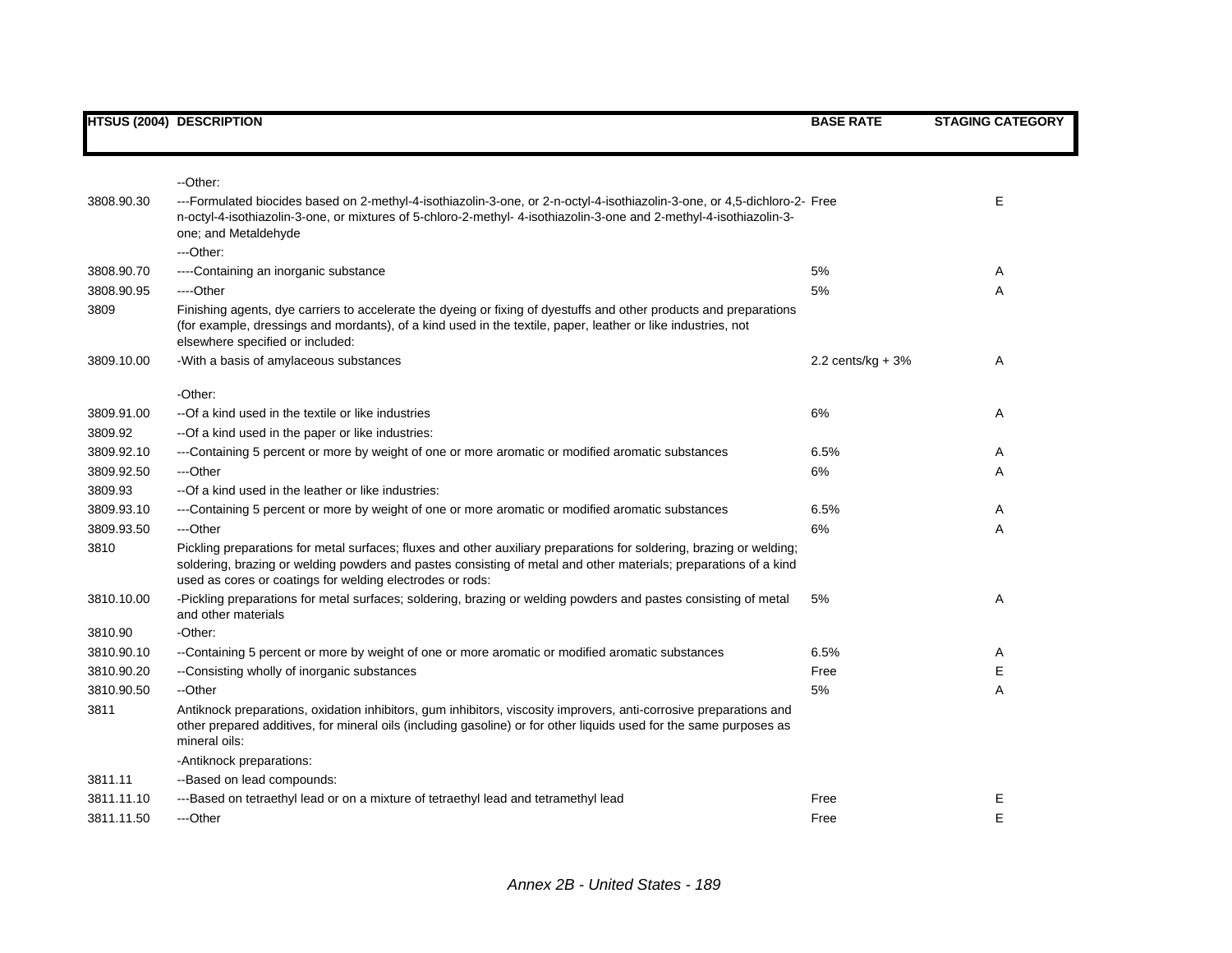| HTSUS (2004) | DESCRIPTION | BASE RATE | STAGING CATEGORY |
|---|---|---|---|
| | --Other: | | |
| 3808.90.30 | ---Formulated biocides based on 2-methyl-4-isothiazolin-3-one, or 2-n-octyl-4-isothiazolin-3-one, or 4,5-dichloro-2-n-octyl-4-isothiazolin-3-one, or mixtures of 5-chloro-2-methyl- 4-isothiazolin-3-one and 2-methyl-4-isothiazolin-3-one; and Metaldehyde | Free | E |
| | ---Other: | | |
| 3808.90.70 | ----Containing an inorganic substance | 5% | A |
| 3808.90.95 | ----Other | 5% | A |
| 3809 | Finishing agents, dye carriers to accelerate the dyeing or fixing of dyestuffs and other products and preparations (for example, dressings and mordants), of a kind used in the textile, paper, leather or like industries, not elsewhere specified or included: | | |
| 3809.10.00 | -With a basis of amylaceous substances | 2.2 cents/kg + 3% | A |
| | -Other: | | |
| 3809.91.00 | --Of a kind used in the textile or like industries | 6% | A |
| 3809.92 | --Of a kind used in the paper or like industries: | | |
| 3809.92.10 | ---Containing 5 percent or more by weight of one or more aromatic or modified aromatic substances | 6.5% | A |
| 3809.92.50 | ---Other | 6% | A |
| 3809.93 | --Of a kind used in the leather or like industries: | | |
| 3809.93.10 | ---Containing 5 percent or more by weight of one or more aromatic or modified aromatic substances | 6.5% | A |
| 3809.93.50 | ---Other | 6% | A |
| 3810 | Pickling preparations for metal surfaces; fluxes and other auxiliary preparations for soldering, brazing or welding; soldering, brazing or welding powders and pastes consisting of metal and other materials; preparations of a kind used as cores or coatings for welding electrodes or rods: | | |
| 3810.10.00 | -Pickling preparations for metal surfaces; soldering, brazing or welding powders and pastes consisting of metal and other materials | 5% | A |
| 3810.90 | -Other: | | |
| 3810.90.10 | --Containing 5 percent or more by weight of one or more aromatic or modified aromatic substances | 6.5% | A |
| 3810.90.20 | --Consisting wholly of inorganic substances | Free | E |
| 3810.90.50 | --Other | 5% | A |
| 3811 | Antiknock preparations, oxidation inhibitors, gum inhibitors, viscosity improvers, anti-corrosive preparations and other prepared additives, for mineral oils (including gasoline) or for other liquids used for the same purposes as mineral oils: | | |
| | -Antiknock preparations: | | |
| 3811.11 | --Based on lead compounds: | | |
| 3811.11.10 | ---Based on tetraethyl lead or on a mixture of tetraethyl lead and tetramethyl lead | Free | E |
| 3811.11.50 | ---Other | Free | E |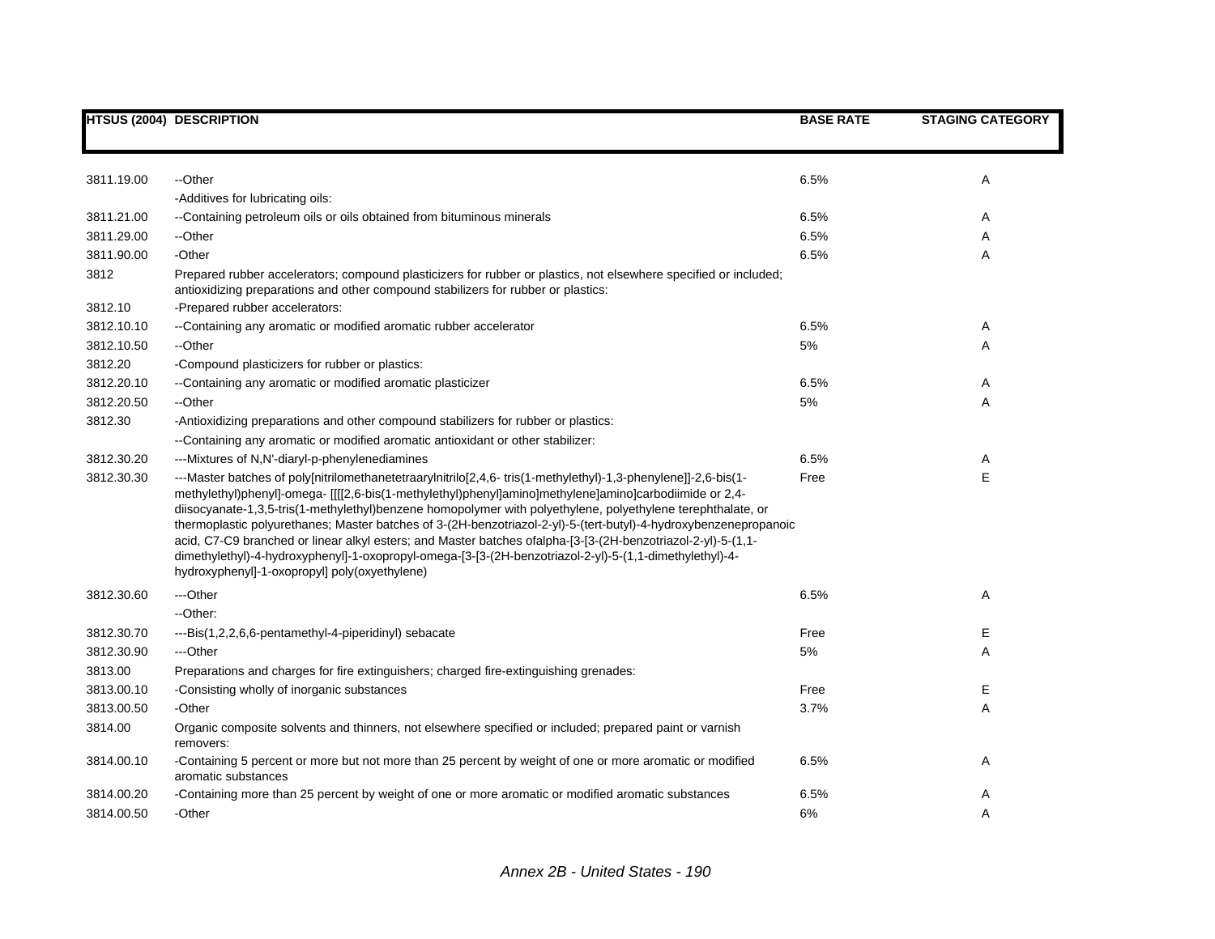| HTSUS (2004) | DESCRIPTION | BASE RATE | STAGING CATEGORY |
|---|---|---|---|
| 3811.19.00 | --Other | 6.5% | A |
| | -Additives for lubricating oils: | | |
| 3811.21.00 | --Containing petroleum oils or oils obtained from bituminous minerals | 6.5% | A |
| 3811.29.00 | --Other | 6.5% | A |
| 3811.90.00 | -Other | 6.5% | A |
| 3812 | Prepared rubber accelerators; compound plasticizers for rubber or plastics, not elsewhere specified or included; antioxidizing preparations and other compound stabilizers for rubber or plastics: | | |
| 3812.10 | -Prepared rubber accelerators: | | |
| 3812.10.10 | --Containing any aromatic or modified aromatic rubber accelerator | 6.5% | A |
| 3812.10.50 | --Other | 5% | A |
| 3812.20 | -Compound plasticizers for rubber or plastics: | | |
| 3812.20.10 | --Containing any aromatic or modified aromatic plasticizer | 6.5% | A |
| 3812.20.50 | --Other | 5% | A |
| 3812.30 | -Antioxidizing preparations and other compound stabilizers for rubber or plastics: | | |
| | --Containing any aromatic or modified aromatic antioxidant or other stabilizer: | | |
| 3812.30.20 | ---Mixtures of N,N'-diaryl-p-phenylenediamines | 6.5% | A |
| 3812.30.30 | ---Master batches of poly[nitrilomethanetetraarylnitrilo[2,4,6- tris(1-methylethyl)-1,3-phenylene]]-2,6-bis(1-methylethyl)phenyl]-omega- [[[[2,6-bis(1-methylethyl)phenyl]amino]methylene]amino]carbodiimide or 2,4-diisocyanate-1,3,5-tris(1-methylethyl)benzene homopolymer with polyethylene, polyethylene terephthalate, or thermoplastic polyurethanes; Master batches of 3-(2H-benzotriazol-2-yl)-5-(tert-butyl)-4-hydroxybenzenepropanoic acid, C7-C9 branched or linear alkyl esters; and Master batches ofalpha-[3-[3-(2H-benzotriazol-2-yl)-5-(1,1-dimethylethyl)-4-hydroxyphenyl]-1-oxopropyl-omega-[3-[3-(2H-benzotriazol-2-yl)-5-(1,1-dimethylethyl)-4-hydroxyphenyl]-1-oxopropyl] poly(oxyethylene) | Free | E |
| 3812.30.60 | ---Other | 6.5% | A |
| | --Other: | | |
| 3812.30.70 | ---Bis(1,2,2,6,6-pentamethyl-4-piperidinyl) sebacate | Free | E |
| 3812.30.90 | ---Other | 5% | A |
| 3813.00 | Preparations and charges for fire extinguishers; charged fire-extinguishing grenades: | | |
| 3813.00.10 | -Consisting wholly of inorganic substances | Free | E |
| 3813.00.50 | -Other | 3.7% | A |
| 3814.00 | Organic composite solvents and thinners, not elsewhere specified or included; prepared paint or varnish removers: | | |
| 3814.00.10 | -Containing 5 percent or more but not more than 25 percent by weight of one or more aromatic or modified aromatic substances | 6.5% | A |
| 3814.00.20 | -Containing more than 25 percent by weight of one or more aromatic or modified aromatic substances | 6.5% | A |
| 3814.00.50 | -Other | 6% | A |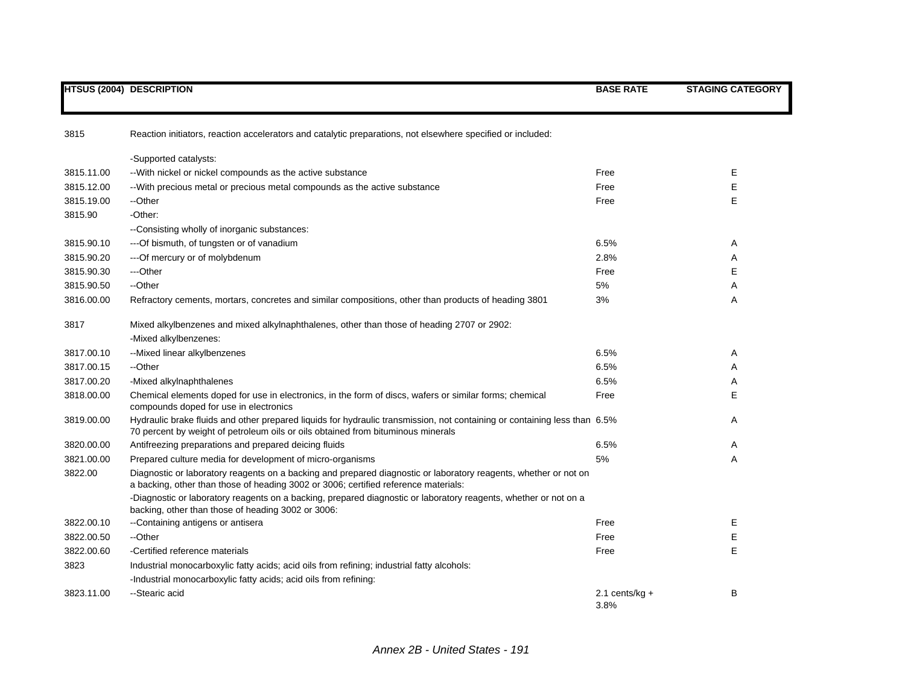| HTSUS (2004) | DESCRIPTION | BASE RATE | STAGING CATEGORY |
|---|---|---|---|
| 3815 | Reaction initiators, reaction accelerators and catalytic preparations, not elsewhere specified or included: | | |
| | -Supported catalysts: | | |
| 3815.11.00 | --With nickel or nickel compounds as the active substance | Free | E |
| 3815.12.00 | --With precious metal or precious metal compounds as the active substance | Free | E |
| 3815.19.00 | --Other | Free | E |
| 3815.90 | -Other: | | |
| | --Consisting wholly of inorganic substances: | | |
| 3815.90.10 | ---Of bismuth, of tungsten or of vanadium | 6.5% | A |
| 3815.90.20 | ---Of mercury or of molybdenum | 2.8% | A |
| 3815.90.30 | ---Other | Free | E |
| 3815.90.50 | --Other | 5% | A |
| 3816.00.00 | Refractory cements, mortars, concretes and similar compositions, other than products of heading 3801 | 3% | A |
| 3817 | Mixed alkylbenzenes and mixed alkylnaphthalenes, other than those of heading 2707 or 2902: | | |
| | -Mixed alkylbenzenes: | | |
| 3817.00.10 | --Mixed linear alkylbenzenes | 6.5% | A |
| 3817.00.15 | --Other | 6.5% | A |
| 3817.00.20 | -Mixed alkylnaphthalenes | 6.5% | A |
| 3818.00.00 | Chemical elements doped for use in electronics, in the form of discs, wafers or similar forms; chemical compounds doped for use in electronics | Free | E |
| 3819.00.00 | Hydraulic brake fluids and other prepared liquids for hydraulic transmission, not containing or containing less than 70 percent by weight of petroleum oils or oils obtained from bituminous minerals | 6.5% | A |
| 3820.00.00 | Antifreezing preparations and prepared deicing fluids | 6.5% | A |
| 3821.00.00 | Prepared culture media for development of micro-organisms | 5% | A |
| 3822.00 | Diagnostic or laboratory reagents on a backing and prepared diagnostic or laboratory reagents, whether or not on a backing, other than those of heading 3002 or 3006; certified reference materials: | | |
| | -Diagnostic or laboratory reagents on a backing, prepared diagnostic or laboratory reagents, whether or not on a backing, other than those of heading 3002 or 3006: | | |
| 3822.00.10 | --Containing antigens or antisera | Free | E |
| 3822.00.50 | --Other | Free | E |
| 3822.00.60 | -Certified reference materials | Free | E |
| 3823 | Industrial monocarboxylic fatty acids; acid oils from refining; industrial fatty alcohols: | | |
| | -Industrial monocarboxylic fatty acids; acid oils from refining: | | |
| 3823.11.00 | --Stearic acid | 2.1 cents/kg + 3.8% | B |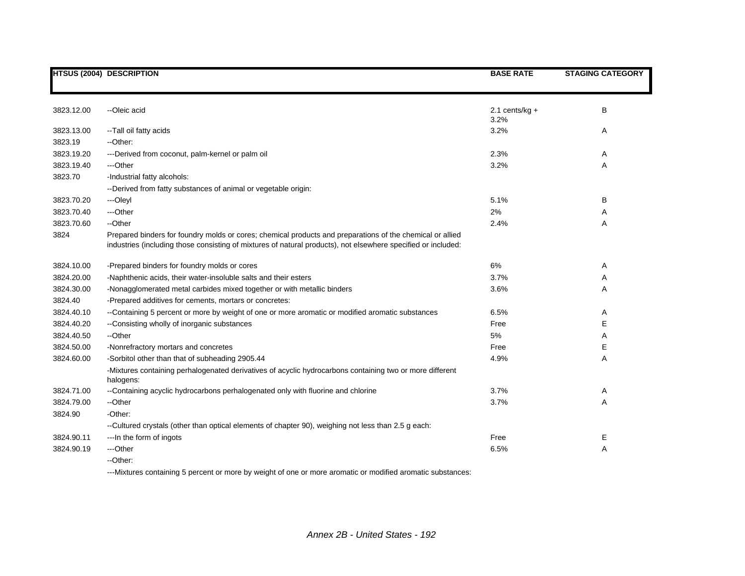| HTSUS (2004) | DESCRIPTION | BASE RATE | STAGING CATEGORY |
|---|---|---|---|
| 3823.12.00 | --Oleic acid | 2.1 cents/kg + 3.2% | B |
| 3823.13.00 | --Tall oil fatty acids | 3.2% | A |
| 3823.19 | --Other: | | |
| 3823.19.20 | ---Derived from coconut, palm-kernel or palm oil | 2.3% | A |
| 3823.19.40 | ---Other | 3.2% | A |
| 3823.70 | -Industrial fatty alcohols: | | |
| | --Derived from fatty substances of animal or vegetable origin: | | |
| 3823.70.20 | ---Oleyl | 5.1% | B |
| 3823.70.40 | ---Other | 2% | A |
| 3823.70.60 | --Other | 2.4% | A |
| 3824 | Prepared binders for foundry molds or cores; chemical products and preparations of the chemical or allied industries (including those consisting of mixtures of natural products), not elsewhere specified or included: | | |
| 3824.10.00 | -Prepared binders for foundry molds or cores | 6% | A |
| 3824.20.00 | -Naphthenic acids, their water-insoluble salts and their esters | 3.7% | A |
| 3824.30.00 | -Nonagglomerated metal carbides mixed together or with metallic binders | 3.6% | A |
| 3824.40 | -Prepared additives for cements, mortars or concretes: | | |
| 3824.40.10 | --Containing 5 percent or more by weight of one or more aromatic or modified aromatic substances | 6.5% | A |
| 3824.40.20 | --Consisting wholly of inorganic substances | Free | E |
| 3824.40.50 | --Other | 5% | A |
| 3824.50.00 | -Nonrefractory mortars and concretes | Free | E |
| 3824.60.00 | -Sorbitol other than that of subheading 2905.44 | 4.9% | A |
| | -Mixtures containing perhalogenated derivatives of acyclic hydrocarbons containing two or more different halogens: | | |
| 3824.71.00 | --Containing acyclic hydrocarbons perhalogenated only with fluorine and chlorine | 3.7% | A |
| 3824.79.00 | --Other | 3.7% | A |
| 3824.90 | -Other: | | |
| | --Cultured crystals (other than optical elements of chapter 90), weighing not less than 2.5 g each: | | |
| 3824.90.11 | ---In the form of ingots | Free | E |
| 3824.90.19 | ---Other | 6.5% | A |
| | --Other: | | |
| | ---Mixtures containing 5 percent or more by weight of one or more aromatic or modified aromatic substances: | | |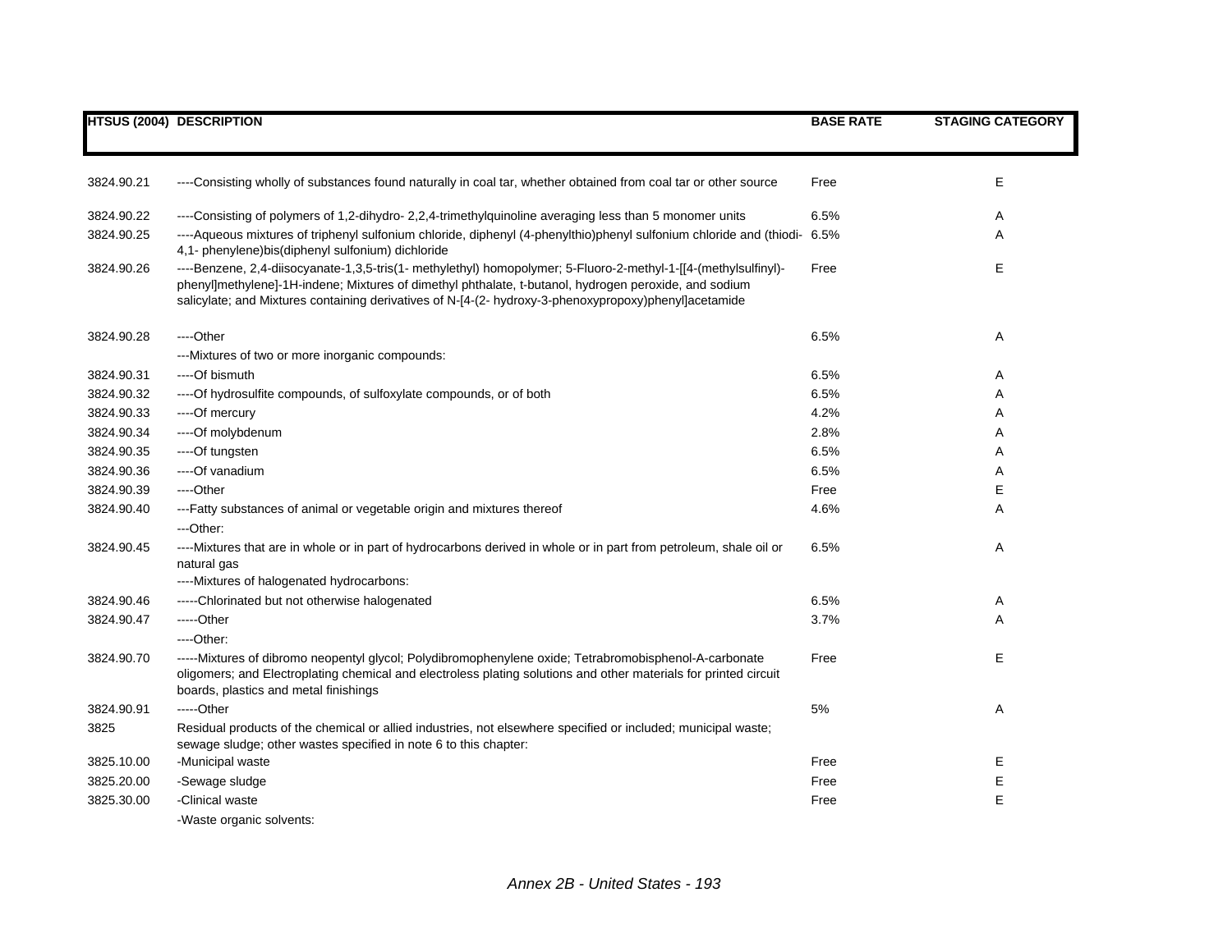| HTSUS (2004) | DESCRIPTION | BASE RATE | STAGING CATEGORY |
|---|---|---|---|
| 3824.90.21 | ----Consisting wholly of substances found naturally in coal tar, whether obtained from coal tar or other source | Free | E |
| 3824.90.22 | ----Consisting of polymers of 1,2-dihydro- 2,2,4-trimethylquinoline averaging less than 5 monomer units | 6.5% | A |
| 3824.90.25 | ----Aqueous mixtures of triphenyl sulfonium chloride, diphenyl (4-phenylthio)phenyl sulfonium chloride and (thiodi-4,1- phenylene)bis(diphenyl sulfonium) dichloride | 6.5% | A |
| 3824.90.26 | ----Benzene, 2,4-diisocyanate-1,3,5-tris(1- methylethyl) homopolymer; 5-Fluoro-2-methyl-1-[[4-(methylsulfinyl)-phenyl]methylene]-1H-indene; Mixtures of dimethyl phthalate, t-butanol, hydrogen peroxide, and sodium salicylate; and Mixtures containing derivatives of N-[4-(2- hydroxy-3-phenoxypropoxy)phenyl]acetamide | Free | E |
| 3824.90.28 | ----Other | 6.5% | A |
| | ---Mixtures of two or more inorganic compounds: | | |
| 3824.90.31 | ----Of bismuth | 6.5% | A |
| 3824.90.32 | ----Of hydrosulfite compounds, of sulfoxylate compounds, or of both | 6.5% | A |
| 3824.90.33 | ----Of mercury | 4.2% | A |
| 3824.90.34 | ----Of molybdenum | 2.8% | A |
| 3824.90.35 | ----Of tungsten | 6.5% | A |
| 3824.90.36 | ----Of vanadium | 6.5% | A |
| 3824.90.39 | ----Other | Free | E |
| 3824.90.40 | ---Fatty substances of animal or vegetable origin and mixtures thereof | 4.6% | A |
| | ---Other: | | |
| 3824.90.45 | ----Mixtures that are in whole or in part of hydrocarbons derived in whole or in part from petroleum, shale oil or natural gas | 6.5% | A |
| | ----Mixtures of halogenated hydrocarbons: | | |
| 3824.90.46 | -----Chlorinated but not otherwise halogenated | 6.5% | A |
| 3824.90.47 | -----Other | 3.7% | A |
| | ----Other: | | |
| 3824.90.70 | -----Mixtures of dibromo neopentyl glycol; Polydibromophenylene oxide; Tetrabromobisphenol-A-carbonate oligomers; and Electroplating chemical and electroless plating solutions and other materials for printed circuit boards, plastics and metal finishings | Free | E |
| 3824.90.91 | -----Other | 5% | A |
| 3825 | Residual products of the chemical or allied industries, not elsewhere specified or included; municipal waste; sewage sludge; other wastes specified in note 6 to this chapter: | | |
| 3825.10.00 | -Municipal waste | Free | E |
| 3825.20.00 | -Sewage sludge | Free | E |
| 3825.30.00 | -Clinical waste | Free | E |
| | -Waste organic solvents: | | |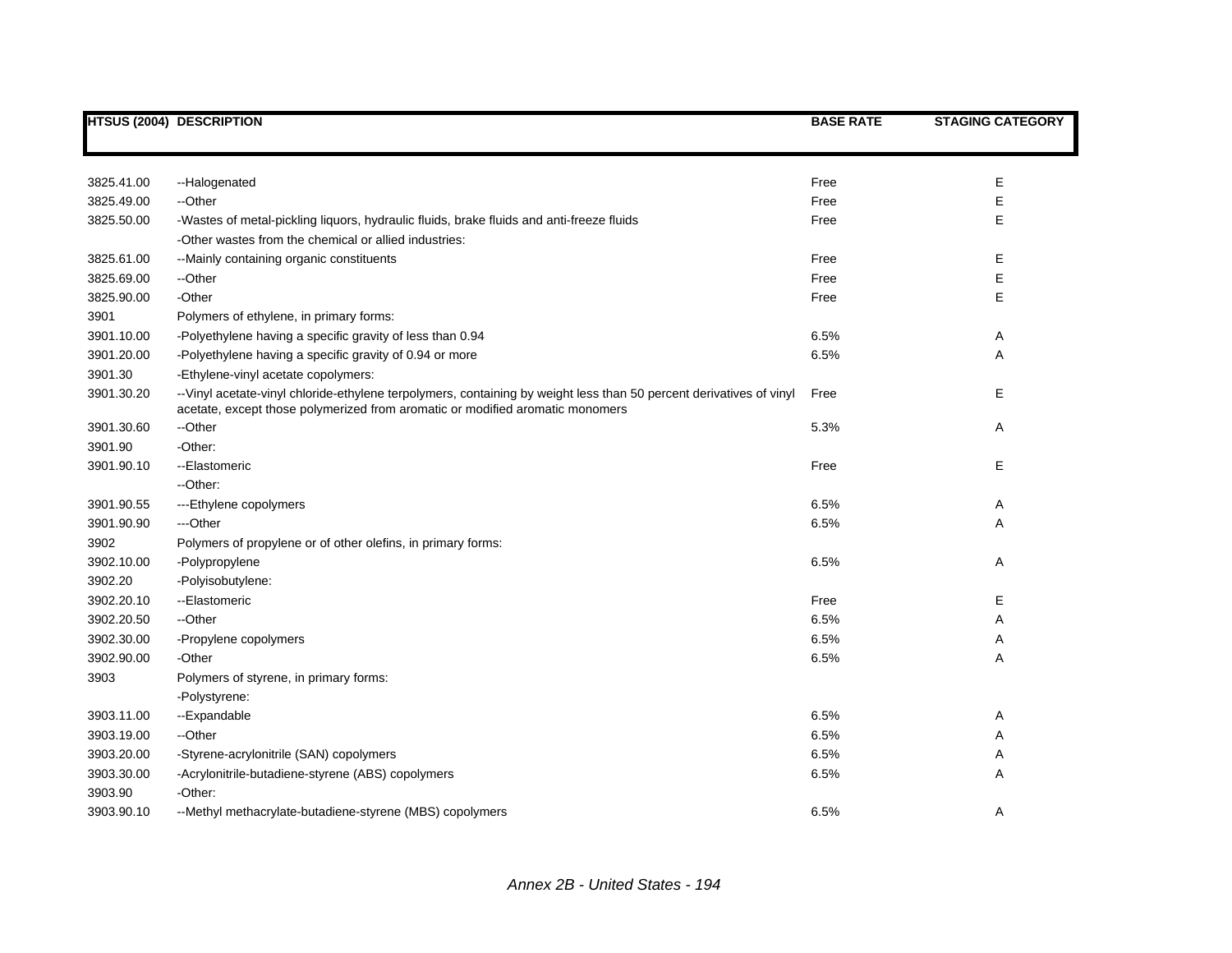| HTSUS (2004) | DESCRIPTION | BASE RATE | STAGING CATEGORY |
|---|---|---|---|
| 3825.41.00 | --Halogenated | Free | E |
| 3825.49.00 | --Other | Free | E |
| 3825.50.00 | -Wastes of metal-pickling liquors, hydraulic fluids, brake fluids and anti-freeze fluids | Free | E |
| | -Other wastes from the chemical or allied industries: | | |
| 3825.61.00 | --Mainly containing organic constituents | Free | E |
| 3825.69.00 | --Other | Free | E |
| 3825.90.00 | -Other | Free | E |
| 3901 | Polymers of ethylene, in primary forms: | | |
| 3901.10.00 | -Polyethylene having a specific gravity of less than 0.94 | 6.5% | A |
| 3901.20.00 | -Polyethylene having a specific gravity of 0.94 or more | 6.5% | A |
| 3901.30 | -Ethylene-vinyl acetate copolymers: | | |
| 3901.30.20 | --Vinyl acetate-vinyl chloride-ethylene terpolymers, containing by weight less than 50 percent derivatives of vinyl acetate, except those polymerized from aromatic or modified aromatic monomers | Free | E |
| 3901.30.60 | --Other | 5.3% | A |
| 3901.90 | -Other: | | |
| 3901.90.10 | --Elastomeric | Free | E |
| | --Other: | | |
| 3901.90.55 | ---Ethylene copolymers | 6.5% | A |
| 3901.90.90 | ---Other | 6.5% | A |
| 3902 | Polymers of propylene or of other olefins, in primary forms: | | |
| 3902.10.00 | -Polypropylene | 6.5% | A |
| 3902.20 | -Polyisobutylene: | | |
| 3902.20.10 | --Elastomeric | Free | E |
| 3902.20.50 | --Other | 6.5% | A |
| 3902.30.00 | -Propylene copolymers | 6.5% | A |
| 3902.90.00 | -Other | 6.5% | A |
| 3903 | Polymers of styrene, in primary forms: | | |
| | -Polystyrene: | | |
| 3903.11.00 | --Expandable | 6.5% | A |
| 3903.19.00 | --Other | 6.5% | A |
| 3903.20.00 | -Styrene-acrylonitrile (SAN) copolymers | 6.5% | A |
| 3903.30.00 | -Acrylonitrile-butadiene-styrene (ABS) copolymers | 6.5% | A |
| 3903.90 | -Other: | | |
| 3903.90.10 | --Methyl methacrylate-butadiene-styrene (MBS) copolymers | 6.5% | A |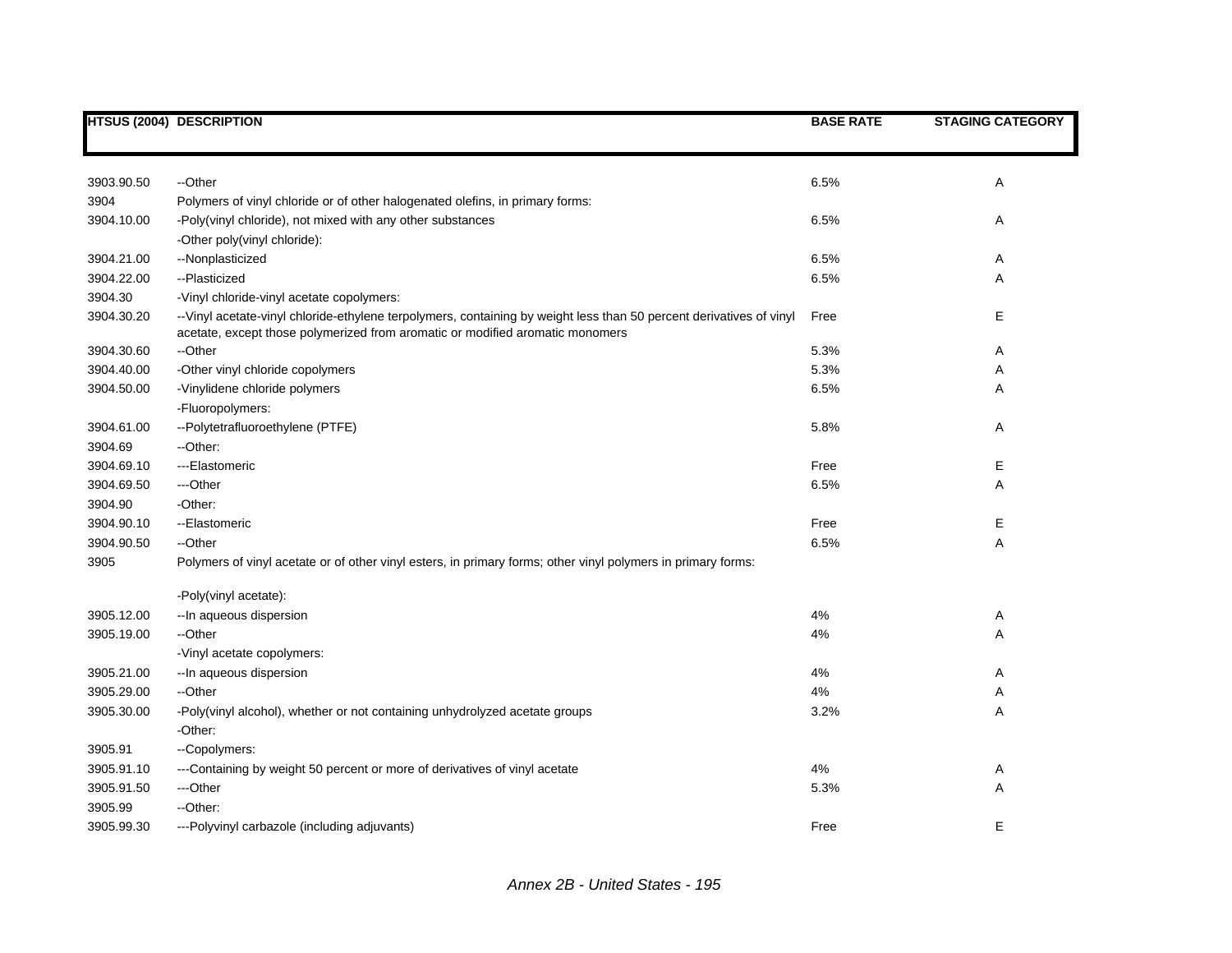| HTSUS (2004) | DESCRIPTION | BASE RATE | STAGING CATEGORY |
| --- | --- | --- | --- |
| 3903.90.50 | --Other | 6.5% | A |
| 3904 | Polymers of vinyl chloride or of other halogenated olefins, in primary forms: | | |
| 3904.10.00 | -Poly(vinyl chloride), not mixed with any other substances | 6.5% | A |
| | -Other poly(vinyl chloride): | | |
| 3904.21.00 | --Nonplasticized | 6.5% | A |
| 3904.22.00 | --Plasticized | 6.5% | A |
| 3904.30 | -Vinyl chloride-vinyl acetate copolymers: | | |
| 3904.30.20 | --Vinyl acetate-vinyl chloride-ethylene terpolymers, containing by weight less than 50 percent derivatives of vinyl acetate, except those polymerized from aromatic or modified aromatic monomers | Free | E |
| 3904.30.60 | --Other | 5.3% | A |
| 3904.40.00 | -Other vinyl chloride copolymers | 5.3% | A |
| 3904.50.00 | -Vinylidene chloride polymers | 6.5% | A |
| | -Fluoropolymers: | | |
| 3904.61.00 | --Polytetrafluoroethylene (PTFE) | 5.8% | A |
| 3904.69 | --Other: | | |
| 3904.69.10 | ---Elastomeric | Free | E |
| 3904.69.50 | ---Other | 6.5% | A |
| 3904.90 | -Other: | | |
| 3904.90.10 | --Elastomeric | Free | E |
| 3904.90.50 | --Other | 6.5% | A |
| 3905 | Polymers of vinyl acetate or of other vinyl esters, in primary forms; other vinyl polymers in primary forms: | | |
| | -Poly(vinyl acetate): | | |
| 3905.12.00 | --In aqueous dispersion | 4% | A |
| 3905.19.00 | --Other | 4% | A |
| | -Vinyl acetate copolymers: | | |
| 3905.21.00 | --In aqueous dispersion | 4% | A |
| 3905.29.00 | --Other | 4% | A |
| 3905.30.00 | -Poly(vinyl alcohol), whether or not containing unhydrolyzed acetate groups | 3.2% | A |
| | -Other: | | |
| 3905.91 | --Copolymers: | | |
| 3905.91.10 | ---Containing by weight 50 percent or more of derivatives of vinyl acetate | 4% | A |
| 3905.91.50 | ---Other | 5.3% | A |
| 3905.99 | --Other: | | |
| 3905.99.30 | ---Polyvinyl carbazole (including adjuvants) | Free | E |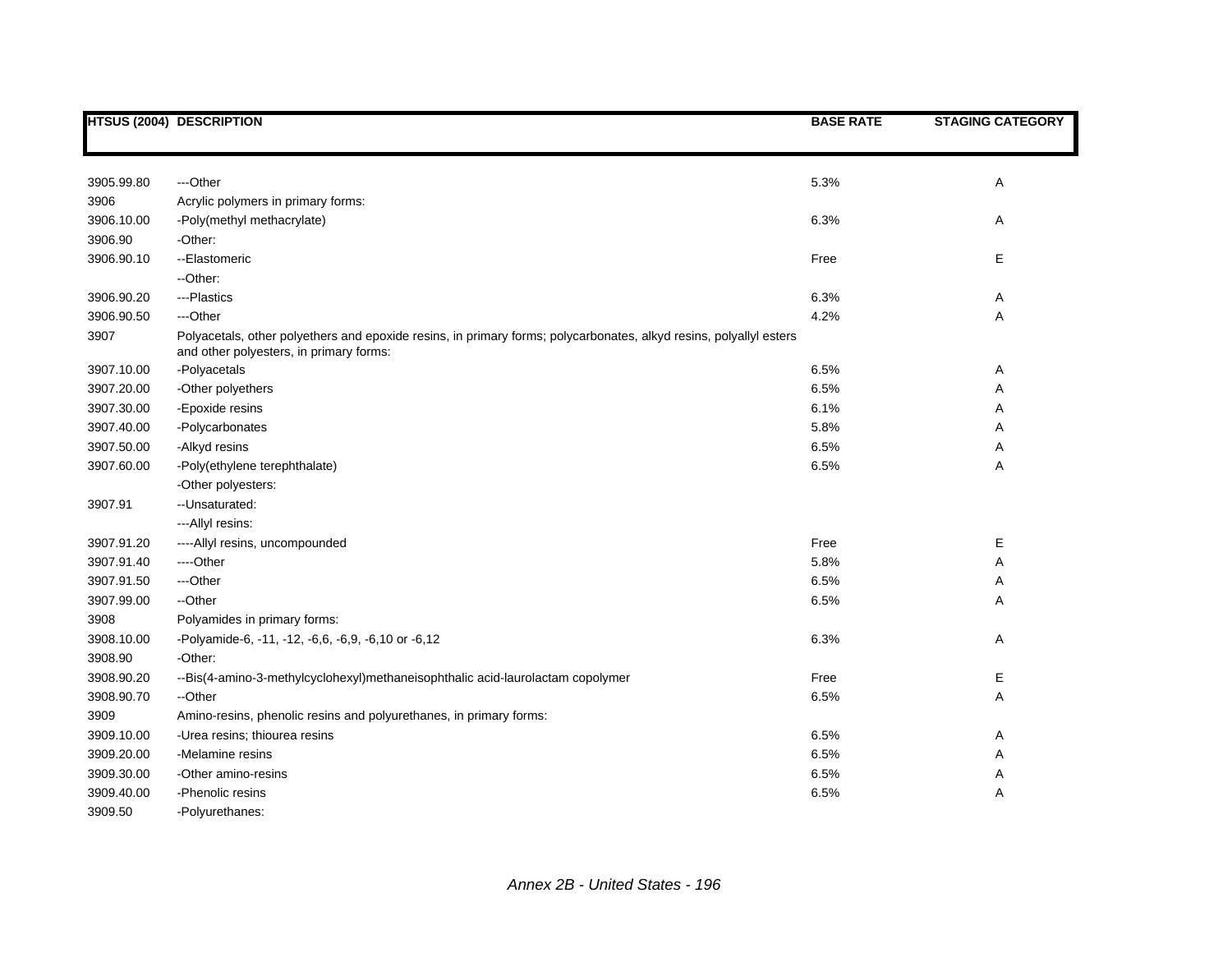| HTSUS (2004) | DESCRIPTION | BASE RATE | STAGING CATEGORY |
|---|---|---|---|
| 3905.99.80 | ---Other | 5.3% | A |
| 3906 | Acrylic polymers in primary forms: | | |
| 3906.10.00 | -Poly(methyl methacrylate) | 6.3% | A |
| 3906.90 | -Other: | | |
| 3906.90.10 | --Elastomeric | Free | E |
| | --Other: | | |
| 3906.90.20 | ---Plastics | 6.3% | A |
| 3906.90.50 | ---Other | 4.2% | A |
| 3907 | Polyacetals, other polyethers and epoxide resins, in primary forms; polycarbonates, alkyd resins, polyallyl esters and other polyesters, in primary forms: | | |
| 3907.10.00 | -Polyacetals | 6.5% | A |
| 3907.20.00 | -Other polyethers | 6.5% | A |
| 3907.30.00 | -Epoxide resins | 6.1% | A |
| 3907.40.00 | -Polycarbonates | 5.8% | A |
| 3907.50.00 | -Alkyd resins | 6.5% | A |
| 3907.60.00 | -Poly(ethylene terephthalate) | 6.5% | A |
| | -Other polyesters: | | |
| 3907.91 | --Unsaturated: | | |
| | ---Allyl resins: | | |
| 3907.91.20 | ----Allyl resins, uncompounded | Free | E |
| 3907.91.40 | ----Other | 5.8% | A |
| 3907.91.50 | ---Other | 6.5% | A |
| 3907.99.00 | --Other | 6.5% | A |
| 3908 | Polyamides in primary forms: | | |
| 3908.10.00 | -Polyamide-6, -11, -12, -6,6, -6,9, -6,10 or -6,12 | 6.3% | A |
| 3908.90 | -Other: | | |
| 3908.90.20 | --Bis(4-amino-3-methylcyclohexyl)methaneisophthalic acid-laurolactam copolymer | Free | E |
| 3908.90.70 | --Other | 6.5% | A |
| 3909 | Amino-resins, phenolic resins and polyurethanes, in primary forms: | | |
| 3909.10.00 | -Urea resins; thiourea resins | 6.5% | A |
| 3909.20.00 | -Melamine resins | 6.5% | A |
| 3909.30.00 | -Other amino-resins | 6.5% | A |
| 3909.40.00 | -Phenolic resins | 6.5% | A |
| 3909.50 | -Polyurethanes: | | |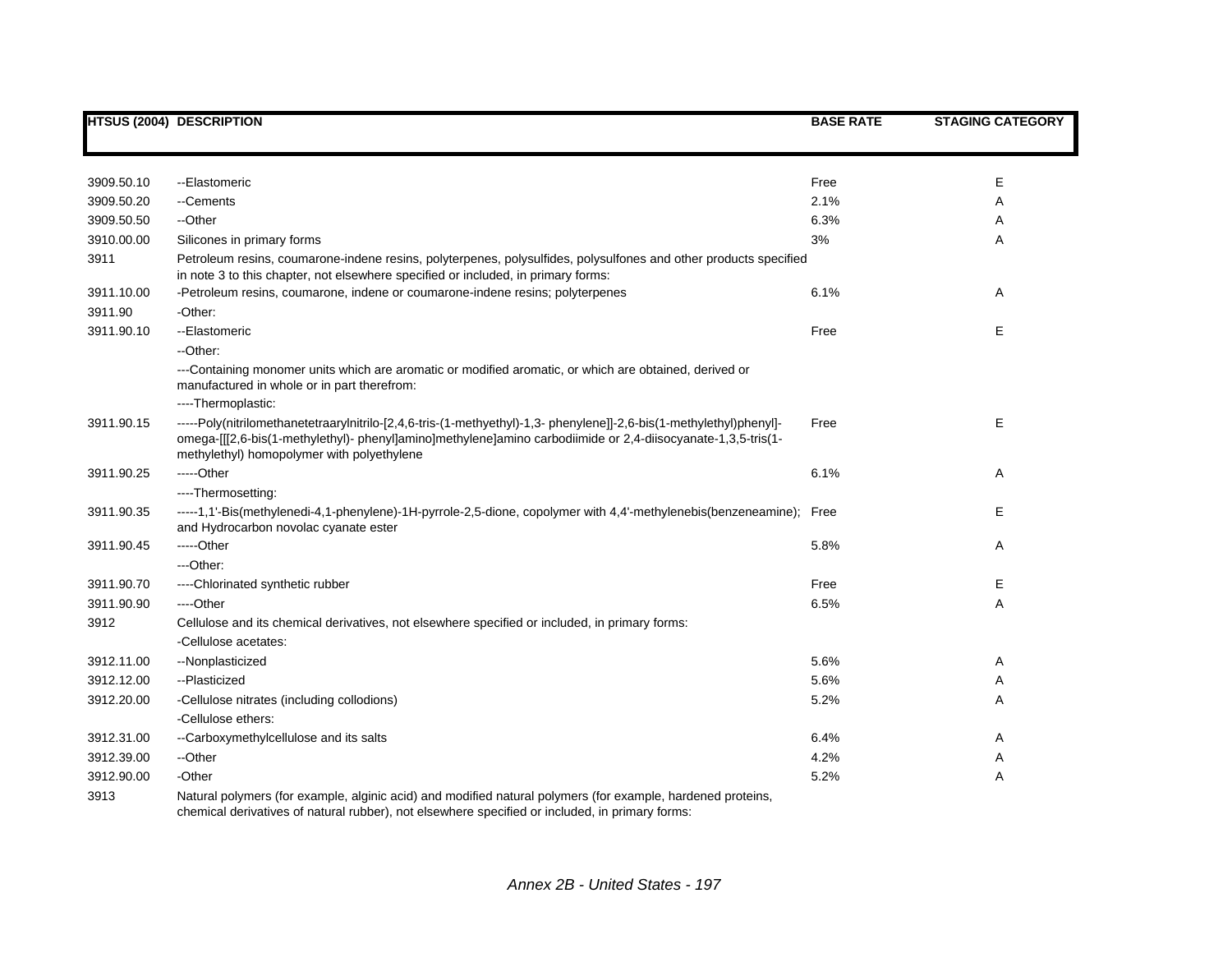| HTSUS (2004) | DESCRIPTION | BASE RATE | STAGING CATEGORY |
|---|---|---|---|
| 3909.50.10 | --Elastomeric | Free | E |
| 3909.50.20 | --Cements | 2.1% | A |
| 3909.50.50 | --Other | 6.3% | A |
| 3910.00.00 | Silicones in primary forms | 3% | A |
| 3911 | Petroleum resins, coumarone-indene resins, polyterpenes, polysulfides, polysulfones and other products specified in note 3 to this chapter, not elsewhere specified or included, in primary forms: | | |
| 3911.10.00 | -Petroleum resins, coumarone, indene or coumarone-indene resins; polyterpenes | 6.1% | A |
| 3911.90 | -Other: | | |
| 3911.90.10 | --Elastomeric | Free | E |
| | --Other: | | |
| | ---Containing monomer units which are aromatic or modified aromatic, or which are obtained, derived or manufactured in whole or in part therefrom: | | |
| | ----Thermoplastic: | | |
| 3911.90.15 | -----Poly(nitrilomethanetetraarylnitrilo-[2,4,6-tris-(1-methyethyl)-1,3- phenylene]]-2,6-bis(1-methylethyl)phenyl]-omega-[[[2,6-bis(1-methylethyl)- phenyl]amino]methylene]amino carbodiimide or 2,4-diisocyanate-1,3,5-tris(1-methylethyl) homopolymer with polyethylene | Free | E |
| 3911.90.25 | -----Other | 6.1% | A |
| | ----Thermosetting: | | |
| 3911.90.35 | -----1,1'-Bis(methylenedi-4,1-phenylene)-1H-pyrrole-2,5-dione, copolymer with 4,4'-methylenebis(benzeneamine); and Hydrocarbon novolac cyanate ester | Free | E |
| 3911.90.45 | -----Other | 5.8% | A |
| | ---Other: | | |
| 3911.90.70 | ----Chlorinated synthetic rubber | Free | E |
| 3911.90.90 | ----Other | 6.5% | A |
| 3912 | Cellulose and its chemical derivatives, not elsewhere specified or included, in primary forms: | | |
| | -Cellulose acetates: | | |
| 3912.11.00 | --Nonplasticized | 5.6% | A |
| 3912.12.00 | --Plasticized | 5.6% | A |
| 3912.20.00 | -Cellulose nitrates (including collodions) | 5.2% | A |
| | -Cellulose ethers: | | |
| 3912.31.00 | --Carboxymethylcellulose and its salts | 6.4% | A |
| 3912.39.00 | --Other | 4.2% | A |
| 3912.90.00 | -Other | 5.2% | A |
| 3913 | Natural polymers (for example, alginic acid) and modified natural polymers (for example, hardened proteins, chemical derivatives of natural rubber), not elsewhere specified or included, in primary forms: | | |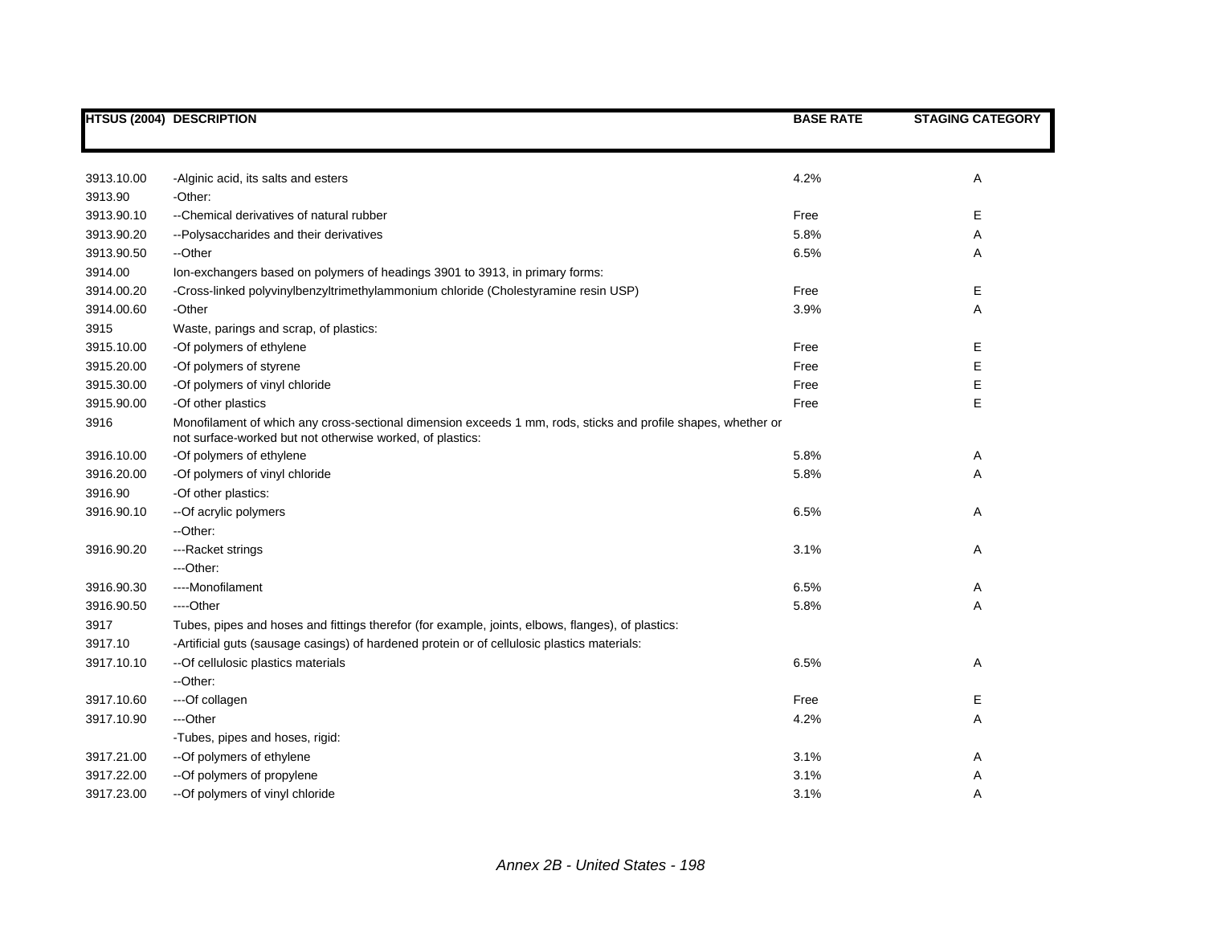| HTSUS (2004) | DESCRIPTION | BASE RATE | STAGING CATEGORY |
|---|---|---|---|
| 3913.10.00 | -Alginic acid, its salts and esters | 4.2% | A |
| 3913.90 | -Other: | | |
| 3913.90.10 | --Chemical derivatives of natural rubber | Free | E |
| 3913.90.20 | --Polysaccharides and their derivatives | 5.8% | A |
| 3913.90.50 | --Other | 6.5% | A |
| 3914.00 | Ion-exchangers based on polymers of headings 3901 to 3913, in primary forms: | | |
| 3914.00.20 | -Cross-linked polyvinylbenzyltrimethylammonium chloride (Cholestyramine resin USP) | Free | E |
| 3914.00.60 | -Other | 3.9% | A |
| 3915 | Waste, parings and scrap, of plastics: | | |
| 3915.10.00 | -Of polymers of ethylene | Free | E |
| 3915.20.00 | -Of polymers of styrene | Free | E |
| 3915.30.00 | -Of polymers of vinyl chloride | Free | E |
| 3915.90.00 | -Of other plastics | Free | E |
| 3916 | Monofilament of which any cross-sectional dimension exceeds 1 mm, rods, sticks and profile shapes, whether or not surface-worked but not otherwise worked, of plastics: | | |
| 3916.10.00 | -Of polymers of ethylene | 5.8% | A |
| 3916.20.00 | -Of polymers of vinyl chloride | 5.8% | A |
| 3916.90 | -Of other plastics: | | |
| 3916.90.10 | --Of acrylic polymers | 6.5% | A |
| | --Other: | | |
| 3916.90.20 | ---Racket strings | 3.1% | A |
| | ---Other: | | |
| 3916.90.30 | ----Monofilament | 6.5% | A |
| 3916.90.50 | ----Other | 5.8% | A |
| 3917 | Tubes, pipes and hoses and fittings therefor (for example, joints, elbows, flanges), of plastics: | | |
| 3917.10 | -Artificial guts (sausage casings) of hardened protein or of cellulosic plastics materials: | | |
| 3917.10.10 | --Of cellulosic plastics materials | 6.5% | A |
| | --Other: | | |
| 3917.10.60 | ---Of collagen | Free | E |
| 3917.10.90 | ---Other | 4.2% | A |
| | -Tubes, pipes and hoses, rigid: | | |
| 3917.21.00 | --Of polymers of ethylene | 3.1% | A |
| 3917.22.00 | --Of polymers of propylene | 3.1% | A |
| 3917.23.00 | --Of polymers of vinyl chloride | 3.1% | A |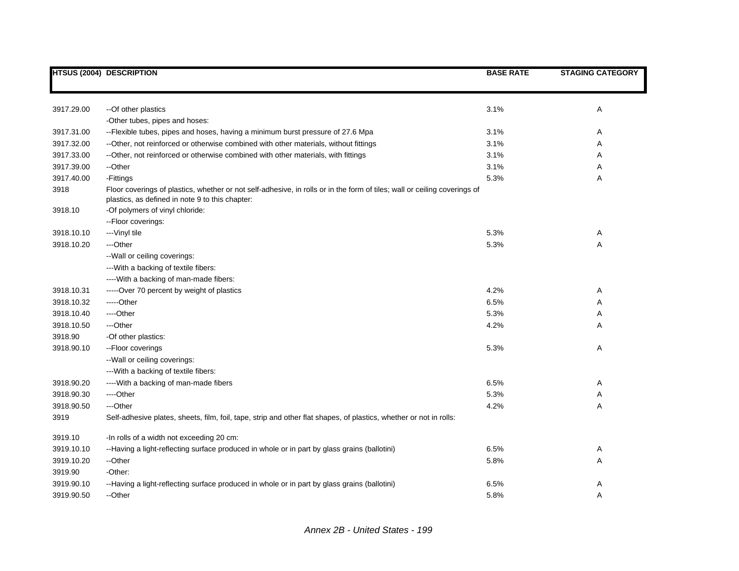| HTSUS (2004) | DESCRIPTION | BASE RATE | STAGING CATEGORY |
|---|---|---|---|
| 3917.29.00 | --Of other plastics | 3.1% | A |
| | -Other tubes, pipes and hoses: | | |
| 3917.31.00 | --Flexible tubes, pipes and hoses, having a minimum burst pressure of 27.6 Mpa | 3.1% | A |
| 3917.32.00 | --Other, not reinforced or otherwise combined with other materials, without fittings | 3.1% | A |
| 3917.33.00 | --Other, not reinforced or otherwise combined with other materials, with fittings | 3.1% | A |
| 3917.39.00 | --Other | 3.1% | A |
| 3917.40.00 | -Fittings | 5.3% | A |
| 3918 | Floor coverings of plastics, whether or not self-adhesive, in rolls or in the form of tiles; wall or ceiling coverings of plastics, as defined in note 9 to this chapter: | | |
| 3918.10 | -Of polymers of vinyl chloride: | | |
| | --Floor coverings: | | |
| 3918.10.10 | ---Vinyl tile | 5.3% | A |
| 3918.10.20 | ---Other | 5.3% | A |
| | --Wall or ceiling coverings: | | |
| | ---With a backing of textile fibers: | | |
| | ----With a backing of man-made fibers: | | |
| 3918.10.31 | -----Over 70 percent by weight of plastics | 4.2% | A |
| 3918.10.32 | -----Other | 6.5% | A |
| 3918.10.40 | ----Other | 5.3% | A |
| 3918.10.50 | ---Other | 4.2% | A |
| 3918.90 | -Of other plastics: | | |
| 3918.90.10 | --Floor coverings | 5.3% | A |
| | --Wall or ceiling coverings: | | |
| | ---With a backing of textile fibers: | | |
| 3918.90.20 | ----With a backing of man-made fibers | 6.5% | A |
| 3918.90.30 | ----Other | 5.3% | A |
| 3918.90.50 | ---Other | 4.2% | A |
| 3919 | Self-adhesive plates, sheets, film, foil, tape, strip and other flat shapes, of plastics, whether or not in rolls: | | |
| 3919.10 | -In rolls of a width not exceeding 20 cm: | | |
| 3919.10.10 | --Having a light-reflecting surface produced in whole or in part by glass grains (ballotini) | 6.5% | A |
| 3919.10.20 | --Other | 5.8% | A |
| 3919.90 | -Other: | | |
| 3919.90.10 | --Having a light-reflecting surface produced in whole or in part by glass grains (ballotini) | 6.5% | A |
| 3919.90.50 | --Other | 5.8% | A |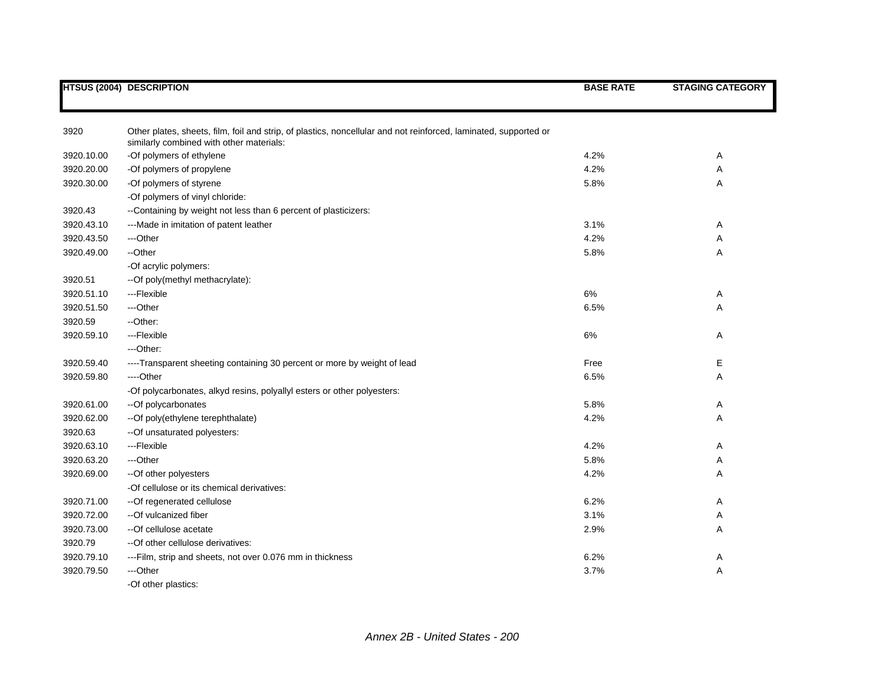| HTSUS (2004) | DESCRIPTION | BASE RATE | STAGING CATEGORY |
|---|---|---|---|
| 3920 | Other plates, sheets, film, foil and strip, of plastics, noncellular and not reinforced, laminated, supported or similarly combined with other materials: | | |
| 3920.10.00 | -Of polymers of ethylene | 4.2% | A |
| 3920.20.00 | -Of polymers of propylene | 4.2% | A |
| 3920.30.00 | -Of polymers of styrene | 5.8% | A |
| | -Of polymers of vinyl chloride: | | |
| 3920.43 | --Containing by weight not less than 6 percent of plasticizers: | | |
| 3920.43.10 | ---Made in imitation of patent leather | 3.1% | A |
| 3920.43.50 | ---Other | 4.2% | A |
| 3920.49.00 | --Other | 5.8% | A |
| | -Of acrylic polymers: | | |
| 3920.51 | --Of poly(methyl methacrylate): | | |
| 3920.51.10 | ---Flexible | 6% | A |
| 3920.51.50 | ---Other | 6.5% | A |
| 3920.59 | --Other: | | |
| 3920.59.10 | ---Flexible | 6% | A |
| | ---Other: | | |
| 3920.59.40 | ----Transparent sheeting containing 30 percent or more by weight of lead | Free | E |
| 3920.59.80 | ----Other | 6.5% | A |
| | -Of polycarbonates, alkyd resins, polyallyl esters or other polyesters: | | |
| 3920.61.00 | --Of polycarbonates | 5.8% | A |
| 3920.62.00 | --Of poly(ethylene terephthalate) | 4.2% | A |
| 3920.63 | --Of unsaturated polyesters: | | |
| 3920.63.10 | ---Flexible | 4.2% | A |
| 3920.63.20 | ---Other | 5.8% | A |
| 3920.69.00 | --Of other polyesters | 4.2% | A |
| | -Of cellulose or its chemical derivatives: | | |
| 3920.71.00 | --Of regenerated cellulose | 6.2% | A |
| 3920.72.00 | --Of vulcanized fiber | 3.1% | A |
| 3920.73.00 | --Of cellulose acetate | 2.9% | A |
| 3920.79 | --Of other cellulose derivatives: | | |
| 3920.79.10 | ---Film, strip and sheets, not over 0.076 mm in thickness | 6.2% | A |
| 3920.79.50 | ---Other | 3.7% | A |
| | -Of other plastics: | | |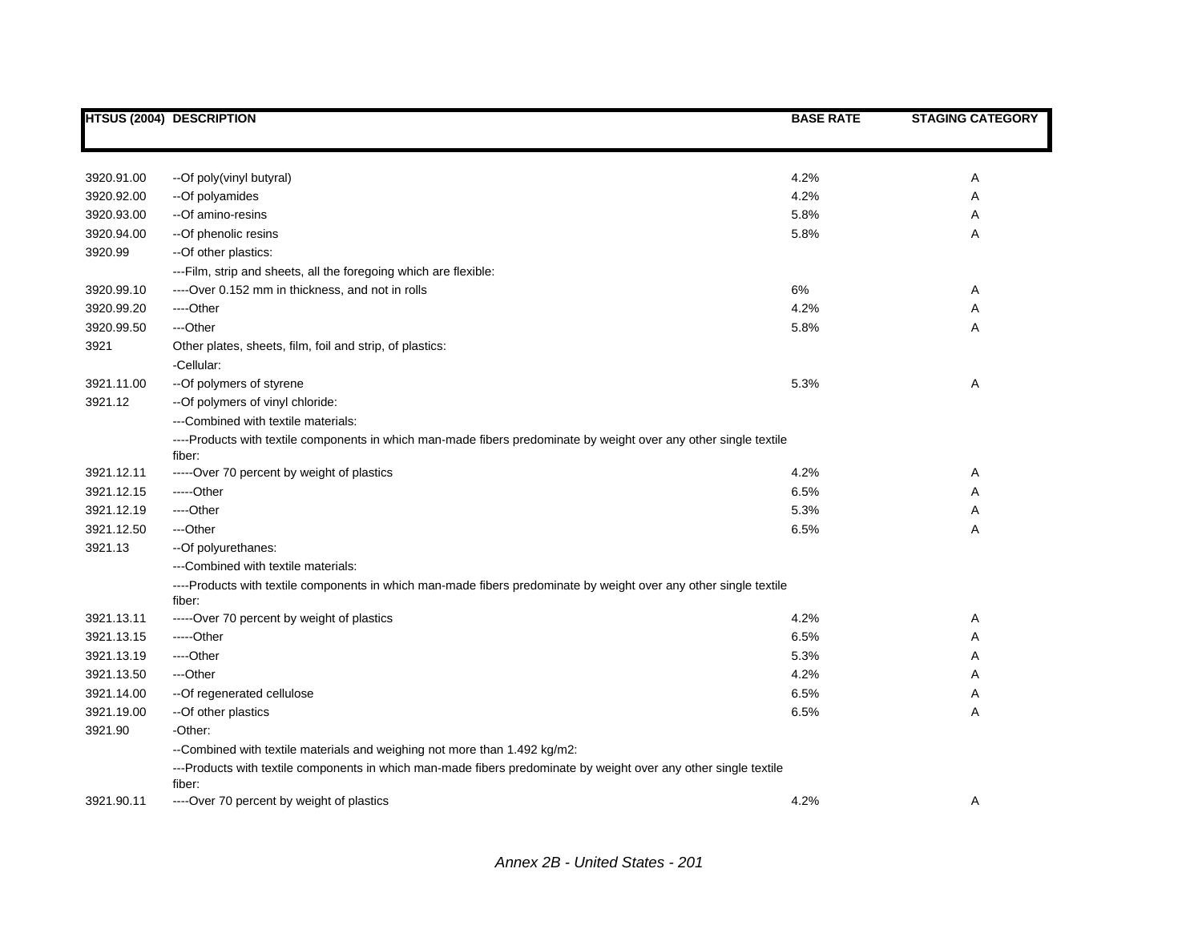| HTSUS (2004) | DESCRIPTION | BASE RATE | STAGING CATEGORY |
|---|---|---|---|
| 3920.91.00 | --Of poly(vinyl butyral) | 4.2% | A |
| 3920.92.00 | --Of polyamides | 4.2% | A |
| 3920.93.00 | --Of amino-resins | 5.8% | A |
| 3920.94.00 | --Of phenolic resins | 5.8% | A |
| 3920.99 | --Of other plastics: | | |
| | ---Film, strip and sheets, all the foregoing which are flexible: | | |
| 3920.99.10 | ----Over 0.152 mm in thickness, and not in rolls | 6% | A |
| 3920.99.20 | ----Other | 4.2% | A |
| 3920.99.50 | ---Other | 5.8% | A |
| 3921 | Other plates, sheets, film, foil and strip, of plastics: | | |
| | -Cellular: | | |
| 3921.11.00 | --Of polymers of styrene | 5.3% | A |
| 3921.12 | --Of polymers of vinyl chloride: | | |
| | ---Combined with textile materials: | | |
| | ----Products with textile components in which man-made fibers predominate by weight over any other single textile fiber: | | |
| 3921.12.11 | -----Over 70 percent by weight of plastics | 4.2% | A |
| 3921.12.15 | -----Other | 6.5% | A |
| 3921.12.19 | ----Other | 5.3% | A |
| 3921.12.50 | ---Other | 6.5% | A |
| 3921.13 | --Of polyurethanes: | | |
| | ---Combined with textile materials: | | |
| | ----Products with textile components in which man-made fibers predominate by weight over any other single textile fiber: | | |
| 3921.13.11 | -----Over 70 percent by weight of plastics | 4.2% | A |
| 3921.13.15 | -----Other | 6.5% | A |
| 3921.13.19 | ----Other | 5.3% | A |
| 3921.13.50 | ---Other | 4.2% | A |
| 3921.14.00 | --Of regenerated cellulose | 6.5% | A |
| 3921.19.00 | --Of other plastics | 6.5% | A |
| 3921.90 | -Other: | | |
| | --Combined with textile materials and weighing not more than 1.492 kg/m2: | | |
| | ---Products with textile components in which man-made fibers predominate by weight over any other single textile fiber: | | |
| 3921.90.11 | ----Over 70 percent by weight of plastics | 4.2% | A |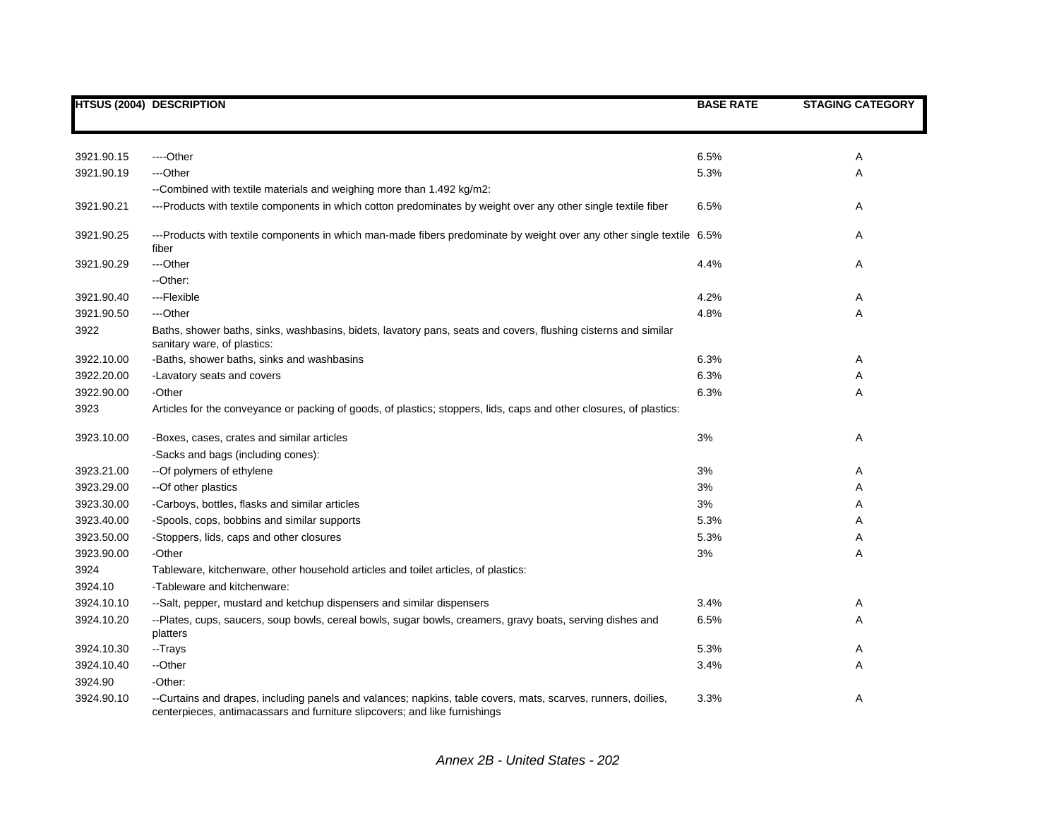| HTSUS (2004) | DESCRIPTION | BASE RATE | STAGING CATEGORY |
|---|---|---|---|
| 3921.90.15 | ----Other | 6.5% | A |
| 3921.90.19 | ---Other | 5.3% | A |
| | --Combined with textile materials and weighing more than 1.492 kg/m2: | | |
| 3921.90.21 | ---Products with textile components in which cotton predominates by weight over any other single textile fiber | 6.5% | A |
| 3921.90.25 | ---Products with textile components in which man-made fibers predominate by weight over any other single textile fiber | 6.5% | A |
| 3921.90.29 | ---Other | 4.4% | A |
| | --Other: | | |
| 3921.90.40 | ---Flexible | 4.2% | A |
| 3921.90.50 | ---Other | 4.8% | A |
| 3922 | Baths, shower baths, sinks, washbasins, bidets, lavatory pans, seats and covers, flushing cisterns and similar sanitary ware, of plastics: | | |
| 3922.10.00 | -Baths, shower baths, sinks and washbasins | 6.3% | A |
| 3922.20.00 | -Lavatory seats and covers | 6.3% | A |
| 3922.90.00 | -Other | 6.3% | A |
| 3923 | Articles for the conveyance or packing of goods, of plastics; stoppers, lids, caps and other closures, of plastics: | | |
| 3923.10.00 | -Boxes, cases, crates and similar articles | 3% | A |
| | -Sacks and bags (including cones): | | |
| 3923.21.00 | --Of polymers of ethylene | 3% | A |
| 3923.29.00 | --Of other plastics | 3% | A |
| 3923.30.00 | -Carboys, bottles, flasks and similar articles | 3% | A |
| 3923.40.00 | -Spools, cops, bobbins and similar supports | 5.3% | A |
| 3923.50.00 | -Stoppers, lids, caps and other closures | 5.3% | A |
| 3923.90.00 | -Other | 3% | A |
| 3924 | Tableware, kitchenware, other household articles and toilet articles, of plastics: | | |
| 3924.10 | -Tableware and kitchenware: | | |
| 3924.10.10 | --Salt, pepper, mustard and ketchup dispensers and similar dispensers | 3.4% | A |
| 3924.10.20 | --Plates, cups, saucers, soup bowls, cereal bowls, sugar bowls, creamers, gravy boats, serving dishes and platters | 6.5% | A |
| 3924.10.30 | --Trays | 5.3% | A |
| 3924.10.40 | --Other | 3.4% | A |
| 3924.90 | -Other: | | |
| 3924.90.10 | --Curtains and drapes, including panels and valances; napkins, table covers, mats, scarves, runners, doilies, centerpieces, antimacassars and furniture slipcovers; and like furnishings | 3.3% | A |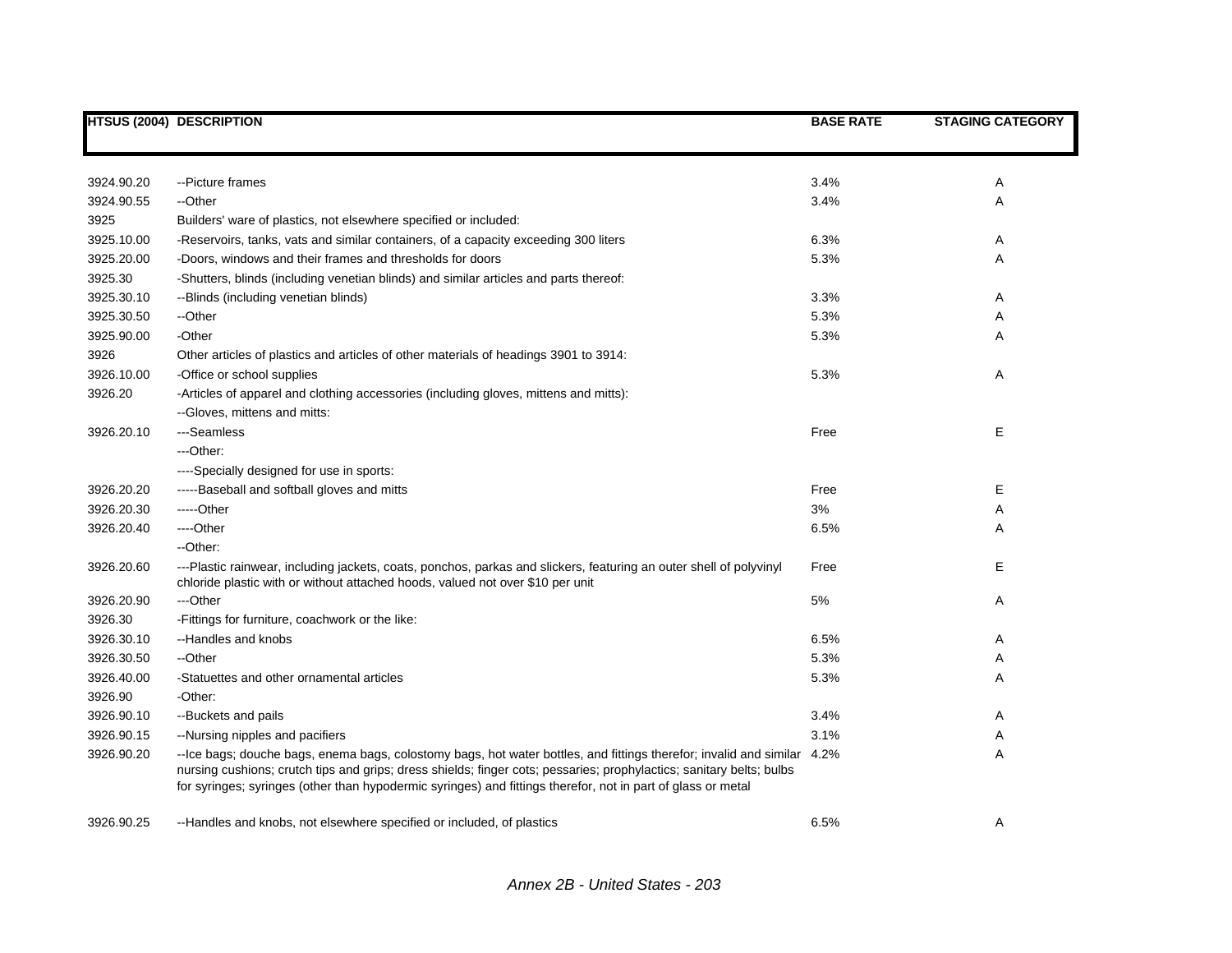| HTSUS (2004) | DESCRIPTION | BASE RATE | STAGING CATEGORY |
|---|---|---|---|
| 3924.90.20 | --Picture frames | 3.4% | A |
| 3924.90.55 | --Other | 3.4% | A |
| 3925 | Builders' ware of plastics, not elsewhere specified or included: | | |
| 3925.10.00 | -Reservoirs, tanks, vats and similar containers, of a capacity exceeding 300 liters | 6.3% | A |
| 3925.20.00 | -Doors, windows and their frames and thresholds for doors | 5.3% | A |
| 3925.30 | -Shutters, blinds (including venetian blinds) and similar articles and parts thereof: | | |
| 3925.30.10 | --Blinds (including venetian blinds) | 3.3% | A |
| 3925.30.50 | --Other | 5.3% | A |
| 3925.90.00 | -Other | 5.3% | A |
| 3926 | Other articles of plastics and articles of other materials of headings 3901 to 3914: | | |
| 3926.10.00 | -Office or school supplies | 5.3% | A |
| 3926.20 | -Articles of apparel and clothing accessories (including gloves, mittens and mitts): | | |
| | --Gloves, mittens and mitts: | | |
| 3926.20.10 | ---Seamless | Free | E |
| | ---Other: | | |
| | ----Specially designed for use in sports: | | |
| 3926.20.20 | -----Baseball and softball gloves and mitts | Free | E |
| 3926.20.30 | -----Other | 3% | A |
| 3926.20.40 | ----Other | 6.5% | A |
| | --Other: | | |
| 3926.20.60 | ---Plastic rainwear, including jackets, coats, ponchos, parkas and slickers, featuring an outer shell of polyvinyl chloride plastic with or without attached hoods, valued not over $10 per unit | Free | E |
| 3926.20.90 | ---Other | 5% | A |
| 3926.30 | -Fittings for furniture, coachwork or the like: | | |
| 3926.30.10 | --Handles and knobs | 6.5% | A |
| 3926.30.50 | --Other | 5.3% | A |
| 3926.40.00 | -Statuettes and other ornamental articles | 5.3% | A |
| 3926.90 | -Other: | | |
| 3926.90.10 | --Buckets and pails | 3.4% | A |
| 3926.90.15 | --Nursing nipples and pacifiers | 3.1% | A |
| 3926.90.20 | --Ice bags; douche bags, enema bags, colostomy bags, hot water bottles, and fittings therefor; invalid and similar nursing cushions; crutch tips and grips; dress shields; finger cots; pessaries; prophylactics; sanitary belts; bulbs for syringes; syringes (other than hypodermic syringes) and fittings therefor, not in part of glass or metal | 4.2% | A |
| 3926.90.25 | --Handles and knobs, not elsewhere specified or included, of plastics | 6.5% | A |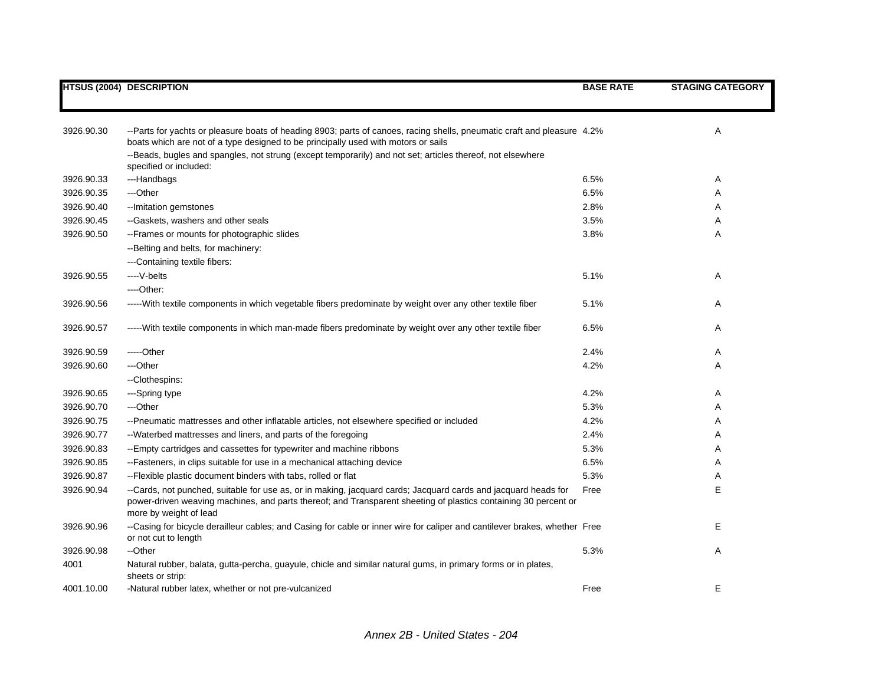| HTSUS (2004) | DESCRIPTION | BASE RATE | STAGING CATEGORY |
|---|---|---|---|
| 3926.90.30 | --Parts for yachts or pleasure boats of heading 8903; parts of canoes, racing shells, pneumatic craft and pleasure boats which are not of a type designed to be principally used with motors or sails | 4.2% | A |
| | --Beads, bugles and spangles, not strung (except temporarily) and not set; articles thereof, not elsewhere specified or included: | | |
| 3926.90.33 | ---Handbags | 6.5% | A |
| 3926.90.35 | ---Other | 6.5% | A |
| 3926.90.40 | --Imitation gemstones | 2.8% | A |
| 3926.90.45 | --Gaskets, washers and other seals | 3.5% | A |
| 3926.90.50 | --Frames or mounts for photographic slides | 3.8% | A |
| | --Belting and belts, for machinery: | | |
| | ---Containing textile fibers: | | |
| 3926.90.55 | ----V-belts | 5.1% | A |
| | ----Other: | | |
| 3926.90.56 | -----With textile components in which vegetable fibers predominate by weight over any other textile fiber | 5.1% | A |
| 3926.90.57 | -----With textile components in which man-made fibers predominate by weight over any other textile fiber | 6.5% | A |
| 3926.90.59 | -----Other | 2.4% | A |
| 3926.90.60 | ---Other | 4.2% | A |
| | --Clothespins: | | |
| 3926.90.65 | ---Spring type | 4.2% | A |
| 3926.90.70 | ---Other | 5.3% | A |
| 3926.90.75 | --Pneumatic mattresses and other inflatable articles, not elsewhere specified or included | 4.2% | A |
| 3926.90.77 | --Waterbed mattresses and liners, and parts of the foregoing | 2.4% | A |
| 3926.90.83 | --Empty cartridges and cassettes for typewriter and machine ribbons | 5.3% | A |
| 3926.90.85 | --Fasteners, in clips suitable for use in a mechanical attaching device | 6.5% | A |
| 3926.90.87 | --Flexible plastic document binders with tabs, rolled or flat | 5.3% | A |
| 3926.90.94 | --Cards, not punched, suitable for use as, or in making, jacquard cards; Jacquard cards and jacquard heads for power-driven weaving machines, and parts thereof; and Transparent sheeting of plastics containing 30 percent or more by weight of lead | Free | E |
| 3926.90.96 | --Casing for bicycle derailleur cables; and Casing for cable or inner wire for caliper and cantilever brakes, whether or not cut to length | Free | E |
| 3926.90.98 | --Other | 5.3% | A |
| 4001 | Natural rubber, balata, gutta-percha, guayule, chicle and similar natural gums, in primary forms or in plates, sheets or strip: | | |
| 4001.10.00 | -Natural rubber latex, whether or not pre-vulcanized | Free | E |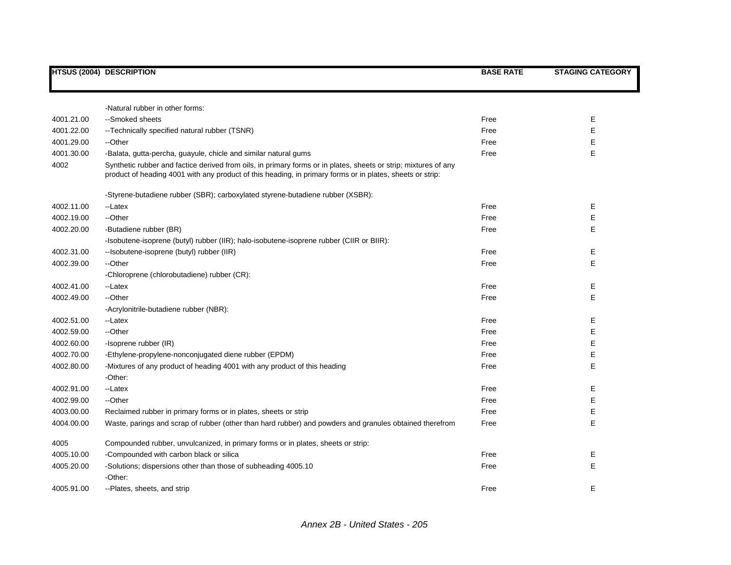| HTSUS (2004) | DESCRIPTION | BASE RATE | STAGING CATEGORY |
|---|---|---|---|
| | -Natural rubber in other forms: | | |
| 4001.21.00 | --Smoked sheets | Free | E |
| 4001.22.00 | --Technically specified natural rubber (TSNR) | Free | E |
| 4001.29.00 | --Other | Free | E |
| 4001.30.00 | -Balata, gutta-percha, guayule, chicle and similar natural gums | Free | E |
| 4002 | Synthetic rubber and factice derived from oils, in primary forms or in plates, sheets or strip; mixtures of any product of heading 4001 with any product of this heading, in primary forms or in plates, sheets or strip: | | |
| | -Styrene-butadiene rubber (SBR); carboxylated styrene-butadiene rubber (XSBR): | | |
| 4002.11.00 | --Latex | Free | E |
| 4002.19.00 | --Other | Free | E |
| 4002.20.00 | -Butadiene rubber (BR) | Free | E |
| | -Isobutene-isoprene (butyl) rubber (IIR); halo-isobutene-isoprene rubber (CIIR or BIIR): | | |
| 4002.31.00 | --Isobutene-isoprene (butyl) rubber (IIR) | Free | E |
| 4002.39.00 | --Other | Free | E |
| | -Chloroprene (chlorobutadiene) rubber (CR): | | |
| 4002.41.00 | --Latex | Free | E |
| 4002.49.00 | --Other | Free | E |
| | -Acrylonitrile-butadiene rubber (NBR): | | |
| 4002.51.00 | --Latex | Free | E |
| 4002.59.00 | --Other | Free | E |
| 4002.60.00 | -Isoprene rubber (IR) | Free | E |
| 4002.70.00 | -Ethylene-propylene-nonconjugated diene rubber (EPDM) | Free | E |
| 4002.80.00 | -Mixtures of any product of heading 4001 with any product of this heading | Free | E |
| | -Other: | | |
| 4002.91.00 | --Latex | Free | E |
| 4002.99.00 | --Other | Free | E |
| 4003.00.00 | Reclaimed rubber in primary forms or in plates, sheets or strip | Free | E |
| 4004.00.00 | Waste, parings and scrap of rubber (other than hard rubber) and powders and granules obtained therefrom | Free | E |
| 4005 | Compounded rubber, unvulcanized, in primary forms or in plates, sheets or strip: | | |
| 4005.10.00 | -Compounded with carbon black or silica | Free | E |
| 4005.20.00 | -Solutions; dispersions other than those of subheading 4005.10 | Free | E |
| | -Other: | | |
| 4005.91.00 | --Plates, sheets, and strip | Free | E |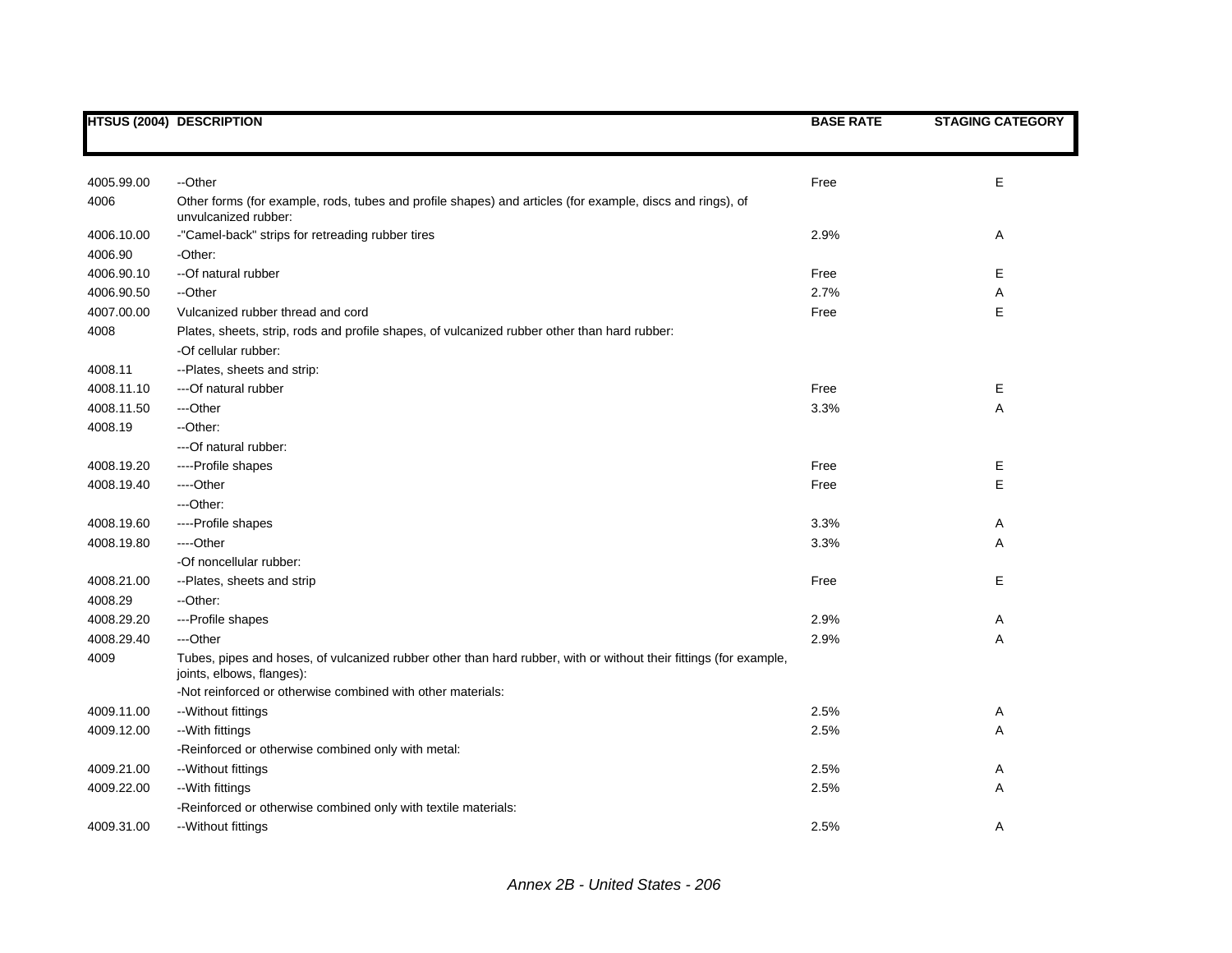| HTSUS (2004) | DESCRIPTION | BASE RATE | STAGING CATEGORY |
|---|---|---|---|
| 4005.99.00 | --Other | Free | E |
| 4006 | Other forms (for example, rods, tubes and profile shapes) and articles (for example, discs and rings), of unvulcanized rubber: | | |
| 4006.10.00 | -"Camel-back" strips for retreading rubber tires | 2.9% | A |
| 4006.90 | -Other: | | |
| 4006.90.10 | --Of natural rubber | Free | E |
| 4006.90.50 | --Other | 2.7% | A |
| 4007.00.00 | Vulcanized rubber thread and cord | Free | E |
| 4008 | Plates, sheets, strip, rods and profile shapes, of vulcanized rubber other than hard rubber: | | |
| | -Of cellular rubber: | | |
| 4008.11 | --Plates, sheets and strip: | | |
| 4008.11.10 | ---Of natural rubber | Free | E |
| 4008.11.50 | ---Other | 3.3% | A |
| 4008.19 | --Other: | | |
| | ---Of natural rubber: | | |
| 4008.19.20 | ----Profile shapes | Free | E |
| 4008.19.40 | ----Other | Free | E |
| | ---Other: | | |
| 4008.19.60 | ----Profile shapes | 3.3% | A |
| 4008.19.80 | ----Other | 3.3% | A |
| | -Of noncellular rubber: | | |
| 4008.21.00 | --Plates, sheets and strip | Free | E |
| 4008.29 | --Other: | | |
| 4008.29.20 | ---Profile shapes | 2.9% | A |
| 4008.29.40 | ---Other | 2.9% | A |
| 4009 | Tubes, pipes and hoses, of vulcanized rubber other than hard rubber, with or without their fittings (for example, joints, elbows, flanges): | | |
| | -Not reinforced or otherwise combined with other materials: | | |
| 4009.11.00 | --Without fittings | 2.5% | A |
| 4009.12.00 | --With fittings | 2.5% | A |
| | -Reinforced or otherwise combined only with metal: | | |
| 4009.21.00 | --Without fittings | 2.5% | A |
| 4009.22.00 | --With fittings | 2.5% | A |
| | -Reinforced or otherwise combined only with textile materials: | | |
| 4009.31.00 | --Without fittings | 2.5% | A |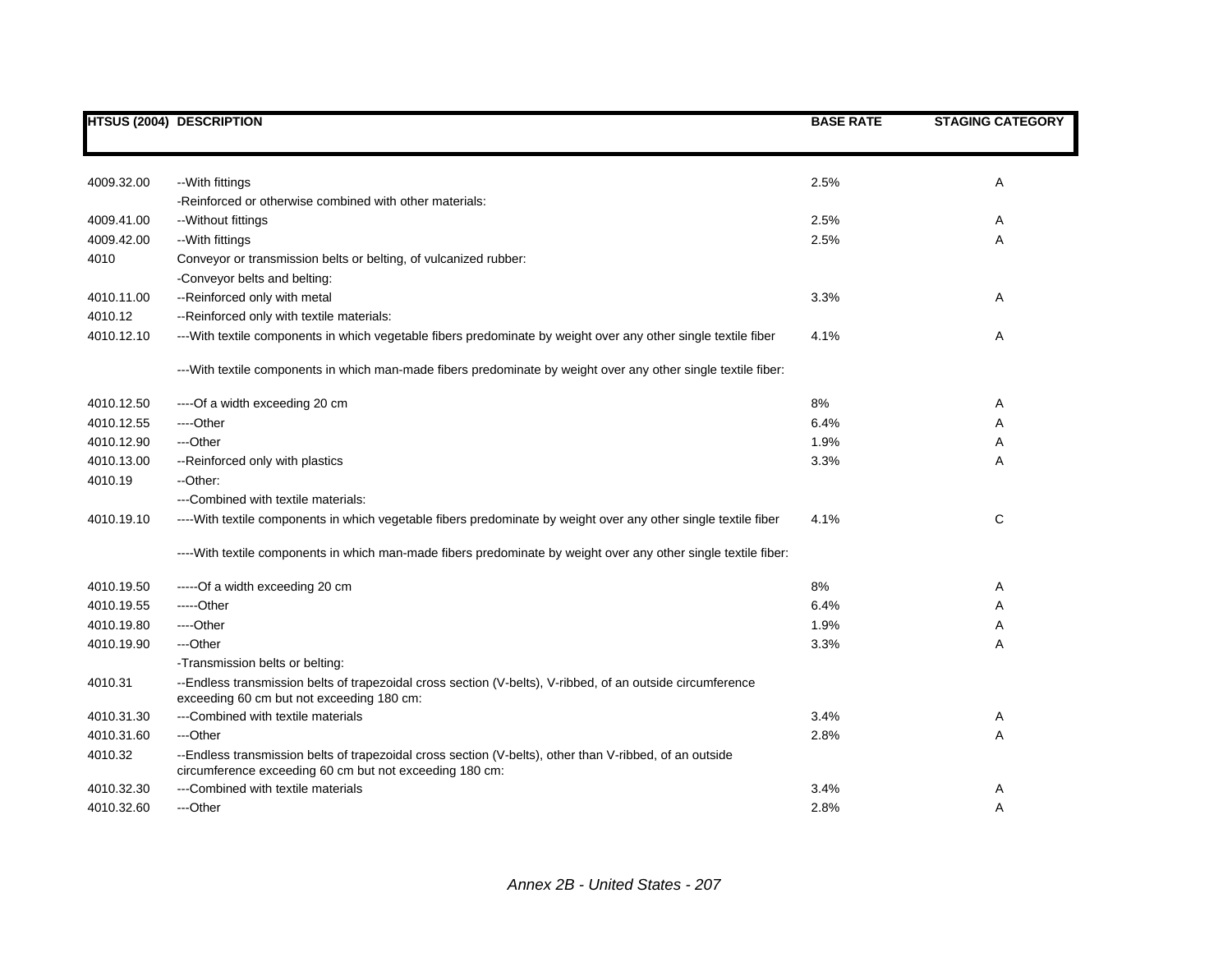| HTSUS (2004) | DESCRIPTION | BASE RATE | STAGING CATEGORY |
|---|---|---|---|
| 4009.32.00 | --With fittings | 2.5% | A |
| | -Reinforced or otherwise combined with other materials: | | |
| 4009.41.00 | --Without fittings | 2.5% | A |
| 4009.42.00 | --With fittings | 2.5% | A |
| 4010 | Conveyor or transmission belts or belting, of vulcanized rubber: | | |
| | -Conveyor belts and belting: | | |
| 4010.11.00 | --Reinforced only with metal | 3.3% | A |
| 4010.12 | --Reinforced only with textile materials: | | |
| 4010.12.10 | ---With textile components in which vegetable fibers predominate by weight over any other single textile fiber | 4.1% | A |
| | ---With textile components in which man-made fibers predominate by weight over any other single textile fiber: | | |
| 4010.12.50 | ----Of a width exceeding 20 cm | 8% | A |
| 4010.12.55 | ----Other | 6.4% | A |
| 4010.12.90 | ---Other | 1.9% | A |
| 4010.13.00 | --Reinforced only with plastics | 3.3% | A |
| 4010.19 | --Other: | | |
| | ---Combined with textile materials: | | |
| 4010.19.10 | ----With textile components in which vegetable fibers predominate by weight over any other single textile fiber | 4.1% | C |
| | ----With textile components in which man-made fibers predominate by weight over any other single textile fiber: | | |
| 4010.19.50 | -----Of a width exceeding 20 cm | 8% | A |
| 4010.19.55 | -----Other | 6.4% | A |
| 4010.19.80 | ----Other | 1.9% | A |
| 4010.19.90 | ---Other | 3.3% | A |
| | -Transmission belts or belting: | | |
| 4010.31 | --Endless transmission belts of trapezoidal cross section (V-belts), V-ribbed, of an outside circumference exceeding 60 cm but not exceeding 180 cm: | | |
| 4010.31.30 | ---Combined with textile materials | 3.4% | A |
| 4010.31.60 | ---Other | 2.8% | A |
| 4010.32 | --Endless transmission belts of trapezoidal cross section (V-belts), other than V-ribbed, of an outside circumference exceeding 60 cm but not exceeding 180 cm: | | |
| 4010.32.30 | ---Combined with textile materials | 3.4% | A |
| 4010.32.60 | ---Other | 2.8% | A |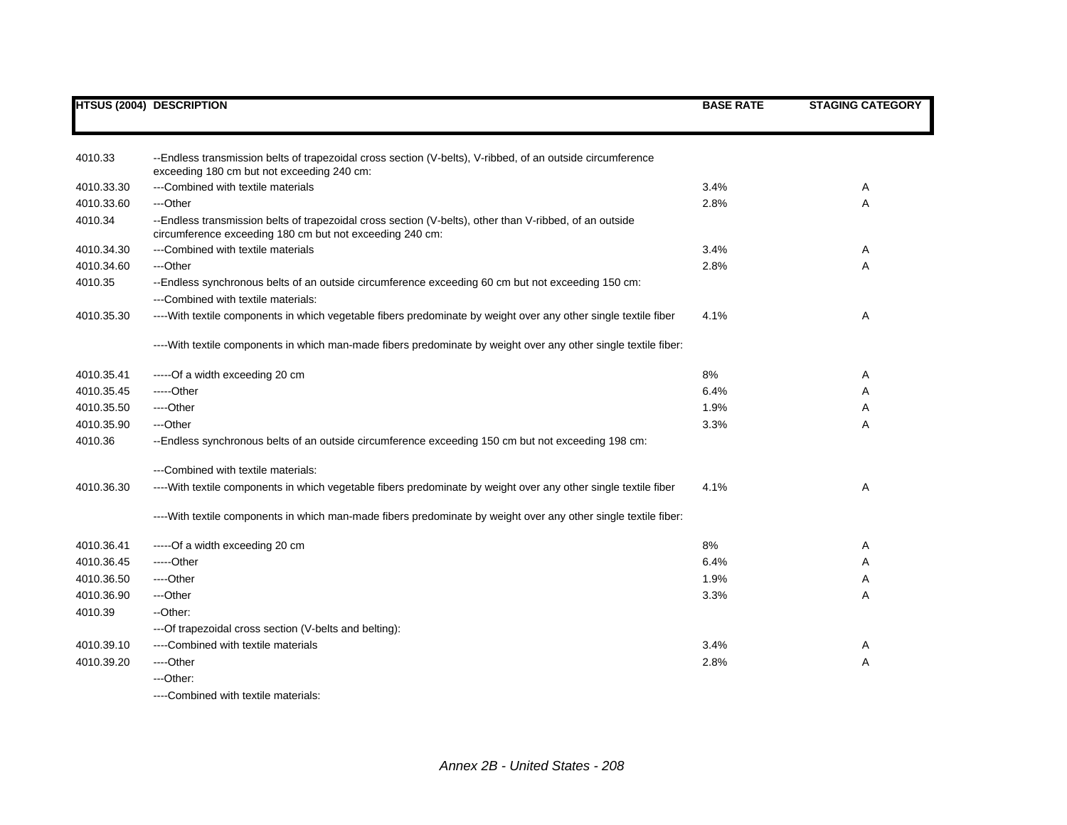| HTSUS (2004) | DESCRIPTION | BASE RATE | STAGING CATEGORY |
|---|---|---|---|
| 4010.33 | --Endless transmission belts of trapezoidal cross section (V-belts), V-ribbed, of an outside circumference exceeding 180 cm but not exceeding 240 cm: | | |
| 4010.33.30 | ---Combined with textile materials | 3.4% | A |
| 4010.33.60 | ---Other | 2.8% | A |
| 4010.34 | --Endless transmission belts of trapezoidal cross section (V-belts), other than V-ribbed, of an outside circumference exceeding 180 cm but not exceeding 240 cm: | | |
| 4010.34.30 | ---Combined with textile materials | 3.4% | A |
| 4010.34.60 | ---Other | 2.8% | A |
| 4010.35 | --Endless synchronous belts of an outside circumference exceeding 60 cm but not exceeding 150 cm: | | |
| | ---Combined with textile materials: | | |
| 4010.35.30 | ----With textile components in which vegetable fibers predominate by weight over any other single textile fiber | 4.1% | A |
| | ----With textile components in which man-made fibers predominate by weight over any other single textile fiber: | | |
| 4010.35.41 | -----Of a width exceeding 20 cm | 8% | A |
| 4010.35.45 | -----Other | 6.4% | A |
| 4010.35.50 | ----Other | 1.9% | A |
| 4010.35.90 | ---Other | 3.3% | A |
| 4010.36 | --Endless synchronous belts of an outside circumference exceeding 150 cm but not exceeding 198 cm: | | |
| | ---Combined with textile materials: | | |
| 4010.36.30 | ----With textile components in which vegetable fibers predominate by weight over any other single textile fiber | 4.1% | A |
| | ----With textile components in which man-made fibers predominate by weight over any other single textile fiber: | | |
| 4010.36.41 | -----Of a width exceeding 20 cm | 8% | A |
| 4010.36.45 | -----Other | 6.4% | A |
| 4010.36.50 | ----Other | 1.9% | A |
| 4010.36.90 | ---Other | 3.3% | A |
| 4010.39 | --Other: | | |
| | ---Of trapezoidal cross section (V-belts and belting): | | |
| 4010.39.10 | ----Combined with textile materials | 3.4% | A |
| 4010.39.20 | ----Other | 2.8% | A |
| | ---Other: | | |
| | ----Combined with textile materials: | | |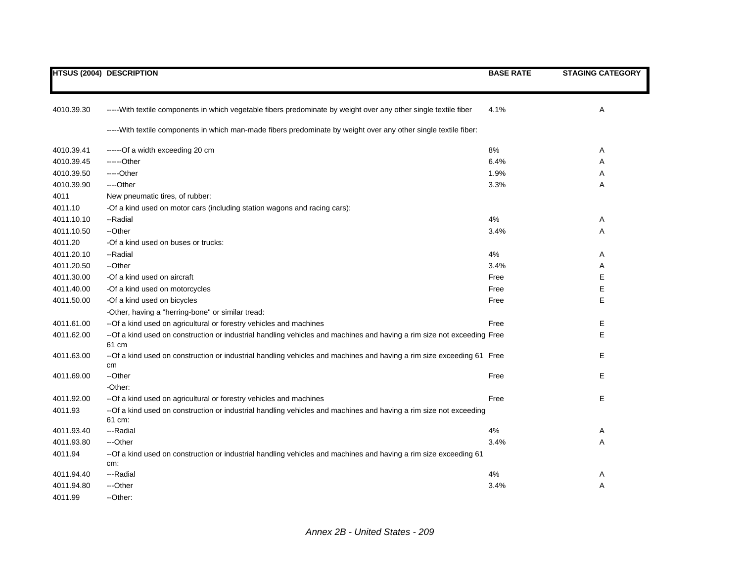| HTSUS (2004) | DESCRIPTION | BASE RATE | STAGING CATEGORY |
|---|---|---|---|
| 4010.39.30 | -----With textile components in which vegetable fibers predominate by weight over any other single textile fiber | 4.1% | A |
| | -----With textile components in which man-made fibers predominate by weight over any other single textile fiber: | | |
| 4010.39.41 | ------Of a width exceeding 20 cm | 8% | A |
| 4010.39.45 | ------Other | 6.4% | A |
| 4010.39.50 | -----Other | 1.9% | A |
| 4010.39.90 | ----Other | 3.3% | A |
| 4011 | New pneumatic tires, of rubber: | | |
| 4011.10 | -Of a kind used on motor cars (including station wagons and racing cars): | | |
| 4011.10.10 | --Radial | 4% | A |
| 4011.10.50 | --Other | 3.4% | A |
| 4011.20 | -Of a kind used on buses or trucks: | | |
| 4011.20.10 | --Radial | 4% | A |
| 4011.20.50 | --Other | 3.4% | A |
| 4011.30.00 | -Of a kind used on aircraft | Free | E |
| 4011.40.00 | -Of a kind used on motorcycles | Free | E |
| 4011.50.00 | -Of a kind used on bicycles | Free | E |
| | -Other, having a "herring-bone" or similar tread: | | |
| 4011.61.00 | --Of a kind used on agricultural or forestry vehicles and machines | Free | E |
| 4011.62.00 | --Of a kind used on construction or industrial handling vehicles and machines and having a rim size not exceeding 61 cm | Free | E |
| 4011.63.00 | --Of a kind used on construction or industrial handling vehicles and machines and having a rim size exceeding 61 cm | Free | E |
| 4011.69.00 | --Other | Free | E |
| | -Other: | | |
| 4011.92.00 | --Of a kind used on agricultural or forestry vehicles and machines | Free | E |
| 4011.93 | --Of a kind used on construction or industrial handling vehicles and machines and having a rim size not exceeding 61 cm: | | |
| 4011.93.40 | ---Radial | 4% | A |
| 4011.93.80 | ---Other | 3.4% | A |
| 4011.94 | --Of a kind used on construction or industrial handling vehicles and machines and having a rim size exceeding 61 cm: | | |
| 4011.94.40 | ---Radial | 4% | A |
| 4011.94.80 | ---Other | 3.4% | A |
| 4011.99 | --Other: | | |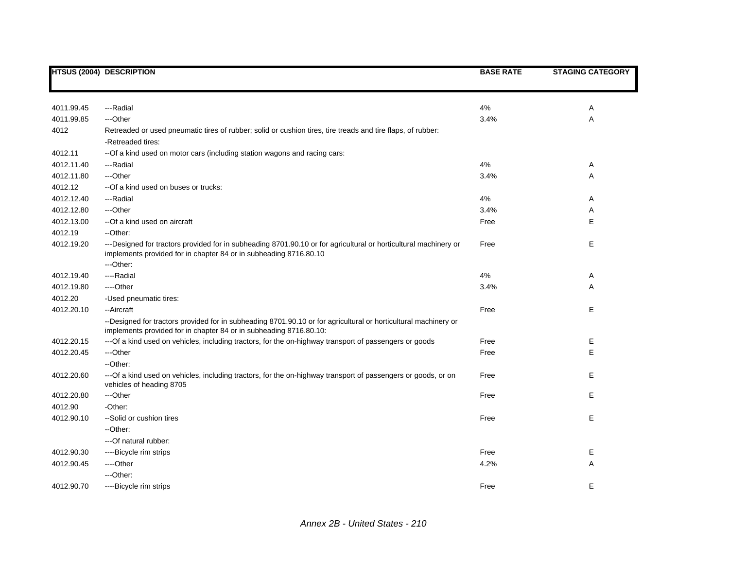| HTSUS (2004) | DESCRIPTION | BASE RATE | STAGING CATEGORY |
|---|---|---|---|
| 4011.99.45 | ---Radial | 4% | A |
| 4011.99.85 | ---Other | 3.4% | A |
| 4012 | Retreaded or used pneumatic tires of rubber; solid or cushion tires, tire treads and tire flaps, of rubber: | | |
| | -Retreaded tires: | | |
| 4012.11 | --Of a kind used on motor cars (including station wagons and racing cars: | | |
| 4012.11.40 | ---Radial | 4% | A |
| 4012.11.80 | ---Other | 3.4% | A |
| 4012.12 | --Of a kind used on buses or trucks: | | |
| 4012.12.40 | ---Radial | 4% | A |
| 4012.12.80 | ---Other | 3.4% | A |
| 4012.13.00 | --Of a kind used on aircraft | Free | E |
| 4012.19 | --Other: | | |
| 4012.19.20 | ---Designed for tractors provided for in subheading 8701.90.10 or for agricultural or horticultural machinery or implements provided for in chapter 84 or in subheading 8716.80.10 | Free | E |
| | ---Other: | | |
| 4012.19.40 | ----Radial | 4% | A |
| 4012.19.80 | ----Other | 3.4% | A |
| 4012.20 | -Used pneumatic tires: | | |
| 4012.20.10 | --Aircraft | Free | E |
| | --Designed for tractors provided for in subheading 8701.90.10 or for agricultural or horticultural machinery or implements provided for in chapter 84 or in subheading 8716.80.10: | | |
| 4012.20.15 | ---Of a kind used on vehicles, including tractors, for the on-highway transport of passengers or goods | Free | E |
| 4012.20.45 | ---Other | Free | E |
| | --Other: | | |
| 4012.20.60 | ---Of a kind used on vehicles, including tractors, for the on-highway transport of passengers or goods, or on vehicles of heading 8705 | Free | E |
| 4012.20.80 | ---Other | Free | E |
| 4012.90 | -Other: | | |
| 4012.90.10 | --Solid or cushion tires | Free | E |
| | --Other: | | |
| | ---Of natural rubber: | | |
| 4012.90.30 | ----Bicycle rim strips | Free | E |
| 4012.90.45 | ----Other | 4.2% | A |
| | ---Other: | | |
| 4012.90.70 | ----Bicycle rim strips | Free | E |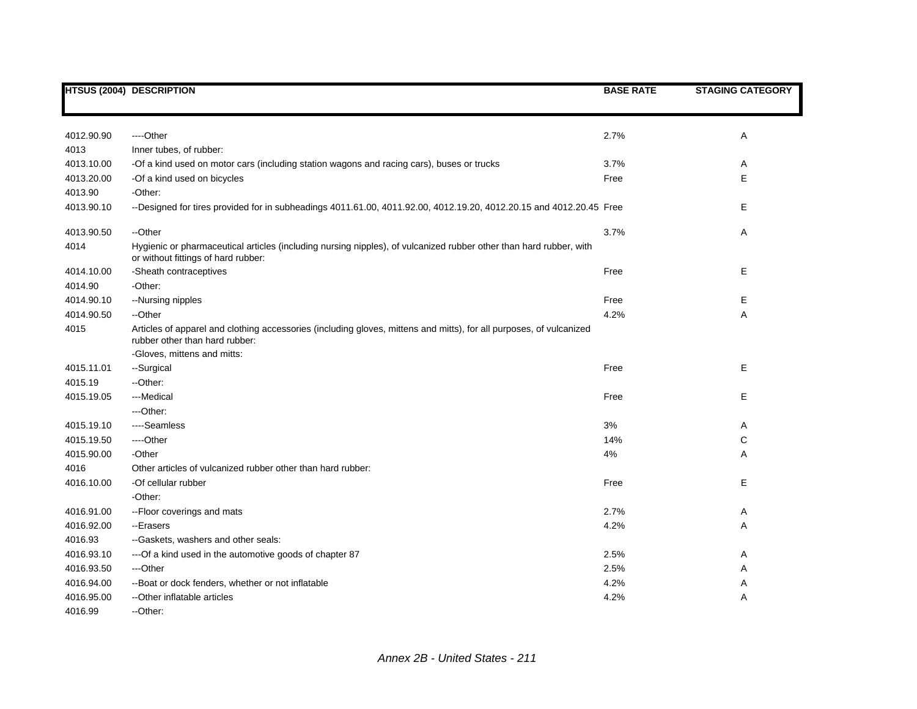| HTSUS (2004) | DESCRIPTION | BASE RATE | STAGING CATEGORY |
|---|---|---|---|
| 4012.90.90 | ----Other | 2.7% | A |
| 4013 | Inner tubes, of rubber: | | |
| 4013.10.00 | -Of a kind used on motor cars (including station wagons and racing cars), buses or trucks | 3.7% | A |
| 4013.20.00 | -Of a kind used on bicycles | Free | E |
| 4013.90 | -Other: | | |
| 4013.90.10 | --Designed for tires provided for in subheadings 4011.61.00, 4011.92.00, 4012.19.20, 4012.20.15 and 4012.20.45 | Free | E |
| 4013.90.50 | --Other | 3.7% | A |
| 4014 | Hygienic or pharmaceutical articles (including nursing nipples), of vulcanized rubber other than hard rubber, with or without fittings of hard rubber: | | |
| 4014.10.00 | -Sheath contraceptives | Free | E |
| 4014.90 | -Other: | | |
| 4014.90.10 | --Nursing nipples | Free | E |
| 4014.90.50 | --Other | 4.2% | A |
| 4015 | Articles of apparel and clothing accessories (including gloves, mittens and mitts), for all purposes, of vulcanized rubber other than hard rubber: | | |
| | -Gloves, mittens and mitts: | | |
| 4015.11.01 | --Surgical | Free | E |
| 4015.19 | --Other: | | |
| 4015.19.05 | ---Medical | Free | E |
| | ---Other: | | |
| 4015.19.10 | ----Seamless | 3% | A |
| 4015.19.50 | ----Other | 14% | C |
| 4015.90.00 | -Other | 4% | A |
| 4016 | Other articles of vulcanized rubber other than hard rubber: | | |
| 4016.10.00 | -Of cellular rubber | Free | E |
| | -Other: | | |
| 4016.91.00 | --Floor coverings and mats | 2.7% | A |
| 4016.92.00 | --Erasers | 4.2% | A |
| 4016.93 | --Gaskets, washers and other seals: | | |
| 4016.93.10 | ---Of a kind used in the automotive goods of chapter 87 | 2.5% | A |
| 4016.93.50 | ---Other | 2.5% | A |
| 4016.94.00 | --Boat or dock fenders, whether or not inflatable | 4.2% | A |
| 4016.95.00 | --Other inflatable articles | 4.2% | A |
| 4016.99 | --Other: | | |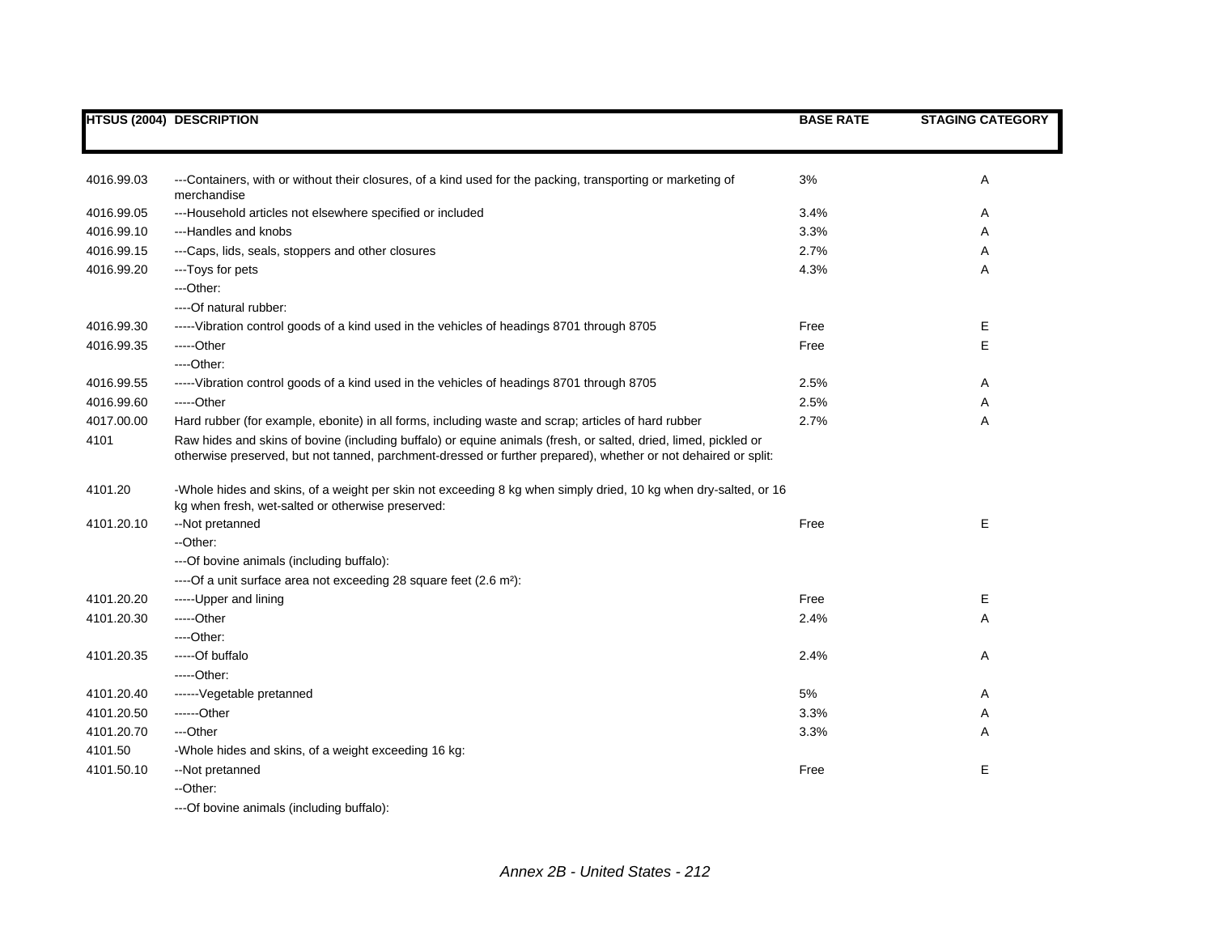| HTSUS (2004) | DESCRIPTION | BASE RATE | STAGING CATEGORY |
|---|---|---|---|
| 4016.99.03 | ---Containers, with or without their closures, of a kind used for the packing, transporting or marketing of merchandise | 3% | A |
| 4016.99.05 | ---Household articles not elsewhere specified or included | 3.4% | A |
| 4016.99.10 | ---Handles and knobs | 3.3% | A |
| 4016.99.15 | ---Caps, lids, seals, stoppers and other closures | 2.7% | A |
| 4016.99.20 | ---Toys for pets | 4.3% | A |
| | ---Other: | | |
| | ----Of natural rubber: | | |
| 4016.99.30 | -----Vibration control goods of a kind used in the vehicles of headings 8701 through 8705 | Free | E |
| 4016.99.35 | -----Other | Free | E |
| | ----Other: | | |
| 4016.99.55 | -----Vibration control goods of a kind used in the vehicles of headings 8701 through 8705 | 2.5% | A |
| 4016.99.60 | -----Other | 2.5% | A |
| 4017.00.00 | Hard rubber (for example, ebonite) in all forms, including waste and scrap; articles of hard rubber | 2.7% | A |
| 4101 | Raw hides and skins of bovine (including buffalo) or equine animals (fresh, or salted, dried, limed, pickled or otherwise preserved, but not tanned, parchment-dressed or further prepared), whether or not dehaired or split: | | |
| 4101.20 | -Whole hides and skins, of a weight per skin not exceeding 8 kg when simply dried, 10 kg when dry-salted, or 16 kg when fresh, wet-salted or otherwise preserved: | | |
| 4101.20.10 | --Not pretanned | Free | E |
| | --Other: | | |
| | ---Of bovine animals (including buffalo): | | |
| | ----Of a unit surface area not exceeding 28 square feet (2.6 m²): | | |
| 4101.20.20 | -----Upper and lining | Free | E |
| 4101.20.30 | -----Other | 2.4% | A |
| | ----Other: | | |
| 4101.20.35 | -----Of buffalo | 2.4% | A |
| | -----Other: | | |
| 4101.20.40 | ------Vegetable pretanned | 5% | A |
| 4101.20.50 | ------Other | 3.3% | A |
| 4101.20.70 | ---Other | 3.3% | A |
| 4101.50 | -Whole hides and skins, of a weight exceeding 16 kg: | | |
| 4101.50.10 | --Not pretanned | Free | E |
| | --Other: | | |
| | ---Of bovine animals (including buffalo): | | |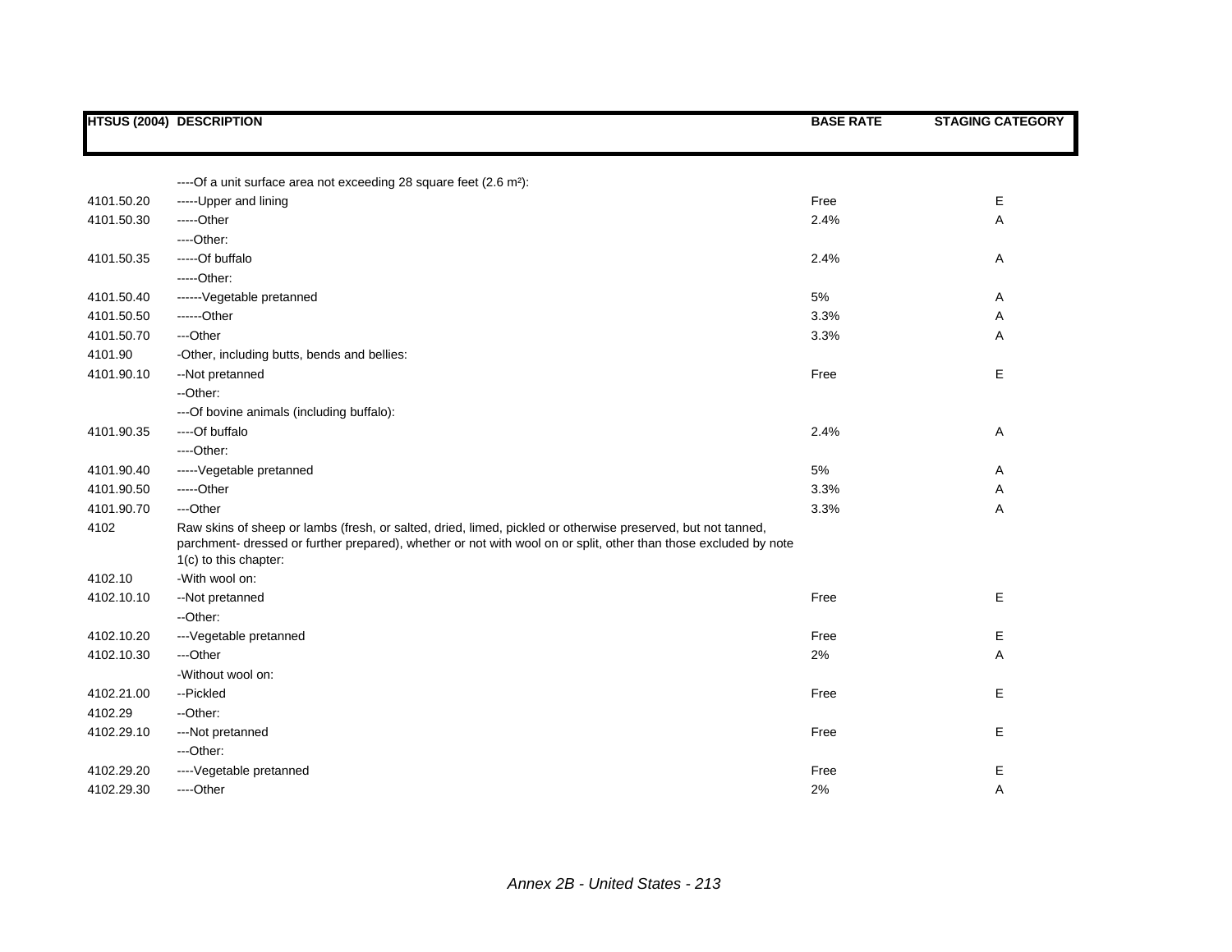| HTSUS (2004) | DESCRIPTION | BASE RATE | STAGING CATEGORY |
|---|---|---|---|
| | ----Of a unit surface area not exceeding 28 square feet (2.6 m²): | | |
| 4101.50.20 | -----Upper and lining | Free | E |
| 4101.50.30 | -----Other | 2.4% | A |
| | ----Other: | | |
| 4101.50.35 | -----Of buffalo | 2.4% | A |
| | -----Other: | | |
| 4101.50.40 | ------Vegetable pretanned | 5% | A |
| 4101.50.50 | ------Other | 3.3% | A |
| 4101.50.70 | ---Other | 3.3% | A |
| 4101.90 | -Other, including butts, bends and bellies: | | |
| 4101.90.10 | --Not pretanned | Free | E |
| | --Other: | | |
| | ---Of bovine animals (including buffalo): | | |
| 4101.90.35 | ----Of buffalo | 2.4% | A |
| | ----Other: | | |
| 4101.90.40 | -----Vegetable pretanned | 5% | A |
| 4101.90.50 | -----Other | 3.3% | A |
| 4101.90.70 | ---Other | 3.3% | A |
| 4102 | Raw skins of sheep or lambs (fresh, or salted, dried, limed, pickled or otherwise preserved, but not tanned, parchment- dressed or further prepared), whether or not with wool on or split, other than those excluded by note 1(c) to this chapter: | | |
| 4102.10 | -With wool on: | | |
| 4102.10.10 | --Not pretanned | Free | E |
| | --Other: | | |
| 4102.10.20 | ---Vegetable pretanned | Free | E |
| 4102.10.30 | ---Other | 2% | A |
| | -Without wool on: | | |
| 4102.21.00 | --Pickled | Free | E |
| 4102.29 | --Other: | | |
| 4102.29.10 | ---Not pretanned | Free | E |
| | ---Other: | | |
| 4102.29.20 | ----Vegetable pretanned | Free | E |
| 4102.29.30 | ----Other | 2% | A |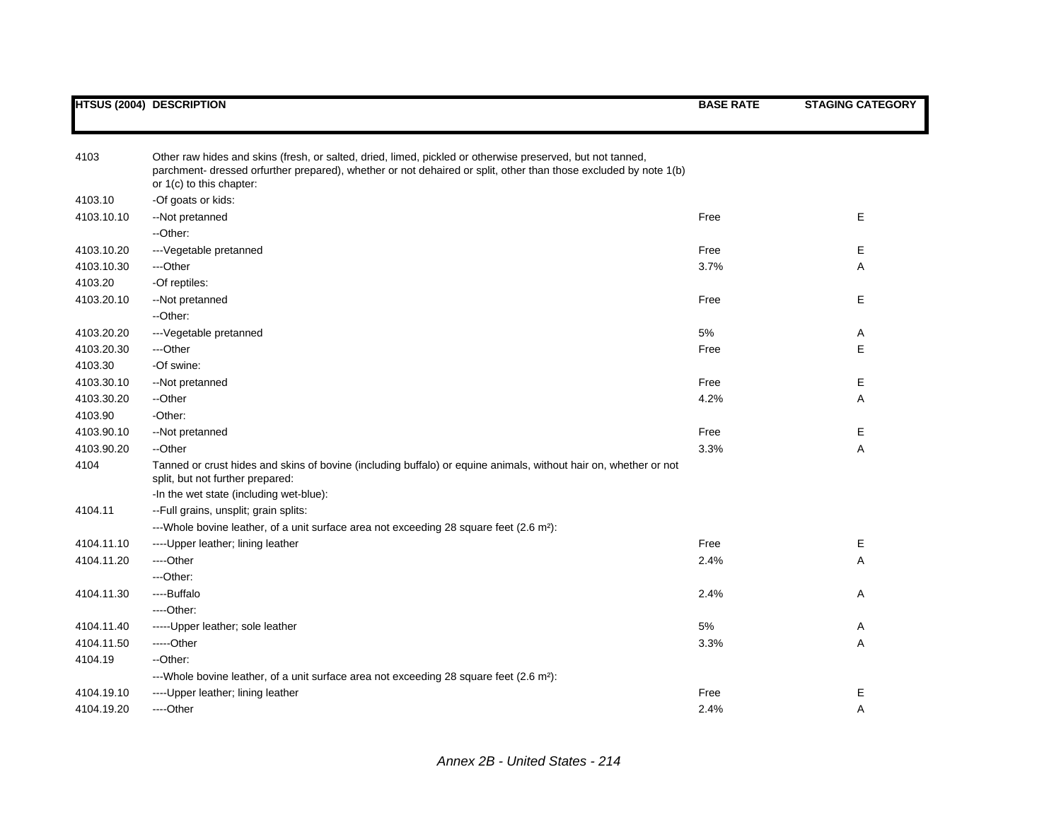| HTSUS (2004) | DESCRIPTION | BASE RATE | STAGING CATEGORY |
|---|---|---|---|
| 4103 | Other raw hides and skins (fresh, or salted, dried, limed, pickled or otherwise preserved, but not tanned, parchment- dressed orfurther prepared), whether or not dehaired or split, other than those excluded by note 1(b) or 1(c) to this chapter: | | |
| 4103.10 | -Of goats or kids: | | |
| 4103.10.10 | --Not pretanned | Free | E |
| | --Other: | | |
| 4103.10.20 | ---Vegetable pretanned | Free | E |
| 4103.10.30 | ---Other | 3.7% | A |
| 4103.20 | -Of reptiles: | | |
| 4103.20.10 | --Not pretanned | Free | E |
| | --Other: | | |
| 4103.20.20 | ---Vegetable pretanned | 5% | A |
| 4103.20.30 | ---Other | Free | E |
| 4103.30 | -Of swine: | | |
| 4103.30.10 | --Not pretanned | Free | E |
| 4103.30.20 | --Other | 4.2% | A |
| 4103.90 | -Other: | | |
| 4103.90.10 | --Not pretanned | Free | E |
| 4103.90.20 | --Other | 3.3% | A |
| 4104 | Tanned or crust hides and skins of bovine (including buffalo) or equine animals, without hair on, whether or not split, but not further prepared: | | |
| | -In the wet state (including wet-blue): | | |
| 4104.11 | --Full grains, unsplit; grain splits: | | |
| | ---Whole bovine leather, of a unit surface area not exceeding 28 square feet (2.6 m²): | | |
| 4104.11.10 | ----Upper leather; lining leather | Free | E |
| 4104.11.20 | ----Other | 2.4% | A |
| | ---Other: | | |
| 4104.11.30 | ----Buffalo | 2.4% | A |
| | ----Other: | | |
| 4104.11.40 | -----Upper leather; sole leather | 5% | A |
| 4104.11.50 | -----Other | 3.3% | A |
| 4104.19 | --Other: | | |
| | ---Whole bovine leather, of a unit surface area not exceeding 28 square feet (2.6 m²): | | |
| 4104.19.10 | ----Upper leather; lining leather | Free | E |
| 4104.19.20 | ----Other | 2.4% | A |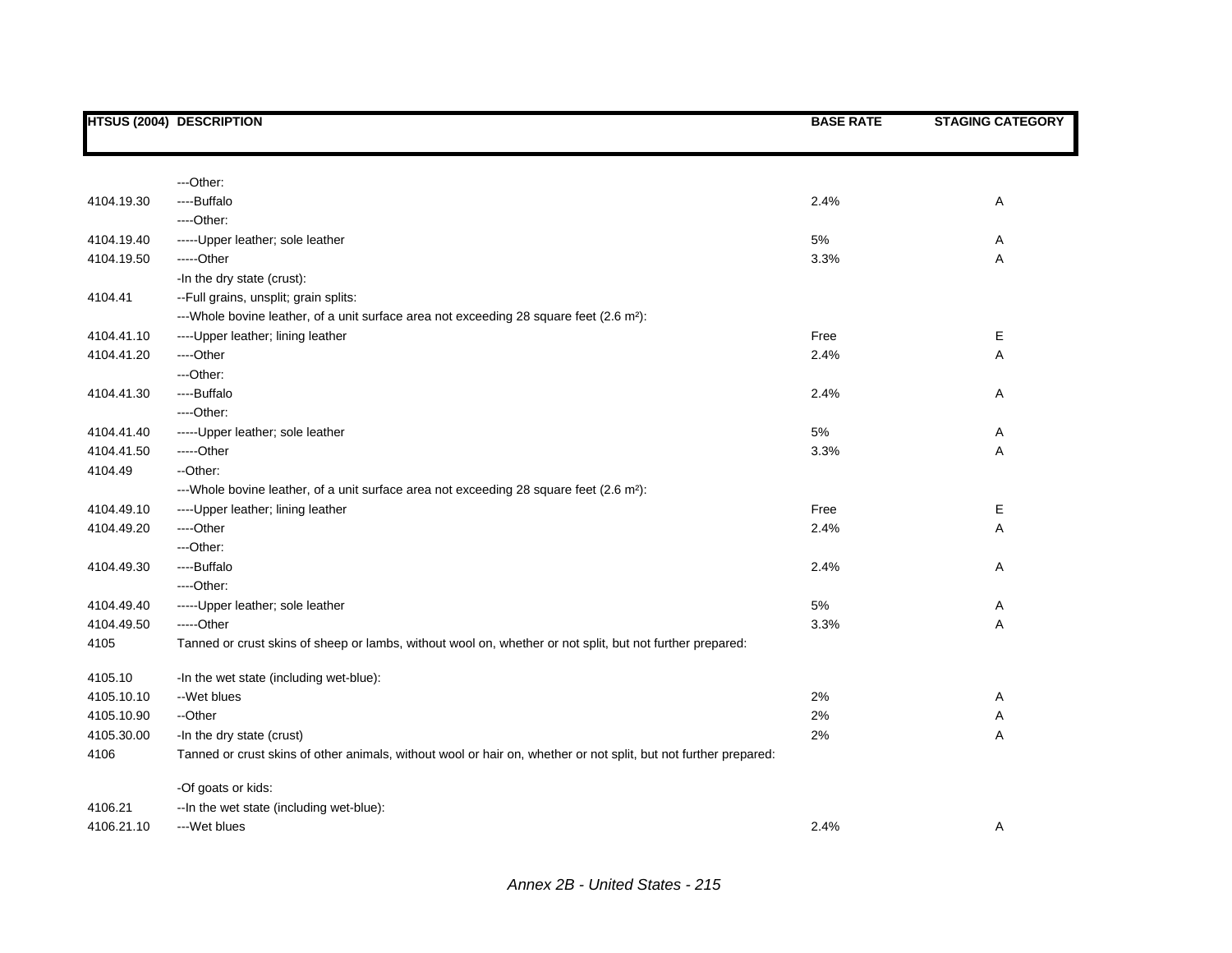| HTSUS (2004) | DESCRIPTION | BASE RATE | STAGING CATEGORY |
|---|---|---|---|
| | ---Other: | | |
| 4104.19.30 | ----Buffalo | 2.4% | A |
| | ----Other: | | |
| 4104.19.40 | -----Upper leather; sole leather | 5% | A |
| 4104.19.50 | -----Other | 3.3% | A |
| | -In the dry state (crust): | | |
| 4104.41 | --Full grains, unsplit; grain splits: | | |
| | ---Whole bovine leather, of a unit surface area not exceeding 28 square feet (2.6 m²): | | |
| 4104.41.10 | ----Upper leather; lining leather | Free | E |
| 4104.41.20 | ----Other | 2.4% | A |
| | ---Other: | | |
| 4104.41.30 | ----Buffalo | 2.4% | A |
| | ----Other: | | |
| 4104.41.40 | -----Upper leather; sole leather | 5% | A |
| 4104.41.50 | -----Other | 3.3% | A |
| 4104.49 | --Other: | | |
| | ---Whole bovine leather, of a unit surface area not exceeding 28 square feet (2.6 m²): | | |
| 4104.49.10 | ----Upper leather; lining leather | Free | E |
| 4104.49.20 | ----Other | 2.4% | A |
| | ---Other: | | |
| 4104.49.30 | ----Buffalo | 2.4% | A |
| | ----Other: | | |
| 4104.49.40 | -----Upper leather; sole leather | 5% | A |
| 4104.49.50 | -----Other | 3.3% | A |
| 4105 | Tanned or crust skins of sheep or lambs, without wool on, whether or not split, but not further prepared: | | |
| 4105.10 | -In the wet state (including wet-blue): | | |
| 4105.10.10 | --Wet blues | 2% | A |
| 4105.10.90 | --Other | 2% | A |
| 4105.30.00 | -In the dry state (crust) | 2% | A |
| 4106 | Tanned or crust skins of other animals, without wool or hair on, whether or not split, but not further prepared: | | |
| | -Of goats or kids: | | |
| 4106.21 | --In the wet state (including wet-blue): | | |
| 4106.21.10 | ---Wet blues | 2.4% | A |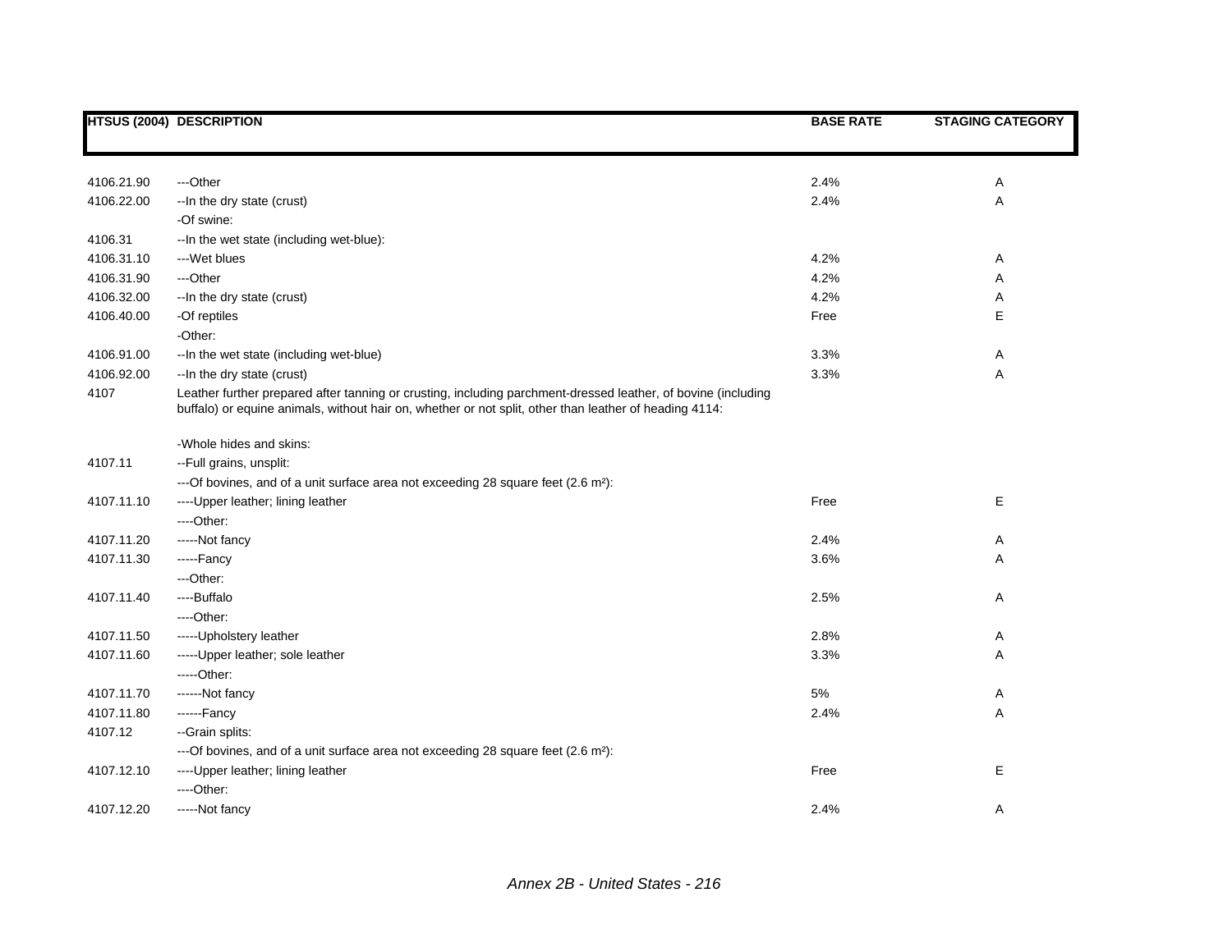| HTSUS (2004) | DESCRIPTION | BASE RATE | STAGING CATEGORY |
|---|---|---|---|
| 4106.21.90 | ---Other | 2.4% | A |
| 4106.22.00 | --In the dry state (crust) | 2.4% | A |
| | -Of swine: | | |
| 4106.31 | --In the wet state (including wet-blue): | | |
| 4106.31.10 | ---Wet blues | 4.2% | A |
| 4106.31.90 | ---Other | 4.2% | A |
| 4106.32.00 | --In the dry state (crust) | 4.2% | A |
| 4106.40.00 | -Of reptiles | Free | E |
| | -Other: | | |
| 4106.91.00 | --In the wet state (including wet-blue) | 3.3% | A |
| 4106.92.00 | --In the dry state (crust) | 3.3% | A |
| 4107 | Leather further prepared after tanning or crusting, including parchment-dressed leather, of bovine (including buffalo) or equine animals, without hair on, whether or not split, other than leather of heading 4114: | | |
| | -Whole hides and skins: | | |
| 4107.11 | --Full grains, unsplit: | | |
| | ---Of bovines, and of a unit surface area not exceeding 28 square feet (2.6 m²): | | |
| 4107.11.10 | ----Upper leather; lining leather | Free | E |
| | ----Other: | | |
| 4107.11.20 | -----Not fancy | 2.4% | A |
| 4107.11.30 | -----Fancy | 3.6% | A |
| | ---Other: | | |
| 4107.11.40 | ----Buffalo | 2.5% | A |
| | ----Other: | | |
| 4107.11.50 | -----Upholstery leather | 2.8% | A |
| 4107.11.60 | -----Upper leather; sole leather | 3.3% | A |
| | -----Other: | | |
| 4107.11.70 | ------Not fancy | 5% | A |
| 4107.11.80 | ------Fancy | 2.4% | A |
| 4107.12 | --Grain splits: | | |
| | ---Of bovines, and of a unit surface area not exceeding 28 square feet (2.6 m²): | | |
| 4107.12.10 | ----Upper leather; lining leather | Free | E |
| | ----Other: | | |
| 4107.12.20 | -----Not fancy | 2.4% | A |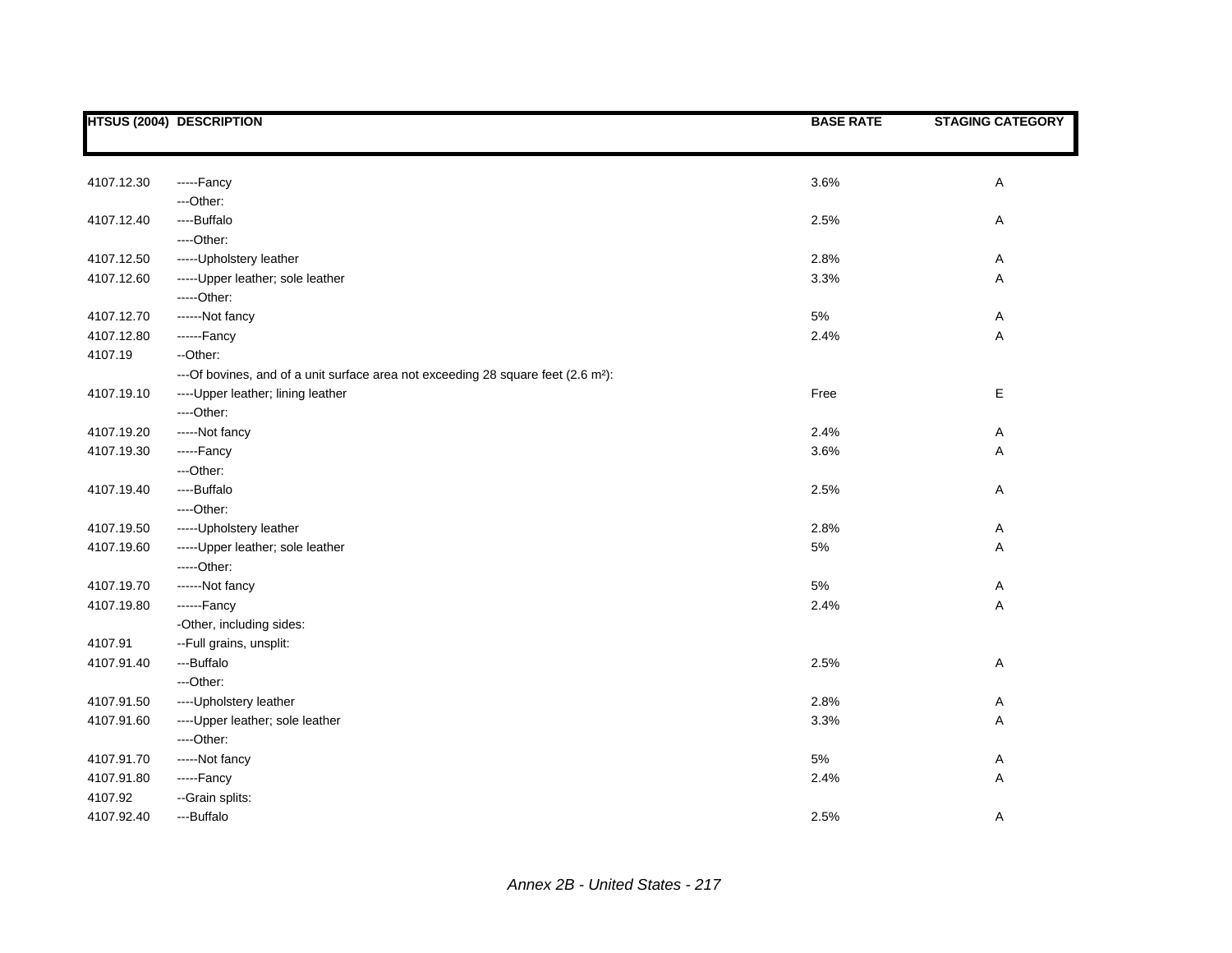| HTSUS (2004) | DESCRIPTION | BASE RATE | STAGING CATEGORY |
|---|---|---|---|
| 4107.12.30 | -----Fancy | 3.6% | A |
| | ---Other: | | |
| 4107.12.40 | ----Buffalo | 2.5% | A |
| | ----Other: | | |
| 4107.12.50 | -----Upholstery leather | 2.8% | A |
| 4107.12.60 | -----Upper leather; sole leather | 3.3% | A |
| | -----Other: | | |
| 4107.12.70 | ------Not fancy | 5% | A |
| 4107.12.80 | ------Fancy | 2.4% | A |
| 4107.19 | --Other: | | |
| | ---Of bovines, and of a unit surface area not exceeding 28 square feet (2.6 m²): | | |
| 4107.19.10 | ----Upper leather; lining leather | Free | E |
| | ----Other: | | |
| 4107.19.20 | -----Not fancy | 2.4% | A |
| 4107.19.30 | -----Fancy | 3.6% | A |
| | ---Other: | | |
| 4107.19.40 | ----Buffalo | 2.5% | A |
| | ----Other: | | |
| 4107.19.50 | -----Upholstery leather | 2.8% | A |
| 4107.19.60 | -----Upper leather; sole leather | 5% | A |
| | -----Other: | | |
| 4107.19.70 | ------Not fancy | 5% | A |
| 4107.19.80 | ------Fancy | 2.4% | A |
| | -Other, including sides: | | |
| 4107.91 | --Full grains, unsplit: | | |
| 4107.91.40 | ---Buffalo | 2.5% | A |
| | ---Other: | | |
| 4107.91.50 | ----Upholstery leather | 2.8% | A |
| 4107.91.60 | ----Upper leather; sole leather | 3.3% | A |
| | ----Other: | | |
| 4107.91.70 | -----Not fancy | 5% | A |
| 4107.91.80 | -----Fancy | 2.4% | A |
| 4107.92 | --Grain splits: | | |
| 4107.92.40 | ---Buffalo | 2.5% | A |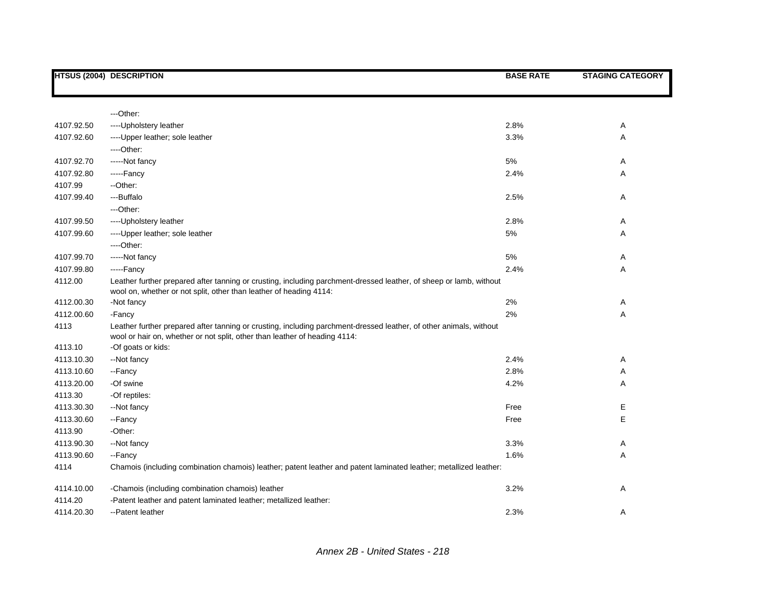| HTSUS (2004) | DESCRIPTION | BASE RATE | STAGING CATEGORY |
|---|---|---|---|
| | ---Other: | | |
| 4107.92.50 | ----Upholstery leather | 2.8% | A |
| 4107.92.60 | ----Upper leather; sole leather | 3.3% | A |
| | ----Other: | | |
| 4107.92.70 | -----Not fancy | 5% | A |
| 4107.92.80 | -----Fancy | 2.4% | A |
| 4107.99 | --Other: | | |
| 4107.99.40 | ---Buffalo | 2.5% | A |
| | ---Other: | | |
| 4107.99.50 | ----Upholstery leather | 2.8% | A |
| 4107.99.60 | ----Upper leather; sole leather | 5% | A |
| | ----Other: | | |
| 4107.99.70 | -----Not fancy | 5% | A |
| 4107.99.80 | -----Fancy | 2.4% | A |
| 4112.00 | Leather further prepared after tanning or crusting, including parchment-dressed leather, of sheep or lamb, without wool on, whether or not split, other than leather of heading 4114: | | |
| 4112.00.30 | -Not fancy | 2% | A |
| 4112.00.60 | -Fancy | 2% | A |
| 4113 | Leather further prepared after tanning or crusting, including parchment-dressed leather, of other animals, without wool or hair on, whether or not split, other than leather of heading 4114: | | |
| 4113.10 | -Of goats or kids: | | |
| 4113.10.30 | --Not fancy | 2.4% | A |
| 4113.10.60 | --Fancy | 2.8% | A |
| 4113.20.00 | -Of swine | 4.2% | A |
| 4113.30 | -Of reptiles: | | |
| 4113.30.30 | --Not fancy | Free | E |
| 4113.30.60 | --Fancy | Free | E |
| 4113.90 | -Other: | | |
| 4113.90.30 | --Not fancy | 3.3% | A |
| 4113.90.60 | --Fancy | 1.6% | A |
| 4114 | Chamois (including combination chamois) leather; patent leather and patent laminated leather; metallized leather: | | |
| 4114.10.00 | -Chamois (including combination chamois) leather | 3.2% | A |
| 4114.20 | -Patent leather and patent laminated leather; metallized leather: | | |
| 4114.20.30 | --Patent leather | 2.3% | A |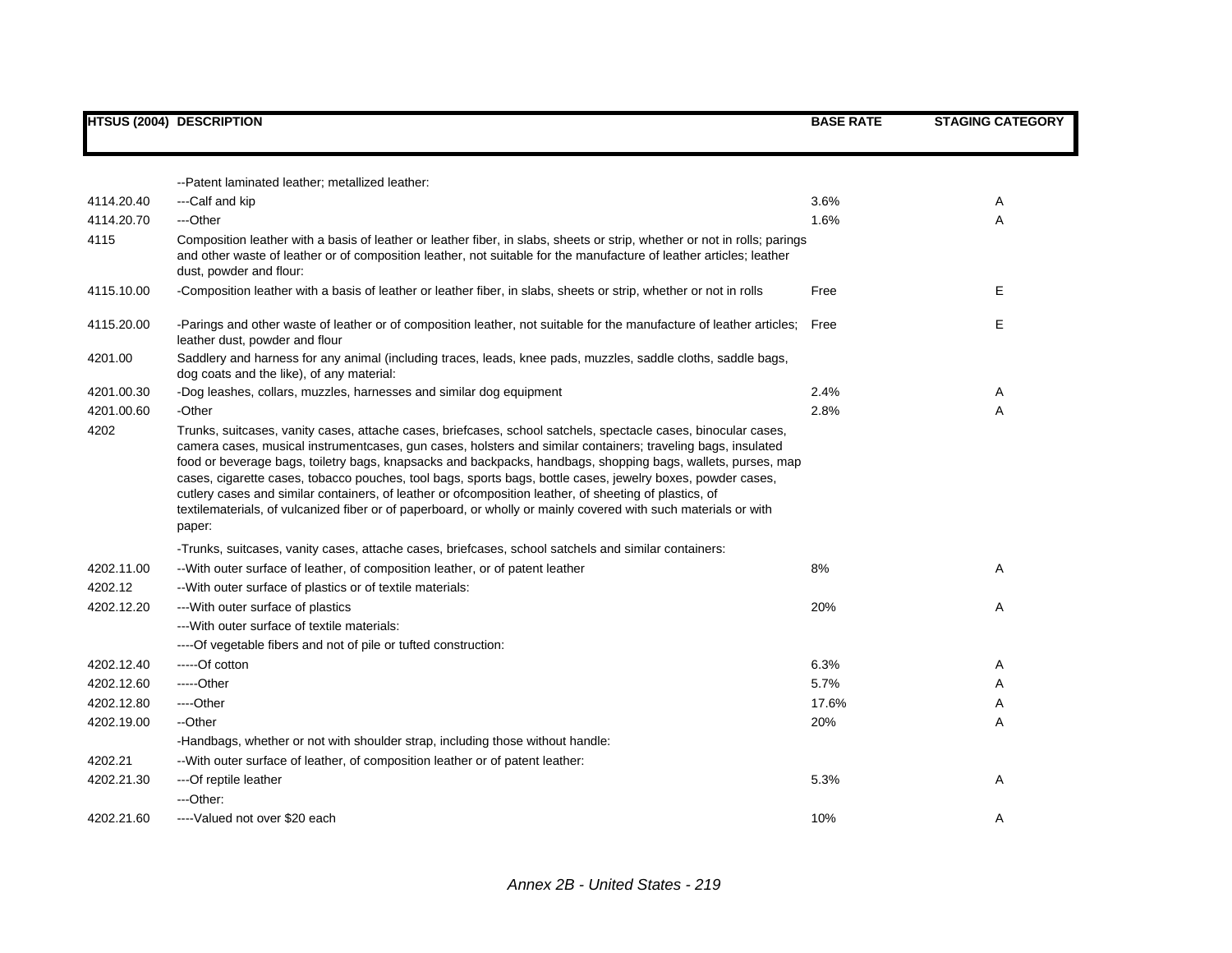| HTSUS (2004) | DESCRIPTION | BASE RATE | STAGING CATEGORY |
|---|---|---|---|
| | --Patent laminated leather; metallized leather: | | |
| 4114.20.40 | ---Calf and kip | 3.6% | A |
| 4114.20.70 | ---Other | 1.6% | A |
| 4115 | Composition leather with a basis of leather or leather fiber, in slabs, sheets or strip, whether or not in rolls; parings and other waste of leather or of composition leather, not suitable for the manufacture of leather articles; leather dust, powder and flour: | | |
| 4115.10.00 | -Composition leather with a basis of leather or leather fiber, in slabs, sheets or strip, whether or not in rolls | Free | E |
| 4115.20.00 | -Parings and other waste of leather or of composition leather, not suitable for the manufacture of leather articles; leather dust, powder and flour | Free | E |
| 4201.00 | Saddlery and harness for any animal (including traces, leads, knee pads, muzzles, saddle cloths, saddle bags, dog coats and the like), of any material: | | |
| 4201.00.30 | -Dog leashes, collars, muzzles, harnesses and similar dog equipment | 2.4% | A |
| 4201.00.60 | -Other | 2.8% | A |
| 4202 | Trunks, suitcases, vanity cases, attache cases, briefcases, school satchels, spectacle cases, binocular cases, camera cases, musical instrumentcases, gun cases, holsters and similar containers; traveling bags, insulated food or beverage bags, toiletry bags, knapsacks and backpacks, handbags, shopping bags, wallets, purses, map cases, cigarette cases, tobacco pouches, tool bags, sports bags, bottle cases, jewelry boxes, powder cases, cutlery cases and similar containers, of leather or ofcomposition leather, of sheeting of plastics, of textilematerials, of vulcanized fiber or of paperboard, or wholly or mainly covered with such materials or with paper: | | |
| | -Trunks, suitcases, vanity cases, attache cases, briefcases, school satchels and similar containers: | | |
| 4202.11.00 | --With outer surface of leather, of composition leather, or of patent leather | 8% | A |
| 4202.12 | --With outer surface of plastics or of textile materials: | | |
| 4202.12.20 | ---With outer surface of plastics | 20% | A |
| | ---With outer surface of textile materials: | | |
| | ----Of vegetable fibers and not of pile or tufted construction: | | |
| 4202.12.40 | -----Of cotton | 6.3% | A |
| 4202.12.60 | -----Other | 5.7% | A |
| 4202.12.80 | ----Other | 17.6% | A |
| 4202.19.00 | --Other | 20% | A |
| | -Handbags, whether or not with shoulder strap, including those without handle: | | |
| 4202.21 | --With outer surface of leather, of composition leather or of patent leather: | | |
| 4202.21.30 | ---Of reptile leather | 5.3% | A |
| | ---Other: | | |
| 4202.21.60 | ----Valued not over $20 each | 10% | A |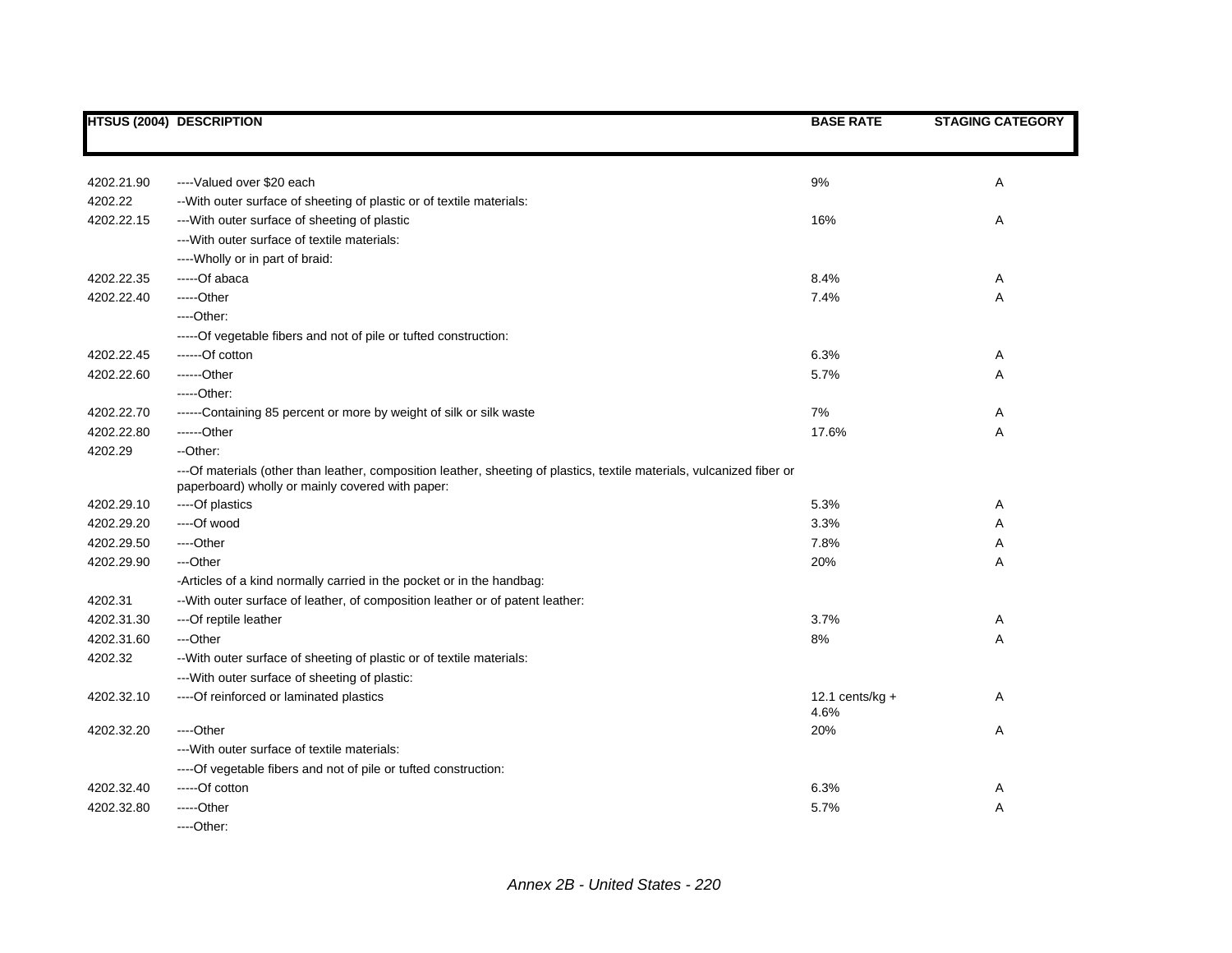| HTSUS (2004) | DESCRIPTION | BASE RATE | STAGING CATEGORY |
|---|---|---|---|
| 4202.21.90 | ----Valued over $20 each | 9% | A |
| 4202.22 | --With outer surface of sheeting of plastic or of textile materials: | | |
| 4202.22.15 | ---With outer surface of sheeting of plastic | 16% | A |
| | ---With outer surface of textile materials: | | |
| | ----Wholly or in part of braid: | | |
| 4202.22.35 | -----Of abaca | 8.4% | A |
| 4202.22.40 | -----Other | 7.4% | A |
| | ----Other: | | |
| | -----Of vegetable fibers and not of pile or tufted construction: | | |
| 4202.22.45 | ------Of cotton | 6.3% | A |
| 4202.22.60 | ------Other | 5.7% | A |
| | -----Other: | | |
| 4202.22.70 | ------Containing 85 percent or more by weight of silk or silk waste | 7% | A |
| 4202.22.80 | ------Other | 17.6% | A |
| 4202.29 | --Other: | | |
| | ---Of materials (other than leather, composition leather, sheeting of plastics, textile materials, vulcanized fiber or paperboard) wholly or mainly covered with paper: | | |
| 4202.29.10 | ----Of plastics | 5.3% | A |
| 4202.29.20 | ----Of wood | 3.3% | A |
| 4202.29.50 | ----Other | 7.8% | A |
| 4202.29.90 | ---Other | 20% | A |
| | -Articles of a kind normally carried in the pocket or in the handbag: | | |
| 4202.31 | --With outer surface of leather, of composition leather or of patent leather: | | |
| 4202.31.30 | ---Of reptile leather | 3.7% | A |
| 4202.31.60 | ---Other | 8% | A |
| 4202.32 | --With outer surface of sheeting of plastic or of textile materials: | | |
| | ---With outer surface of sheeting of plastic: | | |
| 4202.32.10 | ----Of reinforced or laminated plastics | 12.1 cents/kg + 4.6% | A |
| 4202.32.20 | ----Other | 20% | A |
| | ---With outer surface of textile materials: | | |
| | ----Of vegetable fibers and not of pile or tufted construction: | | |
| 4202.32.40 | -----Of cotton | 6.3% | A |
| 4202.32.80 | -----Other | 5.7% | A |
| | ----Other: | | |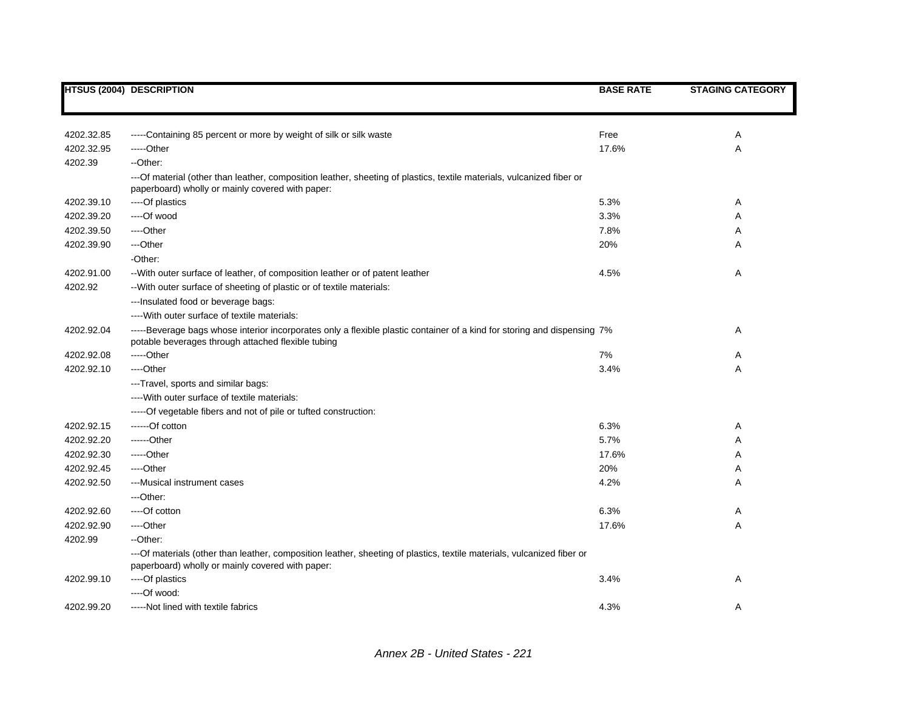| HTSUS (2004) | DESCRIPTION | BASE RATE | STAGING CATEGORY |
|---|---|---|---|
| 4202.32.85 | -----Containing 85 percent or more by weight of silk or silk waste | Free | A |
| 4202.32.95 | -----Other | 17.6% | A |
| 4202.39 | --Other: | | |
| | ---Of material (other than leather, composition leather, sheeting of plastics, textile materials, vulcanized fiber or paperboard) wholly or mainly covered with paper: | | |
| 4202.39.10 | ----Of plastics | 5.3% | A |
| 4202.39.20 | ----Of wood | 3.3% | A |
| 4202.39.50 | ----Other | 7.8% | A |
| 4202.39.90 | ---Other | 20% | A |
| | -Other: | | |
| 4202.91.00 | --With outer surface of leather, of composition leather or of patent leather | 4.5% | A |
| 4202.92 | --With outer surface of sheeting of plastic or of textile materials: | | |
| | ---Insulated food or beverage bags: | | |
| | ----With outer surface of textile materials: | | |
| 4202.92.04 | -----Beverage bags whose interior incorporates only a flexible plastic container of a kind for storing and dispensing potable beverages through attached flexible tubing | 7% | A |
| 4202.92.08 | -----Other | 7% | A |
| 4202.92.10 | ----Other | 3.4% | A |
| | ---Travel, sports and similar bags: | | |
| | ----With outer surface of textile materials: | | |
| | -----Of vegetable fibers and not of pile or tufted construction: | | |
| 4202.92.15 | ------Of cotton | 6.3% | A |
| 4202.92.20 | ------Other | 5.7% | A |
| 4202.92.30 | -----Other | 17.6% | A |
| 4202.92.45 | ----Other | 20% | A |
| 4202.92.50 | ---Musical instrument cases | 4.2% | A |
| | ---Other: | | |
| 4202.92.60 | ----Of cotton | 6.3% | A |
| 4202.92.90 | ----Other | 17.6% | A |
| 4202.99 | --Other: | | |
| | ---Of materials (other than leather, composition leather, sheeting of plastics, textile materials, vulcanized fiber or paperboard) wholly or mainly covered with paper: | | |
| 4202.99.10 | ----Of plastics | 3.4% | A |
| | ----Of wood: | | |
| 4202.99.20 | -----Not lined with textile fabrics | 4.3% | A |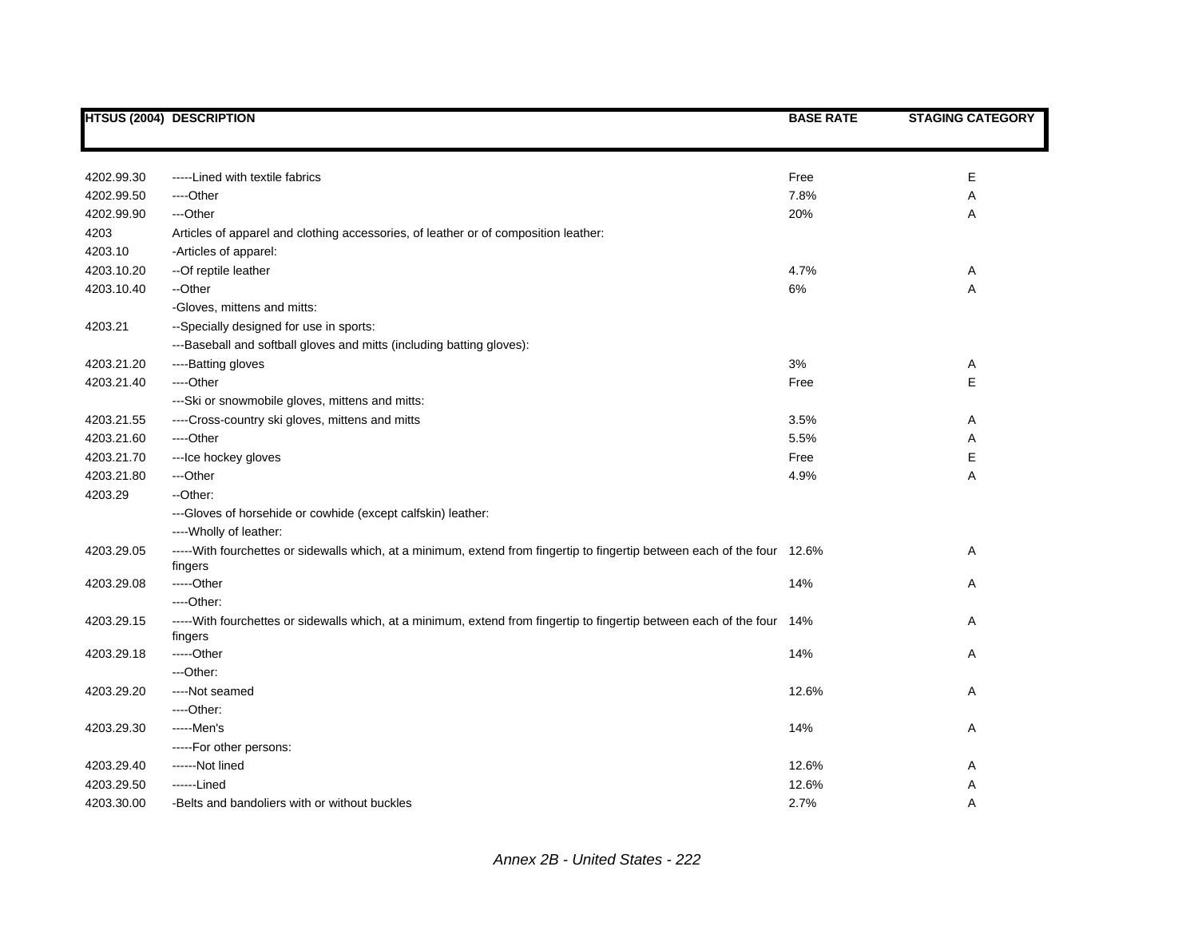| HTSUS (2004) | DESCRIPTION | BASE RATE | STAGING CATEGORY |
|---|---|---|---|
| 4202.99.30 | -----Lined with textile fabrics | Free | E |
| 4202.99.50 | ----Other | 7.8% | A |
| 4202.99.90 | ---Other | 20% | A |
| 4203 | Articles of apparel and clothing accessories, of leather or of composition leather: | | |
| 4203.10 | -Articles of apparel: | | |
| 4203.10.20 | --Of reptile leather | 4.7% | A |
| 4203.10.40 | --Other | 6% | A |
| | -Gloves, mittens and mitts: | | |
| 4203.21 | --Specially designed for use in sports: | | |
| | ---Baseball and softball gloves and mitts (including batting gloves): | | |
| 4203.21.20 | ----Batting gloves | 3% | A |
| 4203.21.40 | ----Other | Free | E |
| | ---Ski or snowmobile gloves, mittens and mitts: | | |
| 4203.21.55 | ----Cross-country ski gloves, mittens and mitts | 3.5% | A |
| 4203.21.60 | ----Other | 5.5% | A |
| 4203.21.70 | ---Ice hockey gloves | Free | E |
| 4203.21.80 | ---Other | 4.9% | A |
| 4203.29 | --Other: | | |
| | ---Gloves of horsehide or cowhide (except calfskin) leather: | | |
| | ----Wholly of leather: | | |
| 4203.29.05 | -----With fourchettes or sidewalls which, at a minimum, extend from fingertip to fingertip between each of the four fingers | 12.6% | A |
| 4203.29.08 | -----Other | 14% | A |
| | ----Other: | | |
| 4203.29.15 | -----With fourchettes or sidewalls which, at a minimum, extend from fingertip to fingertip between each of the four fingers | 14% | A |
| 4203.29.18 | -----Other | 14% | A |
| | ---Other: | | |
| 4203.29.20 | ----Not seamed | 12.6% | A |
| | ----Other: | | |
| 4203.29.30 | -----Men's | 14% | A |
| | -----For other persons: | | |
| 4203.29.40 | ------Not lined | 12.6% | A |
| 4203.29.50 | ------Lined | 12.6% | A |
| 4203.30.00 | -Belts and bandoliers with or without buckles | 2.7% | A |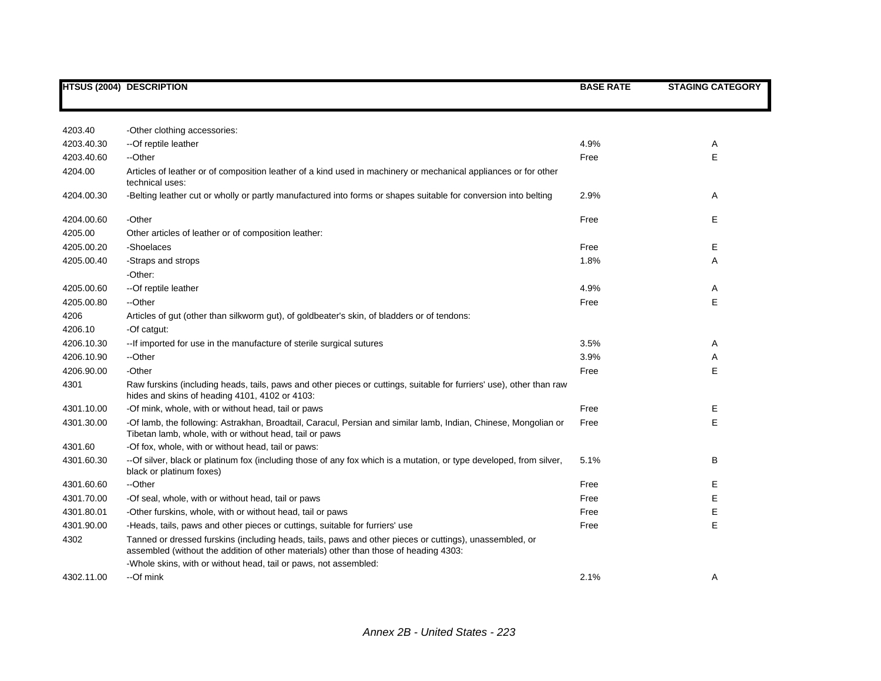| HTSUS (2004) | DESCRIPTION | BASE RATE | STAGING CATEGORY |
|---|---|---|---|
| 4203.40 | -Other clothing accessories: | | |
| 4203.40.30 | --Of reptile leather | 4.9% | A |
| 4203.40.60 | --Other | Free | E |
| 4204.00 | Articles of leather or of composition leather of a kind used in machinery or mechanical appliances or for other technical uses: | | |
| 4204.00.30 | -Belting leather cut or wholly or partly manufactured into forms or shapes suitable for conversion into belting | 2.9% | A |
| 4204.00.60 | -Other | Free | E |
| 4205.00 | Other articles of leather or of composition leather: | | |
| 4205.00.20 | -Shoelaces | Free | E |
| 4205.00.40 | -Straps and strops | 1.8% | A |
| | -Other: | | |
| 4205.00.60 | --Of reptile leather | 4.9% | A |
| 4205.00.80 | --Other | Free | E |
| 4206 | Articles of gut (other than silkworm gut), of goldbeater's skin, of bladders or of tendons: | | |
| 4206.10 | -Of catgut: | | |
| 4206.10.30 | --If imported for use in the manufacture of sterile surgical sutures | 3.5% | A |
| 4206.10.90 | --Other | 3.9% | A |
| 4206.90.00 | -Other | Free | E |
| 4301 | Raw furskins (including heads, tails, paws and other pieces or cuttings, suitable for furriers' use), other than raw hides and skins of heading 4101, 4102 or 4103: | | |
| 4301.10.00 | -Of mink, whole, with or without head, tail or paws | Free | E |
| 4301.30.00 | -Of lamb, the following: Astrakhan, Broadtail, Caracul, Persian and similar lamb, Indian, Chinese, Mongolian or Tibetan lamb, whole, with or without head, tail or paws | Free | E |
| 4301.60 | -Of fox, whole, with or without head, tail or paws: | | |
| 4301.60.30 | --Of silver, black or platinum fox (including those of any fox which is a mutation, or type developed, from silver, black or platinum foxes) | 5.1% | B |
| 4301.60.60 | --Other | Free | E |
| 4301.70.00 | -Of seal, whole, with or without head, tail or paws | Free | E |
| 4301.80.01 | -Other furskins, whole, with or without head, tail or paws | Free | E |
| 4301.90.00 | -Heads, tails, paws and other pieces or cuttings, suitable for furriers' use | Free | E |
| 4302 | Tanned or dressed furskins (including heads, tails, paws and other pieces or cuttings), unassembled, or assembled (without the addition of other materials) other than those of heading 4303: | | |
| | -Whole skins, with or without head, tail or paws, not assembled: | | |
| 4302.11.00 | --Of mink | 2.1% | A |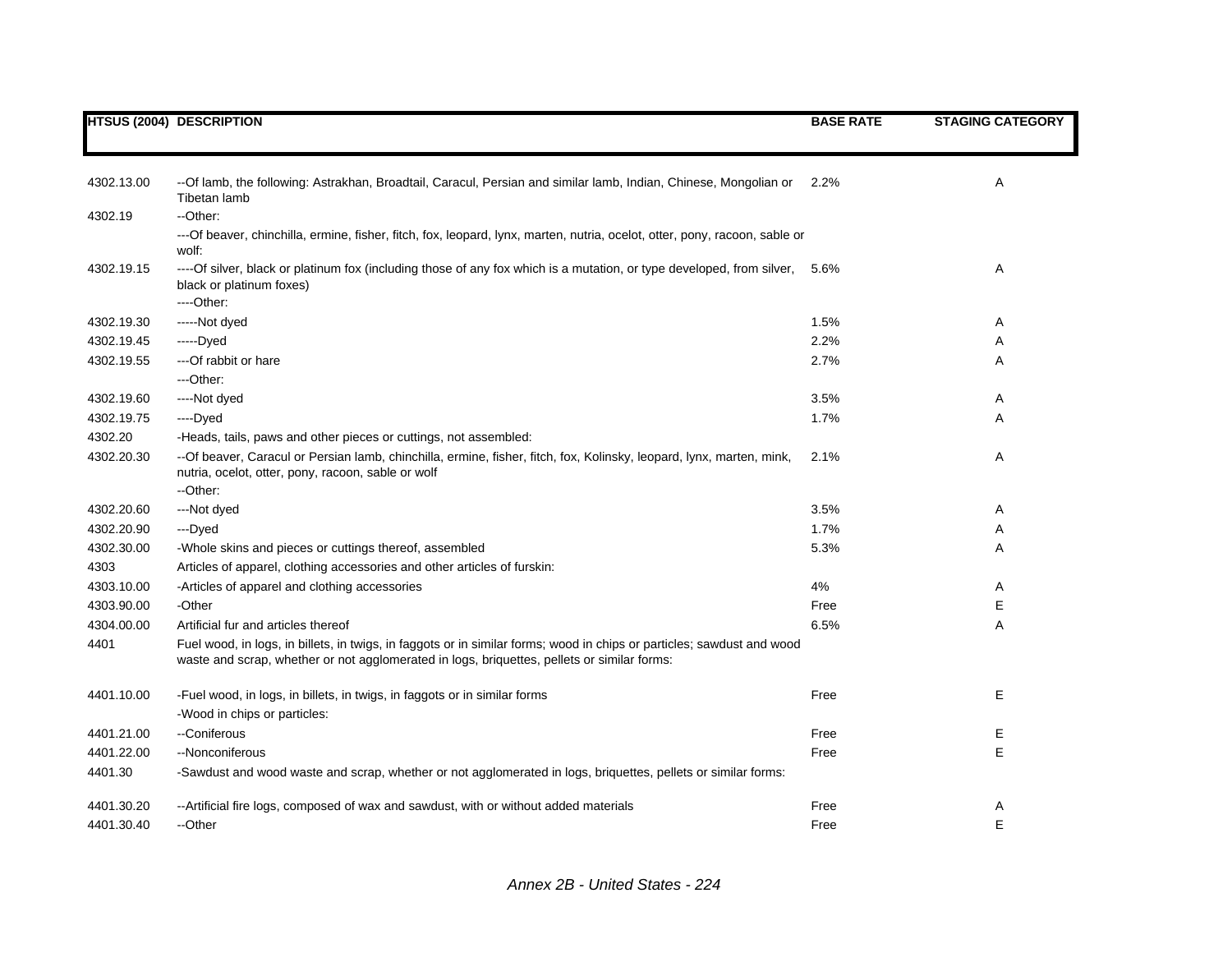| HTSUS (2004) | DESCRIPTION | BASE RATE | STAGING CATEGORY |
|---|---|---|---|
| 4302.13.00 | --Of lamb, the following: Astrakhan, Broadtail, Caracul, Persian and similar lamb, Indian, Chinese, Mongolian or Tibetan lamb | 2.2% | A |
| 4302.19 | --Other: | | |
| | ---Of beaver, chinchilla, ermine, fisher, fitch, fox, leopard, lynx, marten, nutria, ocelot, otter, pony, racoon, sable or wolf: | | |
| 4302.19.15 | ----Of silver, black or platinum fox (including those of any fox which is a mutation, or type developed, from silver, black or platinum foxes) | 5.6% | A |
| | ----Other: | | |
| 4302.19.30 | -----Not dyed | 1.5% | A |
| 4302.19.45 | -----Dyed | 2.2% | A |
| 4302.19.55 | ---Of rabbit or hare | 2.7% | A |
| | ---Other: | | |
| 4302.19.60 | ----Not dyed | 3.5% | A |
| 4302.19.75 | ----Dyed | 1.7% | A |
| 4302.20 | -Heads, tails, paws and other pieces or cuttings, not assembled: | | |
| 4302.20.30 | --Of beaver, Caracul or Persian lamb, chinchilla, ermine, fisher, fitch, fox, Kolinsky, leopard, lynx, marten, mink, nutria, ocelot, otter, pony, racoon, sable or wolf | 2.1% | A |
| | --Other: | | |
| 4302.20.60 | ---Not dyed | 3.5% | A |
| 4302.20.90 | ---Dyed | 1.7% | A |
| 4302.30.00 | -Whole skins and pieces or cuttings thereof, assembled | 5.3% | A |
| 4303 | Articles of apparel, clothing accessories and other articles of furskin: | | |
| 4303.10.00 | -Articles of apparel and clothing accessories | 4% | A |
| 4303.90.00 | -Other | Free | E |
| 4304.00.00 | Artificial fur and articles thereof | 6.5% | A |
| 4401 | Fuel wood, in logs, in billets, in twigs, in faggots or in similar forms; wood in chips or particles; sawdust and wood waste and scrap, whether or not agglomerated in logs, briquettes, pellets or similar forms: | | |
| 4401.10.00 | -Fuel wood, in logs, in billets, in twigs, in faggots or in similar forms | Free | E |
| | -Wood in chips or particles: | | |
| 4401.21.00 | --Coniferous | Free | E |
| 4401.22.00 | --Nonconiferous | Free | E |
| 4401.30 | -Sawdust and wood waste and scrap, whether or not agglomerated in logs, briquettes, pellets or similar forms: | | |
| 4401.30.20 | --Artificial fire logs, composed of wax and sawdust, with or without added materials | Free | A |
| 4401.30.40 | --Other | Free | E |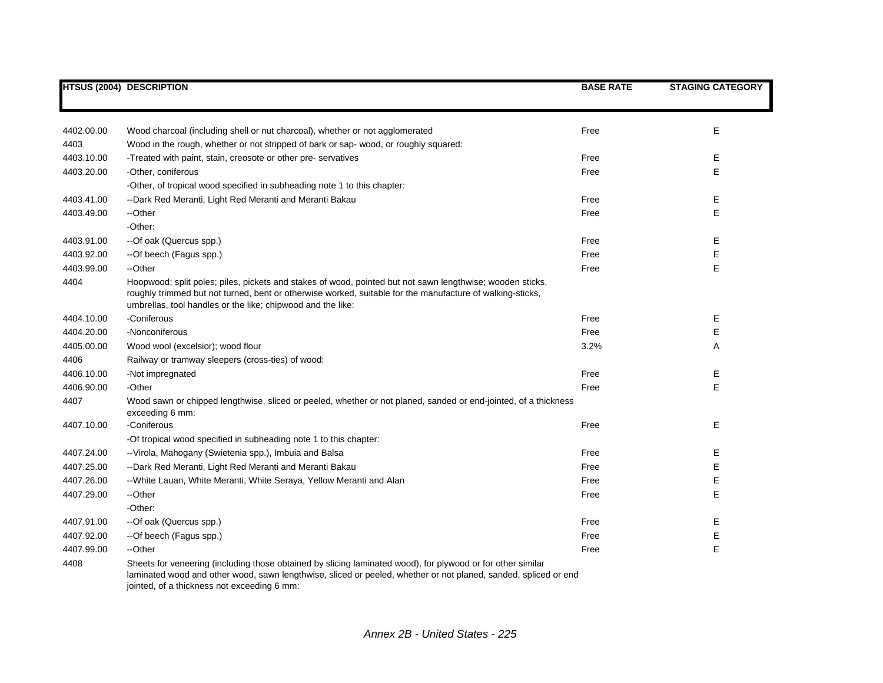| HTSUS (2004) | DESCRIPTION | BASE RATE | STAGING CATEGORY |
|---|---|---|---|
| 4402.00.00 | Wood charcoal (including shell or nut charcoal), whether or not agglomerated | Free | E |
| 4403 | Wood in the rough, whether or not stripped of bark or sap- wood, or roughly squared: | | |
| 4403.10.00 | -Treated with paint, stain, creosote or other pre- servatives | Free | E |
| 4403.20.00 | -Other, coniferous | Free | E |
| | -Other, of tropical wood specified in subheading note 1 to this chapter: | | |
| 4403.41.00 | --Dark Red Meranti, Light Red Meranti and Meranti Bakau | Free | E |
| 4403.49.00 | --Other | Free | E |
| | -Other: | | |
| 4403.91.00 | --Of oak (Quercus spp.) | Free | E |
| 4403.92.00 | --Of beech (Fagus spp.) | Free | E |
| 4403.99.00 | --Other | Free | E |
| 4404 | Hoopwood; split poles; piles, pickets and stakes of wood, pointed but not sawn lengthwise; wooden sticks, roughly trimmed but not turned, bent or otherwise worked, suitable for the manufacture of walking-sticks, umbrellas, tool handles or the like; chipwood and the like: | | |
| 4404.10.00 | -Coniferous | Free | E |
| 4404.20.00 | -Nonconiferous | Free | E |
| 4405.00.00 | Wood wool (excelsior); wood flour | 3.2% | A |
| 4406 | Railway or tramway sleepers (cross-ties) of wood: | | |
| 4406.10.00 | -Not impregnated | Free | E |
| 4406.90.00 | -Other | Free | E |
| 4407 | Wood sawn or chipped lengthwise, sliced or peeled, whether or not planed, sanded or end-jointed, of a thickness exceeding 6 mm: | | |
| 4407.10.00 | -Coniferous | Free | E |
| | -Of tropical wood specified in subheading note 1 to this chapter: | | |
| 4407.24.00 | --Virola, Mahogany (Swietenia spp.), Imbuia and Balsa | Free | E |
| 4407.25.00 | --Dark Red Meranti, Light Red Meranti and Meranti Bakau | Free | E |
| 4407.26.00 | --White Lauan, White Meranti, White Seraya, Yellow Meranti and Alan | Free | E |
| 4407.29.00 | --Other | Free | E |
| | -Other: | | |
| 4407.91.00 | --Of oak (Quercus spp.) | Free | E |
| 4407.92.00 | --Of beech (Fagus spp.) | Free | E |
| 4407.99.00 | --Other | Free | E |
| 4408 | Sheets for veneering (including those obtained by slicing laminated wood), for plywood or for other similar laminated wood and other wood, sawn lengthwise, sliced or peeled, whether or not planed, sanded, spliced or end-jointed, of a thickness not exceeding 6 mm: | | |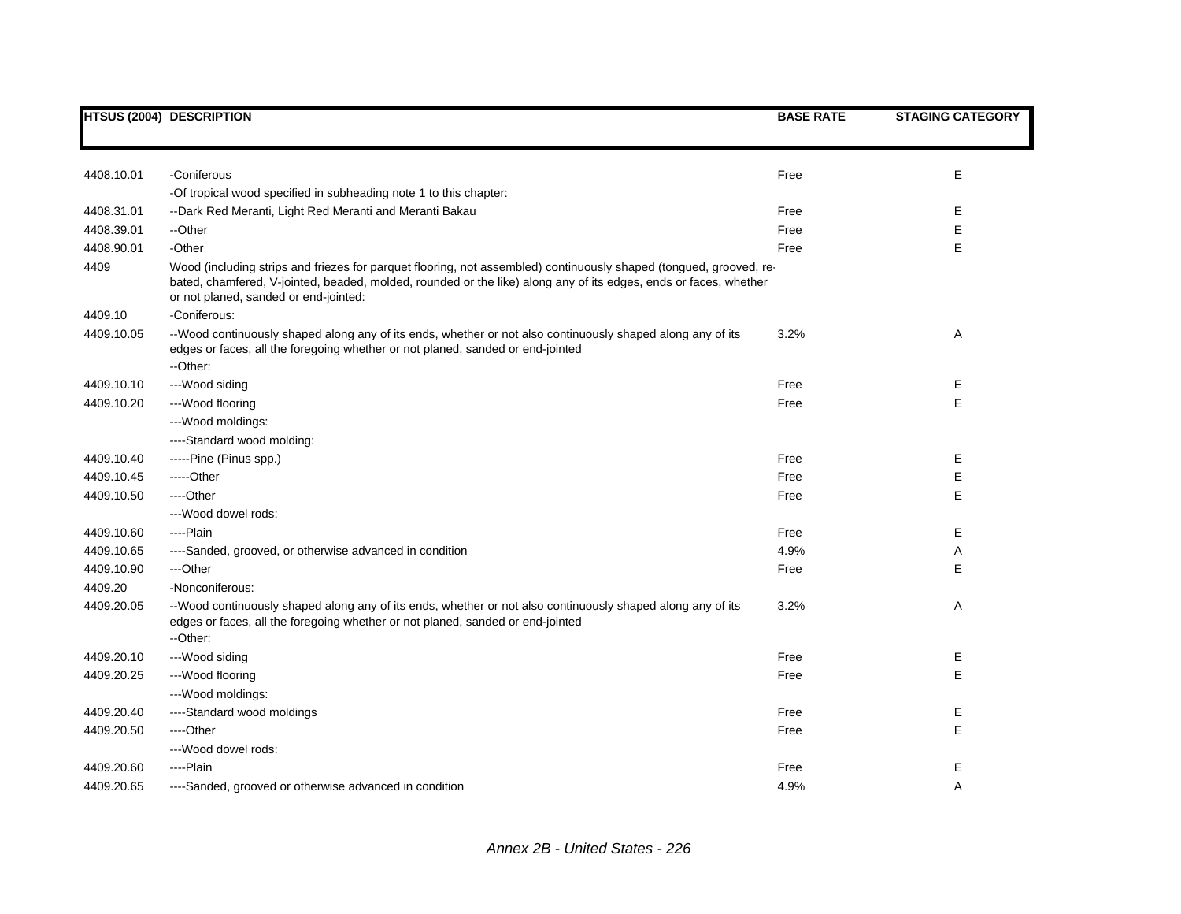| HTSUS (2004) | DESCRIPTION | BASE RATE | STAGING CATEGORY |
|---|---|---|---|
| 4408.10.01 | -Coniferous | Free | E |
| | -Of tropical wood specified in subheading note 1 to this chapter: | | |
| 4408.31.01 | --Dark Red Meranti, Light Red Meranti and Meranti Bakau | Free | E |
| 4408.39.01 | --Other | Free | E |
| 4408.90.01 | -Other | Free | E |
| 4409 | Wood (including strips and friezes for parquet flooring, not assembled) continuously shaped (tongued, grooved, rebated, chamfered, V-jointed, beaded, molded, rounded or the like) along any of its edges, ends or faces, whether or not planed, sanded or end-jointed: | | |
| 4409.10 | -Coniferous: | | |
| 4409.10.05 | --Wood continuously shaped along any of its ends, whether or not also continuously shaped along any of its edges or faces, all the foregoing whether or not planed, sanded or end-jointed | 3.2% | A |
| | --Other: | | |
| 4409.10.10 | ---Wood siding | Free | E |
| 4409.10.20 | ---Wood flooring | Free | E |
| | ---Wood moldings: | | |
| | ----Standard wood molding: | | |
| 4409.10.40 | -----Pine (Pinus spp.) | Free | E |
| 4409.10.45 | -----Other | Free | E |
| 4409.10.50 | ----Other | Free | E |
| | ---Wood dowel rods: | | |
| 4409.10.60 | ----Plain | Free | E |
| 4409.10.65 | ----Sanded, grooved, or otherwise advanced in condition | 4.9% | A |
| 4409.10.90 | ---Other | Free | E |
| 4409.20 | -Nonconiferous: | | |
| 4409.20.05 | --Wood continuously shaped along any of its ends, whether or not also continuously shaped along any of its edges or faces, all the foregoing whether or not planed, sanded or end-jointed | 3.2% | A |
| | --Other: | | |
| 4409.20.10 | ---Wood siding | Free | E |
| 4409.20.25 | ---Wood flooring | Free | E |
| | ---Wood moldings: | | |
| 4409.20.40 | ----Standard wood moldings | Free | E |
| 4409.20.50 | ----Other | Free | E |
| | ---Wood dowel rods: | | |
| 4409.20.60 | ----Plain | Free | E |
| 4409.20.65 | ----Sanded, grooved or otherwise advanced in condition | 4.9% | A |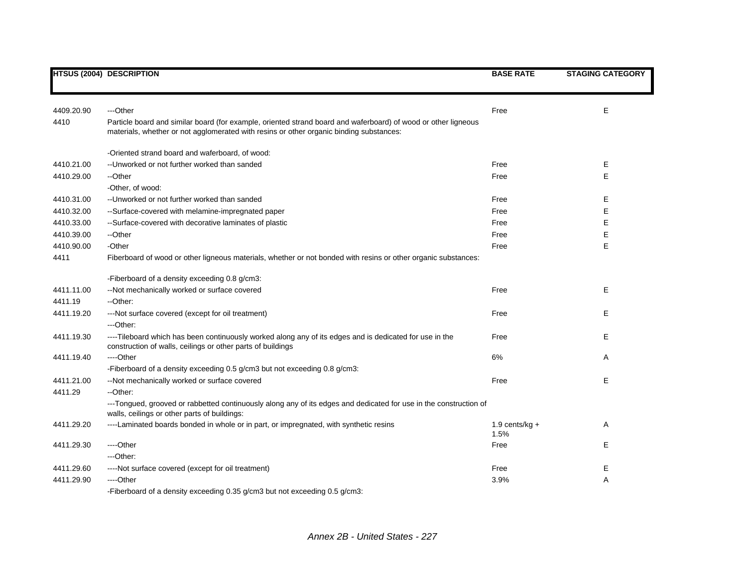| HTSUS (2004) | DESCRIPTION | BASE RATE | STAGING CATEGORY |
|---|---|---|---|
| 4409.20.90 | ---Other | Free | E |
| 4410 | Particle board and similar board (for example, oriented strand board and waferboard) of wood or other ligneous materials, whether or not agglomerated with resins or other organic binding substances: | | |
| | -Oriented strand board and waferboard, of wood: | | |
| 4410.21.00 | --Unworked or not further worked than sanded | Free | E |
| 4410.29.00 | --Other | Free | E |
| | -Other, of wood: | | |
| 4410.31.00 | --Unworked or not further worked than sanded | Free | E |
| 4410.32.00 | --Surface-covered with melamine-impregnated paper | Free | E |
| 4410.33.00 | --Surface-covered with decorative laminates of plastic | Free | E |
| 4410.39.00 | --Other | Free | E |
| 4410.90.00 | -Other | Free | E |
| 4411 | Fiberboard of wood or other ligneous materials, whether or not bonded with resins or other organic substances: | | |
| | -Fiberboard of a density exceeding 0.8 g/cm3: | | |
| 4411.11.00 | --Not mechanically worked or surface covered | Free | E |
| 4411.19 | --Other: | | |
| 4411.19.20 | ---Not surface covered (except for oil treatment) | Free | E |
| | ---Other: | | |
| 4411.19.30 | ----Tileboard which has been continuously worked along any of its edges and is dedicated for use in the construction of walls, ceilings or other parts of buildings | Free | E |
| 4411.19.40 | ----Other | 6% | A |
| | -Fiberboard of a density exceeding 0.5 g/cm3 but not exceeding 0.8 g/cm3: | | |
| 4411.21.00 | --Not mechanically worked or surface covered | Free | E |
| 4411.29 | --Other: | | |
| | ---Tongued, grooved or rabbetted continuously along any of its edges and dedicated for use in the construction of walls, ceilings or other parts of buildings: | | |
| 4411.29.20 | ----Laminated boards bonded in whole or in part, or impregnated, with synthetic resins | 1.9 cents/kg + 1.5% | A |
| 4411.29.30 | ----Other | Free | E |
| | ---Other: | | |
| 4411.29.60 | ----Not surface covered (except for oil treatment) | Free | E |
| 4411.29.90 | ----Other | 3.9% | A |
| | -Fiberboard of a density exceeding 0.35 g/cm3 but not exceeding 0.5 g/cm3: | | |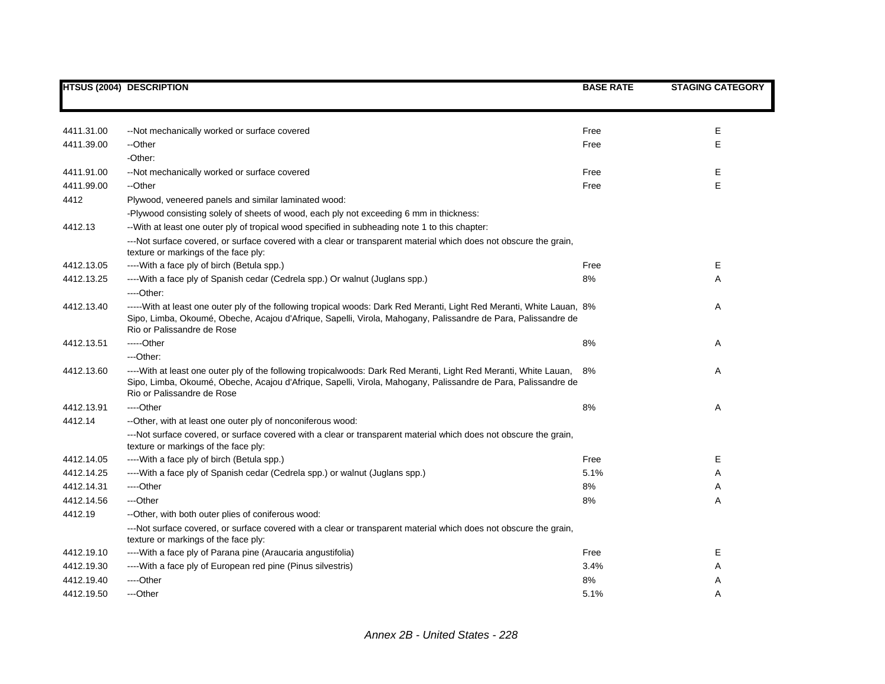| HTSUS (2004) | DESCRIPTION | BASE RATE | STAGING CATEGORY |
|---|---|---|---|
| 4411.31.00 | --Not mechanically worked or surface covered | Free | E |
| 4411.39.00 | --Other | Free | E |
| | -Other: | | |
| 4411.91.00 | --Not mechanically worked or surface covered | Free | E |
| 4411.99.00 | --Other | Free | E |
| 4412 | Plywood, veneered panels and similar laminated wood: | | |
| | -Plywood consisting solely of sheets of wood, each ply not exceeding 6 mm in thickness: | | |
| 4412.13 | --With at least one outer ply of tropical wood specified in subheading note 1 to this chapter: | | |
| | ---Not surface covered, or surface covered with a clear or transparent material which does not obscure the grain, texture or markings of the face ply: | | |
| 4412.13.05 | ----With a face ply of birch (Betula spp.) | Free | E |
| 4412.13.25 | ----With a face ply of Spanish cedar (Cedrela spp.) Or walnut (Juglans spp.) | 8% | A |
| | ----Other: | | |
| 4412.13.40 | -----With at least one outer ply of the following tropical woods: Dark Red Meranti, Light Red Meranti, White Lauan, Sipo, Limba, Okoumé, Obeche, Acajou d'Afrique, Sapelli, Virola, Mahogany, Palissandre de Para, Palissandre de Rio or Palissandre de Rose | 8% | A |
| 4412.13.51 | -----Other | 8% | A |
| | ---Other: | | |
| 4412.13.60 | ----With at least one outer ply of the following tropicalwoods: Dark Red Meranti, Light Red Meranti, White Lauan, Sipo, Limba, Okoumé, Obeche, Acajou d'Afrique, Sapelli, Virola, Mahogany, Palissandre de Para, Palissandre de Rio or Palissandre de Rose | 8% | A |
| 4412.13.91 | ----Other | 8% | A |
| 4412.14 | --Other, with at least one outer ply of nonconiferous wood: | | |
| | ---Not surface covered, or surface covered with a clear or transparent material which does not obscure the grain, texture or markings of the face ply: | | |
| 4412.14.05 | ----With a face ply of birch (Betula spp.) | Free | E |
| 4412.14.25 | ----With a face ply of Spanish cedar (Cedrela spp.) or walnut (Juglans spp.) | 5.1% | A |
| 4412.14.31 | ----Other | 8% | A |
| 4412.14.56 | ---Other | 8% | A |
| 4412.19 | --Other, with both outer plies of coniferous wood: | | |
| | ---Not surface covered, or surface covered with a clear or transparent material which does not obscure the grain, texture or markings of the face ply: | | |
| 4412.19.10 | ----With a face ply of Parana pine (Araucaria angustifolia) | Free | E |
| 4412.19.30 | ----With a face ply of European red pine (Pinus silvestris) | 3.4% | A |
| 4412.19.40 | ----Other | 8% | A |
| 4412.19.50 | ---Other | 5.1% | A |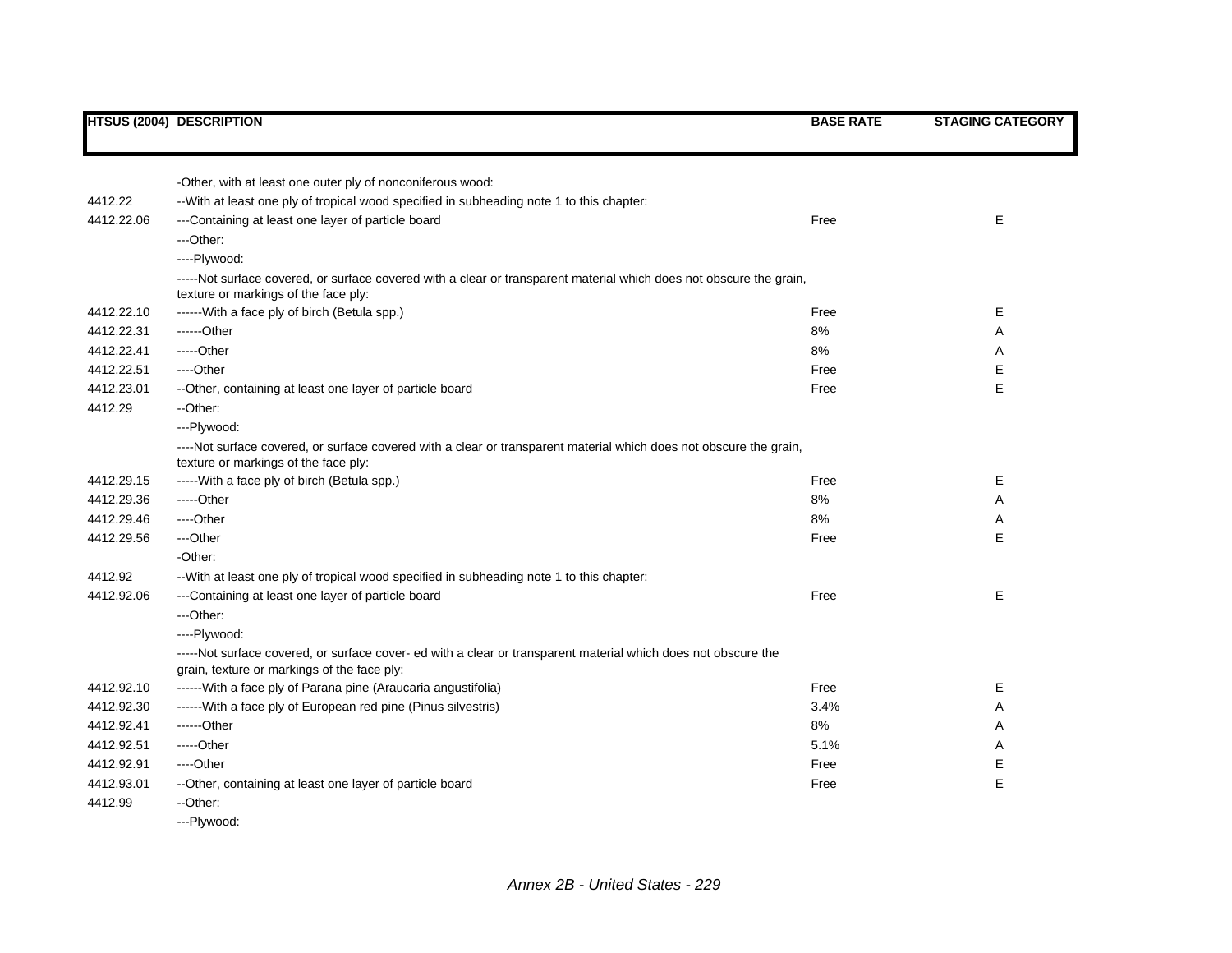| HTSUS (2004) | DESCRIPTION | BASE RATE | STAGING CATEGORY |
|---|---|---|---|
| | -Other, with at least one outer ply of nonconiferous wood: | | |
| 4412.22 | --With at least one ply of tropical wood specified in subheading note 1 to this chapter: | | |
| 4412.22.06 | ---Containing at least one layer of particle board | Free | E |
| | ---Other: | | |
| | ----Plywood: | | |
| | -----Not surface covered, or surface covered with a clear or transparent material which does not obscure the grain, texture or markings of the face ply: | | |
| 4412.22.10 | ------With a face ply of birch (Betula spp.) | Free | E |
| 4412.22.31 | ------Other | 8% | A |
| 4412.22.41 | -----Other | 8% | A |
| 4412.22.51 | ----Other | Free | E |
| 4412.23.01 | --Other, containing at least one layer of particle board | Free | E |
| 4412.29 | --Other: | | |
| | ---Plywood: | | |
| | ----Not surface covered, or surface covered with a clear or transparent material which does not obscure the grain, texture or markings of the face ply: | | |
| 4412.29.15 | -----With a face ply of birch (Betula spp.) | Free | E |
| 4412.29.36 | -----Other | 8% | A |
| 4412.29.46 | ----Other | 8% | A |
| 4412.29.56 | ---Other | Free | E |
| | -Other: | | |
| 4412.92 | --With at least one ply of tropical wood specified in subheading note 1 to this chapter: | | |
| 4412.92.06 | ---Containing at least one layer of particle board | Free | E |
| | ---Other: | | |
| | ----Plywood: | | |
| | -----Not surface covered, or surface cover- ed with a clear or transparent material which does not obscure the grain, texture or markings of the face ply: | | |
| 4412.92.10 | ------With a face ply of Parana pine (Araucaria angustifolia) | Free | E |
| 4412.92.30 | ------With a face ply of European red pine (Pinus silvestris) | 3.4% | A |
| 4412.92.41 | ------Other | 8% | A |
| 4412.92.51 | -----Other | 5.1% | A |
| 4412.92.91 | ----Other | Free | E |
| 4412.93.01 | --Other, containing at least one layer of particle board | Free | E |
| 4412.99 | --Other: | | |
| | ---Plywood: | | |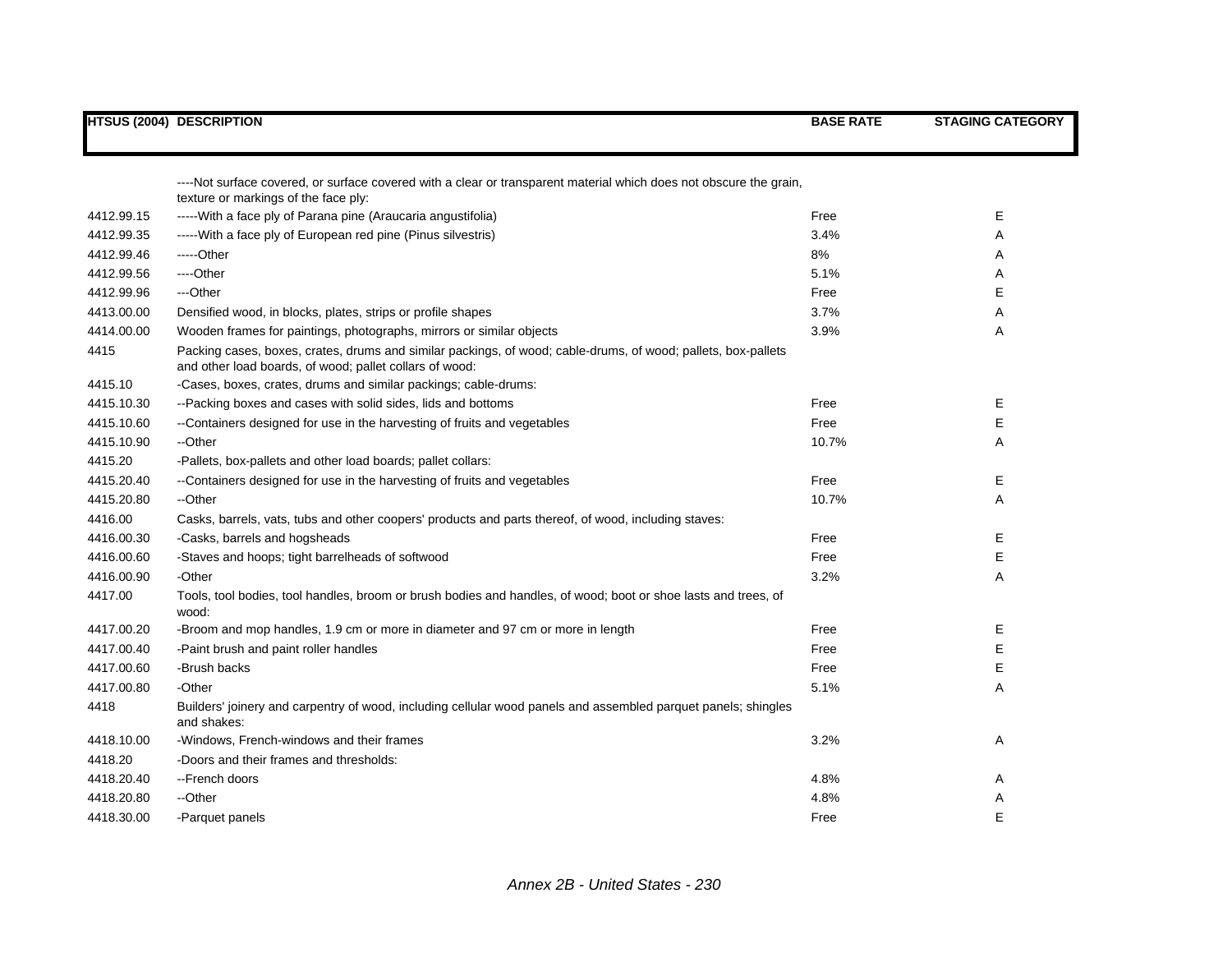| HTSUS (2004) | DESCRIPTION | BASE RATE | STAGING CATEGORY |
|---|---|---|---|
| | ----Not surface covered, or surface covered with a clear or transparent material which does not obscure the grain, texture or markings of the face ply: | | |
| 4412.99.15 | -----With a face ply of Parana pine (Araucaria angustifolia) | Free | E |
| 4412.99.35 | -----With a face ply of European red pine (Pinus silvestris) | 3.4% | A |
| 4412.99.46 | -----Other | 8% | A |
| 4412.99.56 | ----Other | 5.1% | A |
| 4412.99.96 | ---Other | Free | E |
| 4413.00.00 | Densified wood, in blocks, plates, strips or profile shapes | 3.7% | A |
| 4414.00.00 | Wooden frames for paintings, photographs, mirrors or similar objects | 3.9% | A |
| 4415 | Packing cases, boxes, crates, drums and similar packings, of wood; cable-drums, of wood; pallets, box-pallets and other load boards, of wood; pallet collars of wood: | | |
| 4415.10 | -Cases, boxes, crates, drums and similar packings; cable-drums: | | |
| 4415.10.30 | --Packing boxes and cases with solid sides, lids and bottoms | Free | E |
| 4415.10.60 | --Containers designed for use in the harvesting of fruits and vegetables | Free | E |
| 4415.10.90 | --Other | 10.7% | A |
| 4415.20 | -Pallets, box-pallets and other load boards; pallet collars: | | |
| 4415.20.40 | --Containers designed for use in the harvesting of fruits and vegetables | Free | E |
| 4415.20.80 | --Other | 10.7% | A |
| 4416.00 | Casks, barrels, vats, tubs and other coopers' products and parts thereof, of wood, including staves: | | |
| 4416.00.30 | -Casks, barrels and hogsheads | Free | E |
| 4416.00.60 | -Staves and hoops; tight barrelheads of softwood | Free | E |
| 4416.00.90 | -Other | 3.2% | A |
| 4417.00 | Tools, tool bodies, tool handles, broom or brush bodies and handles, of wood; boot or shoe lasts and trees, of wood: | | |
| 4417.00.20 | -Broom and mop handles, 1.9 cm or more in diameter and 97 cm or more in length | Free | E |
| 4417.00.40 | -Paint brush and paint roller handles | Free | E |
| 4417.00.60 | -Brush backs | Free | E |
| 4417.00.80 | -Other | 5.1% | A |
| 4418 | Builders' joinery and carpentry of wood, including cellular wood panels and assembled parquet panels; shingles and shakes: | | |
| 4418.10.00 | -Windows, French-windows and their frames | 3.2% | A |
| 4418.20 | -Doors and their frames and thresholds: | | |
| 4418.20.40 | --French doors | 4.8% | A |
| 4418.20.80 | --Other | 4.8% | A |
| 4418.30.00 | -Parquet panels | Free | E |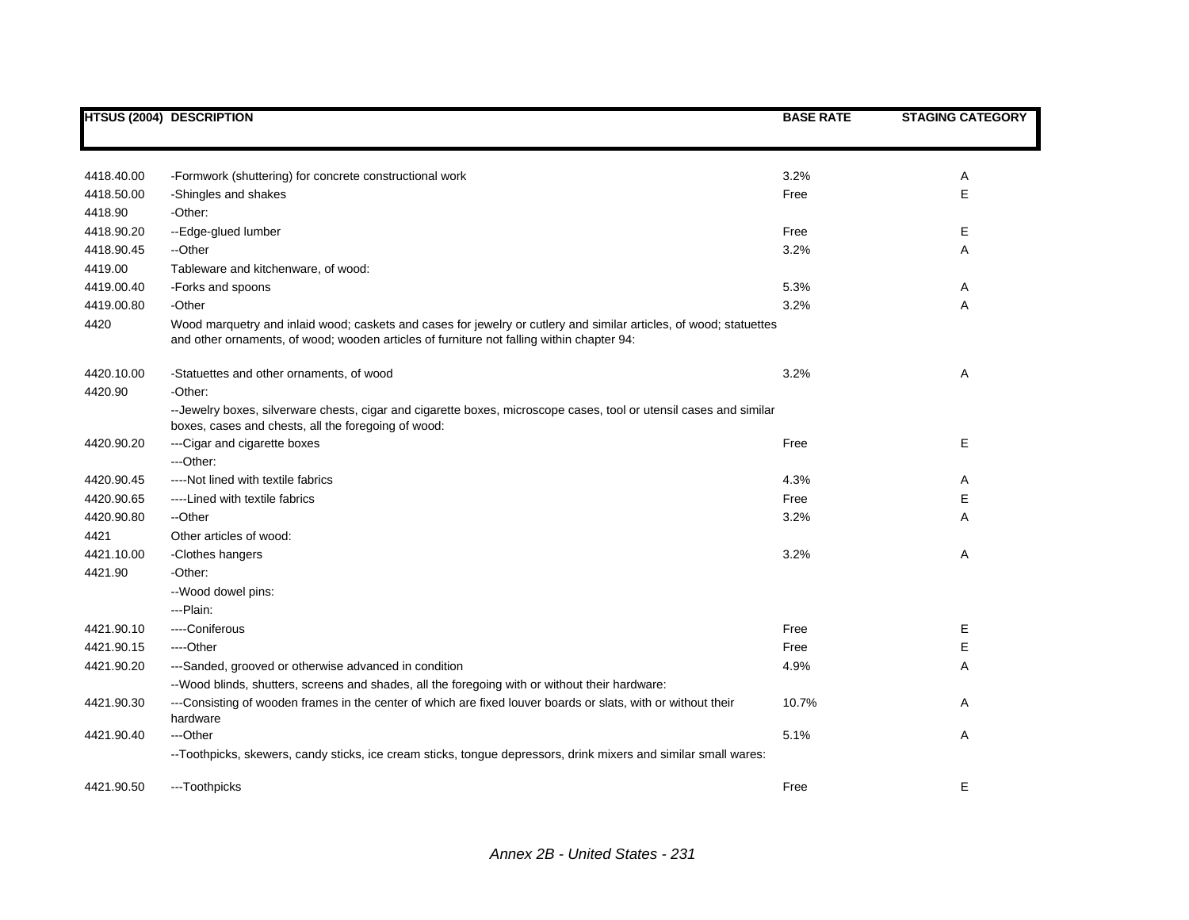| HTSUS (2004) | DESCRIPTION | BASE RATE | STAGING CATEGORY |
|---|---|---|---|
| 4418.40.00 | -Formwork (shuttering) for concrete constructional work | 3.2% | A |
| 4418.50.00 | -Shingles and shakes | Free | E |
| 4418.90 | -Other: | | |
| 4418.90.20 | --Edge-glued lumber | Free | E |
| 4418.90.45 | --Other | 3.2% | A |
| 4419.00 | Tableware and kitchenware, of wood: | | |
| 4419.00.40 | -Forks and spoons | 5.3% | A |
| 4419.00.80 | -Other | 3.2% | A |
| 4420 | Wood marquetry and inlaid wood; caskets and cases for jewelry or cutlery and similar articles, of wood; statuettes and other ornaments, of wood; wooden articles of furniture not falling within chapter 94: | | |
| 4420.10.00 | -Statuettes and other ornaments, of wood | 3.2% | A |
| 4420.90 | -Other: | | |
| | --Jewelry boxes, silverware chests, cigar and cigarette boxes, microscope cases, tool or utensil cases and similar boxes, cases and chests, all the foregoing of wood: | | |
| 4420.90.20 | ---Cigar and cigarette boxes | Free | E |
| | ---Other: | | |
| 4420.90.45 | ----Not lined with textile fabrics | 4.3% | A |
| 4420.90.65 | ----Lined with textile fabrics | Free | E |
| 4420.90.80 | --Other | 3.2% | A |
| 4421 | Other articles of wood: | | |
| 4421.10.00 | -Clothes hangers | 3.2% | A |
| 4421.90 | -Other: | | |
| | --Wood dowel pins: | | |
| | ---Plain: | | |
| 4421.90.10 | ----Coniferous | Free | E |
| 4421.90.15 | ----Other | Free | E |
| 4421.90.20 | ---Sanded, grooved or otherwise advanced in condition | 4.9% | A |
| | --Wood blinds, shutters, screens and shades, all the foregoing with or without their hardware: | | |
| 4421.90.30 | ---Consisting of wooden frames in the center of which are fixed louver boards or slats, with or without their hardware | 10.7% | A |
| 4421.90.40 | ---Other | 5.1% | A |
| | --Toothpicks, skewers, candy sticks, ice cream sticks, tongue depressors, drink mixers and similar small wares: | | |
| 4421.90.50 | ---Toothpicks | Free | E |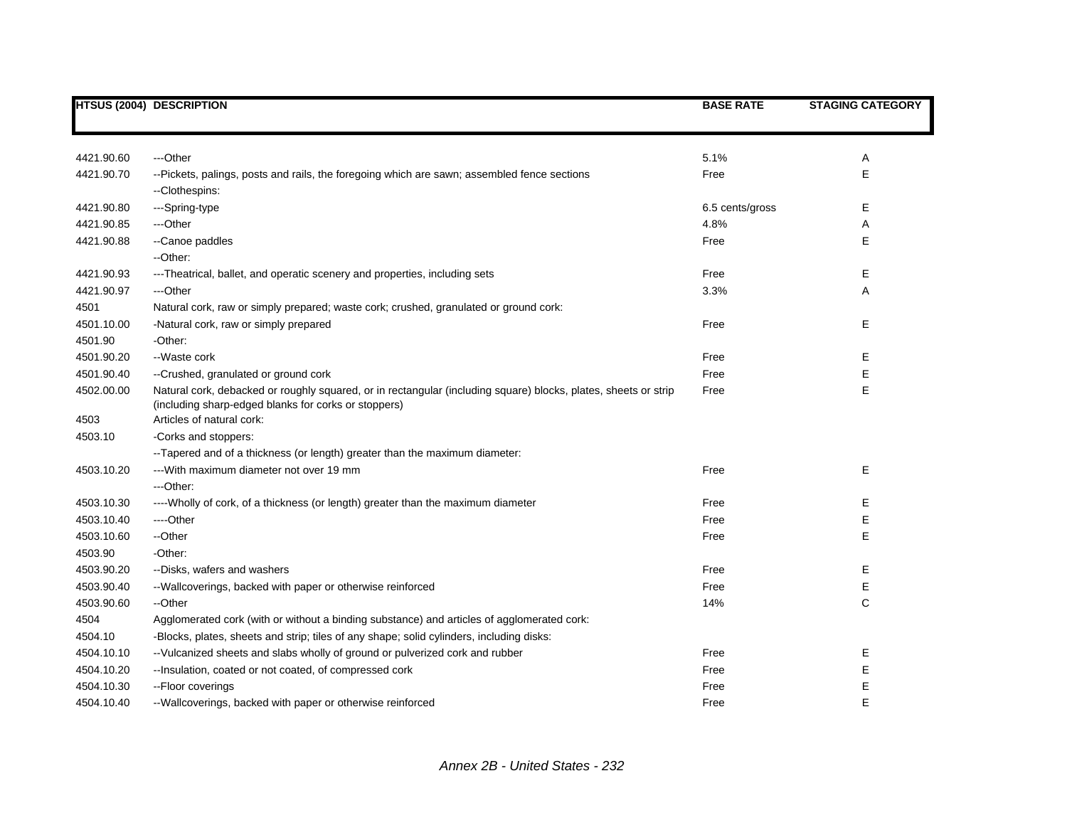| HTSUS (2004) | DESCRIPTION | BASE RATE | STAGING CATEGORY |
|---|---|---|---|
| 4421.90.60 | ---Other | 5.1% | A |
| 4421.90.70 | --Pickets, palings, posts and rails, the foregoing which are sawn; assembled fence sections | Free | E |
| | --Clothespins: | | |
| 4421.90.80 | ---Spring-type | 6.5 cents/gross | E |
| 4421.90.85 | ---Other | 4.8% | A |
| 4421.90.88 | --Canoe paddles | Free | E |
| | --Other: | | |
| 4421.90.93 | ---Theatrical, ballet, and operatic scenery and properties, including sets | Free | E |
| 4421.90.97 | ---Other | 3.3% | A |
| 4501 | Natural cork, raw or simply prepared; waste cork; crushed, granulated or ground cork: | | |
| 4501.10.00 | -Natural cork, raw or simply prepared | Free | E |
| 4501.90 | -Other: | | |
| 4501.90.20 | --Waste cork | Free | E |
| 4501.90.40 | --Crushed, granulated or ground cork | Free | E |
| 4502.00.00 | Natural cork, debacked or roughly squared, or in rectangular (including square) blocks, plates, sheets or strip (including sharp-edged blanks for corks or stoppers) | Free | E |
| 4503 | Articles of natural cork: | | |
| 4503.10 | -Corks and stoppers: | | |
| | --Tapered and of a thickness (or length) greater than the maximum diameter: | | |
| 4503.10.20 | ---With maximum diameter not over 19 mm | Free | E |
| | ---Other: | | |
| 4503.10.30 | ----Wholly of cork, of a thickness (or length) greater than the maximum diameter | Free | E |
| 4503.10.40 | ----Other | Free | E |
| 4503.10.60 | --Other | Free | E |
| 4503.90 | -Other: | | |
| 4503.90.20 | --Disks, wafers and washers | Free | E |
| 4503.90.40 | --Wallcoverings, backed with paper or otherwise reinforced | Free | E |
| 4503.90.60 | --Other | 14% | C |
| 4504 | Agglomerated cork (with or without a binding substance) and articles of agglomerated cork: | | |
| 4504.10 | -Blocks, plates, sheets and strip; tiles of any shape; solid cylinders, including disks: | | |
| 4504.10.10 | --Vulcanized sheets and slabs wholly of ground or pulverized cork and rubber | Free | E |
| 4504.10.20 | --Insulation, coated or not coated, of compressed cork | Free | E |
| 4504.10.30 | --Floor coverings | Free | E |
| 4504.10.40 | --Wallcoverings, backed with paper or otherwise reinforced | Free | E |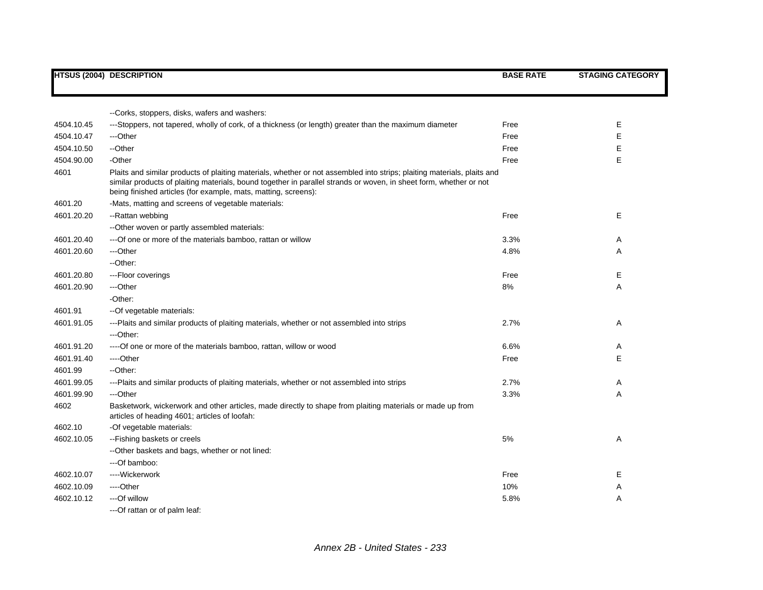| HTSUS (2004) | DESCRIPTION | BASE RATE | STAGING CATEGORY |
|---|---|---|---|
| | --Corks, stoppers, disks, wafers and washers: | | |
| 4504.10.45 | ---Stoppers, not tapered, wholly of cork, of a thickness (or length) greater than the maximum diameter | Free | E |
| 4504.10.47 | ---Other | Free | E |
| 4504.10.50 | --Other | Free | E |
| 4504.90.00 | -Other | Free | E |
| 4601 | Plaits and similar products of plaiting materials, whether or not assembled into strips; plaiting materials, plaits and similar products of plaiting materials, bound together in parallel strands or woven, in sheet form, whether or not being finished articles (for example, mats, matting, screens): | | |
| 4601.20 | -Mats, matting and screens of vegetable materials: | | |
| 4601.20.20 | --Rattan webbing | Free | E |
| | --Other woven or partly assembled materials: | | |
| 4601.20.40 | ---Of one or more of the materials bamboo, rattan or willow | 3.3% | A |
| 4601.20.60 | ---Other | 4.8% | A |
| | --Other: | | |
| 4601.20.80 | ---Floor coverings | Free | E |
| 4601.20.90 | ---Other | 8% | A |
| | -Other: | | |
| 4601.91 | --Of vegetable materials: | | |
| 4601.91.05 | ---Plaits and similar products of plaiting materials, whether or not assembled into strips | 2.7% | A |
| | ---Other: | | |
| 4601.91.20 | ----Of one or more of the materials bamboo, rattan, willow or wood | 6.6% | A |
| 4601.91.40 | ----Other | Free | E |
| 4601.99 | --Other: | | |
| 4601.99.05 | ---Plaits and similar products of plaiting materials, whether or not assembled into strips | 2.7% | A |
| 4601.99.90 | ---Other | 3.3% | A |
| 4602 | Basketwork, wickerwork and other articles, made directly to shape from plaiting materials or made up from articles of heading 4601; articles of loofah: | | |
| 4602.10 | -Of vegetable materials: | | |
| 4602.10.05 | --Fishing baskets or creels | 5% | A |
| | --Other baskets and bags, whether or not lined: | | |
| | ---Of bamboo: | | |
| 4602.10.07 | ----Wickerwork | Free | E |
| 4602.10.09 | ----Other | 10% | A |
| 4602.10.12 | ---Of willow | 5.8% | A |
| | ---Of rattan or of palm leaf: | | |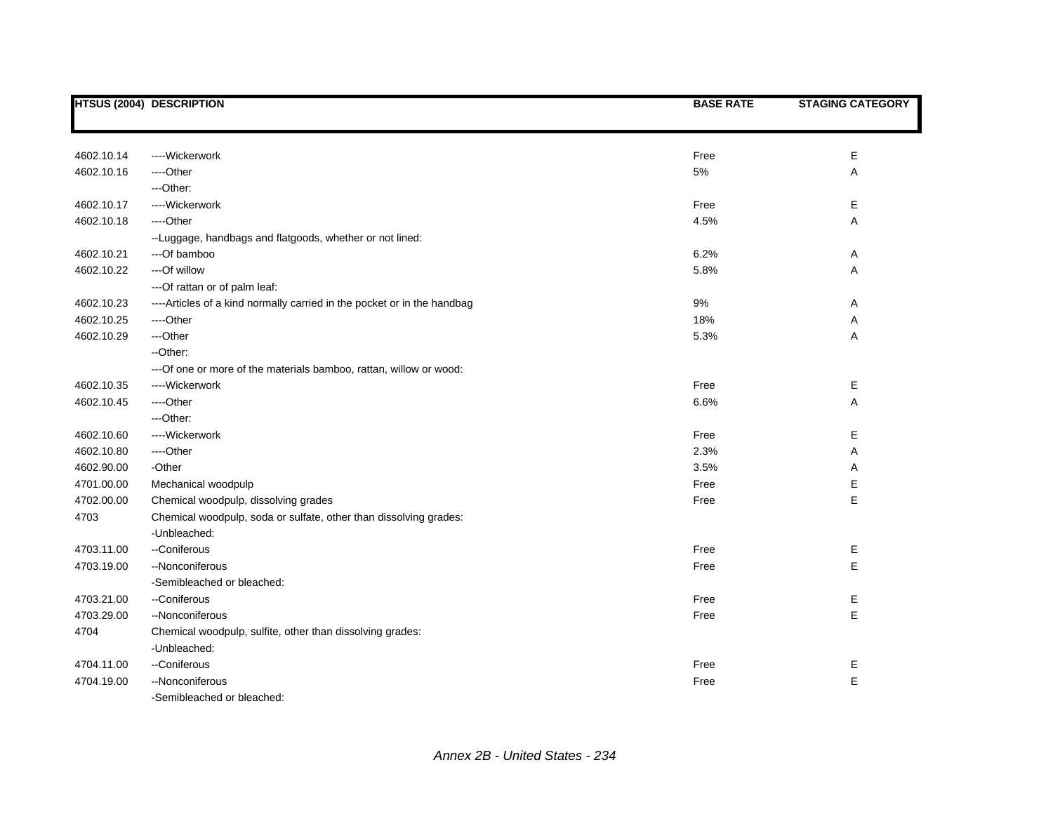| HTSUS (2004) | DESCRIPTION | BASE RATE | STAGING CATEGORY |
|---|---|---|---|
| 4602.10.14 | ----Wickerwork | Free | E |
| 4602.10.16 | ----Other | 5% | A |
| | ---Other: | | |
| 4602.10.17 | ----Wickerwork | Free | E |
| 4602.10.18 | ----Other | 4.5% | A |
| | --Luggage, handbags and flatgoods, whether or not lined: | | |
| 4602.10.21 | ---Of bamboo | 6.2% | A |
| 4602.10.22 | ---Of willow | 5.8% | A |
| | ---Of rattan or of palm leaf: | | |
| 4602.10.23 | ----Articles of a kind normally carried in the pocket or in the handbag | 9% | A |
| 4602.10.25 | ----Other | 18% | A |
| 4602.10.29 | ---Other | 5.3% | A |
| | --Other: | | |
| | ---Of one or more of the materials bamboo, rattan, willow or wood: | | |
| 4602.10.35 | ----Wickerwork | Free | E |
| 4602.10.45 | ----Other | 6.6% | A |
| | ---Other: | | |
| 4602.10.60 | ----Wickerwork | Free | E |
| 4602.10.80 | ----Other | 2.3% | A |
| 4602.90.00 | -Other | 3.5% | A |
| 4701.00.00 | Mechanical woodpulp | Free | E |
| 4702.00.00 | Chemical woodpulp, dissolving grades | Free | E |
| 4703 | Chemical woodpulp, soda or sulfate, other than dissolving grades: | | |
| | -Unbleached: | | |
| 4703.11.00 | --Coniferous | Free | E |
| 4703.19.00 | --Nonconiferous | Free | E |
| | -Semibleached or bleached: | | |
| 4703.21.00 | --Coniferous | Free | E |
| 4703.29.00 | --Nonconiferous | Free | E |
| 4704 | Chemical woodpulp, sulfite, other than dissolving grades: | | |
| | -Unbleached: | | |
| 4704.11.00 | --Coniferous | Free | E |
| 4704.19.00 | --Nonconiferous | Free | E |
| | -Semibleached or bleached: | | |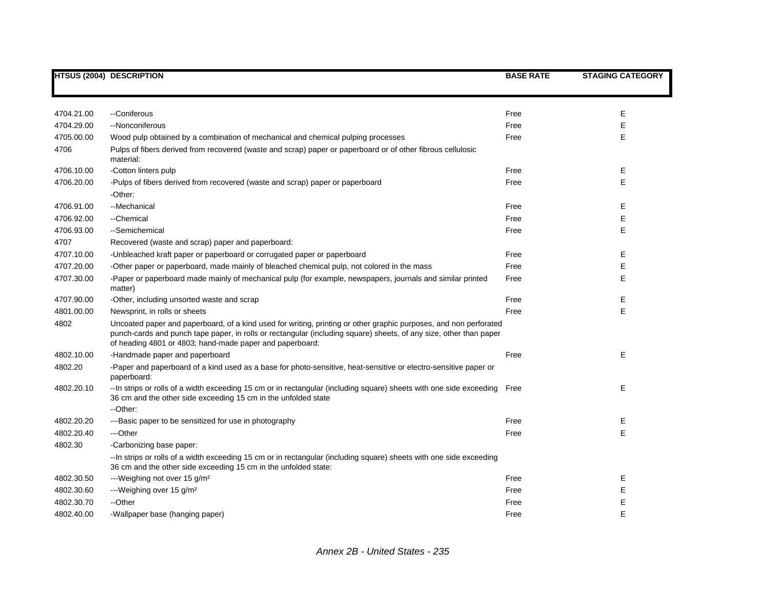| HTSUS (2004) | DESCRIPTION | BASE RATE | STAGING CATEGORY |
|---|---|---|---|
| 4704.21.00 | --Coniferous | Free | E |
| 4704.29.00 | --Nonconiferous | Free | E |
| 4705.00.00 | Wood pulp obtained by a combination of mechanical and chemical pulping processes | Free | E |
| 4706 | Pulps of fibers derived from recovered (waste and scrap) paper or paperboard or of other fibrous cellulosic material: | | |
| 4706.10.00 | -Cotton linters pulp | Free | E |
| 4706.20.00 | -Pulps of fibers derived from recovered (waste and scrap) paper or paperboard | Free | E |
| | -Other: | | |
| 4706.91.00 | --Mechanical | Free | E |
| 4706.92.00 | --Chemical | Free | E |
| 4706.93.00 | --Semichemical | Free | E |
| 4707 | Recovered (waste and scrap) paper and paperboard: | | |
| 4707.10.00 | -Unbleached kraft paper or paperboard or corrugated paper or paperboard | Free | E |
| 4707.20.00 | -Other paper or paperboard, made mainly of bleached chemical pulp, not colored in the mass | Free | E |
| 4707.30.00 | -Paper or paperboard made mainly of mechanical pulp (for example, newspapers, journals and similar printed matter) | Free | E |
| 4707.90.00 | -Other, including unsorted waste and scrap | Free | E |
| 4801.00.00 | Newsprint, in rolls or sheets | Free | E |
| 4802 | Uncoated paper and paperboard, of a kind used for writing, printing or other graphic purposes, and non perforated punch-cards and punch tape paper, in rolls or rectangular (including square) sheets, of any size, other than paper of heading 4801 or 4803; hand-made paper and paperboard: | | |
| 4802.10.00 | -Handmade paper and paperboard | Free | E |
| 4802.20 | -Paper and paperboard of a kind used as a base for photo-sensitive, heat-sensitive or electro-sensitive paper or paperboard: | | |
| 4802.20.10 | --In strips or rolls of a width exceeding 15 cm or in rectangular (including square) sheets with one side exceeding 36 cm and the other side exceeding 15 cm in the unfolded state | Free | E |
| | --Other: | | |
| 4802.20.20 | ---Basic paper to be sensitized for use in photography | Free | E |
| 4802.20.40 | ---Other | Free | E |
| 4802.30 | -Carbonizing base paper: | | |
| | --In strips or rolls of a width exceeding 15 cm or in rectangular (including square) sheets with one side exceeding 36 cm and the other side exceeding 15 cm in the unfolded state: | | |
| 4802.30.50 | ---Weighing not over 15 g/m² | Free | E |
| 4802.30.60 | ---Weighing over 15 g/m² | Free | E |
| 4802.30.70 | --Other | Free | E |
| 4802.40.00 | -Wallpaper base (hanging paper) | Free | E |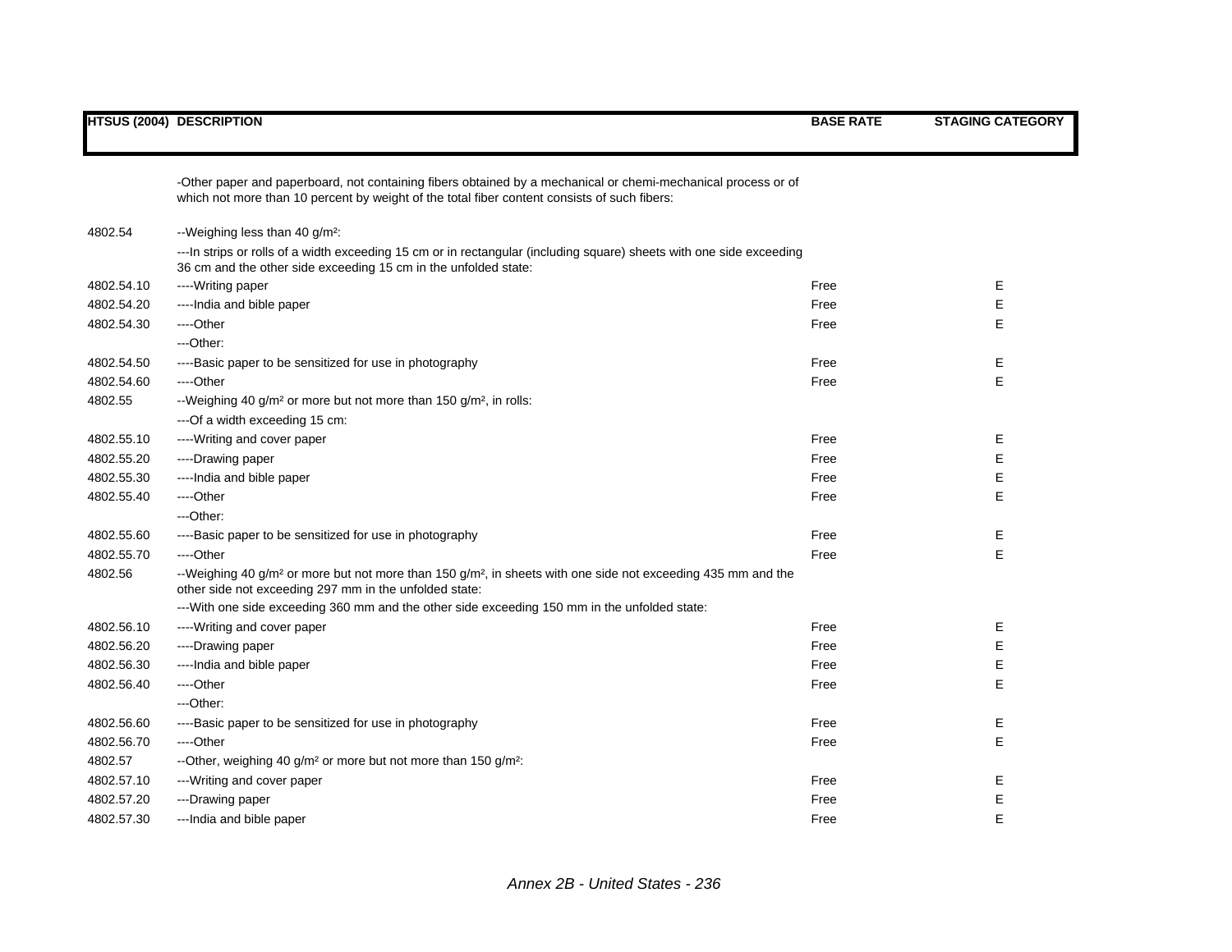| HTSUS (2004) | DESCRIPTION | BASE RATE | STAGING CATEGORY |
|---|---|---|---|
| | -Other paper and paperboard, not containing fibers obtained by a mechanical or chemi-mechanical process or of which not more than 10 percent by weight of the total fiber content consists of such fibers: | | |
| 4802.54 | --Weighing less than 40 g/m²: | | |
| | ---In strips or rolls of a width exceeding 15 cm or in rectangular (including square) sheets with one side exceeding 36 cm and the other side exceeding 15 cm in the unfolded state: | | |
| 4802.54.10 | ----Writing paper | Free | E |
| 4802.54.20 | ----India and bible paper | Free | E |
| 4802.54.30 | ----Other | Free | E |
| | ---Other: | | |
| 4802.54.50 | ----Basic paper to be sensitized for use in photography | Free | E |
| 4802.54.60 | ----Other | Free | E |
| 4802.55 | --Weighing 40 g/m² or more but not more than 150 g/m², in rolls: | | |
| | ---Of a width exceeding 15 cm: | | |
| 4802.55.10 | ----Writing and cover paper | Free | E |
| 4802.55.20 | ----Drawing paper | Free | E |
| 4802.55.30 | ----India and bible paper | Free | E |
| 4802.55.40 | ----Other | Free | E |
| | ---Other: | | |
| 4802.55.60 | ----Basic paper to be sensitized for use in photography | Free | E |
| 4802.55.70 | ----Other | Free | E |
| 4802.56 | --Weighing 40 g/m² or more but not more than 150 g/m², in sheets with one side not exceeding 435 mm and the other side not exceeding 297 mm in the unfolded state: | | |
| | ---With one side exceeding 360 mm and the other side exceeding 150 mm in the unfolded state: | | |
| 4802.56.10 | ----Writing and cover paper | Free | E |
| 4802.56.20 | ----Drawing paper | Free | E |
| 4802.56.30 | ----India and bible paper | Free | E |
| 4802.56.40 | ----Other | Free | E |
| | ---Other: | | |
| 4802.56.60 | ----Basic paper to be sensitized for use in photography | Free | E |
| 4802.56.70 | ----Other | Free | E |
| 4802.57 | --Other, weighing 40 g/m² or more but not more than 150 g/m²: | | |
| 4802.57.10 | ---Writing and cover paper | Free | E |
| 4802.57.20 | ---Drawing paper | Free | E |
| 4802.57.30 | ---India and bible paper | Free | E |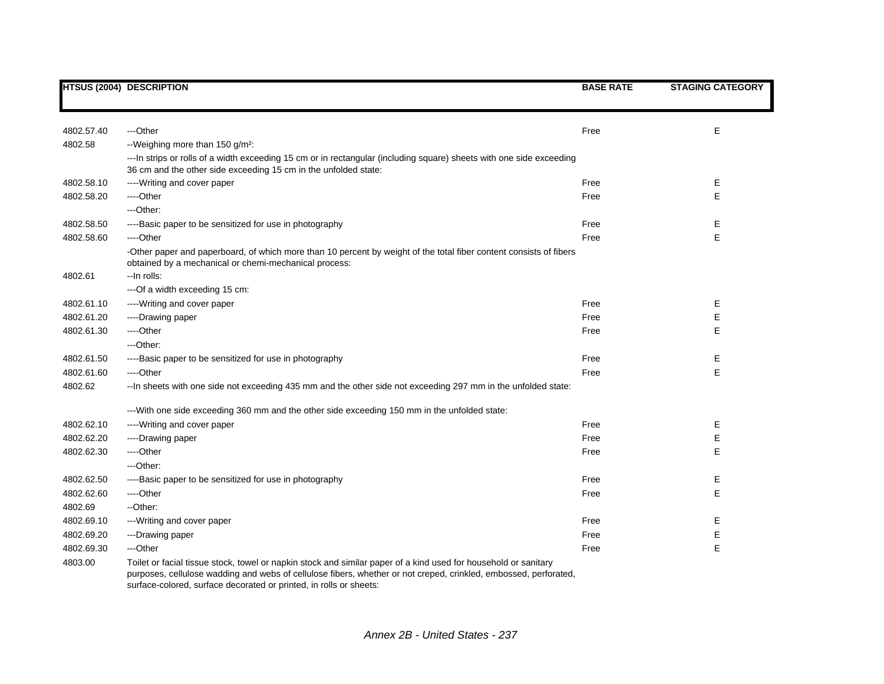| HTSUS (2004) | DESCRIPTION | BASE RATE | STAGING CATEGORY |
|---|---|---|---|
| 4802.57.40 | ---Other | Free | E |
| 4802.58 | --Weighing more than 150 g/m²: | | |
| | ---In strips or rolls of a width exceeding 15 cm or in rectangular (including square) sheets with one side exceeding 36 cm and the other side exceeding 15 cm in the unfolded state: | | |
| 4802.58.10 | ----Writing and cover paper | Free | E |
| 4802.58.20 | ----Other | Free | E |
| | ---Other: | | |
| 4802.58.50 | ----Basic paper to be sensitized for use in photography | Free | E |
| 4802.58.60 | ----Other | Free | E |
| | -Other paper and paperboard, of which more than 10 percent by weight of the total fiber content consists of fibers obtained by a mechanical or chemi-mechanical process: | | |
| 4802.61 | --In rolls: | | |
| | ---Of a width exceeding 15 cm: | | |
| 4802.61.10 | ----Writing and cover paper | Free | E |
| 4802.61.20 | ----Drawing paper | Free | E |
| 4802.61.30 | ----Other | Free | E |
| | ---Other: | | |
| 4802.61.50 | ----Basic paper to be sensitized for use in photography | Free | E |
| 4802.61.60 | ----Other | Free | E |
| 4802.62 | --In sheets with one side not exceeding 435 mm and the other side not exceeding 297 mm in the unfolded state: | | |
| | ---With one side exceeding 360 mm and the other side exceeding 150 mm in the unfolded state: | | |
| 4802.62.10 | ----Writing and cover paper | Free | E |
| 4802.62.20 | ----Drawing paper | Free | E |
| 4802.62.30 | ----Other | Free | E |
| | ---Other: | | |
| 4802.62.50 | ----Basic paper to be sensitized for use in photography | Free | E |
| 4802.62.60 | ----Other | Free | E |
| 4802.69 | --Other: | | |
| 4802.69.10 | ---Writing and cover paper | Free | E |
| 4802.69.20 | ---Drawing paper | Free | E |
| 4802.69.30 | ---Other | Free | E |
| 4803.00 | Toilet or facial tissue stock, towel or napkin stock and similar paper of a kind used for household or sanitary purposes, cellulose wadding and webs of cellulose fibers, whether or not creped, crinkled, embossed, perforated, surface-colored, surface decorated or printed, in rolls or sheets: | | |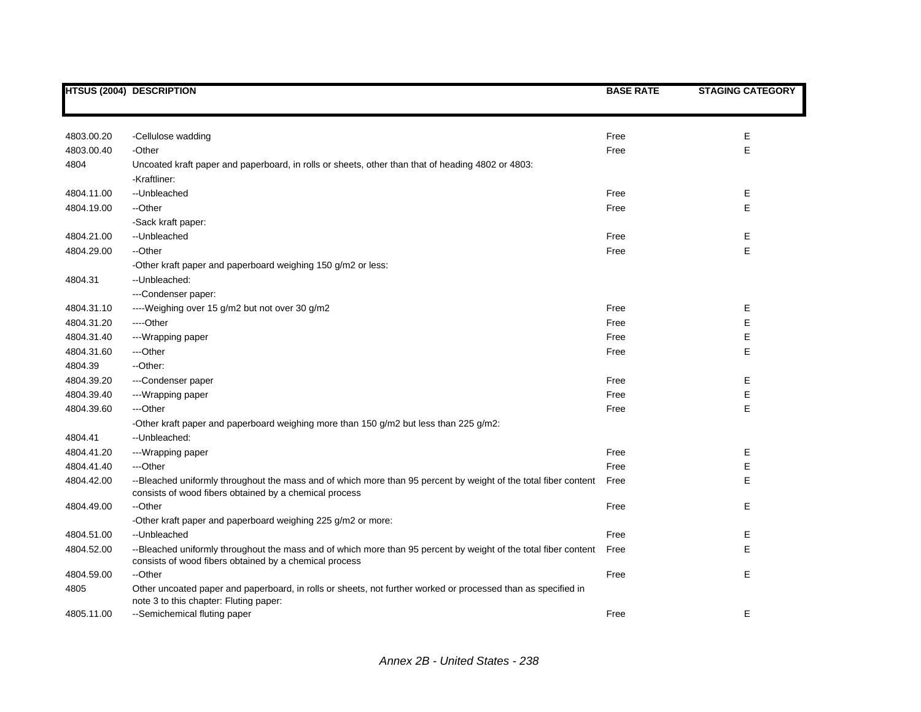| HTSUS (2004) | DESCRIPTION | BASE RATE | STAGING CATEGORY |
|---|---|---|---|
| 4803.00.20 | -Cellulose wadding | Free | E |
| 4803.00.40 | -Other | Free | E |
| 4804 | Uncoated kraft paper and paperboard, in rolls or sheets, other than that of heading 4802 or 4803: | | |
| | -Kraftliner: | | |
| 4804.11.00 | --Unbleached | Free | E |
| 4804.19.00 | --Other | Free | E |
| | -Sack kraft paper: | | |
| 4804.21.00 | --Unbleached | Free | E |
| 4804.29.00 | --Other | Free | E |
| | -Other kraft paper and paperboard weighing 150 g/m2 or less: | | |
| 4804.31 | --Unbleached: | | |
| | ---Condenser paper: | | |
| 4804.31.10 | ----Weighing over 15 g/m2 but not over 30 g/m2 | Free | E |
| 4804.31.20 | ----Other | Free | E |
| 4804.31.40 | ---Wrapping paper | Free | E |
| 4804.31.60 | ---Other | Free | E |
| 4804.39 | --Other: | | |
| 4804.39.20 | ---Condenser paper | Free | E |
| 4804.39.40 | ---Wrapping paper | Free | E |
| 4804.39.60 | ---Other | Free | E |
| | -Other kraft paper and paperboard weighing more than 150 g/m2 but less than 225 g/m2: | | |
| 4804.41 | --Unbleached: | | |
| 4804.41.20 | ---Wrapping paper | Free | E |
| 4804.41.40 | ---Other | Free | E |
| 4804.42.00 | --Bleached uniformly throughout the mass and of which more than 95 percent by weight of the total fiber content consists of wood fibers obtained by a chemical process | Free | E |
| 4804.49.00 | --Other | Free | E |
| | -Other kraft paper and paperboard weighing 225 g/m2 or more: | | |
| 4804.51.00 | --Unbleached | Free | E |
| 4804.52.00 | --Bleached uniformly throughout the mass and of which more than 95 percent by weight of the total fiber content consists of wood fibers obtained by a chemical process | Free | E |
| 4804.59.00 | --Other | Free | E |
| 4805 | Other uncoated paper and paperboard, in rolls or sheets, not further worked or processed than as specified in note 3 to this chapter: Fluting paper: | | |
| 4805.11.00 | --Semichemical fluting paper | Free | E |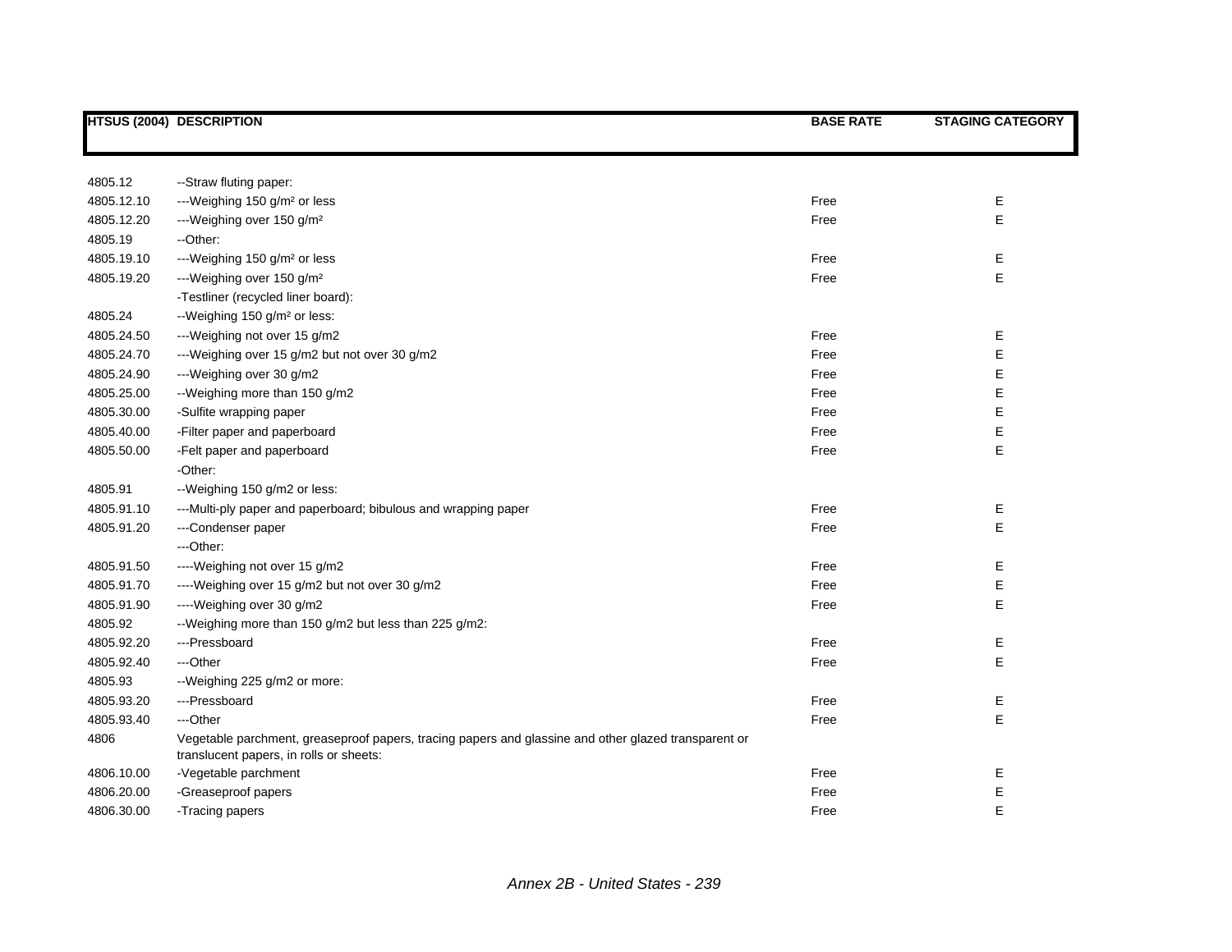| HTSUS (2004) | DESCRIPTION | BASE RATE | STAGING CATEGORY |
|---|---|---|---|
| 4805.12 | --Straw fluting paper: | | |
| 4805.12.10 | ---Weighing 150 g/m² or less | Free | E |
| 4805.12.20 | ---Weighing over 150 g/m² | Free | E |
| 4805.19 | --Other: | | |
| 4805.19.10 | ---Weighing 150 g/m² or less | Free | E |
| 4805.19.20 | ---Weighing over 150 g/m² | Free | E |
| | -Testliner (recycled liner board): | | |
| 4805.24 | --Weighing 150 g/m² or less: | | |
| 4805.24.50 | ---Weighing not over 15 g/m2 | Free | E |
| 4805.24.70 | ---Weighing over 15 g/m2 but not over 30 g/m2 | Free | E |
| 4805.24.90 | ---Weighing over 30 g/m2 | Free | E |
| 4805.25.00 | --Weighing more than 150 g/m2 | Free | E |
| 4805.30.00 | -Sulfite wrapping paper | Free | E |
| 4805.40.00 | -Filter paper and paperboard | Free | E |
| 4805.50.00 | -Felt paper and paperboard | Free | E |
| | -Other: | | |
| 4805.91 | --Weighing 150 g/m2 or less: | | |
| 4805.91.10 | ---Multi-ply paper and paperboard; bibulous and wrapping paper | Free | E |
| 4805.91.20 | ---Condenser paper | Free | E |
| | ---Other: | | |
| 4805.91.50 | ----Weighing not over 15 g/m2 | Free | E |
| 4805.91.70 | ----Weighing over 15 g/m2 but not over 30 g/m2 | Free | E |
| 4805.91.90 | ----Weighing over 30 g/m2 | Free | E |
| 4805.92 | --Weighing more than 150 g/m2 but less than 225 g/m2: | | |
| 4805.92.20 | ---Pressboard | Free | E |
| 4805.92.40 | ---Other | Free | E |
| 4805.93 | --Weighing 225 g/m2 or more: | | |
| 4805.93.20 | ---Pressboard | Free | E |
| 4805.93.40 | ---Other | Free | E |
| 4806 | Vegetable parchment, greaseproof papers, tracing papers and glassine and other glazed transparent or translucent papers, in rolls or sheets: | | |
| 4806.10.00 | -Vegetable parchment | Free | E |
| 4806.20.00 | -Greaseproof papers | Free | E |
| 4806.30.00 | -Tracing papers | Free | E |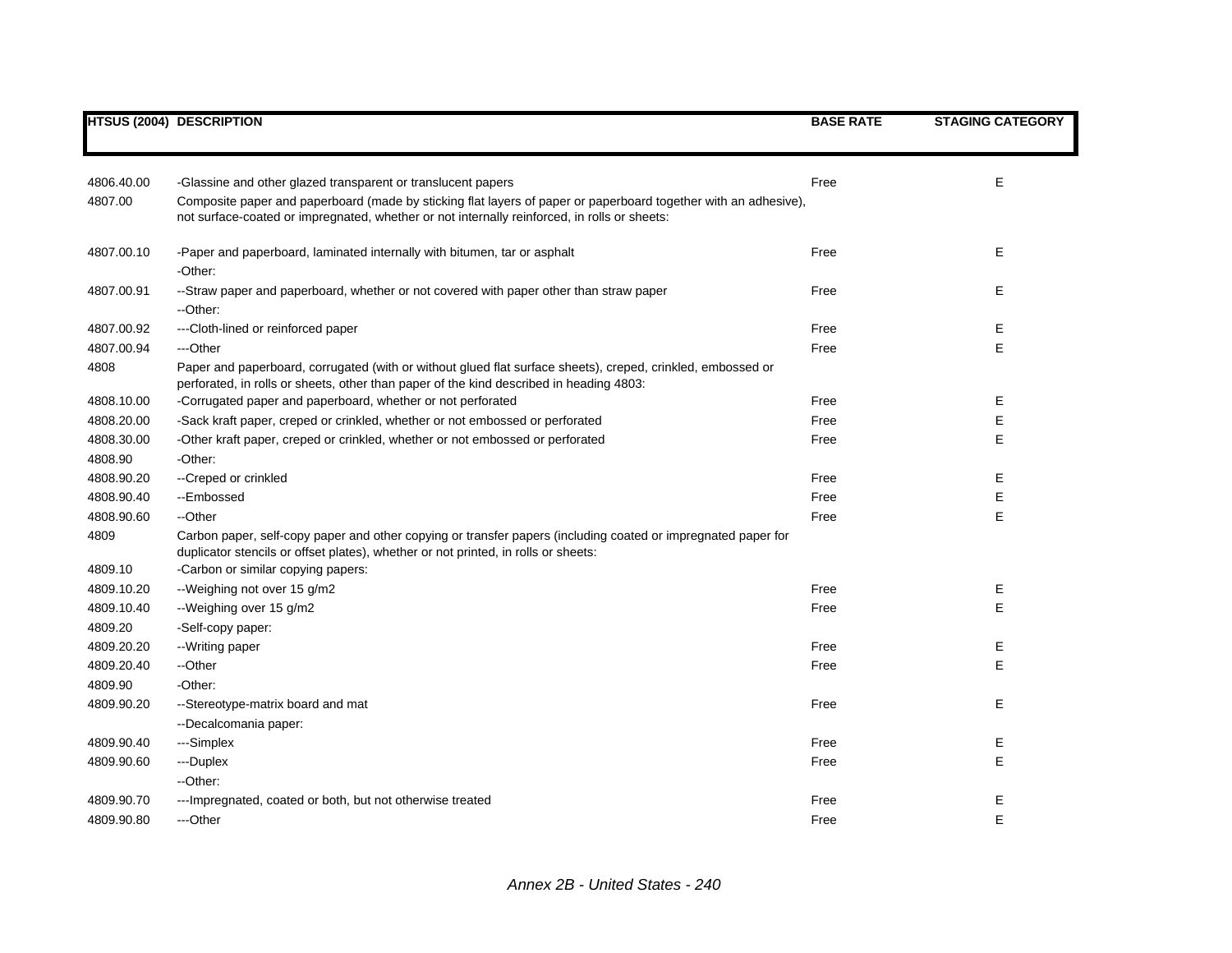| HTSUS (2004) | DESCRIPTION | BASE RATE | STAGING CATEGORY |
|---|---|---|---|
| 4806.40.00 | -Glassine and other glazed transparent or translucent papers | Free | E |
| 4807.00 | Composite paper and paperboard (made by sticking flat layers of paper or paperboard together with an adhesive), not surface-coated or impregnated, whether or not internally reinforced, in rolls or sheets: | | |
| 4807.00.10 | -Paper and paperboard, laminated internally with bitumen, tar or asphalt | Free | E |
| | -Other: | | |
| 4807.00.91 | --Straw paper and paperboard, whether or not covered with paper other than straw paper | Free | E |
| | --Other: | | |
| 4807.00.92 | ---Cloth-lined or reinforced paper | Free | E |
| 4807.00.94 | ---Other | Free | E |
| 4808 | Paper and paperboard, corrugated (with or without glued flat surface sheets), creped, crinkled, embossed or perforated, in rolls or sheets, other than paper of the kind described in heading 4803: | | |
| 4808.10.00 | -Corrugated paper and paperboard, whether or not perforated | Free | E |
| 4808.20.00 | -Sack kraft paper, creped or crinkled, whether or not embossed or perforated | Free | E |
| 4808.30.00 | -Other kraft paper, creped or crinkled, whether or not embossed or perforated | Free | E |
| 4808.90 | -Other: | | |
| 4808.90.20 | --Creped or crinkled | Free | E |
| 4808.90.40 | --Embossed | Free | E |
| 4808.90.60 | --Other | Free | E |
| 4809 | Carbon paper, self-copy paper and other copying or transfer papers (including coated or impregnated paper for duplicator stencils or offset plates), whether or not printed, in rolls or sheets: | | |
| 4809.10 | -Carbon or similar copying papers: | | |
| 4809.10.20 | --Weighing not over 15 g/m2 | Free | E |
| 4809.10.40 | --Weighing over 15 g/m2 | Free | E |
| 4809.20 | -Self-copy paper: | | |
| 4809.20.20 | --Writing paper | Free | E |
| 4809.20.40 | --Other | Free | E |
| 4809.90 | -Other: | | |
| 4809.90.20 | --Stereotype-matrix board and mat | Free | E |
| | --Decalcomania paper: | | |
| 4809.90.40 | ---Simplex | Free | E |
| 4809.90.60 | ---Duplex | Free | E |
| | --Other: | | |
| 4809.90.70 | ---Impregnated, coated or both, but not otherwise treated | Free | E |
| 4809.90.80 | ---Other | Free | E |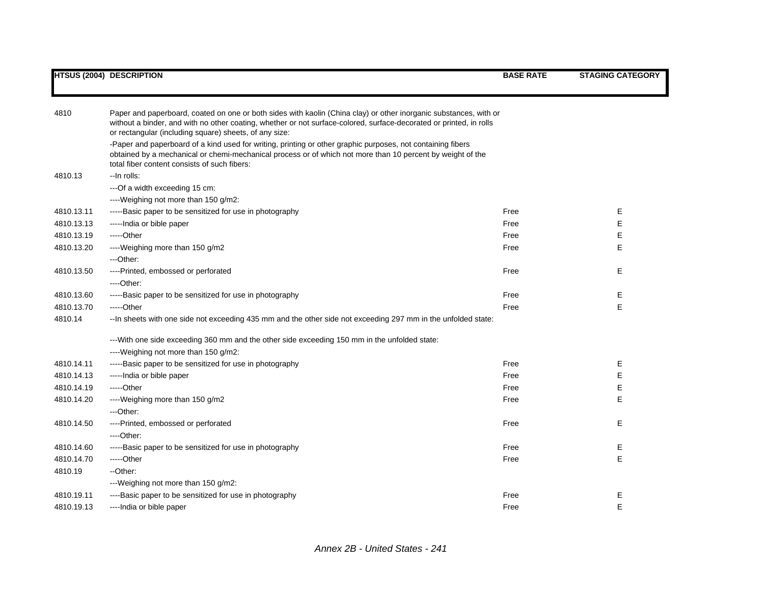| HTSUS (2004) | DESCRIPTION | BASE RATE | STAGING CATEGORY |
|---|---|---|---|
| 4810 | Paper and paperboard, coated on one or both sides with kaolin (China clay) or other inorganic substances, with or without a binder, and with no other coating, whether or not surface-colored, surface-decorated or printed, in rolls or rectangular (including square) sheets, of any size: | | |
| | -Paper and paperboard of a kind used for writing, printing or other graphic purposes, not containing fibers obtained by a mechanical or chemi-mechanical process or of which not more than 10 percent by weight of the total fiber content consists of such fibers: | | |
| 4810.13 | --In rolls: | | |
| | ---Of a width exceeding 15 cm: | | |
| | ----Weighing not more than 150 g/m2: | | |
| 4810.13.11 | -----Basic paper to be sensitized for use in photography | Free | E |
| 4810.13.13 | -----India or bible paper | Free | E |
| 4810.13.19 | -----Other | Free | E |
| 4810.13.20 | ----Weighing more than 150 g/m2 | Free | E |
| | ---Other: | | |
| 4810.13.50 | ----Printed, embossed or perforated | Free | E |
| | ----Other: | | |
| 4810.13.60 | -----Basic paper to be sensitized for use in photography | Free | E |
| 4810.13.70 | -----Other | Free | E |
| 4810.14 | --In sheets with one side not exceeding 435 mm and the other side not exceeding 297 mm in the unfolded state: | | |
| | ---With one side exceeding 360 mm and the other side exceeding 150 mm in the unfolded state: | | |
| | ----Weighing not more than 150 g/m2: | | |
| 4810.14.11 | -----Basic paper to be sensitized for use in photography | Free | E |
| 4810.14.13 | -----India or bible paper | Free | E |
| 4810.14.19 | -----Other | Free | E |
| 4810.14.20 | ----Weighing more than 150 g/m2 | Free | E |
| | ---Other: | | |
| 4810.14.50 | ----Printed, embossed or perforated | Free | E |
| | ----Other: | | |
| 4810.14.60 | -----Basic paper to be sensitized for use in photography | Free | E |
| 4810.14.70 | -----Other | Free | E |
| 4810.19 | --Other: | | |
| | ---Weighing not more than 150 g/m2: | | |
| 4810.19.11 | ----Basic paper to be sensitized for use in photography | Free | E |
| 4810.19.13 | ----India or bible paper | Free | E |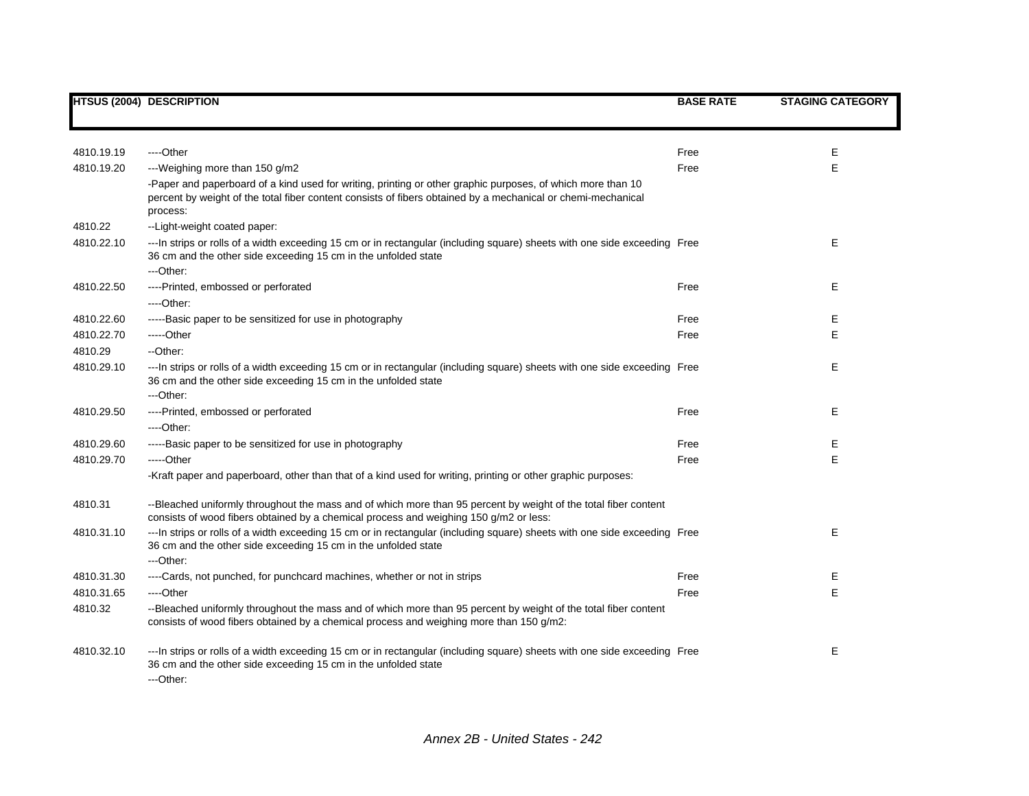| HTSUS (2004) | DESCRIPTION | BASE RATE | STAGING CATEGORY |
|---|---|---|---|
| 4810.19.19 | ----Other | Free | E |
| 4810.19.20 | ---Weighing more than 150 g/m2 | Free | E |
| | -Paper and paperboard of a kind used for writing, printing or other graphic purposes, of which more than 10 percent by weight of the total fiber content consists of fibers obtained by a mechanical or chemi-mechanical process: | | |
| 4810.22 | --Light-weight coated paper: | | |
| 4810.22.10 | ---In strips or rolls of a width exceeding 15 cm or in rectangular (including square) sheets with one side exceeding 36 cm and the other side exceeding 15 cm in the unfolded state | Free | E |
| | ---Other: | | |
| 4810.22.50 | ----Printed, embossed or perforated | Free | E |
| | ----Other: | | |
| 4810.22.60 | -----Basic paper to be sensitized for use in photography | Free | E |
| 4810.22.70 | -----Other | Free | E |
| 4810.29 | --Other: | | |
| 4810.29.10 | ---In strips or rolls of a width exceeding 15 cm or in rectangular (including square) sheets with one side exceeding 36 cm and the other side exceeding 15 cm in the unfolded state | Free | E |
| | ---Other: | | |
| 4810.29.50 | ----Printed, embossed or perforated | Free | E |
| | ----Other: | | |
| 4810.29.60 | -----Basic paper to be sensitized for use in photography | Free | E |
| 4810.29.70 | -----Other | Free | E |
| | -Kraft paper and paperboard, other than that of a kind used for writing, printing or other graphic purposes: | | |
| 4810.31 | --Bleached uniformly throughout the mass and of which more than 95 percent by weight of the total fiber content consists of wood fibers obtained by a chemical process and weighing 150 g/m2 or less: | | |
| 4810.31.10 | ---In strips or rolls of a width exceeding 15 cm or in rectangular (including square) sheets with one side exceeding 36 cm and the other side exceeding 15 cm in the unfolded state | Free | E |
| | ---Other: | | |
| 4810.31.30 | ----Cards, not punched, for punchcard machines, whether or not in strips | Free | E |
| 4810.31.65 | ----Other | Free | E |
| 4810.32 | --Bleached uniformly throughout the mass and of which more than 95 percent by weight of the total fiber content consists of wood fibers obtained by a chemical process and weighing more than 150 g/m2: | | |
| 4810.32.10 | ---In strips or rolls of a width exceeding 15 cm or in rectangular (including square) sheets with one side exceeding 36 cm and the other side exceeding 15 cm in the unfolded state | Free | E |
| | ---Other: | | |

*Annex 2B - United States - 242*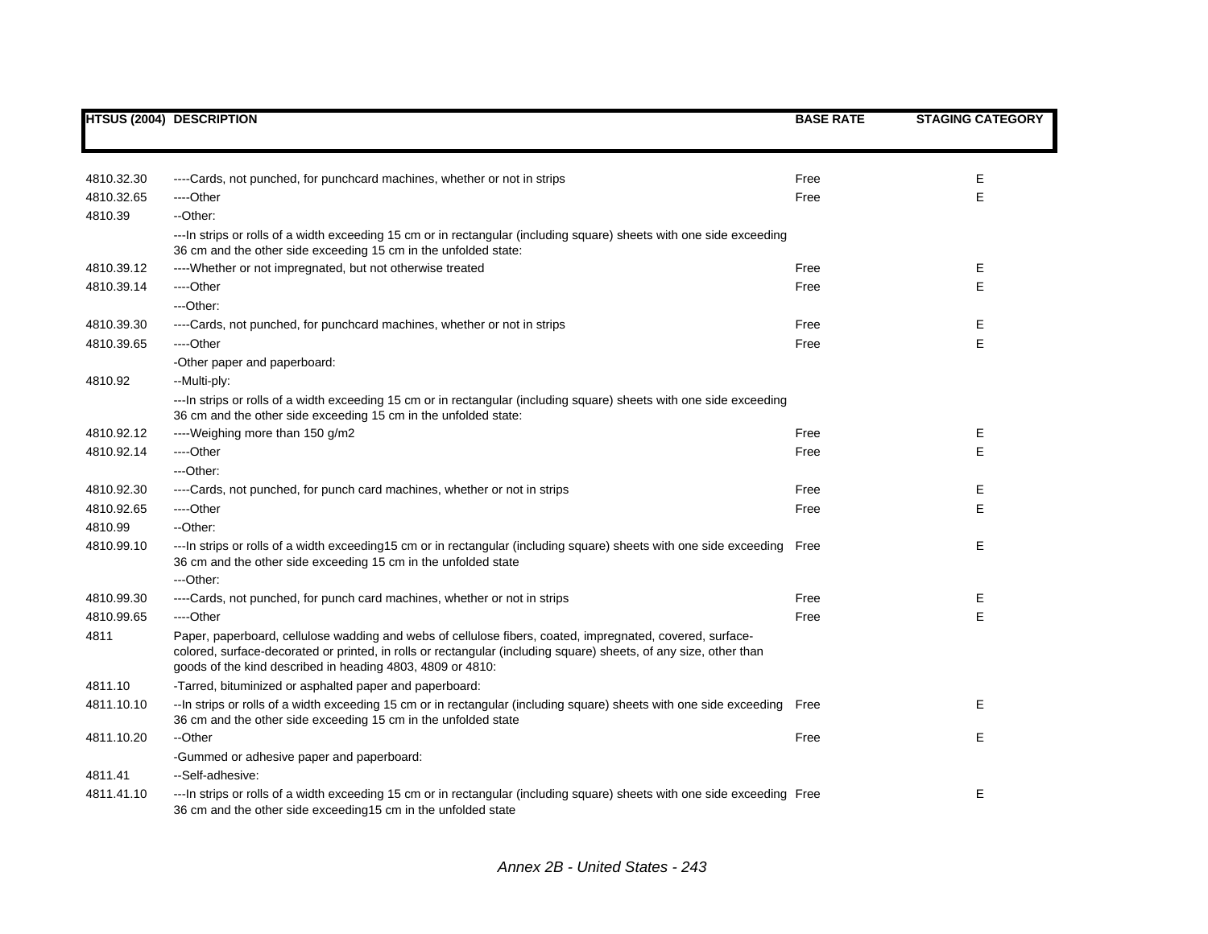| HTSUS (2004) | DESCRIPTION | BASE RATE | STAGING CATEGORY |
|---|---|---|---|
| 4810.32.30 | ----Cards, not punched, for punchcard machines, whether or not in strips | Free | E |
| 4810.32.65 | ----Other | Free | E |
| 4810.39 | --Other: | | |
| | ---In strips or rolls of a width exceeding 15 cm or in rectangular (including square) sheets with one side exceeding 36 cm and the other side exceeding 15 cm in the unfolded state: | | |
| 4810.39.12 | ----Whether or not impregnated, but not otherwise treated | Free | E |
| 4810.39.14 | ----Other | Free | E |
| | ---Other: | | |
| 4810.39.30 | ----Cards, not punched, for punchcard machines, whether or not in strips | Free | E |
| 4810.39.65 | ----Other | Free | E |
| | -Other paper and paperboard: | | |
| 4810.92 | --Multi-ply: | | |
| | ---In strips or rolls of a width exceeding 15 cm or in rectangular (including square) sheets with one side exceeding 36 cm and the other side exceeding 15 cm in the unfolded state: | | |
| 4810.92.12 | ----Weighing more than 150 g/m2 | Free | E |
| 4810.92.14 | ----Other | Free | E |
| | ---Other: | | |
| 4810.92.30 | ----Cards, not punched, for punch card machines, whether or not in strips | Free | E |
| 4810.92.65 | ----Other | Free | E |
| 4810.99 | --Other: | | |
| 4810.99.10 | ---In strips or rolls of a width exceeding15 cm or in rectangular (including square) sheets with one side exceeding 36 cm and the other side exceeding 15 cm in the unfolded state | Free | E |
| | ---Other: | | |
| 4810.99.30 | ----Cards, not punched, for punch card machines, whether or not in strips | Free | E |
| 4810.99.65 | ----Other | Free | E |
| 4811 | Paper, paperboard, cellulose wadding and webs of cellulose fibers, coated, impregnated, covered, surface-colored, surface-decorated or printed, in rolls or rectangular (including square) sheets, of any size, other than goods of the kind described in heading 4803, 4809 or 4810: | | |
| 4811.10 | -Tarred, bituminized or asphalted paper and paperboard: | | |
| 4811.10.10 | --In strips or rolls of a width exceeding 15 cm or in rectangular (including square) sheets with one side exceeding 36 cm and the other side exceeding 15 cm in the unfolded state | Free | E |
| 4811.10.20 | --Other | Free | E |
| | -Gummed or adhesive paper and paperboard: | | |
| 4811.41 | --Self-adhesive: | | |
| 4811.41.10 | ---In strips or rolls of a width exceeding 15 cm or in rectangular (including square) sheets with one side exceeding 36 cm and the other side exceeding15 cm in the unfolded state | Free | E |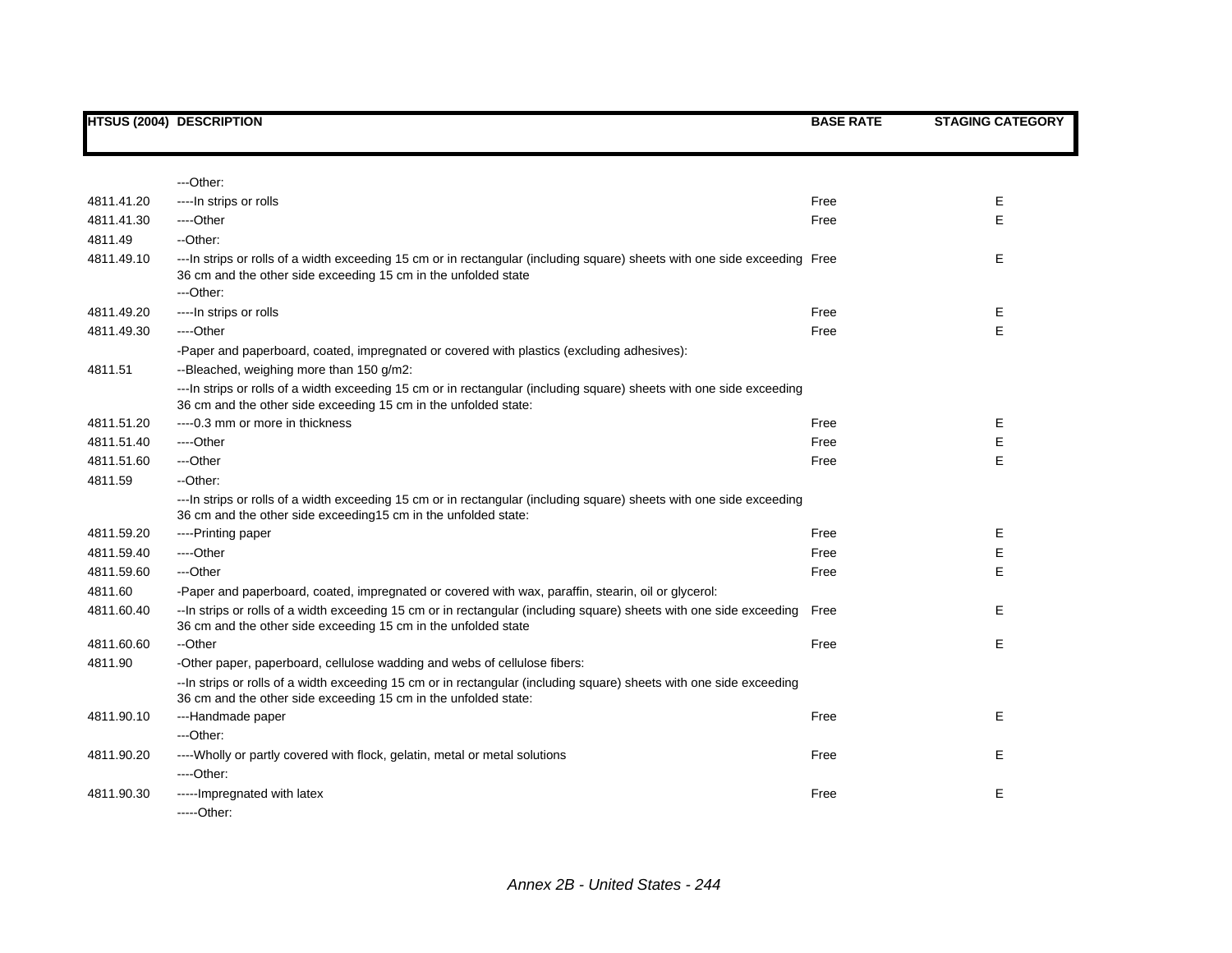| HTSUS (2004) | DESCRIPTION | BASE RATE | STAGING CATEGORY |
|---|---|---|---|
| | ---Other: | | |
| 4811.41.20 | ----In strips or rolls | Free | E |
| 4811.41.30 | ----Other | Free | E |
| 4811.49 | --Other: | | |
| 4811.49.10 | ---In strips or rolls of a width exceeding 15 cm or in rectangular (including square) sheets with one side exceeding 36 cm and the other side exceeding 15 cm in the unfolded state | Free | E |
| | ---Other: | | |
| 4811.49.20 | ----In strips or rolls | Free | E |
| 4811.49.30 | ----Other | Free | E |
| | -Paper and paperboard, coated, impregnated or covered with plastics (excluding adhesives): | | |
| 4811.51 | --Bleached, weighing more than 150 g/m2: | | |
| | ---In strips or rolls of a width exceeding 15 cm or in rectangular (including square) sheets with one side exceeding 36 cm and the other side exceeding 15 cm in the unfolded state: | | |
| 4811.51.20 | ----0.3 mm or more in thickness | Free | E |
| 4811.51.40 | ----Other | Free | E |
| 4811.51.60 | ---Other | Free | E |
| 4811.59 | --Other: | | |
| | ---In strips or rolls of a width exceeding 15 cm or in rectangular (including square) sheets with one side exceeding 36 cm and the other side exceeding15 cm in the unfolded state: | | |
| 4811.59.20 | ----Printing paper | Free | E |
| 4811.59.40 | ----Other | Free | E |
| 4811.59.60 | ---Other | Free | E |
| 4811.60 | -Paper and paperboard, coated, impregnated or covered with wax, paraffin, stearin, oil or glycerol: | | |
| 4811.60.40 | --In strips or rolls of a width exceeding 15 cm or in rectangular (including square) sheets with one side exceeding 36 cm and the other side exceeding 15 cm in the unfolded state | Free | E |
| 4811.60.60 | --Other | Free | E |
| 4811.90 | -Other paper, paperboard, cellulose wadding and webs of cellulose fibers: | | |
| | --In strips or rolls of a width exceeding 15 cm or in rectangular (including square) sheets with one side exceeding 36 cm and the other side exceeding 15 cm in the unfolded state: | | |
| 4811.90.10 | ---Handmade paper | Free | E |
| | ---Other: | | |
| 4811.90.20 | ----Wholly or partly covered with flock, gelatin, metal or metal solutions | Free | E |
| | ----Other: | | |
| 4811.90.30 | -----Impregnated with latex | Free | E |
| | -----Other: | | |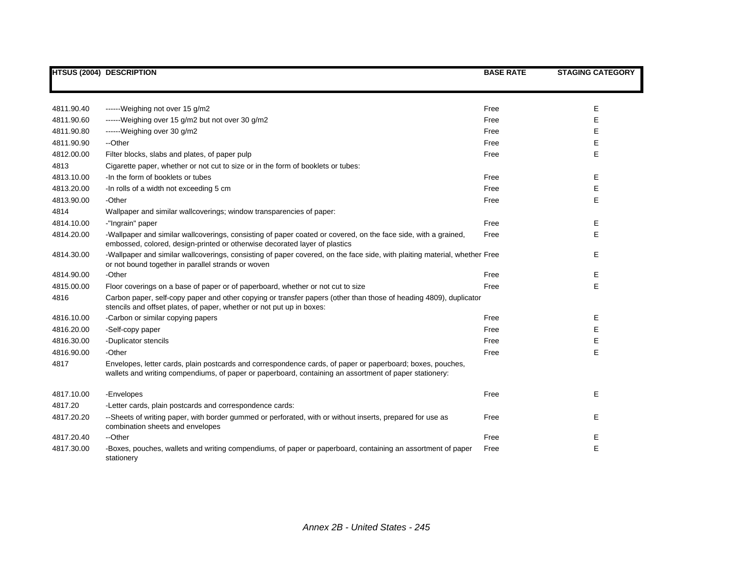| HTSUS (2004) | DESCRIPTION | BASE RATE | STAGING CATEGORY |
|---|---|---|---|
| 4811.90.40 | ------Weighing not over 15 g/m2 | Free | E |
| 4811.90.60 | ------Weighing over 15 g/m2 but not over 30 g/m2 | Free | E |
| 4811.90.80 | ------Weighing over 30 g/m2 | Free | E |
| 4811.90.90 | --Other | Free | E |
| 4812.00.00 | Filter blocks, slabs and plates, of paper pulp | Free | E |
| 4813 | Cigarette paper, whether or not cut to size or in the form of booklets or tubes: | | |
| 4813.10.00 | -In the form of booklets or tubes | Free | E |
| 4813.20.00 | -In rolls of a width not exceeding 5 cm | Free | E |
| 4813.90.00 | -Other | Free | E |
| 4814 | Wallpaper and similar wallcoverings; window transparencies of paper: | | |
| 4814.10.00 | -"Ingrain" paper | Free | E |
| 4814.20.00 | -Wallpaper and similar wallcoverings, consisting of paper coated or covered, on the face side, with a grained, embossed, colored, design-printed or otherwise decorated layer of plastics | Free | E |
| 4814.30.00 | -Wallpaper and similar wallcoverings, consisting of paper covered, on the face side, with plaiting material, whether or not bound together in parallel strands or woven | Free | E |
| 4814.90.00 | -Other | Free | E |
| 4815.00.00 | Floor coverings on a base of paper or of paperboard, whether or not cut to size | Free | E |
| 4816 | Carbon paper, self-copy paper and other copying or transfer papers (other than those of heading 4809), duplicator stencils and offset plates, of paper, whether or not put up in boxes: | | |
| 4816.10.00 | -Carbon or similar copying papers | Free | E |
| 4816.20.00 | -Self-copy paper | Free | E |
| 4816.30.00 | -Duplicator stencils | Free | E |
| 4816.90.00 | -Other | Free | E |
| 4817 | Envelopes, letter cards, plain postcards and correspondence cards, of paper or paperboard; boxes, pouches, wallets and writing compendiums, of paper or paperboard, containing an assortment of paper stationery: | | |
| 4817.10.00 | -Envelopes | Free | E |
| 4817.20 | -Letter cards, plain postcards and correspondence cards: | | |
| 4817.20.20 | --Sheets of writing paper, with border gummed or perforated, with or without inserts, prepared for use as combination sheets and envelopes | Free | E |
| 4817.20.40 | --Other | Free | E |
| 4817.30.00 | -Boxes, pouches, wallets and writing compendiums, of paper or paperboard, containing an assortment of paper stationery | Free | E |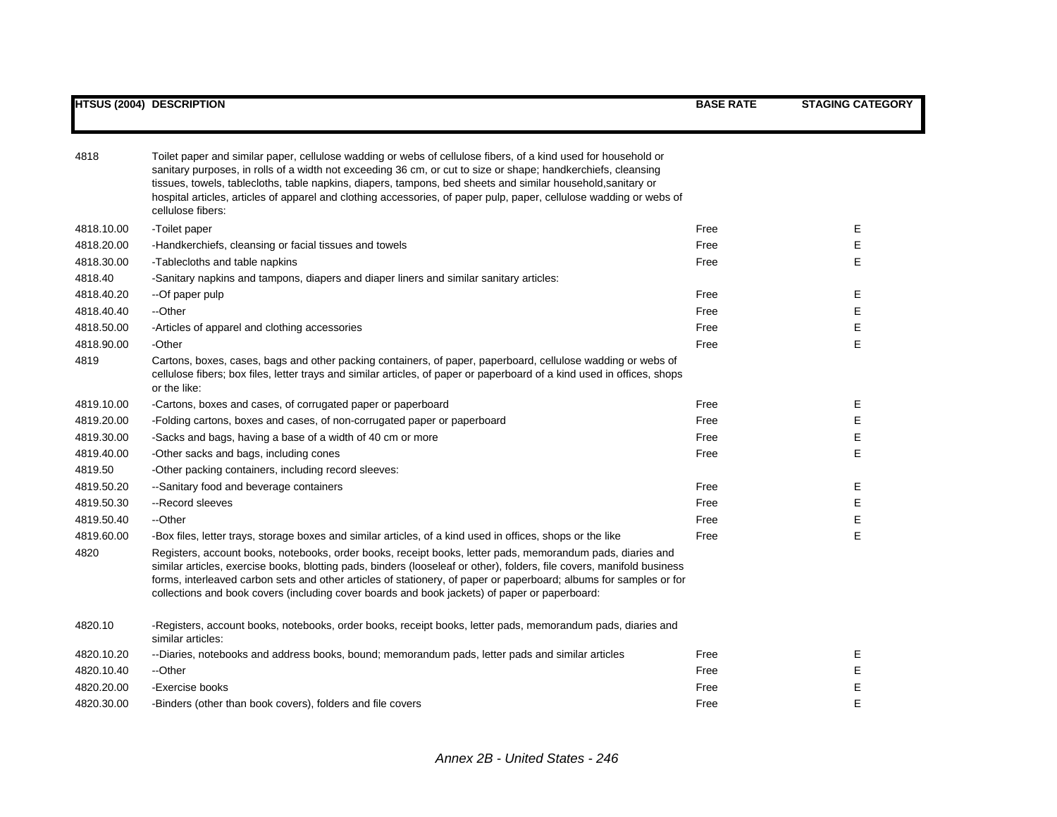| HTSUS (2004) | DESCRIPTION | BASE RATE | STAGING CATEGORY |
|---|---|---|---|
| 4818 | Toilet paper and similar paper, cellulose wadding or webs of cellulose fibers, of a kind used for household or sanitary purposes, in rolls of a width not exceeding 36 cm, or cut to size or shape; handkerchiefs, cleansing tissues, towels, tablecloths, table napkins, diapers, tampons, bed sheets and similar household,sanitary or hospital articles, articles of apparel and clothing accessories, of paper pulp, paper, cellulose wadding or webs of cellulose fibers: | | |
| 4818.10.00 | -Toilet paper | Free | E |
| 4818.20.00 | -Handkerchiefs, cleansing or facial tissues and towels | Free | E |
| 4818.30.00 | -Tablecloths and table napkins | Free | E |
| 4818.40 | -Sanitary napkins and tampons, diapers and diaper liners and similar sanitary articles: | | |
| 4818.40.20 | --Of paper pulp | Free | E |
| 4818.40.40 | --Other | Free | E |
| 4818.50.00 | -Articles of apparel and clothing accessories | Free | E |
| 4818.90.00 | -Other | Free | E |
| 4819 | Cartons, boxes, cases, bags and other packing containers, of paper, paperboard, cellulose wadding or webs of cellulose fibers; box files, letter trays and similar articles, of paper or paperboard of a kind used in offices, shops or the like: | | |
| 4819.10.00 | -Cartons, boxes and cases, of corrugated paper or paperboard | Free | E |
| 4819.20.00 | -Folding cartons, boxes and cases, of non-corrugated paper or paperboard | Free | E |
| 4819.30.00 | -Sacks and bags, having a base of a width of 40 cm or more | Free | E |
| 4819.40.00 | -Other sacks and bags, including cones | Free | E |
| 4819.50 | -Other packing containers, including record sleeves: | | |
| 4819.50.20 | --Sanitary food and beverage containers | Free | E |
| 4819.50.30 | --Record sleeves | Free | E |
| 4819.50.40 | --Other | Free | E |
| 4819.60.00 | -Box files, letter trays, storage boxes and similar articles, of a kind used in offices, shops or the like | Free | E |
| 4820 | Registers, account books, notebooks, order books, receipt books, letter pads, memorandum pads, diaries and similar articles, exercise books, blotting pads, binders (looseleaf or other), folders, file covers, manifold business forms, interleaved carbon sets and other articles of stationery, of paper or paperboard; albums for samples or for collections and book covers (including cover boards and book jackets) of paper or paperboard: | | |
| 4820.10 | -Registers, account books, notebooks, order books, receipt books, letter pads, memorandum pads, diaries and similar articles: | | |
| 4820.10.20 | --Diaries, notebooks and address books, bound; memorandum pads, letter pads and similar articles | Free | E |
| 4820.10.40 | --Other | Free | E |
| 4820.20.00 | -Exercise books | Free | E |
| 4820.30.00 | -Binders (other than book covers), folders and file covers | Free | E |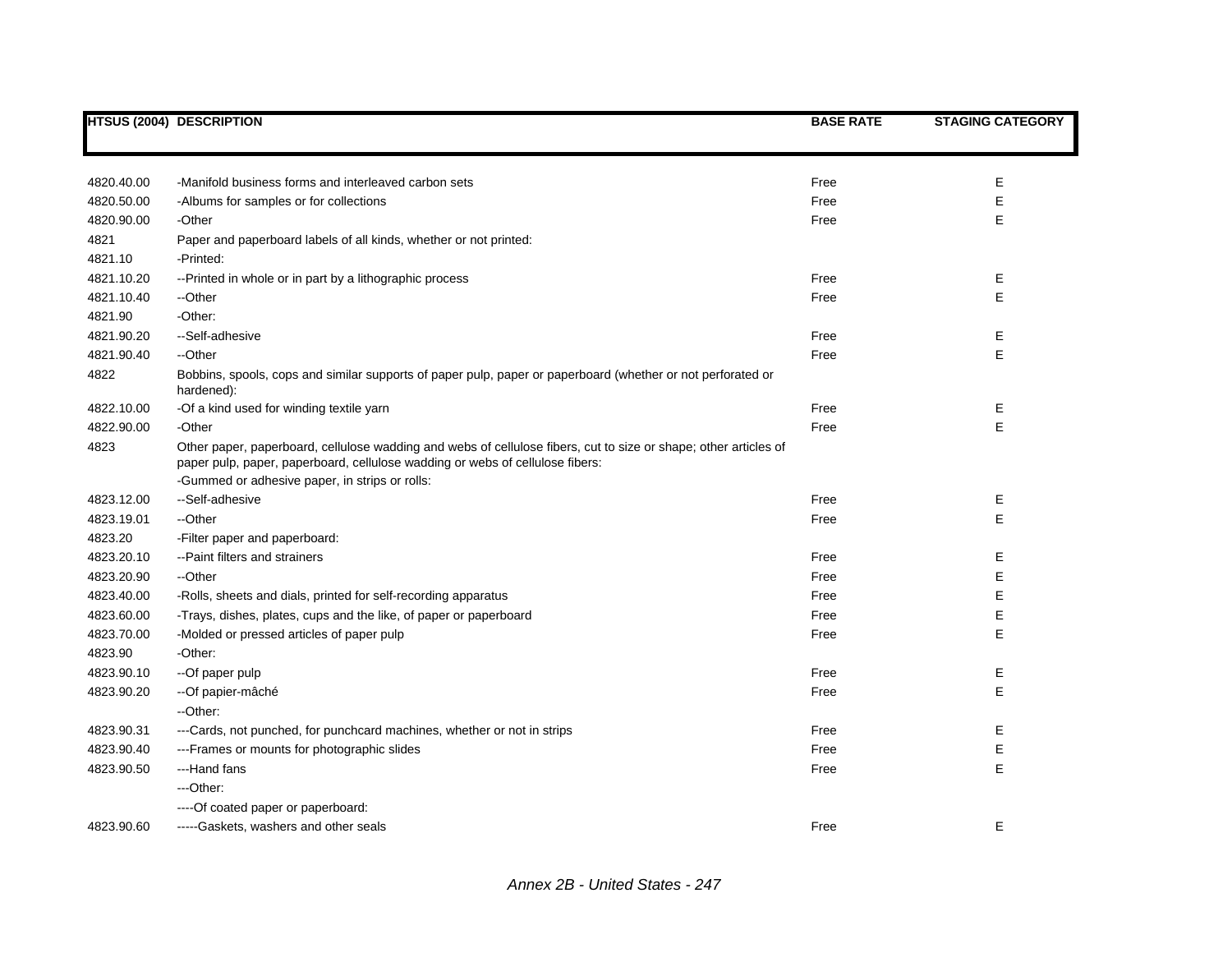| HTSUS (2004) | DESCRIPTION | BASE RATE | STAGING CATEGORY |
|---|---|---|---|
| 4820.40.00 | -Manifold business forms and interleaved carbon sets | Free | E |
| 4820.50.00 | -Albums for samples or for collections | Free | E |
| 4820.90.00 | -Other | Free | E |
| 4821 | Paper and paperboard labels of all kinds, whether or not printed: | | |
| 4821.10 | -Printed: | | |
| 4821.10.20 | --Printed in whole or in part by a lithographic process | Free | E |
| 4821.10.40 | --Other | Free | E |
| 4821.90 | -Other: | | |
| 4821.90.20 | --Self-adhesive | Free | E |
| 4821.90.40 | --Other | Free | E |
| 4822 | Bobbins, spools, cops and similar supports of paper pulp, paper or paperboard (whether or not perforated or hardened): | | |
| 4822.10.00 | -Of a kind used for winding textile yarn | Free | E |
| 4822.90.00 | -Other | Free | E |
| 4823 | Other paper, paperboard, cellulose wadding and webs of cellulose fibers, cut to size or shape; other articles of paper pulp, paper, paperboard, cellulose wadding or webs of cellulose fibers: | | |
| | -Gummed or adhesive paper, in strips or rolls: | | |
| 4823.12.00 | --Self-adhesive | Free | E |
| 4823.19.01 | --Other | Free | E |
| 4823.20 | -Filter paper and paperboard: | | |
| 4823.20.10 | --Paint filters and strainers | Free | E |
| 4823.20.90 | --Other | Free | E |
| 4823.40.00 | -Rolls, sheets and dials, printed for self-recording apparatus | Free | E |
| 4823.60.00 | -Trays, dishes, plates, cups and the like, of paper or paperboard | Free | E |
| 4823.70.00 | -Molded or pressed articles of paper pulp | Free | E |
| 4823.90 | -Other: | | |
| 4823.90.10 | --Of paper pulp | Free | E |
| 4823.90.20 | --Of papier-mâché | Free | E |
| | --Other: | | |
| 4823.90.31 | ---Cards, not punched, for punchcard machines, whether or not in strips | Free | E |
| 4823.90.40 | ---Frames or mounts for photographic slides | Free | E |
| 4823.90.50 | ---Hand fans | Free | E |
| | ---Other: | | |
| | ----Of coated paper or paperboard: | | |
| 4823.90.60 | -----Gaskets, washers and other seals | Free | E |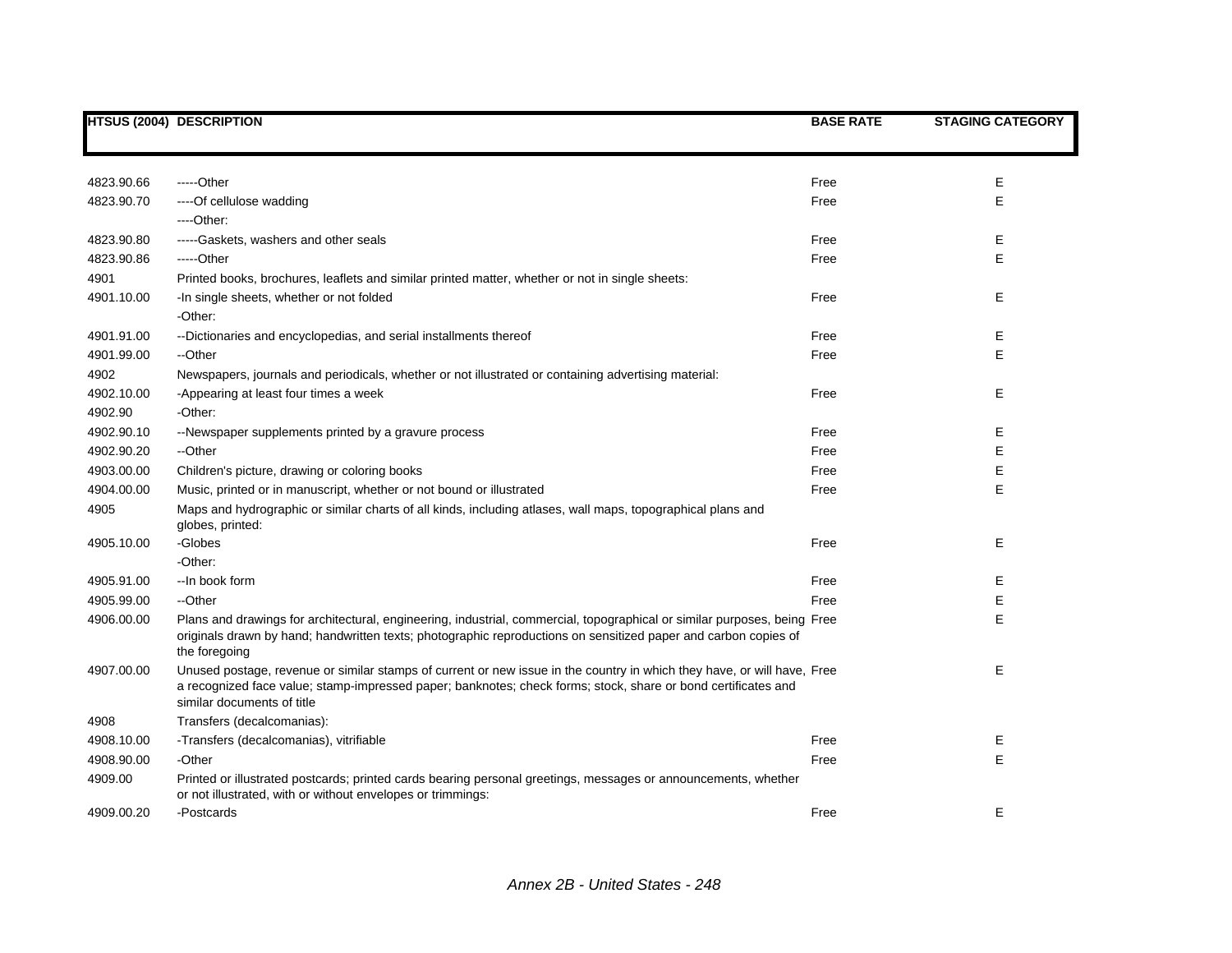| HTSUS (2004) | DESCRIPTION | BASE RATE | STAGING CATEGORY |
|---|---|---|---|
| 4823.90.66 | -----Other | Free | E |
| 4823.90.70 | ----Of cellulose wadding | Free | E |
| | ----Other: | | |
| 4823.90.80 | -----Gaskets, washers and other seals | Free | E |
| 4823.90.86 | -----Other | Free | E |
| 4901 | Printed books, brochures, leaflets and similar printed matter, whether or not in single sheets: | | |
| 4901.10.00 | -In single sheets, whether or not folded | Free | E |
| | -Other: | | |
| 4901.91.00 | --Dictionaries and encyclopedias, and serial installments thereof | Free | E |
| 4901.99.00 | --Other | Free | E |
| 4902 | Newspapers, journals and periodicals, whether or not illustrated or containing advertising material: | | |
| 4902.10.00 | -Appearing at least four times a week | Free | E |
| 4902.90 | -Other: | | |
| 4902.90.10 | --Newspaper supplements printed by a gravure process | Free | E |
| 4902.90.20 | --Other | Free | E |
| 4903.00.00 | Children's picture, drawing or coloring books | Free | E |
| 4904.00.00 | Music, printed or in manuscript, whether or not bound or illustrated | Free | E |
| 4905 | Maps and hydrographic or similar charts of all kinds, including atlases, wall maps, topographical plans and globes, printed: | | |
| 4905.10.00 | -Globes | Free | E |
| | -Other: | | |
| 4905.91.00 | --In book form | Free | E |
| 4905.99.00 | --Other | Free | E |
| 4906.00.00 | Plans and drawings for architectural, engineering, industrial, commercial, topographical or similar purposes, being originals drawn by hand; handwritten texts; photographic reproductions on sensitized paper and carbon copies of the foregoing | Free | E |
| 4907.00.00 | Unused postage, revenue or similar stamps of current or new issue in the country in which they have, or will have, a recognized face value; stamp-impressed paper; banknotes; check forms; stock, share or bond certificates and similar documents of title | Free | E |
| 4908 | Transfers (decalcomanias): | | |
| 4908.10.00 | -Transfers (decalcomanias), vitrifiable | Free | E |
| 4908.90.00 | -Other | Free | E |
| 4909.00 | Printed or illustrated postcards; printed cards bearing personal greetings, messages or announcements, whether or not illustrated, with or without envelopes or trimmings: | | |
| 4909.00.20 | -Postcards | Free | E |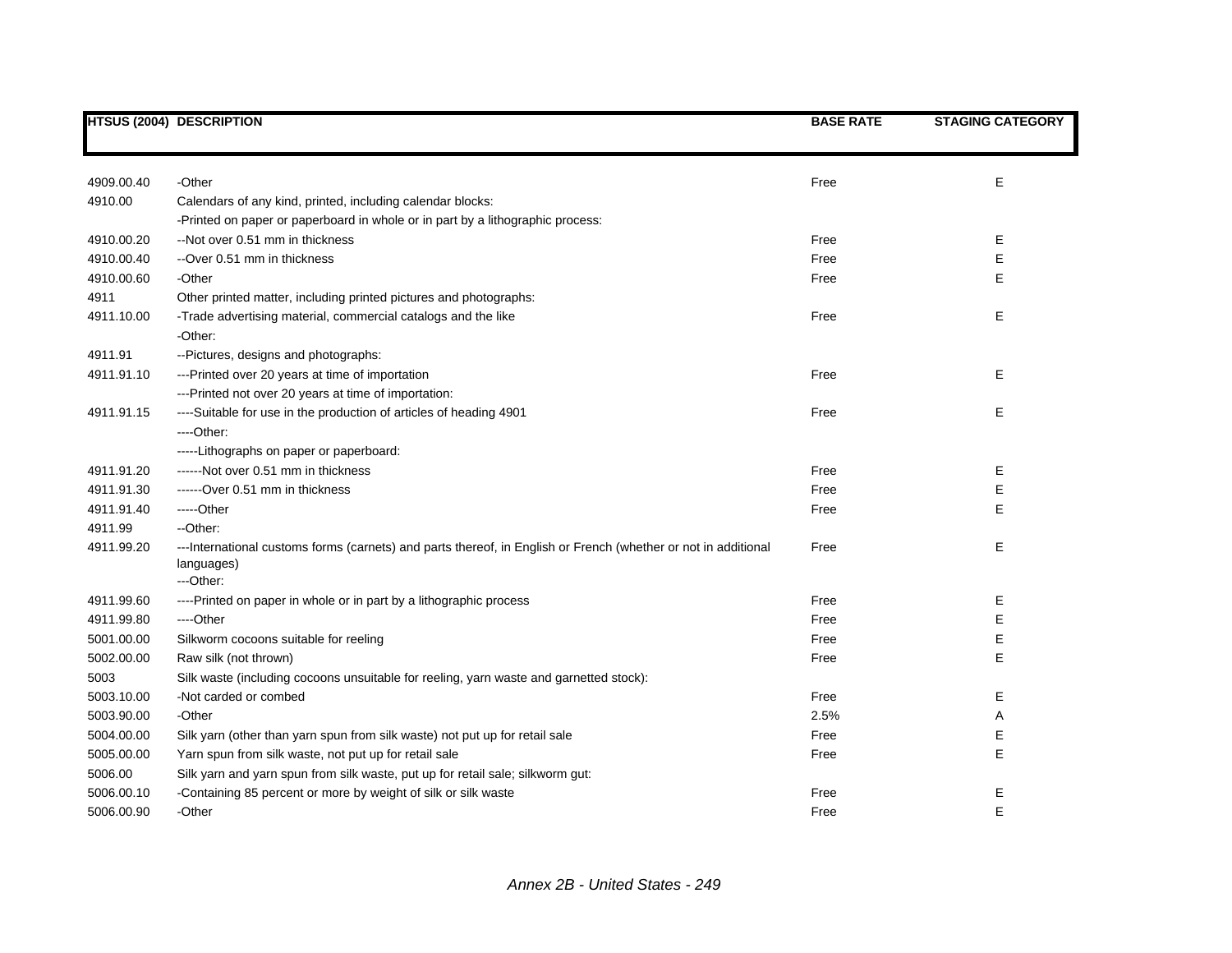| HTSUS (2004) | DESCRIPTION | BASE RATE | STAGING CATEGORY |
|---|---|---|---|
| 4909.00.40 | -Other | Free | E |
| 4910.00 | Calendars of any kind, printed, including calendar blocks: | | |
| | -Printed on paper or paperboard in whole or in part by a lithographic process: | | |
| 4910.00.20 | --Not over 0.51 mm in thickness | Free | E |
| 4910.00.40 | --Over 0.51 mm in thickness | Free | E |
| 4910.00.60 | -Other | Free | E |
| 4911 | Other printed matter, including printed pictures and photographs: | | |
| 4911.10.00 | -Trade advertising material, commercial catalogs and the like | Free | E |
| | -Other: | | |
| 4911.91 | --Pictures, designs and photographs: | | |
| 4911.91.10 | ---Printed over 20 years at time of importation | Free | E |
| | ---Printed not over 20 years at time of importation: | | |
| 4911.91.15 | ----Suitable for use in the production of articles of heading 4901 | Free | E |
| | ----Other: | | |
| | -----Lithographs on paper or paperboard: | | |
| 4911.91.20 | ------Not over 0.51 mm in thickness | Free | E |
| 4911.91.30 | ------Over 0.51 mm in thickness | Free | E |
| 4911.91.40 | -----Other | Free | E |
| 4911.99 | --Other: | | |
| 4911.99.20 | ---International customs forms (carnets) and parts thereof, in English or French (whether or not in additional languages) | Free | E |
| | ---Other: | | |
| 4911.99.60 | ----Printed on paper in whole or in part by a lithographic process | Free | E |
| 4911.99.80 | ----Other | Free | E |
| 5001.00.00 | Silkworm cocoons suitable for reeling | Free | E |
| 5002.00.00 | Raw silk (not thrown) | Free | E |
| 5003 | Silk waste (including cocoons unsuitable for reeling, yarn waste and garnetted stock): | | |
| 5003.10.00 | -Not carded or combed | Free | E |
| 5003.90.00 | -Other | 2.5% | A |
| 5004.00.00 | Silk yarn (other than yarn spun from silk waste) not put up for retail sale | Free | E |
| 5005.00.00 | Yarn spun from silk waste, not put up for retail sale | Free | E |
| 5006.00 | Silk yarn and yarn spun from silk waste, put up for retail sale; silkworm gut: | | |
| 5006.00.10 | -Containing 85 percent or more by weight of silk or silk waste | Free | E |
| 5006.00.90 | -Other | Free | E |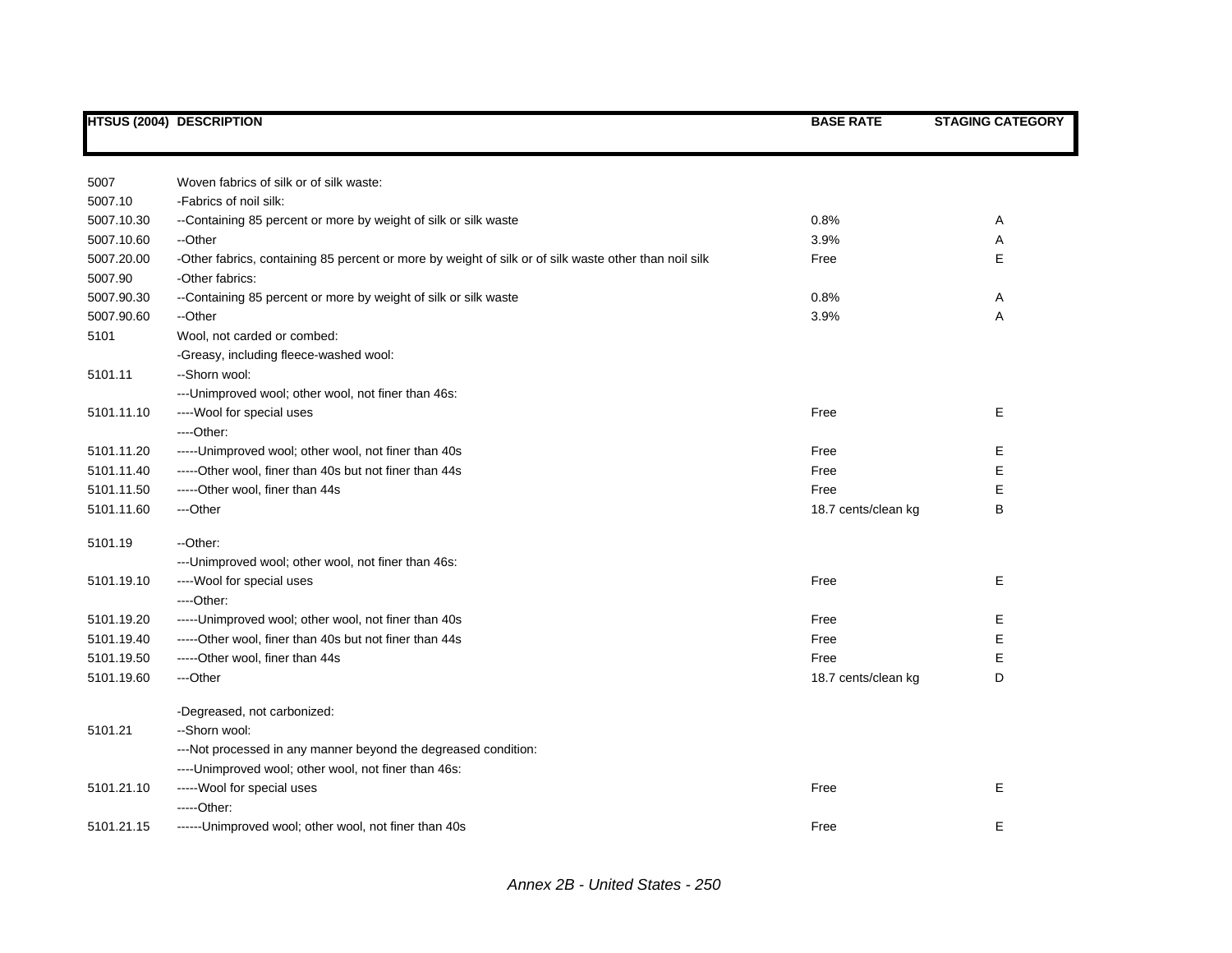| HTSUS (2004) | DESCRIPTION | BASE RATE | STAGING CATEGORY |
|---|---|---|---|
| 5007 | Woven fabrics of silk or of silk waste: | | |
| 5007.10 | -Fabrics of noil silk: | | |
| 5007.10.30 | --Containing 85 percent or more by weight of silk or silk waste | 0.8% | A |
| 5007.10.60 | --Other | 3.9% | A |
| 5007.20.00 | -Other fabrics, containing 85 percent or more by weight of silk or of silk waste other than noil silk | Free | E |
| 5007.90 | -Other fabrics: | | |
| 5007.90.30 | --Containing 85 percent or more by weight of silk or silk waste | 0.8% | A |
| 5007.90.60 | --Other | 3.9% | A |
| 5101 | Wool, not carded or combed: | | |
| | -Greasy, including fleece-washed wool: | | |
| 5101.11 | --Shorn wool: | | |
| | ---Unimproved wool; other wool, not finer than 46s: | | |
| 5101.11.10 | ----Wool for special uses | Free | E |
| | ----Other: | | |
| 5101.11.20 | -----Unimproved wool; other wool, not finer than 40s | Free | E |
| 5101.11.40 | -----Other wool, finer than 40s but not finer than 44s | Free | E |
| 5101.11.50 | -----Other wool, finer than 44s | Free | E |
| 5101.11.60 | ---Other | 18.7 cents/clean kg | B |
| 5101.19 | --Other: | | |
| | ---Unimproved wool; other wool, not finer than 46s: | | |
| 5101.19.10 | ----Wool for special uses | Free | E |
| | ----Other: | | |
| 5101.19.20 | -----Unimproved wool; other wool, not finer than 40s | Free | E |
| 5101.19.40 | -----Other wool, finer than 40s but not finer than 44s | Free | E |
| 5101.19.50 | -----Other wool, finer than 44s | Free | E |
| 5101.19.60 | ---Other | 18.7 cents/clean kg | D |
| | -Degreased, not carbonized: | | |
| 5101.21 | --Shorn wool: | | |
| | ---Not processed in any manner beyond the degreased condition: | | |
| | ----Unimproved wool; other wool, not finer than 46s: | | |
| 5101.21.10 | -----Wool for special uses | Free | E |
| | -----Other: | | |
| 5101.21.15 | ------Unimproved wool; other wool, not finer than 40s | Free | E |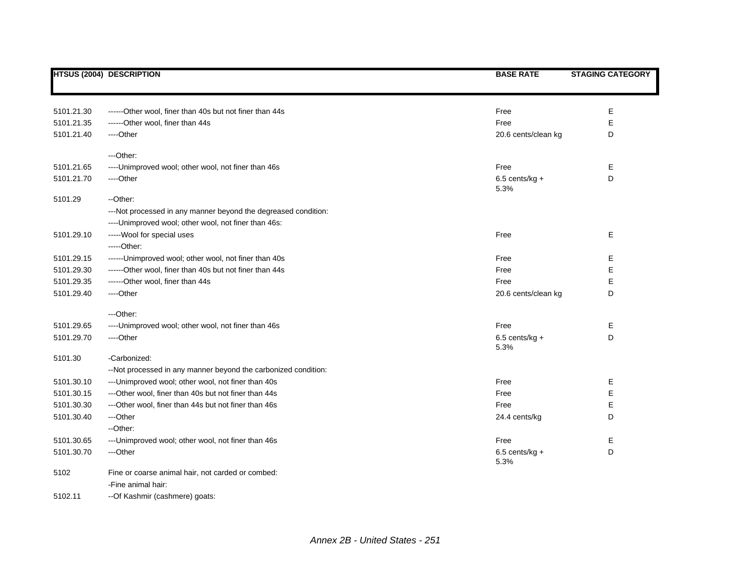| HTSUS (2004) | DESCRIPTION | BASE RATE | STAGING CATEGORY |
|---|---|---|---|
| 5101.21.30 | ------Other wool, finer than 40s but not finer than 44s | Free | E |
| 5101.21.35 | ------Other wool, finer than 44s | Free | E |
| 5101.21.40 | ----Other | 20.6 cents/clean kg | D |
| | ---Other: | | |
| 5101.21.65 | ----Unimproved wool; other wool, not finer than 46s | Free | E |
| 5101.21.70 | ----Other | 6.5 cents/kg + 5.3% | D |
| 5101.29 | --Other: | | |
| | ---Not processed in any manner beyond the degreased condition: | | |
| | ----Unimproved wool; other wool, not finer than 46s: | | |
| 5101.29.10 | -----Wool for special uses | Free | E |
| | -----Other: | | |
| 5101.29.15 | ------Unimproved wool; other wool, not finer than 40s | Free | E |
| 5101.29.30 | ------Other wool, finer than 40s but not finer than 44s | Free | E |
| 5101.29.35 | ------Other wool, finer than 44s | Free | E |
| 5101.29.40 | ----Other | 20.6 cents/clean kg | D |
| | ---Other: | | |
| 5101.29.65 | ----Unimproved wool; other wool, not finer than 46s | Free | E |
| 5101.29.70 | ----Other | 6.5 cents/kg + 5.3% | D |
| 5101.30 | -Carbonized: | | |
| | --Not processed in any manner beyond the carbonized condition: | | |
| 5101.30.10 | ---Unimproved wool; other wool, not finer than 40s | Free | E |
| 5101.30.15 | ---Other wool, finer than 40s but not finer than 44s | Free | E |
| 5101.30.30 | ---Other wool, finer than 44s but not finer than 46s | Free | E |
| 5101.30.40 | ---Other | 24.4 cents/kg | D |
| | --Other: | | |
| 5101.30.65 | ---Unimproved wool; other wool, not finer than 46s | Free | E |
| 5101.30.70 | ---Other | 6.5 cents/kg + 5.3% | D |
| 5102 | Fine or coarse animal hair, not carded or combed: | | |
| | -Fine animal hair: | | |
| 5102.11 | --Of Kashmir (cashmere) goats: | | |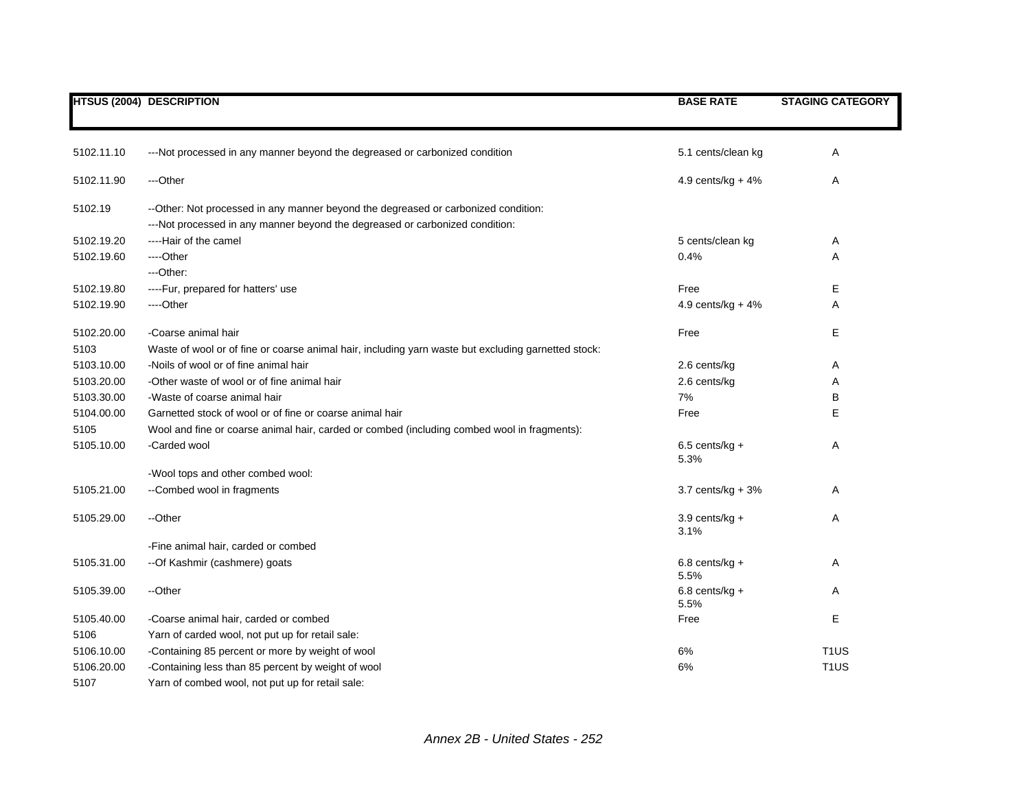| HTSUS (2004) | DESCRIPTION | BASE RATE | STAGING CATEGORY |
|---|---|---|---|
| 5102.11.10 | ---Not processed in any manner beyond the degreased or carbonized condition | 5.1 cents/clean kg | A |
| 5102.11.90 | ---Other | 4.9 cents/kg + 4% | A |
| 5102.19 | --Other: Not processed in any manner beyond the degreased or carbonized condition: | | |
| | ---Not processed in any manner beyond the degreased or carbonized condition: | | |
| 5102.19.20 | ----Hair of the camel | 5 cents/clean kg | A |
| 5102.19.60 | ----Other | 0.4% | A |
| | ---Other: | | |
| 5102.19.80 | ----Fur, prepared for hatters' use | Free | E |
| 5102.19.90 | ----Other | 4.9 cents/kg + 4% | A |
| 5102.20.00 | -Coarse animal hair | Free | E |
| 5103 | Waste of wool or of fine or coarse animal hair, including yarn waste but excluding garnetted stock: | | |
| 5103.10.00 | -Noils of wool or of fine animal hair | 2.6 cents/kg | A |
| 5103.20.00 | -Other waste of wool or of fine animal hair | 2.6 cents/kg | A |
| 5103.30.00 | -Waste of coarse animal hair | 7% | B |
| 5104.00.00 | Garnetted stock of wool or of fine or coarse animal hair | Free | E |
| 5105 | Wool and fine or coarse animal hair, carded or combed (including combed wool in fragments): | | |
| 5105.10.00 | -Carded wool | 6.5 cents/kg + 5.3% | A |
| | -Wool tops and other combed wool: | | |
| 5105.21.00 | --Combed wool in fragments | 3.7 cents/kg + 3% | A |
| 5105.29.00 | --Other | 3.9 cents/kg + 3.1% | A |
| | -Fine animal hair, carded or combed | | |
| 5105.31.00 | --Of Kashmir (cashmere) goats | 6.8 cents/kg + 5.5% | A |
| 5105.39.00 | --Other | 6.8 cents/kg + 5.5% | A |
| 5105.40.00 | -Coarse animal hair, carded or combed | Free | E |
| 5106 | Yarn of carded wool, not put up for retail sale: | | |
| 5106.10.00 | -Containing 85 percent or more by weight of wool | 6% | T1US |
| 5106.20.00 | -Containing less than 85 percent by weight of wool | 6% | T1US |
| 5107 | Yarn of combed wool, not put up for retail sale: | | |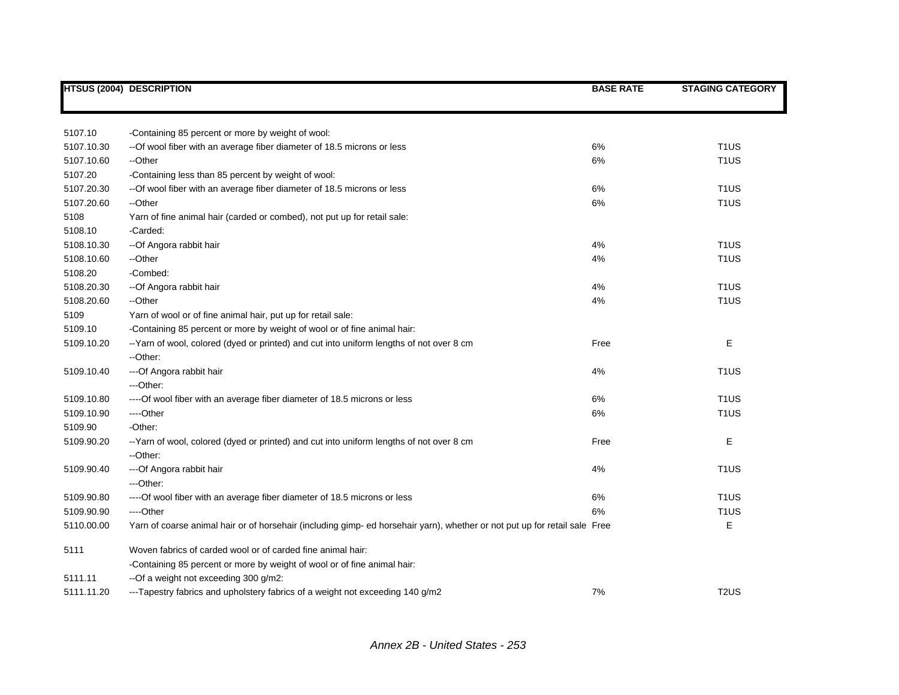| HTSUS (2004) | DESCRIPTION | BASE RATE | STAGING CATEGORY |
|---|---|---|---|
| 5107.10 | -Containing 85 percent or more by weight of wool: | | |
| 5107.10.30 | --Of wool fiber with an average fiber diameter of 18.5 microns or less | 6% | T1US |
| 5107.10.60 | --Other | 6% | T1US |
| 5107.20 | -Containing less than 85 percent by weight of wool: | | |
| 5107.20.30 | --Of wool fiber with an average fiber diameter of 18.5 microns or less | 6% | T1US |
| 5107.20.60 | --Other | 6% | T1US |
| 5108 | Yarn of fine animal hair (carded or combed), not put up for retail sale: | | |
| 5108.10 | -Carded: | | |
| 5108.10.30 | --Of Angora rabbit hair | 4% | T1US |
| 5108.10.60 | --Other | 4% | T1US |
| 5108.20 | -Combed: | | |
| 5108.20.30 | --Of Angora rabbit hair | 4% | T1US |
| 5108.20.60 | --Other | 4% | T1US |
| 5109 | Yarn of wool or of fine animal hair, put up for retail sale: | | |
| 5109.10 | -Containing 85 percent or more by weight of wool or of fine animal hair: | | |
| 5109.10.20 | --Yarn of wool, colored (dyed or printed) and cut into uniform lengths of not over 8 cm | Free | E |
| | --Other: | | |
| 5109.10.40 | ---Of Angora rabbit hair | 4% | T1US |
| | ---Other: | | |
| 5109.10.80 | ----Of wool fiber with an average fiber diameter of 18.5 microns or less | 6% | T1US |
| 5109.10.90 | ----Other | 6% | T1US |
| 5109.90 | -Other: | | |
| 5109.90.20 | --Yarn of wool, colored (dyed or printed) and cut into uniform lengths of not over 8 cm | Free | E |
| | --Other: | | |
| 5109.90.40 | ---Of Angora rabbit hair | 4% | T1US |
| | ---Other: | | |
| 5109.90.80 | ----Of wool fiber with an average fiber diameter of 18.5 microns or less | 6% | T1US |
| 5109.90.90 | ----Other | 6% | T1US |
| 5110.00.00 | Yarn of coarse animal hair or of horsehair (including gimp- ed horsehair yarn), whether or not put up for retail sale | Free | E |
| 5111 | Woven fabrics of carded wool or of carded fine animal hair: | | |
| | -Containing 85 percent or more by weight of wool or of fine animal hair: | | |
| 5111.11 | --Of a weight not exceeding 300 g/m2: | | |
| 5111.11.20 | ---Tapestry fabrics and upholstery fabrics of a weight not exceeding 140 g/m2 | 7% | T2US |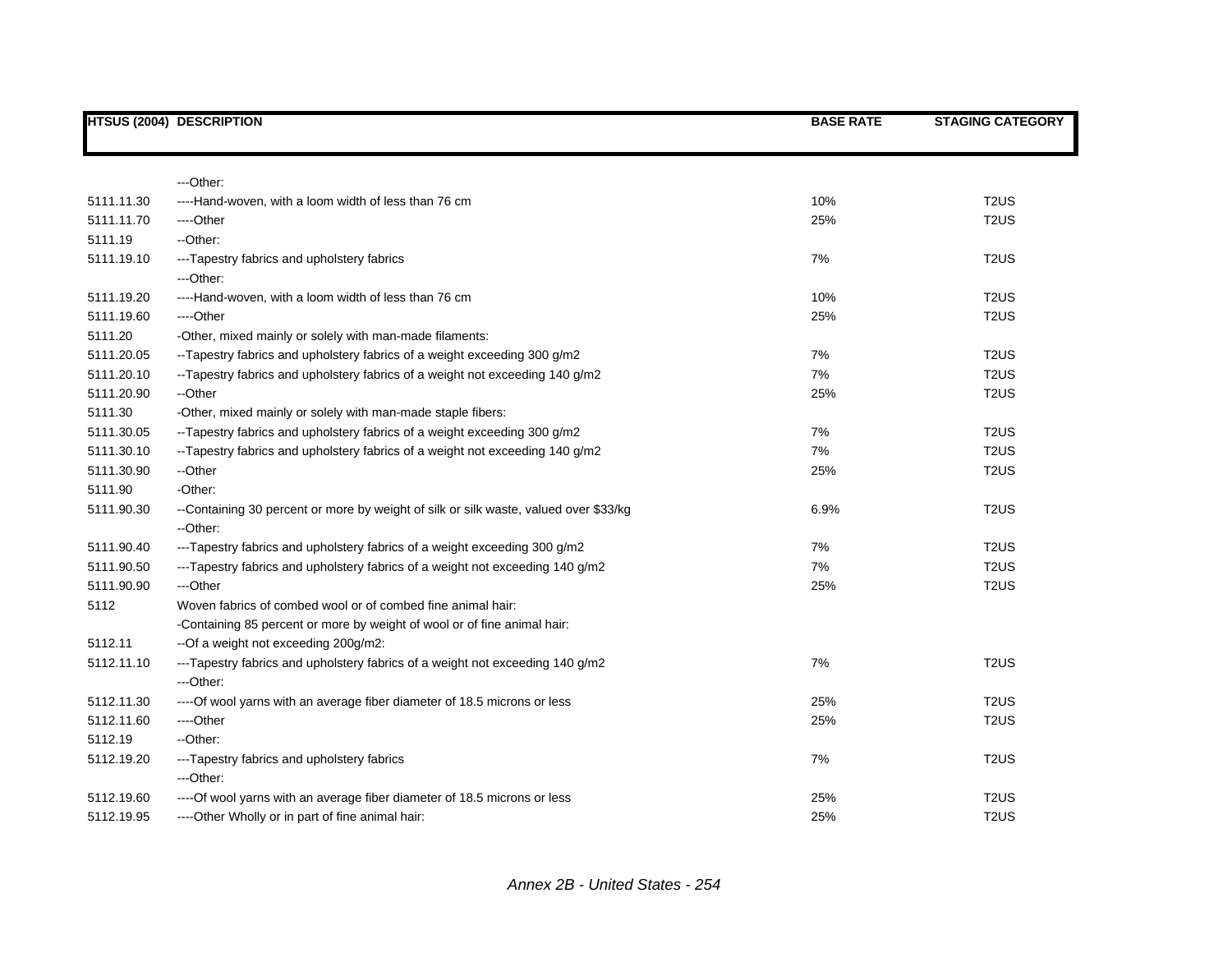| HTSUS (2004) | DESCRIPTION | BASE RATE | STAGING CATEGORY |
|---|---|---|---|
| | ---Other: | | |
| 5111.11.30 | ----Hand-woven, with a loom width of less than 76 cm | 10% | T2US |
| 5111.11.70 | ----Other | 25% | T2US |
| 5111.19 | --Other: | | |
| 5111.19.10 | ---Tapestry fabrics and upholstery fabrics | 7% | T2US |
| | ---Other: | | |
| 5111.19.20 | ----Hand-woven, with a loom width of less than 76 cm | 10% | T2US |
| 5111.19.60 | ----Other | 25% | T2US |
| 5111.20 | -Other, mixed mainly or solely with man-made filaments: | | |
| 5111.20.05 | --Tapestry fabrics and upholstery fabrics of a weight exceeding 300 g/m2 | 7% | T2US |
| 5111.20.10 | --Tapestry fabrics and upholstery fabrics of a weight not exceeding 140 g/m2 | 7% | T2US |
| 5111.20.90 | --Other | 25% | T2US |
| 5111.30 | -Other, mixed mainly or solely with man-made staple fibers: | | |
| 5111.30.05 | --Tapestry fabrics and upholstery fabrics of a weight exceeding 300 g/m2 | 7% | T2US |
| 5111.30.10 | --Tapestry fabrics and upholstery fabrics of a weight not exceeding 140 g/m2 | 7% | T2US |
| 5111.30.90 | --Other | 25% | T2US |
| 5111.90 | -Other: | | |
| 5111.90.30 | --Containing 30 percent or more by weight of silk or silk waste, valued over $33/kg | 6.9% | T2US |
| | --Other: | | |
| 5111.90.40 | ---Tapestry fabrics and upholstery fabrics of a weight exceeding 300 g/m2 | 7% | T2US |
| 5111.90.50 | ---Tapestry fabrics and upholstery fabrics of a weight not exceeding 140 g/m2 | 7% | T2US |
| 5111.90.90 | ---Other | 25% | T2US |
| 5112 | Woven fabrics of combed wool or of combed fine animal hair: | | |
| | -Containing 85 percent or more by weight of wool or of fine animal hair: | | |
| 5112.11 | --Of a weight not exceeding 200g/m2: | | |
| 5112.11.10 | ---Tapestry fabrics and upholstery fabrics of a weight not exceeding 140 g/m2 | 7% | T2US |
| | ---Other: | | |
| 5112.11.30 | ----Of wool yarns with an average fiber diameter of 18.5 microns or less | 25% | T2US |
| 5112.11.60 | ----Other | 25% | T2US |
| 5112.19 | --Other: | | |
| 5112.19.20 | ---Tapestry fabrics and upholstery fabrics | 7% | T2US |
| | ---Other: | | |
| 5112.19.60 | ----Of wool yarns with an average fiber diameter of 18.5 microns or less | 25% | T2US |
| 5112.19.95 | ----Other Wholly or in part of fine animal hair: | 25% | T2US |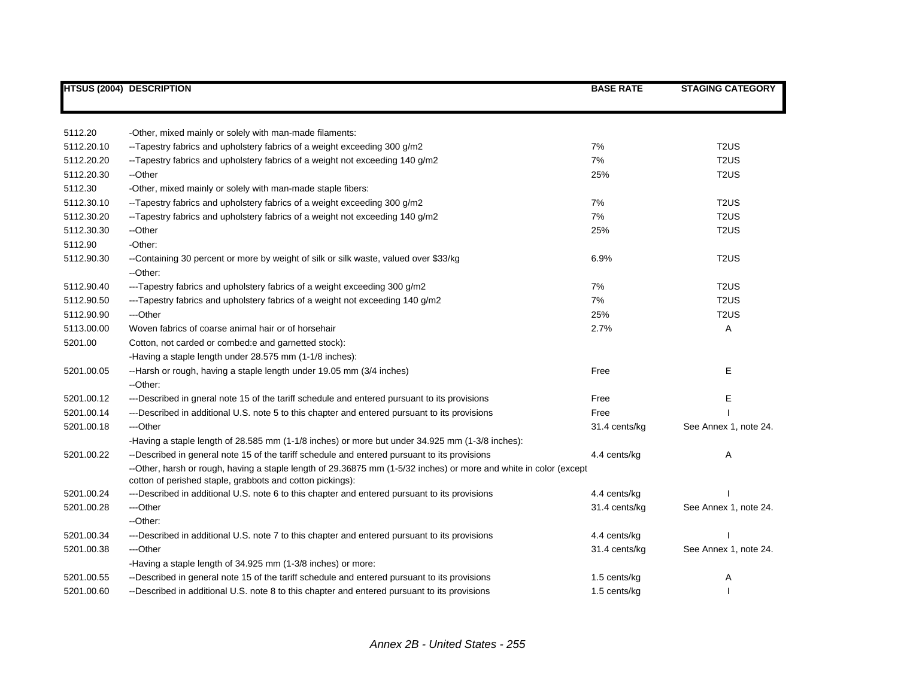| HTSUS (2004) | DESCRIPTION | BASE RATE | STAGING CATEGORY |
|---|---|---|---|
| 5112.20 | -Other, mixed mainly or solely with man-made filaments: | | |
| 5112.20.10 | --Tapestry fabrics and upholstery fabrics of a weight exceeding 300 g/m2 | 7% | T2US |
| 5112.20.20 | --Tapestry fabrics and upholstery fabrics of a weight not exceeding 140 g/m2 | 7% | T2US |
| 5112.20.30 | --Other | 25% | T2US |
| 5112.30 | -Other, mixed mainly or solely with man-made staple fibers: | | |
| 5112.30.10 | --Tapestry fabrics and upholstery fabrics of a weight exceeding 300 g/m2 | 7% | T2US |
| 5112.30.20 | --Tapestry fabrics and upholstery fabrics of a weight not exceeding 140 g/m2 | 7% | T2US |
| 5112.30.30 | --Other | 25% | T2US |
| 5112.90 | -Other: | | |
| 5112.90.30 | --Containing 30 percent or more by weight of silk or silk waste, valued over $33/kg | 6.9% | T2US |
| | --Other: | | |
| 5112.90.40 | ---Tapestry fabrics and upholstery fabrics of a weight exceeding 300 g/m2 | 7% | T2US |
| 5112.90.50 | ---Tapestry fabrics and upholstery fabrics of a weight not exceeding 140 g/m2 | 7% | T2US |
| 5112.90.90 | ---Other | 25% | T2US |
| 5113.00.00 | Woven fabrics of coarse animal hair or of horsehair | 2.7% | A |
| 5201.00 | Cotton, not carded or combed:e and garnetted stock): | | |
| | -Having a staple length under 28.575 mm (1-1/8 inches): | | |
| 5201.00.05 | --Harsh or rough, having a staple length under 19.05 mm (3/4 inches) | Free | E |
| | --Other: | | |
| 5201.00.12 | ---Described in gneral note 15 of the tariff schedule and entered pursuant to its provisions | Free | E |
| 5201.00.14 | ---Described in additional U.S. note 5 to this chapter and entered pursuant to its provisions | Free | I |
| 5201.00.18 | ---Other | 31.4 cents/kg | See Annex 1, note 24. |
| | -Having a staple length of 28.585 mm (1-1/8 inches) or more but under 34.925 mm (1-3/8 inches): | | |
| 5201.00.22 | --Described in general note 15 of the tariff schedule and entered pursuant to its provisions | 4.4 cents/kg | A |
| | --Other, harsh or rough, having a staple length of 29.36875 mm (1-5/32 inches) or more and white in color (except cotton of perished staple, grabbots and cotton pickings): | | |
| 5201.00.24 | ---Described in additional U.S. note 6 to this chapter and entered pursuant to its provisions | 4.4 cents/kg | I |
| 5201.00.28 | ---Other | 31.4 cents/kg | See Annex 1, note 24. |
| | --Other: | | |
| 5201.00.34 | ---Described in additional U.S. note 7 to this chapter and entered pursuant to its provisions | 4.4 cents/kg | I |
| 5201.00.38 | ---Other | 31.4 cents/kg | See Annex 1, note 24. |
| | -Having a staple length of 34.925 mm (1-3/8 inches) or more: | | |
| 5201.00.55 | --Described in general note 15 of the tariff schedule and entered pursuant to its provisions | 1.5 cents/kg | A |
| 5201.00.60 | --Described in additional U.S. note 8 to this chapter and entered pursuant to its provisions | 1.5 cents/kg | I |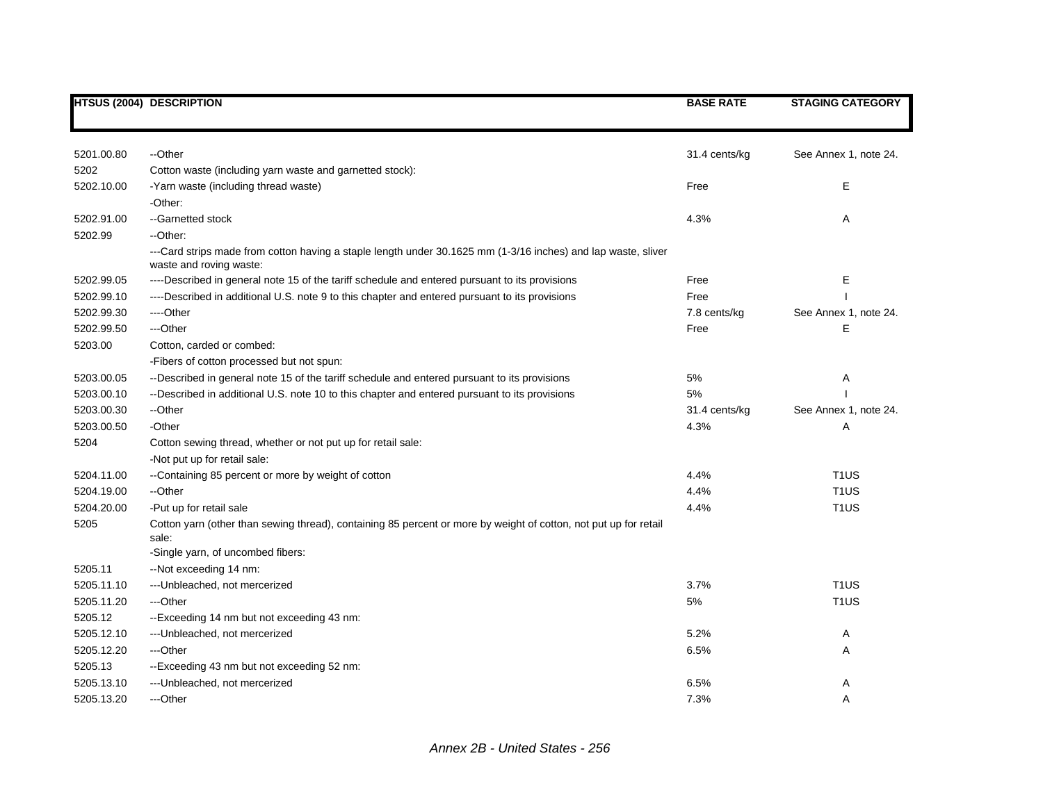| HTSUS (2004) | DESCRIPTION | BASE RATE | STAGING CATEGORY |
|---|---|---|---|
| 5201.00.80 | --Other | 31.4 cents/kg | See Annex 1, note 24. |
| 5202 | Cotton waste (including yarn waste and garnetted stock): | | |
| 5202.10.00 | -Yarn waste (including thread waste) | Free | E |
| | -Other: | | |
| 5202.91.00 | --Garnetted stock | 4.3% | A |
| 5202.99 | --Other: | | |
| | ---Card strips made from cotton having a staple length under 30.1625 mm (1-3/16 inches) and lap waste, sliver waste and roving waste: | | |
| 5202.99.05 | ----Described in general note 15 of the tariff schedule and entered pursuant to its provisions | Free | E |
| 5202.99.10 | ----Described in additional U.S. note 9 to this chapter and entered pursuant to its provisions | Free | I |
| 5202.99.30 | ----Other | 7.8 cents/kg | See Annex 1, note 24. |
| 5202.99.50 | ---Other | Free | E |
| 5203.00 | Cotton, carded or combed: | | |
| | -Fibers of cotton processed but not spun: | | |
| 5203.00.05 | --Described in general note 15 of the tariff schedule and entered pursuant to its provisions | 5% | A |
| 5203.00.10 | --Described in additional U.S. note 10 to this chapter and entered pursuant to its provisions | 5% | I |
| 5203.00.30 | --Other | 31.4 cents/kg | See Annex 1, note 24. |
| 5203.00.50 | -Other | 4.3% | A |
| 5204 | Cotton sewing thread, whether or not put up for retail sale: | | |
| | -Not put up for retail sale: | | |
| 5204.11.00 | --Containing 85 percent or more by weight of cotton | 4.4% | T1US |
| 5204.19.00 | --Other | 4.4% | T1US |
| 5204.20.00 | -Put up for retail sale | 4.4% | T1US |
| 5205 | Cotton yarn (other than sewing thread), containing 85 percent or more by weight of cotton, not put up for retail sale: | | |
| | -Single yarn, of uncombed fibers: | | |
| 5205.11 | --Not exceeding 14 nm: | | |
| 5205.11.10 | ---Unbleached, not mercerized | 3.7% | T1US |
| 5205.11.20 | ---Other | 5% | T1US |
| 5205.12 | --Exceeding 14 nm but not exceeding 43 nm: | | |
| 5205.12.10 | ---Unbleached, not mercerized | 5.2% | A |
| 5205.12.20 | ---Other | 6.5% | A |
| 5205.13 | --Exceeding 43 nm but not exceeding 52 nm: | | |
| 5205.13.10 | ---Unbleached, not mercerized | 6.5% | A |
| 5205.13.20 | ---Other | 7.3% | A |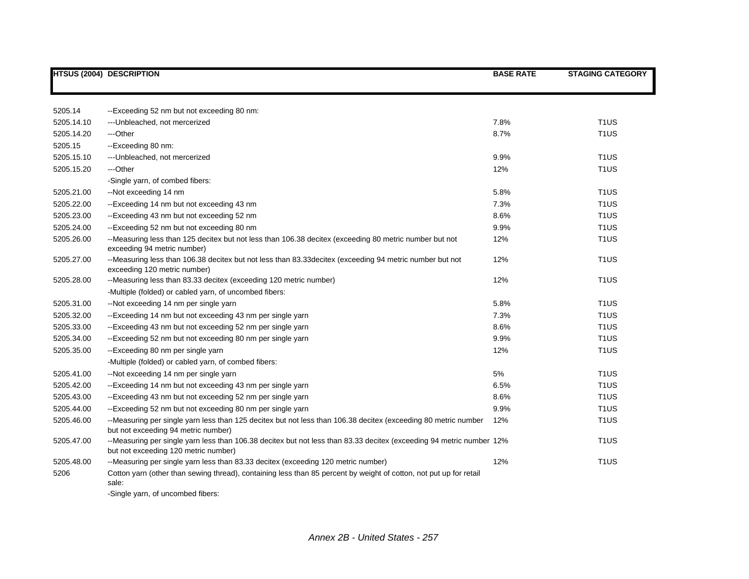| HTSUS (2004) | DESCRIPTION | BASE RATE | STAGING CATEGORY |
|---|---|---|---|
| 5205.14 | --Exceeding 52 nm but not exceeding 80 nm: | | |
| 5205.14.10 | ---Unbleached, not mercerized | 7.8% | T1US |
| 5205.14.20 | ---Other | 8.7% | T1US |
| 5205.15 | --Exceeding 80 nm: | | |
| 5205.15.10 | ---Unbleached, not mercerized | 9.9% | T1US |
| 5205.15.20 | ---Other | 12% | T1US |
| | -Single yarn, of combed fibers: | | |
| 5205.21.00 | --Not exceeding 14 nm | 5.8% | T1US |
| 5205.22.00 | --Exceeding 14 nm but not exceeding 43 nm | 7.3% | T1US |
| 5205.23.00 | --Exceeding 43 nm but not exceeding 52 nm | 8.6% | T1US |
| 5205.24.00 | --Exceeding 52 nm but not exceeding 80 nm | 9.9% | T1US |
| 5205.26.00 | --Measuring less than 125 decitex but not less than 106.38 decitex (exceeding 80 metric number but not exceeding 94 metric number) | 12% | T1US |
| 5205.27.00 | --Measuring less than 106.38 decitex but not less than 83.33decitex (exceeding 94 metric number but not exceeding 120 metric number) | 12% | T1US |
| 5205.28.00 | --Measuring less than 83.33 decitex (exceeding 120 metric number) | 12% | T1US |
| | -Multiple (folded) or cabled yarn, of uncombed fibers: | | |
| 5205.31.00 | --Not exceeding 14 nm per single yarn | 5.8% | T1US |
| 5205.32.00 | --Exceeding 14 nm but not exceeding 43 nm per single yarn | 7.3% | T1US |
| 5205.33.00 | --Exceeding 43 nm but not exceeding 52 nm per single yarn | 8.6% | T1US |
| 5205.34.00 | --Exceeding 52 nm but not exceeding 80 nm per single yarn | 9.9% | T1US |
| 5205.35.00 | --Exceeding 80 nm per single yarn | 12% | T1US |
| | -Multiple (folded) or cabled yarn, of combed fibers: | | |
| 5205.41.00 | --Not exceeding 14 nm per single yarn | 5% | T1US |
| 5205.42.00 | --Exceeding 14 nm but not exceeding 43 nm per single yarn | 6.5% | T1US |
| 5205.43.00 | --Exceeding 43 nm but not exceeding 52 nm per single yarn | 8.6% | T1US |
| 5205.44.00 | --Exceeding 52 nm but not exceeding 80 nm per single yarn | 9.9% | T1US |
| 5205.46.00 | --Measuring per single yarn less than 125 decitex but not less than 106.38 decitex (exceeding 80 metric number but not exceeding 94 metric number) | 12% | T1US |
| 5205.47.00 | --Measuring per single yarn less than 106.38 decitex but not less than 83.33 decitex (exceeding 94 metric number but not exceeding 120 metric number) | 12% | T1US |
| 5205.48.00 | --Measuring per single yarn less than 83.33 decitex (exceeding 120 metric number) | 12% | T1US |
| 5206 | Cotton yarn (other than sewing thread), containing less than 85 percent by weight of cotton, not put up for retail sale: | | |
| | -Single yarn, of uncombed fibers: | | |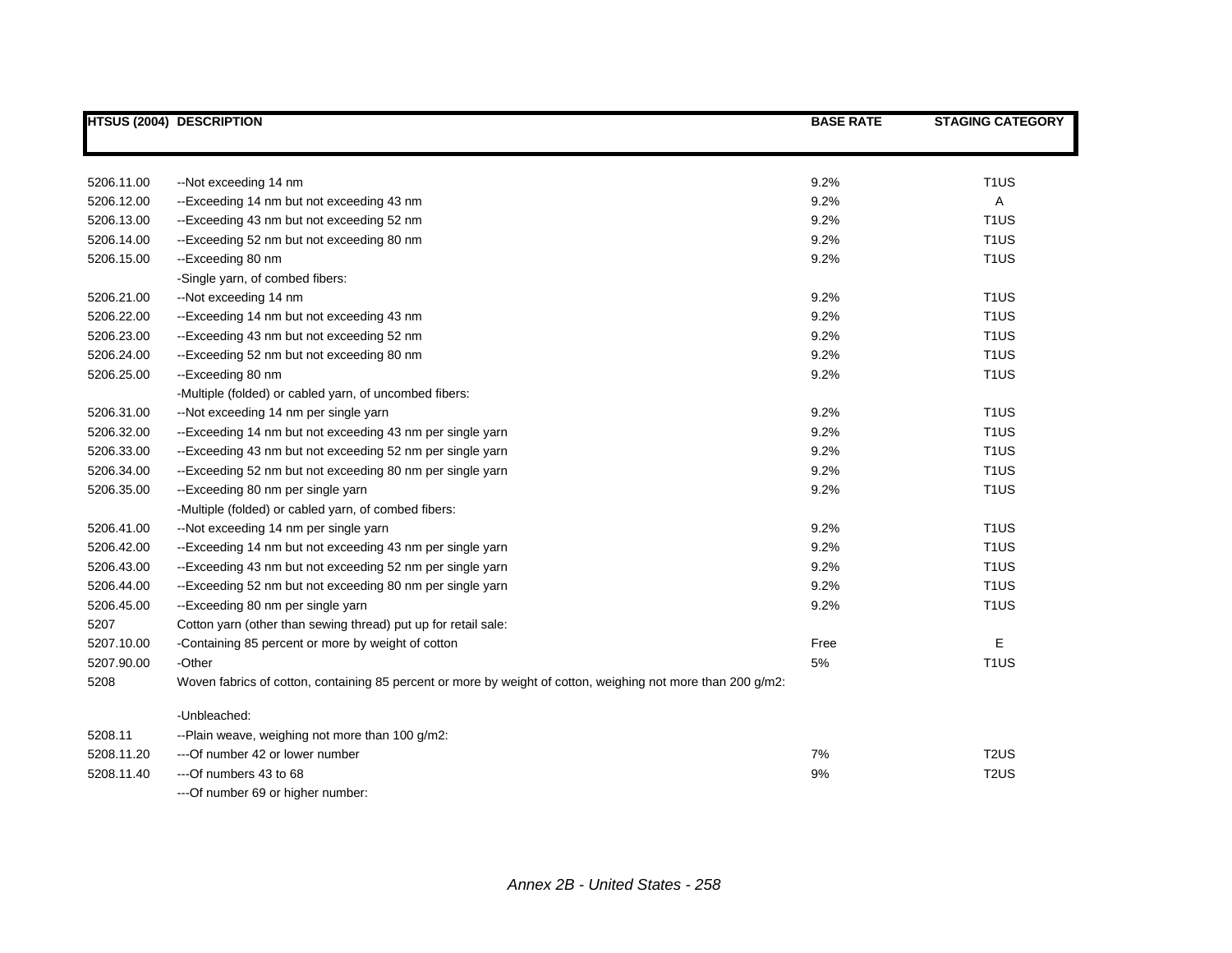| HTSUS (2004) | DESCRIPTION | BASE RATE | STAGING CATEGORY |
|---|---|---|---|
| 5206.11.00 | --Not exceeding 14 nm | 9.2% | T1US |
| 5206.12.00 | --Exceeding 14 nm but not exceeding 43 nm | 9.2% | A |
| 5206.13.00 | --Exceeding 43 nm but not exceeding 52 nm | 9.2% | T1US |
| 5206.14.00 | --Exceeding 52 nm but not exceeding 80 nm | 9.2% | T1US |
| 5206.15.00 | --Exceeding 80 nm | 9.2% | T1US |
| | -Single yarn, of combed fibers: | | |
| 5206.21.00 | --Not exceeding 14 nm | 9.2% | T1US |
| 5206.22.00 | --Exceeding 14 nm but not exceeding 43 nm | 9.2% | T1US |
| 5206.23.00 | --Exceeding 43 nm but not exceeding 52 nm | 9.2% | T1US |
| 5206.24.00 | --Exceeding 52 nm but not exceeding 80 nm | 9.2% | T1US |
| 5206.25.00 | --Exceeding 80 nm | 9.2% | T1US |
| | -Multiple (folded) or cabled yarn, of uncombed fibers: | | |
| 5206.31.00 | --Not exceeding 14 nm per single yarn | 9.2% | T1US |
| 5206.32.00 | --Exceeding 14 nm but not exceeding 43 nm per single yarn | 9.2% | T1US |
| 5206.33.00 | --Exceeding 43 nm but not exceeding 52 nm per single yarn | 9.2% | T1US |
| 5206.34.00 | --Exceeding 52 nm but not exceeding 80 nm per single yarn | 9.2% | T1US |
| 5206.35.00 | --Exceeding 80 nm per single yarn | 9.2% | T1US |
| | -Multiple (folded) or cabled yarn, of combed fibers: | | |
| 5206.41.00 | --Not exceeding 14 nm per single yarn | 9.2% | T1US |
| 5206.42.00 | --Exceeding 14 nm but not exceeding 43 nm per single yarn | 9.2% | T1US |
| 5206.43.00 | --Exceeding 43 nm but not exceeding 52 nm per single yarn | 9.2% | T1US |
| 5206.44.00 | --Exceeding 52 nm but not exceeding 80 nm per single yarn | 9.2% | T1US |
| 5206.45.00 | --Exceeding 80 nm per single yarn | 9.2% | T1US |
| 5207 | Cotton yarn (other than sewing thread) put up for retail sale: | | |
| 5207.10.00 | -Containing 85 percent or more by weight of cotton | Free | E |
| 5207.90.00 | -Other | 5% | T1US |
| 5208 | Woven fabrics of cotton, containing 85 percent or more by weight of cotton, weighing not more than 200 g/m2: | | |
| | -Unbleached: | | |
| 5208.11 | --Plain weave, weighing not more than 100 g/m2: | | |
| 5208.11.20 | ---Of number 42 or lower number | 7% | T2US |
| 5208.11.40 | ---Of numbers 43 to 68 | 9% | T2US |
| | ---Of number 69 or higher number: | | |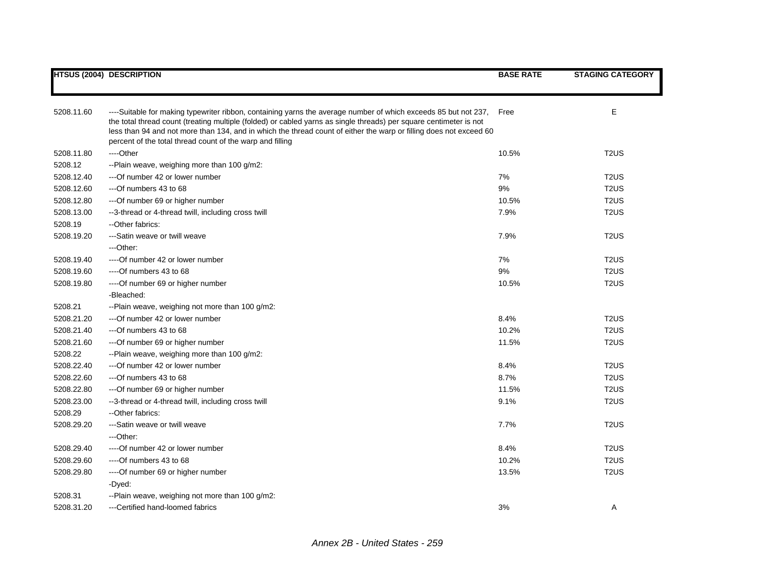| HTSUS (2004) | DESCRIPTION | BASE RATE | STAGING CATEGORY |
|---|---|---|---|
| 5208.11.60 | ----Suitable for making typewriter ribbon, containing yarns the average number of which exceeds 85 but not 237, the total thread count (treating multiple (folded) or cabled yarns as single threads) per square centimeter is not less than 94 and not more than 134, and in which the thread count of either the warp or filling does not exceed 60 percent of the total thread count of the warp and filling | Free | E |
| 5208.11.80 | ----Other | 10.5% | T2US |
| 5208.12 | --Plain weave, weighing more than 100 g/m2: | | |
| 5208.12.40 | ---Of number 42 or lower number | 7% | T2US |
| 5208.12.60 | ---Of numbers 43 to 68 | 9% | T2US |
| 5208.12.80 | ---Of number 69 or higher number | 10.5% | T2US |
| 5208.13.00 | --3-thread or 4-thread twill, including cross twill | 7.9% | T2US |
| 5208.19 | --Other fabrics: | | |
| 5208.19.20 | ---Satin weave or twill weave | 7.9% | T2US |
| | ---Other: | | |
| 5208.19.40 | ----Of number 42 or lower number | 7% | T2US |
| 5208.19.60 | ----Of numbers 43 to 68 | 9% | T2US |
| 5208.19.80 | ----Of number 69 or higher number | 10.5% | T2US |
| | -Bleached: | | |
| 5208.21 | --Plain weave, weighing not more than 100 g/m2: | | |
| 5208.21.20 | ---Of number 42 or lower number | 8.4% | T2US |
| 5208.21.40 | ---Of numbers 43 to 68 | 10.2% | T2US |
| 5208.21.60 | ---Of number 69 or higher number | 11.5% | T2US |
| 5208.22 | --Plain weave, weighing more than 100 g/m2: | | |
| 5208.22.40 | ---Of number 42 or lower number | 8.4% | T2US |
| 5208.22.60 | ---Of numbers 43 to 68 | 8.7% | T2US |
| 5208.22.80 | ---Of number 69 or higher number | 11.5% | T2US |
| 5208.23.00 | --3-thread or 4-thread twill, including cross twill | 9.1% | T2US |
| 5208.29 | --Other fabrics: | | |
| 5208.29.20 | ---Satin weave or twill weave | 7.7% | T2US |
| | ---Other: | | |
| 5208.29.40 | ----Of number 42 or lower number | 8.4% | T2US |
| 5208.29.60 | ----Of numbers 43 to 68 | 10.2% | T2US |
| 5208.29.80 | ----Of number 69 or higher number | 13.5% | T2US |
| | -Dyed: | | |
| 5208.31 | --Plain weave, weighing not more than 100 g/m2: | | |
| 5208.31.20 | ---Certified hand-loomed fabrics | 3% | A |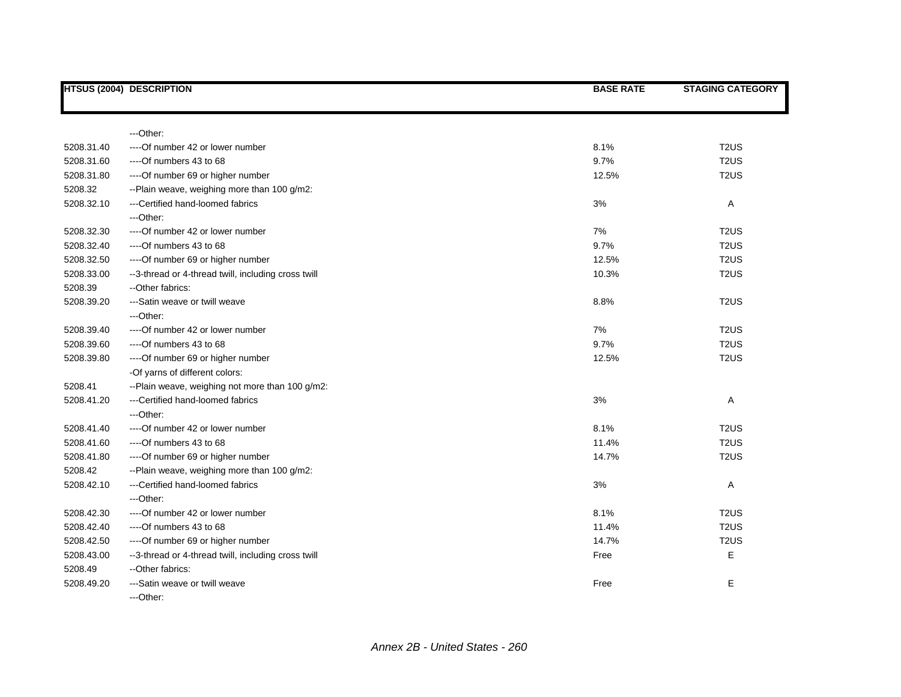| HTSUS (2004) | DESCRIPTION | BASE RATE | STAGING CATEGORY |
|---|---|---|---|
| | ---Other: | | |
| 5208.31.40 | ----Of number 42 or lower number | 8.1% | T2US |
| 5208.31.60 | ----Of numbers 43 to 68 | 9.7% | T2US |
| 5208.31.80 | ----Of number 69 or higher number | 12.5% | T2US |
| 5208.32 | --Plain weave, weighing more than 100 g/m2: | | |
| 5208.32.10 | ---Certified hand-loomed fabrics | 3% | A |
| | ---Other: | | |
| 5208.32.30 | ----Of number 42 or lower number | 7% | T2US |
| 5208.32.40 | ----Of numbers 43 to 68 | 9.7% | T2US |
| 5208.32.50 | ----Of number 69 or higher number | 12.5% | T2US |
| 5208.33.00 | --3-thread or 4-thread twill, including cross twill | 10.3% | T2US |
| 5208.39 | --Other fabrics: | | |
| 5208.39.20 | ---Satin weave or twill weave | 8.8% | T2US |
| | ---Other: | | |
| 5208.39.40 | ----Of number 42 or lower number | 7% | T2US |
| 5208.39.60 | ----Of numbers 43 to 68 | 9.7% | T2US |
| 5208.39.80 | ----Of number 69 or higher number | 12.5% | T2US |
| | -Of yarns of different colors: | | |
| 5208.41 | --Plain weave, weighing not more than 100 g/m2: | | |
| 5208.41.20 | ---Certified hand-loomed fabrics | 3% | A |
| | ---Other: | | |
| 5208.41.40 | ----Of number 42 or lower number | 8.1% | T2US |
| 5208.41.60 | ----Of numbers 43 to 68 | 11.4% | T2US |
| 5208.41.80 | ----Of number 69 or higher number | 14.7% | T2US |
| 5208.42 | --Plain weave, weighing more than 100 g/m2: | | |
| 5208.42.10 | ---Certified hand-loomed fabrics | 3% | A |
| | ---Other: | | |
| 5208.42.30 | ----Of number 42 or lower number | 8.1% | T2US |
| 5208.42.40 | ----Of numbers 43 to 68 | 11.4% | T2US |
| 5208.42.50 | ----Of number 69 or higher number | 14.7% | T2US |
| 5208.43.00 | --3-thread or 4-thread twill, including cross twill | Free | E |
| 5208.49 | --Other fabrics: | | |
| 5208.49.20 | ---Satin weave or twill weave | Free | E |
| | ---Other: | | |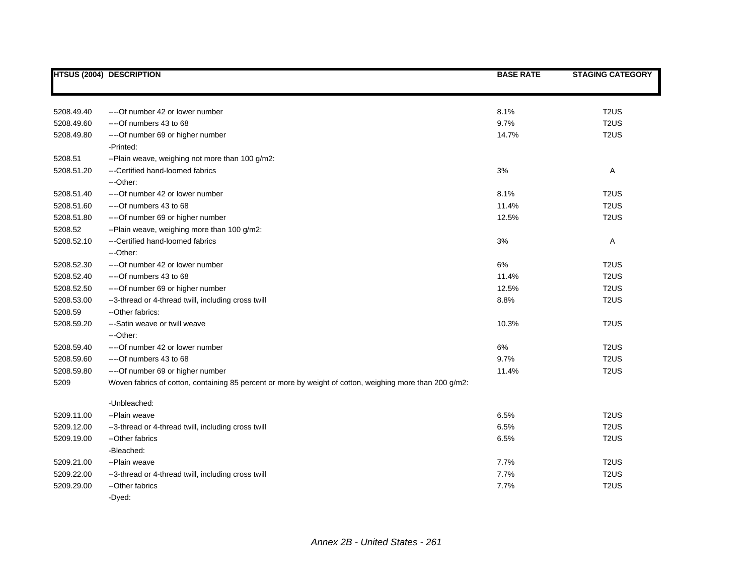| HTSUS (2004) | DESCRIPTION | BASE RATE | STAGING CATEGORY |
|---|---|---|---|
| 5208.49.40 | ----Of number 42 or lower number | 8.1% | T2US |
| 5208.49.60 | ----Of numbers 43 to 68 | 9.7% | T2US |
| 5208.49.80 | ----Of number 69 or higher number | 14.7% | T2US |
| | -Printed: | | |
| 5208.51 | --Plain weave, weighing not more than 100 g/m2: | | |
| 5208.51.20 | ---Certified hand-loomed fabrics | 3% | A |
| | ---Other: | | |
| 5208.51.40 | ----Of number 42 or lower number | 8.1% | T2US |
| 5208.51.60 | ----Of numbers 43 to 68 | 11.4% | T2US |
| 5208.51.80 | ----Of number 69 or higher number | 12.5% | T2US |
| 5208.52 | --Plain weave, weighing more than 100 g/m2: | | |
| 5208.52.10 | ---Certified hand-loomed fabrics | 3% | A |
| | ---Other: | | |
| 5208.52.30 | ----Of number 42 or lower number | 6% | T2US |
| 5208.52.40 | ----Of numbers 43 to 68 | 11.4% | T2US |
| 5208.52.50 | ----Of number 69 or higher number | 12.5% | T2US |
| 5208.53.00 | --3-thread or 4-thread twill, including cross twill | 8.8% | T2US |
| 5208.59 | --Other fabrics: | | |
| 5208.59.20 | ---Satin weave or twill weave | 10.3% | T2US |
| | ---Other: | | |
| 5208.59.40 | ----Of number 42 or lower number | 6% | T2US |
| 5208.59.60 | ----Of numbers 43 to 68 | 9.7% | T2US |
| 5208.59.80 | ----Of number 69 or higher number | 11.4% | T2US |
| 5209 | Woven fabrics of cotton, containing 85 percent or more by weight of cotton, weighing more than 200 g/m2: | | |
| | -Unbleached: | | |
| 5209.11.00 | --Plain weave | 6.5% | T2US |
| 5209.12.00 | --3-thread or 4-thread twill, including cross twill | 6.5% | T2US |
| 5209.19.00 | --Other fabrics | 6.5% | T2US |
| | -Bleached: | | |
| 5209.21.00 | --Plain weave | 7.7% | T2US |
| 5209.22.00 | --3-thread or 4-thread twill, including cross twill | 7.7% | T2US |
| 5209.29.00 | --Other fabrics | 7.7% | T2US |
| | -Dyed: | | |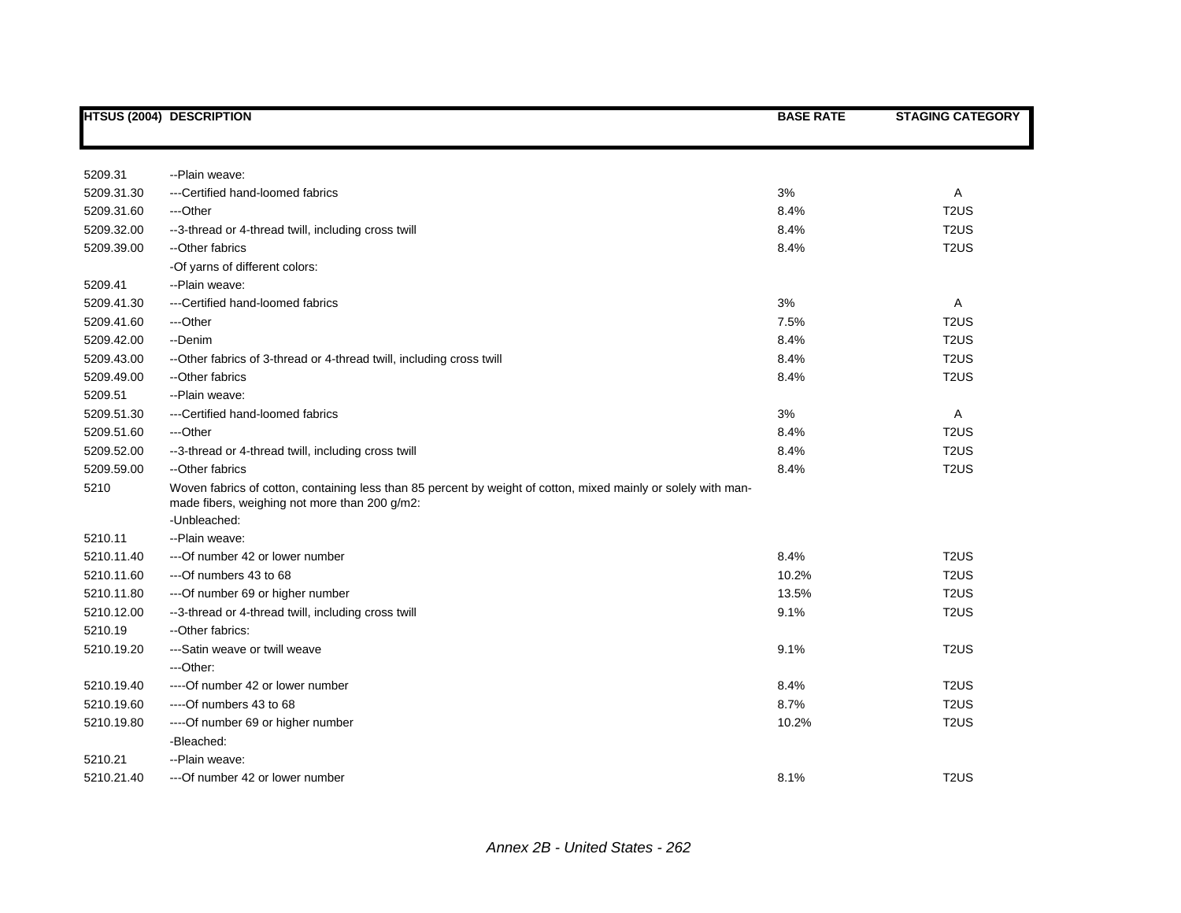| HTSUS (2004) | DESCRIPTION | BASE RATE | STAGING CATEGORY |
|---|---|---|---|
| 5209.31 | --Plain weave: | | |
| 5209.31.30 | ---Certified hand-loomed fabrics | 3% | A |
| 5209.31.60 | ---Other | 8.4% | T2US |
| 5209.32.00 | --3-thread or 4-thread twill, including cross twill | 8.4% | T2US |
| 5209.39.00 | --Other fabrics | 8.4% | T2US |
| | -Of yarns of different colors: | | |
| 5209.41 | --Plain weave: | | |
| 5209.41.30 | ---Certified hand-loomed fabrics | 3% | A |
| 5209.41.60 | ---Other | 7.5% | T2US |
| 5209.42.00 | --Denim | 8.4% | T2US |
| 5209.43.00 | --Other fabrics of 3-thread or 4-thread twill, including cross twill | 8.4% | T2US |
| 5209.49.00 | --Other fabrics | 8.4% | T2US |
| 5209.51 | --Plain weave: | | |
| 5209.51.30 | ---Certified hand-loomed fabrics | 3% | A |
| 5209.51.60 | ---Other | 8.4% | T2US |
| 5209.52.00 | --3-thread or 4-thread twill, including cross twill | 8.4% | T2US |
| 5209.59.00 | --Other fabrics | 8.4% | T2US |
| 5210 | Woven fabrics of cotton, containing less than 85 percent by weight of cotton, mixed mainly or solely with man-made fibers, weighing not more than 200 g/m2: | | |
| | -Unbleached: | | |
| 5210.11 | --Plain weave: | | |
| 5210.11.40 | ---Of number 42 or lower number | 8.4% | T2US |
| 5210.11.60 | ---Of numbers 43 to 68 | 10.2% | T2US |
| 5210.11.80 | ---Of number 69 or higher number | 13.5% | T2US |
| 5210.12.00 | --3-thread or 4-thread twill, including cross twill | 9.1% | T2US |
| 5210.19 | --Other fabrics: | | |
| 5210.19.20 | ---Satin weave or twill weave | 9.1% | T2US |
| | ---Other: | | |
| 5210.19.40 | ----Of number 42 or lower number | 8.4% | T2US |
| 5210.19.60 | ----Of numbers 43 to 68 | 8.7% | T2US |
| 5210.19.80 | ----Of number 69 or higher number | 10.2% | T2US |
| | -Bleached: | | |
| 5210.21 | --Plain weave: | | |
| 5210.21.40 | ---Of number 42 or lower number | 8.1% | T2US |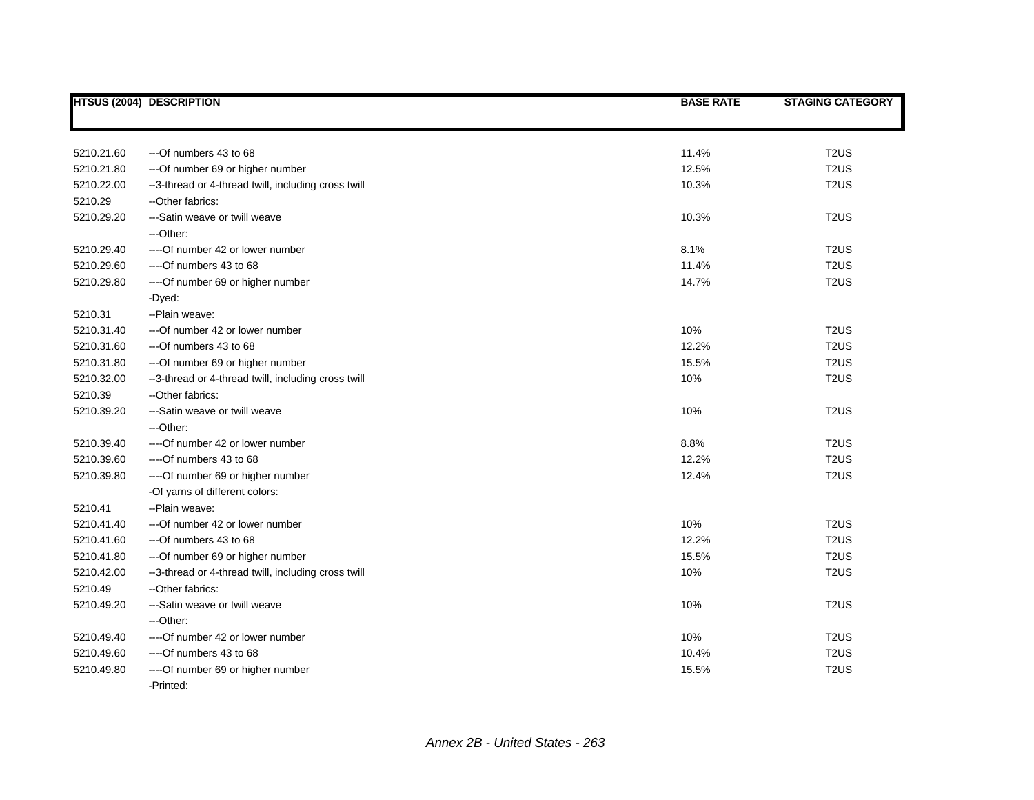| HTSUS (2004) | DESCRIPTION | BASE RATE | STAGING CATEGORY |
|---|---|---|---|
| 5210.21.60 | ---Of numbers 43 to 68 | 11.4% | T2US |
| 5210.21.80 | ---Of number 69 or higher number | 12.5% | T2US |
| 5210.22.00 | --3-thread or 4-thread twill, including cross twill | 10.3% | T2US |
| 5210.29 | --Other fabrics: | | |
| 5210.29.20 | ---Satin weave or twill weave | 10.3% | T2US |
| | ---Other: | | |
| 5210.29.40 | ----Of number 42 or lower number | 8.1% | T2US |
| 5210.29.60 | ----Of numbers 43 to 68 | 11.4% | T2US |
| 5210.29.80 | ----Of number 69 or higher number | 14.7% | T2US |
| | -Dyed: | | |
| 5210.31 | --Plain weave: | | |
| 5210.31.40 | ---Of number 42 or lower number | 10% | T2US |
| 5210.31.60 | ---Of numbers 43 to 68 | 12.2% | T2US |
| 5210.31.80 | ---Of number 69 or higher number | 15.5% | T2US |
| 5210.32.00 | --3-thread or 4-thread twill, including cross twill | 10% | T2US |
| 5210.39 | --Other fabrics: | | |
| 5210.39.20 | ---Satin weave or twill weave | 10% | T2US |
| | ---Other: | | |
| 5210.39.40 | ----Of number 42 or lower number | 8.8% | T2US |
| 5210.39.60 | ----Of numbers 43 to 68 | 12.2% | T2US |
| 5210.39.80 | ----Of number 69 or higher number | 12.4% | T2US |
| | -Of yarns of different colors: | | |
| 5210.41 | --Plain weave: | | |
| 5210.41.40 | ---Of number 42 or lower number | 10% | T2US |
| 5210.41.60 | ---Of numbers 43 to 68 | 12.2% | T2US |
| 5210.41.80 | ---Of number 69 or higher number | 15.5% | T2US |
| 5210.42.00 | --3-thread or 4-thread twill, including cross twill | 10% | T2US |
| 5210.49 | --Other fabrics: | | |
| 5210.49.20 | ---Satin weave or twill weave | 10% | T2US |
| | ---Other: | | |
| 5210.49.40 | ----Of number 42 or lower number | 10% | T2US |
| 5210.49.60 | ----Of numbers 43 to 68 | 10.4% | T2US |
| 5210.49.80 | ----Of number 69 or higher number | 15.5% | T2US |
| | -Printed: | | |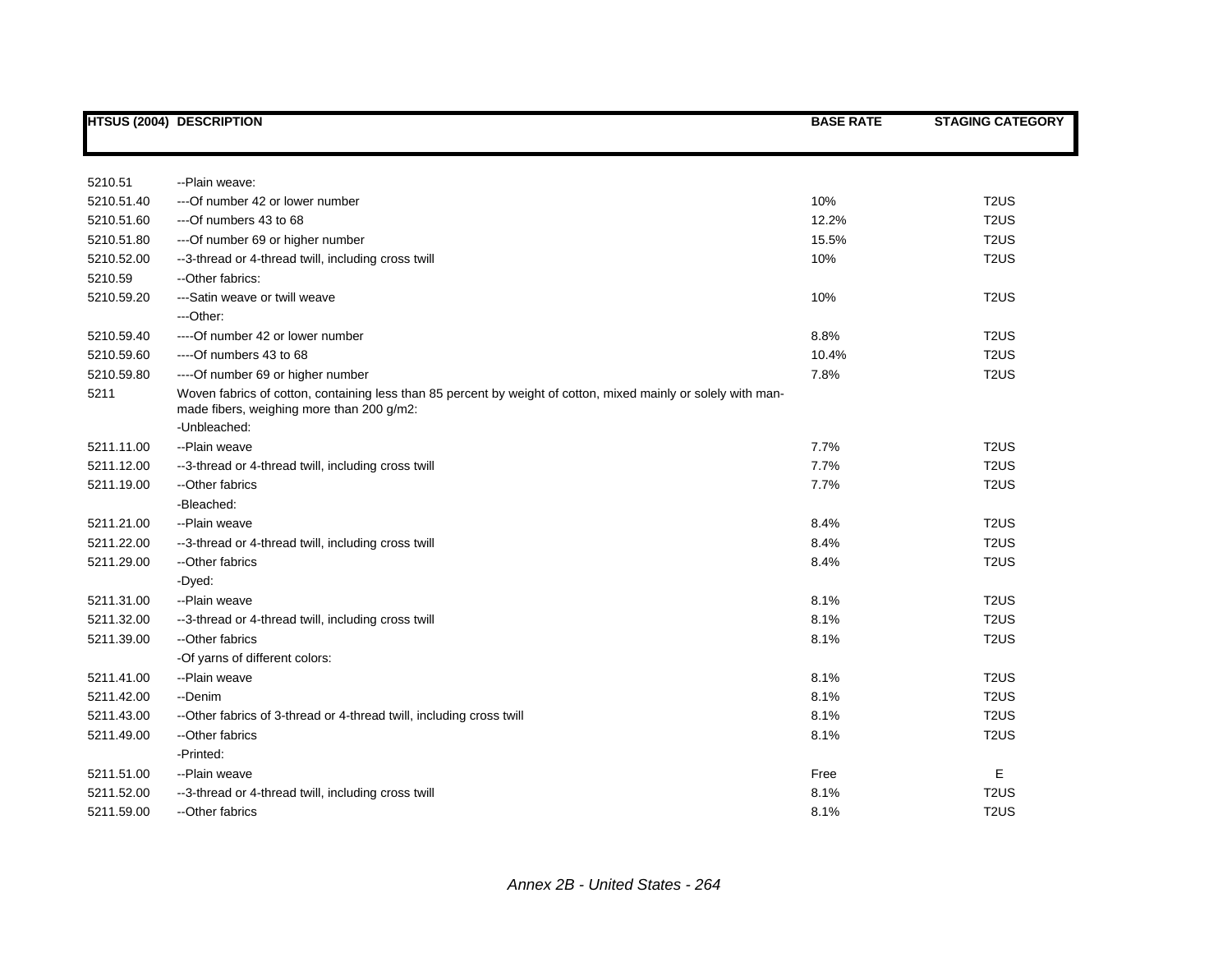| HTSUS (2004) | DESCRIPTION | BASE RATE | STAGING CATEGORY |
|---|---|---|---|
| 5210.51 | --Plain weave: | | |
| 5210.51.40 | ---Of number 42 or lower number | 10% | T2US |
| 5210.51.60 | ---Of numbers 43 to 68 | 12.2% | T2US |
| 5210.51.80 | ---Of number 69 or higher number | 15.5% | T2US |
| 5210.52.00 | --3-thread or 4-thread twill, including cross twill | 10% | T2US |
| 5210.59 | --Other fabrics: | | |
| 5210.59.20 | ---Satin weave or twill weave | 10% | T2US |
| | ---Other: | | |
| 5210.59.40 | ----Of number 42 or lower number | 8.8% | T2US |
| 5210.59.60 | ----Of numbers 43 to 68 | 10.4% | T2US |
| 5210.59.80 | ----Of number 69 or higher number | 7.8% | T2US |
| 5211 | Woven fabrics of cotton, containing less than 85 percent by weight of cotton, mixed mainly or solely with man-made fibers, weighing more than 200 g/m2: | | |
| | -Unbleached: | | |
| 5211.11.00 | --Plain weave | 7.7% | T2US |
| 5211.12.00 | --3-thread or 4-thread twill, including cross twill | 7.7% | T2US |
| 5211.19.00 | --Other fabrics | 7.7% | T2US |
| | -Bleached: | | |
| 5211.21.00 | --Plain weave | 8.4% | T2US |
| 5211.22.00 | --3-thread or 4-thread twill, including cross twill | 8.4% | T2US |
| 5211.29.00 | --Other fabrics | 8.4% | T2US |
| | -Dyed: | | |
| 5211.31.00 | --Plain weave | 8.1% | T2US |
| 5211.32.00 | --3-thread or 4-thread twill, including cross twill | 8.1% | T2US |
| 5211.39.00 | --Other fabrics | 8.1% | T2US |
| | -Of yarns of different colors: | | |
| 5211.41.00 | --Plain weave | 8.1% | T2US |
| 5211.42.00 | --Denim | 8.1% | T2US |
| 5211.43.00 | --Other fabrics of 3-thread or 4-thread twill, including cross twill | 8.1% | T2US |
| 5211.49.00 | --Other fabrics | 8.1% | T2US |
| | -Printed: | | |
| 5211.51.00 | --Plain weave | Free | E |
| 5211.52.00 | --3-thread or 4-thread twill, including cross twill | 8.1% | T2US |
| 5211.59.00 | --Other fabrics | 8.1% | T2US |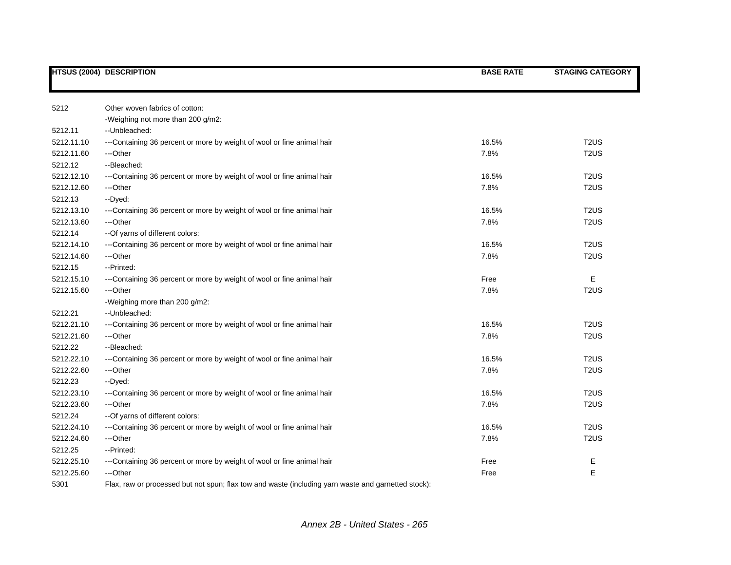| HTSUS (2004) | DESCRIPTION | BASE RATE | STAGING CATEGORY |
|---|---|---|---|
| 5212 | Other woven fabrics of cotton: | | |
| | -Weighing not more than 200 g/m2: | | |
| 5212.11 | --Unbleached: | | |
| 5212.11.10 | ---Containing 36 percent or more by weight of wool or fine animal hair | 16.5% | T2US |
| 5212.11.60 | ---Other | 7.8% | T2US |
| 5212.12 | --Bleached: | | |
| 5212.12.10 | ---Containing 36 percent or more by weight of wool or fine animal hair | 16.5% | T2US |
| 5212.12.60 | ---Other | 7.8% | T2US |
| 5212.13 | --Dyed: | | |
| 5212.13.10 | ---Containing 36 percent or more by weight of wool or fine animal hair | 16.5% | T2US |
| 5212.13.60 | ---Other | 7.8% | T2US |
| 5212.14 | --Of yarns of different colors: | | |
| 5212.14.10 | ---Containing 36 percent or more by weight of wool or fine animal hair | 16.5% | T2US |
| 5212.14.60 | ---Other | 7.8% | T2US |
| 5212.15 | --Printed: | | |
| 5212.15.10 | ---Containing 36 percent or more by weight of wool or fine animal hair | Free | E |
| 5212.15.60 | ---Other | 7.8% | T2US |
| | -Weighing more than 200 g/m2: | | |
| 5212.21 | --Unbleached: | | |
| 5212.21.10 | ---Containing 36 percent or more by weight of wool or fine animal hair | 16.5% | T2US |
| 5212.21.60 | ---Other | 7.8% | T2US |
| 5212.22 | --Bleached: | | |
| 5212.22.10 | ---Containing 36 percent or more by weight of wool or fine animal hair | 16.5% | T2US |
| 5212.22.60 | ---Other | 7.8% | T2US |
| 5212.23 | --Dyed: | | |
| 5212.23.10 | ---Containing 36 percent or more by weight of wool or fine animal hair | 16.5% | T2US |
| 5212.23.60 | ---Other | 7.8% | T2US |
| 5212.24 | --Of yarns of different colors: | | |
| 5212.24.10 | ---Containing 36 percent or more by weight of wool or fine animal hair | 16.5% | T2US |
| 5212.24.60 | ---Other | 7.8% | T2US |
| 5212.25 | --Printed: | | |
| 5212.25.10 | ---Containing 36 percent or more by weight of wool or fine animal hair | Free | E |
| 5212.25.60 | ---Other | Free | E |
| 5301 | Flax, raw or processed but not spun; flax tow and waste (including yarn waste and garnetted stock): | | |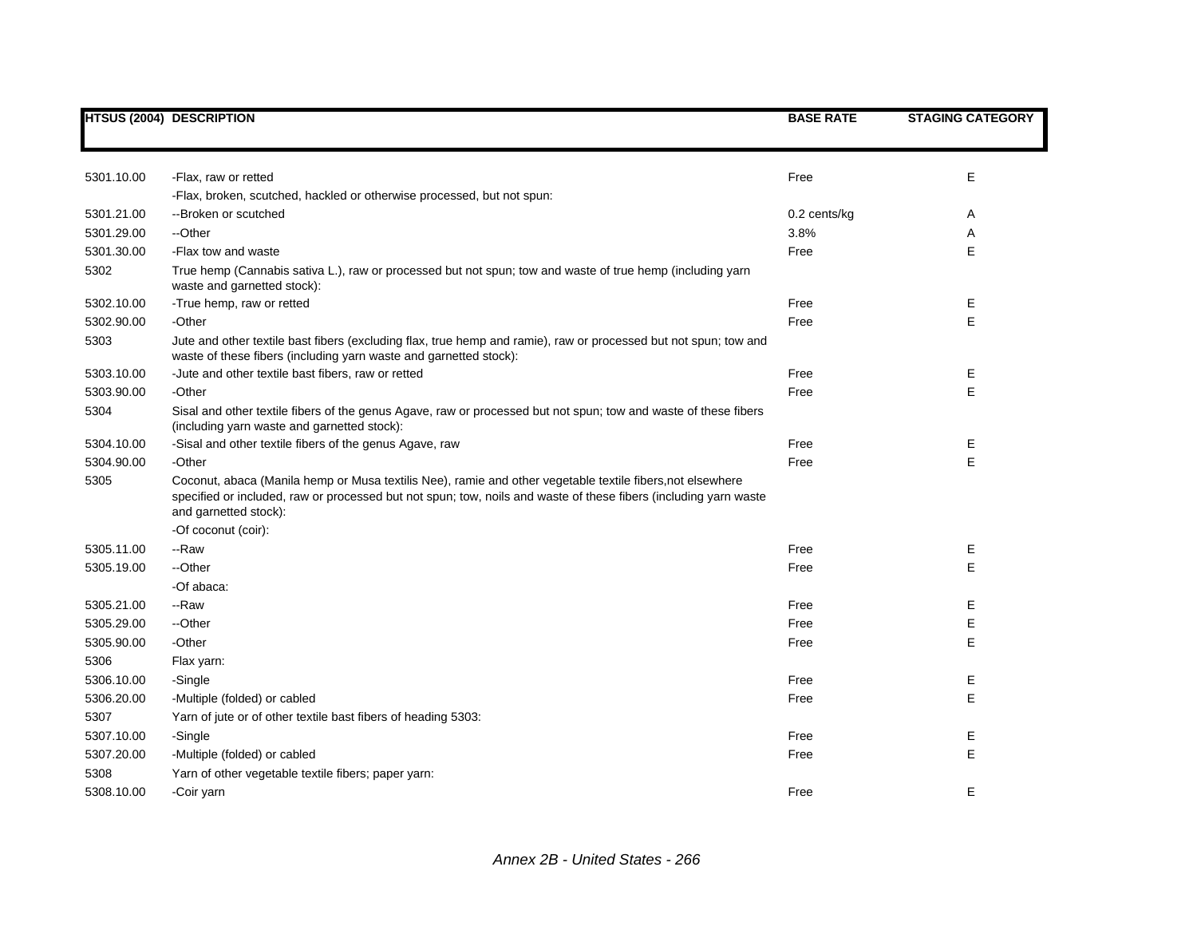| HTSUS (2004) | DESCRIPTION | BASE RATE | STAGING CATEGORY |
|---|---|---|---|
| 5301.10.00 | -Flax, raw or retted | Free | E |
| | -Flax, broken, scutched, hackled or otherwise processed, but not spun: | | |
| 5301.21.00 | --Broken or scutched | 0.2 cents/kg | A |
| 5301.29.00 | --Other | 3.8% | A |
| 5301.30.00 | -Flax tow and waste | Free | E |
| 5302 | True hemp (Cannabis sativa L.), raw or processed but not spun; tow and waste of true hemp (including yarn waste and garnetted stock): | | |
| 5302.10.00 | -True hemp, raw or retted | Free | E |
| 5302.90.00 | -Other | Free | E |
| 5303 | Jute and other textile bast fibers (excluding flax, true hemp and ramie), raw or processed but not spun; tow and waste of these fibers (including yarn waste and garnetted stock): | | |
| 5303.10.00 | -Jute and other textile bast fibers, raw or retted | Free | E |
| 5303.90.00 | -Other | Free | E |
| 5304 | Sisal and other textile fibers of the genus Agave, raw or processed but not spun; tow and waste of these fibers (including yarn waste and garnetted stock): | | |
| 5304.10.00 | -Sisal and other textile fibers of the genus Agave, raw | Free | E |
| 5304.90.00 | -Other | Free | E |
| 5305 | Coconut, abaca (Manila hemp or Musa textilis Nee), ramie and other vegetable textile fibers,not elsewhere specified or included, raw or processed but not spun; tow, noils and waste of these fibers (including yarn waste and garnetted stock): | | |
| | -Of coconut (coir): | | |
| 5305.11.00 | --Raw | Free | E |
| 5305.19.00 | --Other | Free | E |
| | -Of abaca: | | |
| 5305.21.00 | --Raw | Free | E |
| 5305.29.00 | --Other | Free | E |
| 5305.90.00 | -Other | Free | E |
| 5306 | Flax yarn: | | |
| 5306.10.00 | -Single | Free | E |
| 5306.20.00 | -Multiple (folded) or cabled | Free | E |
| 5307 | Yarn of jute or of other textile bast fibers of heading 5303: | | |
| 5307.10.00 | -Single | Free | E |
| 5307.20.00 | -Multiple (folded) or cabled | Free | E |
| 5308 | Yarn of other vegetable textile fibers; paper yarn: | | |
| 5308.10.00 | -Coir yarn | Free | E |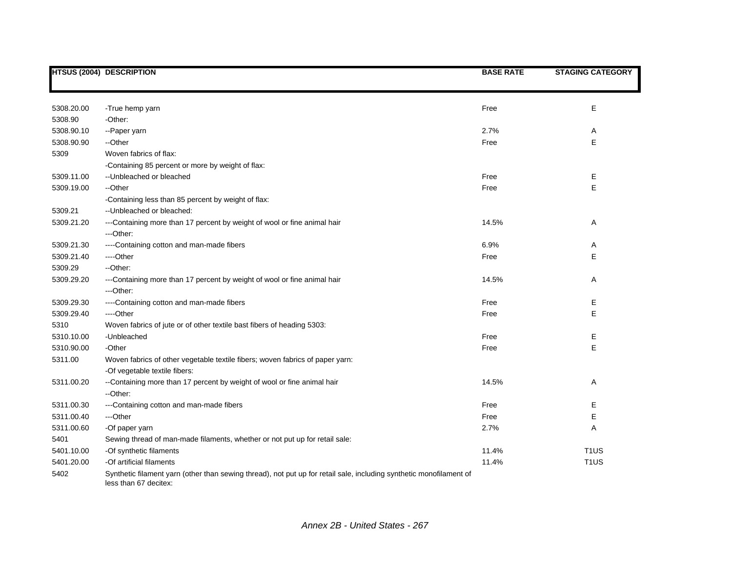| HTSUS (2004) | DESCRIPTION | BASE RATE | STAGING CATEGORY |
|---|---|---|---|
| 5308.20.00 | -True hemp yarn | Free | E |
| 5308.90 | -Other: | | |
| 5308.90.10 | --Paper yarn | 2.7% | A |
| 5308.90.90 | --Other | Free | E |
| 5309 | Woven fabrics of flax: | | |
| | -Containing 85 percent or more by weight of flax: | | |
| 5309.11.00 | --Unbleached or bleached | Free | E |
| 5309.19.00 | --Other | Free | E |
| | -Containing less than 85 percent by weight of flax: | | |
| 5309.21 | --Unbleached or bleached: | | |
| 5309.21.20 | ---Containing more than 17 percent by weight of wool or fine animal hair | 14.5% | A |
| | ---Other: | | |
| 5309.21.30 | ----Containing cotton and man-made fibers | 6.9% | A |
| 5309.21.40 | ----Other | Free | E |
| 5309.29 | --Other: | | |
| 5309.29.20 | ---Containing more than 17 percent by weight of wool or fine animal hair | 14.5% | A |
| | ---Other: | | |
| 5309.29.30 | ----Containing cotton and man-made fibers | Free | E |
| 5309.29.40 | ----Other | Free | E |
| 5310 | Woven fabrics of jute or of other textile bast fibers of heading 5303: | | |
| 5310.10.00 | -Unbleached | Free | E |
| 5310.90.00 | -Other | Free | E |
| 5311.00 | Woven fabrics of other vegetable textile fibers; woven fabrics of paper yarn: | | |
| | -Of vegetable textile fibers: | | |
| 5311.00.20 | --Containing more than 17 percent by weight of wool or fine animal hair | 14.5% | A |
| | --Other: | | |
| 5311.00.30 | ---Containing cotton and man-made fibers | Free | E |
| 5311.00.40 | ---Other | Free | E |
| 5311.00.60 | -Of paper yarn | 2.7% | A |
| 5401 | Sewing thread of man-made filaments, whether or not put up for retail sale: | | |
| 5401.10.00 | -Of synthetic filaments | 11.4% | T1US |
| 5401.20.00 | -Of artificial filaments | 11.4% | T1US |
| 5402 | Synthetic filament yarn (other than sewing thread), not put up for retail sale, including synthetic monofilament of less than 67 decitex: | | |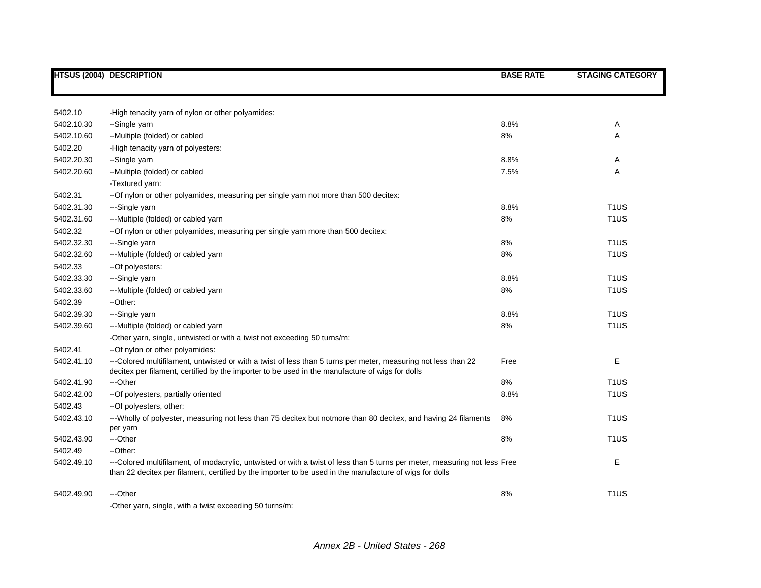| HTSUS (2004) | DESCRIPTION | BASE RATE | STAGING CATEGORY |
|---|---|---|---|
| 5402.10 | -High tenacity yarn of nylon or other polyamides: | | |
| 5402.10.30 | --Single yarn | 8.8% | A |
| 5402.10.60 | --Multiple (folded) or cabled | 8% | A |
| 5402.20 | -High tenacity yarn of polyesters: | | |
| 5402.20.30 | --Single yarn | 8.8% | A |
| 5402.20.60 | --Multiple (folded) or cabled | 7.5% | A |
| | -Textured yarn: | | |
| 5402.31 | --Of nylon or other polyamides, measuring per single yarn not more than 500 decitex: | | |
| 5402.31.30 | ---Single yarn | 8.8% | T1US |
| 5402.31.60 | ---Multiple (folded) or cabled yarn | 8% | T1US |
| 5402.32 | --Of nylon or other polyamides, measuring per single yarn more than 500 decitex: | | |
| 5402.32.30 | ---Single yarn | 8% | T1US |
| 5402.32.60 | ---Multiple (folded) or cabled yarn | 8% | T1US |
| 5402.33 | --Of polyesters: | | |
| 5402.33.30 | ---Single yarn | 8.8% | T1US |
| 5402.33.60 | ---Multiple (folded) or cabled yarn | 8% | T1US |
| 5402.39 | --Other: | | |
| 5402.39.30 | ---Single yarn | 8.8% | T1US |
| 5402.39.60 | ---Multiple (folded) or cabled yarn | 8% | T1US |
| | -Other yarn, single, untwisted or with a twist not exceeding 50 turns/m: | | |
| 5402.41 | --Of nylon or other polyamides: | | |
| 5402.41.10 | ---Colored multifilament, untwisted or with a twist of less than 5 turns per meter, measuring not less than 22 decitex per filament, certified by the importer to be used in the manufacture of wigs for dolls | Free | E |
| 5402.41.90 | ---Other | 8% | T1US |
| 5402.42.00 | --Of polyesters, partially oriented | 8.8% | T1US |
| 5402.43 | --Of polyesters, other: | | |
| 5402.43.10 | ---Wholly of polyester, measuring not less than 75 decitex but notmore than 80 decitex, and having 24 filaments per yarn | 8% | T1US |
| 5402.43.90 | ---Other | 8% | T1US |
| 5402.49 | --Other: | | |
| 5402.49.10 | ---Colored multifilament, of modacrylic, untwisted or with a twist of less than 5 turns per meter, measuring not less than 22 decitex per filament, certified by the importer to be used in the manufacture of wigs for dolls | Free | E |
| 5402.49.90 | ---Other | 8% | T1US |
| | -Other yarn, single, with a twist exceeding 50 turns/m: | | |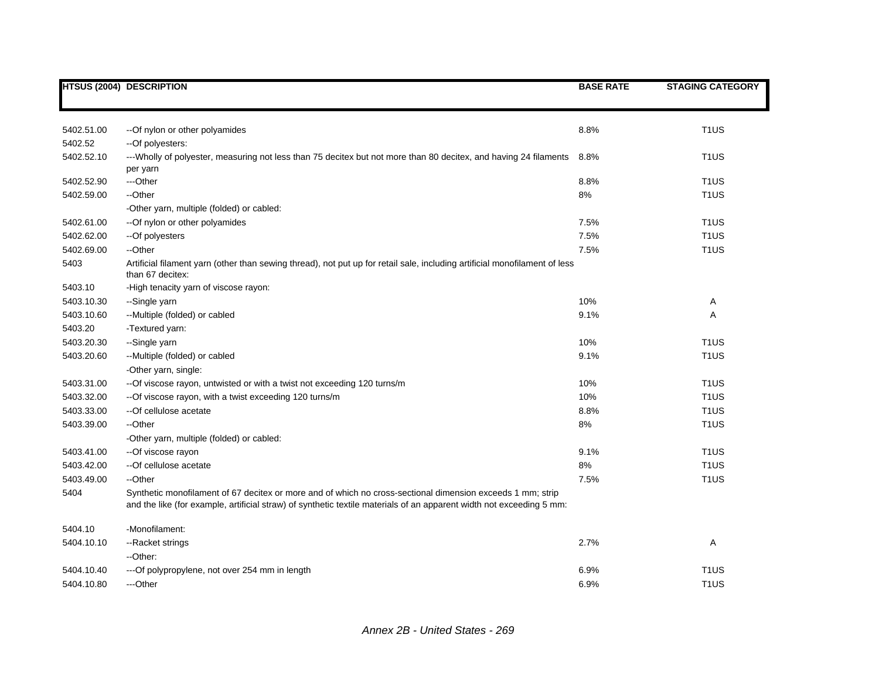| HTSUS (2004) | DESCRIPTION | BASE RATE | STAGING CATEGORY |
|---|---|---|---|
| 5402.51.00 | --Of nylon or other polyamides | 8.8% | T1US |
| 5402.52 | --Of polyesters: | | |
| 5402.52.10 | ---Wholly of polyester, measuring not less than 75 decitex but not more than 80 decitex, and having 24 filaments per yarn | 8.8% | T1US |
| 5402.52.90 | ---Other | 8.8% | T1US |
| 5402.59.00 | --Other | 8% | T1US |
| | -Other yarn, multiple (folded) or cabled: | | |
| 5402.61.00 | --Of nylon or other polyamides | 7.5% | T1US |
| 5402.62.00 | --Of polyesters | 7.5% | T1US |
| 5402.69.00 | --Other | 7.5% | T1US |
| 5403 | Artificial filament yarn (other than sewing thread), not put up for retail sale, including artificial monofilament of less than 67 decitex: | | |
| 5403.10 | -High tenacity yarn of viscose rayon: | | |
| 5403.10.30 | --Single yarn | 10% | A |
| 5403.10.60 | --Multiple (folded) or cabled | 9.1% | A |
| 5403.20 | -Textured yarn: | | |
| 5403.20.30 | --Single yarn | 10% | T1US |
| 5403.20.60 | --Multiple (folded) or cabled | 9.1% | T1US |
| | -Other yarn, single: | | |
| 5403.31.00 | --Of viscose rayon, untwisted or with a twist not exceeding 120 turns/m | 10% | T1US |
| 5403.32.00 | --Of viscose rayon, with a twist exceeding 120 turns/m | 10% | T1US |
| 5403.33.00 | --Of cellulose acetate | 8.8% | T1US |
| 5403.39.00 | --Other | 8% | T1US |
| | -Other yarn, multiple (folded) or cabled: | | |
| 5403.41.00 | --Of viscose rayon | 9.1% | T1US |
| 5403.42.00 | --Of cellulose acetate | 8% | T1US |
| 5403.49.00 | --Other | 7.5% | T1US |
| 5404 | Synthetic monofilament of 67 decitex or more and of which no cross-sectional dimension exceeds 1 mm; strip and the like (for example, artificial straw) of synthetic textile materials of an apparent width not exceeding 5 mm: | | |
| 5404.10 | -Monofilament: | | |
| 5404.10.10 | --Racket strings | 2.7% | A |
| | --Other: | | |
| 5404.10.40 | ---Of polypropylene, not over 254 mm in length | 6.9% | T1US |
| 5404.10.80 | ---Other | 6.9% | T1US |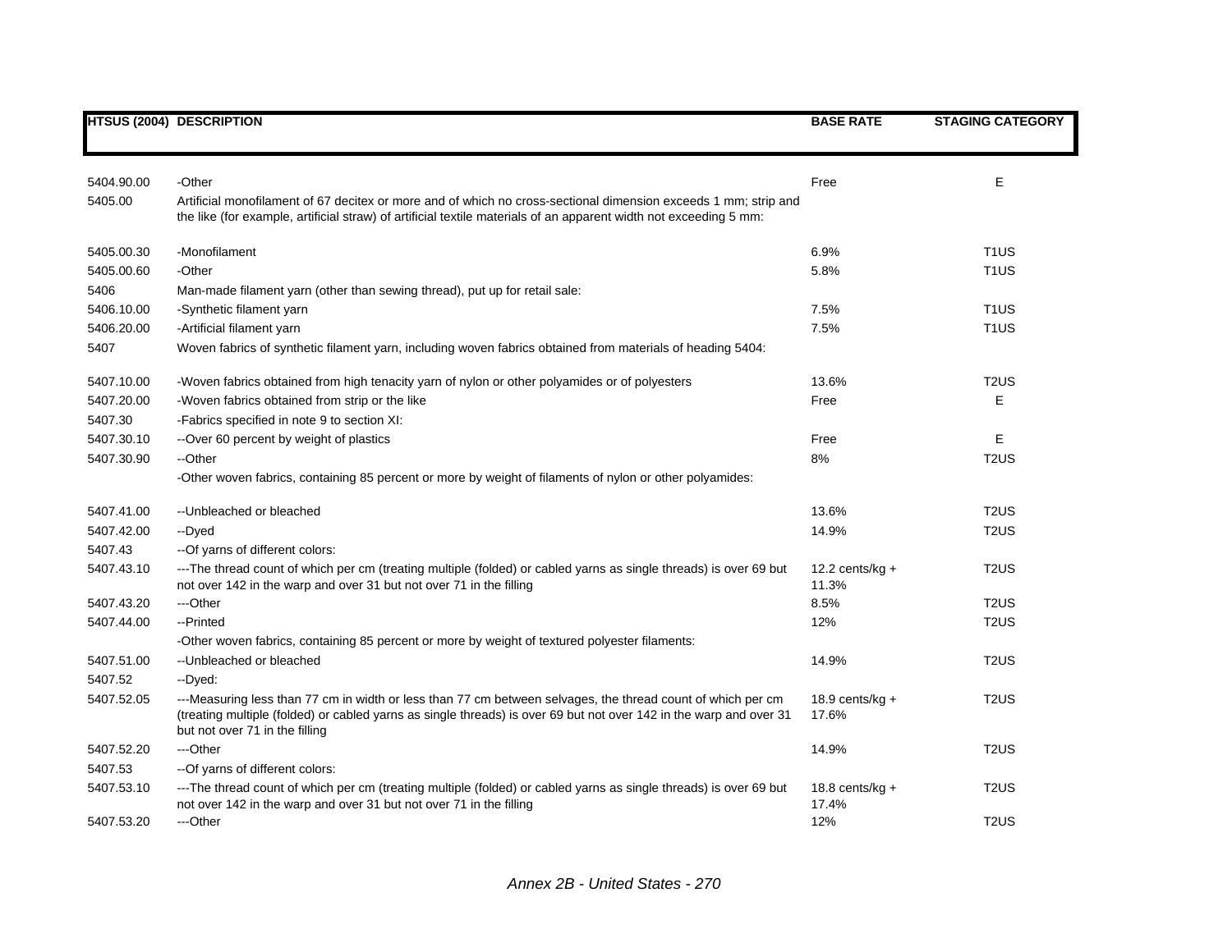| HTSUS (2004) | DESCRIPTION | BASE RATE | STAGING CATEGORY |
|---|---|---|---|
| 5404.90.00 | -Other | Free | E |
| 5405.00 | Artificial monofilament of 67 decitex or more and of which no cross-sectional dimension exceeds 1 mm; strip and the like (for example, artificial straw) of artificial textile materials of an apparent width not exceeding 5 mm: | | |
| 5405.00.30 | -Monofilament | 6.9% | T1US |
| 5405.00.60 | -Other | 5.8% | T1US |
| 5406 | Man-made filament yarn (other than sewing thread), put up for retail sale: | | |
| 5406.10.00 | -Synthetic filament yarn | 7.5% | T1US |
| 5406.20.00 | -Artificial filament yarn | 7.5% | T1US |
| 5407 | Woven fabrics of synthetic filament yarn, including woven fabrics obtained from materials of heading 5404: | | |
| 5407.10.00 | -Woven fabrics obtained from high tenacity yarn of nylon or other polyamides or of polyesters | 13.6% | T2US |
| 5407.20.00 | -Woven fabrics obtained from strip or the like | Free | E |
| 5407.30 | -Fabrics specified in note 9 to section XI: | | |
| 5407.30.10 | --Over 60 percent by weight of plastics | Free | E |
| 5407.30.90 | --Other | 8% | T2US |
| | -Other woven fabrics, containing 85 percent or more by weight of filaments of nylon or other polyamides: | | |
| 5407.41.00 | --Unbleached or bleached | 13.6% | T2US |
| 5407.42.00 | --Dyed | 14.9% | T2US |
| 5407.43 | --Of yarns of different colors: | | |
| 5407.43.10 | ---The thread count of which per cm (treating multiple (folded) or cabled yarns as single threads) is over 69 but not over 142 in the warp and over 31 but not over 71 in the filling | 12.2 cents/kg + 11.3% | T2US |
| 5407.43.20 | ---Other | 8.5% | T2US |
| 5407.44.00 | --Printed | 12% | T2US |
| | -Other woven fabrics, containing 85 percent or more by weight of textured polyester filaments: | | |
| 5407.51.00 | --Unbleached or bleached | 14.9% | T2US |
| 5407.52 | --Dyed: | | |
| 5407.52.05 | ---Measuring less than 77 cm in width or less than 77 cm between selvages, the thread count of which per cm (treating multiple (folded) or cabled yarns as single threads) is over 69 but not over 142 in the warp and over 31 but not over 71 in the filling | 18.9 cents/kg + 17.6% | T2US |
| 5407.52.20 | ---Other | 14.9% | T2US |
| 5407.53 | --Of yarns of different colors: | | |
| 5407.53.10 | ---The thread count of which per cm (treating multiple (folded) or cabled yarns as single threads) is over 69 but not over 142 in the warp and over 31 but not over 71 in the filling | 18.8 cents/kg + 17.4% | T2US |
| 5407.53.20 | ---Other | 12% | T2US |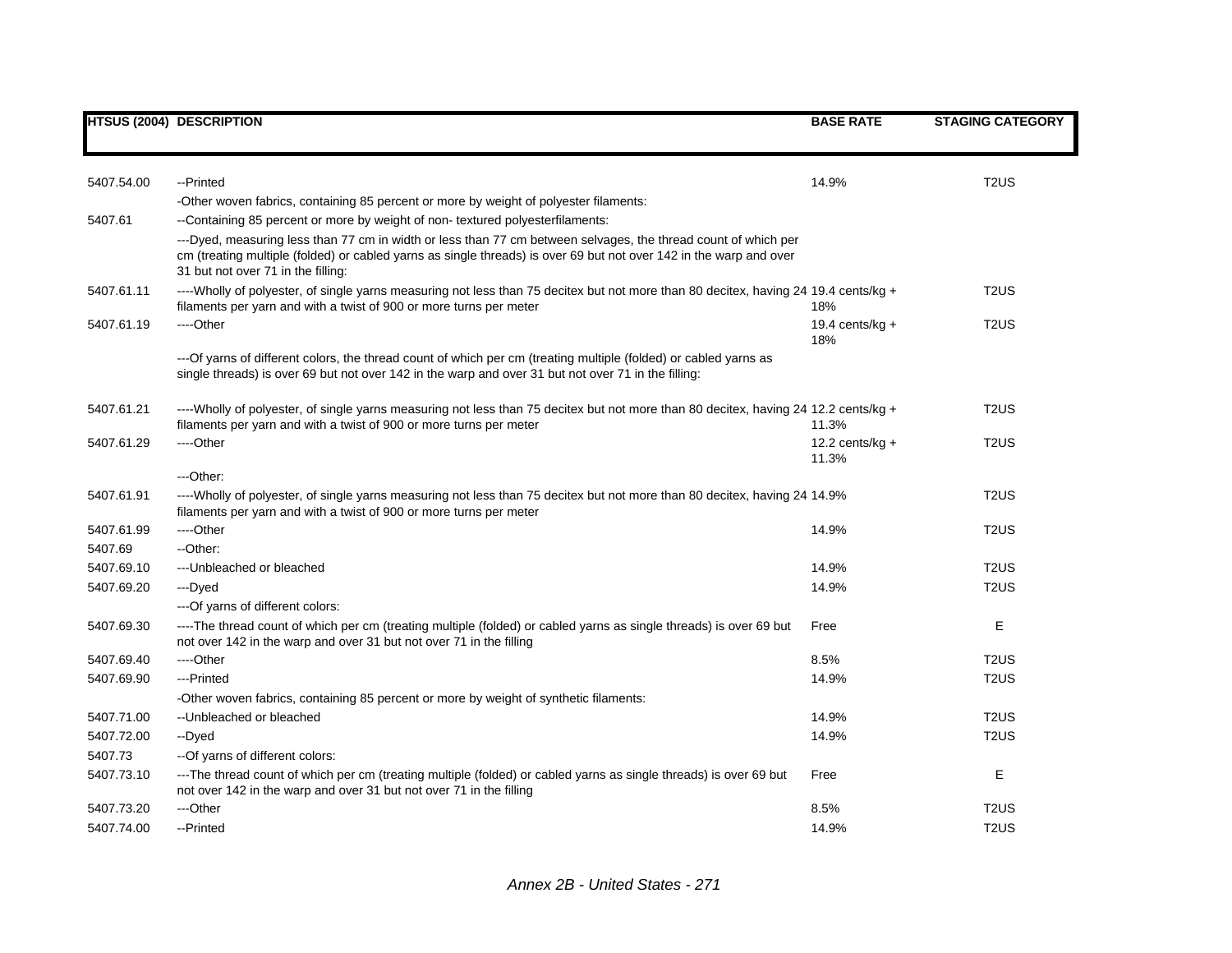| HTSUS (2004) | DESCRIPTION | BASE RATE | STAGING CATEGORY |
|---|---|---|---|
| 5407.54.00 | --Printed | 14.9% | T2US |
| | -Other woven fabrics, containing 85 percent or more by weight of polyester filaments: | | |
| 5407.61 | --Containing 85 percent or more by weight of non- textured polyesterfilaments: | | |
| | ---Dyed, measuring less than 77 cm in width or less than 77 cm between selvages, the thread count of which per cm (treating multiple (folded) or cabled yarns as single threads) is over 69 but not over 142 in the warp and over 31 but not over 71 in the filling: | | |
| 5407.61.11 | ----Wholly of polyester, of single yarns measuring not less than 75 decitex but not more than 80 decitex, having 24 filaments per yarn and with a twist of 900 or more turns per meter | 19.4 cents/kg + 18% | T2US |
| 5407.61.19 | ----Other | 19.4 cents/kg + 18% | T2US |
| | ---Of yarns of different colors, the thread count of which per cm (treating multiple (folded) or cabled yarns as single threads) is over 69 but not over 142 in the warp and over 31 but not over 71 in the filling: | | |
| 5407.61.21 | ----Wholly of polyester, of single yarns measuring not less than 75 decitex but not more than 80 decitex, having 24 filaments per yarn and with a twist of 900 or more turns per meter | 12.2 cents/kg + 11.3% | T2US |
| 5407.61.29 | ----Other | 12.2 cents/kg + 11.3% | T2US |
| | ---Other: | | |
| 5407.61.91 | ----Wholly of polyester, of single yarns measuring not less than 75 decitex but not more than 80 decitex, having 24 filaments per yarn and with a twist of 900 or more turns per meter | 14.9% | T2US |
| 5407.61.99 | ----Other | 14.9% | T2US |
| 5407.69 | --Other: | | |
| 5407.69.10 | ---Unbleached or bleached | 14.9% | T2US |
| 5407.69.20 | ---Dyed | 14.9% | T2US |
| | ---Of yarns of different colors: | | |
| 5407.69.30 | ----The thread count of which per cm (treating multiple (folded) or cabled yarns as single threads) is over 69 but not over 142 in the warp and over 31 but not over 71 in the filling | Free | E |
| 5407.69.40 | ----Other | 8.5% | T2US |
| 5407.69.90 | ---Printed | 14.9% | T2US |
| | -Other woven fabrics, containing 85 percent or more by weight of synthetic filaments: | | |
| 5407.71.00 | --Unbleached or bleached | 14.9% | T2US |
| 5407.72.00 | --Dyed | 14.9% | T2US |
| 5407.73 | --Of yarns of different colors: | | |
| 5407.73.10 | ---The thread count of which per cm (treating multiple (folded) or cabled yarns as single threads) is over 69 but not over 142 in the warp and over 31 but not over 71 in the filling | Free | E |
| 5407.73.20 | ---Other | 8.5% | T2US |
| 5407.74.00 | --Printed | 14.9% | T2US |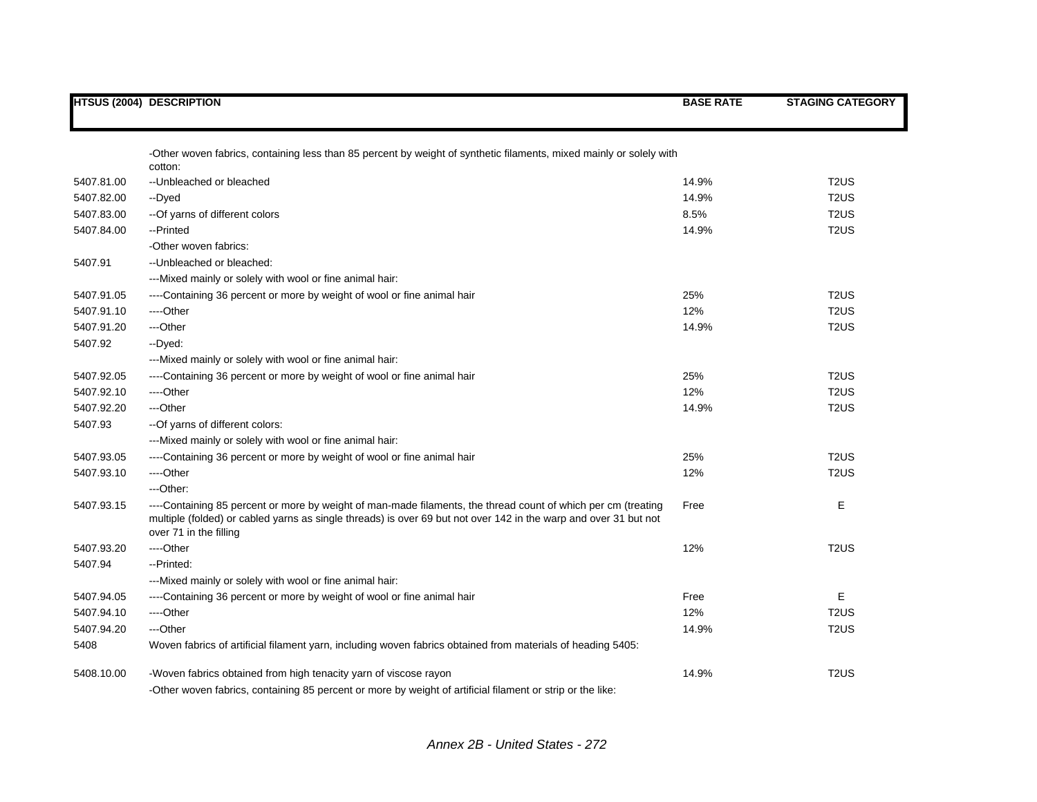| HTSUS (2004) | DESCRIPTION | BASE RATE | STAGING CATEGORY |
|---|---|---|---|
| | -Other woven fabrics, containing less than 85 percent by weight of synthetic filaments, mixed mainly or solely with cotton: | | |
| 5407.81.00 | --Unbleached or bleached | 14.9% | T2US |
| 5407.82.00 | --Dyed | 14.9% | T2US |
| 5407.83.00 | --Of yarns of different colors | 8.5% | T2US |
| 5407.84.00 | --Printed | 14.9% | T2US |
| | -Other woven fabrics: | | |
| 5407.91 | --Unbleached or bleached: | | |
| | ---Mixed mainly or solely with wool or fine animal hair: | | |
| 5407.91.05 | ----Containing 36 percent or more by weight of wool or fine animal hair | 25% | T2US |
| 5407.91.10 | ----Other | 12% | T2US |
| 5407.91.20 | ---Other | 14.9% | T2US |
| 5407.92 | --Dyed: | | |
| | ---Mixed mainly or solely with wool or fine animal hair: | | |
| 5407.92.05 | ----Containing 36 percent or more by weight of wool or fine animal hair | 25% | T2US |
| 5407.92.10 | ----Other | 12% | T2US |
| 5407.92.20 | ---Other | 14.9% | T2US |
| 5407.93 | --Of yarns of different colors: | | |
| | ---Mixed mainly or solely with wool or fine animal hair: | | |
| 5407.93.05 | ----Containing 36 percent or more by weight of wool or fine animal hair | 25% | T2US |
| 5407.93.10 | ----Other | 12% | T2US |
| | ---Other: | | |
| 5407.93.15 | ----Containing 85 percent or more by weight of man-made filaments, the thread count of which per cm (treating multiple (folded) or cabled yarns as single threads) is over 69 but not over 142 in the warp and over 31 but not over 71 in the filling | Free | E |
| 5407.93.20 | ----Other | 12% | T2US |
| 5407.94 | --Printed: | | |
| | ---Mixed mainly or solely with wool or fine animal hair: | | |
| 5407.94.05 | ----Containing 36 percent or more by weight of wool or fine animal hair | Free | E |
| 5407.94.10 | ----Other | 12% | T2US |
| 5407.94.20 | ---Other | 14.9% | T2US |
| 5408 | Woven fabrics of artificial filament yarn, including woven fabrics obtained from materials of heading 5405: | | |
| 5408.10.00 | -Woven fabrics obtained from high tenacity yarn of viscose rayon | 14.9% | T2US |
| | -Other woven fabrics, containing 85 percent or more by weight of artificial filament or strip or the like: | | |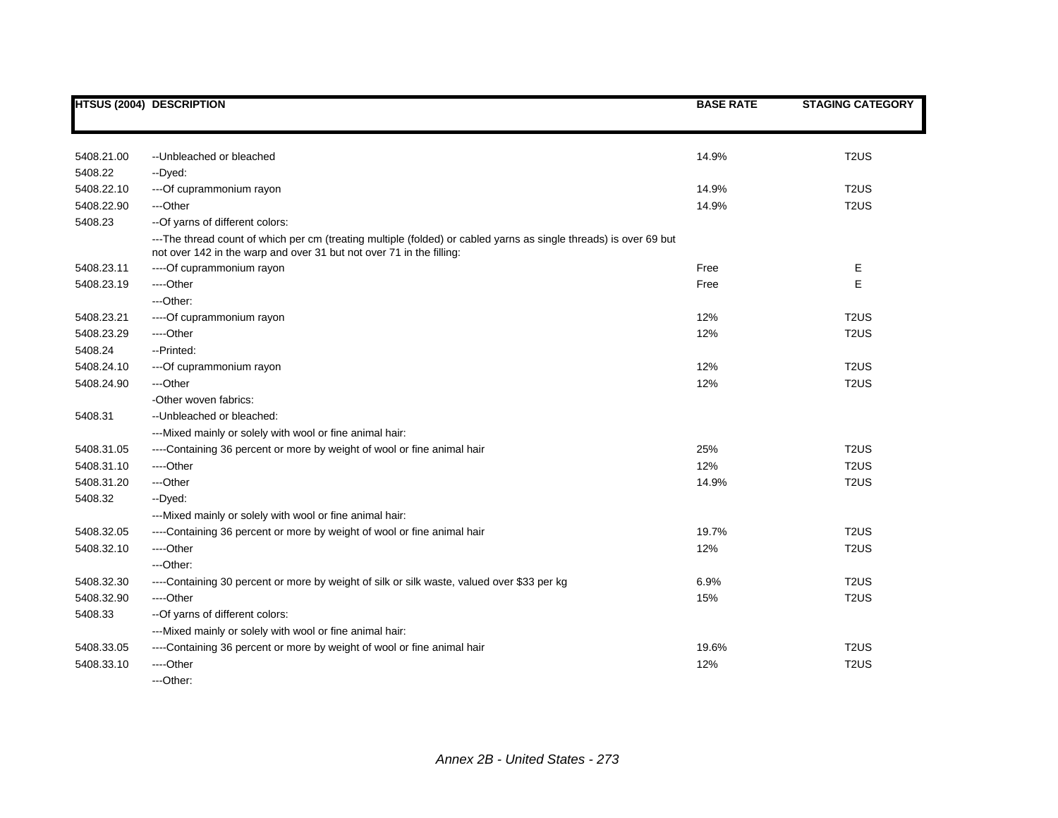| HTSUS (2004) | DESCRIPTION | BASE RATE | STAGING CATEGORY |
|---|---|---|---|
| 5408.21.00 | --Unbleached or bleached | 14.9% | T2US |
| 5408.22 | --Dyed: | | |
| 5408.22.10 | ---Of cuprammonium rayon | 14.9% | T2US |
| 5408.22.90 | ---Other | 14.9% | T2US |
| 5408.23 | --Of yarns of different colors: | | |
| | ---The thread count of which per cm (treating multiple (folded) or cabled yarns as single threads) is over 69 but not over 142 in the warp and over 31 but not over 71 in the filling: | | |
| 5408.23.11 | ----Of cuprammonium rayon | Free | E |
| 5408.23.19 | ----Other | Free | E |
| | ---Other: | | |
| 5408.23.21 | ----Of cuprammonium rayon | 12% | T2US |
| 5408.23.29 | ----Other | 12% | T2US |
| 5408.24 | --Printed: | | |
| 5408.24.10 | ---Of cuprammonium rayon | 12% | T2US |
| 5408.24.90 | ---Other | 12% | T2US |
| | -Other woven fabrics: | | |
| 5408.31 | --Unbleached or bleached: | | |
| | ---Mixed mainly or solely with wool or fine animal hair: | | |
| 5408.31.05 | ----Containing 36 percent or more by weight of wool or fine animal hair | 25% | T2US |
| 5408.31.10 | ----Other | 12% | T2US |
| 5408.31.20 | ---Other | 14.9% | T2US |
| 5408.32 | --Dyed: | | |
| | ---Mixed mainly or solely with wool or fine animal hair: | | |
| 5408.32.05 | ----Containing 36 percent or more by weight of wool or fine animal hair | 19.7% | T2US |
| 5408.32.10 | ----Other | 12% | T2US |
| | ---Other: | | |
| 5408.32.30 | ----Containing 30 percent or more by weight of silk or silk waste, valued over $33 per kg | 6.9% | T2US |
| 5408.32.90 | ----Other | 15% | T2US |
| 5408.33 | --Of yarns of different colors: | | |
| | ---Mixed mainly or solely with wool or fine animal hair: | | |
| 5408.33.05 | ----Containing 36 percent or more by weight of wool or fine animal hair | 19.6% | T2US |
| 5408.33.10 | ----Other | 12% | T2US |
| | ---Other: | | |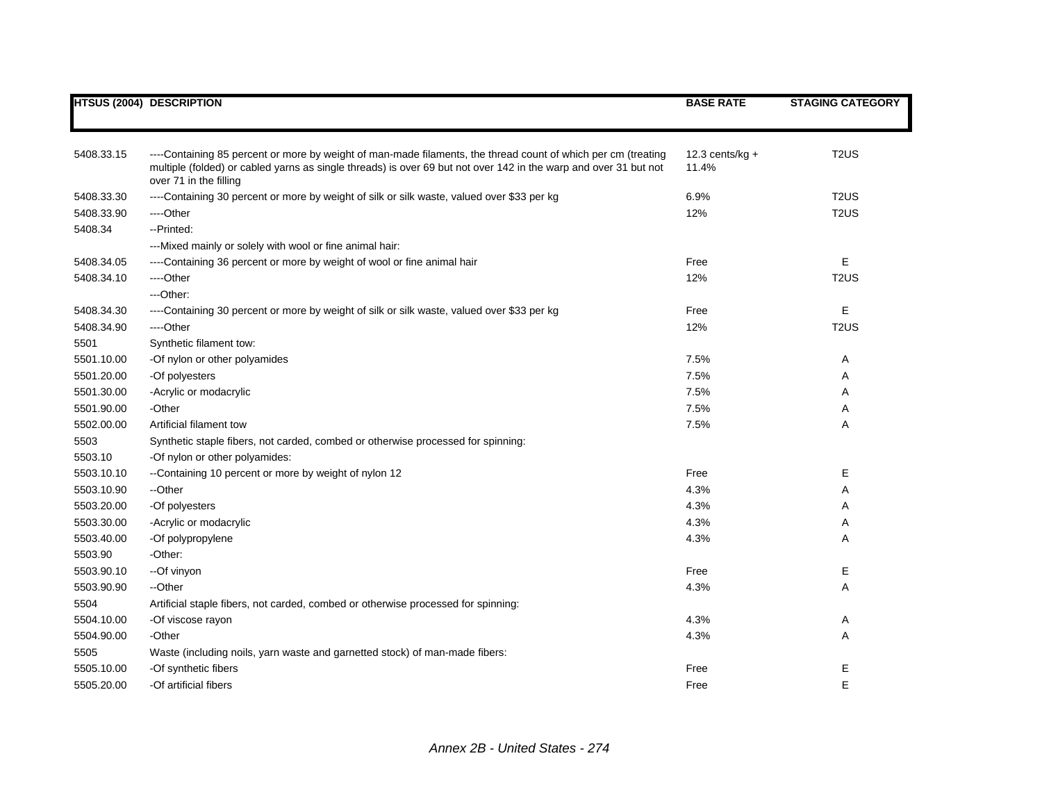| HTSUS (2004) | DESCRIPTION | BASE RATE | STAGING CATEGORY |
|---|---|---|---|
| 5408.33.15 | ----Containing 85 percent or more by weight of man-made filaments, the thread count of which per cm (treating multiple (folded) or cabled yarns as single threads) is over 69 but not over 142 in the warp and over 31 but not over 71 in the filling | 12.3 cents/kg + 11.4% | T2US |
| 5408.33.30 | ----Containing 30 percent or more by weight of silk or silk waste, valued over $33 per kg | 6.9% | T2US |
| 5408.33.90 | ----Other | 12% | T2US |
| 5408.34 | --Printed: | | |
| | ---Mixed mainly or solely with wool or fine animal hair: | | |
| 5408.34.05 | ----Containing 36 percent or more by weight of wool or fine animal hair | Free | E |
| 5408.34.10 | ----Other | 12% | T2US |
| | ---Other: | | |
| 5408.34.30 | ----Containing 30 percent or more by weight of silk or silk waste, valued over $33 per kg | Free | E |
| 5408.34.90 | ----Other | 12% | T2US |
| 5501 | Synthetic filament tow: | | |
| 5501.10.00 | -Of nylon or other polyamides | 7.5% | A |
| 5501.20.00 | -Of polyesters | 7.5% | A |
| 5501.30.00 | -Acrylic or modacrylic | 7.5% | A |
| 5501.90.00 | -Other | 7.5% | A |
| 5502.00.00 | Artificial filament tow | 7.5% | A |
| 5503 | Synthetic staple fibers, not carded, combed or otherwise processed for spinning: | | |
| 5503.10 | -Of nylon or other polyamides: | | |
| 5503.10.10 | --Containing 10 percent or more by weight of nylon 12 | Free | E |
| 5503.10.90 | --Other | 4.3% | A |
| 5503.20.00 | -Of polyesters | 4.3% | A |
| 5503.30.00 | -Acrylic or modacrylic | 4.3% | A |
| 5503.40.00 | -Of polypropylene | 4.3% | A |
| 5503.90 | -Other: | | |
| 5503.90.10 | --Of vinyon | Free | E |
| 5503.90.90 | --Other | 4.3% | A |
| 5504 | Artificial staple fibers, not carded, combed or otherwise processed for spinning: | | |
| 5504.10.00 | -Of viscose rayon | 4.3% | A |
| 5504.90.00 | -Other | 4.3% | A |
| 5505 | Waste (including noils, yarn waste and garnetted stock) of man-made fibers: | | |
| 5505.10.00 | -Of synthetic fibers | Free | E |
| 5505.20.00 | -Of artificial fibers | Free | E |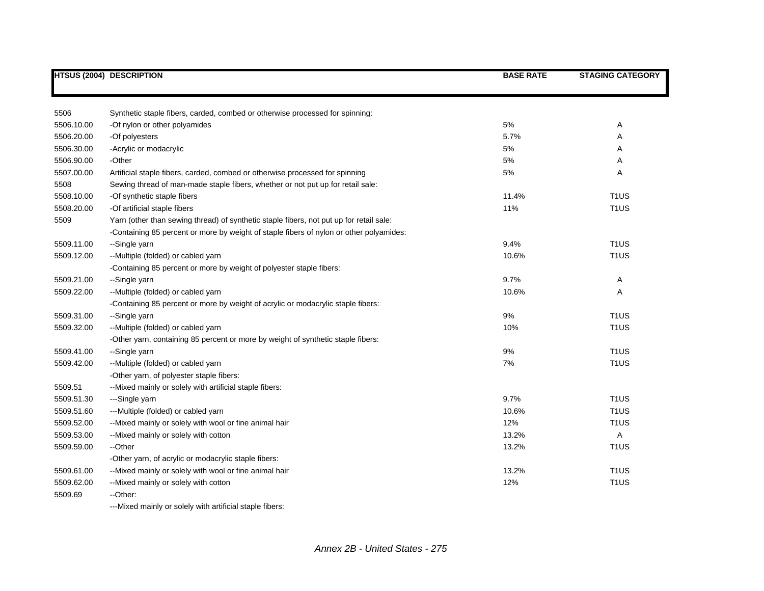| HTSUS (2004) | DESCRIPTION | BASE RATE | STAGING CATEGORY |
|---|---|---|---|
| 5506 | Synthetic staple fibers, carded, combed or otherwise processed for spinning: | | |
| 5506.10.00 | -Of nylon or other polyamides | 5% | A |
| 5506.20.00 | -Of polyesters | 5.7% | A |
| 5506.30.00 | -Acrylic or modacrylic | 5% | A |
| 5506.90.00 | -Other | 5% | A |
| 5507.00.00 | Artificial staple fibers, carded, combed or otherwise processed for spinning | 5% | A |
| 5508 | Sewing thread of man-made staple fibers, whether or not put up for retail sale: | | |
| 5508.10.00 | -Of synthetic staple fibers | 11.4% | T1US |
| 5508.20.00 | -Of artificial staple fibers | 11% | T1US |
| 5509 | Yarn (other than sewing thread) of synthetic staple fibers, not put up for retail sale: | | |
| | -Containing 85 percent or more by weight of staple fibers of nylon or other polyamides: | | |
| 5509.11.00 | --Single yarn | 9.4% | T1US |
| 5509.12.00 | --Multiple (folded) or cabled yarn | 10.6% | T1US |
| | -Containing 85 percent or more by weight of polyester staple fibers: | | |
| 5509.21.00 | --Single yarn | 9.7% | A |
| 5509.22.00 | --Multiple (folded) or cabled yarn | 10.6% | A |
| | -Containing 85 percent or more by weight of acrylic or modacrylic staple fibers: | | |
| 5509.31.00 | --Single yarn | 9% | T1US |
| 5509.32.00 | --Multiple (folded) or cabled yarn | 10% | T1US |
| | -Other yarn, containing 85 percent or more by weight of synthetic staple fibers: | | |
| 5509.41.00 | --Single yarn | 9% | T1US |
| 5509.42.00 | --Multiple (folded) or cabled yarn | 7% | T1US |
| | -Other yarn, of polyester staple fibers: | | |
| 5509.51 | --Mixed mainly or solely with artificial staple fibers: | | |
| 5509.51.30 | ---Single yarn | 9.7% | T1US |
| 5509.51.60 | ---Multiple (folded) or cabled yarn | 10.6% | T1US |
| 5509.52.00 | --Mixed mainly or solely with wool or fine animal hair | 12% | T1US |
| 5509.53.00 | --Mixed mainly or solely with cotton | 13.2% | A |
| 5509.59.00 | --Other | 13.2% | T1US |
| | -Other yarn, of acrylic or modacrylic staple fibers: | | |
| 5509.61.00 | --Mixed mainly or solely with wool or fine animal hair | 13.2% | T1US |
| 5509.62.00 | --Mixed mainly or solely with cotton | 12% | T1US |
| 5509.69 | --Other: | | |
| | ---Mixed mainly or solely with artificial staple fibers: | | |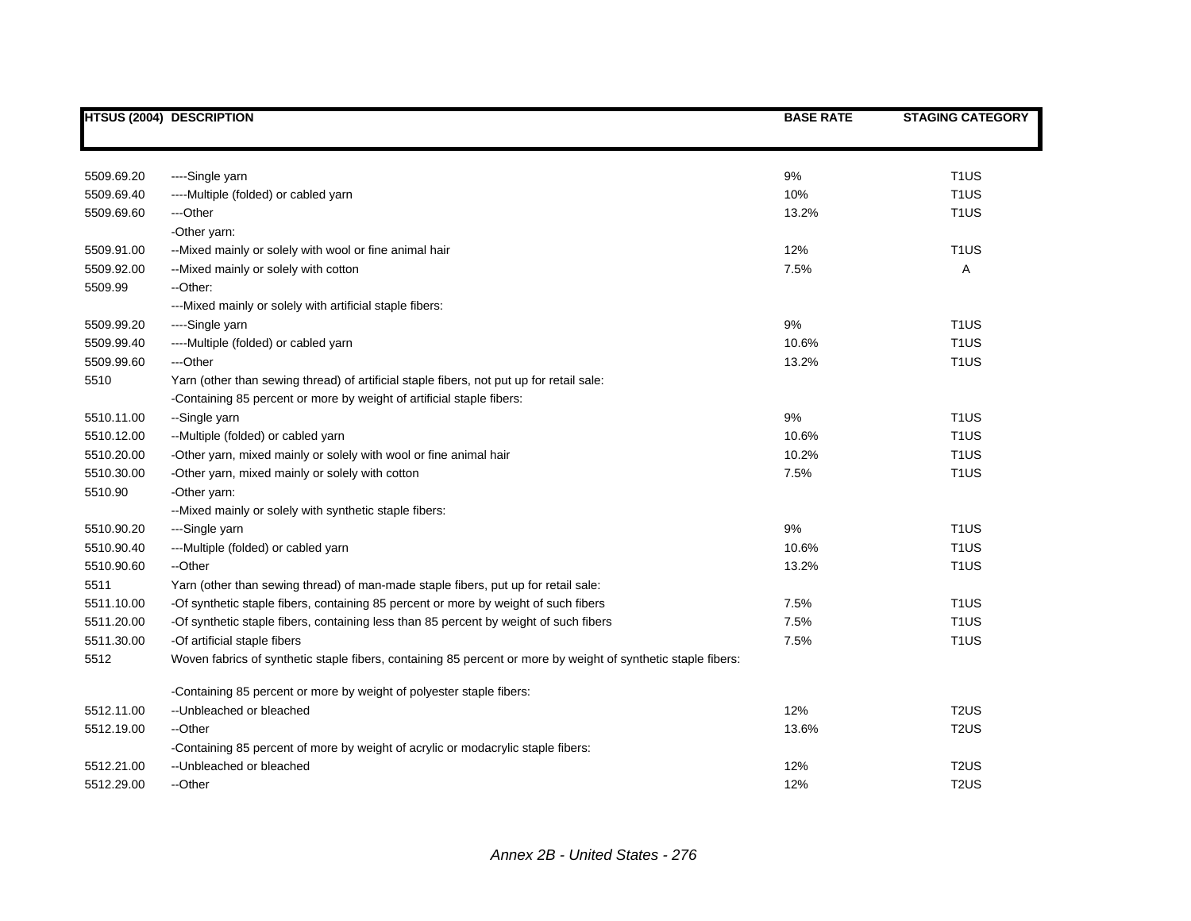| HTSUS (2004) | DESCRIPTION | BASE RATE | STAGING CATEGORY |
|---|---|---|---|
| 5509.69.20 | ----Single yarn | 9% | T1US |
| 5509.69.40 | ----Multiple (folded) or cabled yarn | 10% | T1US |
| 5509.69.60 | ---Other | 13.2% | T1US |
| | -Other yarn: | | |
| 5509.91.00 | --Mixed mainly or solely with wool or fine animal hair | 12% | T1US |
| 5509.92.00 | --Mixed mainly or solely with cotton | 7.5% | A |
| 5509.99 | --Other: | | |
| | ---Mixed mainly or solely with artificial staple fibers: | | |
| 5509.99.20 | ----Single yarn | 9% | T1US |
| 5509.99.40 | ----Multiple (folded) or cabled yarn | 10.6% | T1US |
| 5509.99.60 | ---Other | 13.2% | T1US |
| 5510 | Yarn (other than sewing thread) of artificial staple fibers, not put up for retail sale: | | |
| | -Containing 85 percent or more by weight of artificial staple fibers: | | |
| 5510.11.00 | --Single yarn | 9% | T1US |
| 5510.12.00 | --Multiple (folded) or cabled yarn | 10.6% | T1US |
| 5510.20.00 | -Other yarn, mixed mainly or solely with wool or fine animal hair | 10.2% | T1US |
| 5510.30.00 | -Other yarn, mixed mainly or solely with cotton | 7.5% | T1US |
| 5510.90 | -Other yarn: | | |
| | --Mixed mainly or solely with synthetic staple fibers: | | |
| 5510.90.20 | ---Single yarn | 9% | T1US |
| 5510.90.40 | ---Multiple (folded) or cabled yarn | 10.6% | T1US |
| 5510.90.60 | --Other | 13.2% | T1US |
| 5511 | Yarn (other than sewing thread) of man-made staple fibers, put up for retail sale: | | |
| 5511.10.00 | -Of synthetic staple fibers, containing 85 percent or more by weight of such fibers | 7.5% | T1US |
| 5511.20.00 | -Of synthetic staple fibers, containing less than 85 percent by weight of such fibers | 7.5% | T1US |
| 5511.30.00 | -Of artificial staple fibers | 7.5% | T1US |
| 5512 | Woven fabrics of synthetic staple fibers, containing 85 percent or more by weight of synthetic staple fibers: | | |
| | -Containing 85 percent or more by weight of polyester staple fibers: | | |
| 5512.11.00 | --Unbleached or bleached | 12% | T2US |
| 5512.19.00 | --Other | 13.6% | T2US |
| | -Containing 85 percent of more by weight of acrylic or modacrylic staple fibers: | | |
| 5512.21.00 | --Unbleached or bleached | 12% | T2US |
| 5512.29.00 | --Other | 12% | T2US |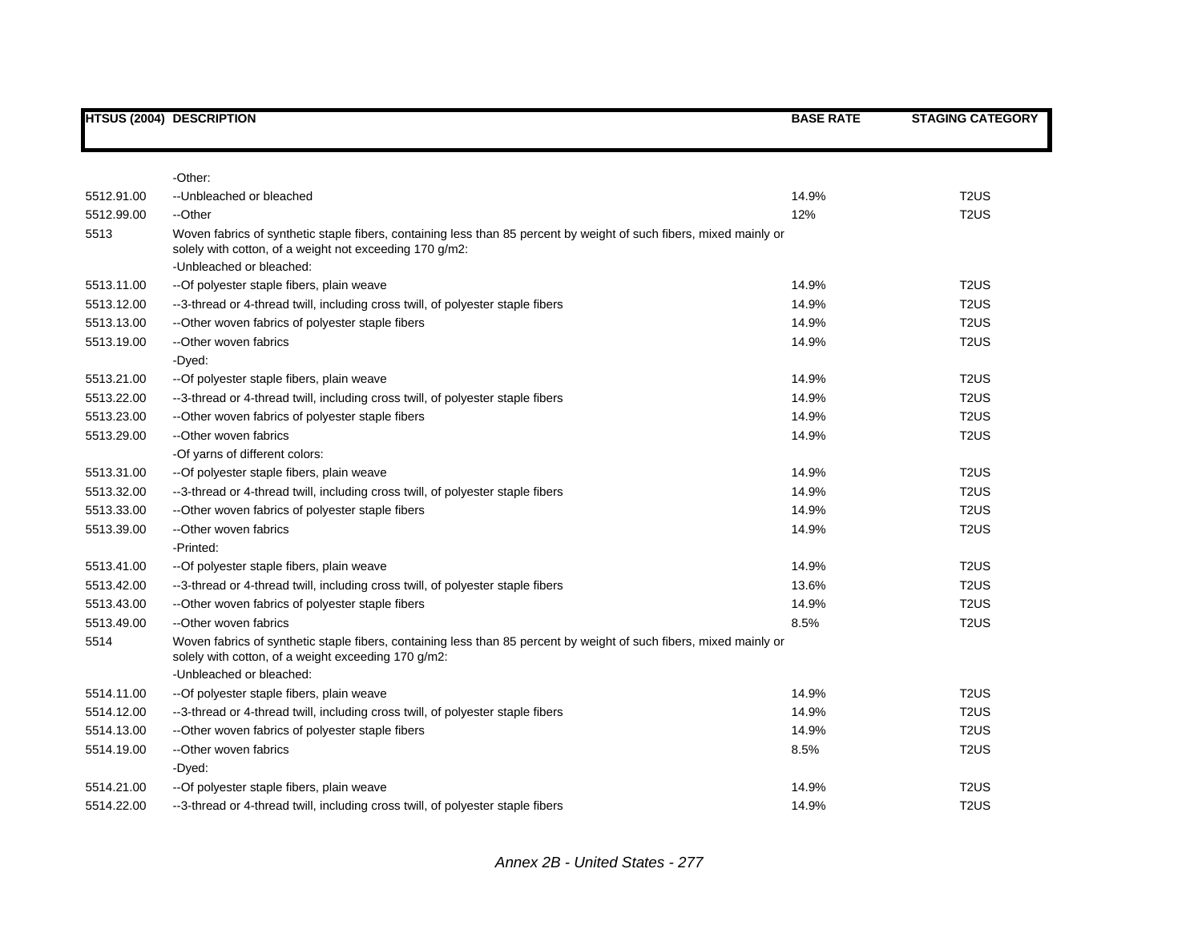| HTSUS (2004) | DESCRIPTION | BASE RATE | STAGING CATEGORY |
|---|---|---|---|
| | -Other: | | |
| 5512.91.00 | --Unbleached or bleached | 14.9% | T2US |
| 5512.99.00 | --Other | 12% | T2US |
| 5513 | Woven fabrics of synthetic staple fibers, containing less than 85 percent by weight of such fibers, mixed mainly or solely with cotton, of a weight not exceeding 170 g/m2: | | |
| | -Unbleached or bleached: | | |
| 5513.11.00 | --Of polyester staple fibers, plain weave | 14.9% | T2US |
| 5513.12.00 | --3-thread or 4-thread twill, including cross twill, of polyester staple fibers | 14.9% | T2US |
| 5513.13.00 | --Other woven fabrics of polyester staple fibers | 14.9% | T2US |
| 5513.19.00 | --Other woven fabrics | 14.9% | T2US |
| | -Dyed: | | |
| 5513.21.00 | --Of polyester staple fibers, plain weave | 14.9% | T2US |
| 5513.22.00 | --3-thread or 4-thread twill, including cross twill, of polyester staple fibers | 14.9% | T2US |
| 5513.23.00 | --Other woven fabrics of polyester staple fibers | 14.9% | T2US |
| 5513.29.00 | --Other woven fabrics | 14.9% | T2US |
| | -Of yarns of different colors: | | |
| 5513.31.00 | --Of polyester staple fibers, plain weave | 14.9% | T2US |
| 5513.32.00 | --3-thread or 4-thread twill, including cross twill, of polyester staple fibers | 14.9% | T2US |
| 5513.33.00 | --Other woven fabrics of polyester staple fibers | 14.9% | T2US |
| 5513.39.00 | --Other woven fabrics | 14.9% | T2US |
| | -Printed: | | |
| 5513.41.00 | --Of polyester staple fibers, plain weave | 14.9% | T2US |
| 5513.42.00 | --3-thread or 4-thread twill, including cross twill, of polyester staple fibers | 13.6% | T2US |
| 5513.43.00 | --Other woven fabrics of polyester staple fibers | 14.9% | T2US |
| 5513.49.00 | --Other woven fabrics | 8.5% | T2US |
| 5514 | Woven fabrics of synthetic staple fibers, containing less than 85 percent by weight of such fibers, mixed mainly or solely with cotton, of a weight exceeding 170 g/m2: | | |
| | -Unbleached or bleached: | | |
| 5514.11.00 | --Of polyester staple fibers, plain weave | 14.9% | T2US |
| 5514.12.00 | --3-thread or 4-thread twill, including cross twill, of polyester staple fibers | 14.9% | T2US |
| 5514.13.00 | --Other woven fabrics of polyester staple fibers | 14.9% | T2US |
| 5514.19.00 | --Other woven fabrics | 8.5% | T2US |
| | -Dyed: | | |
| 5514.21.00 | --Of polyester staple fibers, plain weave | 14.9% | T2US |
| 5514.22.00 | --3-thread or 4-thread twill, including cross twill, of polyester staple fibers | 14.9% | T2US |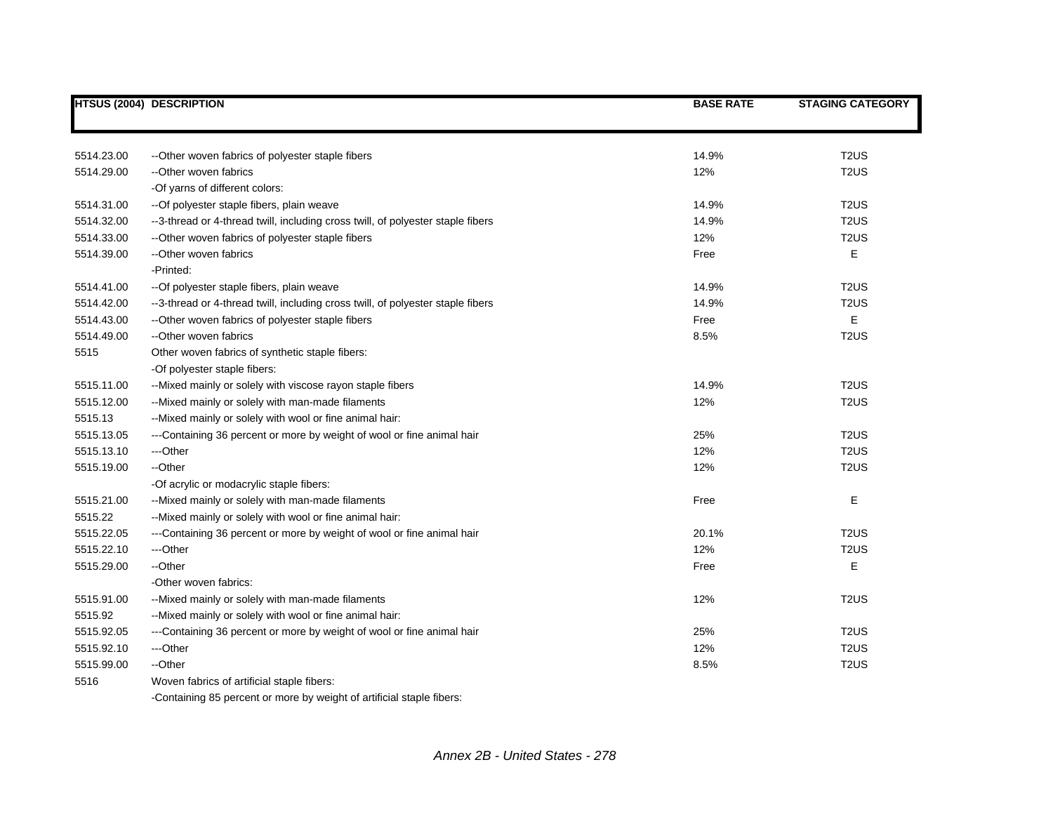| HTSUS (2004) | DESCRIPTION | BASE RATE | STAGING CATEGORY |
|---|---|---|---|
| 5514.23.00 | --Other woven fabrics of polyester staple fibers | 14.9% | T2US |
| 5514.29.00 | --Other woven fabrics | 12% | T2US |
| | -Of yarns of different colors: | | |
| 5514.31.00 | --Of polyester staple fibers, plain weave | 14.9% | T2US |
| 5514.32.00 | --3-thread or 4-thread twill, including cross twill, of polyester staple fibers | 14.9% | T2US |
| 5514.33.00 | --Other woven fabrics of polyester staple fibers | 12% | T2US |
| 5514.39.00 | --Other woven fabrics | Free | E |
| | -Printed: | | |
| 5514.41.00 | --Of polyester staple fibers, plain weave | 14.9% | T2US |
| 5514.42.00 | --3-thread or 4-thread twill, including cross twill, of polyester staple fibers | 14.9% | T2US |
| 5514.43.00 | --Other woven fabrics of polyester staple fibers | Free | E |
| 5514.49.00 | --Other woven fabrics | 8.5% | T2US |
| 5515 | Other woven fabrics of synthetic staple fibers: | | |
| | -Of polyester staple fibers: | | |
| 5515.11.00 | --Mixed mainly or solely with viscose rayon staple fibers | 14.9% | T2US |
| 5515.12.00 | --Mixed mainly or solely with man-made filaments | 12% | T2US |
| 5515.13 | --Mixed mainly or solely with wool or fine animal hair: | | |
| 5515.13.05 | ---Containing 36 percent or more by weight of wool or fine animal hair | 25% | T2US |
| 5515.13.10 | ---Other | 12% | T2US |
| 5515.19.00 | --Other | 12% | T2US |
| | -Of acrylic or modacrylic staple fibers: | | |
| 5515.21.00 | --Mixed mainly or solely with man-made filaments | Free | E |
| 5515.22 | --Mixed mainly or solely with wool or fine animal hair: | | |
| 5515.22.05 | ---Containing 36 percent or more by weight of wool or fine animal hair | 20.1% | T2US |
| 5515.22.10 | ---Other | 12% | T2US |
| 5515.29.00 | --Other | Free | E |
| | -Other woven fabrics: | | |
| 5515.91.00 | --Mixed mainly or solely with man-made filaments | 12% | T2US |
| 5515.92 | --Mixed mainly or solely with wool or fine animal hair: | | |
| 5515.92.05 | ---Containing 36 percent or more by weight of wool or fine animal hair | 25% | T2US |
| 5515.92.10 | ---Other | 12% | T2US |
| 5515.99.00 | --Other | 8.5% | T2US |
| 5516 | Woven fabrics of artificial staple fibers: | | |
| | -Containing 85 percent or more by weight of artificial staple fibers: | | |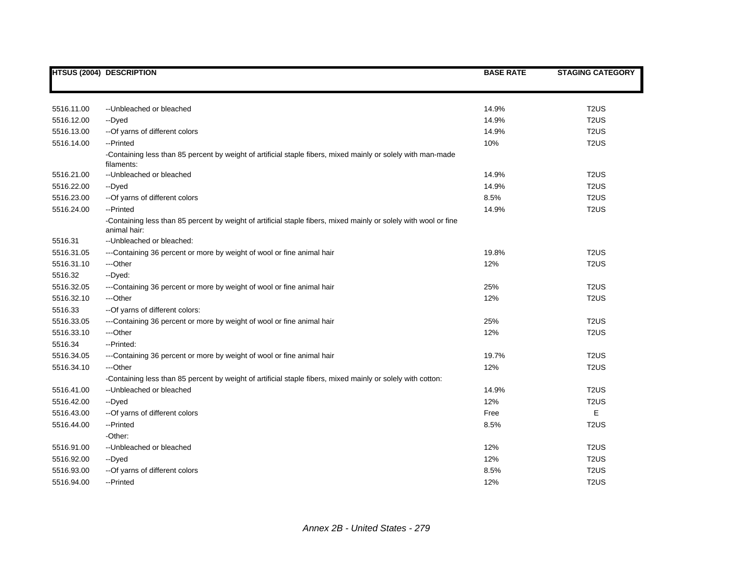| HTSUS (2004) | DESCRIPTION | BASE RATE | STAGING CATEGORY |
|---|---|---|---|
| 5516.11.00 | --Unbleached or bleached | 14.9% | T2US |
| 5516.12.00 | --Dyed | 14.9% | T2US |
| 5516.13.00 | --Of yarns of different colors | 14.9% | T2US |
| 5516.14.00 | --Printed | 10% | T2US |
| | -Containing less than 85 percent by weight of artificial staple fibers, mixed mainly or solely with man-made filaments: | | |
| 5516.21.00 | --Unbleached or bleached | 14.9% | T2US |
| 5516.22.00 | --Dyed | 14.9% | T2US |
| 5516.23.00 | --Of yarns of different colors | 8.5% | T2US |
| 5516.24.00 | --Printed | 14.9% | T2US |
| | -Containing less than 85 percent by weight of artificial staple fibers, mixed mainly or solely with wool or fine animal hair: | | |
| 5516.31 | --Unbleached or bleached: | | |
| 5516.31.05 | ---Containing 36 percent or more by weight of wool or fine animal hair | 19.8% | T2US |
| 5516.31.10 | ---Other | 12% | T2US |
| 5516.32 | --Dyed: | | |
| 5516.32.05 | ---Containing 36 percent or more by weight of wool or fine animal hair | 25% | T2US |
| 5516.32.10 | ---Other | 12% | T2US |
| 5516.33 | --Of yarns of different colors: | | |
| 5516.33.05 | ---Containing 36 percent or more by weight of wool or fine animal hair | 25% | T2US |
| 5516.33.10 | ---Other | 12% | T2US |
| 5516.34 | --Printed: | | |
| 5516.34.05 | ---Containing 36 percent or more by weight of wool or fine animal hair | 19.7% | T2US |
| 5516.34.10 | ---Other | 12% | T2US |
| | -Containing less than 85 percent by weight of artificial staple fibers, mixed mainly or solely with cotton: | | |
| 5516.41.00 | --Unbleached or bleached | 14.9% | T2US |
| 5516.42.00 | --Dyed | 12% | T2US |
| 5516.43.00 | --Of yarns of different colors | Free | E |
| 5516.44.00 | --Printed | 8.5% | T2US |
| | -Other: | | |
| 5516.91.00 | --Unbleached or bleached | 12% | T2US |
| 5516.92.00 | --Dyed | 12% | T2US |
| 5516.93.00 | --Of yarns of different colors | 8.5% | T2US |
| 5516.94.00 | --Printed | 12% | T2US |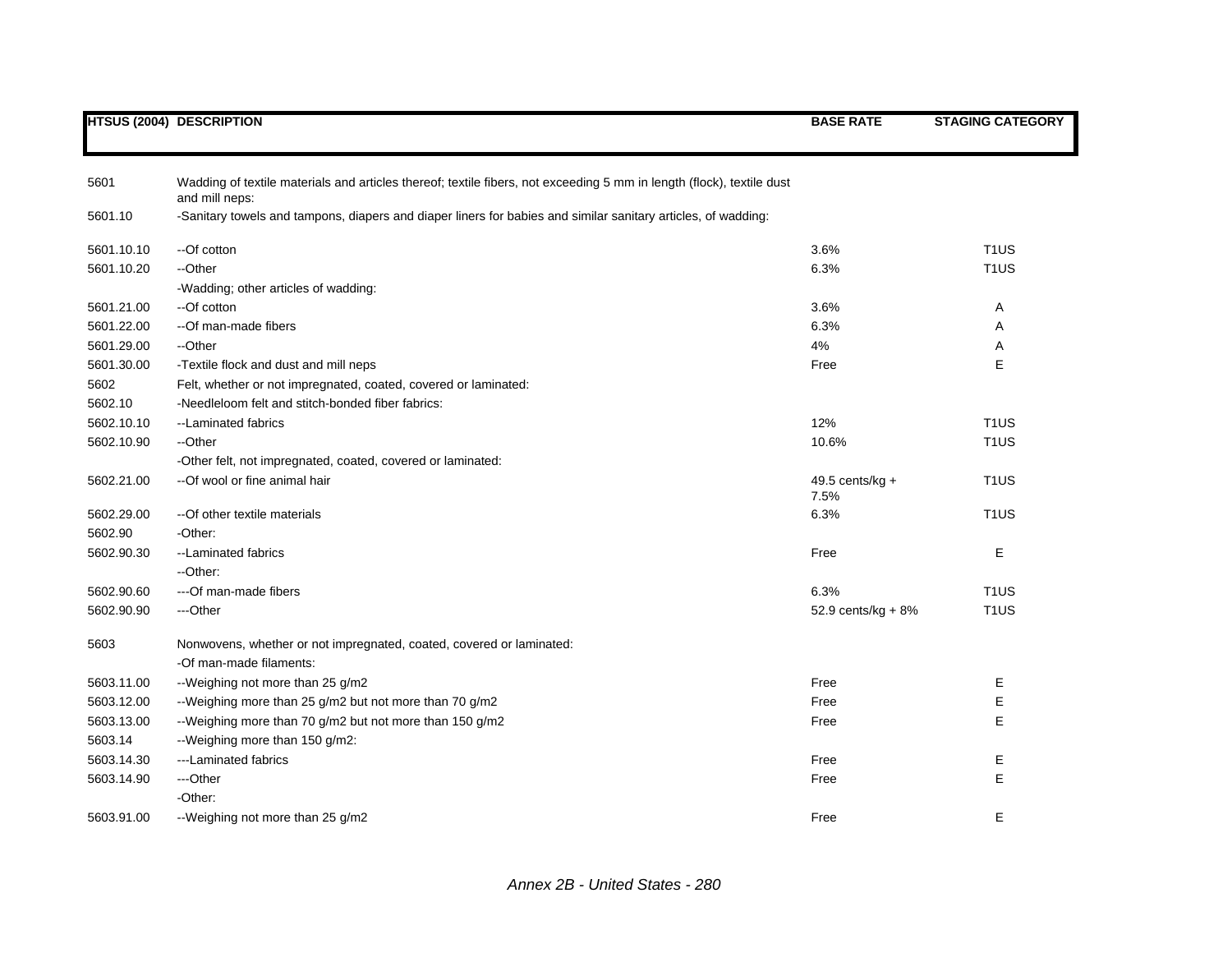| HTSUS (2004) | DESCRIPTION | BASE RATE | STAGING CATEGORY |
|---|---|---|---|
| 5601 | Wadding of textile materials and articles thereof; textile fibers, not exceeding 5 mm in length (flock), textile dust and mill neps: | | |
| 5601.10 | -Sanitary towels and tampons, diapers and diaper liners for babies and similar sanitary articles, of wadding: | | |
| 5601.10.10 | --Of cotton | 3.6% | T1US |
| 5601.10.20 | --Other | 6.3% | T1US |
| | -Wadding; other articles of wadding: | | |
| 5601.21.00 | --Of cotton | 3.6% | A |
| 5601.22.00 | --Of man-made fibers | 6.3% | A |
| 5601.29.00 | --Other | 4% | A |
| 5601.30.00 | -Textile flock and dust and mill neps | Free | E |
| 5602 | Felt, whether or not impregnated, coated, covered or laminated: | | |
| 5602.10 | -Needleloom felt and stitch-bonded fiber fabrics: | | |
| 5602.10.10 | --Laminated fabrics | 12% | T1US |
| 5602.10.90 | --Other | 10.6% | T1US |
| | -Other felt, not impregnated, coated, covered or laminated: | | |
| 5602.21.00 | --Of wool or fine animal hair | 49.5 cents/kg + 7.5% | T1US |
| 5602.29.00 | --Of other textile materials | 6.3% | T1US |
| 5602.90 | -Other: | | |
| 5602.90.30 | --Laminated fabrics | Free | E |
| | --Other: | | |
| 5602.90.60 | ---Of man-made fibers | 6.3% | T1US |
| 5602.90.90 | ---Other | 52.9 cents/kg + 8% | T1US |
| 5603 | Nonwovens, whether or not impregnated, coated, covered or laminated: | | |
| | -Of man-made filaments: | | |
| 5603.11.00 | --Weighing not more than 25 g/m2 | Free | E |
| 5603.12.00 | --Weighing more than 25 g/m2 but not more than 70 g/m2 | Free | E |
| 5603.13.00 | --Weighing more than 70 g/m2 but not more than 150 g/m2 | Free | E |
| 5603.14 | --Weighing more than 150 g/m2: | | |
| 5603.14.30 | ---Laminated fabrics | Free | E |
| 5603.14.90 | ---Other | Free | E |
| | -Other: | | |
| 5603.91.00 | --Weighing not more than 25 g/m2 | Free | E |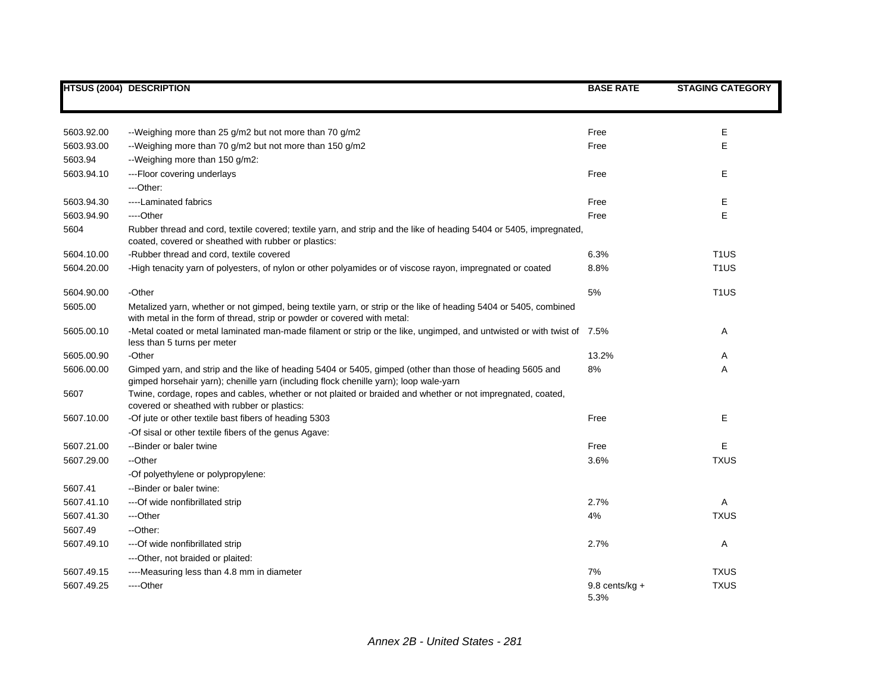| HTSUS (2004) | DESCRIPTION | BASE RATE | STAGING CATEGORY |
|---|---|---|---|
| 5603.92.00 | --Weighing more than 25 g/m2 but not more than 70 g/m2 | Free | E |
| 5603.93.00 | --Weighing more than 70 g/m2 but not more than 150 g/m2 | Free | E |
| 5603.94 | --Weighing more than 150 g/m2: | | |
| 5603.94.10 | ---Floor covering underlays | Free | E |
| | ---Other: | | |
| 5603.94.30 | ----Laminated fabrics | Free | E |
| 5603.94.90 | ----Other | Free | E |
| 5604 | Rubber thread and cord, textile covered; textile yarn, and strip and the like of heading 5404 or 5405, impregnated, coated, covered or sheathed with rubber or plastics: | | |
| 5604.10.00 | -Rubber thread and cord, textile covered | 6.3% | T1US |
| 5604.20.00 | -High tenacity yarn of polyesters, of nylon or other polyamides or of viscose rayon, impregnated or coated | 8.8% | T1US |
| 5604.90.00 | -Other | 5% | T1US |
| 5605.00 | Metalized yarn, whether or not gimped, being textile yarn, or strip or the like of heading 5404 or 5405, combined with metal in the form of thread, strip or powder or covered with metal: | | |
| 5605.00.10 | -Metal coated or metal laminated man-made filament or strip or the like, ungimped, and untwisted or with twist of less than 5 turns per meter | 7.5% | A |
| 5605.00.90 | -Other | 13.2% | A |
| 5606.00.00 | Gimped yarn, and strip and the like of heading 5404 or 5405, gimped (other than those of heading 5605 and gimped horsehair yarn); chenille yarn (including flock chenille yarn); loop wale-yarn | 8% | A |
| 5607 | Twine, cordage, ropes and cables, whether or not plaited or braided and whether or not impregnated, coated, covered or sheathed with rubber or plastics: | | |
| 5607.10.00 | -Of jute or other textile bast fibers of heading 5303 | Free | E |
| | -Of sisal or other textile fibers of the genus Agave: | | |
| 5607.21.00 | --Binder or baler twine | Free | E |
| 5607.29.00 | --Other | 3.6% | TXUS |
| | -Of polyethylene or polypropylene: | | |
| 5607.41 | --Binder or baler twine: | | |
| 5607.41.10 | ---Of wide nonfibrillated strip | 2.7% | A |
| 5607.41.30 | ---Other | 4% | TXUS |
| 5607.49 | --Other: | | |
| 5607.49.10 | ---Of wide nonfibrillated strip | 2.7% | A |
| | ---Other, not braided or plaited: | | |
| 5607.49.15 | ----Measuring less than 4.8 mm in diameter | 7% | TXUS |
| 5607.49.25 | ----Other | 9.8 cents/kg + 5.3% | TXUS |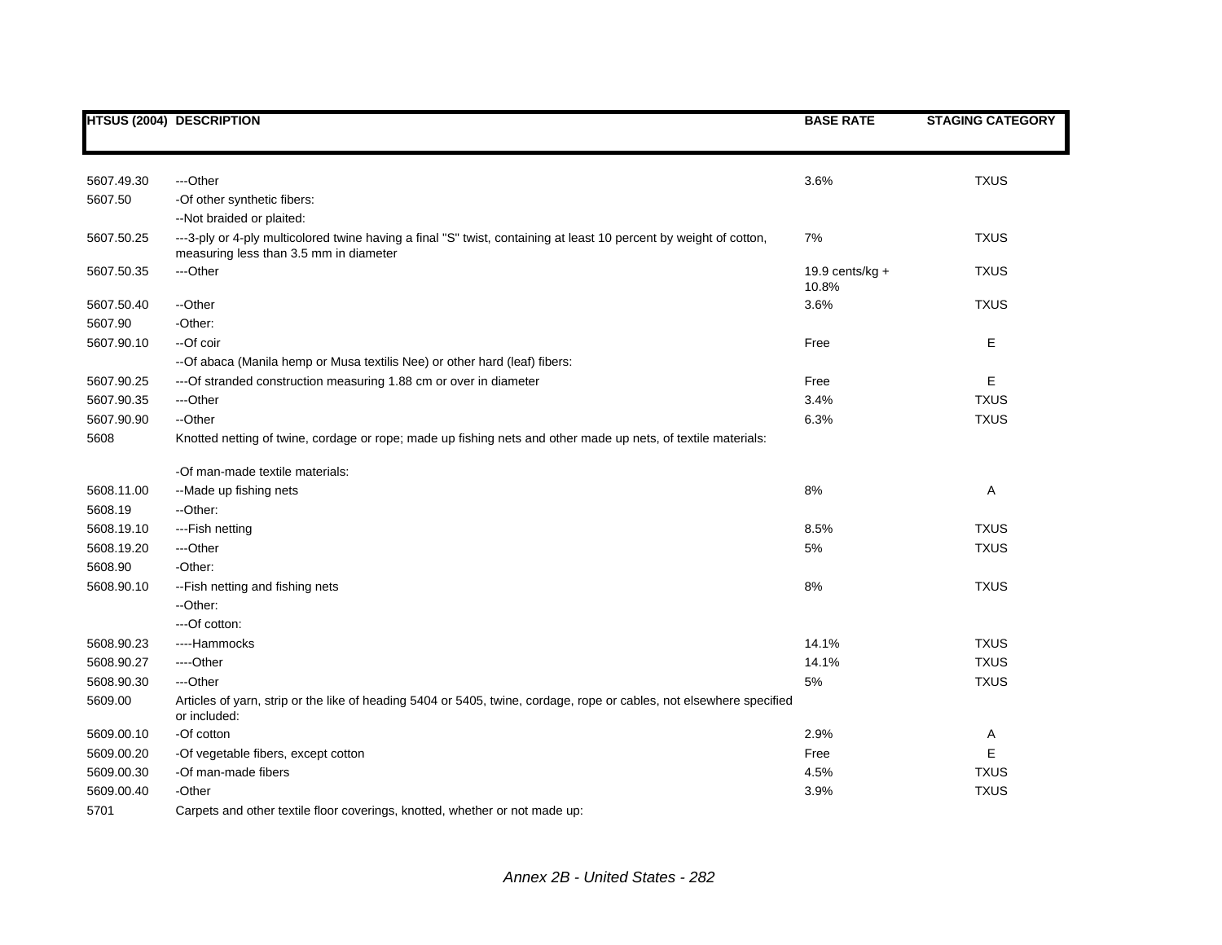| HTSUS (2004) | DESCRIPTION | BASE RATE | STAGING CATEGORY |
|---|---|---|---|
| 5607.49.30 | ---Other | 3.6% | TXUS |
| 5607.50 | -Of other synthetic fibers: | | |
| | --Not braided or plaited: | | |
| 5607.50.25 | ---3-ply or 4-ply multicolored twine having a final "S" twist, containing at least 10 percent by weight of cotton, measuring less than 3.5 mm in diameter | 7% | TXUS |
| 5607.50.35 | ---Other | 19.9 cents/kg + 10.8% | TXUS |
| 5607.50.40 | --Other | 3.6% | TXUS |
| 5607.90 | -Other: | | |
| 5607.90.10 | --Of coir | Free | E |
| | --Of abaca (Manila hemp or Musa textilis Nee) or other hard (leaf) fibers: | | |
| 5607.90.25 | ---Of stranded construction measuring 1.88 cm or over in diameter | Free | E |
| 5607.90.35 | ---Other | 3.4% | TXUS |
| 5607.90.90 | --Other | 6.3% | TXUS |
| 5608 | Knotted netting of twine, cordage or rope; made up fishing nets and other made up nets, of textile materials: | | |
| | -Of man-made textile materials: | | |
| 5608.11.00 | --Made up fishing nets | 8% | A |
| 5608.19 | --Other: | | |
| 5608.19.10 | ---Fish netting | 8.5% | TXUS |
| 5608.19.20 | ---Other | 5% | TXUS |
| 5608.90 | -Other: | | |
| 5608.90.10 | --Fish netting and fishing nets | 8% | TXUS |
| | --Other: | | |
| | ---Of cotton: | | |
| 5608.90.23 | ----Hammocks | 14.1% | TXUS |
| 5608.90.27 | ----Other | 14.1% | TXUS |
| 5608.90.30 | ---Other | 5% | TXUS |
| 5609.00 | Articles of yarn, strip or the like of heading 5404 or 5405, twine, cordage, rope or cables, not elsewhere specified or included: | | |
| 5609.00.10 | -Of cotton | 2.9% | A |
| 5609.00.20 | -Of vegetable fibers, except cotton | Free | E |
| 5609.00.30 | -Of man-made fibers | 4.5% | TXUS |
| 5609.00.40 | -Other | 3.9% | TXUS |
| 5701 | Carpets and other textile floor coverings, knotted, whether or not made up: | | |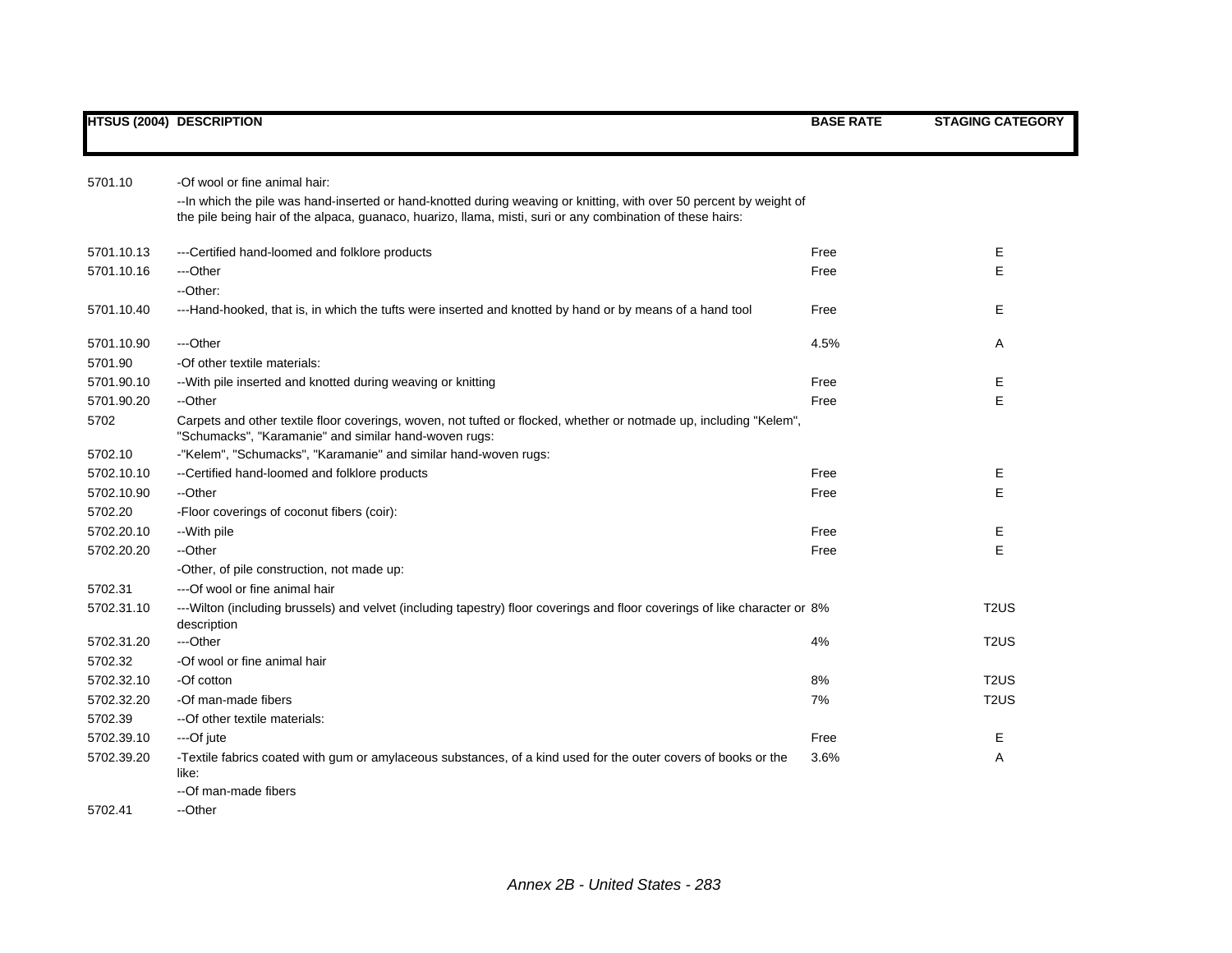| HTSUS (2004) | DESCRIPTION | BASE RATE | STAGING CATEGORY |
|---|---|---|---|
| 5701.10 | -Of wool or fine animal hair: | | |
| | --In which the pile was hand-inserted or hand-knotted during weaving or knitting, with over 50 percent by weight of the pile being hair of the alpaca, guanaco, huarizo, llama, misti, suri or any combination of these hairs: | | |
| 5701.10.13 | ---Certified hand-loomed and folklore products | Free | E |
| 5701.10.16 | ---Other | Free | E |
| | --Other: | | |
| 5701.10.40 | ---Hand-hooked, that is, in which the tufts were inserted and knotted by hand or by means of a hand tool | Free | E |
| 5701.10.90 | ---Other | 4.5% | A |
| 5701.90 | -Of other textile materials: | | |
| 5701.90.10 | --With pile inserted and knotted during weaving or knitting | Free | E |
| 5701.90.20 | --Other | Free | E |
| 5702 | Carpets and other textile floor coverings, woven, not tufted or flocked, whether or notmade up, including "Kelem", "Schumacks", "Karamanie" and similar hand-woven rugs: | | |
| 5702.10 | -"Kelem", "Schumacks", "Karamanie" and similar hand-woven rugs: | | |
| 5702.10.10 | --Certified hand-loomed and folklore products | Free | E |
| 5702.10.90 | --Other | Free | E |
| 5702.20 | -Floor coverings of coconut fibers (coir): | | |
| 5702.20.10 | --With pile | Free | E |
| 5702.20.20 | --Other | Free | E |
| | -Other, of pile construction, not made up: | | |
| 5702.31 | ---Of wool or fine animal hair | | |
| 5702.31.10 | ---Wilton (including brussels) and velvet (including tapestry) floor coverings and floor coverings of like character or description | 8% | T2US |
| 5702.31.20 | ---Other | 4% | T2US |
| 5702.32 | -Of wool or fine animal hair | | |
| 5702.32.10 | -Of cotton | 8% | T2US |
| 5702.32.20 | -Of man-made fibers | 7% | T2US |
| 5702.39 | --Of other textile materials: | | |
| 5702.39.10 | ---Of jute | Free | E |
| 5702.39.20 | -Textile fabrics coated with gum or amylaceous substances, of a kind used for the outer covers of books or the like: | 3.6% | A |
| | --Of man-made fibers | | |
| 5702.41 | --Other | | |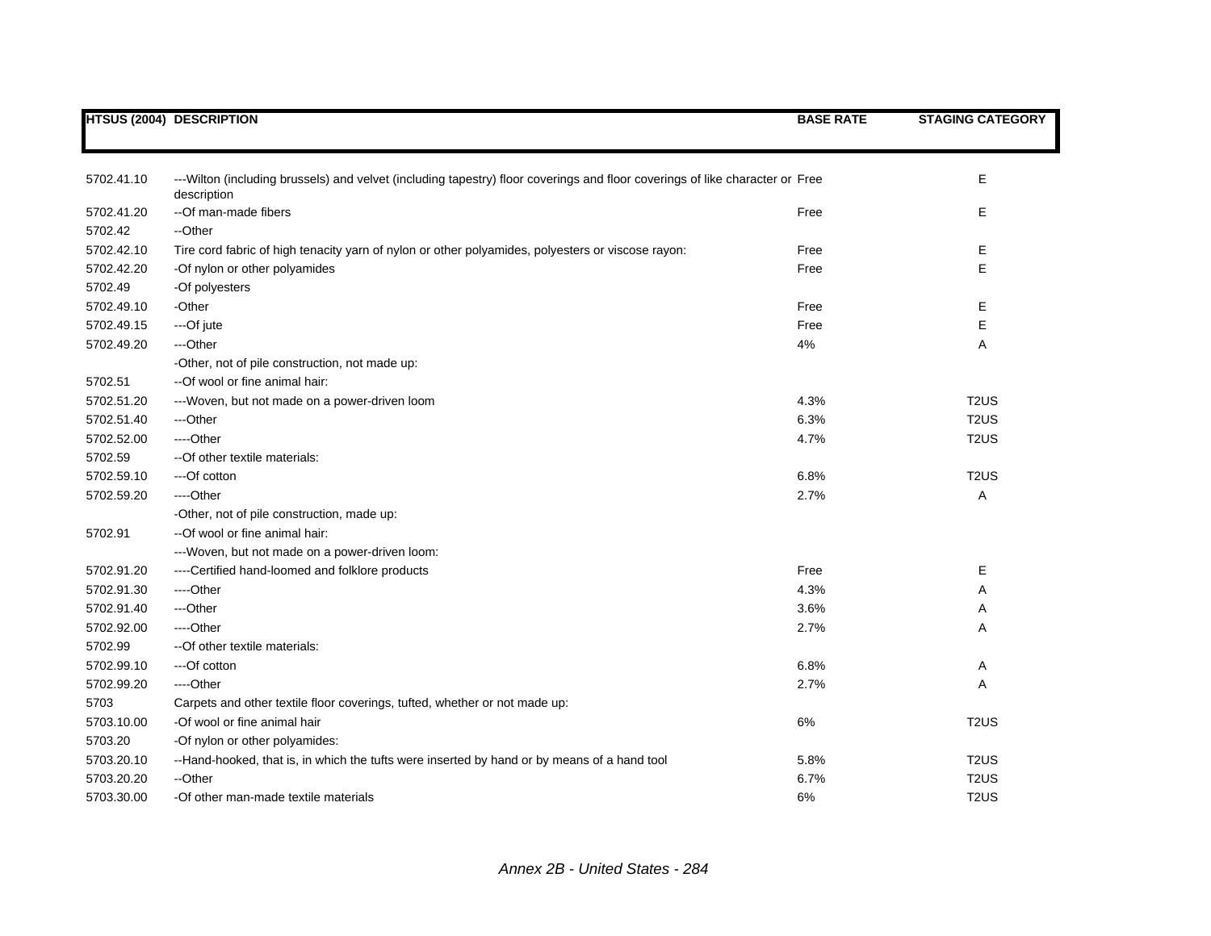| HTSUS (2004) | DESCRIPTION | BASE RATE | STAGING CATEGORY |
|---|---|---|---|
| 5702.41.10 | ---Wilton (including brussels) and velvet (including tapestry) floor coverings and floor coverings of like character or description | Free | E |
| 5702.41.20 | --Of man-made fibers | Free | E |
| 5702.42 | --Other | | |
| 5702.42.10 | Tire cord fabric of high tenacity yarn of nylon or other polyamides, polyesters or viscose rayon: | Free | E |
| 5702.42.20 | -Of nylon or other polyamides | Free | E |
| 5702.49 | -Of polyesters | | |
| 5702.49.10 | -Other | Free | E |
| 5702.49.15 | ---Of jute | Free | E |
| 5702.49.20 | ---Other | 4% | A |
| | -Other, not of pile construction, not made up: | | |
| 5702.51 | --Of wool or fine animal hair: | | |
| 5702.51.20 | ---Woven, but not made on a power-driven loom | 4.3% | T2US |
| 5702.51.40 | ---Other | 6.3% | T2US |
| 5702.52.00 | ----Other | 4.7% | T2US |
| 5702.59 | --Of other textile materials: | | |
| 5702.59.10 | ---Of cotton | 6.8% | T2US |
| 5702.59.20 | ----Other | 2.7% | A |
| | -Other, not of pile construction, made up: | | |
| 5702.91 | --Of wool or fine animal hair: | | |
| | ---Woven, but not made on a power-driven loom: | | |
| 5702.91.20 | ----Certified hand-loomed and folklore products | Free | E |
| 5702.91.30 | ----Other | 4.3% | A |
| 5702.91.40 | ---Other | 3.6% | A |
| 5702.92.00 | ----Other | 2.7% | A |
| 5702.99 | --Of other textile materials: | | |
| 5702.99.10 | ---Of cotton | 6.8% | A |
| 5702.99.20 | ----Other | 2.7% | A |
| 5703 | Carpets and other textile floor coverings, tufted, whether or not made up: | | |
| 5703.10.00 | -Of wool or fine animal hair | 6% | T2US |
| 5703.20 | -Of nylon or other polyamides: | | |
| 5703.20.10 | --Hand-hooked, that is, in which the tufts were inserted by hand or by means of a hand tool | 5.8% | T2US |
| 5703.20.20 | --Other | 6.7% | T2US |
| 5703.30.00 | -Of other man-made textile materials | 6% | T2US |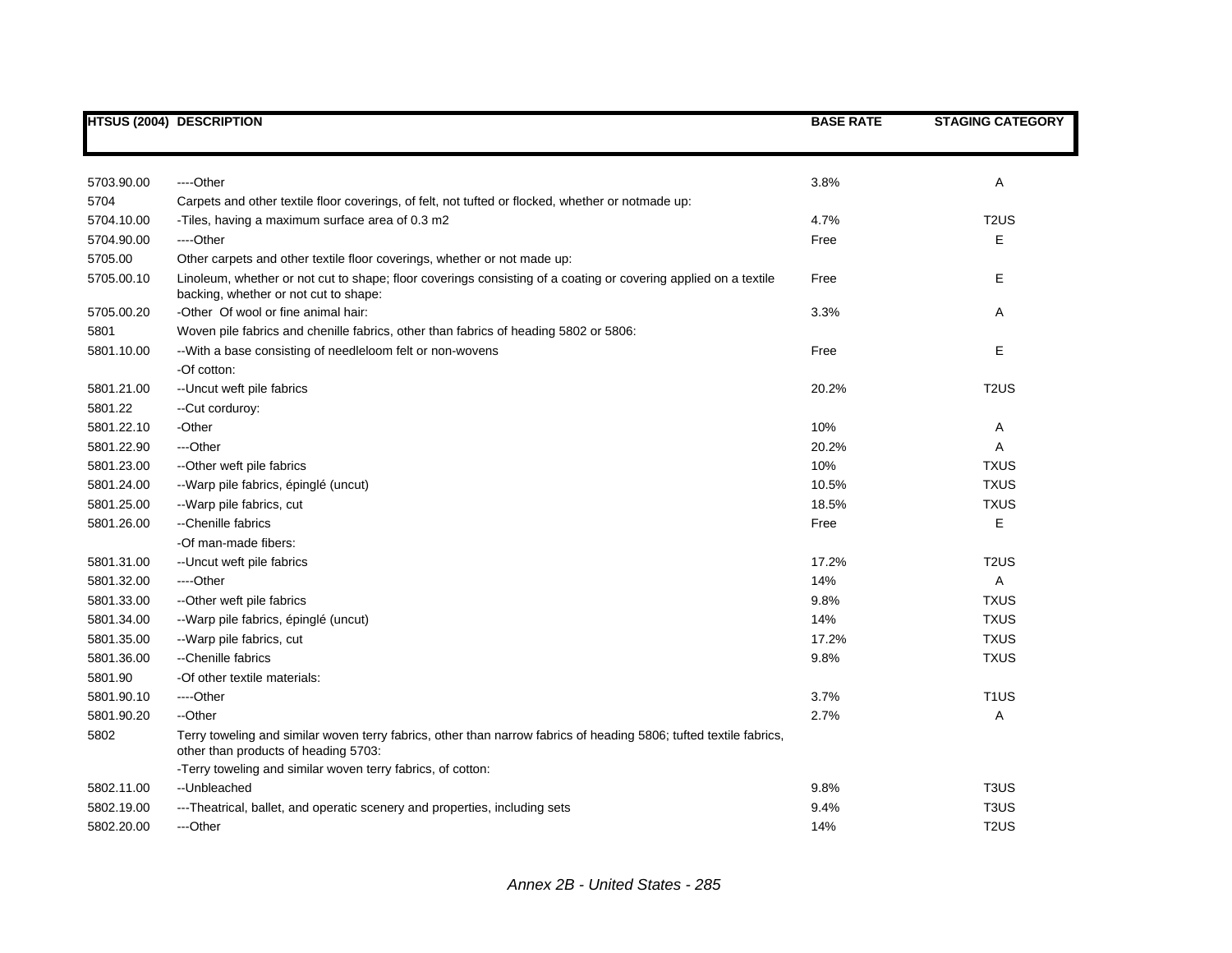| HTSUS (2004) | DESCRIPTION | BASE RATE | STAGING CATEGORY |
|---|---|---|---|
| 5703.90.00 | ----Other | 3.8% | A |
| 5704 | Carpets and other textile floor coverings, of felt, not tufted or flocked, whether or notmade up: | | |
| 5704.10.00 | -Tiles, having a maximum surface area of 0.3 m2 | 4.7% | T2US |
| 5704.90.00 | ----Other | Free | E |
| 5705.00 | Other carpets and other textile floor coverings, whether or not made up: | | |
| 5705.00.10 | Linoleum, whether or not cut to shape; floor coverings consisting of a coating or covering applied on a textile backing, whether or not cut to shape: | Free | E |
| 5705.00.20 | -Other Of wool or fine animal hair: | 3.3% | A |
| 5801 | Woven pile fabrics and chenille fabrics, other than fabrics of heading 5802 or 5806: | | |
| 5801.10.00 | --With a base consisting of needleloom felt or non-wovens | Free | E |
| | -Of cotton: | | |
| 5801.21.00 | --Uncut weft pile fabrics | 20.2% | T2US |
| 5801.22 | --Cut corduroy: | | |
| 5801.22.10 | -Other | 10% | A |
| 5801.22.90 | ---Other | 20.2% | A |
| 5801.23.00 | --Other weft pile fabrics | 10% | TXUS |
| 5801.24.00 | --Warp pile fabrics, épinglé (uncut) | 10.5% | TXUS |
| 5801.25.00 | --Warp pile fabrics, cut | 18.5% | TXUS |
| 5801.26.00 | --Chenille fabrics | Free | E |
| | -Of man-made fibers: | | |
| 5801.31.00 | --Uncut weft pile fabrics | 17.2% | T2US |
| 5801.32.00 | ----Other | 14% | A |
| 5801.33.00 | --Other weft pile fabrics | 9.8% | TXUS |
| 5801.34.00 | --Warp pile fabrics, épinglé (uncut) | 14% | TXUS |
| 5801.35.00 | --Warp pile fabrics, cut | 17.2% | TXUS |
| 5801.36.00 | --Chenille fabrics | 9.8% | TXUS |
| 5801.90 | -Of other textile materials: | | |
| 5801.90.10 | ----Other | 3.7% | T1US |
| 5801.90.20 | --Other | 2.7% | A |
| 5802 | Terry toweling and similar woven terry fabrics, other than narrow fabrics of heading 5806; tufted textile fabrics, other than products of heading 5703: | | |
| | -Terry toweling and similar woven terry fabrics, of cotton: | | |
| 5802.11.00 | --Unbleached | 9.8% | T3US |
| 5802.19.00 | ---Theatrical, ballet, and operatic scenery and properties, including sets | 9.4% | T3US |
| 5802.20.00 | ---Other | 14% | T2US |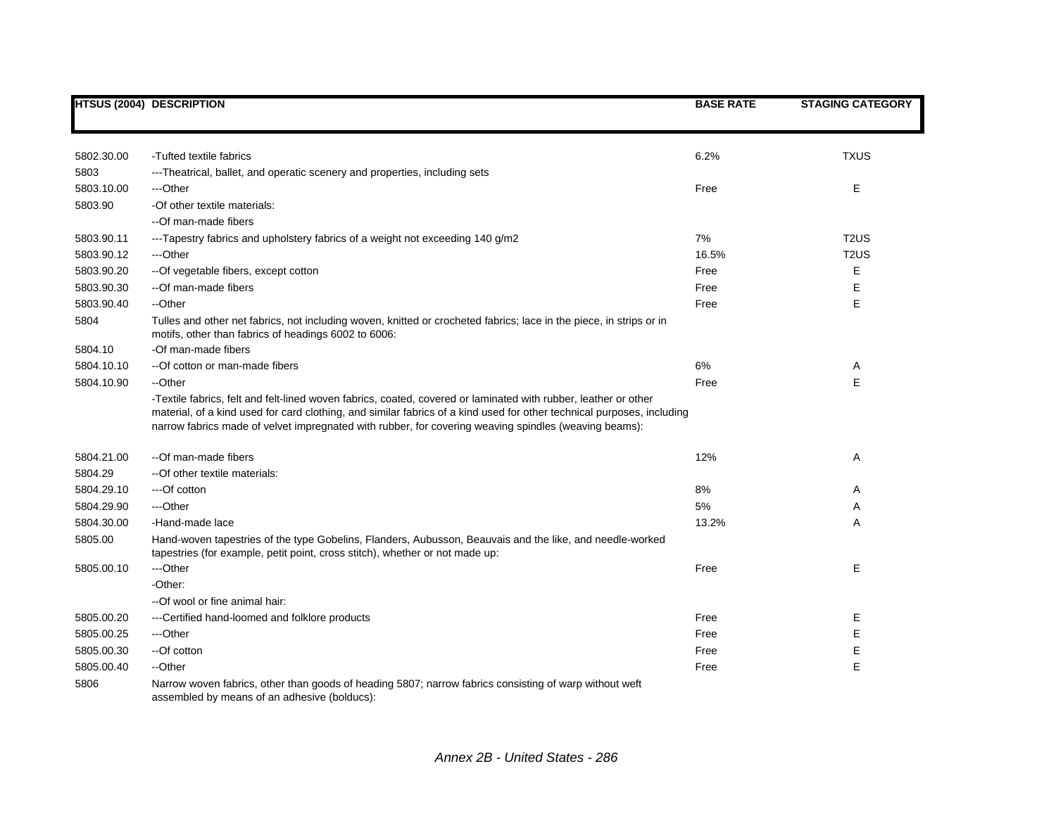| HTSUS (2004) | DESCRIPTION | BASE RATE | STAGING CATEGORY |
|---|---|---|---|
| 5802.30.00 | -Tufted textile fabrics | 6.2% | TXUS |
| 5803 | ---Theatrical, ballet, and operatic scenery and properties, including sets | | |
| 5803.10.00 | ---Other | Free | E |
| 5803.90 | -Of other textile materials: | | |
| | --Of man-made fibers | | |
| 5803.90.11 | ---Tapestry fabrics and upholstery fabrics of a weight not exceeding 140 g/m2 | 7% | T2US |
| 5803.90.12 | ---Other | 16.5% | T2US |
| 5803.90.20 | --Of vegetable fibers, except cotton | Free | E |
| 5803.90.30 | --Of man-made fibers | Free | E |
| 5803.90.40 | --Other | Free | E |
| 5804 | Tulles and other net fabrics, not including woven, knitted or crocheted fabrics; lace in the piece, in strips or in motifs, other than fabrics of headings 6002 to 6006: | | |
| 5804.10 | -Of man-made fibers | | |
| 5804.10.10 | --Of cotton or man-made fibers | 6% | A |
| 5804.10.90 | --Other | Free | E |
| | -Textile fabrics, felt and felt-lined woven fabrics, coated, covered or laminated with rubber, leather or other material, of a kind used for card clothing, and similar fabrics of a kind used for other technical purposes, including narrow fabrics made of velvet impregnated with rubber, for covering weaving spindles (weaving beams): | | |
| 5804.21.00 | --Of man-made fibers | 12% | A |
| 5804.29 | --Of other textile materials: | | |
| 5804.29.10 | ---Of cotton | 8% | A |
| 5804.29.90 | ---Other | 5% | A |
| 5804.30.00 | -Hand-made lace | 13.2% | A |
| 5805.00 | Hand-woven tapestries of the type Gobelins, Flanders, Aubusson, Beauvais and the like, and needle-worked tapestries (for example, petit point, cross stitch), whether or not made up: | | |
| 5805.00.10 | ---Other | Free | E |
| | -Other: | | |
| | --Of wool or fine animal hair: | | |
| 5805.00.20 | ---Certified hand-loomed and folklore products | Free | E |
| 5805.00.25 | ---Other | Free | E |
| 5805.00.30 | --Of cotton | Free | E |
| 5805.00.40 | --Other | Free | E |
| 5806 | Narrow woven fabrics, other than goods of heading 5807; narrow fabrics consisting of warp without weft assembled by means of an adhesive (bolducs): | | |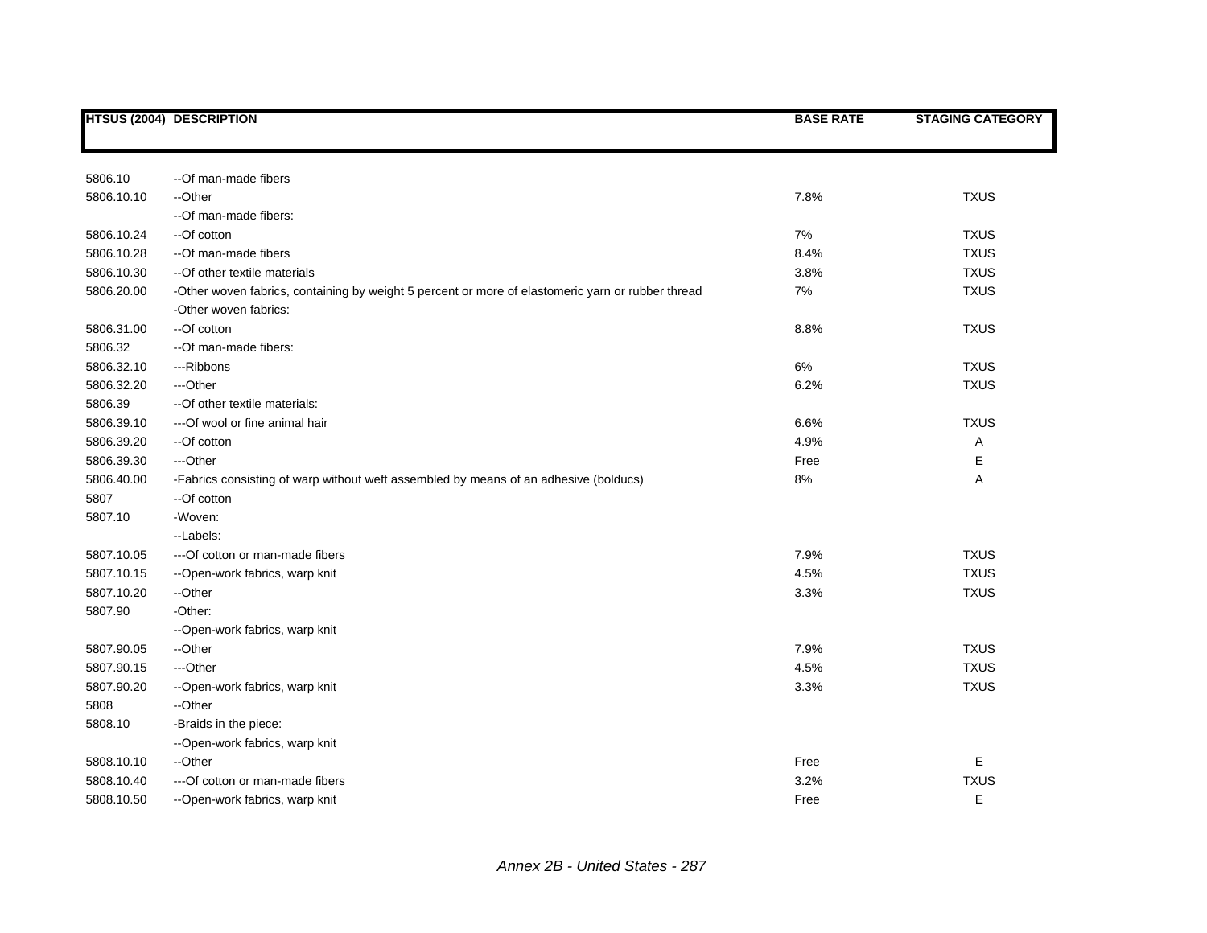| HTSUS (2004) | DESCRIPTION | BASE RATE | STAGING CATEGORY |
|---|---|---|---|
| 5806.10 | --Of man-made fibers | | |
| 5806.10.10 | --Other | 7.8% | TXUS |
| | --Of man-made fibers: | | |
| 5806.10.24 | --Of cotton | 7% | TXUS |
| 5806.10.28 | --Of man-made fibers | 8.4% | TXUS |
| 5806.10.30 | --Of other textile materials | 3.8% | TXUS |
| 5806.20.00 | -Other woven fabrics, containing by weight 5 percent or more of elastomeric yarn or rubber thread | 7% | TXUS |
| | -Other woven fabrics: | | |
| 5806.31.00 | --Of cotton | 8.8% | TXUS |
| 5806.32 | --Of man-made fibers: | | |
| 5806.32.10 | ---Ribbons | 6% | TXUS |
| 5806.32.20 | ---Other | 6.2% | TXUS |
| 5806.39 | --Of other textile materials: | | |
| 5806.39.10 | ---Of wool or fine animal hair | 6.6% | TXUS |
| 5806.39.20 | --Of cotton | 4.9% | A |
| 5806.39.30 | ---Other | Free | E |
| 5806.40.00 | -Fabrics consisting of warp without weft assembled by means of an adhesive (bolducs) | 8% | A |
| 5807 | --Of cotton | | |
| 5807.10 | -Woven: | | |
| | --Labels: | | |
| 5807.10.05 | ---Of cotton or man-made fibers | 7.9% | TXUS |
| 5807.10.15 | --Open-work fabrics, warp knit | 4.5% | TXUS |
| 5807.10.20 | --Other | 3.3% | TXUS |
| 5807.90 | -Other: | | |
| | --Open-work fabrics, warp knit | | |
| 5807.90.05 | --Other | 7.9% | TXUS |
| 5807.90.15 | ---Other | 4.5% | TXUS |
| 5807.90.20 | --Open-work fabrics, warp knit | 3.3% | TXUS |
| 5808 | --Other | | |
| 5808.10 | -Braids in the piece: | | |
| | --Open-work fabrics, warp knit | | |
| 5808.10.10 | --Other | Free | E |
| 5808.10.40 | ---Of cotton or man-made fibers | 3.2% | TXUS |
| 5808.10.50 | --Open-work fabrics, warp knit | Free | E |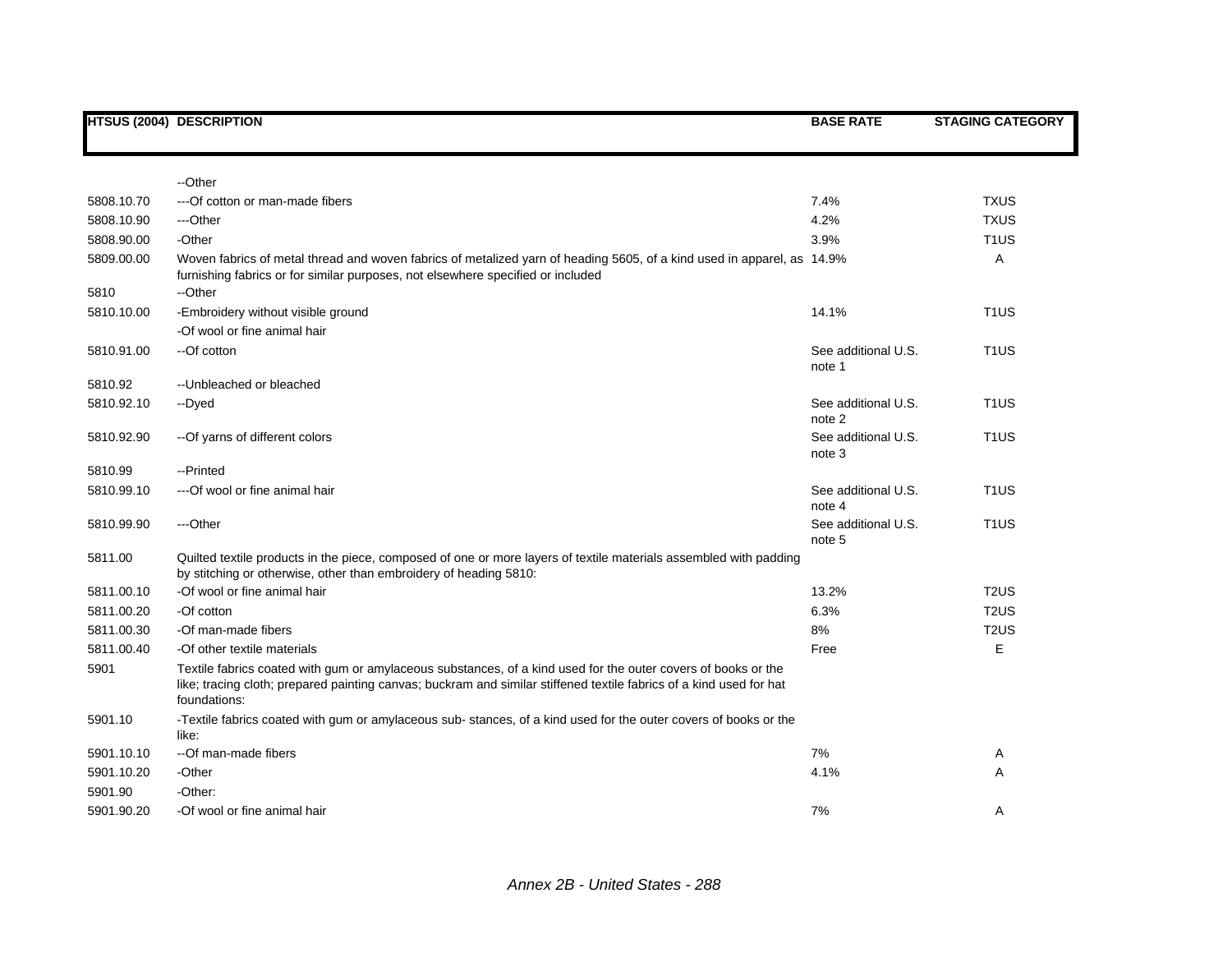| HTSUS (2004) | DESCRIPTION | BASE RATE | STAGING CATEGORY |
|---|---|---|---|
| | --Other | | |
| 5808.10.70 | ---Of cotton or man-made fibers | 7.4% | TXUS |
| 5808.10.90 | ---Other | 4.2% | TXUS |
| 5808.90.00 | -Other | 3.9% | T1US |
| 5809.00.00 | Woven fabrics of metal thread and woven fabrics of metalized yarn of heading 5605, of a kind used in apparel, as furnishing fabrics or for similar purposes, not elsewhere specified or included | 14.9% | A |
| 5810 | --Other | | |
| 5810.10.00 | -Embroidery without visible ground | 14.1% | T1US |
| | -Of wool or fine animal hair | | |
| 5810.91.00 | --Of cotton | See additional U.S. note 1 | T1US |
| 5810.92 | --Unbleached or bleached | | |
| 5810.92.10 | --Dyed | See additional U.S. note 2 | T1US |
| 5810.92.90 | --Of yarns of different colors | See additional U.S. note 3 | T1US |
| 5810.99 | --Printed | | |
| 5810.99.10 | ---Of wool or fine animal hair | See additional U.S. note 4 | T1US |
| 5810.99.90 | ---Other | See additional U.S. note 5 | T1US |
| 5811.00 | Quilted textile products in the piece, composed of one or more layers of textile materials assembled with padding by stitching or otherwise, other than embroidery of heading 5810: | | |
| 5811.00.10 | -Of wool or fine animal hair | 13.2% | T2US |
| 5811.00.20 | -Of cotton | 6.3% | T2US |
| 5811.00.30 | -Of man-made fibers | 8% | T2US |
| 5811.00.40 | -Of other textile materials | Free | E |
| 5901 | Textile fabrics coated with gum or amylaceous substances, of a kind used for the outer covers of books or the like; tracing cloth; prepared painting canvas; buckram and similar stiffened textile fabrics of a kind used for hat foundations: | | |
| 5901.10 | -Textile fabrics coated with gum or amylaceous sub- stances, of a kind used for the outer covers of books or the like: | | |
| 5901.10.10 | --Of man-made fibers | 7% | A |
| 5901.10.20 | -Other | 4.1% | A |
| 5901.90 | -Other: | | |
| 5901.90.20 | -Of wool or fine animal hair | 7% | A |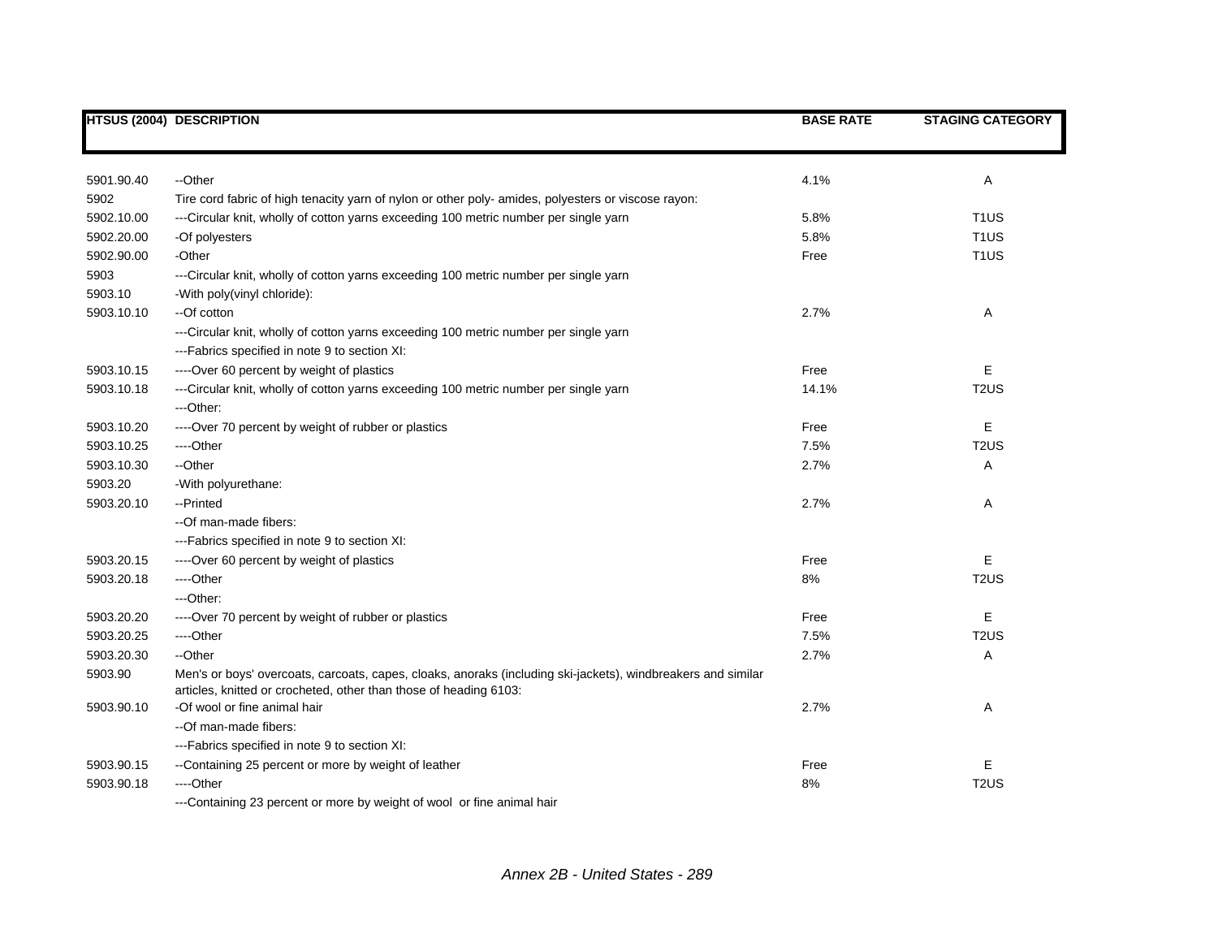| HTSUS (2004) | DESCRIPTION | BASE RATE | STAGING CATEGORY |
|---|---|---|---|
| 5901.90.40 | --Other | 4.1% | A |
| 5902 | Tire cord fabric of high tenacity yarn of nylon or other poly- amides, polyesters or viscose rayon: | | |
| 5902.10.00 | ---Circular knit, wholly of cotton yarns exceeding 100 metric number per single yarn | 5.8% | T1US |
| 5902.20.00 | -Of polyesters | 5.8% | T1US |
| 5902.90.00 | -Other | Free | T1US |
| 5903 | ---Circular knit, wholly of cotton yarns exceeding 100 metric number per single yarn | | |
| 5903.10 | -With poly(vinyl chloride): | | |
| 5903.10.10 | --Of cotton | 2.7% | A |
| | ---Circular knit, wholly of cotton yarns exceeding 100 metric number per single yarn | | |
| | ---Fabrics specified in note 9 to section XI: | | |
| 5903.10.15 | ----Over 60 percent by weight of plastics | Free | E |
| 5903.10.18 | ---Circular knit, wholly of cotton yarns exceeding 100 metric number per single yarn | 14.1% | T2US |
| | ---Other: | | |
| 5903.10.20 | ----Over 70 percent by weight of rubber or plastics | Free | E |
| 5903.10.25 | ----Other | 7.5% | T2US |
| 5903.10.30 | --Other | 2.7% | A |
| 5903.20 | -With polyurethane: | | |
| 5903.20.10 | --Printed | 2.7% | A |
| | --Of man-made fibers: | | |
| | ---Fabrics specified in note 9 to section XI: | | |
| 5903.20.15 | ----Over 60 percent by weight of plastics | Free | E |
| 5903.20.18 | ----Other | 8% | T2US |
| | ---Other: | | |
| 5903.20.20 | ----Over 70 percent by weight of rubber or plastics | Free | E |
| 5903.20.25 | ----Other | 7.5% | T2US |
| 5903.20.30 | --Other | 2.7% | A |
| 5903.90 | Men's or boys' overcoats, carcoats, capes, cloaks, anoraks (including ski-jackets), windbreakers and similar articles, knitted or crocheted, other than those of heading 6103: | | |
| 5903.90.10 | -Of wool or fine animal hair | 2.7% | A |
| | --Of man-made fibers: | | |
| | ---Fabrics specified in note 9 to section XI: | | |
| 5903.90.15 | --Containing 25 percent or more by weight of leather | Free | E |
| 5903.90.18 | ----Other | 8% | T2US |
| | ---Containing 23 percent or more by weight of wool or fine animal hair | | |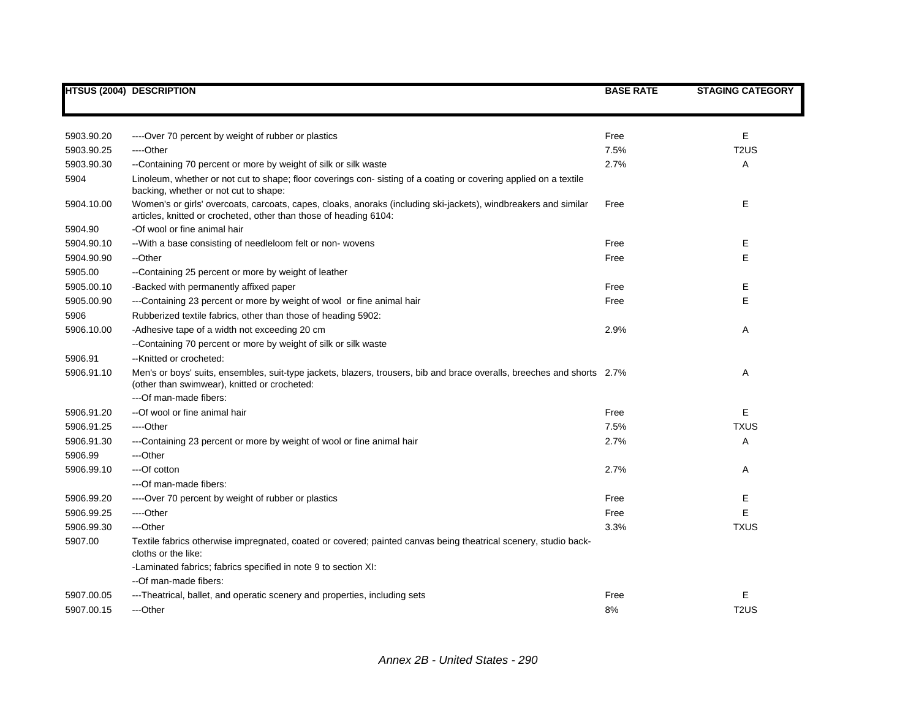| HTSUS (2004) | DESCRIPTION | BASE RATE | STAGING CATEGORY |
|---|---|---|---|
| 5903.90.20 | ----Over 70 percent by weight of rubber or plastics | Free | E |
| 5903.90.25 | ----Other | 7.5% | T2US |
| 5903.90.30 | --Containing 70 percent or more by weight of silk or silk waste | 2.7% | A |
| 5904 | Linoleum, whether or not cut to shape; floor coverings con- sisting of a coating or covering applied on a textile backing, whether or not cut to shape: | | |
| 5904.10.00 | Women's or girls' overcoats, carcoats, capes, cloaks, anoraks (including ski-jackets), windbreakers and similar articles, knitted or crocheted, other than those of heading 6104: | Free | E |
| 5904.90 | -Of wool or fine animal hair | | |
| 5904.90.10 | --With a base consisting of needleloom felt or non- wovens | Free | E |
| 5904.90.90 | --Other | Free | E |
| 5905.00 | --Containing 25 percent or more by weight of leather | | |
| 5905.00.10 | -Backed with permanently affixed paper | Free | E |
| 5905.00.90 | ---Containing 23 percent or more by weight of wool or fine animal hair | Free | E |
| 5906 | Rubberized textile fabrics, other than those of heading 5902: | | |
| 5906.10.00 | -Adhesive tape of a width not exceeding 20 cm | 2.9% | A |
| | --Containing 70 percent or more by weight of silk or silk waste | | |
| 5906.91 | --Knitted or crocheted: | | |
| 5906.91.10 | Men's or boys' suits, ensembles, suit-type jackets, blazers, trousers, bib and brace overalls, breeches and shorts (other than swimwear), knitted or crocheted: | 2.7% | A |
| | ---Of man-made fibers: | | |
| 5906.91.20 | --Of wool or fine animal hair | Free | E |
| 5906.91.25 | ----Other | 7.5% | TXUS |
| 5906.91.30 | ---Containing 23 percent or more by weight of wool or fine animal hair | 2.7% | A |
| 5906.99 | ---Other | | |
| 5906.99.10 | ---Of cotton | 2.7% | A |
| | ---Of man-made fibers: | | |
| 5906.99.20 | ----Over 70 percent by weight of rubber or plastics | Free | E |
| 5906.99.25 | ----Other | Free | E |
| 5906.99.30 | ---Other | 3.3% | TXUS |
| 5907.00 | Textile fabrics otherwise impregnated, coated or covered; painted canvas being theatrical scenery, studio back-cloths or the like: | | |
| | -Laminated fabrics; fabrics specified in note 9 to section XI: | | |
| | --Of man-made fibers: | | |
| 5907.00.05 | ---Theatrical, ballet, and operatic scenery and properties, including sets | Free | E |
| 5907.00.15 | ---Other | 8% | T2US |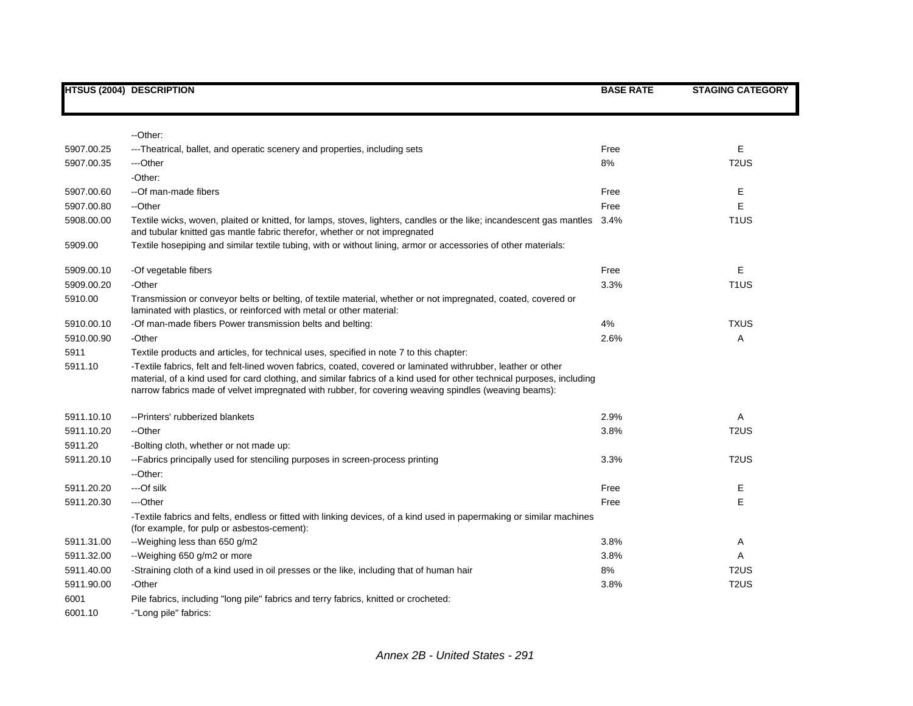| HTSUS (2004) | DESCRIPTION | BASE RATE | STAGING CATEGORY |
|---|---|---|---|
| | --Other: | | |
| 5907.00.25 | ---Theatrical, ballet, and operatic scenery and properties, including sets | Free | E |
| 5907.00.35 | ---Other | 8% | T2US |
| | -Other: | | |
| 5907.00.60 | --Of man-made fibers | Free | E |
| 5907.00.80 | --Other | Free | E |
| 5908.00.00 | Textile wicks, woven, plaited or knitted, for lamps, stoves, lighters, candles or the like; incandescent gas mantles and tubular knitted gas mantle fabric therefor, whether or not impregnated | 3.4% | T1US |
| 5909.00 | Textile hosepiping and similar textile tubing, with or without lining, armor or accessories of other materials: | | |
| 5909.00.10 | -Of vegetable fibers | Free | E |
| 5909.00.20 | -Other | 3.3% | T1US |
| 5910.00 | Transmission or conveyor belts or belting, of textile material, whether or not impregnated, coated, covered or laminated with plastics, or reinforced with metal or other material: | | |
| 5910.00.10 | -Of man-made fibers Power transmission belts and belting: | 4% | TXUS |
| 5910.00.90 | -Other | 2.6% | A |
| 5911 | Textile products and articles, for technical uses, specified in note 7 to this chapter: | | |
| 5911.10 | -Textile fabrics, felt and felt-lined woven fabrics, coated, covered or laminated withrubber, leather or other material, of a kind used for card clothing, and similar fabrics of a kind used for other technical purposes, including narrow fabrics made of velvet impregnated with rubber, for covering weaving spindles (weaving beams): | | |
| 5911.10.10 | --Printers' rubberized blankets | 2.9% | A |
| 5911.10.20 | --Other | 3.8% | T2US |
| 5911.20 | -Bolting cloth, whether or not made up: | | |
| 5911.20.10 | --Fabrics principally used for stenciling purposes in screen-process printing | 3.3% | T2US |
| | --Other: | | |
| 5911.20.20 | ---Of silk | Free | E |
| 5911.20.30 | ---Other | Free | E |
| | -Textile fabrics and felts, endless or fitted with linking devices, of a kind used in papermaking or similar machines (for example, for pulp or asbestos-cement): | | |
| 5911.31.00 | --Weighing less than 650 g/m2 | 3.8% | A |
| 5911.32.00 | --Weighing 650 g/m2 or more | 3.8% | A |
| 5911.40.00 | -Straining cloth of a kind used in oil presses or the like, including that of human hair | 8% | T2US |
| 5911.90.00 | -Other | 3.8% | T2US |
| 6001 | Pile fabrics, including "long pile" fabrics and terry fabrics, knitted or crocheted: | | |
| 6001.10 | -"Long pile" fabrics: | | |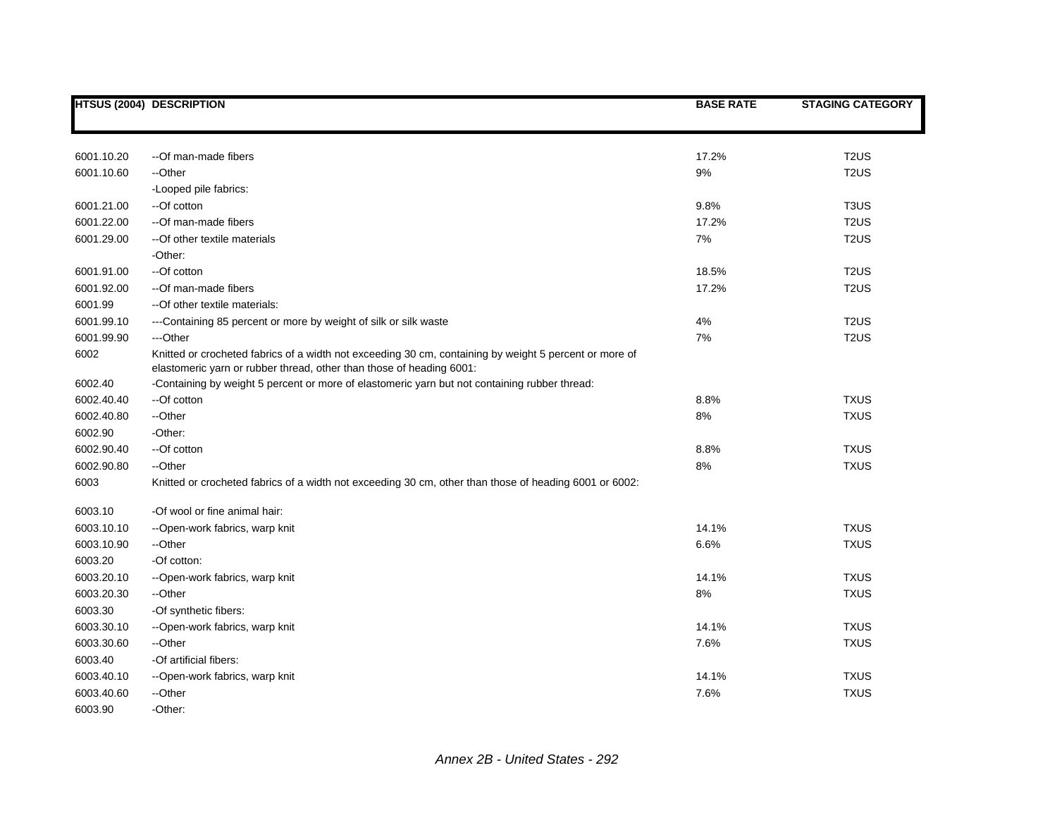| HTSUS (2004) | DESCRIPTION | BASE RATE | STAGING CATEGORY |
|---|---|---|---|
| 6001.10.20 | --Of man-made fibers | 17.2% | T2US |
| 6001.10.60 | --Other | 9% | T2US |
| | -Looped pile fabrics: | | |
| 6001.21.00 | --Of cotton | 9.8% | T3US |
| 6001.22.00 | --Of man-made fibers | 17.2% | T2US |
| 6001.29.00 | --Of other textile materials | 7% | T2US |
| | -Other: | | |
| 6001.91.00 | --Of cotton | 18.5% | T2US |
| 6001.92.00 | --Of man-made fibers | 17.2% | T2US |
| 6001.99 | --Of other textile materials: | | |
| 6001.99.10 | ---Containing 85 percent or more by weight of silk or silk waste | 4% | T2US |
| 6001.99.90 | ---Other | 7% | T2US |
| 6002 | Knitted or crocheted fabrics of a width not exceeding 30 cm, containing by weight 5 percent or more of elastomeric yarn or rubber thread, other than those of heading 6001: | | |
| 6002.40 | -Containing by weight 5 percent or more of elastomeric yarn but not containing rubber thread: | | |
| 6002.40.40 | --Of cotton | 8.8% | TXUS |
| 6002.40.80 | --Other | 8% | TXUS |
| 6002.90 | -Other: | | |
| 6002.90.40 | --Of cotton | 8.8% | TXUS |
| 6002.90.80 | --Other | 8% | TXUS |
| 6003 | Knitted or crocheted fabrics of a width not exceeding 30 cm, other than those of heading 6001 or 6002: | | |
| 6003.10 | -Of wool or fine animal hair: | | |
| 6003.10.10 | --Open-work fabrics, warp knit | 14.1% | TXUS |
| 6003.10.90 | --Other | 6.6% | TXUS |
| 6003.20 | -Of cotton: | | |
| 6003.20.10 | --Open-work fabrics, warp knit | 14.1% | TXUS |
| 6003.20.30 | --Other | 8% | TXUS |
| 6003.30 | -Of synthetic fibers: | | |
| 6003.30.10 | --Open-work fabrics, warp knit | 14.1% | TXUS |
| 6003.30.60 | --Other | 7.6% | TXUS |
| 6003.40 | -Of artificial fibers: | | |
| 6003.40.10 | --Open-work fabrics, warp knit | 14.1% | TXUS |
| 6003.40.60 | --Other | 7.6% | TXUS |
| 6003.90 | -Other: | | |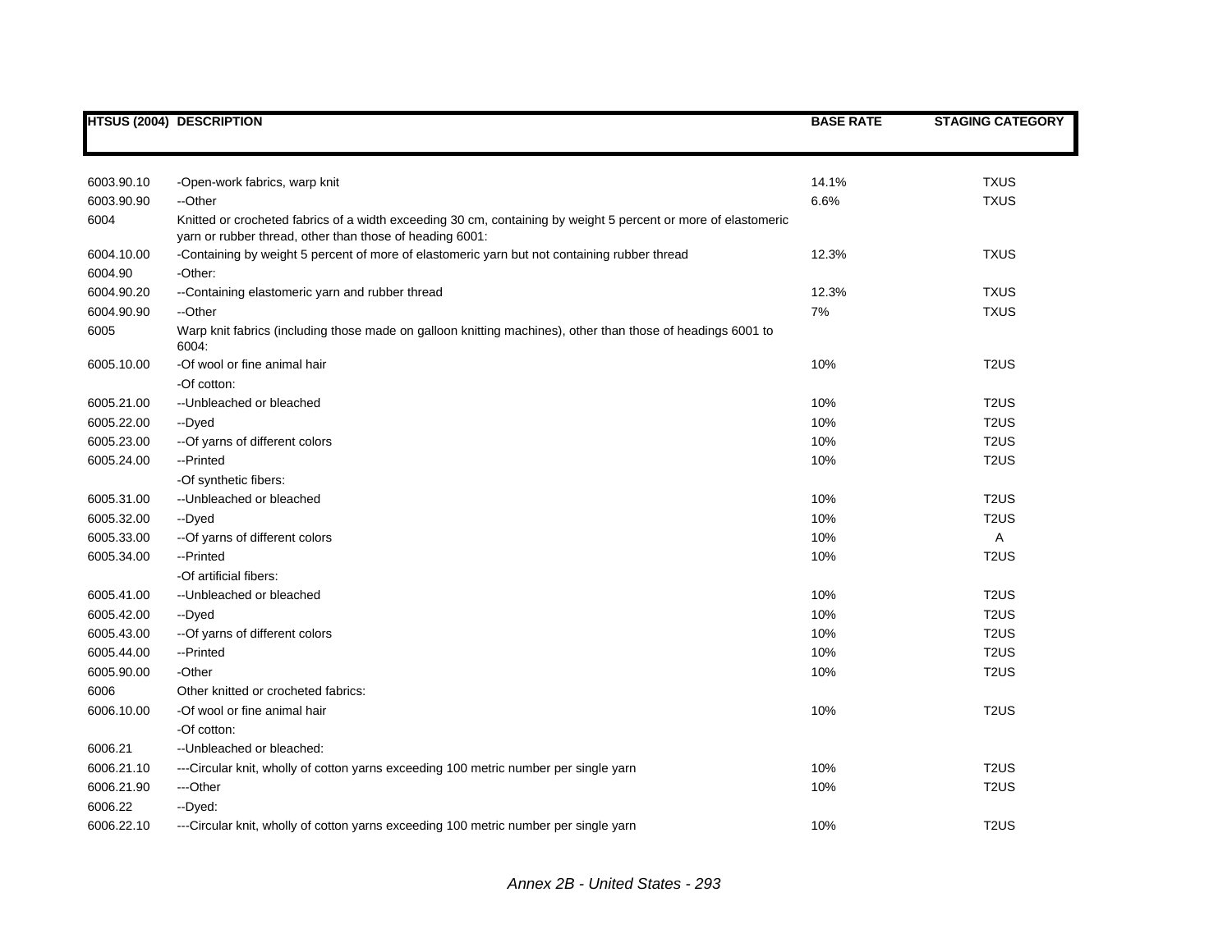| HTSUS (2004) | DESCRIPTION | BASE RATE | STAGING CATEGORY |
|---|---|---|---|
| 6003.90.10 | -Open-work fabrics, warp knit | 14.1% | TXUS |
| 6003.90.90 | --Other | 6.6% | TXUS |
| 6004 | Knitted or crocheted fabrics of a width exceeding 30 cm, containing by weight 5 percent or more of elastomeric yarn or rubber thread, other than those of heading 6001: | | |
| 6004.10.00 | -Containing by weight 5 percent of more of elastomeric yarn but not containing rubber thread | 12.3% | TXUS |
| 6004.90 | -Other: | | |
| 6004.90.20 | --Containing elastomeric yarn and rubber thread | 12.3% | TXUS |
| 6004.90.90 | --Other | 7% | TXUS |
| 6005 | Warp knit fabrics (including those made on galloon knitting machines), other than those of headings 6001 to 6004: | | |
| 6005.10.00 | -Of wool or fine animal hair | 10% | T2US |
| | -Of cotton: | | |
| 6005.21.00 | --Unbleached or bleached | 10% | T2US |
| 6005.22.00 | --Dyed | 10% | T2US |
| 6005.23.00 | --Of yarns of different colors | 10% | T2US |
| 6005.24.00 | --Printed | 10% | T2US |
| | -Of synthetic fibers: | | |
| 6005.31.00 | --Unbleached or bleached | 10% | T2US |
| 6005.32.00 | --Dyed | 10% | T2US |
| 6005.33.00 | --Of yarns of different colors | 10% | A |
| 6005.34.00 | --Printed | 10% | T2US |
| | -Of artificial fibers: | | |
| 6005.41.00 | --Unbleached or bleached | 10% | T2US |
| 6005.42.00 | --Dyed | 10% | T2US |
| 6005.43.00 | --Of yarns of different colors | 10% | T2US |
| 6005.44.00 | --Printed | 10% | T2US |
| 6005.90.00 | -Other | 10% | T2US |
| 6006 | Other knitted or crocheted fabrics: | | |
| 6006.10.00 | -Of wool or fine animal hair | 10% | T2US |
| | -Of cotton: | | |
| 6006.21 | --Unbleached or bleached: | | |
| 6006.21.10 | ---Circular knit, wholly of cotton yarns exceeding 100 metric number per single yarn | 10% | T2US |
| 6006.21.90 | ---Other | 10% | T2US |
| 6006.22 | --Dyed: | | |
| 6006.22.10 | ---Circular knit, wholly of cotton yarns exceeding 100 metric number per single yarn | 10% | T2US |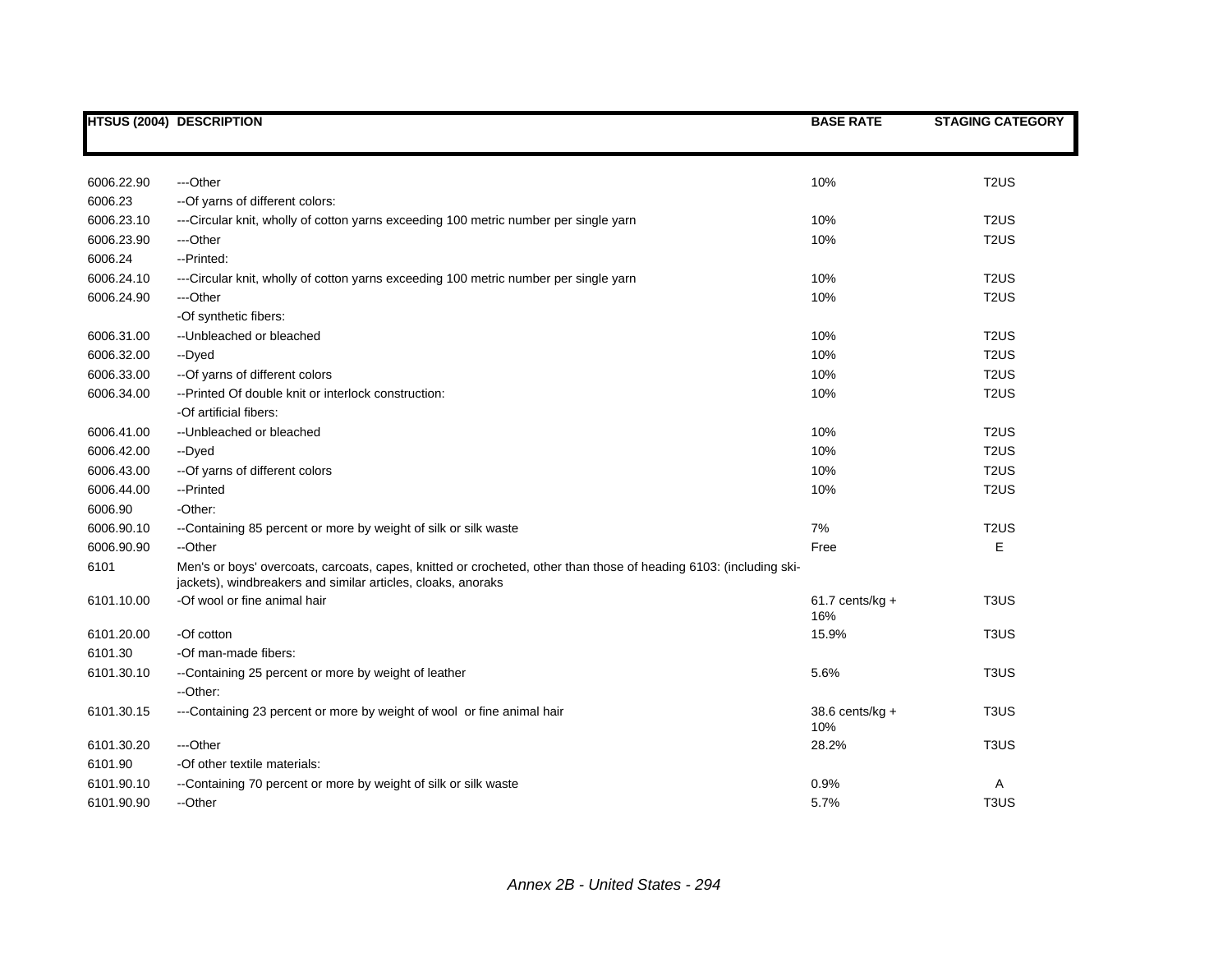| HTSUS (2004) | DESCRIPTION | BASE RATE | STAGING CATEGORY |
|---|---|---|---|
| 6006.22.90 | ---Other | 10% | T2US |
| 6006.23 | --Of yarns of different colors: | | |
| 6006.23.10 | ---Circular knit, wholly of cotton yarns exceeding 100 metric number per single yarn | 10% | T2US |
| 6006.23.90 | ---Other | 10% | T2US |
| 6006.24 | --Printed: | | |
| 6006.24.10 | ---Circular knit, wholly of cotton yarns exceeding 100 metric number per single yarn | 10% | T2US |
| 6006.24.90 | ---Other | 10% | T2US |
| | -Of synthetic fibers: | | |
| 6006.31.00 | --Unbleached or bleached | 10% | T2US |
| 6006.32.00 | --Dyed | 10% | T2US |
| 6006.33.00 | --Of yarns of different colors | 10% | T2US |
| 6006.34.00 | --Printed Of double knit or interlock construction: | 10% | T2US |
| | -Of artificial fibers: | | |
| 6006.41.00 | --Unbleached or bleached | 10% | T2US |
| 6006.42.00 | --Dyed | 10% | T2US |
| 6006.43.00 | --Of yarns of different colors | 10% | T2US |
| 6006.44.00 | --Printed | 10% | T2US |
| 6006.90 | -Other: | | |
| 6006.90.10 | --Containing 85 percent or more by weight of silk or silk waste | 7% | T2US |
| 6006.90.90 | --Other | Free | E |
| 6101 | Men's or boys' overcoats, carcoats, capes, knitted or crocheted, other than those of heading 6103: (including ski-jackets), windbreakers and similar articles, cloaks, anoraks | | |
| 6101.10.00 | -Of wool or fine animal hair | 61.7 cents/kg + 16% | T3US |
| 6101.20.00 | -Of cotton | 15.9% | T3US |
| 6101.30 | -Of man-made fibers: | | |
| 6101.30.10 | --Containing 25 percent or more by weight of leather | 5.6% | T3US |
| | --Other: | | |
| 6101.30.15 | ---Containing 23 percent or more by weight of wool or fine animal hair | 38.6 cents/kg + 10% | T3US |
| 6101.30.20 | ---Other | 28.2% | T3US |
| 6101.90 | -Of other textile materials: | | |
| 6101.90.10 | --Containing 70 percent or more by weight of silk or silk waste | 0.9% | A |
| 6101.90.90 | --Other | 5.7% | T3US |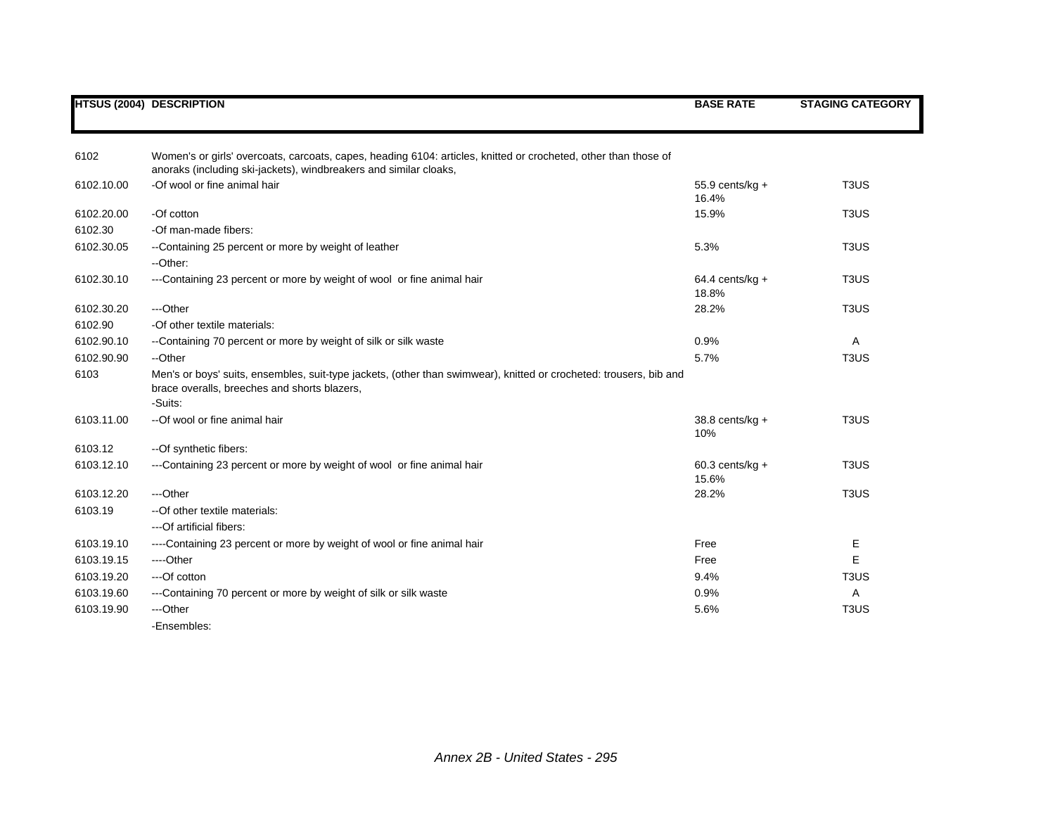| HTSUS (2004) | DESCRIPTION | BASE RATE | STAGING CATEGORY |
|---|---|---|---|
| 6102 | Women's or girls' overcoats, carcoats, capes, heading 6104: articles, knitted or crocheted, other than those of anoraks (including ski-jackets), windbreakers and similar cloaks, | | |
| 6102.10.00 | -Of wool or fine animal hair | 55.9 cents/kg + 16.4% | T3US |
| 6102.20.00 | -Of cotton | 15.9% | T3US |
| 6102.30 | -Of man-made fibers: | | |
| 6102.30.05 | --Containing 25 percent or more by weight of leather | 5.3% | T3US |
| | --Other: | | |
| 6102.30.10 | ---Containing 23 percent or more by weight of wool or fine animal hair | 64.4 cents/kg + 18.8% | T3US |
| 6102.30.20 | ---Other | 28.2% | T3US |
| 6102.90 | -Of other textile materials: | | |
| 6102.90.10 | --Containing 70 percent or more by weight of silk or silk waste | 0.9% | A |
| 6102.90.90 | --Other | 5.7% | T3US |
| 6103 | Men's or boys' suits, ensembles, suit-type jackets, (other than swimwear), knitted or crocheted: trousers, bib and brace overalls, breeches and shorts blazers, | | |
| | -Suits: | | |
| 6103.11.00 | --Of wool or fine animal hair | 38.8 cents/kg + 10% | T3US |
| 6103.12 | --Of synthetic fibers: | | |
| 6103.12.10 | ---Containing 23 percent or more by weight of wool or fine animal hair | 60.3 cents/kg + 15.6% | T3US |
| 6103.12.20 | ---Other | 28.2% | T3US |
| 6103.19 | --Of other textile materials: | | |
| | ---Of artificial fibers: | | |
| 6103.19.10 | ----Containing 23 percent or more by weight of wool or fine animal hair | Free | E |
| 6103.19.15 | ----Other | Free | E |
| 6103.19.20 | ---Of cotton | 9.4% | T3US |
| 6103.19.60 | ---Containing 70 percent or more by weight of silk or silk waste | 0.9% | A |
| 6103.19.90 | ---Other | 5.6% | T3US |
| | -Ensembles: | | |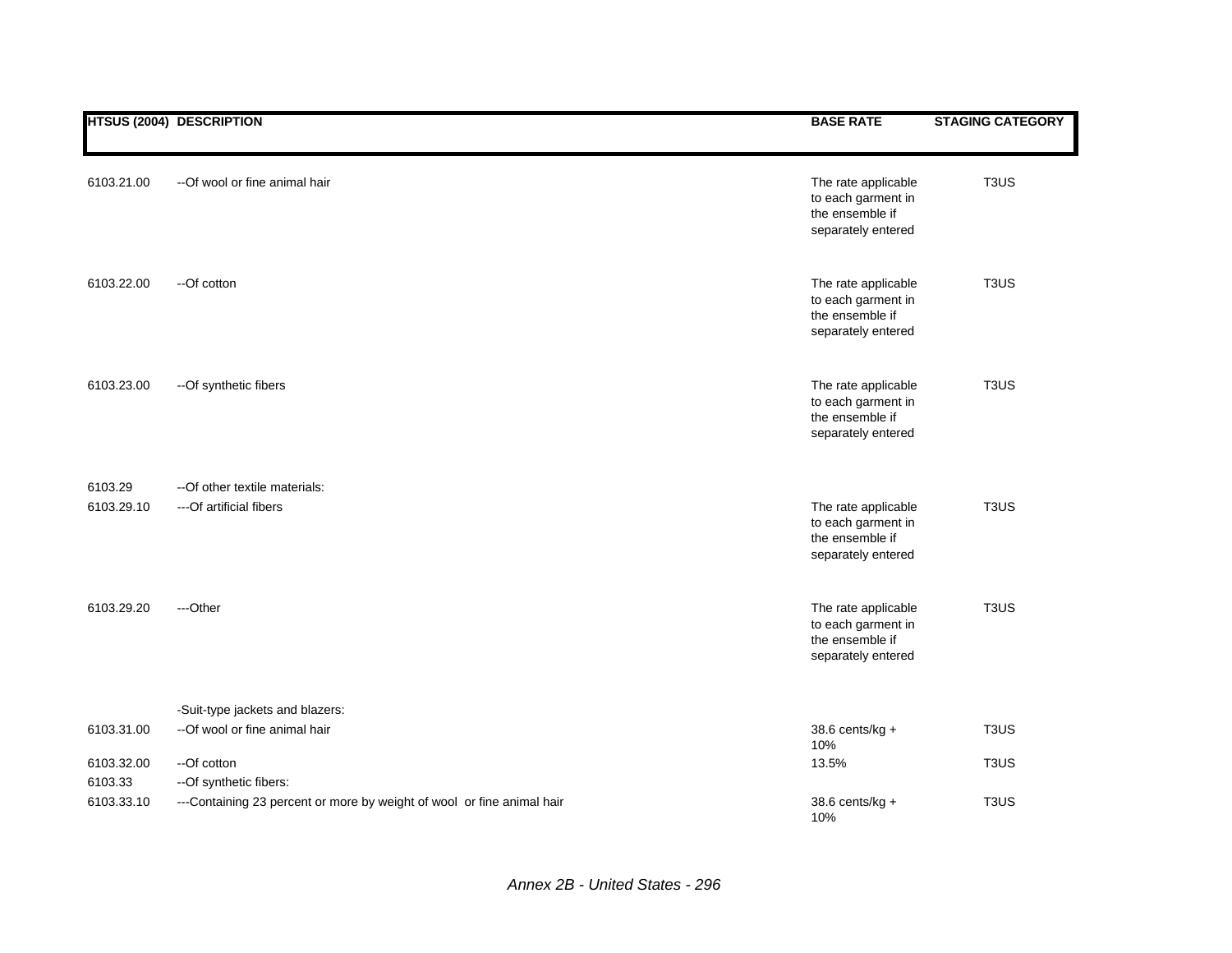| HTSUS (2004) | DESCRIPTION | BASE RATE | STAGING CATEGORY |
|---|---|---|---|
| 6103.21.00 | --Of wool or fine animal hair | The rate applicable to each garment in the ensemble if separately entered | T3US |
| 6103.22.00 | --Of cotton | The rate applicable to each garment in the ensemble if separately entered | T3US |
| 6103.23.00 | --Of synthetic fibers | The rate applicable to each garment in the ensemble if separately entered | T3US |
| 6103.29 | --Of other textile materials: | | |
| 6103.29.10 | ---Of artificial fibers | The rate applicable to each garment in the ensemble if separately entered | T3US |
| 6103.29.20 | ---Other | The rate applicable to each garment in the ensemble if separately entered | T3US |
| | -Suit-type jackets and blazers: | | |
| 6103.31.00 | --Of wool or fine animal hair | 38.6 cents/kg + 10% | T3US |
| 6103.32.00 | --Of cotton | 13.5% | T3US |
| 6103.33 | --Of synthetic fibers: | | |
| 6103.33.10 | ---Containing 23 percent or more by weight of wool or fine animal hair | 38.6 cents/kg + 10% | T3US |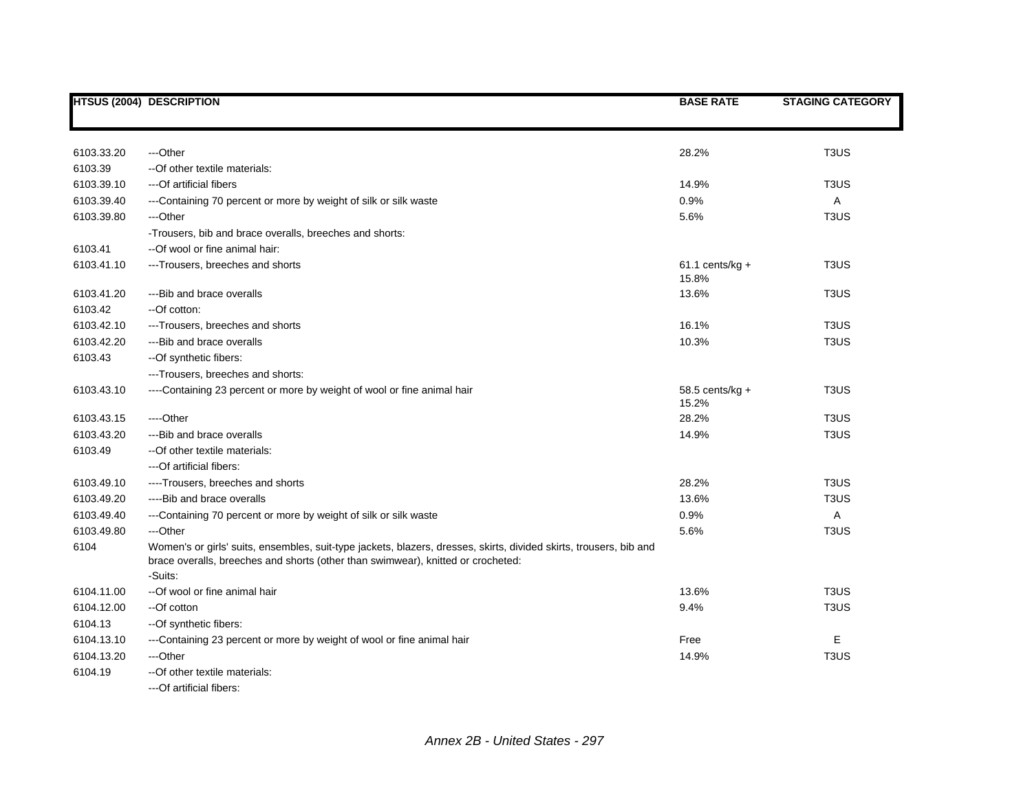| HTSUS (2004) | DESCRIPTION | BASE RATE | STAGING CATEGORY |
|---|---|---|---|
| 6103.33.20 | ---Other | 28.2% | T3US |
| 6103.39 | --Of other textile materials: | | |
| 6103.39.10 | ---Of artificial fibers | 14.9% | T3US |
| 6103.39.40 | ---Containing 70 percent or more by weight of silk or silk waste | 0.9% | A |
| 6103.39.80 | ---Other | 5.6% | T3US |
| | -Trousers, bib and brace overalls, breeches and shorts: | | |
| 6103.41 | --Of wool or fine animal hair: | | |
| 6103.41.10 | ---Trousers, breeches and shorts | 61.1 cents/kg + 15.8% | T3US |
| 6103.41.20 | ---Bib and brace overalls | 13.6% | T3US |
| 6103.42 | --Of cotton: | | |
| 6103.42.10 | ---Trousers, breeches and shorts | 16.1% | T3US |
| 6103.42.20 | ---Bib and brace overalls | 10.3% | T3US |
| 6103.43 | --Of synthetic fibers: | | |
| | ---Trousers, breeches and shorts: | | |
| 6103.43.10 | ----Containing 23 percent or more by weight of wool or fine animal hair | 58.5 cents/kg + 15.2% | T3US |
| 6103.43.15 | ----Other | 28.2% | T3US |
| 6103.43.20 | ---Bib and brace overalls | 14.9% | T3US |
| 6103.49 | --Of other textile materials: | | |
| | ---Of artificial fibers: | | |
| 6103.49.10 | ----Trousers, breeches and shorts | 28.2% | T3US |
| 6103.49.20 | ----Bib and brace overalls | 13.6% | T3US |
| 6103.49.40 | ---Containing 70 percent or more by weight of silk or silk waste | 0.9% | A |
| 6103.49.80 | ---Other | 5.6% | T3US |
| 6104 | Women's or girls' suits, ensembles, suit-type jackets, blazers, dresses, skirts, divided skirts, trousers, bib and brace overalls, breeches and shorts (other than swimwear), knitted or crocheted: | | |
| | -Suits: | | |
| 6104.11.00 | --Of wool or fine animal hair | 13.6% | T3US |
| 6104.12.00 | --Of cotton | 9.4% | T3US |
| 6104.13 | --Of synthetic fibers: | | |
| 6104.13.10 | ---Containing 23 percent or more by weight of wool or fine animal hair | Free | E |
| 6104.13.20 | ---Other | 14.9% | T3US |
| 6104.19 | --Of other textile materials: | | |
| | ---Of artificial fibers: | | |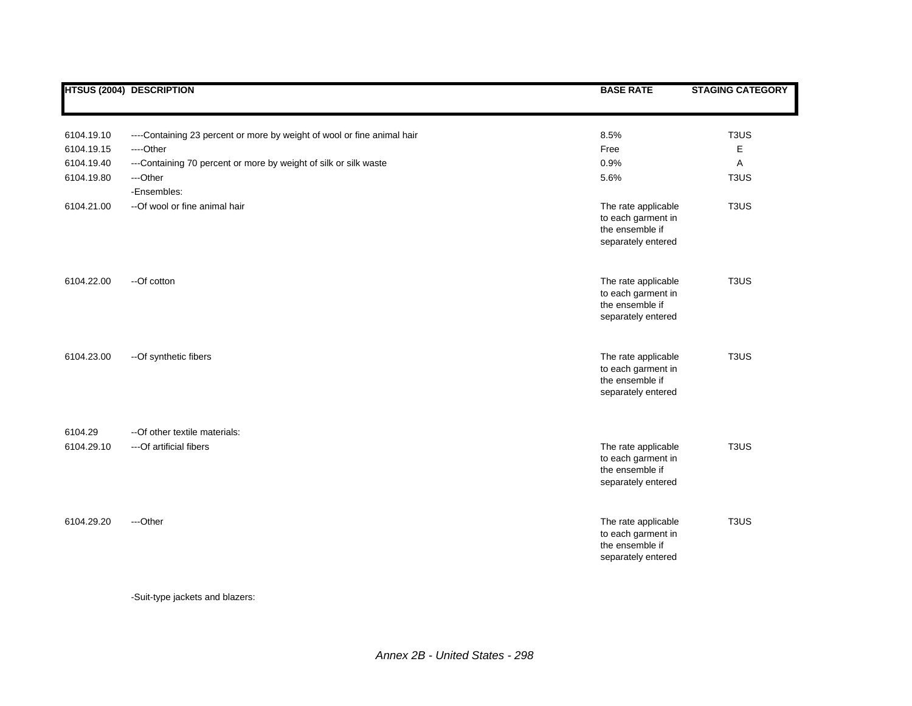| HTSUS (2004) | DESCRIPTION | BASE RATE | STAGING CATEGORY |
|---|---|---|---|
| 6104.19.10 | ----Containing 23 percent or more by weight of wool or fine animal hair | 8.5% | T3US |
| 6104.19.15 | ----Other | Free | E |
| 6104.19.40 | ---Containing 70 percent or more by weight of silk or silk waste | 0.9% | A |
| 6104.19.80 | ---Other | 5.6% | T3US |
| | -Ensembles: | | |
| 6104.21.00 | --Of wool or fine animal hair | The rate applicable to each garment in the ensemble if separately entered | T3US |
| 6104.22.00 | --Of cotton | The rate applicable to each garment in the ensemble if separately entered | T3US |
| 6104.23.00 | --Of synthetic fibers | The rate applicable to each garment in the ensemble if separately entered | T3US |
| 6104.29 | --Of other textile materials: | | |
| 6104.29.10 | ---Of artificial fibers | The rate applicable to each garment in the ensemble if separately entered | T3US |
| 6104.29.20 | ---Other | The rate applicable to each garment in the ensemble if separately entered | T3US |
| | -Suit-type jackets and blazers: | | |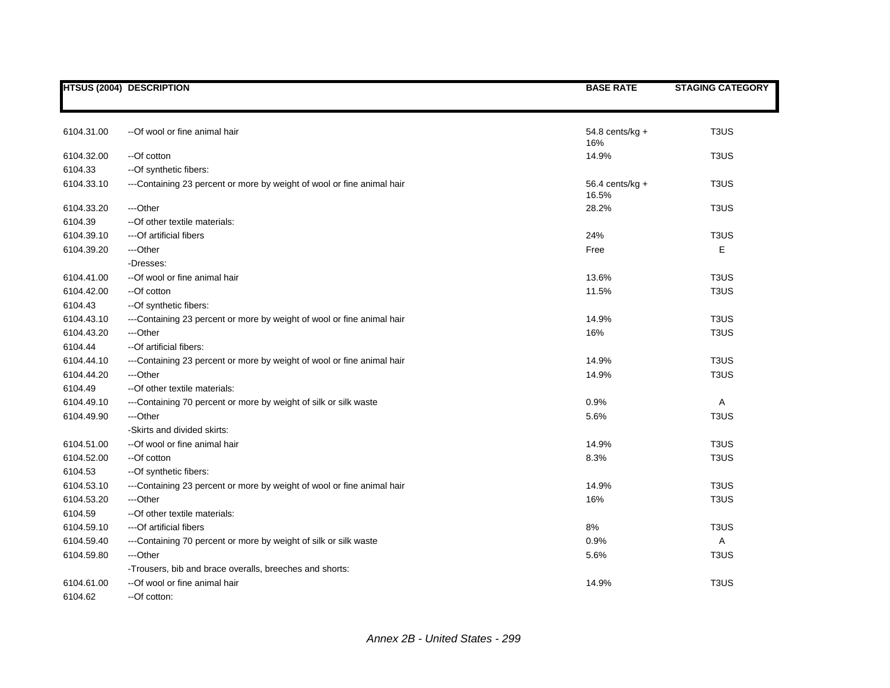| HTSUS (2004) | DESCRIPTION | BASE RATE | STAGING CATEGORY |
|---|---|---|---|
| 6104.31.00 | --Of wool or fine animal hair | 54.8 cents/kg + 16% | T3US |
| 6104.32.00 | --Of cotton | 14.9% | T3US |
| 6104.33 | --Of synthetic fibers: | | |
| 6104.33.10 | ---Containing 23 percent or more by weight of wool or fine animal hair | 56.4 cents/kg + 16.5% | T3US |
| 6104.33.20 | ---Other | 28.2% | T3US |
| 6104.39 | --Of other textile materials: | | |
| 6104.39.10 | ---Of artificial fibers | 24% | T3US |
| 6104.39.20 | ---Other | Free | E |
| | -Dresses: | | |
| 6104.41.00 | --Of wool or fine animal hair | 13.6% | T3US |
| 6104.42.00 | --Of cotton | 11.5% | T3US |
| 6104.43 | --Of synthetic fibers: | | |
| 6104.43.10 | ---Containing 23 percent or more by weight of wool or fine animal hair | 14.9% | T3US |
| 6104.43.20 | ---Other | 16% | T3US |
| 6104.44 | --Of artificial fibers: | | |
| 6104.44.10 | ---Containing 23 percent or more by weight of wool or fine animal hair | 14.9% | T3US |
| 6104.44.20 | ---Other | 14.9% | T3US |
| 6104.49 | --Of other textile materials: | | |
| 6104.49.10 | ---Containing 70 percent or more by weight of silk or silk waste | 0.9% | A |
| 6104.49.90 | ---Other | 5.6% | T3US |
| | -Skirts and divided skirts: | | |
| 6104.51.00 | --Of wool or fine animal hair | 14.9% | T3US |
| 6104.52.00 | --Of cotton | 8.3% | T3US |
| 6104.53 | --Of synthetic fibers: | | |
| 6104.53.10 | ---Containing 23 percent or more by weight of wool or fine animal hair | 14.9% | T3US |
| 6104.53.20 | ---Other | 16% | T3US |
| 6104.59 | --Of other textile materials: | | |
| 6104.59.10 | ---Of artificial fibers | 8% | T3US |
| 6104.59.40 | ---Containing 70 percent or more by weight of silk or silk waste | 0.9% | A |
| 6104.59.80 | ---Other | 5.6% | T3US |
| | -Trousers, bib and brace overalls, breeches and shorts: | | |
| 6104.61.00 | --Of wool or fine animal hair | 14.9% | T3US |
| 6104.62 | --Of cotton: | | |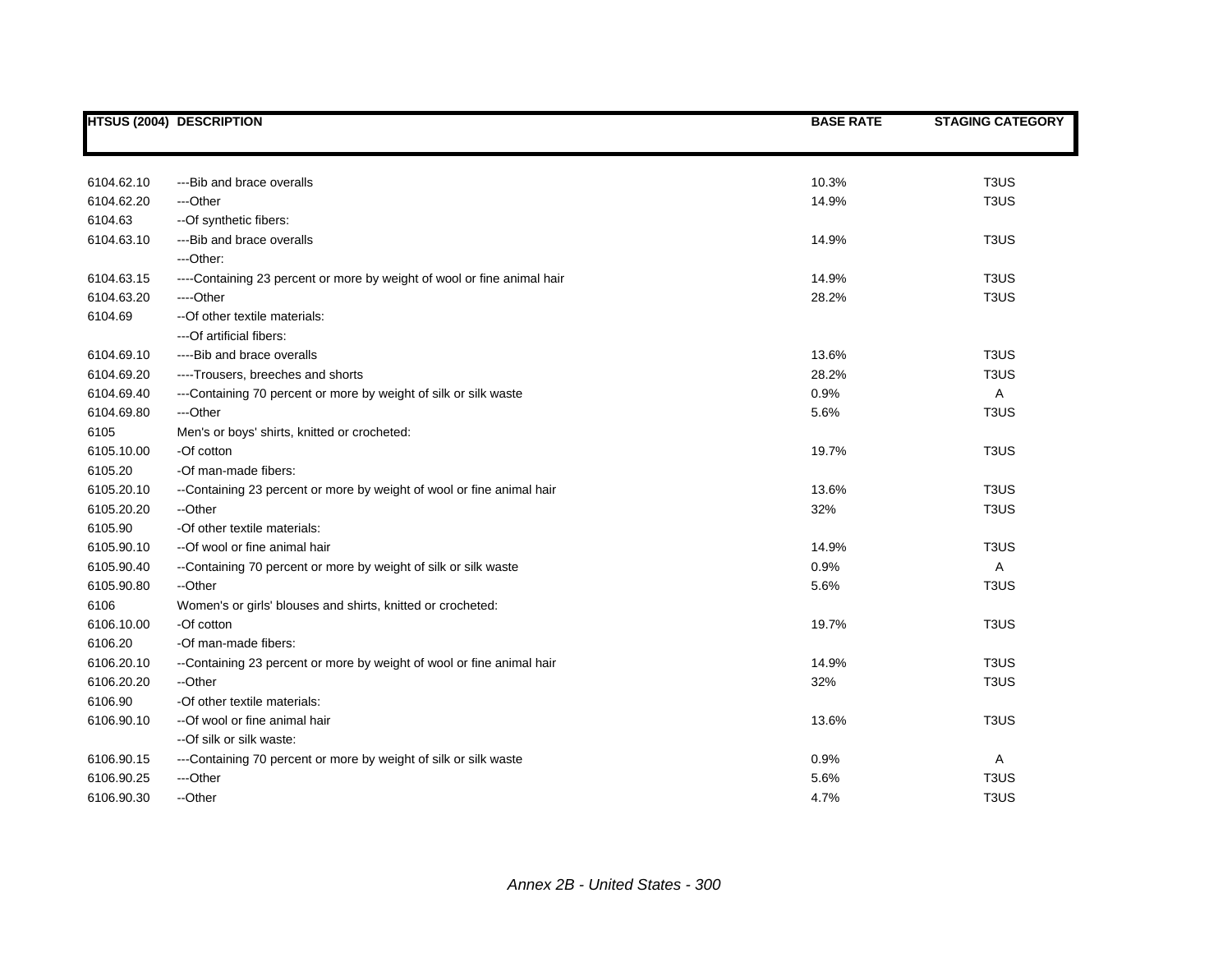| HTSUS (2004) | DESCRIPTION | BASE RATE | STAGING CATEGORY |
|---|---|---|---|
| 6104.62.10 | ---Bib and brace overalls | 10.3% | T3US |
| 6104.62.20 | ---Other | 14.9% | T3US |
| 6104.63 | --Of synthetic fibers: | | |
| 6104.63.10 | ---Bib and brace overalls | 14.9% | T3US |
| | ---Other: | | |
| 6104.63.15 | ----Containing 23 percent or more by weight of wool or fine animal hair | 14.9% | T3US |
| 6104.63.20 | ----Other | 28.2% | T3US |
| 6104.69 | --Of other textile materials: | | |
| | ---Of artificial fibers: | | |
| 6104.69.10 | ----Bib and brace overalls | 13.6% | T3US |
| 6104.69.20 | ----Trousers, breeches and shorts | 28.2% | T3US |
| 6104.69.40 | ---Containing 70 percent or more by weight of silk or silk waste | 0.9% | A |
| 6104.69.80 | ---Other | 5.6% | T3US |
| 6105 | Men's or boys' shirts, knitted or crocheted: | | |
| 6105.10.00 | -Of cotton | 19.7% | T3US |
| 6105.20 | -Of man-made fibers: | | |
| 6105.20.10 | --Containing 23 percent or more by weight of wool or fine animal hair | 13.6% | T3US |
| 6105.20.20 | --Other | 32% | T3US |
| 6105.90 | -Of other textile materials: | | |
| 6105.90.10 | --Of wool or fine animal hair | 14.9% | T3US |
| 6105.90.40 | --Containing 70 percent or more by weight of silk or silk waste | 0.9% | A |
| 6105.90.80 | --Other | 5.6% | T3US |
| 6106 | Women's or girls' blouses and shirts, knitted or crocheted: | | |
| 6106.10.00 | -Of cotton | 19.7% | T3US |
| 6106.20 | -Of man-made fibers: | | |
| 6106.20.10 | --Containing 23 percent or more by weight of wool or fine animal hair | 14.9% | T3US |
| 6106.20.20 | --Other | 32% | T3US |
| 6106.90 | -Of other textile materials: | | |
| 6106.90.10 | --Of wool or fine animal hair | 13.6% | T3US |
| | --Of silk or silk waste: | | |
| 6106.90.15 | ---Containing 70 percent or more by weight of silk or silk waste | 0.9% | A |
| 6106.90.25 | ---Other | 5.6% | T3US |
| 6106.90.30 | --Other | 4.7% | T3US |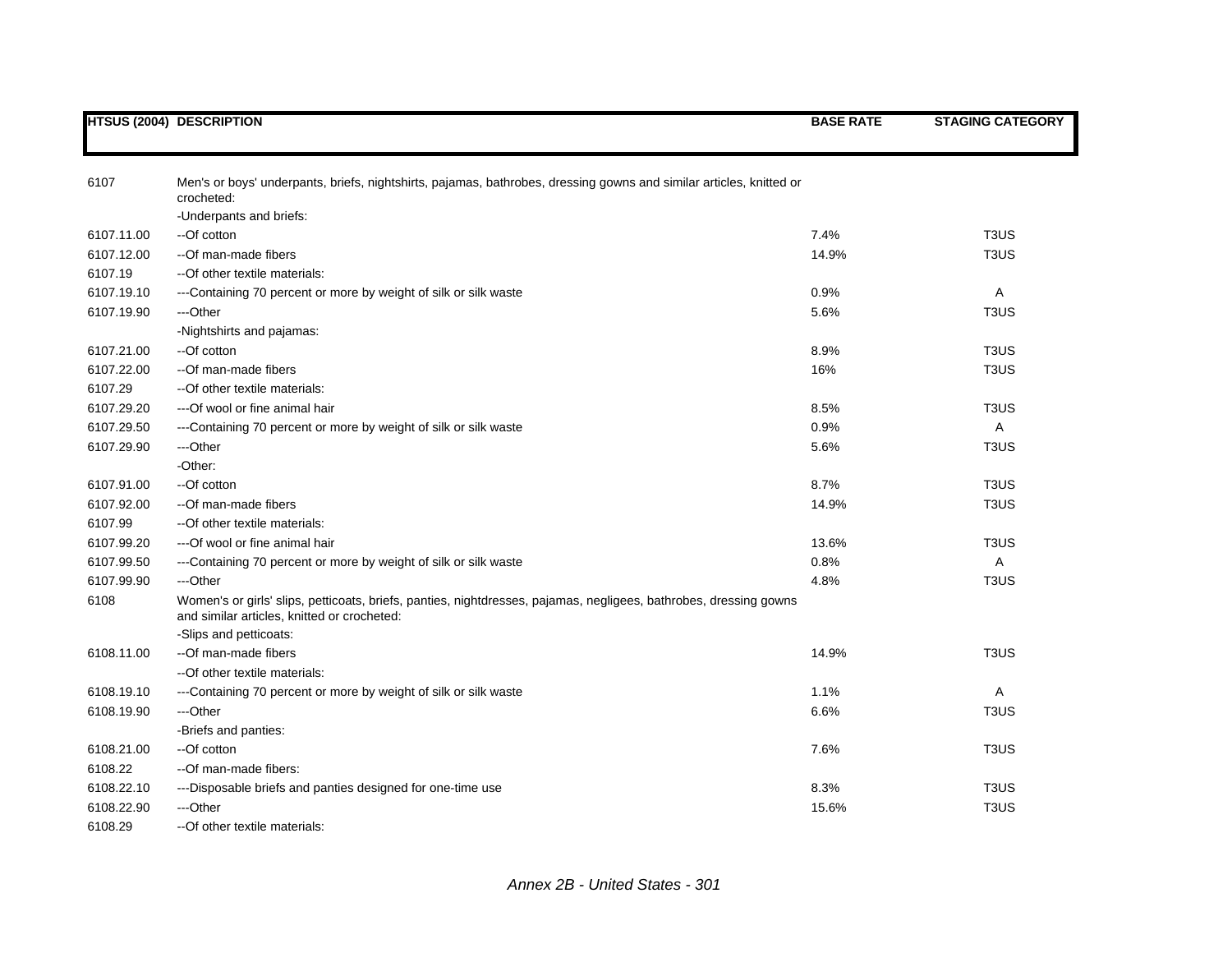| HTSUS (2004) | DESCRIPTION | BASE RATE | STAGING CATEGORY |
|---|---|---|---|
| 6107 | Men's or boys' underpants, briefs, nightshirts, pajamas, bathrobes, dressing gowns and similar articles, knitted or crocheted: | | |
| | -Underpants and briefs: | | |
| 6107.11.00 | --Of cotton | 7.4% | T3US |
| 6107.12.00 | --Of man-made fibers | 14.9% | T3US |
| 6107.19 | --Of other textile materials: | | |
| 6107.19.10 | ---Containing 70 percent or more by weight of silk or silk waste | 0.9% | A |
| 6107.19.90 | ---Other | 5.6% | T3US |
| | -Nightshirts and pajamas: | | |
| 6107.21.00 | --Of cotton | 8.9% | T3US |
| 6107.22.00 | --Of man-made fibers | 16% | T3US |
| 6107.29 | --Of other textile materials: | | |
| 6107.29.20 | ---Of wool or fine animal hair | 8.5% | T3US |
| 6107.29.50 | ---Containing 70 percent or more by weight of silk or silk waste | 0.9% | A |
| 6107.29.90 | ---Other | 5.6% | T3US |
| | -Other: | | |
| 6107.91.00 | --Of cotton | 8.7% | T3US |
| 6107.92.00 | --Of man-made fibers | 14.9% | T3US |
| 6107.99 | --Of other textile materials: | | |
| 6107.99.20 | ---Of wool or fine animal hair | 13.6% | T3US |
| 6107.99.50 | ---Containing 70 percent or more by weight of silk or silk waste | 0.8% | A |
| 6107.99.90 | ---Other | 4.8% | T3US |
| 6108 | Women's or girls' slips, petticoats, briefs, panties, nightdresses, pajamas, negligees, bathrobes, dressing gowns and similar articles, knitted or crocheted: | | |
| | -Slips and petticoats: | | |
| 6108.11.00 | --Of man-made fibers | 14.9% | T3US |
| | --Of other textile materials: | | |
| 6108.19.10 | ---Containing 70 percent or more by weight of silk or silk waste | 1.1% | A |
| 6108.19.90 | ---Other | 6.6% | T3US |
| | -Briefs and panties: | | |
| 6108.21.00 | --Of cotton | 7.6% | T3US |
| 6108.22 | --Of man-made fibers: | | |
| 6108.22.10 | ---Disposable briefs and panties designed for one-time use | 8.3% | T3US |
| 6108.22.90 | ---Other | 15.6% | T3US |
| 6108.29 | --Of other textile materials: | | |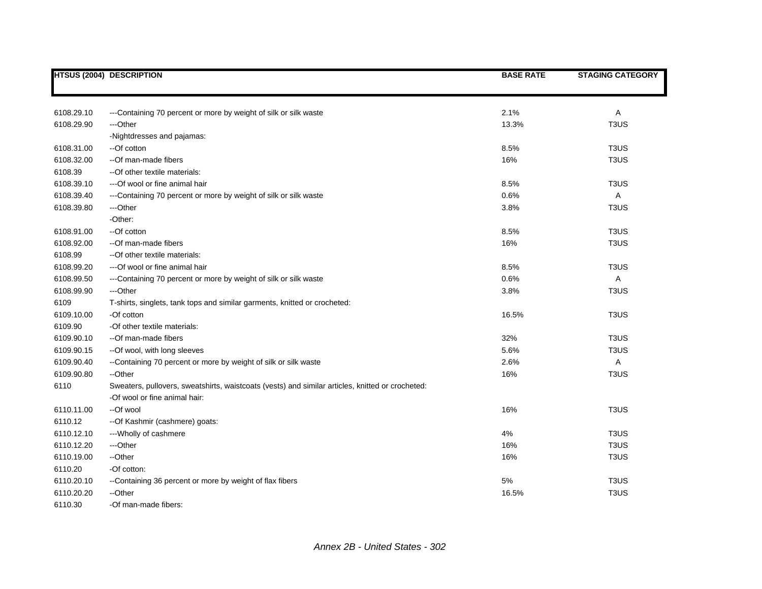| HTSUS (2004) | DESCRIPTION | BASE RATE | STAGING CATEGORY |
|---|---|---|---|
| 6108.29.10 | ---Containing 70 percent or more by weight of silk or silk waste | 2.1% | A |
| 6108.29.90 | ---Other | 13.3% | T3US |
| | -Nightdresses and pajamas: | | |
| 6108.31.00 | --Of cotton | 8.5% | T3US |
| 6108.32.00 | --Of man-made fibers | 16% | T3US |
| 6108.39 | --Of other textile materials: | | |
| 6108.39.10 | ---Of wool or fine animal hair | 8.5% | T3US |
| 6108.39.40 | ---Containing 70 percent or more by weight of silk or silk waste | 0.6% | A |
| 6108.39.80 | ---Other | 3.8% | T3US |
| | -Other: | | |
| 6108.91.00 | --Of cotton | 8.5% | T3US |
| 6108.92.00 | --Of man-made fibers | 16% | T3US |
| 6108.99 | --Of other textile materials: | | |
| 6108.99.20 | ---Of wool or fine animal hair | 8.5% | T3US |
| 6108.99.50 | ---Containing 70 percent or more by weight of silk or silk waste | 0.6% | A |
| 6108.99.90 | ---Other | 3.8% | T3US |
| 6109 | T-shirts, singlets, tank tops and similar garments, knitted or crocheted: | | |
| 6109.10.00 | -Of cotton | 16.5% | T3US |
| 6109.90 | -Of other textile materials: | | |
| 6109.90.10 | --Of man-made fibers | 32% | T3US |
| 6109.90.15 | --Of wool, with long sleeves | 5.6% | T3US |
| 6109.90.40 | --Containing 70 percent or more by weight of silk or silk waste | 2.6% | A |
| 6109.90.80 | --Other | 16% | T3US |
| 6110 | Sweaters, pullovers, sweatshirts, waistcoats (vests) and similar articles, knitted or crocheted: | | |
| | -Of wool or fine animal hair: | | |
| 6110.11.00 | --Of wool | 16% | T3US |
| 6110.12 | --Of Kashmir (cashmere) goats: | | |
| 6110.12.10 | ---Wholly of cashmere | 4% | T3US |
| 6110.12.20 | ---Other | 16% | T3US |
| 6110.19.00 | --Other | 16% | T3US |
| 6110.20 | -Of cotton: | | |
| 6110.20.10 | --Containing 36 percent or more by weight of flax fibers | 5% | T3US |
| 6110.20.20 | --Other | 16.5% | T3US |
| 6110.30 | -Of man-made fibers: | | |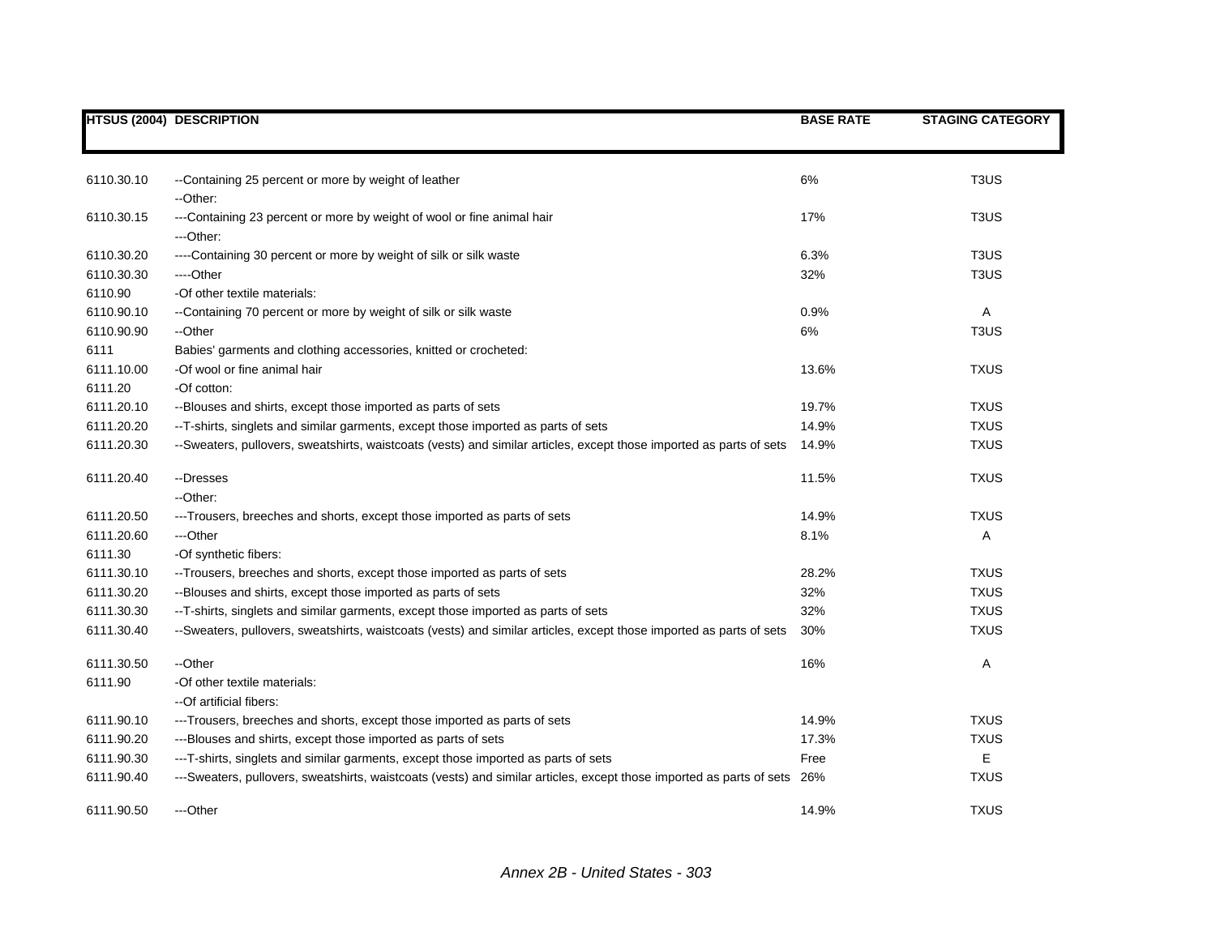| HTSUS (2004) | DESCRIPTION | BASE RATE | STAGING CATEGORY |
|---|---|---|---|
| 6110.30.10 | --Containing 25 percent or more by weight of leather | 6% | T3US |
| | --Other: | | |
| 6110.30.15 | ---Containing 23 percent or more by weight of wool or fine animal hair | 17% | T3US |
| | ---Other: | | |
| 6110.30.20 | ----Containing 30 percent or more by weight of silk or silk waste | 6.3% | T3US |
| 6110.30.30 | ----Other | 32% | T3US |
| 6110.90 | -Of other textile materials: | | |
| 6110.90.10 | --Containing 70 percent or more by weight of silk or silk waste | 0.9% | A |
| 6110.90.90 | --Other | 6% | T3US |
| 6111 | Babies' garments and clothing accessories, knitted or crocheted: | | |
| 6111.10.00 | -Of wool or fine animal hair | 13.6% | TXUS |
| 6111.20 | -Of cotton: | | |
| 6111.20.10 | --Blouses and shirts, except those imported as parts of sets | 19.7% | TXUS |
| 6111.20.20 | --T-shirts, singlets and similar garments, except those imported as parts of sets | 14.9% | TXUS |
| 6111.20.30 | --Sweaters, pullovers, sweatshirts, waistcoats (vests) and similar articles, except those imported as parts of sets | 14.9% | TXUS |
| 6111.20.40 | --Dresses | 11.5% | TXUS |
| | --Other: | | |
| 6111.20.50 | ---Trousers, breeches and shorts, except those imported as parts of sets | 14.9% | TXUS |
| 6111.20.60 | ---Other | 8.1% | A |
| 6111.30 | -Of synthetic fibers: | | |
| 6111.30.10 | --Trousers, breeches and shorts, except those imported as parts of sets | 28.2% | TXUS |
| 6111.30.20 | --Blouses and shirts, except those imported as parts of sets | 32% | TXUS |
| 6111.30.30 | --T-shirts, singlets and similar garments, except those imported as parts of sets | 32% | TXUS |
| 6111.30.40 | --Sweaters, pullovers, sweatshirts, waistcoats (vests) and similar articles, except those imported as parts of sets | 30% | TXUS |
| 6111.30.50 | --Other | 16% | A |
| 6111.90 | -Of other textile materials: | | |
| | --Of artificial fibers: | | |
| 6111.90.10 | ---Trousers, breeches and shorts, except those imported as parts of sets | 14.9% | TXUS |
| 6111.90.20 | ---Blouses and shirts, except those imported as parts of sets | 17.3% | TXUS |
| 6111.90.30 | ---T-shirts, singlets and similar garments, except those imported as parts of sets | Free | E |
| 6111.90.40 | ---Sweaters, pullovers, sweatshirts, waistcoats (vests) and similar articles, except those imported as parts of sets | 26% | TXUS |
| 6111.90.50 | ---Other | 14.9% | TXUS |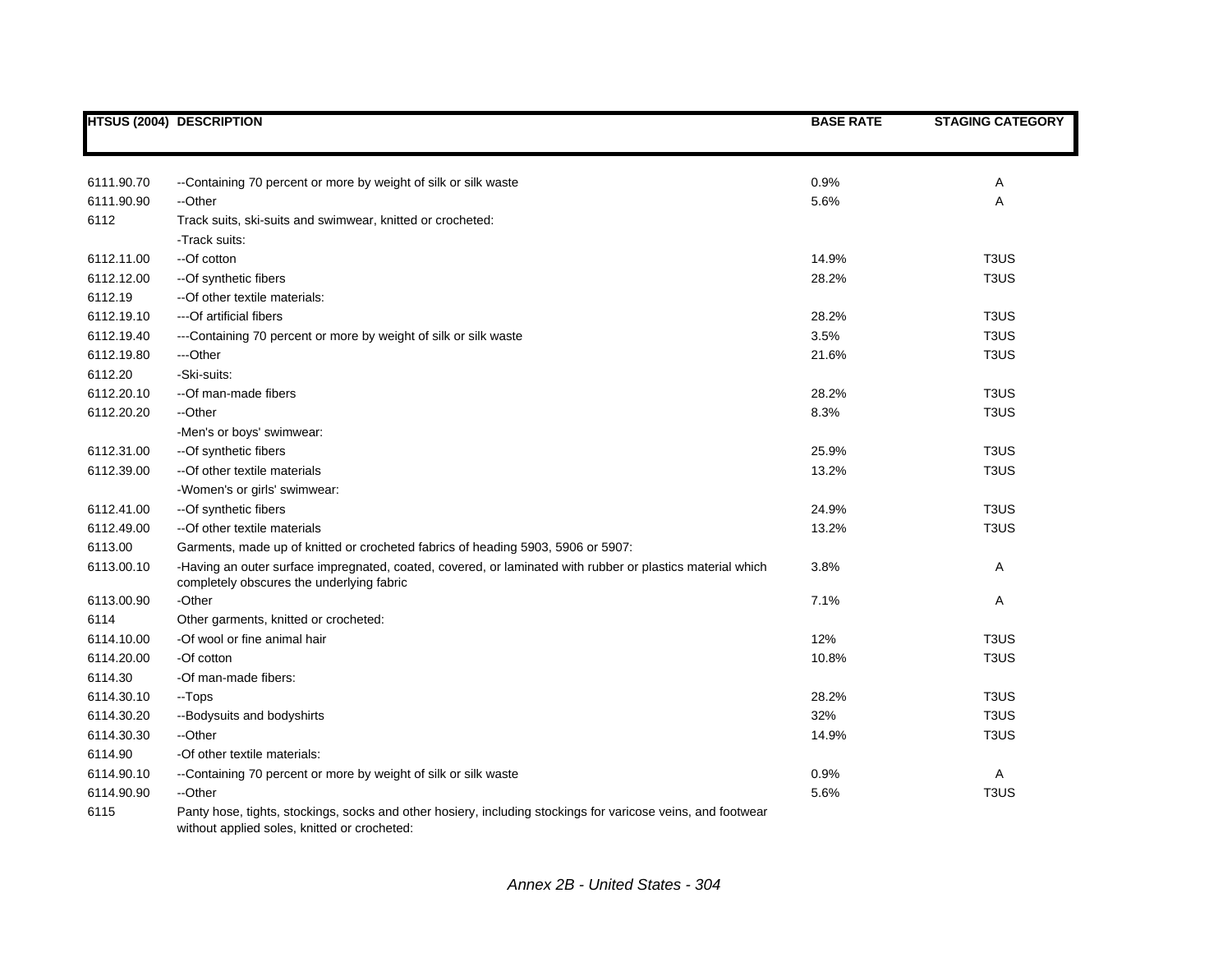| HTSUS (2004) | DESCRIPTION | BASE RATE | STAGING CATEGORY |
|---|---|---|---|
| 6111.90.70 | --Containing 70 percent or more by weight of silk or silk waste | 0.9% | A |
| 6111.90.90 | --Other | 5.6% | A |
| 6112 | Track suits, ski-suits and swimwear, knitted or crocheted: | | |
| | -Track suits: | | |
| 6112.11.00 | --Of cotton | 14.9% | T3US |
| 6112.12.00 | --Of synthetic fibers | 28.2% | T3US |
| 6112.19 | --Of other textile materials: | | |
| 6112.19.10 | ---Of artificial fibers | 28.2% | T3US |
| 6112.19.40 | ---Containing 70 percent or more by weight of silk or silk waste | 3.5% | T3US |
| 6112.19.80 | ---Other | 21.6% | T3US |
| 6112.20 | -Ski-suits: | | |
| 6112.20.10 | --Of man-made fibers | 28.2% | T3US |
| 6112.20.20 | --Other | 8.3% | T3US |
| | -Men's or boys' swimwear: | | |
| 6112.31.00 | --Of synthetic fibers | 25.9% | T3US |
| 6112.39.00 | --Of other textile materials | 13.2% | T3US |
| | -Women's or girls' swimwear: | | |
| 6112.41.00 | --Of synthetic fibers | 24.9% | T3US |
| 6112.49.00 | --Of other textile materials | 13.2% | T3US |
| 6113.00 | Garments, made up of knitted or crocheted fabrics of heading 5903, 5906 or 5907: | | |
| 6113.00.10 | -Having an outer surface impregnated, coated, covered, or laminated with rubber or plastics material which completely obscures the underlying fabric | 3.8% | A |
| 6113.00.90 | -Other | 7.1% | A |
| 6114 | Other garments, knitted or crocheted: | | |
| 6114.10.00 | -Of wool or fine animal hair | 12% | T3US |
| 6114.20.00 | -Of cotton | 10.8% | T3US |
| 6114.30 | -Of man-made fibers: | | |
| 6114.30.10 | --Tops | 28.2% | T3US |
| 6114.30.20 | --Bodysuits and bodyshirts | 32% | T3US |
| 6114.30.30 | --Other | 14.9% | T3US |
| 6114.90 | -Of other textile materials: | | |
| 6114.90.10 | --Containing 70 percent or more by weight of silk or silk waste | 0.9% | A |
| 6114.90.90 | --Other | 5.6% | T3US |
| 6115 | Panty hose, tights, stockings, socks and other hosiery, including stockings for varicose veins, and footwear without applied soles, knitted or crocheted: | | |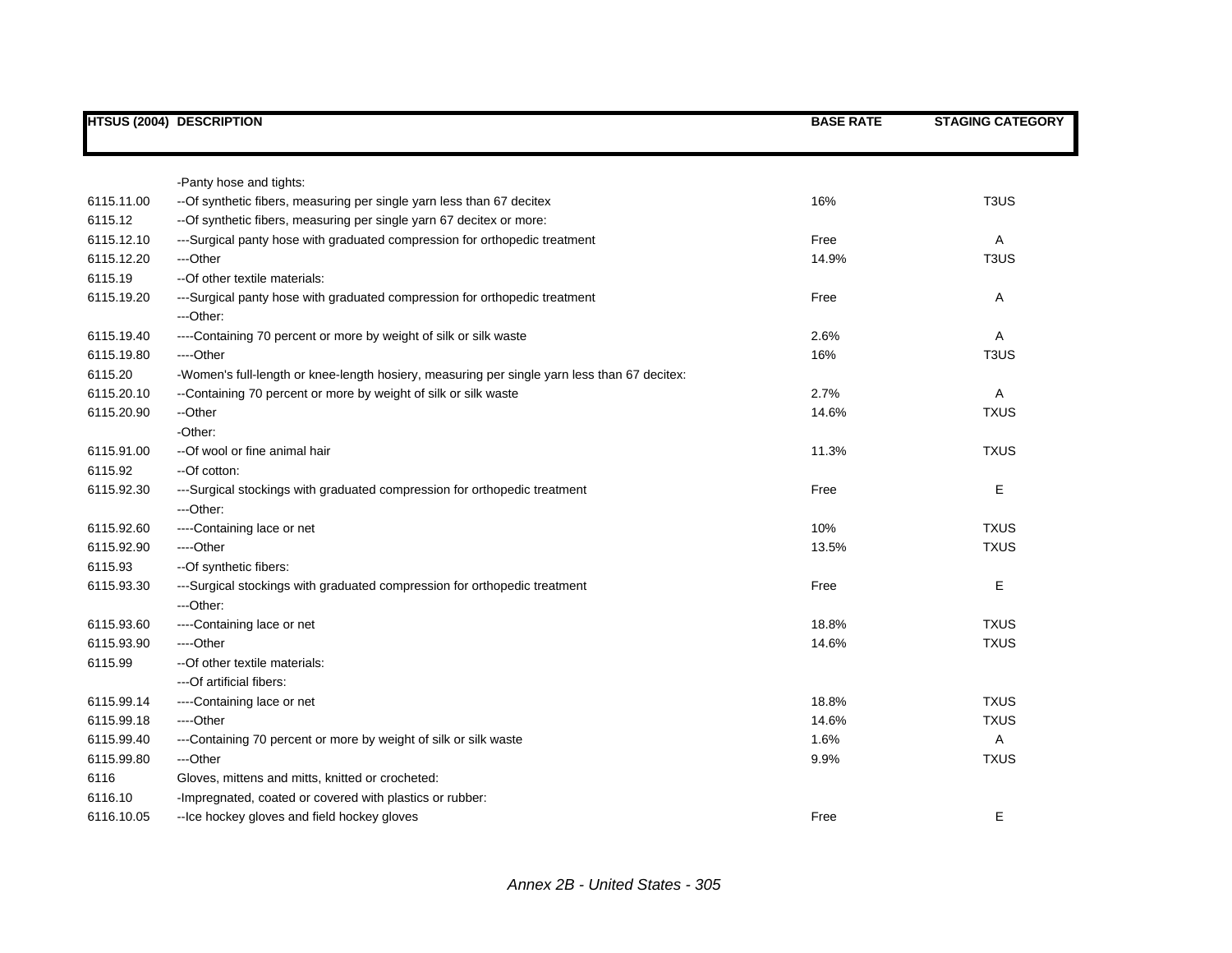| HTSUS (2004) | DESCRIPTION | BASE RATE | STAGING CATEGORY |
| --- | --- | --- | --- |
| | -Panty hose and tights: | | |
| 6115.11.00 | --Of synthetic fibers, measuring per single yarn less than 67 decitex | 16% | T3US |
| 6115.12 | --Of synthetic fibers, measuring per single yarn 67 decitex or more: | | |
| 6115.12.10 | ---Surgical panty hose with graduated compression for orthopedic treatment | Free | A |
| 6115.12.20 | ---Other | 14.9% | T3US |
| 6115.19 | --Of other textile materials: | | |
| 6115.19.20 | ---Surgical panty hose with graduated compression for orthopedic treatment | Free | A |
| | ---Other: | | |
| 6115.19.40 | ----Containing 70 percent or more by weight of silk or silk waste | 2.6% | A |
| 6115.19.80 | ----Other | 16% | T3US |
| 6115.20 | -Women's full-length or knee-length hosiery, measuring per single yarn less than 67 decitex: | | |
| 6115.20.10 | --Containing 70 percent or more by weight of silk or silk waste | 2.7% | A |
| 6115.20.90 | --Other | 14.6% | TXUS |
| | -Other: | | |
| 6115.91.00 | --Of wool or fine animal hair | 11.3% | TXUS |
| 6115.92 | --Of cotton: | | |
| 6115.92.30 | ---Surgical stockings with graduated compression for orthopedic treatment | Free | E |
| | ---Other: | | |
| 6115.92.60 | ----Containing lace or net | 10% | TXUS |
| 6115.92.90 | ----Other | 13.5% | TXUS |
| 6115.93 | --Of synthetic fibers: | | |
| 6115.93.30 | ---Surgical stockings with graduated compression for orthopedic treatment | Free | E |
| | ---Other: | | |
| 6115.93.60 | ----Containing lace or net | 18.8% | TXUS |
| 6115.93.90 | ----Other | 14.6% | TXUS |
| 6115.99 | --Of other textile materials: | | |
| | ---Of artificial fibers: | | |
| 6115.99.14 | ----Containing lace or net | 18.8% | TXUS |
| 6115.99.18 | ----Other | 14.6% | TXUS |
| 6115.99.40 | ---Containing 70 percent or more by weight of silk or silk waste | 1.6% | A |
| 6115.99.80 | ---Other | 9.9% | TXUS |
| 6116 | Gloves, mittens and mitts, knitted or crocheted: | | |
| 6116.10 | -Impregnated, coated or covered with plastics or rubber: | | |
| 6116.10.05 | --Ice hockey gloves and field hockey gloves | Free | E |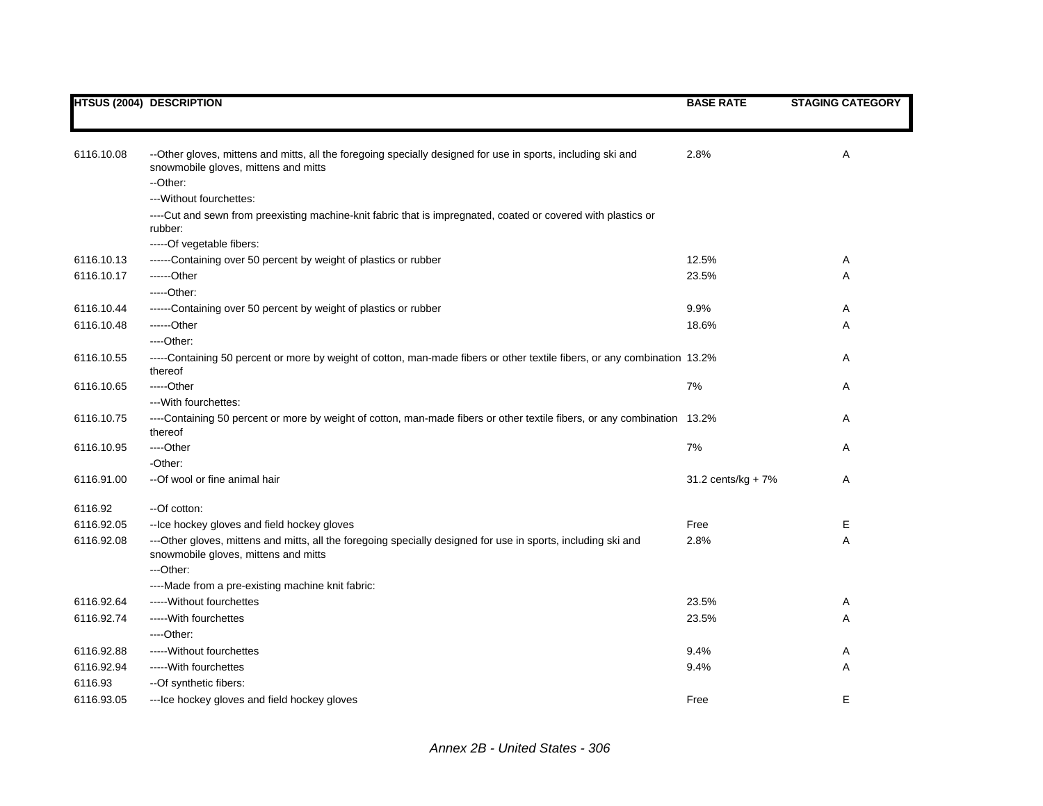| HTSUS (2004) | DESCRIPTION | BASE RATE | STAGING CATEGORY |
|---|---|---|---|
| 6116.10.08 | --Other gloves, mittens and mitts, all the foregoing specially designed for use in sports, including ski and snowmobile gloves, mittens and mitts | 2.8% | A |
| | --Other: | | |
| | ---Without fourchettes: | | |
| | ----Cut and sewn from preexisting machine-knit fabric that is impregnated, coated or covered with plastics or rubber: | | |
| | -----Of vegetable fibers: | | |
| 6116.10.13 | ------Containing over 50 percent by weight of plastics or rubber | 12.5% | A |
| 6116.10.17 | ------Other | 23.5% | A |
| | -----Other: | | |
| 6116.10.44 | ------Containing over 50 percent by weight of plastics or rubber | 9.9% | A |
| 6116.10.48 | ------Other | 18.6% | A |
| | ----Other: | | |
| 6116.10.55 | -----Containing 50 percent or more by weight of cotton, man-made fibers or other textile fibers, or any combination thereof | 13.2% | A |
| 6116.10.65 | -----Other | 7% | A |
| | ---With fourchettes: | | |
| 6116.10.75 | ----Containing 50 percent or more by weight of cotton, man-made fibers or other textile fibers, or any combination thereof | 13.2% | A |
| 6116.10.95 | ----Other | 7% | A |
| | -Other: | | |
| 6116.91.00 | --Of wool or fine animal hair | 31.2 cents/kg + 7% | A |
| 6116.92 | --Of cotton: | | |
| 6116.92.05 | --Ice hockey gloves and field hockey gloves | Free | E |
| 6116.92.08 | ---Other gloves, mittens and mitts, all the foregoing specially designed for use in sports, including ski and snowmobile gloves, mittens and mitts | 2.8% | A |
| | ---Other: | | |
| | ----Made from a pre-existing machine knit fabric: | | |
| 6116.92.64 | -----Without fourchettes | 23.5% | A |
| 6116.92.74 | -----With fourchettes | 23.5% | A |
| | ----Other: | | |
| 6116.92.88 | -----Without fourchettes | 9.4% | A |
| 6116.92.94 | -----With fourchettes | 9.4% | A |
| 6116.93 | --Of synthetic fibers: | | |
| 6116.93.05 | ---Ice hockey gloves and field hockey gloves | Free | E |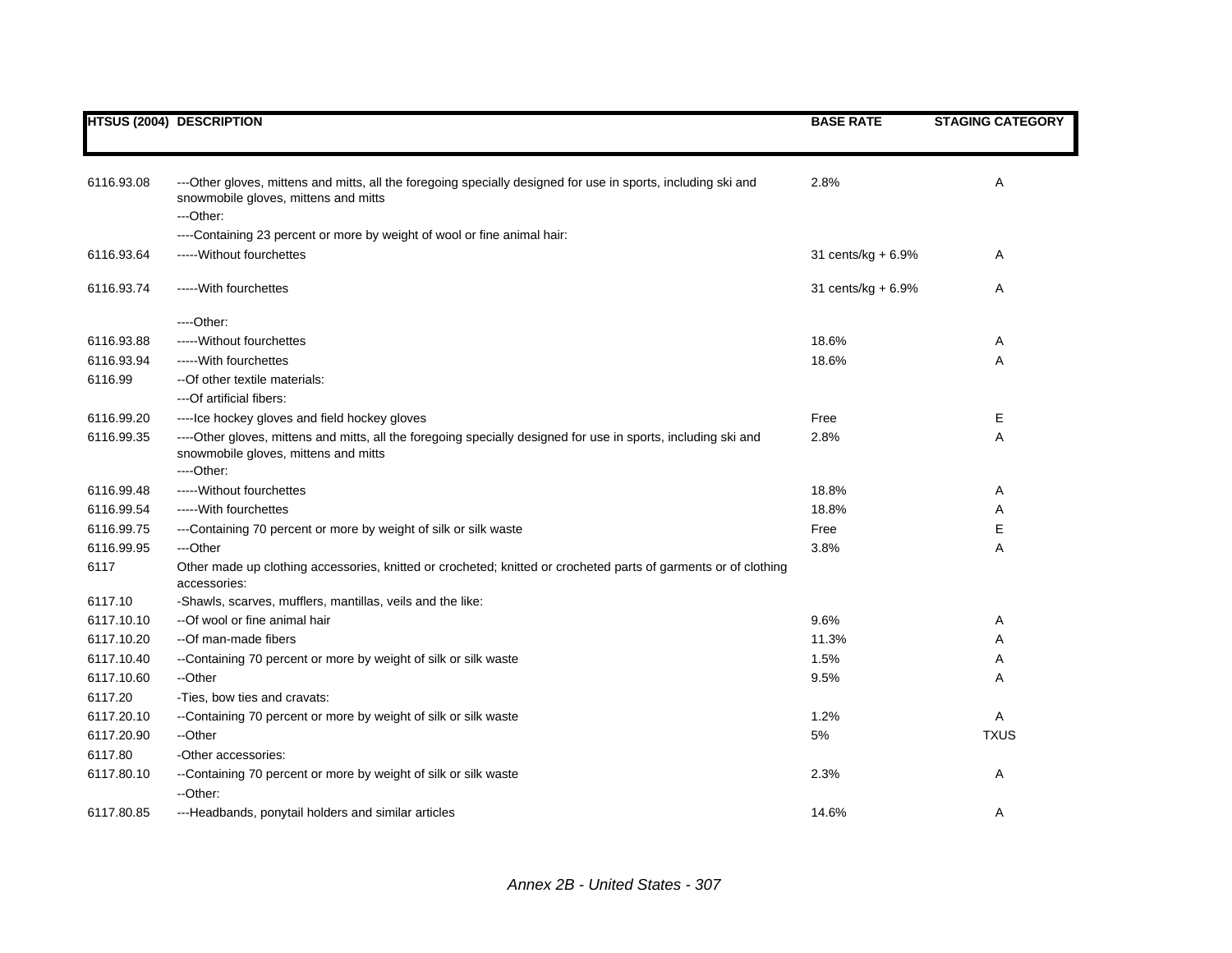| HTSUS (2004) | DESCRIPTION | BASE RATE | STAGING CATEGORY |
|---|---|---|---|
| 6116.93.08 | ---Other gloves, mittens and mitts, all the foregoing specially designed for use in sports, including ski and snowmobile gloves, mittens and mitts | 2.8% | A |
| | ---Other: | | |
| | ----Containing 23 percent or more by weight of wool or fine animal hair: | | |
| 6116.93.64 | -----Without fourchettes | 31 cents/kg + 6.9% | A |
| 6116.93.74 | -----With fourchettes | 31 cents/kg + 6.9% | A |
| | ----Other: | | |
| 6116.93.88 | -----Without fourchettes | 18.6% | A |
| 6116.93.94 | -----With fourchettes | 18.6% | A |
| 6116.99 | --Of other textile materials: | | |
| | ---Of artificial fibers: | | |
| 6116.99.20 | ----Ice hockey gloves and field hockey gloves | Free | E |
| 6116.99.35 | ----Other gloves, mittens and mitts, all the foregoing specially designed for use in sports, including ski and snowmobile gloves, mittens and mitts | 2.8% | A |
| | ----Other: | | |
| 6116.99.48 | -----Without fourchettes | 18.8% | A |
| 6116.99.54 | -----With fourchettes | 18.8% | A |
| 6116.99.75 | ---Containing 70 percent or more by weight of silk or silk waste | Free | E |
| 6116.99.95 | ---Other | 3.8% | A |
| 6117 | Other made up clothing accessories, knitted or crocheted; knitted or crocheted parts of garments or of clothing accessories: | | |
| 6117.10 | -Shawls, scarves, mufflers, mantillas, veils and the like: | | |
| 6117.10.10 | --Of wool or fine animal hair | 9.6% | A |
| 6117.10.20 | --Of man-made fibers | 11.3% | A |
| 6117.10.40 | --Containing 70 percent or more by weight of silk or silk waste | 1.5% | A |
| 6117.10.60 | --Other | 9.5% | A |
| 6117.20 | -Ties, bow ties and cravats: | | |
| 6117.20.10 | --Containing 70 percent or more by weight of silk or silk waste | 1.2% | A |
| 6117.20.90 | --Other | 5% | TXUS |
| 6117.80 | -Other accessories: | | |
| 6117.80.10 | --Containing 70 percent or more by weight of silk or silk waste | 2.3% | A |
| | --Other: | | |
| 6117.80.85 | ---Headbands, ponytail holders and similar articles | 14.6% | A |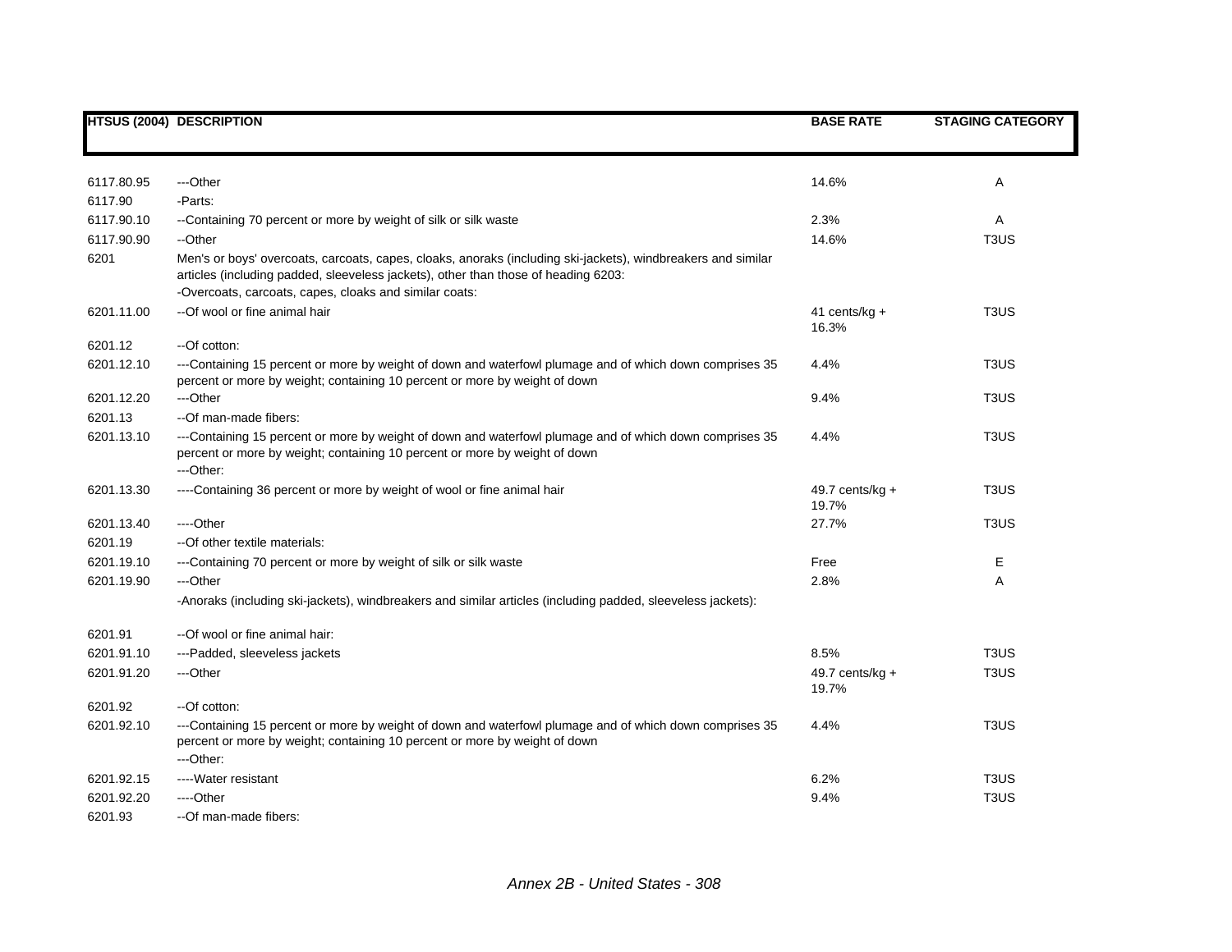| HTSUS (2004) | DESCRIPTION | BASE RATE | STAGING CATEGORY |
|---|---|---|---|
| 6117.80.95 | ---Other | 14.6% | A |
| 6117.90 | -Parts: | | |
| 6117.90.10 | --Containing 70 percent or more by weight of silk or silk waste | 2.3% | A |
| 6117.90.90 | --Other | 14.6% | T3US |
| 6201 | Men's or boys' overcoats, carcoats, capes, cloaks, anoraks (including ski-jackets), windbreakers and similar articles (including padded, sleeveless jackets), other than those of heading 6203: | | |
| | -Overcoats, carcoats, capes, cloaks and similar coats: | | |
| 6201.11.00 | --Of wool or fine animal hair | 41 cents/kg + 16.3% | T3US |
| 6201.12 | --Of cotton: | | |
| 6201.12.10 | ---Containing 15 percent or more by weight of down and waterfowl plumage and of which down comprises 35 percent or more by weight; containing 10 percent or more by weight of down | 4.4% | T3US |
| 6201.12.20 | ---Other | 9.4% | T3US |
| 6201.13 | --Of man-made fibers: | | |
| 6201.13.10 | ---Containing 15 percent or more by weight of down and waterfowl plumage and of which down comprises 35 percent or more by weight; containing 10 percent or more by weight of down | 4.4% | T3US |
| | ---Other: | | |
| 6201.13.30 | ----Containing 36 percent or more by weight of wool or fine animal hair | 49.7 cents/kg + 19.7% | T3US |
| 6201.13.40 | ----Other | 27.7% | T3US |
| 6201.19 | --Of other textile materials: | | |
| 6201.19.10 | ---Containing 70 percent or more by weight of silk or silk waste | Free | E |
| 6201.19.90 | ---Other | 2.8% | A |
| | -Anoraks (including ski-jackets), windbreakers and similar articles (including padded, sleeveless jackets): | | |
| 6201.91 | --Of wool or fine animal hair: | | |
| 6201.91.10 | ---Padded, sleeveless jackets | 8.5% | T3US |
| 6201.91.20 | ---Other | 49.7 cents/kg + 19.7% | T3US |
| 6201.92 | --Of cotton: | | |
| 6201.92.10 | ---Containing 15 percent or more by weight of down and waterfowl plumage and of which down comprises 35 percent or more by weight; containing 10 percent or more by weight of down | 4.4% | T3US |
| | ---Other: | | |
| 6201.92.15 | ----Water resistant | 6.2% | T3US |
| 6201.92.20 | ----Other | 9.4% | T3US |
| 6201.93 | --Of man-made fibers: | | |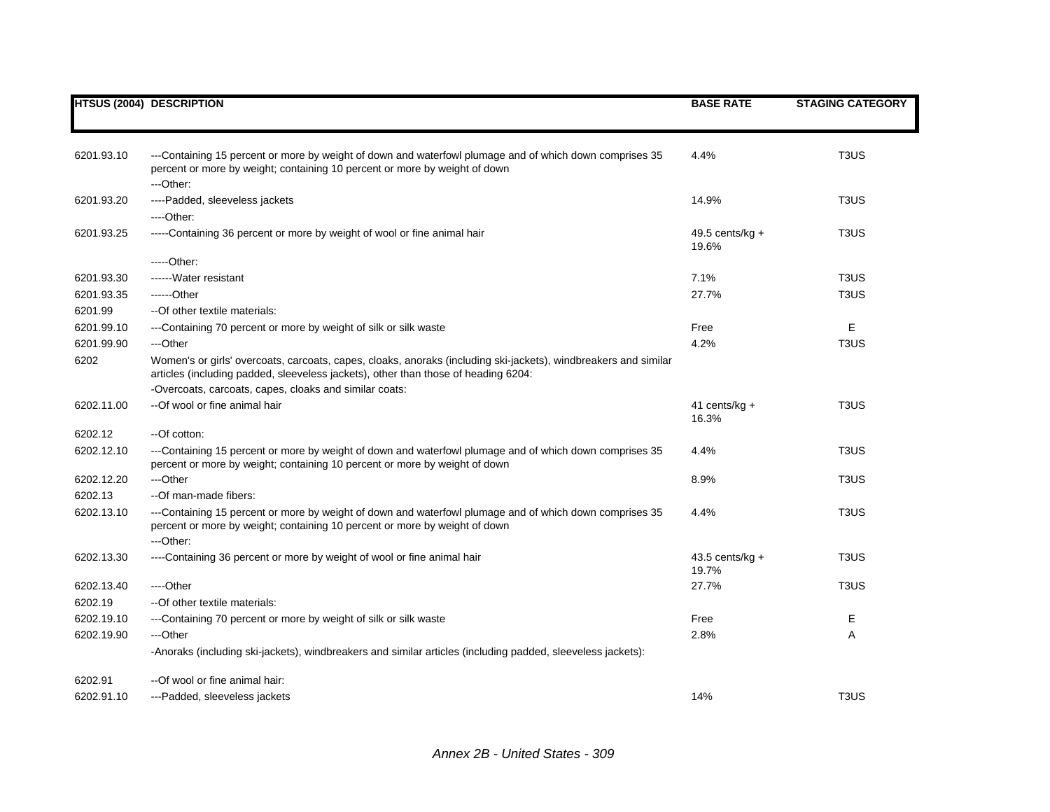| HTSUS (2004) | DESCRIPTION | BASE RATE | STAGING CATEGORY |
|---|---|---|---|
| 6201.93.10 | ---Containing 15 percent or more by weight of down and waterfowl plumage and of which down comprises 35 percent or more by weight; containing 10 percent or more by weight of down | 4.4% | T3US |
| | ---Other: | | |
| 6201.93.20 | ----Padded, sleeveless jackets | 14.9% | T3US |
| | ----Other: | | |
| 6201.93.25 | -----Containing 36 percent or more by weight of wool or fine animal hair | 49.5 cents/kg + 19.6% | T3US |
| | -----Other: | | |
| 6201.93.30 | ------Water resistant | 7.1% | T3US |
| 6201.93.35 | ------Other | 27.7% | T3US |
| 6201.99 | --Of other textile materials: | | |
| 6201.99.10 | ---Containing 70 percent or more by weight of silk or silk waste | Free | E |
| 6201.99.90 | ---Other | 4.2% | T3US |
| 6202 | Women's or girls' overcoats, carcoats, capes, cloaks, anoraks (including ski-jackets), windbreakers and similar articles (including padded, sleeveless jackets), other than those of heading 6204: | | |
| | -Overcoats, carcoats, capes, cloaks and similar coats: | | |
| 6202.11.00 | --Of wool or fine animal hair | 41 cents/kg + 16.3% | T3US |
| 6202.12 | --Of cotton: | | |
| 6202.12.10 | ---Containing 15 percent or more by weight of down and waterfowl plumage and of which down comprises 35 percent or more by weight; containing 10 percent or more by weight of down | 4.4% | T3US |
| 6202.12.20 | ---Other | 8.9% | T3US |
| 6202.13 | --Of man-made fibers: | | |
| 6202.13.10 | ---Containing 15 percent or more by weight of down and waterfowl plumage and of which down comprises 35 percent or more by weight; containing 10 percent or more by weight of down | 4.4% | T3US |
| | ---Other: | | |
| 6202.13.30 | ----Containing 36 percent or more by weight of wool or fine animal hair | 43.5 cents/kg + 19.7% | T3US |
| 6202.13.40 | ----Other | 27.7% | T3US |
| 6202.19 | --Of other textile materials: | | |
| 6202.19.10 | ---Containing 70 percent or more by weight of silk or silk waste | Free | E |
| 6202.19.90 | ---Other | 2.8% | A |
| | -Anoraks (including ski-jackets), windbreakers and similar articles (including padded, sleeveless jackets): | | |
| 6202.91 | --Of wool or fine animal hair: | | |
| 6202.91.10 | ---Padded, sleeveless jackets | 14% | T3US |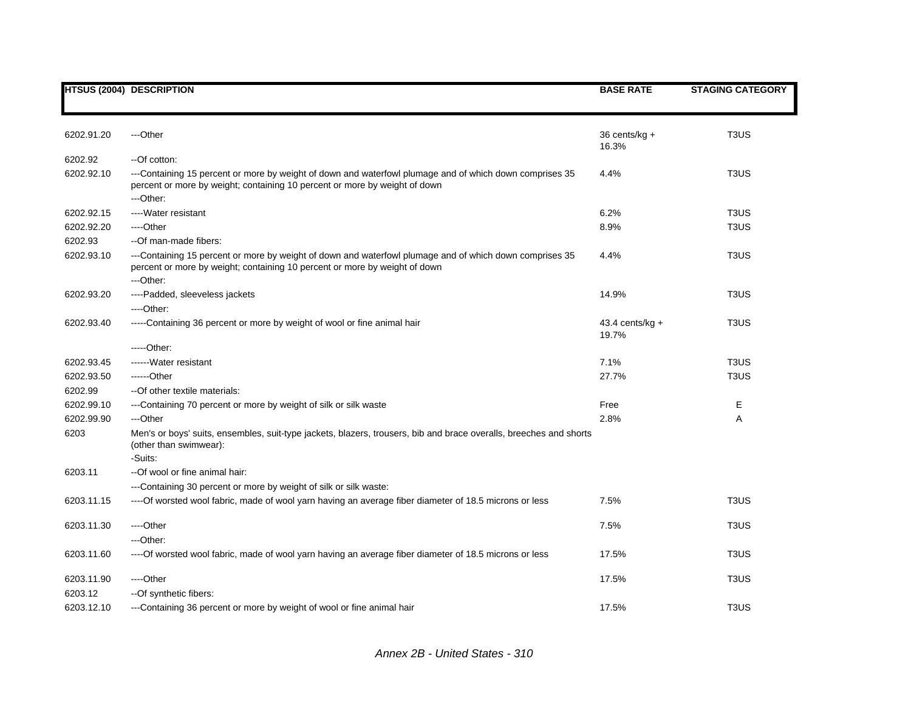| HTSUS (2004) | DESCRIPTION | BASE RATE | STAGING CATEGORY |
|---|---|---|---|
| 6202.91.20 | ---Other | 36 cents/kg + 16.3% | T3US |
| 6202.92 | --Of cotton: | | |
| 6202.92.10 | ---Containing 15 percent or more by weight of down and waterfowl plumage and of which down comprises 35 percent or more by weight; containing 10 percent or more by weight of down | 4.4% | T3US |
| | ---Other: | | |
| 6202.92.15 | ----Water resistant | 6.2% | T3US |
| 6202.92.20 | ----Other | 8.9% | T3US |
| 6202.93 | --Of man-made fibers: | | |
| 6202.93.10 | ---Containing 15 percent or more by weight of down and waterfowl plumage and of which down comprises 35 percent or more by weight; containing 10 percent or more by weight of down | 4.4% | T3US |
| | ---Other: | | |
| 6202.93.20 | ----Padded, sleeveless jackets | 14.9% | T3US |
| | ----Other: | | |
| 6202.93.40 | -----Containing 36 percent or more by weight of wool or fine animal hair | 43.4 cents/kg + 19.7% | T3US |
| | -----Other: | | |
| 6202.93.45 | ------Water resistant | 7.1% | T3US |
| 6202.93.50 | ------Other | 27.7% | T3US |
| 6202.99 | --Of other textile materials: | | |
| 6202.99.10 | ---Containing 70 percent or more by weight of silk or silk waste | Free | E |
| 6202.99.90 | ---Other | 2.8% | A |
| 6203 | Men's or boys' suits, ensembles, suit-type jackets, blazers, trousers, bib and brace overalls, breeches and shorts (other than swimwear): | | |
| | -Suits: | | |
| 6203.11 | --Of wool or fine animal hair: | | |
| | ---Containing 30 percent or more by weight of silk or silk waste: | | |
| 6203.11.15 | ----Of worsted wool fabric, made of wool yarn having an average fiber diameter of 18.5 microns or less | 7.5% | T3US |
| 6203.11.30 | ----Other | 7.5% | T3US |
| | ---Other: | | |
| 6203.11.60 | ----Of worsted wool fabric, made of wool yarn having an average fiber diameter of 18.5 microns or less | 17.5% | T3US |
| 6203.11.90 | ----Other | 17.5% | T3US |
| 6203.12 | --Of synthetic fibers: | | |
| 6203.12.10 | ---Containing 36 percent or more by weight of wool or fine animal hair | 17.5% | T3US |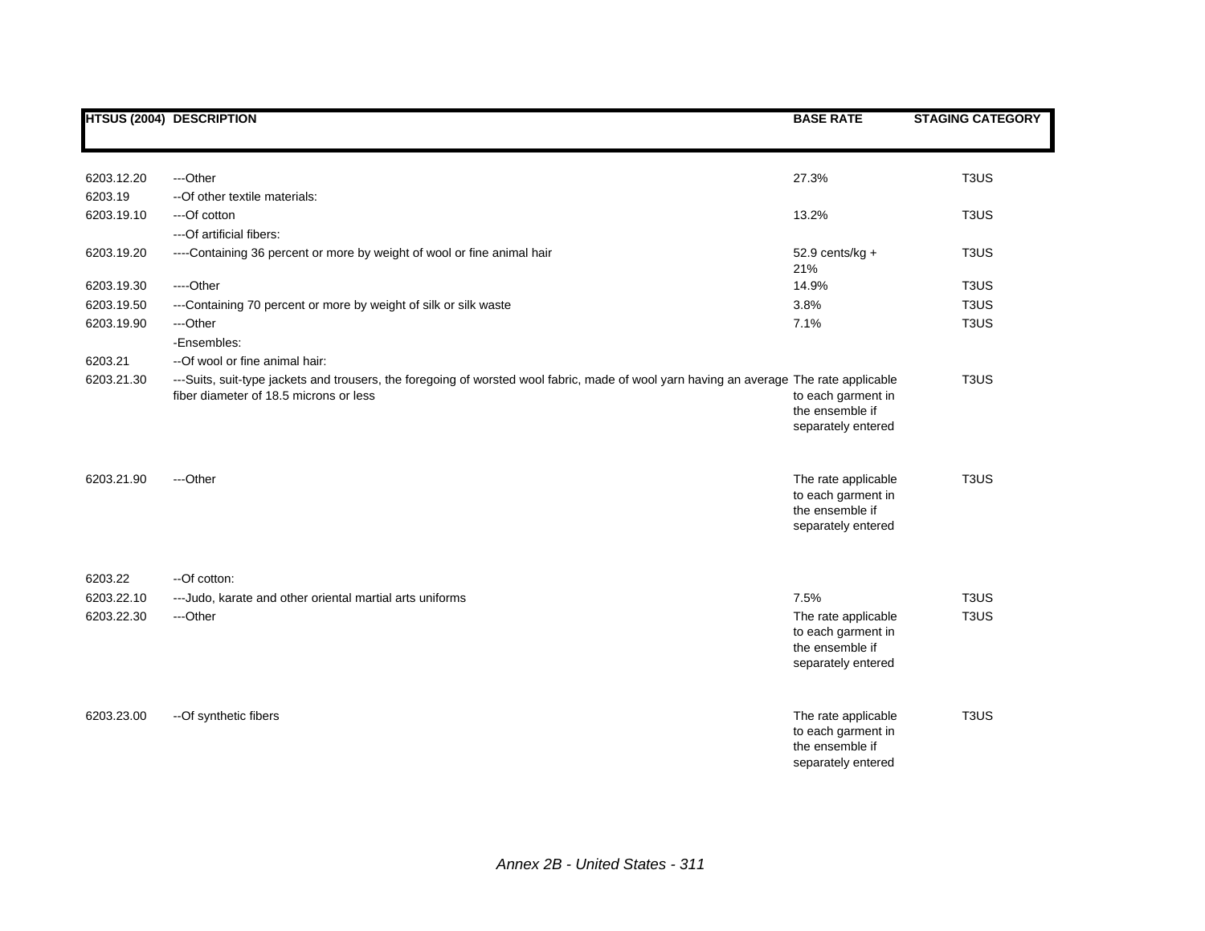| HTSUS (2004) | DESCRIPTION | BASE RATE | STAGING CATEGORY |
|---|---|---|---|
| 6203.12.20 | ---Other | 27.3% | T3US |
| 6203.19 | --Of other textile materials: | | |
| 6203.19.10 | ---Of cotton | 13.2% | T3US |
| | ---Of artificial fibers: | | |
| 6203.19.20 | ----Containing 36 percent or more by weight of wool or fine animal hair | 52.9 cents/kg + 21% | T3US |
| 6203.19.30 | ----Other | 14.9% | T3US |
| 6203.19.50 | ---Containing 70 percent or more by weight of silk or silk waste | 3.8% | T3US |
| 6203.19.90 | ---Other | 7.1% | T3US |
| | -Ensembles: | | |
| 6203.21 | --Of wool or fine animal hair: | | |
| 6203.21.30 | ---Suits, suit-type jackets and trousers, the foregoing of worsted wool fabric, made of wool yarn having an average fiber diameter of 18.5 microns or less | The rate applicable to each garment in the ensemble if separately entered | T3US |
| 6203.21.90 | ---Other | The rate applicable to each garment in the ensemble if separately entered | T3US |
| 6203.22 | --Of cotton: | | |
| 6203.22.10 | ---Judo, karate and other oriental martial arts uniforms | 7.5% | T3US |
| 6203.22.30 | ---Other | The rate applicable to each garment in the ensemble if separately entered | T3US |
| 6203.23.00 | --Of synthetic fibers | The rate applicable to each garment in the ensemble if separately entered | T3US |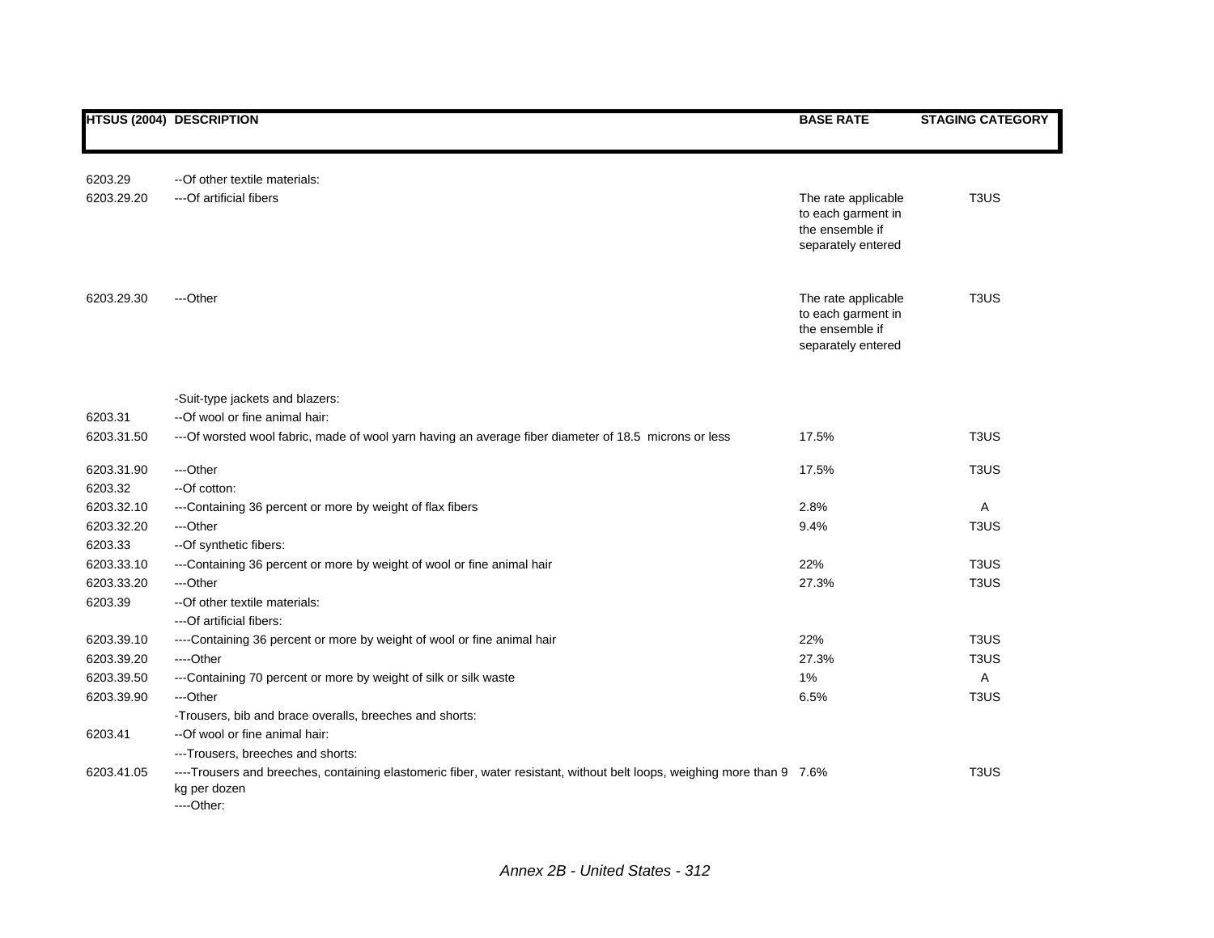| HTSUS (2004) | DESCRIPTION | BASE RATE | STAGING CATEGORY |
|---|---|---|---|
| 6203.29 | --Of other textile materials: | | |
| 6203.29.20 | ---Of artificial fibers | The rate applicable to each garment in the ensemble if separately entered | T3US |
| 6203.29.30 | ---Other | The rate applicable to each garment in the ensemble if separately entered | T3US |
| | -Suit-type jackets and blazers: | | |
| 6203.31 | --Of wool or fine animal hair: | | |
| 6203.31.50 | ---Of worsted wool fabric, made of wool yarn having an average fiber diameter of 18.5 microns or less | 17.5% | T3US |
| 6203.31.90 | ---Other | 17.5% | T3US |
| 6203.32 | --Of cotton: | | |
| 6203.32.10 | ---Containing 36 percent or more by weight of flax fibers | 2.8% | A |
| 6203.32.20 | ---Other | 9.4% | T3US |
| 6203.33 | --Of synthetic fibers: | | |
| 6203.33.10 | ---Containing 36 percent or more by weight of wool or fine animal hair | 22% | T3US |
| 6203.33.20 | ---Other | 27.3% | T3US |
| 6203.39 | --Of other textile materials: | | |
| | ---Of artificial fibers: | | |
| 6203.39.10 | ----Containing 36 percent or more by weight of wool or fine animal hair | 22% | T3US |
| 6203.39.20 | ----Other | 27.3% | T3US |
| 6203.39.50 | ---Containing 70 percent or more by weight of silk or silk waste | 1% | A |
| 6203.39.90 | ---Other | 6.5% | T3US |
| | -Trousers, bib and brace overalls, breeches and shorts: | | |
| 6203.41 | --Of wool or fine animal hair: | | |
| | ---Trousers, breeches and shorts: | | |
| 6203.41.05 | ----Trousers and breeches, containing elastomeric fiber, water resistant, without belt loops, weighing more than 9 kg per dozen | 7.6% | T3US |
| | ----Other: | | |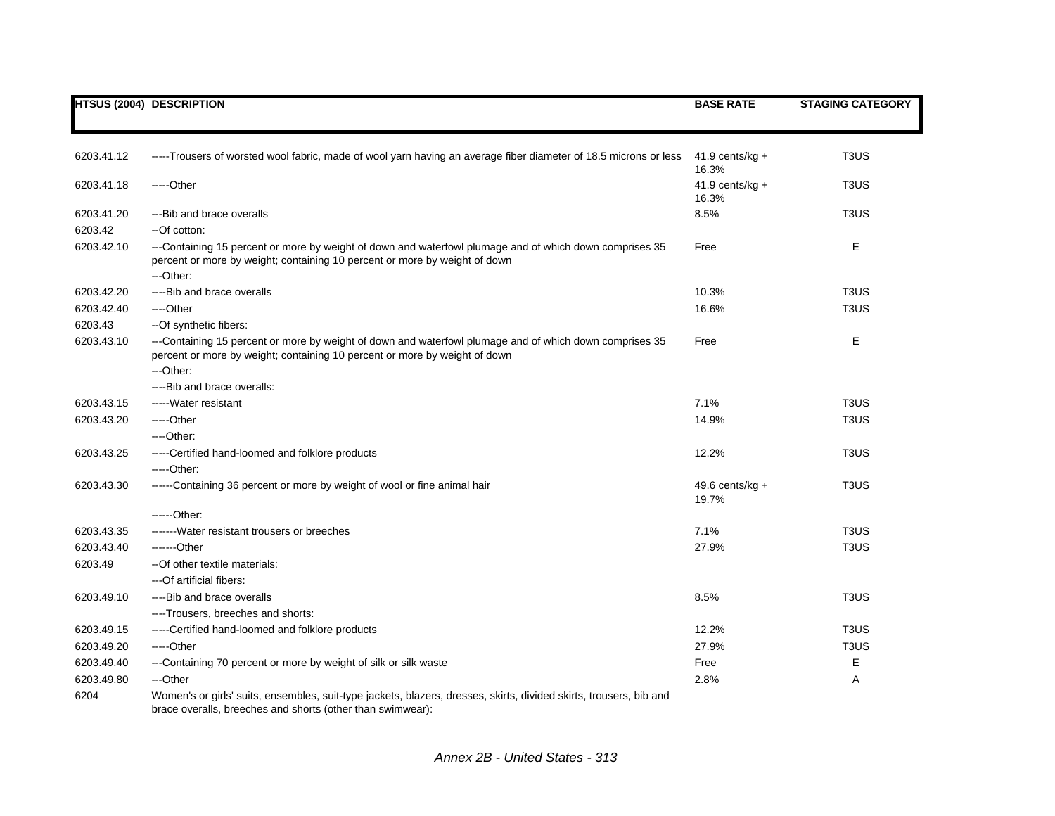| HTSUS (2004) | DESCRIPTION | BASE RATE | STAGING CATEGORY |
|---|---|---|---|
| 6203.41.12 | -----Trousers of worsted wool fabric, made of wool yarn having an average fiber diameter of 18.5 microns or less | 41.9 cents/kg + 16.3% | T3US |
| 6203.41.18 | -----Other | 41.9 cents/kg + 16.3% | T3US |
| 6203.41.20 | ---Bib and brace overalls | 8.5% | T3US |
| 6203.42 | --Of cotton: | | |
| 6203.42.10 | ---Containing 15 percent or more by weight of down and waterfowl plumage and of which down comprises 35 percent or more by weight; containing 10 percent or more by weight of down | Free | E |
| | ---Other: | | |
| 6203.42.20 | ----Bib and brace overalls | 10.3% | T3US |
| 6203.42.40 | ----Other | 16.6% | T3US |
| 6203.43 | --Of synthetic fibers: | | |
| 6203.43.10 | ---Containing 15 percent or more by weight of down and waterfowl plumage and of which down comprises 35 percent or more by weight; containing 10 percent or more by weight of down | Free | E |
| | ---Other: | | |
| | ----Bib and brace overalls: | | |
| 6203.43.15 | -----Water resistant | 7.1% | T3US |
| 6203.43.20 | -----Other | 14.9% | T3US |
| | ----Other: | | |
| 6203.43.25 | -----Certified hand-loomed and folklore products | 12.2% | T3US |
| | -----Other: | | |
| 6203.43.30 | ------Containing 36 percent or more by weight of wool or fine animal hair | 49.6 cents/kg + 19.7% | T3US |
| | ------Other: | | |
| 6203.43.35 | -------Water resistant trousers or breeches | 7.1% | T3US |
| 6203.43.40 | -------Other | 27.9% | T3US |
| 6203.49 | --Of other textile materials: | | |
| | ---Of artificial fibers: | | |
| 6203.49.10 | ----Bib and brace overalls | 8.5% | T3US |
| | ----Trousers, breeches and shorts: | | |
| 6203.49.15 | -----Certified hand-loomed and folklore products | 12.2% | T3US |
| 6203.49.20 | -----Other | 27.9% | T3US |
| 6203.49.40 | ---Containing 70 percent or more by weight of silk or silk waste | Free | E |
| 6203.49.80 | ---Other | 2.8% | A |
| 6204 | Women's or girls' suits, ensembles, suit-type jackets, blazers, dresses, skirts, divided skirts, trousers, bib and brace overalls, breeches and shorts (other than swimwear): | | |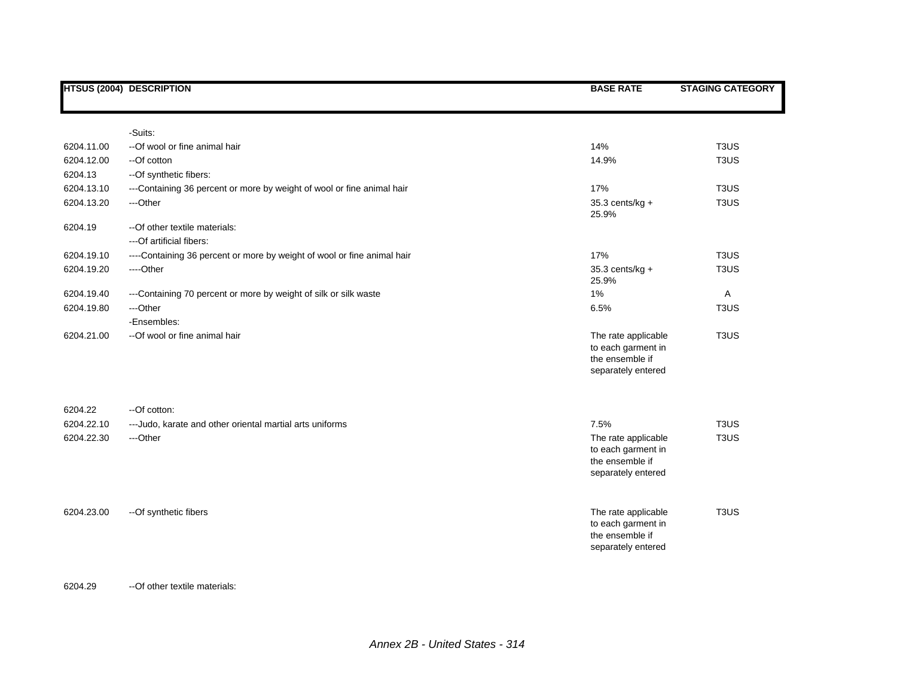| HTSUS (2004) | DESCRIPTION | BASE RATE | STAGING CATEGORY |
|---|---|---|---|
| | -Suits: | | |
| 6204.11.00 | --Of wool or fine animal hair | 14% | T3US |
| 6204.12.00 | --Of cotton | 14.9% | T3US |
| 6204.13 | --Of synthetic fibers: | | |
| 6204.13.10 | ---Containing 36 percent or more by weight of wool or fine animal hair | 17% | T3US |
| 6204.13.20 | ---Other | 35.3 cents/kg + 25.9% | T3US |
| 6204.19 | --Of other textile materials: | | |
| | ---Of artificial fibers: | | |
| 6204.19.10 | ----Containing 36 percent or more by weight of wool or fine animal hair | 17% | T3US |
| 6204.19.20 | ----Other | 35.3 cents/kg + 25.9% | T3US |
| 6204.19.40 | ---Containing 70 percent or more by weight of silk or silk waste | 1% | A |
| 6204.19.80 | ---Other | 6.5% | T3US |
| | -Ensembles: | | |
| 6204.21.00 | --Of wool or fine animal hair | The rate applicable to each garment in the ensemble if separately entered | T3US |
| 6204.22 | --Of cotton: | | |
| 6204.22.10 | ---Judo, karate and other oriental martial arts uniforms | 7.5% | T3US |
| 6204.22.30 | ---Other | The rate applicable to each garment in the ensemble if separately entered | T3US |
| 6204.23.00 | --Of synthetic fibers | The rate applicable to each garment in the ensemble if separately entered | T3US |
| 6204.29 | --Of other textile materials: | | |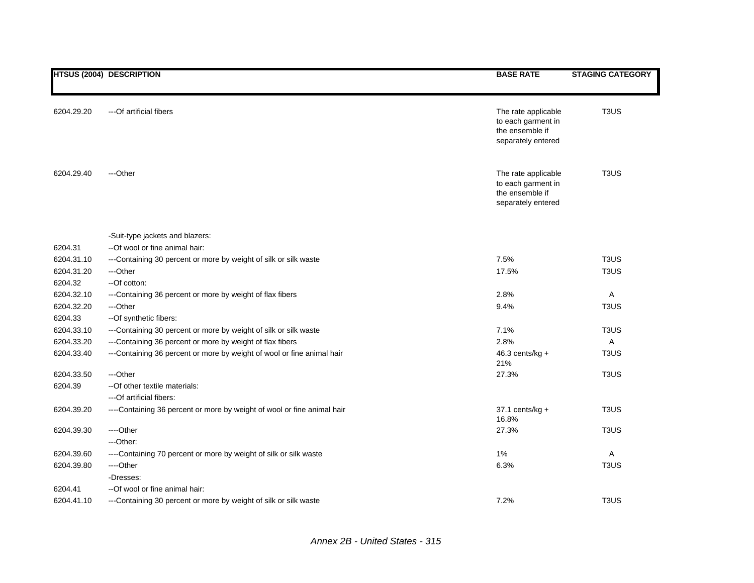| HTSUS (2004) | DESCRIPTION | BASE RATE | STAGING CATEGORY |
|---|---|---|---|
| 6204.29.20 | ---Of artificial fibers | The rate applicable to each garment in the ensemble if separately entered | T3US |
| 6204.29.40 | ---Other | The rate applicable to each garment in the ensemble if separately entered | T3US |
| | -Suit-type jackets and blazers: | | |
| 6204.31 | --Of wool or fine animal hair: | | |
| 6204.31.10 | ---Containing 30 percent or more by weight of silk or silk waste | 7.5% | T3US |
| 6204.31.20 | ---Other | 17.5% | T3US |
| 6204.32 | --Of cotton: | | |
| 6204.32.10 | ---Containing 36 percent or more by weight of flax fibers | 2.8% | A |
| 6204.32.20 | ---Other | 9.4% | T3US |
| 6204.33 | --Of synthetic fibers: | | |
| 6204.33.10 | ---Containing 30 percent or more by weight of silk or silk waste | 7.1% | T3US |
| 6204.33.20 | ---Containing 36 percent or more by weight of flax fibers | 2.8% | A |
| 6204.33.40 | ---Containing 36 percent or more by weight of wool or fine animal hair | 46.3 cents/kg + 21% | T3US |
| 6204.33.50 | ---Other | 27.3% | T3US |
| 6204.39 | --Of other textile materials: | | |
| | ---Of artificial fibers: | | |
| 6204.39.20 | ----Containing 36 percent or more by weight of wool or fine animal hair | 37.1 cents/kg + 16.8% | T3US |
| 6204.39.30 | ----Other | 27.3% | T3US |
| | ---Other: | | |
| 6204.39.60 | ----Containing 70 percent or more by weight of silk or silk waste | 1% | A |
| 6204.39.80 | ----Other | 6.3% | T3US |
| | -Dresses: | | |
| 6204.41 | --Of wool or fine animal hair: | | |
| 6204.41.10 | ---Containing 30 percent or more by weight of silk or silk waste | 7.2% | T3US |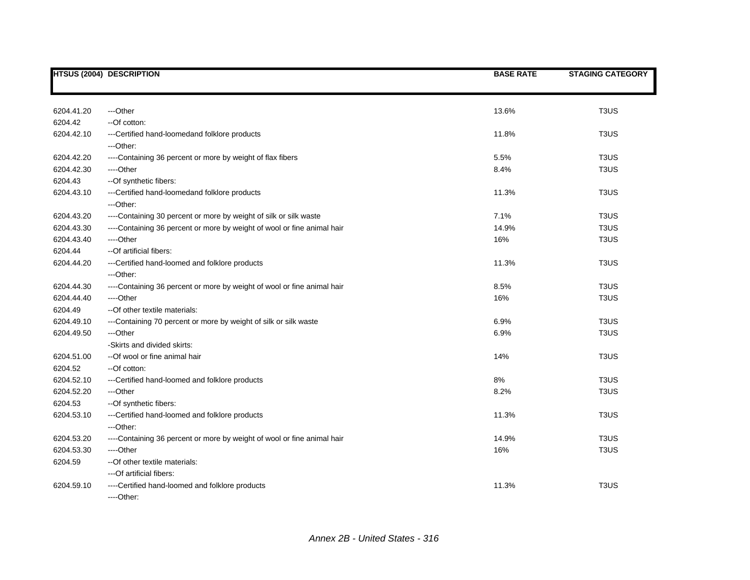| HTSUS (2004) | DESCRIPTION | BASE RATE | STAGING CATEGORY |
|---|---|---|---|
| 6204.41.20 | ---Other | 13.6% | T3US |
| 6204.42 | --Of cotton: | | |
| 6204.42.10 | ---Certified hand-loomedand folklore products | 11.8% | T3US |
| | ---Other: | | |
| 6204.42.20 | ----Containing 36 percent or more by weight of flax fibers | 5.5% | T3US |
| 6204.42.30 | ----Other | 8.4% | T3US |
| 6204.43 | --Of synthetic fibers: | | |
| 6204.43.10 | ---Certified hand-loomedand folklore products | 11.3% | T3US |
| | ---Other: | | |
| 6204.43.20 | ----Containing 30 percent or more by weight of silk or silk waste | 7.1% | T3US |
| 6204.43.30 | ----Containing 36 percent or more by weight of wool or fine animal hair | 14.9% | T3US |
| 6204.43.40 | ----Other | 16% | T3US |
| 6204.44 | --Of artificial fibers: | | |
| 6204.44.20 | ---Certified hand-loomed and folklore products | 11.3% | T3US |
| | ---Other: | | |
| 6204.44.30 | ----Containing 36 percent or more by weight of wool or fine animal hair | 8.5% | T3US |
| 6204.44.40 | ----Other | 16% | T3US |
| 6204.49 | --Of other textile materials: | | |
| 6204.49.10 | ---Containing 70 percent or more by weight of silk or silk waste | 6.9% | T3US |
| 6204.49.50 | ---Other | 6.9% | T3US |
| | -Skirts and divided skirts: | | |
| 6204.51.00 | --Of wool or fine animal hair | 14% | T3US |
| 6204.52 | --Of cotton: | | |
| 6204.52.10 | ---Certified hand-loomed and folklore products | 8% | T3US |
| 6204.52.20 | ---Other | 8.2% | T3US |
| 6204.53 | --Of synthetic fibers: | | |
| 6204.53.10 | ---Certified hand-loomed and folklore products | 11.3% | T3US |
| | ---Other: | | |
| 6204.53.20 | ----Containing 36 percent or more by weight of wool or fine animal hair | 14.9% | T3US |
| 6204.53.30 | ----Other | 16% | T3US |
| 6204.59 | --Of other textile materials: | | |
| | ---Of artificial fibers: | | |
| 6204.59.10 | ----Certified hand-loomed and folklore products | 11.3% | T3US |
| | ----Other: | | |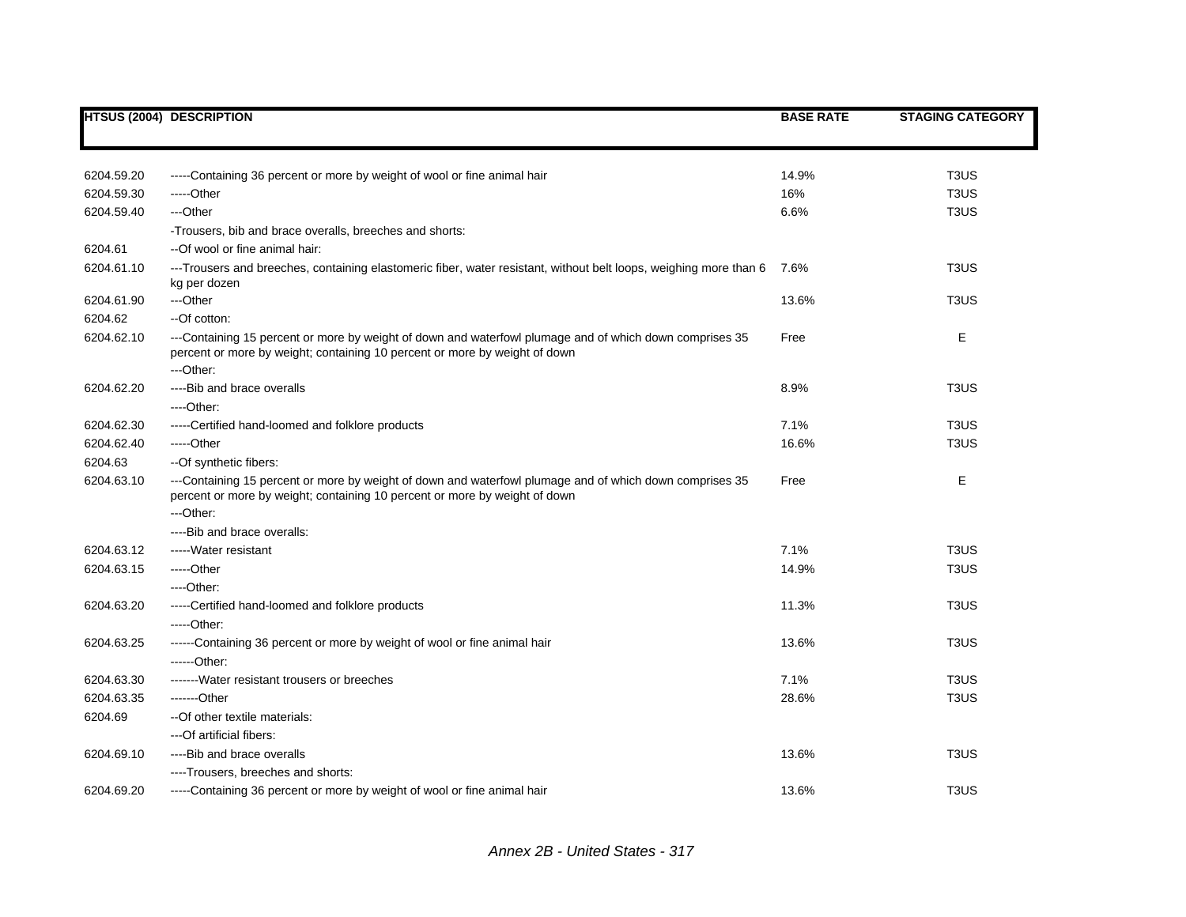| HTSUS (2004) | DESCRIPTION | BASE RATE | STAGING CATEGORY |
|---|---|---|---|
| 6204.59.20 | -----Containing 36 percent or more by weight of wool or fine animal hair | 14.9% | T3US |
| 6204.59.30 | -----Other | 16% | T3US |
| 6204.59.40 | ---Other | 6.6% | T3US |
| | -Trousers, bib and brace overalls, breeches and shorts: | | |
| 6204.61 | --Of wool or fine animal hair: | | |
| 6204.61.10 | ---Trousers and breeches, containing elastomeric fiber, water resistant, without belt loops, weighing more than 6 kg per dozen | 7.6% | T3US |
| 6204.61.90 | ---Other | 13.6% | T3US |
| 6204.62 | --Of cotton: | | |
| 6204.62.10 | ---Containing 15 percent or more by weight of down and waterfowl plumage and of which down comprises 35 percent or more by weight; containing 10 percent or more by weight of down | Free | E |
| | ---Other: | | |
| 6204.62.20 | ----Bib and brace overalls | 8.9% | T3US |
| | ----Other: | | |
| 6204.62.30 | -----Certified hand-loomed and folklore products | 7.1% | T3US |
| 6204.62.40 | -----Other | 16.6% | T3US |
| 6204.63 | --Of synthetic fibers: | | |
| 6204.63.10 | ---Containing 15 percent or more by weight of down and waterfowl plumage and of which down comprises 35 percent or more by weight; containing 10 percent or more by weight of down | Free | E |
| | ---Other: | | |
| | ----Bib and brace overalls: | | |
| 6204.63.12 | -----Water resistant | 7.1% | T3US |
| 6204.63.15 | -----Other | 14.9% | T3US |
| | ----Other: | | |
| 6204.63.20 | -----Certified hand-loomed and folklore products | 11.3% | T3US |
| | -----Other: | | |
| 6204.63.25 | ------Containing 36 percent or more by weight of wool or fine animal hair | 13.6% | T3US |
| | ------Other: | | |
| 6204.63.30 | -------Water resistant trousers or breeches | 7.1% | T3US |
| 6204.63.35 | -------Other | 28.6% | T3US |
| 6204.69 | --Of other textile materials: | | |
| | ---Of artificial fibers: | | |
| 6204.69.10 | ----Bib and brace overalls | 13.6% | T3US |
| | ----Trousers, breeches and shorts: | | |
| 6204.69.20 | -----Containing 36 percent or more by weight of wool or fine animal hair | 13.6% | T3US |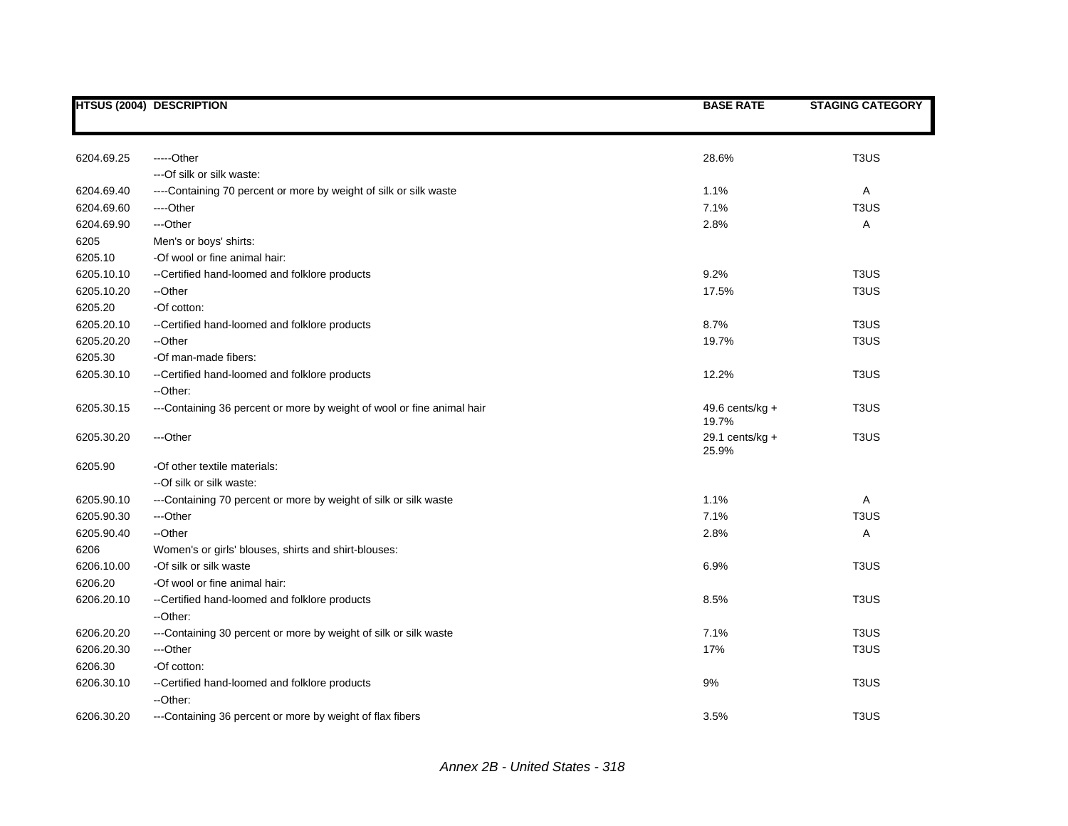| HTSUS (2004) | DESCRIPTION | BASE RATE | STAGING CATEGORY |
|---|---|---|---|
| 6204.69.25 | -----Other | 28.6% | T3US |
| | ---Of silk or silk waste: | | |
| 6204.69.40 | ----Containing 70 percent or more by weight of silk or silk waste | 1.1% | A |
| 6204.69.60 | ----Other | 7.1% | T3US |
| 6204.69.90 | ---Other | 2.8% | A |
| 6205 | Men's or boys' shirts: | | |
| 6205.10 | -Of wool or fine animal hair: | | |
| 6205.10.10 | --Certified hand-loomed and folklore products | 9.2% | T3US |
| 6205.10.20 | --Other | 17.5% | T3US |
| 6205.20 | -Of cotton: | | |
| 6205.20.10 | --Certified hand-loomed and folklore products | 8.7% | T3US |
| 6205.20.20 | --Other | 19.7% | T3US |
| 6205.30 | -Of man-made fibers: | | |
| 6205.30.10 | --Certified hand-loomed and folklore products | 12.2% | T3US |
| | --Other: | | |
| 6205.30.15 | ---Containing 36 percent or more by weight of wool or fine animal hair | 49.6 cents/kg + 19.7% | T3US |
| 6205.30.20 | ---Other | 29.1 cents/kg + 25.9% | T3US |
| 6205.90 | -Of other textile materials: | | |
| | --Of silk or silk waste: | | |
| 6205.90.10 | ---Containing 70 percent or more by weight of silk or silk waste | 1.1% | A |
| 6205.90.30 | ---Other | 7.1% | T3US |
| 6205.90.40 | --Other | 2.8% | A |
| 6206 | Women's or girls' blouses, shirts and shirt-blouses: | | |
| 6206.10.00 | -Of silk or silk waste | 6.9% | T3US |
| 6206.20 | -Of wool or fine animal hair: | | |
| 6206.20.10 | --Certified hand-loomed and folklore products | 8.5% | T3US |
| | --Other: | | |
| 6206.20.20 | ---Containing 30 percent or more by weight of silk or silk waste | 7.1% | T3US |
| 6206.20.30 | ---Other | 17% | T3US |
| 6206.30 | -Of cotton: | | |
| 6206.30.10 | --Certified hand-loomed and folklore products | 9% | T3US |
| | --Other: | | |
| 6206.30.20 | ---Containing 36 percent or more by weight of flax fibers | 3.5% | T3US |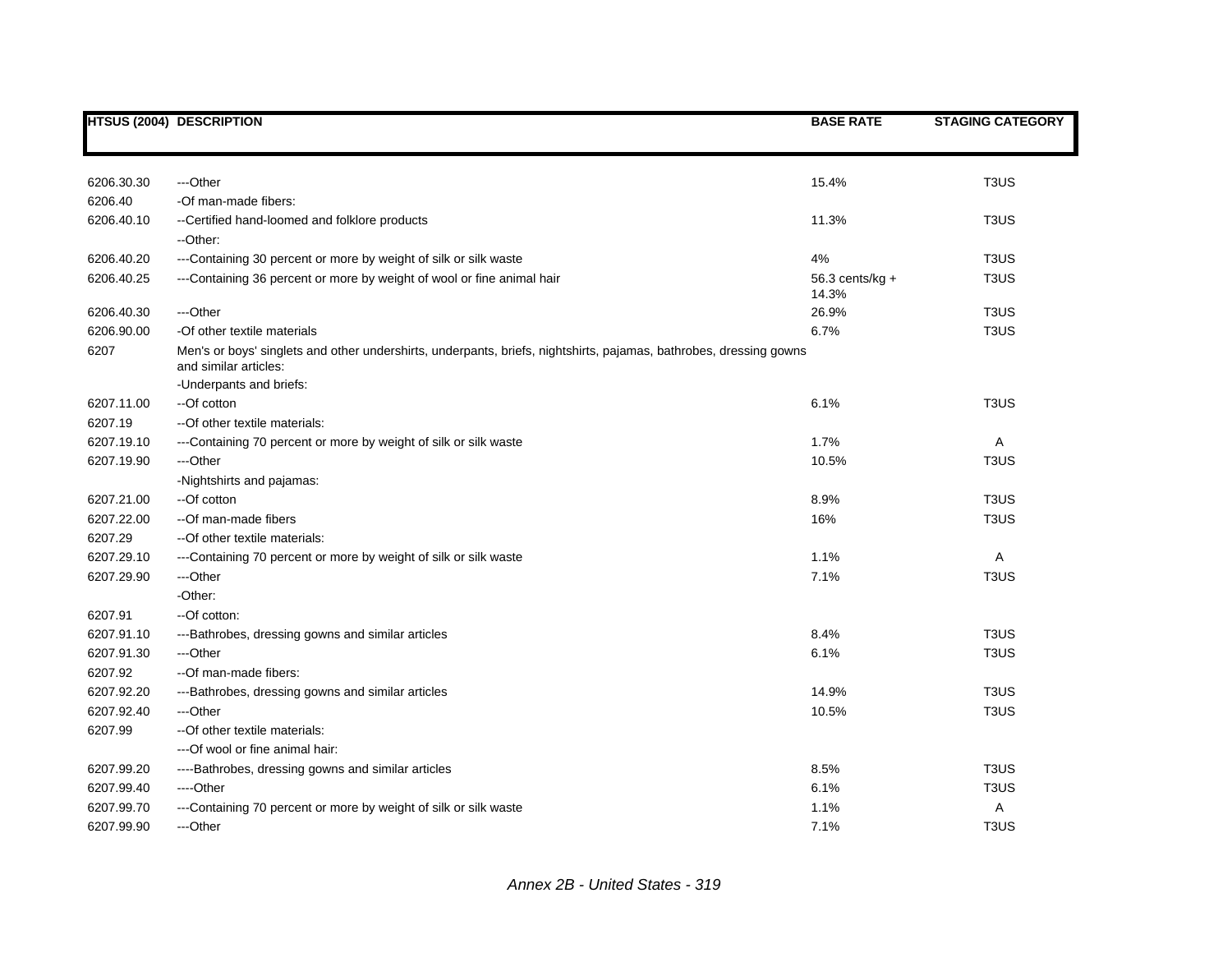| HTSUS (2004) | DESCRIPTION | BASE RATE | STAGING CATEGORY |
|---|---|---|---|
| 6206.30.30 | ---Other | 15.4% | T3US |
| 6206.40 | -Of man-made fibers: | | |
| 6206.40.10 | --Certified hand-loomed and folklore products | 11.3% | T3US |
| | --Other: | | |
| 6206.40.20 | ---Containing 30 percent or more by weight of silk or silk waste | 4% | T3US |
| 6206.40.25 | ---Containing 36 percent or more by weight of wool or fine animal hair | 56.3 cents/kg + 14.3% | T3US |
| 6206.40.30 | ---Other | 26.9% | T3US |
| 6206.90.00 | -Of other textile materials | 6.7% | T3US |
| 6207 | Men's or boys' singlets and other undershirts, underpants, briefs, nightshirts, pajamas, bathrobes, dressing gowns and similar articles: | | |
| | -Underpants and briefs: | | |
| 6207.11.00 | --Of cotton | 6.1% | T3US |
| 6207.19 | --Of other textile materials: | | |
| 6207.19.10 | ---Containing 70 percent or more by weight of silk or silk waste | 1.7% | A |
| 6207.19.90 | ---Other | 10.5% | T3US |
| | -Nightshirts and pajamas: | | |
| 6207.21.00 | --Of cotton | 8.9% | T3US |
| 6207.22.00 | --Of man-made fibers | 16% | T3US |
| 6207.29 | --Of other textile materials: | | |
| 6207.29.10 | ---Containing 70 percent or more by weight of silk or silk waste | 1.1% | A |
| 6207.29.90 | ---Other | 7.1% | T3US |
| | -Other: | | |
| 6207.91 | --Of cotton: | | |
| 6207.91.10 | ---Bathrobes, dressing gowns and similar articles | 8.4% | T3US |
| 6207.91.30 | ---Other | 6.1% | T3US |
| 6207.92 | --Of man-made fibers: | | |
| 6207.92.20 | ---Bathrobes, dressing gowns and similar articles | 14.9% | T3US |
| 6207.92.40 | ---Other | 10.5% | T3US |
| 6207.99 | --Of other textile materials: | | |
| | ---Of wool or fine animal hair: | | |
| 6207.99.20 | ----Bathrobes, dressing gowns and similar articles | 8.5% | T3US |
| 6207.99.40 | ----Other | 6.1% | T3US |
| 6207.99.70 | ---Containing 70 percent or more by weight of silk or silk waste | 1.1% | A |
| 6207.99.90 | ---Other | 7.1% | T3US |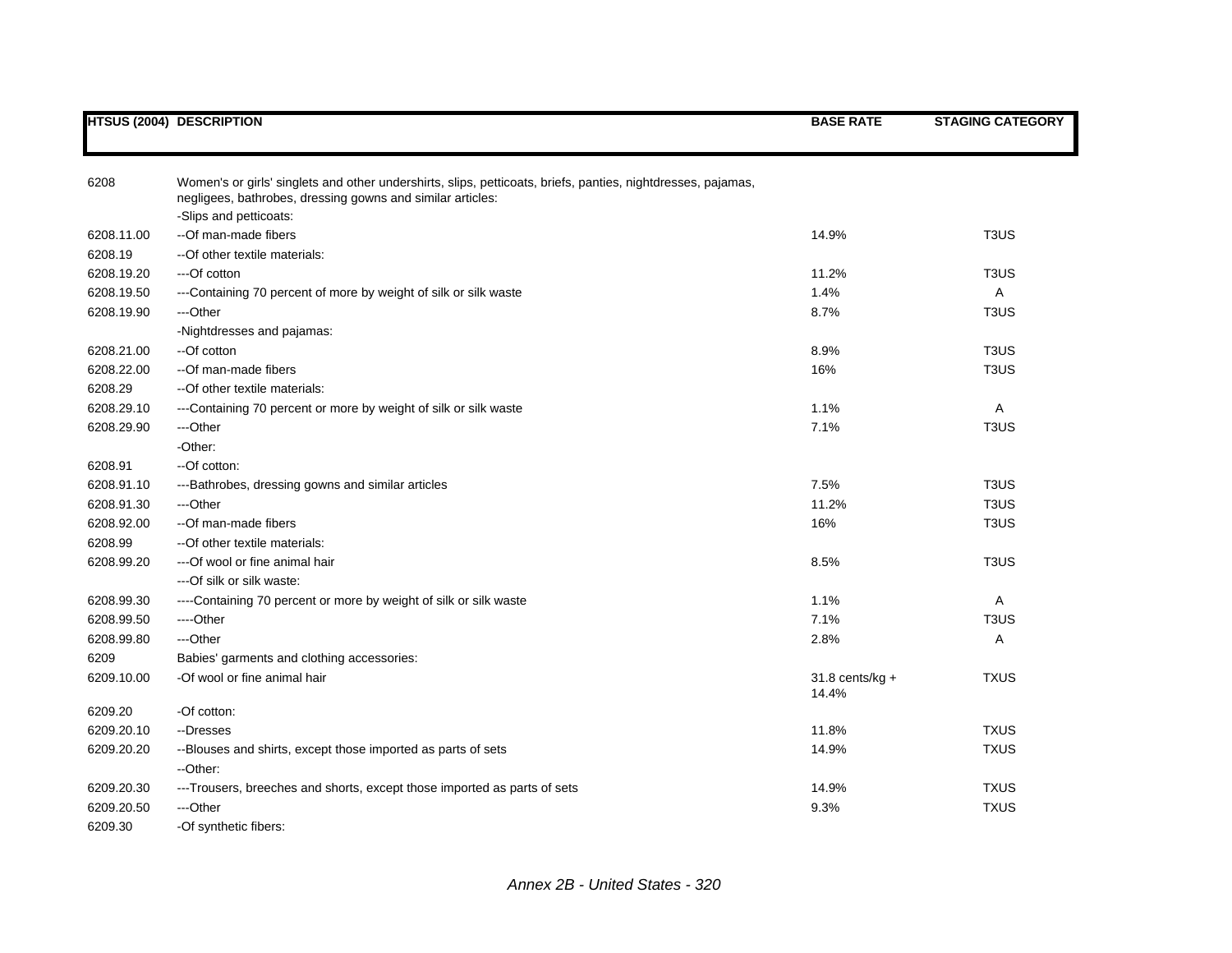| HTSUS (2004) | DESCRIPTION | BASE RATE | STAGING CATEGORY |
|---|---|---|---|
| 6208 | Women's or girls' singlets and other undershirts, slips, petticoats, briefs, panties, nightdresses, pajamas, negligees, bathrobes, dressing gowns and similar articles: | | |
| | -Slips and petticoats: | | |
| 6208.11.00 | --Of man-made fibers | 14.9% | T3US |
| 6208.19 | --Of other textile materials: | | |
| 6208.19.20 | ---Of cotton | 11.2% | T3US |
| 6208.19.50 | ---Containing 70 percent of more by weight of silk or silk waste | 1.4% | A |
| 6208.19.90 | ---Other | 8.7% | T3US |
| | -Nightdresses and pajamas: | | |
| 6208.21.00 | --Of cotton | 8.9% | T3US |
| 6208.22.00 | --Of man-made fibers | 16% | T3US |
| 6208.29 | --Of other textile materials: | | |
| 6208.29.10 | ---Containing 70 percent or more by weight of silk or silk waste | 1.1% | A |
| 6208.29.90 | ---Other | 7.1% | T3US |
| | -Other: | | |
| 6208.91 | --Of cotton: | | |
| 6208.91.10 | ---Bathrobes, dressing gowns and similar articles | 7.5% | T3US |
| 6208.91.30 | ---Other | 11.2% | T3US |
| 6208.92.00 | --Of man-made fibers | 16% | T3US |
| 6208.99 | --Of other textile materials: | | |
| 6208.99.20 | ---Of wool or fine animal hair | 8.5% | T3US |
| | ---Of silk or silk waste: | | |
| 6208.99.30 | ----Containing 70 percent or more by weight of silk or silk waste | 1.1% | A |
| 6208.99.50 | ----Other | 7.1% | T3US |
| 6208.99.80 | ---Other | 2.8% | A |
| 6209 | Babies' garments and clothing accessories: | | |
| 6209.10.00 | -Of wool or fine animal hair | 31.8 cents/kg + 14.4% | TXUS |
| 6209.20 | -Of cotton: | | |
| 6209.20.10 | --Dresses | 11.8% | TXUS |
| 6209.20.20 | --Blouses and shirts, except those imported as parts of sets | 14.9% | TXUS |
| | --Other: | | |
| 6209.20.30 | ---Trousers, breeches and shorts, except those imported as parts of sets | 14.9% | TXUS |
| 6209.20.50 | ---Other | 9.3% | TXUS |
| 6209.30 | -Of synthetic fibers: | | |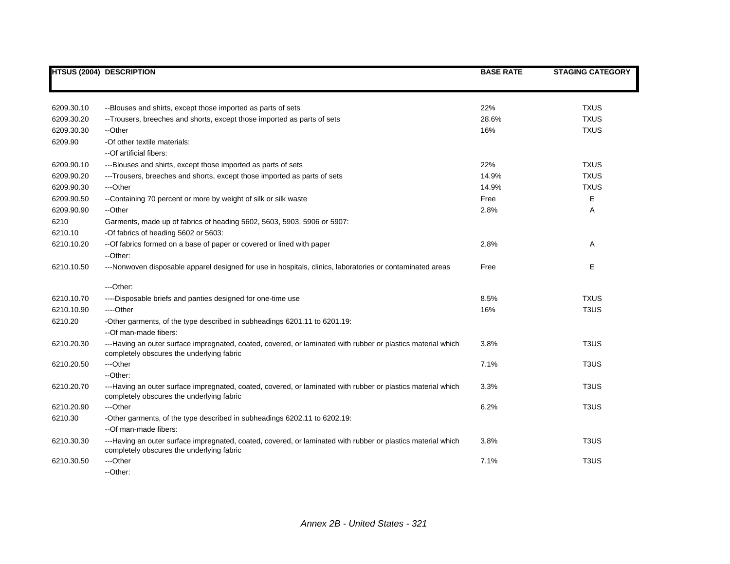| HTSUS (2004) | DESCRIPTION | BASE RATE | STAGING CATEGORY |
|---|---|---|---|
| 6209.30.10 | --Blouses and shirts, except those imported as parts of sets | 22% | TXUS |
| 6209.30.20 | --Trousers, breeches and shorts, except those imported as parts of sets | 28.6% | TXUS |
| 6209.30.30 | --Other | 16% | TXUS |
| 6209.90 | -Of other textile materials: | | |
| | --Of artificial fibers: | | |
| 6209.90.10 | ---Blouses and shirts, except those imported as parts of sets | 22% | TXUS |
| 6209.90.20 | ---Trousers, breeches and shorts, except those imported as parts of sets | 14.9% | TXUS |
| 6209.90.30 | ---Other | 14.9% | TXUS |
| 6209.90.50 | --Containing 70 percent or more by weight of silk or silk waste | Free | E |
| 6209.90.90 | --Other | 2.8% | A |
| 6210 | Garments, made up of fabrics of heading 5602, 5603, 5903, 5906 or 5907: | | |
| 6210.10 | -Of fabrics of heading 5602 or 5603: | | |
| 6210.10.20 | --Of fabrics formed on a base of paper or covered or lined with paper | 2.8% | A |
| | --Other: | | |
| 6210.10.50 | ---Nonwoven disposable apparel designed for use in hospitals, clinics, laboratories or contaminated areas | Free | E |
| | ---Other: | | |
| 6210.10.70 | ----Disposable briefs and panties designed for one-time use | 8.5% | TXUS |
| 6210.10.90 | ----Other | 16% | T3US |
| 6210.20 | -Other garments, of the type described in subheadings 6201.11 to 6201.19: | | |
| | --Of man-made fibers: | | |
| 6210.20.30 | ---Having an outer surface impregnated, coated, covered, or laminated with rubber or plastics material which completely obscures the underlying fabric | 3.8% | T3US |
| 6210.20.50 | ---Other | 7.1% | T3US |
| | --Other: | | |
| 6210.20.70 | ---Having an outer surface impregnated, coated, covered, or laminated with rubber or plastics material which completely obscures the underlying fabric | 3.3% | T3US |
| 6210.20.90 | ---Other | 6.2% | T3US |
| 6210.30 | -Other garments, of the type described in subheadings 6202.11 to 6202.19: | | |
| | --Of man-made fibers: | | |
| 6210.30.30 | ---Having an outer surface impregnated, coated, covered, or laminated with rubber or plastics material which completely obscures the underlying fabric | 3.8% | T3US |
| 6210.30.50 | ---Other | 7.1% | T3US |
| | --Other: | | |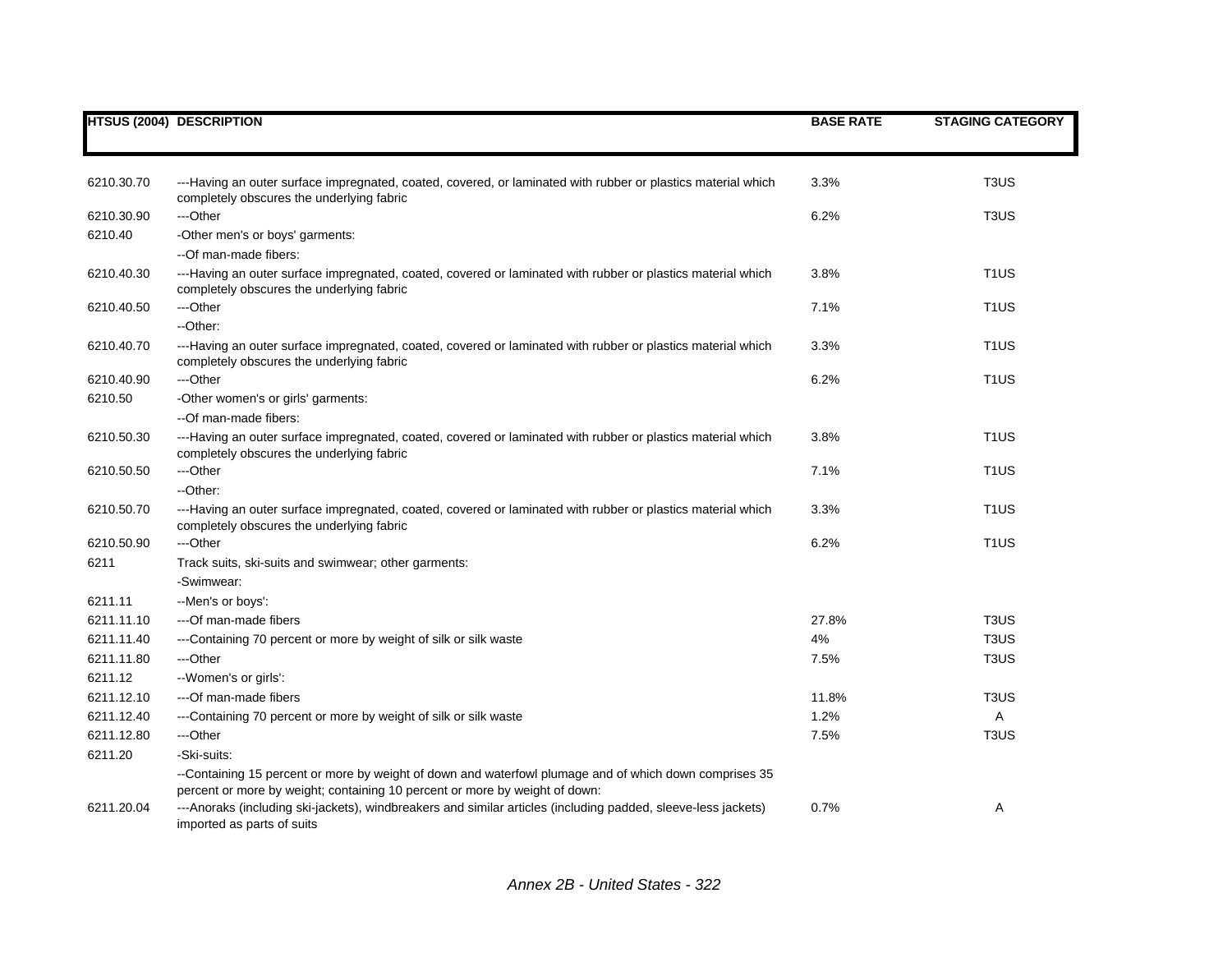| HTSUS (2004) | DESCRIPTION | BASE RATE | STAGING CATEGORY |
|---|---|---|---|
| 6210.30.70 | ---Having an outer surface impregnated, coated, covered, or laminated with rubber or plastics material which completely obscures the underlying fabric | 3.3% | T3US |
| 6210.30.90 | ---Other | 6.2% | T3US |
| 6210.40 | -Other men's or boys' garments: | | |
| | --Of man-made fibers: | | |
| 6210.40.30 | ---Having an outer surface impregnated, coated, covered or laminated with rubber or plastics material which completely obscures the underlying fabric | 3.8% | T1US |
| 6210.40.50 | ---Other | 7.1% | T1US |
| | --Other: | | |
| 6210.40.70 | ---Having an outer surface impregnated, coated, covered or laminated with rubber or plastics material which completely obscures the underlying fabric | 3.3% | T1US |
| 6210.40.90 | ---Other | 6.2% | T1US |
| 6210.50 | -Other women's or girls' garments: | | |
| | --Of man-made fibers: | | |
| 6210.50.30 | ---Having an outer surface impregnated, coated, covered or laminated with rubber or plastics material which completely obscures the underlying fabric | 3.8% | T1US |
| 6210.50.50 | ---Other | 7.1% | T1US |
| | --Other: | | |
| 6210.50.70 | ---Having an outer surface impregnated, coated, covered or laminated with rubber or plastics material which completely obscures the underlying fabric | 3.3% | T1US |
| 6210.50.90 | ---Other | 6.2% | T1US |
| 6211 | Track suits, ski-suits and swimwear; other garments: | | |
| | -Swimwear: | | |
| 6211.11 | --Men's or boys': | | |
| 6211.11.10 | ---Of man-made fibers | 27.8% | T3US |
| 6211.11.40 | ---Containing 70 percent or more by weight of silk or silk waste | 4% | T3US |
| 6211.11.80 | ---Other | 7.5% | T3US |
| 6211.12 | --Women's or girls': | | |
| 6211.12.10 | ---Of man-made fibers | 11.8% | T3US |
| 6211.12.40 | ---Containing 70 percent or more by weight of silk or silk waste | 1.2% | A |
| 6211.12.80 | ---Other | 7.5% | T3US |
| 6211.20 | -Ski-suits: | | |
| | --Containing 15 percent or more by weight of down and waterfowl plumage and of which down comprises 35 percent or more by weight; containing 10 percent or more by weight of down: | | |
| 6211.20.04 | ---Anoraks (including ski-jackets), windbreakers and similar articles (including padded, sleeve-less jackets) imported as parts of suits | 0.7% | A |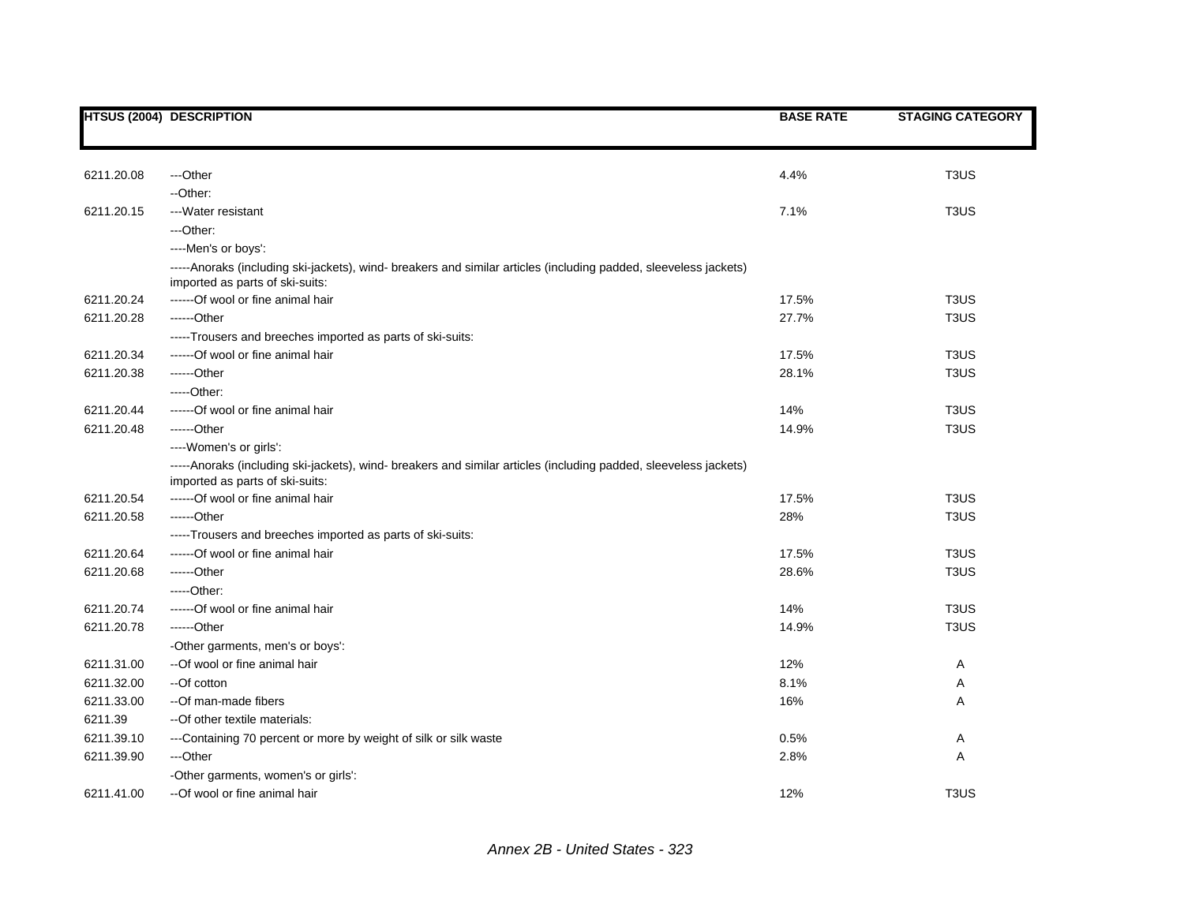| HTSUS (2004) | DESCRIPTION | BASE RATE | STAGING CATEGORY |
|---|---|---|---|
| 6211.20.08 | ---Other | 4.4% | T3US |
| | --Other: | | |
| 6211.20.15 | ---Water resistant | 7.1% | T3US |
| | ---Other: | | |
| | ----Men's or boys': | | |
| | -----Anoraks (including ski-jackets), wind- breakers and similar articles (including padded, sleeveless jackets) imported as parts of ski-suits: | | |
| 6211.20.24 | ------Of wool or fine animal hair | 17.5% | T3US |
| 6211.20.28 | ------Other | 27.7% | T3US |
| | -----Trousers and breeches imported as parts of ski-suits: | | |
| 6211.20.34 | ------Of wool or fine animal hair | 17.5% | T3US |
| 6211.20.38 | ------Other | 28.1% | T3US |
| | -----Other: | | |
| 6211.20.44 | ------Of wool or fine animal hair | 14% | T3US |
| 6211.20.48 | ------Other | 14.9% | T3US |
| | ----Women's or girls': | | |
| | -----Anoraks (including ski-jackets), wind- breakers and similar articles (including padded, sleeveless jackets) imported as parts of ski-suits: | | |
| 6211.20.54 | ------Of wool or fine animal hair | 17.5% | T3US |
| 6211.20.58 | ------Other | 28% | T3US |
| | -----Trousers and breeches imported as parts of ski-suits: | | |
| 6211.20.64 | ------Of wool or fine animal hair | 17.5% | T3US |
| 6211.20.68 | ------Other | 28.6% | T3US |
| | -----Other: | | |
| 6211.20.74 | ------Of wool or fine animal hair | 14% | T3US |
| 6211.20.78 | ------Other | 14.9% | T3US |
| | -Other garments, men's or boys': | | |
| 6211.31.00 | --Of wool or fine animal hair | 12% | A |
| 6211.32.00 | --Of cotton | 8.1% | A |
| 6211.33.00 | --Of man-made fibers | 16% | A |
| 6211.39 | --Of other textile materials: | | |
| 6211.39.10 | ---Containing 70 percent or more by weight of silk or silk waste | 0.5% | A |
| 6211.39.90 | ---Other | 2.8% | A |
| | -Other garments, women's or girls': | | |
| 6211.41.00 | --Of wool or fine animal hair | 12% | T3US |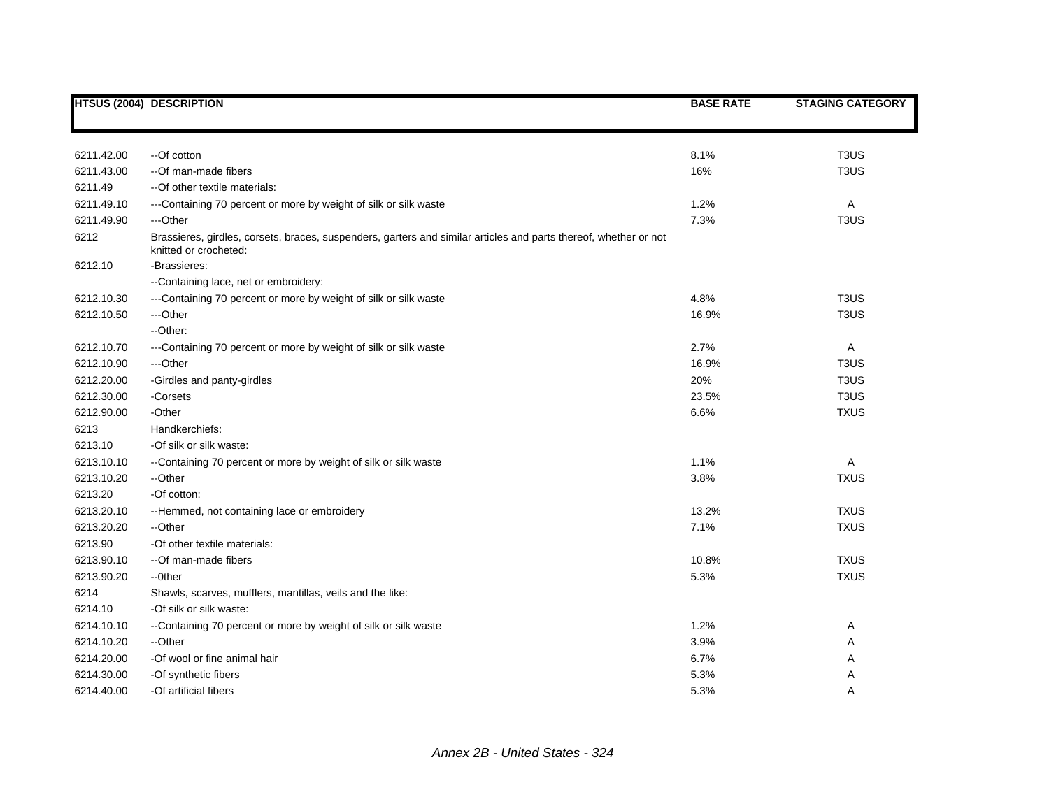| HTSUS (2004) | DESCRIPTION | BASE RATE | STAGING CATEGORY |
|---|---|---|---|
| 6211.42.00 | --Of cotton | 8.1% | T3US |
| 6211.43.00 | --Of man-made fibers | 16% | T3US |
| 6211.49 | --Of other textile materials: | | |
| 6211.49.10 | ---Containing 70 percent or more by weight of silk or silk waste | 1.2% | A |
| 6211.49.90 | ---Other | 7.3% | T3US |
| 6212 | Brassieres, girdles, corsets, braces, suspenders, garters and similar articles and parts thereof, whether or not knitted or crocheted: | | |
| 6212.10 | -Brassieres: | | |
| | --Containing lace, net or embroidery: | | |
| 6212.10.30 | ---Containing 70 percent or more by weight of silk or silk waste | 4.8% | T3US |
| 6212.10.50 | ---Other | 16.9% | T3US |
| | --Other: | | |
| 6212.10.70 | ---Containing 70 percent or more by weight of silk or silk waste | 2.7% | A |
| 6212.10.90 | ---Other | 16.9% | T3US |
| 6212.20.00 | -Girdles and panty-girdles | 20% | T3US |
| 6212.30.00 | -Corsets | 23.5% | T3US |
| 6212.90.00 | -Other | 6.6% | TXUS |
| 6213 | Handkerchiefs: | | |
| 6213.10 | -Of silk or silk waste: | | |
| 6213.10.10 | --Containing 70 percent or more by weight of silk or silk waste | 1.1% | A |
| 6213.10.20 | --Other | 3.8% | TXUS |
| 6213.20 | -Of cotton: | | |
| 6213.20.10 | --Hemmed, not containing lace or embroidery | 13.2% | TXUS |
| 6213.20.20 | --Other | 7.1% | TXUS |
| 6213.90 | -Of other textile materials: | | |
| 6213.90.10 | --Of man-made fibers | 10.8% | TXUS |
| 6213.90.20 | --0ther | 5.3% | TXUS |
| 6214 | Shawls, scarves, mufflers, mantillas, veils and the like: | | |
| 6214.10 | -Of silk or silk waste: | | |
| 6214.10.10 | --Containing 70 percent or more by weight of silk or silk waste | 1.2% | A |
| 6214.10.20 | --Other | 3.9% | A |
| 6214.20.00 | -Of wool or fine animal hair | 6.7% | A |
| 6214.30.00 | -Of synthetic fibers | 5.3% | A |
| 6214.40.00 | -Of artificial fibers | 5.3% | A |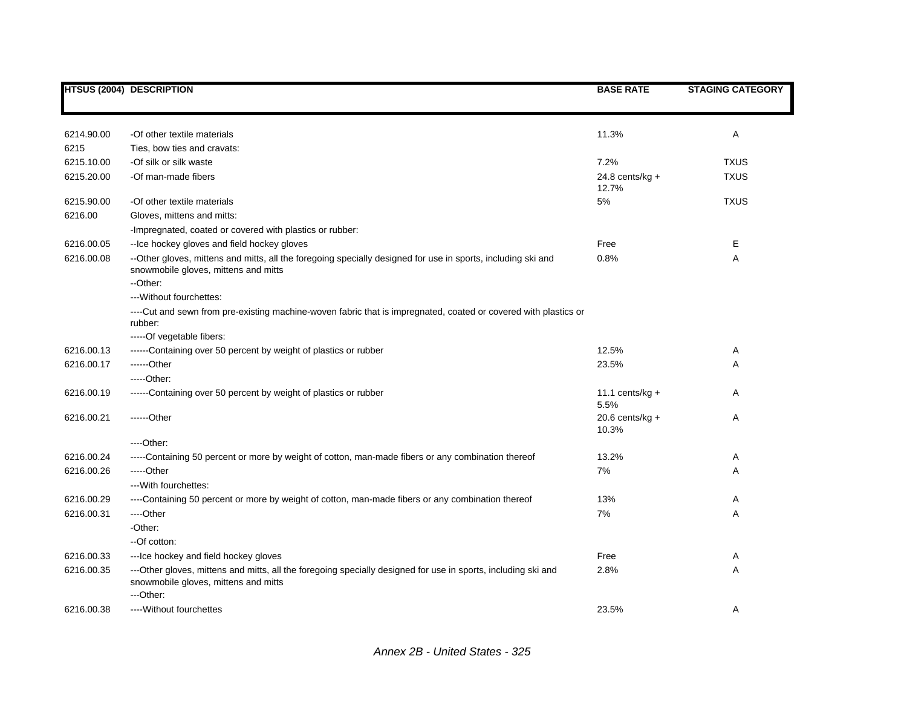| HTSUS (2004) | DESCRIPTION | BASE RATE | STAGING CATEGORY |
|---|---|---|---|
| 6214.90.00 | -Of other textile materials | 11.3% | A |
| 6215 | Ties, bow ties and cravats: | | |
| 6215.10.00 | -Of silk or silk waste | 7.2% | TXUS |
| 6215.20.00 | -Of man-made fibers | 24.8 cents/kg + 12.7% | TXUS |
| 6215.90.00 | -Of other textile materials | 5% | TXUS |
| 6216.00 | Gloves, mittens and mitts: | | |
| | -Impregnated, coated or covered with plastics or rubber: | | |
| 6216.00.05 | --Ice hockey gloves and field hockey gloves | Free | E |
| 6216.00.08 | --Other gloves, mittens and mitts, all the foregoing specially designed for use in sports, including ski and snowmobile gloves, mittens and mitts | 0.8% | A |
| | --Other: | | |
| | ---Without fourchettes: | | |
| | ----Cut and sewn from pre-existing machine-woven fabric that is impregnated, coated or covered with plastics or rubber: | | |
| | -----Of vegetable fibers: | | |
| 6216.00.13 | ------Containing over 50 percent by weight of plastics or rubber | 12.5% | A |
| 6216.00.17 | ------Other | 23.5% | A |
| | -----Other: | | |
| 6216.00.19 | ------Containing over 50 percent by weight of plastics or rubber | 11.1 cents/kg + 5.5% | A |
| 6216.00.21 | ------Other | 20.6 cents/kg + 10.3% | A |
| | ----Other: | | |
| 6216.00.24 | -----Containing 50 percent or more by weight of cotton, man-made fibers or any combination thereof | 13.2% | A |
| 6216.00.26 | -----Other | 7% | A |
| | ---With fourchettes: | | |
| 6216.00.29 | ----Containing 50 percent or more by weight of cotton, man-made fibers or any combination thereof | 13% | A |
| 6216.00.31 | ----Other | 7% | A |
| | -Other: | | |
| | --Of cotton: | | |
| 6216.00.33 | ---Ice hockey and field hockey gloves | Free | A |
| 6216.00.35 | ---Other gloves, mittens and mitts, all the foregoing specially designed for use in sports, including ski and snowmobile gloves, mittens and mitts | 2.8% | A |
| | ---Other: | | |
| 6216.00.38 | ----Without fourchettes | 23.5% | A |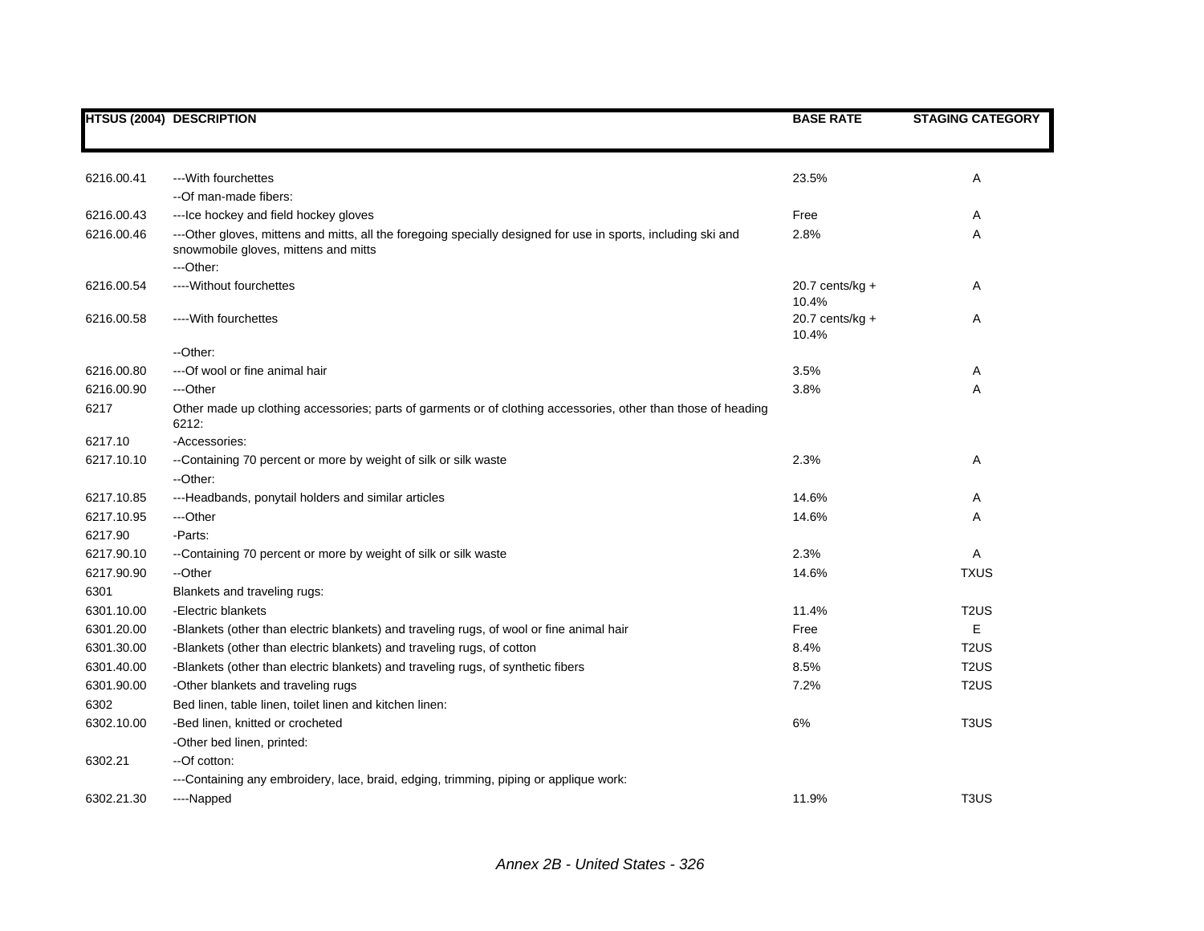| HTSUS (2004) | DESCRIPTION | BASE RATE | STAGING CATEGORY |
|---|---|---|---|
| 6216.00.41 | ---With fourchettes | 23.5% | A |
| | --Of man-made fibers: | | |
| 6216.00.43 | ---Ice hockey and field hockey gloves | Free | A |
| 6216.00.46 | ---Other gloves, mittens and mitts, all the foregoing specially designed for use in sports, including ski and snowmobile gloves, mittens and mitts | 2.8% | A |
| | ---Other: | | |
| 6216.00.54 | ----Without fourchettes | 20.7 cents/kg + 10.4% | A |
| 6216.00.58 | ----With fourchettes | 20.7 cents/kg + 10.4% | A |
| | --Other: | | |
| 6216.00.80 | ---Of wool or fine animal hair | 3.5% | A |
| 6216.00.90 | ---Other | 3.8% | A |
| 6217 | Other made up clothing accessories; parts of garments or of clothing accessories, other than those of heading 6212: | | |
| 6217.10 | -Accessories: | | |
| 6217.10.10 | --Containing 70 percent or more by weight of silk or silk waste | 2.3% | A |
| | --Other: | | |
| 6217.10.85 | ---Headbands, ponytail holders and similar articles | 14.6% | A |
| 6217.10.95 | ---Other | 14.6% | A |
| 6217.90 | -Parts: | | |
| 6217.90.10 | --Containing 70 percent or more by weight of silk or silk waste | 2.3% | A |
| 6217.90.90 | --Other | 14.6% | TXUS |
| 6301 | Blankets and traveling rugs: | | |
| 6301.10.00 | -Electric blankets | 11.4% | T2US |
| 6301.20.00 | -Blankets (other than electric blankets) and traveling rugs, of wool or fine animal hair | Free | E |
| 6301.30.00 | -Blankets (other than electric blankets) and traveling rugs, of cotton | 8.4% | T2US |
| 6301.40.00 | -Blankets (other than electric blankets) and traveling rugs, of synthetic fibers | 8.5% | T2US |
| 6301.90.00 | -Other blankets and traveling rugs | 7.2% | T2US |
| 6302 | Bed linen, table linen, toilet linen and kitchen linen: | | |
| 6302.10.00 | -Bed linen, knitted or crocheted | 6% | T3US |
| | -Other bed linen, printed: | | |
| 6302.21 | --Of cotton: | | |
| | ---Containing any embroidery, lace, braid, edging, trimming, piping or applique work: | | |
| 6302.21.30 | ----Napped | 11.9% | T3US |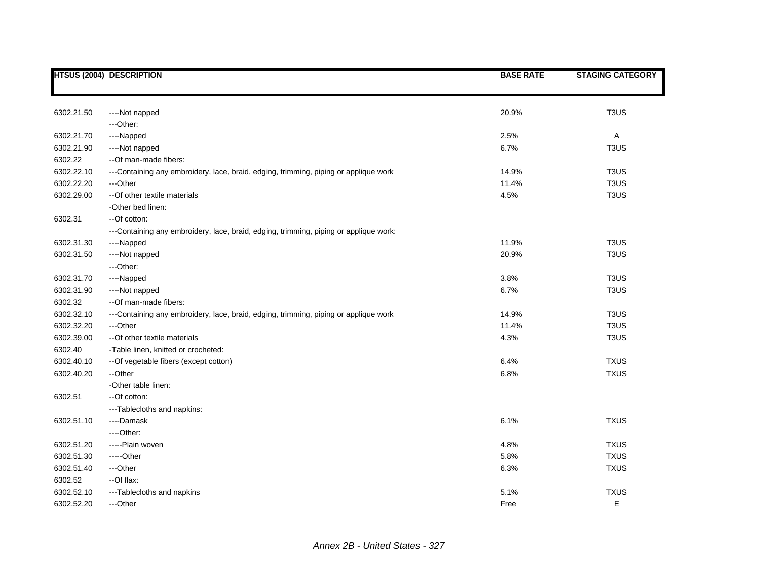| HTSUS (2004) | DESCRIPTION | BASE RATE | STAGING CATEGORY |
|---|---|---|---|
| 6302.21.50 | ----Not napped | 20.9% | T3US |
| | ---Other: | | |
| 6302.21.70 | ----Napped | 2.5% | A |
| 6302.21.90 | ----Not napped | 6.7% | T3US |
| 6302.22 | --Of man-made fibers: | | |
| 6302.22.10 | ---Containing any embroidery, lace, braid, edging, trimming, piping or applique work | 14.9% | T3US |
| 6302.22.20 | ---Other | 11.4% | T3US |
| 6302.29.00 | --Of other textile materials | 4.5% | T3US |
| | -Other bed linen: | | |
| 6302.31 | --Of cotton: | | |
| | ---Containing any embroidery, lace, braid, edging, trimming, piping or applique work: | | |
| 6302.31.30 | ----Napped | 11.9% | T3US |
| 6302.31.50 | ----Not napped | 20.9% | T3US |
| | ---Other: | | |
| 6302.31.70 | ----Napped | 3.8% | T3US |
| 6302.31.90 | ----Not napped | 6.7% | T3US |
| 6302.32 | --Of man-made fibers: | | |
| 6302.32.10 | ---Containing any embroidery, lace, braid, edging, trimming, piping or applique work | 14.9% | T3US |
| 6302.32.20 | ---Other | 11.4% | T3US |
| 6302.39.00 | --Of other textile materials | 4.3% | T3US |
| 6302.40 | -Table linen, knitted or crocheted: | | |
| 6302.40.10 | --Of vegetable fibers (except cotton) | 6.4% | TXUS |
| 6302.40.20 | --Other | 6.8% | TXUS |
| | -Other table linen: | | |
| 6302.51 | --Of cotton: | | |
| | ---Tablecloths and napkins: | | |
| 6302.51.10 | ----Damask | 6.1% | TXUS |
| | ----Other: | | |
| 6302.51.20 | -----Plain woven | 4.8% | TXUS |
| 6302.51.30 | -----Other | 5.8% | TXUS |
| 6302.51.40 | ---Other | 6.3% | TXUS |
| 6302.52 | --Of flax: | | |
| 6302.52.10 | ---Tablecloths and napkins | 5.1% | TXUS |
| 6302.52.20 | ---Other | Free | E |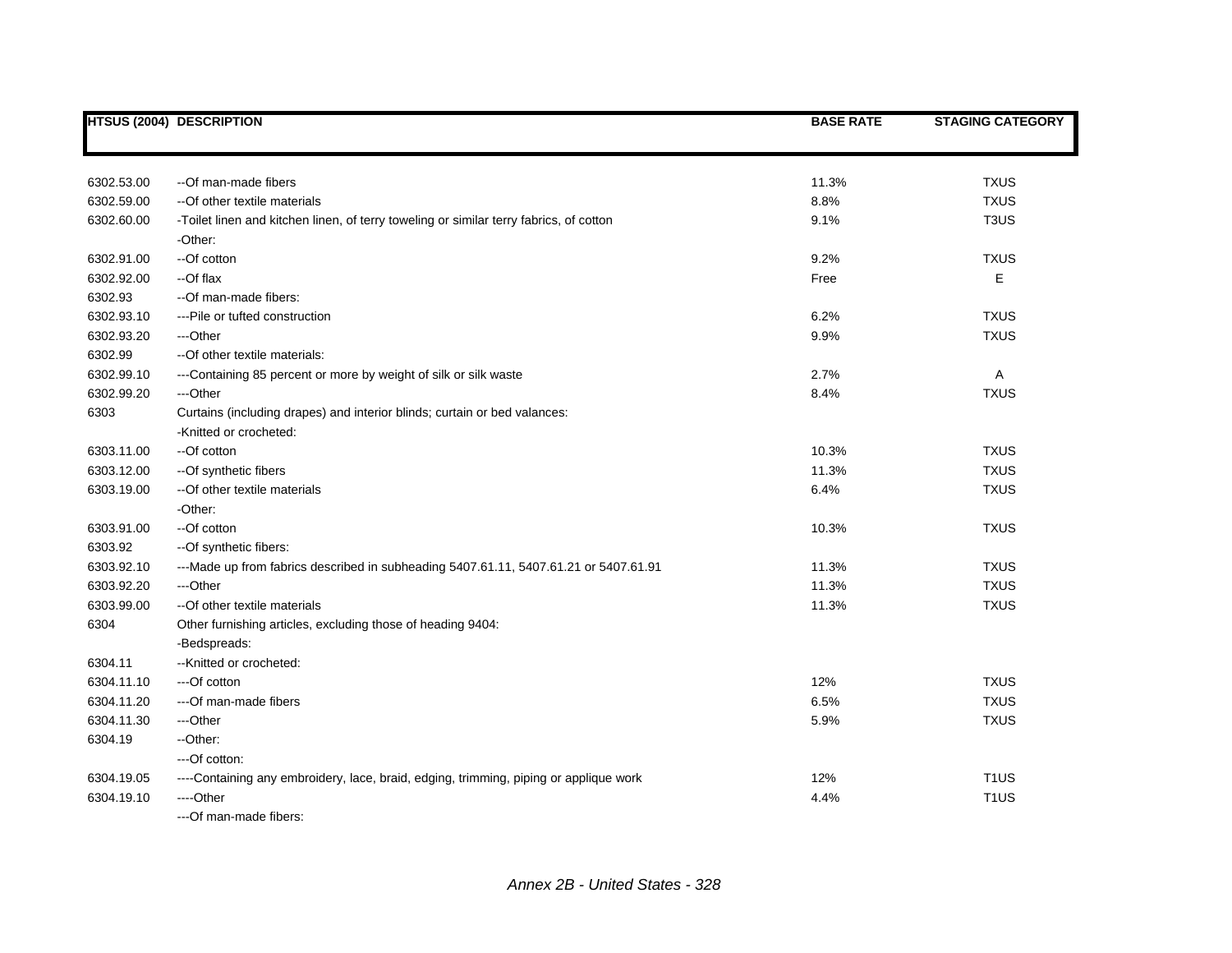| HTSUS (2004) | DESCRIPTION | BASE RATE | STAGING CATEGORY |
|---|---|---|---|
| 6302.53.00 | --Of man-made fibers | 11.3% | TXUS |
| 6302.59.00 | --Of other textile materials | 8.8% | TXUS |
| 6302.60.00 | -Toilet linen and kitchen linen, of terry toweling or similar terry fabrics, of cotton | 9.1% | T3US |
| | -Other: | | |
| 6302.91.00 | --Of cotton | 9.2% | TXUS |
| 6302.92.00 | --Of flax | Free | E |
| 6302.93 | --Of man-made fibers: | | |
| 6302.93.10 | ---Pile or tufted construction | 6.2% | TXUS |
| 6302.93.20 | ---Other | 9.9% | TXUS |
| 6302.99 | --Of other textile materials: | | |
| 6302.99.10 | ---Containing 85 percent or more by weight of silk or silk waste | 2.7% | A |
| 6302.99.20 | ---Other | 8.4% | TXUS |
| 6303 | Curtains (including drapes) and interior blinds; curtain or bed valances: | | |
| | -Knitted or crocheted: | | |
| 6303.11.00 | --Of cotton | 10.3% | TXUS |
| 6303.12.00 | --Of synthetic fibers | 11.3% | TXUS |
| 6303.19.00 | --Of other textile materials | 6.4% | TXUS |
| | -Other: | | |
| 6303.91.00 | --Of cotton | 10.3% | TXUS |
| 6303.92 | --Of synthetic fibers: | | |
| 6303.92.10 | ---Made up from fabrics described in subheading 5407.61.11, 5407.61.21 or 5407.61.91 | 11.3% | TXUS |
| 6303.92.20 | ---Other | 11.3% | TXUS |
| 6303.99.00 | --Of other textile materials | 11.3% | TXUS |
| 6304 | Other furnishing articles, excluding those of heading 9404: | | |
| | -Bedspreads: | | |
| 6304.11 | --Knitted or crocheted: | | |
| 6304.11.10 | ---Of cotton | 12% | TXUS |
| 6304.11.20 | ---Of man-made fibers | 6.5% | TXUS |
| 6304.11.30 | ---Other | 5.9% | TXUS |
| 6304.19 | --Other: | | |
| | ---Of cotton: | | |
| 6304.19.05 | ----Containing any embroidery, lace, braid, edging, trimming, piping or applique work | 12% | T1US |
| 6304.19.10 | ----Other | 4.4% | T1US |
| | ---Of man-made fibers: | | |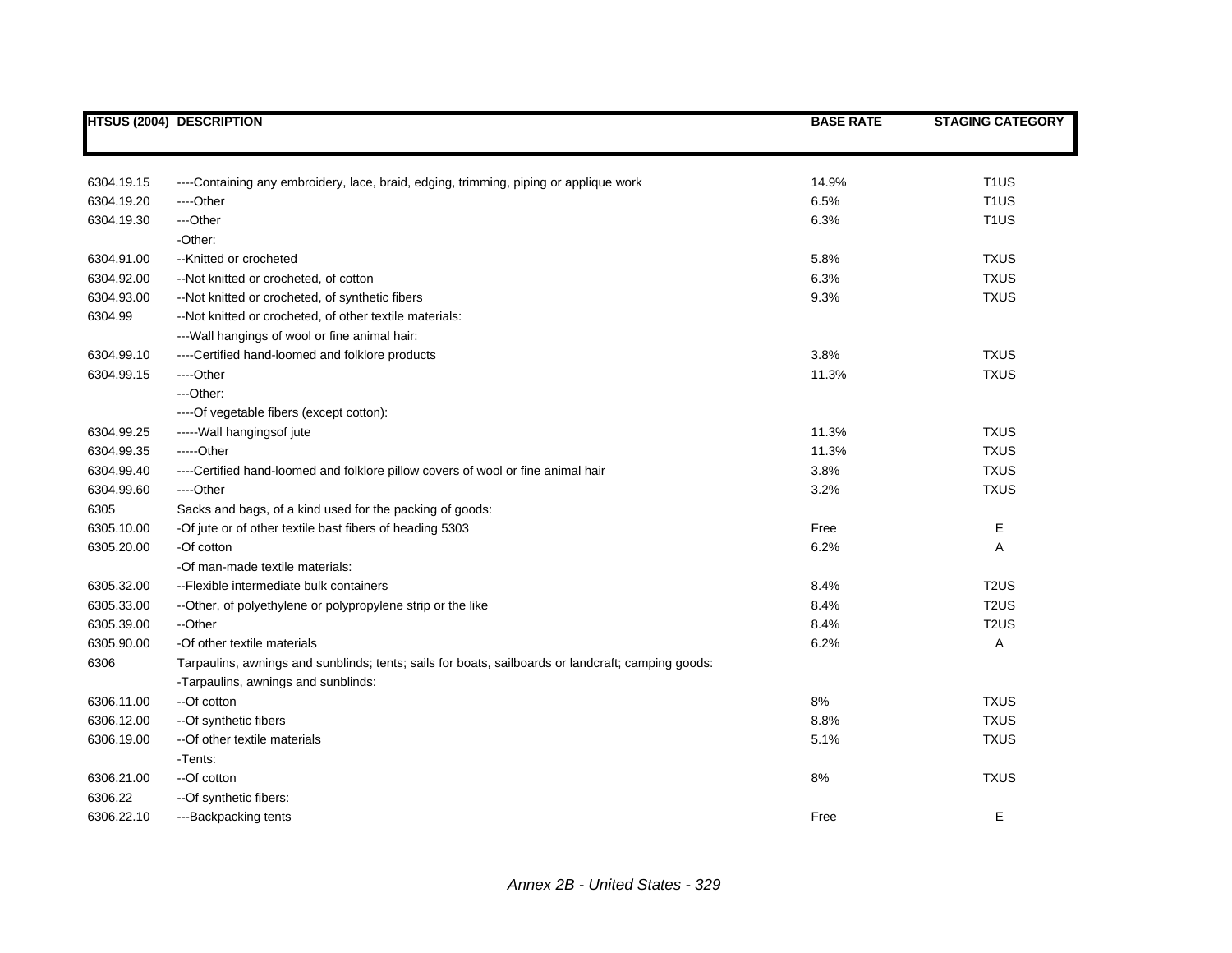| HTSUS (2004) | DESCRIPTION | BASE RATE | STAGING CATEGORY |
|---|---|---|---|
| 6304.19.15 | ----Containing any embroidery, lace, braid, edging, trimming, piping or applique work | 14.9% | T1US |
| 6304.19.20 | ----Other | 6.5% | T1US |
| 6304.19.30 | ---Other | 6.3% | T1US |
| | -Other: | | |
| 6304.91.00 | --Knitted or crocheted | 5.8% | TXUS |
| 6304.92.00 | --Not knitted or crocheted, of cotton | 6.3% | TXUS |
| 6304.93.00 | --Not knitted or crocheted, of synthetic fibers | 9.3% | TXUS |
| 6304.99 | --Not knitted or crocheted, of other textile materials: | | |
| | ---Wall hangings of wool or fine animal hair: | | |
| 6304.99.10 | ----Certified hand-loomed and folklore products | 3.8% | TXUS |
| 6304.99.15 | ----Other | 11.3% | TXUS |
| | ---Other: | | |
| | ----Of vegetable fibers (except cotton): | | |
| 6304.99.25 | -----Wall hangingsof jute | 11.3% | TXUS |
| 6304.99.35 | -----Other | 11.3% | TXUS |
| 6304.99.40 | ----Certified hand-loomed and folklore pillow covers of wool or fine animal hair | 3.8% | TXUS |
| 6304.99.60 | ----Other | 3.2% | TXUS |
| 6305 | Sacks and bags, of a kind used for the packing of goods: | | |
| 6305.10.00 | -Of jute or of other textile bast fibers of heading 5303 | Free | E |
| 6305.20.00 | -Of cotton | 6.2% | A |
| | -Of man-made textile materials: | | |
| 6305.32.00 | --Flexible intermediate bulk containers | 8.4% | T2US |
| 6305.33.00 | --Other, of polyethylene or polypropylene strip or the like | 8.4% | T2US |
| 6305.39.00 | --Other | 8.4% | T2US |
| 6305.90.00 | -Of other textile materials | 6.2% | A |
| 6306 | Tarpaulins, awnings and sunblinds; tents; sails for boats, sailboards or landcraft; camping goods: | | |
| | -Tarpaulins, awnings and sunblinds: | | |
| 6306.11.00 | --Of cotton | 8% | TXUS |
| 6306.12.00 | --Of synthetic fibers | 8.8% | TXUS |
| 6306.19.00 | --Of other textile materials | 5.1% | TXUS |
| | -Tents: | | |
| 6306.21.00 | --Of cotton | 8% | TXUS |
| 6306.22 | --Of synthetic fibers: | | |
| 6306.22.10 | ---Backpacking tents | Free | E |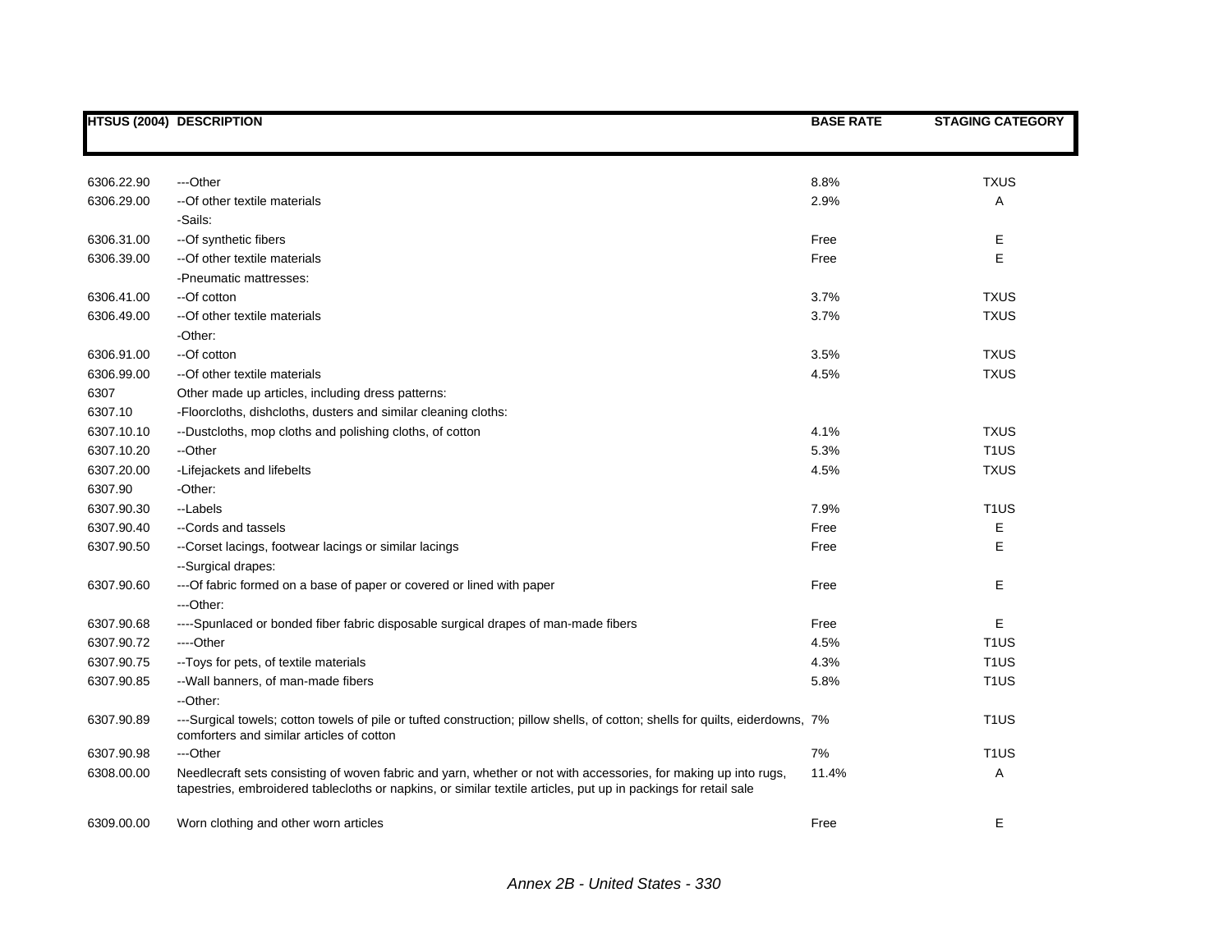| HTSUS (2004) | DESCRIPTION | BASE RATE | STAGING CATEGORY |
|---|---|---|---|
| 6306.22.90 | ---Other | 8.8% | TXUS |
| 6306.29.00 | --Of other textile materials | 2.9% | A |
| | -Sails: | | |
| 6306.31.00 | --Of synthetic fibers | Free | E |
| 6306.39.00 | --Of other textile materials | Free | E |
| | -Pneumatic mattresses: | | |
| 6306.41.00 | --Of cotton | 3.7% | TXUS |
| 6306.49.00 | --Of other textile materials | 3.7% | TXUS |
| | -Other: | | |
| 6306.91.00 | --Of cotton | 3.5% | TXUS |
| 6306.99.00 | --Of other textile materials | 4.5% | TXUS |
| 6307 | Other made up articles, including dress patterns: | | |
| 6307.10 | -Floorcloths, dishcloths, dusters and similar cleaning cloths: | | |
| 6307.10.10 | --Dustcloths, mop cloths and polishing cloths, of cotton | 4.1% | TXUS |
| 6307.10.20 | --Other | 5.3% | T1US |
| 6307.20.00 | -Lifejackets and lifebelts | 4.5% | TXUS |
| 6307.90 | -Other: | | |
| 6307.90.30 | --Labels | 7.9% | T1US |
| 6307.90.40 | --Cords and tassels | Free | E |
| 6307.90.50 | --Corset lacings, footwear lacings or similar lacings | Free | E |
| | --Surgical drapes: | | |
| 6307.90.60 | ---Of fabric formed on a base of paper or covered or lined with paper | Free | E |
| | ---Other: | | |
| 6307.90.68 | ----Spunlaced or bonded fiber fabric disposable surgical drapes of man-made fibers | Free | E |
| 6307.90.72 | ----Other | 4.5% | T1US |
| 6307.90.75 | --Toys for pets, of textile materials | 4.3% | T1US |
| 6307.90.85 | --Wall banners, of man-made fibers | 5.8% | T1US |
| | --Other: | | |
| 6307.90.89 | ---Surgical towels; cotton towels of pile or tufted construction; pillow shells, of cotton; shells for quilts, eiderdowns, comforters and similar articles of cotton | 7% | T1US |
| 6307.90.98 | ---Other | 7% | T1US |
| 6308.00.00 | Needlecraft sets consisting of woven fabric and yarn, whether or not with accessories, for making up into rugs, tapestries, embroidered tablecloths or napkins, or similar textile articles, put up in packings for retail sale | 11.4% | A |
| 6309.00.00 | Worn clothing and other worn articles | Free | E |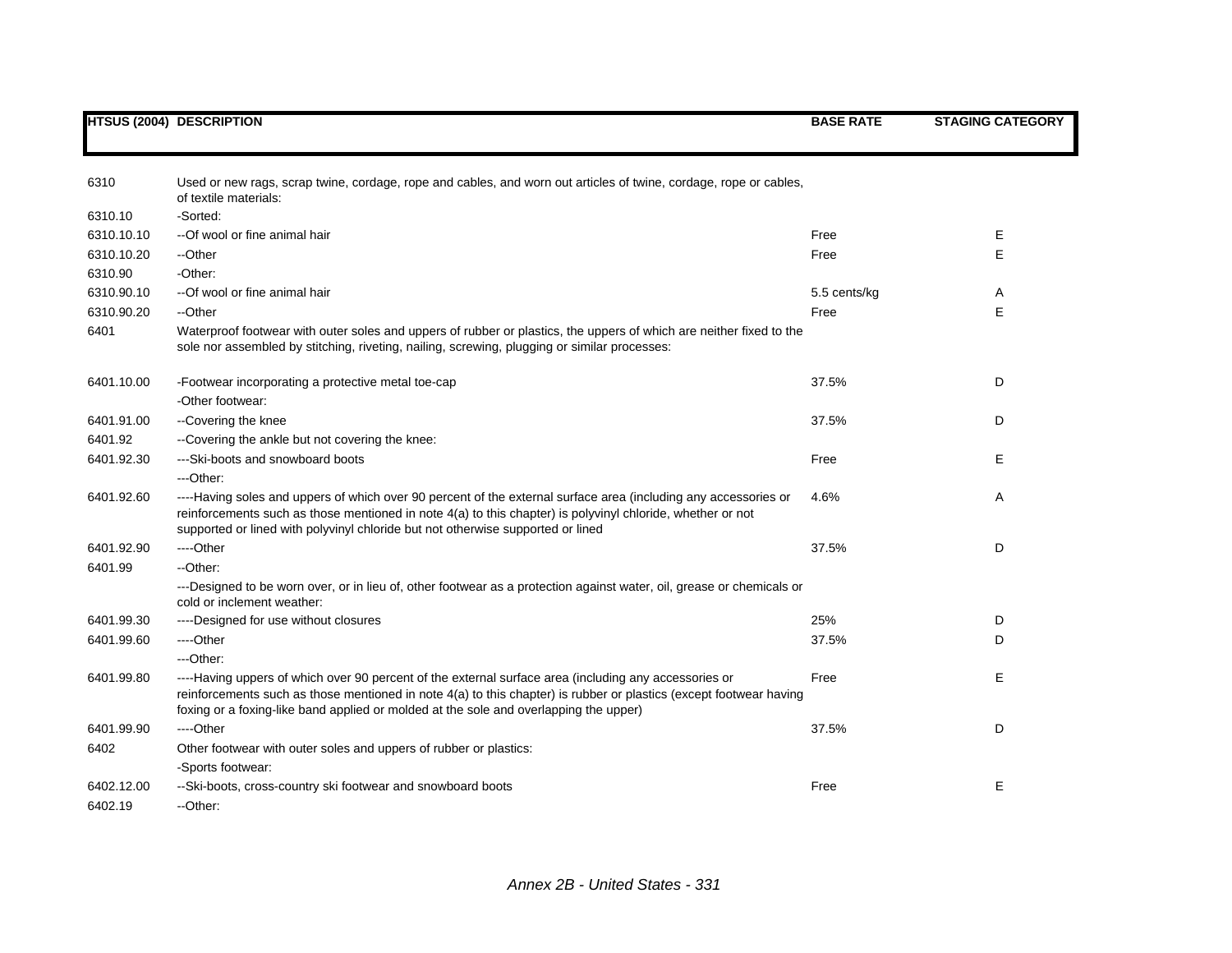| HTSUS (2004) | DESCRIPTION | BASE RATE | STAGING CATEGORY |
|---|---|---|---|
| 6310 | Used or new rags, scrap twine, cordage, rope and cables, and worn out articles of twine, cordage, rope or cables, of textile materials: | | |
| 6310.10 | -Sorted: | | |
| 6310.10.10 | --Of wool or fine animal hair | Free | E |
| 6310.10.20 | --Other | Free | E |
| 6310.90 | -Other: | | |
| 6310.90.10 | --Of wool or fine animal hair | 5.5 cents/kg | A |
| 6310.90.20 | --Other | Free | E |
| 6401 | Waterproof footwear with outer soles and uppers of rubber or plastics, the uppers of which are neither fixed to the sole nor assembled by stitching, riveting, nailing, screwing, plugging or similar processes: | | |
| 6401.10.00 | -Footwear incorporating a protective metal toe-cap | 37.5% | D |
| | -Other footwear: | | |
| 6401.91.00 | --Covering the knee | 37.5% | D |
| 6401.92 | --Covering the ankle but not covering the knee: | | |
| 6401.92.30 | ---Ski-boots and snowboard boots | Free | E |
| | ---Other: | | |
| 6401.92.60 | ----Having soles and uppers of which over 90 percent of the external surface area (including any accessories or reinforcements such as those mentioned in note 4(a) to this chapter) is polyvinyl chloride, whether or not supported or lined with polyvinyl chloride but not otherwise supported or lined | 4.6% | A |
| 6401.92.90 | ----Other | 37.5% | D |
| 6401.99 | --Other: | | |
| | ---Designed to be worn over, or in lieu of, other footwear as a protection against water, oil, grease or chemicals or cold or inclement weather: | | |
| 6401.99.30 | ----Designed for use without closures | 25% | D |
| 6401.99.60 | ----Other | 37.5% | D |
| | ---Other: | | |
| 6401.99.80 | ----Having uppers of which over 90 percent of the external surface area (including any accessories or reinforcements such as those mentioned in note 4(a) to this chapter) is rubber or plastics (except footwear having foxing or a foxing-like band applied or molded at the sole and overlapping the upper) | Free | E |
| 6401.99.90 | ----Other | 37.5% | D |
| 6402 | Other footwear with outer soles and uppers of rubber or plastics: | | |
| | -Sports footwear: | | |
| 6402.12.00 | --Ski-boots, cross-country ski footwear and snowboard boots | Free | E |
| 6402.19 | --Other: | | |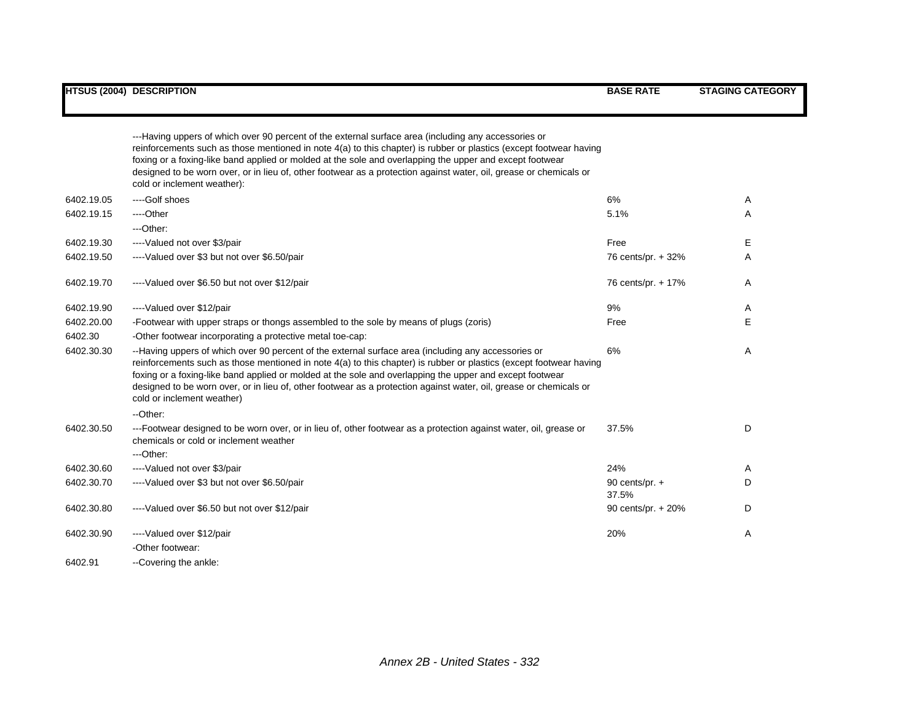| HTSUS (2004) | DESCRIPTION | BASE RATE | STAGING CATEGORY |
|---|---|---|---|
| | ---Having uppers of which over 90 percent of the external surface area (including any accessories or reinforcements such as those mentioned in note 4(a) to this chapter) is rubber or plastics (except footwear having foxing or a foxing-like band applied or molded at the sole and overlapping the upper and except footwear designed to be worn over, or in lieu of, other footwear as a protection against water, oil, grease or chemicals or cold or inclement weather): | | |
| 6402.19.05 | ----Golf shoes | 6% | A |
| 6402.19.15 | ----Other | 5.1% | A |
| | ---Other: | | |
| 6402.19.30 | ----Valued not over $3/pair | Free | E |
| 6402.19.50 | ----Valued over $3 but not over $6.50/pair | 76 cents/pr. + 32% | A |
| 6402.19.70 | ----Valued over $6.50 but not over $12/pair | 76 cents/pr. + 17% | A |
| 6402.19.90 | ----Valued over $12/pair | 9% | A |
| 6402.20.00 | -Footwear with upper straps or thongs assembled to the sole by means of plugs (zoris) | Free | E |
| 6402.30 | -Other footwear incorporating a protective metal toe-cap: | | |
| 6402.30.30 | --Having uppers of which over 90 percent of the external surface area (including any accessories or reinforcements such as those mentioned in note 4(a) to this chapter) is rubber or plastics (except footwear having foxing or a foxing-like band applied or molded at the sole and overlapping the upper and except footwear designed to be worn over, or in lieu of, other footwear as a protection against water, oil, grease or chemicals or cold or inclement weather) | 6% | A |
| | --Other: | | |
| 6402.30.50 | ---Footwear designed to be worn over, or in lieu of, other footwear as a protection against water, oil, grease or chemicals or cold or inclement weather | 37.5% | D |
| | ---Other: | | |
| 6402.30.60 | ----Valued not over $3/pair | 24% | A |
| 6402.30.70 | ----Valued over $3 but not over $6.50/pair | 90 cents/pr. + 37.5% | D |
| 6402.30.80 | ----Valued over $6.50 but not over $12/pair | 90 cents/pr. + 20% | D |
| 6402.30.90 | ----Valued over $12/pair | 20% | A |
| | -Other footwear: | | |
| 6402.91 | --Covering the ankle: | | |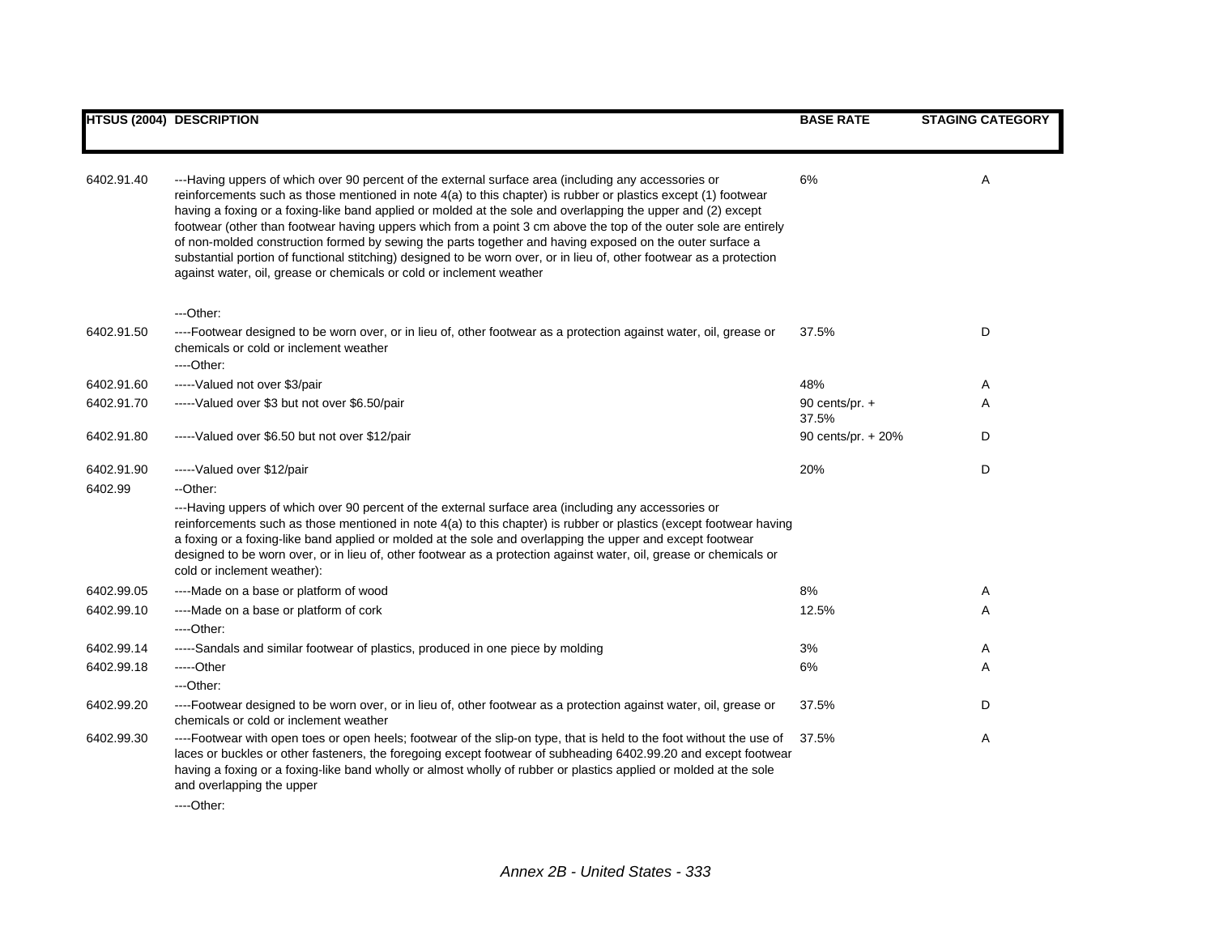| HTSUS (2004) | DESCRIPTION | BASE RATE | STAGING CATEGORY |
|---|---|---|---|
| 6402.91.40 | ---Having uppers of which over 90 percent of the external surface area (including any accessories or reinforcements such as those mentioned in note 4(a) to this chapter) is rubber or plastics except (1) footwear having a foxing or a foxing-like band applied or molded at the sole and overlapping the upper and (2) except footwear (other than footwear having uppers which from a point 3 cm above the top of the outer sole are entirely of non-molded construction formed by sewing the parts together and having exposed on the outer surface a substantial portion of functional stitching) designed to be worn over, or in lieu of, other footwear as a protection against water, oil, grease or chemicals or cold or inclement weather | 6% | A |
| | ---Other: | | |
| 6402.91.50 | ----Footwear designed to be worn over, or in lieu of, other footwear as a protection against water, oil, grease or chemicals or cold or inclement weather | 37.5% | D |
| | ----Other: | | |
| 6402.91.60 | -----Valued not over $3/pair | 48% | A |
| 6402.91.70 | -----Valued over $3 but not over $6.50/pair | 90 cents/pr. + 37.5% | A |
| 6402.91.80 | -----Valued over $6.50 but not over $12/pair | 90 cents/pr. + 20% | D |
| 6402.91.90 | -----Valued over $12/pair | 20% | D |
| 6402.99 | --Other: | | |
| | ---Having uppers of which over 90 percent of the external surface area (including any accessories or reinforcements such as those mentioned in note 4(a) to this chapter) is rubber or plastics (except footwear having a foxing or a foxing-like band applied or molded at the sole and overlapping the upper and except footwear designed to be worn over, or in lieu of, other footwear as a protection against water, oil, grease or chemicals or cold or inclement weather): | | |
| 6402.99.05 | ----Made on a base or platform of wood | 8% | A |
| 6402.99.10 | ----Made on a base or platform of cork | 12.5% | A |
| | ----Other: | | |
| 6402.99.14 | -----Sandals and similar footwear of plastics, produced in one piece by molding | 3% | A |
| 6402.99.18 | -----Other | 6% | A |
| | ---Other: | | |
| 6402.99.20 | ----Footwear designed to be worn over, or in lieu of, other footwear as a protection against water, oil, grease or chemicals or cold or inclement weather | 37.5% | D |
| 6402.99.30 | ----Footwear with open toes or open heels; footwear of the slip-on type, that is held to the foot without the use of laces or buckles or other fasteners, the foregoing except footwear of subheading 6402.99.20 and except footwear having a foxing or a foxing-like band wholly or almost wholly of rubber or plastics applied or molded at the sole and overlapping the upper | 37.5% | A |
| | ----Other: | | |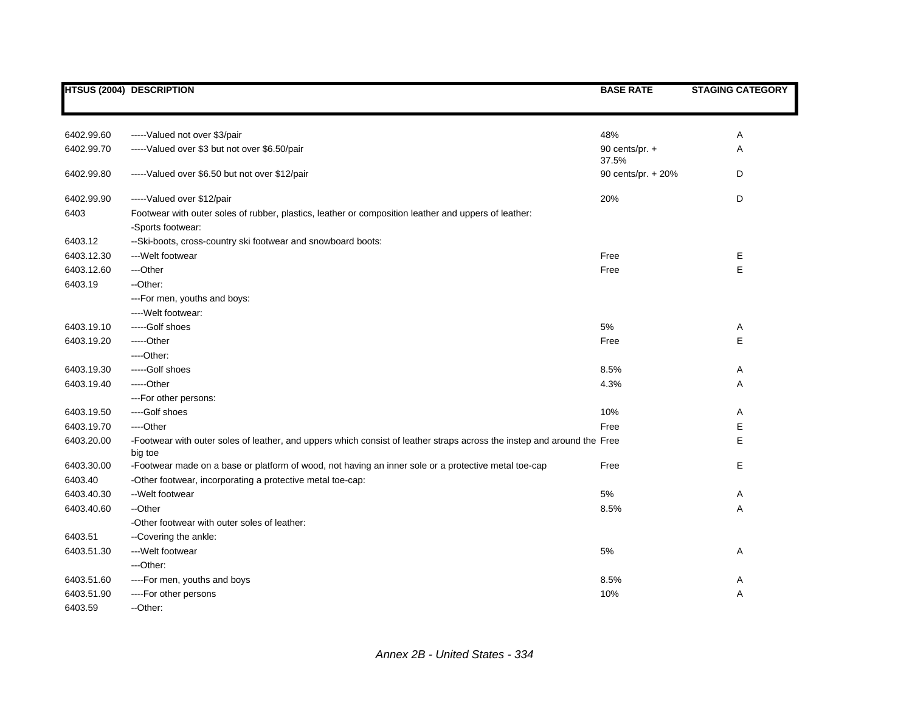| HTSUS (2004) | DESCRIPTION | BASE RATE | STAGING CATEGORY |
|---|---|---|---|
| 6402.99.60 | -----Valued not over $3/pair | 48% | A |
| 6402.99.70 | -----Valued over $3 but not over $6.50/pair | 90 cents/pr. + 37.5% | A |
| 6402.99.80 | -----Valued over $6.50 but not over $12/pair | 90 cents/pr. + 20% | D |
| 6402.99.90 | -----Valued over $12/pair | 20% | D |
| 6403 | Footwear with outer soles of rubber, plastics, leather or composition leather and uppers of leather: | | |
| | -Sports footwear: | | |
| 6403.12 | --Ski-boots, cross-country ski footwear and snowboard boots: | | |
| 6403.12.30 | ---Welt footwear | Free | E |
| 6403.12.60 | ---Other | Free | E |
| 6403.19 | --Other: | | |
| | ---For men, youths and boys: | | |
| | ----Welt footwear: | | |
| 6403.19.10 | -----Golf shoes | 5% | A |
| 6403.19.20 | -----Other | Free | E |
| | ----Other: | | |
| 6403.19.30 | -----Golf shoes | 8.5% | A |
| 6403.19.40 | -----Other | 4.3% | A |
| | ---For other persons: | | |
| 6403.19.50 | ----Golf shoes | 10% | A |
| 6403.19.70 | ----Other | Free | E |
| 6403.20.00 | -Footwear with outer soles of leather, and uppers which consist of leather straps across the instep and around the big toe | Free | E |
| 6403.30.00 | -Footwear made on a base or platform of wood, not having an inner sole or a protective metal toe-cap | Free | E |
| 6403.40 | -Other footwear, incorporating a protective metal toe-cap: | | |
| 6403.40.30 | --Welt footwear | 5% | A |
| 6403.40.60 | --Other | 8.5% | A |
| | -Other footwear with outer soles of leather: | | |
| 6403.51 | --Covering the ankle: | | |
| 6403.51.30 | ---Welt footwear | 5% | A |
| | ---Other: | | |
| 6403.51.60 | ----For men, youths and boys | 8.5% | A |
| 6403.51.90 | ----For other persons | 10% | A |
| 6403.59 | --Other: | | |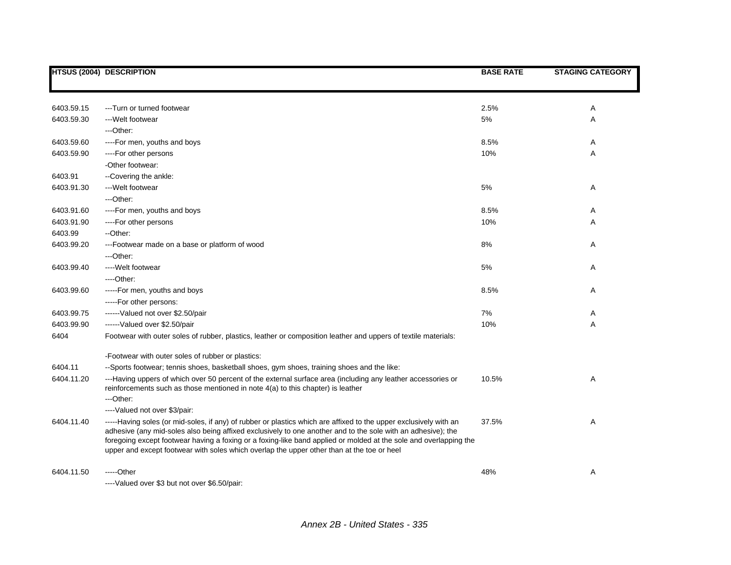| HTSUS (2004) | DESCRIPTION | BASE RATE | STAGING CATEGORY |
|---|---|---|---|
| 6403.59.15 | ---Turn or turned footwear | 2.5% | A |
| 6403.59.30 | ---Welt footwear | 5% | A |
| | ---Other: | | |
| 6403.59.60 | ----For men, youths and boys | 8.5% | A |
| 6403.59.90 | ----For other persons | 10% | A |
| | -Other footwear: | | |
| 6403.91 | --Covering the ankle: | | |
| 6403.91.30 | ---Welt footwear | 5% | A |
| | ---Other: | | |
| 6403.91.60 | ----For men, youths and boys | 8.5% | A |
| 6403.91.90 | ----For other persons | 10% | A |
| 6403.99 | --Other: | | |
| 6403.99.20 | ---Footwear made on a base or platform of wood | 8% | A |
| | ---Other: | | |
| 6403.99.40 | ----Welt footwear | 5% | A |
| | ----Other: | | |
| 6403.99.60 | -----For men, youths and boys | 8.5% | A |
| | -----For other persons: | | |
| 6403.99.75 | ------Valued not over $2.50/pair | 7% | A |
| 6403.99.90 | ------Valued over $2.50/pair | 10% | A |
| 6404 | Footwear with outer soles of rubber, plastics, leather or composition leather and uppers of textile materials: | | |
| | -Footwear with outer soles of rubber or plastics: | | |
| 6404.11 | --Sports footwear; tennis shoes, basketball shoes, gym shoes, training shoes and the like: | | |
| 6404.11.20 | ---Having uppers of which over 50 percent of the external surface area (including any leather accessories or reinforcements such as those mentioned in note 4(a) to this chapter) is leather | 10.5% | A |
| | ---Other: | | |
| | ----Valued not over $3/pair: | | |
| 6404.11.40 | -----Having soles (or mid-soles, if any) of rubber or plastics which are affixed to the upper exclusively with an adhesive (any mid-soles also being affixed exclusively to one another and to the sole with an adhesive); the foregoing except footwear having a foxing or a foxing-like band applied or molded at the sole and overlapping the upper and except footwear with soles which overlap the upper other than at the toe or heel | 37.5% | A |
| 6404.11.50 | -----Other | 48% | A |
| | ----Valued over $3 but not over $6.50/pair: | | |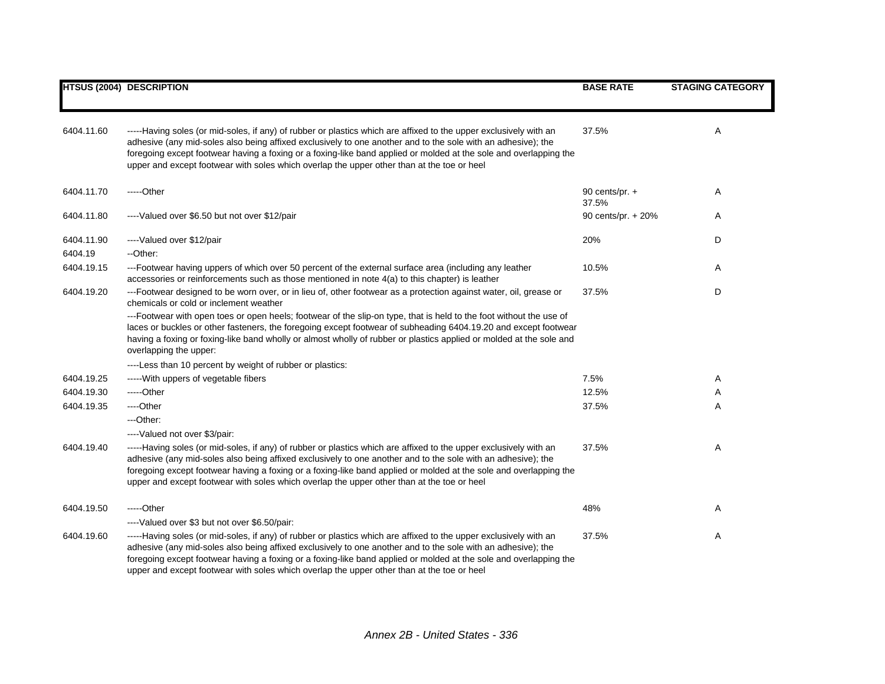| HTSUS (2004) | DESCRIPTION | BASE RATE | STAGING CATEGORY |
|---|---|---|---|
| 6404.11.60 | -----Having soles (or mid-soles, if any) of rubber or plastics which are affixed to the upper exclusively with an adhesive (any mid-soles also being affixed exclusively to one another and to the sole with an adhesive); the foregoing except footwear having a foxing or a foxing-like band applied or molded at the sole and overlapping the upper and except footwear with soles which overlap the upper other than at the toe or heel | 37.5% | A |
| 6404.11.70 | -----Other | 90 cents/pr. + 37.5% | A |
| 6404.11.80 | ----Valued over $6.50 but not over $12/pair | 90 cents/pr. + 20% | A |
| 6404.11.90 | ----Valued over $12/pair | 20% | D |
| 6404.19 | --Other: | | |
| 6404.19.15 | ---Footwear having uppers of which over 50 percent of the external surface area (including any leather accessories or reinforcements such as those mentioned in note 4(a) to this chapter) is leather | 10.5% | A |
| 6404.19.20 | ---Footwear designed to be worn over, or in lieu of, other footwear as a protection against water, oil, grease or chemicals or cold or inclement weather | 37.5% | D |
| | ---Footwear with open toes or open heels; footwear of the slip-on type, that is held to the foot without the use of laces or buckles or other fasteners, the foregoing except footwear of subheading 6404.19.20 and except footwear having a foxing or foxing-like band wholly or almost wholly of rubber or plastics applied or molded at the sole and overlapping the upper: | | |
| | ----Less than 10 percent by weight of rubber or plastics: | | |
| 6404.19.25 | -----With uppers of vegetable fibers | 7.5% | A |
| 6404.19.30 | -----Other | 12.5% | A |
| 6404.19.35 | ----Other | 37.5% | A |
| | ---Other: | | |
| | ----Valued not over $3/pair: | | |
| 6404.19.40 | -----Having soles (or mid-soles, if any) of rubber or plastics which are affixed to the upper exclusively with an adhesive (any mid-soles also being affixed exclusively to one another and to the sole with an adhesive); the foregoing except footwear having a foxing or a foxing-like band applied or molded at the sole and overlapping the upper and except footwear with soles which overlap the upper other than at the toe or heel | 37.5% | A |
| 6404.19.50 | -----Other | 48% | A |
| | ----Valued over $3 but not over $6.50/pair: | | |
| 6404.19.60 | -----Having soles (or mid-soles, if any) of rubber or plastics which are affixed to the upper exclusively with an adhesive (any mid-soles also being affixed exclusively to one another and to the sole with an adhesive); the foregoing except footwear having a foxing or a foxing-like band applied or molded at the sole and overlapping the upper and except footwear with soles which overlap the upper other than at the toe or heel | 37.5% | A |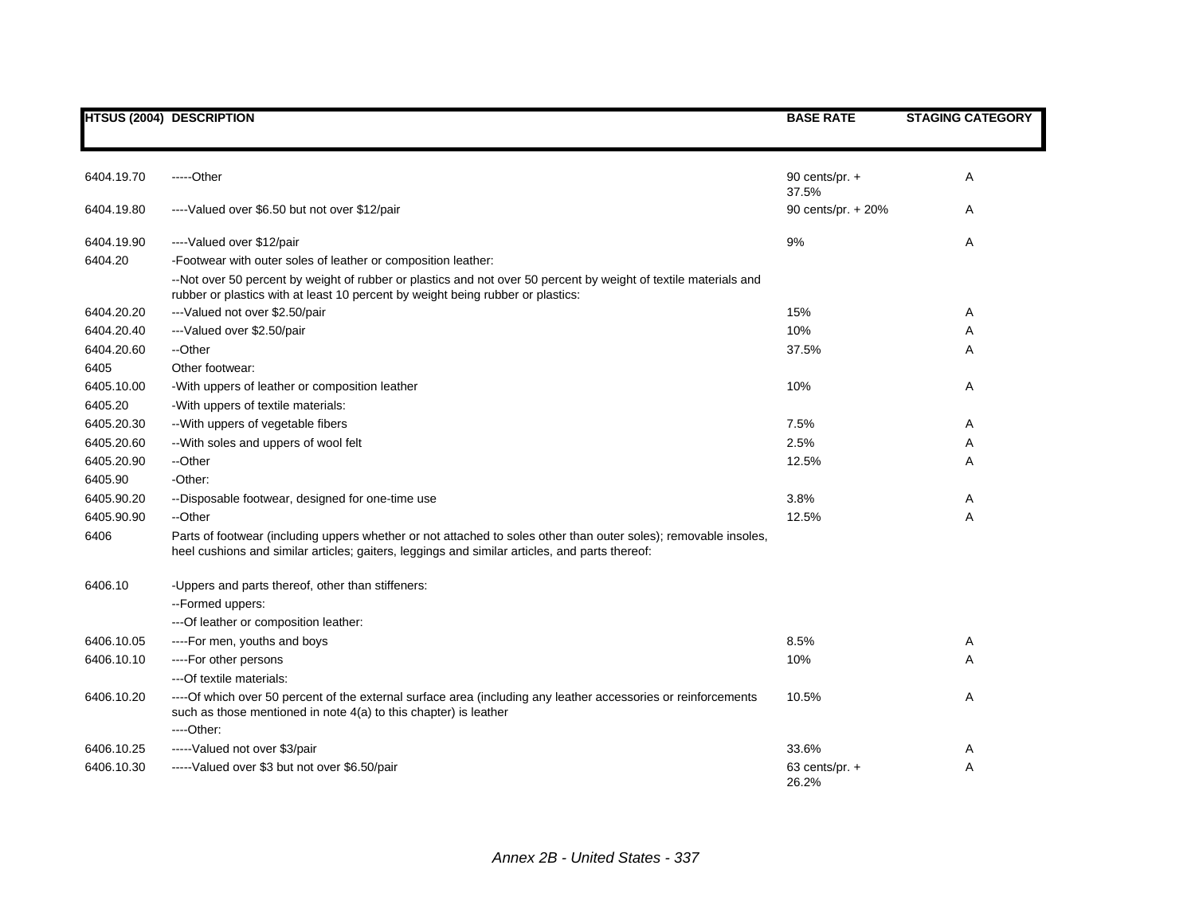| HTSUS (2004) | DESCRIPTION | BASE RATE | STAGING CATEGORY |
|---|---|---|---|
| 6404.19.70 | -----Other | 90 cents/pr. + 37.5% | A |
| 6404.19.80 | ----Valued over $6.50 but not over $12/pair | 90 cents/pr. + 20% | A |
| 6404.19.90 | ----Valued over $12/pair | 9% | A |
| 6404.20 | -Footwear with outer soles of leather or composition leather: | | |
| | --Not over 50 percent by weight of rubber or plastics and not over 50 percent by weight of textile materials and rubber or plastics with at least 10 percent by weight being rubber or plastics: | | |
| 6404.20.20 | ---Valued not over $2.50/pair | 15% | A |
| 6404.20.40 | ---Valued over $2.50/pair | 10% | A |
| 6404.20.60 | --Other | 37.5% | A |
| 6405 | Other footwear: | | |
| 6405.10.00 | -With uppers of leather or composition leather | 10% | A |
| 6405.20 | -With uppers of textile materials: | | |
| 6405.20.30 | --With uppers of vegetable fibers | 7.5% | A |
| 6405.20.60 | --With soles and uppers of wool felt | 2.5% | A |
| 6405.20.90 | --Other | 12.5% | A |
| 6405.90 | -Other: | | |
| 6405.90.20 | --Disposable footwear, designed for one-time use | 3.8% | A |
| 6405.90.90 | --Other | 12.5% | A |
| 6406 | Parts of footwear (including uppers whether or not attached to soles other than outer soles); removable insoles, heel cushions and similar articles; gaiters, leggings and similar articles, and parts thereof: | | |
| 6406.10 | -Uppers and parts thereof, other than stiffeners: | | |
| | --Formed uppers: | | |
| | ---Of leather or composition leather: | | |
| 6406.10.05 | ----For men, youths and boys | 8.5% | A |
| 6406.10.10 | ----For other persons | 10% | A |
| | ---Of textile materials: | | |
| 6406.10.20 | ----Of which over 50 percent of the external surface area (including any leather accessories or reinforcements such as those mentioned in note 4(a) to this chapter) is leather | 10.5% | A |
| | ----Other: | | |
| 6406.10.25 | -----Valued not over $3/pair | 33.6% | A |
| 6406.10.30 | -----Valued over $3 but not over $6.50/pair | 63 cents/pr. + 26.2% | A |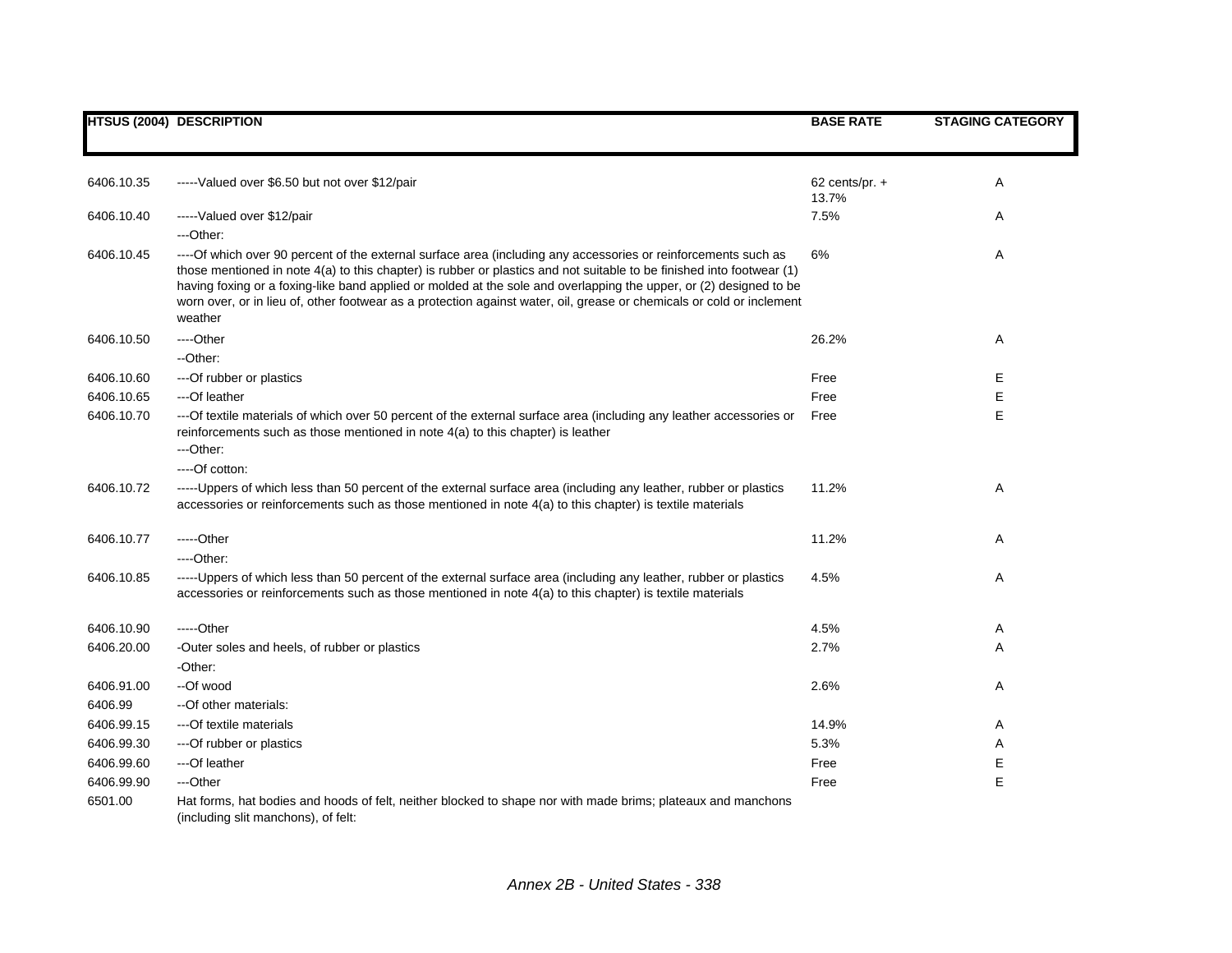| HTSUS (2004) | DESCRIPTION | BASE RATE | STAGING CATEGORY |
|---|---|---|---|
| 6406.10.35 | -----Valued over $6.50 but not over $12/pair | 62 cents/pr. + 13.7% | A |
| 6406.10.40 | -----Valued over $12/pair | 7.5% | A |
| | ---Other: | | |
| 6406.10.45 | ----Of which over 90 percent of the external surface area (including any accessories or reinforcements such as those mentioned in note 4(a) to this chapter) is rubber or plastics and not suitable to be finished into footwear (1) having foxing or a foxing-like band applied or molded at the sole and overlapping the upper, or (2) designed to be worn over, or in lieu of, other footwear as a protection against water, oil, grease or chemicals or cold or inclement weather | 6% | A |
| 6406.10.50 | ----Other | 26.2% | A |
| | --Other: | | |
| 6406.10.60 | ---Of rubber or plastics | Free | E |
| 6406.10.65 | ---Of leather | Free | E |
| 6406.10.70 | ---Of textile materials of which over 50 percent of the external surface area (including any leather accessories or reinforcements such as those mentioned in note 4(a) to this chapter) is leather | Free | E |
| | ---Other: | | |
| | ----Of cotton: | | |
| 6406.10.72 | -----Uppers of which less than 50 percent of the external surface area (including any leather, rubber or plastics accessories or reinforcements such as those mentioned in note 4(a) to this chapter) is textile materials | 11.2% | A |
| 6406.10.77 | -----Other | 11.2% | A |
| | ----Other: | | |
| 6406.10.85 | -----Uppers of which less than 50 percent of the external surface area (including any leather, rubber or plastics accessories or reinforcements such as those mentioned in note 4(a) to this chapter) is textile materials | 4.5% | A |
| 6406.10.90 | -----Other | 4.5% | A |
| 6406.20.00 | -Outer soles and heels, of rubber or plastics | 2.7% | A |
| | -Other: | | |
| 6406.91.00 | --Of wood | 2.6% | A |
| 6406.99 | --Of other materials: | | |
| 6406.99.15 | ---Of textile materials | 14.9% | A |
| 6406.99.30 | ---Of rubber or plastics | 5.3% | A |
| 6406.99.60 | ---Of leather | Free | E |
| 6406.99.90 | ---Other | Free | E |
| 6501.00 | Hat forms, hat bodies and hoods of felt, neither blocked to shape nor with made brims; plateaux and manchons (including slit manchons), of felt: | | |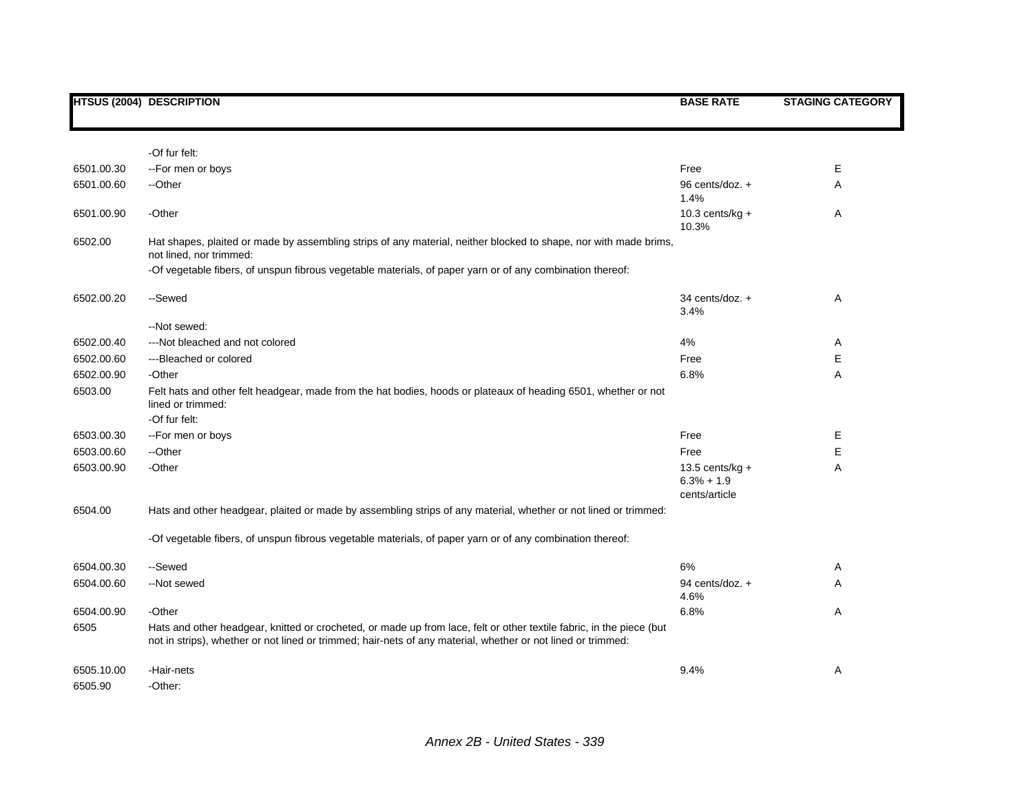| HTSUS (2004) | DESCRIPTION | BASE RATE | STAGING CATEGORY |
|---|---|---|---|
| | -Of fur felt: | | |
| 6501.00.30 | --For men or boys | Free | E |
| 6501.00.60 | --Other | 96 cents/doz. + 1.4% | A |
| 6501.00.90 | -Other | 10.3 cents/kg + 10.3% | A |
| 6502.00 | Hat shapes, plaited or made by assembling strips of any material, neither blocked to shape, nor with made brims, not lined, nor trimmed: | | |
| | -Of vegetable fibers, of unspun fibrous vegetable materials, of paper yarn or of any combination thereof: | | |
| 6502.00.20 | --Sewed | 34 cents/doz. + 3.4% | A |
| | --Not sewed: | | |
| 6502.00.40 | ---Not bleached and not colored | 4% | A |
| 6502.00.60 | ---Bleached or colored | Free | E |
| 6502.00.90 | -Other | 6.8% | A |
| 6503.00 | Felt hats and other felt headgear, made from the hat bodies, hoods or plateaux of heading 6501, whether or not lined or trimmed: | | |
| | -Of fur felt: | | |
| 6503.00.30 | --For men or boys | Free | E |
| 6503.00.60 | --Other | Free | E |
| 6503.00.90 | -Other | 13.5 cents/kg + 6.3% + 1.9 cents/article | A |
| 6504.00 | Hats and other headgear, plaited or made by assembling strips of any material, whether or not lined or trimmed: | | |
| | -Of vegetable fibers, of unspun fibrous vegetable materials, of paper yarn or of any combination thereof: | | |
| 6504.00.30 | --Sewed | 6% | A |
| 6504.00.60 | --Not sewed | 94 cents/doz. + 4.6% | A |
| 6504.00.90 | -Other | 6.8% | A |
| 6505 | Hats and other headgear, knitted or crocheted, or made up from lace, felt or other textile fabric, in the piece (but not in strips), whether or not lined or trimmed; hair-nets of any material, whether or not lined or trimmed: | | |
| 6505.10.00 | -Hair-nets | 9.4% | A |
| 6505.90 | -Other: | | |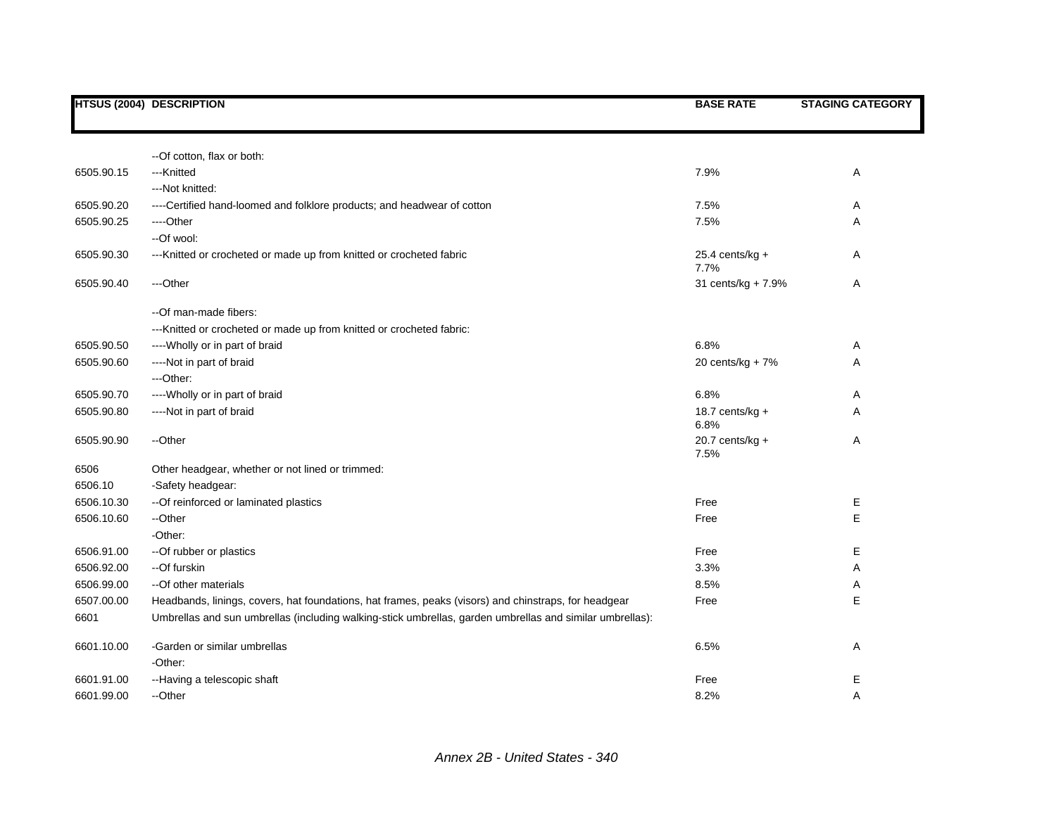| HTSUS (2004) | DESCRIPTION | BASE RATE | STAGING CATEGORY |
|---|---|---|---|
| | --Of cotton, flax or both: | | |
| 6505.90.15 | ---Knitted | 7.9% | A |
| | ---Not knitted: | | |
| 6505.90.20 | ----Certified hand-loomed and folklore products; and headwear of cotton | 7.5% | A |
| 6505.90.25 | ----Other | 7.5% | A |
| | --Of wool: | | |
| 6505.90.30 | ---Knitted or crocheted or made up from knitted or crocheted fabric | 25.4 cents/kg + 7.7% | A |
| 6505.90.40 | ---Other | 31 cents/kg + 7.9% | A |
| | --Of man-made fibers: | | |
| | ---Knitted or crocheted or made up from knitted or crocheted fabric: | | |
| 6505.90.50 | ----Wholly or in part of braid | 6.8% | A |
| 6505.90.60 | ----Not in part of braid | 20 cents/kg + 7% | A |
| | ---Other: | | |
| 6505.90.70 | ----Wholly or in part of braid | 6.8% | A |
| 6505.90.80 | ----Not in part of braid | 18.7 cents/kg + 6.8% | A |
| 6505.90.90 | --Other | 20.7 cents/kg + 7.5% | A |
| 6506 | Other headgear, whether or not lined or trimmed: | | |
| 6506.10 | -Safety headgear: | | |
| 6506.10.30 | --Of reinforced or laminated plastics | Free | E |
| 6506.10.60 | --Other | Free | E |
| | -Other: | | |
| 6506.91.00 | --Of rubber or plastics | Free | E |
| 6506.92.00 | --Of furskin | 3.3% | A |
| 6506.99.00 | --Of other materials | 8.5% | A |
| 6507.00.00 | Headbands, linings, covers, hat foundations, hat frames, peaks (visors) and chinstraps, for headgear | Free | E |
| 6601 | Umbrellas and sun umbrellas (including walking-stick umbrellas, garden umbrellas and similar umbrellas): | | |
| 6601.10.00 | -Garden or similar umbrellas | 6.5% | A |
| | -Other: | | |
| 6601.91.00 | --Having a telescopic shaft | Free | E |
| 6601.99.00 | --Other | 8.2% | A |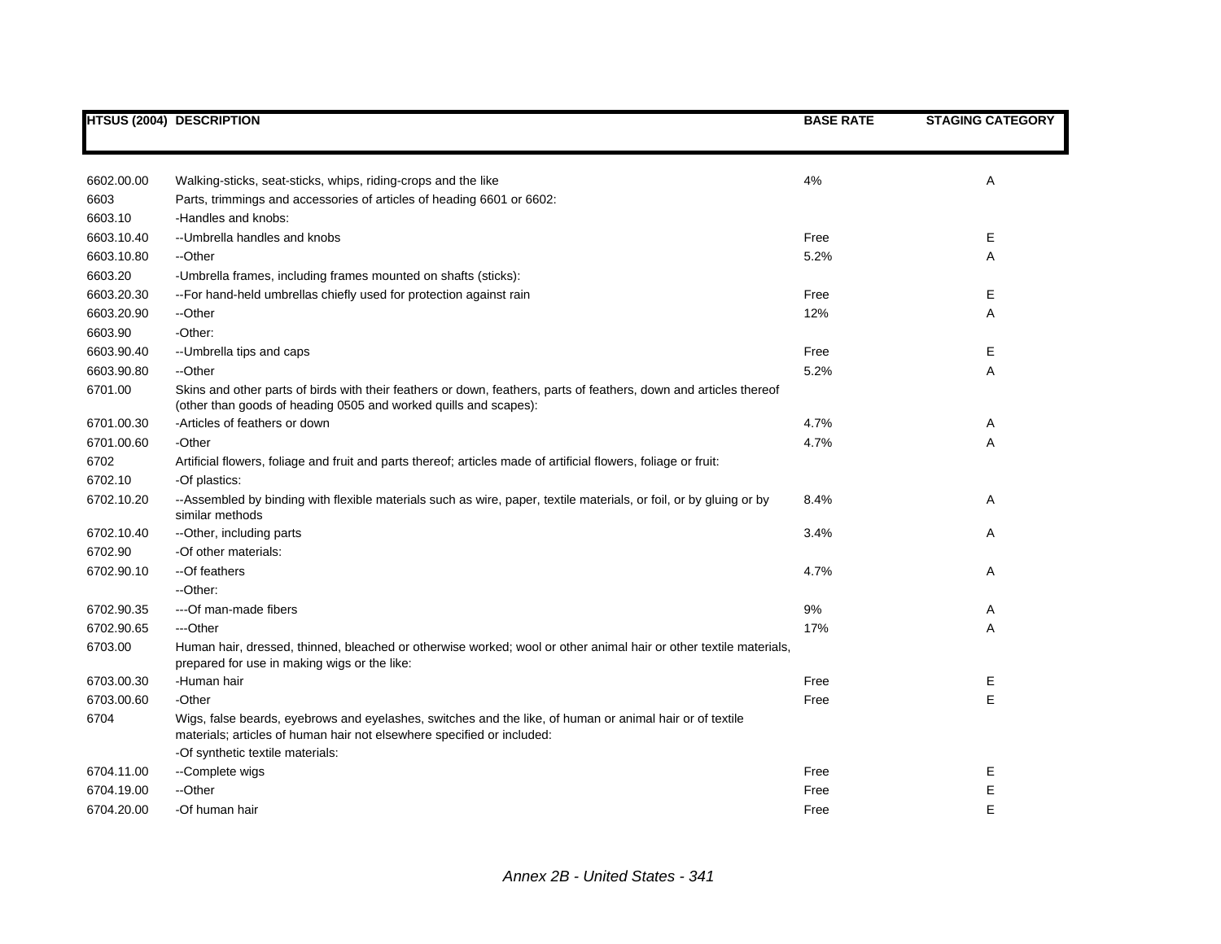| HTSUS (2004) | DESCRIPTION | BASE RATE | STAGING CATEGORY |
|---|---|---|---|
| 6602.00.00 | Walking-sticks, seat-sticks, whips, riding-crops and the like | 4% | A |
| 6603 | Parts, trimmings and accessories of articles of heading 6601 or 6602: | | |
| 6603.10 | -Handles and knobs: | | |
| 6603.10.40 | --Umbrella handles and knobs | Free | E |
| 6603.10.80 | --Other | 5.2% | A |
| 6603.20 | -Umbrella frames, including frames mounted on shafts (sticks): | | |
| 6603.20.30 | --For hand-held umbrellas chiefly used for protection against rain | Free | E |
| 6603.20.90 | --Other | 12% | A |
| 6603.90 | -Other: | | |
| 6603.90.40 | --Umbrella tips and caps | Free | E |
| 6603.90.80 | --Other | 5.2% | A |
| 6701.00 | Skins and other parts of birds with their feathers or down, feathers, parts of feathers, down and articles thereof (other than goods of heading 0505 and worked quills and scapes): | | |
| 6701.00.30 | -Articles of feathers or down | 4.7% | A |
| 6701.00.60 | -Other | 4.7% | A |
| 6702 | Artificial flowers, foliage and fruit and parts thereof; articles made of artificial flowers, foliage or fruit: | | |
| 6702.10 | -Of plastics: | | |
| 6702.10.20 | --Assembled by binding with flexible materials such as wire, paper, textile materials, or foil, or by gluing or by similar methods | 8.4% | A |
| 6702.10.40 | --Other, including parts | 3.4% | A |
| 6702.90 | -Of other materials: | | |
| 6702.90.10 | --Of feathers | 4.7% | A |
| | --Other: | | |
| 6702.90.35 | ---Of man-made fibers | 9% | A |
| 6702.90.65 | ---Other | 17% | A |
| 6703.00 | Human hair, dressed, thinned, bleached or otherwise worked; wool or other animal hair or other textile materials, prepared for use in making wigs or the like: | | |
| 6703.00.30 | -Human hair | Free | E |
| 6703.00.60 | -Other | Free | E |
| 6704 | Wigs, false beards, eyebrows and eyelashes, switches and the like, of human or animal hair or of textile materials; articles of human hair not elsewhere specified or included: | | |
| | -Of synthetic textile materials: | | |
| 6704.11.00 | --Complete wigs | Free | E |
| 6704.19.00 | --Other | Free | E |
| 6704.20.00 | -Of human hair | Free | E |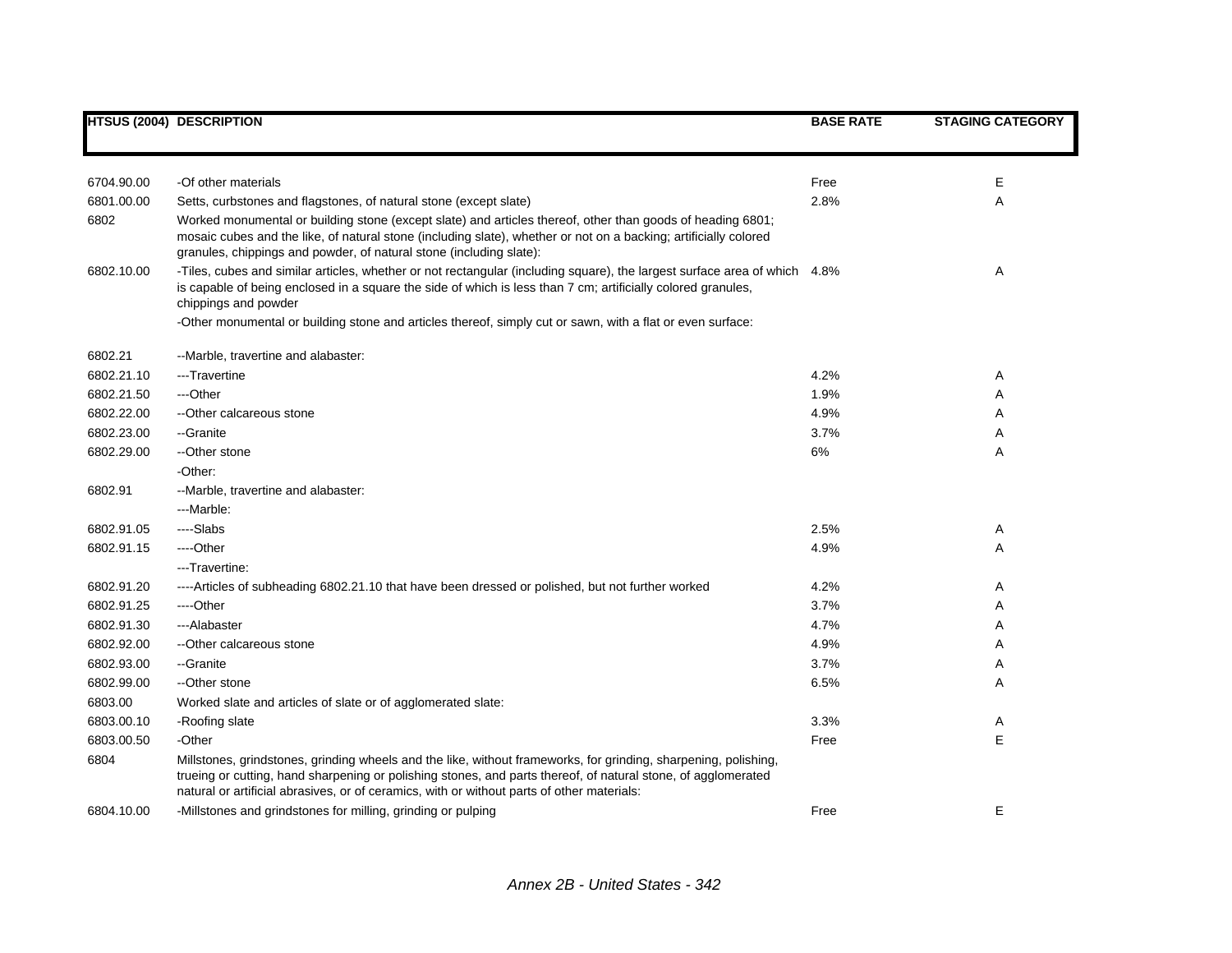| HTSUS (2004) | DESCRIPTION | BASE RATE | STAGING CATEGORY |
|---|---|---|---|
| 6704.90.00 | -Of other materials | Free | E |
| 6801.00.00 | Setts, curbstones and flagstones, of natural stone (except slate) | 2.8% | A |
| 6802 | Worked monumental or building stone (except slate) and articles thereof, other than goods of heading 6801; mosaic cubes and the like, of natural stone (including slate), whether or not on a backing; artificially colored granules, chippings and powder, of natural stone (including slate): | | |
| 6802.10.00 | -Tiles, cubes and similar articles, whether or not rectangular (including square), the largest surface area of which is capable of being enclosed in a square the side of which is less than 7 cm; artificially colored granules, chippings and powder | 4.8% | A |
| | -Other monumental or building stone and articles thereof, simply cut or sawn, with a flat or even surface: | | |
| 6802.21 | --Marble, travertine and alabaster: | | |
| 6802.21.10 | ---Travertine | 4.2% | A |
| 6802.21.50 | ---Other | 1.9% | A |
| 6802.22.00 | --Other calcareous stone | 4.9% | A |
| 6802.23.00 | --Granite | 3.7% | A |
| 6802.29.00 | --Other stone | 6% | A |
| | -Other: | | |
| 6802.91 | --Marble, travertine and alabaster: | | |
| | ---Marble: | | |
| 6802.91.05 | ----Slabs | 2.5% | A |
| 6802.91.15 | ----Other | 4.9% | A |
| | ---Travertine: | | |
| 6802.91.20 | ----Articles of subheading 6802.21.10 that have been dressed or polished, but not further worked | 4.2% | A |
| 6802.91.25 | ----Other | 3.7% | A |
| 6802.91.30 | ---Alabaster | 4.7% | A |
| 6802.92.00 | --Other calcareous stone | 4.9% | A |
| 6802.93.00 | --Granite | 3.7% | A |
| 6802.99.00 | --Other stone | 6.5% | A |
| 6803.00 | Worked slate and articles of slate or of agglomerated slate: | | |
| 6803.00.10 | -Roofing slate | 3.3% | A |
| 6803.00.50 | -Other | Free | E |
| 6804 | Millstones, grindstones, grinding wheels and the like, without frameworks, for grinding, sharpening, polishing, trueing or cutting, hand sharpening or polishing stones, and parts thereof, of natural stone, of agglomerated natural or artificial abrasives, or of ceramics, with or without parts of other materials: | | |
| 6804.10.00 | -Millstones and grindstones for milling, grinding or pulping | Free | E |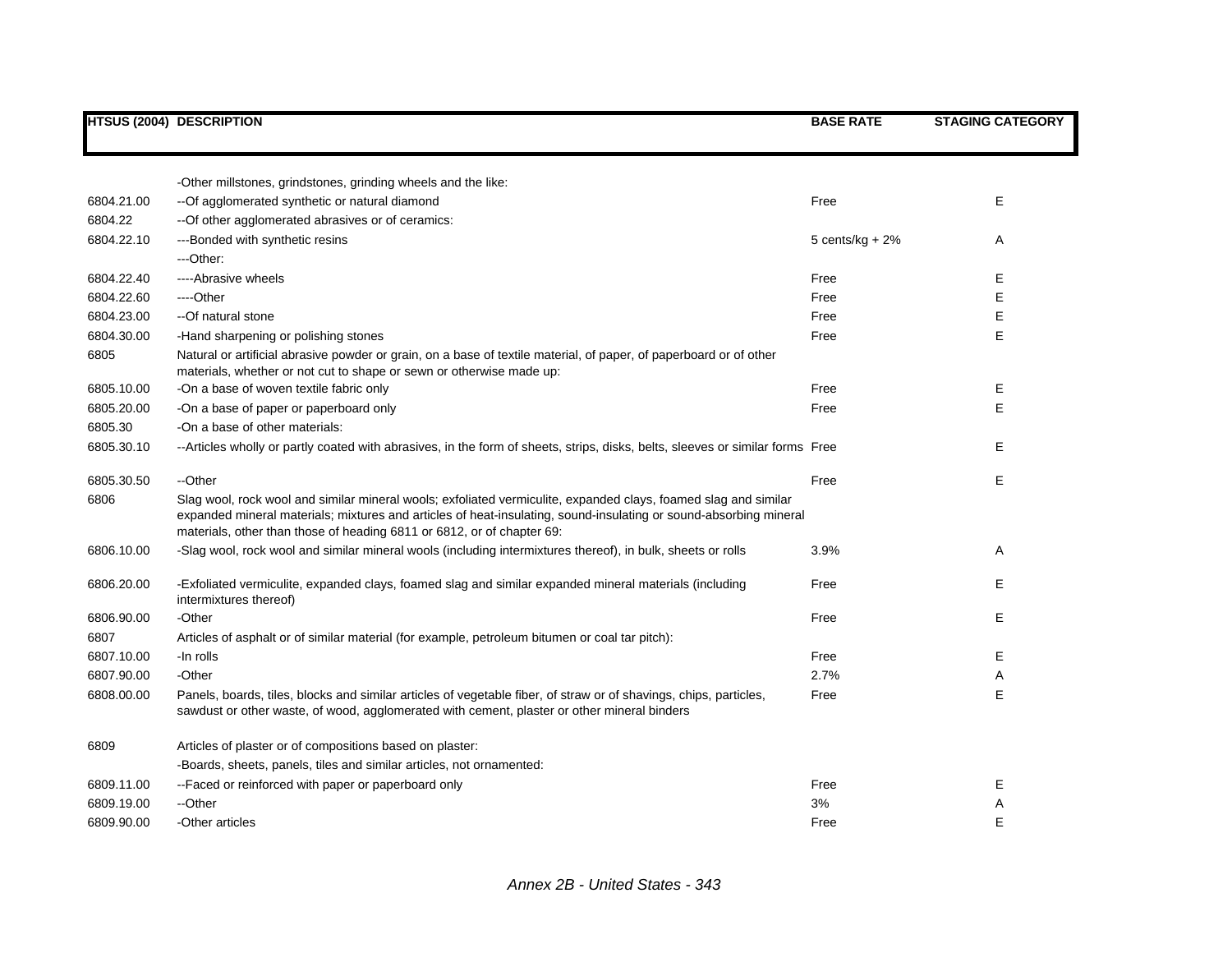| HTSUS (2004) | DESCRIPTION | BASE RATE | STAGING CATEGORY |
|---|---|---|---|
| | -Other millstones, grindstones, grinding wheels and the like: | | |
| 6804.21.00 | --Of agglomerated synthetic or natural diamond | Free | E |
| 6804.22 | --Of other agglomerated abrasives or of ceramics: | | |
| 6804.22.10 | ---Bonded with synthetic resins | 5 cents/kg + 2% | A |
| | ---Other: | | |
| 6804.22.40 | ----Abrasive wheels | Free | E |
| 6804.22.60 | ----Other | Free | E |
| 6804.23.00 | --Of natural stone | Free | E |
| 6804.30.00 | -Hand sharpening or polishing stones | Free | E |
| 6805 | Natural or artificial abrasive powder or grain, on a base of textile material, of paper, of paperboard or of other materials, whether or not cut to shape or sewn or otherwise made up: | | |
| 6805.10.00 | -On a base of woven textile fabric only | Free | E |
| 6805.20.00 | -On a base of paper or paperboard only | Free | E |
| 6805.30 | -On a base of other materials: | | |
| 6805.30.10 | --Articles wholly or partly coated with abrasives, in the form of sheets, strips, disks, belts, sleeves or similar forms | Free | E |
| 6805.30.50 | --Other | Free | E |
| 6806 | Slag wool, rock wool and similar mineral wools; exfoliated vermiculite, expanded clays, foamed slag and similar expanded mineral materials; mixtures and articles of heat-insulating, sound-insulating or sound-absorbing mineral materials, other than those of heading 6811 or 6812, or of chapter 69: | | |
| 6806.10.00 | -Slag wool, rock wool and similar mineral wools (including intermixtures thereof), in bulk, sheets or rolls | 3.9% | A |
| 6806.20.00 | -Exfoliated vermiculite, expanded clays, foamed slag and similar expanded mineral materials (including intermixtures thereof) | Free | E |
| 6806.90.00 | -Other | Free | E |
| 6807 | Articles of asphalt or of similar material (for example, petroleum bitumen or coal tar pitch): | | |
| 6807.10.00 | -In rolls | Free | E |
| 6807.90.00 | -Other | 2.7% | A |
| 6808.00.00 | Panels, boards, tiles, blocks and similar articles of vegetable fiber, of straw or of shavings, chips, particles, sawdust or other waste, of wood, agglomerated with cement, plaster or other mineral binders | Free | E |
| 6809 | Articles of plaster or of compositions based on plaster: | | |
| | -Boards, sheets, panels, tiles and similar articles, not ornamented: | | |
| 6809.11.00 | --Faced or reinforced with paper or paperboard only | Free | E |
| 6809.19.00 | --Other | 3% | A |
| 6809.90.00 | -Other articles | Free | E |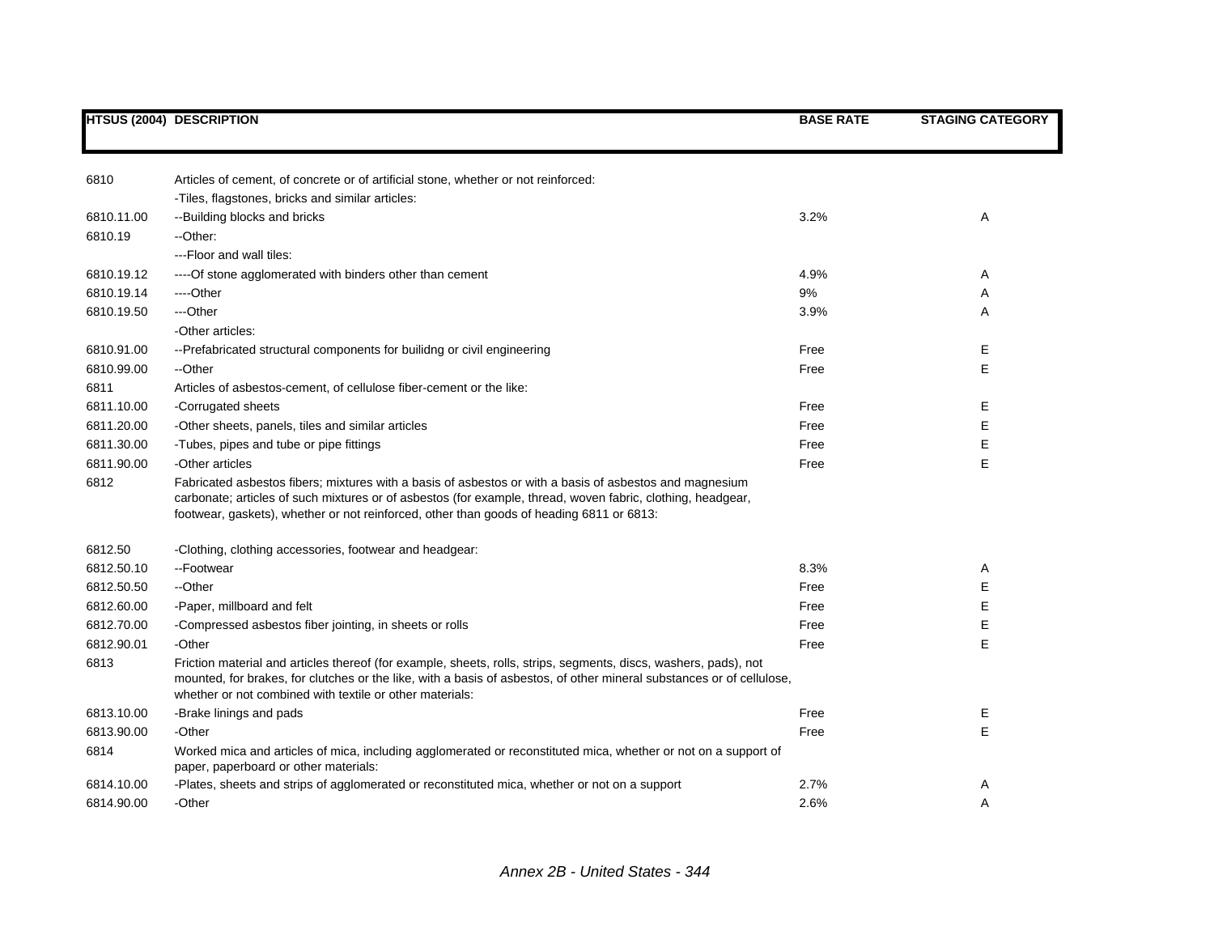| HTSUS (2004) | DESCRIPTION | BASE RATE | STAGING CATEGORY |
|---|---|---|---|
| 6810 | Articles of cement, of concrete or of artificial stone, whether or not reinforced: | | |
| | -Tiles, flagstones, bricks and similar articles: | | |
| 6810.11.00 | --Building blocks and bricks | 3.2% | A |
| 6810.19 | --Other: | | |
| | ---Floor and wall tiles: | | |
| 6810.19.12 | ----Of stone agglomerated with binders other than cement | 4.9% | A |
| 6810.19.14 | ----Other | 9% | A |
| 6810.19.50 | ---Other | 3.9% | A |
| | -Other articles: | | |
| 6810.91.00 | --Prefabricated structural components for builidng or civil engineering | Free | E |
| 6810.99.00 | --Other | Free | E |
| 6811 | Articles of asbestos-cement, of cellulose fiber-cement or the like: | | |
| 6811.10.00 | -Corrugated sheets | Free | E |
| 6811.20.00 | -Other sheets, panels, tiles and similar articles | Free | E |
| 6811.30.00 | -Tubes, pipes and tube or pipe fittings | Free | E |
| 6811.90.00 | -Other articles | Free | E |
| 6812 | Fabricated asbestos fibers; mixtures with a basis of asbestos or with a basis of asbestos and magnesium carbonate; articles of such mixtures or of asbestos (for example, thread, woven fabric, clothing, headgear, footwear, gaskets), whether or not reinforced, other than goods of heading 6811 or 6813: | | |
| 6812.50 | -Clothing, clothing accessories, footwear and headgear: | | |
| 6812.50.10 | --Footwear | 8.3% | A |
| 6812.50.50 | --Other | Free | E |
| 6812.60.00 | -Paper, millboard and felt | Free | E |
| 6812.70.00 | -Compressed asbestos fiber jointing, in sheets or rolls | Free | E |
| 6812.90.01 | -Other | Free | E |
| 6813 | Friction material and articles thereof (for example, sheets, rolls, strips, segments, discs, washers, pads), not mounted, for brakes, for clutches or the like, with a basis of asbestos, of other mineral substances or of cellulose, whether or not combined with textile or other materials: | | |
| 6813.10.00 | -Brake linings and pads | Free | E |
| 6813.90.00 | -Other | Free | E |
| 6814 | Worked mica and articles of mica, including agglomerated or reconstituted mica, whether or not on a support of paper, paperboard or other materials: | | |
| 6814.10.00 | -Plates, sheets and strips of agglomerated or reconstituted mica, whether or not on a support | 2.7% | A |
| 6814.90.00 | -Other | 2.6% | A |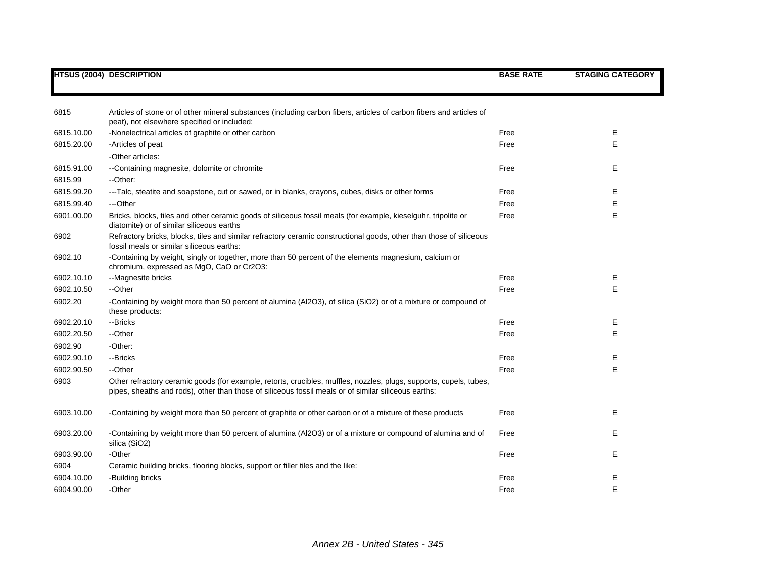| HTSUS (2004) | DESCRIPTION | BASE RATE | STAGING CATEGORY |
|---|---|---|---|
| 6815 | Articles of stone or of other mineral substances (including carbon fibers, articles of carbon fibers and articles of peat), not elsewhere specified or included: | | |
| 6815.10.00 | -Nonelectrical articles of graphite or other carbon | Free | E |
| 6815.20.00 | -Articles of peat | Free | E |
| | -Other articles: | | |
| 6815.91.00 | --Containing magnesite, dolomite or chromite | Free | E |
| 6815.99 | --Other: | | |
| 6815.99.20 | ---Talc, steatite and soapstone, cut or sawed, or in blanks, crayons, cubes, disks or other forms | Free | E |
| 6815.99.40 | ---Other | Free | E |
| 6901.00.00 | Bricks, blocks, tiles and other ceramic goods of siliceous fossil meals (for example, kieselguhr, tripolite or diatomite) or of similar siliceous earths | Free | E |
| 6902 | Refractory bricks, blocks, tiles and similar refractory ceramic constructional goods, other than those of siliceous fossil meals or similar siliceous earths: | | |
| 6902.10 | -Containing by weight, singly or together, more than 50 percent of the elements magnesium, calcium or chromium, expressed as MgO, CaO or $Cr_2O_3$: | | |
| 6902.10.10 | --Magnesite bricks | Free | E |
| 6902.10.50 | --Other | Free | E |
| 6902.20 | -Containing by weight more than 50 percent of alumina ($Al_2O_3$), of silica ($SiO_2$) or of a mixture or compound of these products: | | |
| 6902.20.10 | --Bricks | Free | E |
| 6902.20.50 | --Other | Free | E |
| 6902.90 | -Other: | | |
| 6902.90.10 | --Bricks | Free | E |
| 6902.90.50 | --Other | Free | E |
| 6903 | Other refractory ceramic goods (for example, retorts, crucibles, muffles, nozzles, plugs, supports, cupels, tubes, pipes, sheaths and rods), other than those of siliceous fossil meals or of similar siliceous earths: | | |
| 6903.10.00 | -Containing by weight more than 50 percent of graphite or other carbon or of a mixture of these products | Free | E |
| 6903.20.00 | -Containing by weight more than 50 percent of alumina ($Al_2O_3$) or of a mixture or compound of alumina and of silica ($SiO_2$) | Free | E |
| 6903.90.00 | -Other | Free | E |
| 6904 | Ceramic building bricks, flooring blocks, support or filler tiles and the like: | | |
| 6904.10.00 | -Building bricks | Free | E |
| 6904.90.00 | -Other | Free | E |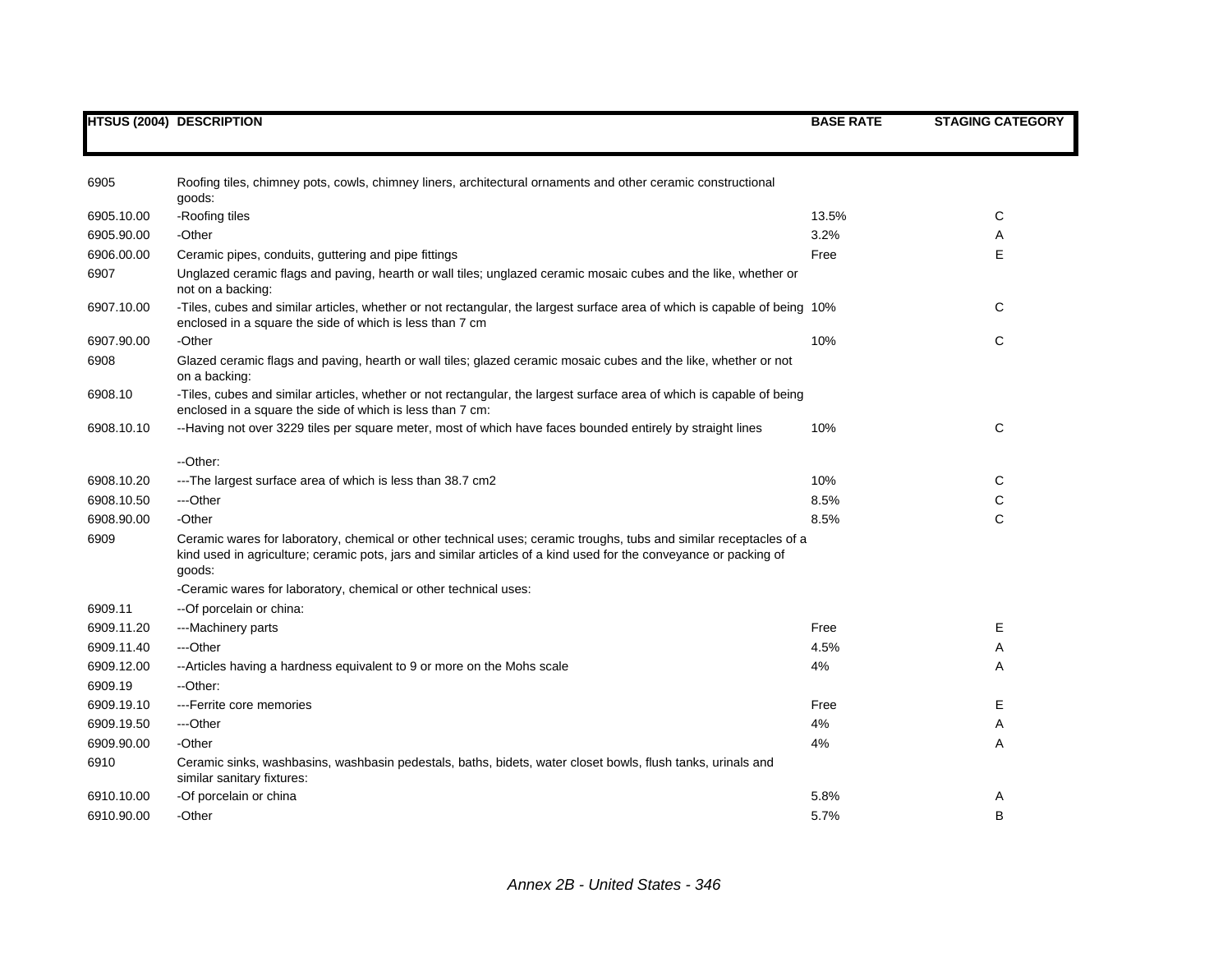| HTSUS (2004) | DESCRIPTION | BASE RATE | STAGING CATEGORY |
|---|---|---|---|
| 6905 | Roofing tiles, chimney pots, cowls, chimney liners, architectural ornaments and other ceramic constructional goods: | | |
| 6905.10.00 | -Roofing tiles | 13.5% | C |
| 6905.90.00 | -Other | 3.2% | A |
| 6906.00.00 | Ceramic pipes, conduits, guttering and pipe fittings | Free | E |
| 6907 | Unglazed ceramic flags and paving, hearth or wall tiles; unglazed ceramic mosaic cubes and the like, whether or not on a backing: | | |
| 6907.10.00 | -Tiles, cubes and similar articles, whether or not rectangular, the largest surface area of which is capable of being enclosed in a square the side of which is less than 7 cm | 10% | C |
| 6907.90.00 | -Other | 10% | C |
| 6908 | Glazed ceramic flags and paving, hearth or wall tiles; glazed ceramic mosaic cubes and the like, whether or not on a backing: | | |
| 6908.10 | -Tiles, cubes and similar articles, whether or not rectangular, the largest surface area of which is capable of being enclosed in a square the side of which is less than 7 cm: | | |
| 6908.10.10 | --Having not over 3229 tiles per square meter, most of which have faces bounded entirely by straight lines | 10% | C |
| | --Other: | | |
| 6908.10.20 | ---The largest surface area of which is less than 38.7 cm2 | 10% | C |
| 6908.10.50 | ---Other | 8.5% | C |
| 6908.90.00 | -Other | 8.5% | C |
| 6909 | Ceramic wares for laboratory, chemical or other technical uses; ceramic troughs, tubs and similar receptacles of a kind used in agriculture; ceramic pots, jars and similar articles of a kind used for the conveyance or packing of goods: | | |
| | -Ceramic wares for laboratory, chemical or other technical uses: | | |
| 6909.11 | --Of porcelain or china: | | |
| 6909.11.20 | ---Machinery parts | Free | E |
| 6909.11.40 | ---Other | 4.5% | A |
| 6909.12.00 | --Articles having a hardness equivalent to 9 or more on the Mohs scale | 4% | A |
| 6909.19 | --Other: | | |
| 6909.19.10 | ---Ferrite core memories | Free | E |
| 6909.19.50 | ---Other | 4% | A |
| 6909.90.00 | -Other | 4% | A |
| 6910 | Ceramic sinks, washbasins, washbasin pedestals, baths, bidets, water closet bowls, flush tanks, urinals and similar sanitary fixtures: | | |
| 6910.10.00 | -Of porcelain or china | 5.8% | A |
| 6910.90.00 | -Other | 5.7% | B |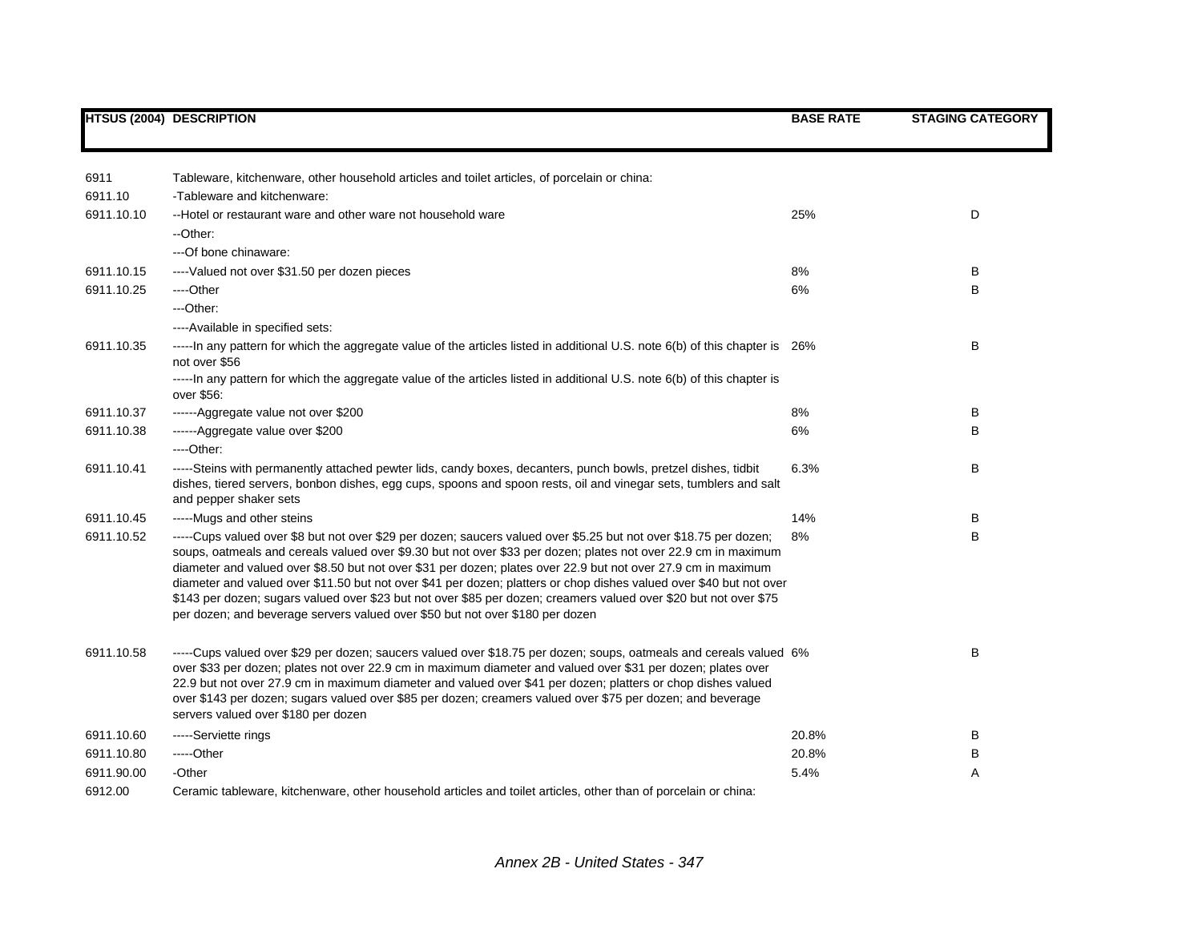| HTSUS (2004) | DESCRIPTION | BASE RATE | STAGING CATEGORY |
|---|---|---|---|
| 6911 | Tableware, kitchenware, other household articles and toilet articles, of porcelain or china: | | |
| 6911.10 | -Tableware and kitchenware: | | |
| 6911.10.10 | --Hotel or restaurant ware and other ware not household ware | 25% | D |
| | --Other: | | |
| | ---Of bone chinaware: | | |
| 6911.10.15 | ----Valued not over $31.50 per dozen pieces | 8% | B |
| 6911.10.25 | ----Other | 6% | B |
| | ---Other: | | |
| | ----Available in specified sets: | | |
| 6911.10.35 | -----In any pattern for which the aggregate value of the articles listed in additional U.S. note 6(b) of this chapter is not over $56 | 26% | B |
| | -----In any pattern for which the aggregate value of the articles listed in additional U.S. note 6(b) of this chapter is over $56: | | |
| 6911.10.37 | ------Aggregate value not over $200 | 8% | B |
| 6911.10.38 | ------Aggregate value over $200 | 6% | B |
| | ----Other: | | |
| 6911.10.41 | -----Steins with permanently attached pewter lids, candy boxes, decanters, punch bowls, pretzel dishes, tidbit dishes, tiered servers, bonbon dishes, egg cups, spoons and spoon rests, oil and vinegar sets, tumblers and salt and pepper shaker sets | 6.3% | B |
| 6911.10.45 | -----Mugs and other steins | 14% | B |
| 6911.10.52 | -----Cups valued over $8 but not over $29 per dozen; saucers valued over $5.25 but not over $18.75 per dozen; soups, oatmeals and cereals valued over $9.30 but not over $33 per dozen; plates not over 22.9 cm in maximum diameter and valued over $8.50 but not over $31 per dozen; plates over 22.9 but not over 27.9 cm in maximum diameter and valued over $11.50 but not over $41 per dozen; platters or chop dishes valued over $40 but not over $143 per dozen; sugars valued over $23 but not over $85 per dozen; creamers valued over $20 but not over $75 per dozen; and beverage servers valued over $50 but not over $180 per dozen | 8% | B |
| 6911.10.58 | -----Cups valued over $29 per dozen; saucers valued over $18.75 per dozen; soups, oatmeals and cereals valued over $33 per dozen; plates not over 22.9 cm in maximum diameter and valued over $31 per dozen; plates over 22.9 but not over 27.9 cm in maximum diameter and valued over $41 per dozen; platters or chop dishes valued over $143 per dozen; sugars valued over $85 per dozen; creamers valued over $75 per dozen; and beverage servers valued over $180 per dozen | 6% | B |
| 6911.10.60 | -----Serviette rings | 20.8% | B |
| 6911.10.80 | -----Other | 20.8% | B |
| 6911.90.00 | -Other | 5.4% | A |
| 6912.00 | Ceramic tableware, kitchenware, other household articles and toilet articles, other than of porcelain or china: | | |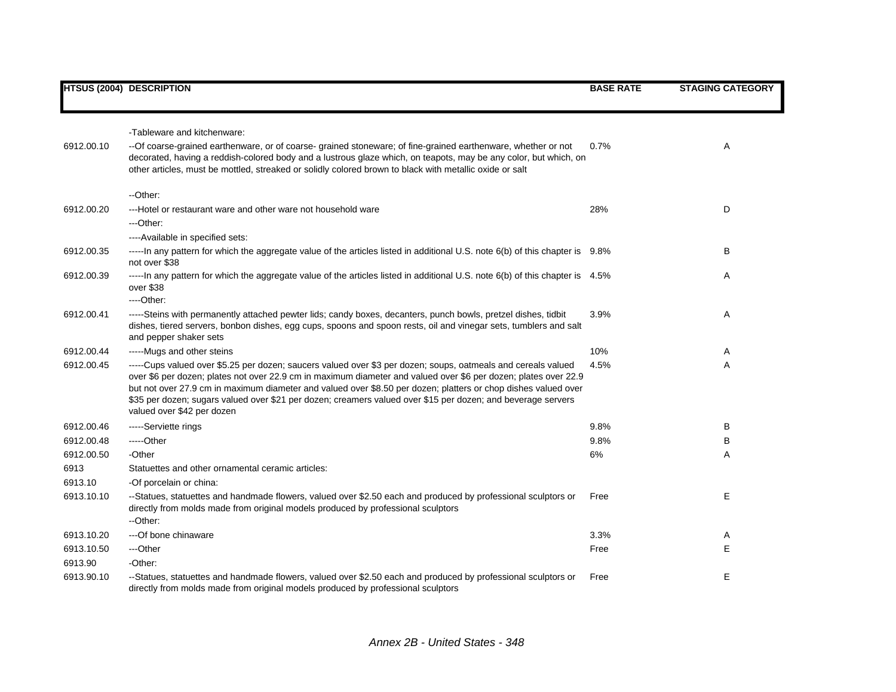| HTSUS (2004) | DESCRIPTION | BASE RATE | STAGING CATEGORY |
|---|---|---|---|
| | -Tableware and kitchenware: | | |
| 6912.00.10 | --Of coarse-grained earthenware, or of coarse- grained stoneware; of fine-grained earthenware, whether or not decorated, having a reddish-colored body and a lustrous glaze which, on teapots, may be any color, but which, on other articles, must be mottled, streaked or solidly colored brown to black with metallic oxide or salt | 0.7% | A |
| | --Other: | | |
| 6912.00.20 | ---Hotel or restaurant ware and other ware not household ware | 28% | D |
| | ---Other: | | |
| | ----Available in specified sets: | | |
| 6912.00.35 | -----In any pattern for which the aggregate value of the articles listed in additional U.S. note 6(b) of this chapter is not over $38 | 9.8% | B |
| 6912.00.39 | -----In any pattern for which the aggregate value of the articles listed in additional U.S. note 6(b) of this chapter is over $38 | 4.5% | A |
| | ----Other: | | |
| 6912.00.41 | -----Steins with permanently attached pewter lids; candy boxes, decanters, punch bowls, pretzel dishes, tidbit dishes, tiered servers, bonbon dishes, egg cups, spoons and spoon rests, oil and vinegar sets, tumblers and salt and pepper shaker sets | 3.9% | A |
| 6912.00.44 | -----Mugs and other steins | 10% | A |
| 6912.00.45 | -----Cups valued over $5.25 per dozen; saucers valued over $3 per dozen; soups, oatmeals and cereals valued over $6 per dozen; plates not over 22.9 cm in maximum diameter and valued over $6 per dozen; plates over 22.9 but not over 27.9 cm in maximum diameter and valued over $8.50 per dozen; platters or chop dishes valued over $35 per dozen; sugars valued over $21 per dozen; creamers valued over $15 per dozen; and beverage servers valued over $42 per dozen | 4.5% | A |
| 6912.00.46 | -----Serviette rings | 9.8% | B |
| 6912.00.48 | -----Other | 9.8% | B |
| 6912.00.50 | -Other | 6% | A |
| 6913 | Statuettes and other ornamental ceramic articles: | | |
| 6913.10 | -Of porcelain or china: | | |
| 6913.10.10 | --Statues, statuettes and handmade flowers, valued over $2.50 each and produced by professional sculptors or directly from molds made from original models produced by professional sculptors | Free | E |
| | --Other: | | |
| 6913.10.20 | ---Of bone chinaware | 3.3% | A |
| 6913.10.50 | ---Other | Free | E |
| 6913.90 | -Other: | | |
| 6913.90.10 | --Statues, statuettes and handmade flowers, valued over $2.50 each and produced by professional sculptors or directly from molds made from original models produced by professional sculptors | Free | E |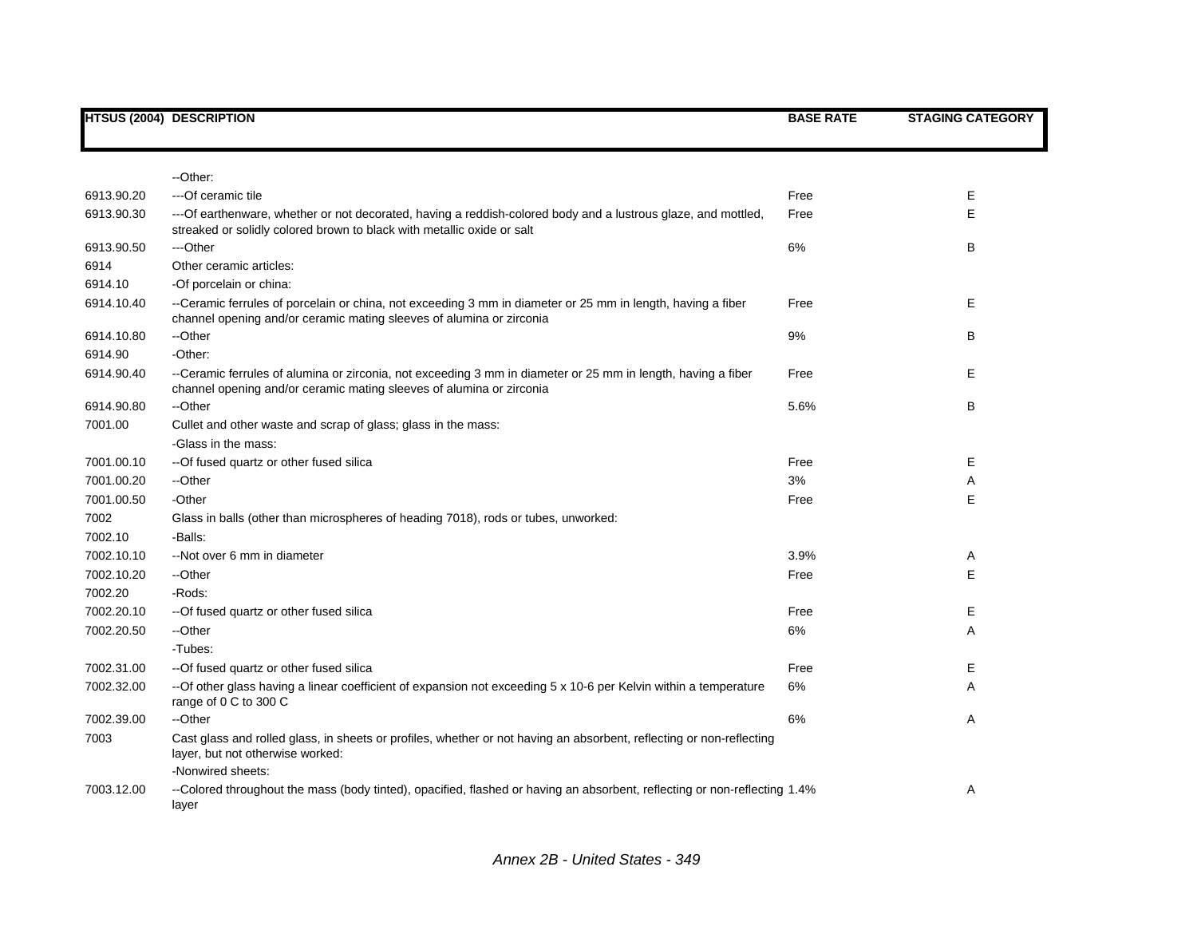| HTSUS (2004) | DESCRIPTION | BASE RATE | STAGING CATEGORY |
|---|---|---|---|
| | --Other: | | |
| 6913.90.20 | ---Of ceramic tile | Free | E |
| 6913.90.30 | ---Of earthenware, whether or not decorated, having a reddish-colored body and a lustrous glaze, and mottled, streaked or solidly colored brown to black with metallic oxide or salt | Free | E |
| 6913.90.50 | ---Other | 6% | B |
| 6914 | Other ceramic articles: | | |
| 6914.10 | -Of porcelain or china: | | |
| 6914.10.40 | --Ceramic ferrules of porcelain or china, not exceeding 3 mm in diameter or 25 mm in length, having a fiber channel opening and/or ceramic mating sleeves of alumina or zirconia | Free | E |
| 6914.10.80 | --Other | 9% | B |
| 6914.90 | -Other: | | |
| 6914.90.40 | --Ceramic ferrules of alumina or zirconia, not exceeding 3 mm in diameter or 25 mm in length, having a fiber channel opening and/or ceramic mating sleeves of alumina or zirconia | Free | E |
| 6914.90.80 | --Other | 5.6% | B |
| 7001.00 | Cullet and other waste and scrap of glass; glass in the mass: | | |
| | -Glass in the mass: | | |
| 7001.00.10 | --Of fused quartz or other fused silica | Free | E |
| 7001.00.20 | --Other | 3% | A |
| 7001.00.50 | -Other | Free | E |
| 7002 | Glass in balls (other than microspheres of heading 7018), rods or tubes, unworked: | | |
| 7002.10 | -Balls: | | |
| 7002.10.10 | --Not over 6 mm in diameter | 3.9% | A |
| 7002.10.20 | --Other | Free | E |
| 7002.20 | -Rods: | | |
| 7002.20.10 | --Of fused quartz or other fused silica | Free | E |
| 7002.20.50 | --Other | 6% | A |
| | -Tubes: | | |
| 7002.31.00 | --Of fused quartz or other fused silica | Free | E |
| 7002.32.00 | --Of other glass having a linear coefficient of expansion not exceeding 5 x 10-6 per Kelvin within a temperature range of 0 C to 300 C | 6% | A |
| 7002.39.00 | --Other | 6% | A |
| 7003 | Cast glass and rolled glass, in sheets or profiles, whether or not having an absorbent, reflecting or non-reflecting layer, but not otherwise worked: | | |
| | -Nonwired sheets: | | |
| 7003.12.00 | --Colored throughout the mass (body tinted), opacified, flashed or having an absorbent, reflecting or non-reflecting layer | 1.4% | A |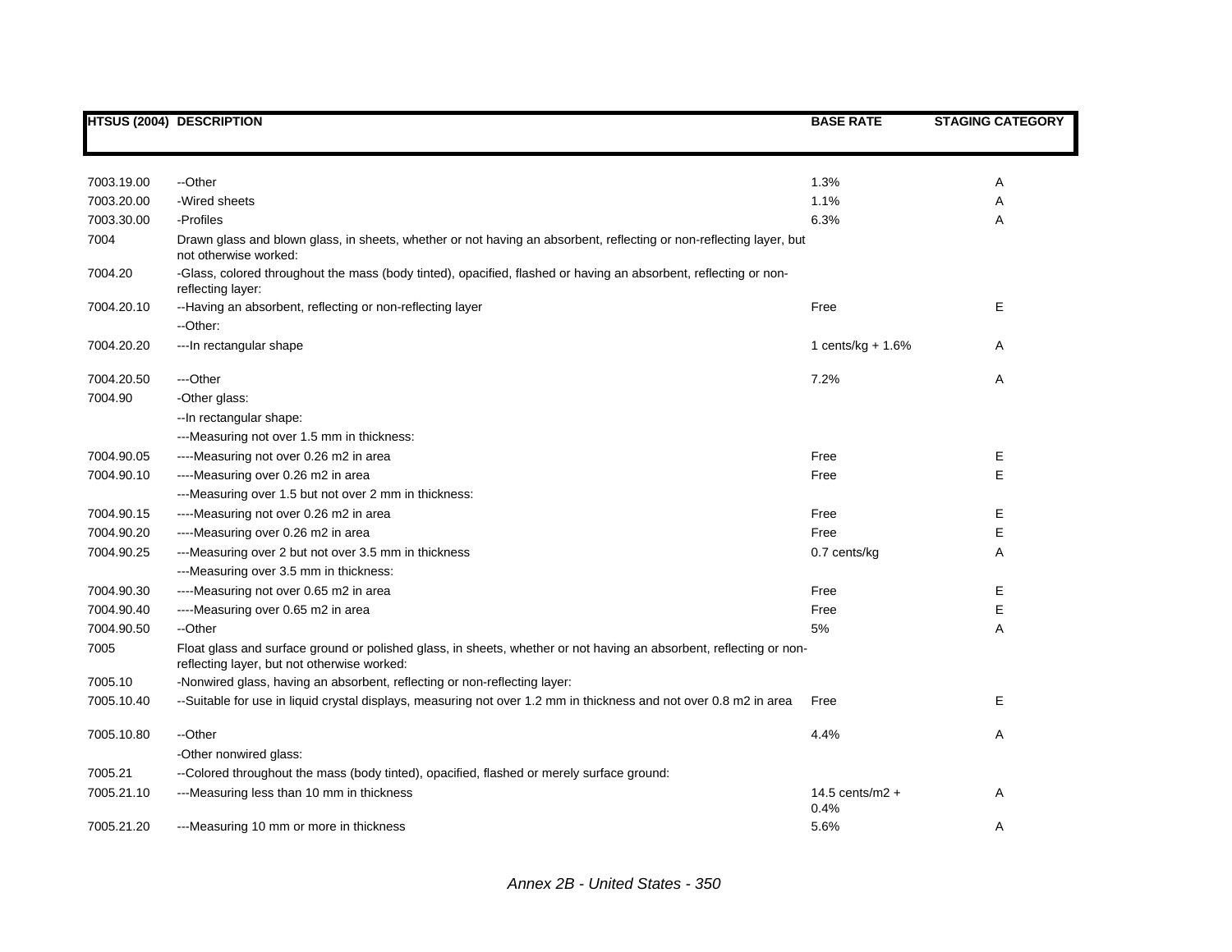| HTSUS (2004) | DESCRIPTION | BASE RATE | STAGING CATEGORY |
|---|---|---|---|
| 7003.19.00 | --Other | 1.3% | A |
| 7003.20.00 | -Wired sheets | 1.1% | A |
| 7003.30.00 | -Profiles | 6.3% | A |
| 7004 | Drawn glass and blown glass, in sheets, whether or not having an absorbent, reflecting or non-reflecting layer, but not otherwise worked: | | |
| 7004.20 | -Glass, colored throughout the mass (body tinted), opacified, flashed or having an absorbent, reflecting or non-reflecting layer: | | |
| 7004.20.10 | --Having an absorbent, reflecting or non-reflecting layer | Free | E |
| | --Other: | | |
| 7004.20.20 | ---In rectangular shape | 1 cents/kg + 1.6% | A |
| 7004.20.50 | ---Other | 7.2% | A |
| 7004.90 | -Other glass: | | |
| | --In rectangular shape: | | |
| | ---Measuring not over 1.5 mm in thickness: | | |
| 7004.90.05 | ----Measuring not over 0.26 m2 in area | Free | E |
| 7004.90.10 | ----Measuring over 0.26 m2 in area | Free | E |
| | ---Measuring over 1.5 but not over 2 mm in thickness: | | |
| 7004.90.15 | ----Measuring not over 0.26 m2 in area | Free | E |
| 7004.90.20 | ----Measuring over 0.26 m2 in area | Free | E |
| 7004.90.25 | ---Measuring over 2 but not over 3.5 mm in thickness | 0.7 cents/kg | A |
| | ---Measuring over 3.5 mm in thickness: | | |
| 7004.90.30 | ----Measuring not over 0.65 m2 in area | Free | E |
| 7004.90.40 | ----Measuring over 0.65 m2 in area | Free | E |
| 7004.90.50 | --Other | 5% | A |
| 7005 | Float glass and surface ground or polished glass, in sheets, whether or not having an absorbent, reflecting or non-reflecting layer, but not otherwise worked: | | |
| 7005.10 | -Nonwired glass, having an absorbent, reflecting or non-reflecting layer: | | |
| 7005.10.40 | --Suitable for use in liquid crystal displays, measuring not over 1.2 mm in thickness and not over 0.8 m2 in area | Free | E |
| 7005.10.80 | --Other | 4.4% | A |
| | -Other nonwired glass: | | |
| 7005.21 | --Colored throughout the mass (body tinted), opacified, flashed or merely surface ground: | | |
| 7005.21.10 | ---Measuring less than 10 mm in thickness | 14.5 cents/m2 + 0.4% | A |
| 7005.21.20 | ---Measuring 10 mm or more in thickness | 5.6% | A |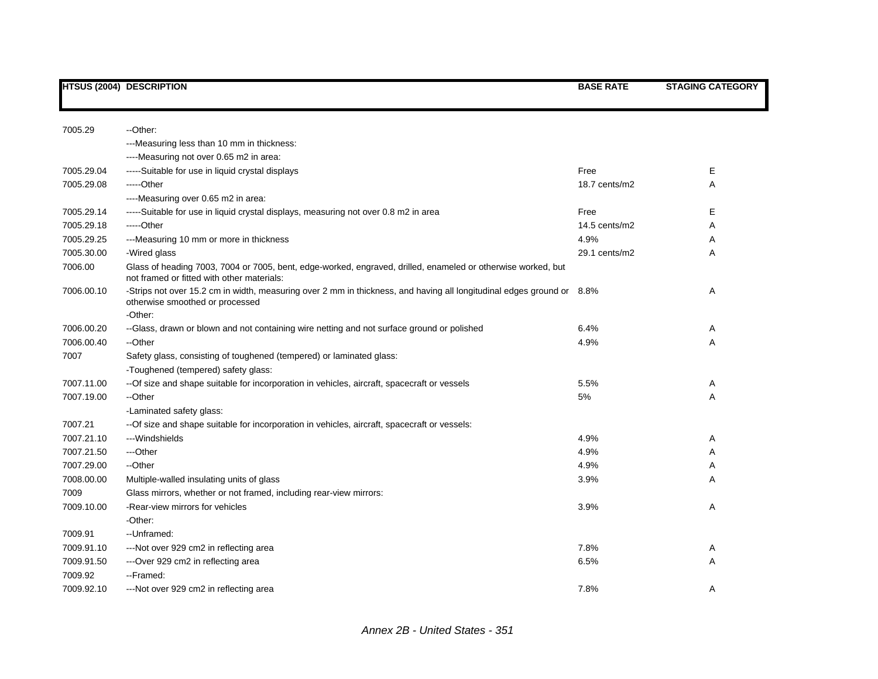| HTSUS (2004) | DESCRIPTION | BASE RATE | STAGING CATEGORY |
|---|---|---|---|
| 7005.29 | --Other: | | |
| | ---Measuring less than 10 mm in thickness: | | |
| | ----Measuring not over 0.65 m2 in area: | | |
| 7005.29.04 | -----Suitable for use in liquid crystal displays | Free | E |
| 7005.29.08 | -----Other | 18.7 cents/m2 | A |
| | ----Measuring over 0.65 m2 in area: | | |
| 7005.29.14 | -----Suitable for use in liquid crystal displays, measuring not over 0.8 m2 in area | Free | E |
| 7005.29.18 | -----Other | 14.5 cents/m2 | A |
| 7005.29.25 | ---Measuring 10 mm or more in thickness | 4.9% | A |
| 7005.30.00 | -Wired glass | 29.1 cents/m2 | A |
| 7006.00 | Glass of heading 7003, 7004 or 7005, bent, edge-worked, engraved, drilled, enameled or otherwise worked, but not framed or fitted with other materials: | | |
| 7006.00.10 | -Strips not over 15.2 cm in width, measuring over 2 mm in thickness, and having all longitudinal edges ground or otherwise smoothed or processed | 8.8% | A |
| | -Other: | | |
| 7006.00.20 | --Glass, drawn or blown and not containing wire netting and not surface ground or polished | 6.4% | A |
| 7006.00.40 | --Other | 4.9% | A |
| 7007 | Safety glass, consisting of toughened (tempered) or laminated glass: | | |
| | -Toughened (tempered) safety glass: | | |
| 7007.11.00 | --Of size and shape suitable for incorporation in vehicles, aircraft, spacecraft or vessels | 5.5% | A |
| 7007.19.00 | --Other | 5% | A |
| | -Laminated safety glass: | | |
| 7007.21 | --Of size and shape suitable for incorporation in vehicles, aircraft, spacecraft or vessels: | | |
| 7007.21.10 | ---Windshields | 4.9% | A |
| 7007.21.50 | ---Other | 4.9% | A |
| 7007.29.00 | --Other | 4.9% | A |
| 7008.00.00 | Multiple-walled insulating units of glass | 3.9% | A |
| 7009 | Glass mirrors, whether or not framed, including rear-view mirrors: | | |
| 7009.10.00 | -Rear-view mirrors for vehicles | 3.9% | A |
| | -Other: | | |
| 7009.91 | --Unframed: | | |
| 7009.91.10 | ---Not over 929 cm2 in reflecting area | 7.8% | A |
| 7009.91.50 | ---Over 929 cm2 in reflecting area | 6.5% | A |
| 7009.92 | --Framed: | | |
| 7009.92.10 | ---Not over 929 cm2 in reflecting area | 7.8% | A |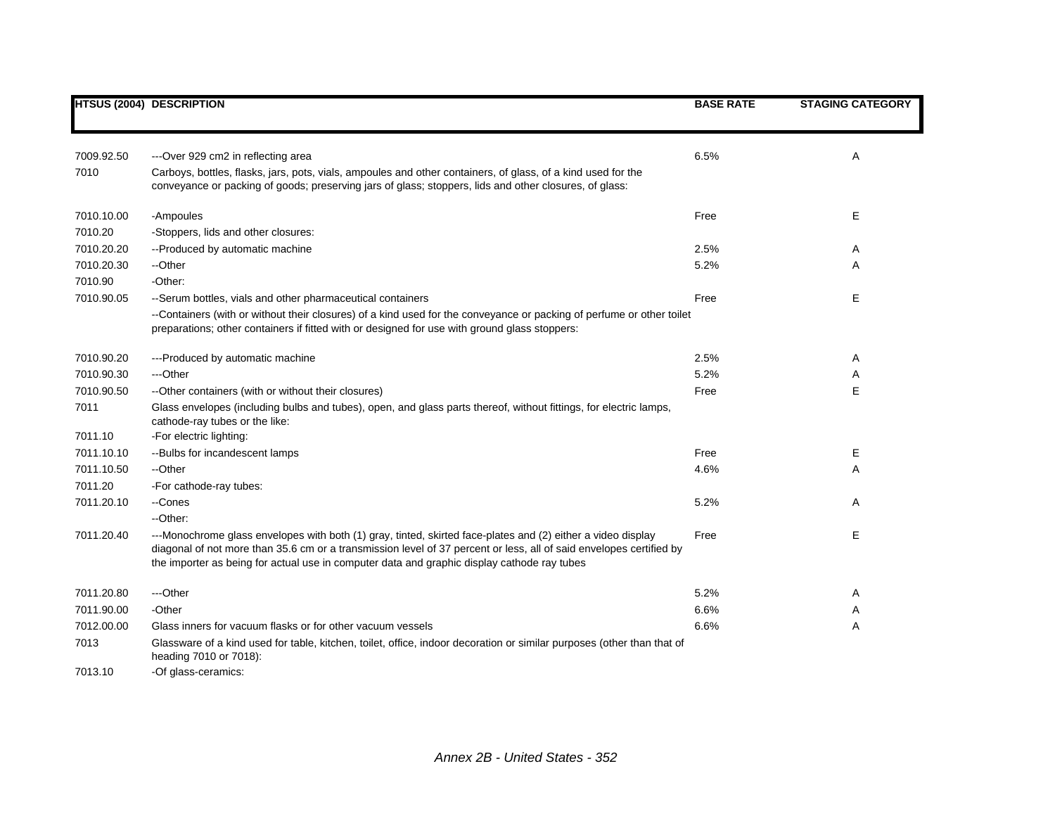| HTSUS (2004) | DESCRIPTION | BASE RATE | STAGING CATEGORY |
|---|---|---|---|
| 7009.92.50 | ---Over 929 cm2 in reflecting area | 6.5% | A |
| 7010 | Carboys, bottles, flasks, jars, pots, vials, ampoules and other containers, of glass, of a kind used for the conveyance or packing of goods; preserving jars of glass; stoppers, lids and other closures, of glass: | | |
| 7010.10.00 | -Ampoules | Free | E |
| 7010.20 | -Stoppers, lids and other closures: | | |
| 7010.20.20 | --Produced by automatic machine | 2.5% | A |
| 7010.20.30 | --Other | 5.2% | A |
| 7010.90 | -Other: | | |
| 7010.90.05 | --Serum bottles, vials and other pharmaceutical containers | Free | E |
| | --Containers (with or without their closures) of a kind used for the conveyance or packing of perfume or other toilet preparations; other containers if fitted with or designed for use with ground glass stoppers: | | |
| 7010.90.20 | ---Produced by automatic machine | 2.5% | A |
| 7010.90.30 | ---Other | 5.2% | A |
| 7010.90.50 | --Other containers (with or without their closures) | Free | E |
| 7011 | Glass envelopes (including bulbs and tubes), open, and glass parts thereof, without fittings, for electric lamps, cathode-ray tubes or the like: | | |
| 7011.10 | -For electric lighting: | | |
| 7011.10.10 | --Bulbs for incandescent lamps | Free | E |
| 7011.10.50 | --Other | 4.6% | A |
| 7011.20 | -For cathode-ray tubes: | | |
| 7011.20.10 | --Cones | 5.2% | A |
| | --Other: | | |
| 7011.20.40 | ---Monochrome glass envelopes with both (1) gray, tinted, skirted face-plates and (2) either a video display diagonal of not more than 35.6 cm or a transmission level of 37 percent or less, all of said envelopes certified by the importer as being for actual use in computer data and graphic display cathode ray tubes | Free | E |
| 7011.20.80 | ---Other | 5.2% | A |
| 7011.90.00 | -Other | 6.6% | A |
| 7012.00.00 | Glass inners for vacuum flasks or for other vacuum vessels | 6.6% | A |
| 7013 | Glassware of a kind used for table, kitchen, toilet, office, indoor decoration or similar purposes (other than that of heading 7010 or 7018): | | |
| 7013.10 | -Of glass-ceramics: | | |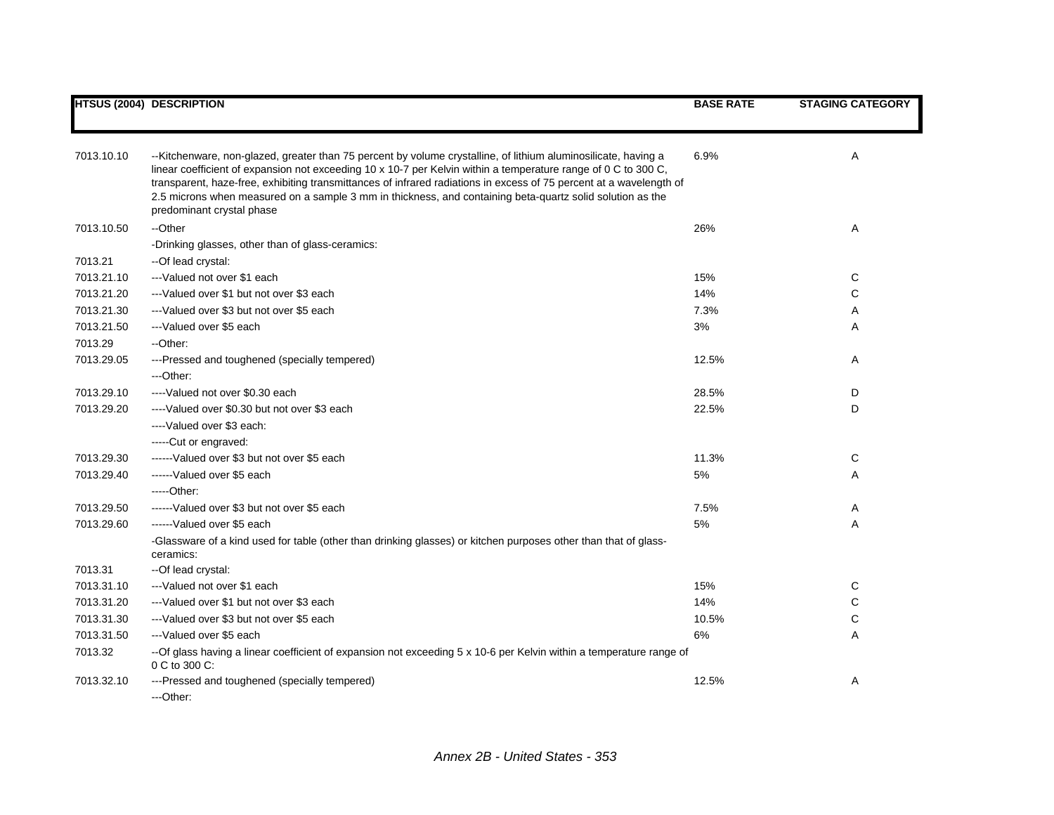| HTSUS (2004) | DESCRIPTION | BASE RATE | STAGING CATEGORY |
|---|---|---|---|
| 7013.10.10 | --Kitchenware, non-glazed, greater than 75 percent by volume crystalline, of lithium aluminosilicate, having a linear coefficient of expansion not exceeding 10 x 10-7 per Kelvin within a temperature range of 0 C to 300 C, transparent, haze-free, exhibiting transmittances of infrared radiations in excess of 75 percent at a wavelength of 2.5 microns when measured on a sample 3 mm in thickness, and containing beta-quartz solid solution as the predominant crystal phase | 6.9% | A |
| 7013.10.50 | --Other | 26% | A |
| | -Drinking glasses, other than of glass-ceramics: | | |
| 7013.21 | --Of lead crystal: | | |
| 7013.21.10 | ---Valued not over $1 each | 15% | C |
| 7013.21.20 | ---Valued over $1 but not over $3 each | 14% | C |
| 7013.21.30 | ---Valued over $3 but not over $5 each | 7.3% | A |
| 7013.21.50 | ---Valued over $5 each | 3% | A |
| 7013.29 | --Other: | | |
| 7013.29.05 | ---Pressed and toughened (specially tempered) | 12.5% | A |
| | ---Other: | | |
| 7013.29.10 | ----Valued not over $0.30 each | 28.5% | D |
| 7013.29.20 | ----Valued over $0.30 but not over $3 each | 22.5% | D |
| | ----Valued over $3 each: | | |
| | -----Cut or engraved: | | |
| 7013.29.30 | ------Valued over $3 but not over $5 each | 11.3% | C |
| 7013.29.40 | ------Valued over $5 each | 5% | A |
| | -----Other: | | |
| 7013.29.50 | ------Valued over $3 but not over $5 each | 7.5% | A |
| 7013.29.60 | ------Valued over $5 each | 5% | A |
| | -Glassware of a kind used for table (other than drinking glasses) or kitchen purposes other than that of glass-ceramics: | | |
| 7013.31 | --Of lead crystal: | | |
| 7013.31.10 | ---Valued not over $1 each | 15% | C |
| 7013.31.20 | ---Valued over $1 but not over $3 each | 14% | C |
| 7013.31.30 | ---Valued over $3 but not over $5 each | 10.5% | C |
| 7013.31.50 | ---Valued over $5 each | 6% | A |
| 7013.32 | --Of glass having a linear coefficient of expansion not exceeding 5 x 10-6 per Kelvin within a temperature range of 0 C to 300 C: | | |
| 7013.32.10 | ---Pressed and toughened (specially tempered) | 12.5% | A |
| | ---Other: | | |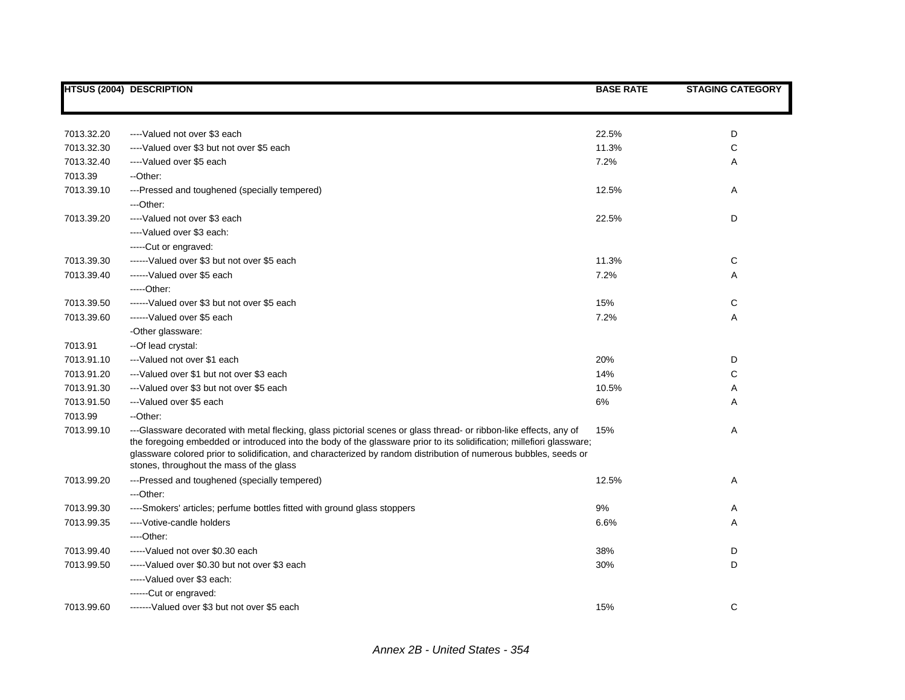| HTSUS (2004) | DESCRIPTION | BASE RATE | STAGING CATEGORY |
|---|---|---|---|
| 7013.32.20 | ----Valued not over $3 each | 22.5% | D |
| 7013.32.30 | ----Valued over $3 but not over $5 each | 11.3% | C |
| 7013.32.40 | ----Valued over $5 each | 7.2% | A |
| 7013.39 | --Other: | | |
| 7013.39.10 | ---Pressed and toughened (specially tempered) | 12.5% | A |
| | ---Other: | | |
| 7013.39.20 | ----Valued not over $3 each | 22.5% | D |
| | ----Valued over $3 each: | | |
| | -----Cut or engraved: | | |
| 7013.39.30 | ------Valued over $3 but not over $5 each | 11.3% | C |
| 7013.39.40 | ------Valued over $5 each | 7.2% | A |
| | -----Other: | | |
| 7013.39.50 | ------Valued over $3 but not over $5 each | 15% | C |
| 7013.39.60 | ------Valued over $5 each | 7.2% | A |
| | -Other glassware: | | |
| 7013.91 | --Of lead crystal: | | |
| 7013.91.10 | ---Valued not over $1 each | 20% | D |
| 7013.91.20 | ---Valued over $1 but not over $3 each | 14% | C |
| 7013.91.30 | ---Valued over $3 but not over $5 each | 10.5% | A |
| 7013.91.50 | ---Valued over $5 each | 6% | A |
| 7013.99 | --Other: | | |
| 7013.99.10 | ---Glassware decorated with metal flecking, glass pictorial scenes or glass thread- or ribbon-like effects, any of the foregoing embedded or introduced into the body of the glassware prior to its solidification; millefiori glassware; glassware colored prior to solidification, and characterized by random distribution of numerous bubbles, seeds or stones, throughout the mass of the glass | 15% | A |
| 7013.99.20 | ---Pressed and toughened (specially tempered) | 12.5% | A |
| | ---Other: | | |
| 7013.99.30 | ----Smokers' articles; perfume bottles fitted with ground glass stoppers | 9% | A |
| 7013.99.35 | ----Votive-candle holders | 6.6% | A |
| | ----Other: | | |
| 7013.99.40 | -----Valued not over $0.30 each | 38% | D |
| 7013.99.50 | -----Valued over $0.30 but not over $3 each | 30% | D |
| | -----Valued over $3 each: | | |
| | ------Cut or engraved: | | |
| 7013.99.60 | -------Valued over $3 but not over $5 each | 15% | C |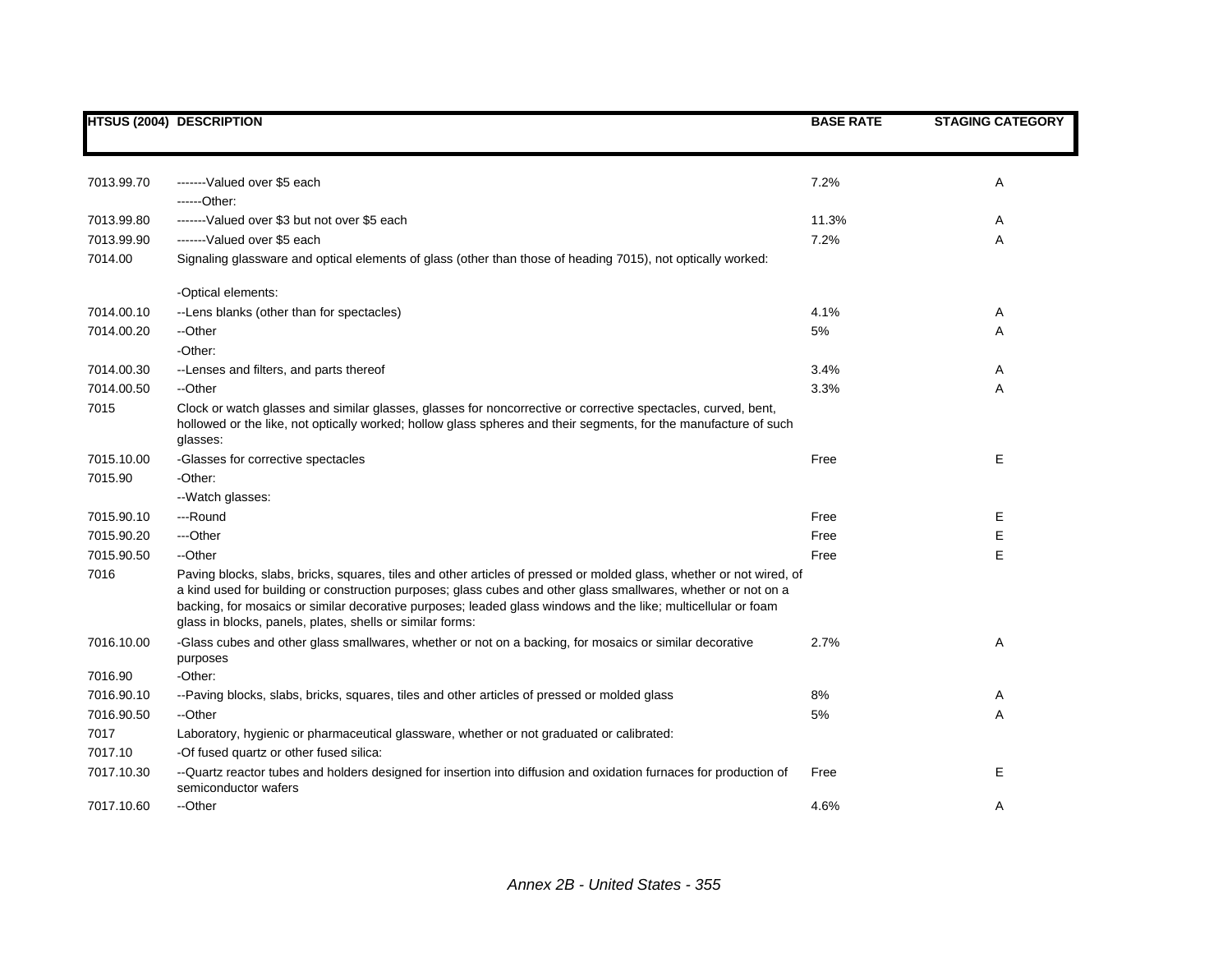| HTSUS (2004) | DESCRIPTION | BASE RATE | STAGING CATEGORY |
|---|---|---|---|
| 7013.99.70 | -------Valued over $5 each | 7.2% | A |
| | ------Other: | | |
| 7013.99.80 | -------Valued over $3 but not over $5 each | 11.3% | A |
| 7013.99.90 | -------Valued over $5 each | 7.2% | A |
| 7014.00 | Signaling glassware and optical elements of glass (other than those of heading 7015), not optically worked: | | |
| | -Optical elements: | | |
| 7014.00.10 | --Lens blanks (other than for spectacles) | 4.1% | A |
| 7014.00.20 | --Other | 5% | A |
| | -Other: | | |
| 7014.00.30 | --Lenses and filters, and parts thereof | 3.4% | A |
| 7014.00.50 | --Other | 3.3% | A |
| 7015 | Clock or watch glasses and similar glasses, glasses for noncorrective or corrective spectacles, curved, bent, hollowed or the like, not optically worked; hollow glass spheres and their segments, for the manufacture of such glasses: | | |
| 7015.10.00 | -Glasses for corrective spectacles | Free | E |
| 7015.90 | -Other: | | |
| | --Watch glasses: | | |
| 7015.90.10 | ---Round | Free | E |
| 7015.90.20 | ---Other | Free | E |
| 7015.90.50 | --Other | Free | E |
| 7016 | Paving blocks, slabs, bricks, squares, tiles and other articles of pressed or molded glass, whether or not wired, of a kind used for building or construction purposes; glass cubes and other glass smallwares, whether or not on a backing, for mosaics or similar decorative purposes; leaded glass windows and the like; multicellular or foam glass in blocks, panels, plates, shells or similar forms: | | |
| 7016.10.00 | -Glass cubes and other glass smallwares, whether or not on a backing, for mosaics or similar decorative purposes | 2.7% | A |
| 7016.90 | -Other: | | |
| 7016.90.10 | --Paving blocks, slabs, bricks, squares, tiles and other articles of pressed or molded glass | 8% | A |
| 7016.90.50 | --Other | 5% | A |
| 7017 | Laboratory, hygienic or pharmaceutical glassware, whether or not graduated or calibrated: | | |
| 7017.10 | -Of fused quartz or other fused silica: | | |
| 7017.10.30 | --Quartz reactor tubes and holders designed for insertion into diffusion and oxidation furnaces for production of semiconductor wafers | Free | E |
| 7017.10.60 | --Other | 4.6% | A |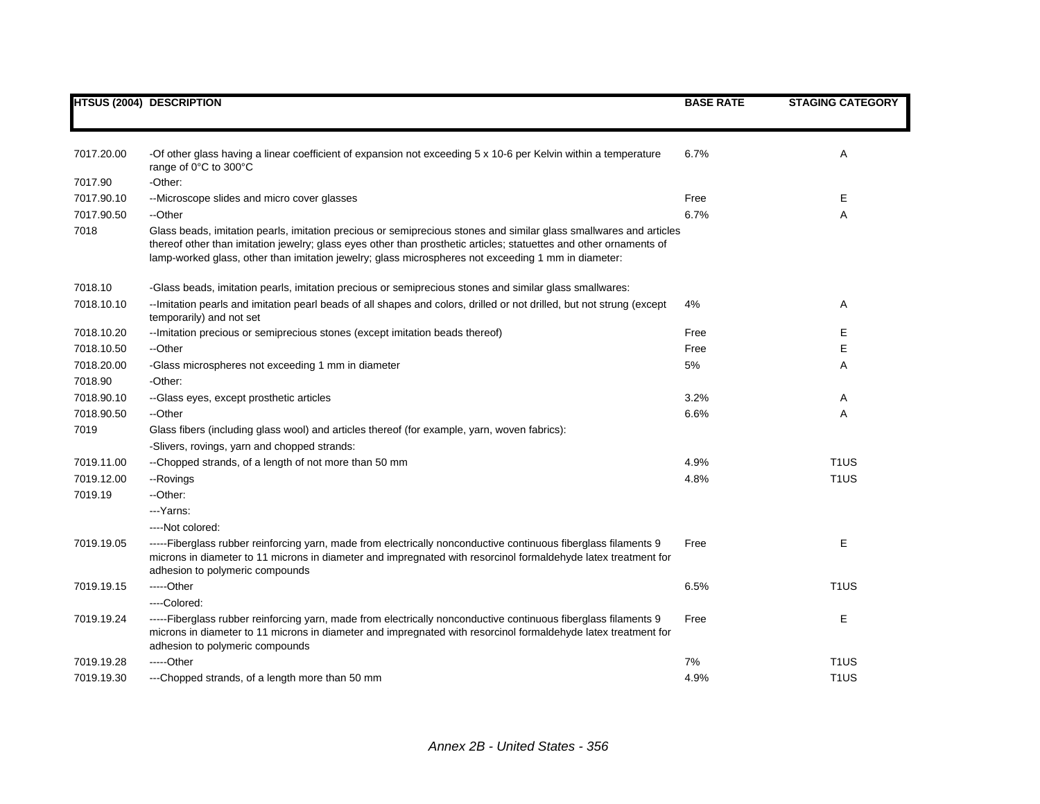| HTSUS (2004) | DESCRIPTION | BASE RATE | STAGING CATEGORY |
|---|---|---|---|
| 7017.20.00 | -Of other glass having a linear coefficient of expansion not exceeding 5 x 10-6 per Kelvin within a temperature range of 0°C to 300°C | 6.7% | A |
| 7017.90 | -Other: | | |
| 7017.90.10 | --Microscope slides and micro cover glasses | Free | E |
| 7017.90.50 | --Other | 6.7% | A |
| 7018 | Glass beads, imitation pearls, imitation precious or semiprecious stones and similar glass smallwares and articles thereof other than imitation jewelry; glass eyes other than prosthetic articles; statuettes and other ornaments of lamp-worked glass, other than imitation jewelry; glass microspheres not exceeding 1 mm in diameter: | | |
| 7018.10 | -Glass beads, imitation pearls, imitation precious or semiprecious stones and similar glass smallwares: | | |
| 7018.10.10 | --Imitation pearls and imitation pearl beads of all shapes and colors, drilled or not drilled, but not strung (except temporarily) and not set | 4% | A |
| 7018.10.20 | --Imitation precious or semiprecious stones (except imitation beads thereof) | Free | E |
| 7018.10.50 | --Other | Free | E |
| 7018.20.00 | -Glass microspheres not exceeding 1 mm in diameter | 5% | A |
| 7018.90 | -Other: | | |
| 7018.90.10 | --Glass eyes, except prosthetic articles | 3.2% | A |
| 7018.90.50 | --Other | 6.6% | A |
| 7019 | Glass fibers (including glass wool) and articles thereof (for example, yarn, woven fabrics): | | |
| | -Slivers, rovings, yarn and chopped strands: | | |
| 7019.11.00 | --Chopped strands, of a length of not more than 50 mm | 4.9% | T1US |
| 7019.12.00 | --Rovings | 4.8% | T1US |
| 7019.19 | --Other: | | |
| | ---Yarns: | | |
| | ----Not colored: | | |
| 7019.19.05 | -----Fiberglass rubber reinforcing yarn, made from electrically nonconductive continuous fiberglass filaments 9 microns in diameter to 11 microns in diameter and impregnated with resorcinol formaldehyde latex treatment for adhesion to polymeric compounds | Free | E |
| 7019.19.15 | -----Other | 6.5% | T1US |
| | ----Colored: | | |
| 7019.19.24 | -----Fiberglass rubber reinforcing yarn, made from electrically nonconductive continuous fiberglass filaments 9 microns in diameter to 11 microns in diameter and impregnated with resorcinol formaldehyde latex treatment for adhesion to polymeric compounds | Free | E |
| 7019.19.28 | -----Other | 7% | T1US |
| 7019.19.30 | ---Chopped strands, of a length more than 50 mm | 4.9% | T1US |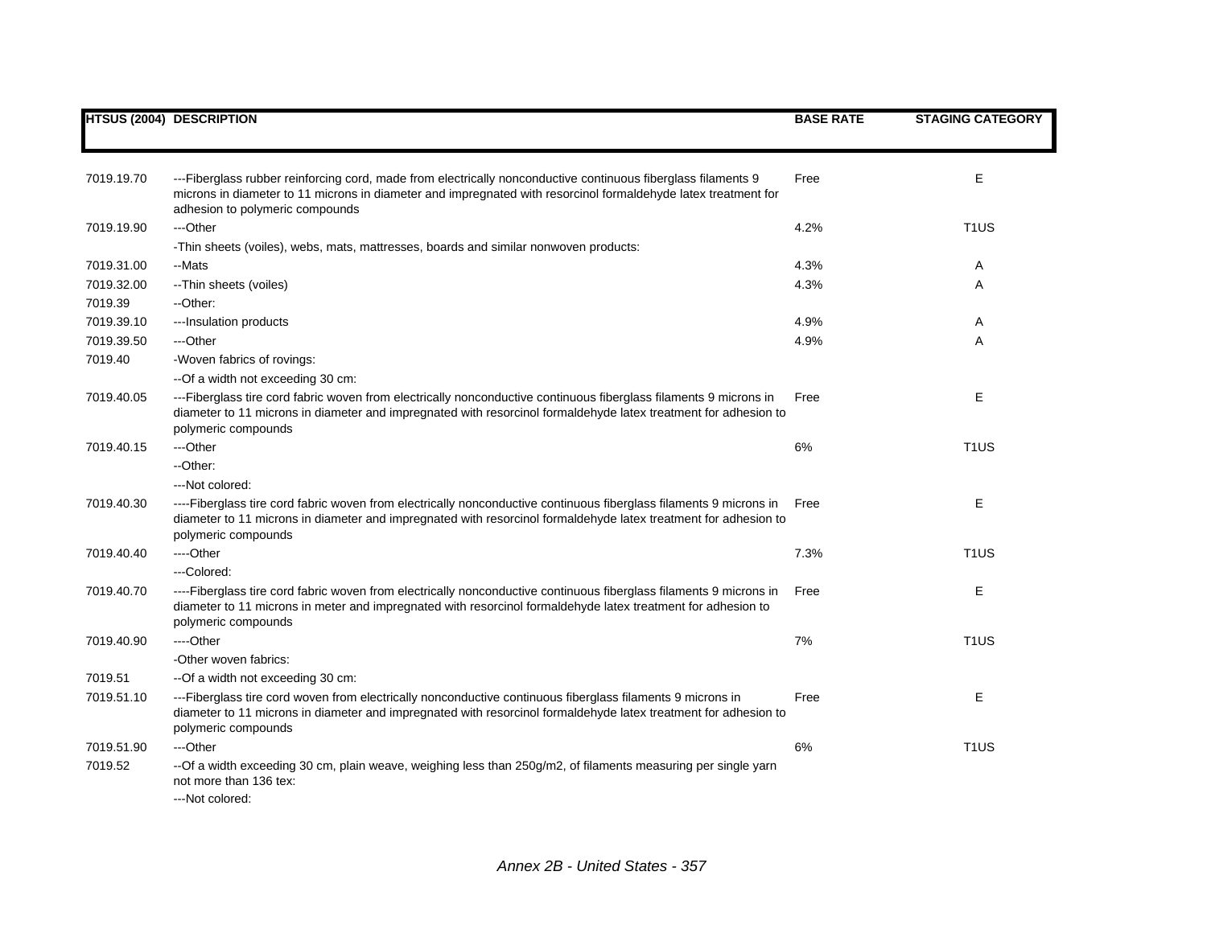| HTSUS (2004) | DESCRIPTION | BASE RATE | STAGING CATEGORY |
|---|---|---|---|
| 7019.19.70 | ---Fiberglass rubber reinforcing cord, made from electrically nonconductive continuous fiberglass filaments 9 microns in diameter to 11 microns in diameter and impregnated with resorcinol formaldehyde latex treatment for adhesion to polymeric compounds | Free | E |
| 7019.19.90 | ---Other | 4.2% | T1US |
| | -Thin sheets (voiles), webs, mats, mattresses, boards and similar nonwoven products: | | |
| 7019.31.00 | --Mats | 4.3% | A |
| 7019.32.00 | --Thin sheets (voiles) | 4.3% | A |
| 7019.39 | --Other: | | |
| 7019.39.10 | ---Insulation products | 4.9% | A |
| 7019.39.50 | ---Other | 4.9% | A |
| 7019.40 | -Woven fabrics of rovings: | | |
| | --Of a width not exceeding 30 cm: | | |
| 7019.40.05 | ---Fiberglass tire cord fabric woven from electrically nonconductive continuous fiberglass filaments 9 microns in diameter to 11 microns in diameter and impregnated with resorcinol formaldehyde latex treatment for adhesion to polymeric compounds | Free | E |
| 7019.40.15 | ---Other | 6% | T1US |
| | --Other: | | |
| | ---Not colored: | | |
| 7019.40.30 | ----Fiberglass tire cord fabric woven from electrically nonconductive continuous fiberglass filaments 9 microns in diameter to 11 microns in diameter and impregnated with resorcinol formaldehyde latex treatment for adhesion to polymeric compounds | Free | E |
| 7019.40.40 | ----Other | 7.3% | T1US |
| | ---Colored: | | |
| 7019.40.70 | ----Fiberglass tire cord fabric woven from electrically nonconductive continuous fiberglass filaments 9 microns in diameter to 11 microns in meter and impregnated with resorcinol formaldehyde latex treatment for adhesion to polymeric compounds | Free | E |
| 7019.40.90 | ----Other | 7% | T1US |
| | -Other woven fabrics: | | |
| 7019.51 | --Of a width not exceeding 30 cm: | | |
| 7019.51.10 | ---Fiberglass tire cord woven from electrically nonconductive continuous fiberglass filaments 9 microns in diameter to 11 microns in diameter and impregnated with resorcinol formaldehyde latex treatment for adhesion to polymeric compounds | Free | E |
| 7019.51.90 | ---Other | 6% | T1US |
| 7019.52 | --Of a width exceeding 30 cm, plain weave, weighing less than 250g/m2, of filaments measuring per single yarn not more than 136 tex: | | |
| | ---Not colored: | | |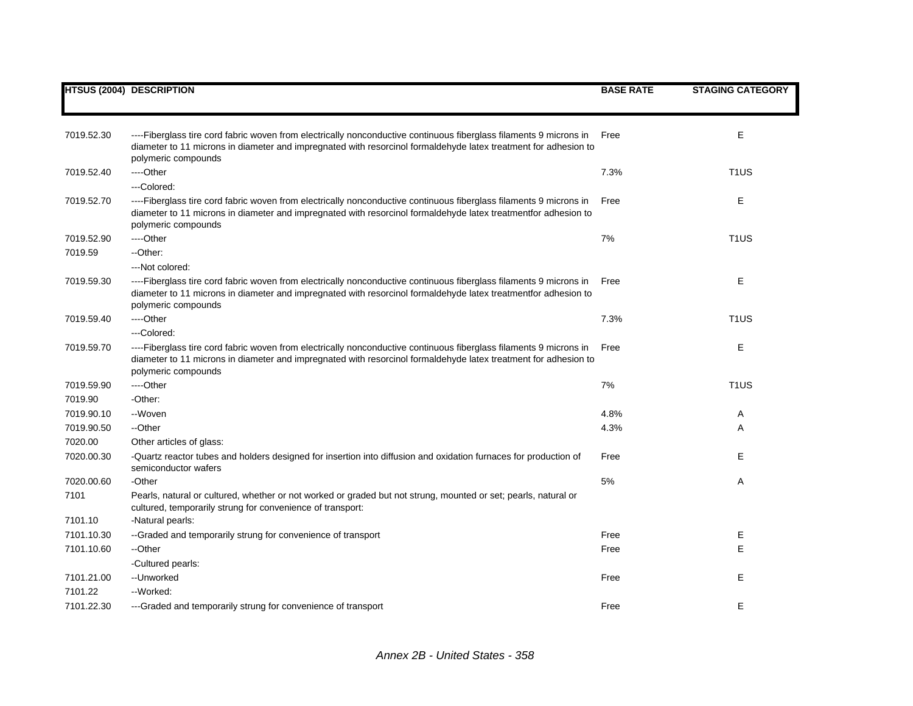| HTSUS (2004) | DESCRIPTION | BASE RATE | STAGING CATEGORY |
|---|---|---|---|
| 7019.52.30 | ----Fiberglass tire cord fabric woven from electrically nonconductive continuous fiberglass filaments 9 microns in diameter to 11 microns in diameter and impregnated with resorcinol formaldehyde latex treatment for adhesion to polymeric compounds | Free | E |
| 7019.52.40 | ----Other | 7.3% | T1US |
| | ---Colored: | | |
| 7019.52.70 | ----Fiberglass tire cord fabric woven from electrically nonconductive continuous fiberglass filaments 9 microns in diameter to 11 microns in diameter and impregnated with resorcinol formaldehyde latex treatmentfor adhesion to polymeric compounds | Free | E |
| 7019.52.90 | ----Other | 7% | T1US |
| 7019.59 | --Other: | | |
| | ---Not colored: | | |
| 7019.59.30 | ----Fiberglass tire cord fabric woven from electrically nonconductive continuous fiberglass filaments 9 microns in diameter to 11 microns in diameter and impregnated with resorcinol formaldehyde latex treatmentfor adhesion to polymeric compounds | Free | E |
| 7019.59.40 | ----Other | 7.3% | T1US |
| | ---Colored: | | |
| 7019.59.70 | ----Fiberglass tire cord fabric woven from electrically nonconductive continuous fiberglass filaments 9 microns in diameter to 11 microns in diameter and impregnated with resorcinol formaldehyde latex treatment for adhesion to polymeric compounds | Free | E |
| 7019.59.90 | ----Other | 7% | T1US |
| 7019.90 | -Other: | | |
| 7019.90.10 | --Woven | 4.8% | A |
| 7019.90.50 | --Other | 4.3% | A |
| 7020.00 | Other articles of glass: | | |
| 7020.00.30 | -Quartz reactor tubes and holders designed for insertion into diffusion and oxidation furnaces for production of semiconductor wafers | Free | E |
| 7020.00.60 | -Other | 5% | A |
| 7101 | Pearls, natural or cultured, whether or not worked or graded but not strung, mounted or set; pearls, natural or cultured, temporarily strung for convenience of transport: | | |
| 7101.10 | -Natural pearls: | | |
| 7101.10.30 | --Graded and temporarily strung for convenience of transport | Free | E |
| 7101.10.60 | --Other | Free | E |
| | -Cultured pearls: | | |
| 7101.21.00 | --Unworked | Free | E |
| 7101.22 | --Worked: | | |
| 7101.22.30 | ---Graded and temporarily strung for convenience of transport | Free | E |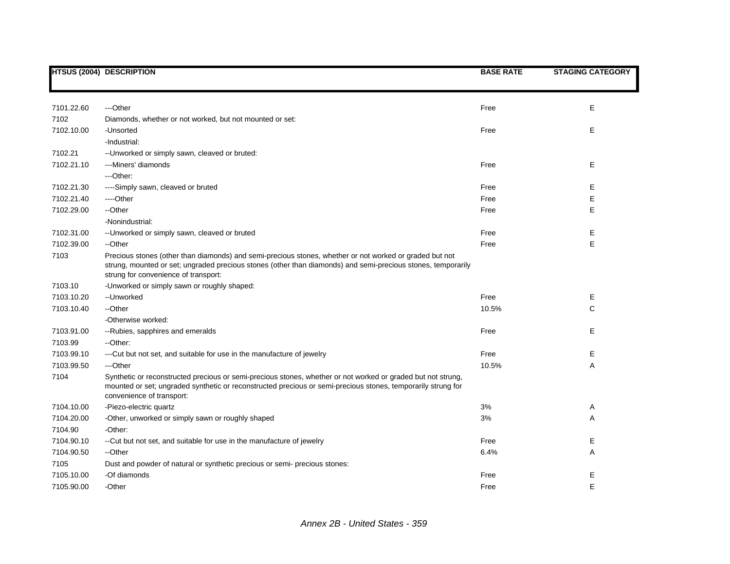| HTSUS (2004) | DESCRIPTION | BASE RATE | STAGING CATEGORY |
|---|---|---|---|
| 7101.22.60 | ---Other | Free | E |
| 7102 | Diamonds, whether or not worked, but not mounted or set: | | |
| 7102.10.00 | -Unsorted | Free | E |
| | -Industrial: | | |
| 7102.21 | --Unworked or simply sawn, cleaved or bruted: | | |
| 7102.21.10 | ---Miners' diamonds | Free | E |
| | ---Other: | | |
| 7102.21.30 | ----Simply sawn, cleaved or bruted | Free | E |
| 7102.21.40 | ----Other | Free | E |
| 7102.29.00 | --Other | Free | E |
| | -Nonindustrial: | | |
| 7102.31.00 | --Unworked or simply sawn, cleaved or bruted | Free | E |
| 7102.39.00 | --Other | Free | E |
| 7103 | Precious stones (other than diamonds) and semi-precious stones, whether or not worked or graded but not strung, mounted or set; ungraded precious stones (other than diamonds) and semi-precious stones, temporarily strung for convenience of transport: | | |
| 7103.10 | -Unworked or simply sawn or roughly shaped: | | |
| 7103.10.20 | --Unworked | Free | E |
| 7103.10.40 | --Other | 10.5% | C |
| | -Otherwise worked: | | |
| 7103.91.00 | --Rubies, sapphires and emeralds | Free | E |
| 7103.99 | --Other: | | |
| 7103.99.10 | ---Cut but not set, and suitable for use in the manufacture of jewelry | Free | E |
| 7103.99.50 | ---Other | 10.5% | A |
| 7104 | Synthetic or reconstructed precious or semi-precious stones, whether or not worked or graded but not strung, mounted or set; ungraded synthetic or reconstructed precious or semi-precious stones, temporarily strung for convenience of transport: | | |
| 7104.10.00 | -Piezo-electric quartz | 3% | A |
| 7104.20.00 | -Other, unworked or simply sawn or roughly shaped | 3% | A |
| 7104.90 | -Other: | | |
| 7104.90.10 | --Cut but not set, and suitable for use in the manufacture of jewelry | Free | E |
| 7104.90.50 | --Other | 6.4% | A |
| 7105 | Dust and powder of natural or synthetic precious or semi- precious stones: | | |
| 7105.10.00 | -Of diamonds | Free | E |
| 7105.90.00 | -Other | Free | E |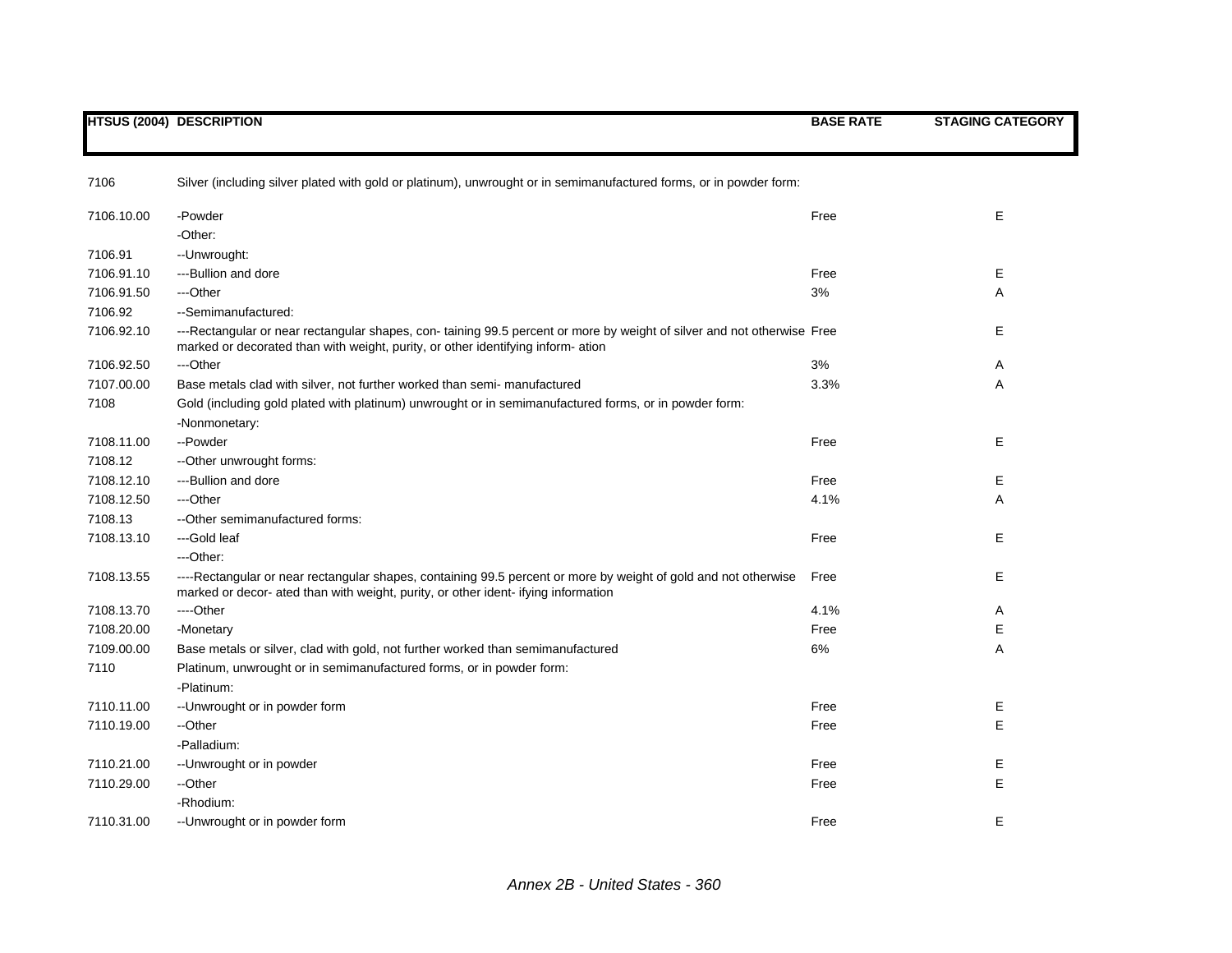| HTSUS (2004) | DESCRIPTION | BASE RATE | STAGING CATEGORY |
|---|---|---|---|
| 7106 | Silver (including silver plated with gold or platinum), unwrought or in semimanufactured forms, or in powder form: | | |
| 7106.10.00 | -Powder | Free | E |
| | -Other: | | |
| 7106.91 | --Unwrought: | | |
| 7106.91.10 | ---Bullion and dore | Free | E |
| 7106.91.50 | ---Other | 3% | A |
| 7106.92 | --Semimanufactured: | | |
| 7106.92.10 | ---Rectangular or near rectangular shapes, con- taining 99.5 percent or more by weight of silver and not otherwise marked or decorated than with weight, purity, or other identifying inform- ation | Free | E |
| 7106.92.50 | ---Other | 3% | A |
| 7107.00.00 | Base metals clad with silver, not further worked than semi- manufactured | 3.3% | A |
| 7108 | Gold (including gold plated with platinum) unwrought or in semimanufactured forms, or in powder form: | | |
| | -Nonmonetary: | | |
| 7108.11.00 | --Powder | Free | E |
| 7108.12 | --Other unwrought forms: | | |
| 7108.12.10 | ---Bullion and dore | Free | E |
| 7108.12.50 | ---Other | 4.1% | A |
| 7108.13 | --Other semimanufactured forms: | | |
| 7108.13.10 | ---Gold leaf | Free | E |
| | ---Other: | | |
| 7108.13.55 | ----Rectangular or near rectangular shapes, containing 99.5 percent or more by weight of gold and not otherwise marked or decor- ated than with weight, purity, or other ident- ifying information | Free | E |
| 7108.13.70 | ----Other | 4.1% | A |
| 7108.20.00 | -Monetary | Free | E |
| 7109.00.00 | Base metals or silver, clad with gold, not further worked than semimanufactured | 6% | A |
| 7110 | Platinum, unwrought or in semimanufactured forms, or in powder form: | | |
| | -Platinum: | | |
| 7110.11.00 | --Unwrought or in powder form | Free | E |
| 7110.19.00 | --Other | Free | E |
| | -Palladium: | | |
| 7110.21.00 | --Unwrought or in powder | Free | E |
| 7110.29.00 | --Other | Free | E |
| | -Rhodium: | | |
| 7110.31.00 | --Unwrought or in powder form | Free | E |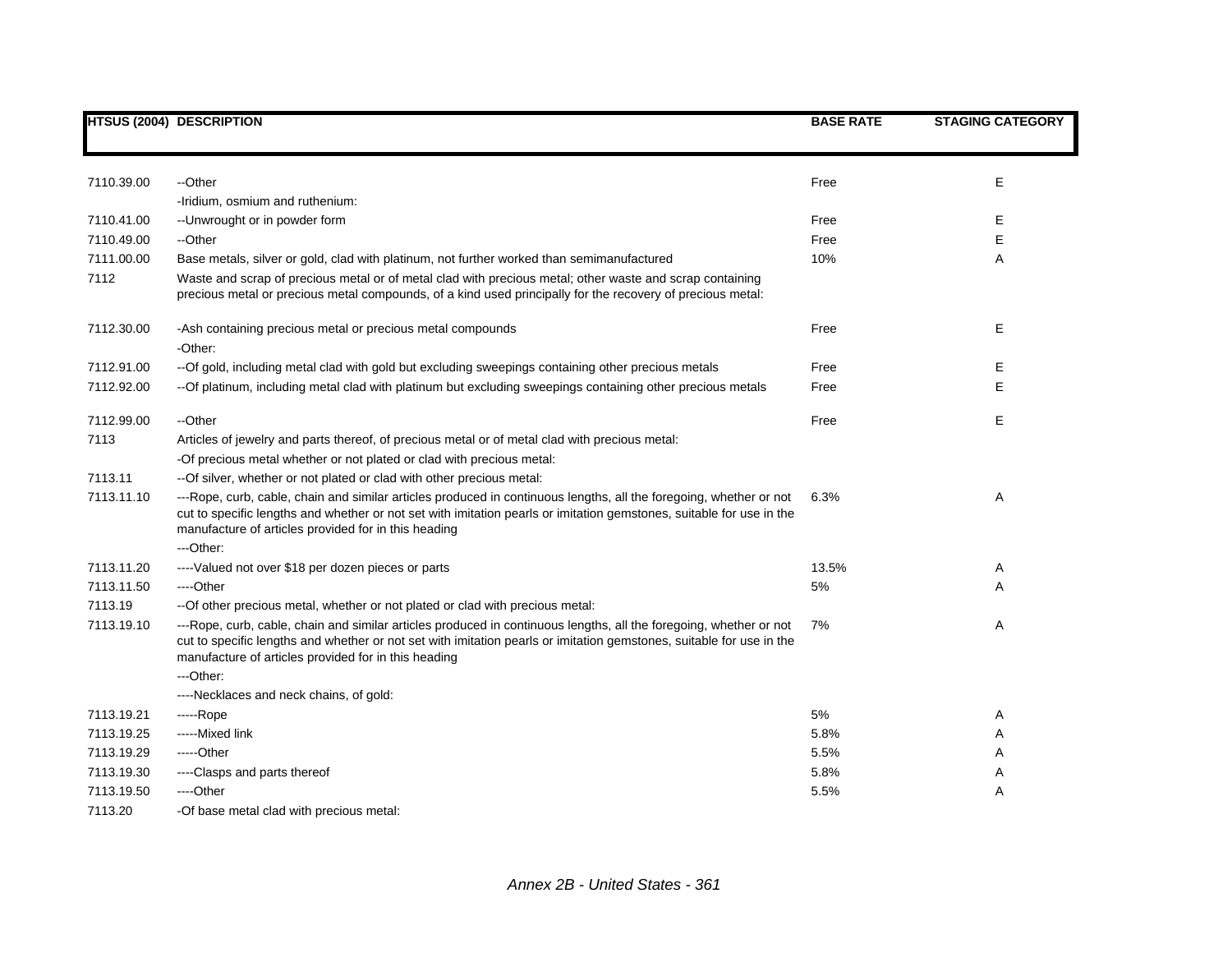| HTSUS (2004) | DESCRIPTION | BASE RATE | STAGING CATEGORY |
|---|---|---|---|
| 7110.39.00 | --Other | Free | E |
| | -Iridium, osmium and ruthenium: | | |
| 7110.41.00 | --Unwrought or in powder form | Free | E |
| 7110.49.00 | --Other | Free | E |
| 7111.00.00 | Base metals, silver or gold, clad with platinum, not further worked than semimanufactured | 10% | A |
| 7112 | Waste and scrap of precious metal or of metal clad with precious metal; other waste and scrap containing precious metal or precious metal compounds, of a kind used principally for the recovery of precious metal: | | |
| 7112.30.00 | -Ash containing precious metal or precious metal compounds | Free | E |
| | -Other: | | |
| 7112.91.00 | --Of gold, including metal clad with gold but excluding sweepings containing other precious metals | Free | E |
| 7112.92.00 | --Of platinum, including metal clad with platinum but excluding sweepings containing other precious metals | Free | E |
| 7112.99.00 | --Other | Free | E |
| 7113 | Articles of jewelry and parts thereof, of precious metal or of metal clad with precious metal: | | |
| | -Of precious metal whether or not plated or clad with precious metal: | | |
| 7113.11 | --Of silver, whether or not plated or clad with other precious metal: | | |
| 7113.11.10 | ---Rope, curb, cable, chain and similar articles produced in continuous lengths, all the foregoing, whether or not cut to specific lengths and whether or not set with imitation pearls or imitation gemstones, suitable for use in the manufacture of articles provided for in this heading | 6.3% | A |
| | ---Other: | | |
| 7113.11.20 | ----Valued not over $18 per dozen pieces or parts | 13.5% | A |
| 7113.11.50 | ----Other | 5% | A |
| 7113.19 | --Of other precious metal, whether or not plated or clad with precious metal: | | |
| 7113.19.10 | ---Rope, curb, cable, chain and similar articles produced in continuous lengths, all the foregoing, whether or not cut to specific lengths and whether or not set with imitation pearls or imitation gemstones, suitable for use in the manufacture of articles provided for in this heading | 7% | A |
| | ---Other: | | |
| | ----Necklaces and neck chains, of gold: | | |
| 7113.19.21 | -----Rope | 5% | A |
| 7113.19.25 | -----Mixed link | 5.8% | A |
| 7113.19.29 | -----Other | 5.5% | A |
| 7113.19.30 | ----Clasps and parts thereof | 5.8% | A |
| 7113.19.50 | ----Other | 5.5% | A |
| 7113.20 | -Of base metal clad with precious metal: | | |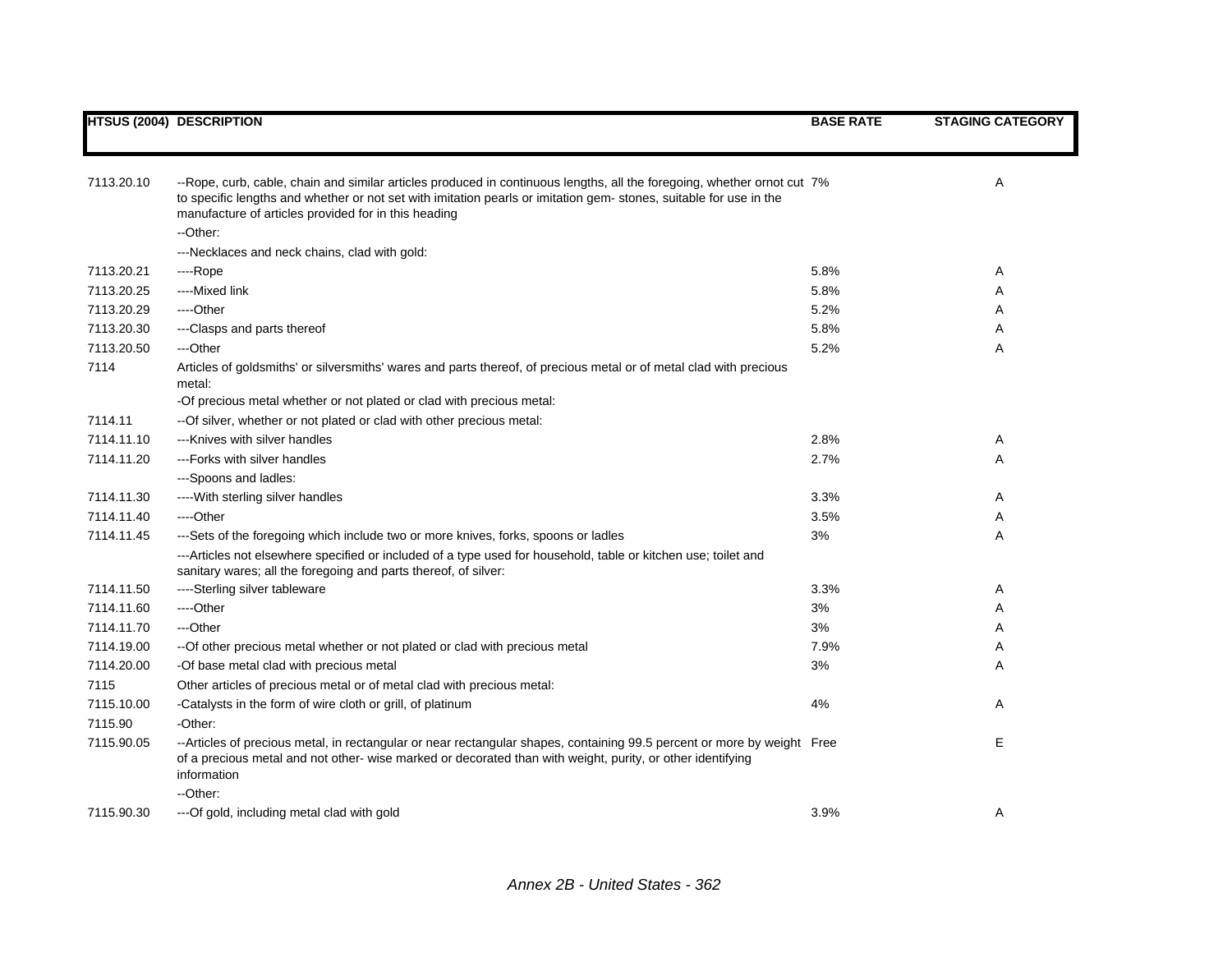| HTSUS (2004) | DESCRIPTION | BASE RATE | STAGING CATEGORY |
|---|---|---|---|
| 7113.20.10 | --Rope, curb, cable, chain and similar articles produced in continuous lengths, all the foregoing, whether ornot cut to specific lengths and whether or not set with imitation pearls or imitation gem- stones, suitable for use in the manufacture of articles provided for in this heading | 7% | A |
| | --Other: | | |
| | ---Necklaces and neck chains, clad with gold: | | |
| 7113.20.21 | ----Rope | 5.8% | A |
| 7113.20.25 | ----Mixed link | 5.8% | A |
| 7113.20.29 | ----Other | 5.2% | A |
| 7113.20.30 | ---Clasps and parts thereof | 5.8% | A |
| 7113.20.50 | ---Other | 5.2% | A |
| 7114 | Articles of goldsmiths' or silversmiths' wares and parts thereof, of precious metal or of metal clad with precious metal: | | |
| | -Of precious metal whether or not plated or clad with precious metal: | | |
| 7114.11 | --Of silver, whether or not plated or clad with other precious metal: | | |
| 7114.11.10 | ---Knives with silver handles | 2.8% | A |
| 7114.11.20 | ---Forks with silver handles | 2.7% | A |
| | ---Spoons and ladles: | | |
| 7114.11.30 | ----With sterling silver handles | 3.3% | A |
| 7114.11.40 | ----Other | 3.5% | A |
| 7114.11.45 | ---Sets of the foregoing which include two or more knives, forks, spoons or ladles | 3% | A |
| | ---Articles not elsewhere specified or included of a type used for household, table or kitchen use; toilet and sanitary wares; all the foregoing and parts thereof, of silver: | | |
| 7114.11.50 | ----Sterling silver tableware | 3.3% | A |
| 7114.11.60 | ----Other | 3% | A |
| 7114.11.70 | ---Other | 3% | A |
| 7114.19.00 | --Of other precious metal whether or not plated or clad with precious metal | 7.9% | A |
| 7114.20.00 | -Of base metal clad with precious metal | 3% | A |
| 7115 | Other articles of precious metal or of metal clad with precious metal: | | |
| 7115.10.00 | -Catalysts in the form of wire cloth or grill, of platinum | 4% | A |
| 7115.90 | -Other: | | |
| 7115.90.05 | --Articles of precious metal, in rectangular or near rectangular shapes, containing 99.5 percent or more by weight of a precious metal and not other- wise marked or decorated than with weight, purity, or other identifying information | Free | E |
| | --Other: | | |
| 7115.90.30 | ---Of gold, including metal clad with gold | 3.9% | A |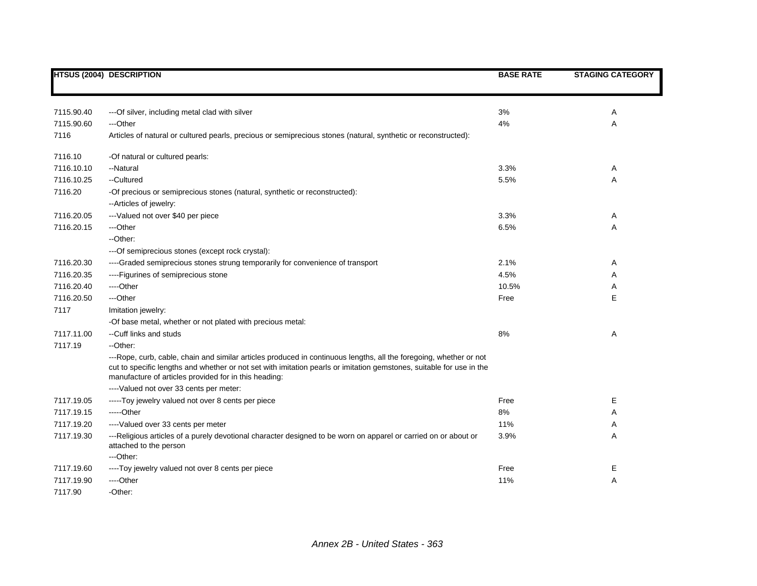| HTSUS (2004) | DESCRIPTION | BASE RATE | STAGING CATEGORY |
|---|---|---|---|
| 7115.90.40 | ---Of silver, including metal clad with silver | 3% | A |
| 7115.90.60 | ---Other | 4% | A |
| 7116 | Articles of natural or cultured pearls, precious or semiprecious stones (natural, synthetic or reconstructed): | | |
| 7116.10 | -Of natural or cultured pearls: | | |
| 7116.10.10 | --Natural | 3.3% | A |
| 7116.10.25 | --Cultured | 5.5% | A |
| 7116.20 | -Of precious or semiprecious stones (natural, synthetic or reconstructed): | | |
| | --Articles of jewelry: | | |
| 7116.20.05 | ---Valued not over $40 per piece | 3.3% | A |
| 7116.20.15 | ---Other | 6.5% | A |
| | --Other: | | |
| | ---Of semiprecious stones (except rock crystal): | | |
| 7116.20.30 | ----Graded semiprecious stones strung temporarily for convenience of transport | 2.1% | A |
| 7116.20.35 | ----Figurines of semiprecious stone | 4.5% | A |
| 7116.20.40 | ----Other | 10.5% | A |
| 7116.20.50 | ---Other | Free | E |
| 7117 | Imitation jewelry: | | |
| | -Of base metal, whether or not plated with precious metal: | | |
| 7117.11.00 | --Cuff links and studs | 8% | A |
| 7117.19 | --Other: | | |
| | ---Rope, curb, cable, chain and similar articles produced in continuous lengths, all the foregoing, whether or not cut to specific lengths and whether or not set with imitation pearls or imitation gemstones, suitable for use in the manufacture of articles provided for in this heading: | | |
| | ----Valued not over 33 cents per meter: | | |
| 7117.19.05 | -----Toy jewelry valued not over 8 cents per piece | Free | E |
| 7117.19.15 | -----Other | 8% | A |
| 7117.19.20 | ----Valued over 33 cents per meter | 11% | A |
| 7117.19.30 | ---Religious articles of a purely devotional character designed to be worn on apparel or carried on or about or attached to the person | 3.9% | A |
| | ---Other: | | |
| 7117.19.60 | ----Toy jewelry valued not over 8 cents per piece | Free | E |
| 7117.19.90 | ----Other | 11% | A |
| 7117.90 | -Other: | | |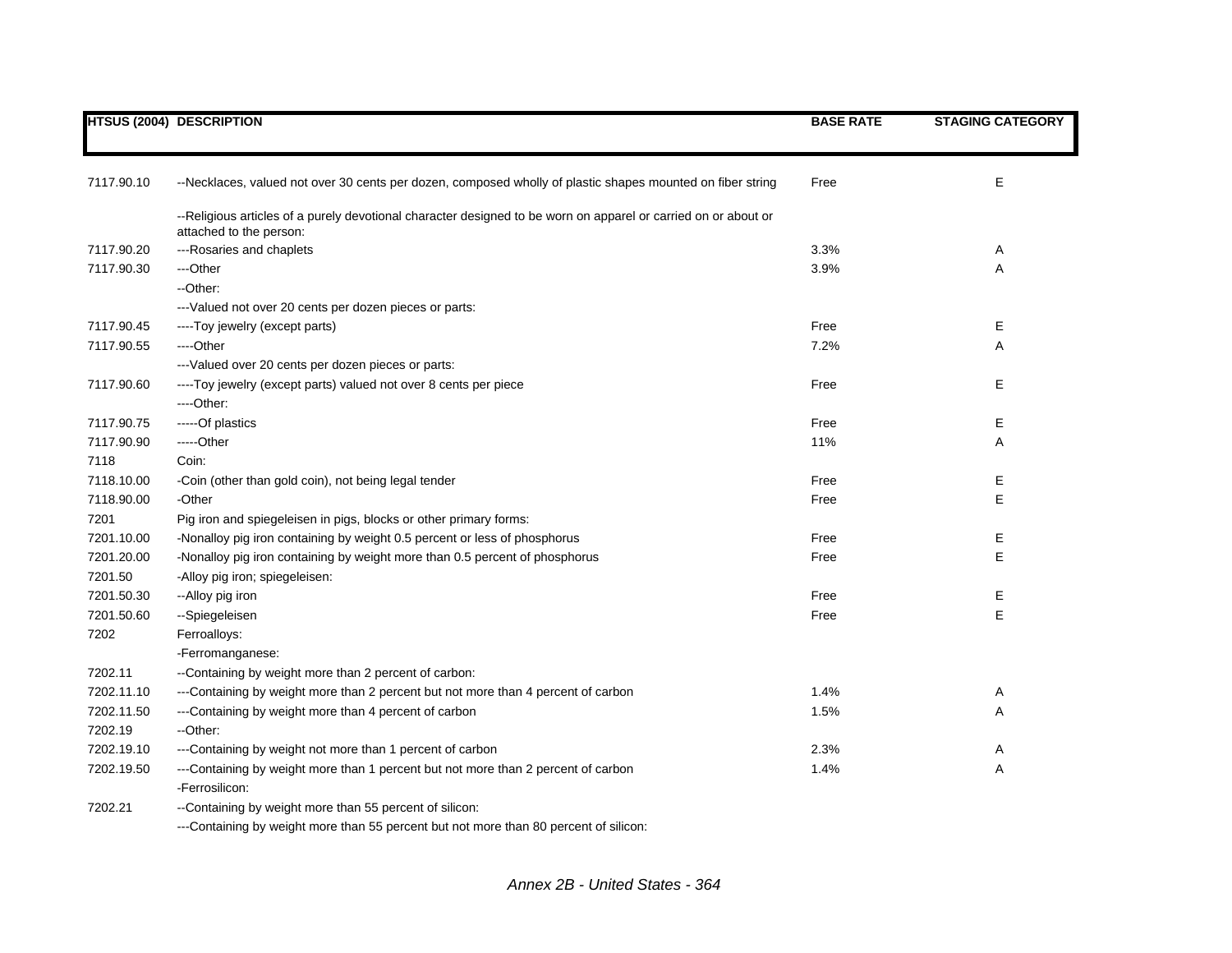| HTSUS (2004) | DESCRIPTION | BASE RATE | STAGING CATEGORY |
|---|---|---|---|
| 7117.90.10 | --Necklaces, valued not over 30 cents per dozen, composed wholly of plastic shapes mounted on fiber string | Free | E |
| | --Religious articles of a purely devotional character designed to be worn on apparel or carried on or about or attached to the person: | | |
| 7117.90.20 | ---Rosaries and chaplets | 3.3% | A |
| 7117.90.30 | ---Other | 3.9% | A |
| | --Other: | | |
| | ---Valued not over 20 cents per dozen pieces or parts: | | |
| 7117.90.45 | ----Toy jewelry (except parts) | Free | E |
| 7117.90.55 | ----Other | 7.2% | A |
| | ---Valued over 20 cents per dozen pieces or parts: | | |
| 7117.90.60 | ----Toy jewelry (except parts) valued not over 8 cents per piece | Free | E |
| | ----Other: | | |
| 7117.90.75 | -----Of plastics | Free | E |
| 7117.90.90 | -----Other | 11% | A |
| 7118 | Coin: | | |
| 7118.10.00 | -Coin (other than gold coin), not being legal tender | Free | E |
| 7118.90.00 | -Other | Free | E |
| 7201 | Pig iron and spiegeleisen in pigs, blocks or other primary forms: | | |
| 7201.10.00 | -Nonalloy pig iron containing by weight 0.5 percent or less of phosphorus | Free | E |
| 7201.20.00 | -Nonalloy pig iron containing by weight more than 0.5 percent of phosphorus | Free | E |
| 7201.50 | -Alloy pig iron; spiegeleisen: | | |
| 7201.50.30 | --Alloy pig iron | Free | E |
| 7201.50.60 | --Spiegeleisen | Free | E |
| 7202 | Ferroalloys: | | |
| | -Ferromanganese: | | |
| 7202.11 | --Containing by weight more than 2 percent of carbon: | | |
| 7202.11.10 | ---Containing by weight more than 2 percent but not more than 4 percent of carbon | 1.4% | A |
| 7202.11.50 | ---Containing by weight more than 4 percent of carbon | 1.5% | A |
| 7202.19 | --Other: | | |
| 7202.19.10 | ---Containing by weight not more than 1 percent of carbon | 2.3% | A |
| 7202.19.50 | ---Containing by weight more than 1 percent but not more than 2 percent of carbon | 1.4% | A |
| | -Ferrosilicon: | | |
| 7202.21 | --Containing by weight more than 55 percent of silicon: | | |
| | ---Containing by weight more than 55 percent but not more than 80 percent of silicon: | | |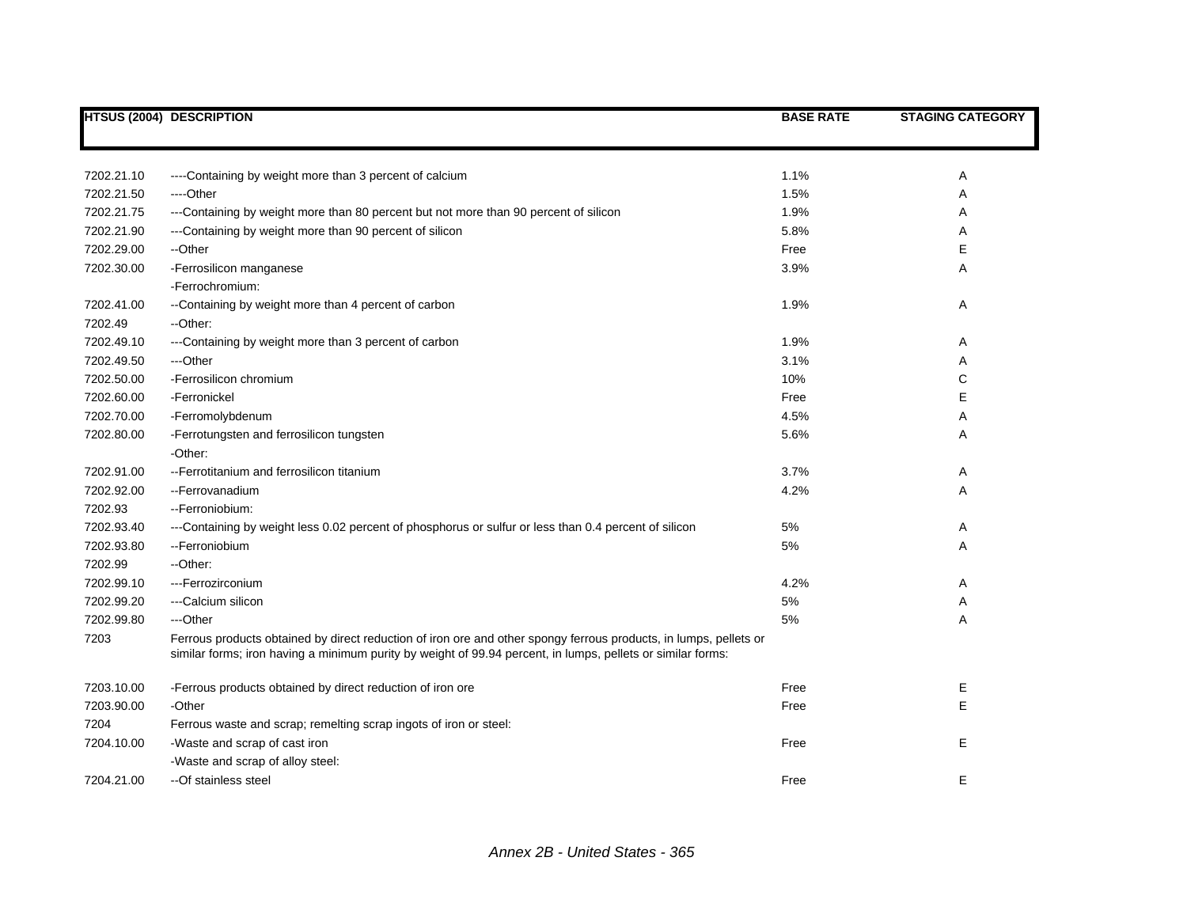| HTSUS (2004) | DESCRIPTION | BASE RATE | STAGING CATEGORY |
|---|---|---|---|
| 7202.21.10 | ----Containing by weight more than 3 percent of calcium | 1.1% | A |
| 7202.21.50 | ----Other | 1.5% | A |
| 7202.21.75 | ---Containing by weight more than 80 percent but not more than 90 percent of silicon | 1.9% | A |
| 7202.21.90 | ---Containing by weight more than 90 percent of silicon | 5.8% | A |
| 7202.29.00 | --Other | Free | E |
| 7202.30.00 | -Ferrosilicon manganese | 3.9% | A |
| | -Ferrochromium: | | |
| 7202.41.00 | --Containing by weight more than 4 percent of carbon | 1.9% | A |
| 7202.49 | --Other: | | |
| 7202.49.10 | ---Containing by weight more than 3 percent of carbon | 1.9% | A |
| 7202.49.50 | ---Other | 3.1% | A |
| 7202.50.00 | -Ferrosilicon chromium | 10% | C |
| 7202.60.00 | -Ferronickel | Free | E |
| 7202.70.00 | -Ferromolybdenum | 4.5% | A |
| 7202.80.00 | -Ferrotungsten and ferrosilicon tungsten | 5.6% | A |
| | -Other: | | |
| 7202.91.00 | --Ferrotitanium and ferrosilicon titanium | 3.7% | A |
| 7202.92.00 | --Ferrovanadium | 4.2% | A |
| 7202.93 | --Ferroniobium: | | |
| 7202.93.40 | ---Containing by weight less 0.02 percent of phosphorus or sulfur or less than 0.4 percent of silicon | 5% | A |
| 7202.93.80 | --Ferroniobium | 5% | A |
| 7202.99 | --Other: | | |
| 7202.99.10 | ---Ferrozirconium | 4.2% | A |
| 7202.99.20 | ---Calcium silicon | 5% | A |
| 7202.99.80 | ---Other | 5% | A |
| 7203 | Ferrous products obtained by direct reduction of iron ore and other spongy ferrous products, in lumps, pellets or similar forms; iron having a minimum purity by weight of 99.94 percent, in lumps, pellets or similar forms: | | |
| 7203.10.00 | -Ferrous products obtained by direct reduction of iron ore | Free | E |
| 7203.90.00 | -Other | Free | E |
| 7204 | Ferrous waste and scrap; remelting scrap ingots of iron or steel: | | |
| 7204.10.00 | -Waste and scrap of cast iron | Free | E |
| | -Waste and scrap of alloy steel: | | |
| 7204.21.00 | --Of stainless steel | Free | E |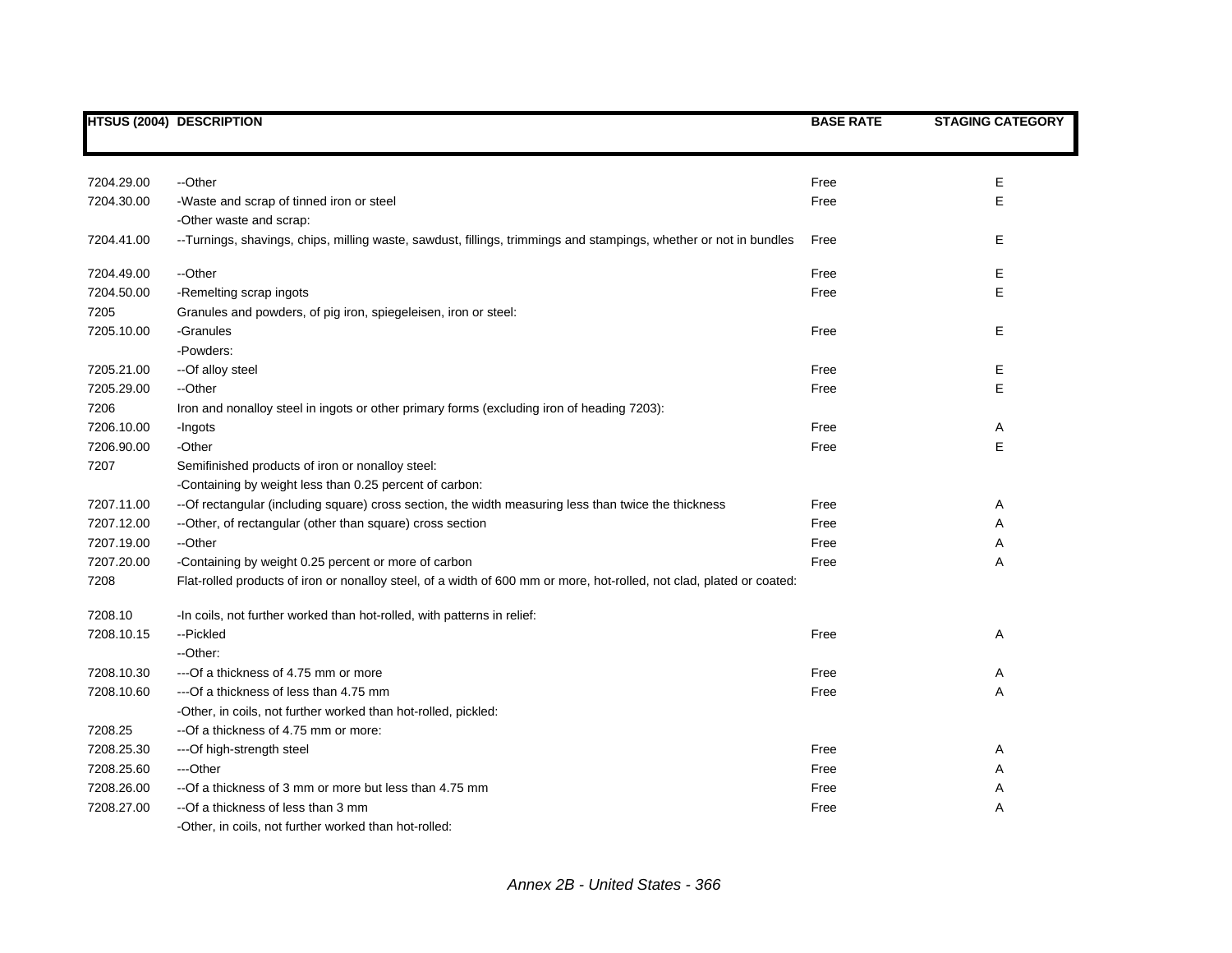| HTSUS (2004) | DESCRIPTION | BASE RATE | STAGING CATEGORY |
|---|---|---|---|
| 7204.29.00 | --Other | Free | E |
| 7204.30.00 | -Waste and scrap of tinned iron or steel | Free | E |
| | -Other waste and scrap: | | |
| 7204.41.00 | --Turnings, shavings, chips, milling waste, sawdust, fillings, trimmings and stampings, whether or not in bundles | Free | E |
| 7204.49.00 | --Other | Free | E |
| 7204.50.00 | -Remelting scrap ingots | Free | E |
| 7205 | Granules and powders, of pig iron, spiegeleisen, iron or steel: | | |
| 7205.10.00 | -Granules | Free | E |
| | -Powders: | | |
| 7205.21.00 | --Of alloy steel | Free | E |
| 7205.29.00 | --Other | Free | E |
| 7206 | Iron and nonalloy steel in ingots or other primary forms (excluding iron of heading 7203): | | |
| 7206.10.00 | -Ingots | Free | A |
| 7206.90.00 | -Other | Free | E |
| 7207 | Semifinished products of iron or nonalloy steel: | | |
| | -Containing by weight less than 0.25 percent of carbon: | | |
| 7207.11.00 | --Of rectangular (including square) cross section, the width measuring less than twice the thickness | Free | A |
| 7207.12.00 | --Other, of rectangular (other than square) cross section | Free | A |
| 7207.19.00 | --Other | Free | A |
| 7207.20.00 | -Containing by weight 0.25 percent or more of carbon | Free | A |
| 7208 | Flat-rolled products of iron or nonalloy steel, of a width of 600 mm or more, hot-rolled, not clad, plated or coated: | | |
| 7208.10 | -In coils, not further worked than hot-rolled, with patterns in relief: | | |
| 7208.10.15 | --Pickled | Free | A |
| | --Other: | | |
| 7208.10.30 | ---Of a thickness of 4.75 mm or more | Free | A |
| 7208.10.60 | ---Of a thickness of less than 4.75 mm | Free | A |
| | -Other, in coils, not further worked than hot-rolled, pickled: | | |
| 7208.25 | --Of a thickness of 4.75 mm or more: | | |
| 7208.25.30 | ---Of high-strength steel | Free | A |
| 7208.25.60 | ---Other | Free | A |
| 7208.26.00 | --Of a thickness of 3 mm or more but less than 4.75 mm | Free | A |
| 7208.27.00 | --Of a thickness of less than 3 mm | Free | A |
| | -Other, in coils, not further worked than hot-rolled: | | |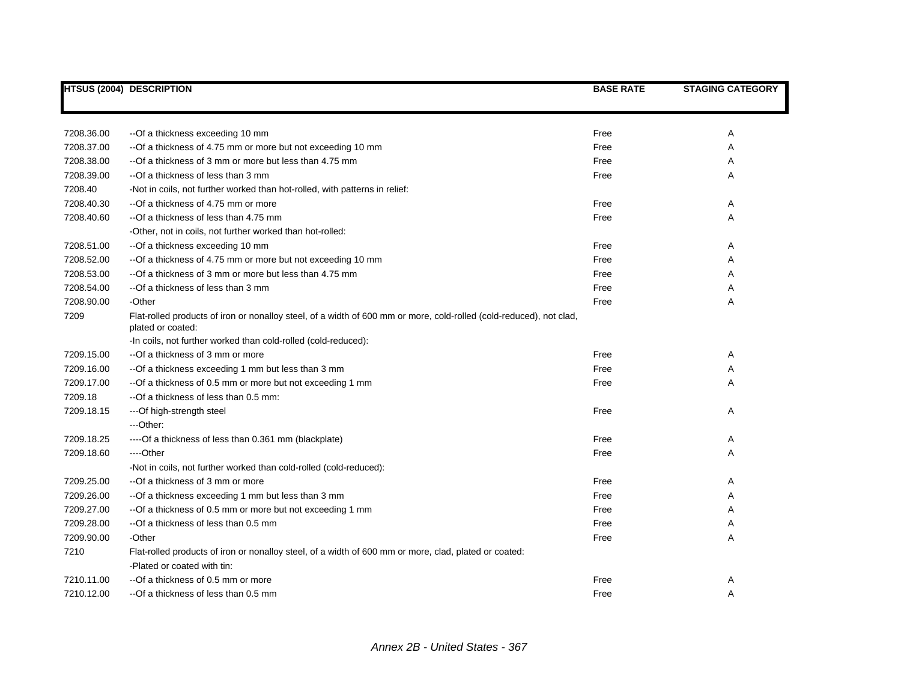| HTSUS (2004) | DESCRIPTION | BASE RATE | STAGING CATEGORY |
|---|---|---|---|
| 7208.36.00 | --Of a thickness exceeding 10 mm | Free | A |
| 7208.37.00 | --Of a thickness of 4.75 mm or more but not exceeding 10 mm | Free | A |
| 7208.38.00 | --Of a thickness of 3 mm or more but less than 4.75 mm | Free | A |
| 7208.39.00 | --Of a thickness of less than 3 mm | Free | A |
| 7208.40 | -Not in coils, not further worked than hot-rolled, with patterns in relief: | | |
| 7208.40.30 | --Of a thickness of 4.75 mm or more | Free | A |
| 7208.40.60 | --Of a thickness of less than 4.75 mm | Free | A |
| | -Other, not in coils, not further worked than hot-rolled: | | |
| 7208.51.00 | --Of a thickness exceeding 10 mm | Free | A |
| 7208.52.00 | --Of a thickness of 4.75 mm or more but not exceeding 10 mm | Free | A |
| 7208.53.00 | --Of a thickness of 3 mm or more but less than 4.75 mm | Free | A |
| 7208.54.00 | --Of a thickness of less than 3 mm | Free | A |
| 7208.90.00 | -Other | Free | A |
| 7209 | Flat-rolled products of iron or nonalloy steel, of a width of 600 mm or more, cold-rolled (cold-reduced), not clad, plated or coated: | | |
| | -In coils, not further worked than cold-rolled (cold-reduced): | | |
| 7209.15.00 | --Of a thickness of 3 mm or more | Free | A |
| 7209.16.00 | --Of a thickness exceeding 1 mm but less than 3 mm | Free | A |
| 7209.17.00 | --Of a thickness of 0.5 mm or more but not exceeding 1 mm | Free | A |
| 7209.18 | --Of a thickness of less than 0.5 mm: | | |
| 7209.18.15 | ---Of high-strength steel | Free | A |
| | ---Other: | | |
| 7209.18.25 | ----Of a thickness of less than 0.361 mm (blackplate) | Free | A |
| 7209.18.60 | ----Other | Free | A |
| | -Not in coils, not further worked than cold-rolled (cold-reduced): | | |
| 7209.25.00 | --Of a thickness of 3 mm or more | Free | A |
| 7209.26.00 | --Of a thickness exceeding 1 mm but less than 3 mm | Free | A |
| 7209.27.00 | --Of a thickness of 0.5 mm or more but not exceeding 1 mm | Free | A |
| 7209.28.00 | --Of a thickness of less than 0.5 mm | Free | A |
| 7209.90.00 | -Other | Free | A |
| 7210 | Flat-rolled products of iron or nonalloy steel, of a width of 600 mm or more, clad, plated or coated: | | |
| | -Plated or coated with tin: | | |
| 7210.11.00 | --Of a thickness of 0.5 mm or more | Free | A |
| 7210.12.00 | --Of a thickness of less than 0.5 mm | Free | A |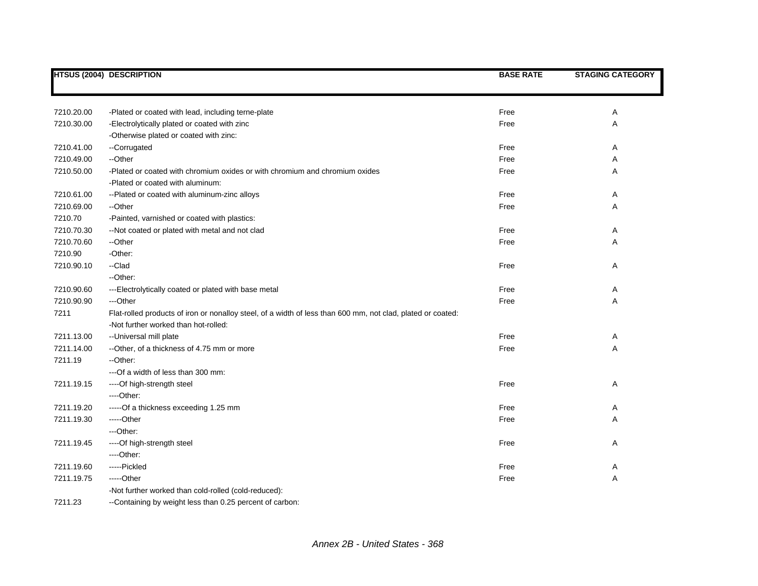| HTSUS (2004) | DESCRIPTION | BASE RATE | STAGING CATEGORY |
|---|---|---|---|
| 7210.20.00 | -Plated or coated with lead, including terne-plate | Free | A |
| 7210.30.00 | -Electrolytically plated or coated with zinc | Free | A |
| | -Otherwise plated or coated with zinc: | | |
| 7210.41.00 | --Corrugated | Free | A |
| 7210.49.00 | --Other | Free | A |
| 7210.50.00 | -Plated or coated with chromium oxides or with chromium and chromium oxides | Free | A |
| | -Plated or coated with aluminum: | | |
| 7210.61.00 | --Plated or coated with aluminum-zinc alloys | Free | A |
| 7210.69.00 | --Other | Free | A |
| 7210.70 | -Painted, varnished or coated with plastics: | | |
| 7210.70.30 | --Not coated or plated with metal and not clad | Free | A |
| 7210.70.60 | --Other | Free | A |
| 7210.90 | -Other: | | |
| 7210.90.10 | --Clad | Free | A |
| | --Other: | | |
| 7210.90.60 | ---Electrolytically coated or plated with base metal | Free | A |
| 7210.90.90 | ---Other | Free | A |
| 7211 | Flat-rolled products of iron or nonalloy steel, of a width of less than 600 mm, not clad, plated or coated: | | |
| | -Not further worked than hot-rolled: | | |
| 7211.13.00 | --Universal mill plate | Free | A |
| 7211.14.00 | --Other, of a thickness of 4.75 mm or more | Free | A |
| 7211.19 | --Other: | | |
| | ---Of a width of less than 300 mm: | | |
| 7211.19.15 | ----Of high-strength steel | Free | A |
| | ----Other: | | |
| 7211.19.20 | -----Of a thickness exceeding 1.25 mm | Free | A |
| 7211.19.30 | -----Other | Free | A |
| | ---Other: | | |
| 7211.19.45 | ----Of high-strength steel | Free | A |
| | ----Other: | | |
| 7211.19.60 | -----Pickled | Free | A |
| 7211.19.75 | -----Other | Free | A |
| | -Not further worked than cold-rolled (cold-reduced): | | |
| 7211.23 | --Containing by weight less than 0.25 percent of carbon: | | |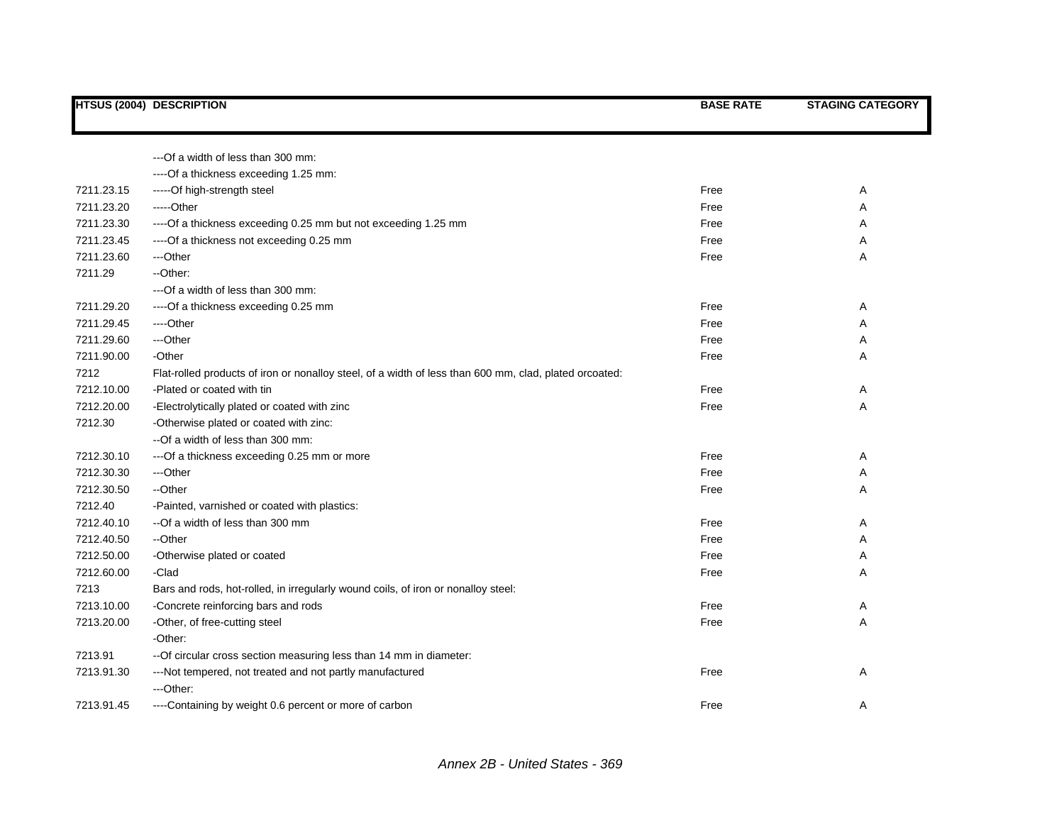| HTSUS (2004) | DESCRIPTION | BASE RATE | STAGING CATEGORY |
|---|---|---|---|
| | ---Of a width of less than 300 mm: | | |
| | ----Of a thickness exceeding 1.25 mm: | | |
| 7211.23.15 | -----Of high-strength steel | Free | A |
| 7211.23.20 | -----Other | Free | A |
| 7211.23.30 | ----Of a thickness exceeding 0.25 mm but not exceeding 1.25 mm | Free | A |
| 7211.23.45 | ----Of a thickness not exceeding 0.25 mm | Free | A |
| 7211.23.60 | ---Other | Free | A |
| 7211.29 | --Other: | | |
| | ---Of a width of less than 300 mm: | | |
| 7211.29.20 | ----Of a thickness exceeding 0.25 mm | Free | A |
| 7211.29.45 | ----Other | Free | A |
| 7211.29.60 | ---Other | Free | A |
| 7211.90.00 | -Other | Free | A |
| 7212 | Flat-rolled products of iron or nonalloy steel, of a width of less than 600 mm, clad, plated orcoated: | | |
| 7212.10.00 | -Plated or coated with tin | Free | A |
| 7212.20.00 | -Electrolytically plated or coated with zinc | Free | A |
| 7212.30 | -Otherwise plated or coated with zinc: | | |
| | --Of a width of less than 300 mm: | | |
| 7212.30.10 | ---Of a thickness exceeding 0.25 mm or more | Free | A |
| 7212.30.30 | ---Other | Free | A |
| 7212.30.50 | --Other | Free | A |
| 7212.40 | -Painted, varnished or coated with plastics: | | |
| 7212.40.10 | --Of a width of less than 300 mm | Free | A |
| 7212.40.50 | --Other | Free | A |
| 7212.50.00 | -Otherwise plated or coated | Free | A |
| 7212.60.00 | -Clad | Free | A |
| 7213 | Bars and rods, hot-rolled, in irregularly wound coils, of iron or nonalloy steel: | | |
| 7213.10.00 | -Concrete reinforcing bars and rods | Free | A |
| 7213.20.00 | -Other, of free-cutting steel | Free | A |
| | -Other: | | |
| 7213.91 | --Of circular cross section measuring less than 14 mm in diameter: | | |
| 7213.91.30 | ---Not tempered, not treated and not partly manufactured | Free | A |
| | ---Other: | | |
| 7213.91.45 | ----Containing by weight 0.6 percent or more of carbon | Free | A |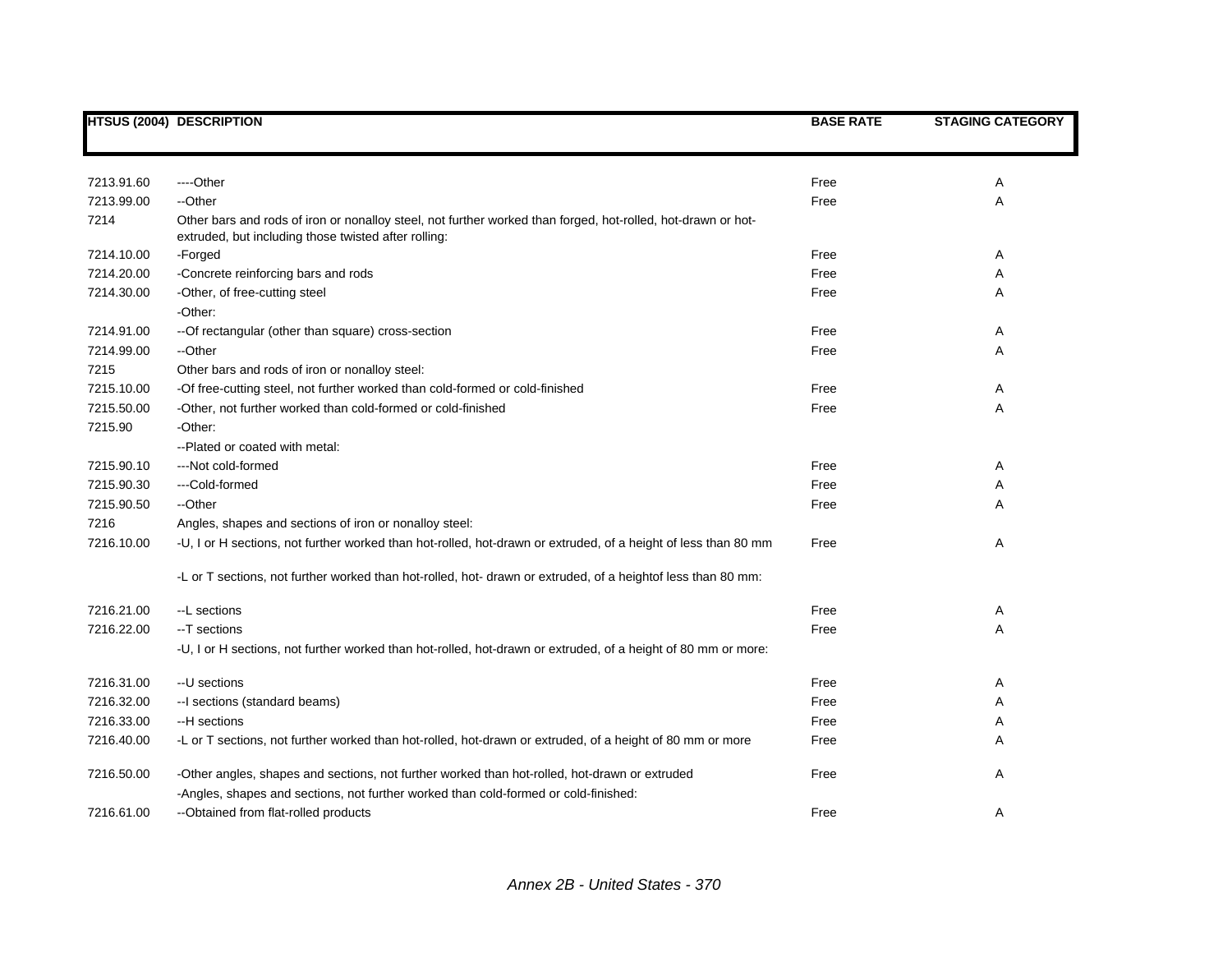| HTSUS (2004) | DESCRIPTION | BASE RATE | STAGING CATEGORY |
|---|---|---|---|
| 7213.91.60 | ----Other | Free | A |
| 7213.99.00 | --Other | Free | A |
| 7214 | Other bars and rods of iron or nonalloy steel, not further worked than forged, hot-rolled, hot-drawn or hot-extruded, but including those twisted after rolling: | | |
| 7214.10.00 | -Forged | Free | A |
| 7214.20.00 | -Concrete reinforcing bars and rods | Free | A |
| 7214.30.00 | -Other, of free-cutting steel | Free | A |
| | -Other: | | |
| 7214.91.00 | --Of rectangular (other than square) cross-section | Free | A |
| 7214.99.00 | --Other | Free | A |
| 7215 | Other bars and rods of iron or nonalloy steel: | | |
| 7215.10.00 | -Of free-cutting steel, not further worked than cold-formed or cold-finished | Free | A |
| 7215.50.00 | -Other, not further worked than cold-formed or cold-finished | Free | A |
| 7215.90 | -Other: | | |
| | --Plated or coated with metal: | | |
| 7215.90.10 | ---Not cold-formed | Free | A |
| 7215.90.30 | ---Cold-formed | Free | A |
| 7215.90.50 | --Other | Free | A |
| 7216 | Angles, shapes and sections of iron or nonalloy steel: | | |
| 7216.10.00 | -U, I or H sections, not further worked than hot-rolled, hot-drawn or extruded, of a height of less than 80 mm | Free | A |
| | -L or T sections, not further worked than hot-rolled, hot- drawn or extruded, of a heightof less than 80 mm: | | |
| 7216.21.00 | --L sections | Free | A |
| 7216.22.00 | --T sections | Free | A |
| | -U, I or H sections, not further worked than hot-rolled, hot-drawn or extruded, of a height of 80 mm or more: | | |
| 7216.31.00 | --U sections | Free | A |
| 7216.32.00 | --I sections (standard beams) | Free | A |
| 7216.33.00 | --H sections | Free | A |
| 7216.40.00 | -L or T sections, not further worked than hot-rolled, hot-drawn or extruded, of a height of 80 mm or more | Free | A |
| 7216.50.00 | -Other angles, shapes and sections, not further worked than hot-rolled, hot-drawn or extruded | Free | A |
| | -Angles, shapes and sections, not further worked than cold-formed or cold-finished: | | |
| 7216.61.00 | --Obtained from flat-rolled products | Free | A |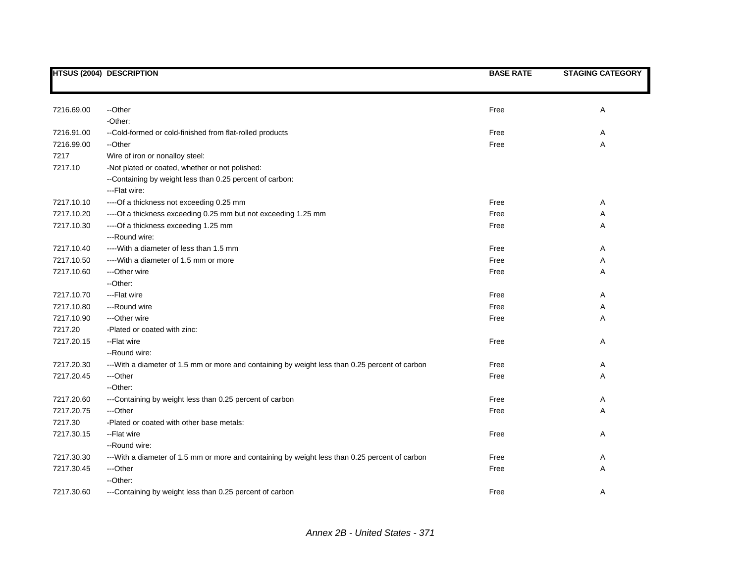| HTSUS (2004) | DESCRIPTION | BASE RATE | STAGING CATEGORY |
|---|---|---|---|
| 7216.69.00 | --Other | Free | A |
| | -Other: | | |
| 7216.91.00 | --Cold-formed or cold-finished from flat-rolled products | Free | A |
| 7216.99.00 | --Other | Free | A |
| 7217 | Wire of iron or nonalloy steel: | | |
| 7217.10 | -Not plated or coated, whether or not polished: | | |
| | --Containing by weight less than 0.25 percent of carbon: | | |
| | ---Flat wire: | | |
| 7217.10.10 | ----Of a thickness not exceeding 0.25 mm | Free | A |
| 7217.10.20 | ----Of a thickness exceeding 0.25 mm but not exceeding 1.25 mm | Free | A |
| 7217.10.30 | ----Of a thickness exceeding 1.25 mm | Free | A |
| | ---Round wire: | | |
| 7217.10.40 | ----With a diameter of less than 1.5 mm | Free | A |
| 7217.10.50 | ----With a diameter of 1.5 mm or more | Free | A |
| 7217.10.60 | ---Other wire | Free | A |
| | --Other: | | |
| 7217.10.70 | ---Flat wire | Free | A |
| 7217.10.80 | ---Round wire | Free | A |
| 7217.10.90 | ---Other wire | Free | A |
| 7217.20 | -Plated or coated with zinc: | | |
| 7217.20.15 | --Flat wire | Free | A |
| | --Round wire: | | |
| 7217.20.30 | ---With a diameter of 1.5 mm or more and containing by weight less than 0.25 percent of carbon | Free | A |
| 7217.20.45 | ---Other | Free | A |
| | --Other: | | |
| 7217.20.60 | ---Containing by weight less than 0.25 percent of carbon | Free | A |
| 7217.20.75 | ---Other | Free | A |
| 7217.30 | -Plated or coated with other base metals: | | |
| 7217.30.15 | --Flat wire | Free | A |
| | --Round wire: | | |
| 7217.30.30 | ---With a diameter of 1.5 mm or more and containing by weight less than 0.25 percent of carbon | Free | A |
| 7217.30.45 | ---Other | Free | A |
| | --Other: | | |
| 7217.30.60 | ---Containing by weight less than 0.25 percent of carbon | Free | A |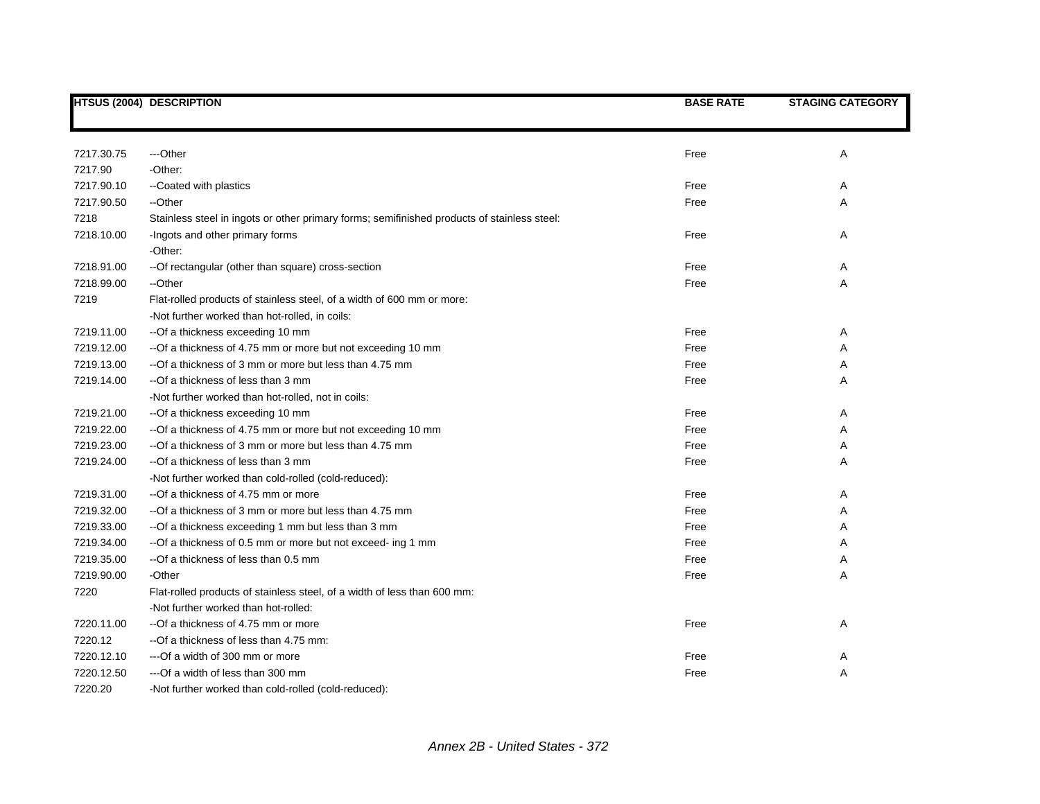| HTSUS (2004) | DESCRIPTION | BASE RATE | STAGING CATEGORY |
|---|---|---|---|
| 7217.30.75 | ---Other | Free | A |
| 7217.90 | -Other: | | |
| 7217.90.10 | --Coated with plastics | Free | A |
| 7217.90.50 | --Other | Free | A |
| 7218 | Stainless steel in ingots or other primary forms; semifinished products of stainless steel: | | |
| 7218.10.00 | -Ingots and other primary forms | Free | A |
| | -Other: | | |
| 7218.91.00 | --Of rectangular (other than square) cross-section | Free | A |
| 7218.99.00 | --Other | Free | A |
| 7219 | Flat-rolled products of stainless steel, of a width of 600 mm or more: | | |
| | -Not further worked than hot-rolled, in coils: | | |
| 7219.11.00 | --Of a thickness exceeding 10 mm | Free | A |
| 7219.12.00 | --Of a thickness of 4.75 mm or more but not exceeding 10 mm | Free | A |
| 7219.13.00 | --Of a thickness of 3 mm or more but less than 4.75 mm | Free | A |
| 7219.14.00 | --Of a thickness of less than 3 mm | Free | A |
| | -Not further worked than hot-rolled, not in coils: | | |
| 7219.21.00 | --Of a thickness exceeding 10 mm | Free | A |
| 7219.22.00 | --Of a thickness of 4.75 mm or more but not exceeding 10 mm | Free | A |
| 7219.23.00 | --Of a thickness of 3 mm or more but less than 4.75 mm | Free | A |
| 7219.24.00 | --Of a thickness of less than 3 mm | Free | A |
| | -Not further worked than cold-rolled (cold-reduced): | | |
| 7219.31.00 | --Of a thickness of 4.75 mm or more | Free | A |
| 7219.32.00 | --Of a thickness of 3 mm or more but less than 4.75 mm | Free | A |
| 7219.33.00 | --Of a thickness exceeding 1 mm but less than 3 mm | Free | A |
| 7219.34.00 | --Of a thickness of 0.5 mm or more but not exceed- ing 1 mm | Free | A |
| 7219.35.00 | --Of a thickness of less than 0.5 mm | Free | A |
| 7219.90.00 | -Other | Free | A |
| 7220 | Flat-rolled products of stainless steel, of a width of less than 600 mm: | | |
| | -Not further worked than hot-rolled: | | |
| 7220.11.00 | --Of a thickness of 4.75 mm or more | Free | A |
| 7220.12 | --Of a thickness of less than 4.75 mm: | | |
| 7220.12.10 | ---Of a width of 300 mm or more | Free | A |
| 7220.12.50 | ---Of a width of less than 300 mm | Free | A |
| 7220.20 | -Not further worked than cold-rolled (cold-reduced): | | |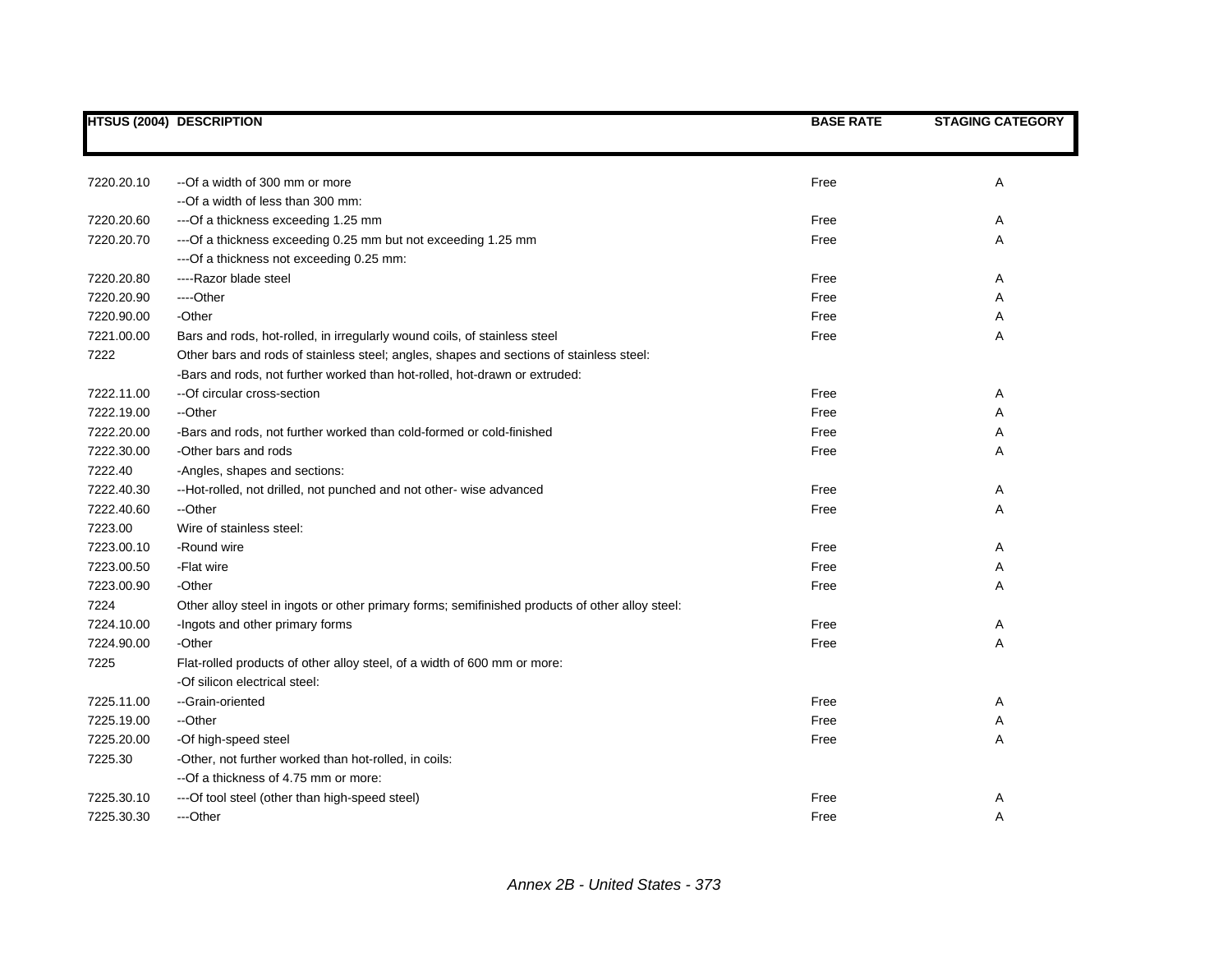| HTSUS (2004) | DESCRIPTION | BASE RATE | STAGING CATEGORY |
|---|---|---|---|
| 7220.20.10 | --Of a width of 300 mm or more | Free | A |
| | --Of a width of less than 300 mm: | | |
| 7220.20.60 | ---Of a thickness exceeding 1.25 mm | Free | A |
| 7220.20.70 | ---Of a thickness exceeding 0.25 mm but not exceeding 1.25 mm | Free | A |
| | ---Of a thickness not exceeding 0.25 mm: | | |
| 7220.20.80 | ----Razor blade steel | Free | A |
| 7220.20.90 | ----Other | Free | A |
| 7220.90.00 | -Other | Free | A |
| 7221.00.00 | Bars and rods, hot-rolled, in irregularly wound coils, of stainless steel | Free | A |
| 7222 | Other bars and rods of stainless steel; angles, shapes and sections of stainless steel: | | |
| | -Bars and rods, not further worked than hot-rolled, hot-drawn or extruded: | | |
| 7222.11.00 | --Of circular cross-section | Free | A |
| 7222.19.00 | --Other | Free | A |
| 7222.20.00 | -Bars and rods, not further worked than cold-formed or cold-finished | Free | A |
| 7222.30.00 | -Other bars and rods | Free | A |
| 7222.40 | -Angles, shapes and sections: | | |
| 7222.40.30 | --Hot-rolled, not drilled, not punched and not other- wise advanced | Free | A |
| 7222.40.60 | --Other | Free | A |
| 7223.00 | Wire of stainless steel: | | |
| 7223.00.10 | -Round wire | Free | A |
| 7223.00.50 | -Flat wire | Free | A |
| 7223.00.90 | -Other | Free | A |
| 7224 | Other alloy steel in ingots or other primary forms; semifinished products of other alloy steel: | | |
| 7224.10.00 | -Ingots and other primary forms | Free | A |
| 7224.90.00 | -Other | Free | A |
| 7225 | Flat-rolled products of other alloy steel, of a width of 600 mm or more: | | |
| | -Of silicon electrical steel: | | |
| 7225.11.00 | --Grain-oriented | Free | A |
| 7225.19.00 | --Other | Free | A |
| 7225.20.00 | -Of high-speed steel | Free | A |
| 7225.30 | -Other, not further worked than hot-rolled, in coils: | | |
| | --Of a thickness of 4.75 mm or more: | | |
| 7225.30.10 | ---Of tool steel (other than high-speed steel) | Free | A |
| 7225.30.30 | ---Other | Free | A |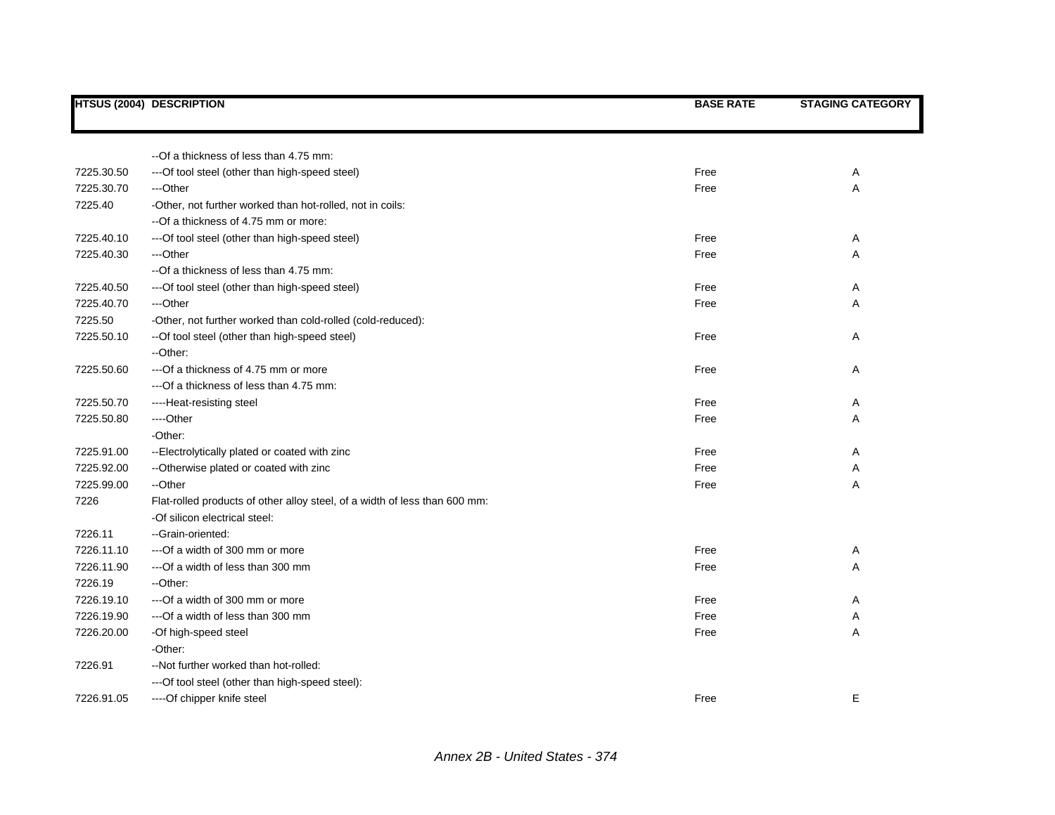| HTSUS (2004) | DESCRIPTION | BASE RATE | STAGING CATEGORY |
|---|---|---|---|
| | --Of a thickness of less than 4.75 mm: | | |
| 7225.30.50 | ---Of tool steel (other than high-speed steel) | Free | A |
| 7225.30.70 | ---Other | Free | A |
| 7225.40 | -Other, not further worked than hot-rolled, not in coils: | | |
| | --Of a thickness of 4.75 mm or more: | | |
| 7225.40.10 | ---Of tool steel (other than high-speed steel) | Free | A |
| 7225.40.30 | ---Other | Free | A |
| | --Of a thickness of less than 4.75 mm: | | |
| 7225.40.50 | ---Of tool steel (other than high-speed steel) | Free | A |
| 7225.40.70 | ---Other | Free | A |
| 7225.50 | -Other, not further worked than cold-rolled (cold-reduced): | | |
| 7225.50.10 | --Of tool steel (other than high-speed steel) | Free | A |
| | --Other: | | |
| 7225.50.60 | ---Of a thickness of 4.75 mm or more | Free | A |
| | ---Of a thickness of less than 4.75 mm: | | |
| 7225.50.70 | ----Heat-resisting steel | Free | A |
| 7225.50.80 | ----Other | Free | A |
| | -Other: | | |
| 7225.91.00 | --Electrolytically plated or coated with zinc | Free | A |
| 7225.92.00 | --Otherwise plated or coated with zinc | Free | A |
| 7225.99.00 | --Other | Free | A |
| 7226 | Flat-rolled products of other alloy steel, of a width of less than 600 mm: | | |
| | -Of silicon electrical steel: | | |
| 7226.11 | --Grain-oriented: | | |
| 7226.11.10 | ---Of a width of 300 mm or more | Free | A |
| 7226.11.90 | ---Of a width of less than 300 mm | Free | A |
| 7226.19 | --Other: | | |
| 7226.19.10 | ---Of a width of 300 mm or more | Free | A |
| 7226.19.90 | ---Of a width of less than 300 mm | Free | A |
| 7226.20.00 | -Of high-speed steel | Free | A |
| | -Other: | | |
| 7226.91 | --Not further worked than hot-rolled: | | |
| | ---Of tool steel (other than high-speed steel): | | |
| 7226.91.05 | ----Of chipper knife steel | Free | E |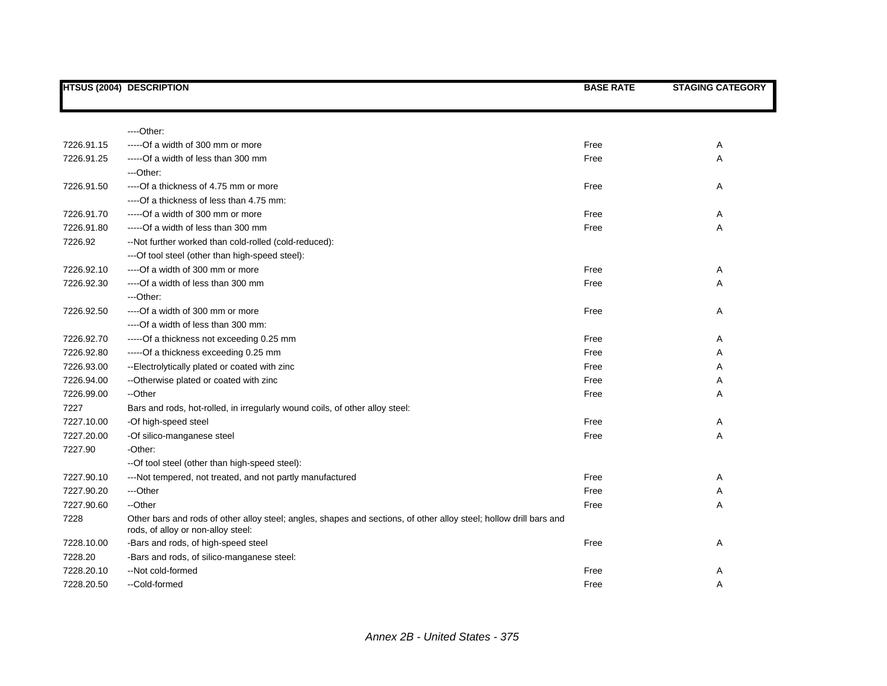| HTSUS (2004) | DESCRIPTION | BASE RATE | STAGING CATEGORY |
|---|---|---|---|
| | ----Other: | | |
| 7226.91.15 | -----Of a width of 300 mm or more | Free | A |
| 7226.91.25 | -----Of a width of less than 300 mm | Free | A |
| | ---Other: | | |
| 7226.91.50 | ----Of a thickness of 4.75 mm or more | Free | A |
| | ----Of a thickness of less than 4.75 mm: | | |
| 7226.91.70 | -----Of a width of 300 mm or more | Free | A |
| 7226.91.80 | -----Of a width of less than 300 mm | Free | A |
| 7226.92 | --Not further worked than cold-rolled (cold-reduced): | | |
| | ---Of tool steel (other than high-speed steel): | | |
| 7226.92.10 | ----Of a width of 300 mm or more | Free | A |
| 7226.92.30 | ----Of a width of less than 300 mm | Free | A |
| | ---Other: | | |
| 7226.92.50 | ----Of a width of 300 mm or more | Free | A |
| | ----Of a width of less than 300 mm: | | |
| 7226.92.70 | -----Of a thickness not exceeding 0.25 mm | Free | A |
| 7226.92.80 | -----Of a thickness exceeding 0.25 mm | Free | A |
| 7226.93.00 | --Electrolytically plated or coated with zinc | Free | A |
| 7226.94.00 | --Otherwise plated or coated with zinc | Free | A |
| 7226.99.00 | --Other | Free | A |
| 7227 | Bars and rods, hot-rolled, in irregularly wound coils, of other alloy steel: | | |
| 7227.10.00 | -Of high-speed steel | Free | A |
| 7227.20.00 | -Of silico-manganese steel | Free | A |
| 7227.90 | -Other: | | |
| | --Of tool steel (other than high-speed steel): | | |
| 7227.90.10 | ---Not tempered, not treated, and not partly manufactured | Free | A |
| 7227.90.20 | ---Other | Free | A |
| 7227.90.60 | --Other | Free | A |
| 7228 | Other bars and rods of other alloy steel; angles, shapes and sections, of other alloy steel; hollow drill bars and rods, of alloy or non-alloy steel: | | |
| 7228.10.00 | -Bars and rods, of high-speed steel | Free | A |
| 7228.20 | -Bars and rods, of silico-manganese steel: | | |
| 7228.20.10 | --Not cold-formed | Free | A |
| 7228.20.50 | --Cold-formed | Free | A |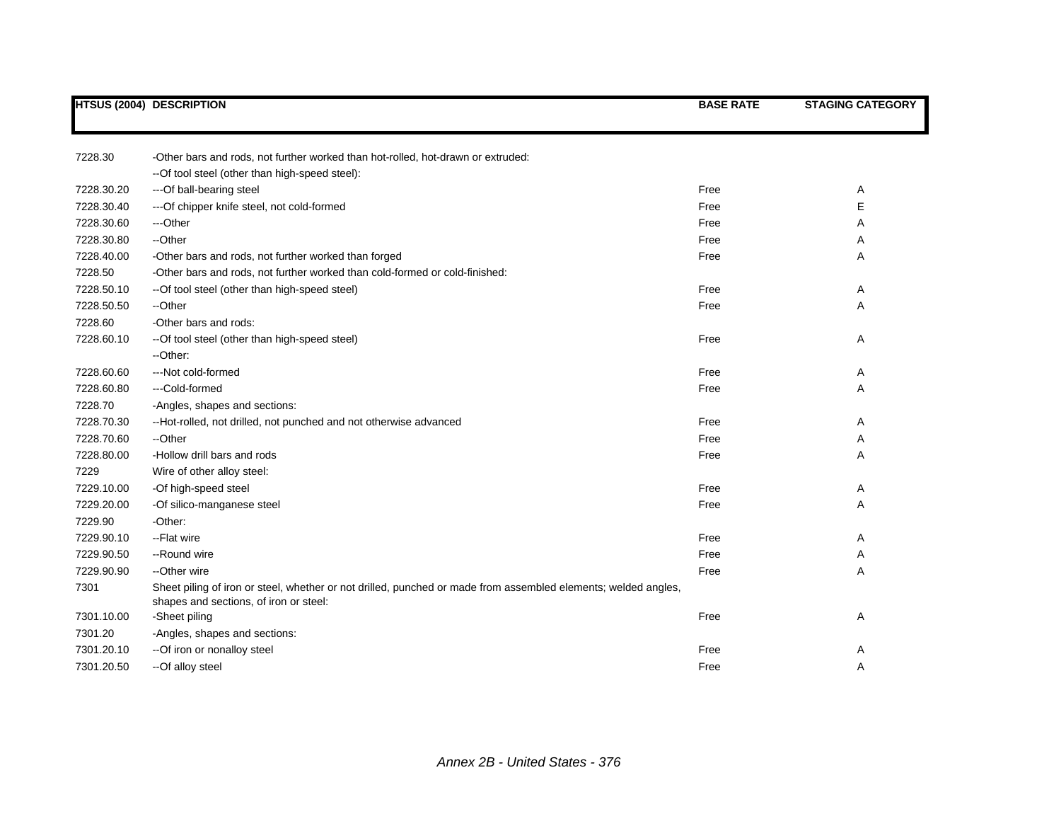| HTSUS (2004) | DESCRIPTION | BASE RATE | STAGING CATEGORY |
|---|---|---|---|
| 7228.30 | -Other bars and rods, not further worked than hot-rolled, hot-drawn or extruded: | | |
| | --Of tool steel (other than high-speed steel): | | |
| 7228.30.20 | ---Of ball-bearing steel | Free | A |
| 7228.30.40 | ---Of chipper knife steel, not cold-formed | Free | E |
| 7228.30.60 | ---Other | Free | A |
| 7228.30.80 | --Other | Free | A |
| 7228.40.00 | -Other bars and rods, not further worked than forged | Free | A |
| 7228.50 | -Other bars and rods, not further worked than cold-formed or cold-finished: | | |
| 7228.50.10 | --Of tool steel (other than high-speed steel) | Free | A |
| 7228.50.50 | --Other | Free | A |
| 7228.60 | -Other bars and rods: | | |
| 7228.60.10 | --Of tool steel (other than high-speed steel) | Free | A |
| | --Other: | | |
| 7228.60.60 | ---Not cold-formed | Free | A |
| 7228.60.80 | ---Cold-formed | Free | A |
| 7228.70 | -Angles, shapes and sections: | | |
| 7228.70.30 | --Hot-rolled, not drilled, not punched and not otherwise advanced | Free | A |
| 7228.70.60 | --Other | Free | A |
| 7228.80.00 | -Hollow drill bars and rods | Free | A |
| 7229 | Wire of other alloy steel: | | |
| 7229.10.00 | -Of high-speed steel | Free | A |
| 7229.20.00 | -Of silico-manganese steel | Free | A |
| 7229.90 | -Other: | | |
| 7229.90.10 | --Flat wire | Free | A |
| 7229.90.50 | --Round wire | Free | A |
| 7229.90.90 | --Other wire | Free | A |
| 7301 | Sheet piling of iron or steel, whether or not drilled, punched or made from assembled elements; welded angles, shapes and sections, of iron or steel: | | |
| 7301.10.00 | -Sheet piling | Free | A |
| 7301.20 | -Angles, shapes and sections: | | |
| 7301.20.10 | --Of iron or nonalloy steel | Free | A |
| 7301.20.50 | --Of alloy steel | Free | A |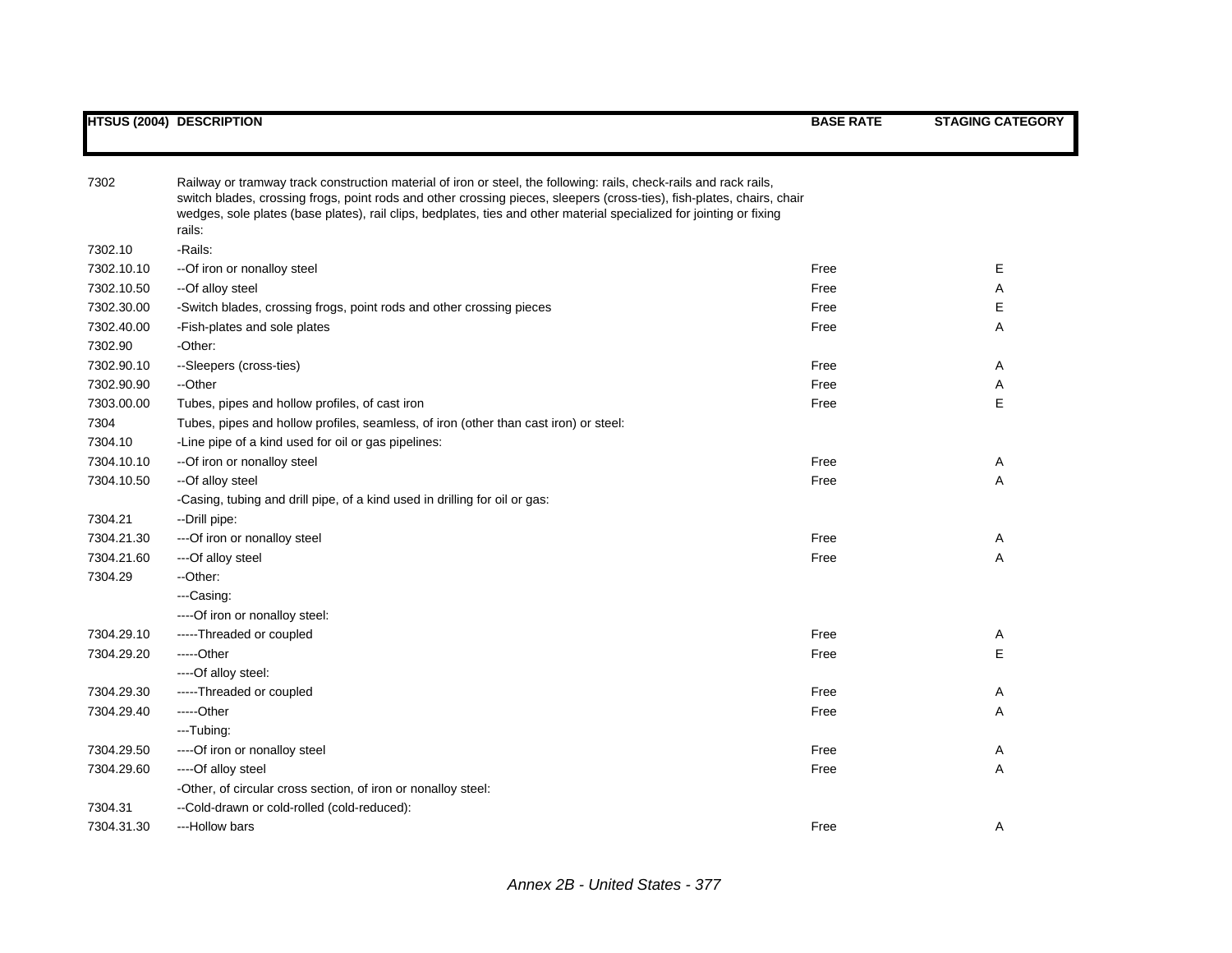| HTSUS (2004) | DESCRIPTION | BASE RATE | STAGING CATEGORY |
|---|---|---|---|
| 7302 | Railway or tramway track construction material of iron or steel, the following: rails, check-rails and rack rails, switch blades, crossing frogs, point rods and other crossing pieces, sleepers (cross-ties), fish-plates, chairs, chair wedges, sole plates (base plates), rail clips, bedplates, ties and other material specialized for jointing or fixing rails: | | |
| 7302.10 | -Rails: | | |
| 7302.10.10 | --Of iron or nonalloy steel | Free | E |
| 7302.10.50 | --Of alloy steel | Free | A |
| 7302.30.00 | -Switch blades, crossing frogs, point rods and other crossing pieces | Free | E |
| 7302.40.00 | -Fish-plates and sole plates | Free | A |
| 7302.90 | -Other: | | |
| 7302.90.10 | --Sleepers (cross-ties) | Free | A |
| 7302.90.90 | --Other | Free | A |
| 7303.00.00 | Tubes, pipes and hollow profiles, of cast iron | Free | E |
| 7304 | Tubes, pipes and hollow profiles, seamless, of iron (other than cast iron) or steel: | | |
| 7304.10 | -Line pipe of a kind used for oil or gas pipelines: | | |
| 7304.10.10 | --Of iron or nonalloy steel | Free | A |
| 7304.10.50 | --Of alloy steel | Free | A |
| | -Casing, tubing and drill pipe, of a kind used in drilling for oil or gas: | | |
| 7304.21 | --Drill pipe: | | |
| 7304.21.30 | ---Of iron or nonalloy steel | Free | A |
| 7304.21.60 | ---Of alloy steel | Free | A |
| 7304.29 | --Other: | | |
| | ---Casing: | | |
| | ----Of iron or nonalloy steel: | | |
| 7304.29.10 | -----Threaded or coupled | Free | A |
| 7304.29.20 | -----Other | Free | E |
| | ----Of alloy steel: | | |
| 7304.29.30 | -----Threaded or coupled | Free | A |
| 7304.29.40 | -----Other | Free | A |
| | ---Tubing: | | |
| 7304.29.50 | ----Of iron or nonalloy steel | Free | A |
| 7304.29.60 | ----Of alloy steel | Free | A |
| | -Other, of circular cross section, of iron or nonalloy steel: | | |
| 7304.31 | --Cold-drawn or cold-rolled (cold-reduced): | | |
| 7304.31.30 | ---Hollow bars | Free | A |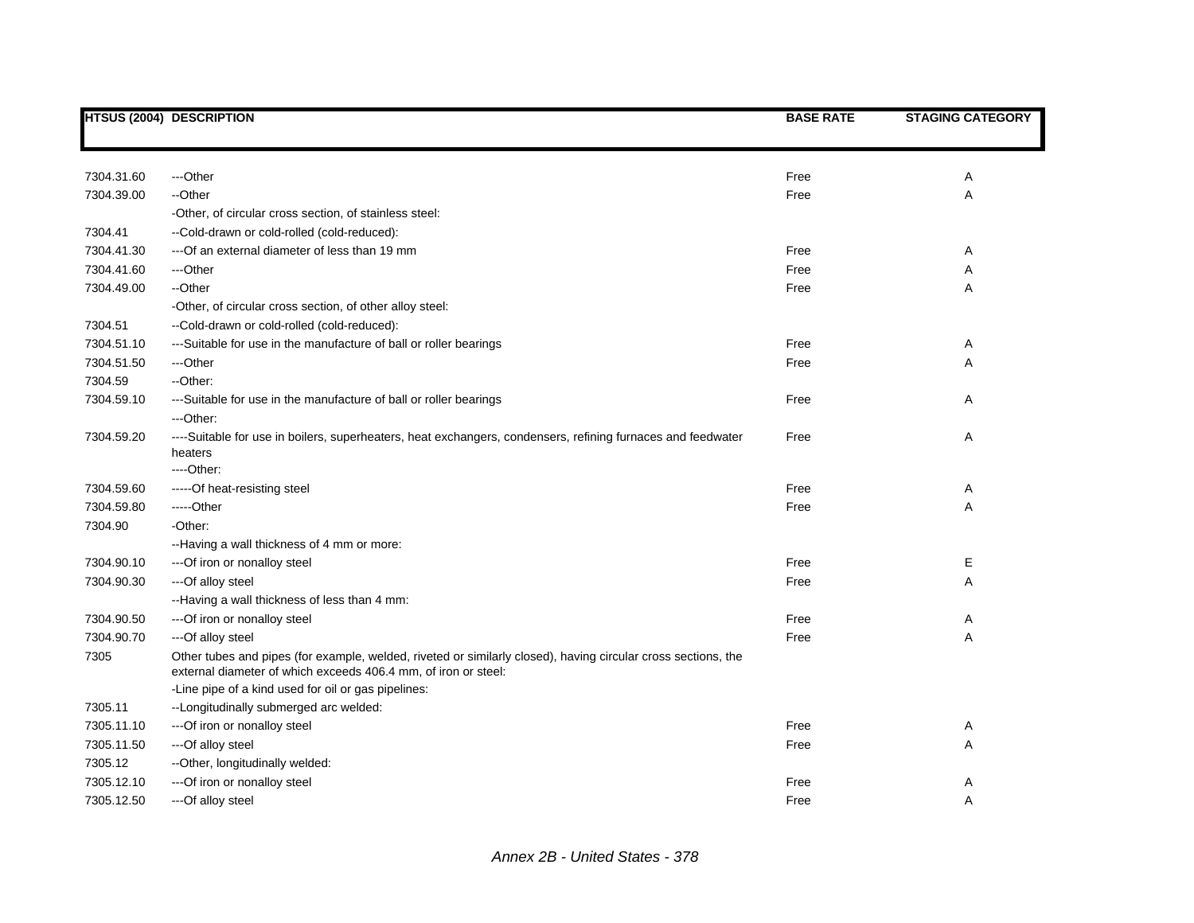| HTSUS (2004) | DESCRIPTION | BASE RATE | STAGING CATEGORY |
|---|---|---|---|
| 7304.31.60 | ---Other | Free | A |
| 7304.39.00 | --Other | Free | A |
| | -Other, of circular cross section, of stainless steel: | | |
| 7304.41 | --Cold-drawn or cold-rolled (cold-reduced): | | |
| 7304.41.30 | ---Of an external diameter of less than 19 mm | Free | A |
| 7304.41.60 | ---Other | Free | A |
| 7304.49.00 | --Other | Free | A |
| | -Other, of circular cross section, of other alloy steel: | | |
| 7304.51 | --Cold-drawn or cold-rolled (cold-reduced): | | |
| 7304.51.10 | ---Suitable for use in the manufacture of ball or roller bearings | Free | A |
| 7304.51.50 | ---Other | Free | A |
| 7304.59 | --Other: | | |
| 7304.59.10 | ---Suitable for use in the manufacture of ball or roller bearings | Free | A |
| | ---Other: | | |
| 7304.59.20 | ----Suitable for use in boilers, superheaters, heat exchangers, condensers, refining furnaces and feedwater heaters | Free | A |
| | ----Other: | | |
| 7304.59.60 | -----Of heat-resisting steel | Free | A |
| 7304.59.80 | -----Other | Free | A |
| 7304.90 | -Other: | | |
| | --Having a wall thickness of 4 mm or more: | | |
| 7304.90.10 | ---Of iron or nonalloy steel | Free | E |
| 7304.90.30 | ---Of alloy steel | Free | A |
| | --Having a wall thickness of less than 4 mm: | | |
| 7304.90.50 | ---Of iron or nonalloy steel | Free | A |
| 7304.90.70 | ---Of alloy steel | Free | A |
| 7305 | Other tubes and pipes (for example, welded, riveted or similarly closed), having circular cross sections, the external diameter of which exceeds 406.4 mm, of iron or steel: | | |
| | -Line pipe of a kind used for oil or gas pipelines: | | |
| 7305.11 | --Longitudinally submerged arc welded: | | |
| 7305.11.10 | ---Of iron or nonalloy steel | Free | A |
| 7305.11.50 | ---Of alloy steel | Free | A |
| 7305.12 | --Other, longitudinally welded: | | |
| 7305.12.10 | ---Of iron or nonalloy steel | Free | A |
| 7305.12.50 | ---Of alloy steel | Free | A |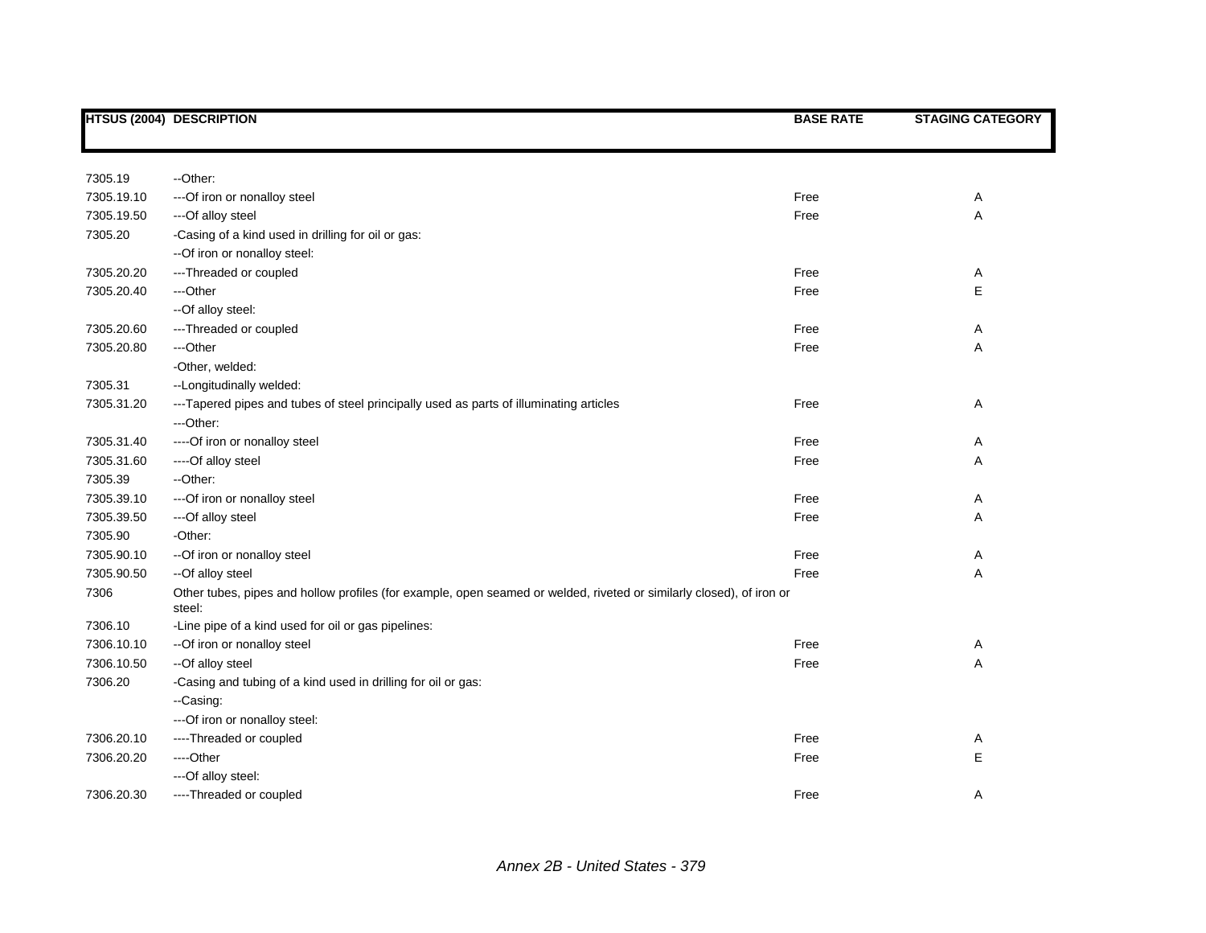| HTSUS (2004) | DESCRIPTION | BASE RATE | STAGING CATEGORY |
|---|---|---|---|
| 7305.19 | --Other: | | |
| 7305.19.10 | ---Of iron or nonalloy steel | Free | A |
| 7305.19.50 | ---Of alloy steel | Free | A |
| 7305.20 | -Casing of a kind used in drilling for oil or gas: | | |
| | --Of iron or nonalloy steel: | | |
| 7305.20.20 | ---Threaded or coupled | Free | A |
| 7305.20.40 | ---Other | Free | E |
| | --Of alloy steel: | | |
| 7305.20.60 | ---Threaded or coupled | Free | A |
| 7305.20.80 | ---Other | Free | A |
| | -Other, welded: | | |
| 7305.31 | --Longitudinally welded: | | |
| 7305.31.20 | ---Tapered pipes and tubes of steel principally used as parts of illuminating articles | Free | A |
| | ---Other: | | |
| 7305.31.40 | ----Of iron or nonalloy steel | Free | A |
| 7305.31.60 | ----Of alloy steel | Free | A |
| 7305.39 | --Other: | | |
| 7305.39.10 | ---Of iron or nonalloy steel | Free | A |
| 7305.39.50 | ---Of alloy steel | Free | A |
| 7305.90 | -Other: | | |
| 7305.90.10 | --Of iron or nonalloy steel | Free | A |
| 7305.90.50 | --Of alloy steel | Free | A |
| 7306 | Other tubes, pipes and hollow profiles (for example, open seamed or welded, riveted or similarly closed), of iron or steel: | | |
| 7306.10 | -Line pipe of a kind used for oil or gas pipelines: | | |
| 7306.10.10 | --Of iron or nonalloy steel | Free | A |
| 7306.10.50 | --Of alloy steel | Free | A |
| 7306.20 | -Casing and tubing of a kind used in drilling for oil or gas: | | |
| | --Casing: | | |
| | ---Of iron or nonalloy steel: | | |
| 7306.20.10 | ----Threaded or coupled | Free | A |
| 7306.20.20 | ----Other | Free | E |
| | ---Of alloy steel: | | |
| 7306.20.30 | ----Threaded or coupled | Free | A |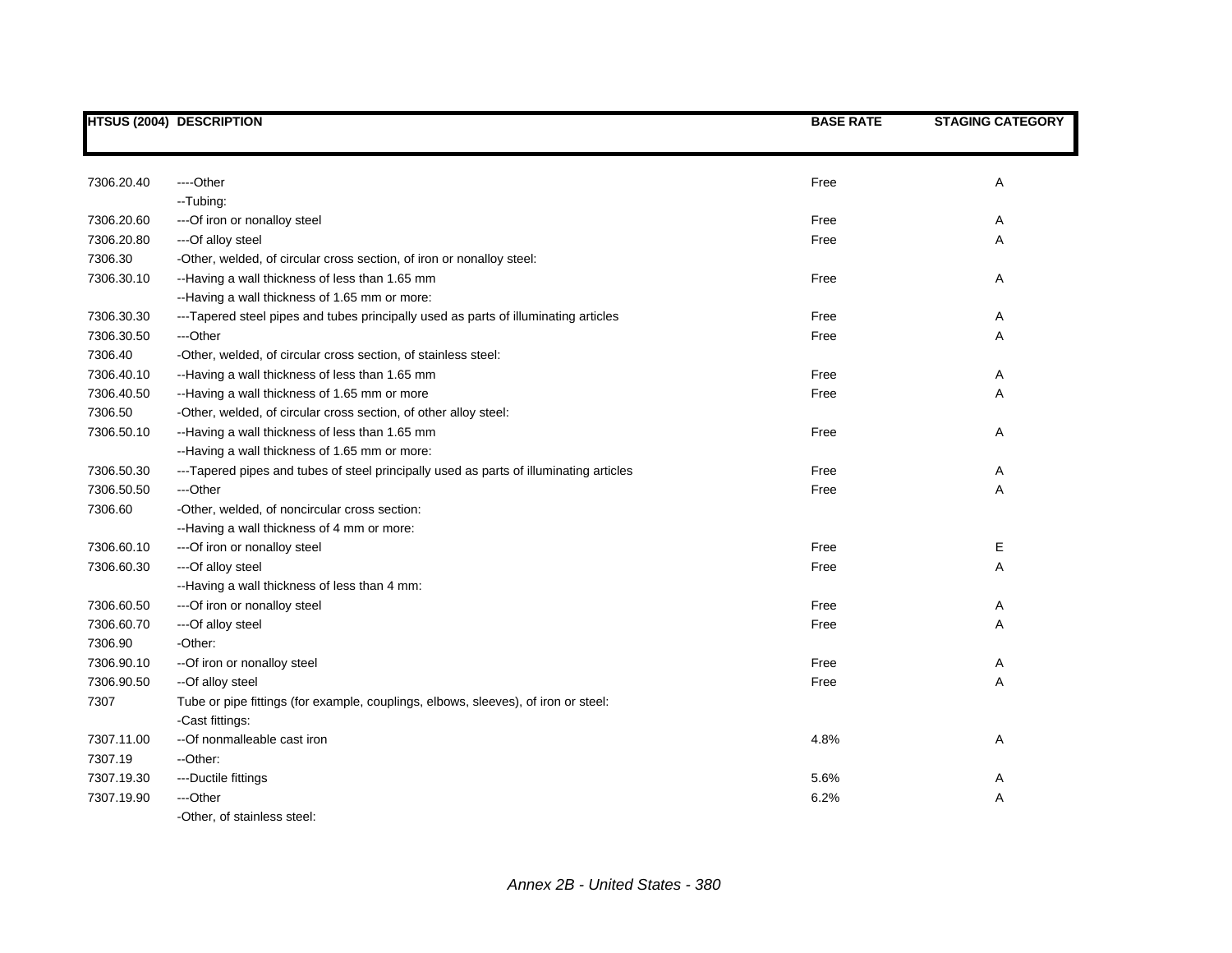| HTSUS (2004) | DESCRIPTION | BASE RATE | STAGING CATEGORY |
|---|---|---|---|
| 7306.20.40 | ----Other | Free | A |
| | --Tubing: | | |
| 7306.20.60 | ---Of iron or nonalloy steel | Free | A |
| 7306.20.80 | ---Of alloy steel | Free | A |
| 7306.30 | -Other, welded, of circular cross section, of iron or nonalloy steel: | | |
| 7306.30.10 | --Having a wall thickness of less than 1.65 mm | Free | A |
| | --Having a wall thickness of 1.65 mm or more: | | |
| 7306.30.30 | ---Tapered steel pipes and tubes principally used as parts of illuminating articles | Free | A |
| 7306.30.50 | ---Other | Free | A |
| 7306.40 | -Other, welded, of circular cross section, of stainless steel: | | |
| 7306.40.10 | --Having a wall thickness of less than 1.65 mm | Free | A |
| 7306.40.50 | --Having a wall thickness of 1.65 mm or more | Free | A |
| 7306.50 | -Other, welded, of circular cross section, of other alloy steel: | | |
| 7306.50.10 | --Having a wall thickness of less than 1.65 mm | Free | A |
| | --Having a wall thickness of 1.65 mm or more: | | |
| 7306.50.30 | ---Tapered pipes and tubes of steel principally used as parts of illuminating articles | Free | A |
| 7306.50.50 | ---Other | Free | A |
| 7306.60 | -Other, welded, of noncircular cross section: | | |
| | --Having a wall thickness of 4 mm or more: | | |
| 7306.60.10 | ---Of iron or nonalloy steel | Free | E |
| 7306.60.30 | ---Of alloy steel | Free | A |
| | --Having a wall thickness of less than 4 mm: | | |
| 7306.60.50 | ---Of iron or nonalloy steel | Free | A |
| 7306.60.70 | ---Of alloy steel | Free | A |
| 7306.90 | -Other: | | |
| 7306.90.10 | --Of iron or nonalloy steel | Free | A |
| 7306.90.50 | --Of alloy steel | Free | A |
| 7307 | Tube or pipe fittings (for example, couplings, elbows, sleeves), of iron or steel: | | |
| | -Cast fittings: | | |
| 7307.11.00 | --Of nonmalleable cast iron | 4.8% | A |
| 7307.19 | --Other: | | |
| 7307.19.30 | ---Ductile fittings | 5.6% | A |
| 7307.19.90 | ---Other | 6.2% | A |
| | -Other, of stainless steel: | | |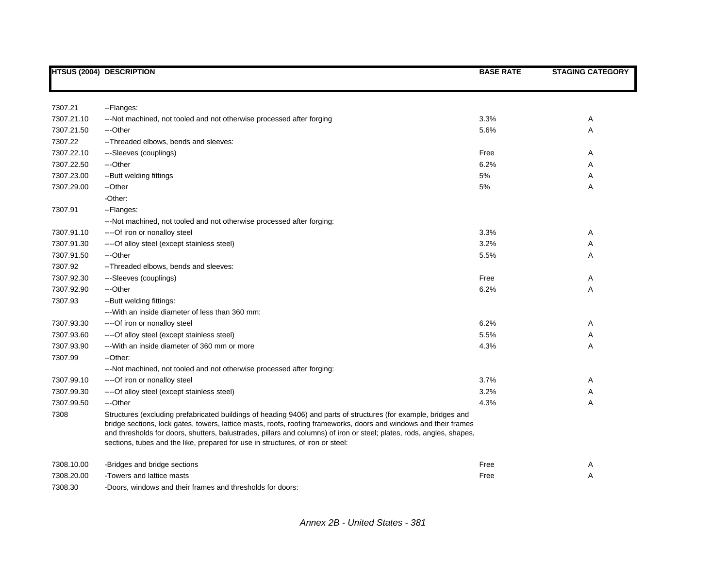| HTSUS (2004) | DESCRIPTION | BASE RATE | STAGING CATEGORY |
|---|---|---|---|
| 7307.21 | --Flanges: | | |
| 7307.21.10 | ---Not machined, not tooled and not otherwise processed after forging | 3.3% | A |
| 7307.21.50 | ---Other | 5.6% | A |
| 7307.22 | --Threaded elbows, bends and sleeves: | | |
| 7307.22.10 | ---Sleeves (couplings) | Free | A |
| 7307.22.50 | ---Other | 6.2% | A |
| 7307.23.00 | --Butt welding fittings | 5% | A |
| 7307.29.00 | --Other | 5% | A |
| | -Other: | | |
| 7307.91 | --Flanges: | | |
| | ---Not machined, not tooled and not otherwise processed after forging: | | |
| 7307.91.10 | ----Of iron or nonalloy steel | 3.3% | A |
| 7307.91.30 | ----Of alloy steel (except stainless steel) | 3.2% | A |
| 7307.91.50 | ---Other | 5.5% | A |
| 7307.92 | --Threaded elbows, bends and sleeves: | | |
| 7307.92.30 | ---Sleeves (couplings) | Free | A |
| 7307.92.90 | ---Other | 6.2% | A |
| 7307.93 | --Butt welding fittings: | | |
| | ---With an inside diameter of less than 360 mm: | | |
| 7307.93.30 | ----Of iron or nonalloy steel | 6.2% | A |
| 7307.93.60 | ----Of alloy steel (except stainless steel) | 5.5% | A |
| 7307.93.90 | ---With an inside diameter of 360 mm or more | 4.3% | A |
| 7307.99 | --Other: | | |
| | ---Not machined, not tooled and not otherwise processed after forging: | | |
| 7307.99.10 | ----Of iron or nonalloy steel | 3.7% | A |
| 7307.99.30 | ----Of alloy steel (except stainless steel) | 3.2% | A |
| 7307.99.50 | ---Other | 4.3% | A |
| 7308 | Structures (excluding prefabricated buildings of heading 9406) and parts of structures (for example, bridges and bridge sections, lock gates, towers, lattice masts, roofs, roofing frameworks, doors and windows and their frames and thresholds for doors, shutters, balustrades, pillars and columns) of iron or steel; plates, rods, angles, shapes, sections, tubes and the like, prepared for use in structures, of iron or steel: | | |
| 7308.10.00 | -Bridges and bridge sections | Free | A |
| 7308.20.00 | -Towers and lattice masts | Free | A |
| 7308.30 | -Doors, windows and their frames and thresholds for doors: | | |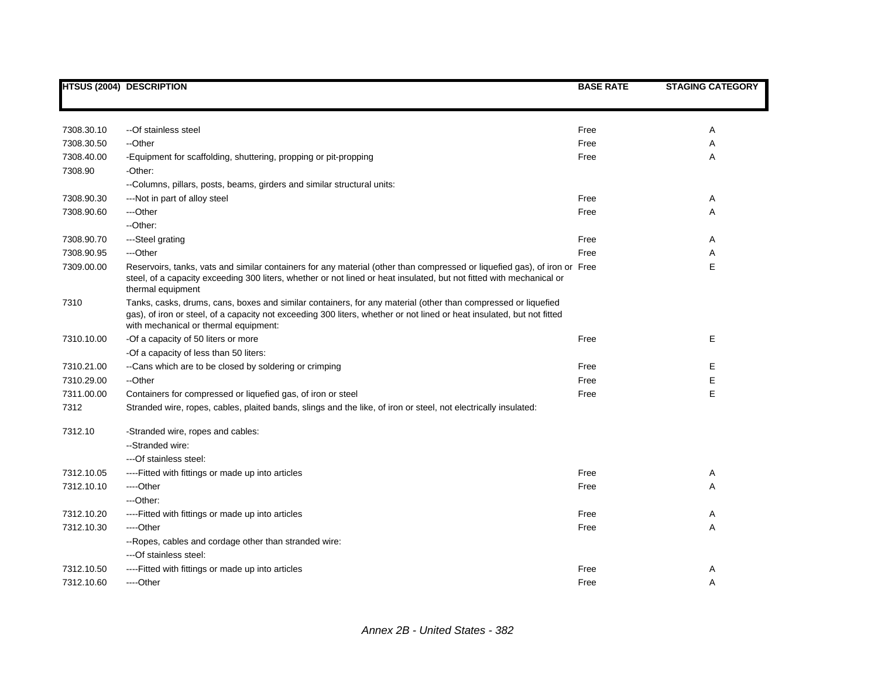| HTSUS (2004) | DESCRIPTION | BASE RATE | STAGING CATEGORY |
|---|---|---|---|
| 7308.30.10 | --Of stainless steel | Free | A |
| 7308.30.50 | --Other | Free | A |
| 7308.40.00 | -Equipment for scaffolding, shuttering, propping or pit-propping | Free | A |
| 7308.90 | -Other: | | |
| | --Columns, pillars, posts, beams, girders and similar structural units: | | |
| 7308.90.30 | ---Not in part of alloy steel | Free | A |
| 7308.90.60 | ---Other | Free | A |
| | --Other: | | |
| 7308.90.70 | ---Steel grating | Free | A |
| 7308.90.95 | ---Other | Free | A |
| 7309.00.00 | Reservoirs, tanks, vats and similar containers for any material (other than compressed or liquefied gas), of iron or steel, of a capacity exceeding 300 liters, whether or not lined or heat insulated, but not fitted with mechanical or thermal equipment | Free | E |
| 7310 | Tanks, casks, drums, cans, boxes and similar containers, for any material (other than compressed or liquefied gas), of iron or steel, of a capacity not exceeding 300 liters, whether or not lined or heat insulated, but not fitted with mechanical or thermal equipment: | | |
| 7310.10.00 | -Of a capacity of 50 liters or more | Free | E |
| | -Of a capacity of less than 50 liters: | | |
| 7310.21.00 | --Cans which are to be closed by soldering or crimping | Free | E |
| 7310.29.00 | --Other | Free | E |
| 7311.00.00 | Containers for compressed or liquefied gas, of iron or steel | Free | E |
| 7312 | Stranded wire, ropes, cables, plaited bands, slings and the like, of iron or steel, not electrically insulated: | | |
| 7312.10 | -Stranded wire, ropes and cables: | | |
| | --Stranded wire: | | |
| | ---Of stainless steel: | | |
| 7312.10.05 | ----Fitted with fittings or made up into articles | Free | A |
| 7312.10.10 | ----Other | Free | A |
| | ---Other: | | |
| 7312.10.20 | ----Fitted with fittings or made up into articles | Free | A |
| 7312.10.30 | ----Other | Free | A |
| | --Ropes, cables and cordage other than stranded wire: | | |
| | ---Of stainless steel: | | |
| 7312.10.50 | ----Fitted with fittings or made up into articles | Free | A |
| 7312.10.60 | ----Other | Free | A |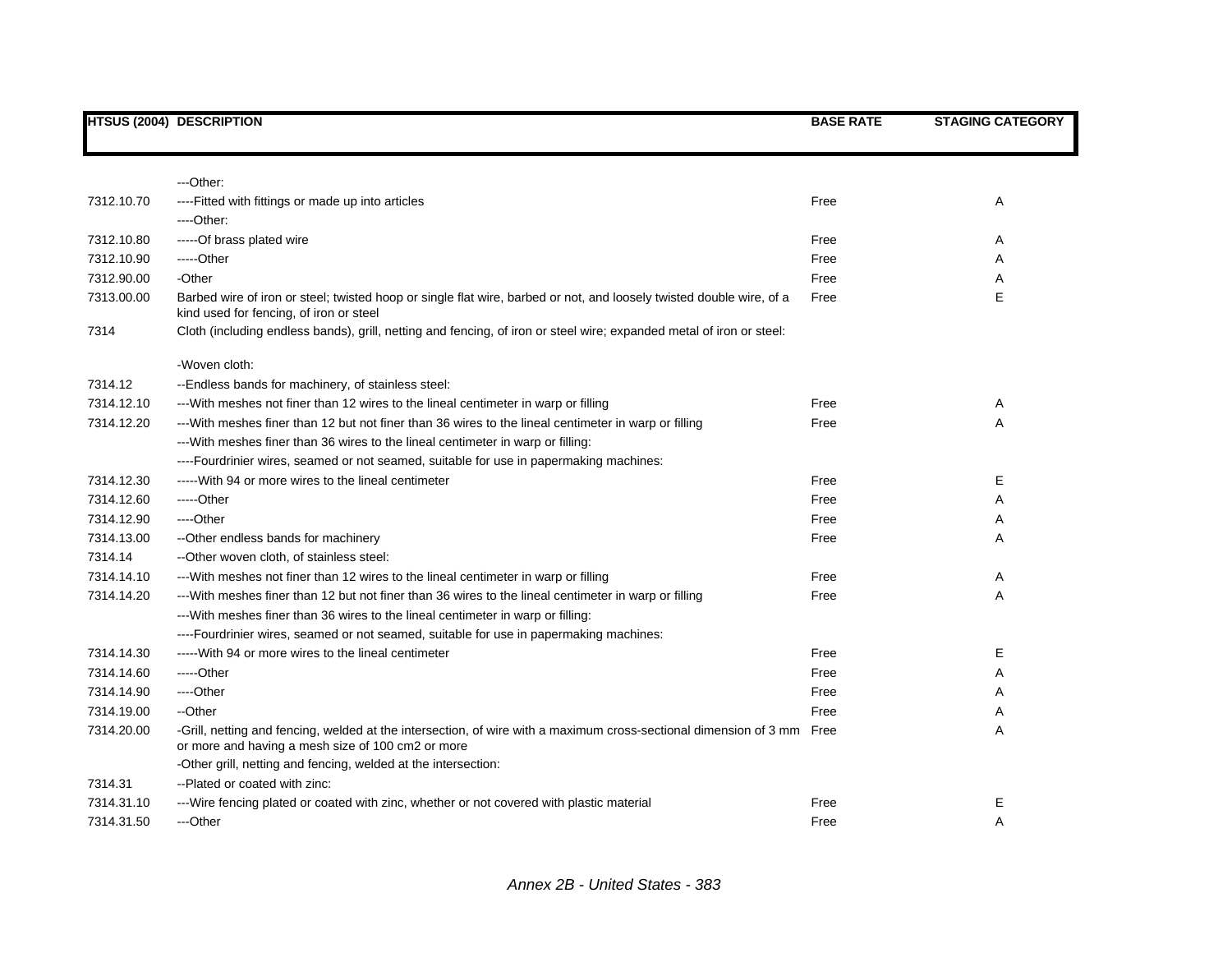| HTSUS (2004) | DESCRIPTION | BASE RATE | STAGING CATEGORY |
|---|---|---|---|
| | ---Other: | | |
| 7312.10.70 | ----Fitted with fittings or made up into articles | Free | A |
| | ----Other: | | |
| 7312.10.80 | -----Of brass plated wire | Free | A |
| 7312.10.90 | -----Other | Free | A |
| 7312.90.00 | -Other | Free | A |
| 7313.00.00 | Barbed wire of iron or steel; twisted hoop or single flat wire, barbed or not, and loosely twisted double wire, of a kind used for fencing, of iron or steel | Free | E |
| 7314 | Cloth (including endless bands), grill, netting and fencing, of iron or steel wire; expanded metal of iron or steel: | | |
| | -Woven cloth: | | |
| 7314.12 | --Endless bands for machinery, of stainless steel: | | |
| 7314.12.10 | ---With meshes not finer than 12 wires to the lineal centimeter in warp or filling | Free | A |
| 7314.12.20 | ---With meshes finer than 12 but not finer than 36 wires to the lineal centimeter in warp or filling | Free | A |
| | ---With meshes finer than 36 wires to the lineal centimeter in warp or filling: | | |
| | ----Fourdrinier wires, seamed or not seamed, suitable for use in papermaking machines: | | |
| 7314.12.30 | -----With 94 or more wires to the lineal centimeter | Free | E |
| 7314.12.60 | -----Other | Free | A |
| 7314.12.90 | ----Other | Free | A |
| 7314.13.00 | --Other endless bands for machinery | Free | A |
| 7314.14 | --Other woven cloth, of stainless steel: | | |
| 7314.14.10 | ---With meshes not finer than 12 wires to the lineal centimeter in warp or filling | Free | A |
| 7314.14.20 | ---With meshes finer than 12 but not finer than 36 wires to the lineal centimeter in warp or filling | Free | A |
| | ---With meshes finer than 36 wires to the lineal centimeter in warp or filling: | | |
| | ----Fourdrinier wires, seamed or not seamed, suitable for use in papermaking machines: | | |
| 7314.14.30 | -----With 94 or more wires to the lineal centimeter | Free | E |
| 7314.14.60 | -----Other | Free | A |
| 7314.14.90 | ----Other | Free | A |
| 7314.19.00 | --Other | Free | A |
| 7314.20.00 | -Grill, netting and fencing, welded at the intersection, of wire with a maximum cross-sectional dimension of 3 mm or more and having a mesh size of 100 cm2 or more | Free | A |
| | -Other grill, netting and fencing, welded at the intersection: | | |
| 7314.31 | --Plated or coated with zinc: | | |
| 7314.31.10 | ---Wire fencing plated or coated with zinc, whether or not covered with plastic material | Free | E |
| 7314.31.50 | ---Other | Free | A |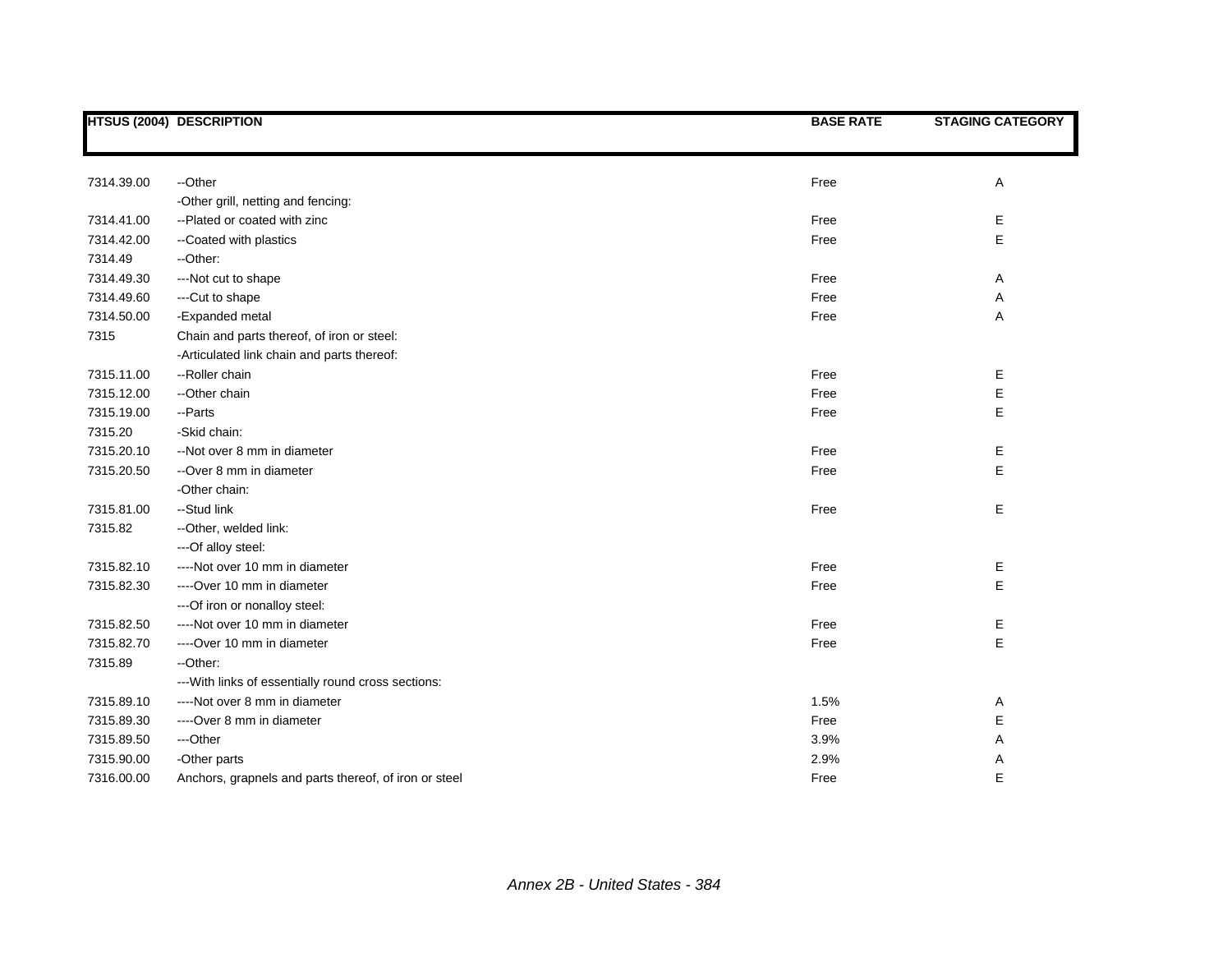| HTSUS (2004) | DESCRIPTION | BASE RATE | STAGING CATEGORY |
|---|---|---|---|
| 7314.39.00 | --Other | Free | A |
| | -Other grill, netting and fencing: | | |
| 7314.41.00 | --Plated or coated with zinc | Free | E |
| 7314.42.00 | --Coated with plastics | Free | E |
| 7314.49 | --Other: | | |
| 7314.49.30 | ---Not cut to shape | Free | A |
| 7314.49.60 | ---Cut to shape | Free | A |
| 7314.50.00 | -Expanded metal | Free | A |
| 7315 | Chain and parts thereof, of iron or steel: | | |
| | -Articulated link chain and parts thereof: | | |
| 7315.11.00 | --Roller chain | Free | E |
| 7315.12.00 | --Other chain | Free | E |
| 7315.19.00 | --Parts | Free | E |
| 7315.20 | -Skid chain: | | |
| 7315.20.10 | --Not over 8 mm in diameter | Free | E |
| 7315.20.50 | --Over 8 mm in diameter | Free | E |
| | -Other chain: | | |
| 7315.81.00 | --Stud link | Free | E |
| 7315.82 | --Other, welded link: | | |
| | ---Of alloy steel: | | |
| 7315.82.10 | ----Not over 10 mm in diameter | Free | E |
| 7315.82.30 | ----Over 10 mm in diameter | Free | E |
| | ---Of iron or nonalloy steel: | | |
| 7315.82.50 | ----Not over 10 mm in diameter | Free | E |
| 7315.82.70 | ----Over 10 mm in diameter | Free | E |
| 7315.89 | --Other: | | |
| | ---With links of essentially round cross sections: | | |
| 7315.89.10 | ----Not over 8 mm in diameter | 1.5% | A |
| 7315.89.30 | ----Over 8 mm in diameter | Free | E |
| 7315.89.50 | ---Other | 3.9% | A |
| 7315.90.00 | -Other parts | 2.9% | A |
| 7316.00.00 | Anchors, grapnels and parts thereof, of iron or steel | Free | E |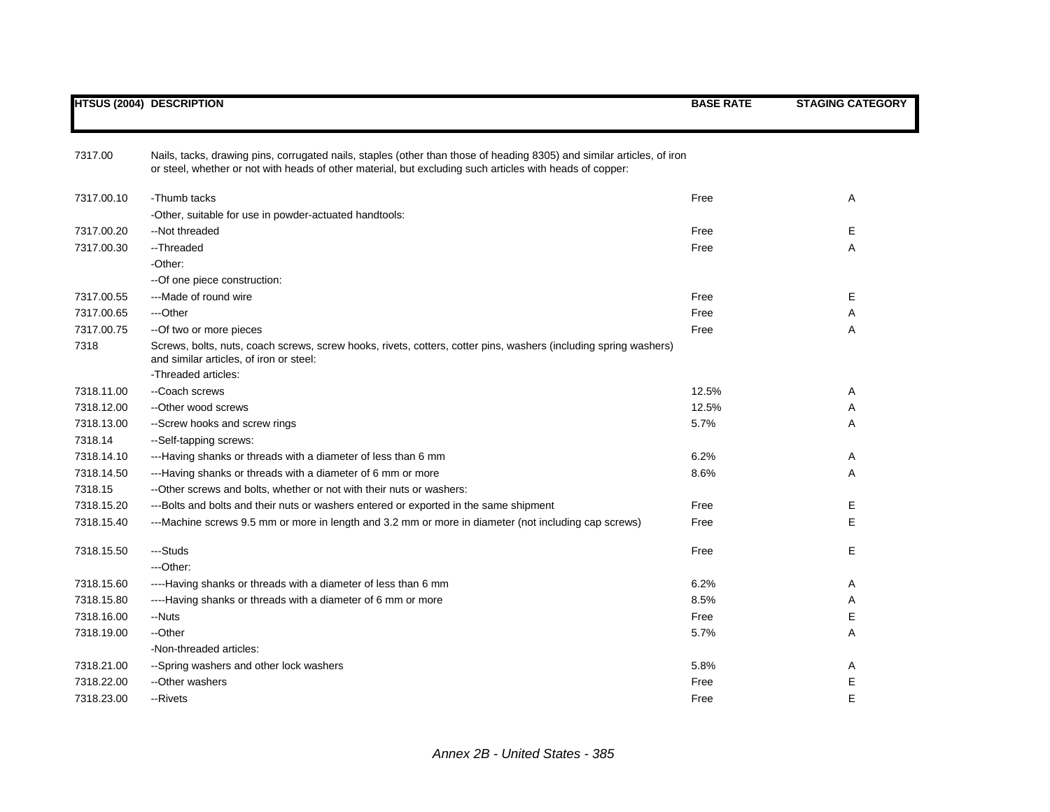| HTSUS (2004) | DESCRIPTION | BASE RATE | STAGING CATEGORY |
|---|---|---|---|
| 7317.00 | Nails, tacks, drawing pins, corrugated nails, staples (other than those of heading 8305) and similar articles, of iron or steel, whether or not with heads of other material, but excluding such articles with heads of copper: | | |
| 7317.00.10 | -Thumb tacks | Free | A |
| | -Other, suitable for use in powder-actuated handtools: | | |
| 7317.00.20 | --Not threaded | Free | E |
| 7317.00.30 | --Threaded | Free | A |
| | -Other: | | |
| | --Of one piece construction: | | |
| 7317.00.55 | ---Made of round wire | Free | E |
| 7317.00.65 | ---Other | Free | A |
| 7317.00.75 | --Of two or more pieces | Free | A |
| 7318 | Screws, bolts, nuts, coach screws, screw hooks, rivets, cotters, cotter pins, washers (including spring washers) and similar articles, of iron or steel: | | |
| | -Threaded articles: | | |
| 7318.11.00 | --Coach screws | 12.5% | A |
| 7318.12.00 | --Other wood screws | 12.5% | A |
| 7318.13.00 | --Screw hooks and screw rings | 5.7% | A |
| 7318.14 | --Self-tapping screws: | | |
| 7318.14.10 | ---Having shanks or threads with a diameter of less than 6 mm | 6.2% | A |
| 7318.14.50 | ---Having shanks or threads with a diameter of 6 mm or more | 8.6% | A |
| 7318.15 | --Other screws and bolts, whether or not with their nuts or washers: | | |
| 7318.15.20 | ---Bolts and bolts and their nuts or washers entered or exported in the same shipment | Free | E |
| 7318.15.40 | ---Machine screws 9.5 mm or more in length and 3.2 mm or more in diameter (not including cap screws) | Free | E |
| 7318.15.50 | ---Studs | Free | E |
| | ---Other: | | |
| 7318.15.60 | ----Having shanks or threads with a diameter of less than 6 mm | 6.2% | A |
| 7318.15.80 | ----Having shanks or threads with a diameter of 6 mm or more | 8.5% | A |
| 7318.16.00 | --Nuts | Free | E |
| 7318.19.00 | --Other | 5.7% | A |
| | -Non-threaded articles: | | |
| 7318.21.00 | --Spring washers and other lock washers | 5.8% | A |
| 7318.22.00 | --Other washers | Free | E |
| 7318.23.00 | --Rivets | Free | E |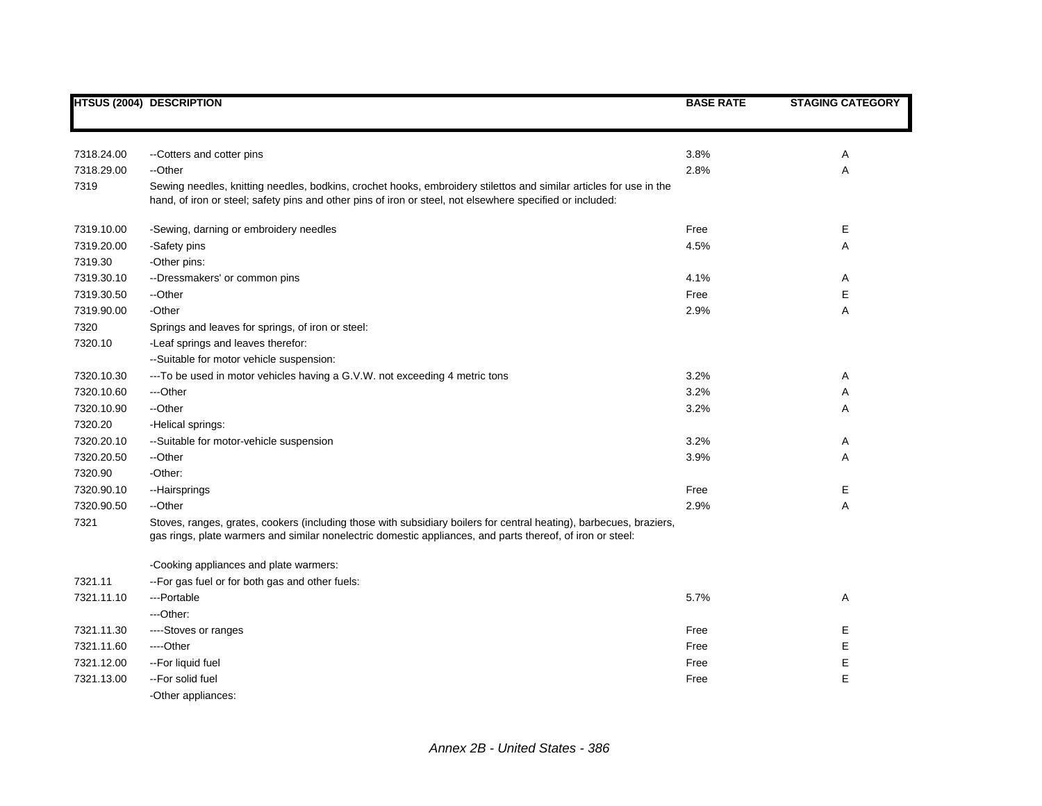| HTSUS (2004) | DESCRIPTION | BASE RATE | STAGING CATEGORY |
|---|---|---|---|
| 7318.24.00 | --Cotters and cotter pins | 3.8% | A |
| 7318.29.00 | --Other | 2.8% | A |
| 7319 | Sewing needles, knitting needles, bodkins, crochet hooks, embroidery stilettos and similar articles for use in the hand, of iron or steel; safety pins and other pins of iron or steel, not elsewhere specified or included: | | |
| 7319.10.00 | -Sewing, darning or embroidery needles | Free | E |
| 7319.20.00 | -Safety pins | 4.5% | A |
| 7319.30 | -Other pins: | | |
| 7319.30.10 | --Dressmakers' or common pins | 4.1% | A |
| 7319.30.50 | --Other | Free | E |
| 7319.90.00 | -Other | 2.9% | A |
| 7320 | Springs and leaves for springs, of iron or steel: | | |
| 7320.10 | -Leaf springs and leaves therefor: | | |
| | --Suitable for motor vehicle suspension: | | |
| 7320.10.30 | ---To be used in motor vehicles having a G.V.W. not exceeding 4 metric tons | 3.2% | A |
| 7320.10.60 | ---Other | 3.2% | A |
| 7320.10.90 | --Other | 3.2% | A |
| 7320.20 | -Helical springs: | | |
| 7320.20.10 | --Suitable for motor-vehicle suspension | 3.2% | A |
| 7320.20.50 | --Other | 3.9% | A |
| 7320.90 | -Other: | | |
| 7320.90.10 | --Hairsprings | Free | E |
| 7320.90.50 | --Other | 2.9% | A |
| 7321 | Stoves, ranges, grates, cookers (including those with subsidiary boilers for central heating), barbecues, braziers, gas rings, plate warmers and similar nonelectric domestic appliances, and parts thereof, of iron or steel: | | |
| | -Cooking appliances and plate warmers: | | |
| 7321.11 | --For gas fuel or for both gas and other fuels: | | |
| 7321.11.10 | ---Portable | 5.7% | A |
| | ---Other: | | |
| 7321.11.30 | ----Stoves or ranges | Free | E |
| 7321.11.60 | ----Other | Free | E |
| 7321.12.00 | --For liquid fuel | Free | E |
| 7321.13.00 | --For solid fuel | Free | E |
| | -Other appliances: | | |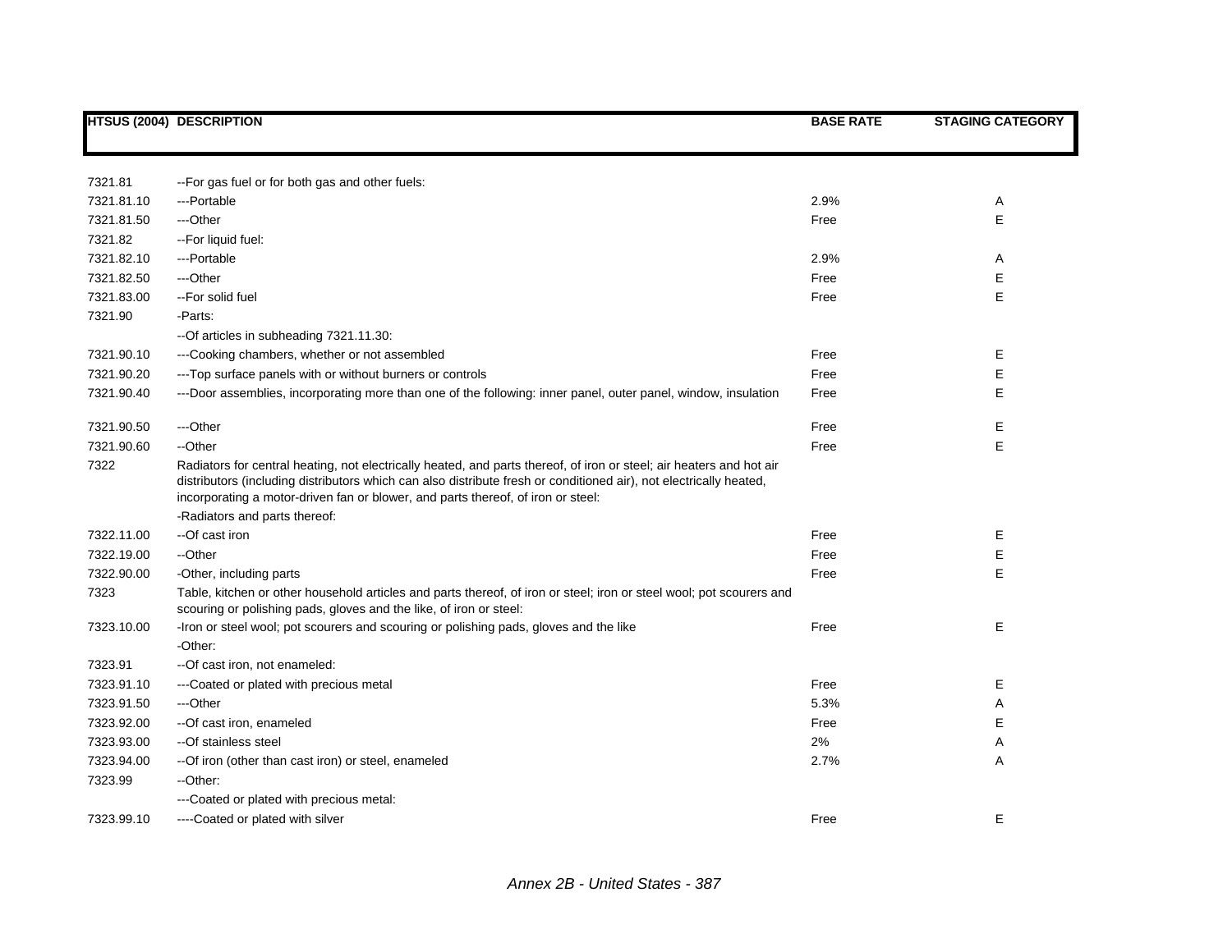| HTSUS (2004) | DESCRIPTION | BASE RATE | STAGING CATEGORY |
|---|---|---|---|
| 7321.81 | --For gas fuel or for both gas and other fuels: | | |
| 7321.81.10 | ---Portable | 2.9% | A |
| 7321.81.50 | ---Other | Free | E |
| 7321.82 | --For liquid fuel: | | |
| 7321.82.10 | ---Portable | 2.9% | A |
| 7321.82.50 | ---Other | Free | E |
| 7321.83.00 | --For solid fuel | Free | E |
| 7321.90 | -Parts: | | |
| | --Of articles in subheading 7321.11.30: | | |
| 7321.90.10 | ---Cooking chambers, whether or not assembled | Free | E |
| 7321.90.20 | ---Top surface panels with or without burners or controls | Free | E |
| 7321.90.40 | ---Door assemblies, incorporating more than one of the following: inner panel, outer panel, window, insulation | Free | E |
| 7321.90.50 | ---Other | Free | E |
| 7321.90.60 | --Other | Free | E |
| 7322 | Radiators for central heating, not electrically heated, and parts thereof, of iron or steel; air heaters and hot air distributors (including distributors which can also distribute fresh or conditioned air), not electrically heated, incorporating a motor-driven fan or blower, and parts thereof, of iron or steel: | | |
| | -Radiators and parts thereof: | | |
| 7322.11.00 | --Of cast iron | Free | E |
| 7322.19.00 | --Other | Free | E |
| 7322.90.00 | -Other, including parts | Free | E |
| 7323 | Table, kitchen or other household articles and parts thereof, of iron or steel; iron or steel wool; pot scourers and scouring or polishing pads, gloves and the like, of iron or steel: | | |
| 7323.10.00 | -Iron or steel wool; pot scourers and scouring or polishing pads, gloves and the like | Free | E |
| | -Other: | | |
| 7323.91 | --Of cast iron, not enameled: | | |
| 7323.91.10 | ---Coated or plated with precious metal | Free | E |
| 7323.91.50 | ---Other | 5.3% | A |
| 7323.92.00 | --Of cast iron, enameled | Free | E |
| 7323.93.00 | --Of stainless steel | 2% | A |
| 7323.94.00 | --Of iron (other than cast iron) or steel, enameled | 2.7% | A |
| 7323.99 | --Other: | | |
| | ---Coated or plated with precious metal: | | |
| 7323.99.10 | ----Coated or plated with silver | Free | E |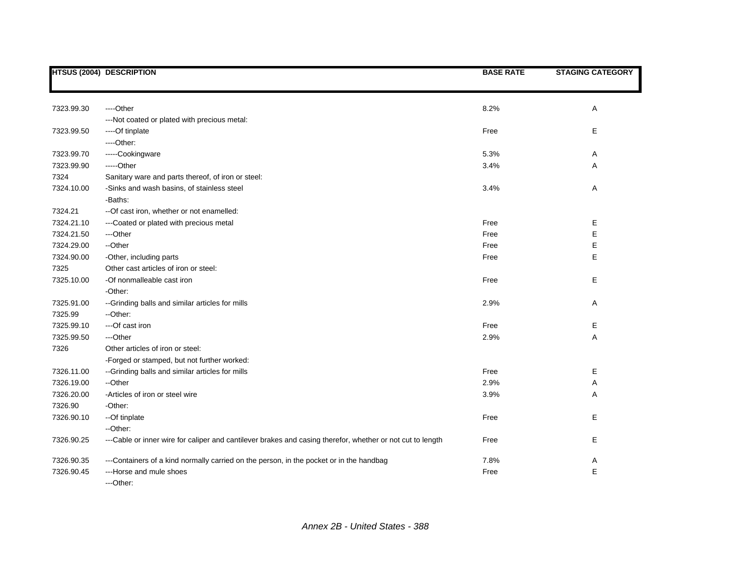| HTSUS (2004) | DESCRIPTION | BASE RATE | STAGING CATEGORY |
|---|---|---|---|
| 7323.99.30 | ----Other | 8.2% | A |
| | ---Not coated or plated with precious metal: | | |
| 7323.99.50 | ----Of tinplate | Free | E |
| | ----Other: | | |
| 7323.99.70 | -----Cookingware | 5.3% | A |
| 7323.99.90 | -----Other | 3.4% | A |
| 7324 | Sanitary ware and parts thereof, of iron or steel: | | |
| 7324.10.00 | -Sinks and wash basins, of stainless steel | 3.4% | A |
| | -Baths: | | |
| 7324.21 | --Of cast iron, whether or not enamelled: | | |
| 7324.21.10 | ---Coated or plated with precious metal | Free | E |
| 7324.21.50 | ---Other | Free | E |
| 7324.29.00 | --Other | Free | E |
| 7324.90.00 | -Other, including parts | Free | E |
| 7325 | Other cast articles of iron or steel: | | |
| 7325.10.00 | -Of nonmalleable cast iron | Free | E |
| | -Other: | | |
| 7325.91.00 | --Grinding balls and similar articles for mills | 2.9% | A |
| 7325.99 | --Other: | | |
| 7325.99.10 | ---Of cast iron | Free | E |
| 7325.99.50 | ---Other | 2.9% | A |
| 7326 | Other articles of iron or steel: | | |
| | -Forged or stamped, but not further worked: | | |
| 7326.11.00 | --Grinding balls and similar articles for mills | Free | E |
| 7326.19.00 | --Other | 2.9% | A |
| 7326.20.00 | -Articles of iron or steel wire | 3.9% | A |
| 7326.90 | -Other: | | |
| 7326.90.10 | --Of tinplate | Free | E |
| | --Other: | | |
| 7326.90.25 | ---Cable or inner wire for caliper and cantilever brakes and casing therefor, whether or not cut to length | Free | E |
| 7326.90.35 | ---Containers of a kind normally carried on the person, in the pocket or in the handbag | 7.8% | A |
| 7326.90.45 | ---Horse and mule shoes | Free | E |
| | ---Other: | | |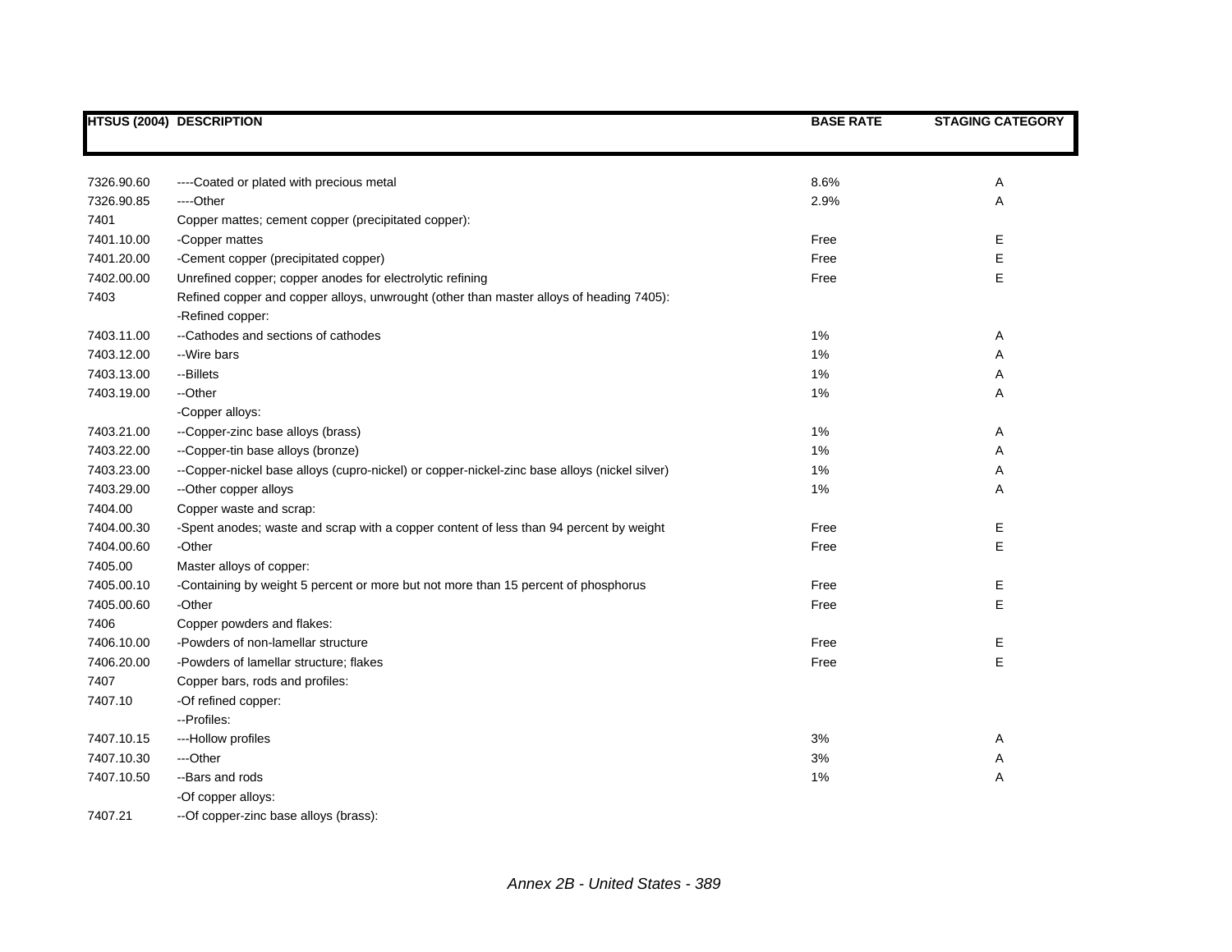| HTSUS (2004) | DESCRIPTION | BASE RATE | STAGING CATEGORY |
|---|---|---|---|
| 7326.90.60 | ----Coated or plated with precious metal | 8.6% | A |
| 7326.90.85 | ----Other | 2.9% | A |
| 7401 | Copper mattes; cement copper (precipitated copper): | | |
| 7401.10.00 | -Copper mattes | Free | E |
| 7401.20.00 | -Cement copper (precipitated copper) | Free | E |
| 7402.00.00 | Unrefined copper; copper anodes for electrolytic refining | Free | E |
| 7403 | Refined copper and copper alloys, unwrought (other than master alloys of heading 7405): | | |
| | -Refined copper: | | |
| 7403.11.00 | --Cathodes and sections of cathodes | 1% | A |
| 7403.12.00 | --Wire bars | 1% | A |
| 7403.13.00 | --Billets | 1% | A |
| 7403.19.00 | --Other | 1% | A |
| | -Copper alloys: | | |
| 7403.21.00 | --Copper-zinc base alloys (brass) | 1% | A |
| 7403.22.00 | --Copper-tin base alloys (bronze) | 1% | A |
| 7403.23.00 | --Copper-nickel base alloys (cupro-nickel) or copper-nickel-zinc base alloys (nickel silver) | 1% | A |
| 7403.29.00 | --Other copper alloys | 1% | A |
| 7404.00 | Copper waste and scrap: | | |
| 7404.00.30 | -Spent anodes; waste and scrap with a copper content of less than 94 percent by weight | Free | E |
| 7404.00.60 | -Other | Free | E |
| 7405.00 | Master alloys of copper: | | |
| 7405.00.10 | -Containing by weight 5 percent or more but not more than 15 percent of phosphorus | Free | E |
| 7405.00.60 | -Other | Free | E |
| 7406 | Copper powders and flakes: | | |
| 7406.10.00 | -Powders of non-lamellar structure | Free | E |
| 7406.20.00 | -Powders of lamellar structure; flakes | Free | E |
| 7407 | Copper bars, rods and profiles: | | |
| 7407.10 | -Of refined copper: | | |
| | --Profiles: | | |
| 7407.10.15 | ---Hollow profiles | 3% | A |
| 7407.10.30 | ---Other | 3% | A |
| 7407.10.50 | --Bars and rods | 1% | A |
| | -Of copper alloys: | | |
| 7407.21 | --Of copper-zinc base alloys (brass): | | |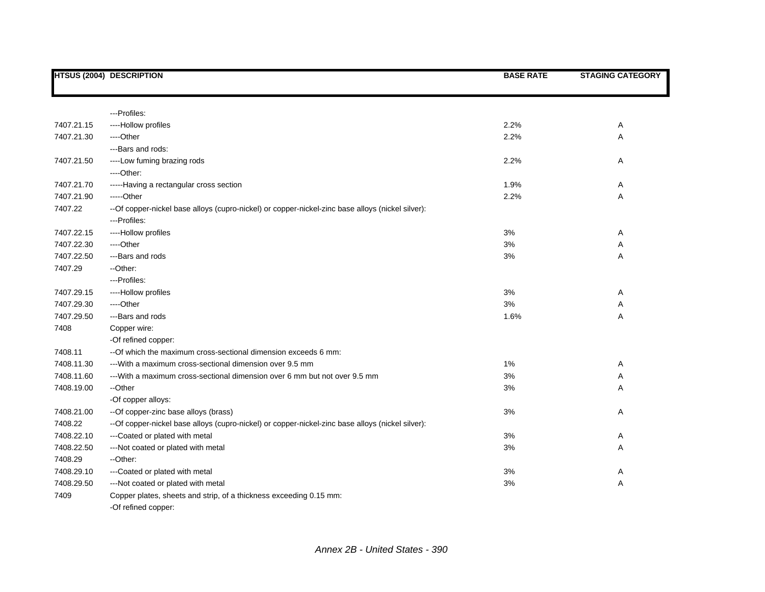| HTSUS (2004) | DESCRIPTION | BASE RATE | STAGING CATEGORY |
|---|---|---|---|
| | ---Profiles: | | |
| 7407.21.15 | ----Hollow profiles | 2.2% | A |
| 7407.21.30 | ----Other | 2.2% | A |
| | ---Bars and rods: | | |
| 7407.21.50 | ----Low fuming brazing rods | 2.2% | A |
| | ----Other: | | |
| 7407.21.70 | -----Having a rectangular cross section | 1.9% | A |
| 7407.21.90 | -----Other | 2.2% | A |
| 7407.22 | --Of copper-nickel base alloys (cupro-nickel) or copper-nickel-zinc base alloys (nickel silver): | | |
| | ---Profiles: | | |
| 7407.22.15 | ----Hollow profiles | 3% | A |
| 7407.22.30 | ----Other | 3% | A |
| 7407.22.50 | ---Bars and rods | 3% | A |
| 7407.29 | --Other: | | |
| | ---Profiles: | | |
| 7407.29.15 | ----Hollow profiles | 3% | A |
| 7407.29.30 | ----Other | 3% | A |
| 7407.29.50 | ---Bars and rods | 1.6% | A |
| 7408 | Copper wire: | | |
| | -Of refined copper: | | |
| 7408.11 | --Of which the maximum cross-sectional dimension exceeds 6 mm: | | |
| 7408.11.30 | ---With a maximum cross-sectional dimension over 9.5 mm | 1% | A |
| 7408.11.60 | ---With a maximum cross-sectional dimension over 6 mm but not over 9.5 mm | 3% | A |
| 7408.19.00 | --Other | 3% | A |
| | -Of copper alloys: | | |
| 7408.21.00 | --Of copper-zinc base alloys (brass) | 3% | A |
| 7408.22 | --Of copper-nickel base alloys (cupro-nickel) or copper-nickel-zinc base alloys (nickel silver): | | |
| 7408.22.10 | ---Coated or plated with metal | 3% | A |
| 7408.22.50 | ---Not coated or plated with metal | 3% | A |
| 7408.29 | --Other: | | |
| 7408.29.10 | ---Coated or plated with metal | 3% | A |
| 7408.29.50 | ---Not coated or plated with metal | 3% | A |
| 7409 | Copper plates, sheets and strip, of a thickness exceeding 0.15 mm: | | |
| | -Of refined copper: | | |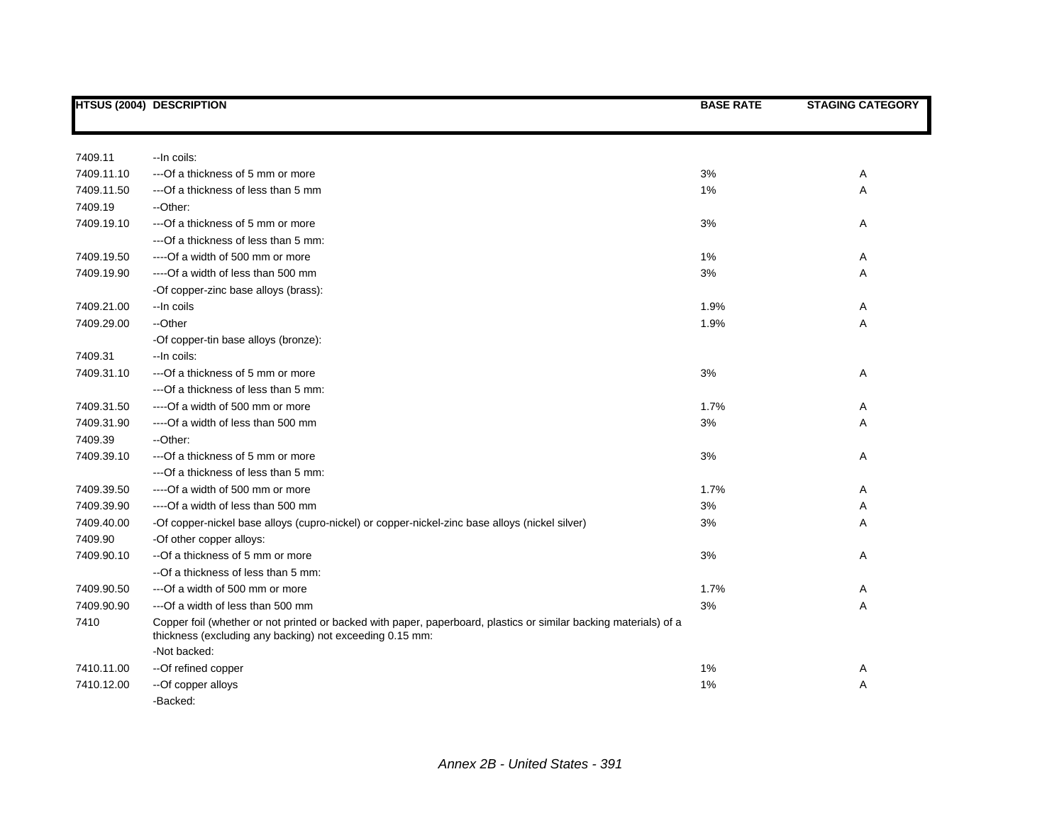| HTSUS (2004) | DESCRIPTION | BASE RATE | STAGING CATEGORY |
|---|---|---|---|
| 7409.11 | --In coils: | | |
| 7409.11.10 | ---Of a thickness of 5 mm or more | 3% | A |
| 7409.11.50 | ---Of a thickness of less than 5 mm | 1% | A |
| 7409.19 | --Other: | | |
| 7409.19.10 | ---Of a thickness of 5 mm or more | 3% | A |
| | ---Of a thickness of less than 5 mm: | | |
| 7409.19.50 | ----Of a width of 500 mm or more | 1% | A |
| 7409.19.90 | ----Of a width of less than 500 mm | 3% | A |
| | -Of copper-zinc base alloys (brass): | | |
| 7409.21.00 | --In coils | 1.9% | A |
| 7409.29.00 | --Other | 1.9% | A |
| | -Of copper-tin base alloys (bronze): | | |
| 7409.31 | --In coils: | | |
| 7409.31.10 | ---Of a thickness of 5 mm or more | 3% | A |
| | ---Of a thickness of less than 5 mm: | | |
| 7409.31.50 | ----Of a width of 500 mm or more | 1.7% | A |
| 7409.31.90 | ----Of a width of less than 500 mm | 3% | A |
| 7409.39 | --Other: | | |
| 7409.39.10 | ---Of a thickness of 5 mm or more | 3% | A |
| | ---Of a thickness of less than 5 mm: | | |
| 7409.39.50 | ----Of a width of 500 mm or more | 1.7% | A |
| 7409.39.90 | ----Of a width of less than 500 mm | 3% | A |
| 7409.40.00 | -Of copper-nickel base alloys (cupro-nickel) or copper-nickel-zinc base alloys (nickel silver) | 3% | A |
| 7409.90 | -Of other copper alloys: | | |
| 7409.90.10 | --Of a thickness of 5 mm or more | 3% | A |
| | --Of a thickness of less than 5 mm: | | |
| 7409.90.50 | ---Of a width of 500 mm or more | 1.7% | A |
| 7409.90.90 | ---Of a width of less than 500 mm | 3% | A |
| 7410 | Copper foil (whether or not printed or backed with paper, paperboard, plastics or similar backing materials) of a thickness (excluding any backing) not exceeding 0.15 mm: | | |
| | -Not backed: | | |
| 7410.11.00 | --Of refined copper | 1% | A |
| 7410.12.00 | --Of copper alloys | 1% | A |
| | -Backed: | | |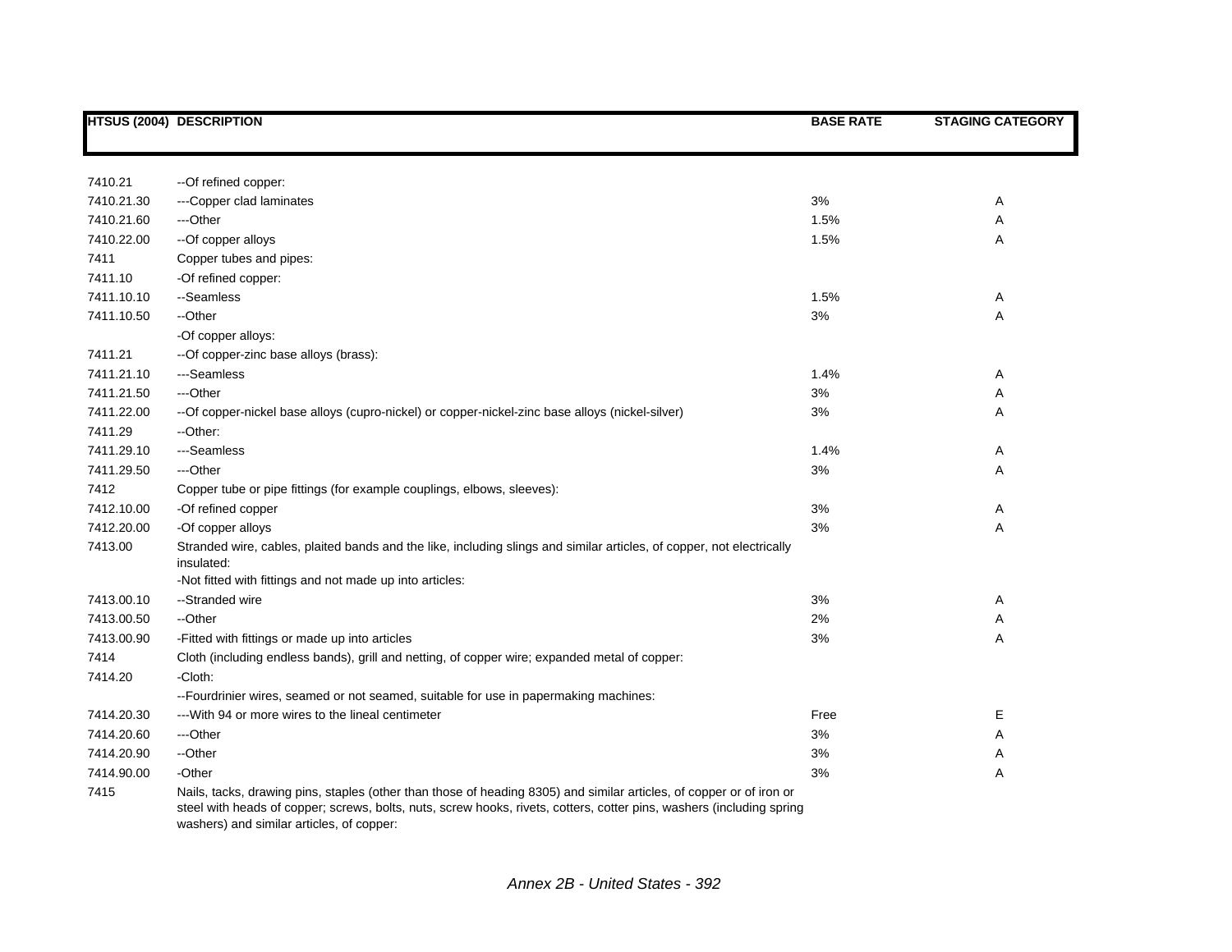| HTSUS (2004) | DESCRIPTION | BASE RATE | STAGING CATEGORY |
|---|---|---|---|
| 7410.21 | --Of refined copper: | | |
| 7410.21.30 | ---Copper clad laminates | 3% | A |
| 7410.21.60 | ---Other | 1.5% | A |
| 7410.22.00 | --Of copper alloys | 1.5% | A |
| 7411 | Copper tubes and pipes: | | |
| 7411.10 | -Of refined copper: | | |
| 7411.10.10 | --Seamless | 1.5% | A |
| 7411.10.50 | --Other | 3% | A |
| | -Of copper alloys: | | |
| 7411.21 | --Of copper-zinc base alloys (brass): | | |
| 7411.21.10 | ---Seamless | 1.4% | A |
| 7411.21.50 | ---Other | 3% | A |
| 7411.22.00 | --Of copper-nickel base alloys (cupro-nickel) or copper-nickel-zinc base alloys (nickel-silver) | 3% | A |
| 7411.29 | --Other: | | |
| 7411.29.10 | ---Seamless | 1.4% | A |
| 7411.29.50 | ---Other | 3% | A |
| 7412 | Copper tube or pipe fittings (for example couplings, elbows, sleeves): | | |
| 7412.10.00 | -Of refined copper | 3% | A |
| 7412.20.00 | -Of copper alloys | 3% | A |
| 7413.00 | Stranded wire, cables, plaited bands and the like, including slings and similar articles, of copper, not electrically insulated: | | |
| | -Not fitted with fittings and not made up into articles: | | |
| 7413.00.10 | --Stranded wire | 3% | A |
| 7413.00.50 | --Other | 2% | A |
| 7413.00.90 | -Fitted with fittings or made up into articles | 3% | A |
| 7414 | Cloth (including endless bands), grill and netting, of copper wire; expanded metal of copper: | | |
| 7414.20 | -Cloth: | | |
| | --Fourdrinier wires, seamed or not seamed, suitable for use in papermaking machines: | | |
| 7414.20.30 | ---With 94 or more wires to the lineal centimeter | Free | E |
| 7414.20.60 | ---Other | 3% | A |
| 7414.20.90 | --Other | 3% | A |
| 7414.90.00 | -Other | 3% | A |
| 7415 | Nails, tacks, drawing pins, staples (other than those of heading 8305) and similar articles, of copper or of iron or steel with heads of copper; screws, bolts, nuts, screw hooks, rivets, cotters, cotter pins, washers (including spring washers) and similar articles, of copper: | | |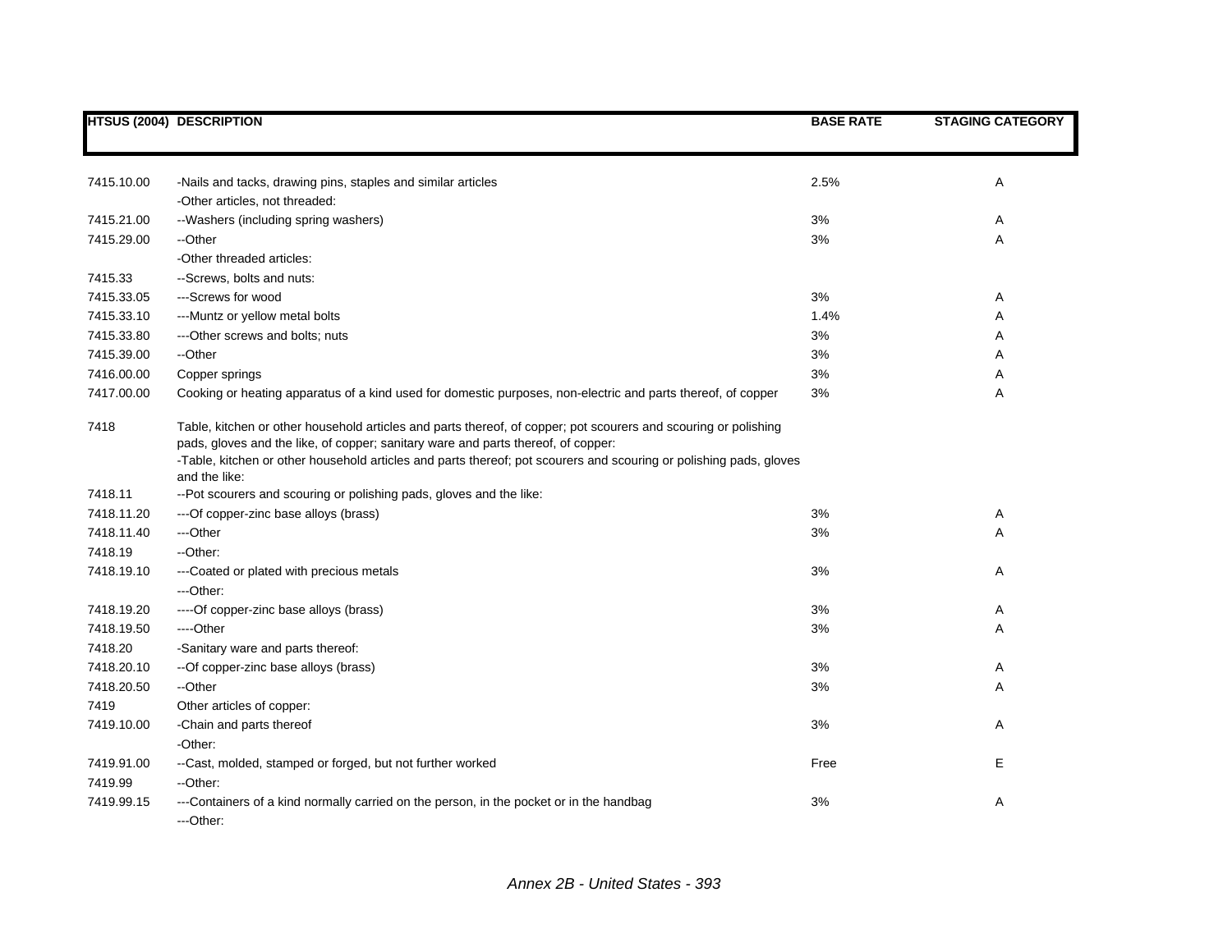| HTSUS (2004) | DESCRIPTION | BASE RATE | STAGING CATEGORY |
|---|---|---|---|
| 7415.10.00 | -Nails and tacks, drawing pins, staples and similar articles | 2.5% | A |
| | -Other articles, not threaded: | | |
| 7415.21.00 | --Washers (including spring washers) | 3% | A |
| 7415.29.00 | --Other | 3% | A |
| | -Other threaded articles: | | |
| 7415.33 | --Screws, bolts and nuts: | | |
| 7415.33.05 | ---Screws for wood | 3% | A |
| 7415.33.10 | ---Muntz or yellow metal bolts | 1.4% | A |
| 7415.33.80 | ---Other screws and bolts; nuts | 3% | A |
| 7415.39.00 | --Other | 3% | A |
| 7416.00.00 | Copper springs | 3% | A |
| 7417.00.00 | Cooking or heating apparatus of a kind used for domestic purposes, non-electric and parts thereof, of copper | 3% | A |
| 7418 | Table, kitchen or other household articles and parts thereof, of copper; pot scourers and scouring or polishing pads, gloves and the like, of copper; sanitary ware and parts thereof, of copper: | | |
| | -Table, kitchen or other household articles and parts thereof; pot scourers and scouring or polishing pads, gloves and the like: | | |
| 7418.11 | --Pot scourers and scouring or polishing pads, gloves and the like: | | |
| 7418.11.20 | ---Of copper-zinc base alloys (brass) | 3% | A |
| 7418.11.40 | ---Other | 3% | A |
| 7418.19 | --Other: | | |
| 7418.19.10 | ---Coated or plated with precious metals | 3% | A |
| | ---Other: | | |
| 7418.19.20 | ----Of copper-zinc base alloys (brass) | 3% | A |
| 7418.19.50 | ----Other | 3% | A |
| 7418.20 | -Sanitary ware and parts thereof: | | |
| 7418.20.10 | --Of copper-zinc base alloys (brass) | 3% | A |
| 7418.20.50 | --Other | 3% | A |
| 7419 | Other articles of copper: | | |
| 7419.10.00 | -Chain and parts thereof | 3% | A |
| | -Other: | | |
| 7419.91.00 | --Cast, molded, stamped or forged, but not further worked | Free | E |
| 7419.99 | --Other: | | |
| 7419.99.15 | ---Containers of a kind normally carried on the person, in the pocket or in the handbag | 3% | A |
| | ---Other: | | |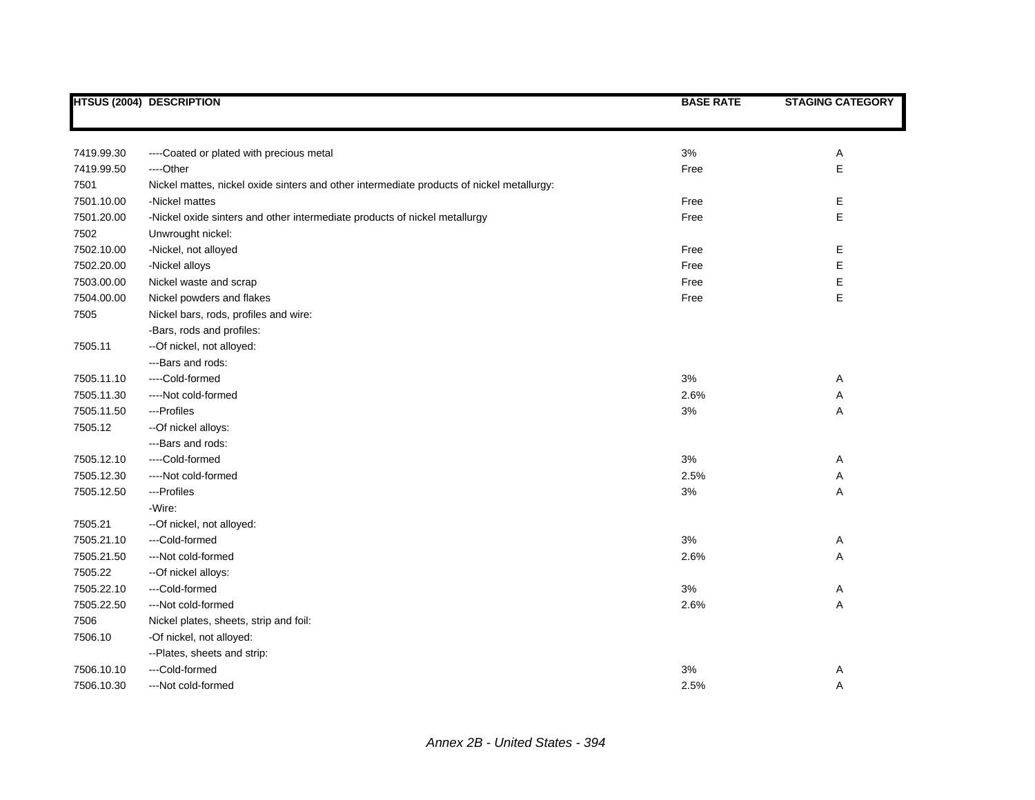| HTSUS (2004) | DESCRIPTION | BASE RATE | STAGING CATEGORY |
|---|---|---|---|
| 7419.99.30 | ----Coated or plated with precious metal | 3% | A |
| 7419.99.50 | ----Other | Free | E |
| 7501 | Nickel mattes, nickel oxide sinters and other intermediate products of nickel metallurgy: | | |
| 7501.10.00 | -Nickel mattes | Free | E |
| 7501.20.00 | -Nickel oxide sinters and other intermediate products of nickel metallurgy | Free | E |
| 7502 | Unwrought nickel: | | |
| 7502.10.00 | -Nickel, not alloyed | Free | E |
| 7502.20.00 | -Nickel alloys | Free | E |
| 7503.00.00 | Nickel waste and scrap | Free | E |
| 7504.00.00 | Nickel powders and flakes | Free | E |
| 7505 | Nickel bars, rods, profiles and wire: | | |
| | -Bars, rods and profiles: | | |
| 7505.11 | --Of nickel, not alloyed: | | |
| | ---Bars and rods: | | |
| 7505.11.10 | ----Cold-formed | 3% | A |
| 7505.11.30 | ----Not cold-formed | 2.6% | A |
| 7505.11.50 | ---Profiles | 3% | A |
| 7505.12 | --Of nickel alloys: | | |
| | ---Bars and rods: | | |
| 7505.12.10 | ----Cold-formed | 3% | A |
| 7505.12.30 | ----Not cold-formed | 2.5% | A |
| 7505.12.50 | ---Profiles | 3% | A |
| | -Wire: | | |
| 7505.21 | --Of nickel, not alloyed: | | |
| 7505.21.10 | ---Cold-formed | 3% | A |
| 7505.21.50 | ---Not cold-formed | 2.6% | A |
| 7505.22 | --Of nickel alloys: | | |
| 7505.22.10 | ---Cold-formed | 3% | A |
| 7505.22.50 | ---Not cold-formed | 2.6% | A |
| 7506 | Nickel plates, sheets, strip and foil: | | |
| 7506.10 | -Of nickel, not alloyed: | | |
| | --Plates, sheets and strip: | | |
| 7506.10.10 | ---Cold-formed | 3% | A |
| 7506.10.30 | ---Not cold-formed | 2.5% | A |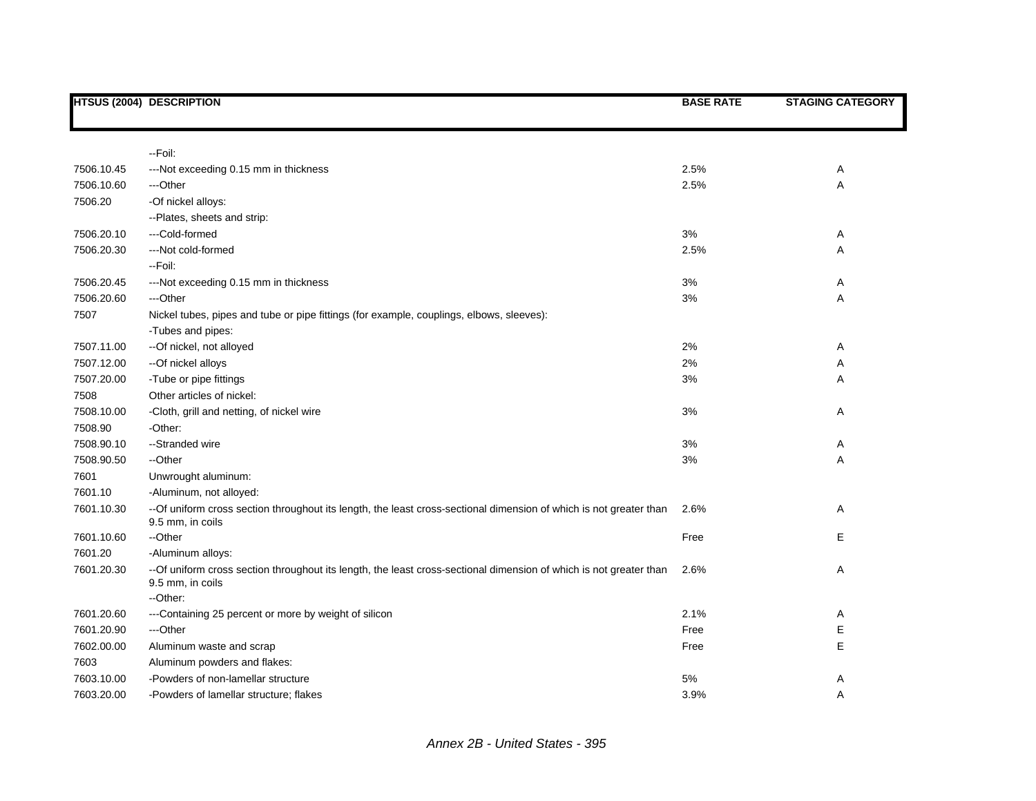| HTSUS (2004) | DESCRIPTION | BASE RATE | STAGING CATEGORY |
|---|---|---|---|
| | --Foil: | | |
| 7506.10.45 | ---Not exceeding 0.15 mm in thickness | 2.5% | A |
| 7506.10.60 | ---Other | 2.5% | A |
| 7506.20 | -Of nickel alloys: | | |
| | --Plates, sheets and strip: | | |
| 7506.20.10 | ---Cold-formed | 3% | A |
| 7506.20.30 | ---Not cold-formed | 2.5% | A |
| | --Foil: | | |
| 7506.20.45 | ---Not exceeding 0.15 mm in thickness | 3% | A |
| 7506.20.60 | ---Other | 3% | A |
| 7507 | Nickel tubes, pipes and tube or pipe fittings (for example, couplings, elbows, sleeves): | | |
| | -Tubes and pipes: | | |
| 7507.11.00 | --Of nickel, not alloyed | 2% | A |
| 7507.12.00 | --Of nickel alloys | 2% | A |
| 7507.20.00 | -Tube or pipe fittings | 3% | A |
| 7508 | Other articles of nickel: | | |
| 7508.10.00 | -Cloth, grill and netting, of nickel wire | 3% | A |
| 7508.90 | -Other: | | |
| 7508.90.10 | --Stranded wire | 3% | A |
| 7508.90.50 | --Other | 3% | A |
| 7601 | Unwrought aluminum: | | |
| 7601.10 | -Aluminum, not alloyed: | | |
| 7601.10.30 | --Of uniform cross section throughout its length, the least cross-sectional dimension of which is not greater than 9.5 mm, in coils | 2.6% | A |
| 7601.10.60 | --Other | Free | E |
| 7601.20 | -Aluminum alloys: | | |
| 7601.20.30 | --Of uniform cross section throughout its length, the least cross-sectional dimension of which is not greater than 9.5 mm, in coils | 2.6% | A |
| | --Other: | | |
| 7601.20.60 | ---Containing 25 percent or more by weight of silicon | 2.1% | A |
| 7601.20.90 | ---Other | Free | E |
| 7602.00.00 | Aluminum waste and scrap | Free | E |
| 7603 | Aluminum powders and flakes: | | |
| 7603.10.00 | -Powders of non-lamellar structure | 5% | A |
| 7603.20.00 | -Powders of lamellar structure; flakes | 3.9% | A |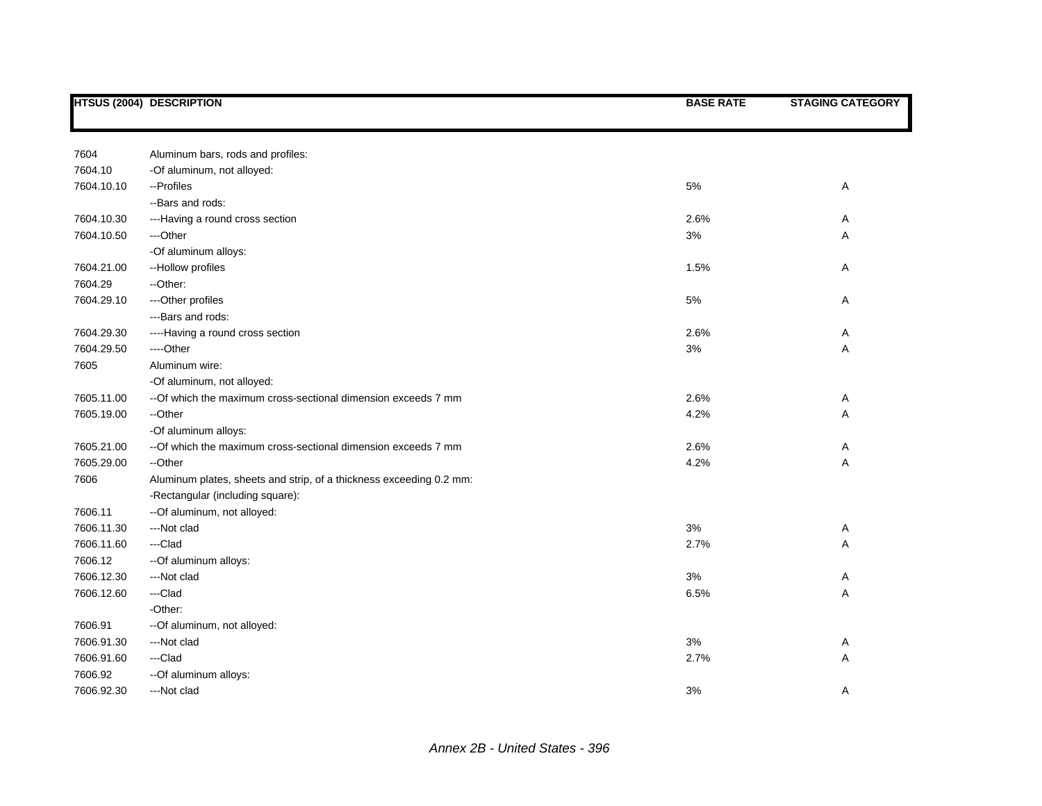| HTSUS (2004) | DESCRIPTION | BASE RATE | STAGING CATEGORY |
|---|---|---|---|
| 7604 | Aluminum bars, rods and profiles: | | |
| 7604.10 | -Of aluminum, not alloyed: | | |
| 7604.10.10 | --Profiles | 5% | A |
| | --Bars and rods: | | |
| 7604.10.30 | ---Having a round cross section | 2.6% | A |
| 7604.10.50 | ---Other | 3% | A |
| | -Of aluminum alloys: | | |
| 7604.21.00 | --Hollow profiles | 1.5% | A |
| 7604.29 | --Other: | | |
| 7604.29.10 | ---Other profiles | 5% | A |
| | ---Bars and rods: | | |
| 7604.29.30 | ----Having a round cross section | 2.6% | A |
| 7604.29.50 | ----Other | 3% | A |
| 7605 | Aluminum wire: | | |
| | -Of aluminum, not alloyed: | | |
| 7605.11.00 | --Of which the maximum cross-sectional dimension exceeds 7 mm | 2.6% | A |
| 7605.19.00 | --Other | 4.2% | A |
| | -Of aluminum alloys: | | |
| 7605.21.00 | --Of which the maximum cross-sectional dimension exceeds 7 mm | 2.6% | A |
| 7605.29.00 | --Other | 4.2% | A |
| 7606 | Aluminum plates, sheets and strip, of a thickness exceeding 0.2 mm: | | |
| | -Rectangular (including square): | | |
| 7606.11 | --Of aluminum, not alloyed: | | |
| 7606.11.30 | ---Not clad | 3% | A |
| 7606.11.60 | ---Clad | 2.7% | A |
| 7606.12 | --Of aluminum alloys: | | |
| 7606.12.30 | ---Not clad | 3% | A |
| 7606.12.60 | ---Clad | 6.5% | A |
| | -Other: | | |
| 7606.91 | --Of aluminum, not alloyed: | | |
| 7606.91.30 | ---Not clad | 3% | A |
| 7606.91.60 | ---Clad | 2.7% | A |
| 7606.92 | --Of aluminum alloys: | | |
| 7606.92.30 | ---Not clad | 3% | A |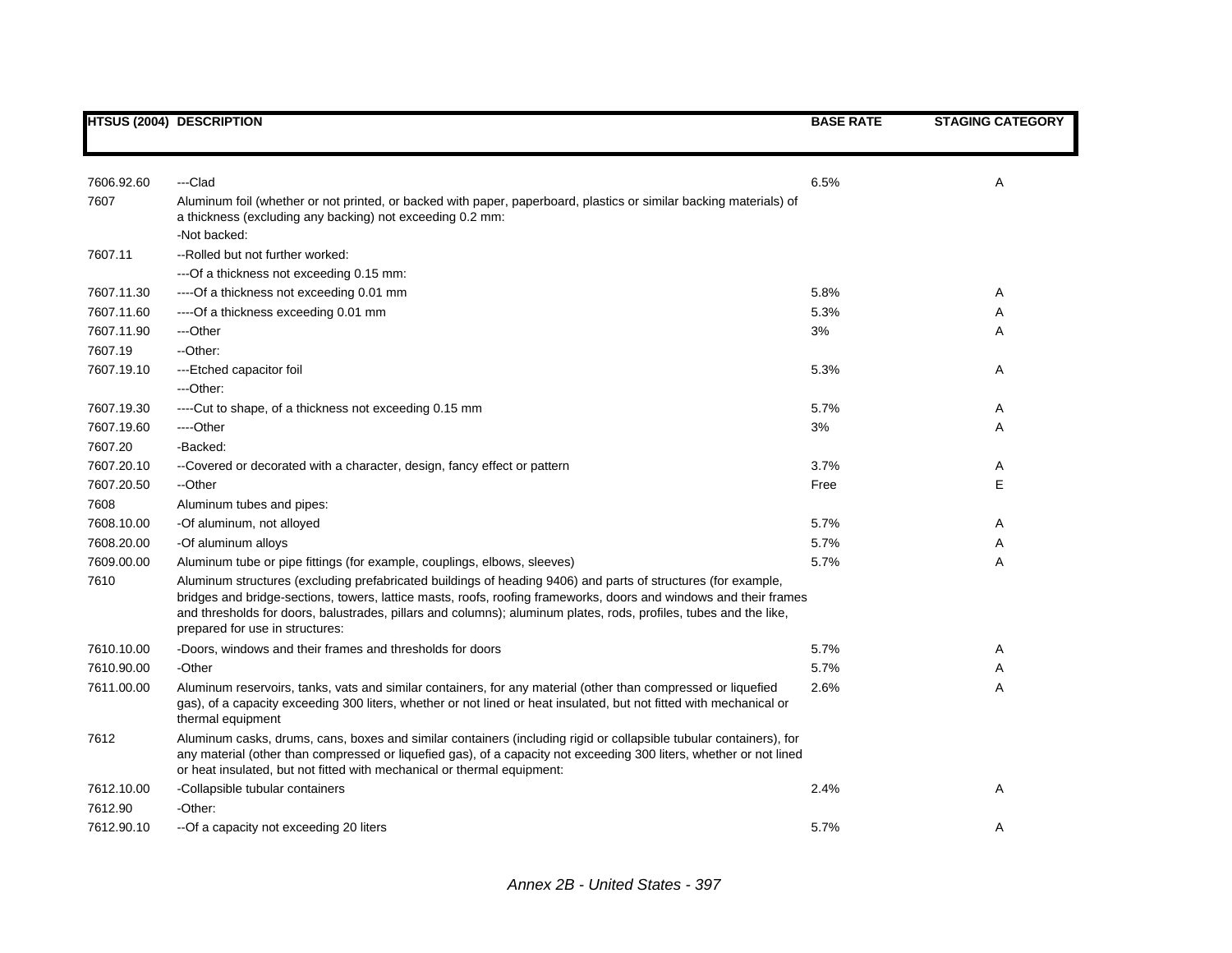| HTSUS (2004) | DESCRIPTION | BASE RATE | STAGING CATEGORY |
|---|---|---|---|
| 7606.92.60 | ---Clad | 6.5% | A |
| 7607 | Aluminum foil (whether or not printed, or backed with paper, paperboard, plastics or similar backing materials) of a thickness (excluding any backing) not exceeding 0.2 mm: | | |
| | -Not backed: | | |
| 7607.11 | --Rolled but not further worked: | | |
| | ---Of a thickness not exceeding 0.15 mm: | | |
| 7607.11.30 | ----Of a thickness not exceeding 0.01 mm | 5.8% | A |
| 7607.11.60 | ----Of a thickness exceeding 0.01 mm | 5.3% | A |
| 7607.11.90 | ---Other | 3% | A |
| 7607.19 | --Other: | | |
| 7607.19.10 | ---Etched capacitor foil | 5.3% | A |
| | ---Other: | | |
| 7607.19.30 | ----Cut to shape, of a thickness not exceeding 0.15 mm | 5.7% | A |
| 7607.19.60 | ----Other | 3% | A |
| 7607.20 | -Backed: | | |
| 7607.20.10 | --Covered or decorated with a character, design, fancy effect or pattern | 3.7% | A |
| 7607.20.50 | --Other | Free | E |
| 7608 | Aluminum tubes and pipes: | | |
| 7608.10.00 | -Of aluminum, not alloyed | 5.7% | A |
| 7608.20.00 | -Of aluminum alloys | 5.7% | A |
| 7609.00.00 | Aluminum tube or pipe fittings (for example, couplings, elbows, sleeves) | 5.7% | A |
| 7610 | Aluminum structures (excluding prefabricated buildings of heading 9406) and parts of structures (for example, bridges and bridge-sections, towers, lattice masts, roofs, roofing frameworks, doors and windows and their frames and thresholds for doors, balustrades, pillars and columns); aluminum plates, rods, profiles, tubes and the like, prepared for use in structures: | | |
| 7610.10.00 | -Doors, windows and their frames and thresholds for doors | 5.7% | A |
| 7610.90.00 | -Other | 5.7% | A |
| 7611.00.00 | Aluminum reservoirs, tanks, vats and similar containers, for any material (other than compressed or liquefied gas), of a capacity exceeding 300 liters, whether or not lined or heat insulated, but not fitted with mechanical or thermal equipment | 2.6% | A |
| 7612 | Aluminum casks, drums, cans, boxes and similar containers (including rigid or collapsible tubular containers), for any material (other than compressed or liquefied gas), of a capacity not exceeding 300 liters, whether or not lined or heat insulated, but not fitted with mechanical or thermal equipment: | | |
| 7612.10.00 | -Collapsible tubular containers | 2.4% | A |
| 7612.90 | -Other: | | |
| 7612.90.10 | --Of a capacity not exceeding 20 liters | 5.7% | A |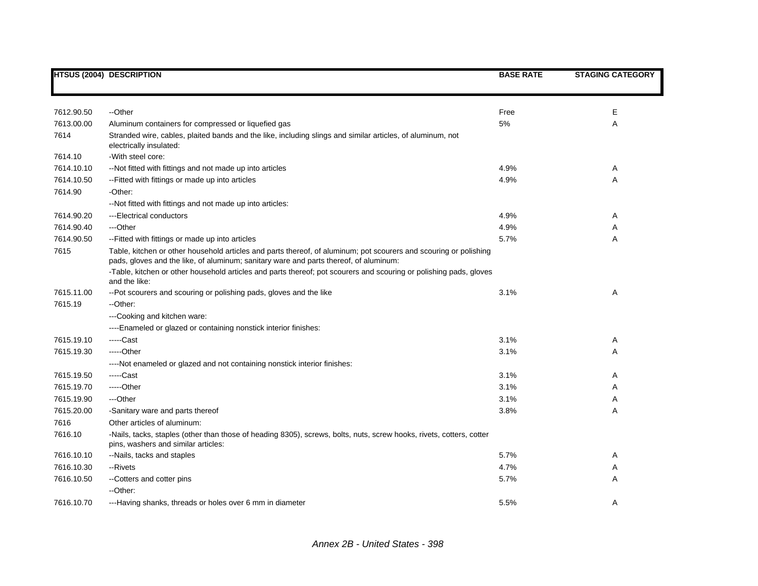| HTSUS (2004) | DESCRIPTION | BASE RATE | STAGING CATEGORY |
|---|---|---|---|
| 7612.90.50 | --Other | Free | E |
| 7613.00.00 | Aluminum containers for compressed or liquefied gas | 5% | A |
| 7614 | Stranded wire, cables, plaited bands and the like, including slings and similar articles, of aluminum, not electrically insulated: | | |
| 7614.10 | -With steel core: | | |
| 7614.10.10 | --Not fitted with fittings and not made up into articles | 4.9% | A |
| 7614.10.50 | --Fitted with fittings or made up into articles | 4.9% | A |
| 7614.90 | -Other: | | |
| | --Not fitted with fittings and not made up into articles: | | |
| 7614.90.20 | ---Electrical conductors | 4.9% | A |
| 7614.90.40 | ---Other | 4.9% | A |
| 7614.90.50 | --Fitted with fittings or made up into articles | 5.7% | A |
| 7615 | Table, kitchen or other household articles and parts thereof, of aluminum; pot scourers and scouring or polishing pads, gloves and the like, of aluminum; sanitary ware and parts thereof, of aluminum: | | |
| | -Table, kitchen or other household articles and parts thereof; pot scourers and scouring or polishing pads, gloves and the like: | | |
| 7615.11.00 | --Pot scourers and scouring or polishing pads, gloves and the like | 3.1% | A |
| 7615.19 | --Other: | | |
| | ---Cooking and kitchen ware: | | |
| | ----Enameled or glazed or containing nonstick interior finishes: | | |
| 7615.19.10 | -----Cast | 3.1% | A |
| 7615.19.30 | -----Other | 3.1% | A |
| | ----Not enameled or glazed and not containing nonstick interior finishes: | | |
| 7615.19.50 | -----Cast | 3.1% | A |
| 7615.19.70 | -----Other | 3.1% | A |
| 7615.19.90 | ---Other | 3.1% | A |
| 7615.20.00 | -Sanitary ware and parts thereof | 3.8% | A |
| 7616 | Other articles of aluminum: | | |
| 7616.10 | -Nails, tacks, staples (other than those of heading 8305), screws, bolts, nuts, screw hooks, rivets, cotters, cotter pins, washers and similar articles: | | |
| 7616.10.10 | --Nails, tacks and staples | 5.7% | A |
| 7616.10.30 | --Rivets | 4.7% | A |
| 7616.10.50 | --Cotters and cotter pins | 5.7% | A |
| | --Other: | | |
| 7616.10.70 | ---Having shanks, threads or holes over 6 mm in diameter | 5.5% | A |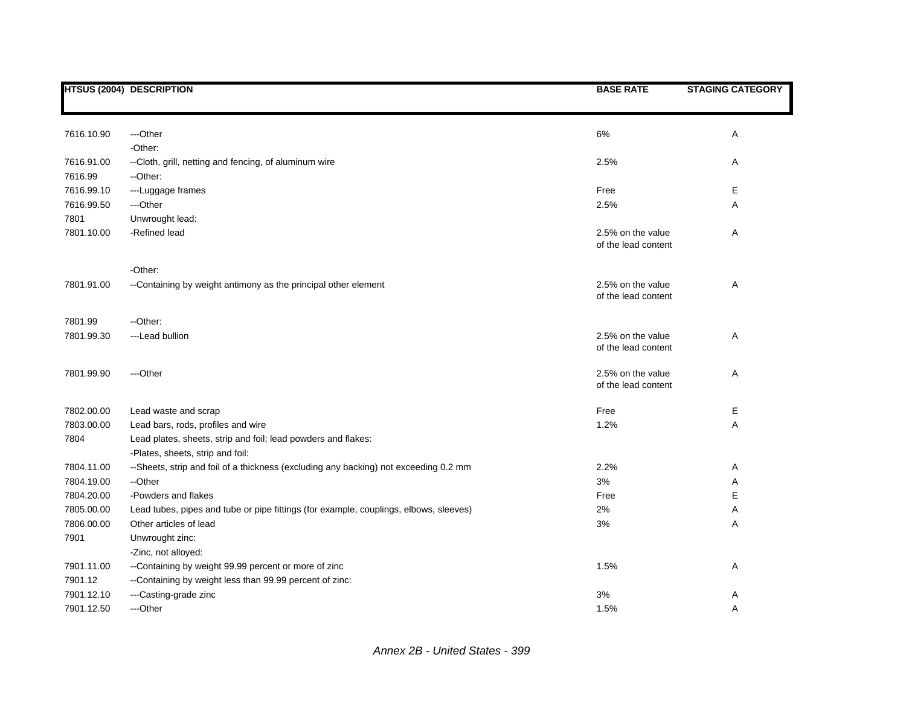| HTSUS (2004) | DESCRIPTION | BASE RATE | STAGING CATEGORY |
|---|---|---|---|
| 7616.10.90 | ---Other | 6% | A |
| | -Other: | | |
| 7616.91.00 | --Cloth, grill, netting and fencing, of aluminum wire | 2.5% | A |
| 7616.99 | --Other: | | |
| 7616.99.10 | ---Luggage frames | Free | E |
| 7616.99.50 | ---Other | 2.5% | A |
| 7801 | Unwrought lead: | | |
| 7801.10.00 | -Refined lead | 2.5% on the value of the lead content | A |
| | -Other: | | |
| 7801.91.00 | --Containing by weight antimony as the principal other element | 2.5% on the value of the lead content | A |
| 7801.99 | --Other: | | |
| 7801.99.30 | ---Lead bullion | 2.5% on the value of the lead content | A |
| 7801.99.90 | ---Other | 2.5% on the value of the lead content | A |
| 7802.00.00 | Lead waste and scrap | Free | E |
| 7803.00.00 | Lead bars, rods, profiles and wire | 1.2% | A |
| 7804 | Lead plates, sheets, strip and foil; lead powders and flakes: | | |
| | -Plates, sheets, strip and foil: | | |
| 7804.11.00 | --Sheets, strip and foil of a thickness (excluding any backing) not exceeding 0.2 mm | 2.2% | A |
| 7804.19.00 | --Other | 3% | A |
| 7804.20.00 | -Powders and flakes | Free | E |
| 7805.00.00 | Lead tubes, pipes and tube or pipe fittings (for example, couplings, elbows, sleeves) | 2% | A |
| 7806.00.00 | Other articles of lead | 3% | A |
| 7901 | Unwrought zinc: | | |
| | -Zinc, not alloyed: | | |
| 7901.11.00 | --Containing by weight 99.99 percent or more of zinc | 1.5% | A |
| 7901.12 | --Containing by weight less than 99.99 percent of zinc: | | |
| 7901.12.10 | ---Casting-grade zinc | 3% | A |
| 7901.12.50 | ---Other | 1.5% | A |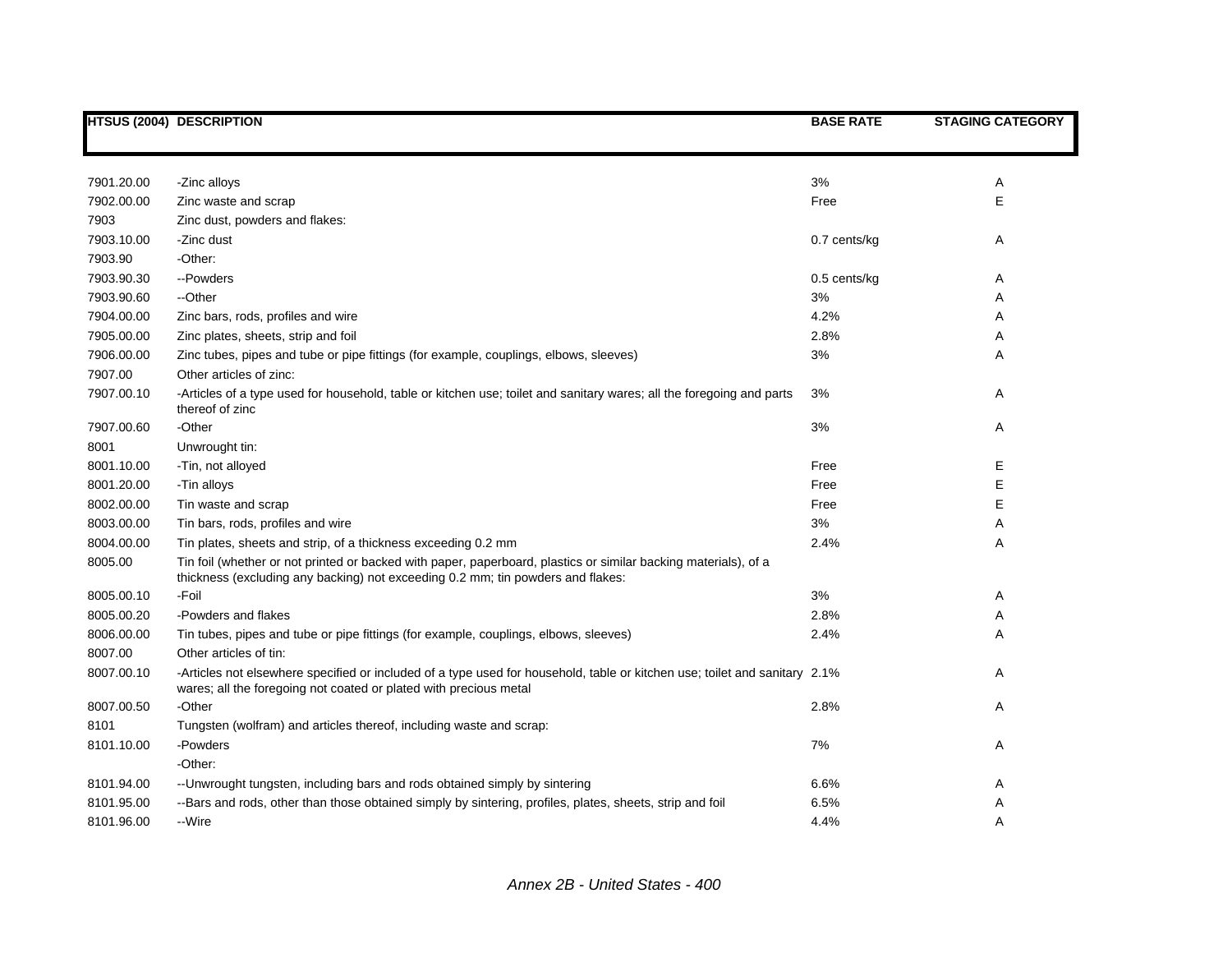| HTSUS (2004) | DESCRIPTION | BASE RATE | STAGING CATEGORY |
|---|---|---|---|
| 7901.20.00 | -Zinc alloys | 3% | A |
| 7902.00.00 | Zinc waste and scrap | Free | E |
| 7903 | Zinc dust, powders and flakes: | | |
| 7903.10.00 | -Zinc dust | 0.7 cents/kg | A |
| 7903.90 | -Other: | | |
| 7903.90.30 | --Powders | 0.5 cents/kg | A |
| 7903.90.60 | --Other | 3% | A |
| 7904.00.00 | Zinc bars, rods, profiles and wire | 4.2% | A |
| 7905.00.00 | Zinc plates, sheets, strip and foil | 2.8% | A |
| 7906.00.00 | Zinc tubes, pipes and tube or pipe fittings (for example, couplings, elbows, sleeves) | 3% | A |
| 7907.00 | Other articles of zinc: | | |
| 7907.00.10 | -Articles of a type used for household, table or kitchen use; toilet and sanitary wares; all the foregoing and parts thereof of zinc | 3% | A |
| 7907.00.60 | -Other | 3% | A |
| 8001 | Unwrought tin: | | |
| 8001.10.00 | -Tin, not alloyed | Free | E |
| 8001.20.00 | -Tin alloys | Free | E |
| 8002.00.00 | Tin waste and scrap | Free | E |
| 8003.00.00 | Tin bars, rods, profiles and wire | 3% | A |
| 8004.00.00 | Tin plates, sheets and strip, of a thickness exceeding 0.2 mm | 2.4% | A |
| 8005.00 | Tin foil (whether or not printed or backed with paper, paperboard, plastics or similar backing materials), of a thickness (excluding any backing) not exceeding 0.2 mm; tin powders and flakes: | | |
| 8005.00.10 | -Foil | 3% | A |
| 8005.00.20 | -Powders and flakes | 2.8% | A |
| 8006.00.00 | Tin tubes, pipes and tube or pipe fittings (for example, couplings, elbows, sleeves) | 2.4% | A |
| 8007.00 | Other articles of tin: | | |
| 8007.00.10 | -Articles not elsewhere specified or included of a type used for household, table or kitchen use; toilet and sanitary wares; all the foregoing not coated or plated with precious metal | 2.1% | A |
| 8007.00.50 | -Other | 2.8% | A |
| 8101 | Tungsten (wolfram) and articles thereof, including waste and scrap: | | |
| 8101.10.00 | -Powders | 7% | A |
| | -Other: | | |
| 8101.94.00 | --Unwrought tungsten, including bars and rods obtained simply by sintering | 6.6% | A |
| 8101.95.00 | --Bars and rods, other than those obtained simply by sintering, profiles, plates, sheets, strip and foil | 6.5% | A |
| 8101.96.00 | --Wire | 4.4% | A |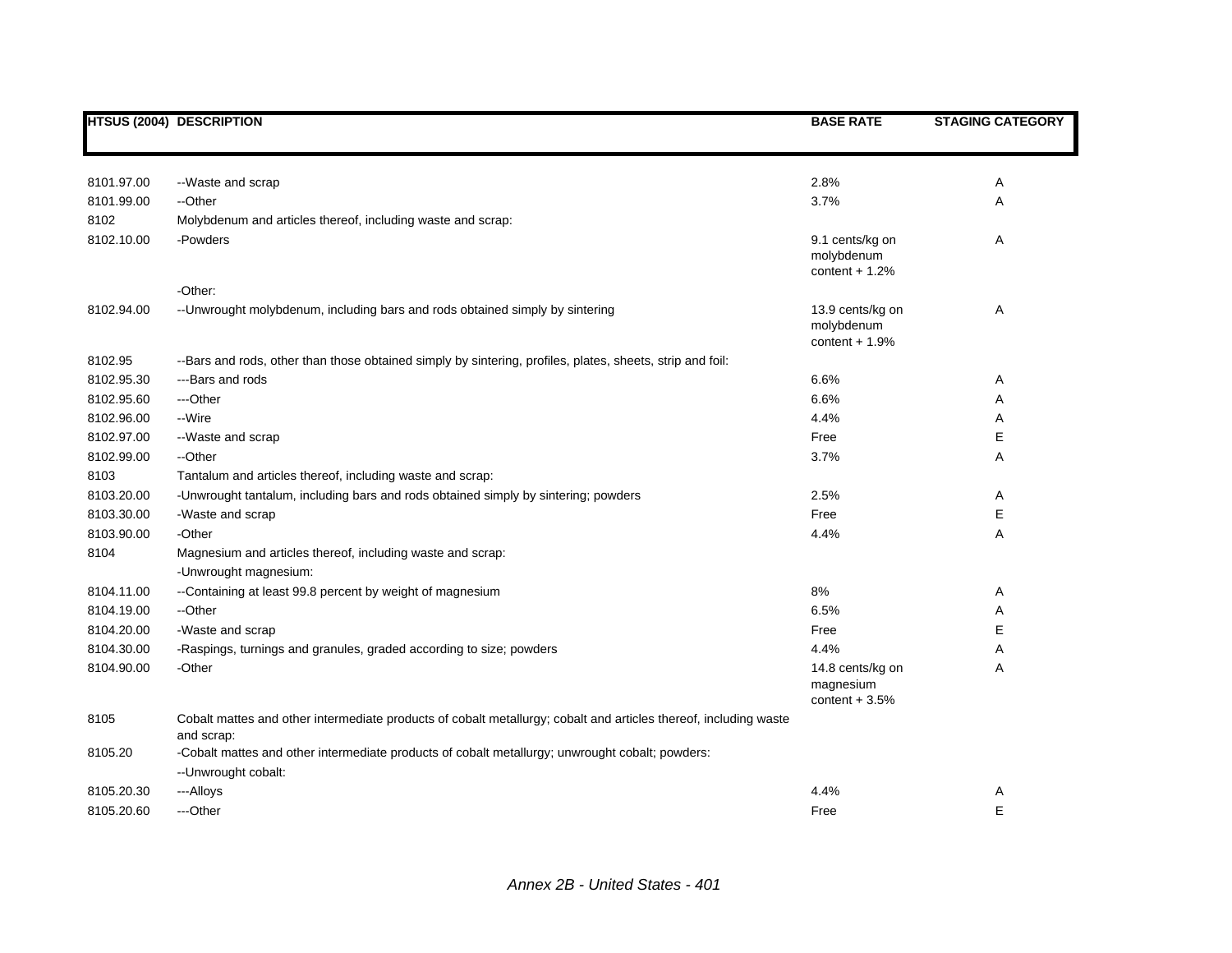| HTSUS (2004) | DESCRIPTION | BASE RATE | STAGING CATEGORY |
|---|---|---|---|
| 8101.97.00 | --Waste and scrap | 2.8% | A |
| 8101.99.00 | --Other | 3.7% | A |
| 8102 | Molybdenum and articles thereof, including waste and scrap: | | |
| 8102.10.00 | -Powders | 9.1 cents/kg on molybdenum content + 1.2% | A |
| | -Other: | | |
| 8102.94.00 | --Unwrought molybdenum, including bars and rods obtained simply by sintering | 13.9 cents/kg on molybdenum content + 1.9% | A |
| 8102.95 | --Bars and rods, other than those obtained simply by sintering, profiles, plates, sheets, strip and foil: | | |
| 8102.95.30 | ---Bars and rods | 6.6% | A |
| 8102.95.60 | ---Other | 6.6% | A |
| 8102.96.00 | --Wire | 4.4% | A |
| 8102.97.00 | --Waste and scrap | Free | E |
| 8102.99.00 | --Other | 3.7% | A |
| 8103 | Tantalum and articles thereof, including waste and scrap: | | |
| 8103.20.00 | -Unwrought tantalum, including bars and rods obtained simply by sintering; powders | 2.5% | A |
| 8103.30.00 | -Waste and scrap | Free | E |
| 8103.90.00 | -Other | 4.4% | A |
| 8104 | Magnesium and articles thereof, including waste and scrap: | | |
| | -Unwrought magnesium: | | |
| 8104.11.00 | --Containing at least 99.8 percent by weight of magnesium | 8% | A |
| 8104.19.00 | --Other | 6.5% | A |
| 8104.20.00 | -Waste and scrap | Free | E |
| 8104.30.00 | -Raspings, turnings and granules, graded according to size; powders | 4.4% | A |
| 8104.90.00 | -Other | 14.8 cents/kg on magnesium content + 3.5% | A |
| 8105 | Cobalt mattes and other intermediate products of cobalt metallurgy; cobalt and articles thereof, including waste and scrap: | | |
| 8105.20 | -Cobalt mattes and other intermediate products of cobalt metallurgy; unwrought cobalt; powders: | | |
| | --Unwrought cobalt: | | |
| 8105.20.30 | ---Alloys | 4.4% | A |
| 8105.20.60 | ---Other | Free | E |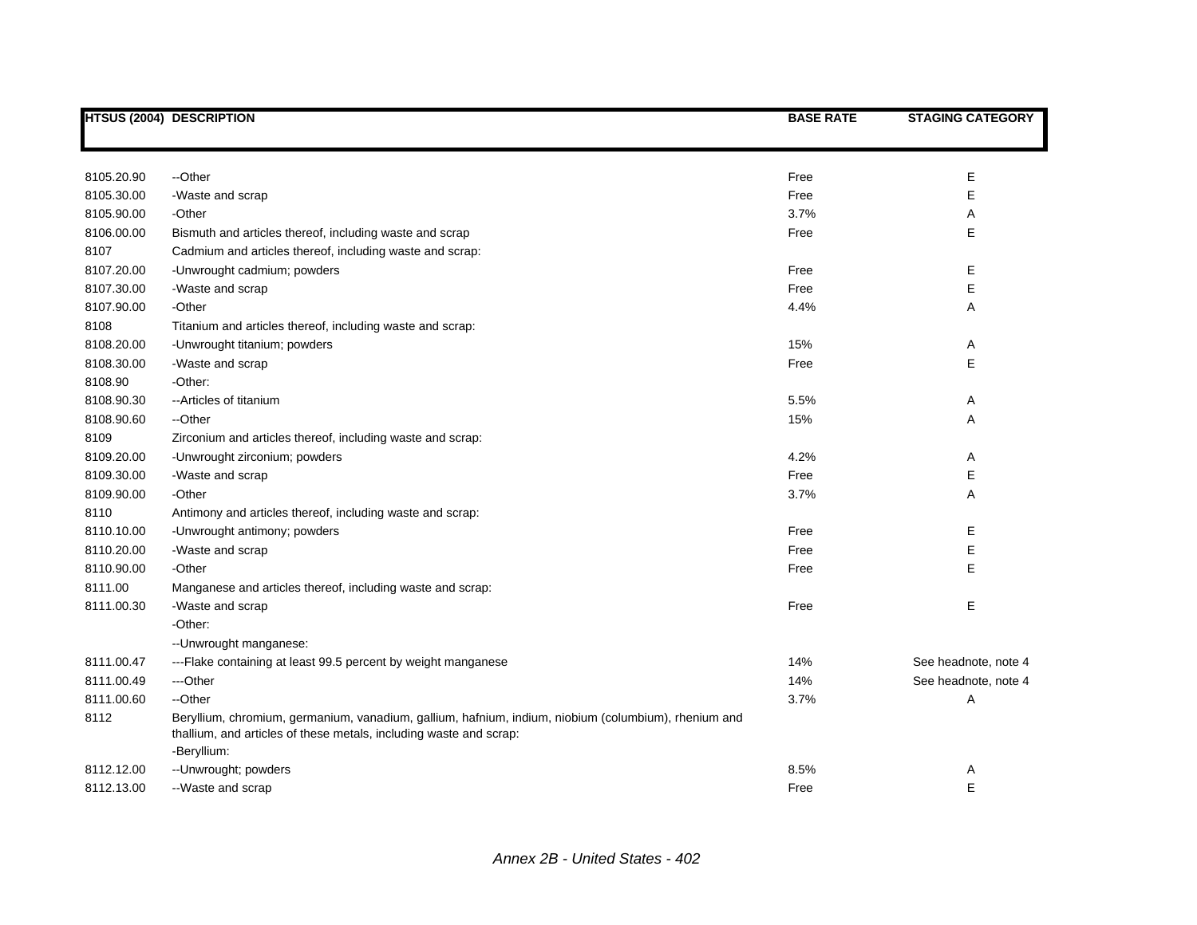| HTSUS (2004) | DESCRIPTION | BASE RATE | STAGING CATEGORY |
|---|---|---|---|
| 8105.20.90 | --Other | Free | E |
| 8105.30.00 | -Waste and scrap | Free | E |
| 8105.90.00 | -Other | 3.7% | A |
| 8106.00.00 | Bismuth and articles thereof, including waste and scrap | Free | E |
| 8107 | Cadmium and articles thereof, including waste and scrap: | | |
| 8107.20.00 | -Unwrought cadmium; powders | Free | E |
| 8107.30.00 | -Waste and scrap | Free | E |
| 8107.90.00 | -Other | 4.4% | A |
| 8108 | Titanium and articles thereof, including waste and scrap: | | |
| 8108.20.00 | -Unwrought titanium; powders | 15% | A |
| 8108.30.00 | -Waste and scrap | Free | E |
| 8108.90 | -Other: | | |
| 8108.90.30 | --Articles of titanium | 5.5% | A |
| 8108.90.60 | --Other | 15% | A |
| 8109 | Zirconium and articles thereof, including waste and scrap: | | |
| 8109.20.00 | -Unwrought zirconium; powders | 4.2% | A |
| 8109.30.00 | -Waste and scrap | Free | E |
| 8109.90.00 | -Other | 3.7% | A |
| 8110 | Antimony and articles thereof, including waste and scrap: | | |
| 8110.10.00 | -Unwrought antimony; powders | Free | E |
| 8110.20.00 | -Waste and scrap | Free | E |
| 8110.90.00 | -Other | Free | E |
| 8111.00 | Manganese and articles thereof, including waste and scrap: | | |
| 8111.00.30 | -Waste and scrap | Free | E |
| | -Other: | | |
| | --Unwrought manganese: | | |
| 8111.00.47 | ---Flake containing at least 99.5 percent by weight manganese | 14% | See headnote, note 4 |
| 8111.00.49 | ---Other | 14% | See headnote, note 4 |
| 8111.00.60 | --Other | 3.7% | A |
| 8112 | Beryllium, chromium, germanium, vanadium, gallium, hafnium, indium, niobium (columbium), rhenium and thallium, and articles of these metals, including waste and scrap: | | |
| | -Beryllium: | | |
| 8112.12.00 | --Unwrought; powders | 8.5% | A |
| 8112.13.00 | --Waste and scrap | Free | E |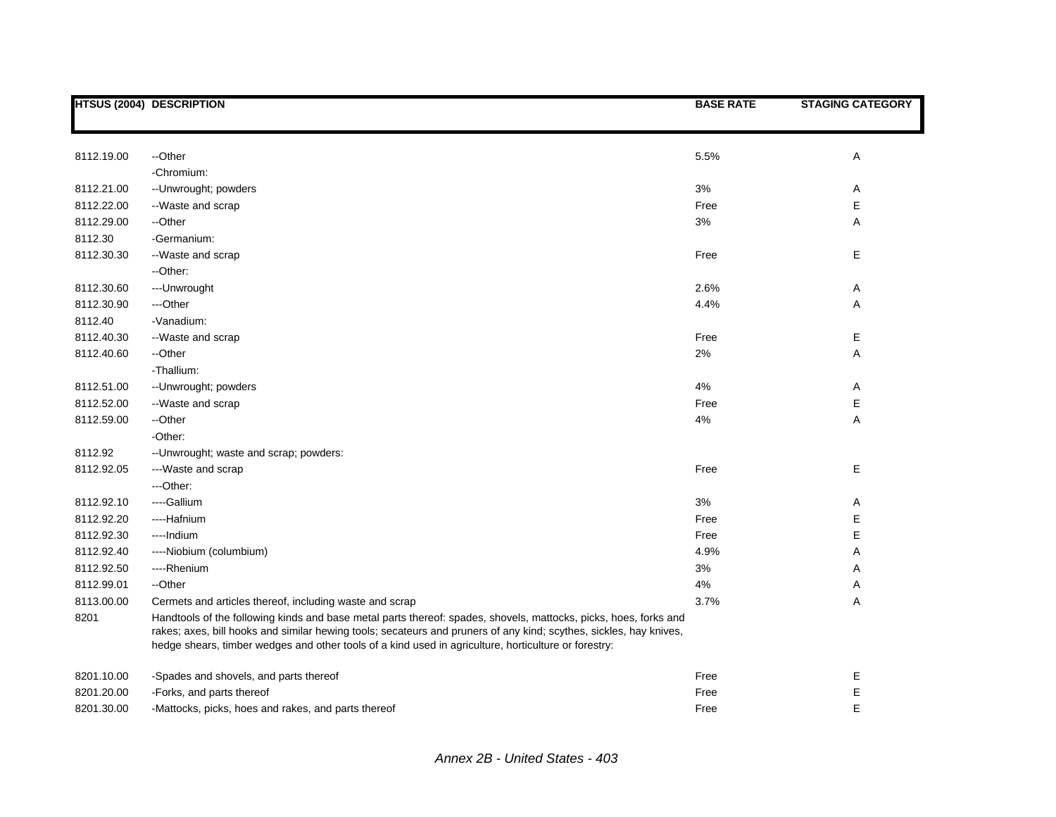| HTSUS (2004) | DESCRIPTION | BASE RATE | STAGING CATEGORY |
|---|---|---|---|
| 8112.19.00 | --Other | 5.5% | A |
| | -Chromium: | | |
| 8112.21.00 | --Unwrought; powders | 3% | A |
| 8112.22.00 | --Waste and scrap | Free | E |
| 8112.29.00 | --Other | 3% | A |
| 8112.30 | -Germanium: | | |
| 8112.30.30 | --Waste and scrap | Free | E |
| | --Other: | | |
| 8112.30.60 | ---Unwrought | 2.6% | A |
| 8112.30.90 | ---Other | 4.4% | A |
| 8112.40 | -Vanadium: | | |
| 8112.40.30 | --Waste and scrap | Free | E |
| 8112.40.60 | --Other | 2% | A |
| | -Thallium: | | |
| 8112.51.00 | --Unwrought; powders | 4% | A |
| 8112.52.00 | --Waste and scrap | Free | E |
| 8112.59.00 | --Other | 4% | A |
| | -Other: | | |
| 8112.92 | --Unwrought; waste and scrap; powders: | | |
| 8112.92.05 | ---Waste and scrap | Free | E |
| | ---Other: | | |
| 8112.92.10 | ----Gallium | 3% | A |
| 8112.92.20 | ----Hafnium | Free | E |
| 8112.92.30 | ----Indium | Free | E |
| 8112.92.40 | ----Niobium (columbium) | 4.9% | A |
| 8112.92.50 | ----Rhenium | 3% | A |
| 8112.99.01 | --Other | 4% | A |
| 8113.00.00 | Cermets and articles thereof, including waste and scrap | 3.7% | A |
| 8201 | Handtools of the following kinds and base metal parts thereof: spades, shovels, mattocks, picks, hoes, forks and rakes; axes, bill hooks and similar hewing tools; secateurs and pruners of any kind; scythes, sickles, hay knives, hedge shears, timber wedges and other tools of a kind used in agriculture, horticulture or forestry: | | |
| 8201.10.00 | -Spades and shovels, and parts thereof | Free | E |
| 8201.20.00 | -Forks, and parts thereof | Free | E |
| 8201.30.00 | -Mattocks, picks, hoes and rakes, and parts thereof | Free | E |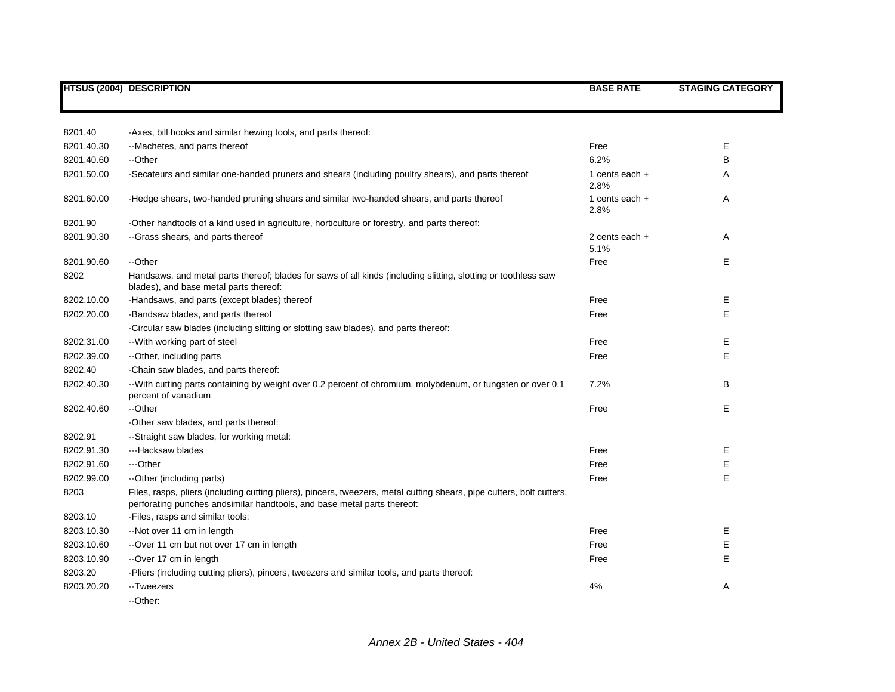| HTSUS (2004) | DESCRIPTION | BASE RATE | STAGING CATEGORY |
|---|---|---|---|
| 8201.40 | -Axes, bill hooks and similar hewing tools, and parts thereof: | | |
| 8201.40.30 | --Machetes, and parts thereof | Free | E |
| 8201.40.60 | --Other | 6.2% | B |
| 8201.50.00 | -Secateurs and similar one-handed pruners and shears (including poultry shears), and parts thereof | 1 cents each + 2.8% | A |
| 8201.60.00 | -Hedge shears, two-handed pruning shears and similar two-handed shears, and parts thereof | 1 cents each + 2.8% | A |
| 8201.90 | -Other handtools of a kind used in agriculture, horticulture or forestry, and parts thereof: | | |
| 8201.90.30 | --Grass shears, and parts thereof | 2 cents each + 5.1% | A |
| 8201.90.60 | --Other | Free | E |
| 8202 | Handsaws, and metal parts thereof; blades for saws of all kinds (including slitting, slotting or toothless saw blades), and base metal parts thereof: | | |
| 8202.10.00 | -Handsaws, and parts (except blades) thereof | Free | E |
| 8202.20.00 | -Bandsaw blades, and parts thereof | Free | E |
| | -Circular saw blades (including slitting or slotting saw blades), and parts thereof: | | |
| 8202.31.00 | --With working part of steel | Free | E |
| 8202.39.00 | --Other, including parts | Free | E |
| 8202.40 | -Chain saw blades, and parts thereof: | | |
| 8202.40.30 | --With cutting parts containing by weight over 0.2 percent of chromium, molybdenum, or tungsten or over 0.1 percent of vanadium | 7.2% | B |
| 8202.40.60 | --Other | Free | E |
| | -Other saw blades, and parts thereof: | | |
| 8202.91 | --Straight saw blades, for working metal: | | |
| 8202.91.30 | ---Hacksaw blades | Free | E |
| 8202.91.60 | ---Other | Free | E |
| 8202.99.00 | --Other (including parts) | Free | E |
| 8203 | Files, rasps, pliers (including cutting pliers), pincers, tweezers, metal cutting shears, pipe cutters, bolt cutters, perforating punches andsimilar handtools, and base metal parts thereof: | | |
| 8203.10 | -Files, rasps and similar tools: | | |
| 8203.10.30 | --Not over 11 cm in length | Free | E |
| 8203.10.60 | --Over 11 cm but not over 17 cm in length | Free | E |
| 8203.10.90 | --Over 17 cm in length | Free | E |
| 8203.20 | -Pliers (including cutting pliers), pincers, tweezers and similar tools, and parts thereof: | | |
| 8203.20.20 | --Tweezers | 4% | A |
| | --Other: | | |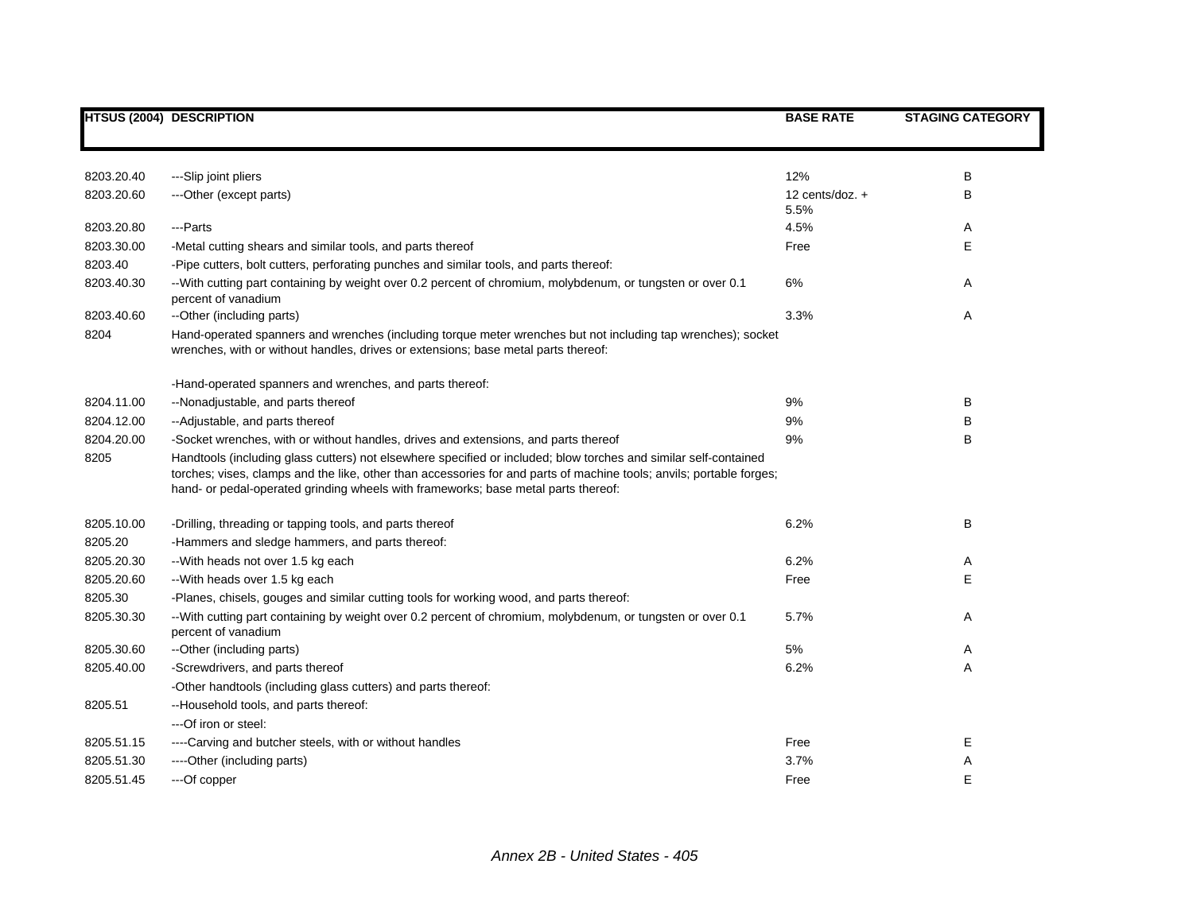| HTSUS (2004) | DESCRIPTION | BASE RATE | STAGING CATEGORY |
|---|---|---|---|
| 8203.20.40 | ---Slip joint pliers | 12% | B |
| 8203.20.60 | ---Other (except parts) | 12 cents/doz. + 5.5% | B |
| 8203.20.80 | ---Parts | 4.5% | A |
| 8203.30.00 | -Metal cutting shears and similar tools, and parts thereof | Free | E |
| 8203.40 | -Pipe cutters, bolt cutters, perforating punches and similar tools, and parts thereof: | | |
| 8203.40.30 | --With cutting part containing by weight over 0.2 percent of chromium, molybdenum, or tungsten or over 0.1 percent of vanadium | 6% | A |
| 8203.40.60 | --Other (including parts) | 3.3% | A |
| 8204 | Hand-operated spanners and wrenches (including torque meter wrenches but not including tap wrenches); socket wrenches, with or without handles, drives or extensions; base metal parts thereof: | | |
| | -Hand-operated spanners and wrenches, and parts thereof: | | |
| 8204.11.00 | --Nonadjustable, and parts thereof | 9% | B |
| 8204.12.00 | --Adjustable, and parts thereof | 9% | B |
| 8204.20.00 | -Socket wrenches, with or without handles, drives and extensions, and parts thereof | 9% | B |
| 8205 | Handtools (including glass cutters) not elsewhere specified or included; blow torches and similar self-contained torches; vises, clamps and the like, other than accessories for and parts of machine tools; anvils; portable forges; hand- or pedal-operated grinding wheels with frameworks; base metal parts thereof: | | |
| 8205.10.00 | -Drilling, threading or tapping tools, and parts thereof | 6.2% | B |
| 8205.20 | -Hammers and sledge hammers, and parts thereof: | | |
| 8205.20.30 | --With heads not over 1.5 kg each | 6.2% | A |
| 8205.20.60 | --With heads over 1.5 kg each | Free | E |
| 8205.30 | -Planes, chisels, gouges and similar cutting tools for working wood, and parts thereof: | | |
| 8205.30.30 | --With cutting part containing by weight over 0.2 percent of chromium, molybdenum, or tungsten or over 0.1 percent of vanadium | 5.7% | A |
| 8205.30.60 | --Other (including parts) | 5% | A |
| 8205.40.00 | -Screwdrivers, and parts thereof | 6.2% | A |
| | -Other handtools (including glass cutters) and parts thereof: | | |
| 8205.51 | --Household tools, and parts thereof: | | |
| | ---Of iron or steel: | | |
| 8205.51.15 | ----Carving and butcher steels, with or without handles | Free | E |
| 8205.51.30 | ----Other (including parts) | 3.7% | A |
| 8205.51.45 | ---Of copper | Free | E |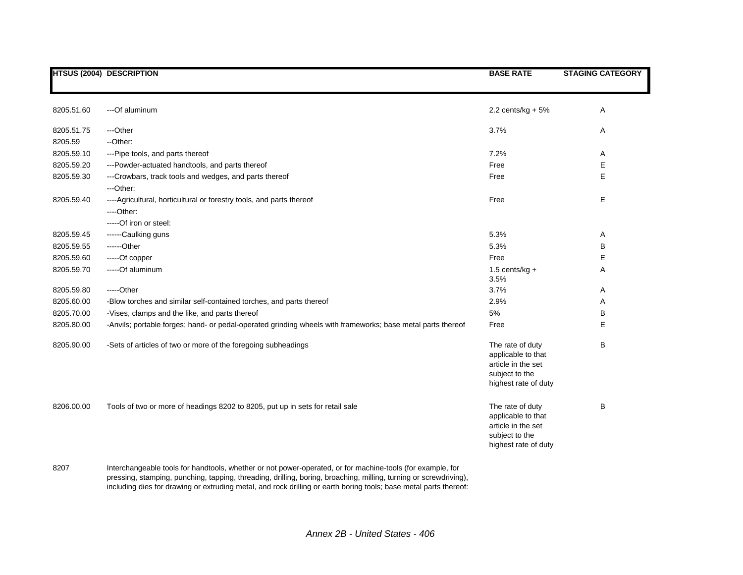| HTSUS (2004) | DESCRIPTION | BASE RATE | STAGING CATEGORY |
|---|---|---|---|
| 8205.51.60 | ---Of aluminum | 2.2 cents/kg + 5% | A |
| 8205.51.75 | ---Other | 3.7% | A |
| 8205.59 | --Other: | | |
| 8205.59.10 | ---Pipe tools, and parts thereof | 7.2% | A |
| 8205.59.20 | ---Powder-actuated handtools, and parts thereof | Free | E |
| 8205.59.30 | ---Crowbars, track tools and wedges, and parts thereof | Free | E |
| | ---Other: | | |
| 8205.59.40 | ----Agricultural, horticultural or forestry tools, and parts thereof | Free | E |
| | ----Other: | | |
| | -----Of iron or steel: | | |
| 8205.59.45 | ------Caulking guns | 5.3% | A |
| 8205.59.55 | ------Other | 5.3% | B |
| 8205.59.60 | -----Of copper | Free | E |
| 8205.59.70 | -----Of aluminum | 1.5 cents/kg + 3.5% | A |
| 8205.59.80 | -----Other | 3.7% | A |
| 8205.60.00 | -Blow torches and similar self-contained torches, and parts thereof | 2.9% | A |
| 8205.70.00 | -Vises, clamps and the like, and parts thereof | 5% | B |
| 8205.80.00 | -Anvils; portable forges; hand- or pedal-operated grinding wheels with frameworks; base metal parts thereof | Free | E |
| 8205.90.00 | -Sets of articles of two or more of the foregoing subheadings | The rate of duty applicable to that article in the set subject to the highest rate of duty | B |
| 8206.00.00 | Tools of two or more of headings 8202 to 8205, put up in sets for retail sale | The rate of duty applicable to that article in the set subject to the highest rate of duty | B |
| 8207 | Interchangeable tools for handtools, whether or not power-operated, or for machine-tools (for example, for pressing, stamping, punching, tapping, threading, drilling, boring, broaching, milling, turning or screwdriving), including dies for drawing or extruding metal, and rock drilling or earth boring tools; base metal parts thereof: | | |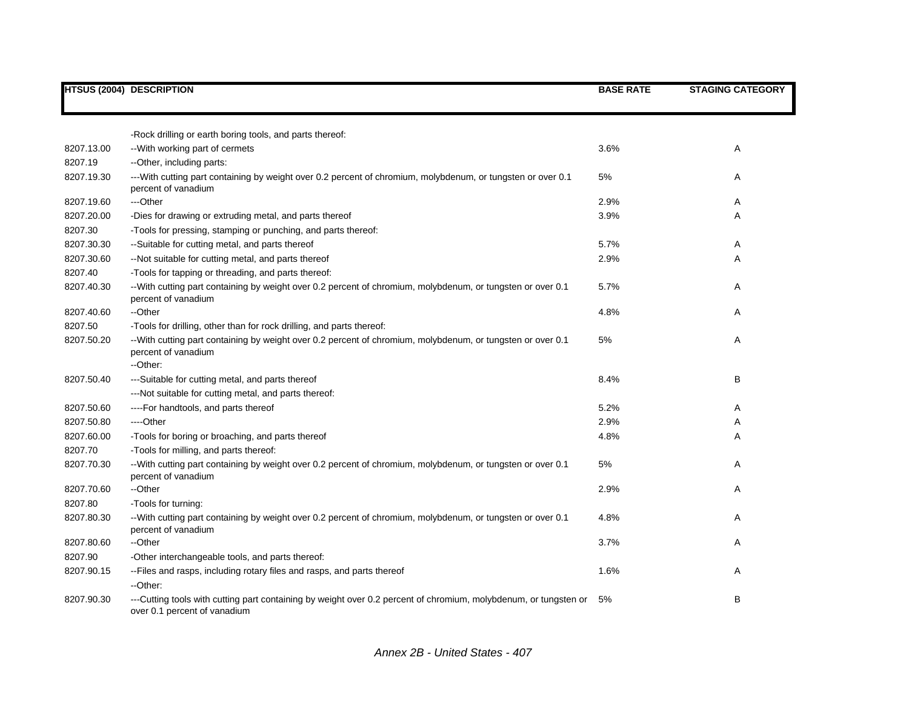| HTSUS (2004) | DESCRIPTION | BASE RATE | STAGING CATEGORY |
|---|---|---|---|
| | -Rock drilling or earth boring tools, and parts thereof: | | |
| 8207.13.00 | --With working part of cermets | 3.6% | A |
| 8207.19 | --Other, including parts: | | |
| 8207.19.30 | ---With cutting part containing by weight over 0.2 percent of chromium, molybdenum, or tungsten or over 0.1 percent of vanadium | 5% | A |
| 8207.19.60 | ---Other | 2.9% | A |
| 8207.20.00 | -Dies for drawing or extruding metal, and parts thereof | 3.9% | A |
| 8207.30 | -Tools for pressing, stamping or punching, and parts thereof: | | |
| 8207.30.30 | --Suitable for cutting metal, and parts thereof | 5.7% | A |
| 8207.30.60 | --Not suitable for cutting metal, and parts thereof | 2.9% | A |
| 8207.40 | -Tools for tapping or threading, and parts thereof: | | |
| 8207.40.30 | --With cutting part containing by weight over 0.2 percent of chromium, molybdenum, or tungsten or over 0.1 percent of vanadium | 5.7% | A |
| 8207.40.60 | --Other | 4.8% | A |
| 8207.50 | -Tools for drilling, other than for rock drilling, and parts thereof: | | |
| 8207.50.20 | --With cutting part containing by weight over 0.2 percent of chromium, molybdenum, or tungsten or over 0.1 percent of vanadium | 5% | A |
| | --Other: | | |
| 8207.50.40 | ---Suitable for cutting metal, and parts thereof | 8.4% | B |
| | ---Not suitable for cutting metal, and parts thereof: | | |
| 8207.50.60 | ----For handtools, and parts thereof | 5.2% | A |
| 8207.50.80 | ----Other | 2.9% | A |
| 8207.60.00 | -Tools for boring or broaching, and parts thereof | 4.8% | A |
| 8207.70 | -Tools for milling, and parts thereof: | | |
| 8207.70.30 | --With cutting part containing by weight over 0.2 percent of chromium, molybdenum, or tungsten or over 0.1 percent of vanadium | 5% | A |
| 8207.70.60 | --Other | 2.9% | A |
| 8207.80 | -Tools for turning: | | |
| 8207.80.30 | --With cutting part containing by weight over 0.2 percent of chromium, molybdenum, or tungsten or over 0.1 percent of vanadium | 4.8% | A |
| 8207.80.60 | --Other | 3.7% | A |
| 8207.90 | -Other interchangeable tools, and parts thereof: | | |
| 8207.90.15 | --Files and rasps, including rotary files and rasps, and parts thereof | 1.6% | A |
| | --Other: | | |
| 8207.90.30 | ---Cutting tools with cutting part containing by weight over 0.2 percent of chromium, molybdenum, or tungsten or over 0.1 percent of vanadium | 5% | B |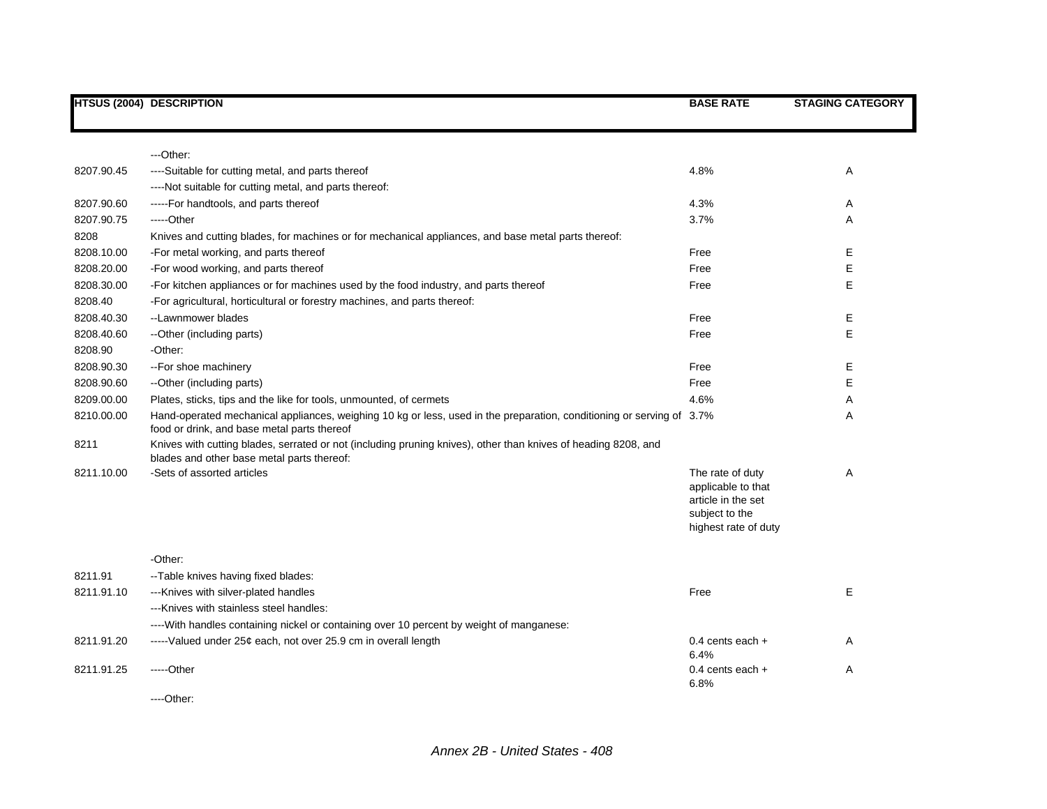| HTSUS (2004) | DESCRIPTION | BASE RATE | STAGING CATEGORY |
|---|---|---|---|
| | ---Other: | | |
| 8207.90.45 | ----Suitable for cutting metal, and parts thereof | 4.8% | A |
| | ----Not suitable for cutting metal, and parts thereof: | | |
| 8207.90.60 | -----For handtools, and parts thereof | 4.3% | A |
| 8207.90.75 | -----Other | 3.7% | A |
| 8208 | Knives and cutting blades, for machines or for mechanical appliances, and base metal parts thereof: | | |
| 8208.10.00 | -For metal working, and parts thereof | Free | E |
| 8208.20.00 | -For wood working, and parts thereof | Free | E |
| 8208.30.00 | -For kitchen appliances or for machines used by the food industry, and parts thereof | Free | E |
| 8208.40 | -For agricultural, horticultural or forestry machines, and parts thereof: | | |
| 8208.40.30 | --Lawnmower blades | Free | E |
| 8208.40.60 | --Other (including parts) | Free | E |
| 8208.90 | -Other: | | |
| 8208.90.30 | --For shoe machinery | Free | E |
| 8208.90.60 | --Other (including parts) | Free | E |
| 8209.00.00 | Plates, sticks, tips and the like for tools, unmounted, of cermets | 4.6% | A |
| 8210.00.00 | Hand-operated mechanical appliances, weighing 10 kg or less, used in the preparation, conditioning or serving of food or drink, and base metal parts thereof | 3.7% | A |
| 8211 | Knives with cutting blades, serrated or not (including pruning knives), other than knives of heading 8208, and blades and other base metal parts thereof: | | |
| 8211.10.00 | -Sets of assorted articles | The rate of duty applicable to that article in the set subject to the highest rate of duty | A |
| | -Other: | | |
| 8211.91 | --Table knives having fixed blades: | | |
| 8211.91.10 | ---Knives with silver-plated handles | Free | E |
| | ---Knives with stainless steel handles: | | |
| | ----With handles containing nickel or containing over 10 percent by weight of manganese: | | |
| 8211.91.20 | -----Valued under 25¢ each, not over 25.9 cm in overall length | 0.4 cents each + 6.4% | A |
| 8211.91.25 | -----Other | 0.4 cents each + 6.8% | A |
| | ----Other: | | |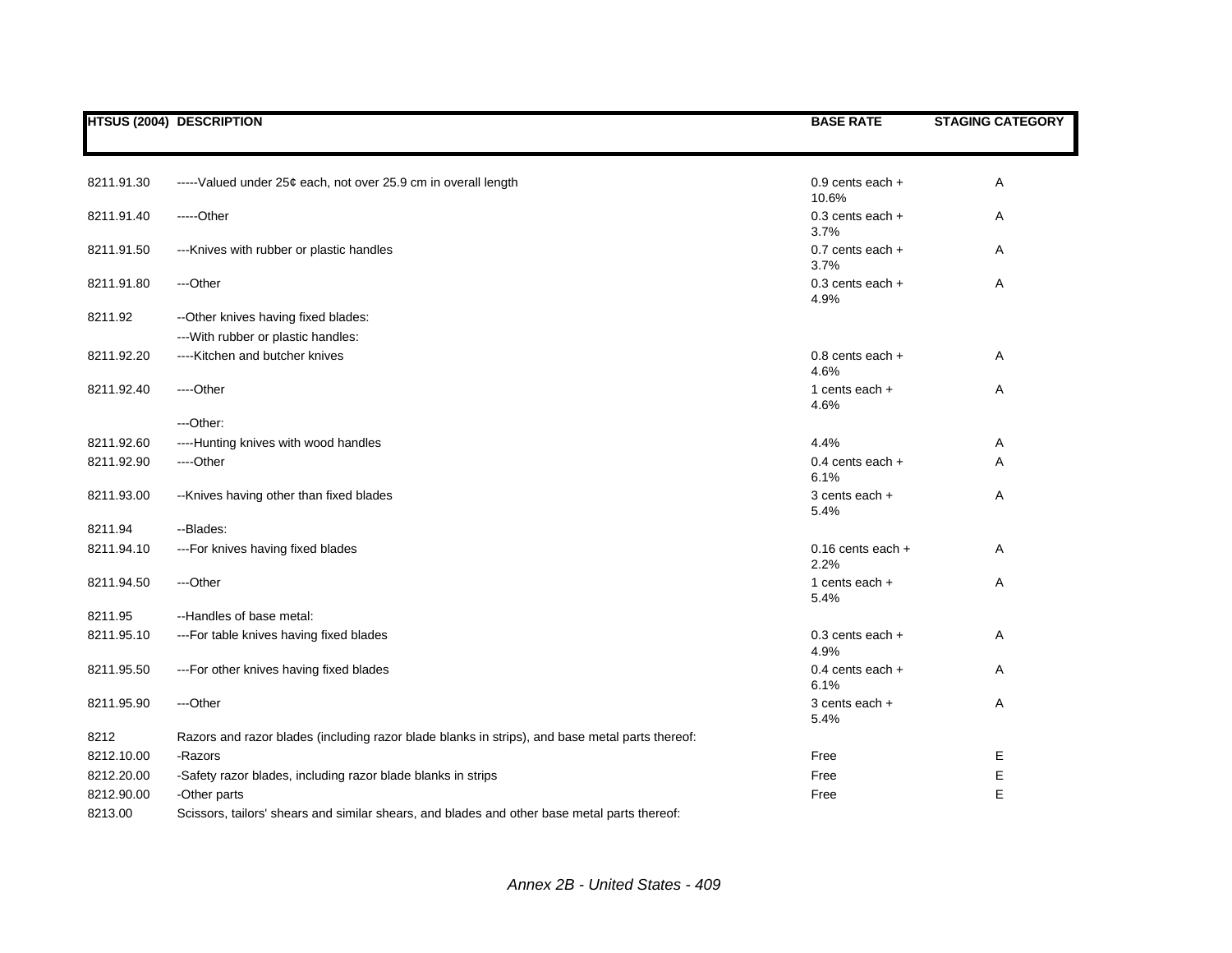| HTSUS (2004) | DESCRIPTION | BASE RATE | STAGING CATEGORY |
|---|---|---|---|
| 8211.91.30 | -----Valued under 25¢ each, not over 25.9 cm in overall length | 0.9 cents each + 10.6% | A |
| 8211.91.40 | -----Other | 0.3 cents each + 3.7% | A |
| 8211.91.50 | ---Knives with rubber or plastic handles | 0.7 cents each + 3.7% | A |
| 8211.91.80 | ---Other | 0.3 cents each + 4.9% | A |
| 8211.92 | --Other knives having fixed blades: | | |
| | ---With rubber or plastic handles: | | |
| 8211.92.20 | ----Kitchen and butcher knives | 0.8 cents each + 4.6% | A |
| 8211.92.40 | ----Other | 1 cents each + 4.6% | A |
| | ---Other: | | |
| 8211.92.60 | ----Hunting knives with wood handles | 4.4% | A |
| 8211.92.90 | ----Other | 0.4 cents each + 6.1% | A |
| 8211.93.00 | --Knives having other than fixed blades | 3 cents each + 5.4% | A |
| 8211.94 | --Blades: | | |
| 8211.94.10 | ---For knives having fixed blades | 0.16 cents each + 2.2% | A |
| 8211.94.50 | ---Other | 1 cents each + 5.4% | A |
| 8211.95 | --Handles of base metal: | | |
| 8211.95.10 | ---For table knives having fixed blades | 0.3 cents each + 4.9% | A |
| 8211.95.50 | ---For other knives having fixed blades | 0.4 cents each + 6.1% | A |
| 8211.95.90 | ---Other | 3 cents each + 5.4% | A |
| 8212 | Razors and razor blades (including razor blade blanks in strips), and base metal parts thereof: | | |
| 8212.10.00 | -Razors | Free | E |
| 8212.20.00 | -Safety razor blades, including razor blade blanks in strips | Free | E |
| 8212.90.00 | -Other parts | Free | E |
| 8213.00 | Scissors, tailors' shears and similar shears, and blades and other base metal parts thereof: | | |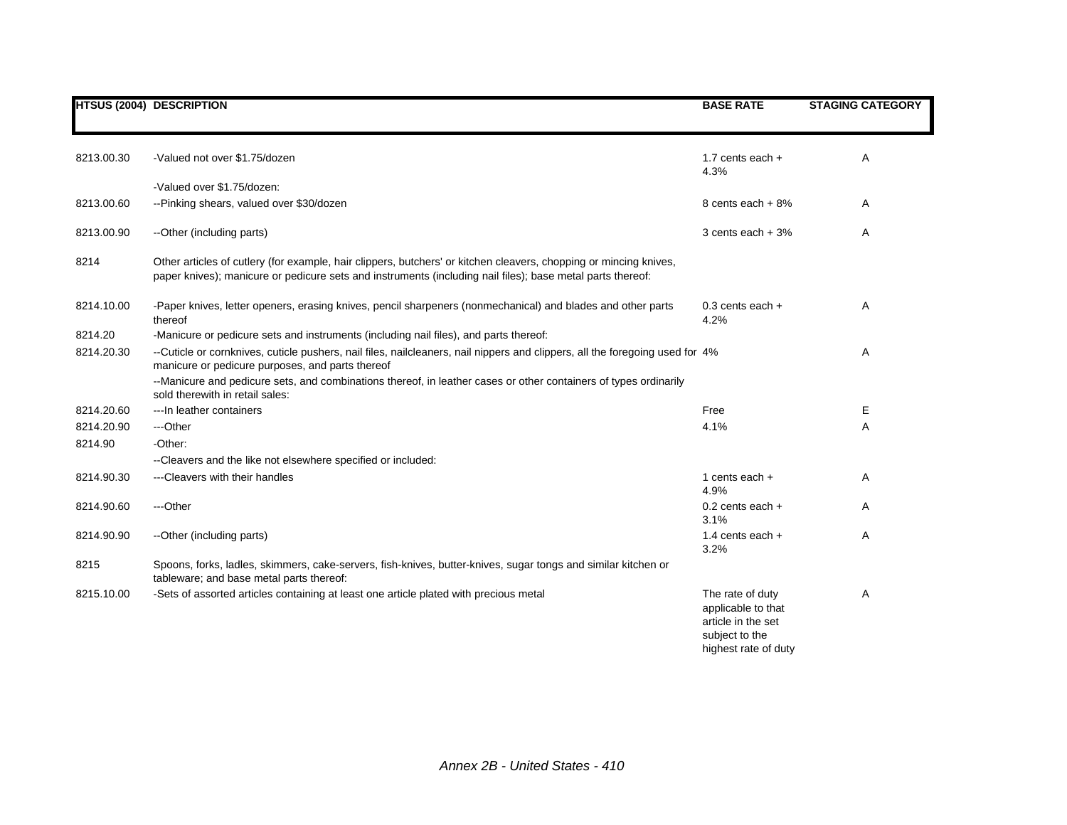| HTSUS (2004) | DESCRIPTION | BASE RATE | STAGING CATEGORY |
|---|---|---|---|
| 8213.00.30 | -Valued not over $1.75/dozen | 1.7 cents each + 4.3% | A |
| | -Valued over $1.75/dozen: | | |
| 8213.00.60 | --Pinking shears, valued over $30/dozen | 8 cents each + 8% | A |
| 8213.00.90 | --Other (including parts) | 3 cents each + 3% | A |
| 8214 | Other articles of cutlery (for example, hair clippers, butchers' or kitchen cleavers, chopping or mincing knives, paper knives); manicure or pedicure sets and instruments (including nail files); base metal parts thereof: | | |
| 8214.10.00 | -Paper knives, letter openers, erasing knives, pencil sharpeners (nonmechanical) and blades and other parts thereof | 0.3 cents each + 4.2% | A |
| 8214.20 | -Manicure or pedicure sets and instruments (including nail files), and parts thereof: | | |
| 8214.20.30 | --Cuticle or cornknives, cuticle pushers, nail files, nailcleaners, nail nippers and clippers, all the foregoing used for manicure or pedicure purposes, and parts thereof | 4% | A |
| | --Manicure and pedicure sets, and combinations thereof, in leather cases or other containers of types ordinarily sold therewith in retail sales: | | |
| 8214.20.60 | ---In leather containers | Free | E |
| 8214.20.90 | ---Other | 4.1% | A |
| 8214.90 | -Other: | | |
| | --Cleavers and the like not elsewhere specified or included: | | |
| 8214.90.30 | ---Cleavers with their handles | 1 cents each + 4.9% | A |
| 8214.90.60 | ---Other | 0.2 cents each + 3.1% | A |
| 8214.90.90 | --Other (including parts) | 1.4 cents each + 3.2% | A |
| 8215 | Spoons, forks, ladles, skimmers, cake-servers, fish-knives, butter-knives, sugar tongs and similar kitchen or tableware; and base metal parts thereof: | | |
| 8215.10.00 | -Sets of assorted articles containing at least one article plated with precious metal | The rate of duty applicable to that article in the set subject to the highest rate of duty | A |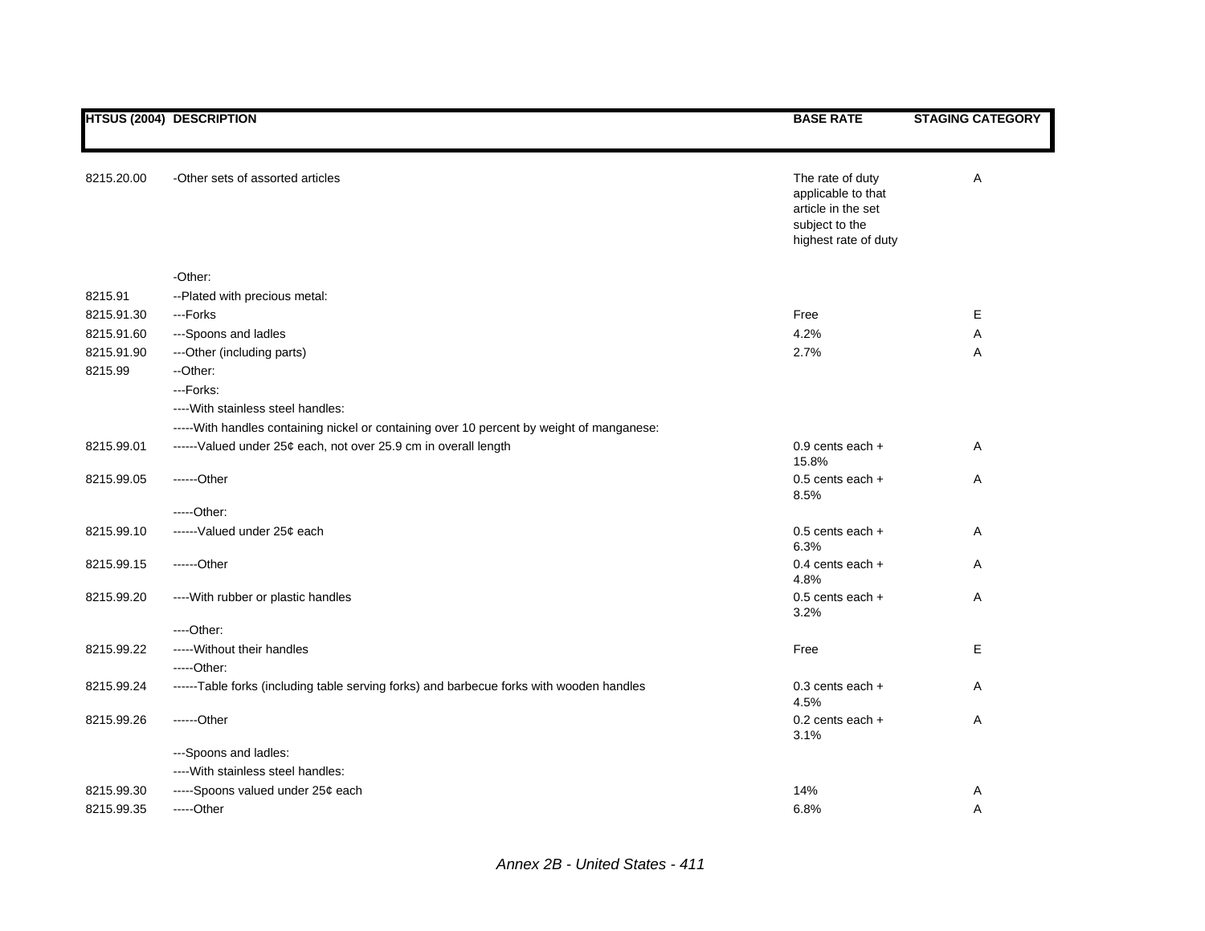| HTSUS (2004) | DESCRIPTION | BASE RATE | STAGING CATEGORY |
|---|---|---|---|
| 8215.20.00 | -Other sets of assorted articles | The rate of duty applicable to that article in the set subject to the highest rate of duty | A |
| | -Other: | | |
| 8215.91 | --Plated with precious metal: | | |
| 8215.91.30 | ---Forks | Free | E |
| 8215.91.60 | ---Spoons and ladles | 4.2% | A |
| 8215.91.90 | ---Other (including parts) | 2.7% | A |
| 8215.99 | --Other: | | |
| | ---Forks: | | |
| | ----With stainless steel handles: | | |
| | -----With handles containing nickel or containing over 10 percent by weight of manganese: | | |
| 8215.99.01 | ------Valued under 25¢ each, not over 25.9 cm in overall length | 0.9 cents each + 15.8% | A |
| 8215.99.05 | ------Other | 0.5 cents each + 8.5% | A |
| | -----Other: | | |
| 8215.99.10 | ------Valued under 25¢ each | 0.5 cents each + 6.3% | A |
| 8215.99.15 | ------Other | 0.4 cents each + 4.8% | A |
| 8215.99.20 | ----With rubber or plastic handles | 0.5 cents each + 3.2% | A |
| | ----Other: | | |
| 8215.99.22 | -----Without their handles | Free | E |
| | -----Other: | | |
| 8215.99.24 | ------Table forks (including table serving forks) and barbecue forks with wooden handles | 0.3 cents each + 4.5% | A |
| 8215.99.26 | ------Other | 0.2 cents each + 3.1% | A |
| | ---Spoons and ladles: | | |
| | ----With stainless steel handles: | | |
| 8215.99.30 | -----Spoons valued under 25¢ each | 14% | A |
| 8215.99.35 | -----Other | 6.8% | A |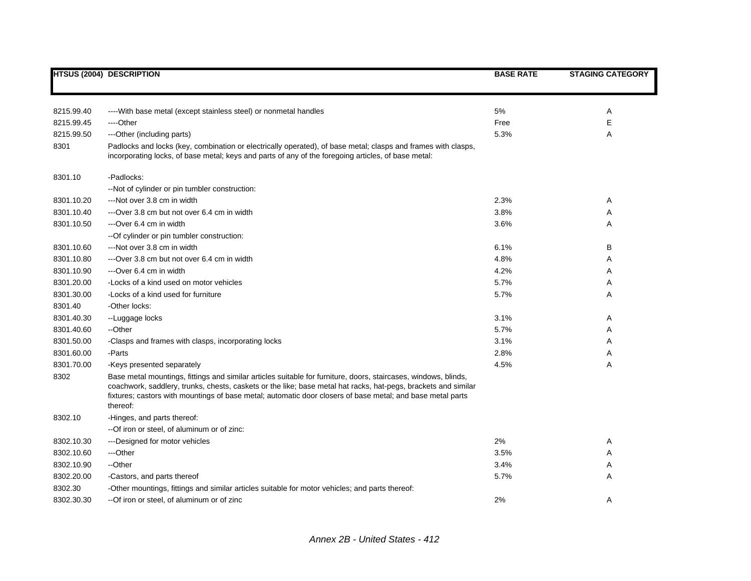| HTSUS (2004) | DESCRIPTION | BASE RATE | STAGING CATEGORY |
|---|---|---|---|
| 8215.99.40 | ----With base metal (except stainless steel) or nonmetal handles | 5% | A |
| 8215.99.45 | ----Other | Free | E |
| 8215.99.50 | ---Other (including parts) | 5.3% | A |
| 8301 | Padlocks and locks (key, combination or electrically operated), of base metal; clasps and frames with clasps, incorporating locks, of base metal; keys and parts of any of the foregoing articles, of base metal: | | |
| 8301.10 | -Padlocks: | | |
| | --Not of cylinder or pin tumbler construction: | | |
| 8301.10.20 | ---Not over 3.8 cm in width | 2.3% | A |
| 8301.10.40 | ---Over 3.8 cm but not over 6.4 cm in width | 3.8% | A |
| 8301.10.50 | ---Over 6.4 cm in width | 3.6% | A |
| | --Of cylinder or pin tumbler construction: | | |
| 8301.10.60 | ---Not over 3.8 cm in width | 6.1% | B |
| 8301.10.80 | ---Over 3.8 cm but not over 6.4 cm in width | 4.8% | A |
| 8301.10.90 | ---Over 6.4 cm in width | 4.2% | A |
| 8301.20.00 | -Locks of a kind used on motor vehicles | 5.7% | A |
| 8301.30.00 | -Locks of a kind used for furniture | 5.7% | A |
| 8301.40 | -Other locks: | | |
| 8301.40.30 | --Luggage locks | 3.1% | A |
| 8301.40.60 | --Other | 5.7% | A |
| 8301.50.00 | -Clasps and frames with clasps, incorporating locks | 3.1% | A |
| 8301.60.00 | -Parts | 2.8% | A |
| 8301.70.00 | -Keys presented separately | 4.5% | A |
| 8302 | Base metal mountings, fittings and similar articles suitable for furniture, doors, staircases, windows, blinds, coachwork, saddlery, trunks, chests, caskets or the like; base metal hat racks, hat-pegs, brackets and similar fixtures; castors with mountings of base metal; automatic door closers of base metal; and base metal parts thereof: | | |
| 8302.10 | -Hinges, and parts thereof: | | |
| | --Of iron or steel, of aluminum or of zinc: | | |
| 8302.10.30 | ---Designed for motor vehicles | 2% | A |
| 8302.10.60 | ---Other | 3.5% | A |
| 8302.10.90 | --Other | 3.4% | A |
| 8302.20.00 | -Castors, and parts thereof | 5.7% | A |
| 8302.30 | -Other mountings, fittings and similar articles suitable for motor vehicles; and parts thereof: | | |
| 8302.30.30 | --Of iron or steel, of aluminum or of zinc | 2% | A |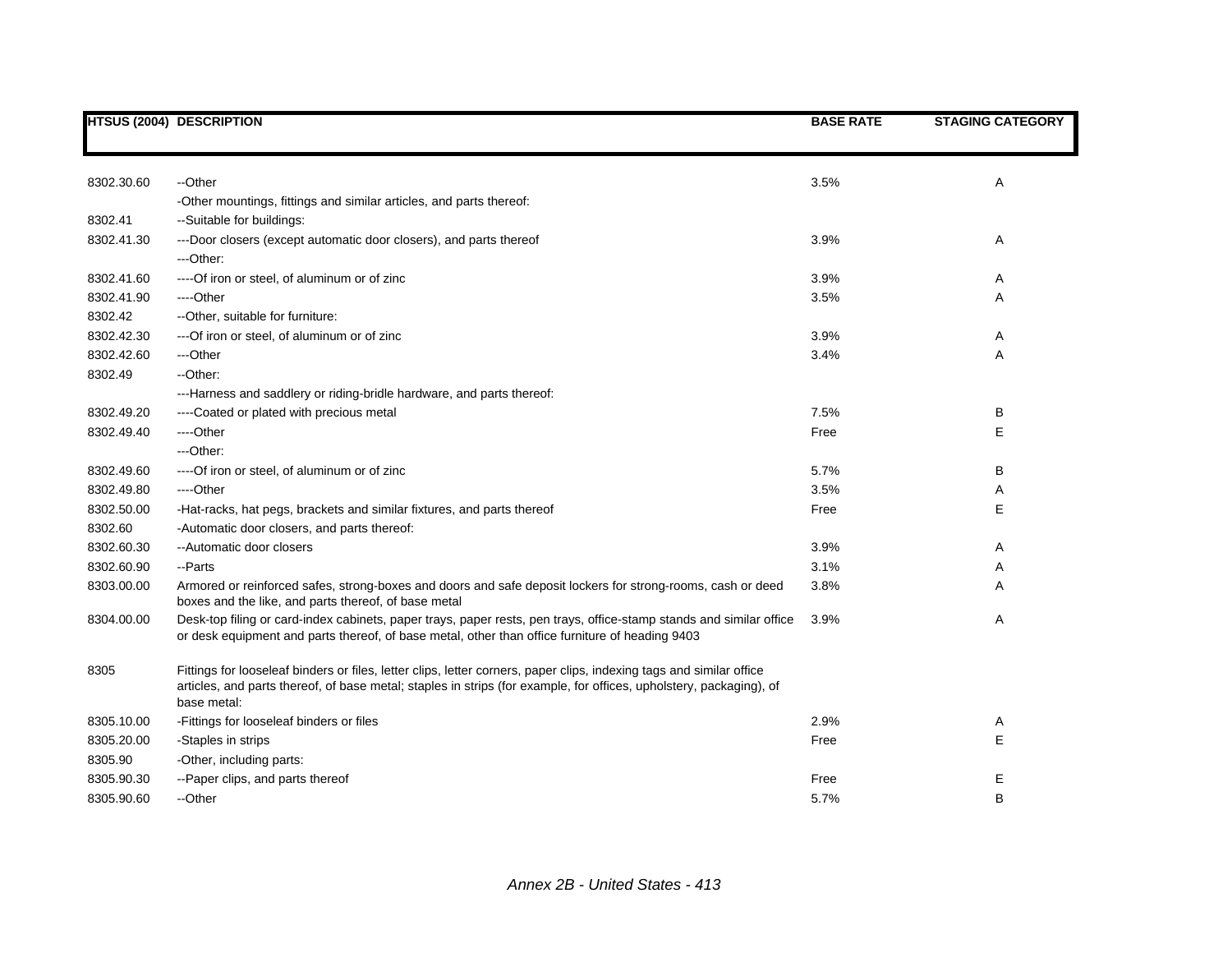| HTSUS (2004) | DESCRIPTION | BASE RATE | STAGING CATEGORY |
|---|---|---|---|
| 8302.30.60 | --Other | 3.5% | A |
| | -Other mountings, fittings and similar articles, and parts thereof: | | |
| 8302.41 | --Suitable for buildings: | | |
| 8302.41.30 | ---Door closers (except automatic door closers), and parts thereof | 3.9% | A |
| | ---Other: | | |
| 8302.41.60 | ----Of iron or steel, of aluminum or of zinc | 3.9% | A |
| 8302.41.90 | ----Other | 3.5% | A |
| 8302.42 | --Other, suitable for furniture: | | |
| 8302.42.30 | ---Of iron or steel, of aluminum or of zinc | 3.9% | A |
| 8302.42.60 | ---Other | 3.4% | A |
| 8302.49 | --Other: | | |
| | ---Harness and saddlery or riding-bridle hardware, and parts thereof: | | |
| 8302.49.20 | ----Coated or plated with precious metal | 7.5% | B |
| 8302.49.40 | ----Other | Free | E |
| | ---Other: | | |
| 8302.49.60 | ----Of iron or steel, of aluminum or of zinc | 5.7% | B |
| 8302.49.80 | ----Other | 3.5% | A |
| 8302.50.00 | -Hat-racks, hat pegs, brackets and similar fixtures, and parts thereof | Free | E |
| 8302.60 | -Automatic door closers, and parts thereof: | | |
| 8302.60.30 | --Automatic door closers | 3.9% | A |
| 8302.60.90 | --Parts | 3.1% | A |
| 8303.00.00 | Armored or reinforced safes, strong-boxes and doors and safe deposit lockers for strong-rooms, cash or deed boxes and the like, and parts thereof, of base metal | 3.8% | A |
| 8304.00.00 | Desk-top filing or card-index cabinets, paper trays, paper rests, pen trays, office-stamp stands and similar office or desk equipment and parts thereof, of base metal, other than office furniture of heading 9403 | 3.9% | A |
| 8305 | Fittings for looseleaf binders or files, letter clips, letter corners, paper clips, indexing tags and similar office articles, and parts thereof, of base metal; staples in strips (for example, for offices, upholstery, packaging), of base metal: | | |
| 8305.10.00 | -Fittings for looseleaf binders or files | 2.9% | A |
| 8305.20.00 | -Staples in strips | Free | E |
| 8305.90 | -Other, including parts: | | |
| 8305.90.30 | --Paper clips, and parts thereof | Free | E |
| 8305.90.60 | --Other | 5.7% | B |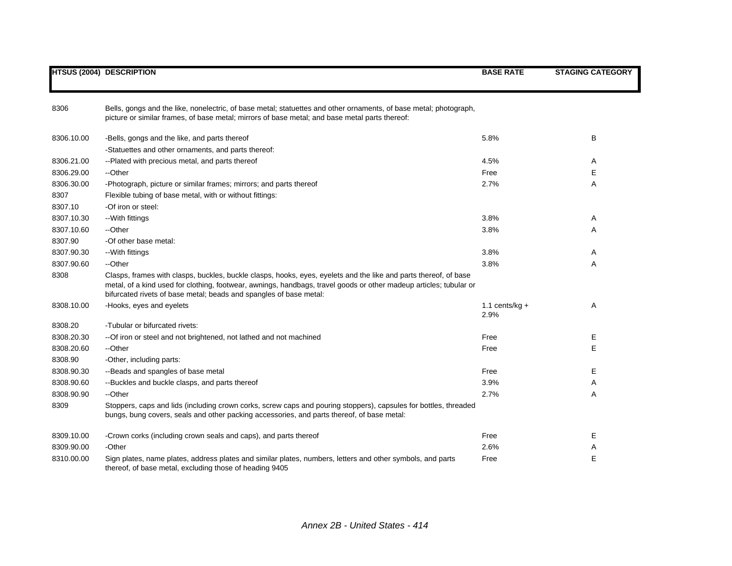| HTSUS (2004) | DESCRIPTION | BASE RATE | STAGING CATEGORY |
|---|---|---|---|
| 8306 | Bells, gongs and the like, nonelectric, of base metal; statuettes and other ornaments, of base metal; photograph, picture or similar frames, of base metal; mirrors of base metal; and base metal parts thereof: | | |
| 8306.10.00 | -Bells, gongs and the like, and parts thereof | 5.8% | B |
| | -Statuettes and other ornaments, and parts thereof: | | |
| 8306.21.00 | --Plated with precious metal, and parts thereof | 4.5% | A |
| 8306.29.00 | --Other | Free | E |
| 8306.30.00 | -Photograph, picture or similar frames; mirrors; and parts thereof | 2.7% | A |
| 8307 | Flexible tubing of base metal, with or without fittings: | | |
| 8307.10 | -Of iron or steel: | | |
| 8307.10.30 | --With fittings | 3.8% | A |
| 8307.10.60 | --Other | 3.8% | A |
| 8307.90 | -Of other base metal: | | |
| 8307.90.30 | --With fittings | 3.8% | A |
| 8307.90.60 | --Other | 3.8% | A |
| 8308 | Clasps, frames with clasps, buckles, buckle clasps, hooks, eyes, eyelets and the like and parts thereof, of base metal, of a kind used for clothing, footwear, awnings, handbags, travel goods or other madeup articles; tubular or bifurcated rivets of base metal; beads and spangles of base metal: | | |
| 8308.10.00 | -Hooks, eyes and eyelets | 1.1 cents/kg + 2.9% | A |
| 8308.20 | -Tubular or bifurcated rivets: | | |
| 8308.20.30 | --Of iron or steel and not brightened, not lathed and not machined | Free | E |
| 8308.20.60 | --Other | Free | E |
| 8308.90 | -Other, including parts: | | |
| 8308.90.30 | --Beads and spangles of base metal | Free | E |
| 8308.90.60 | --Buckles and buckle clasps, and parts thereof | 3.9% | A |
| 8308.90.90 | --Other | 2.7% | A |
| 8309 | Stoppers, caps and lids (including crown corks, screw caps and pouring stoppers), capsules for bottles, threaded bungs, bung covers, seals and other packing accessories, and parts thereof, of base metal: | | |
| 8309.10.00 | -Crown corks (including crown seals and caps), and parts thereof | Free | E |
| 8309.90.00 | -Other | 2.6% | A |
| 8310.00.00 | Sign plates, name plates, address plates and similar plates, numbers, letters and other symbols, and parts thereof, of base metal, excluding those of heading 9405 | Free | E |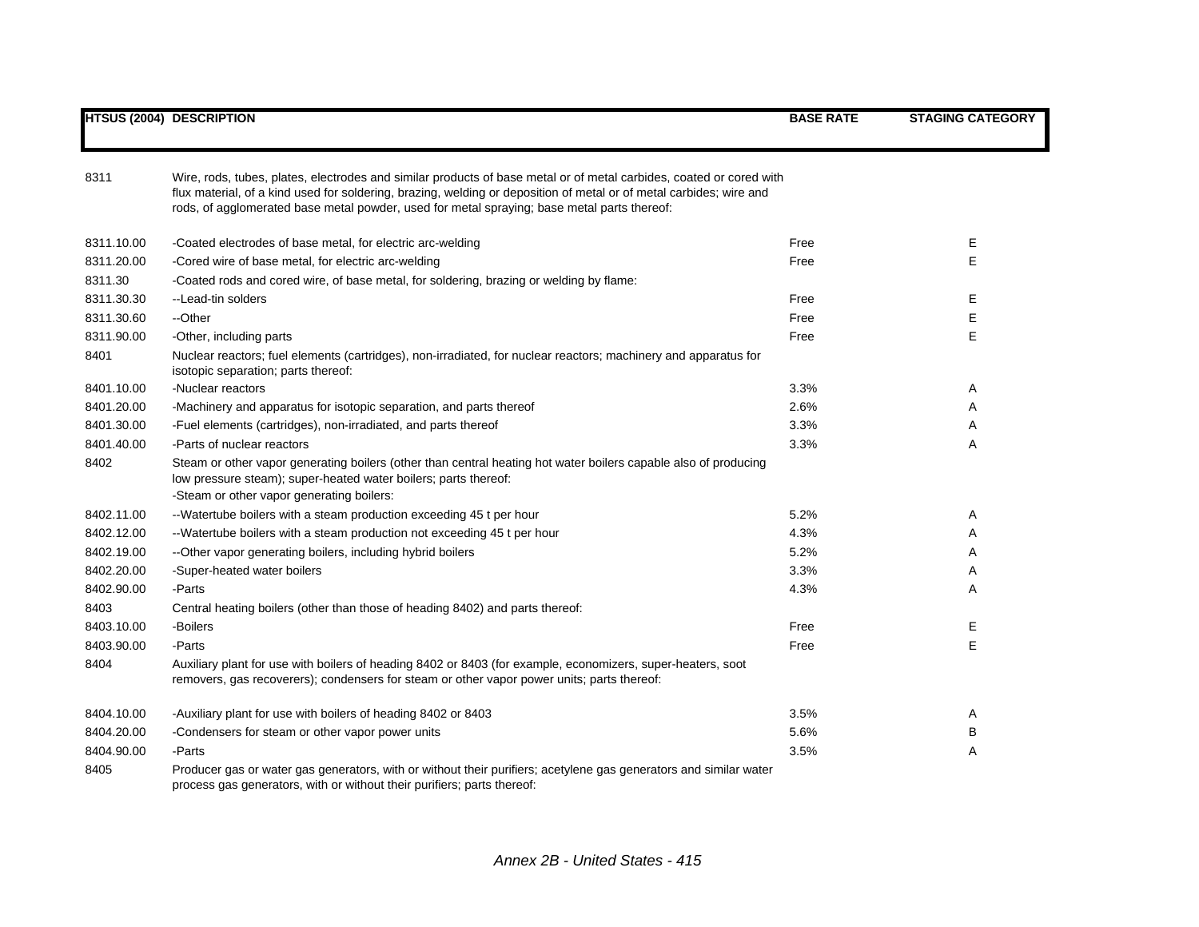| HTSUS (2004) | DESCRIPTION | BASE RATE | STAGING CATEGORY |
|---|---|---|---|
| 8311 | Wire, rods, tubes, plates, electrodes and similar products of base metal or of metal carbides, coated or cored with flux material, of a kind used for soldering, brazing, welding or deposition of metal or of metal carbides; wire and rods, of agglomerated base metal powder, used for metal spraying; base metal parts thereof: | | |
| 8311.10.00 | -Coated electrodes of base metal, for electric arc-welding | Free | E |
| 8311.20.00 | -Cored wire of base metal, for electric arc-welding | Free | E |
| 8311.30 | -Coated rods and cored wire, of base metal, for soldering, brazing or welding by flame: | | |
| 8311.30.30 | --Lead-tin solders | Free | E |
| 8311.30.60 | --Other | Free | E |
| 8311.90.00 | -Other, including parts | Free | E |
| 8401 | Nuclear reactors; fuel elements (cartridges), non-irradiated, for nuclear reactors; machinery and apparatus for isotopic separation; parts thereof: | | |
| 8401.10.00 | -Nuclear reactors | 3.3% | A |
| 8401.20.00 | -Machinery and apparatus for isotopic separation, and parts thereof | 2.6% | A |
| 8401.30.00 | -Fuel elements (cartridges), non-irradiated, and parts thereof | 3.3% | A |
| 8401.40.00 | -Parts of nuclear reactors | 3.3% | A |
| 8402 | Steam or other vapor generating boilers (other than central heating hot water boilers capable also of producing low pressure steam); super-heated water boilers; parts thereof: -Steam or other vapor generating boilers: | | |
| 8402.11.00 | --Watertube boilers with a steam production exceeding 45 t per hour | 5.2% | A |
| 8402.12.00 | --Watertube boilers with a steam production not exceeding 45 t per hour | 4.3% | A |
| 8402.19.00 | --Other vapor generating boilers, including hybrid boilers | 5.2% | A |
| 8402.20.00 | -Super-heated water boilers | 3.3% | A |
| 8402.90.00 | -Parts | 4.3% | A |
| 8403 | Central heating boilers (other than those of heading 8402) and parts thereof: | | |
| 8403.10.00 | -Boilers | Free | E |
| 8403.90.00 | -Parts | Free | E |
| 8404 | Auxiliary plant for use with boilers of heading 8402 or 8403 (for example, economizers, super-heaters, soot removers, gas recoverers); condensers for steam or other vapor power units; parts thereof: | | |
| 8404.10.00 | -Auxiliary plant for use with boilers of heading 8402 or 8403 | 3.5% | A |
| 8404.20.00 | -Condensers for steam or other vapor power units | 5.6% | B |
| 8404.90.00 | -Parts | 3.5% | A |
| 8405 | Producer gas or water gas generators, with or without their purifiers; acetylene gas generators and similar water process gas generators, with or without their purifiers; parts thereof: | | |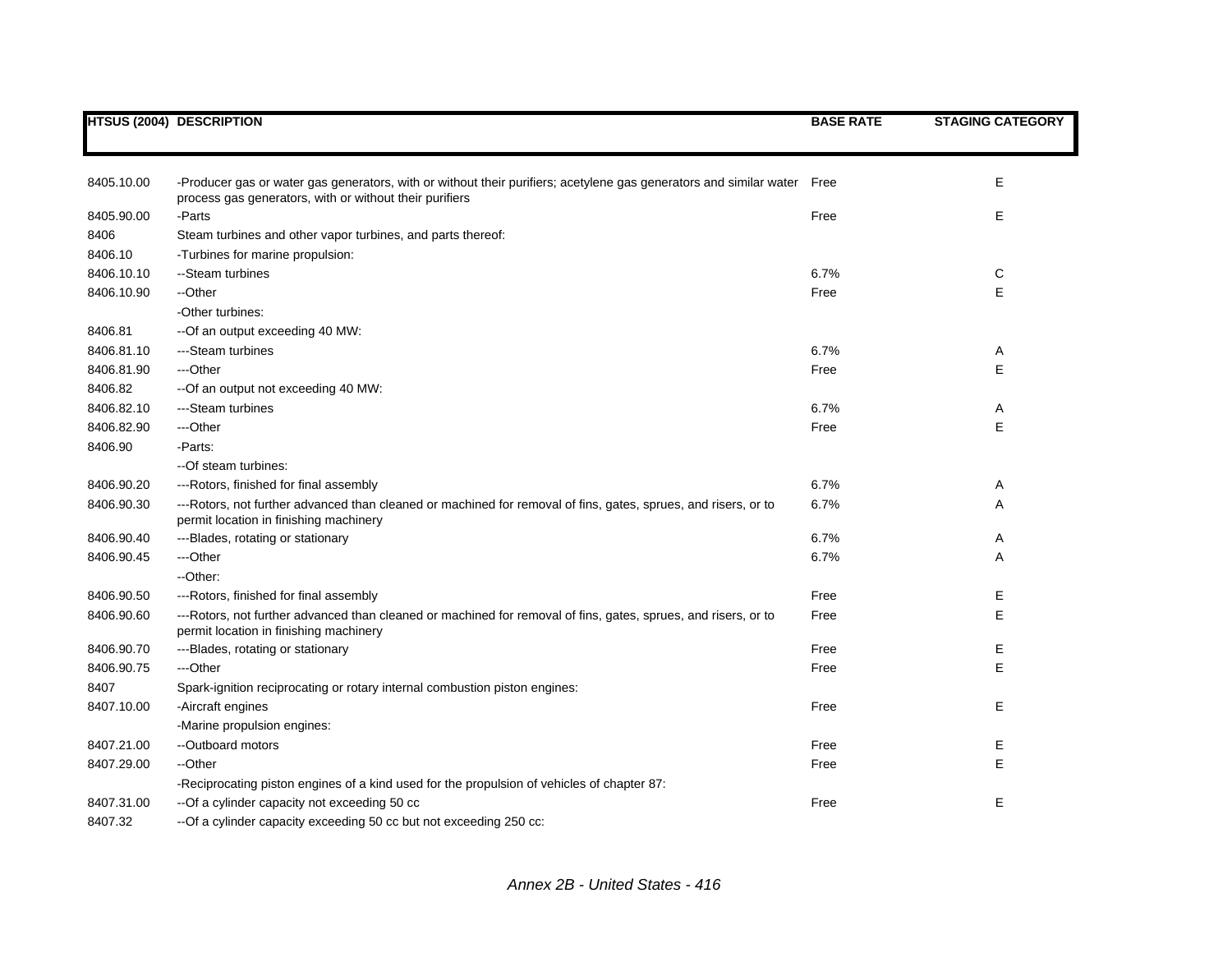| HTSUS (2004) | DESCRIPTION | BASE RATE | STAGING CATEGORY |
|---|---|---|---|
| 8405.10.00 | -Producer gas or water gas generators, with or without their purifiers; acetylene gas generators and similar water process gas generators, with or without their purifiers | Free | E |
| 8405.90.00 | -Parts | Free | E |
| 8406 | Steam turbines and other vapor turbines, and parts thereof: | | |
| 8406.10 | -Turbines for marine propulsion: | | |
| 8406.10.10 | --Steam turbines | 6.7% | C |
| 8406.10.90 | --Other | Free | E |
| | -Other turbines: | | |
| 8406.81 | --Of an output exceeding 40 MW: | | |
| 8406.81.10 | ---Steam turbines | 6.7% | A |
| 8406.81.90 | ---Other | Free | E |
| 8406.82 | --Of an output not exceeding 40 MW: | | |
| 8406.82.10 | ---Steam turbines | 6.7% | A |
| 8406.82.90 | ---Other | Free | E |
| 8406.90 | -Parts: | | |
| | --Of steam turbines: | | |
| 8406.90.20 | ---Rotors, finished for final assembly | 6.7% | A |
| 8406.90.30 | ---Rotors, not further advanced than cleaned or machined for removal of fins, gates, sprues, and risers, or to permit location in finishing machinery | 6.7% | A |
| 8406.90.40 | ---Blades, rotating or stationary | 6.7% | A |
| 8406.90.45 | ---Other | 6.7% | A |
| | --Other: | | |
| 8406.90.50 | ---Rotors, finished for final assembly | Free | E |
| 8406.90.60 | ---Rotors, not further advanced than cleaned or machined for removal of fins, gates, sprues, and risers, or to permit location in finishing machinery | Free | E |
| 8406.90.70 | ---Blades, rotating or stationary | Free | E |
| 8406.90.75 | ---Other | Free | E |
| 8407 | Spark-ignition reciprocating or rotary internal combustion piston engines: | | |
| 8407.10.00 | -Aircraft engines | Free | E |
| | -Marine propulsion engines: | | |
| 8407.21.00 | --Outboard motors | Free | E |
| 8407.29.00 | --Other | Free | E |
| | -Reciprocating piston engines of a kind used for the propulsion of vehicles of chapter 87: | | |
| 8407.31.00 | --Of a cylinder capacity not exceeding 50 cc | Free | E |
| 8407.32 | --Of a cylinder capacity exceeding 50 cc but not exceeding 250 cc: | | |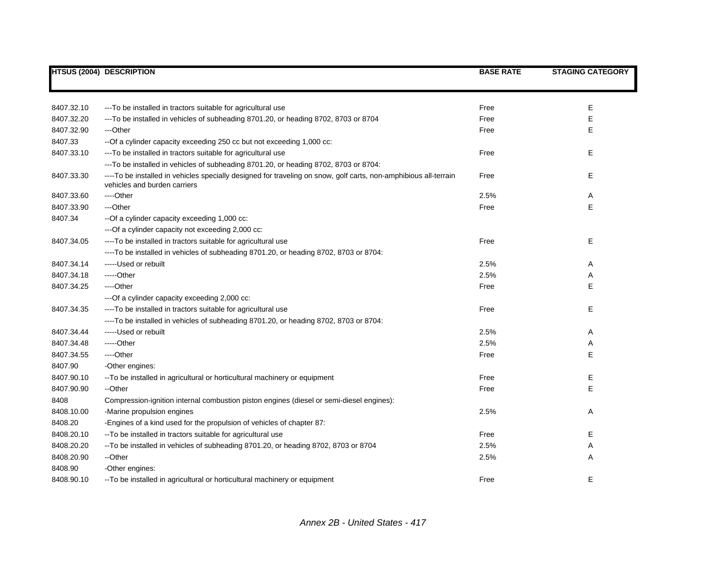| HTSUS (2004) | DESCRIPTION | BASE RATE | STAGING CATEGORY |
|---|---|---|---|
| 8407.32.10 | ---To be installed in tractors suitable for agricultural use | Free | E |
| 8407.32.20 | ---To be installed in vehicles of subheading 8701.20, or heading 8702, 8703 or 8704 | Free | E |
| 8407.32.90 | ---Other | Free | E |
| 8407.33 | --Of a cylinder capacity exceeding 250 cc but not exceeding 1,000 cc: | | |
| 8407.33.10 | ---To be installed in tractors suitable for agricultural use | Free | E |
| | ---To be installed in vehicles of subheading 8701.20, or heading 8702, 8703 or 8704: | | |
| 8407.33.30 | ----To be installed in vehicles specially designed for traveling on snow, golf carts, non-amphibious all-terrain vehicles and burden carriers | Free | E |
| 8407.33.60 | ----Other | 2.5% | A |
| 8407.33.90 | ---Other | Free | E |
| 8407.34 | --Of a cylinder capacity exceeding 1,000 cc: | | |
| | ---Of a cylinder capacity not exceeding 2,000 cc: | | |
| 8407.34.05 | ----To be installed in tractors suitable for agricultural use | Free | E |
| | ----To be installed in vehicles of subheading 8701.20, or heading 8702, 8703 or 8704: | | |
| 8407.34.14 | -----Used or rebuilt | 2.5% | A |
| 8407.34.18 | -----Other | 2.5% | A |
| 8407.34.25 | ----Other | Free | E |
| | ---Of a cylinder capacity exceeding 2,000 cc: | | |
| 8407.34.35 | ----To be installed in tractors suitable for agricultural use | Free | E |
| | ----To be installed in vehicles of subheading 8701.20, or heading 8702, 8703 or 8704: | | |
| 8407.34.44 | -----Used or rebuilt | 2.5% | A |
| 8407.34.48 | -----Other | 2.5% | A |
| 8407.34.55 | ----Other | Free | E |
| 8407.90 | -Other engines: | | |
| 8407.90.10 | --To be installed in agricultural or horticultural machinery or equipment | Free | E |
| 8407.90.90 | --Other | Free | E |
| 8408 | Compression-ignition internal combustion piston engines (diesel or semi-diesel engines): | | |
| 8408.10.00 | -Marine propulsion engines | 2.5% | A |
| 8408.20 | -Engines of a kind used for the propulsion of vehicles of chapter 87: | | |
| 8408.20.10 | --To be installed in tractors suitable for agricultural use | Free | E |
| 8408.20.20 | --To be installed in vehicles of subheading 8701.20, or heading 8702, 8703 or 8704 | 2.5% | A |
| 8408.20.90 | --Other | 2.5% | A |
| 8408.90 | -Other engines: | | |
| 8408.90.10 | --To be installed in agricultural or horticultural machinery or equipment | Free | E |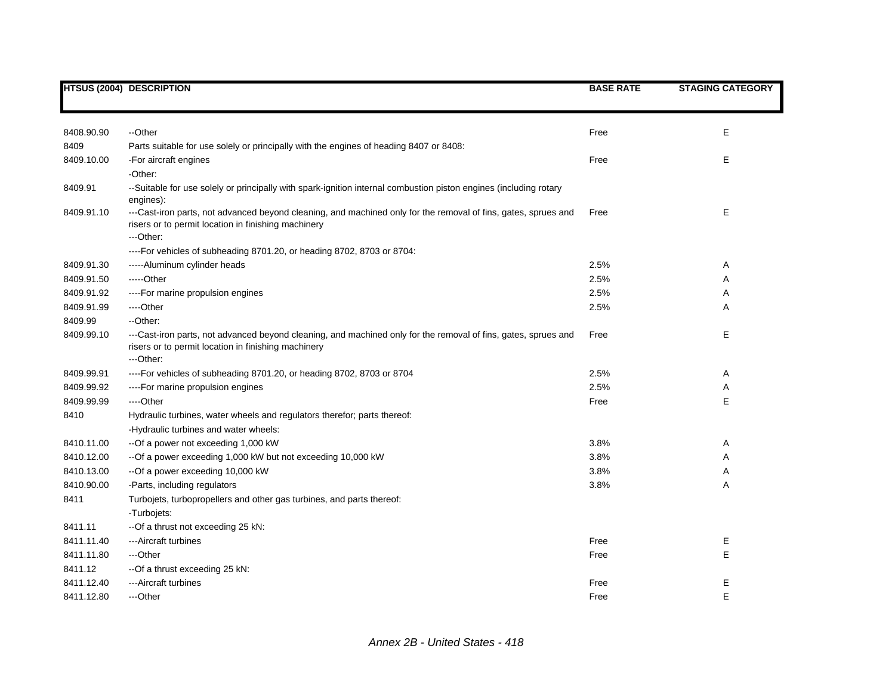| HTSUS (2004) | DESCRIPTION | BASE RATE | STAGING CATEGORY |
|---|---|---|---|
| 8408.90.90 | --Other | Free | E |
| 8409 | Parts suitable for use solely or principally with the engines of heading 8407 or 8408: | | |
| 8409.10.00 | -For aircraft engines | Free | E |
| | -Other: | | |
| 8409.91 | --Suitable for use solely or principally with spark-ignition internal combustion piston engines (including rotary engines): | | |
| 8409.91.10 | ---Cast-iron parts, not advanced beyond cleaning, and machined only for the removal of fins, gates, sprues and risers or to permit location in finishing machinery | Free | E |
| | ---Other: | | |
| | ----For vehicles of subheading 8701.20, or heading 8702, 8703 or 8704: | | |
| 8409.91.30 | -----Aluminum cylinder heads | 2.5% | A |
| 8409.91.50 | -----Other | 2.5% | A |
| 8409.91.92 | ----For marine propulsion engines | 2.5% | A |
| 8409.91.99 | ----Other | 2.5% | A |
| 8409.99 | --Other: | | |
| 8409.99.10 | ---Cast-iron parts, not advanced beyond cleaning, and machined only for the removal of fins, gates, sprues and risers or to permit location in finishing machinery | Free | E |
| | ---Other: | | |
| 8409.99.91 | ----For vehicles of subheading 8701.20, or heading 8702, 8703 or 8704 | 2.5% | A |
| 8409.99.92 | ----For marine propulsion engines | 2.5% | A |
| 8409.99.99 | ----Other | Free | E |
| 8410 | Hydraulic turbines, water wheels and regulators therefor; parts thereof: | | |
| | -Hydraulic turbines and water wheels: | | |
| 8410.11.00 | --Of a power not exceeding 1,000 kW | 3.8% | A |
| 8410.12.00 | --Of a power exceeding 1,000 kW but not exceeding 10,000 kW | 3.8% | A |
| 8410.13.00 | --Of a power exceeding 10,000 kW | 3.8% | A |
| 8410.90.00 | -Parts, including regulators | 3.8% | A |
| 8411 | Turbojets, turbopropellers and other gas turbines, and parts thereof: | | |
| | -Turbojets: | | |
| 8411.11 | --Of a thrust not exceeding 25 kN: | | |
| 8411.11.40 | ---Aircraft turbines | Free | E |
| 8411.11.80 | ---Other | Free | E |
| 8411.12 | --Of a thrust exceeding 25 kN: | | |
| 8411.12.40 | ---Aircraft turbines | Free | E |
| 8411.12.80 | ---Other | Free | E |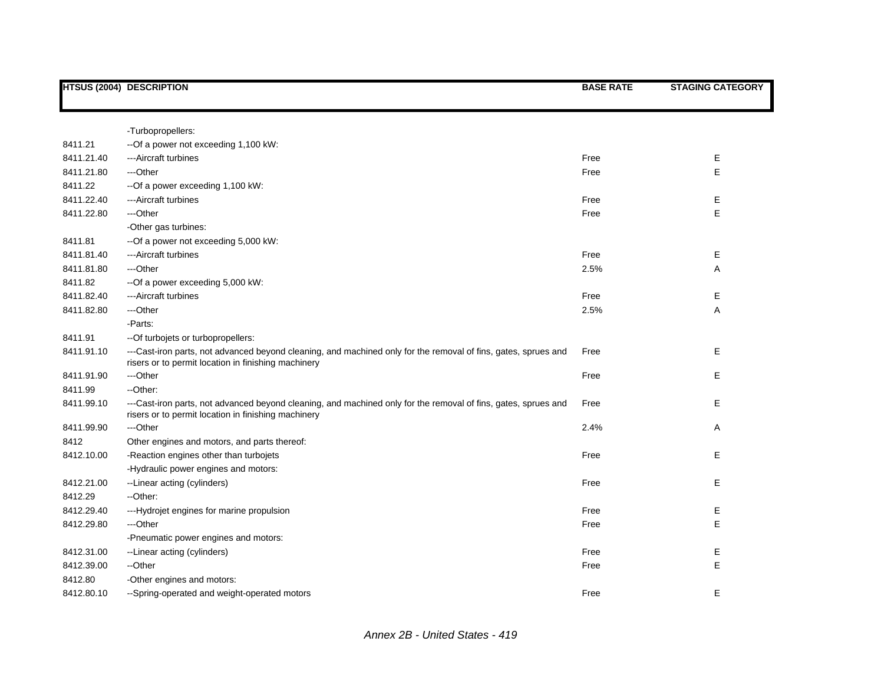| HTSUS (2004) | DESCRIPTION | BASE RATE | STAGING CATEGORY |
|---|---|---|---|
| | -Turbopropellers: | | |
| 8411.21 | --Of a power not exceeding 1,100 kW: | | |
| 8411.21.40 | ---Aircraft turbines | Free | E |
| 8411.21.80 | ---Other | Free | E |
| 8411.22 | --Of a power exceeding 1,100 kW: | | |
| 8411.22.40 | ---Aircraft turbines | Free | E |
| 8411.22.80 | ---Other | Free | E |
| | -Other gas turbines: | | |
| 8411.81 | --Of a power not exceeding 5,000 kW: | | |
| 8411.81.40 | ---Aircraft turbines | Free | E |
| 8411.81.80 | ---Other | 2.5% | A |
| 8411.82 | --Of a power exceeding 5,000 kW: | | |
| 8411.82.40 | ---Aircraft turbines | Free | E |
| 8411.82.80 | ---Other | 2.5% | A |
| | -Parts: | | |
| 8411.91 | --Of turbojets or turbopropellers: | | |
| 8411.91.10 | ---Cast-iron parts, not advanced beyond cleaning, and machined only for the removal of fins, gates, sprues and risers or to permit location in finishing machinery | Free | E |
| 8411.91.90 | ---Other | Free | E |
| 8411.99 | --Other: | | |
| 8411.99.10 | ---Cast-iron parts, not advanced beyond cleaning, and machined only for the removal of fins, gates, sprues and risers or to permit location in finishing machinery | Free | E |
| 8411.99.90 | ---Other | 2.4% | A |
| 8412 | Other engines and motors, and parts thereof: | | |
| 8412.10.00 | -Reaction engines other than turbojets | Free | E |
| | -Hydraulic power engines and motors: | | |
| 8412.21.00 | --Linear acting (cylinders) | Free | E |
| 8412.29 | --Other: | | |
| 8412.29.40 | ---Hydrojet engines for marine propulsion | Free | E |
| 8412.29.80 | ---Other | Free | E |
| | -Pneumatic power engines and motors: | | |
| 8412.31.00 | --Linear acting (cylinders) | Free | E |
| 8412.39.00 | --Other | Free | E |
| 8412.80 | -Other engines and motors: | | |
| 8412.80.10 | --Spring-operated and weight-operated motors | Free | E |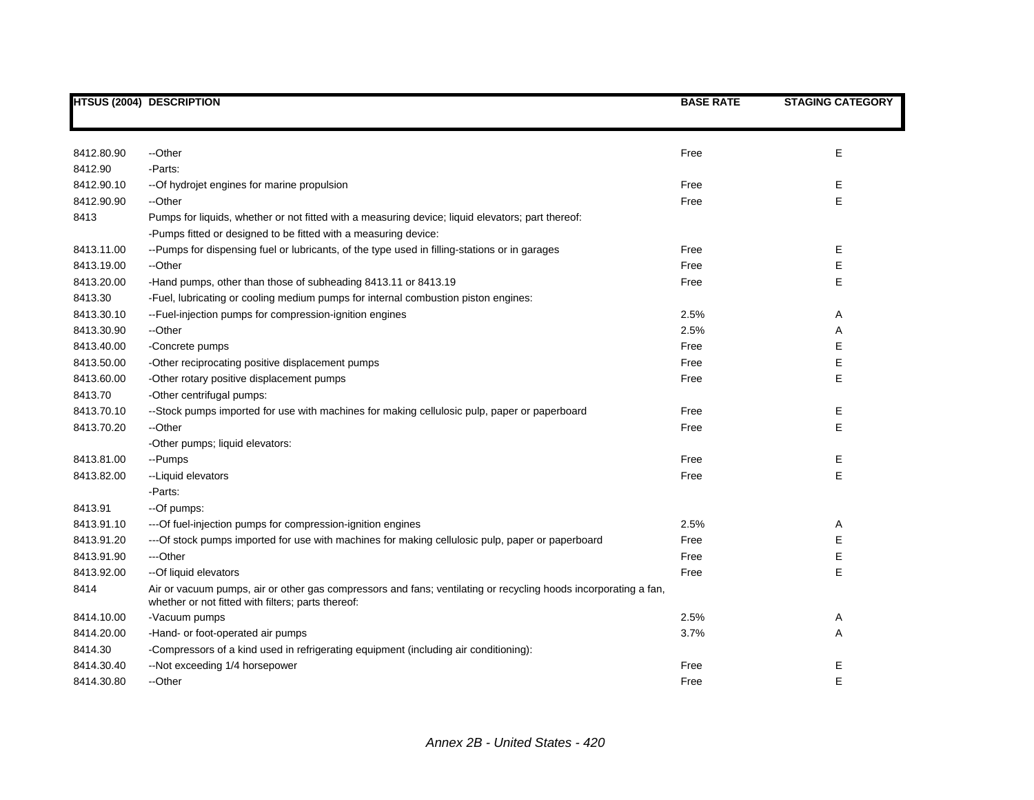| HTSUS (2004) | DESCRIPTION | BASE RATE | STAGING CATEGORY |
|---|---|---|---|
| 8412.80.90 | --Other | Free | E |
| 8412.90 | -Parts: | | |
| 8412.90.10 | --Of hydrojet engines for marine propulsion | Free | E |
| 8412.90.90 | --Other | Free | E |
| 8413 | Pumps for liquids, whether or not fitted with a measuring device; liquid elevators; part thereof: | | |
| | -Pumps fitted or designed to be fitted with a measuring device: | | |
| 8413.11.00 | --Pumps for dispensing fuel or lubricants, of the type used in filling-stations or in garages | Free | E |
| 8413.19.00 | --Other | Free | E |
| 8413.20.00 | -Hand pumps, other than those of subheading 8413.11 or 8413.19 | Free | E |
| 8413.30 | -Fuel, lubricating or cooling medium pumps for internal combustion piston engines: | | |
| 8413.30.10 | --Fuel-injection pumps for compression-ignition engines | 2.5% | A |
| 8413.30.90 | --Other | 2.5% | A |
| 8413.40.00 | -Concrete pumps | Free | E |
| 8413.50.00 | -Other reciprocating positive displacement pumps | Free | E |
| 8413.60.00 | -Other rotary positive displacement pumps | Free | E |
| 8413.70 | -Other centrifugal pumps: | | |
| 8413.70.10 | --Stock pumps imported for use with machines for making cellulosic pulp, paper or paperboard | Free | E |
| 8413.70.20 | --Other | Free | E |
| | -Other pumps; liquid elevators: | | |
| 8413.81.00 | --Pumps | Free | E |
| 8413.82.00 | --Liquid elevators | Free | E |
| | -Parts: | | |
| 8413.91 | --Of pumps: | | |
| 8413.91.10 | ---Of fuel-injection pumps for compression-ignition engines | 2.5% | A |
| 8413.91.20 | ---Of stock pumps imported for use with machines for making cellulosic pulp, paper or paperboard | Free | E |
| 8413.91.90 | ---Other | Free | E |
| 8413.92.00 | --Of liquid elevators | Free | E |
| 8414 | Air or vacuum pumps, air or other gas compressors and fans; ventilating or recycling hoods incorporating a fan, whether or not fitted with filters; parts thereof: | | |
| 8414.10.00 | -Vacuum pumps | 2.5% | A |
| 8414.20.00 | -Hand- or foot-operated air pumps | 3.7% | A |
| 8414.30 | -Compressors of a kind used in refrigerating equipment (including air conditioning): | | |
| 8414.30.40 | --Not exceeding 1/4 horsepower | Free | E |
| 8414.30.80 | --Other | Free | E |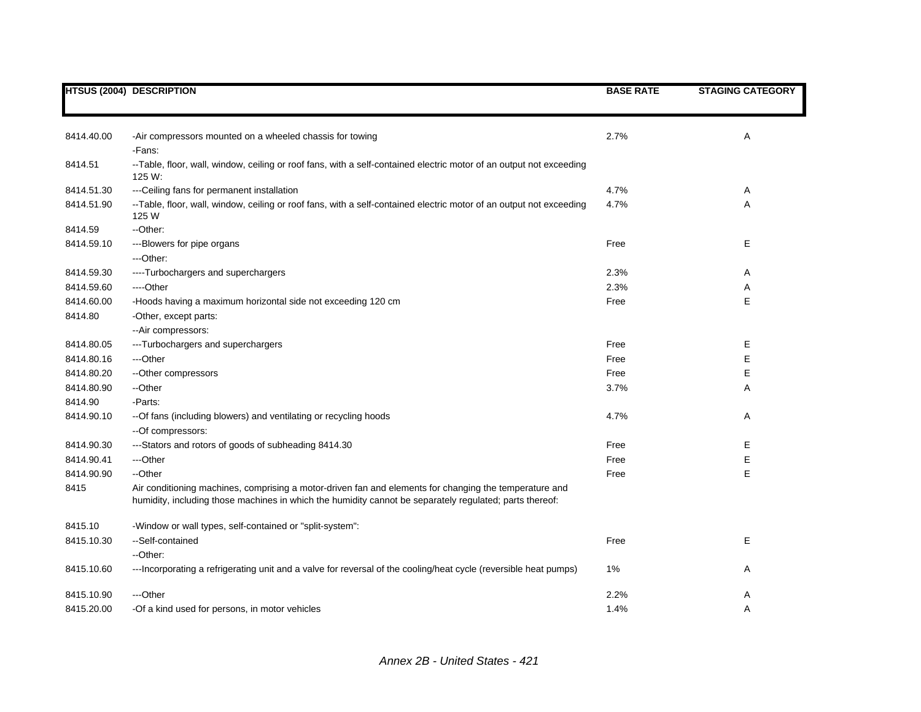| HTSUS (2004) | DESCRIPTION | BASE RATE | STAGING CATEGORY |
|---|---|---|---|
| 8414.40.00 | -Air compressors mounted on a wheeled chassis for towing | 2.7% | A |
| | -Fans: | | |
| 8414.51 | --Table, floor, wall, window, ceiling or roof fans, with a self-contained electric motor of an output not exceeding 125 W: | | |
| 8414.51.30 | ---Ceiling fans for permanent installation | 4.7% | A |
| 8414.51.90 | --Table, floor, wall, window, ceiling or roof fans, with a self-contained electric motor of an output not exceeding 125 W | 4.7% | A |
| 8414.59 | --Other: | | |
| 8414.59.10 | ---Blowers for pipe organs | Free | E |
| | ---Other: | | |
| 8414.59.30 | ----Turbochargers and superchargers | 2.3% | A |
| 8414.59.60 | ----Other | 2.3% | A |
| 8414.60.00 | -Hoods having a maximum horizontal side not exceeding 120 cm | Free | E |
| 8414.80 | -Other, except parts: | | |
| | --Air compressors: | | |
| 8414.80.05 | ---Turbochargers and superchargers | Free | E |
| 8414.80.16 | ---Other | Free | E |
| 8414.80.20 | --Other compressors | Free | E |
| 8414.80.90 | --Other | 3.7% | A |
| 8414.90 | -Parts: | | |
| 8414.90.10 | --Of fans (including blowers) and ventilating or recycling hoods | 4.7% | A |
| | --Of compressors: | | |
| 8414.90.30 | ---Stators and rotors of goods of subheading 8414.30 | Free | E |
| 8414.90.41 | ---Other | Free | E |
| 8414.90.90 | --Other | Free | E |
| 8415 | Air conditioning machines, comprising a motor-driven fan and elements for changing the temperature and humidity, including those machines in which the humidity cannot be separately regulated; parts thereof: | | |
| 8415.10 | -Window or wall types, self-contained or "split-system": | | |
| 8415.10.30 | --Self-contained | Free | E |
| | --Other: | | |
| 8415.10.60 | ---Incorporating a refrigerating unit and a valve for reversal of the cooling/heat cycle (reversible heat pumps) | 1% | A |
| 8415.10.90 | ---Other | 2.2% | A |
| 8415.20.00 | -Of a kind used for persons, in motor vehicles | 1.4% | A |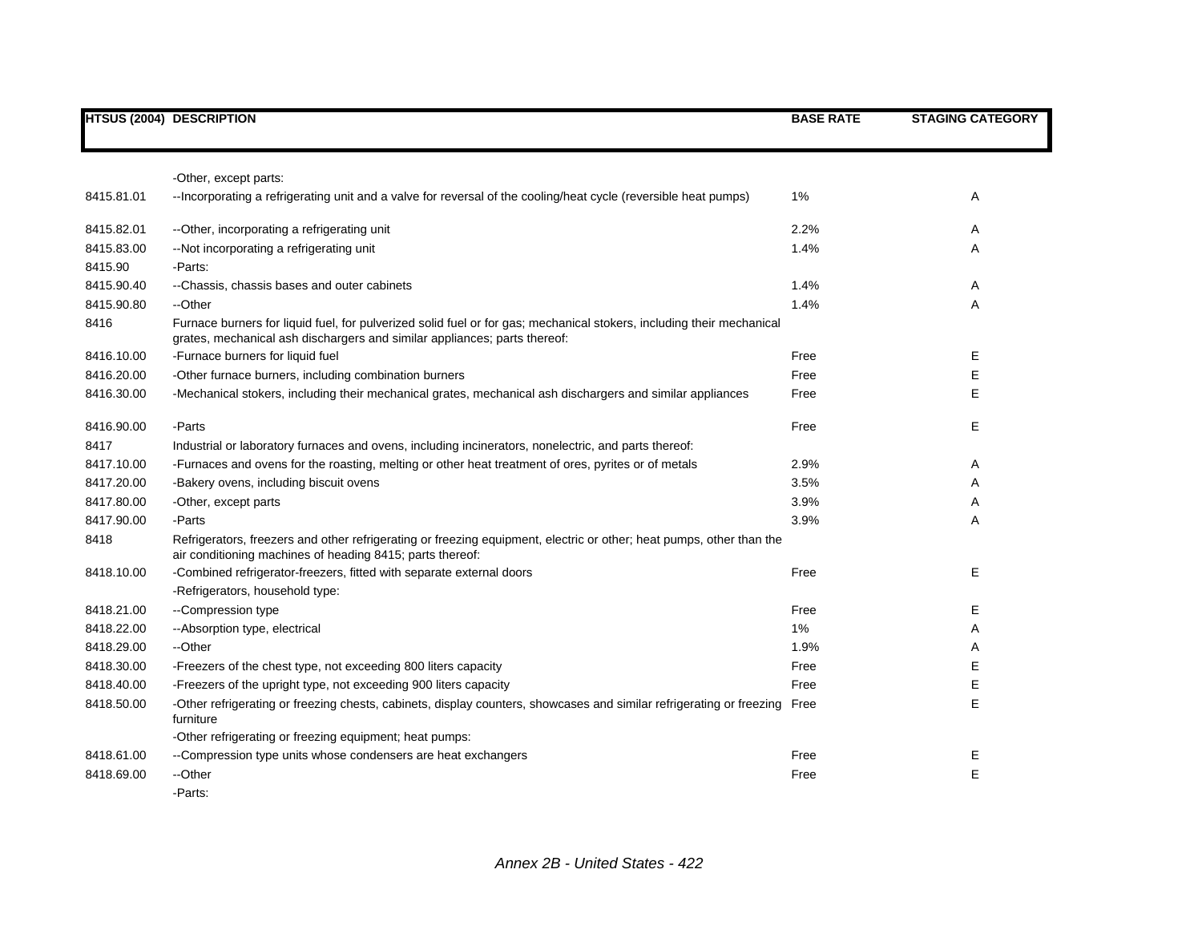| HTSUS (2004) | DESCRIPTION | BASE RATE | STAGING CATEGORY |
|---|---|---|---|
| | -Other, except parts: | | |
| 8415.81.01 | --Incorporating a refrigerating unit and a valve for reversal of the cooling/heat cycle (reversible heat pumps) | 1% | A |
| 8415.82.01 | --Other, incorporating a refrigerating unit | 2.2% | A |
| 8415.83.00 | --Not incorporating a refrigerating unit | 1.4% | A |
| 8415.90 | -Parts: | | |
| 8415.90.40 | --Chassis, chassis bases and outer cabinets | 1.4% | A |
| 8415.90.80 | --Other | 1.4% | A |
| 8416 | Furnace burners for liquid fuel, for pulverized solid fuel or for gas; mechanical stokers, including their mechanical grates, mechanical ash dischargers and similar appliances; parts thereof: | | |
| 8416.10.00 | -Furnace burners for liquid fuel | Free | E |
| 8416.20.00 | -Other furnace burners, including combination burners | Free | E |
| 8416.30.00 | -Mechanical stokers, including their mechanical grates, mechanical ash dischargers and similar appliances | Free | E |
| 8416.90.00 | -Parts | Free | E |
| 8417 | Industrial or laboratory furnaces and ovens, including incinerators, nonelectric, and parts thereof: | | |
| 8417.10.00 | -Furnaces and ovens for the roasting, melting or other heat treatment of ores, pyrites or of metals | 2.9% | A |
| 8417.20.00 | -Bakery ovens, including biscuit ovens | 3.5% | A |
| 8417.80.00 | -Other, except parts | 3.9% | A |
| 8417.90.00 | -Parts | 3.9% | A |
| 8418 | Refrigerators, freezers and other refrigerating or freezing equipment, electric or other; heat pumps, other than the air conditioning machines of heading 8415; parts thereof: | | |
| 8418.10.00 | -Combined refrigerator-freezers, fitted with separate external doors | Free | E |
| | -Refrigerators, household type: | | |
| 8418.21.00 | --Compression type | Free | E |
| 8418.22.00 | --Absorption type, electrical | 1% | A |
| 8418.29.00 | --Other | 1.9% | A |
| 8418.30.00 | -Freezers of the chest type, not exceeding 800 liters capacity | Free | E |
| 8418.40.00 | -Freezers of the upright type, not exceeding 900 liters capacity | Free | E |
| 8418.50.00 | -Other refrigerating or freezing chests, cabinets, display counters, showcases and similar refrigerating or freezing furniture | Free | E |
| | -Other refrigerating or freezing equipment; heat pumps: | | |
| 8418.61.00 | --Compression type units whose condensers are heat exchangers | Free | E |
| 8418.69.00 | --Other | Free | E |
| | -Parts: | | |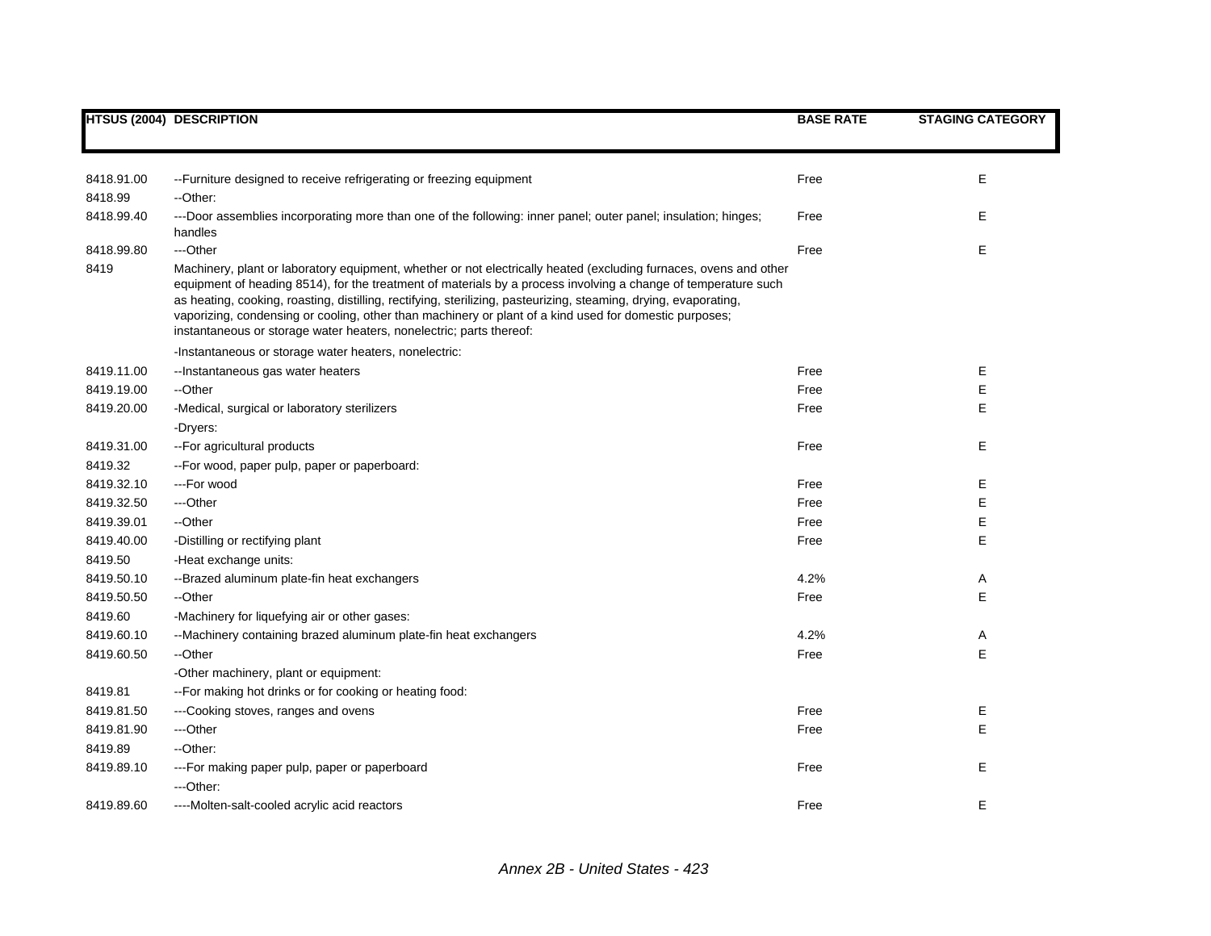| HTSUS (2004) | DESCRIPTION | BASE RATE | STAGING CATEGORY |
|---|---|---|---|
| 8418.91.00 | --Furniture designed to receive refrigerating or freezing equipment | Free | E |
| 8418.99 | --Other: | | |
| 8418.99.40 | ---Door assemblies incorporating more than one of the following: inner panel; outer panel; insulation; hinges; handles | Free | E |
| 8418.99.80 | ---Other | Free | E |
| 8419 | Machinery, plant or laboratory equipment, whether or not electrically heated (excluding furnaces, ovens and other equipment of heading 8514), for the treatment of materials by a process involving a change of temperature such as heating, cooking, roasting, distilling, rectifying, sterilizing, pasteurizing, steaming, drying, evaporating, vaporizing, condensing or cooling, other than machinery or plant of a kind used for domestic purposes; instantaneous or storage water heaters, nonelectric; parts thereof: | | |
| | -Instantaneous or storage water heaters, nonelectric: | | |
| 8419.11.00 | --Instantaneous gas water heaters | Free | E |
| 8419.19.00 | --Other | Free | E |
| 8419.20.00 | -Medical, surgical or laboratory sterilizers | Free | E |
| | -Dryers: | | |
| 8419.31.00 | --For agricultural products | Free | E |
| 8419.32 | --For wood, paper pulp, paper or paperboard: | | |
| 8419.32.10 | ---For wood | Free | E |
| 8419.32.50 | ---Other | Free | E |
| 8419.39.01 | --Other | Free | E |
| 8419.40.00 | -Distilling or rectifying plant | Free | E |
| 8419.50 | -Heat exchange units: | | |
| 8419.50.10 | --Brazed aluminum plate-fin heat exchangers | 4.2% | A |
| 8419.50.50 | --Other | Free | E |
| 8419.60 | -Machinery for liquefying air or other gases: | | |
| 8419.60.10 | --Machinery containing brazed aluminum plate-fin heat exchangers | 4.2% | A |
| 8419.60.50 | --Other | Free | E |
| | -Other machinery, plant or equipment: | | |
| 8419.81 | --For making hot drinks or for cooking or heating food: | | |
| 8419.81.50 | ---Cooking stoves, ranges and ovens | Free | E |
| 8419.81.90 | ---Other | Free | E |
| 8419.89 | --Other: | | |
| 8419.89.10 | ---For making paper pulp, paper or paperboard | Free | E |
| | ---Other: | | |
| 8419.89.60 | ----Molten-salt-cooled acrylic acid reactors | Free | E |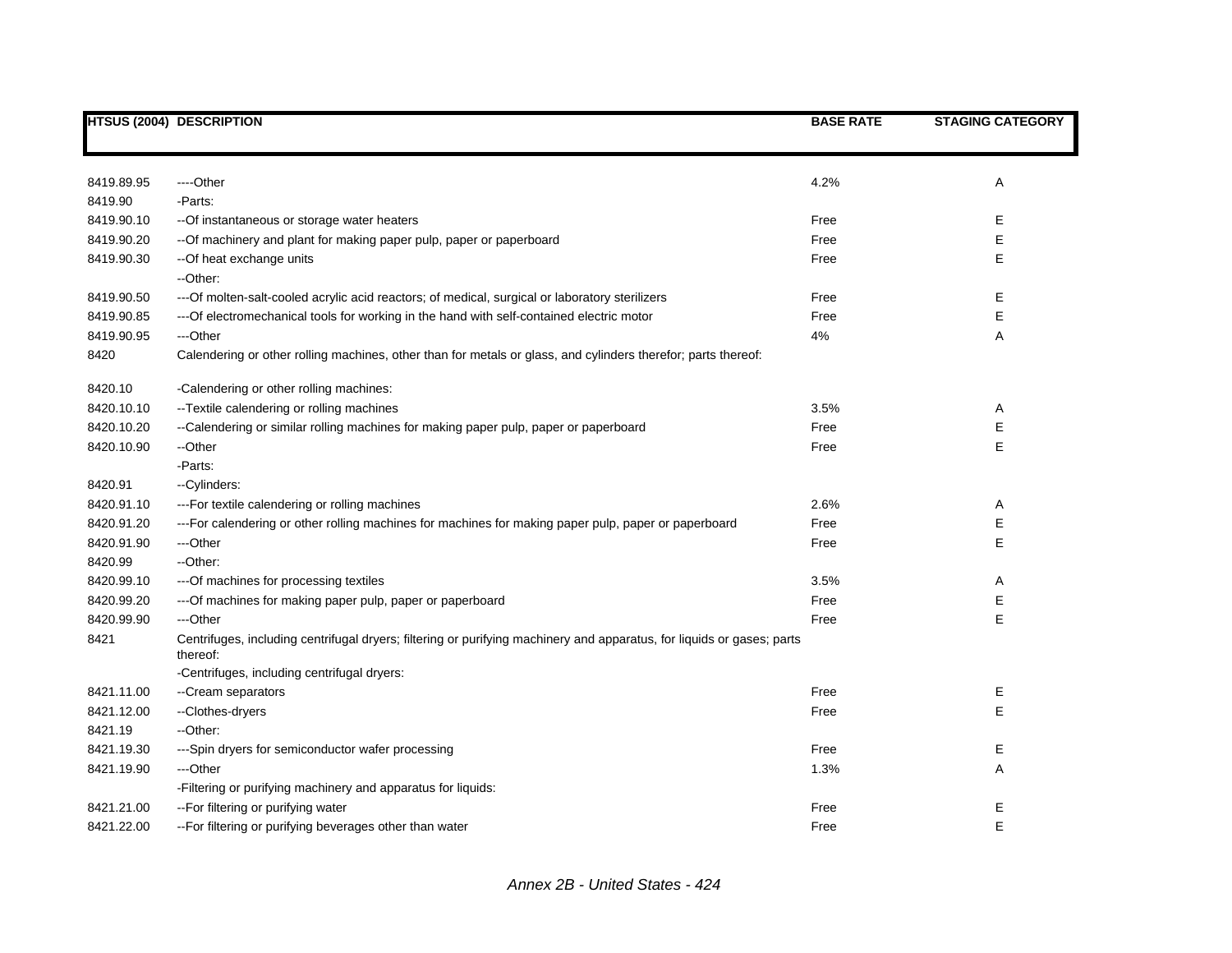| HTSUS (2004) | DESCRIPTION | BASE RATE | STAGING CATEGORY |
|---|---|---|---|
| 8419.89.95 | ----Other | 4.2% | A |
| 8419.90 | -Parts: | | |
| 8419.90.10 | --Of instantaneous or storage water heaters | Free | E |
| 8419.90.20 | --Of machinery and plant for making paper pulp, paper or paperboard | Free | E |
| 8419.90.30 | --Of heat exchange units | Free | E |
| | --Other: | | |
| 8419.90.50 | ---Of molten-salt-cooled acrylic acid reactors; of medical, surgical or laboratory sterilizers | Free | E |
| 8419.90.85 | ---Of electromechanical tools for working in the hand with self-contained electric motor | Free | E |
| 8419.90.95 | ---Other | 4% | A |
| 8420 | Calendering or other rolling machines, other than for metals or glass, and cylinders therefor; parts thereof: | | |
| 8420.10 | -Calendering or other rolling machines: | | |
| 8420.10.10 | --Textile calendering or rolling machines | 3.5% | A |
| 8420.10.20 | --Calendering or similar rolling machines for making paper pulp, paper or paperboard | Free | E |
| 8420.10.90 | --Other | Free | E |
| | -Parts: | | |
| 8420.91 | --Cylinders: | | |
| 8420.91.10 | ---For textile calendering or rolling machines | 2.6% | A |
| 8420.91.20 | ---For calendering or other rolling machines for machines for making paper pulp, paper or paperboard | Free | E |
| 8420.91.90 | ---Other | Free | E |
| 8420.99 | --Other: | | |
| 8420.99.10 | ---Of machines for processing textiles | 3.5% | A |
| 8420.99.20 | ---Of machines for making paper pulp, paper or paperboard | Free | E |
| 8420.99.90 | ---Other | Free | E |
| 8421 | Centrifuges, including centrifugal dryers; filtering or purifying machinery and apparatus, for liquids or gases; parts thereof: | | |
| | -Centrifuges, including centrifugal dryers: | | |
| 8421.11.00 | --Cream separators | Free | E |
| 8421.12.00 | --Clothes-dryers | Free | E |
| 8421.19 | --Other: | | |
| 8421.19.30 | ---Spin dryers for semiconductor wafer processing | Free | E |
| 8421.19.90 | ---Other | 1.3% | A |
| | -Filtering or purifying machinery and apparatus for liquids: | | |
| 8421.21.00 | --For filtering or purifying water | Free | E |
| 8421.22.00 | --For filtering or purifying beverages other than water | Free | E |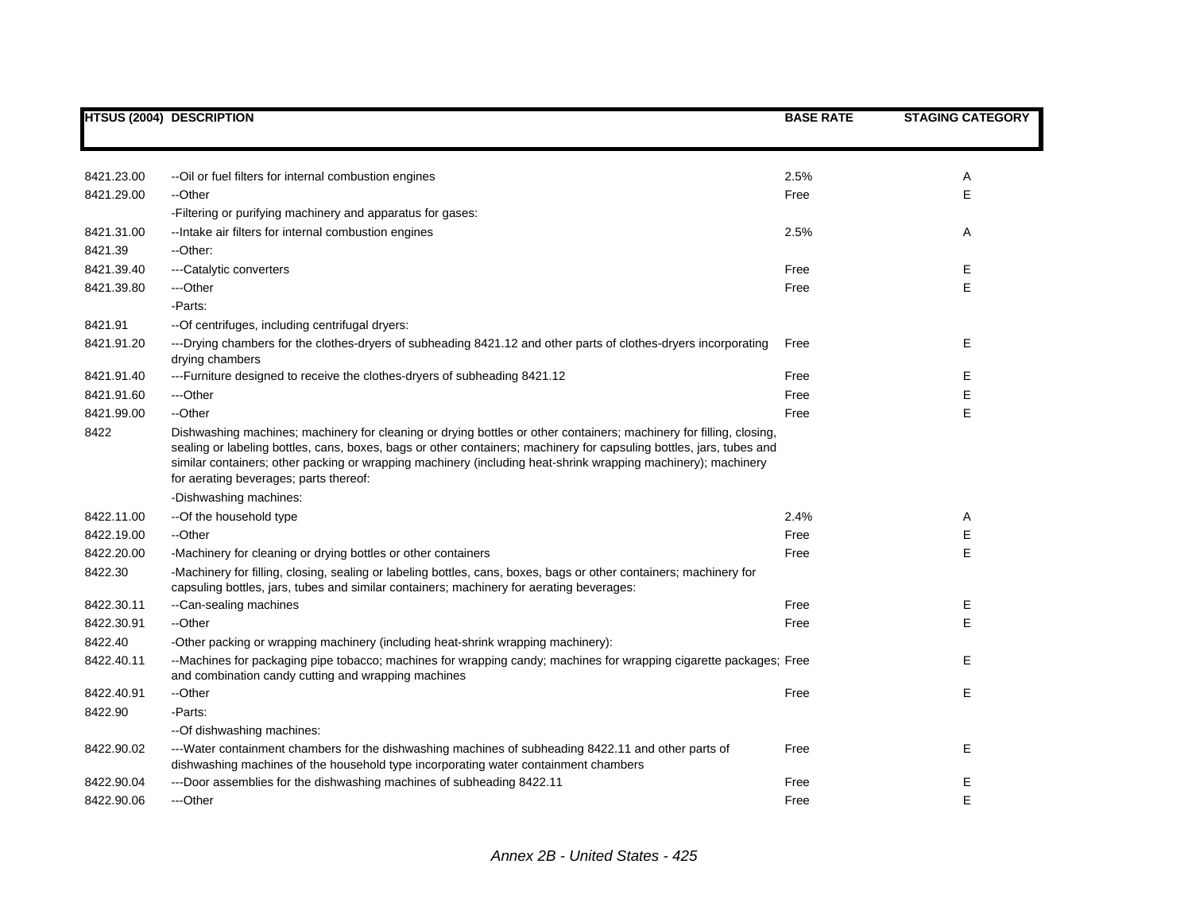| HTSUS (2004) | DESCRIPTION | BASE RATE | STAGING CATEGORY |
|---|---|---|---|
| 8421.23.00 | --Oil or fuel filters for internal combustion engines | 2.5% | A |
| 8421.29.00 | --Other | Free | E |
| | -Filtering or purifying machinery and apparatus for gases: | | |
| 8421.31.00 | --Intake air filters for internal combustion engines | 2.5% | A |
| 8421.39 | --Other: | | |
| 8421.39.40 | ---Catalytic converters | Free | E |
| 8421.39.80 | ---Other | Free | E |
| | -Parts: | | |
| 8421.91 | --Of centrifuges, including centrifugal dryers: | | |
| 8421.91.20 | ---Drying chambers for the clothes-dryers of subheading 8421.12 and other parts of clothes-dryers incorporating drying chambers | Free | E |
| 8421.91.40 | ---Furniture designed to receive the clothes-dryers of subheading 8421.12 | Free | E |
| 8421.91.60 | ---Other | Free | E |
| 8421.99.00 | --Other | Free | E |
| 8422 | Dishwashing machines; machinery for cleaning or drying bottles or other containers; machinery for filling, closing, sealing or labeling bottles, cans, boxes, bags or other containers; machinery for capsuling bottles, jars, tubes and similar containers; other packing or wrapping machinery (including heat-shrink wrapping machinery); machinery for aerating beverages; parts thereof: | | |
| | -Dishwashing machines: | | |
| 8422.11.00 | --Of the household type | 2.4% | A |
| 8422.19.00 | --Other | Free | E |
| 8422.20.00 | -Machinery for cleaning or drying bottles or other containers | Free | E |
| 8422.30 | -Machinery for filling, closing, sealing or labeling bottles, cans, boxes, bags or other containers; machinery for capsuling bottles, jars, tubes and similar containers; machinery for aerating beverages: | | |
| 8422.30.11 | --Can-sealing machines | Free | E |
| 8422.30.91 | --Other | Free | E |
| 8422.40 | -Other packing or wrapping machinery (including heat-shrink wrapping machinery): | | |
| 8422.40.11 | --Machines for packaging pipe tobacco; machines for wrapping candy; machines for wrapping cigarette packages; and combination candy cutting and wrapping machines | Free | E |
| 8422.40.91 | --Other | Free | E |
| 8422.90 | -Parts: | | |
| | --Of dishwashing machines: | | |
| 8422.90.02 | ---Water containment chambers for the dishwashing machines of subheading 8422.11 and other parts of dishwashing machines of the household type incorporating water containment chambers | Free | E |
| 8422.90.04 | ---Door assemblies for the dishwashing machines of subheading 8422.11 | Free | E |
| 8422.90.06 | ---Other | Free | E |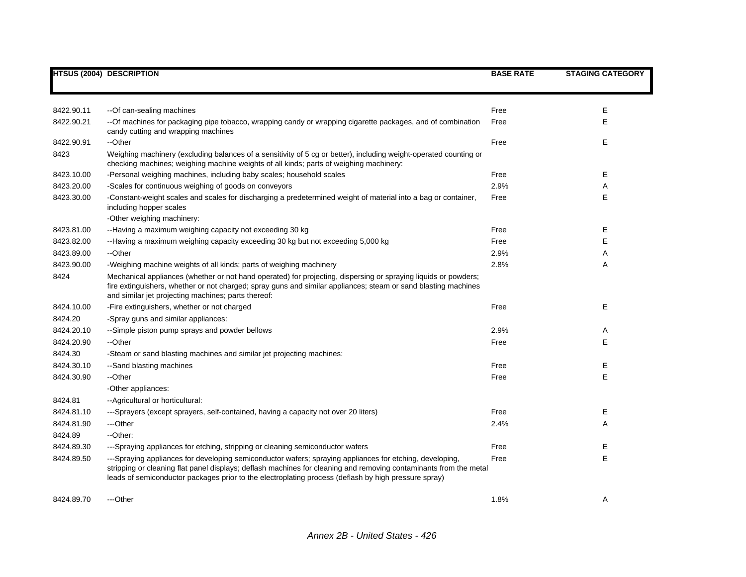| HTSUS (2004) | DESCRIPTION | BASE RATE | STAGING CATEGORY |
|---|---|---|---|
| 8422.90.11 | --Of can-sealing machines | Free | E |
| 8422.90.21 | --Of machines for packaging pipe tobacco, wrapping candy or wrapping cigarette packages, and of combination candy cutting and wrapping machines | Free | E |
| 8422.90.91 | --Other | Free | E |
| 8423 | Weighing machinery (excluding balances of a sensitivity of 5 cg or better), including weight-operated counting or checking machines; weighing machine weights of all kinds; parts of weighing machinery: | | |
| 8423.10.00 | -Personal weighing machines, including baby scales; household scales | Free | E |
| 8423.20.00 | -Scales for continuous weighing of goods on conveyors | 2.9% | A |
| 8423.30.00 | -Constant-weight scales and scales for discharging a predetermined weight of material into a bag or container, including hopper scales | Free | E |
| | -Other weighing machinery: | | |
| 8423.81.00 | --Having a maximum weighing capacity not exceeding 30 kg | Free | E |
| 8423.82.00 | --Having a maximum weighing capacity exceeding 30 kg but not exceeding 5,000 kg | Free | E |
| 8423.89.00 | --Other | 2.9% | A |
| 8423.90.00 | -Weighing machine weights of all kinds; parts of weighing machinery | 2.8% | A |
| 8424 | Mechanical appliances (whether or not hand operated) for projecting, dispersing or spraying liquids or powders; fire extinguishers, whether or not charged; spray guns and similar appliances; steam or sand blasting machines and similar jet projecting machines; parts thereof: | | |
| 8424.10.00 | -Fire extinguishers, whether or not charged | Free | E |
| 8424.20 | -Spray guns and similar appliances: | | |
| 8424.20.10 | --Simple piston pump sprays and powder bellows | 2.9% | A |
| 8424.20.90 | --Other | Free | E |
| 8424.30 | -Steam or sand blasting machines and similar jet projecting machines: | | |
| 8424.30.10 | --Sand blasting machines | Free | E |
| 8424.30.90 | --Other | Free | E |
| | -Other appliances: | | |
| 8424.81 | --Agricultural or horticultural: | | |
| 8424.81.10 | ---Sprayers (except sprayers, self-contained, having a capacity not over 20 liters) | Free | E |
| 8424.81.90 | ---Other | 2.4% | A |
| 8424.89 | --Other: | | |
| 8424.89.30 | ---Spraying appliances for etching, stripping or cleaning semiconductor wafers | Free | E |
| 8424.89.50 | ---Spraying appliances for developing semiconductor wafers; spraying appliances for etching, developing, stripping or cleaning flat panel displays; deflash machines for cleaning and removing contaminants from the metal leads of semiconductor packages prior to the electroplating process (deflash by high pressure spray) | Free | E |
| 8424.89.70 | ---Other | 1.8% | A |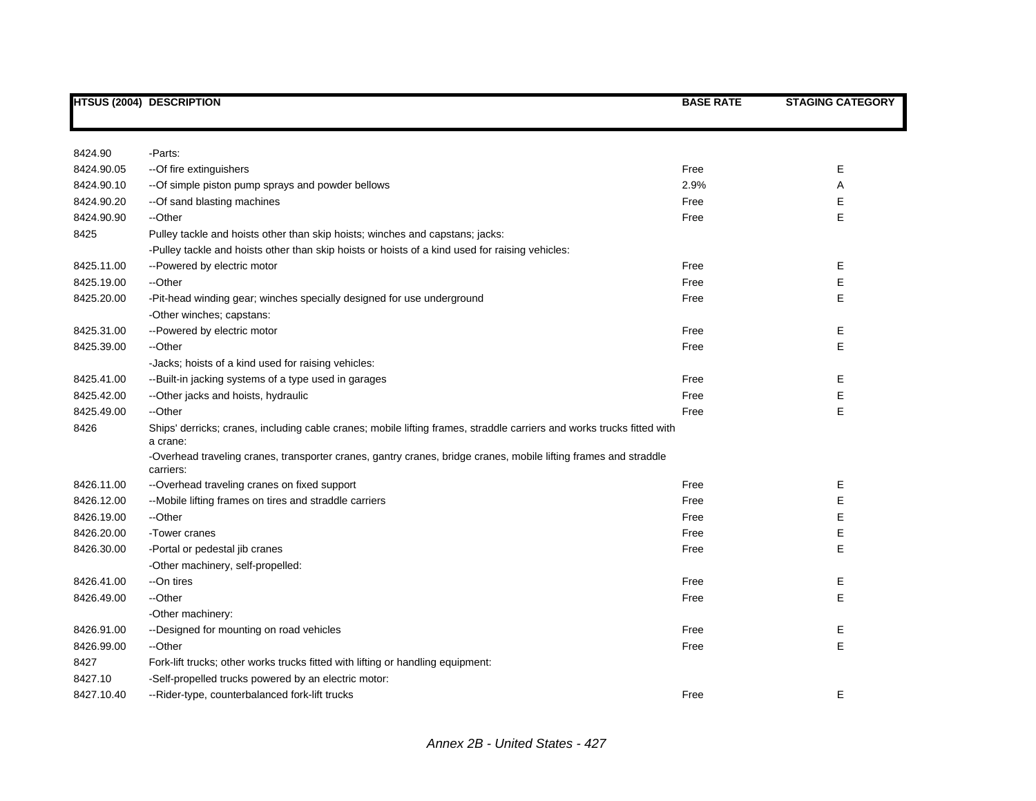| HTSUS (2004) | DESCRIPTION | BASE RATE | STAGING CATEGORY |
|---|---|---|---|
| 8424.90 | -Parts: | | |
| 8424.90.05 | --Of fire extinguishers | Free | E |
| 8424.90.10 | --Of simple piston pump sprays and powder bellows | 2.9% | A |
| 8424.90.20 | --Of sand blasting machines | Free | E |
| 8424.90.90 | --Other | Free | E |
| 8425 | Pulley tackle and hoists other than skip hoists; winches and capstans; jacks: | | |
| | -Pulley tackle and hoists other than skip hoists or hoists of a kind used for raising vehicles: | | |
| 8425.11.00 | --Powered by electric motor | Free | E |
| 8425.19.00 | --Other | Free | E |
| 8425.20.00 | -Pit-head winding gear; winches specially designed for use underground | Free | E |
| | -Other winches; capstans: | | |
| 8425.31.00 | --Powered by electric motor | Free | E |
| 8425.39.00 | --Other | Free | E |
| | -Jacks; hoists of a kind used for raising vehicles: | | |
| 8425.41.00 | --Built-in jacking systems of a type used in garages | Free | E |
| 8425.42.00 | --Other jacks and hoists, hydraulic | Free | E |
| 8425.49.00 | --Other | Free | E |
| 8426 | Ships' derricks; cranes, including cable cranes; mobile lifting frames, straddle carriers and works trucks fitted with a crane: | | |
| | -Overhead traveling cranes, transporter cranes, gantry cranes, bridge cranes, mobile lifting frames and straddle carriers: | | |
| 8426.11.00 | --Overhead traveling cranes on fixed support | Free | E |
| 8426.12.00 | --Mobile lifting frames on tires and straddle carriers | Free | E |
| 8426.19.00 | --Other | Free | E |
| 8426.20.00 | -Tower cranes | Free | E |
| 8426.30.00 | -Portal or pedestal jib cranes | Free | E |
| | -Other machinery, self-propelled: | | |
| 8426.41.00 | --On tires | Free | E |
| 8426.49.00 | --Other | Free | E |
| | -Other machinery: | | |
| 8426.91.00 | --Designed for mounting on road vehicles | Free | E |
| 8426.99.00 | --Other | Free | E |
| 8427 | Fork-lift trucks; other works trucks fitted with lifting or handling equipment: | | |
| 8427.10 | -Self-propelled trucks powered by an electric motor: | | |
| 8427.10.40 | --Rider-type, counterbalanced fork-lift trucks | Free | E |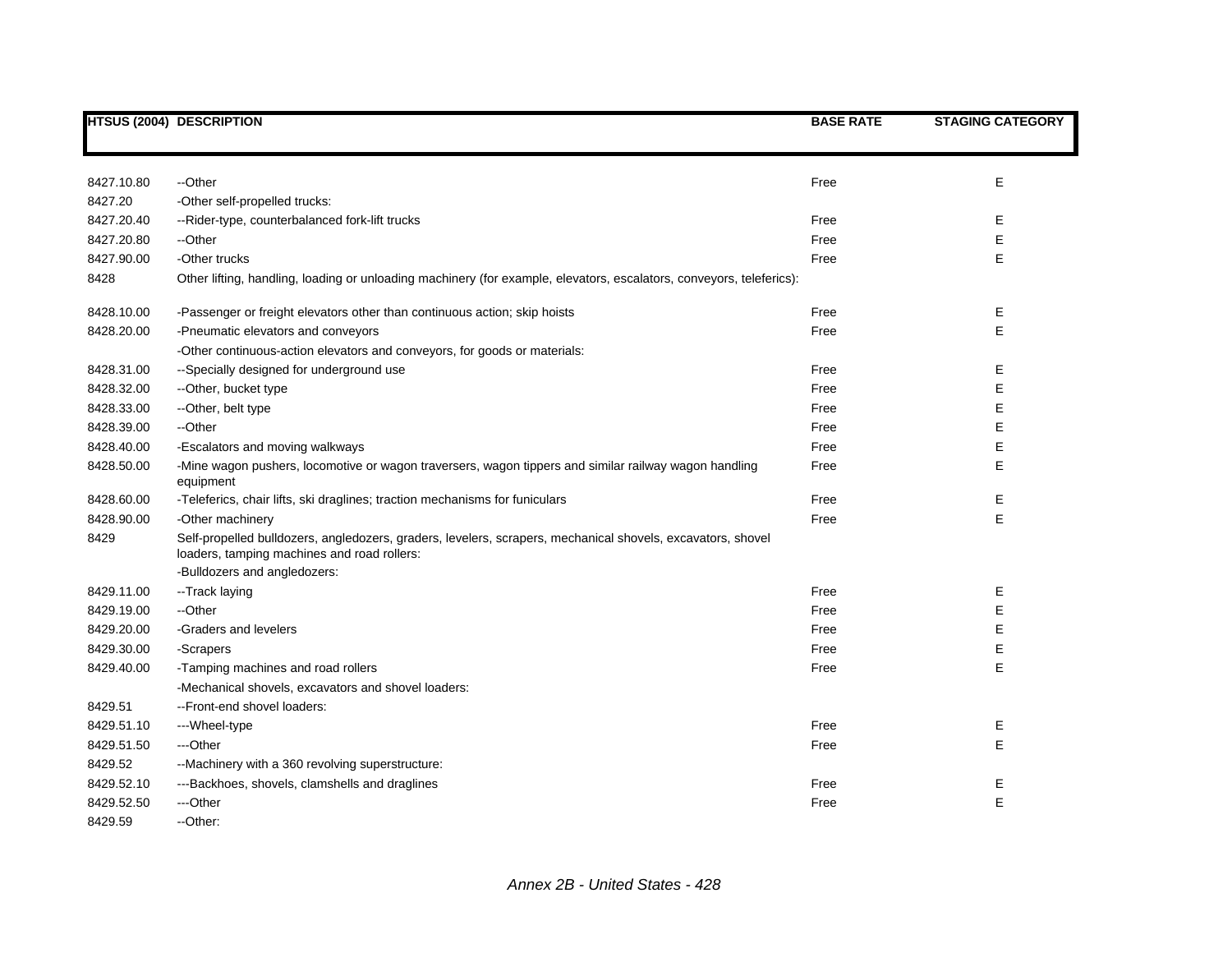| HTSUS (2004) | DESCRIPTION | BASE RATE | STAGING CATEGORY |
|---|---|---|---|
| 8427.10.80 | --Other | Free | E |
| 8427.20 | -Other self-propelled trucks: | | |
| 8427.20.40 | --Rider-type, counterbalanced fork-lift trucks | Free | E |
| 8427.20.80 | --Other | Free | E |
| 8427.90.00 | -Other trucks | Free | E |
| 8428 | Other lifting, handling, loading or unloading machinery (for example, elevators, escalators, conveyors, teleferics): | | |
| 8428.10.00 | -Passenger or freight elevators other than continuous action; skip hoists | Free | E |
| 8428.20.00 | -Pneumatic elevators and conveyors | Free | E |
| | -Other continuous-action elevators and conveyors, for goods or materials: | | |
| 8428.31.00 | --Specially designed for underground use | Free | E |
| 8428.32.00 | --Other, bucket type | Free | E |
| 8428.33.00 | --Other, belt type | Free | E |
| 8428.39.00 | --Other | Free | E |
| 8428.40.00 | -Escalators and moving walkways | Free | E |
| 8428.50.00 | -Mine wagon pushers, locomotive or wagon traversers, wagon tippers and similar railway wagon handling equipment | Free | E |
| 8428.60.00 | -Teleferics, chair lifts, ski draglines; traction mechanisms for funiculars | Free | E |
| 8428.90.00 | -Other machinery | Free | E |
| 8429 | Self-propelled bulldozers, angledozers, graders, levelers, scrapers, mechanical shovels, excavators, shovel loaders, tamping machines and road rollers: | | |
| | -Bulldozers and angledozers: | | |
| 8429.11.00 | --Track laying | Free | E |
| 8429.19.00 | --Other | Free | E |
| 8429.20.00 | -Graders and levelers | Free | E |
| 8429.30.00 | -Scrapers | Free | E |
| 8429.40.00 | -Tamping machines and road rollers | Free | E |
| | -Mechanical shovels, excavators and shovel loaders: | | |
| 8429.51 | --Front-end shovel loaders: | | |
| 8429.51.10 | ---Wheel-type | Free | E |
| 8429.51.50 | ---Other | Free | E |
| 8429.52 | --Machinery with a 360 revolving superstructure: | | |
| 8429.52.10 | ---Backhoes, shovels, clamshells and draglines | Free | E |
| 8429.52.50 | ---Other | Free | E |
| 8429.59 | --Other: | | |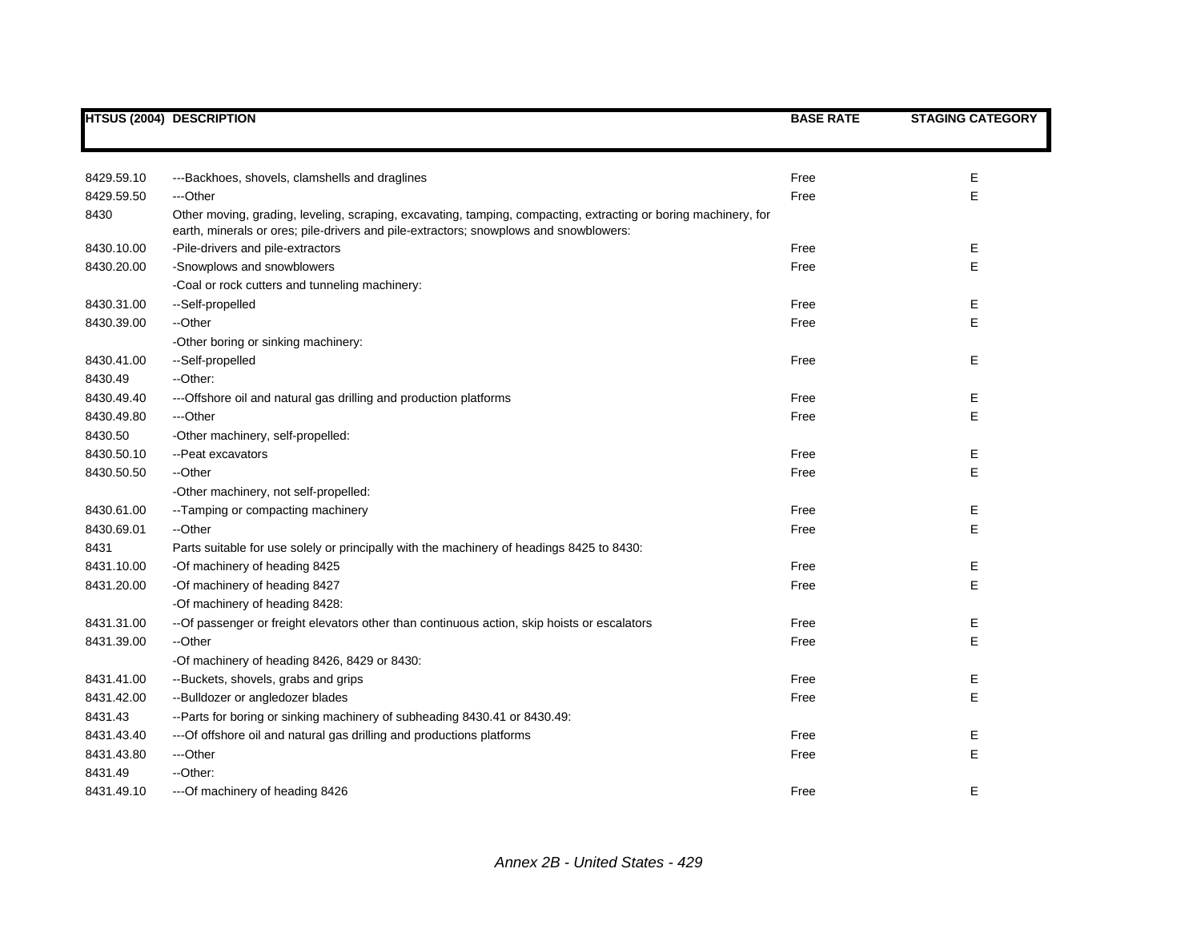| HTSUS (2004) | DESCRIPTION | BASE RATE | STAGING CATEGORY |
|---|---|---|---|
| 8429.59.10 | ---Backhoes, shovels, clamshells and draglines | Free | E |
| 8429.59.50 | ---Other | Free | E |
| 8430 | Other moving, grading, leveling, scraping, excavating, tamping, compacting, extracting or boring machinery, for earth, minerals or ores; pile-drivers and pile-extractors; snowplows and snowblowers: | | |
| 8430.10.00 | -Pile-drivers and pile-extractors | Free | E |
| 8430.20.00 | -Snowplows and snowblowers | Free | E |
| | -Coal or rock cutters and tunneling machinery: | | |
| 8430.31.00 | --Self-propelled | Free | E |
| 8430.39.00 | --Other | Free | E |
| | -Other boring or sinking machinery: | | |
| 8430.41.00 | --Self-propelled | Free | E |
| 8430.49 | --Other: | | |
| 8430.49.40 | ---Offshore oil and natural gas drilling and production platforms | Free | E |
| 8430.49.80 | ---Other | Free | E |
| 8430.50 | -Other machinery, self-propelled: | | |
| 8430.50.10 | --Peat excavators | Free | E |
| 8430.50.50 | --Other | Free | E |
| | -Other machinery, not self-propelled: | | |
| 8430.61.00 | --Tamping or compacting machinery | Free | E |
| 8430.69.01 | --Other | Free | E |
| 8431 | Parts suitable for use solely or principally with the machinery of headings 8425 to 8430: | | |
| 8431.10.00 | -Of machinery of heading 8425 | Free | E |
| 8431.20.00 | -Of machinery of heading 8427 | Free | E |
| | -Of machinery of heading 8428: | | |
| 8431.31.00 | --Of passenger or freight elevators other than continuous action, skip hoists or escalators | Free | E |
| 8431.39.00 | --Other | Free | E |
| | -Of machinery of heading 8426, 8429 or 8430: | | |
| 8431.41.00 | --Buckets, shovels, grabs and grips | Free | E |
| 8431.42.00 | --Bulldozer or angledozer blades | Free | E |
| 8431.43 | --Parts for boring or sinking machinery of subheading 8430.41 or 8430.49: | | |
| 8431.43.40 | ---Of offshore oil and natural gas drilling and productions platforms | Free | E |
| 8431.43.80 | ---Other | Free | E |
| 8431.49 | --Other: | | |
| 8431.49.10 | ---Of machinery of heading 8426 | Free | E |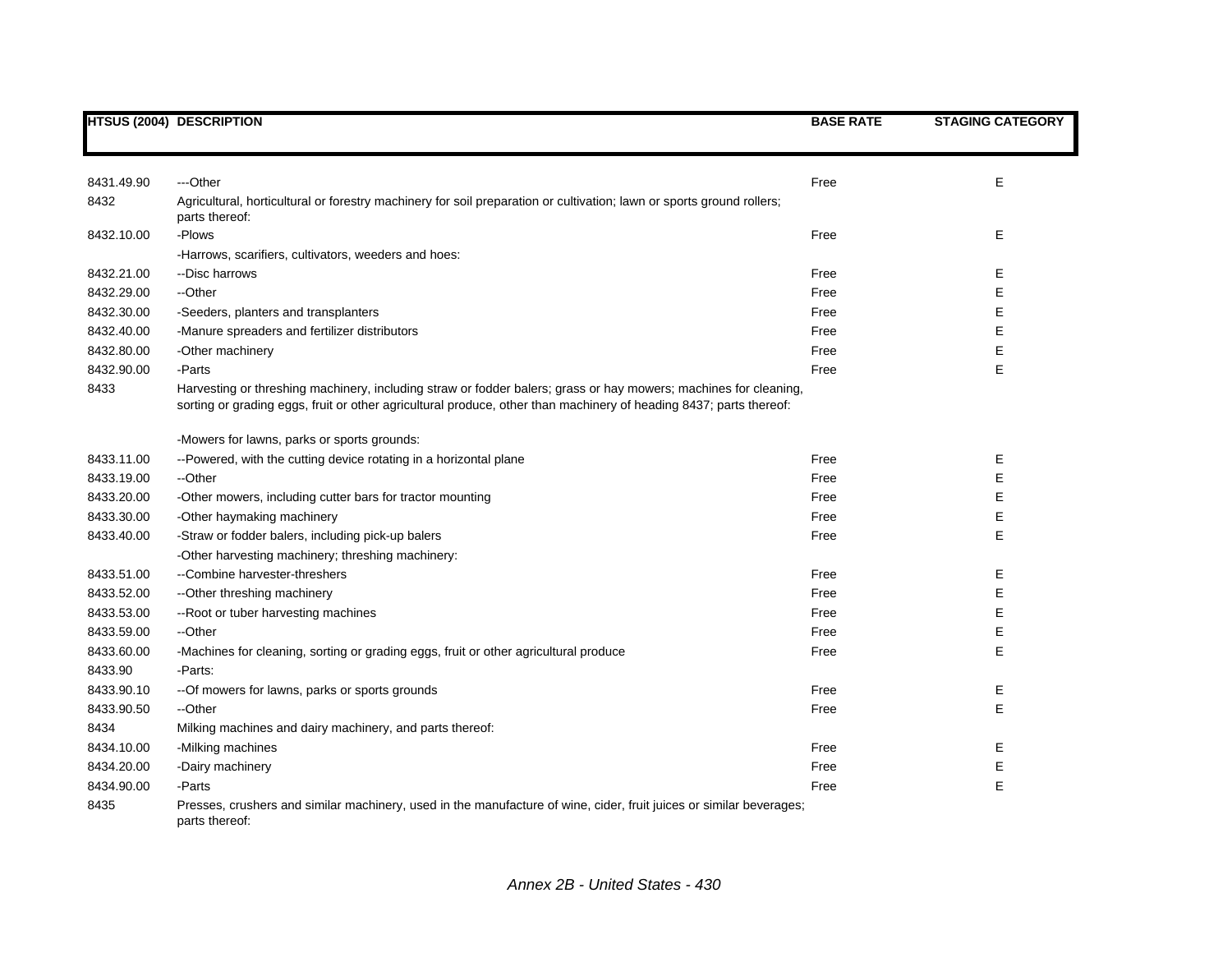| HTSUS (2004) | DESCRIPTION | BASE RATE | STAGING CATEGORY |
|---|---|---|---|
| 8431.49.90 | ---Other | Free | E |
| 8432 | Agricultural, horticultural or forestry machinery for soil preparation or cultivation; lawn or sports ground rollers; parts thereof: | | |
| 8432.10.00 | -Plows | Free | E |
| | -Harrows, scarifiers, cultivators, weeders and hoes: | | |
| 8432.21.00 | --Disc harrows | Free | E |
| 8432.29.00 | --Other | Free | E |
| 8432.30.00 | -Seeders, planters and transplanters | Free | E |
| 8432.40.00 | -Manure spreaders and fertilizer distributors | Free | E |
| 8432.80.00 | -Other machinery | Free | E |
| 8432.90.00 | -Parts | Free | E |
| 8433 | Harvesting or threshing machinery, including straw or fodder balers; grass or hay mowers; machines for cleaning, sorting or grading eggs, fruit or other agricultural produce, other than machinery of heading 8437; parts thereof: | | |
| | -Mowers for lawns, parks or sports grounds: | | |
| 8433.11.00 | --Powered, with the cutting device rotating in a horizontal plane | Free | E |
| 8433.19.00 | --Other | Free | E |
| 8433.20.00 | -Other mowers, including cutter bars for tractor mounting | Free | E |
| 8433.30.00 | -Other haymaking machinery | Free | E |
| 8433.40.00 | -Straw or fodder balers, including pick-up balers | Free | E |
| | -Other harvesting machinery; threshing machinery: | | |
| 8433.51.00 | --Combine harvester-threshers | Free | E |
| 8433.52.00 | --Other threshing machinery | Free | E |
| 8433.53.00 | --Root or tuber harvesting machines | Free | E |
| 8433.59.00 | --Other | Free | E |
| 8433.60.00 | -Machines for cleaning, sorting or grading eggs, fruit or other agricultural produce | Free | E |
| 8433.90 | -Parts: | | |
| 8433.90.10 | --Of mowers for lawns, parks or sports grounds | Free | E |
| 8433.90.50 | --Other | Free | E |
| 8434 | Milking machines and dairy machinery, and parts thereof: | | |
| 8434.10.00 | -Milking machines | Free | E |
| 8434.20.00 | -Dairy machinery | Free | E |
| 8434.90.00 | -Parts | Free | E |
| 8435 | Presses, crushers and similar machinery, used in the manufacture of wine, cider, fruit juices or similar beverages; parts thereof: | | |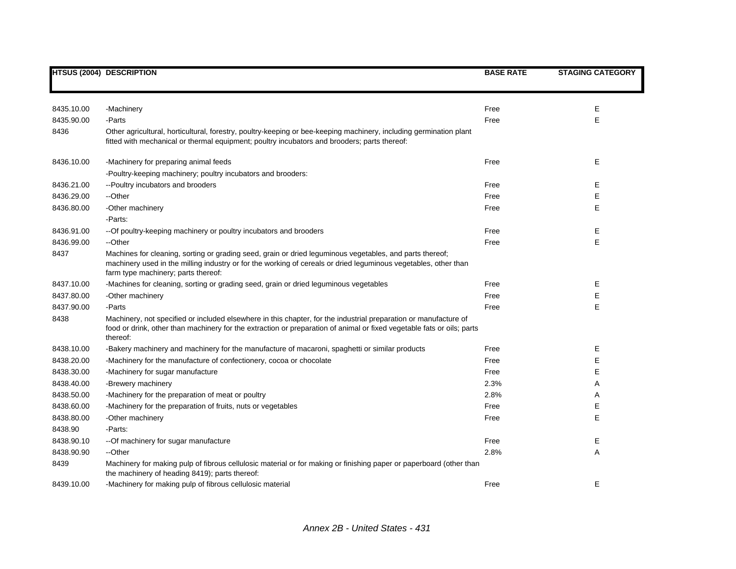| HTSUS (2004) | DESCRIPTION | BASE RATE | STAGING CATEGORY |
|---|---|---|---|
| 8435.10.00 | -Machinery | Free | E |
| 8435.90.00 | -Parts | Free | E |
| 8436 | Other agricultural, horticultural, forestry, poultry-keeping or bee-keeping machinery, including germination plant fitted with mechanical or thermal equipment; poultry incubators and brooders; parts thereof: | | |
| 8436.10.00 | -Machinery for preparing animal feeds | Free | E |
| | -Poultry-keeping machinery; poultry incubators and brooders: | | |
| 8436.21.00 | --Poultry incubators and brooders | Free | E |
| 8436.29.00 | --Other | Free | E |
| 8436.80.00 | -Other machinery | Free | E |
| | -Parts: | | |
| 8436.91.00 | --Of poultry-keeping machinery or poultry incubators and brooders | Free | E |
| 8436.99.00 | --Other | Free | E |
| 8437 | Machines for cleaning, sorting or grading seed, grain or dried leguminous vegetables, and parts thereof; machinery used in the milling industry or for the working of cereals or dried leguminous vegetables, other than farm type machinery; parts thereof: | | |
| 8437.10.00 | -Machines for cleaning, sorting or grading seed, grain or dried leguminous vegetables | Free | E |
| 8437.80.00 | -Other machinery | Free | E |
| 8437.90.00 | -Parts | Free | E |
| 8438 | Machinery, not specified or included elsewhere in this chapter, for the industrial preparation or manufacture of food or drink, other than machinery for the extraction or preparation of animal or fixed vegetable fats or oils; parts thereof: | | |
| 8438.10.00 | -Bakery machinery and machinery for the manufacture of macaroni, spaghetti or similar products | Free | E |
| 8438.20.00 | -Machinery for the manufacture of confectionery, cocoa or chocolate | Free | E |
| 8438.30.00 | -Machinery for sugar manufacture | Free | E |
| 8438.40.00 | -Brewery machinery | 2.3% | A |
| 8438.50.00 | -Machinery for the preparation of meat or poultry | 2.8% | A |
| 8438.60.00 | -Machinery for the preparation of fruits, nuts or vegetables | Free | E |
| 8438.80.00 | -Other machinery | Free | E |
| 8438.90 | -Parts: | | |
| 8438.90.10 | --Of machinery for sugar manufacture | Free | E |
| 8438.90.90 | --Other | 2.8% | A |
| 8439 | Machinery for making pulp of fibrous cellulosic material or for making or finishing paper or paperboard (other than the machinery of heading 8419); parts thereof: | | |
| 8439.10.00 | -Machinery for making pulp of fibrous cellulosic material | Free | E |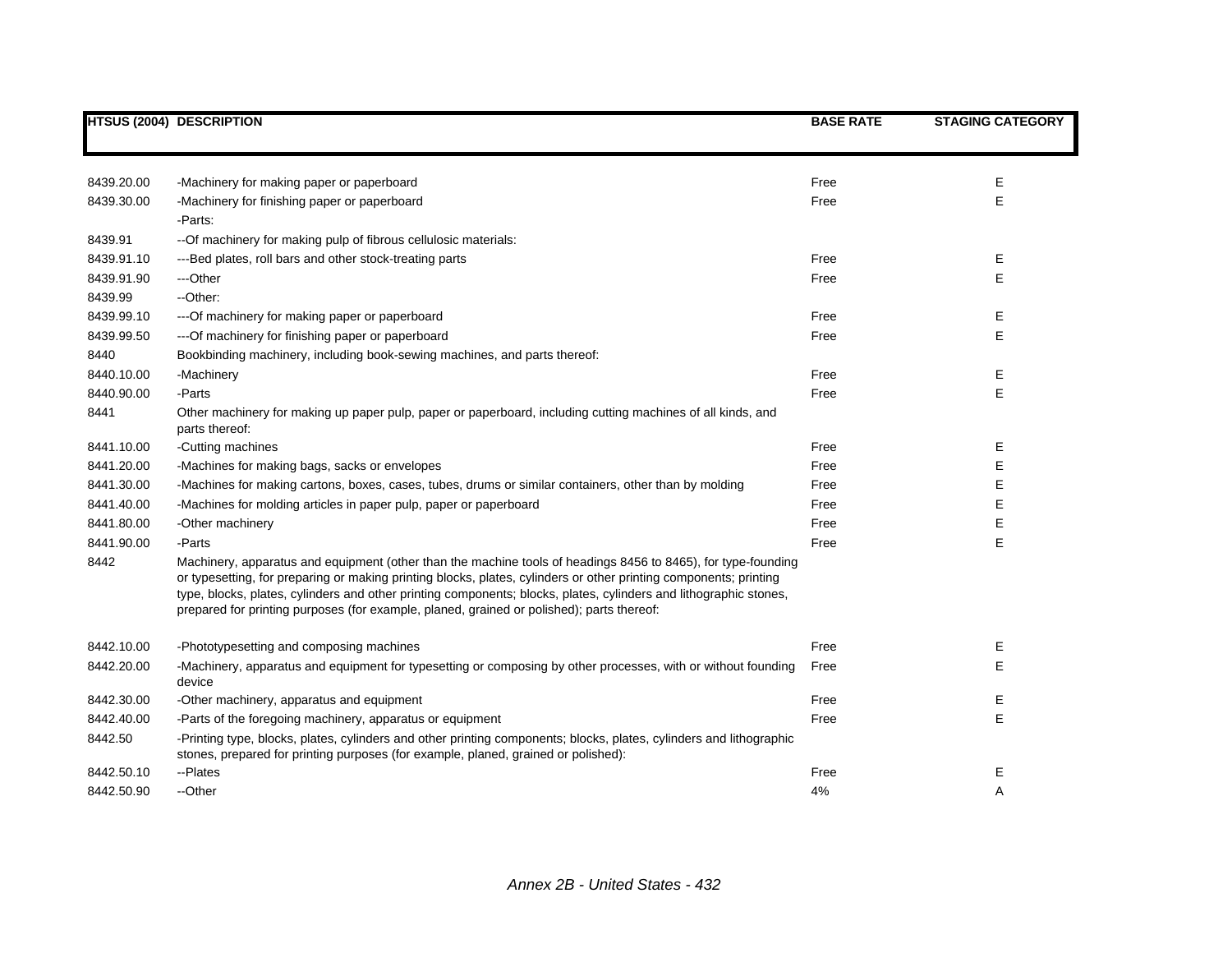| HTSUS (2004) | DESCRIPTION | BASE RATE | STAGING CATEGORY |
|---|---|---|---|
| 8439.20.00 | -Machinery for making paper or paperboard | Free | E |
| 8439.30.00 | -Machinery for finishing paper or paperboard | Free | E |
| | -Parts: | | |
| 8439.91 | --Of machinery for making pulp of fibrous cellulosic materials: | | |
| 8439.91.10 | ---Bed plates, roll bars and other stock-treating parts | Free | E |
| 8439.91.90 | ---Other | Free | E |
| 8439.99 | --Other: | | |
| 8439.99.10 | ---Of machinery for making paper or paperboard | Free | E |
| 8439.99.50 | ---Of machinery for finishing paper or paperboard | Free | E |
| 8440 | Bookbinding machinery, including book-sewing machines, and parts thereof: | | |
| 8440.10.00 | -Machinery | Free | E |
| 8440.90.00 | -Parts | Free | E |
| 8441 | Other machinery for making up paper pulp, paper or paperboard, including cutting machines of all kinds, and parts thereof: | | |
| 8441.10.00 | -Cutting machines | Free | E |
| 8441.20.00 | -Machines for making bags, sacks or envelopes | Free | E |
| 8441.30.00 | -Machines for making cartons, boxes, cases, tubes, drums or similar containers, other than by molding | Free | E |
| 8441.40.00 | -Machines for molding articles in paper pulp, paper or paperboard | Free | E |
| 8441.80.00 | -Other machinery | Free | E |
| 8441.90.00 | -Parts | Free | E |
| 8442 | Machinery, apparatus and equipment (other than the machine tools of headings 8456 to 8465), for type-founding or typesetting, for preparing or making printing blocks, plates, cylinders or other printing components; printing type, blocks, plates, cylinders and other printing components; blocks, plates, cylinders and lithographic stones, prepared for printing purposes (for example, planed, grained or polished); parts thereof: | | |
| 8442.10.00 | -Phototypesetting and composing machines | Free | E |
| 8442.20.00 | -Machinery, apparatus and equipment for typesetting or composing by other processes, with or without founding device | Free | E |
| 8442.30.00 | -Other machinery, apparatus and equipment | Free | E |
| 8442.40.00 | -Parts of the foregoing machinery, apparatus or equipment | Free | E |
| 8442.50 | -Printing type, blocks, plates, cylinders and other printing components; blocks, plates, cylinders and lithographic stones, prepared for printing purposes (for example, planed, grained or polished): | | |
| 8442.50.10 | --Plates | Free | E |
| 8442.50.90 | --Other | 4% | A |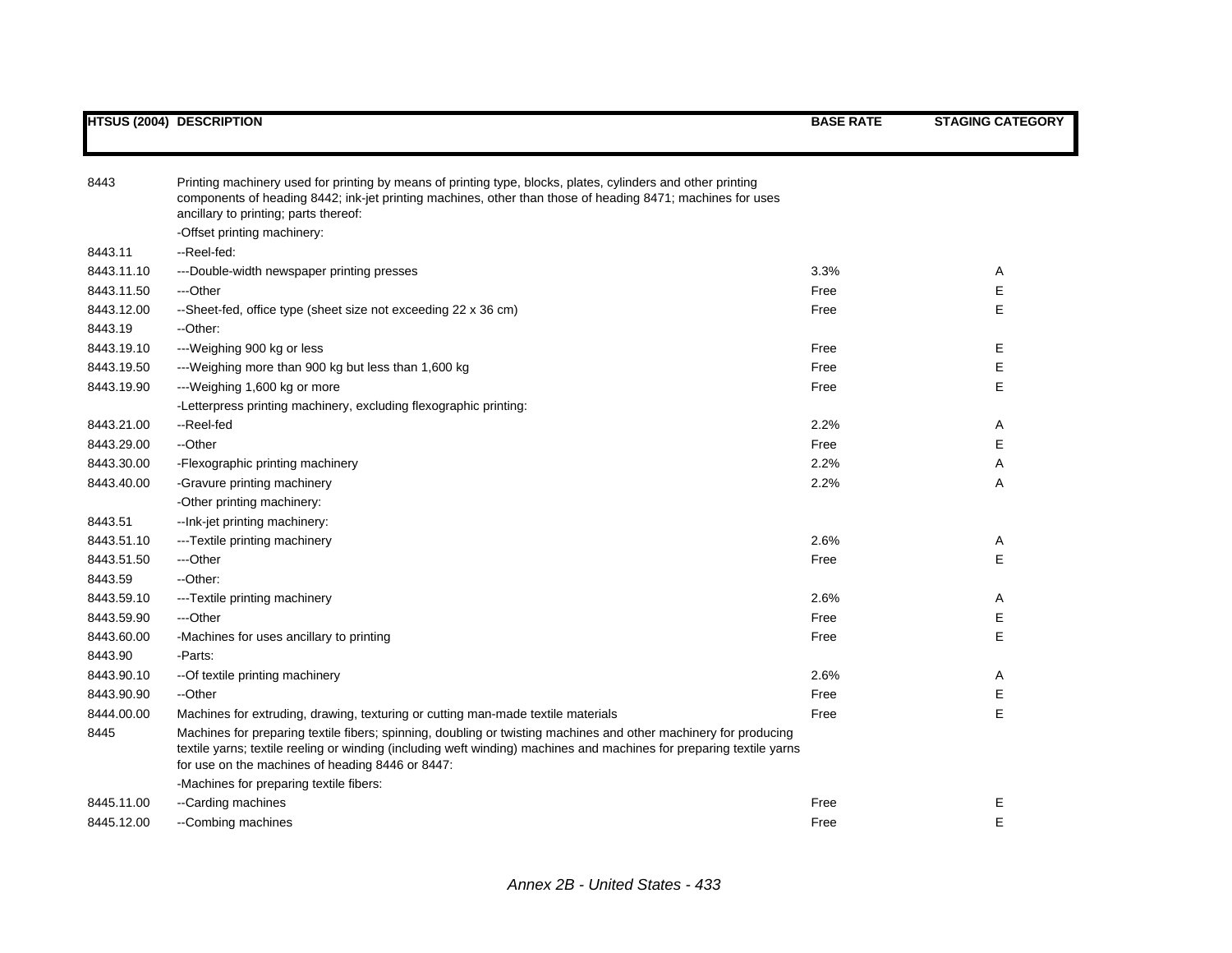| HTSUS (2004) | DESCRIPTION | BASE RATE | STAGING CATEGORY |
|---|---|---|---|
| 8443 | Printing machinery used for printing by means of printing type, blocks, plates, cylinders and other printing components of heading 8442; ink-jet printing machines, other than those of heading 8471; machines for uses ancillary to printing; parts thereof: | | |
| | -Offset printing machinery: | | |
| 8443.11 | --Reel-fed: | | |
| 8443.11.10 | ---Double-width newspaper printing presses | 3.3% | A |
| 8443.11.50 | ---Other | Free | E |
| 8443.12.00 | --Sheet-fed, office type (sheet size not exceeding 22 x 36 cm) | Free | E |
| 8443.19 | --Other: | | |
| 8443.19.10 | ---Weighing 900 kg or less | Free | E |
| 8443.19.50 | ---Weighing more than 900 kg but less than 1,600 kg | Free | E |
| 8443.19.90 | ---Weighing 1,600 kg or more | Free | E |
| | -Letterpress printing machinery, excluding flexographic printing: | | |
| 8443.21.00 | --Reel-fed | 2.2% | A |
| 8443.29.00 | --Other | Free | E |
| 8443.30.00 | -Flexographic printing machinery | 2.2% | A |
| 8443.40.00 | -Gravure printing machinery | 2.2% | A |
| | -Other printing machinery: | | |
| 8443.51 | --Ink-jet printing machinery: | | |
| 8443.51.10 | ---Textile printing machinery | 2.6% | A |
| 8443.51.50 | ---Other | Free | E |
| 8443.59 | --Other: | | |
| 8443.59.10 | ---Textile printing machinery | 2.6% | A |
| 8443.59.90 | ---Other | Free | E |
| 8443.60.00 | -Machines for uses ancillary to printing | Free | E |
| 8443.90 | -Parts: | | |
| 8443.90.10 | --Of textile printing machinery | 2.6% | A |
| 8443.90.90 | --Other | Free | E |
| 8444.00.00 | Machines for extruding, drawing, texturing or cutting man-made textile materials | Free | E |
| 8445 | Machines for preparing textile fibers; spinning, doubling or twisting machines and other machinery for producing textile yarns; textile reeling or winding (including weft winding) machines and machines for preparing textile yarns for use on the machines of heading 8446 or 8447: | | |
| | -Machines for preparing textile fibers: | | |
| 8445.11.00 | --Carding machines | Free | E |
| 8445.12.00 | --Combing machines | Free | E |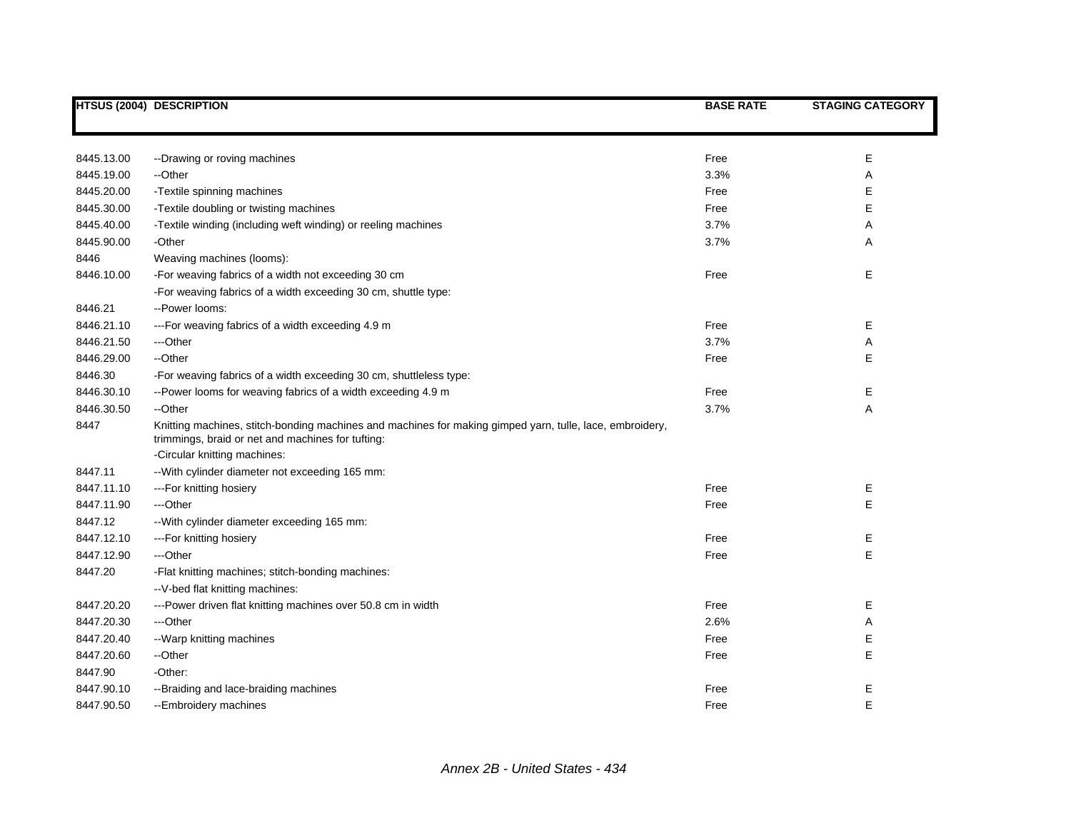| HTSUS (2004) | DESCRIPTION | BASE RATE | STAGING CATEGORY |
|---|---|---|---|
| 8445.13.00 | --Drawing or roving machines | Free | E |
| 8445.19.00 | --Other | 3.3% | A |
| 8445.20.00 | -Textile spinning machines | Free | E |
| 8445.30.00 | -Textile doubling or twisting machines | Free | E |
| 8445.40.00 | -Textile winding (including weft winding) or reeling machines | 3.7% | A |
| 8445.90.00 | -Other | 3.7% | A |
| 8446 | Weaving machines (looms): | | |
| 8446.10.00 | -For weaving fabrics of a width not exceeding 30 cm | Free | E |
| | -For weaving fabrics of a width exceeding 30 cm, shuttle type: | | |
| 8446.21 | --Power looms: | | |
| 8446.21.10 | ---For weaving fabrics of a width exceeding 4.9 m | Free | E |
| 8446.21.50 | ---Other | 3.7% | A |
| 8446.29.00 | --Other | Free | E |
| 8446.30 | -For weaving fabrics of a width exceeding 30 cm, shuttleless type: | | |
| 8446.30.10 | --Power looms for weaving fabrics of a width exceeding 4.9 m | Free | E |
| 8446.30.50 | --Other | 3.7% | A |
| 8447 | Knitting machines, stitch-bonding machines and machines for making gimped yarn, tulle, lace, embroidery, trimmings, braid or net and machines for tufting: | | |
| | -Circular knitting machines: | | |
| 8447.11 | --With cylinder diameter not exceeding 165 mm: | | |
| 8447.11.10 | ---For knitting hosiery | Free | E |
| 8447.11.90 | ---Other | Free | E |
| 8447.12 | --With cylinder diameter exceeding 165 mm: | | |
| 8447.12.10 | ---For knitting hosiery | Free | E |
| 8447.12.90 | ---Other | Free | E |
| 8447.20 | -Flat knitting machines; stitch-bonding machines: | | |
| | --V-bed flat knitting machines: | | |
| 8447.20.20 | ---Power driven flat knitting machines over 50.8 cm in width | Free | E |
| 8447.20.30 | ---Other | 2.6% | A |
| 8447.20.40 | --Warp knitting machines | Free | E |
| 8447.20.60 | --Other | Free | E |
| 8447.90 | -Other: | | |
| 8447.90.10 | --Braiding and lace-braiding machines | Free | E |
| 8447.90.50 | --Embroidery machines | Free | E |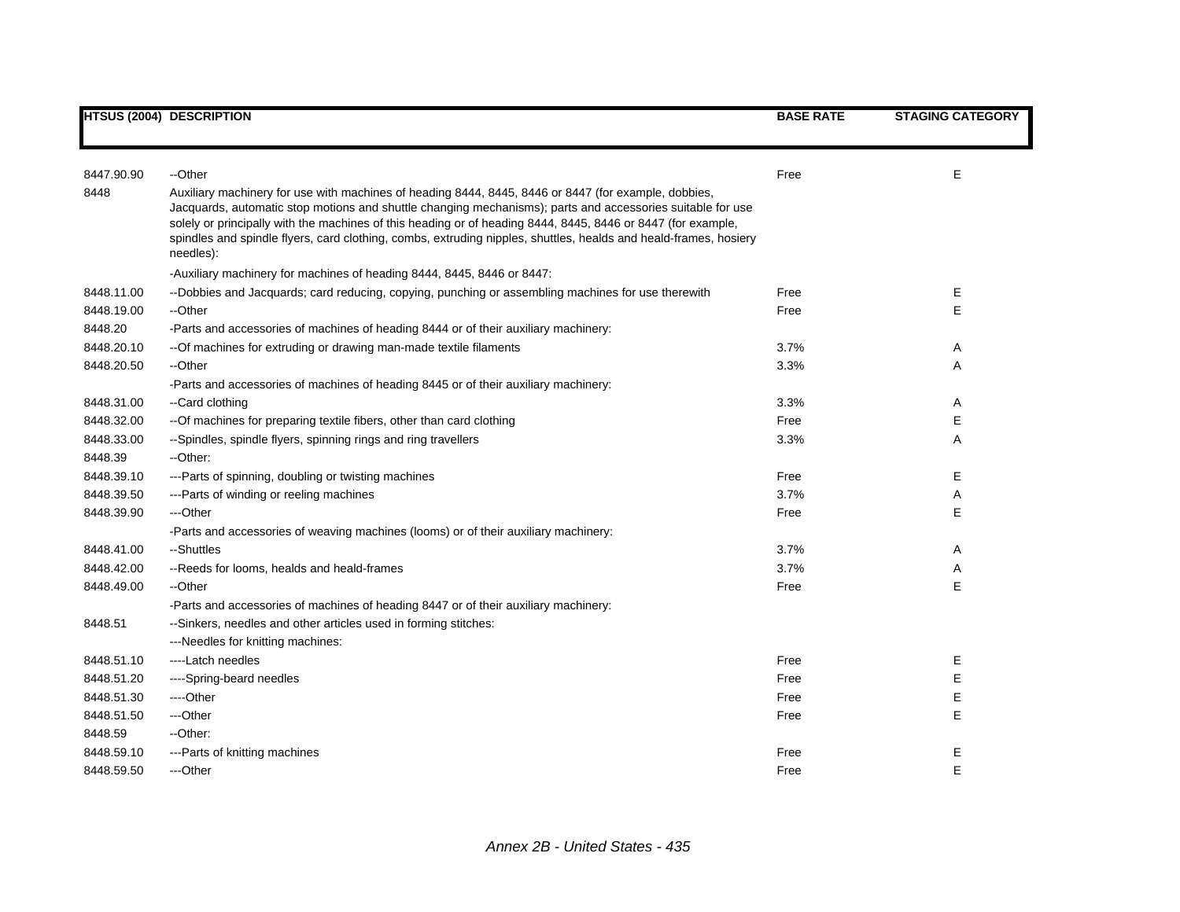| HTSUS (2004) | DESCRIPTION | BASE RATE | STAGING CATEGORY |
|---|---|---|---|
| 8447.90.90 | --Other | Free | E |
| 8448 | Auxiliary machinery for use with machines of heading 8444, 8445, 8446 or 8447 (for example, dobbies, Jacquards, automatic stop motions and shuttle changing mechanisms); parts and accessories suitable for use solely or principally with the machines of this heading or of heading 8444, 8445, 8446 or 8447 (for example, spindles and spindle flyers, card clothing, combs, extruding nipples, shuttles, healds and heald-frames, hosiery needles): | | |
| | -Auxiliary machinery for machines of heading 8444, 8445, 8446 or 8447: | | |
| 8448.11.00 | --Dobbies and Jacquards; card reducing, copying, punching or assembling machines for use therewith | Free | E |
| 8448.19.00 | --Other | Free | E |
| 8448.20 | -Parts and accessories of machines of heading 8444 or of their auxiliary machinery: | | |
| 8448.20.10 | --Of machines for extruding or drawing man-made textile filaments | 3.7% | A |
| 8448.20.50 | --Other | 3.3% | A |
| | -Parts and accessories of machines of heading 8445 or of their auxiliary machinery: | | |
| 8448.31.00 | --Card clothing | 3.3% | A |
| 8448.32.00 | --Of machines for preparing textile fibers, other than card clothing | Free | E |
| 8448.33.00 | --Spindles, spindle flyers, spinning rings and ring travellers | 3.3% | A |
| 8448.39 | --Other: | | |
| 8448.39.10 | ---Parts of spinning, doubling or twisting machines | Free | E |
| 8448.39.50 | ---Parts of winding or reeling machines | 3.7% | A |
| 8448.39.90 | ---Other | Free | E |
| | -Parts and accessories of weaving machines (looms) or of their auxiliary machinery: | | |
| 8448.41.00 | --Shuttles | 3.7% | A |
| 8448.42.00 | --Reeds for looms, healds and heald-frames | 3.7% | A |
| 8448.49.00 | --Other | Free | E |
| | -Parts and accessories of machines of heading 8447 or of their auxiliary machinery: | | |
| 8448.51 | --Sinkers, needles and other articles used in forming stitches: | | |
| | ---Needles for knitting machines: | | |
| 8448.51.10 | ----Latch needles | Free | E |
| 8448.51.20 | ----Spring-beard needles | Free | E |
| 8448.51.30 | ----Other | Free | E |
| 8448.51.50 | ---Other | Free | E |
| 8448.59 | --Other: | | |
| 8448.59.10 | ---Parts of knitting machines | Free | E |
| 8448.59.50 | ---Other | Free | E |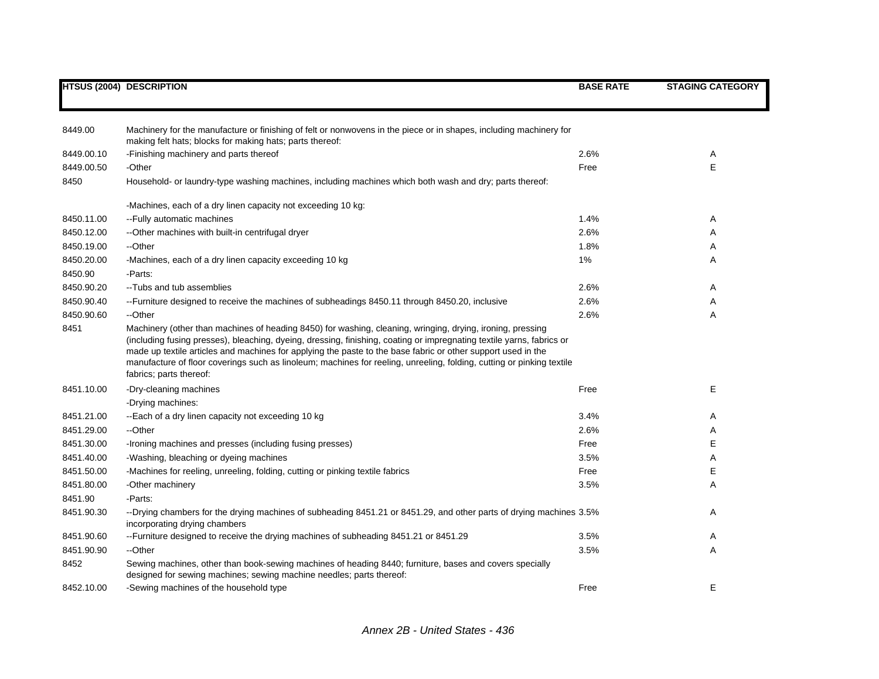| HTSUS (2004) | DESCRIPTION | BASE RATE | STAGING CATEGORY |
| --- | --- | --- | --- |
| 8449.00 | Machinery for the manufacture or finishing of felt or nonwovens in the piece or in shapes, including machinery for making felt hats; blocks for making hats; parts thereof: | | |
| 8449.00.10 | -Finishing machinery and parts thereof | 2.6% | A |
| 8449.00.50 | -Other | Free | E |
| 8450 | Household- or laundry-type washing machines, including machines which both wash and dry; parts thereof: | | |
| | -Machines, each of a dry linen capacity not exceeding 10 kg: | | |
| 8450.11.00 | --Fully automatic machines | 1.4% | A |
| 8450.12.00 | --Other machines with built-in centrifugal dryer | 2.6% | A |
| 8450.19.00 | --Other | 1.8% | A |
| 8450.20.00 | -Machines, each of a dry linen capacity exceeding 10 kg | 1% | A |
| 8450.90 | -Parts: | | |
| 8450.90.20 | --Tubs and tub assemblies | 2.6% | A |
| 8450.90.40 | --Furniture designed to receive the machines of subheadings 8450.11 through 8450.20, inclusive | 2.6% | A |
| 8450.90.60 | --Other | 2.6% | A |
| 8451 | Machinery (other than machines of heading 8450) for washing, cleaning, wringing, drying, ironing, pressing (including fusing presses), bleaching, dyeing, dressing, finishing, coating or impregnating textile yarns, fabrics or made up textile articles and machines for applying the paste to the base fabric or other support used in the manufacture of floor coverings such as linoleum; machines for reeling, unreeling, folding, cutting or pinking textile fabrics; parts thereof: | | |
| 8451.10.00 | -Dry-cleaning machines | Free | E |
| | -Drying machines: | | |
| 8451.21.00 | --Each of a dry linen capacity not exceeding 10 kg | 3.4% | A |
| 8451.29.00 | --Other | 2.6% | A |
| 8451.30.00 | -Ironing machines and presses (including fusing presses) | Free | E |
| 8451.40.00 | -Washing, bleaching or dyeing machines | 3.5% | A |
| 8451.50.00 | -Machines for reeling, unreeling, folding, cutting or pinking textile fabrics | Free | E |
| 8451.80.00 | -Other machinery | 3.5% | A |
| 8451.90 | -Parts: | | |
| 8451.90.30 | --Drying chambers for the drying machines of subheading 8451.21 or 8451.29, and other parts of drying machines incorporating drying chambers | 3.5% | A |
| 8451.90.60 | --Furniture designed to receive the drying machines of subheading 8451.21 or 8451.29 | 3.5% | A |
| 8451.90.90 | --Other | 3.5% | A |
| 8452 | Sewing machines, other than book-sewing machines of heading 8440; furniture, bases and covers specially designed for sewing machines; sewing machine needles; parts thereof: | | |
| 8452.10.00 | -Sewing machines of the household type | Free | E |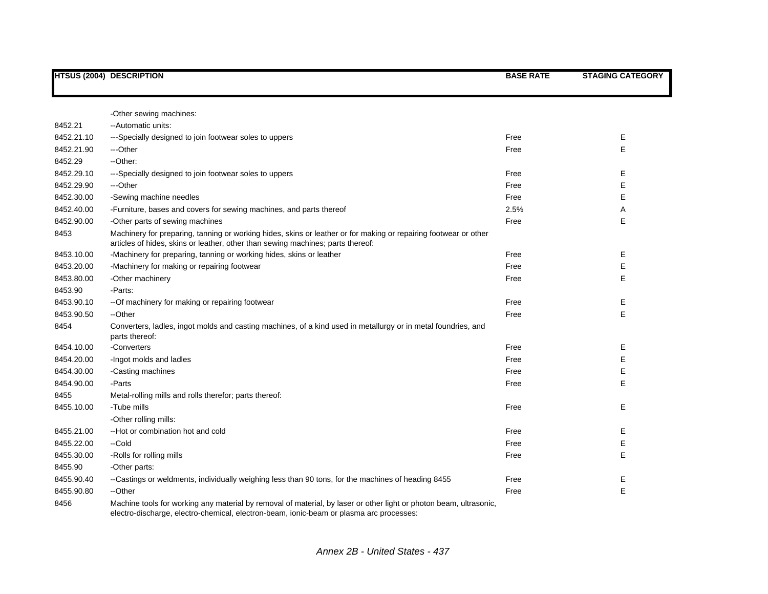| HTSUS (2004) | DESCRIPTION | BASE RATE | STAGING CATEGORY |
|---|---|---|---|
| | -Other sewing machines: | | |
| 8452.21 | --Automatic units: | | |
| 8452.21.10 | ---Specially designed to join footwear soles to uppers | Free | E |
| 8452.21.90 | ---Other | Free | E |
| 8452.29 | --Other: | | |
| 8452.29.10 | ---Specially designed to join footwear soles to uppers | Free | E |
| 8452.29.90 | ---Other | Free | E |
| 8452.30.00 | -Sewing machine needles | Free | E |
| 8452.40.00 | -Furniture, bases and covers for sewing machines, and parts thereof | 2.5% | A |
| 8452.90.00 | -Other parts of sewing machines | Free | E |
| 8453 | Machinery for preparing, tanning or working hides, skins or leather or for making or repairing footwear or other articles of hides, skins or leather, other than sewing machines; parts thereof: | | |
| 8453.10.00 | -Machinery for preparing, tanning or working hides, skins or leather | Free | E |
| 8453.20.00 | -Machinery for making or repairing footwear | Free | E |
| 8453.80.00 | -Other machinery | Free | E |
| 8453.90 | -Parts: | | |
| 8453.90.10 | --Of machinery for making or repairing footwear | Free | E |
| 8453.90.50 | --Other | Free | E |
| 8454 | Converters, ladles, ingot molds and casting machines, of a kind used in metallurgy or in metal foundries, and parts thereof: | | |
| 8454.10.00 | -Converters | Free | E |
| 8454.20.00 | -Ingot molds and ladles | Free | E |
| 8454.30.00 | -Casting machines | Free | E |
| 8454.90.00 | -Parts | Free | E |
| 8455 | Metal-rolling mills and rolls therefor; parts thereof: | | |
| 8455.10.00 | -Tube mills | Free | E |
| | -Other rolling mills: | | |
| 8455.21.00 | --Hot or combination hot and cold | Free | E |
| 8455.22.00 | --Cold | Free | E |
| 8455.30.00 | -Rolls for rolling mills | Free | E |
| 8455.90 | -Other parts: | | |
| 8455.90.40 | --Castings or weldments, individually weighing less than 90 tons, for the machines of heading 8455 | Free | E |
| 8455.90.80 | --Other | Free | E |
| 8456 | Machine tools for working any material by removal of material, by laser or other light or photon beam, ultrasonic, electro-discharge, electro-chemical, electron-beam, ionic-beam or plasma arc processes: | | |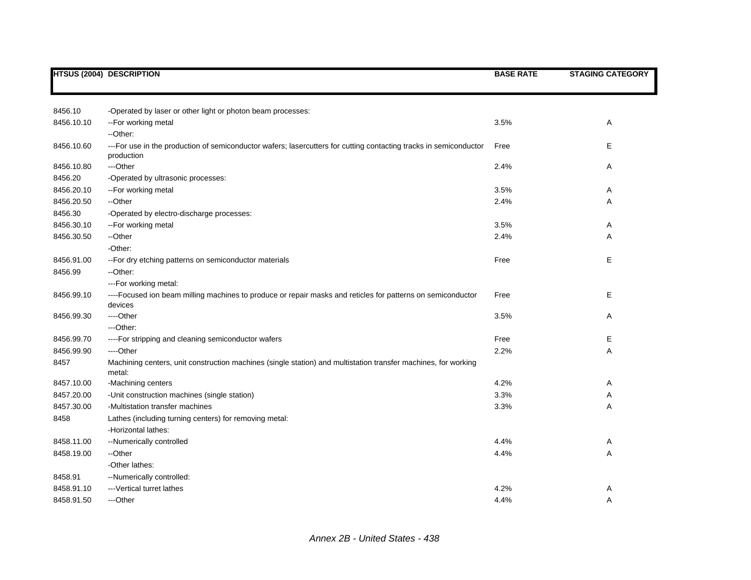| HTSUS (2004) | DESCRIPTION | BASE RATE | STAGING CATEGORY |
|---|---|---|---|
| 8456.10 | -Operated by laser or other light or photon beam processes: | | |
| 8456.10.10 | --For working metal | 3.5% | A |
| | --Other: | | |
| 8456.10.60 | ---For use in the production of semiconductor wafers; lasercutters for cutting contacting tracks in semiconductor production | Free | E |
| 8456.10.80 | ---Other | 2.4% | A |
| 8456.20 | -Operated by ultrasonic processes: | | |
| 8456.20.10 | --For working metal | 3.5% | A |
| 8456.20.50 | --Other | 2.4% | A |
| 8456.30 | -Operated by electro-discharge processes: | | |
| 8456.30.10 | --For working metal | 3.5% | A |
| 8456.30.50 | --Other | 2.4% | A |
| | -Other: | | |
| 8456.91.00 | --For dry etching patterns on semiconductor materials | Free | E |
| 8456.99 | --Other: | | |
| | ---For working metal: | | |
| 8456.99.10 | ----Focused ion beam milling machines to produce or repair masks and reticles for patterns on semiconductor devices | Free | E |
| 8456.99.30 | ----Other | 3.5% | A |
| | ---Other: | | |
| 8456.99.70 | ----For stripping and cleaning semiconductor wafers | Free | E |
| 8456.99.90 | ----Other | 2.2% | A |
| 8457 | Machining centers, unit construction machines (single station) and multistation transfer machines, for working metal: | | |
| 8457.10.00 | -Machining centers | 4.2% | A |
| 8457.20.00 | -Unit construction machines (single station) | 3.3% | A |
| 8457.30.00 | -Multistation transfer machines | 3.3% | A |
| 8458 | Lathes (including turning centers) for removing metal: | | |
| | -Horizontal lathes: | | |
| 8458.11.00 | --Numerically controlled | 4.4% | A |
| 8458.19.00 | --Other | 4.4% | A |
| | -Other lathes: | | |
| 8458.91 | --Numerically controlled: | | |
| 8458.91.10 | ---Vertical turret lathes | 4.2% | A |
| 8458.91.50 | ---Other | 4.4% | A |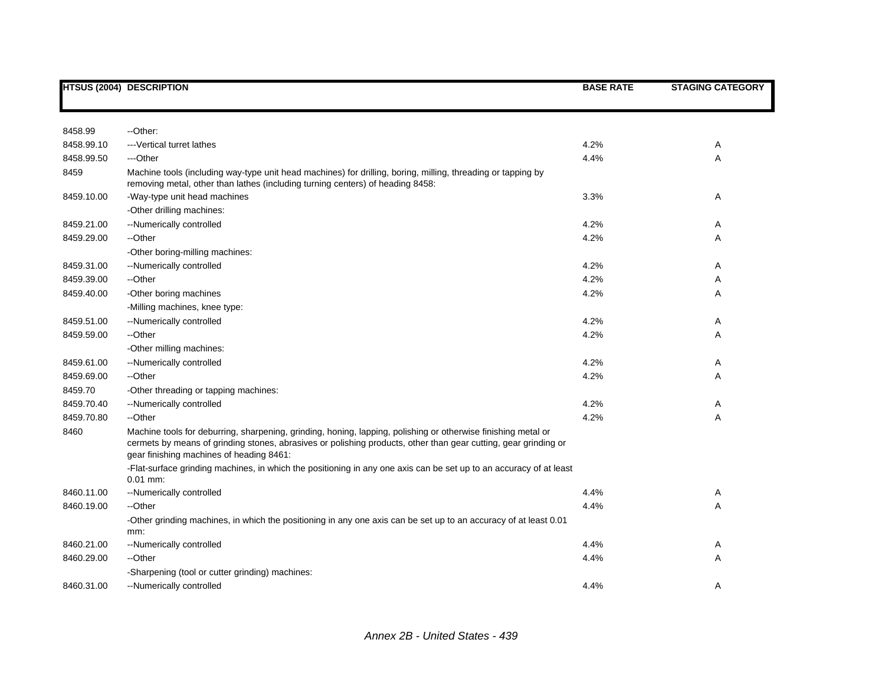| HTSUS (2004) | DESCRIPTION | BASE RATE | STAGING CATEGORY |
|---|---|---|---|
| 8458.99 | --Other: | | |
| 8458.99.10 | ---Vertical turret lathes | 4.2% | A |
| 8458.99.50 | ---Other | 4.4% | A |
| 8459 | Machine tools (including way-type unit head machines) for drilling, boring, milling, threading or tapping by removing metal, other than lathes (including turning centers) of heading 8458: | | |
| 8459.10.00 | -Way-type unit head machines | 3.3% | A |
| | -Other drilling machines: | | |
| 8459.21.00 | --Numerically controlled | 4.2% | A |
| 8459.29.00 | --Other | 4.2% | A |
| | -Other boring-milling machines: | | |
| 8459.31.00 | --Numerically controlled | 4.2% | A |
| 8459.39.00 | --Other | 4.2% | A |
| 8459.40.00 | -Other boring machines | 4.2% | A |
| | -Milling machines, knee type: | | |
| 8459.51.00 | --Numerically controlled | 4.2% | A |
| 8459.59.00 | --Other | 4.2% | A |
| | -Other milling machines: | | |
| 8459.61.00 | --Numerically controlled | 4.2% | A |
| 8459.69.00 | --Other | 4.2% | A |
| 8459.70 | -Other threading or tapping machines: | | |
| 8459.70.40 | --Numerically controlled | 4.2% | A |
| 8459.70.80 | --Other | 4.2% | A |
| 8460 | Machine tools for deburring, sharpening, grinding, honing, lapping, polishing or otherwise finishing metal or cermets by means of grinding stones, abrasives or polishing products, other than gear cutting, gear grinding or gear finishing machines of heading 8461: | | |
| | -Flat-surface grinding machines, in which the positioning in any one axis can be set up to an accuracy of at least 0.01 mm: | | |
| 8460.11.00 | --Numerically controlled | 4.4% | A |
| 8460.19.00 | --Other | 4.4% | A |
| | -Other grinding machines, in which the positioning in any one axis can be set up to an accuracy of at least 0.01 mm: | | |
| 8460.21.00 | --Numerically controlled | 4.4% | A |
| 8460.29.00 | --Other | 4.4% | A |
| | -Sharpening (tool or cutter grinding) machines: | | |
| 8460.31.00 | --Numerically controlled | 4.4% | A |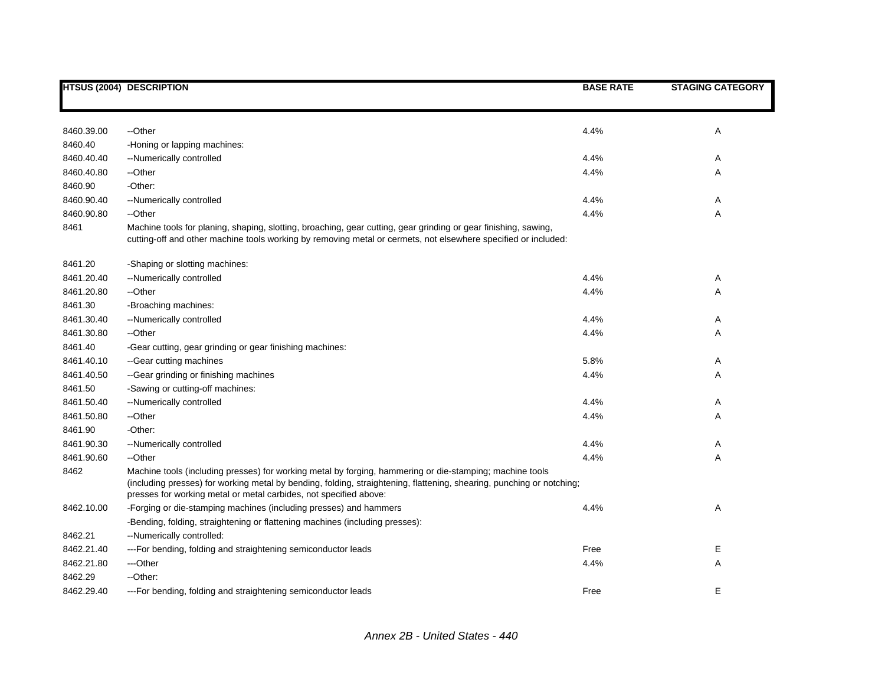| HTSUS (2004) | DESCRIPTION | BASE RATE | STAGING CATEGORY |
|---|---|---|---|
| 8460.39.00 | --Other | 4.4% | A |
| 8460.40 | -Honing or lapping machines: | | |
| 8460.40.40 | --Numerically controlled | 4.4% | A |
| 8460.40.80 | --Other | 4.4% | A |
| 8460.90 | -Other: | | |
| 8460.90.40 | --Numerically controlled | 4.4% | A |
| 8460.90.80 | --Other | 4.4% | A |
| 8461 | Machine tools for planing, shaping, slotting, broaching, gear cutting, gear grinding or gear finishing, sawing, cutting-off and other machine tools working by removing metal or cermets, not elsewhere specified or included: | | |
| 8461.20 | -Shaping or slotting machines: | | |
| 8461.20.40 | --Numerically controlled | 4.4% | A |
| 8461.20.80 | --Other | 4.4% | A |
| 8461.30 | -Broaching machines: | | |
| 8461.30.40 | --Numerically controlled | 4.4% | A |
| 8461.30.80 | --Other | 4.4% | A |
| 8461.40 | -Gear cutting, gear grinding or gear finishing machines: | | |
| 8461.40.10 | --Gear cutting machines | 5.8% | A |
| 8461.40.50 | --Gear grinding or finishing machines | 4.4% | A |
| 8461.50 | -Sawing or cutting-off machines: | | |
| 8461.50.40 | --Numerically controlled | 4.4% | A |
| 8461.50.80 | --Other | 4.4% | A |
| 8461.90 | -Other: | | |
| 8461.90.30 | --Numerically controlled | 4.4% | A |
| 8461.90.60 | --Other | 4.4% | A |
| 8462 | Machine tools (including presses) for working metal by forging, hammering or die-stamping; machine tools (including presses) for working metal by bending, folding, straightening, flattening, shearing, punching or notching; presses for working metal or metal carbides, not specified above: | | |
| 8462.10.00 | -Forging or die-stamping machines (including presses) and hammers | 4.4% | A |
| | -Bending, folding, straightening or flattening machines (including presses): | | |
| 8462.21 | --Numerically controlled: | | |
| 8462.21.40 | ---For bending, folding and straightening semiconductor leads | Free | E |
| 8462.21.80 | ---Other | 4.4% | A |
| 8462.29 | --Other: | | |
| 8462.29.40 | ---For bending, folding and straightening semiconductor leads | Free | E |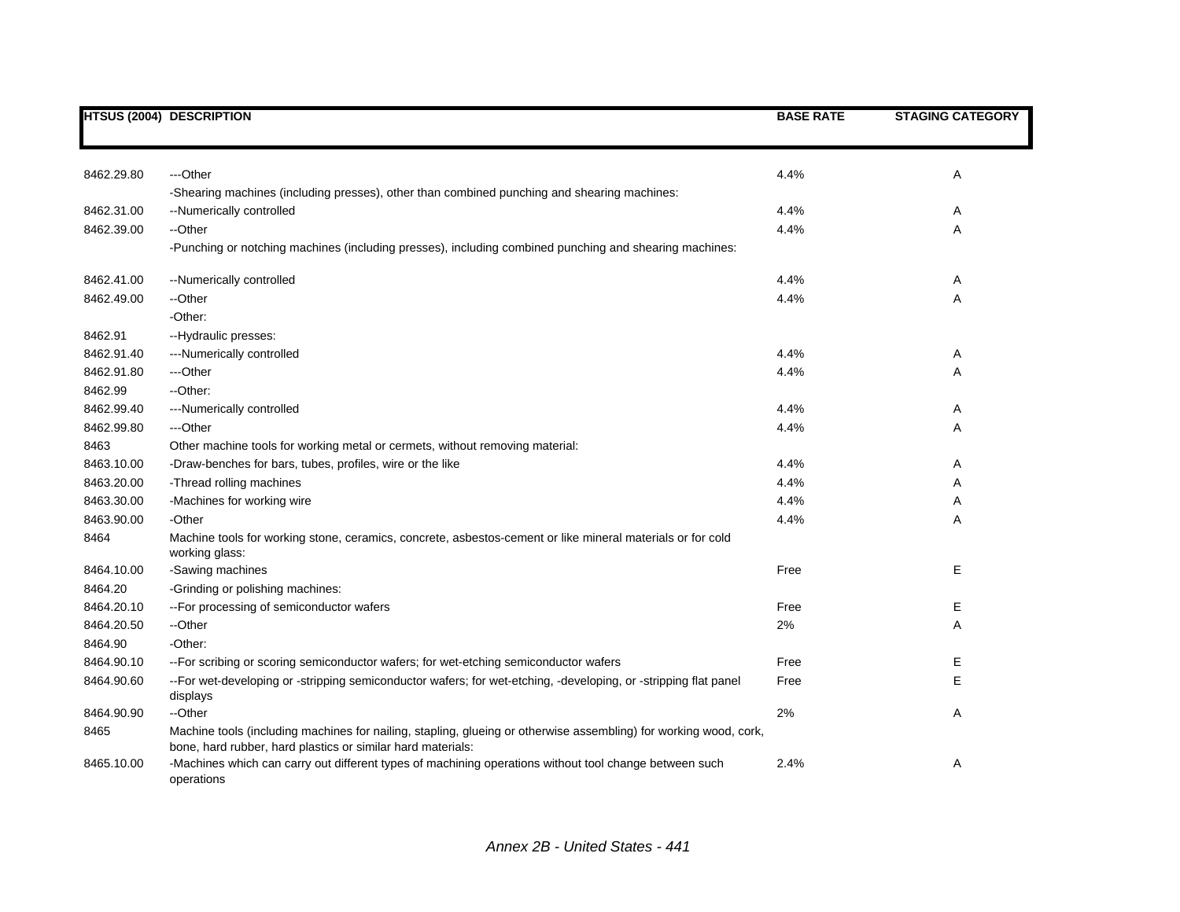| HTSUS (2004) | DESCRIPTION | BASE RATE | STAGING CATEGORY |
|---|---|---|---|
| 8462.29.80 | ---Other | 4.4% | A |
| | -Shearing machines (including presses), other than combined punching and shearing machines: | | |
| 8462.31.00 | --Numerically controlled | 4.4% | A |
| 8462.39.00 | --Other | 4.4% | A |
| | -Punching or notching machines (including presses), including combined punching and shearing machines: | | |
| 8462.41.00 | --Numerically controlled | 4.4% | A |
| 8462.49.00 | --Other | 4.4% | A |
| | -Other: | | |
| 8462.91 | --Hydraulic presses: | | |
| 8462.91.40 | ---Numerically controlled | 4.4% | A |
| 8462.91.80 | ---Other | 4.4% | A |
| 8462.99 | --Other: | | |
| 8462.99.40 | ---Numerically controlled | 4.4% | A |
| 8462.99.80 | ---Other | 4.4% | A |
| 8463 | Other machine tools for working metal or cermets, without removing material: | | |
| 8463.10.00 | -Draw-benches for bars, tubes, profiles, wire or the like | 4.4% | A |
| 8463.20.00 | -Thread rolling machines | 4.4% | A |
| 8463.30.00 | -Machines for working wire | 4.4% | A |
| 8463.90.00 | -Other | 4.4% | A |
| 8464 | Machine tools for working stone, ceramics, concrete, asbestos-cement or like mineral materials or for cold working glass: | | |
| 8464.10.00 | -Sawing machines | Free | E |
| 8464.20 | -Grinding or polishing machines: | | |
| 8464.20.10 | --For processing of semiconductor wafers | Free | E |
| 8464.20.50 | --Other | 2% | A |
| 8464.90 | -Other: | | |
| 8464.90.10 | --For scribing or scoring semiconductor wafers; for wet-etching semiconductor wafers | Free | E |
| 8464.90.60 | --For wet-developing or -stripping semiconductor wafers; for wet-etching, -developing, or -stripping flat panel displays | Free | E |
| 8464.90.90 | --Other | 2% | A |
| 8465 | Machine tools (including machines for nailing, stapling, glueing or otherwise assembling) for working wood, cork, bone, hard rubber, hard plastics or similar hard materials: | | |
| 8465.10.00 | -Machines which can carry out different types of machining operations without tool change between such operations | 2.4% | A |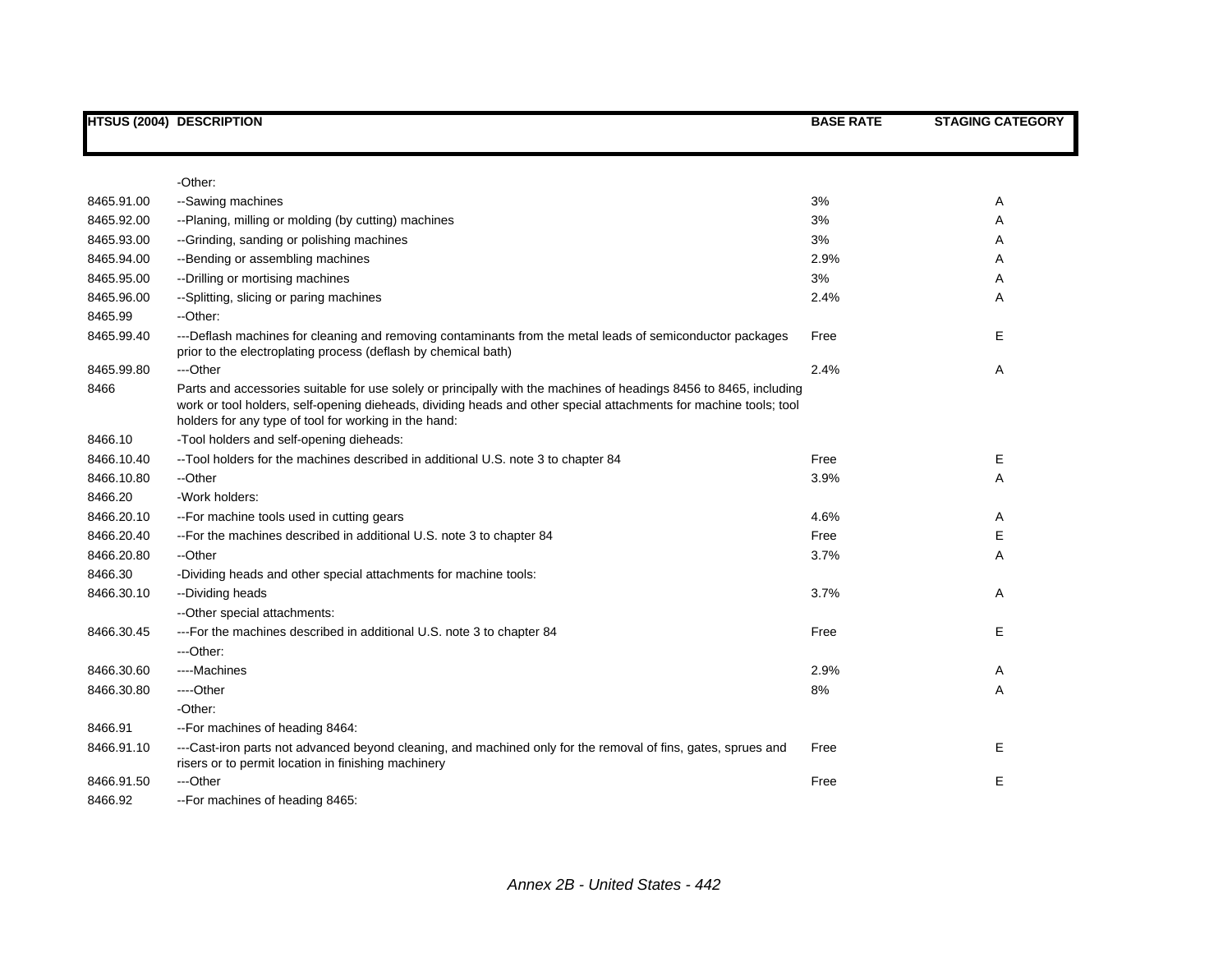| HTSUS (2004) | DESCRIPTION | BASE RATE | STAGING CATEGORY |
|---|---|---|---|
| | -Other: | | |
| 8465.91.00 | --Sawing machines | 3% | A |
| 8465.92.00 | --Planing, milling or molding (by cutting) machines | 3% | A |
| 8465.93.00 | --Grinding, sanding or polishing machines | 3% | A |
| 8465.94.00 | --Bending or assembling machines | 2.9% | A |
| 8465.95.00 | --Drilling or mortising machines | 3% | A |
| 8465.96.00 | --Splitting, slicing or paring machines | 2.4% | A |
| 8465.99 | --Other: | | |
| 8465.99.40 | ---Deflash machines for cleaning and removing contaminants from the metal leads of semiconductor packages prior to the electroplating process (deflash by chemical bath) | Free | E |
| 8465.99.80 | ---Other | 2.4% | A |
| 8466 | Parts and accessories suitable for use solely or principally with the machines of headings 8456 to 8465, including work or tool holders, self-opening dieheads, dividing heads and other special attachments for machine tools; tool holders for any type of tool for working in the hand: | | |
| 8466.10 | -Tool holders and self-opening dieheads: | | |
| 8466.10.40 | --Tool holders for the machines described in additional U.S. note 3 to chapter 84 | Free | E |
| 8466.10.80 | --Other | 3.9% | A |
| 8466.20 | -Work holders: | | |
| 8466.20.10 | --For machine tools used in cutting gears | 4.6% | A |
| 8466.20.40 | --For the machines described in additional U.S. note 3 to chapter 84 | Free | E |
| 8466.20.80 | --Other | 3.7% | A |
| 8466.30 | -Dividing heads and other special attachments for machine tools: | | |
| 8466.30.10 | --Dividing heads | 3.7% | A |
| | --Other special attachments: | | |
| 8466.30.45 | ---For the machines described in additional U.S. note 3 to chapter 84 | Free | E |
| | ---Other: | | |
| 8466.30.60 | ----Machines | 2.9% | A |
| 8466.30.80 | ----Other | 8% | A |
| | -Other: | | |
| 8466.91 | --For machines of heading 8464: | | |
| 8466.91.10 | ---Cast-iron parts not advanced beyond cleaning, and machined only for the removal of fins, gates, sprues and risers or to permit location in finishing machinery | Free | E |
| 8466.91.50 | ---Other | Free | E |
| 8466.92 | --For machines of heading 8465: | | |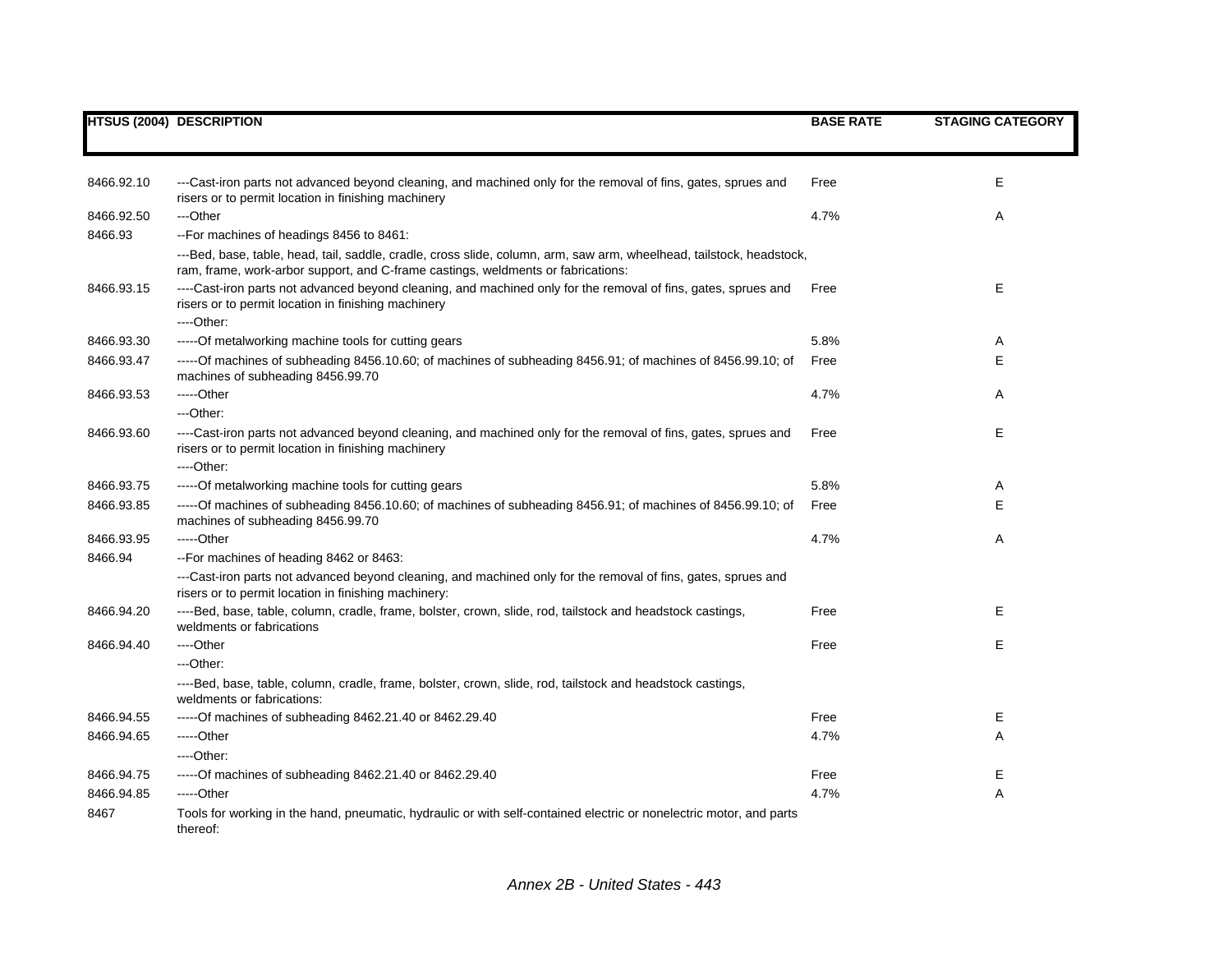| HTSUS (2004) | DESCRIPTION | BASE RATE | STAGING CATEGORY |
|---|---|---|---|
| 8466.92.10 | ---Cast-iron parts not advanced beyond cleaning, and machined only for the removal of fins, gates, sprues and risers or to permit location in finishing machinery | Free | E |
| 8466.92.50 | ---Other | 4.7% | A |
| 8466.93 | --For machines of headings 8456 to 8461: | | |
| | ---Bed, base, table, head, tail, saddle, cradle, cross slide, column, arm, saw arm, wheelhead, tailstock, headstock, ram, frame, work-arbor support, and C-frame castings, weldments or fabrications: | | |
| 8466.93.15 | ----Cast-iron parts not advanced beyond cleaning, and machined only for the removal of fins, gates, sprues and risers or to permit location in finishing machinery | Free | E |
| | ----Other: | | |
| 8466.93.30 | -----Of metalworking machine tools for cutting gears | 5.8% | A |
| 8466.93.47 | -----Of machines of subheading 8456.10.60; of machines of subheading 8456.91; of machines of 8456.99.10; of machines of subheading 8456.99.70 | Free | E |
| 8466.93.53 | -----Other | 4.7% | A |
| | ---Other: | | |
| 8466.93.60 | ----Cast-iron parts not advanced beyond cleaning, and machined only for the removal of fins, gates, sprues and risers or to permit location in finishing machinery | Free | E |
| | ----Other: | | |
| 8466.93.75 | -----Of metalworking machine tools for cutting gears | 5.8% | A |
| 8466.93.85 | -----Of machines of subheading 8456.10.60; of machines of subheading 8456.91; of machines of 8456.99.10; of machines of subheading 8456.99.70 | Free | E |
| 8466.93.95 | -----Other | 4.7% | A |
| 8466.94 | --For machines of heading 8462 or 8463: | | |
| | ---Cast-iron parts not advanced beyond cleaning, and machined only for the removal of fins, gates, sprues and risers or to permit location in finishing machinery: | | |
| 8466.94.20 | ----Bed, base, table, column, cradle, frame, bolster, crown, slide, rod, tailstock and headstock castings, weldments or fabrications | Free | E |
| 8466.94.40 | ----Other | Free | E |
| | ---Other: | | |
| | ----Bed, base, table, column, cradle, frame, bolster, crown, slide, rod, tailstock and headstock castings, weldments or fabrications: | | |
| 8466.94.55 | -----Of machines of subheading 8462.21.40 or 8462.29.40 | Free | E |
| 8466.94.65 | -----Other | 4.7% | A |
| | ----Other: | | |
| 8466.94.75 | -----Of machines of subheading 8462.21.40 or 8462.29.40 | Free | E |
| 8466.94.85 | -----Other | 4.7% | A |
| 8467 | Tools for working in the hand, pneumatic, hydraulic or with self-contained electric or nonelectric motor, and parts thereof: | | |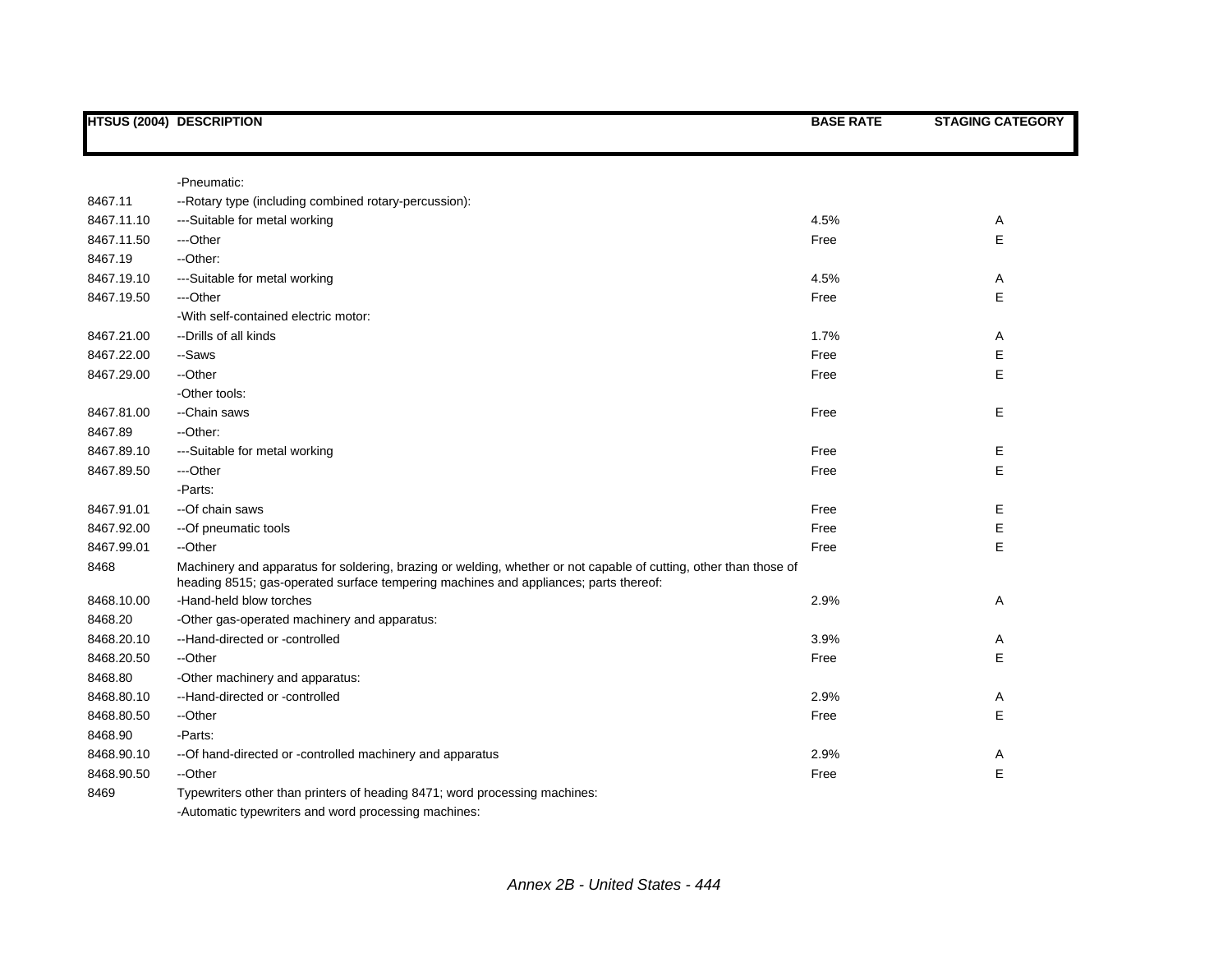| HTSUS (2004) | DESCRIPTION | BASE RATE | STAGING CATEGORY |
|---|---|---|---|
| | -Pneumatic: | | |
| 8467.11 | --Rotary type (including combined rotary-percussion): | | |
| 8467.11.10 | ---Suitable for metal working | 4.5% | A |
| 8467.11.50 | ---Other | Free | E |
| 8467.19 | --Other: | | |
| 8467.19.10 | ---Suitable for metal working | 4.5% | A |
| 8467.19.50 | ---Other | Free | E |
| | -With self-contained electric motor: | | |
| 8467.21.00 | --Drills of all kinds | 1.7% | A |
| 8467.22.00 | --Saws | Free | E |
| 8467.29.00 | --Other | Free | E |
| | -Other tools: | | |
| 8467.81.00 | --Chain saws | Free | E |
| 8467.89 | --Other: | | |
| 8467.89.10 | ---Suitable for metal working | Free | E |
| 8467.89.50 | ---Other | Free | E |
| | -Parts: | | |
| 8467.91.01 | --Of chain saws | Free | E |
| 8467.92.00 | --Of pneumatic tools | Free | E |
| 8467.99.01 | --Other | Free | E |
| 8468 | Machinery and apparatus for soldering, brazing or welding, whether or not capable of cutting, other than those of heading 8515; gas-operated surface tempering machines and appliances; parts thereof: | | |
| 8468.10.00 | -Hand-held blow torches | 2.9% | A |
| 8468.20 | -Other gas-operated machinery and apparatus: | | |
| 8468.20.10 | --Hand-directed or -controlled | 3.9% | A |
| 8468.20.50 | --Other | Free | E |
| 8468.80 | -Other machinery and apparatus: | | |
| 8468.80.10 | --Hand-directed or -controlled | 2.9% | A |
| 8468.80.50 | --Other | Free | E |
| 8468.90 | -Parts: | | |
| 8468.90.10 | --Of hand-directed or -controlled machinery and apparatus | 2.9% | A |
| 8468.90.50 | --Other | Free | E |
| 8469 | Typewriters other than printers of heading 8471; word processing machines: | | |
| | -Automatic typewriters and word processing machines: | | |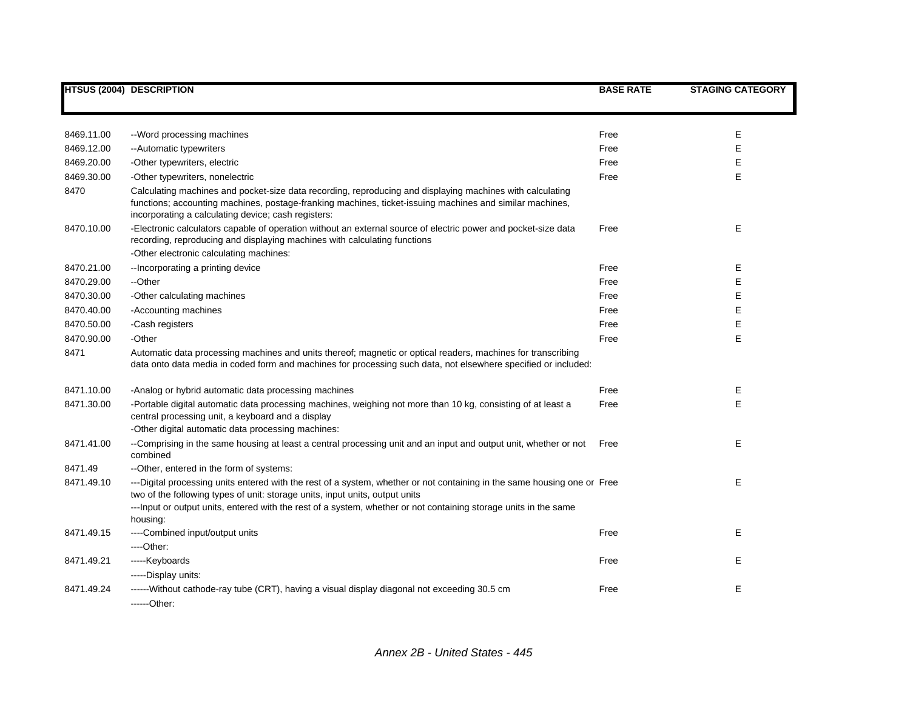| HTSUS (2004) | DESCRIPTION | BASE RATE | STAGING CATEGORY |
|---|---|---|---|
| 8469.11.00 | --Word processing machines | Free | E |
| 8469.12.00 | --Automatic typewriters | Free | E |
| 8469.20.00 | -Other typewriters, electric | Free | E |
| 8469.30.00 | -Other typewriters, nonelectric | Free | E |
| 8470 | Calculating machines and pocket-size data recording, reproducing and displaying machines with calculating functions; accounting machines, postage-franking machines, ticket-issuing machines and similar machines, incorporating a calculating device; cash registers: | | |
| 8470.10.00 | -Electronic calculators capable of operation without an external source of electric power and pocket-size data recording, reproducing and displaying machines with calculating functions | Free | E |
| | -Other electronic calculating machines: | | |
| 8470.21.00 | --Incorporating a printing device | Free | E |
| 8470.29.00 | --Other | Free | E |
| 8470.30.00 | -Other calculating machines | Free | E |
| 8470.40.00 | -Accounting machines | Free | E |
| 8470.50.00 | -Cash registers | Free | E |
| 8470.90.00 | -Other | Free | E |
| 8471 | Automatic data processing machines and units thereof; magnetic or optical readers, machines for transcribing data onto data media in coded form and machines for processing such data, not elsewhere specified or included: | | |
| 8471.10.00 | -Analog or hybrid automatic data processing machines | Free | E |
| 8471.30.00 | -Portable digital automatic data processing machines, weighing not more than 10 kg, consisting of at least a central processing unit, a keyboard and a display | Free | E |
| | -Other digital automatic data processing machines: | | |
| 8471.41.00 | --Comprising in the same housing at least a central processing unit and an input and output unit, whether or not combined | Free | E |
| 8471.49 | --Other, entered in the form of systems: | | |
| 8471.49.10 | ---Digital processing units entered with the rest of a system, whether or not containing in the same housing one or two of the following types of unit: storage units, input units, output units | Free | E |
| | ---Input or output units, entered with the rest of a system, whether or not containing storage units in the same housing: | | |
| 8471.49.15 | ----Combined input/output units | Free | E |
| | ----Other: | | |
| 8471.49.21 | -----Keyboards | Free | E |
| | -----Display units: | | |
| 8471.49.24 | ------Without cathode-ray tube (CRT), having a visual display diagonal not exceeding 30.5 cm | Free | E |
| | ------Other: | | |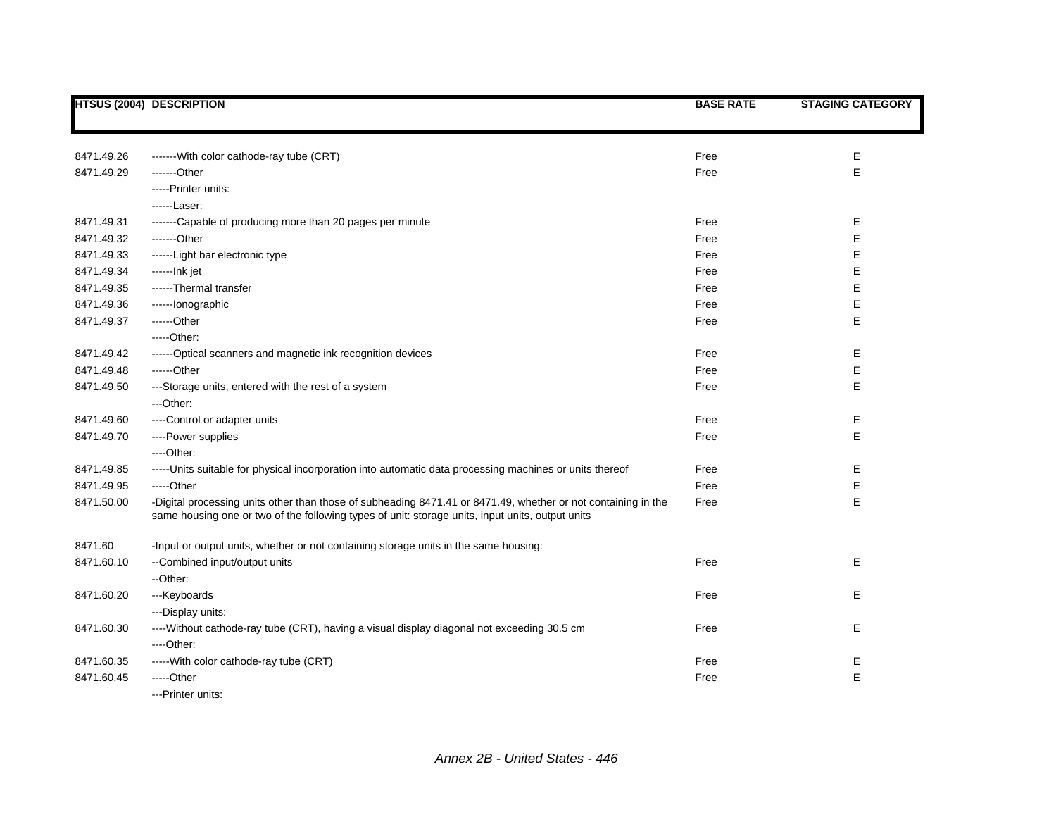| HTSUS (2004) | DESCRIPTION | BASE RATE | STAGING CATEGORY |
|---|---|---|---|
| 8471.49.26 | -------With color cathode-ray tube (CRT) | Free | E |
| 8471.49.29 | -------Other | Free | E |
| | -----Printer units: | | |
| | ------Laser: | | |
| 8471.49.31 | -------Capable of producing more than 20 pages per minute | Free | E |
| 8471.49.32 | -------Other | Free | E |
| 8471.49.33 | ------Light bar electronic type | Free | E |
| 8471.49.34 | ------Ink jet | Free | E |
| 8471.49.35 | ------Thermal transfer | Free | E |
| 8471.49.36 | ------Ionographic | Free | E |
| 8471.49.37 | ------Other | Free | E |
| | -----Other: | | |
| 8471.49.42 | ------Optical scanners and magnetic ink recognition devices | Free | E |
| 8471.49.48 | ------Other | Free | E |
| 8471.49.50 | ---Storage units, entered with the rest of a system | Free | E |
| | ---Other: | | |
| 8471.49.60 | ----Control or adapter units | Free | E |
| 8471.49.70 | ----Power supplies | Free | E |
| | ----Other: | | |
| 8471.49.85 | -----Units suitable for physical incorporation into automatic data processing machines or units thereof | Free | E |
| 8471.49.95 | -----Other | Free | E |
| 8471.50.00 | -Digital processing units other than those of subheading 8471.41 or 8471.49, whether or not containing in the same housing one or two of the following types of unit: storage units, input units, output units | Free | E |
| 8471.60 | -Input or output units, whether or not containing storage units in the same housing: | | |
| 8471.60.10 | --Combined input/output units | Free | E |
| | --Other: | | |
| 8471.60.20 | ---Keyboards | Free | E |
| | ---Display units: | | |
| 8471.60.30 | ----Without cathode-ray tube (CRT), having a visual display diagonal not exceeding 30.5 cm | Free | E |
| | ----Other: | | |
| 8471.60.35 | -----With color cathode-ray tube (CRT) | Free | E |
| 8471.60.45 | -----Other | Free | E |
| | ---Printer units: | | |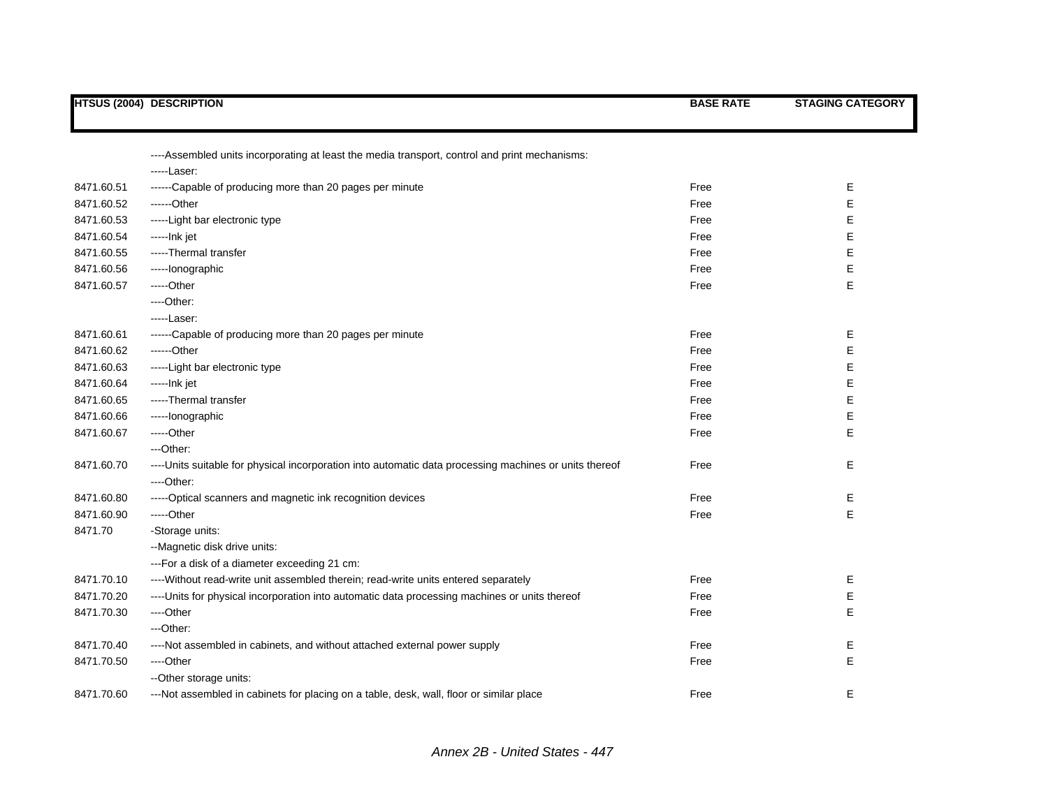| HTSUS (2004) | DESCRIPTION | BASE RATE | STAGING CATEGORY |
|---|---|---|---|
| | ----Assembled units incorporating at least the media transport, control and print mechanisms: | | |
| | -----Laser: | | |
| 8471.60.51 | ------Capable of producing more than 20 pages per minute | Free | E |
| 8471.60.52 | ------Other | Free | E |
| 8471.60.53 | -----Light bar electronic type | Free | E |
| 8471.60.54 | -----Ink jet | Free | E |
| 8471.60.55 | -----Thermal transfer | Free | E |
| 8471.60.56 | -----Ionographic | Free | E |
| 8471.60.57 | -----Other | Free | E |
| | ----Other: | | |
| | -----Laser: | | |
| 8471.60.61 | ------Capable of producing more than 20 pages per minute | Free | E |
| 8471.60.62 | ------Other | Free | E |
| 8471.60.63 | -----Light bar electronic type | Free | E |
| 8471.60.64 | -----Ink jet | Free | E |
| 8471.60.65 | -----Thermal transfer | Free | E |
| 8471.60.66 | -----Ionographic | Free | E |
| 8471.60.67 | -----Other | Free | E |
| | ---Other: | | |
| 8471.60.70 | ----Units suitable for physical incorporation into automatic data processing machines or units thereof | Free | E |
| | ----Other: | | |
| 8471.60.80 | -----Optical scanners and magnetic ink recognition devices | Free | E |
| 8471.60.90 | -----Other | Free | E |
| 8471.70 | -Storage units: | | |
| | --Magnetic disk drive units: | | |
| | ---For a disk of a diameter exceeding 21 cm: | | |
| 8471.70.10 | ----Without read-write unit assembled therein; read-write units entered separately | Free | E |
| 8471.70.20 | ----Units for physical incorporation into automatic data processing machines or units thereof | Free | E |
| 8471.70.30 | ----Other | Free | E |
| | ---Other: | | |
| 8471.70.40 | ----Not assembled in cabinets, and without attached external power supply | Free | E |
| 8471.70.50 | ----Other | Free | E |
| | --Other storage units: | | |
| 8471.70.60 | ---Not assembled in cabinets for placing on a table, desk, wall, floor or similar place | Free | E |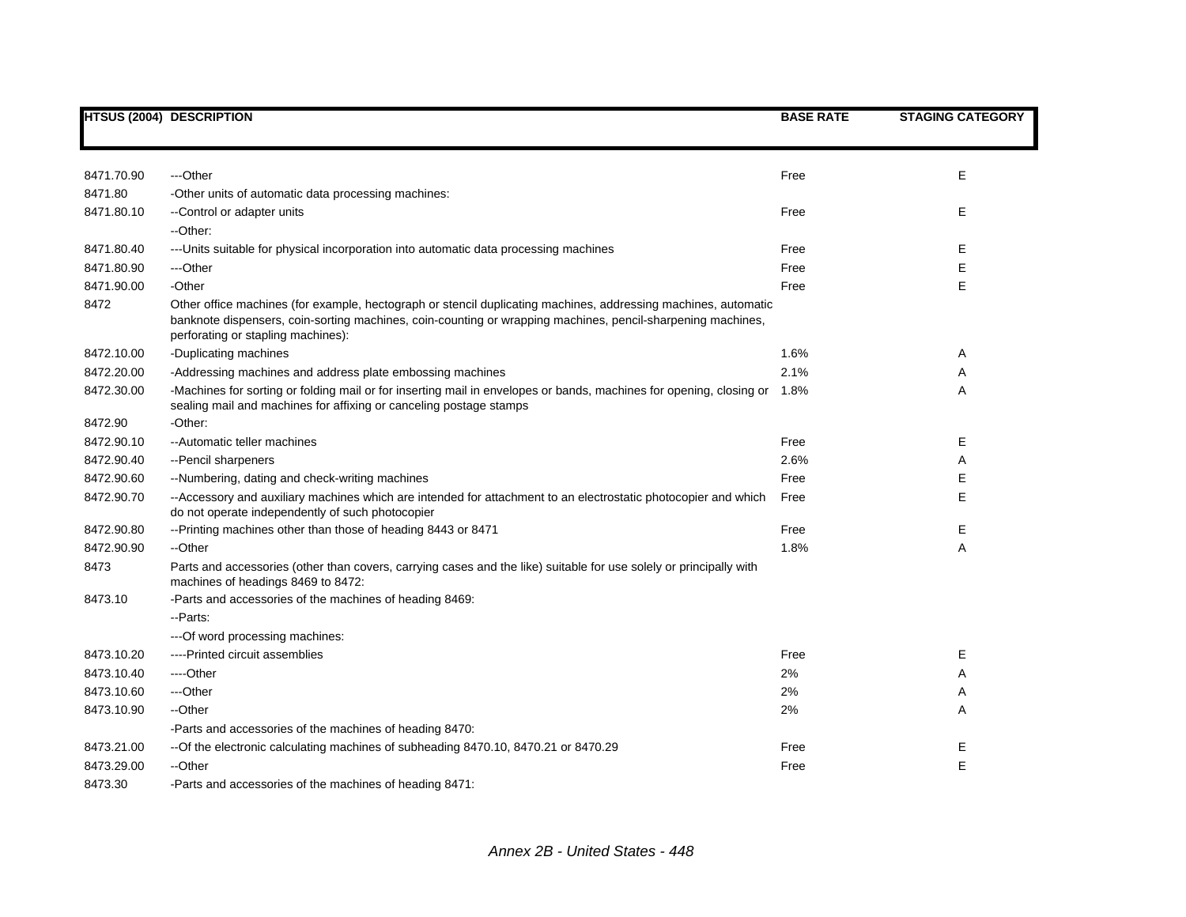| HTSUS (2004) | DESCRIPTION | BASE RATE | STAGING CATEGORY |
|---|---|---|---|
| 8471.70.90 | ---Other | Free | E |
| 8471.80 | -Other units of automatic data processing machines: | | |
| 8471.80.10 | --Control or adapter units | Free | E |
| | --Other: | | |
| 8471.80.40 | ---Units suitable for physical incorporation into automatic data processing machines | Free | E |
| 8471.80.90 | ---Other | Free | E |
| 8471.90.00 | -Other | Free | E |
| 8472 | Other office machines (for example, hectograph or stencil duplicating machines, addressing machines, automatic banknote dispensers, coin-sorting machines, coin-counting or wrapping machines, pencil-sharpening machines, perforating or stapling machines): | | |
| 8472.10.00 | -Duplicating machines | 1.6% | A |
| 8472.20.00 | -Addressing machines and address plate embossing machines | 2.1% | A |
| 8472.30.00 | -Machines for sorting or folding mail or for inserting mail in envelopes or bands, machines for opening, closing or sealing mail and machines for affixing or canceling postage stamps | 1.8% | A |
| 8472.90 | -Other: | | |
| 8472.90.10 | --Automatic teller machines | Free | E |
| 8472.90.40 | --Pencil sharpeners | 2.6% | A |
| 8472.90.60 | --Numbering, dating and check-writing machines | Free | E |
| 8472.90.70 | --Accessory and auxiliary machines which are intended for attachment to an electrostatic photocopier and which do not operate independently of such photocopier | Free | E |
| 8472.90.80 | --Printing machines other than those of heading 8443 or 8471 | Free | E |
| 8472.90.90 | --Other | 1.8% | A |
| 8473 | Parts and accessories (other than covers, carrying cases and the like) suitable for use solely or principally with machines of headings 8469 to 8472: | | |
| 8473.10 | -Parts and accessories of the machines of heading 8469: | | |
| | --Parts: | | |
| | ---Of word processing machines: | | |
| 8473.10.20 | ----Printed circuit assemblies | Free | E |
| 8473.10.40 | ----Other | 2% | A |
| 8473.10.60 | ---Other | 2% | A |
| 8473.10.90 | --Other | 2% | A |
| | -Parts and accessories of the machines of heading 8470: | | |
| 8473.21.00 | --Of the electronic calculating machines of subheading 8470.10, 8470.21 or 8470.29 | Free | E |
| 8473.29.00 | --Other | Free | E |
| 8473.30 | -Parts and accessories of the machines of heading 8471: | | |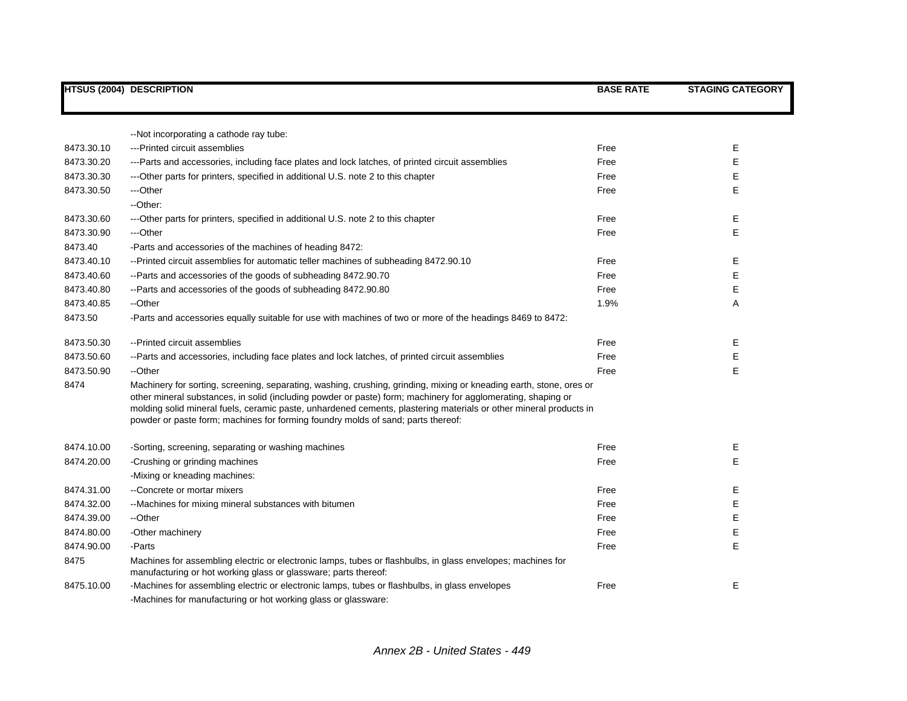| HTSUS (2004) | DESCRIPTION | BASE RATE | STAGING CATEGORY |
|---|---|---|---|
| | --Not incorporating a cathode ray tube: | | |
| 8473.30.10 | ---Printed circuit assemblies | Free | E |
| 8473.30.20 | ---Parts and accessories, including face plates and lock latches, of printed circuit assemblies | Free | E |
| 8473.30.30 | ---Other parts for printers, specified in additional U.S. note 2 to this chapter | Free | E |
| 8473.30.50 | ---Other | Free | E |
| | --Other: | | |
| 8473.30.60 | ---Other parts for printers, specified in additional U.S. note 2 to this chapter | Free | E |
| 8473.30.90 | ---Other | Free | E |
| 8473.40 | -Parts and accessories of the machines of heading 8472: | | |
| 8473.40.10 | --Printed circuit assemblies for automatic teller machines of subheading 8472.90.10 | Free | E |
| 8473.40.60 | --Parts and accessories of the goods of subheading 8472.90.70 | Free | E |
| 8473.40.80 | --Parts and accessories of the goods of subheading 8472.90.80 | Free | E |
| 8473.40.85 | --Other | 1.9% | A |
| 8473.50 | -Parts and accessories equally suitable for use with machines of two or more of the headings 8469 to 8472: | | |
| 8473.50.30 | --Printed circuit assemblies | Free | E |
| 8473.50.60 | --Parts and accessories, including face plates and lock latches, of printed circuit assemblies | Free | E |
| 8473.50.90 | --Other | Free | E |
| 8474 | Machinery for sorting, screening, separating, washing, crushing, grinding, mixing or kneading earth, stone, ores or other mineral substances, in solid (including powder or paste) form; machinery for agglomerating, shaping or molding solid mineral fuels, ceramic paste, unhardened cements, plastering materials or other mineral products in powder or paste form; machines for forming foundry molds of sand; parts thereof: | | |
| 8474.10.00 | -Sorting, screening, separating or washing machines | Free | E |
| 8474.20.00 | -Crushing or grinding machines | Free | E |
| | -Mixing or kneading machines: | | |
| 8474.31.00 | --Concrete or mortar mixers | Free | E |
| 8474.32.00 | --Machines for mixing mineral substances with bitumen | Free | E |
| 8474.39.00 | --Other | Free | E |
| 8474.80.00 | -Other machinery | Free | E |
| 8474.90.00 | -Parts | Free | E |
| 8475 | Machines for assembling electric or electronic lamps, tubes or flashbulbs, in glass envelopes; machines for manufacturing or hot working glass or glassware; parts thereof: | | |
| 8475.10.00 | -Machines for assembling electric or electronic lamps, tubes or flashbulbs, in glass envelopes | Free | E |
| | -Machines for manufacturing or hot working glass or glassware: | | |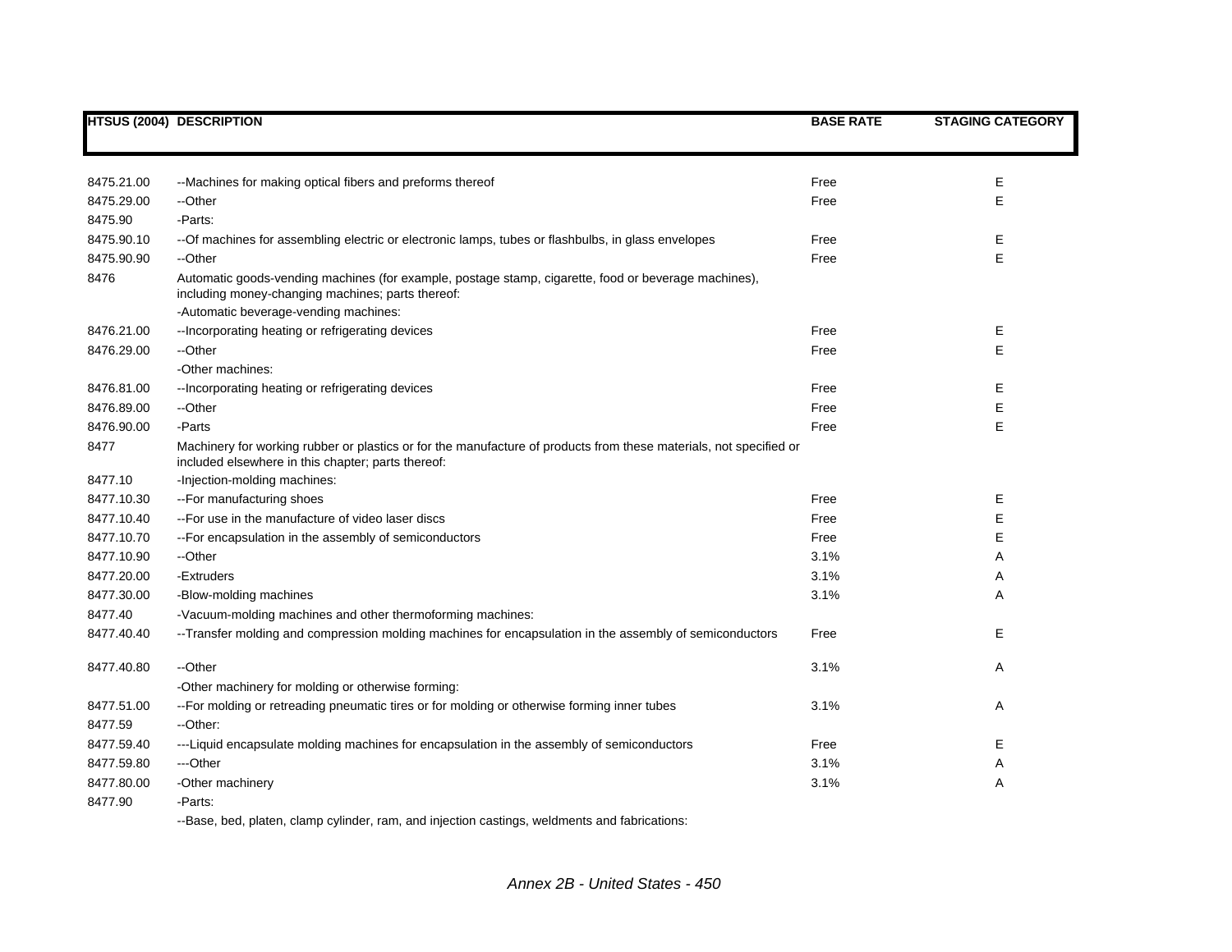| HTSUS (2004) | DESCRIPTION | BASE RATE | STAGING CATEGORY |
|---|---|---|---|
| 8475.21.00 | --Machines for making optical fibers and preforms thereof | Free | E |
| 8475.29.00 | --Other | Free | E |
| 8475.90 | -Parts: | | |
| 8475.90.10 | --Of machines for assembling electric or electronic lamps, tubes or flashbulbs, in glass envelopes | Free | E |
| 8475.90.90 | --Other | Free | E |
| 8476 | Automatic goods-vending machines (for example, postage stamp, cigarette, food or beverage machines), including money-changing machines; parts thereof: | | |
| | -Automatic beverage-vending machines: | | |
| 8476.21.00 | --Incorporating heating or refrigerating devices | Free | E |
| 8476.29.00 | --Other | Free | E |
| | -Other machines: | | |
| 8476.81.00 | --Incorporating heating or refrigerating devices | Free | E |
| 8476.89.00 | --Other | Free | E |
| 8476.90.00 | -Parts | Free | E |
| 8477 | Machinery for working rubber or plastics or for the manufacture of products from these materials, not specified or included elsewhere in this chapter; parts thereof: | | |
| 8477.10 | -Injection-molding machines: | | |
| 8477.10.30 | --For manufacturing shoes | Free | E |
| 8477.10.40 | --For use in the manufacture of video laser discs | Free | E |
| 8477.10.70 | --For encapsulation in the assembly of semiconductors | Free | E |
| 8477.10.90 | --Other | 3.1% | A |
| 8477.20.00 | -Extruders | 3.1% | A |
| 8477.30.00 | -Blow-molding machines | 3.1% | A |
| 8477.40 | -Vacuum-molding machines and other thermoforming machines: | | |
| 8477.40.40 | --Transfer molding and compression molding machines for encapsulation in the assembly of semiconductors | Free | E |
| 8477.40.80 | --Other | 3.1% | A |
| | -Other machinery for molding or otherwise forming: | | |
| 8477.51.00 | --For molding or retreading pneumatic tires or for molding or otherwise forming inner tubes | 3.1% | A |
| 8477.59 | --Other: | | |
| 8477.59.40 | ---Liquid encapsulate molding machines for encapsulation in the assembly of semiconductors | Free | E |
| 8477.59.80 | ---Other | 3.1% | A |
| 8477.80.00 | -Other machinery | 3.1% | A |
| 8477.90 | -Parts: | | |
| | --Base, bed, platen, clamp cylinder, ram, and injection castings, weldments and fabrications: | | |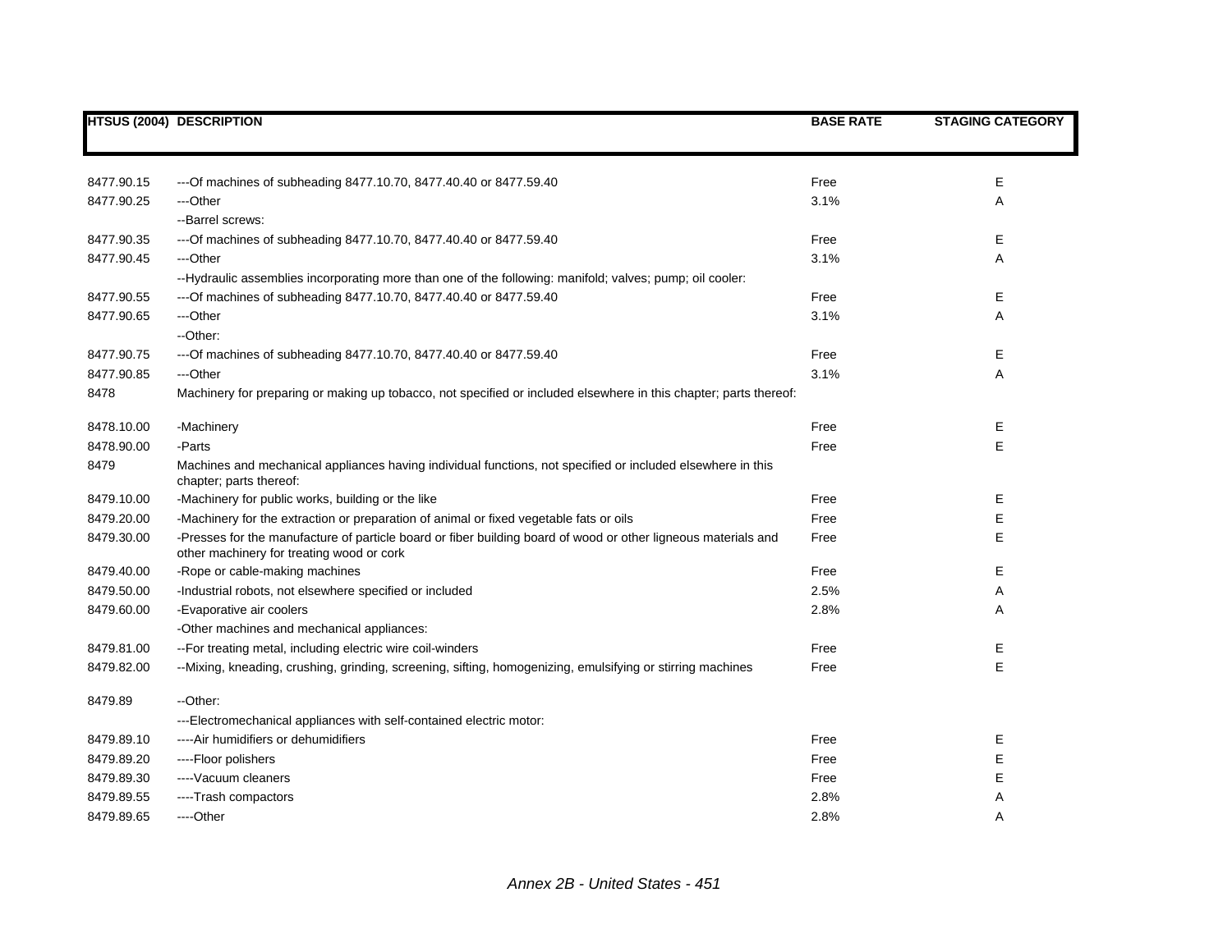| HTSUS (2004) | DESCRIPTION | BASE RATE | STAGING CATEGORY |
|---|---|---|---|
| 8477.90.15 | ---Of machines of subheading 8477.10.70, 8477.40.40 or 8477.59.40 | Free | E |
| 8477.90.25 | ---Other | 3.1% | A |
| | --Barrel screws: | | |
| 8477.90.35 | ---Of machines of subheading 8477.10.70, 8477.40.40 or 8477.59.40 | Free | E |
| 8477.90.45 | ---Other | 3.1% | A |
| | --Hydraulic assemblies incorporating more than one of the following: manifold; valves; pump; oil cooler: | | |
| 8477.90.55 | ---Of machines of subheading 8477.10.70, 8477.40.40 or 8477.59.40 | Free | E |
| 8477.90.65 | ---Other | 3.1% | A |
| | --Other: | | |
| 8477.90.75 | ---Of machines of subheading 8477.10.70, 8477.40.40 or 8477.59.40 | Free | E |
| 8477.90.85 | ---Other | 3.1% | A |
| 8478 | Machinery for preparing or making up tobacco, not specified or included elsewhere in this chapter; parts thereof: | | |
| 8478.10.00 | -Machinery | Free | E |
| 8478.90.00 | -Parts | Free | E |
| 8479 | Machines and mechanical appliances having individual functions, not specified or included elsewhere in this chapter; parts thereof: | | |
| 8479.10.00 | -Machinery for public works, building or the like | Free | E |
| 8479.20.00 | -Machinery for the extraction or preparation of animal or fixed vegetable fats or oils | Free | E |
| 8479.30.00 | -Presses for the manufacture of particle board or fiber building board of wood or other ligneous materials and other machinery for treating wood or cork | Free | E |
| 8479.40.00 | -Rope or cable-making machines | Free | E |
| 8479.50.00 | -Industrial robots, not elsewhere specified or included | 2.5% | A |
| 8479.60.00 | -Evaporative air coolers | 2.8% | A |
| | -Other machines and mechanical appliances: | | |
| 8479.81.00 | --For treating metal, including electric wire coil-winders | Free | E |
| 8479.82.00 | --Mixing, kneading, crushing, grinding, screening, sifting, homogenizing, emulsifying or stirring machines | Free | E |
| 8479.89 | --Other: | | |
| | ---Electromechanical appliances with self-contained electric motor: | | |
| 8479.89.10 | ----Air humidifiers or dehumidifiers | Free | E |
| 8479.89.20 | ----Floor polishers | Free | E |
| 8479.89.30 | ----Vacuum cleaners | Free | E |
| 8479.89.55 | ----Trash compactors | 2.8% | A |
| 8479.89.65 | ----Other | 2.8% | A |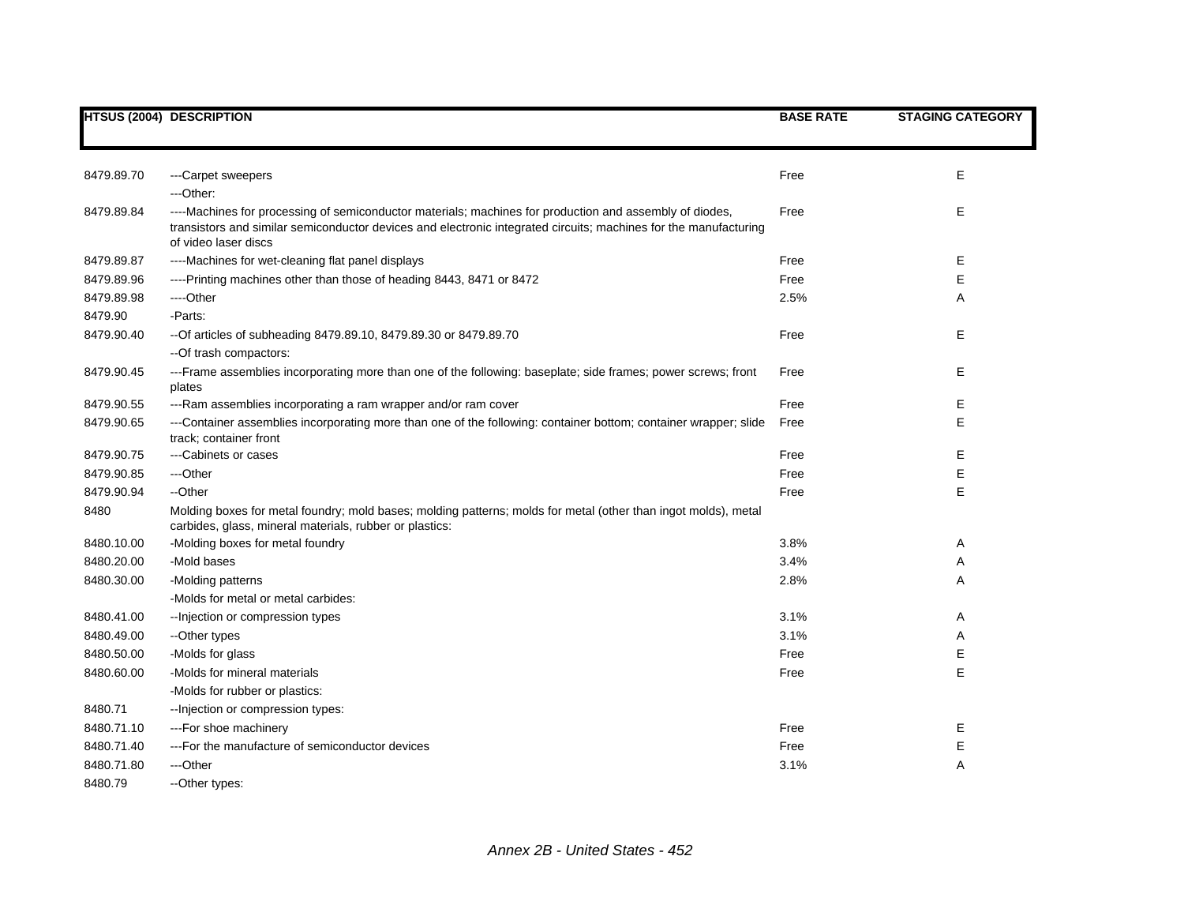| HTSUS (2004) | DESCRIPTION | BASE RATE | STAGING CATEGORY |
|---|---|---|---|
| 8479.89.70 | ---Carpet sweepers | Free | E |
| | ---Other: | | |
| 8479.89.84 | ----Machines for processing of semiconductor materials; machines for production and assembly of diodes, transistors and similar semiconductor devices and electronic integrated circuits; machines for the manufacturing of video laser discs | Free | E |
| 8479.89.87 | ----Machines for wet-cleaning flat panel displays | Free | E |
| 8479.89.96 | ----Printing machines other than those of heading 8443, 8471 or 8472 | Free | E |
| 8479.89.98 | ----Other | 2.5% | A |
| 8479.90 | -Parts: | | |
| 8479.90.40 | --Of articles of subheading 8479.89.10, 8479.89.30 or 8479.89.70 | Free | E |
| | --Of trash compactors: | | |
| 8479.90.45 | ---Frame assemblies incorporating more than one of the following: baseplate; side frames; power screws; front plates | Free | E |
| 8479.90.55 | ---Ram assemblies incorporating a ram wrapper and/or ram cover | Free | E |
| 8479.90.65 | ---Container assemblies incorporating more than one of the following: container bottom; container wrapper; slide track; container front | Free | E |
| 8479.90.75 | ---Cabinets or cases | Free | E |
| 8479.90.85 | ---Other | Free | E |
| 8479.90.94 | --Other | Free | E |
| 8480 | Molding boxes for metal foundry; mold bases; molding patterns; molds for metal (other than ingot molds), metal carbides, glass, mineral materials, rubber or plastics: | | |
| 8480.10.00 | -Molding boxes for metal foundry | 3.8% | A |
| 8480.20.00 | -Mold bases | 3.4% | A |
| 8480.30.00 | -Molding patterns | 2.8% | A |
| | -Molds for metal or metal carbides: | | |
| 8480.41.00 | --Injection or compression types | 3.1% | A |
| 8480.49.00 | --Other types | 3.1% | A |
| 8480.50.00 | -Molds for glass | Free | E |
| 8480.60.00 | -Molds for mineral materials | Free | E |
| | -Molds for rubber or plastics: | | |
| 8480.71 | --Injection or compression types: | | |
| 8480.71.10 | ---For shoe machinery | Free | E |
| 8480.71.40 | ---For the manufacture of semiconductor devices | Free | E |
| 8480.71.80 | ---Other | 3.1% | A |
| 8480.79 | --Other types: | | |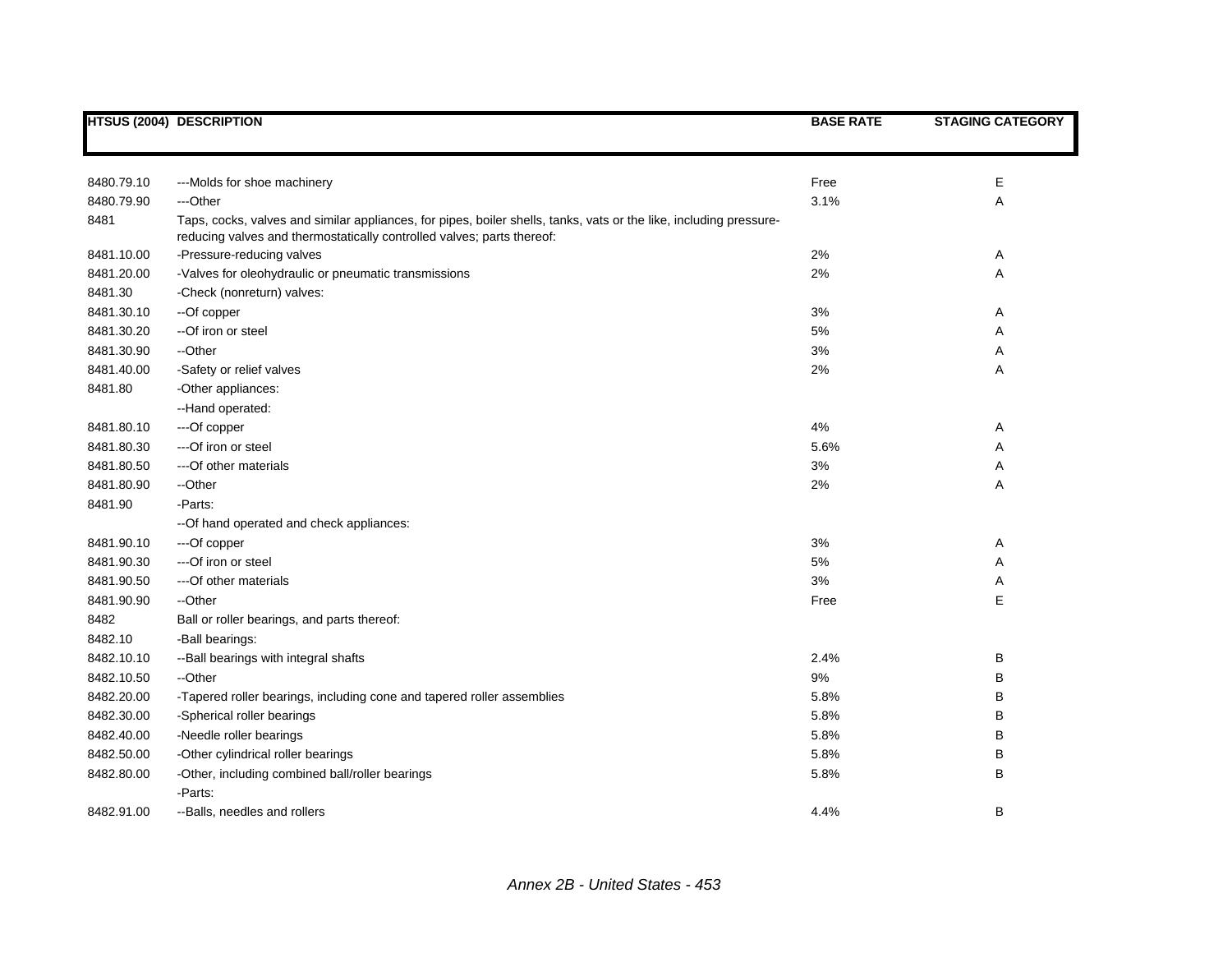| HTSUS (2004) | DESCRIPTION | BASE RATE | STAGING CATEGORY |
|---|---|---|---|
| 8480.79.10 | ---Molds for shoe machinery | Free | E |
| 8480.79.90 | ---Other | 3.1% | A |
| 8481 | Taps, cocks, valves and similar appliances, for pipes, boiler shells, tanks, vats or the like, including pressure-reducing valves and thermostatically controlled valves; parts thereof: | | |
| 8481.10.00 | -Pressure-reducing valves | 2% | A |
| 8481.20.00 | -Valves for oleohydraulic or pneumatic transmissions | 2% | A |
| 8481.30 | -Check (nonreturn) valves: | | |
| 8481.30.10 | --Of copper | 3% | A |
| 8481.30.20 | --Of iron or steel | 5% | A |
| 8481.30.90 | --Other | 3% | A |
| 8481.40.00 | -Safety or relief valves | 2% | A |
| 8481.80 | -Other appliances: | | |
| | --Hand operated: | | |
| 8481.80.10 | ---Of copper | 4% | A |
| 8481.80.30 | ---Of iron or steel | 5.6% | A |
| 8481.80.50 | ---Of other materials | 3% | A |
| 8481.80.90 | --Other | 2% | A |
| 8481.90 | -Parts: | | |
| | --Of hand operated and check appliances: | | |
| 8481.90.10 | ---Of copper | 3% | A |
| 8481.90.30 | ---Of iron or steel | 5% | A |
| 8481.90.50 | ---Of other materials | 3% | A |
| 8481.90.90 | --Other | Free | E |
| 8482 | Ball or roller bearings, and parts thereof: | | |
| 8482.10 | -Ball bearings: | | |
| 8482.10.10 | --Ball bearings with integral shafts | 2.4% | B |
| 8482.10.50 | --Other | 9% | B |
| 8482.20.00 | -Tapered roller bearings, including cone and tapered roller assemblies | 5.8% | B |
| 8482.30.00 | -Spherical roller bearings | 5.8% | B |
| 8482.40.00 | -Needle roller bearings | 5.8% | B |
| 8482.50.00 | -Other cylindrical roller bearings | 5.8% | B |
| 8482.80.00 | -Other, including combined ball/roller bearings | 5.8% | B |
| | -Parts: | | |
| 8482.91.00 | --Balls, needles and rollers | 4.4% | B |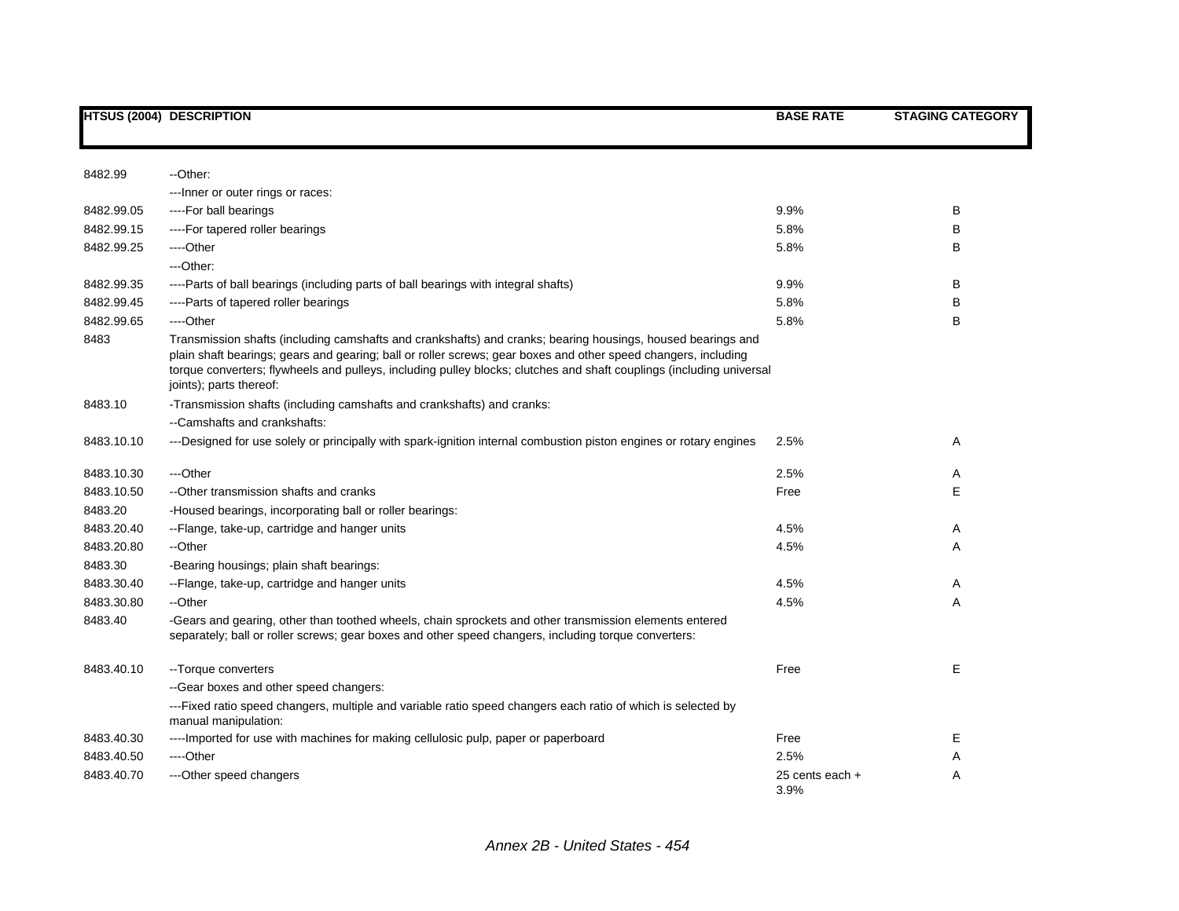| HTSUS (2004) | DESCRIPTION | BASE RATE | STAGING CATEGORY |
|---|---|---|---|
| 8482.99 | --Other: | | |
| | ---Inner or outer rings or races: | | |
| 8482.99.05 | ----For ball bearings | 9.9% | B |
| 8482.99.15 | ----For tapered roller bearings | 5.8% | B |
| 8482.99.25 | ----Other | 5.8% | B |
| | ---Other: | | |
| 8482.99.35 | ----Parts of ball bearings (including parts of ball bearings with integral shafts) | 9.9% | B |
| 8482.99.45 | ----Parts of tapered roller bearings | 5.8% | B |
| 8482.99.65 | ----Other | 5.8% | B |
| 8483 | Transmission shafts (including camshafts and crankshafts) and cranks; bearing housings, housed bearings and plain shaft bearings; gears and gearing; ball or roller screws; gear boxes and other speed changers, including torque converters; flywheels and pulleys, including pulley blocks; clutches and shaft couplings (including universal joints); parts thereof: | | |
| 8483.10 | -Transmission shafts (including camshafts and crankshafts) and cranks: | | |
| | --Camshafts and crankshafts: | | |
| 8483.10.10 | ---Designed for use solely or principally with spark-ignition internal combustion piston engines or rotary engines | 2.5% | A |
| 8483.10.30 | ---Other | 2.5% | A |
| 8483.10.50 | --Other transmission shafts and cranks | Free | E |
| 8483.20 | -Housed bearings, incorporating ball or roller bearings: | | |
| 8483.20.40 | --Flange, take-up, cartridge and hanger units | 4.5% | A |
| 8483.20.80 | --Other | 4.5% | A |
| 8483.30 | -Bearing housings; plain shaft bearings: | | |
| 8483.30.40 | --Flange, take-up, cartridge and hanger units | 4.5% | A |
| 8483.30.80 | --Other | 4.5% | A |
| 8483.40 | -Gears and gearing, other than toothed wheels, chain sprockets and other transmission elements entered separately; ball or roller screws; gear boxes and other speed changers, including torque converters: | | |
| 8483.40.10 | --Torque converters | Free | E |
| | --Gear boxes and other speed changers: | | |
| | ---Fixed ratio speed changers, multiple and variable ratio speed changers each ratio of which is selected by manual manipulation: | | |
| 8483.40.30 | ----Imported for use with machines for making cellulosic pulp, paper or paperboard | Free | E |
| 8483.40.50 | ----Other | 2.5% | A |
| 8483.40.70 | ---Other speed changers | 25 cents each + 3.9% | A |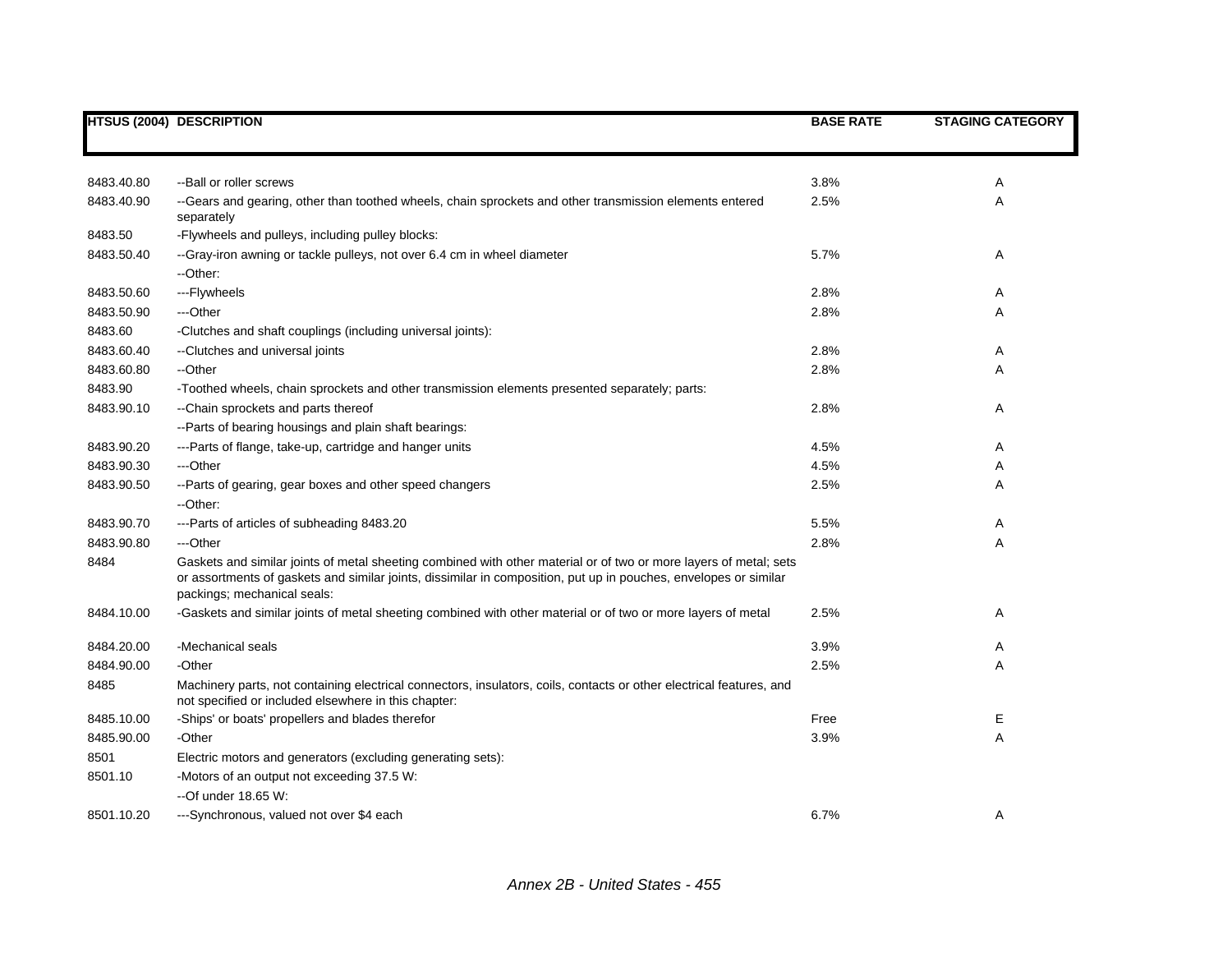| HTSUS (2004) | DESCRIPTION | BASE RATE | STAGING CATEGORY |
| --- | --- | --- | --- |
| 8483.40.80 | --Ball or roller screws | 3.8% | A |
| 8483.40.90 | --Gears and gearing, other than toothed wheels, chain sprockets and other transmission elements entered separately | 2.5% | A |
| 8483.50 | -Flywheels and pulleys, including pulley blocks: | | |
| 8483.50.40 | --Gray-iron awning or tackle pulleys, not over 6.4 cm in wheel diameter | 5.7% | A |
| | --Other: | | |
| 8483.50.60 | ---Flywheels | 2.8% | A |
| 8483.50.90 | ---Other | 2.8% | A |
| 8483.60 | -Clutches and shaft couplings (including universal joints): | | |
| 8483.60.40 | --Clutches and universal joints | 2.8% | A |
| 8483.60.80 | --Other | 2.8% | A |
| 8483.90 | -Toothed wheels, chain sprockets and other transmission elements presented separately; parts: | | |
| 8483.90.10 | --Chain sprockets and parts thereof | 2.8% | A |
| | --Parts of bearing housings and plain shaft bearings: | | |
| 8483.90.20 | ---Parts of flange, take-up, cartridge and hanger units | 4.5% | A |
| 8483.90.30 | ---Other | 4.5% | A |
| 8483.90.50 | --Parts of gearing, gear boxes and other speed changers | 2.5% | A |
| | --Other: | | |
| 8483.90.70 | ---Parts of articles of subheading 8483.20 | 5.5% | A |
| 8483.90.80 | ---Other | 2.8% | A |
| 8484 | Gaskets and similar joints of metal sheeting combined with other material or of two or more layers of metal; sets or assortments of gaskets and similar joints, dissimilar in composition, put up in pouches, envelopes or similar packings; mechanical seals: | | |
| 8484.10.00 | -Gaskets and similar joints of metal sheeting combined with other material or of two or more layers of metal | 2.5% | A |
| 8484.20.00 | -Mechanical seals | 3.9% | A |
| 8484.90.00 | -Other | 2.5% | A |
| 8485 | Machinery parts, not containing electrical connectors, insulators, coils, contacts or other electrical features, and not specified or included elsewhere in this chapter: | | |
| 8485.10.00 | -Ships' or boats' propellers and blades therefor | Free | E |
| 8485.90.00 | -Other | 3.9% | A |
| 8501 | Electric motors and generators (excluding generating sets): | | |
| 8501.10 | -Motors of an output not exceeding 37.5 W: | | |
| | --Of under 18.65 W: | | |
| 8501.10.20 | ---Synchronous, valued not over $4 each | 6.7% | A |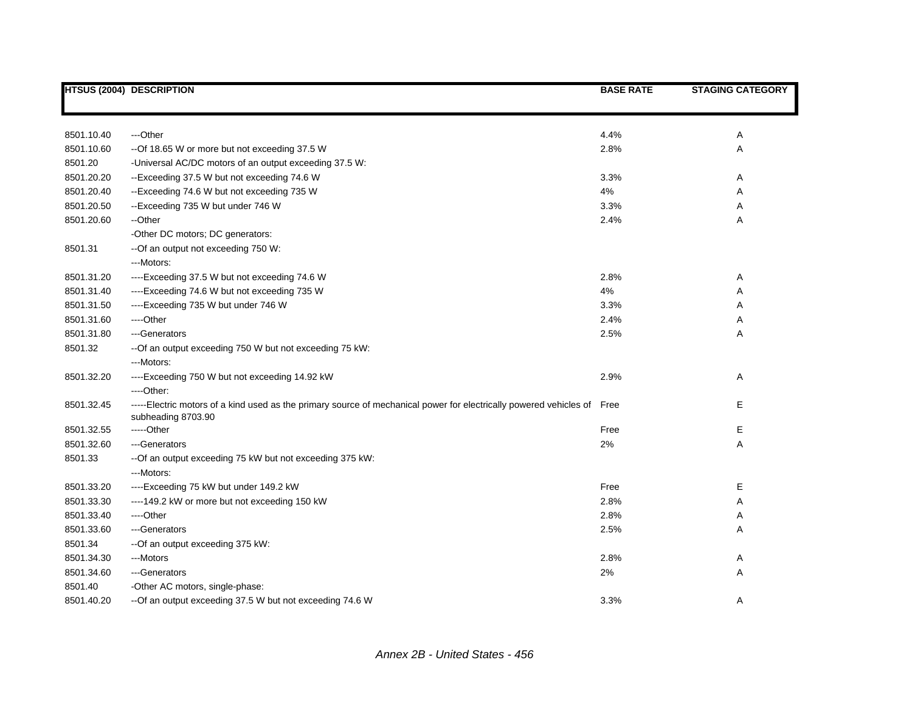| HTSUS (2004) | DESCRIPTION | BASE RATE | STAGING CATEGORY |
|---|---|---|---|
| 8501.10.40 | ---Other | 4.4% | A |
| 8501.10.60 | --Of 18.65 W or more but not exceeding 37.5 W | 2.8% | A |
| 8501.20 | -Universal AC/DC motors of an output exceeding 37.5 W: | | |
| 8501.20.20 | --Exceeding 37.5 W but not exceeding 74.6 W | 3.3% | A |
| 8501.20.40 | --Exceeding 74.6 W but not exceeding 735 W | 4% | A |
| 8501.20.50 | --Exceeding 735 W but under 746 W | 3.3% | A |
| 8501.20.60 | --Other | 2.4% | A |
| | -Other DC motors; DC generators: | | |
| 8501.31 | --Of an output not exceeding 750 W: | | |
| | ---Motors: | | |
| 8501.31.20 | ----Exceeding 37.5 W but not exceeding 74.6 W | 2.8% | A |
| 8501.31.40 | ----Exceeding 74.6 W but not exceeding 735 W | 4% | A |
| 8501.31.50 | ----Exceeding 735 W but under 746 W | 3.3% | A |
| 8501.31.60 | ----Other | 2.4% | A |
| 8501.31.80 | ---Generators | 2.5% | A |
| 8501.32 | --Of an output exceeding 750 W but not exceeding 75 kW: | | |
| | ---Motors: | | |
| 8501.32.20 | ----Exceeding 750 W but not exceeding 14.92 kW | 2.9% | A |
| | ----Other: | | |
| 8501.32.45 | -----Electric motors of a kind used as the primary source of mechanical power for electrically powered vehicles of subheading 8703.90 | Free | E |
| 8501.32.55 | -----Other | Free | E |
| 8501.32.60 | ---Generators | 2% | A |
| 8501.33 | --Of an output exceeding 75 kW but not exceeding 375 kW: | | |
| | ---Motors: | | |
| 8501.33.20 | ----Exceeding 75 kW but under 149.2 kW | Free | E |
| 8501.33.30 | ----149.2 kW or more but not exceeding 150 kW | 2.8% | A |
| 8501.33.40 | ----Other | 2.8% | A |
| 8501.33.60 | ---Generators | 2.5% | A |
| 8501.34 | --Of an output exceeding 375 kW: | | |
| 8501.34.30 | ---Motors | 2.8% | A |
| 8501.34.60 | ---Generators | 2% | A |
| 8501.40 | -Other AC motors, single-phase: | | |
| 8501.40.20 | --Of an output exceeding 37.5 W but not exceeding 74.6 W | 3.3% | A |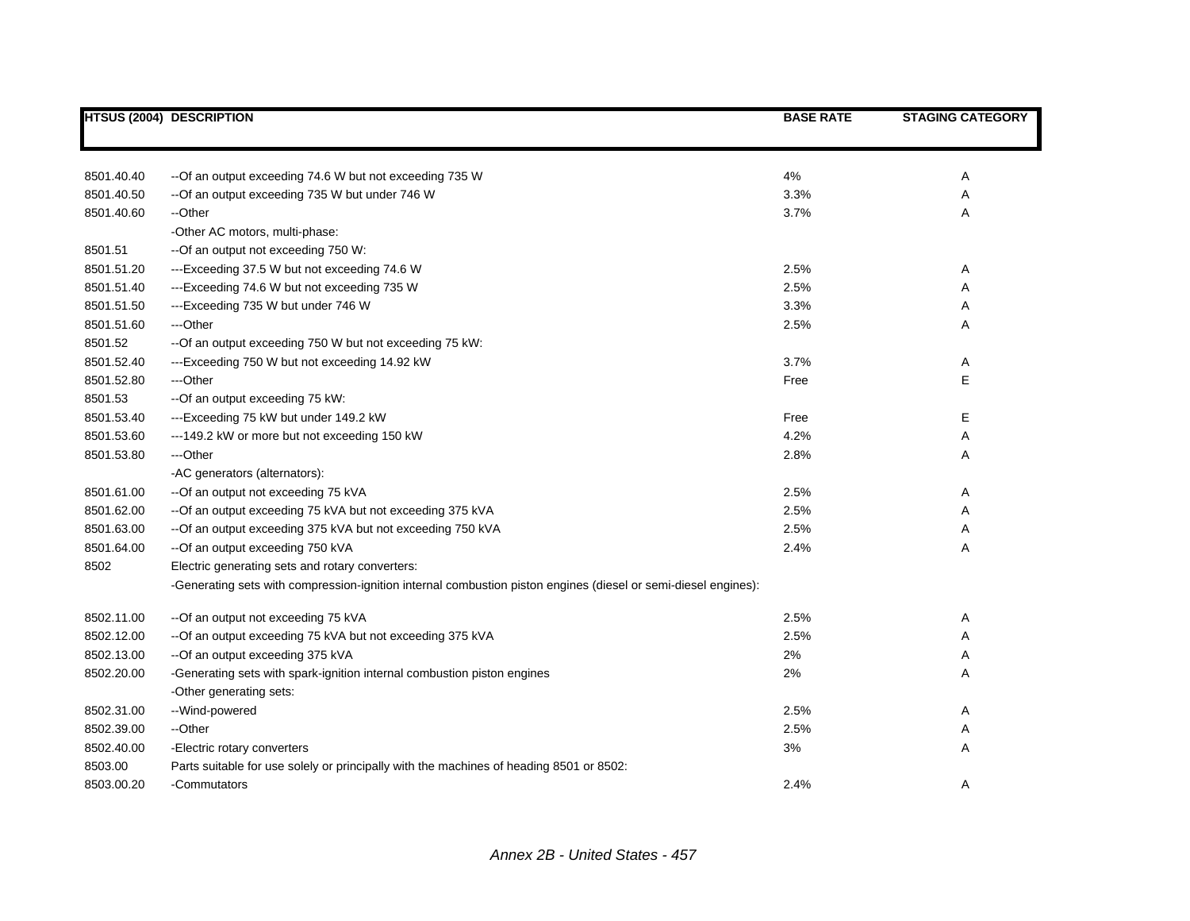| HTSUS (2004) | DESCRIPTION | BASE RATE | STAGING CATEGORY |
|---|---|---|---|
| 8501.40.40 | --Of an output exceeding 74.6 W but not exceeding 735 W | 4% | A |
| 8501.40.50 | --Of an output exceeding 735 W but under 746 W | 3.3% | A |
| 8501.40.60 | --Other | 3.7% | A |
| | -Other AC motors, multi-phase: | | |
| 8501.51 | --Of an output not exceeding 750 W: | | |
| 8501.51.20 | ---Exceeding 37.5 W but not exceeding 74.6 W | 2.5% | A |
| 8501.51.40 | ---Exceeding 74.6 W but not exceeding 735 W | 2.5% | A |
| 8501.51.50 | ---Exceeding 735 W but under 746 W | 3.3% | A |
| 8501.51.60 | ---Other | 2.5% | A |
| 8501.52 | --Of an output exceeding 750 W but not exceeding 75 kW: | | |
| 8501.52.40 | ---Exceeding 750 W but not exceeding 14.92 kW | 3.7% | A |
| 8501.52.80 | ---Other | Free | E |
| 8501.53 | --Of an output exceeding 75 kW: | | |
| 8501.53.40 | ---Exceeding 75 kW but under 149.2 kW | Free | E |
| 8501.53.60 | ---149.2 kW or more but not exceeding 150 kW | 4.2% | A |
| 8501.53.80 | ---Other | 2.8% | A |
| | -AC generators (alternators): | | |
| 8501.61.00 | --Of an output not exceeding 75 kVA | 2.5% | A |
| 8501.62.00 | --Of an output exceeding 75 kVA but not exceeding 375 kVA | 2.5% | A |
| 8501.63.00 | --Of an output exceeding 375 kVA but not exceeding 750 kVA | 2.5% | A |
| 8501.64.00 | --Of an output exceeding 750 kVA | 2.4% | A |
| 8502 | Electric generating sets and rotary converters: | | |
| | -Generating sets with compression-ignition internal combustion piston engines (diesel or semi-diesel engines): | | |
| 8502.11.00 | --Of an output not exceeding 75 kVA | 2.5% | A |
| 8502.12.00 | --Of an output exceeding 75 kVA but not exceeding 375 kVA | 2.5% | A |
| 8502.13.00 | --Of an output exceeding 375 kVA | 2% | A |
| 8502.20.00 | -Generating sets with spark-ignition internal combustion piston engines | 2% | A |
| | -Other generating sets: | | |
| 8502.31.00 | --Wind-powered | 2.5% | A |
| 8502.39.00 | --Other | 2.5% | A |
| 8502.40.00 | -Electric rotary converters | 3% | A |
| 8503.00 | Parts suitable for use solely or principally with the machines of heading 8501 or 8502: | | |
| 8503.00.20 | -Commutators | 2.4% | A |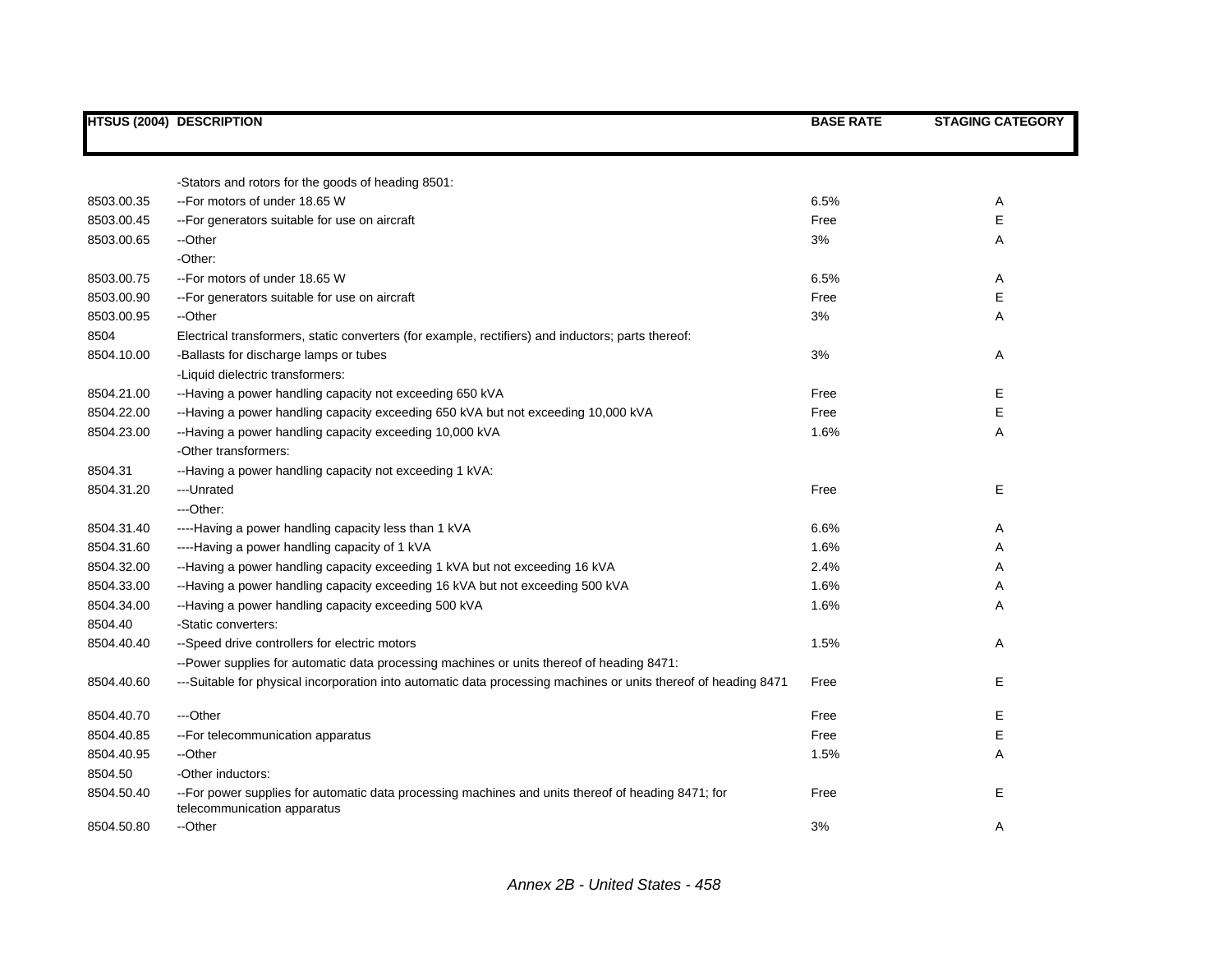| HTSUS (2004) | DESCRIPTION | BASE RATE | STAGING CATEGORY |
|---|---|---|---|
| | -Stators and rotors for the goods of heading 8501: | | |
| 8503.00.35 | --For motors of under 18.65 W | 6.5% | A |
| 8503.00.45 | --For generators suitable for use on aircraft | Free | E |
| 8503.00.65 | --Other | 3% | A |
| | -Other: | | |
| 8503.00.75 | --For motors of under 18.65 W | 6.5% | A |
| 8503.00.90 | --For generators suitable for use on aircraft | Free | E |
| 8503.00.95 | --Other | 3% | A |
| 8504 | Electrical transformers, static converters (for example, rectifiers) and inductors; parts thereof: | | |
| 8504.10.00 | -Ballasts for discharge lamps or tubes | 3% | A |
| | -Liquid dielectric transformers: | | |
| 8504.21.00 | --Having a power handling capacity not exceeding 650 kVA | Free | E |
| 8504.22.00 | --Having a power handling capacity exceeding 650 kVA but not exceeding 10,000 kVA | Free | E |
| 8504.23.00 | --Having a power handling capacity exceeding 10,000 kVA | 1.6% | A |
| | -Other transformers: | | |
| 8504.31 | --Having a power handling capacity not exceeding 1 kVA: | | |
| 8504.31.20 | ---Unrated | Free | E |
| | ---Other: | | |
| 8504.31.40 | ----Having a power handling capacity less than 1 kVA | 6.6% | A |
| 8504.31.60 | ----Having a power handling capacity of 1 kVA | 1.6% | A |
| 8504.32.00 | --Having a power handling capacity exceeding 1 kVA but not exceeding 16 kVA | 2.4% | A |
| 8504.33.00 | --Having a power handling capacity exceeding 16 kVA but not exceeding 500 kVA | 1.6% | A |
| 8504.34.00 | --Having a power handling capacity exceeding 500 kVA | 1.6% | A |
| 8504.40 | -Static converters: | | |
| 8504.40.40 | --Speed drive controllers for electric motors | 1.5% | A |
| | --Power supplies for automatic data processing machines or units thereof of heading 8471: | | |
| 8504.40.60 | ---Suitable for physical incorporation into automatic data processing machines or units thereof of heading 8471 | Free | E |
| 8504.40.70 | ---Other | Free | E |
| 8504.40.85 | --For telecommunication apparatus | Free | E |
| 8504.40.95 | --Other | 1.5% | A |
| 8504.50 | -Other inductors: | | |
| 8504.50.40 | --For power supplies for automatic data processing machines and units thereof of heading 8471; for telecommunication apparatus | Free | E |
| 8504.50.80 | --Other | 3% | A |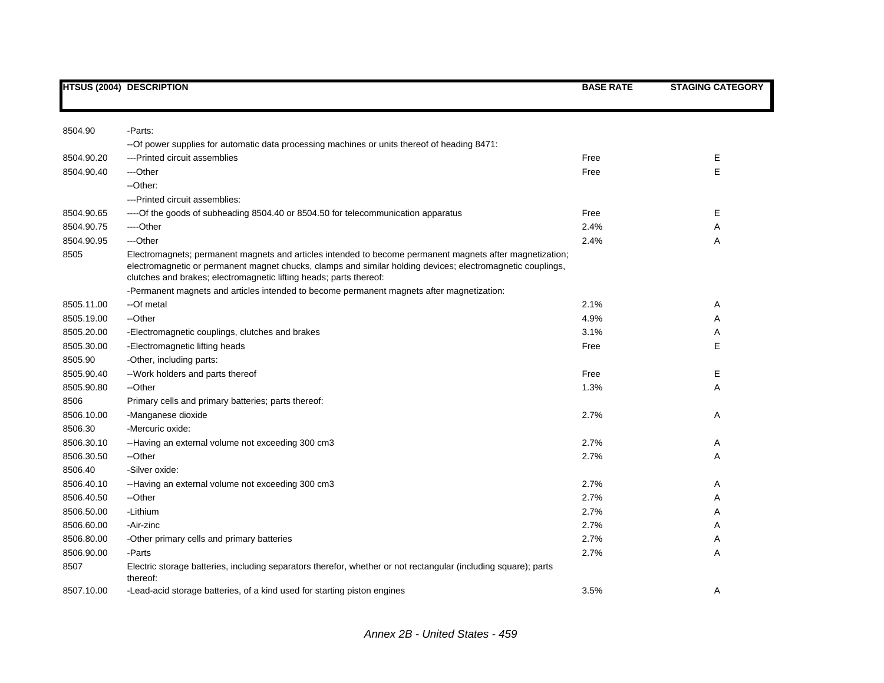| HTSUS (2004) | DESCRIPTION | BASE RATE | STAGING CATEGORY |
|---|---|---|---|
| 8504.90 | -Parts: | | |
| | --Of power supplies for automatic data processing machines or units thereof of heading 8471: | | |
| 8504.90.20 | ---Printed circuit assemblies | Free | E |
| 8504.90.40 | ---Other | Free | E |
| | --Other: | | |
| | ---Printed circuit assemblies: | | |
| 8504.90.65 | ----Of the goods of subheading 8504.40 or 8504.50 for telecommunication apparatus | Free | E |
| 8504.90.75 | ----Other | 2.4% | A |
| 8504.90.95 | ---Other | 2.4% | A |
| 8505 | Electromagnets; permanent magnets and articles intended to become permanent magnets after magnetization; electromagnetic or permanent magnet chucks, clamps and similar holding devices; electromagnetic couplings, clutches and brakes; electromagnetic lifting heads; parts thereof: | | |
| | -Permanent magnets and articles intended to become permanent magnets after magnetization: | | |
| 8505.11.00 | --Of metal | 2.1% | A |
| 8505.19.00 | --Other | 4.9% | A |
| 8505.20.00 | -Electromagnetic couplings, clutches and brakes | 3.1% | A |
| 8505.30.00 | -Electromagnetic lifting heads | Free | E |
| 8505.90 | -Other, including parts: | | |
| 8505.90.40 | --Work holders and parts thereof | Free | E |
| 8505.90.80 | --Other | 1.3% | A |
| 8506 | Primary cells and primary batteries; parts thereof: | | |
| 8506.10.00 | -Manganese dioxide | 2.7% | A |
| 8506.30 | -Mercuric oxide: | | |
| 8506.30.10 | --Having an external volume not exceeding 300 cm3 | 2.7% | A |
| 8506.30.50 | --Other | 2.7% | A |
| 8506.40 | -Silver oxide: | | |
| 8506.40.10 | --Having an external volume not exceeding 300 cm3 | 2.7% | A |
| 8506.40.50 | --Other | 2.7% | A |
| 8506.50.00 | -Lithium | 2.7% | A |
| 8506.60.00 | -Air-zinc | 2.7% | A |
| 8506.80.00 | -Other primary cells and primary batteries | 2.7% | A |
| 8506.90.00 | -Parts | 2.7% | A |
| 8507 | Electric storage batteries, including separators therefor, whether or not rectangular (including square); parts thereof: | | |
| 8507.10.00 | -Lead-acid storage batteries, of a kind used for starting piston engines | 3.5% | A |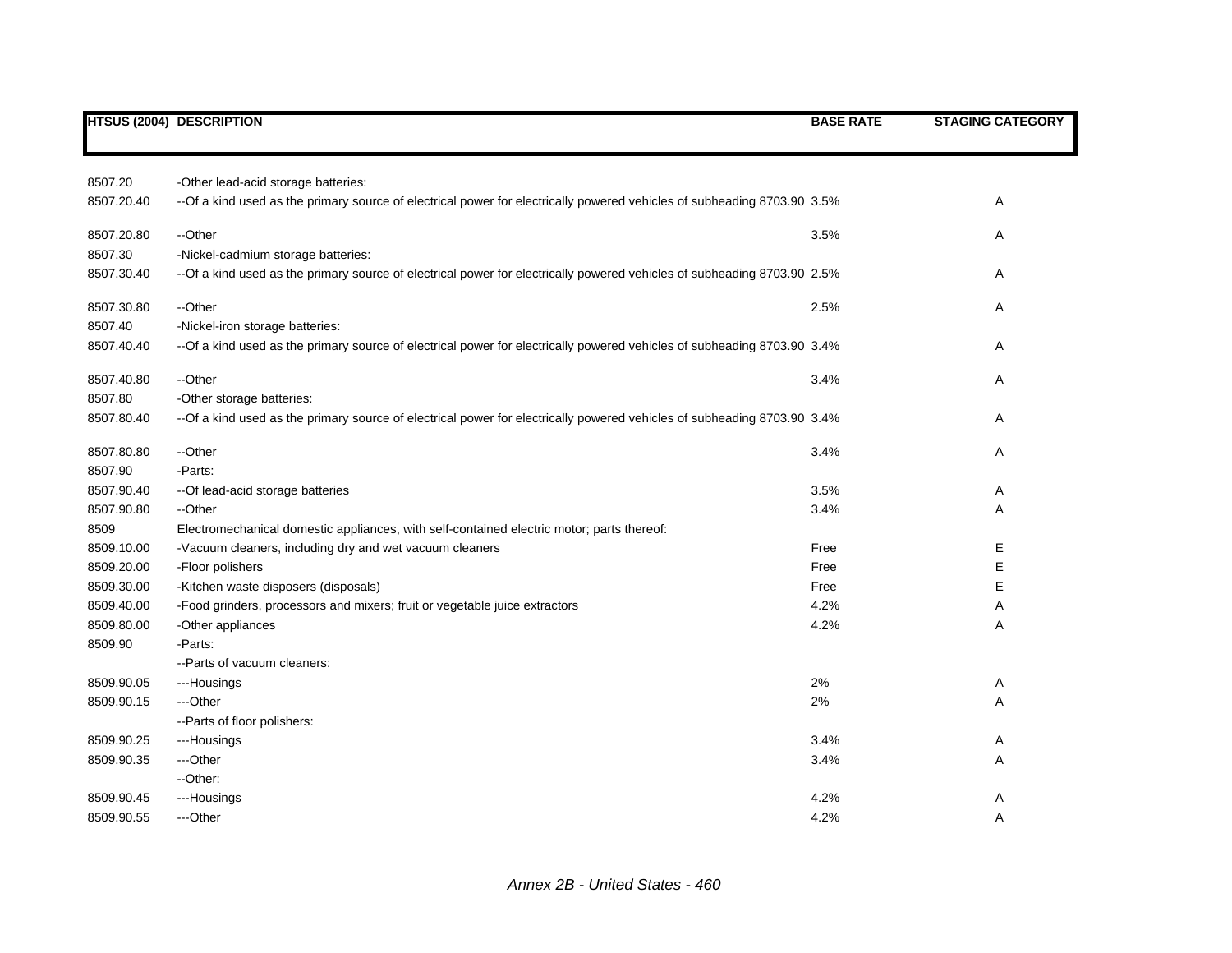| HTSUS (2004) | DESCRIPTION | BASE RATE | STAGING CATEGORY |
|---|---|---|---|
| 8507.20 | -Other lead-acid storage batteries: | | |
| 8507.20.40 | --Of a kind used as the primary source of electrical power for electrically powered vehicles of subheading 8703.90 | 3.5% | A |
| 8507.20.80 | --Other | 3.5% | A |
| 8507.30 | -Nickel-cadmium storage batteries: | | |
| 8507.30.40 | --Of a kind used as the primary source of electrical power for electrically powered vehicles of subheading 8703.90 | 2.5% | A |
| 8507.30.80 | --Other | 2.5% | A |
| 8507.40 | -Nickel-iron storage batteries: | | |
| 8507.40.40 | --Of a kind used as the primary source of electrical power for electrically powered vehicles of subheading 8703.90 | 3.4% | A |
| 8507.40.80 | --Other | 3.4% | A |
| 8507.80 | -Other storage batteries: | | |
| 8507.80.40 | --Of a kind used as the primary source of electrical power for electrically powered vehicles of subheading 8703.90 | 3.4% | A |
| 8507.80.80 | --Other | 3.4% | A |
| 8507.90 | -Parts: | | |
| 8507.90.40 | --Of lead-acid storage batteries | 3.5% | A |
| 8507.90.80 | --Other | 3.4% | A |
| 8509 | Electromechanical domestic appliances, with self-contained electric motor; parts thereof: | | |
| 8509.10.00 | -Vacuum cleaners, including dry and wet vacuum cleaners | Free | E |
| 8509.20.00 | -Floor polishers | Free | E |
| 8509.30.00 | -Kitchen waste disposers (disposals) | Free | E |
| 8509.40.00 | -Food grinders, processors and mixers; fruit or vegetable juice extractors | 4.2% | A |
| 8509.80.00 | -Other appliances | 4.2% | A |
| 8509.90 | -Parts: | | |
| | --Parts of vacuum cleaners: | | |
| 8509.90.05 | ---Housings | 2% | A |
| 8509.90.15 | ---Other | 2% | A |
| | --Parts of floor polishers: | | |
| 8509.90.25 | ---Housings | 3.4% | A |
| 8509.90.35 | ---Other | 3.4% | A |
| | --Other: | | |
| 8509.90.45 | ---Housings | 4.2% | A |
| 8509.90.55 | ---Other | 4.2% | A |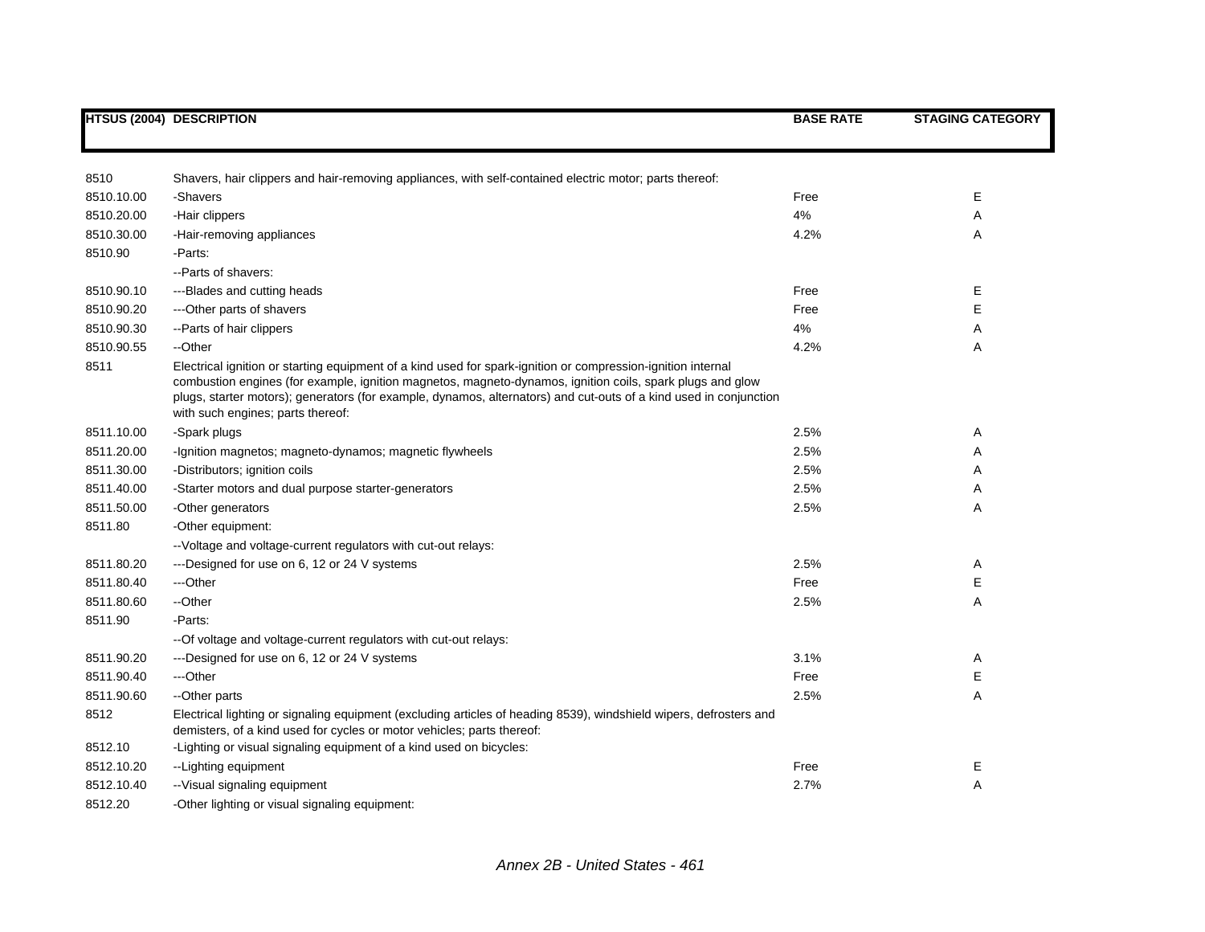| HTSUS (2004) | DESCRIPTION | BASE RATE | STAGING CATEGORY |
|---|---|---|---|
| 8510 | Shavers, hair clippers and hair-removing appliances, with self-contained electric motor; parts thereof: | | |
| 8510.10.00 | -Shavers | Free | E |
| 8510.20.00 | -Hair clippers | 4% | A |
| 8510.30.00 | -Hair-removing appliances | 4.2% | A |
| 8510.90 | -Parts: | | |
| | --Parts of shavers: | | |
| 8510.90.10 | ---Blades and cutting heads | Free | E |
| 8510.90.20 | ---Other parts of shavers | Free | E |
| 8510.90.30 | --Parts of hair clippers | 4% | A |
| 8510.90.55 | --Other | 4.2% | A |
| 8511 | Electrical ignition or starting equipment of a kind used for spark-ignition or compression-ignition internal combustion engines (for example, ignition magnetos, magneto-dynamos, ignition coils, spark plugs and glow plugs, starter motors); generators (for example, dynamos, alternators) and cut-outs of a kind used in conjunction with such engines; parts thereof: | | |
| 8511.10.00 | -Spark plugs | 2.5% | A |
| 8511.20.00 | -Ignition magnetos; magneto-dynamos; magnetic flywheels | 2.5% | A |
| 8511.30.00 | -Distributors; ignition coils | 2.5% | A |
| 8511.40.00 | -Starter motors and dual purpose starter-generators | 2.5% | A |
| 8511.50.00 | -Other generators | 2.5% | A |
| 8511.80 | -Other equipment: | | |
| | --Voltage and voltage-current regulators with cut-out relays: | | |
| 8511.80.20 | ---Designed for use on 6, 12 or 24 V systems | 2.5% | A |
| 8511.80.40 | ---Other | Free | E |
| 8511.80.60 | --Other | 2.5% | A |
| 8511.90 | -Parts: | | |
| | --Of voltage and voltage-current regulators with cut-out relays: | | |
| 8511.90.20 | ---Designed for use on 6, 12 or 24 V systems | 3.1% | A |
| 8511.90.40 | ---Other | Free | E |
| 8511.90.60 | --Other parts | 2.5% | A |
| 8512 | Electrical lighting or signaling equipment (excluding articles of heading 8539), windshield wipers, defrosters and demisters, of a kind used for cycles or motor vehicles; parts thereof: | | |
| 8512.10 | -Lighting or visual signaling equipment of a kind used on bicycles: | | |
| 8512.10.20 | --Lighting equipment | Free | E |
| 8512.10.40 | --Visual signaling equipment | 2.7% | A |
| 8512.20 | -Other lighting or visual signaling equipment: | | |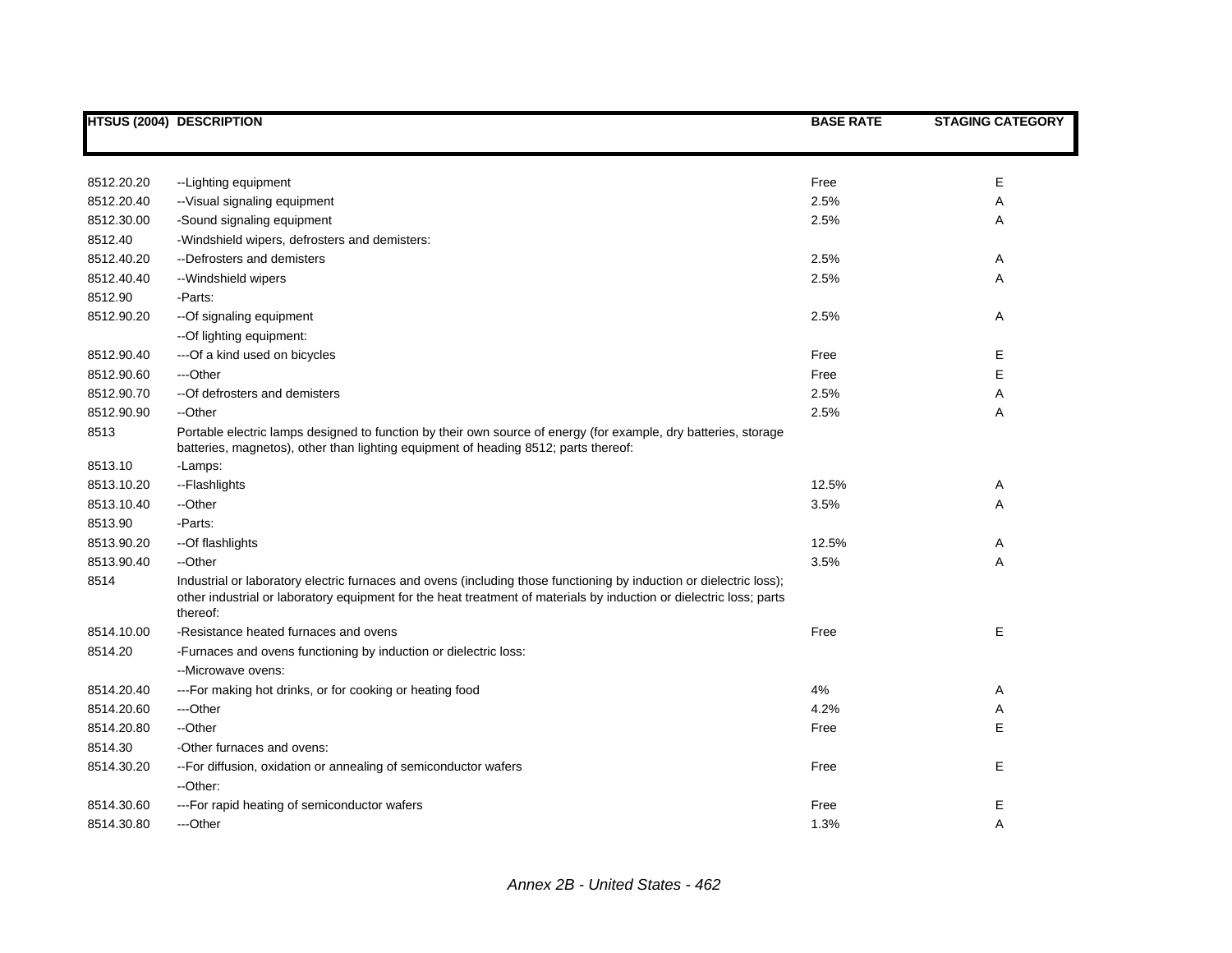| HTSUS (2004) | DESCRIPTION | BASE RATE | STAGING CATEGORY |
|---|---|---|---|
| 8512.20.20 | --Lighting equipment | Free | E |
| 8512.20.40 | --Visual signaling equipment | 2.5% | A |
| 8512.30.00 | -Sound signaling equipment | 2.5% | A |
| 8512.40 | -Windshield wipers, defrosters and demisters: | | |
| 8512.40.20 | --Defrosters and demisters | 2.5% | A |
| 8512.40.40 | --Windshield wipers | 2.5% | A |
| 8512.90 | -Parts: | | |
| 8512.90.20 | --Of signaling equipment | 2.5% | A |
| | --Of lighting equipment: | | |
| 8512.90.40 | ---Of a kind used on bicycles | Free | E |
| 8512.90.60 | ---Other | Free | E |
| 8512.90.70 | --Of defrosters and demisters | 2.5% | A |
| 8512.90.90 | --Other | 2.5% | A |
| 8513 | Portable electric lamps designed to function by their own source of energy (for example, dry batteries, storage batteries, magnetos), other than lighting equipment of heading 8512; parts thereof: | | |
| 8513.10 | -Lamps: | | |
| 8513.10.20 | --Flashlights | 12.5% | A |
| 8513.10.40 | --Other | 3.5% | A |
| 8513.90 | -Parts: | | |
| 8513.90.20 | --Of flashlights | 12.5% | A |
| 8513.90.40 | --Other | 3.5% | A |
| 8514 | Industrial or laboratory electric furnaces and ovens (including those functioning by induction or dielectric loss); other industrial or laboratory equipment for the heat treatment of materials by induction or dielectric loss; parts thereof: | | |
| 8514.10.00 | -Resistance heated furnaces and ovens | Free | E |
| 8514.20 | -Furnaces and ovens functioning by induction or dielectric loss: | | |
| | --Microwave ovens: | | |
| 8514.20.40 | ---For making hot drinks, or for cooking or heating food | 4% | A |
| 8514.20.60 | ---Other | 4.2% | A |
| 8514.20.80 | --Other | Free | E |
| 8514.30 | -Other furnaces and ovens: | | |
| 8514.30.20 | --For diffusion, oxidation or annealing of semiconductor wafers | Free | E |
| | --Other: | | |
| 8514.30.60 | ---For rapid heating of semiconductor wafers | Free | E |
| 8514.30.80 | ---Other | 1.3% | A |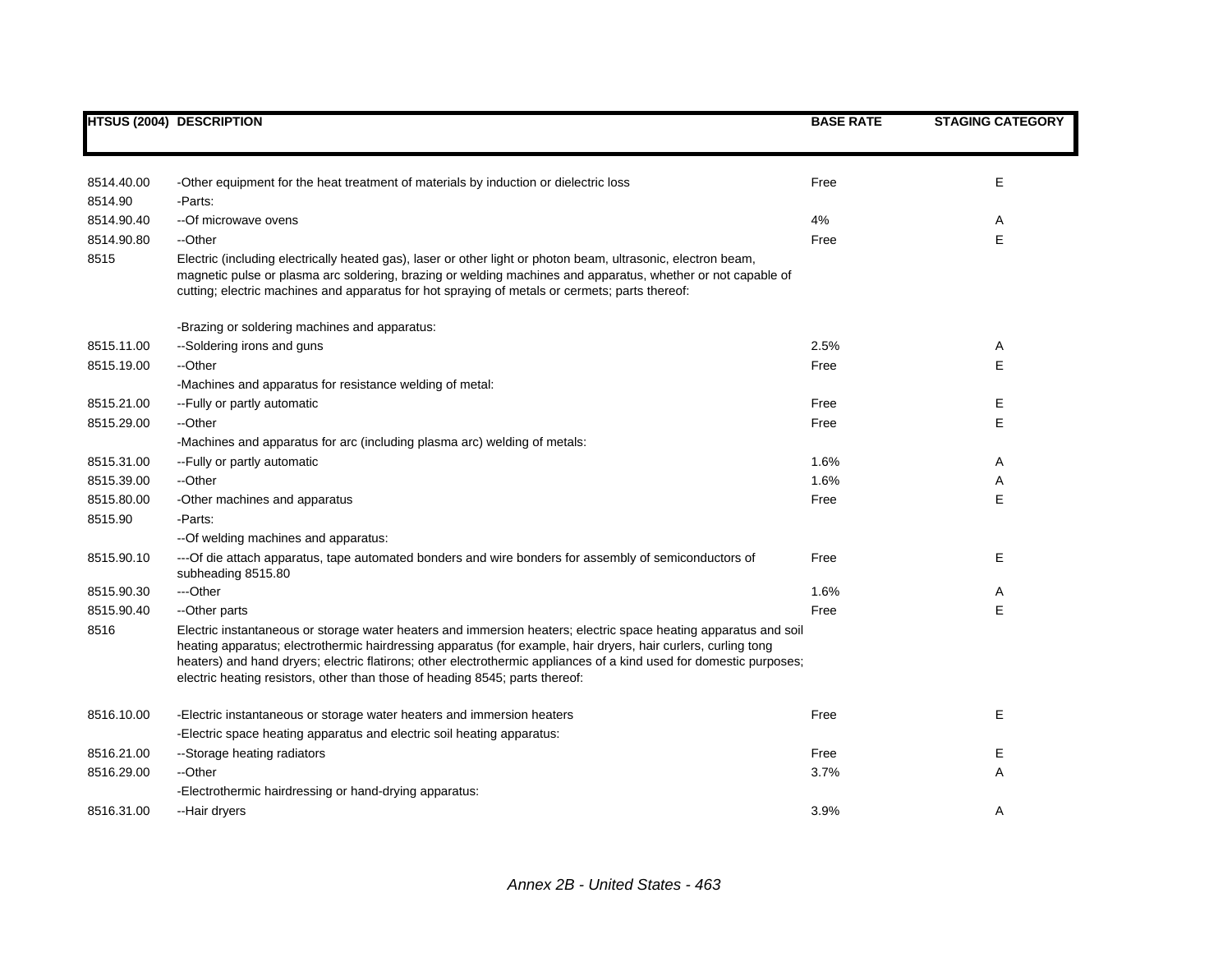| HTSUS (2004) | DESCRIPTION | BASE RATE | STAGING CATEGORY |
|---|---|---|---|
| 8514.40.00 | -Other equipment for the heat treatment of materials by induction or dielectric loss | Free | E |
| 8514.90 | -Parts: | | |
| 8514.90.40 | --Of microwave ovens | 4% | A |
| 8514.90.80 | --Other | Free | E |
| 8515 | Electric (including electrically heated gas), laser or other light or photon beam, ultrasonic, electron beam, magnetic pulse or plasma arc soldering, brazing or welding machines and apparatus, whether or not capable of cutting; electric machines and apparatus for hot spraying of metals or cermets; parts thereof: | | |
| | -Brazing or soldering machines and apparatus: | | |
| 8515.11.00 | --Soldering irons and guns | 2.5% | A |
| 8515.19.00 | --Other | Free | E |
| | -Machines and apparatus for resistance welding of metal: | | |
| 8515.21.00 | --Fully or partly automatic | Free | E |
| 8515.29.00 | --Other | Free | E |
| | -Machines and apparatus for arc (including plasma arc) welding of metals: | | |
| 8515.31.00 | --Fully or partly automatic | 1.6% | A |
| 8515.39.00 | --Other | 1.6% | A |
| 8515.80.00 | -Other machines and apparatus | Free | E |
| 8515.90 | -Parts: | | |
| | --Of welding machines and apparatus: | | |
| 8515.90.10 | ---Of die attach apparatus, tape automated bonders and wire bonders for assembly of semiconductors of subheading 8515.80 | Free | E |
| 8515.90.30 | ---Other | 1.6% | A |
| 8515.90.40 | --Other parts | Free | E |
| 8516 | Electric instantaneous or storage water heaters and immersion heaters; electric space heating apparatus and soil heating apparatus; electrothermic hairdressing apparatus (for example, hair dryers, hair curlers, curling tong heaters) and hand dryers; electric flatirons; other electrothermic appliances of a kind used for domestic purposes; electric heating resistors, other than those of heading 8545; parts thereof: | | |
| 8516.10.00 | -Electric instantaneous or storage water heaters and immersion heaters | Free | E |
| | -Electric space heating apparatus and electric soil heating apparatus: | | |
| 8516.21.00 | --Storage heating radiators | Free | E |
| 8516.29.00 | --Other | 3.7% | A |
| | -Electrothermic hairdressing or hand-drying apparatus: | | |
| 8516.31.00 | --Hair dryers | 3.9% | A |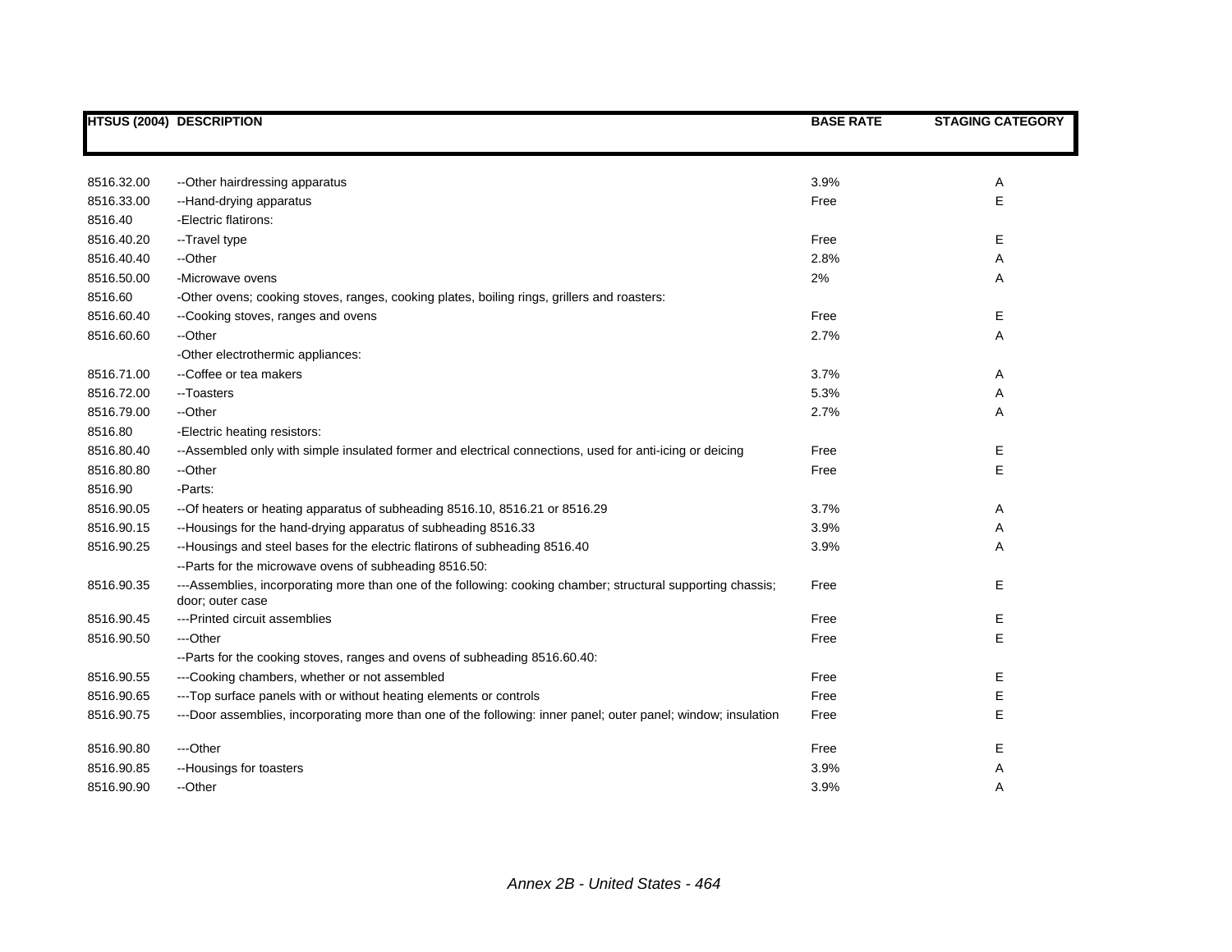| HTSUS (2004) | DESCRIPTION | BASE RATE | STAGING CATEGORY |
|---|---|---|---|
| 8516.32.00 | --Other hairdressing apparatus | 3.9% | A |
| 8516.33.00 | --Hand-drying apparatus | Free | E |
| 8516.40 | -Electric flatirons: | | |
| 8516.40.20 | --Travel type | Free | E |
| 8516.40.40 | --Other | 2.8% | A |
| 8516.50.00 | -Microwave ovens | 2% | A |
| 8516.60 | -Other ovens; cooking stoves, ranges, cooking plates, boiling rings, grillers and roasters: | | |
| 8516.60.40 | --Cooking stoves, ranges and ovens | Free | E |
| 8516.60.60 | --Other | 2.7% | A |
| | -Other electrothermic appliances: | | |
| 8516.71.00 | --Coffee or tea makers | 3.7% | A |
| 8516.72.00 | --Toasters | 5.3% | A |
| 8516.79.00 | --Other | 2.7% | A |
| 8516.80 | -Electric heating resistors: | | |
| 8516.80.40 | --Assembled only with simple insulated former and electrical connections, used for anti-icing or deicing | Free | E |
| 8516.80.80 | --Other | Free | E |
| 8516.90 | -Parts: | | |
| 8516.90.05 | --Of heaters or heating apparatus of subheading 8516.10, 8516.21 or 8516.29 | 3.7% | A |
| 8516.90.15 | --Housings for the hand-drying apparatus of subheading 8516.33 | 3.9% | A |
| 8516.90.25 | --Housings and steel bases for the electric flatirons of subheading 8516.40 | 3.9% | A |
| | --Parts for the microwave ovens of subheading 8516.50: | | |
| 8516.90.35 | ---Assemblies, incorporating more than one of the following: cooking chamber; structural supporting chassis; door; outer case | Free | E |
| 8516.90.45 | ---Printed circuit assemblies | Free | E |
| 8516.90.50 | ---Other | Free | E |
| | --Parts for the cooking stoves, ranges and ovens of subheading 8516.60.40: | | |
| 8516.90.55 | ---Cooking chambers, whether or not assembled | Free | E |
| 8516.90.65 | ---Top surface panels with or without heating elements or controls | Free | E |
| 8516.90.75 | ---Door assemblies, incorporating more than one of the following: inner panel; outer panel; window; insulation | Free | E |
| 8516.90.80 | ---Other | Free | E |
| 8516.90.85 | --Housings for toasters | 3.9% | A |
| 8516.90.90 | --Other | 3.9% | A |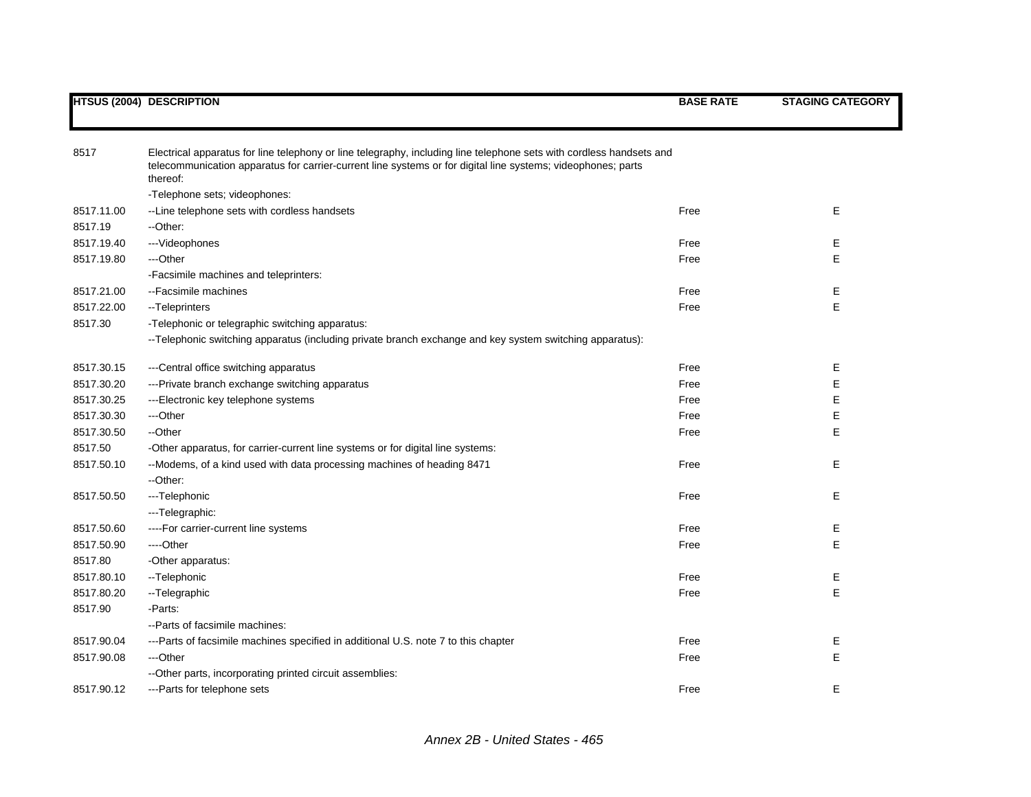| HTSUS (2004) | DESCRIPTION | BASE RATE | STAGING CATEGORY |
|---|---|---|---|
| 8517 | Electrical apparatus for line telephony or line telegraphy, including line telephone sets with cordless handsets and telecommunication apparatus for carrier-current line systems or for digital line systems; videophones; parts thereof: | | |
| | -Telephone sets; videophones: | | |
| 8517.11.00 | --Line telephone sets with cordless handsets | Free | E |
| 8517.19 | --Other: | | |
| 8517.19.40 | ---Videophones | Free | E |
| 8517.19.80 | ---Other | Free | E |
| | -Facsimile machines and teleprinters: | | |
| 8517.21.00 | --Facsimile machines | Free | E |
| 8517.22.00 | --Teleprinters | Free | E |
| 8517.30 | -Telephonic or telegraphic switching apparatus: | | |
| | --Telephonic switching apparatus (including private branch exchange and key system switching apparatus): | | |
| 8517.30.15 | ---Central office switching apparatus | Free | E |
| 8517.30.20 | ---Private branch exchange switching apparatus | Free | E |
| 8517.30.25 | ---Electronic key telephone systems | Free | E |
| 8517.30.30 | ---Other | Free | E |
| 8517.30.50 | --Other | Free | E |
| 8517.50 | -Other apparatus, for carrier-current line systems or for digital line systems: | | |
| 8517.50.10 | --Modems, of a kind used with data processing machines of heading 8471 | Free | E |
| | --Other: | | |
| 8517.50.50 | ---Telephonic | Free | E |
| | ---Telegraphic: | | |
| 8517.50.60 | ----For carrier-current line systems | Free | E |
| 8517.50.90 | ----Other | Free | E |
| 8517.80 | -Other apparatus: | | |
| 8517.80.10 | --Telephonic | Free | E |
| 8517.80.20 | --Telegraphic | Free | E |
| 8517.90 | -Parts: | | |
| | --Parts of facsimile machines: | | |
| 8517.90.04 | ---Parts of facsimile machines specified in additional U.S. note 7 to this chapter | Free | E |
| 8517.90.08 | ---Other | Free | E |
| | --Other parts, incorporating printed circuit assemblies: | | |
| 8517.90.12 | ---Parts for telephone sets | Free | E |

*Annex 2B - United States - 465*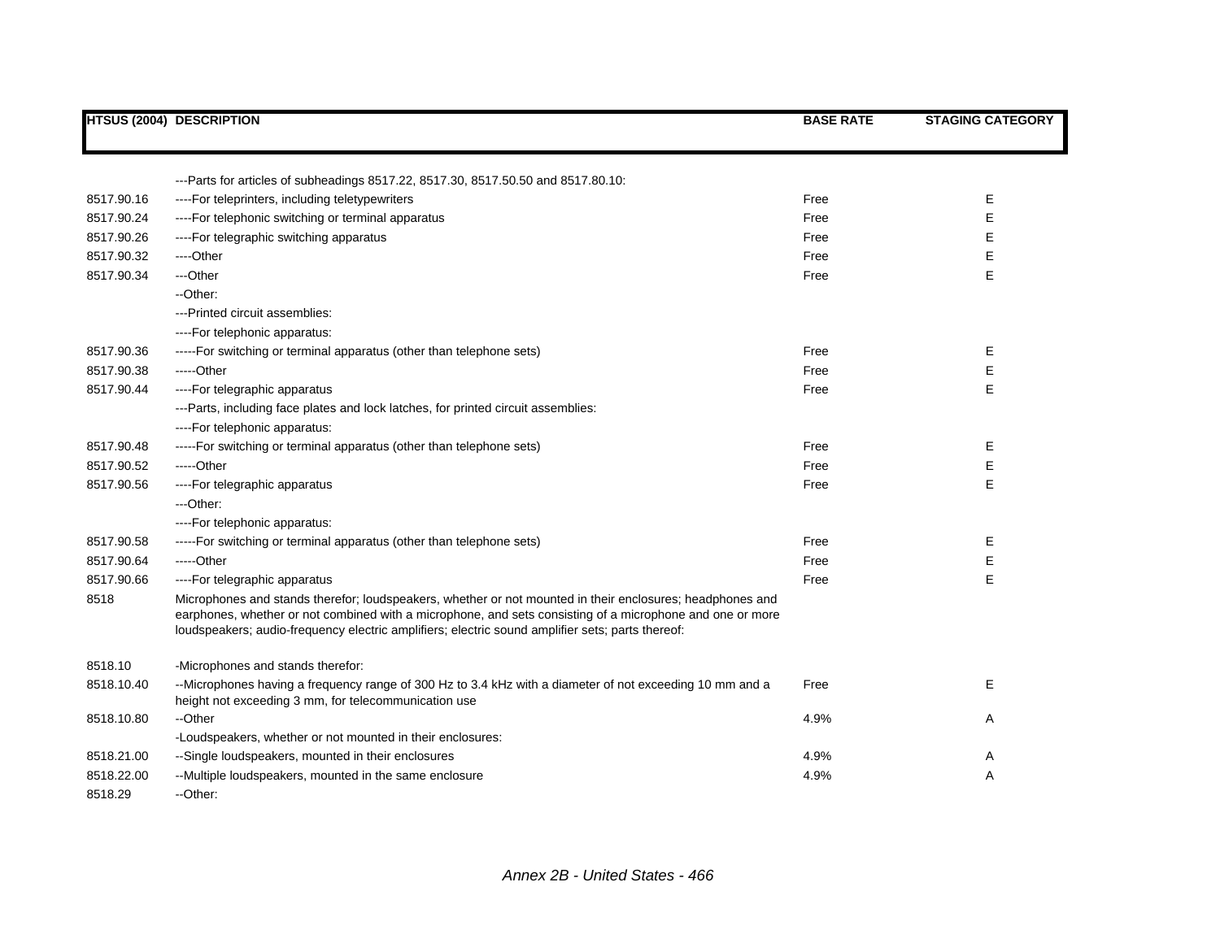| HTSUS (2004) | DESCRIPTION | BASE RATE | STAGING CATEGORY |
|---|---|---|---|
| | ---Parts for articles of subheadings 8517.22, 8517.30, 8517.50.50 and 8517.80.10: | | |
| 8517.90.16 | ----For teleprinters, including teletypewriters | Free | E |
| 8517.90.24 | ----For telephonic switching or terminal apparatus | Free | E |
| 8517.90.26 | ----For telegraphic switching apparatus | Free | E |
| 8517.90.32 | ----Other | Free | E |
| 8517.90.34 | ---Other | Free | E |
| | --Other: | | |
| | ---Printed circuit assemblies: | | |
| | ----For telephonic apparatus: | | |
| 8517.90.36 | -----For switching or terminal apparatus (other than telephone sets) | Free | E |
| 8517.90.38 | -----Other | Free | E |
| 8517.90.44 | ----For telegraphic apparatus | Free | E |
| | ---Parts, including face plates and lock latches, for printed circuit assemblies: | | |
| | ----For telephonic apparatus: | | |
| 8517.90.48 | -----For switching or terminal apparatus (other than telephone sets) | Free | E |
| 8517.90.52 | -----Other | Free | E |
| 8517.90.56 | ----For telegraphic apparatus | Free | E |
| | ---Other: | | |
| | ----For telephonic apparatus: | | |
| 8517.90.58 | -----For switching or terminal apparatus (other than telephone sets) | Free | E |
| 8517.90.64 | -----Other | Free | E |
| 8517.90.66 | ----For telegraphic apparatus | Free | E |
| 8518 | Microphones and stands therefor; loudspeakers, whether or not mounted in their enclosures; headphones and earphones, whether or not combined with a microphone, and sets consisting of a microphone and one or more loudspeakers; audio-frequency electric amplifiers; electric sound amplifier sets; parts thereof: | | |
| 8518.10 | -Microphones and stands therefor: | | |
| 8518.10.40 | --Microphones having a frequency range of 300 Hz to 3.4 kHz with a diameter of not exceeding 10 mm and a height not exceeding 3 mm, for telecommunication use | Free | E |
| 8518.10.80 | --Other | 4.9% | A |
| | -Loudspeakers, whether or not mounted in their enclosures: | | |
| 8518.21.00 | --Single loudspeakers, mounted in their enclosures | 4.9% | A |
| 8518.22.00 | --Multiple loudspeakers, mounted in the same enclosure | 4.9% | A |
| 8518.29 | --Other: | | |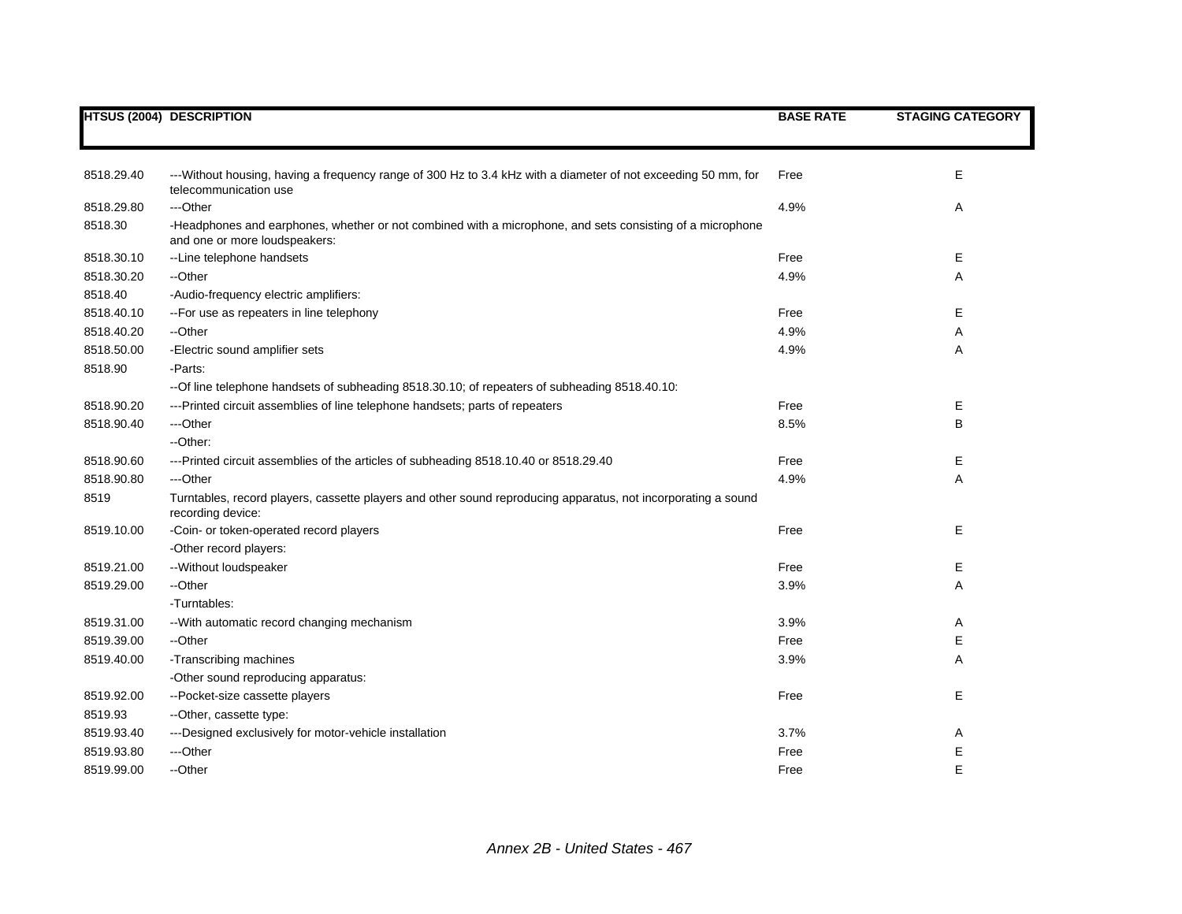| HTSUS (2004) | DESCRIPTION | BASE RATE | STAGING CATEGORY |
|---|---|---|---|
| 8518.29.40 | ---Without housing, having a frequency range of 300 Hz to 3.4 kHz with a diameter of not exceeding 50 mm, for telecommunication use | Free | E |
| 8518.29.80 | ---Other | 4.9% | A |
| 8518.30 | -Headphones and earphones, whether or not combined with a microphone, and sets consisting of a microphone and one or more loudspeakers: | | |
| 8518.30.10 | --Line telephone handsets | Free | E |
| 8518.30.20 | --Other | 4.9% | A |
| 8518.40 | -Audio-frequency electric amplifiers: | | |
| 8518.40.10 | --For use as repeaters in line telephony | Free | E |
| 8518.40.20 | --Other | 4.9% | A |
| 8518.50.00 | -Electric sound amplifier sets | 4.9% | A |
| 8518.90 | -Parts: | | |
| | --Of line telephone handsets of subheading 8518.30.10; of repeaters of subheading 8518.40.10: | | |
| 8518.90.20 | ---Printed circuit assemblies of line telephone handsets; parts of repeaters | Free | E |
| 8518.90.40 | ---Other | 8.5% | B |
| | --Other: | | |
| 8518.90.60 | ---Printed circuit assemblies of the articles of subheading 8518.10.40 or 8518.29.40 | Free | E |
| 8518.90.80 | ---Other | 4.9% | A |
| 8519 | Turntables, record players, cassette players and other sound reproducing apparatus, not incorporating a sound recording device: | | |
| 8519.10.00 | -Coin- or token-operated record players | Free | E |
| | -Other record players: | | |
| 8519.21.00 | --Without loudspeaker | Free | E |
| 8519.29.00 | --Other | 3.9% | A |
| | -Turntables: | | |
| 8519.31.00 | --With automatic record changing mechanism | 3.9% | A |
| 8519.39.00 | --Other | Free | E |
| 8519.40.00 | -Transcribing machines | 3.9% | A |
| | -Other sound reproducing apparatus: | | |
| 8519.92.00 | --Pocket-size cassette players | Free | E |
| 8519.93 | --Other, cassette type: | | |
| 8519.93.40 | ---Designed exclusively for motor-vehicle installation | 3.7% | A |
| 8519.93.80 | ---Other | Free | E |
| 8519.99.00 | --Other | Free | E |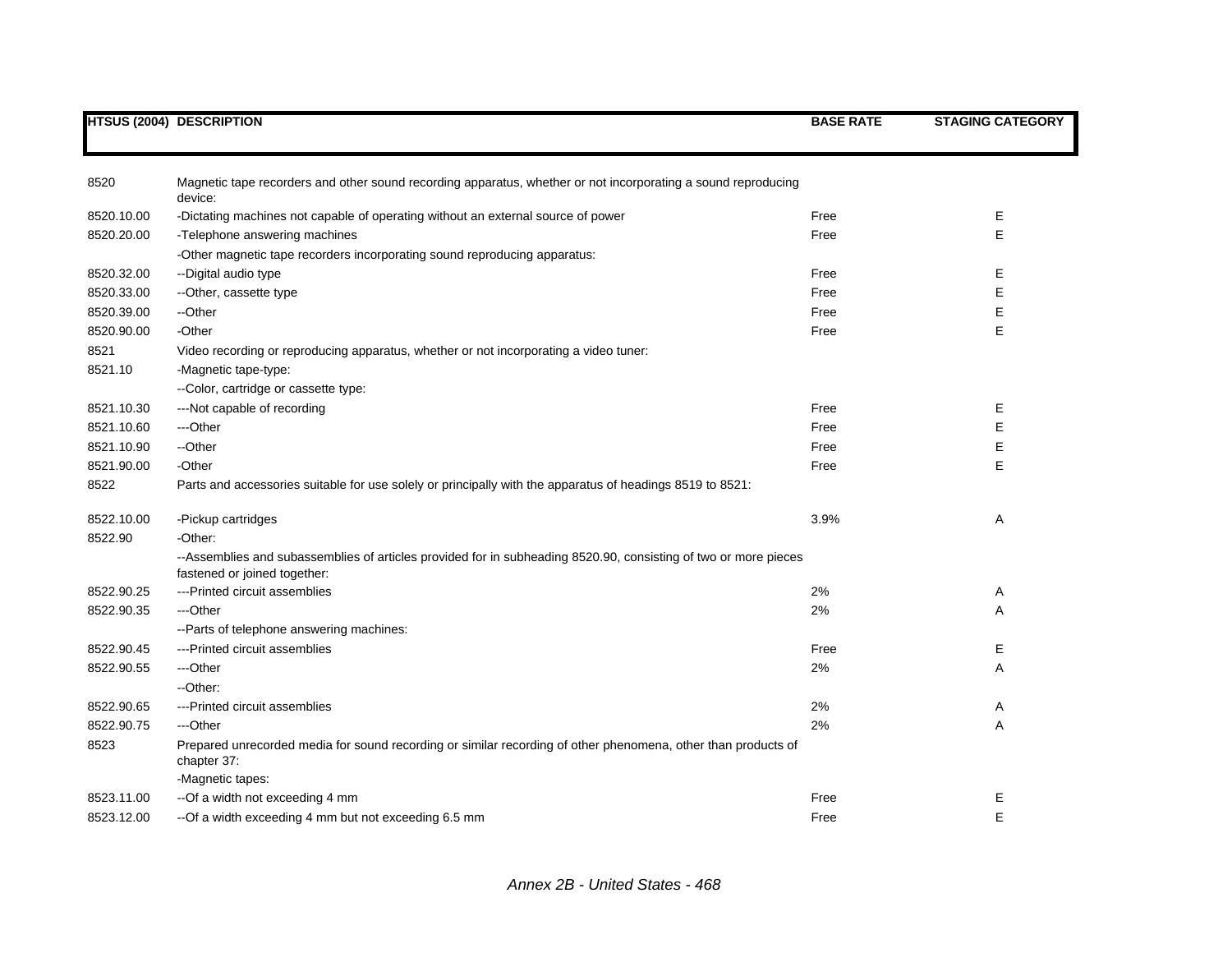| HTSUS (2004) | DESCRIPTION | BASE RATE | STAGING CATEGORY |
|---|---|---|---|
| 8520 | Magnetic tape recorders and other sound recording apparatus, whether or not incorporating a sound reproducing device: | | |
| 8520.10.00 | -Dictating machines not capable of operating without an external source of power | Free | E |
| 8520.20.00 | -Telephone answering machines | Free | E |
| | -Other magnetic tape recorders incorporating sound reproducing apparatus: | | |
| 8520.32.00 | --Digital audio type | Free | E |
| 8520.33.00 | --Other, cassette type | Free | E |
| 8520.39.00 | --Other | Free | E |
| 8520.90.00 | -Other | Free | E |
| 8521 | Video recording or reproducing apparatus, whether or not incorporating a video tuner: | | |
| 8521.10 | -Magnetic tape-type: | | |
| | --Color, cartridge or cassette type: | | |
| 8521.10.30 | ---Not capable of recording | Free | E |
| 8521.10.60 | ---Other | Free | E |
| 8521.10.90 | --Other | Free | E |
| 8521.90.00 | -Other | Free | E |
| 8522 | Parts and accessories suitable for use solely or principally with the apparatus of headings 8519 to 8521: | | |
| 8522.10.00 | -Pickup cartridges | 3.9% | A |
| 8522.90 | -Other: | | |
| | --Assemblies and subassemblies of articles provided for in subheading 8520.90, consisting of two or more pieces fastened or joined together: | | |
| 8522.90.25 | ---Printed circuit assemblies | 2% | A |
| 8522.90.35 | ---Other | 2% | A |
| | --Parts of telephone answering machines: | | |
| 8522.90.45 | ---Printed circuit assemblies | Free | E |
| 8522.90.55 | ---Other | 2% | A |
| | --Other: | | |
| 8522.90.65 | ---Printed circuit assemblies | 2% | A |
| 8522.90.75 | ---Other | 2% | A |
| 8523 | Prepared unrecorded media for sound recording or similar recording of other phenomena, other than products of chapter 37: | | |
| | -Magnetic tapes: | | |
| 8523.11.00 | --Of a width not exceeding 4 mm | Free | E |
| 8523.12.00 | --Of a width exceeding 4 mm but not exceeding 6.5 mm | Free | E |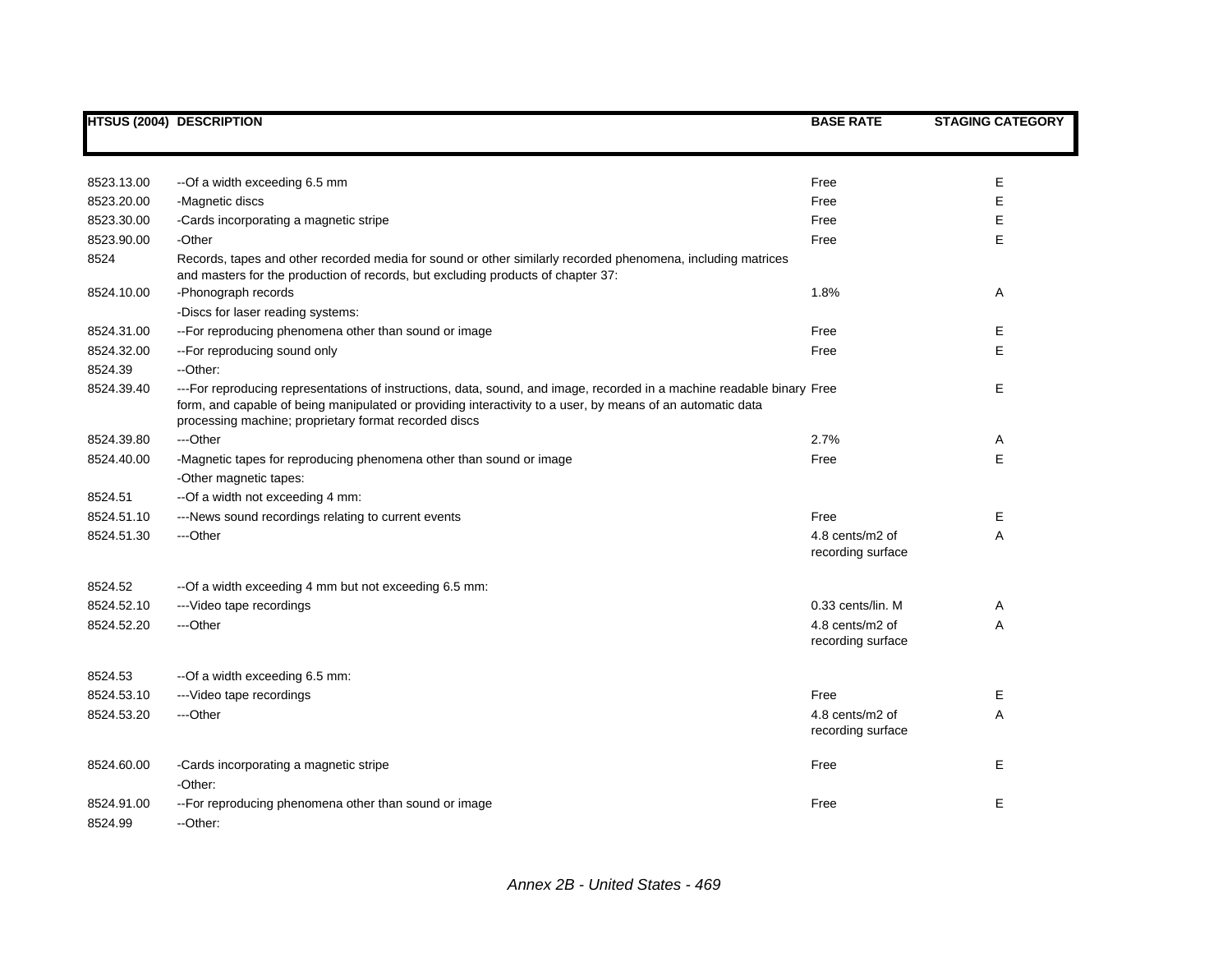| HTSUS (2004) | DESCRIPTION | BASE RATE | STAGING CATEGORY |
|---|---|---|---|
| 8523.13.00 | --Of a width exceeding 6.5 mm | Free | E |
| 8523.20.00 | -Magnetic discs | Free | E |
| 8523.30.00 | -Cards incorporating a magnetic stripe | Free | E |
| 8523.90.00 | -Other | Free | E |
| 8524 | Records, tapes and other recorded media for sound or other similarly recorded phenomena, including matrices and masters for the production of records, but excluding products of chapter 37: | | |
| 8524.10.00 | -Phonograph records | 1.8% | A |
| | -Discs for laser reading systems: | | |
| 8524.31.00 | --For reproducing phenomena other than sound or image | Free | E |
| 8524.32.00 | --For reproducing sound only | Free | E |
| 8524.39 | --Other: | | |
| 8524.39.40 | ---For reproducing representations of instructions, data, sound, and image, recorded in a machine readable binary form, and capable of being manipulated or providing interactivity to a user, by means of an automatic data processing machine; proprietary format recorded discs | Free | E |
| 8524.39.80 | ---Other | 2.7% | A |
| 8524.40.00 | -Magnetic tapes for reproducing phenomena other than sound or image | Free | E |
| | -Other magnetic tapes: | | |
| 8524.51 | --Of a width not exceeding 4 mm: | | |
| 8524.51.10 | ---News sound recordings relating to current events | Free | E |
| 8524.51.30 | ---Other | 4.8 cents/m2 of recording surface | A |
| 8524.52 | --Of a width exceeding 4 mm but not exceeding 6.5 mm: | | |
| 8524.52.10 | ---Video tape recordings | 0.33 cents/lin. M | A |
| 8524.52.20 | ---Other | 4.8 cents/m2 of recording surface | A |
| 8524.53 | --Of a width exceeding 6.5 mm: | | |
| 8524.53.10 | ---Video tape recordings | Free | E |
| 8524.53.20 | ---Other | 4.8 cents/m2 of recording surface | A |
| 8524.60.00 | -Cards incorporating a magnetic stripe | Free | E |
| | -Other: | | |
| 8524.91.00 | --For reproducing phenomena other than sound or image | Free | E |
| 8524.99 | --Other: | | |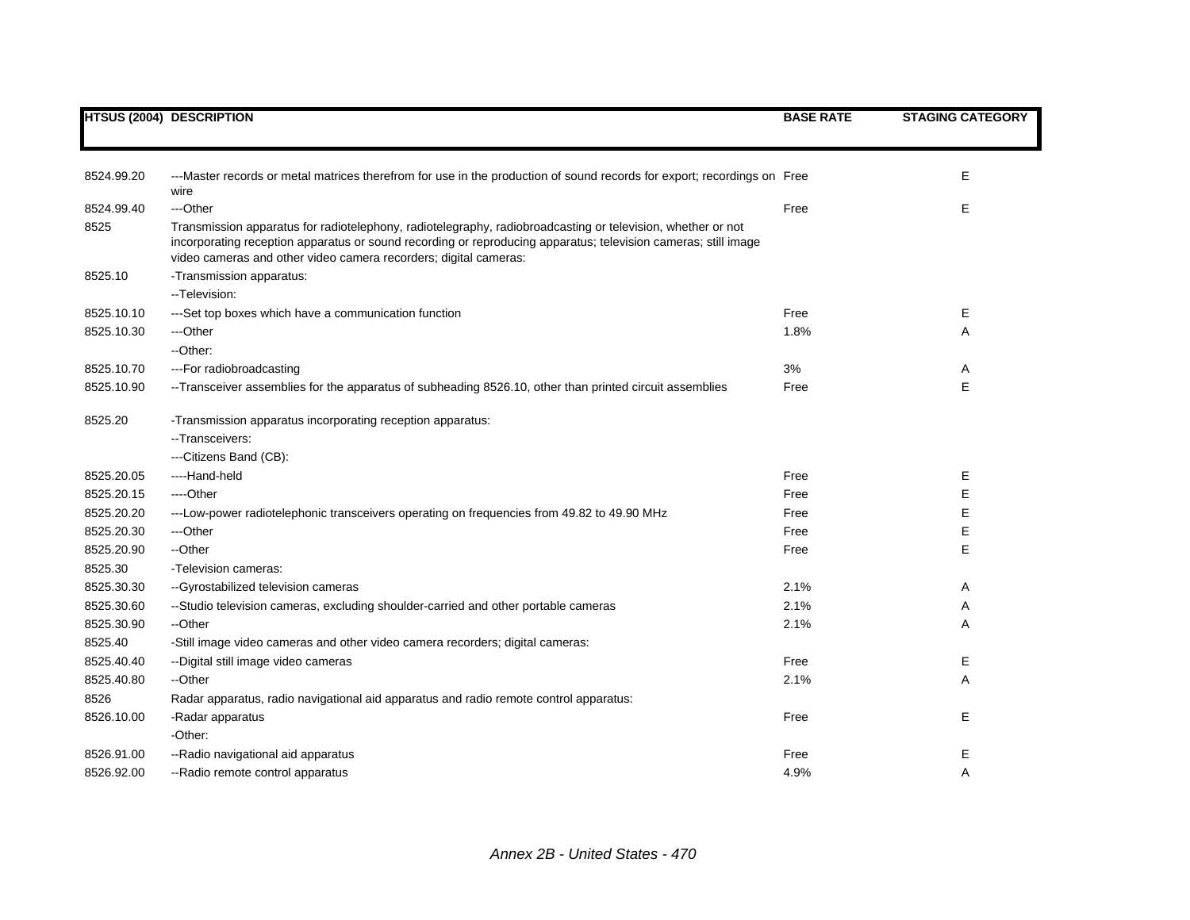| HTSUS (2004) | DESCRIPTION | BASE RATE | STAGING CATEGORY |
|---|---|---|---|
| 8524.99.20 | ---Master records or metal matrices therefrom for use in the production of sound records for export; recordings on wire | Free | E |
| 8524.99.40 | ---Other | Free | E |
| 8525 | Transmission apparatus for radiotelephony, radiotelegraphy, radiobroadcasting or television, whether or not incorporating reception apparatus or sound recording or reproducing apparatus; television cameras; still image video cameras and other video camera recorders; digital cameras: | | |
| 8525.10 | -Transmission apparatus: | | |
| | --Television: | | |
| 8525.10.10 | ---Set top boxes which have a communication function | Free | E |
| 8525.10.30 | ---Other | 1.8% | A |
| | --Other: | | |
| 8525.10.70 | ---For radiobroadcasting | 3% | A |
| 8525.10.90 | --Transceiver assemblies for the apparatus of subheading 8526.10, other than printed circuit assemblies | Free | E |
| 8525.20 | -Transmission apparatus incorporating reception apparatus: | | |
| | --Transceivers: | | |
| | ---Citizens Band (CB): | | |
| 8525.20.05 | ----Hand-held | Free | E |
| 8525.20.15 | ----Other | Free | E |
| 8525.20.20 | ---Low-power radiotelephonic transceivers operating on frequencies from 49.82 to 49.90 MHz | Free | E |
| 8525.20.30 | ---Other | Free | E |
| 8525.20.90 | --Other | Free | E |
| 8525.30 | -Television cameras: | | |
| 8525.30.30 | --Gyrostabilized television cameras | 2.1% | A |
| 8525.30.60 | --Studio television cameras, excluding shoulder-carried and other portable cameras | 2.1% | A |
| 8525.30.90 | --Other | 2.1% | A |
| 8525.40 | -Still image video cameras and other video camera recorders; digital cameras: | | |
| 8525.40.40 | --Digital still image video cameras | Free | E |
| 8525.40.80 | --Other | 2.1% | A |
| 8526 | Radar apparatus, radio navigational aid apparatus and radio remote control apparatus: | | |
| 8526.10.00 | -Radar apparatus | Free | E |
| | -Other: | | |
| 8526.91.00 | --Radio navigational aid apparatus | Free | E |
| 8526.92.00 | --Radio remote control apparatus | 4.9% | A |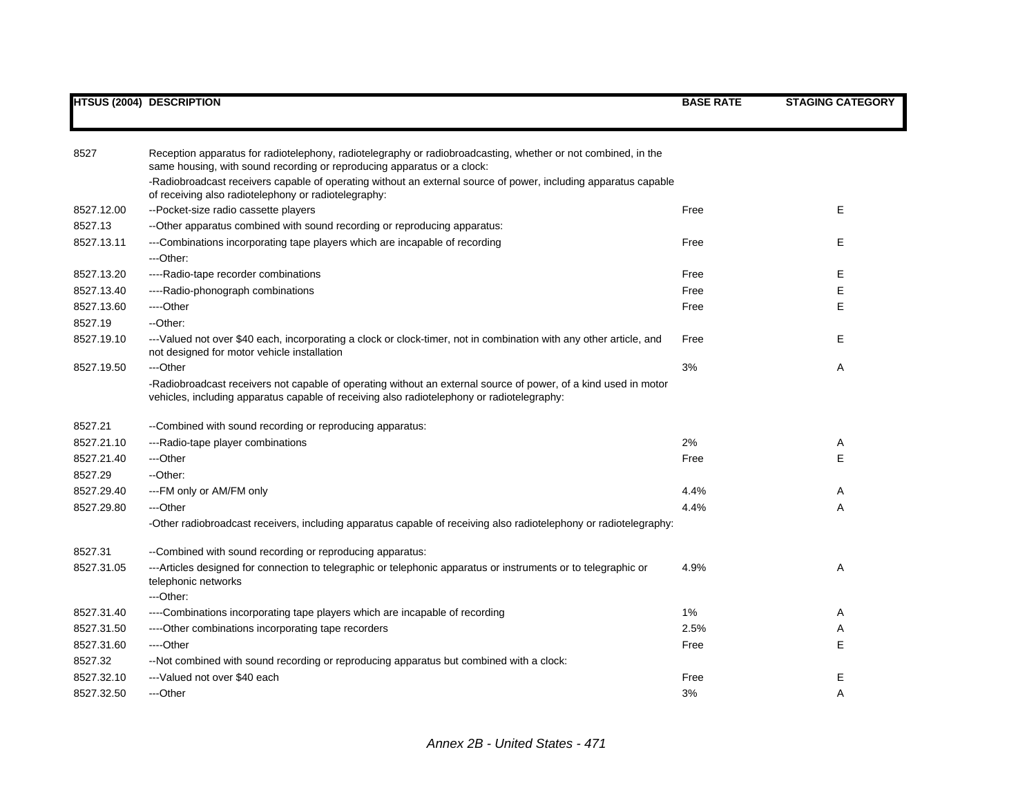| HTSUS (2004) | DESCRIPTION | BASE RATE | STAGING CATEGORY |
|---|---|---|---|
| 8527 | Reception apparatus for radiotelephony, radiotelegraphy or radiobroadcasting, whether or not combined, in the same housing, with sound recording or reproducing apparatus or a clock: | | |
| | -Radiobroadcast receivers capable of operating without an external source of power, including apparatus capable of receiving also radiotelephony or radiotelegraphy: | | |
| 8527.12.00 | --Pocket-size radio cassette players | Free | E |
| 8527.13 | --Other apparatus combined with sound recording or reproducing apparatus: | | |
| 8527.13.11 | ---Combinations incorporating tape players which are incapable of recording | Free | E |
| | ---Other: | | |
| 8527.13.20 | ----Radio-tape recorder combinations | Free | E |
| 8527.13.40 | ----Radio-phonograph combinations | Free | E |
| 8527.13.60 | ----Other | Free | E |
| 8527.19 | --Other: | | |
| 8527.19.10 | ---Valued not over $40 each, incorporating a clock or clock-timer, not in combination with any other article, and not designed for motor vehicle installation | Free | E |
| 8527.19.50 | ---Other | 3% | A |
| | -Radiobroadcast receivers not capable of operating without an external source of power, of a kind used in motor vehicles, including apparatus capable of receiving also radiotelephony or radiotelegraphy: | | |
| 8527.21 | --Combined with sound recording or reproducing apparatus: | | |
| 8527.21.10 | ---Radio-tape player combinations | 2% | A |
| 8527.21.40 | ---Other | Free | E |
| 8527.29 | --Other: | | |
| 8527.29.40 | ---FM only or AM/FM only | 4.4% | A |
| 8527.29.80 | ---Other | 4.4% | A |
| | -Other radiobroadcast receivers, including apparatus capable of receiving also radiotelephony or radiotelegraphy: | | |
| 8527.31 | --Combined with sound recording or reproducing apparatus: | | |
| 8527.31.05 | ---Articles designed for connection to telegraphic or telephonic apparatus or instruments or to telegraphic or telephonic networks | 4.9% | A |
| | ---Other: | | |
| 8527.31.40 | ----Combinations incorporating tape players which are incapable of recording | 1% | A |
| 8527.31.50 | ----Other combinations incorporating tape recorders | 2.5% | A |
| 8527.31.60 | ----Other | Free | E |
| 8527.32 | --Not combined with sound recording or reproducing apparatus but combined with a clock: | | |
| 8527.32.10 | ---Valued not over $40 each | Free | E |
| 8527.32.50 | ---Other | 3% | A |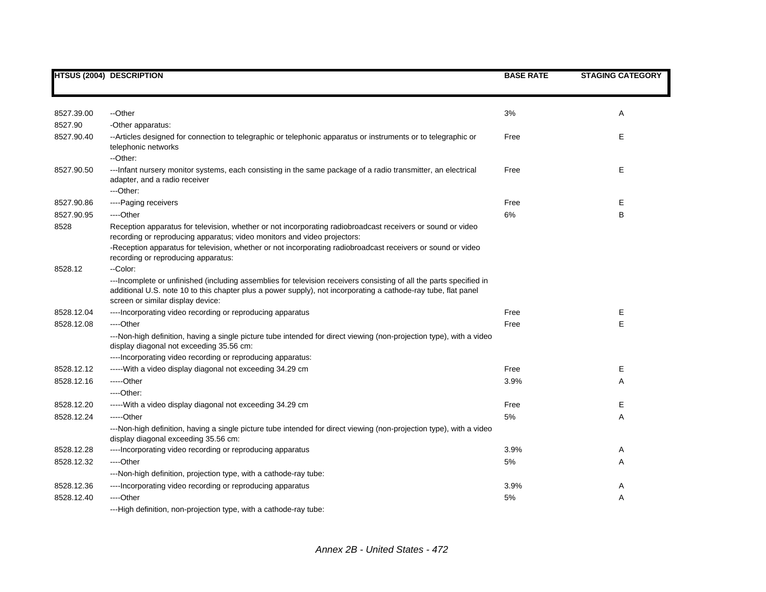| HTSUS (2004) | DESCRIPTION | BASE RATE | STAGING CATEGORY |
|---|---|---|---|
| 8527.39.00 | --Other | 3% | A |
| 8527.90 | -Other apparatus: | | |
| 8527.90.40 | --Articles designed for connection to telegraphic or telephonic apparatus or instruments or to telegraphic or telephonic networks | Free | E |
| | --Other: | | |
| 8527.90.50 | ---Infant nursery monitor systems, each consisting in the same package of a radio transmitter, an electrical adapter, and a radio receiver | Free | E |
| | ---Other: | | |
| 8527.90.86 | ----Paging receivers | Free | E |
| 8527.90.95 | ----Other | 6% | B |
| 8528 | Reception apparatus for television, whether or not incorporating radiobroadcast receivers or sound or video recording or reproducing apparatus; video monitors and video projectors: | | |
| | -Reception apparatus for television, whether or not incorporating radiobroadcast receivers or sound or video recording or reproducing apparatus: | | |
| 8528.12 | --Color: | | |
| | ---Incomplete or unfinished (including assemblies for television receivers consisting of all the parts specified in additional U.S. note 10 to this chapter plus a power supply), not incorporating a cathode-ray tube, flat panel screen or similar display device: | | |
| 8528.12.04 | ----Incorporating video recording or reproducing apparatus | Free | E |
| 8528.12.08 | ----Other | Free | E |
| | ---Non-high definition, having a single picture tube intended for direct viewing (non-projection type), with a video display diagonal not exceeding 35.56 cm: | | |
| | ----Incorporating video recording or reproducing apparatus: | | |
| 8528.12.12 | -----With a video display diagonal not exceeding 34.29 cm | Free | E |
| 8528.12.16 | -----Other | 3.9% | A |
| | ----Other: | | |
| 8528.12.20 | -----With a video display diagonal not exceeding 34.29 cm | Free | E |
| 8528.12.24 | -----Other | 5% | A |
| | ---Non-high definition, having a single picture tube intended for direct viewing (non-projection type), with a video display diagonal exceeding 35.56 cm: | | |
| 8528.12.28 | ----Incorporating video recording or reproducing apparatus | 3.9% | A |
| 8528.12.32 | ----Other | 5% | A |
| | ---Non-high definition, projection type, with a cathode-ray tube: | | |
| 8528.12.36 | ----Incorporating video recording or reproducing apparatus | 3.9% | A |
| 8528.12.40 | ----Other | 5% | A |
| | ---High definition, non-projection type, with a cathode-ray tube: | | |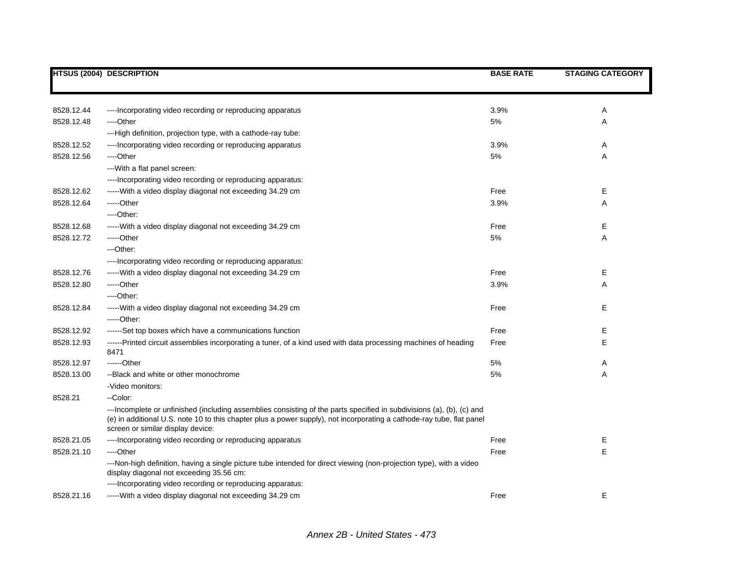| HTSUS (2004) | DESCRIPTION | BASE RATE | STAGING CATEGORY |
|---|---|---|---|
| 8528.12.44 | ----Incorporating video recording or reproducing apparatus | 3.9% | A |
| 8528.12.48 | ----Other | 5% | A |
| | ---High definition, projection type, with a cathode-ray tube: | | |
| 8528.12.52 | ----Incorporating video recording or reproducing apparatus | 3.9% | A |
| 8528.12.56 | ----Other | 5% | A |
| | ---With a flat panel screen: | | |
| | ----Incorporating video recording or reproducing apparatus: | | |
| 8528.12.62 | -----With a video display diagonal not exceeding 34.29 cm | Free | E |
| 8528.12.64 | -----Other | 3.9% | A |
| | ----Other: | | |
| 8528.12.68 | -----With a video display diagonal not exceeding 34.29 cm | Free | E |
| 8528.12.72 | -----Other | 5% | A |
| | ---Other: | | |
| | ----Incorporating video recording or reproducing apparatus: | | |
| 8528.12.76 | -----With a video display diagonal not exceeding 34.29 cm | Free | E |
| 8528.12.80 | -----Other | 3.9% | A |
| | ----Other: | | |
| 8528.12.84 | -----With a video display diagonal not exceeding 34.29 cm | Free | E |
| | -----Other: | | |
| 8528.12.92 | ------Set top boxes which have a communications function | Free | E |
| 8528.12.93 | ------Printed circuit assemblies incorporating a tuner, of a kind used with data processing machines of heading 8471 | Free | E |
| 8528.12.97 | ------Other | 5% | A |
| 8528.13.00 | --Black and white or other monochrome | 5% | A |
| | -Video monitors: | | |
| 8528.21 | --Color: | | |
| | ---Incomplete or unfinished (including assemblies consisting of the parts specified in subdivisions (a), (b), (c) and (e) in additional U.S. note 10 to this chapter plus a power supply), not incorporating a cathode-ray tube, flat panel screen or similar display device: | | |
| 8528.21.05 | ----Incorporating video recording or reproducing apparatus | Free | E |
| 8528.21.10 | ----Other | Free | E |
| | ---Non-high definition, having a single picture tube intended for direct viewing (non-projection type), with a video display diagonal not exceeding 35.56 cm: | | |
| | ----Incorporating video recording or reproducing apparatus: | | |
| 8528.21.16 | -----With a video display diagonal not exceeding 34.29 cm | Free | E |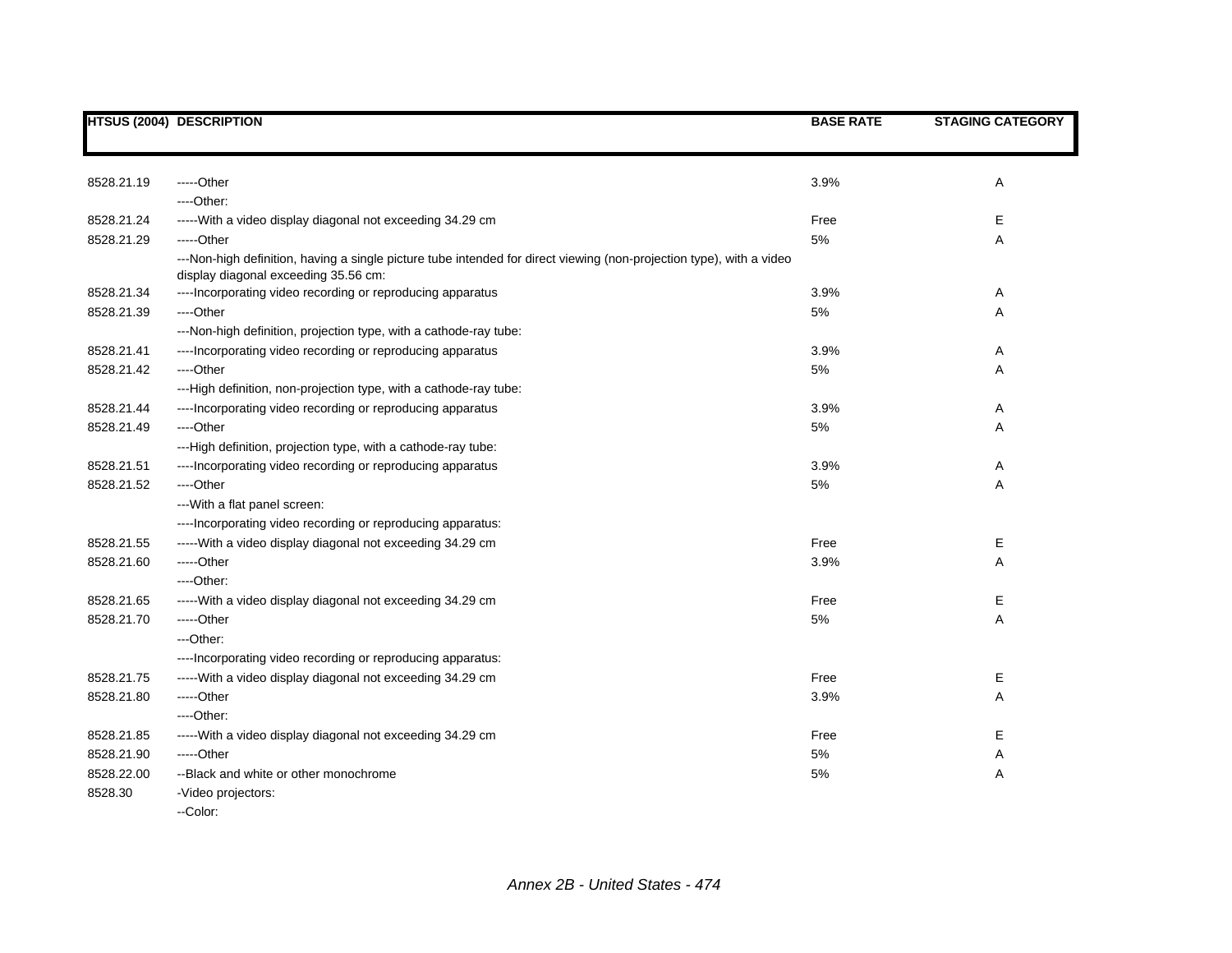| HTSUS (2004) | DESCRIPTION | BASE RATE | STAGING CATEGORY |
|---|---|---|---|
| 8528.21.19 | -----Other | 3.9% | A |
| | ----Other: | | |
| 8528.21.24 | -----With a video display diagonal not exceeding 34.29 cm | Free | E |
| 8528.21.29 | -----Other | 5% | A |
| | ---Non-high definition, having a single picture tube intended for direct viewing (non-projection type), with a video display diagonal exceeding 35.56 cm: | | |
| 8528.21.34 | ----Incorporating video recording or reproducing apparatus | 3.9% | A |
| 8528.21.39 | ----Other | 5% | A |
| | ---Non-high definition, projection type, with a cathode-ray tube: | | |
| 8528.21.41 | ----Incorporating video recording or reproducing apparatus | 3.9% | A |
| 8528.21.42 | ----Other | 5% | A |
| | ---High definition, non-projection type, with a cathode-ray tube: | | |
| 8528.21.44 | ----Incorporating video recording or reproducing apparatus | 3.9% | A |
| 8528.21.49 | ----Other | 5% | A |
| | ---High definition, projection type, with a cathode-ray tube: | | |
| 8528.21.51 | ----Incorporating video recording or reproducing apparatus | 3.9% | A |
| 8528.21.52 | ----Other | 5% | A |
| | ---With a flat panel screen: | | |
| | ----Incorporating video recording or reproducing apparatus: | | |
| 8528.21.55 | -----With a video display diagonal not exceeding 34.29 cm | Free | E |
| 8528.21.60 | -----Other | 3.9% | A |
| | ----Other: | | |
| 8528.21.65 | -----With a video display diagonal not exceeding 34.29 cm | Free | E |
| 8528.21.70 | -----Other | 5% | A |
| | ---Other: | | |
| | ----Incorporating video recording or reproducing apparatus: | | |
| 8528.21.75 | -----With a video display diagonal not exceeding 34.29 cm | Free | E |
| 8528.21.80 | -----Other | 3.9% | A |
| | ----Other: | | |
| 8528.21.85 | -----With a video display diagonal not exceeding 34.29 cm | Free | E |
| 8528.21.90 | -----Other | 5% | A |
| 8528.22.00 | --Black and white or other monochrome | 5% | A |
| 8528.30 | -Video projectors: | | |
| | --Color: | | |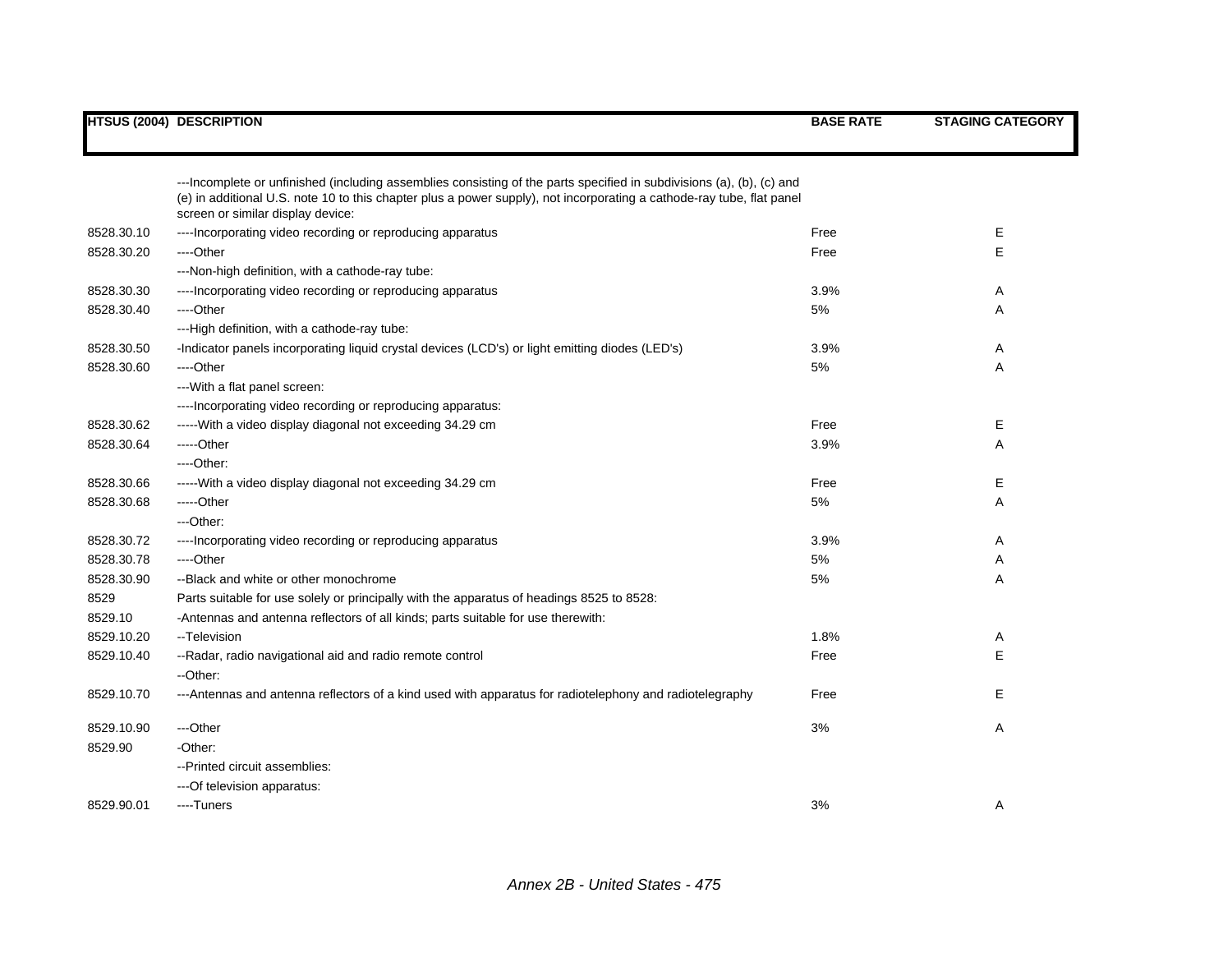| HTSUS (2004) | DESCRIPTION | BASE RATE | STAGING CATEGORY |
|---|---|---|---|
| | ---Incomplete or unfinished (including assemblies consisting of the parts specified in subdivisions (a), (b), (c) and (e) in additional U.S. note 10 to this chapter plus a power supply), not incorporating a cathode-ray tube, flat panel screen or similar display device: | | |
| 8528.30.10 | ----Incorporating video recording or reproducing apparatus | Free | E |
| 8528.30.20 | ----Other | Free | E |
| | ---Non-high definition, with a cathode-ray tube: | | |
| 8528.30.30 | ----Incorporating video recording or reproducing apparatus | 3.9% | A |
| 8528.30.40 | ----Other | 5% | A |
| | ---High definition, with a cathode-ray tube: | | |
| 8528.30.50 | -Indicator panels incorporating liquid crystal devices (LCD's) or light emitting diodes (LED's) | 3.9% | A |
| 8528.30.60 | ----Other | 5% | A |
| | ---With a flat panel screen: | | |
| | ----Incorporating video recording or reproducing apparatus: | | |
| 8528.30.62 | -----With a video display diagonal not exceeding 34.29 cm | Free | E |
| 8528.30.64 | -----Other | 3.9% | A |
| | ----Other: | | |
| 8528.30.66 | -----With a video display diagonal not exceeding 34.29 cm | Free | E |
| 8528.30.68 | -----Other | 5% | A |
| | ---Other: | | |
| 8528.30.72 | ----Incorporating video recording or reproducing apparatus | 3.9% | A |
| 8528.30.78 | ----Other | 5% | A |
| 8528.30.90 | --Black and white or other monochrome | 5% | A |
| 8529 | Parts suitable for use solely or principally with the apparatus of headings 8525 to 8528: | | |
| 8529.10 | -Antennas and antenna reflectors of all kinds; parts suitable for use therewith: | | |
| 8529.10.20 | --Television | 1.8% | A |
| 8529.10.40 | --Radar, radio navigational aid and radio remote control | Free | E |
| | --Other: | | |
| 8529.10.70 | ---Antennas and antenna reflectors of a kind used with apparatus for radiotelephony and radiotelegraphy | Free | E |
| 8529.10.90 | ---Other | 3% | A |
| 8529.90 | -Other: | | |
| | --Printed circuit assemblies: | | |
| | ---Of television apparatus: | | |
| 8529.90.01 | ----Tuners | 3% | A |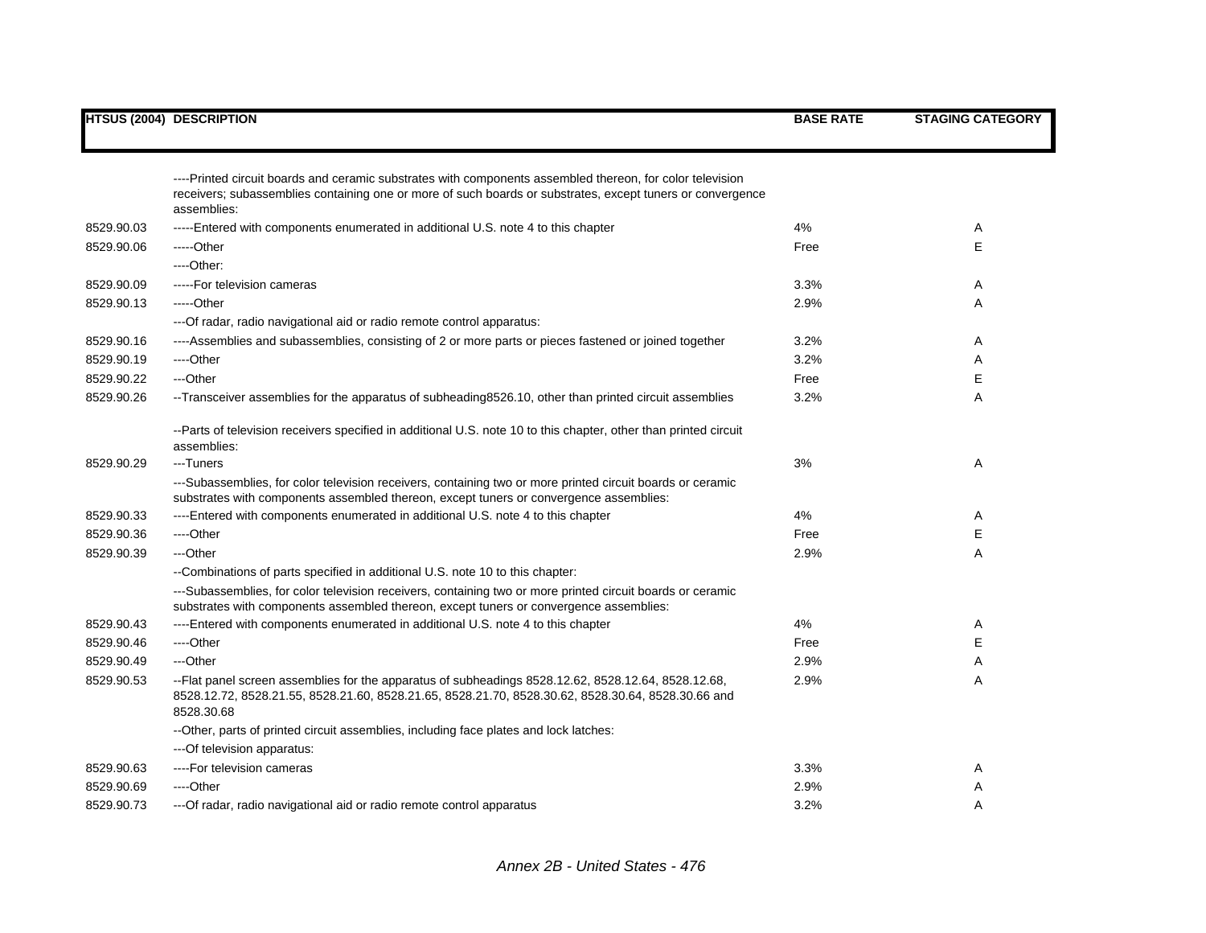| HTSUS (2004) | DESCRIPTION | BASE RATE | STAGING CATEGORY |
|---|---|---|---|
| | ----Printed circuit boards and ceramic substrates with components assembled thereon, for color television receivers; subassemblies containing one or more of such boards or substrates, except tuners or convergence assemblies: | | |
| 8529.90.03 | -----Entered with components enumerated in additional U.S. note 4 to this chapter | 4% | A |
| 8529.90.06 | -----Other | Free | E |
| | ----Other: | | |
| 8529.90.09 | -----For television cameras | 3.3% | A |
| 8529.90.13 | -----Other | 2.9% | A |
| | ---Of radar, radio navigational aid or radio remote control apparatus: | | |
| 8529.90.16 | ----Assemblies and subassemblies, consisting of 2 or more parts or pieces fastened or joined together | 3.2% | A |
| 8529.90.19 | ----Other | 3.2% | A |
| 8529.90.22 | ---Other | Free | E |
| 8529.90.26 | --Transceiver assemblies for the apparatus of subheading8526.10, other than printed circuit assemblies | 3.2% | A |
| | --Parts of television receivers specified in additional U.S. note 10 to this chapter, other than printed circuit assemblies: | | |
| 8529.90.29 | ---Tuners | 3% | A |
| | ---Subassemblies, for color television receivers, containing two or more printed circuit boards or ceramic substrates with components assembled thereon, except tuners or convergence assemblies: | | |
| 8529.90.33 | ----Entered with components enumerated in additional U.S. note 4 to this chapter | 4% | A |
| 8529.90.36 | ----Other | Free | E |
| 8529.90.39 | ---Other | 2.9% | A |
| | --Combinations of parts specified in additional U.S. note 10 to this chapter: | | |
| | ---Subassemblies, for color television receivers, containing two or more printed circuit boards or ceramic substrates with components assembled thereon, except tuners or convergence assemblies: | | |
| 8529.90.43 | ----Entered with components enumerated in additional U.S. note 4 to this chapter | 4% | A |
| 8529.90.46 | ----Other | Free | E |
| 8529.90.49 | ---Other | 2.9% | A |
| 8529.90.53 | --Flat panel screen assemblies for the apparatus of subheadings 8528.12.62, 8528.12.64, 8528.12.68, 8528.12.72, 8528.21.55, 8528.21.60, 8528.21.65, 8528.21.70, 8528.30.62, 8528.30.64, 8528.30.66 and 8528.30.68 | 2.9% | A |
| | --Other, parts of printed circuit assemblies, including face plates and lock latches: | | |
| | ---Of television apparatus: | | |
| 8529.90.63 | ----For television cameras | 3.3% | A |
| 8529.90.69 | ----Other | 2.9% | A |
| 8529.90.73 | ---Of radar, radio navigational aid or radio remote control apparatus | 3.2% | A |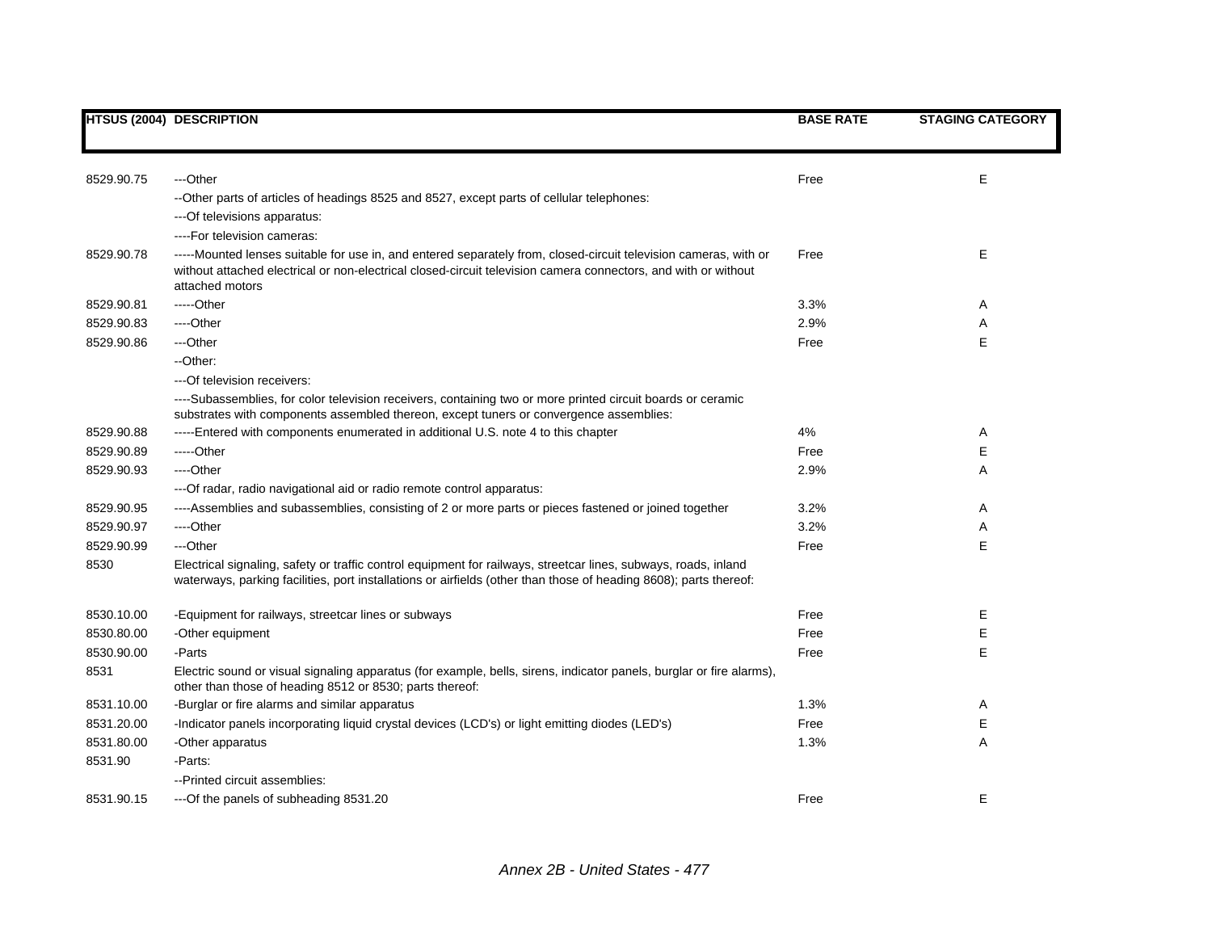| HTSUS (2004) | DESCRIPTION | BASE RATE | STAGING CATEGORY |
|---|---|---|---|
| 8529.90.75 | ---Other | Free | E |
| | --Other parts of articles of headings 8525 and 8527, except parts of cellular telephones: | | |
| | ---Of televisions apparatus: | | |
| | ----For television cameras: | | |
| 8529.90.78 | -----Mounted lenses suitable for use in, and entered separately from, closed-circuit television cameras, with or without attached electrical or non-electrical closed-circuit television camera connectors, and with or without attached motors | Free | E |
| 8529.90.81 | -----Other | 3.3% | A |
| 8529.90.83 | ----Other | 2.9% | A |
| 8529.90.86 | ---Other | Free | E |
| | --Other: | | |
| | ---Of television receivers: | | |
| | ----Subassemblies, for color television receivers, containing two or more printed circuit boards or ceramic substrates with components assembled thereon, except tuners or convergence assemblies: | | |
| 8529.90.88 | -----Entered with components enumerated in additional U.S. note 4 to this chapter | 4% | A |
| 8529.90.89 | -----Other | Free | E |
| 8529.90.93 | ----Other | 2.9% | A |
| | ---Of radar, radio navigational aid or radio remote control apparatus: | | |
| 8529.90.95 | ----Assemblies and subassemblies, consisting of 2 or more parts or pieces fastened or joined together | 3.2% | A |
| 8529.90.97 | ----Other | 3.2% | A |
| 8529.90.99 | ---Other | Free | E |
| 8530 | Electrical signaling, safety or traffic control equipment for railways, streetcar lines, subways, roads, inland waterways, parking facilities, port installations or airfields (other than those of heading 8608); parts thereof: | | |
| 8530.10.00 | -Equipment for railways, streetcar lines or subways | Free | E |
| 8530.80.00 | -Other equipment | Free | E |
| 8530.90.00 | -Parts | Free | E |
| 8531 | Electric sound or visual signaling apparatus (for example, bells, sirens, indicator panels, burglar or fire alarms), other than those of heading 8512 or 8530; parts thereof: | | |
| 8531.10.00 | -Burglar or fire alarms and similar apparatus | 1.3% | A |
| 8531.20.00 | -Indicator panels incorporating liquid crystal devices (LCD's) or light emitting diodes (LED's) | Free | E |
| 8531.80.00 | -Other apparatus | 1.3% | A |
| 8531.90 | -Parts: | | |
| | --Printed circuit assemblies: | | |
| 8531.90.15 | ---Of the panels of subheading 8531.20 | Free | E |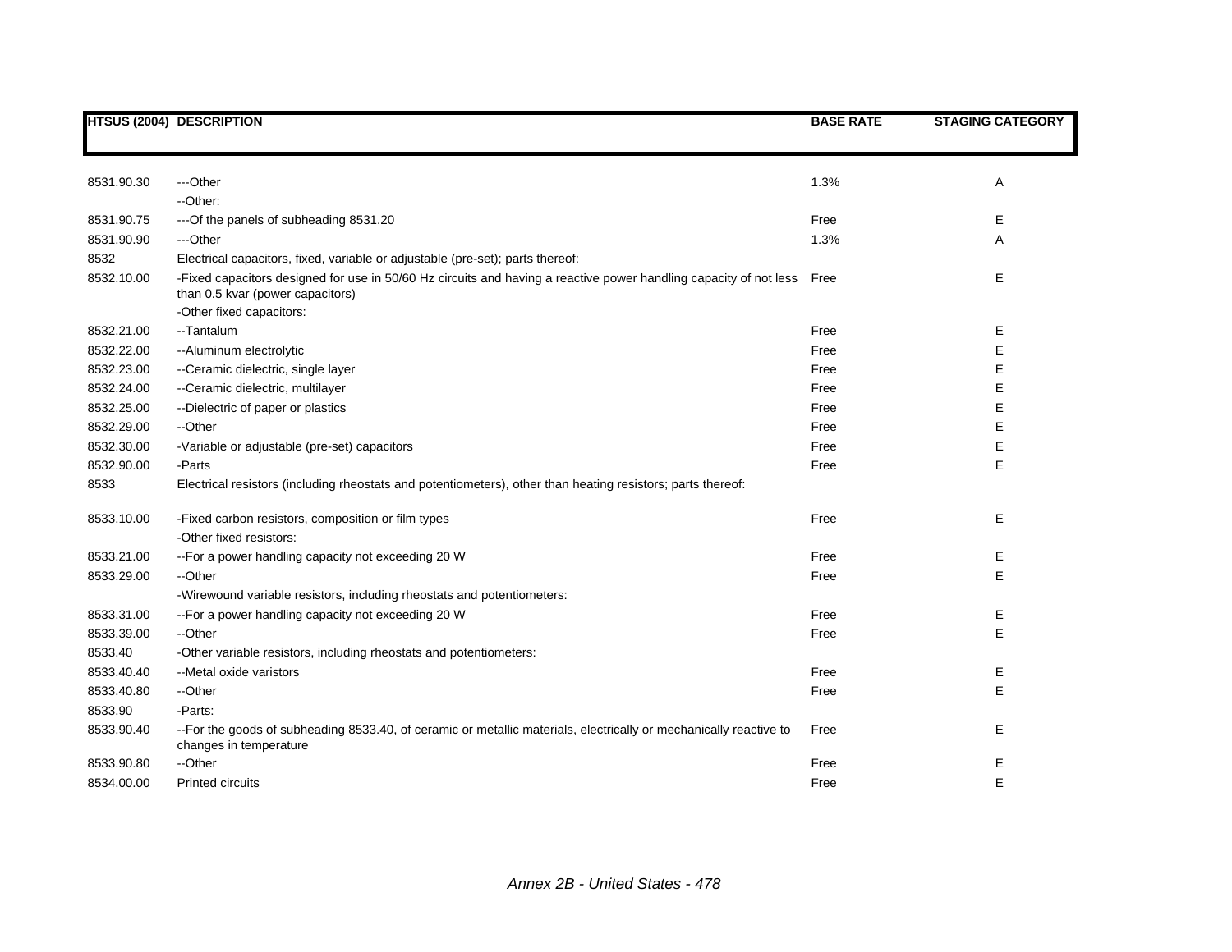| HTSUS (2004) | DESCRIPTION | BASE RATE | STAGING CATEGORY |
|---|---|---|---|
| 8531.90.30 | ---Other | 1.3% | A |
| | --Other: | | |
| 8531.90.75 | ---Of the panels of subheading 8531.20 | Free | E |
| 8531.90.90 | ---Other | 1.3% | A |
| 8532 | Electrical capacitors, fixed, variable or adjustable (pre-set); parts thereof: | | |
| 8532.10.00 | -Fixed capacitors designed for use in 50/60 Hz circuits and having a reactive power handling capacity of not less than 0.5 kvar (power capacitors) | Free | E |
| | -Other fixed capacitors: | | |
| 8532.21.00 | --Tantalum | Free | E |
| 8532.22.00 | --Aluminum electrolytic | Free | E |
| 8532.23.00 | --Ceramic dielectric, single layer | Free | E |
| 8532.24.00 | --Ceramic dielectric, multilayer | Free | E |
| 8532.25.00 | --Dielectric of paper or plastics | Free | E |
| 8532.29.00 | --Other | Free | E |
| 8532.30.00 | -Variable or adjustable (pre-set) capacitors | Free | E |
| 8532.90.00 | -Parts | Free | E |
| 8533 | Electrical resistors (including rheostats and potentiometers), other than heating resistors; parts thereof: | | |
| 8533.10.00 | -Fixed carbon resistors, composition or film types | Free | E |
| | -Other fixed resistors: | | |
| 8533.21.00 | --For a power handling capacity not exceeding 20 W | Free | E |
| 8533.29.00 | --Other | Free | E |
| | -Wirewound variable resistors, including rheostats and potentiometers: | | |
| 8533.31.00 | --For a power handling capacity not exceeding 20 W | Free | E |
| 8533.39.00 | --Other | Free | E |
| 8533.40 | -Other variable resistors, including rheostats and potentiometers: | | |
| 8533.40.40 | --Metal oxide varistors | Free | E |
| 8533.40.80 | --Other | Free | E |
| 8533.90 | -Parts: | | |
| 8533.90.40 | --For the goods of subheading 8533.40, of ceramic or metallic materials, electrically or mechanically reactive to changes in temperature | Free | E |
| 8533.90.80 | --Other | Free | E |
| 8534.00.00 | Printed circuits | Free | E |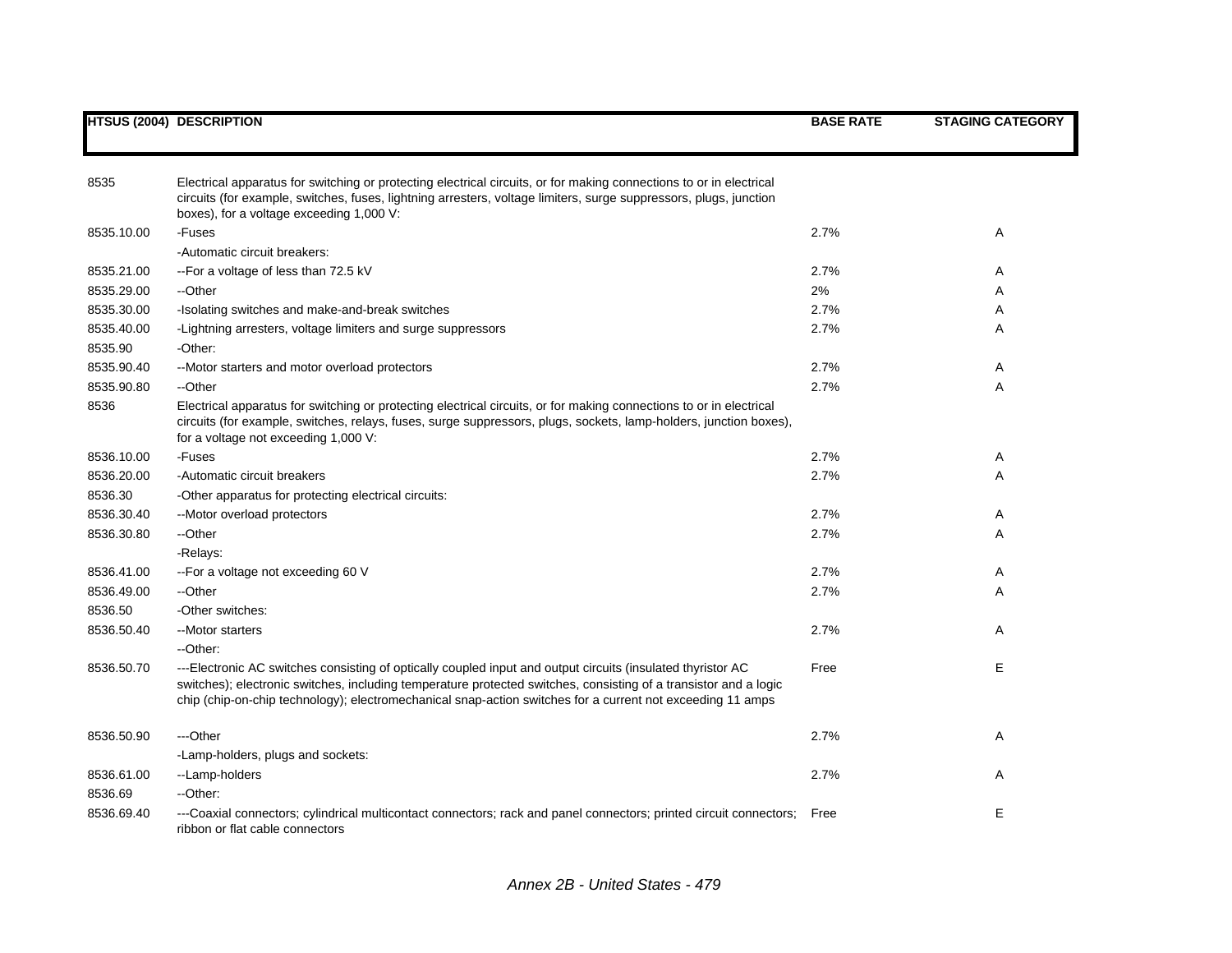| HTSUS (2004) | DESCRIPTION | BASE RATE | STAGING CATEGORY |
|---|---|---|---|
| 8535 | Electrical apparatus for switching or protecting electrical circuits, or for making connections to or in electrical circuits (for example, switches, fuses, lightning arresters, voltage limiters, surge suppressors, plugs, junction boxes), for a voltage exceeding 1,000 V: | | |
| 8535.10.00 | -Fuses | 2.7% | A |
| | -Automatic circuit breakers: | | |
| 8535.21.00 | --For a voltage of less than 72.5 kV | 2.7% | A |
| 8535.29.00 | --Other | 2% | A |
| 8535.30.00 | -Isolating switches and make-and-break switches | 2.7% | A |
| 8535.40.00 | -Lightning arresters, voltage limiters and surge suppressors | 2.7% | A |
| 8535.90 | -Other: | | |
| 8535.90.40 | --Motor starters and motor overload protectors | 2.7% | A |
| 8535.90.80 | --Other | 2.7% | A |
| 8536 | Electrical apparatus for switching or protecting electrical circuits, or for making connections to or in electrical circuits (for example, switches, relays, fuses, surge suppressors, plugs, sockets, lamp-holders, junction boxes), for a voltage not exceeding 1,000 V: | | |
| 8536.10.00 | -Fuses | 2.7% | A |
| 8536.20.00 | -Automatic circuit breakers | 2.7% | A |
| 8536.30 | -Other apparatus for protecting electrical circuits: | | |
| 8536.30.40 | --Motor overload protectors | 2.7% | A |
| 8536.30.80 | --Other | 2.7% | A |
| | -Relays: | | |
| 8536.41.00 | --For a voltage not exceeding 60 V | 2.7% | A |
| 8536.49.00 | --Other | 2.7% | A |
| 8536.50 | -Other switches: | | |
| 8536.50.40 | --Motor starters | 2.7% | A |
| | --Other: | | |
| 8536.50.70 | ---Electronic AC switches consisting of optically coupled input and output circuits (insulated thyristor AC switches); electronic switches, including temperature protected switches, consisting of a transistor and a logic chip (chip-on-chip technology); electromechanical snap-action switches for a current not exceeding 11 amps | Free | E |
| 8536.50.90 | ---Other | 2.7% | A |
| | -Lamp-holders, plugs and sockets: | | |
| 8536.61.00 | --Lamp-holders | 2.7% | A |
| 8536.69 | --Other: | | |
| 8536.69.40 | ---Coaxial connectors; cylindrical multicontact connectors; rack and panel connectors; printed circuit connectors; ribbon or flat cable connectors | Free | E |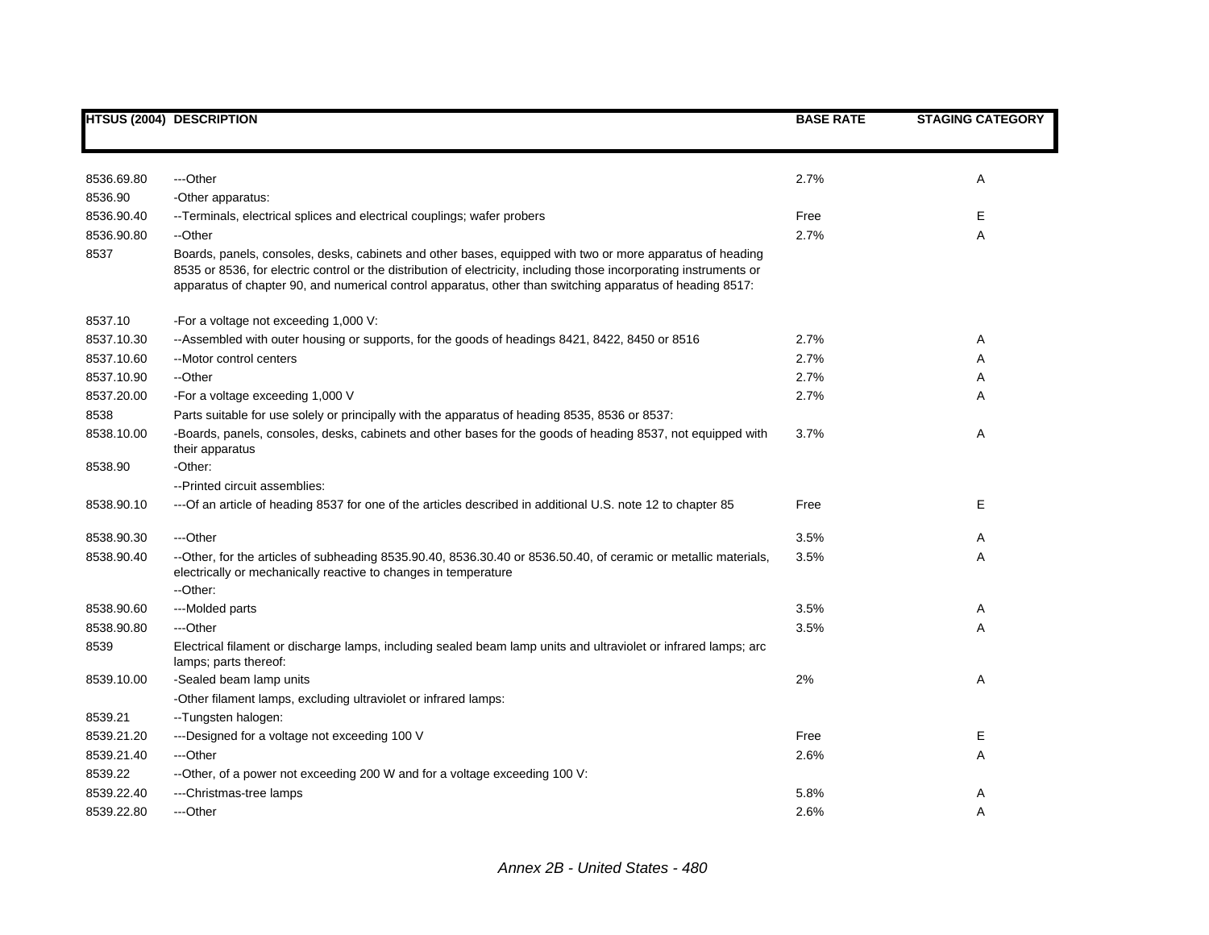| HTSUS (2004) | DESCRIPTION | BASE RATE | STAGING CATEGORY |
|---|---|---|---|
| 8536.69.80 | ---Other | 2.7% | A |
| 8536.90 | -Other apparatus: | | |
| 8536.90.40 | --Terminals, electrical splices and electrical couplings; wafer probers | Free | E |
| 8536.90.80 | --Other | 2.7% | A |
| 8537 | Boards, panels, consoles, desks, cabinets and other bases, equipped with two or more apparatus of heading 8535 or 8536, for electric control or the distribution of electricity, including those incorporating instruments or apparatus of chapter 90, and numerical control apparatus, other than switching apparatus of heading 8517: | | |
| 8537.10 | -For a voltage not exceeding 1,000 V: | | |
| 8537.10.30 | --Assembled with outer housing or supports, for the goods of headings 8421, 8422, 8450 or 8516 | 2.7% | A |
| 8537.10.60 | --Motor control centers | 2.7% | A |
| 8537.10.90 | --Other | 2.7% | A |
| 8537.20.00 | -For a voltage exceeding 1,000 V | 2.7% | A |
| 8538 | Parts suitable for use solely or principally with the apparatus of heading 8535, 8536 or 8537: | | |
| 8538.10.00 | -Boards, panels, consoles, desks, cabinets and other bases for the goods of heading 8537, not equipped with their apparatus | 3.7% | A |
| 8538.90 | -Other: | | |
| | --Printed circuit assemblies: | | |
| 8538.90.10 | ---Of an article of heading 8537 for one of the articles described in additional U.S. note 12 to chapter 85 | Free | E |
| 8538.90.30 | ---Other | 3.5% | A |
| 8538.90.40 | --Other, for the articles of subheading 8535.90.40, 8536.30.40 or 8536.50.40, of ceramic or metallic materials, electrically or mechanically reactive to changes in temperature | 3.5% | A |
| | --Other: | | |
| 8538.90.60 | ---Molded parts | 3.5% | A |
| 8538.90.80 | ---Other | 3.5% | A |
| 8539 | Electrical filament or discharge lamps, including sealed beam lamp units and ultraviolet or infrared lamps; arc lamps; parts thereof: | | |
| 8539.10.00 | -Sealed beam lamp units | 2% | A |
| | -Other filament lamps, excluding ultraviolet or infrared lamps: | | |
| 8539.21 | --Tungsten halogen: | | |
| 8539.21.20 | ---Designed for a voltage not exceeding 100 V | Free | E |
| 8539.21.40 | ---Other | 2.6% | A |
| 8539.22 | --Other, of a power not exceeding 200 W and for a voltage exceeding 100 V: | | |
| 8539.22.40 | ---Christmas-tree lamps | 5.8% | A |
| 8539.22.80 | ---Other | 2.6% | A |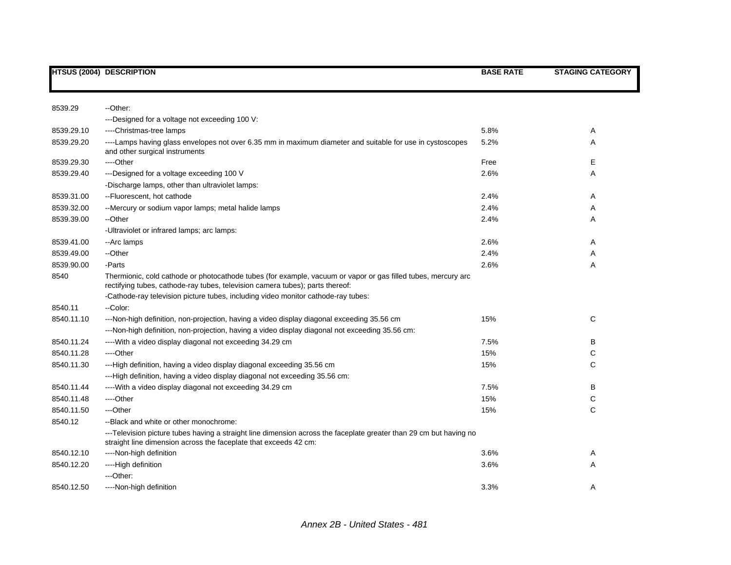| HTSUS (2004) | DESCRIPTION | BASE RATE | STAGING CATEGORY |
|---|---|---|---|
| 8539.29 | --Other: | | |
| | ---Designed for a voltage not exceeding 100 V: | | |
| 8539.29.10 | ----Christmas-tree lamps | 5.8% | A |
| 8539.29.20 | ----Lamps having glass envelopes not over 6.35 mm in maximum diameter and suitable for use in cystoscopes and other surgical instruments | 5.2% | A |
| 8539.29.30 | ----Other | Free | E |
| 8539.29.40 | ---Designed for a voltage exceeding 100 V | 2.6% | A |
| | -Discharge lamps, other than ultraviolet lamps: | | |
| 8539.31.00 | --Fluorescent, hot cathode | 2.4% | A |
| 8539.32.00 | --Mercury or sodium vapor lamps; metal halide lamps | 2.4% | A |
| 8539.39.00 | --Other | 2.4% | A |
| | -Ultraviolet or infrared lamps; arc lamps: | | |
| 8539.41.00 | --Arc lamps | 2.6% | A |
| 8539.49.00 | --Other | 2.4% | A |
| 8539.90.00 | -Parts | 2.6% | A |
| 8540 | Thermionic, cold cathode or photocathode tubes (for example, vacuum or vapor or gas filled tubes, mercury arc rectifying tubes, cathode-ray tubes, television camera tubes); parts thereof: | | |
| | -Cathode-ray television picture tubes, including video monitor cathode-ray tubes: | | |
| 8540.11 | --Color: | | |
| 8540.11.10 | ---Non-high definition, non-projection, having a video display diagonal exceeding 35.56 cm | 15% | C |
| | ---Non-high definition, non-projection, having a video display diagonal not exceeding 35.56 cm: | | |
| 8540.11.24 | ----With a video display diagonal not exceeding 34.29 cm | 7.5% | B |
| 8540.11.28 | ----Other | 15% | C |
| 8540.11.30 | ---High definition, having a video display diagonal exceeding 35.56 cm | 15% | C |
| | ---High definition, having a video display diagonal not exceeding 35.56 cm: | | |
| 8540.11.44 | ----With a video display diagonal not exceeding 34.29 cm | 7.5% | B |
| 8540.11.48 | ----Other | 15% | C |
| 8540.11.50 | ---Other | 15% | C |
| 8540.12 | --Black and white or other monochrome: | | |
| | ---Television picture tubes having a straight line dimension across the faceplate greater than 29 cm but having no straight line dimension across the faceplate that exceeds 42 cm: | | |
| 8540.12.10 | ----Non-high definition | 3.6% | A |
| 8540.12.20 | ----High definition | 3.6% | A |
| | ---Other: | | |
| 8540.12.50 | ----Non-high definition | 3.3% | A |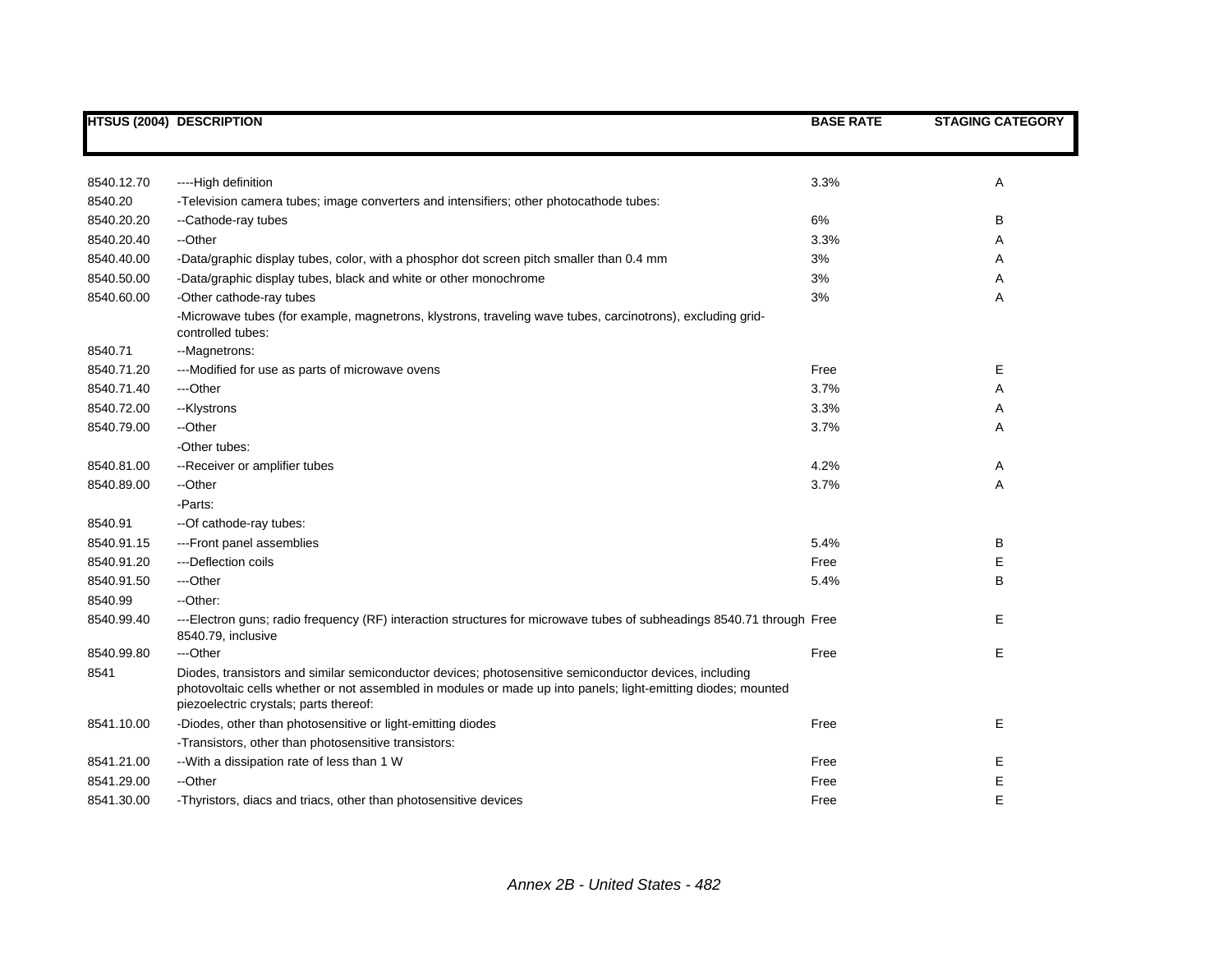| HTSUS (2004) | DESCRIPTION | BASE RATE | STAGING CATEGORY |
|---|---|---|---|
| 8540.12.70 | ----High definition | 3.3% | A |
| 8540.20 | -Television camera tubes; image converters and intensifiers; other photocathode tubes: | | |
| 8540.20.20 | --Cathode-ray tubes | 6% | B |
| 8540.20.40 | --Other | 3.3% | A |
| 8540.40.00 | -Data/graphic display tubes, color, with a phosphor dot screen pitch smaller than 0.4 mm | 3% | A |
| 8540.50.00 | -Data/graphic display tubes, black and white or other monochrome | 3% | A |
| 8540.60.00 | -Other cathode-ray tubes | 3% | A |
| | -Microwave tubes (for example, magnetrons, klystrons, traveling wave tubes, carcinotrons), excluding grid-controlled tubes: | | |
| 8540.71 | --Magnetrons: | | |
| 8540.71.20 | ---Modified for use as parts of microwave ovens | Free | E |
| 8540.71.40 | ---Other | 3.7% | A |
| 8540.72.00 | --Klystrons | 3.3% | A |
| 8540.79.00 | --Other | 3.7% | A |
| | -Other tubes: | | |
| 8540.81.00 | --Receiver or amplifier tubes | 4.2% | A |
| 8540.89.00 | --Other | 3.7% | A |
| | -Parts: | | |
| 8540.91 | --Of cathode-ray tubes: | | |
| 8540.91.15 | ---Front panel assemblies | 5.4% | B |
| 8540.91.20 | ---Deflection coils | Free | E |
| 8540.91.50 | ---Other | 5.4% | B |
| 8540.99 | --Other: | | |
| 8540.99.40 | ---Electron guns; radio frequency (RF) interaction structures for microwave tubes of subheadings 8540.71 through 8540.79, inclusive | Free | E |
| 8540.99.80 | ---Other | Free | E |
| 8541 | Diodes, transistors and similar semiconductor devices; photosensitive semiconductor devices, including photovoltaic cells whether or not assembled in modules or made up into panels; light-emitting diodes; mounted piezoelectric crystals; parts thereof: | | |
| 8541.10.00 | -Diodes, other than photosensitive or light-emitting diodes | Free | E |
| | -Transistors, other than photosensitive transistors: | | |
| 8541.21.00 | --With a dissipation rate of less than 1 W | Free | E |
| 8541.29.00 | --Other | Free | E |
| 8541.30.00 | -Thyristors, diacs and triacs, other than photosensitive devices | Free | E |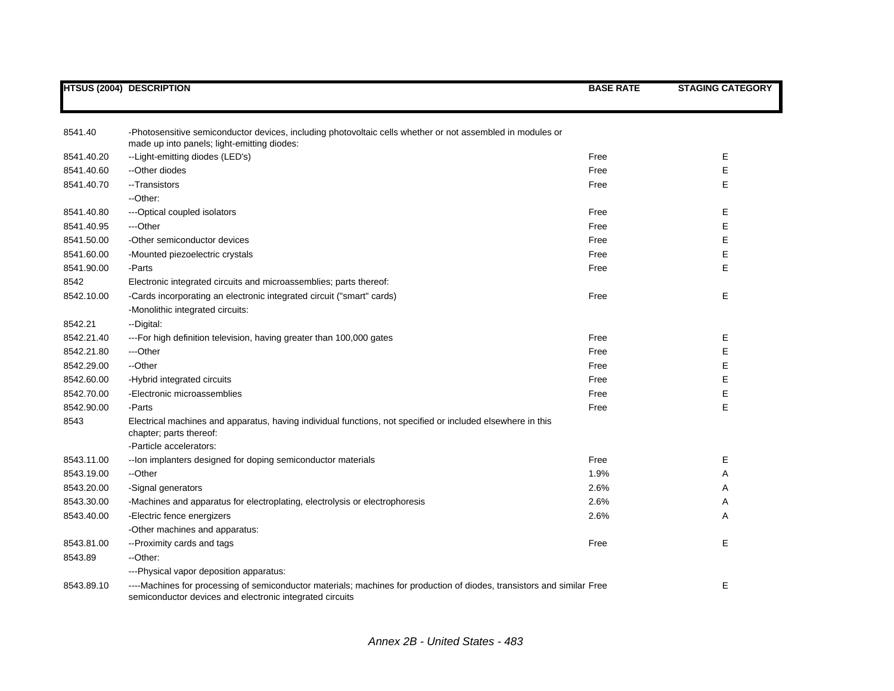| HTSUS (2004) | DESCRIPTION | BASE RATE | STAGING CATEGORY |
|---|---|---|---|
| 8541.40 | -Photosensitive semiconductor devices, including photovoltaic cells whether or not assembled in modules or made up into panels; light-emitting diodes: | | |
| 8541.40.20 | --Light-emitting diodes (LED's) | Free | E |
| 8541.40.60 | --Other diodes | Free | E |
| 8541.40.70 | --Transistors | Free | E |
| | --Other: | | |
| 8541.40.80 | ---Optical coupled isolators | Free | E |
| 8541.40.95 | ---Other | Free | E |
| 8541.50.00 | -Other semiconductor devices | Free | E |
| 8541.60.00 | -Mounted piezoelectric crystals | Free | E |
| 8541.90.00 | -Parts | Free | E |
| 8542 | Electronic integrated circuits and microassemblies; parts thereof: | | |
| 8542.10.00 | -Cards incorporating an electronic integrated circuit ("smart" cards) | Free | E |
| | -Monolithic integrated circuits: | | |
| 8542.21 | --Digital: | | |
| 8542.21.40 | ---For high definition television, having greater than 100,000 gates | Free | E |
| 8542.21.80 | ---Other | Free | E |
| 8542.29.00 | --Other | Free | E |
| 8542.60.00 | -Hybrid integrated circuits | Free | E |
| 8542.70.00 | -Electronic microassemblies | Free | E |
| 8542.90.00 | -Parts | Free | E |
| 8543 | Electrical machines and apparatus, having individual functions, not specified or included elsewhere in this chapter; parts thereof: | | |
| | -Particle accelerators: | | |
| 8543.11.00 | --Ion implanters designed for doping semiconductor materials | Free | E |
| 8543.19.00 | --Other | 1.9% | A |
| 8543.20.00 | -Signal generators | 2.6% | A |
| 8543.30.00 | -Machines and apparatus for electroplating, electrolysis or electrophoresis | 2.6% | A |
| 8543.40.00 | -Electric fence energizers | 2.6% | A |
| | -Other machines and apparatus: | | |
| 8543.81.00 | --Proximity cards and tags | Free | E |
| 8543.89 | --Other: | | |
| | ---Physical vapor deposition apparatus: | | |
| 8543.89.10 | ----Machines for processing of semiconductor materials; machines for production of diodes, transistors and similar semiconductor devices and electronic integrated circuits | Free | E |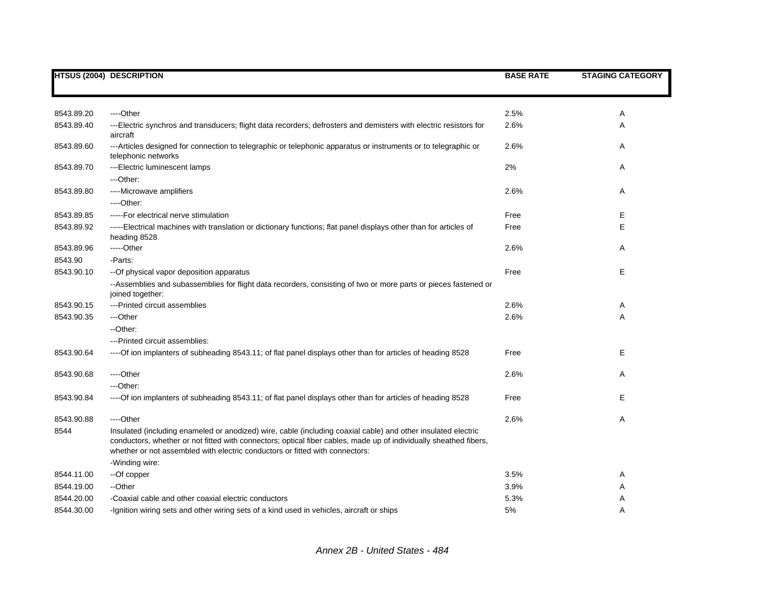| HTSUS (2004) | DESCRIPTION | BASE RATE | STAGING CATEGORY |
|---|---|---|---|
| 8543.89.20 | ----Other | 2.5% | A |
| 8543.89.40 | ---Electric synchros and transducers; flight data recorders; defrosters and demisters with electric resistors for aircraft | 2.6% | A |
| 8543.89.60 | ---Articles designed for connection to telegraphic or telephonic apparatus or instruments or to telegraphic or telephonic networks | 2.6% | A |
| 8543.89.70 | ---Electric luminescent lamps | 2% | A |
| | ---Other: | | |
| 8543.89.80 | ----Microwave amplifiers | 2.6% | A |
| | ----Other: | | |
| 8543.89.85 | -----For electrical nerve stimulation | Free | E |
| 8543.89.92 | -----Electrical machines with translation or dictionary functions; flat panel displays other than for articles of heading 8528 | Free | E |
| 8543.89.96 | -----Other | 2.6% | A |
| 8543.90 | -Parts: | | |
| 8543.90.10 | --Of physical vapor deposition apparatus | Free | E |
| | --Assemblies and subassemblies for flight data recorders, consisting of two or more parts or pieces fastened or joined together: | | |
| 8543.90.15 | ---Printed circuit assemblies | 2.6% | A |
| 8543.90.35 | ---Other | 2.6% | A |
| | --Other: | | |
| | ---Printed circuit assemblies: | | |
| 8543.90.64 | ----Of ion implanters of subheading 8543.11; of flat panel displays other than for articles of heading 8528 | Free | E |
| 8543.90.68 | ----Other | 2.6% | A |
| | ---Other: | | |
| 8543.90.84 | ----Of ion implanters of subheading 8543.11; of flat panel displays other than for articles of heading 8528 | Free | E |
| 8543.90.88 | ----Other | 2.6% | A |
| 8544 | Insulated (including enameled or anodized) wire, cable (including coaxial cable) and other insulated electric conductors, whether or not fitted with connectors; optical fiber cables, made up of individually sheathed fibers, whether or not assembled with electric conductors or fitted with connectors: | | |
| | -Winding wire: | | |
| 8544.11.00 | --Of copper | 3.5% | A |
| 8544.19.00 | --Other | 3.9% | A |
| 8544.20.00 | -Coaxial cable and other coaxial electric conductors | 5.3% | A |
| 8544.30.00 | -Ignition wiring sets and other wiring sets of a kind used in vehicles, aircraft or ships | 5% | A |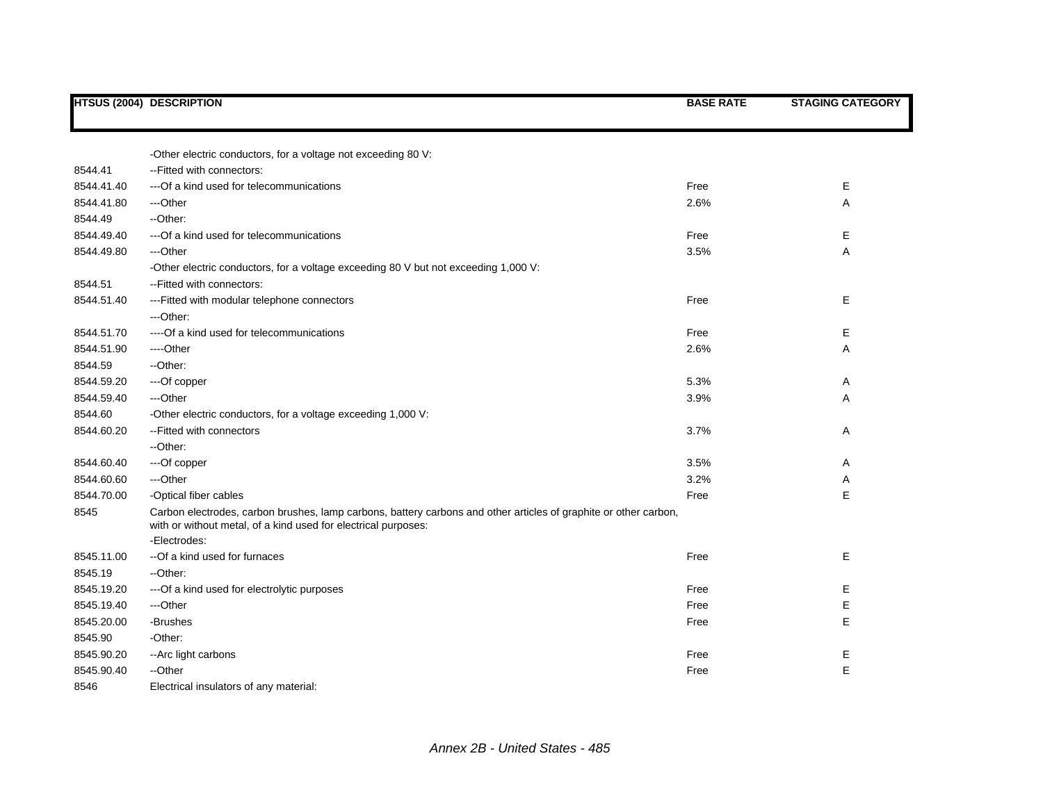| HTSUS (2004) | DESCRIPTION | BASE RATE | STAGING CATEGORY |
|---|---|---|---|
| | -Other electric conductors, for a voltage not exceeding 80 V: | | |
| 8544.41 | --Fitted with connectors: | | |
| 8544.41.40 | ---Of a kind used for telecommunications | Free | E |
| 8544.41.80 | ---Other | 2.6% | A |
| 8544.49 | --Other: | | |
| 8544.49.40 | ---Of a kind used for telecommunications | Free | E |
| 8544.49.80 | ---Other | 3.5% | A |
| | -Other electric conductors, for a voltage exceeding 80 V but not exceeding 1,000 V: | | |
| 8544.51 | --Fitted with connectors: | | |
| 8544.51.40 | ---Fitted with modular telephone connectors | Free | E |
| | ---Other: | | |
| 8544.51.70 | ----Of a kind used for telecommunications | Free | E |
| 8544.51.90 | ----Other | 2.6% | A |
| 8544.59 | --Other: | | |
| 8544.59.20 | ---Of copper | 5.3% | A |
| 8544.59.40 | ---Other | 3.9% | A |
| 8544.60 | -Other electric conductors, for a voltage exceeding 1,000 V: | | |
| 8544.60.20 | --Fitted with connectors | 3.7% | A |
| | --Other: | | |
| 8544.60.40 | ---Of copper | 3.5% | A |
| 8544.60.60 | ---Other | 3.2% | A |
| 8544.70.00 | -Optical fiber cables | Free | E |
| 8545 | Carbon electrodes, carbon brushes, lamp carbons, battery carbons and other articles of graphite or other carbon, with or without metal, of a kind used for electrical purposes: | | |
| | -Electrodes: | | |
| 8545.11.00 | --Of a kind used for furnaces | Free | E |
| 8545.19 | --Other: | | |
| 8545.19.20 | ---Of a kind used for electrolytic purposes | Free | E |
| 8545.19.40 | ---Other | Free | E |
| 8545.20.00 | -Brushes | Free | E |
| 8545.90 | -Other: | | |
| 8545.90.20 | --Arc light carbons | Free | E |
| 8545.90.40 | --Other | Free | E |
| 8546 | Electrical insulators of any material: | | |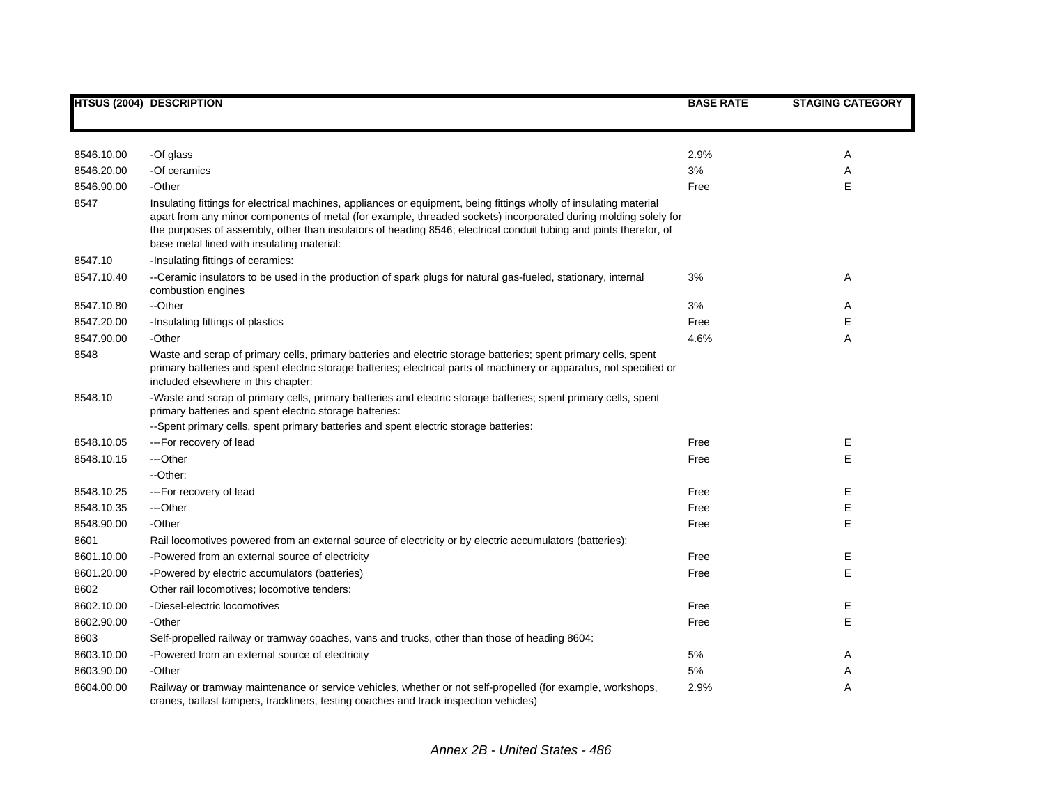| HTSUS (2004) | DESCRIPTION | BASE RATE | STAGING CATEGORY |
|---|---|---|---|
| 8546.10.00 | -Of glass | 2.9% | A |
| 8546.20.00 | -Of ceramics | 3% | A |
| 8546.90.00 | -Other | Free | E |
| 8547 | Insulating fittings for electrical machines, appliances or equipment, being fittings wholly of insulating material apart from any minor components of metal (for example, threaded sockets) incorporated during molding solely for the purposes of assembly, other than insulators of heading 8546; electrical conduit tubing and joints therefor, of base metal lined with insulating material: | | |
| 8547.10 | -Insulating fittings of ceramics: | | |
| 8547.10.40 | --Ceramic insulators to be used in the production of spark plugs for natural gas-fueled, stationary, internal combustion engines | 3% | A |
| 8547.10.80 | --Other | 3% | A |
| 8547.20.00 | -Insulating fittings of plastics | Free | E |
| 8547.90.00 | -Other | 4.6% | A |
| 8548 | Waste and scrap of primary cells, primary batteries and electric storage batteries; spent primary cells, spent primary batteries and spent electric storage batteries; electrical parts of machinery or apparatus, not specified or included elsewhere in this chapter: | | |
| 8548.10 | -Waste and scrap of primary cells, primary batteries and electric storage batteries; spent primary cells, spent primary batteries and spent electric storage batteries: | | |
| | --Spent primary cells, spent primary batteries and spent electric storage batteries: | | |
| 8548.10.05 | ---For recovery of lead | Free | E |
| 8548.10.15 | ---Other | Free | E |
| | --Other: | | |
| 8548.10.25 | ---For recovery of lead | Free | E |
| 8548.10.35 | ---Other | Free | E |
| 8548.90.00 | -Other | Free | E |
| 8601 | Rail locomotives powered from an external source of electricity or by electric accumulators (batteries): | | |
| 8601.10.00 | -Powered from an external source of electricity | Free | E |
| 8601.20.00 | -Powered by electric accumulators (batteries) | Free | E |
| 8602 | Other rail locomotives; locomotive tenders: | | |
| 8602.10.00 | -Diesel-electric locomotives | Free | E |
| 8602.90.00 | -Other | Free | E |
| 8603 | Self-propelled railway or tramway coaches, vans and trucks, other than those of heading 8604: | | |
| 8603.10.00 | -Powered from an external source of electricity | 5% | A |
| 8603.90.00 | -Other | 5% | A |
| 8604.00.00 | Railway or tramway maintenance or service vehicles, whether or not self-propelled (for example, workshops, cranes, ballast tampers, trackliners, testing coaches and track inspection vehicles) | 2.9% | A |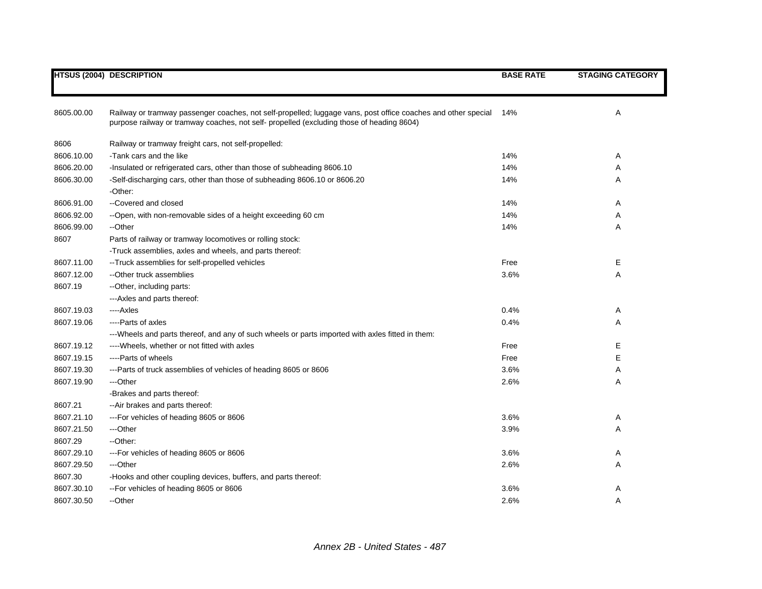| HTSUS (2004) | DESCRIPTION | BASE RATE | STAGING CATEGORY |
|---|---|---|---|
| 8605.00.00 | Railway or tramway passenger coaches, not self-propelled; luggage vans, post office coaches and other special purpose railway or tramway coaches, not self- propelled (excluding those of heading 8604) | 14% | A |
| 8606 | Railway or tramway freight cars, not self-propelled: | | |
| 8606.10.00 | -Tank cars and the like | 14% | A |
| 8606.20.00 | -Insulated or refrigerated cars, other than those of subheading 8606.10 | 14% | A |
| 8606.30.00 | -Self-discharging cars, other than those of subheading 8606.10 or 8606.20 | 14% | A |
| | -Other: | | |
| 8606.91.00 | --Covered and closed | 14% | A |
| 8606.92.00 | --Open, with non-removable sides of a height exceeding 60 cm | 14% | A |
| 8606.99.00 | --Other | 14% | A |
| 8607 | Parts of railway or tramway locomotives or rolling stock: | | |
| | -Truck assemblies, axles and wheels, and parts thereof: | | |
| 8607.11.00 | --Truck assemblies for self-propelled vehicles | Free | E |
| 8607.12.00 | --Other truck assemblies | 3.6% | A |
| 8607.19 | --Other, including parts: | | |
| | ---Axles and parts thereof: | | |
| 8607.19.03 | ----Axles | 0.4% | A |
| 8607.19.06 | ----Parts of axles | 0.4% | A |
| | ---Wheels and parts thereof, and any of such wheels or parts imported with axles fitted in them: | | |
| 8607.19.12 | ----Wheels, whether or not fitted with axles | Free | E |
| 8607.19.15 | ----Parts of wheels | Free | E |
| 8607.19.30 | ---Parts of truck assemblies of vehicles of heading 8605 or 8606 | 3.6% | A |
| 8607.19.90 | ---Other | 2.6% | A |
| | -Brakes and parts thereof: | | |
| 8607.21 | --Air brakes and parts thereof: | | |
| 8607.21.10 | ---For vehicles of heading 8605 or 8606 | 3.6% | A |
| 8607.21.50 | ---Other | 3.9% | A |
| 8607.29 | --Other: | | |
| 8607.29.10 | ---For vehicles of heading 8605 or 8606 | 3.6% | A |
| 8607.29.50 | ---Other | 2.6% | A |
| 8607.30 | -Hooks and other coupling devices, buffers, and parts thereof: | | |
| 8607.30.10 | --For vehicles of heading 8605 or 8606 | 3.6% | A |
| 8607.30.50 | --Other | 2.6% | A |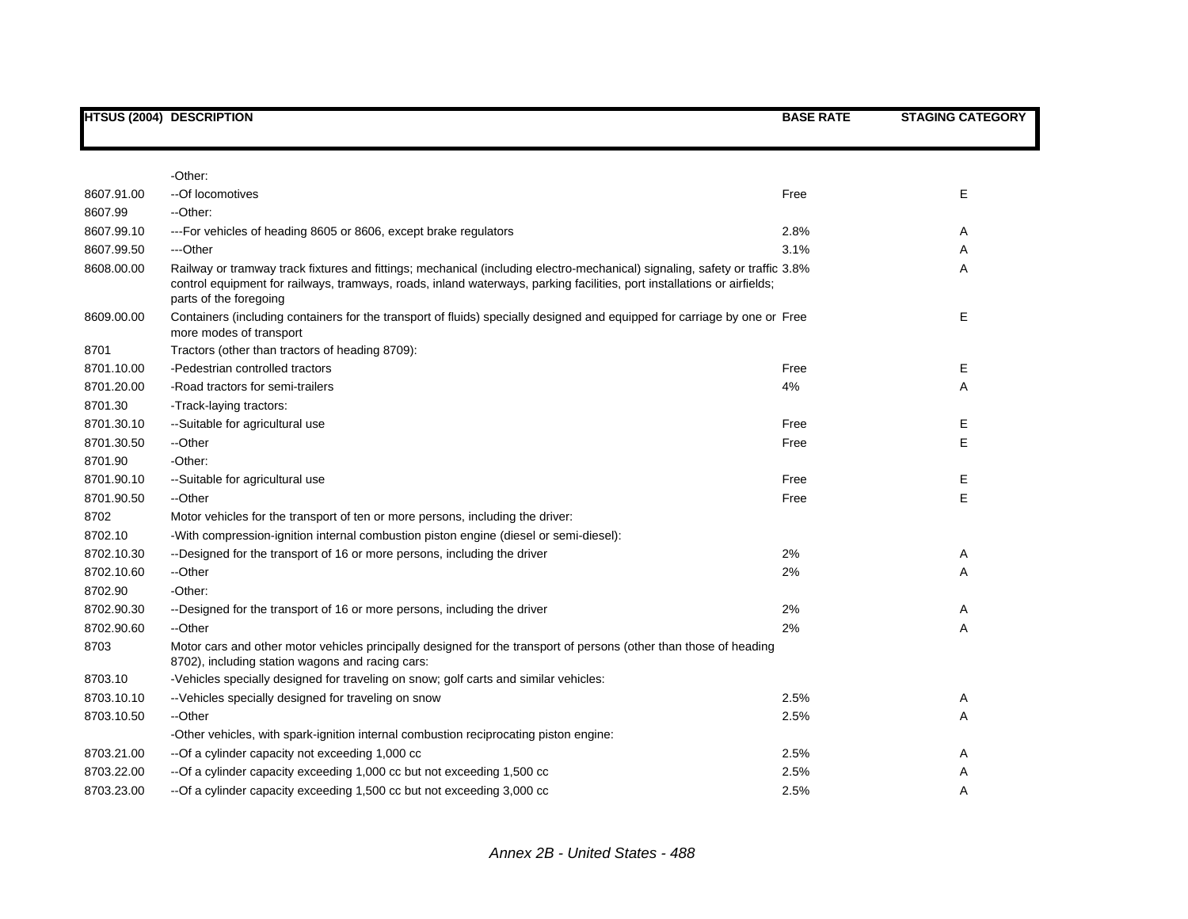| HTSUS (2004) | DESCRIPTION | BASE RATE | STAGING CATEGORY |
|---|---|---|---|
| | -Other: | | |
| 8607.91.00 | --Of locomotives | Free | E |
| 8607.99 | --Other: | | |
| 8607.99.10 | ---For vehicles of heading 8605 or 8606, except brake regulators | 2.8% | A |
| 8607.99.50 | ---Other | 3.1% | A |
| 8608.00.00 | Railway or tramway track fixtures and fittings; mechanical (including electro-mechanical) signaling, safety or traffic control equipment for railways, tramways, roads, inland waterways, parking facilities, port installations or airfields; parts of the foregoing | 3.8% | A |
| 8609.00.00 | Containers (including containers for the transport of fluids) specially designed and equipped for carriage by one or more modes of transport | Free | E |
| 8701 | Tractors (other than tractors of heading 8709): | | |
| 8701.10.00 | -Pedestrian controlled tractors | Free | E |
| 8701.20.00 | -Road tractors for semi-trailers | 4% | A |
| 8701.30 | -Track-laying tractors: | | |
| 8701.30.10 | --Suitable for agricultural use | Free | E |
| 8701.30.50 | --Other | Free | E |
| 8701.90 | -Other: | | |
| 8701.90.10 | --Suitable for agricultural use | Free | E |
| 8701.90.50 | --Other | Free | E |
| 8702 | Motor vehicles for the transport of ten or more persons, including the driver: | | |
| 8702.10 | -With compression-ignition internal combustion piston engine (diesel or semi-diesel): | | |
| 8702.10.30 | --Designed for the transport of 16 or more persons, including the driver | 2% | A |
| 8702.10.60 | --Other | 2% | A |
| 8702.90 | -Other: | | |
| 8702.90.30 | --Designed for the transport of 16 or more persons, including the driver | 2% | A |
| 8702.90.60 | --Other | 2% | A |
| 8703 | Motor cars and other motor vehicles principally designed for the transport of persons (other than those of heading 8702), including station wagons and racing cars: | | |
| 8703.10 | -Vehicles specially designed for traveling on snow; golf carts and similar vehicles: | | |
| 8703.10.10 | --Vehicles specially designed for traveling on snow | 2.5% | A |
| 8703.10.50 | --Other | 2.5% | A |
| | -Other vehicles, with spark-ignition internal combustion reciprocating piston engine: | | |
| 8703.21.00 | --Of a cylinder capacity not exceeding 1,000 cc | 2.5% | A |
| 8703.22.00 | --Of a cylinder capacity exceeding 1,000 cc but not exceeding 1,500 cc | 2.5% | A |
| 8703.23.00 | --Of a cylinder capacity exceeding 1,500 cc but not exceeding 3,000 cc | 2.5% | A |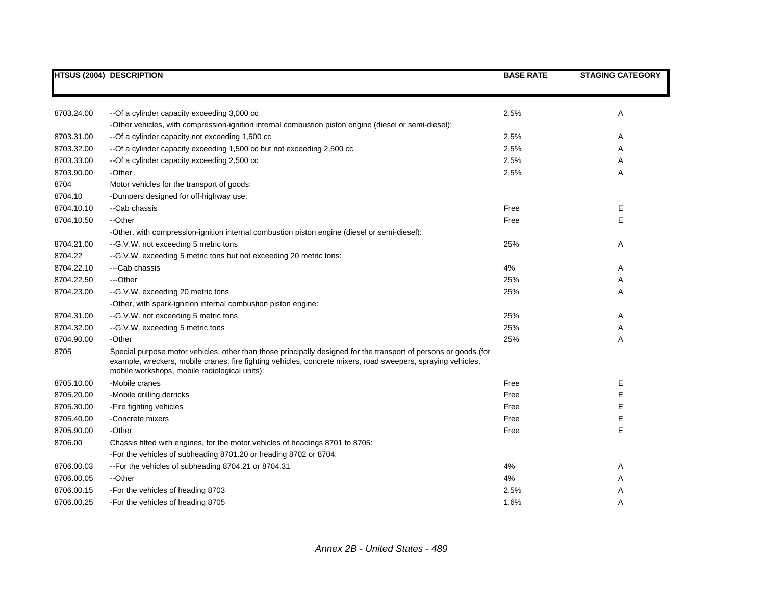| HTSUS (2004) | DESCRIPTION | BASE RATE | STAGING CATEGORY |
|---|---|---|---|
| 8703.24.00 | --Of a cylinder capacity exceeding 3,000 cc | 2.5% | A |
| | -Other vehicles, with compression-ignition internal combustion piston engine (diesel or semi-diesel): | | |
| 8703.31.00 | --Of a cylinder capacity not exceeding 1,500 cc | 2.5% | A |
| 8703.32.00 | --Of a cylinder capacity exceeding 1,500 cc but not exceeding 2,500 cc | 2.5% | A |
| 8703.33.00 | --Of a cylinder capacity exceeding 2,500 cc | 2.5% | A |
| 8703.90.00 | -Other | 2.5% | A |
| 8704 | Motor vehicles for the transport of goods: | | |
| 8704.10 | -Dumpers designed for off-highway use: | | |
| 8704.10.10 | --Cab chassis | Free | E |
| 8704.10.50 | --Other | Free | E |
| | -Other, with compression-ignition internal combustion piston engine (diesel or semi-diesel): | | |
| 8704.21.00 | --G.V.W. not exceeding 5 metric tons | 25% | A |
| 8704.22 | --G.V.W. exceeding 5 metric tons but not exceeding 20 metric tons: | | |
| 8704.22.10 | ---Cab chassis | 4% | A |
| 8704.22.50 | ---Other | 25% | A |
| 8704.23.00 | --G.V.W. exceeding 20 metric tons | 25% | A |
| | -Other, with spark-ignition internal combustion piston engine: | | |
| 8704.31.00 | --G.V.W. not exceeding 5 metric tons | 25% | A |
| 8704.32.00 | --G.V.W. exceeding 5 metric tons | 25% | A |
| 8704.90.00 | -Other | 25% | A |
| 8705 | Special purpose motor vehicles, other than those principally designed for the transport of persons or goods (for example, wreckers, mobile cranes, fire fighting vehicles, concrete mixers, road sweepers, spraying vehicles, mobile workshops, mobile radiological units): | | |
| 8705.10.00 | -Mobile cranes | Free | E |
| 8705.20.00 | -Mobile drilling derricks | Free | E |
| 8705.30.00 | -Fire fighting vehicles | Free | E |
| 8705.40.00 | -Concrete mixers | Free | E |
| 8705.90.00 | -Other | Free | E |
| 8706.00 | Chassis fitted with engines, for the motor vehicles of headings 8701 to 8705: | | |
| | -For the vehicles of subheading 8701.20 or heading 8702 or 8704: | | |
| 8706.00.03 | --For the vehicles of subheading 8704.21 or 8704.31 | 4% | A |
| 8706.00.05 | --Other | 4% | A |
| 8706.00.15 | -For the vehicles of heading 8703 | 2.5% | A |
| 8706.00.25 | -For the vehicles of heading 8705 | 1.6% | A |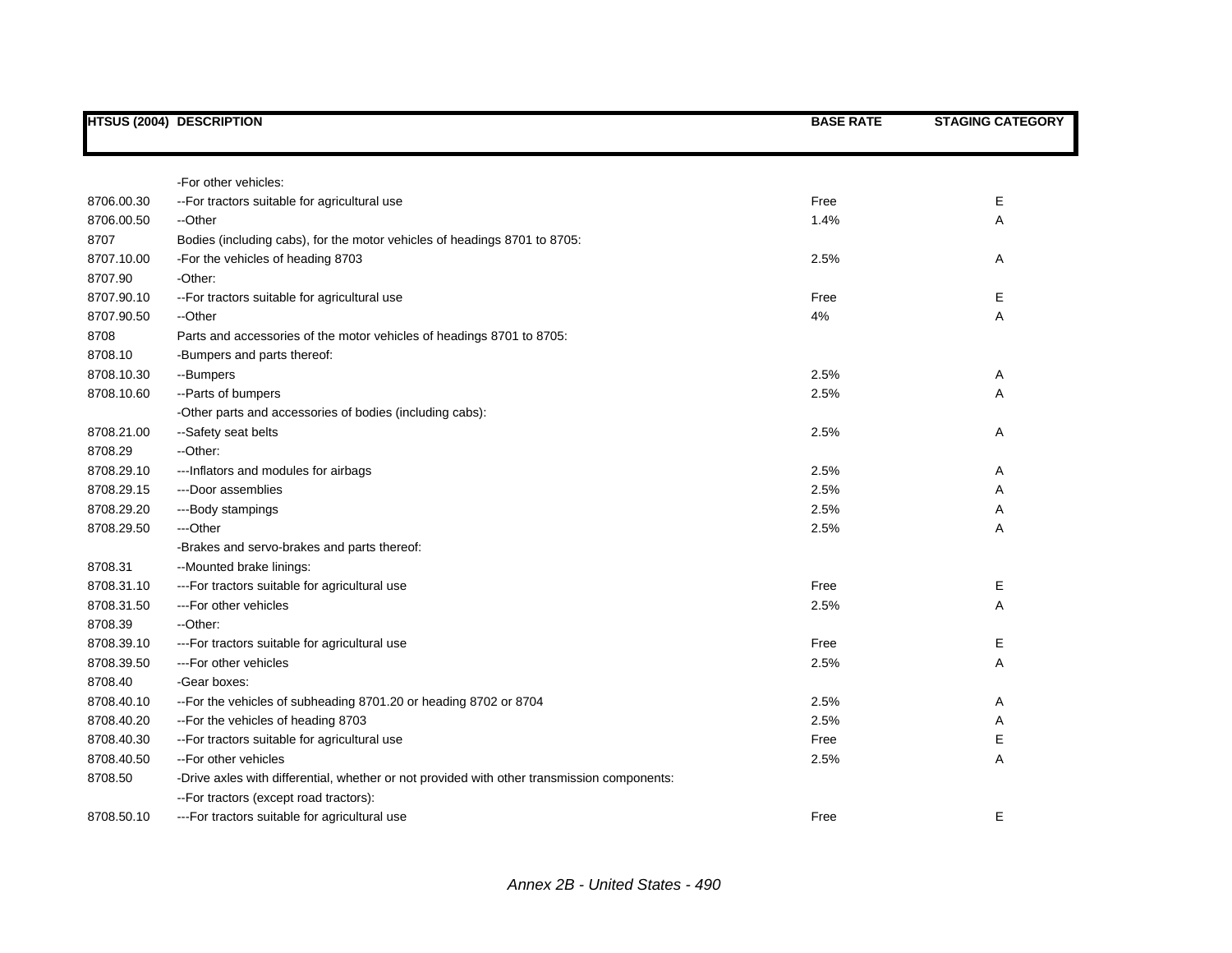| HTSUS (2004) | DESCRIPTION | BASE RATE | STAGING CATEGORY |
|---|---|---|---|
| | -For other vehicles: | | |
| 8706.00.30 | --For tractors suitable for agricultural use | Free | E |
| 8706.00.50 | --Other | 1.4% | A |
| 8707 | Bodies (including cabs), for the motor vehicles of headings 8701 to 8705: | | |
| 8707.10.00 | -For the vehicles of heading 8703 | 2.5% | A |
| 8707.90 | -Other: | | |
| 8707.90.10 | --For tractors suitable for agricultural use | Free | E |
| 8707.90.50 | --Other | 4% | A |
| 8708 | Parts and accessories of the motor vehicles of headings 8701 to 8705: | | |
| 8708.10 | -Bumpers and parts thereof: | | |
| 8708.10.30 | --Bumpers | 2.5% | A |
| 8708.10.60 | --Parts of bumpers | 2.5% | A |
| | -Other parts and accessories of bodies (including cabs): | | |
| 8708.21.00 | --Safety seat belts | 2.5% | A |
| 8708.29 | --Other: | | |
| 8708.29.10 | ---Inflators and modules for airbags | 2.5% | A |
| 8708.29.15 | ---Door assemblies | 2.5% | A |
| 8708.29.20 | ---Body stampings | 2.5% | A |
| 8708.29.50 | ---Other | 2.5% | A |
| | -Brakes and servo-brakes and parts thereof: | | |
| 8708.31 | --Mounted brake linings: | | |
| 8708.31.10 | ---For tractors suitable for agricultural use | Free | E |
| 8708.31.50 | ---For other vehicles | 2.5% | A |
| 8708.39 | --Other: | | |
| 8708.39.10 | ---For tractors suitable for agricultural use | Free | E |
| 8708.39.50 | ---For other vehicles | 2.5% | A |
| 8708.40 | -Gear boxes: | | |
| 8708.40.10 | --For the vehicles of subheading 8701.20 or heading 8702 or 8704 | 2.5% | A |
| 8708.40.20 | --For the vehicles of heading 8703 | 2.5% | A |
| 8708.40.30 | --For tractors suitable for agricultural use | Free | E |
| 8708.40.50 | --For other vehicles | 2.5% | A |
| 8708.50 | -Drive axles with differential, whether or not provided with other transmission components: | | |
| | --For tractors (except road tractors): | | |
| 8708.50.10 | ---For tractors suitable for agricultural use | Free | E |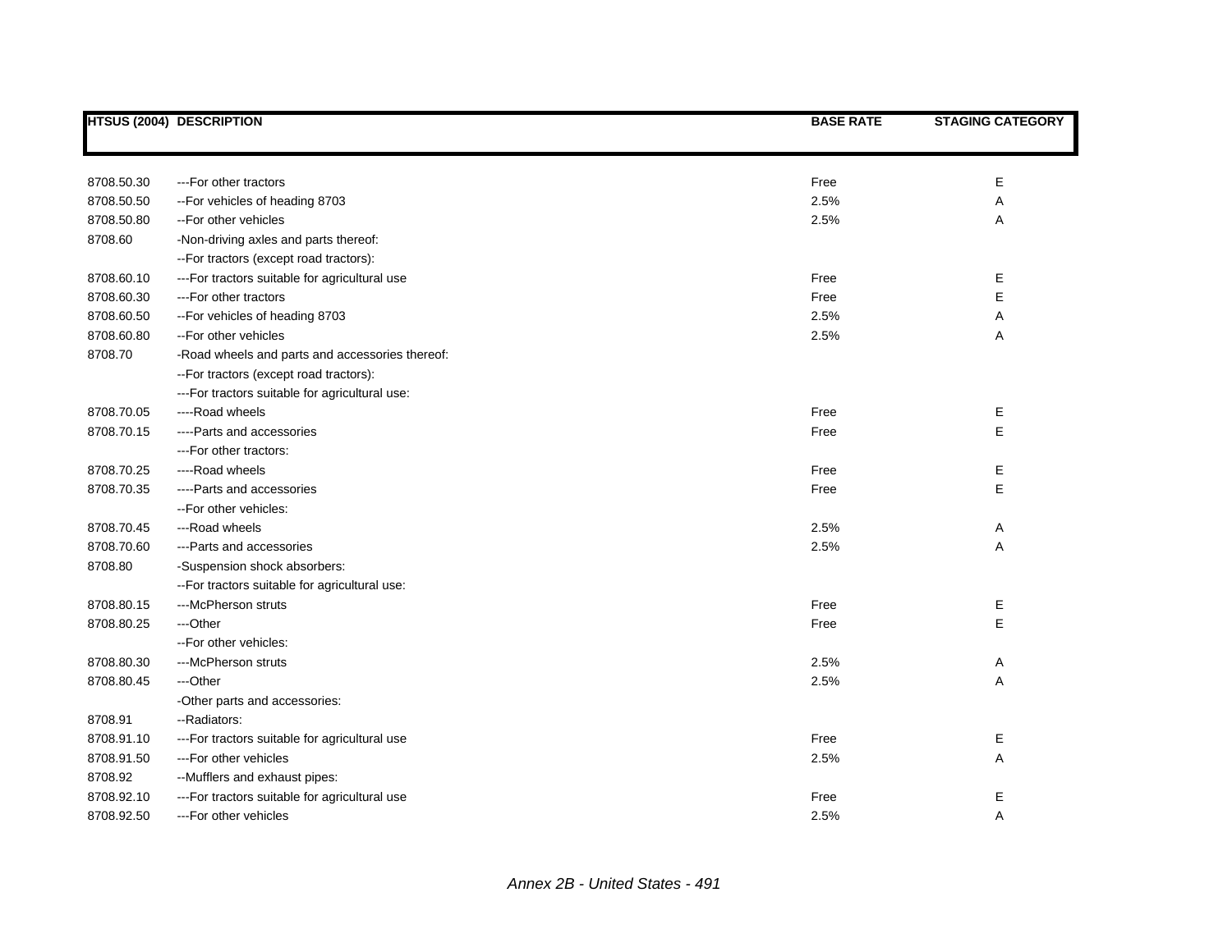| HTSUS (2004) | DESCRIPTION | BASE RATE | STAGING CATEGORY |
|---|---|---|---|
| 8708.50.30 | ---For other tractors | Free | E |
| 8708.50.50 | --For vehicles of heading 8703 | 2.5% | A |
| 8708.50.80 | --For other vehicles | 2.5% | A |
| 8708.60 | -Non-driving axles and parts thereof: | | |
| | --For tractors (except road tractors): | | |
| 8708.60.10 | ---For tractors suitable for agricultural use | Free | E |
| 8708.60.30 | ---For other tractors | Free | E |
| 8708.60.50 | --For vehicles of heading 8703 | 2.5% | A |
| 8708.60.80 | --For other vehicles | 2.5% | A |
| 8708.70 | -Road wheels and parts and accessories thereof: | | |
| | --For tractors (except road tractors): | | |
| | ---For tractors suitable for agricultural use: | | |
| 8708.70.05 | ----Road wheels | Free | E |
| 8708.70.15 | ----Parts and accessories | Free | E |
| | ---For other tractors: | | |
| 8708.70.25 | ----Road wheels | Free | E |
| 8708.70.35 | ----Parts and accessories | Free | E |
| | --For other vehicles: | | |
| 8708.70.45 | ---Road wheels | 2.5% | A |
| 8708.70.60 | ---Parts and accessories | 2.5% | A |
| 8708.80 | -Suspension shock absorbers: | | |
| | --For tractors suitable for agricultural use: | | |
| 8708.80.15 | ---McPherson struts | Free | E |
| 8708.80.25 | ---Other | Free | E |
| | --For other vehicles: | | |
| 8708.80.30 | ---McPherson struts | 2.5% | A |
| 8708.80.45 | ---Other | 2.5% | A |
| | -Other parts and accessories: | | |
| 8708.91 | --Radiators: | | |
| 8708.91.10 | ---For tractors suitable for agricultural use | Free | E |
| 8708.91.50 | ---For other vehicles | 2.5% | A |
| 8708.92 | --Mufflers and exhaust pipes: | | |
| 8708.92.10 | ---For tractors suitable for agricultural use | Free | E |
| 8708.92.50 | ---For other vehicles | 2.5% | A |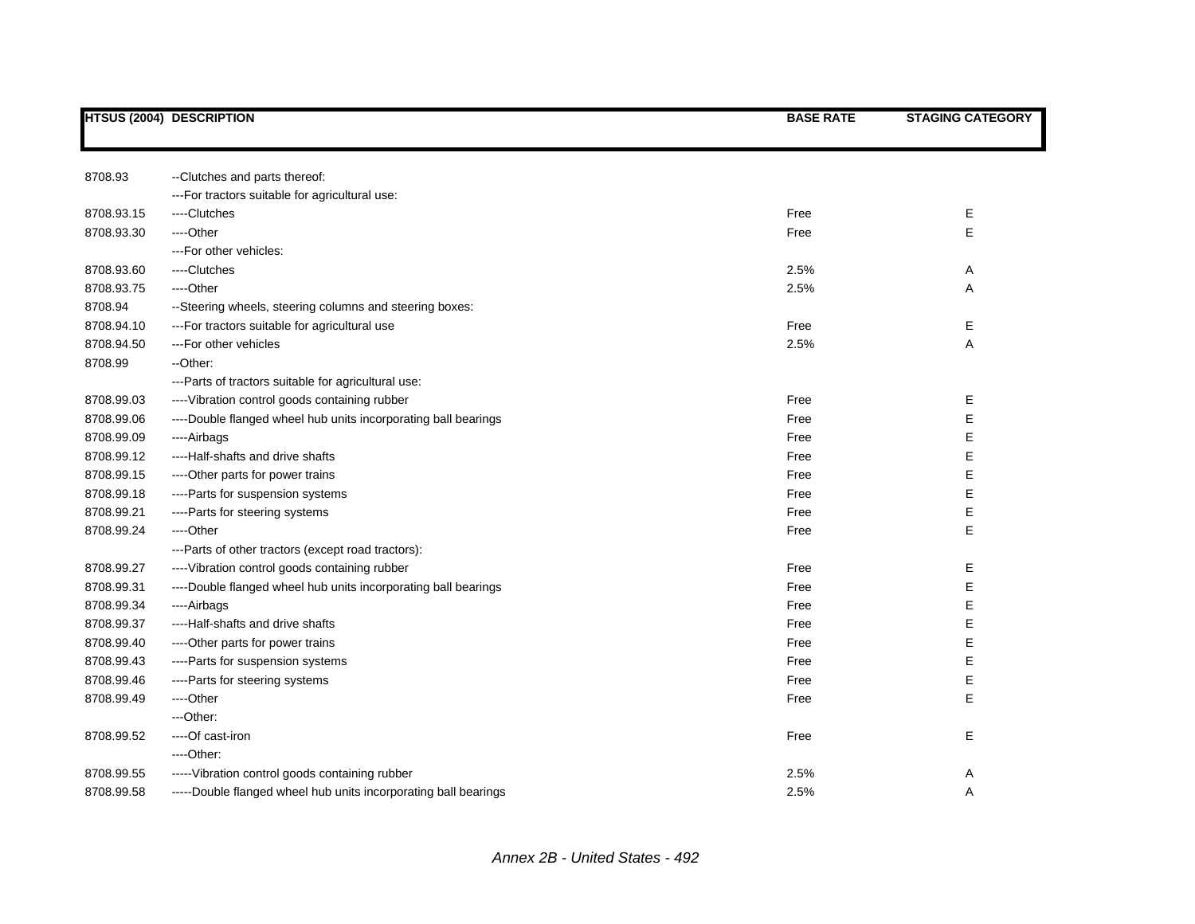| HTSUS (2004) | DESCRIPTION | BASE RATE | STAGING CATEGORY |
|---|---|---|---|
| 8708.93 | --Clutches and parts thereof: | | |
| | ---For tractors suitable for agricultural use: | | |
| 8708.93.15 | ----Clutches | Free | E |
| 8708.93.30 | ----Other | Free | E |
| | ---For other vehicles: | | |
| 8708.93.60 | ----Clutches | 2.5% | A |
| 8708.93.75 | ----Other | 2.5% | A |
| 8708.94 | --Steering wheels, steering columns and steering boxes: | | |
| 8708.94.10 | ---For tractors suitable for agricultural use | Free | E |
| 8708.94.50 | ---For other vehicles | 2.5% | A |
| 8708.99 | --Other: | | |
| | ---Parts of tractors suitable for agricultural use: | | |
| 8708.99.03 | ----Vibration control goods containing rubber | Free | E |
| 8708.99.06 | ----Double flanged wheel hub units incorporating ball bearings | Free | E |
| 8708.99.09 | ----Airbags | Free | E |
| 8708.99.12 | ----Half-shafts and drive shafts | Free | E |
| 8708.99.15 | ----Other parts for power trains | Free | E |
| 8708.99.18 | ----Parts for suspension systems | Free | E |
| 8708.99.21 | ----Parts for steering systems | Free | E |
| 8708.99.24 | ----Other | Free | E |
| | ---Parts of other tractors (except road tractors): | | |
| 8708.99.27 | ----Vibration control goods containing rubber | Free | E |
| 8708.99.31 | ----Double flanged wheel hub units incorporating ball bearings | Free | E |
| 8708.99.34 | ----Airbags | Free | E |
| 8708.99.37 | ----Half-shafts and drive shafts | Free | E |
| 8708.99.40 | ----Other parts for power trains | Free | E |
| 8708.99.43 | ----Parts for suspension systems | Free | E |
| 8708.99.46 | ----Parts for steering systems | Free | E |
| 8708.99.49 | ----Other | Free | E |
| | ---Other: | | |
| 8708.99.52 | ----Of cast-iron | Free | E |
| | ----Other: | | |
| 8708.99.55 | -----Vibration control goods containing rubber | 2.5% | A |
| 8708.99.58 | -----Double flanged wheel hub units incorporating ball bearings | 2.5% | A |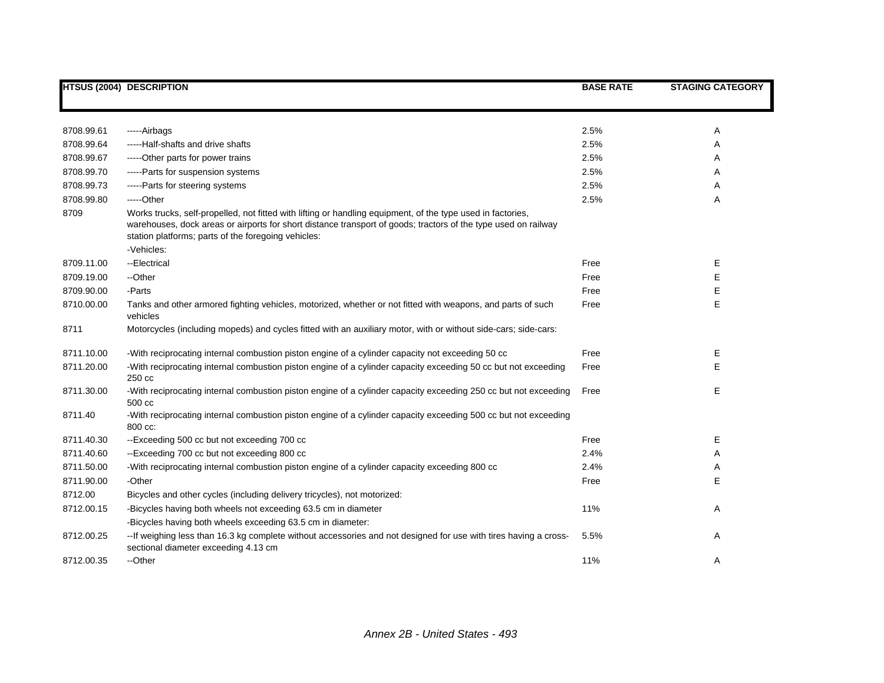| HTSUS (2004) | DESCRIPTION | BASE RATE | STAGING CATEGORY |
|---|---|---|---|
| 8708.99.61 | -----Airbags | 2.5% | A |
| 8708.99.64 | -----Half-shafts and drive shafts | 2.5% | A |
| 8708.99.67 | -----Other parts for power trains | 2.5% | A |
| 8708.99.70 | -----Parts for suspension systems | 2.5% | A |
| 8708.99.73 | -----Parts for steering systems | 2.5% | A |
| 8708.99.80 | -----Other | 2.5% | A |
| 8709 | Works trucks, self-propelled, not fitted with lifting or handling equipment, of the type used in factories, warehouses, dock areas or airports for short distance transport of goods; tractors of the type used on railway station platforms; parts of the foregoing vehicles: | | |
| | -Vehicles: | | |
| 8709.11.00 | --Electrical | Free | E |
| 8709.19.00 | --Other | Free | E |
| 8709.90.00 | -Parts | Free | E |
| 8710.00.00 | Tanks and other armored fighting vehicles, motorized, whether or not fitted with weapons, and parts of such vehicles | Free | E |
| 8711 | Motorcycles (including mopeds) and cycles fitted with an auxiliary motor, with or without side-cars; side-cars: | | |
| 8711.10.00 | -With reciprocating internal combustion piston engine of a cylinder capacity not exceeding 50 cc | Free | E |
| 8711.20.00 | -With reciprocating internal combustion piston engine of a cylinder capacity exceeding 50 cc but not exceeding 250 cc | Free | E |
| 8711.30.00 | -With reciprocating internal combustion piston engine of a cylinder capacity exceeding 250 cc but not exceeding 500 cc | Free | E |
| 8711.40 | -With reciprocating internal combustion piston engine of a cylinder capacity exceeding 500 cc but not exceeding 800 cc: | | |
| 8711.40.30 | --Exceeding 500 cc but not exceeding 700 cc | Free | E |
| 8711.40.60 | --Exceeding 700 cc but not exceeding 800 cc | 2.4% | A |
| 8711.50.00 | -With reciprocating internal combustion piston engine of a cylinder capacity exceeding 800 cc | 2.4% | A |
| 8711.90.00 | -Other | Free | E |
| 8712.00 | Bicycles and other cycles (including delivery tricycles), not motorized: | | |
| 8712.00.15 | -Bicycles having both wheels not exceeding 63.5 cm in diameter | 11% | A |
| | -Bicycles having both wheels exceeding 63.5 cm in diameter: | | |
| 8712.00.25 | --If weighing less than 16.3 kg complete without accessories and not designed for use with tires having a cross-sectional diameter exceeding 4.13 cm | 5.5% | A |
| 8712.00.35 | --Other | 11% | A |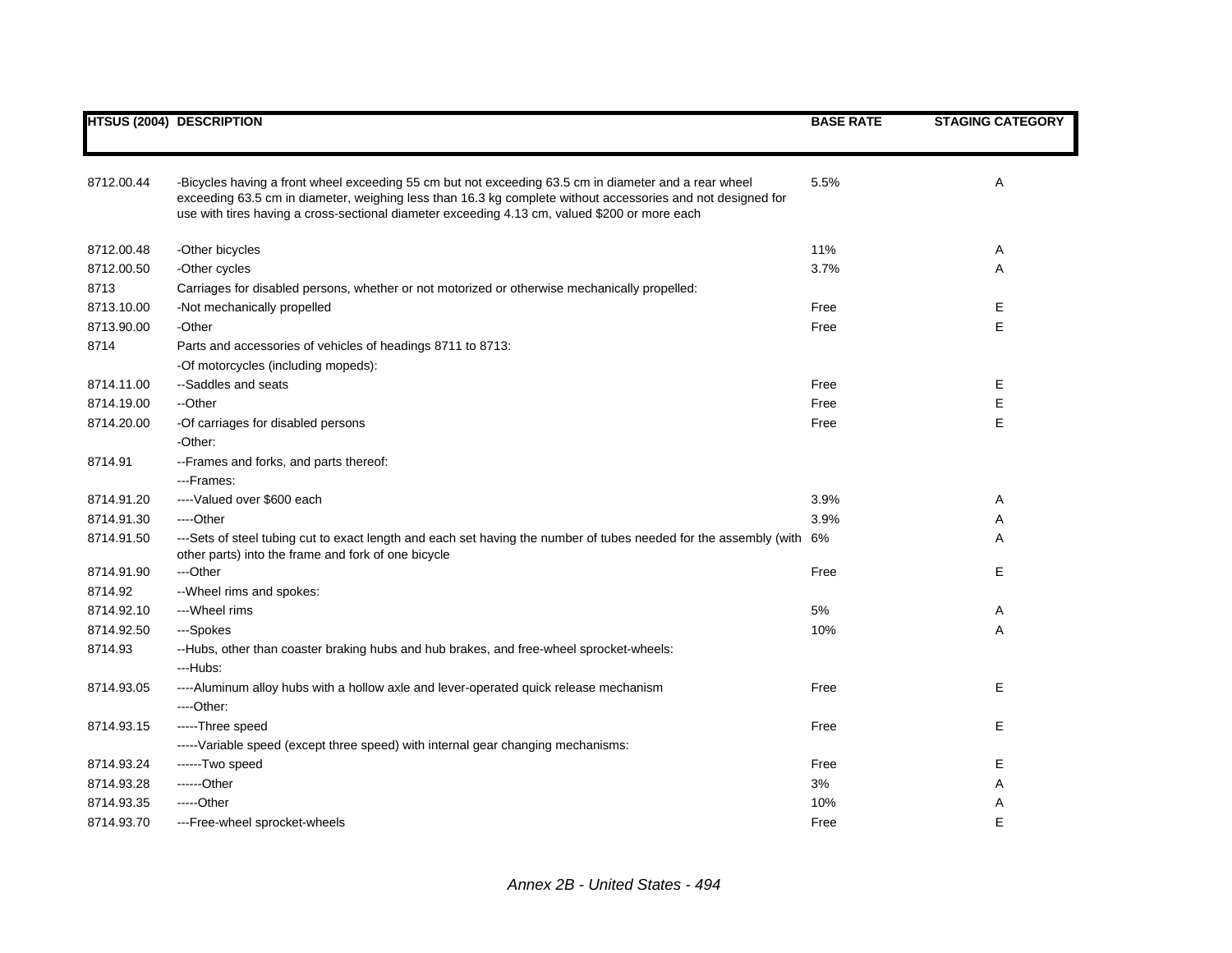| HTSUS (2004) | DESCRIPTION | BASE RATE | STAGING CATEGORY |
|---|---|---|---|
| 8712.00.44 | -Bicycles having a front wheel exceeding 55 cm but not exceeding 63.5 cm in diameter and a rear wheel exceeding 63.5 cm in diameter, weighing less than 16.3 kg complete without accessories and not designed for use with tires having a cross-sectional diameter exceeding 4.13 cm, valued $200 or more each | 5.5% | A |
| 8712.00.48 | -Other bicycles | 11% | A |
| 8712.00.50 | -Other cycles | 3.7% | A |
| 8713 | Carriages for disabled persons, whether or not motorized or otherwise mechanically propelled: | | |
| 8713.10.00 | -Not mechanically propelled | Free | E |
| 8713.90.00 | -Other | Free | E |
| 8714 | Parts and accessories of vehicles of headings 8711 to 8713: | | |
| | -Of motorcycles (including mopeds): | | |
| 8714.11.00 | --Saddles and seats | Free | E |
| 8714.19.00 | --Other | Free | E |
| 8714.20.00 | -Of carriages for disabled persons | Free | E |
| | -Other: | | |
| 8714.91 | --Frames and forks, and parts thereof: | | |
| | ---Frames: | | |
| 8714.91.20 | ----Valued over $600 each | 3.9% | A |
| 8714.91.30 | ----Other | 3.9% | A |
| 8714.91.50 | ---Sets of steel tubing cut to exact length and each set having the number of tubes needed for the assembly (with other parts) into the frame and fork of one bicycle | 6% | A |
| 8714.91.90 | ---Other | Free | E |
| 8714.92 | --Wheel rims and spokes: | | |
| 8714.92.10 | ---Wheel rims | 5% | A |
| 8714.92.50 | ---Spokes | 10% | A |
| 8714.93 | --Hubs, other than coaster braking hubs and hub brakes, and free-wheel sprocket-wheels: | | |
| | ---Hubs: | | |
| 8714.93.05 | ----Aluminum alloy hubs with a hollow axle and lever-operated quick release mechanism | Free | E |
| | ----Other: | | |
| 8714.93.15 | -----Three speed | Free | E |
| | -----Variable speed (except three speed) with internal gear changing mechanisms: | | |
| 8714.93.24 | ------Two speed | Free | E |
| 8714.93.28 | ------Other | 3% | A |
| 8714.93.35 | -----Other | 10% | A |
| 8714.93.70 | ---Free-wheel sprocket-wheels | Free | E |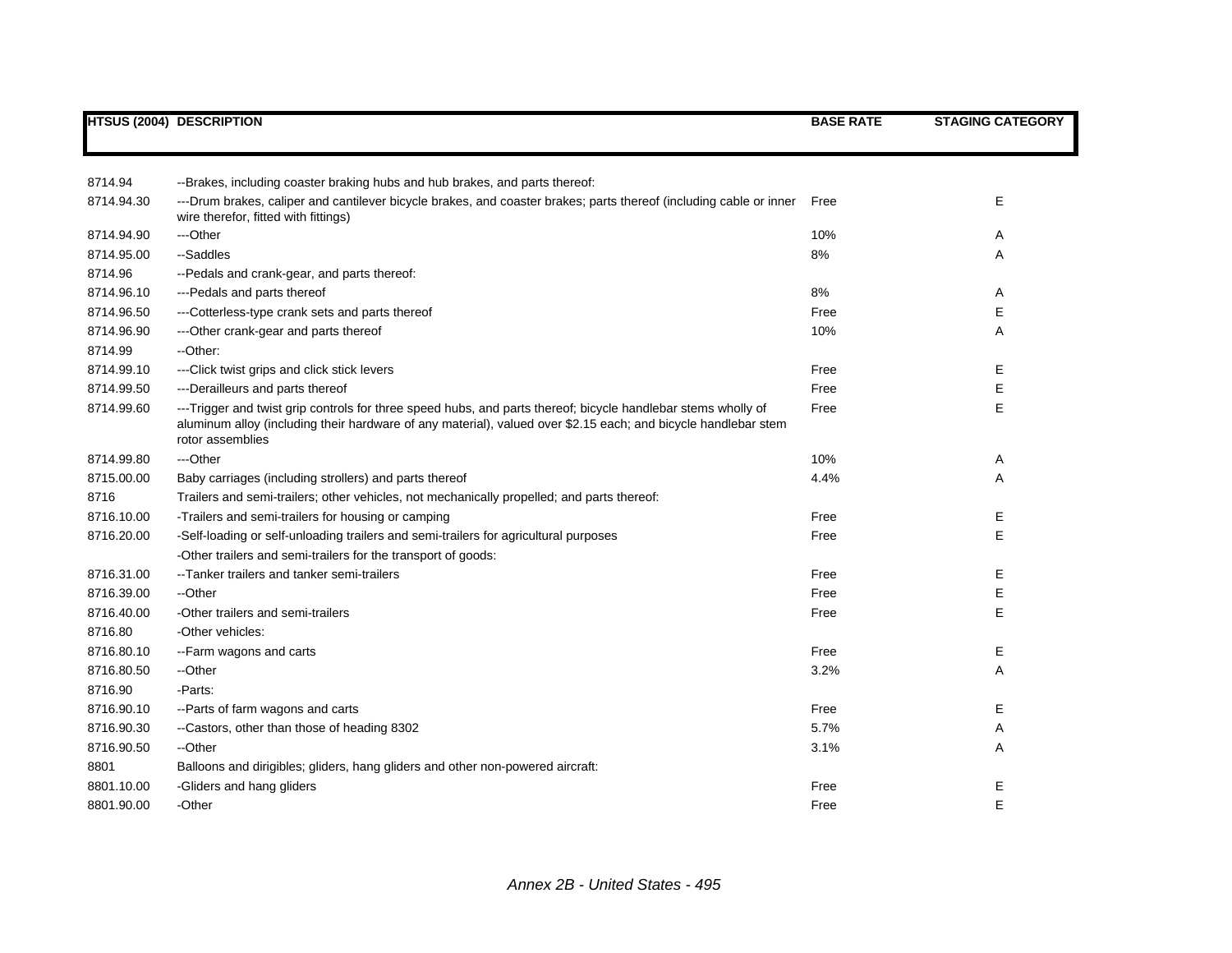| HTSUS (2004) | DESCRIPTION | BASE RATE | STAGING CATEGORY |
|---|---|---|---|
| 8714.94 | --Brakes, including coaster braking hubs and hub brakes, and parts thereof: | | |
| 8714.94.30 | ---Drum brakes, caliper and cantilever bicycle brakes, and coaster brakes; parts thereof (including cable or inner wire therefor, fitted with fittings) | Free | E |
| 8714.94.90 | ---Other | 10% | A |
| 8714.95.00 | --Saddles | 8% | A |
| 8714.96 | --Pedals and crank-gear, and parts thereof: | | |
| 8714.96.10 | ---Pedals and parts thereof | 8% | A |
| 8714.96.50 | ---Cotterless-type crank sets and parts thereof | Free | E |
| 8714.96.90 | ---Other crank-gear and parts thereof | 10% | A |
| 8714.99 | --Other: | | |
| 8714.99.10 | ---Click twist grips and click stick levers | Free | E |
| 8714.99.50 | ---Derailleurs and parts thereof | Free | E |
| 8714.99.60 | ---Trigger and twist grip controls for three speed hubs, and parts thereof; bicycle handlebar stems wholly of aluminum alloy (including their hardware of any material), valued over $2.15 each; and bicycle handlebar stem rotor assemblies | Free | E |
| 8714.99.80 | ---Other | 10% | A |
| 8715.00.00 | Baby carriages (including strollers) and parts thereof | 4.4% | A |
| 8716 | Trailers and semi-trailers; other vehicles, not mechanically propelled; and parts thereof: | | |
| 8716.10.00 | -Trailers and semi-trailers for housing or camping | Free | E |
| 8716.20.00 | -Self-loading or self-unloading trailers and semi-trailers for agricultural purposes | Free | E |
| | -Other trailers and semi-trailers for the transport of goods: | | |
| 8716.31.00 | --Tanker trailers and tanker semi-trailers | Free | E |
| 8716.39.00 | --Other | Free | E |
| 8716.40.00 | -Other trailers and semi-trailers | Free | E |
| 8716.80 | -Other vehicles: | | |
| 8716.80.10 | --Farm wagons and carts | Free | E |
| 8716.80.50 | --Other | 3.2% | A |
| 8716.90 | -Parts: | | |
| 8716.90.10 | --Parts of farm wagons and carts | Free | E |
| 8716.90.30 | --Castors, other than those of heading 8302 | 5.7% | A |
| 8716.90.50 | --Other | 3.1% | A |
| 8801 | Balloons and dirigibles; gliders, hang gliders and other non-powered aircraft: | | |
| 8801.10.00 | -Gliders and hang gliders | Free | E |
| 8801.90.00 | -Other | Free | E |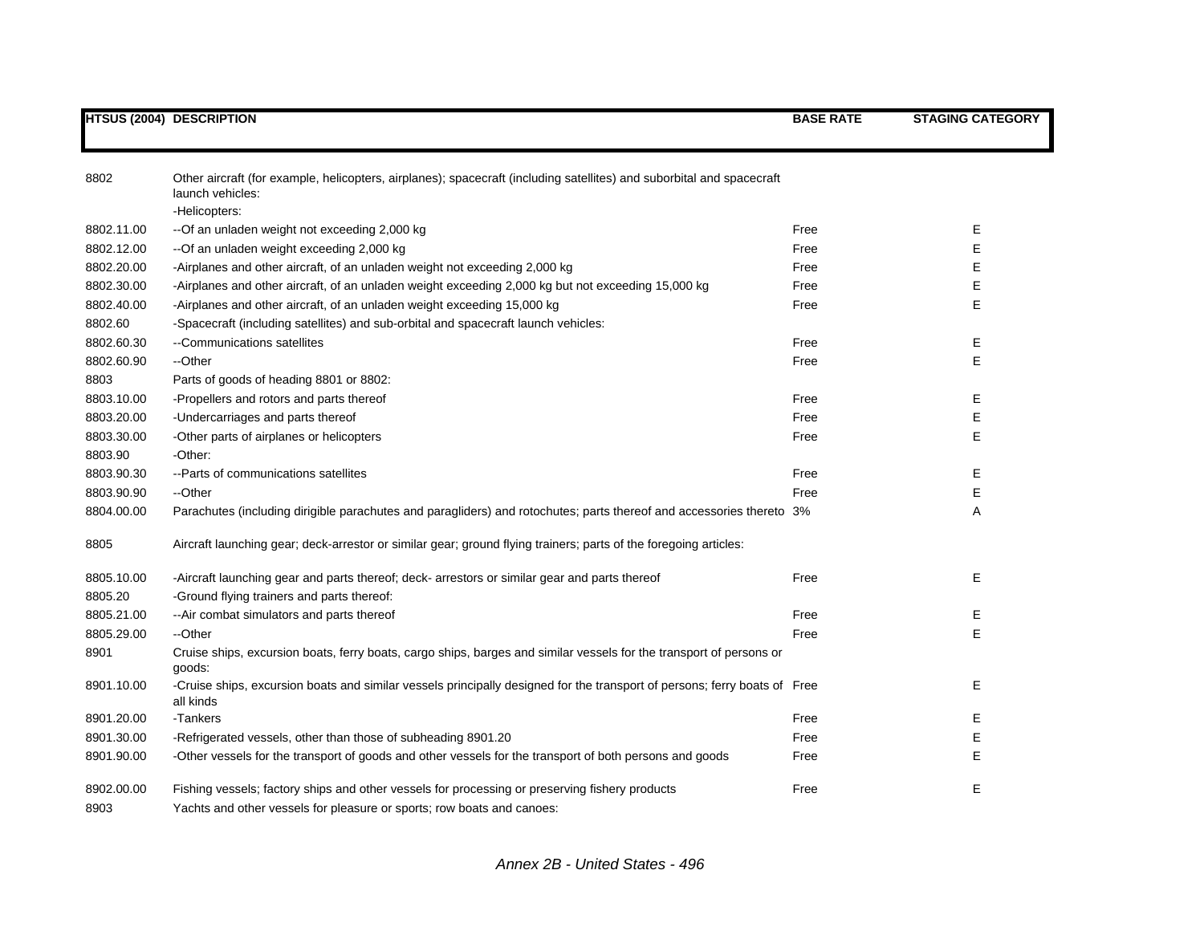| HTSUS (2004) | DESCRIPTION | BASE RATE | STAGING CATEGORY |
|---|---|---|---|
| 8802 | Other aircraft (for example, helicopters, airplanes); spacecraft (including satellites) and suborbital and spacecraft launch vehicles: | | |
| | -Helicopters: | | |
| 8802.11.00 | --Of an unladen weight not exceeding 2,000 kg | Free | E |
| 8802.12.00 | --Of an unladen weight exceeding 2,000 kg | Free | E |
| 8802.20.00 | -Airplanes and other aircraft, of an unladen weight not exceeding 2,000 kg | Free | E |
| 8802.30.00 | -Airplanes and other aircraft, of an unladen weight exceeding 2,000 kg but not exceeding 15,000 kg | Free | E |
| 8802.40.00 | -Airplanes and other aircraft, of an unladen weight exceeding 15,000 kg | Free | E |
| 8802.60 | -Spacecraft (including satellites) and sub-orbital and spacecraft launch vehicles: | | |
| 8802.60.30 | --Communications satellites | Free | E |
| 8802.60.90 | --Other | Free | E |
| 8803 | Parts of goods of heading 8801 or 8802: | | |
| 8803.10.00 | -Propellers and rotors and parts thereof | Free | E |
| 8803.20.00 | -Undercarriages and parts thereof | Free | E |
| 8803.30.00 | -Other parts of airplanes or helicopters | Free | E |
| 8803.90 | -Other: | | |
| 8803.90.30 | --Parts of communications satellites | Free | E |
| 8803.90.90 | --Other | Free | E |
| 8804.00.00 | Parachutes (including dirigible parachutes and paragliders) and rotochutes; parts thereof and accessories thereto | 3% | A |
| 8805 | Aircraft launching gear; deck-arrestor or similar gear; ground flying trainers; parts of the foregoing articles: | | |
| 8805.10.00 | -Aircraft launching gear and parts thereof; deck- arrestors or similar gear and parts thereof | Free | E |
| 8805.20 | -Ground flying trainers and parts thereof: | | |
| 8805.21.00 | --Air combat simulators and parts thereof | Free | E |
| 8805.29.00 | --Other | Free | E |
| 8901 | Cruise ships, excursion boats, ferry boats, cargo ships, barges and similar vessels for the transport of persons or goods: | | |
| 8901.10.00 | -Cruise ships, excursion boats and similar vessels principally designed for the transport of persons; ferry boats of all kinds | Free | E |
| 8901.20.00 | -Tankers | Free | E |
| 8901.30.00 | -Refrigerated vessels, other than those of subheading 8901.20 | Free | E |
| 8901.90.00 | -Other vessels for the transport of goods and other vessels for the transport of both persons and goods | Free | E |
| 8902.00.00 | Fishing vessels; factory ships and other vessels for processing or preserving fishery products | Free | E |
| 8903 | Yachts and other vessels for pleasure or sports; row boats and canoes: | | |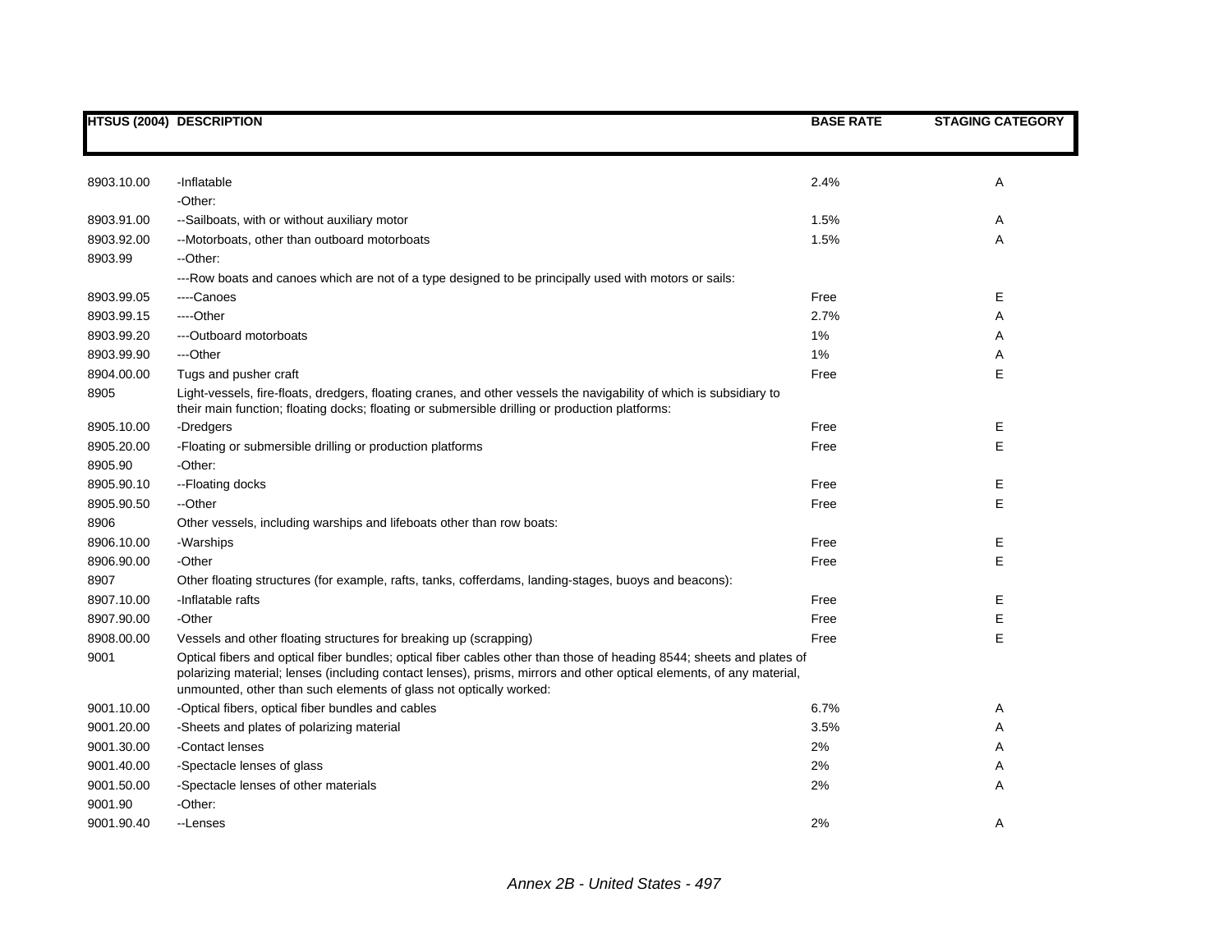| HTSUS (2004) | DESCRIPTION | BASE RATE | STAGING CATEGORY |
|---|---|---|---|
| 8903.10.00 | -Inflatable | 2.4% | A |
| | -Other: | | |
| 8903.91.00 | --Sailboats, with or without auxiliary motor | 1.5% | A |
| 8903.92.00 | --Motorboats, other than outboard motorboats | 1.5% | A |
| 8903.99 | --Other: | | |
| | ---Row boats and canoes which are not of a type designed to be principally used with motors or sails: | | |
| 8903.99.05 | ----Canoes | Free | E |
| 8903.99.15 | ----Other | 2.7% | A |
| 8903.99.20 | ---Outboard motorboats | 1% | A |
| 8903.99.90 | ---Other | 1% | A |
| 8904.00.00 | Tugs and pusher craft | Free | E |
| 8905 | Light-vessels, fire-floats, dredgers, floating cranes, and other vessels the navigability of which is subsidiary to their main function; floating docks; floating or submersible drilling or production platforms: | | |
| 8905.10.00 | -Dredgers | Free | E |
| 8905.20.00 | -Floating or submersible drilling or production platforms | Free | E |
| 8905.90 | -Other: | | |
| 8905.90.10 | --Floating docks | Free | E |
| 8905.90.50 | --Other | Free | E |
| 8906 | Other vessels, including warships and lifeboats other than row boats: | | |
| 8906.10.00 | -Warships | Free | E |
| 8906.90.00 | -Other | Free | E |
| 8907 | Other floating structures (for example, rafts, tanks, cofferdams, landing-stages, buoys and beacons): | | |
| 8907.10.00 | -Inflatable rafts | Free | E |
| 8907.90.00 | -Other | Free | E |
| 8908.00.00 | Vessels and other floating structures for breaking up (scrapping) | Free | E |
| 9001 | Optical fibers and optical fiber bundles; optical fiber cables other than those of heading 8544; sheets and plates of polarizing material; lenses (including contact lenses), prisms, mirrors and other optical elements, of any material, unmounted, other than such elements of glass not optically worked: | | |
| 9001.10.00 | -Optical fibers, optical fiber bundles and cables | 6.7% | A |
| 9001.20.00 | -Sheets and plates of polarizing material | 3.5% | A |
| 9001.30.00 | -Contact lenses | 2% | A |
| 9001.40.00 | -Spectacle lenses of glass | 2% | A |
| 9001.50.00 | -Spectacle lenses of other materials | 2% | A |
| 9001.90 | -Other: | | |
| 9001.90.40 | --Lenses | 2% | A |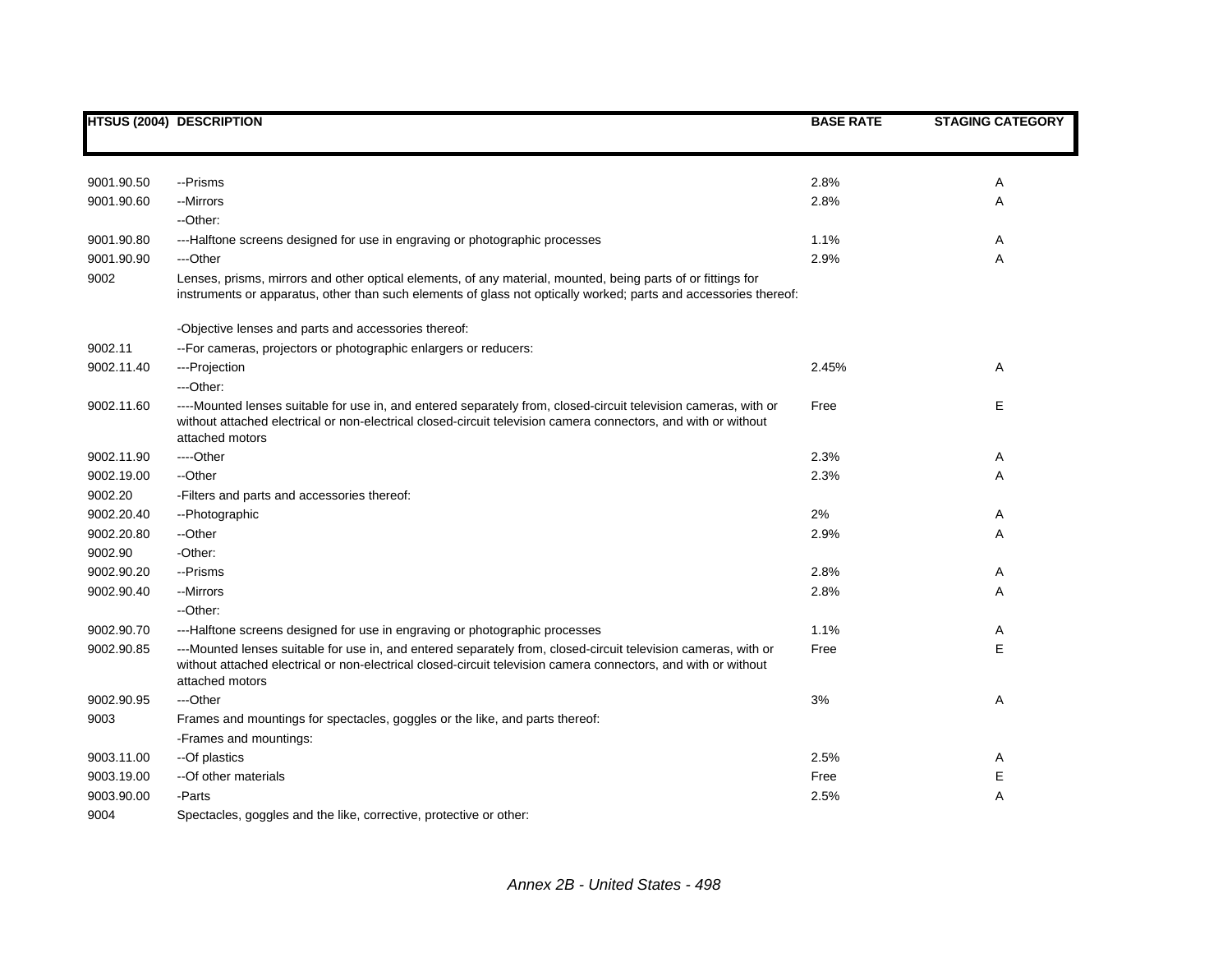| HTSUS (2004) | DESCRIPTION | BASE RATE | STAGING CATEGORY |
|---|---|---|---|
| 9001.90.50 | --Prisms | 2.8% | A |
| 9001.90.60 | --Mirrors | 2.8% | A |
| | --Other: | | |
| 9001.90.80 | ---Halftone screens designed for use in engraving or photographic processes | 1.1% | A |
| 9001.90.90 | ---Other | 2.9% | A |
| 9002 | Lenses, prisms, mirrors and other optical elements, of any material, mounted, being parts of or fittings for instruments or apparatus, other than such elements of glass not optically worked; parts and accessories thereof: | | |
| | -Objective lenses and parts and accessories thereof: | | |
| 9002.11 | --For cameras, projectors or photographic enlargers or reducers: | | |
| 9002.11.40 | ---Projection | 2.45% | A |
| | ---Other: | | |
| 9002.11.60 | ----Mounted lenses suitable for use in, and entered separately from, closed-circuit television cameras, with or without attached electrical or non-electrical closed-circuit television camera connectors, and with or without attached motors | Free | E |
| 9002.11.90 | ----Other | 2.3% | A |
| 9002.19.00 | --Other | 2.3% | A |
| 9002.20 | -Filters and parts and accessories thereof: | | |
| 9002.20.40 | --Photographic | 2% | A |
| 9002.20.80 | --Other | 2.9% | A |
| 9002.90 | -Other: | | |
| 9002.90.20 | --Prisms | 2.8% | A |
| 9002.90.40 | --Mirrors | 2.8% | A |
| | --Other: | | |
| 9002.90.70 | ---Halftone screens designed for use in engraving or photographic processes | 1.1% | A |
| 9002.90.85 | ---Mounted lenses suitable for use in, and entered separately from, closed-circuit television cameras, with or without attached electrical or non-electrical closed-circuit television camera connectors, and with or without attached motors | Free | E |
| 9002.90.95 | ---Other | 3% | A |
| 9003 | Frames and mountings for spectacles, goggles or the like, and parts thereof: | | |
| | -Frames and mountings: | | |
| 9003.11.00 | --Of plastics | 2.5% | A |
| 9003.19.00 | --Of other materials | Free | E |
| 9003.90.00 | -Parts | 2.5% | A |
| 9004 | Spectacles, goggles and the like, corrective, protective or other: | | |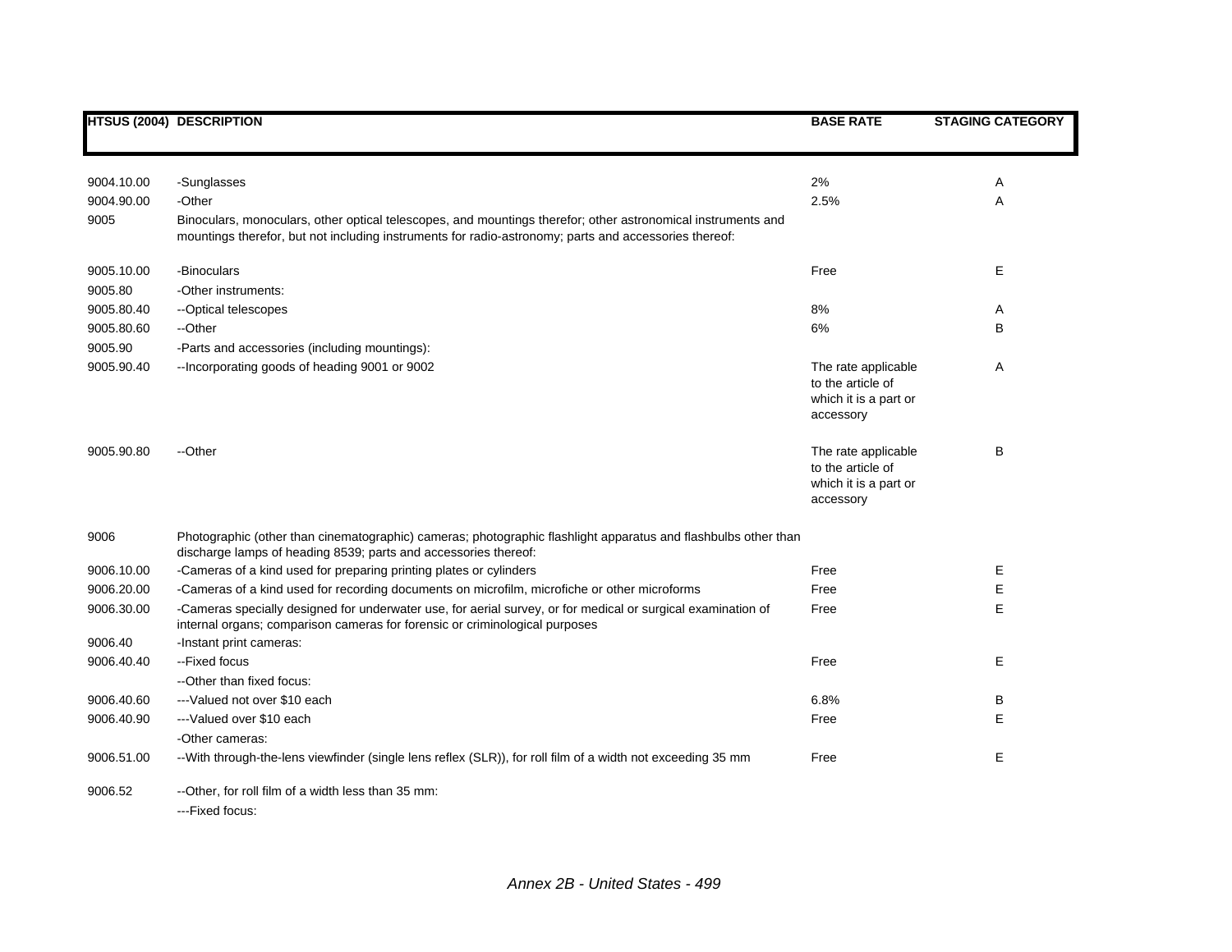| HTSUS (2004) | DESCRIPTION | BASE RATE | STAGING CATEGORY |
|---|---|---|---|
| 9004.10.00 | -Sunglasses | 2% | A |
| 9004.90.00 | -Other | 2.5% | A |
| 9005 | Binoculars, monoculars, other optical telescopes, and mountings therefor; other astronomical instruments and mountings therefor, but not including instruments for radio-astronomy; parts and accessories thereof: | | |
| 9005.10.00 | -Binoculars | Free | E |
| 9005.80 | -Other instruments: | | |
| 9005.80.40 | --Optical telescopes | 8% | A |
| 9005.80.60 | --Other | 6% | B |
| 9005.90 | -Parts and accessories (including mountings): | | |
| 9005.90.40 | --Incorporating goods of heading 9001 or 9002 | The rate applicable to the article of which it is a part or accessory | A |
| 9005.90.80 | --Other | The rate applicable to the article of which it is a part or accessory | B |
| 9006 | Photographic (other than cinematographic) cameras; photographic flashlight apparatus and flashbulbs other than discharge lamps of heading 8539; parts and accessories thereof: | | |
| 9006.10.00 | -Cameras of a kind used for preparing printing plates or cylinders | Free | E |
| 9006.20.00 | -Cameras of a kind used for recording documents on microfilm, microfiche or other microforms | Free | E |
| 9006.30.00 | -Cameras specially designed for underwater use, for aerial survey, or for medical or surgical examination of internal organs; comparison cameras for forensic or criminological purposes | Free | E |
| 9006.40 | -Instant print cameras: | | |
| 9006.40.40 | --Fixed focus | Free | E |
| | --Other than fixed focus: | | |
| 9006.40.60 | ---Valued not over $10 each | 6.8% | B |
| 9006.40.90 | ---Valued over $10 each | Free | E |
| | -Other cameras: | | |
| 9006.51.00 | --With through-the-lens viewfinder (single lens reflex (SLR)), for roll film of a width not exceeding 35 mm | Free | E |
| 9006.52 | --Other, for roll film of a width less than 35 mm: | | |
| | ---Fixed focus: | | |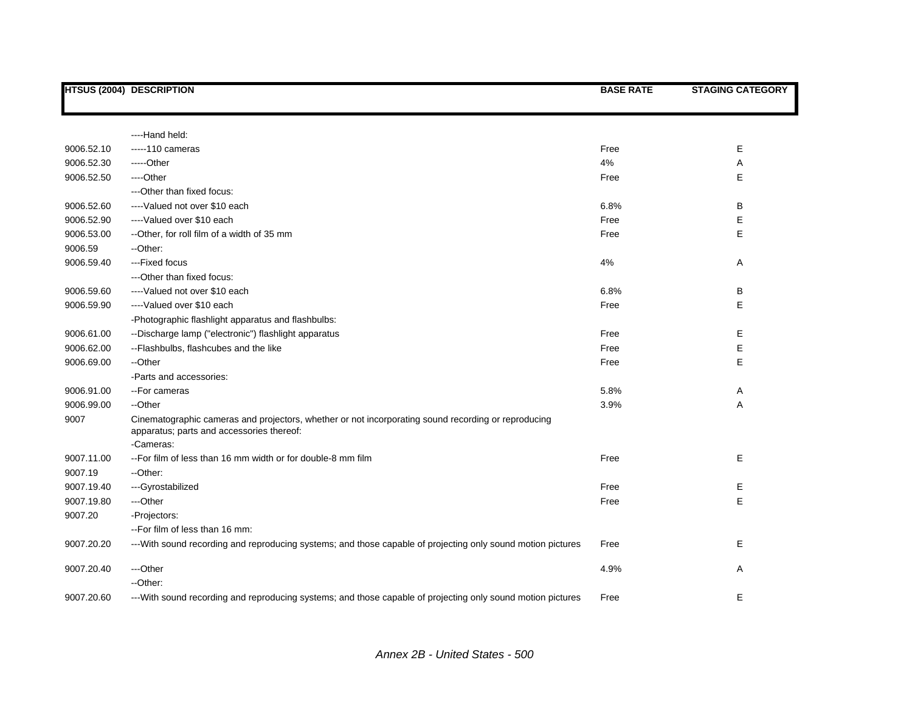| HTSUS (2004) | DESCRIPTION | BASE RATE | STAGING CATEGORY |
|---|---|---|---|
| | ----Hand held: | | |
| 9006.52.10 | -----110 cameras | Free | E |
| 9006.52.30 | -----Other | 4% | A |
| 9006.52.50 | ----Other | Free | E |
| | ---Other than fixed focus: | | |
| 9006.52.60 | ----Valued not over $10 each | 6.8% | B |
| 9006.52.90 | ----Valued over $10 each | Free | E |
| 9006.53.00 | --Other, for roll film of a width of 35 mm | Free | E |
| 9006.59 | --Other: | | |
| 9006.59.40 | ---Fixed focus | 4% | A |
| | ---Other than fixed focus: | | |
| 9006.59.60 | ----Valued not over $10 each | 6.8% | B |
| 9006.59.90 | ----Valued over $10 each | Free | E |
| | -Photographic flashlight apparatus and flashbulbs: | | |
| 9006.61.00 | --Discharge lamp ("electronic") flashlight apparatus | Free | E |
| 9006.62.00 | --Flashbulbs, flashcubes and the like | Free | E |
| 9006.69.00 | --Other | Free | E |
| | -Parts and accessories: | | |
| 9006.91.00 | --For cameras | 5.8% | A |
| 9006.99.00 | --Other | 3.9% | A |
| 9007 | Cinematographic cameras and projectors, whether or not incorporating sound recording or reproducing apparatus; parts and accessories thereof: | | |
| | -Cameras: | | |
| 9007.11.00 | --For film of less than 16 mm width or for double-8 mm film | Free | E |
| 9007.19 | --Other: | | |
| 9007.19.40 | ---Gyrostabilized | Free | E |
| 9007.19.80 | ---Other | Free | E |
| 9007.20 | -Projectors: | | |
| | --For film of less than 16 mm: | | |
| 9007.20.20 | ---With sound recording and reproducing systems; and those capable of projecting only sound motion pictures | Free | E |
| 9007.20.40 | ---Other | 4.9% | A |
| | --Other: | | |
| 9007.20.60 | ---With sound recording and reproducing systems; and those capable of projecting only sound motion pictures | Free | E |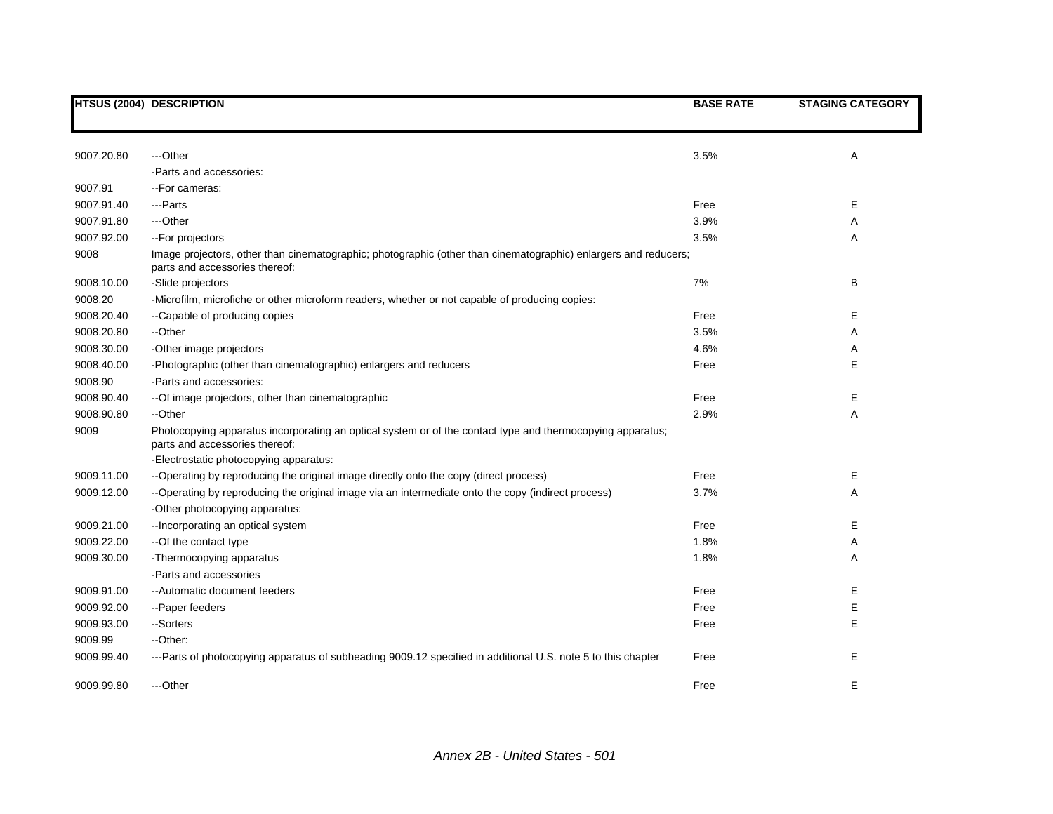| HTSUS (2004) | DESCRIPTION | BASE RATE | STAGING CATEGORY |
|---|---|---|---|
| 9007.20.80 | ---Other | 3.5% | A |
| | -Parts and accessories: | | |
| 9007.91 | --For cameras: | | |
| 9007.91.40 | ---Parts | Free | E |
| 9007.91.80 | ---Other | 3.9% | A |
| 9007.92.00 | --For projectors | 3.5% | A |
| 9008 | Image projectors, other than cinematographic; photographic (other than cinematographic) enlargers and reducers; parts and accessories thereof: | | |
| 9008.10.00 | -Slide projectors | 7% | B |
| 9008.20 | -Microfilm, microfiche or other microform readers, whether or not capable of producing copies: | | |
| 9008.20.40 | --Capable of producing copies | Free | E |
| 9008.20.80 | --Other | 3.5% | A |
| 9008.30.00 | -Other image projectors | 4.6% | A |
| 9008.40.00 | -Photographic (other than cinematographic) enlargers and reducers | Free | E |
| 9008.90 | -Parts and accessories: | | |
| 9008.90.40 | --Of image projectors, other than cinematographic | Free | E |
| 9008.90.80 | --Other | 2.9% | A |
| 9009 | Photocopying apparatus incorporating an optical system or of the contact type and thermocopying apparatus; parts and accessories thereof: | | |
| | -Electrostatic photocopying apparatus: | | |
| 9009.11.00 | --Operating by reproducing the original image directly onto the copy (direct process) | Free | E |
| 9009.12.00 | --Operating by reproducing the original image via an intermediate onto the copy (indirect process) | 3.7% | A |
| | -Other photocopying apparatus: | | |
| 9009.21.00 | --Incorporating an optical system | Free | E |
| 9009.22.00 | --Of the contact type | 1.8% | A |
| 9009.30.00 | -Thermocopying apparatus | 1.8% | A |
| | -Parts and accessories | | |
| 9009.91.00 | --Automatic document feeders | Free | E |
| 9009.92.00 | --Paper feeders | Free | E |
| 9009.93.00 | --Sorters | Free | E |
| 9009.99 | --Other: | | |
| 9009.99.40 | ---Parts of photocopying apparatus of subheading 9009.12 specified in additional U.S. note 5 to this chapter | Free | E |
| 9009.99.80 | ---Other | Free | E |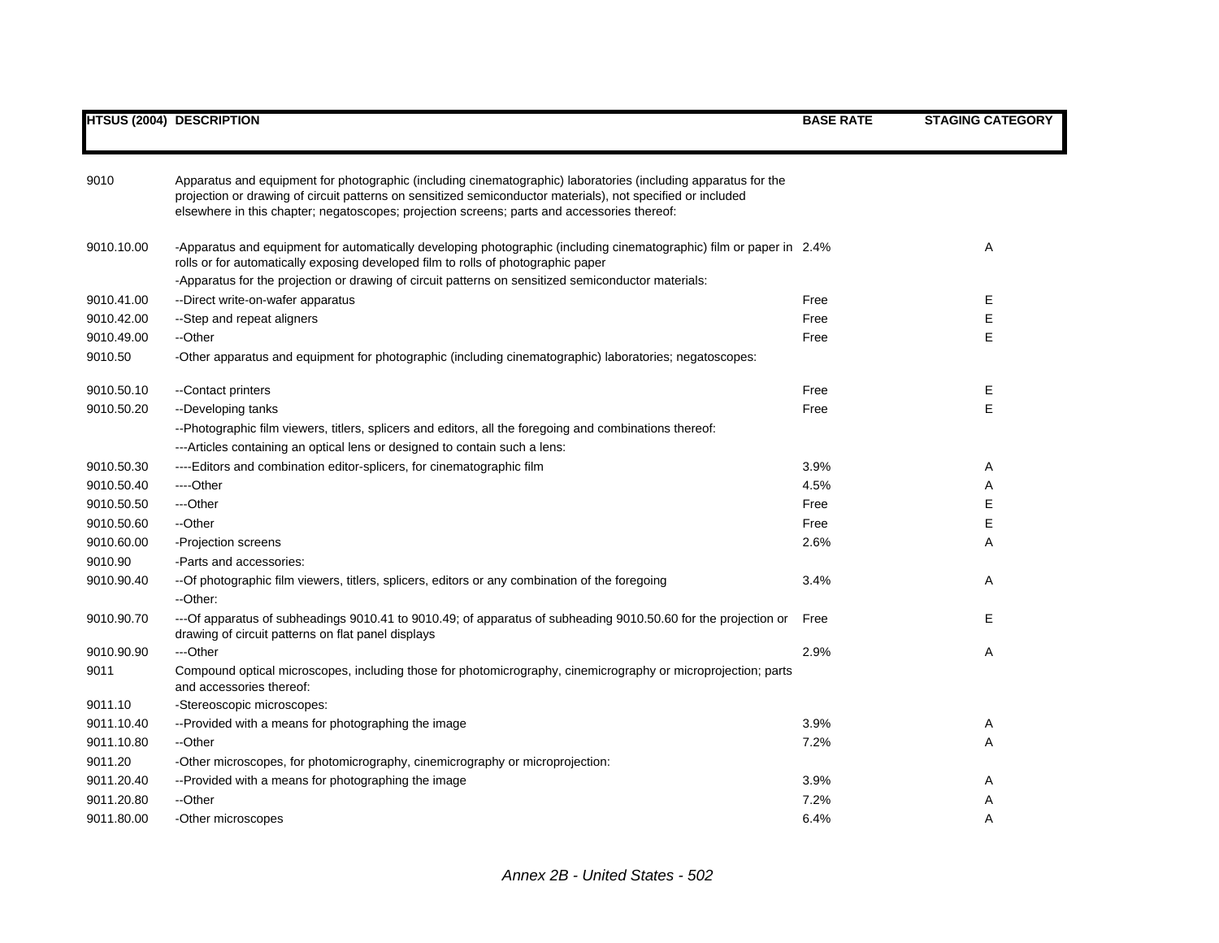| HTSUS (2004) | DESCRIPTION | BASE RATE | STAGING CATEGORY |
|---|---|---|---|
| 9010 | Apparatus and equipment for photographic (including cinematographic) laboratories (including apparatus for the projection or drawing of circuit patterns on sensitized semiconductor materials), not specified or included elsewhere in this chapter; negatoscopes; projection screens; parts and accessories thereof: | | |
| 9010.10.00 | -Apparatus and equipment for automatically developing photographic (including cinematographic) film or paper in rolls or for automatically exposing developed film to rolls of photographic paper | 2.4% | A |
| | -Apparatus for the projection or drawing of circuit patterns on sensitized semiconductor materials: | | |
| 9010.41.00 | --Direct write-on-wafer apparatus | Free | E |
| 9010.42.00 | --Step and repeat aligners | Free | E |
| 9010.49.00 | --Other | Free | E |
| 9010.50 | -Other apparatus and equipment for photographic (including cinematographic) laboratories; negatoscopes: | | |
| 9010.50.10 | --Contact printers | Free | E |
| 9010.50.20 | --Developing tanks | Free | E |
| | --Photographic film viewers, titlers, splicers and editors, all the foregoing and combinations thereof: | | |
| | ---Articles containing an optical lens or designed to contain such a lens: | | |
| 9010.50.30 | ----Editors and combination editor-splicers, for cinematographic film | 3.9% | A |
| 9010.50.40 | ----Other | 4.5% | A |
| 9010.50.50 | ---Other | Free | E |
| 9010.50.60 | --Other | Free | E |
| 9010.60.00 | -Projection screens | 2.6% | A |
| 9010.90 | -Parts and accessories: | | |
| 9010.90.40 | --Of photographic film viewers, titlers, splicers, editors or any combination of the foregoing | 3.4% | A |
| | --Other: | | |
| 9010.90.70 | ---Of apparatus of subheadings 9010.41 to 9010.49; of apparatus of subheading 9010.50.60 for the projection or drawing of circuit patterns on flat panel displays | Free | E |
| 9010.90.90 | ---Other | 2.9% | A |
| 9011 | Compound optical microscopes, including those for photomicrography, cinemicrography or microprojection; parts and accessories thereof: | | |
| 9011.10 | -Stereoscopic microscopes: | | |
| 9011.10.40 | --Provided with a means for photographing the image | 3.9% | A |
| 9011.10.80 | --Other | 7.2% | A |
| 9011.20 | -Other microscopes, for photomicrography, cinemicrography or microprojection: | | |
| 9011.20.40 | --Provided with a means for photographing the image | 3.9% | A |
| 9011.20.80 | --Other | 7.2% | A |
| 9011.80.00 | -Other microscopes | 6.4% | A |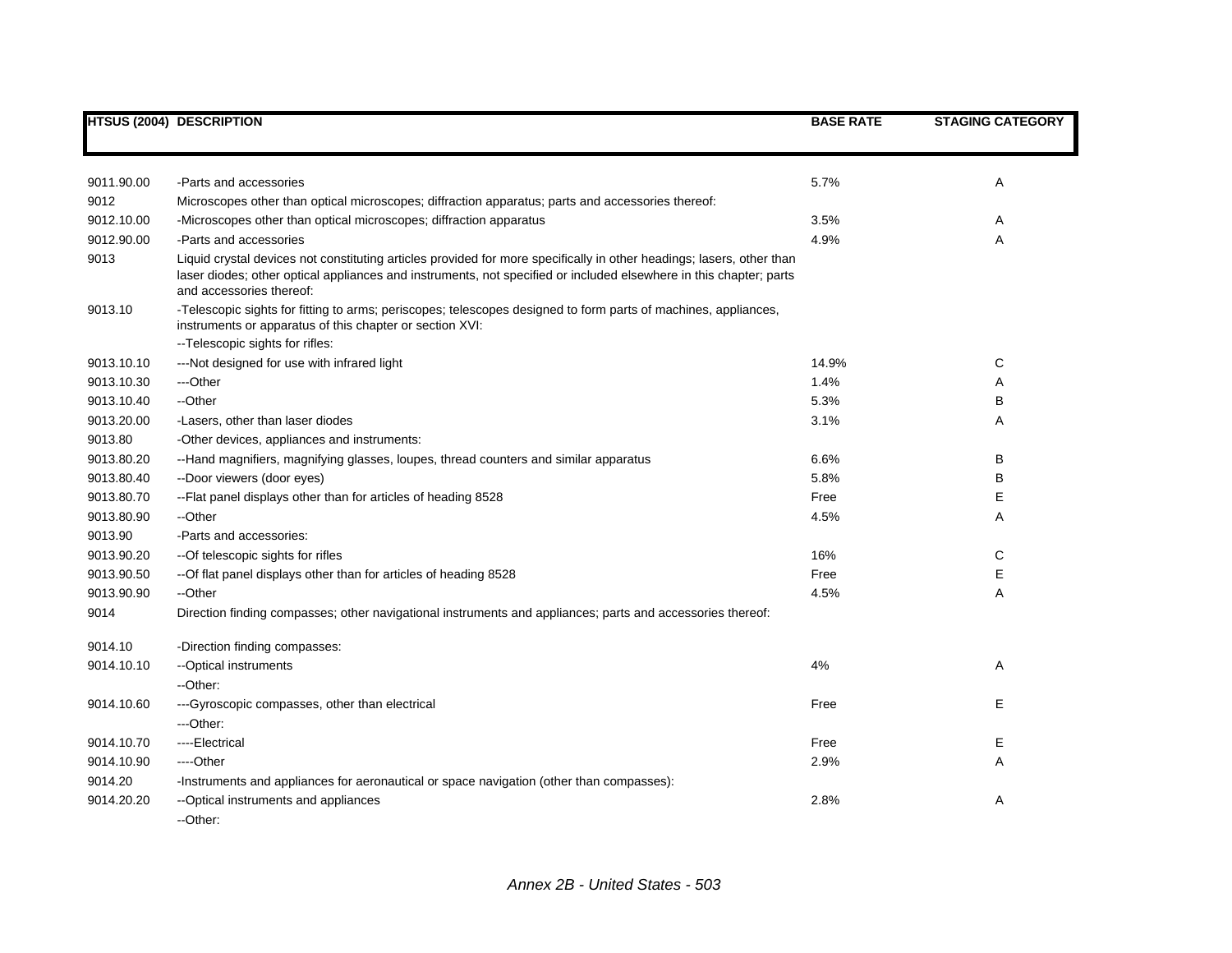| HTSUS (2004) | DESCRIPTION | BASE RATE | STAGING CATEGORY |
|---|---|---|---|
| 9011.90.00 | -Parts and accessories | 5.7% | A |
| 9012 | Microscopes other than optical microscopes; diffraction apparatus; parts and accessories thereof: | | |
| 9012.10.00 | -Microscopes other than optical microscopes; diffraction apparatus | 3.5% | A |
| 9012.90.00 | -Parts and accessories | 4.9% | A |
| 9013 | Liquid crystal devices not constituting articles provided for more specifically in other headings; lasers, other than laser diodes; other optical appliances and instruments, not specified or included elsewhere in this chapter; parts and accessories thereof: | | |
| 9013.10 | -Telescopic sights for fitting to arms; periscopes; telescopes designed to form parts of machines, appliances, instruments or apparatus of this chapter or section XVI: | | |
| | --Telescopic sights for rifles: | | |
| 9013.10.10 | ---Not designed for use with infrared light | 14.9% | C |
| 9013.10.30 | ---Other | 1.4% | A |
| 9013.10.40 | --Other | 5.3% | B |
| 9013.20.00 | -Lasers, other than laser diodes | 3.1% | A |
| 9013.80 | -Other devices, appliances and instruments: | | |
| 9013.80.20 | --Hand magnifiers, magnifying glasses, loupes, thread counters and similar apparatus | 6.6% | B |
| 9013.80.40 | --Door viewers (door eyes) | 5.8% | B |
| 9013.80.70 | --Flat panel displays other than for articles of heading 8528 | Free | E |
| 9013.80.90 | --Other | 4.5% | A |
| 9013.90 | -Parts and accessories: | | |
| 9013.90.20 | --Of telescopic sights for rifles | 16% | C |
| 9013.90.50 | --Of flat panel displays other than for articles of heading 8528 | Free | E |
| 9013.90.90 | --Other | 4.5% | A |
| 9014 | Direction finding compasses; other navigational instruments and appliances; parts and accessories thereof: | | |
| 9014.10 | -Direction finding compasses: | | |
| 9014.10.10 | --Optical instruments | 4% | A |
| | --Other: | | |
| 9014.10.60 | ---Gyroscopic compasses, other than electrical | Free | E |
| | ---Other: | | |
| 9014.10.70 | ----Electrical | Free | E |
| 9014.10.90 | ----Other | 2.9% | A |
| 9014.20 | -Instruments and appliances for aeronautical or space navigation (other than compasses): | | |
| 9014.20.20 | --Optical instruments and appliances | 2.8% | A |
| | --Other: | | |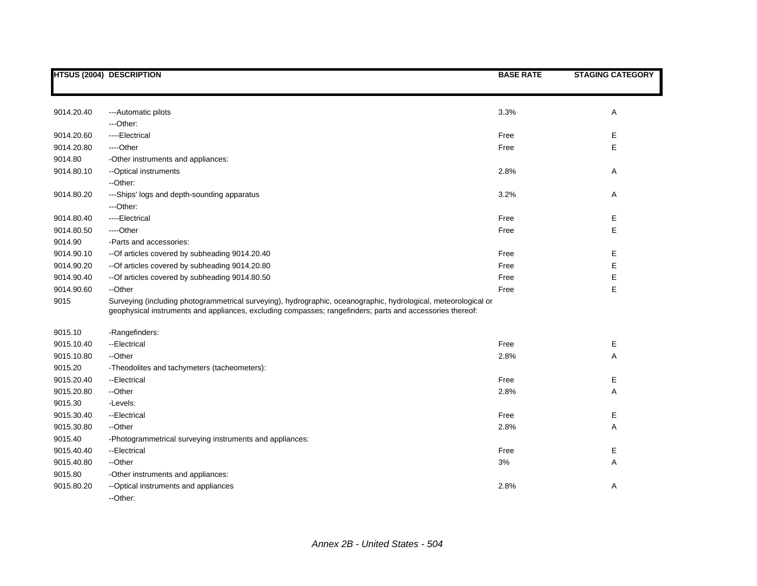| HTSUS (2004) | DESCRIPTION | BASE RATE | STAGING CATEGORY |
|---|---|---|---|
| 9014.20.40 | ---Automatic pilots | 3.3% | A |
| | ---Other: | | |
| 9014.20.60 | ----Electrical | Free | E |
| 9014.20.80 | ----Other | Free | E |
| 9014.80 | -Other instruments and appliances: | | |
| 9014.80.10 | --Optical instruments | 2.8% | A |
| | --Other: | | |
| 9014.80.20 | ---Ships' logs and depth-sounding apparatus | 3.2% | A |
| | ---Other: | | |
| 9014.80.40 | ----Electrical | Free | E |
| 9014.80.50 | ----Other | Free | E |
| 9014.90 | -Parts and accessories: | | |
| 9014.90.10 | --Of articles covered by subheading 9014.20.40 | Free | E |
| 9014.90.20 | --Of articles covered by subheading 9014.20.80 | Free | E |
| 9014.90.40 | --Of articles covered by subheading 9014.80.50 | Free | E |
| 9014.90.60 | --Other | Free | E |
| 9015 | Surveying (including photogrammetrical surveying), hydrographic, oceanographic, hydrological, meteorological or geophysical instruments and appliances, excluding compasses; rangefinders; parts and accessories thereof: | | |
| 9015.10 | -Rangefinders: | | |
| 9015.10.40 | --Electrical | Free | E |
| 9015.10.80 | --Other | 2.8% | A |
| 9015.20 | -Theodolites and tachymeters (tacheometers): | | |
| 9015.20.40 | --Electrical | Free | E |
| 9015.20.80 | --Other | 2.8% | A |
| 9015.30 | -Levels: | | |
| 9015.30.40 | --Electrical | Free | E |
| 9015.30.80 | --Other | 2.8% | A |
| 9015.40 | -Photogrammetrical surveying instruments and appliances: | | |
| 9015.40.40 | --Electrical | Free | E |
| 9015.40.80 | --Other | 3% | A |
| 9015.80 | -Other instruments and appliances: | | |
| 9015.80.20 | --Optical instruments and appliances | 2.8% | A |
| | --Other: | | |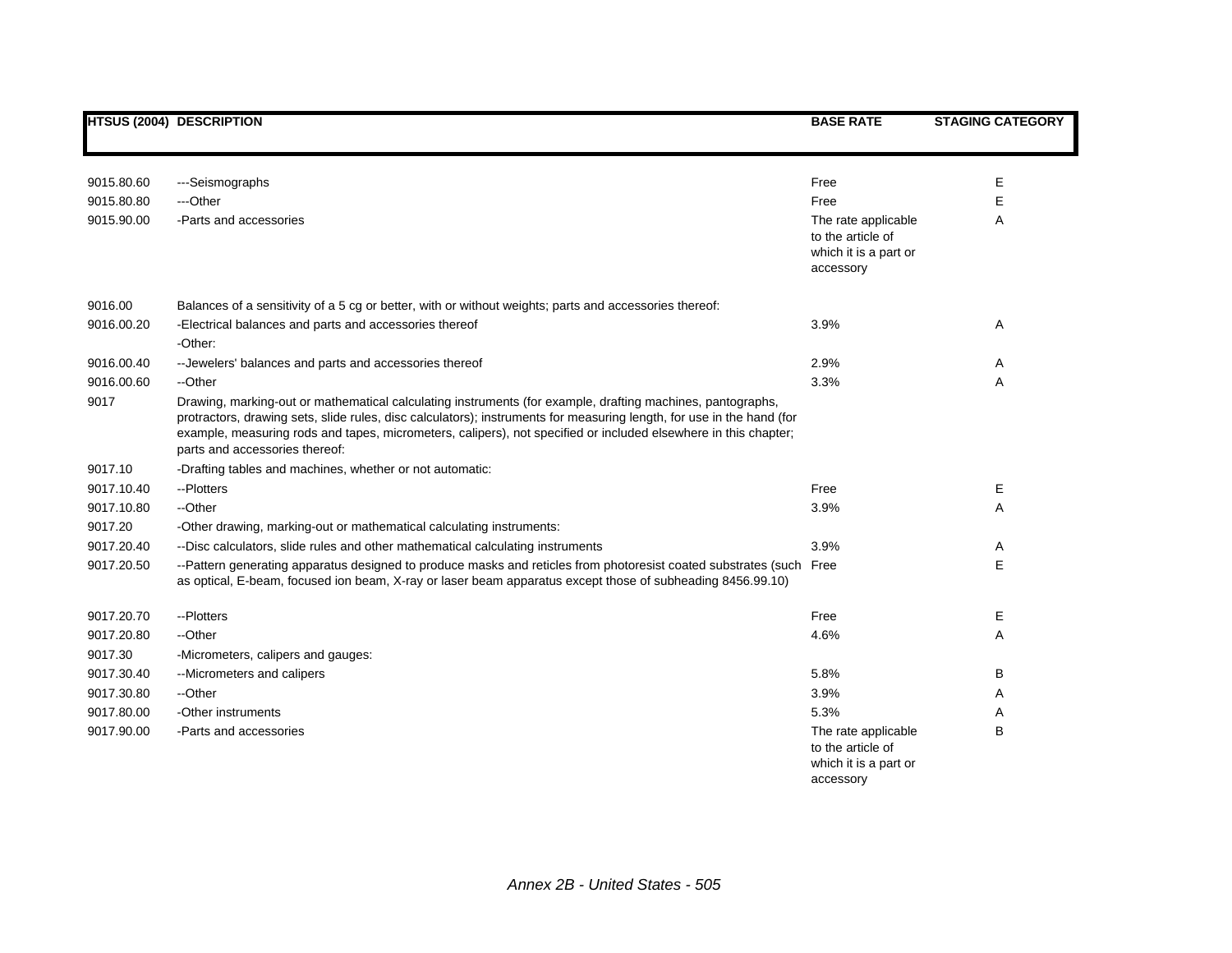| HTSUS (2004) | DESCRIPTION | BASE RATE | STAGING CATEGORY |
|---|---|---|---|
| 9015.80.60 | ---Seismographs | Free | E |
| 9015.80.80 | ---Other | Free | E |
| 9015.90.00 | -Parts and accessories | The rate applicable to the article of which it is a part or accessory | A |
| 9016.00 | Balances of a sensitivity of a 5 cg or better, with or without weights; parts and accessories thereof: | | |
| 9016.00.20 | -Electrical balances and parts and accessories thereof | 3.9% | A |
| | -Other: | | |
| 9016.00.40 | --Jewelers' balances and parts and accessories thereof | 2.9% | A |
| 9016.00.60 | --Other | 3.3% | A |
| 9017 | Drawing, marking-out or mathematical calculating instruments (for example, drafting machines, pantographs, protractors, drawing sets, slide rules, disc calculators); instruments for measuring length, for use in the hand (for example, measuring rods and tapes, micrometers, calipers), not specified or included elsewhere in this chapter; parts and accessories thereof: | | |
| 9017.10 | -Drafting tables and machines, whether or not automatic: | | |
| 9017.10.40 | --Plotters | Free | E |
| 9017.10.80 | --Other | 3.9% | A |
| 9017.20 | -Other drawing, marking-out or mathematical calculating instruments: | | |
| 9017.20.40 | --Disc calculators, slide rules and other mathematical calculating instruments | 3.9% | A |
| 9017.20.50 | --Pattern generating apparatus designed to produce masks and reticles from photoresist coated substrates (such as optical, E-beam, focused ion beam, X-ray or laser beam apparatus except those of subheading 8456.99.10) | Free | E |
| 9017.20.70 | --Plotters | Free | E |
| 9017.20.80 | --Other | 4.6% | A |
| 9017.30 | -Micrometers, calipers and gauges: | | |
| 9017.30.40 | --Micrometers and calipers | 5.8% | B |
| 9017.30.80 | --Other | 3.9% | A |
| 9017.80.00 | -Other instruments | 5.3% | A |
| 9017.90.00 | -Parts and accessories | The rate applicable to the article of which it is a part or accessory | B |

*Annex 2B - United States - 505*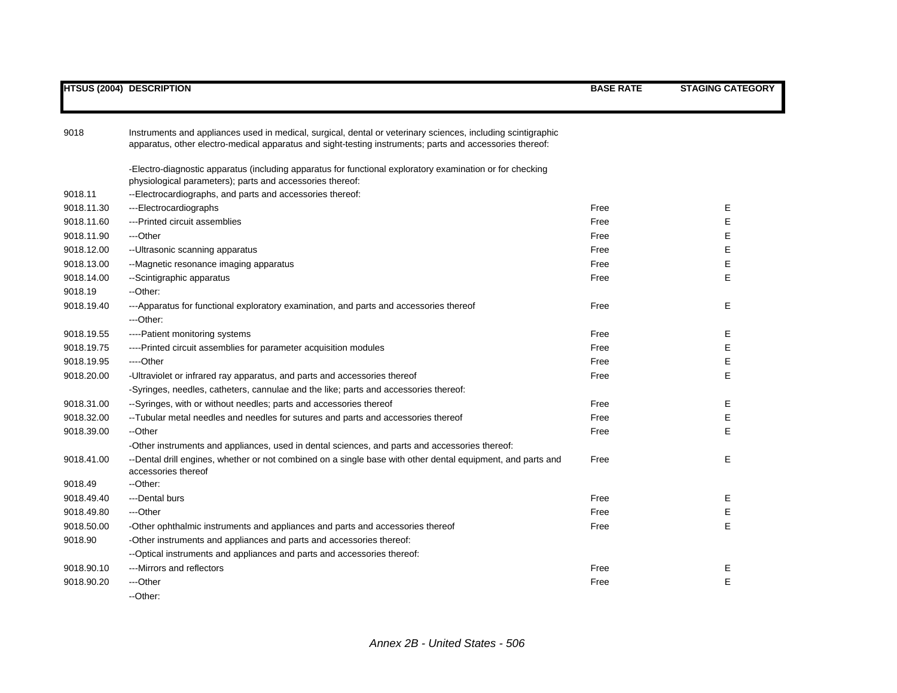| HTSUS (2004) | DESCRIPTION | BASE RATE | STAGING CATEGORY |
|---|---|---|---|
| 9018 | Instruments and appliances used in medical, surgical, dental or veterinary sciences, including scintigraphic apparatus, other electro-medical apparatus and sight-testing instruments; parts and accessories thereof: | | |
| | -Electro-diagnostic apparatus (including apparatus for functional exploratory examination or for checking physiological parameters); parts and accessories thereof: | | |
| 9018.11 | --Electrocardiographs, and parts and accessories thereof: | | |
| 9018.11.30 | ---Electrocardiographs | Free | E |
| 9018.11.60 | ---Printed circuit assemblies | Free | E |
| 9018.11.90 | ---Other | Free | E |
| 9018.12.00 | --Ultrasonic scanning apparatus | Free | E |
| 9018.13.00 | --Magnetic resonance imaging apparatus | Free | E |
| 9018.14.00 | --Scintigraphic apparatus | Free | E |
| 9018.19 | --Other: | | |
| 9018.19.40 | ---Apparatus for functional exploratory examination, and parts and accessories thereof | Free | E |
| | ---Other: | | |
| 9018.19.55 | ----Patient monitoring systems | Free | E |
| 9018.19.75 | ----Printed circuit assemblies for parameter acquisition modules | Free | E |
| 9018.19.95 | ----Other | Free | E |
| 9018.20.00 | -Ultraviolet or infrared ray apparatus, and parts and accessories thereof | Free | E |
| | -Syringes, needles, catheters, cannulae and the like; parts and accessories thereof: | | |
| 9018.31.00 | --Syringes, with or without needles; parts and accessories thereof | Free | E |
| 9018.32.00 | --Tubular metal needles and needles for sutures and parts and accessories thereof | Free | E |
| 9018.39.00 | --Other | Free | E |
| | -Other instruments and appliances, used in dental sciences, and parts and accessories thereof: | | |
| 9018.41.00 | --Dental drill engines, whether or not combined on a single base with other dental equipment, and parts and accessories thereof | Free | E |
| 9018.49 | --Other: | | |
| 9018.49.40 | ---Dental burs | Free | E |
| 9018.49.80 | ---Other | Free | E |
| 9018.50.00 | -Other ophthalmic instruments and appliances and parts and accessories thereof | Free | E |
| 9018.90 | -Other instruments and appliances and parts and accessories thereof: | | |
| | --Optical instruments and appliances and parts and accessories thereof: | | |
| 9018.90.10 | ---Mirrors and reflectors | Free | E |
| 9018.90.20 | ---Other | Free | E |
| | --Other: | | |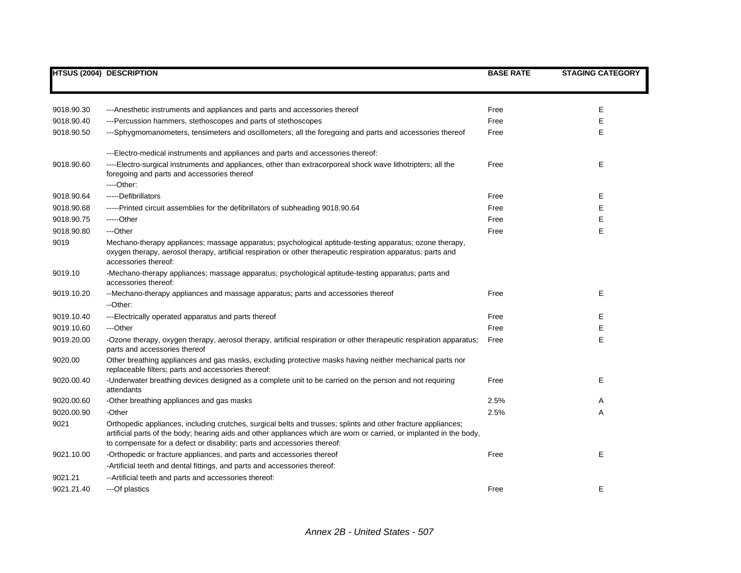| HTSUS (2004) | DESCRIPTION | BASE RATE | STAGING CATEGORY |
|---|---|---|---|
| 9018.90.30 | ---Anesthetic instruments and appliances and parts and accessories thereof | Free | E |
| 9018.90.40 | ---Percussion hammers, stethoscopes and parts of stethoscopes | Free | E |
| 9018.90.50 | ---Sphygmomanometers, tensimeters and oscillometers; all the foregoing and parts and accessories thereof | Free | E |
| | ---Electro-medical instruments and appliances and parts and accessories thereof: | | |
| 9018.90.60 | ----Electro-surgical instruments and appliances, other than extracorporeal shock wave lithotripters; all the foregoing and parts and accessories thereof | Free | E |
| | ----Other: | | |
| 9018.90.64 | -----Defibrillators | Free | E |
| 9018.90.68 | -----Printed circuit assemblies for the defibrillators of subheading 9018.90.64 | Free | E |
| 9018.90.75 | -----Other | Free | E |
| 9018.90.80 | ---Other | Free | E |
| 9019 | Mechano-therapy appliances; massage apparatus; psychological aptitude-testing apparatus; ozone therapy, oxygen therapy, aerosol therapy, artificial respiration or other therapeutic respiration apparatus; parts and accessories thereof: | | |
| 9019.10 | -Mechano-therapy appliances; massage apparatus; psychological aptitude-testing apparatus; parts and accessories thereof: | | |
| 9019.10.20 | --Mechano-therapy appliances and massage apparatus; parts and accessories thereof | Free | E |
| | --Other: | | |
| 9019.10.40 | ---Electrically operated apparatus and parts thereof | Free | E |
| 9019.10.60 | ---Other | Free | E |
| 9019.20.00 | -Ozone therapy, oxygen therapy, aerosol therapy, artificial respiration or other therapeutic respiration apparatus; parts and accessories thereof | Free | E |
| 9020.00 | Other breathing appliances and gas masks, excluding protective masks having neither mechanical parts nor replaceable filters; parts and accessories thereof: | | |
| 9020.00.40 | -Underwater breathing devices designed as a complete unit to be carried on the person and not requiring attendants | Free | E |
| 9020.00.60 | -Other breathing appliances and gas masks | 2.5% | A |
| 9020.00.90 | -Other | 2.5% | A |
| 9021 | Orthopedic appliances, including crutches, surgical belts and trusses; splints and other fracture appliances; artificial parts of the body; hearing aids and other appliances which are worn or carried, or implanted in the body, to compensate for a defect or disability; parts and accessories thereof: | | |
| 9021.10.00 | -Orthopedic or fracture appliances, and parts and accessories thereof | Free | E |
| | -Artificial teeth and dental fittings, and parts and accessories thereof: | | |
| 9021.21 | --Artificial teeth and parts and accessories thereof: | | |
| 9021.21.40 | ---Of plastics | Free | E |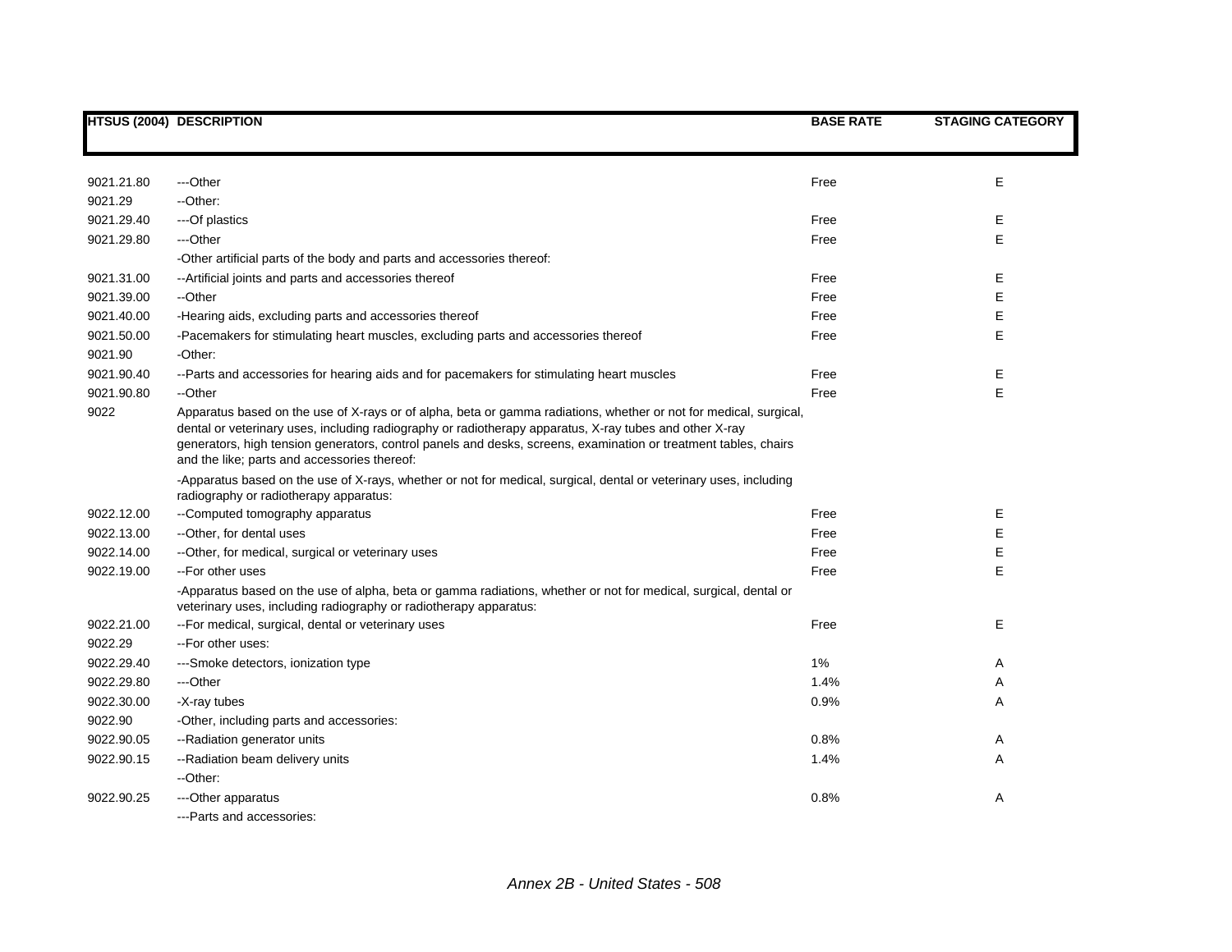| HTSUS (2004) | DESCRIPTION | BASE RATE | STAGING CATEGORY |
|---|---|---|---|
| 9021.21.80 | ---Other | Free | E |
| 9021.29 | --Other: | | |
| 9021.29.40 | ---Of plastics | Free | E |
| 9021.29.80 | ---Other | Free | E |
| | -Other artificial parts of the body and parts and accessories thereof: | | |
| 9021.31.00 | --Artificial joints and parts and accessories thereof | Free | E |
| 9021.39.00 | --Other | Free | E |
| 9021.40.00 | -Hearing aids, excluding parts and accessories thereof | Free | E |
| 9021.50.00 | -Pacemakers for stimulating heart muscles, excluding parts and accessories thereof | Free | E |
| 9021.90 | -Other: | | |
| 9021.90.40 | --Parts and accessories for hearing aids and for pacemakers for stimulating heart muscles | Free | E |
| 9021.90.80 | --Other | Free | E |
| 9022 | Apparatus based on the use of X-rays or of alpha, beta or gamma radiations, whether or not for medical, surgical, dental or veterinary uses, including radiography or radiotherapy apparatus, X-ray tubes and other X-ray generators, high tension generators, control panels and desks, screens, examination or treatment tables, chairs and the like; parts and accessories thereof: | | |
| | -Apparatus based on the use of X-rays, whether or not for medical, surgical, dental or veterinary uses, including radiography or radiotherapy apparatus: | | |
| 9022.12.00 | --Computed tomography apparatus | Free | E |
| 9022.13.00 | --Other, for dental uses | Free | E |
| 9022.14.00 | --Other, for medical, surgical or veterinary uses | Free | E |
| 9022.19.00 | --For other uses | Free | E |
| | -Apparatus based on the use of alpha, beta or gamma radiations, whether or not for medical, surgical, dental or veterinary uses, including radiography or radiotherapy apparatus: | | |
| 9022.21.00 | --For medical, surgical, dental or veterinary uses | Free | E |
| 9022.29 | --For other uses: | | |
| 9022.29.40 | ---Smoke detectors, ionization type | 1% | A |
| 9022.29.80 | ---Other | 1.4% | A |
| 9022.30.00 | -X-ray tubes | 0.9% | A |
| 9022.90 | -Other, including parts and accessories: | | |
| 9022.90.05 | --Radiation generator units | 0.8% | A |
| 9022.90.15 | --Radiation beam delivery units | 1.4% | A |
| | --Other: | | |
| 9022.90.25 | ---Other apparatus | 0.8% | A |
| | ---Parts and accessories: | | |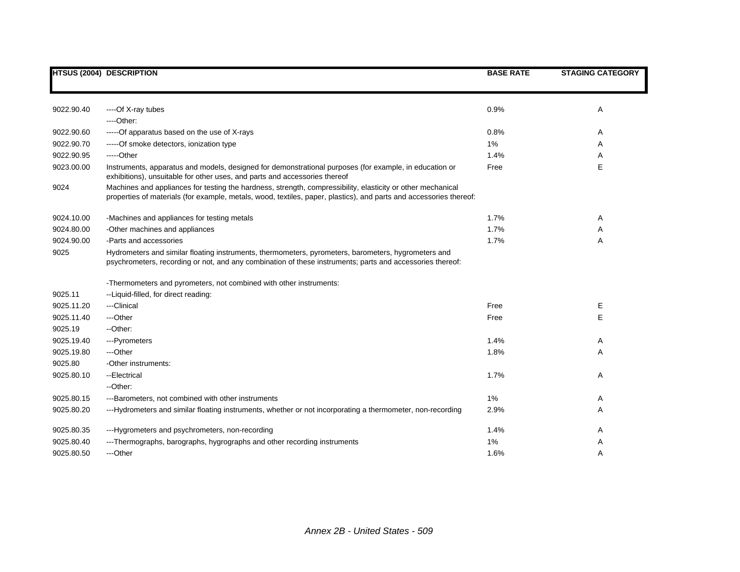| HTSUS (2004) | DESCRIPTION | BASE RATE | STAGING CATEGORY |
|---|---|---|---|
| 9022.90.40 | ----Of X-ray tubes | 0.9% | A |
| | ----Other: | | |
| 9022.90.60 | -----Of apparatus based on the use of X-rays | 0.8% | A |
| 9022.90.70 | -----Of smoke detectors, ionization type | 1% | A |
| 9022.90.95 | -----Other | 1.4% | A |
| 9023.00.00 | Instruments, apparatus and models, designed for demonstrational purposes (for example, in education or exhibitions), unsuitable for other uses, and parts and accessories thereof | Free | E |
| 9024 | Machines and appliances for testing the hardness, strength, compressibility, elasticity or other mechanical properties of materials (for example, metals, wood, textiles, paper, plastics), and parts and accessories thereof: | | |
| 9024.10.00 | -Machines and appliances for testing metals | 1.7% | A |
| 9024.80.00 | -Other machines and appliances | 1.7% | A |
| 9024.90.00 | -Parts and accessories | 1.7% | A |
| 9025 | Hydrometers and similar floating instruments, thermometers, pyrometers, barometers, hygrometers and psychrometers, recording or not, and any combination of these instruments; parts and accessories thereof: | | |
| | -Thermometers and pyrometers, not combined with other instruments: | | |
| 9025.11 | --Liquid-filled, for direct reading: | | |
| 9025.11.20 | ---Clinical | Free | E |
| 9025.11.40 | ---Other | Free | E |
| 9025.19 | --Other: | | |
| 9025.19.40 | ---Pyrometers | 1.4% | A |
| 9025.19.80 | ---Other | 1.8% | A |
| 9025.80 | -Other instruments: | | |
| 9025.80.10 | --Electrical | 1.7% | A |
| | --Other: | | |
| 9025.80.15 | ---Barometers, not combined with other instruments | 1% | A |
| 9025.80.20 | ---Hydrometers and similar floating instruments, whether or not incorporating a thermometer, non-recording | 2.9% | A |
| 9025.80.35 | ---Hygrometers and psychrometers, non-recording | 1.4% | A |
| 9025.80.40 | ---Thermographs, barographs, hygrographs and other recording instruments | 1% | A |
| 9025.80.50 | ---Other | 1.6% | A |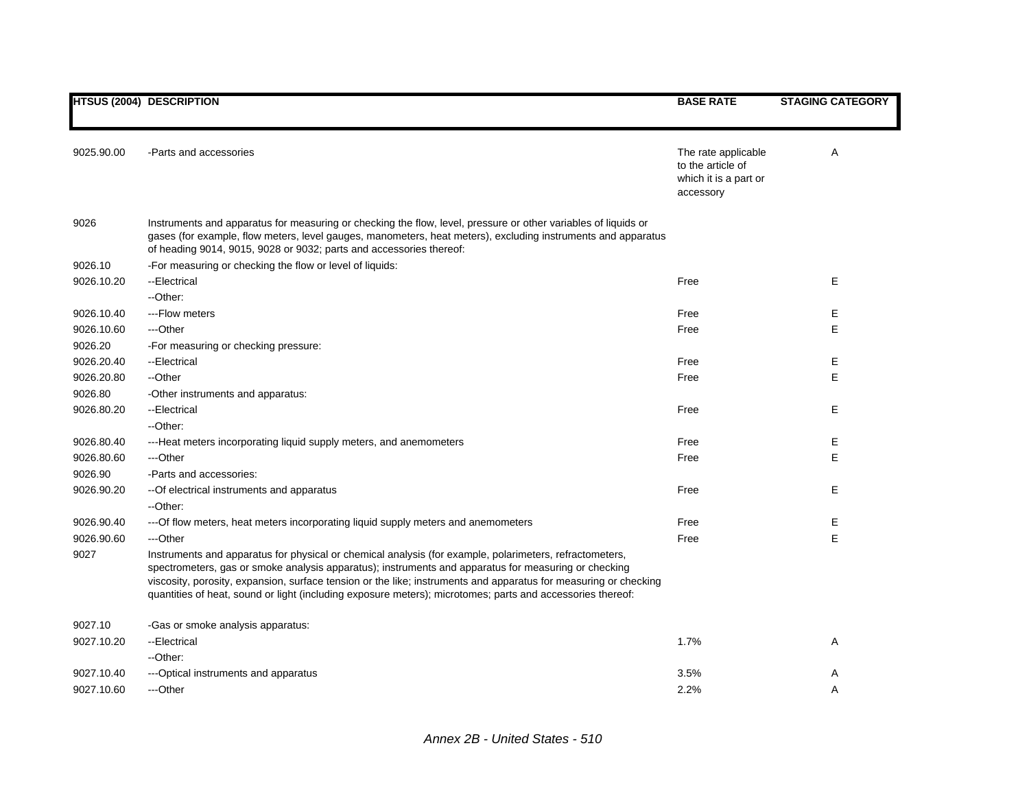| HTSUS (2004) | DESCRIPTION | BASE RATE | STAGING CATEGORY |
|---|---|---|---|
| 9025.90.00 | -Parts and accessories | The rate applicable to the article of which it is a part or accessory | A |
| 9026 | Instruments and apparatus for measuring or checking the flow, level, pressure or other variables of liquids or gases (for example, flow meters, level gauges, manometers, heat meters), excluding instruments and apparatus of heading 9014, 9015, 9028 or 9032; parts and accessories thereof: | | |
| 9026.10 | -For measuring or checking the flow or level of liquids: | | |
| 9026.10.20 | --Electrical | Free | E |
| | --Other: | | |
| 9026.10.40 | ---Flow meters | Free | E |
| 9026.10.60 | ---Other | Free | E |
| 9026.20 | -For measuring or checking pressure: | | |
| 9026.20.40 | --Electrical | Free | E |
| 9026.20.80 | --Other | Free | E |
| 9026.80 | -Other instruments and apparatus: | | |
| 9026.80.20 | --Electrical | Free | E |
| | --Other: | | |
| 9026.80.40 | ---Heat meters incorporating liquid supply meters, and anemometers | Free | E |
| 9026.80.60 | ---Other | Free | E |
| 9026.90 | -Parts and accessories: | | |
| 9026.90.20 | --Of electrical instruments and apparatus | Free | E |
| | --Other: | | |
| 9026.90.40 | ---Of flow meters, heat meters incorporating liquid supply meters and anemometers | Free | E |
| 9026.90.60 | ---Other | Free | E |
| 9027 | Instruments and apparatus for physical or chemical analysis (for example, polarimeters, refractometers, spectrometers, gas or smoke analysis apparatus); instruments and apparatus for measuring or checking viscosity, porosity, expansion, surface tension or the like; instruments and apparatus for measuring or checking quantities of heat, sound or light (including exposure meters); microtomes; parts and accessories thereof: | | |
| 9027.10 | -Gas or smoke analysis apparatus: | | |
| 9027.10.20 | --Electrical | 1.7% | A |
| | --Other: | | |
| 9027.10.40 | ---Optical instruments and apparatus | 3.5% | A |
| 9027.10.60 | ---Other | 2.2% | A |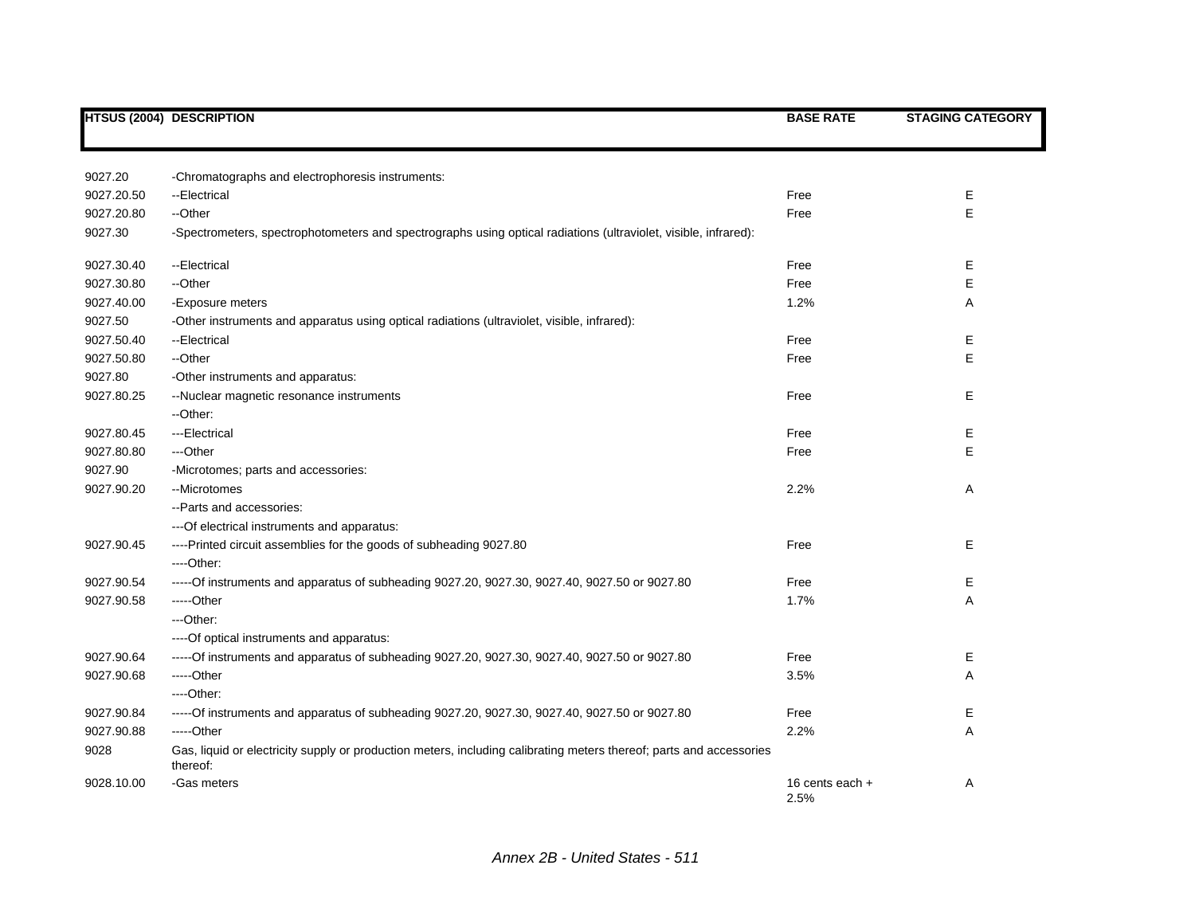| HTSUS (2004) | DESCRIPTION | BASE RATE | STAGING CATEGORY |
|---|---|---|---|
| 9027.20 | -Chromatographs and electrophoresis instruments: | | |
| 9027.20.50 | --Electrical | Free | E |
| 9027.20.80 | --Other | Free | E |
| 9027.30 | -Spectrometers, spectrophotometers and spectrographs using optical radiations (ultraviolet, visible, infrared): | | |
| 9027.30.40 | --Electrical | Free | E |
| 9027.30.80 | --Other | Free | E |
| 9027.40.00 | -Exposure meters | 1.2% | A |
| 9027.50 | -Other instruments and apparatus using optical radiations (ultraviolet, visible, infrared): | | |
| 9027.50.40 | --Electrical | Free | E |
| 9027.50.80 | --Other | Free | E |
| 9027.80 | -Other instruments and apparatus: | | |
| 9027.80.25 | --Nuclear magnetic resonance instruments | Free | E |
| | --Other: | | |
| 9027.80.45 | ---Electrical | Free | E |
| 9027.80.80 | ---Other | Free | E |
| 9027.90 | -Microtomes; parts and accessories: | | |
| 9027.90.20 | --Microtomes | 2.2% | A |
| | --Parts and accessories: | | |
| | ---Of electrical instruments and apparatus: | | |
| 9027.90.45 | ----Printed circuit assemblies for the goods of subheading 9027.80 | Free | E |
| | ----Other: | | |
| 9027.90.54 | -----Of instruments and apparatus of subheading 9027.20, 9027.30, 9027.40, 9027.50 or 9027.80 | Free | E |
| 9027.90.58 | -----Other | 1.7% | A |
| | ---Other: | | |
| | ----Of optical instruments and apparatus: | | |
| 9027.90.64 | -----Of instruments and apparatus of subheading 9027.20, 9027.30, 9027.40, 9027.50 or 9027.80 | Free | E |
| 9027.90.68 | -----Other | 3.5% | A |
| | ----Other: | | |
| 9027.90.84 | -----Of instruments and apparatus of subheading 9027.20, 9027.30, 9027.40, 9027.50 or 9027.80 | Free | E |
| 9027.90.88 | -----Other | 2.2% | A |
| 9028 | Gas, liquid or electricity supply or production meters, including calibrating meters thereof; parts and accessories thereof: | | |
| 9028.10.00 | -Gas meters | 16 cents each + 2.5% | A |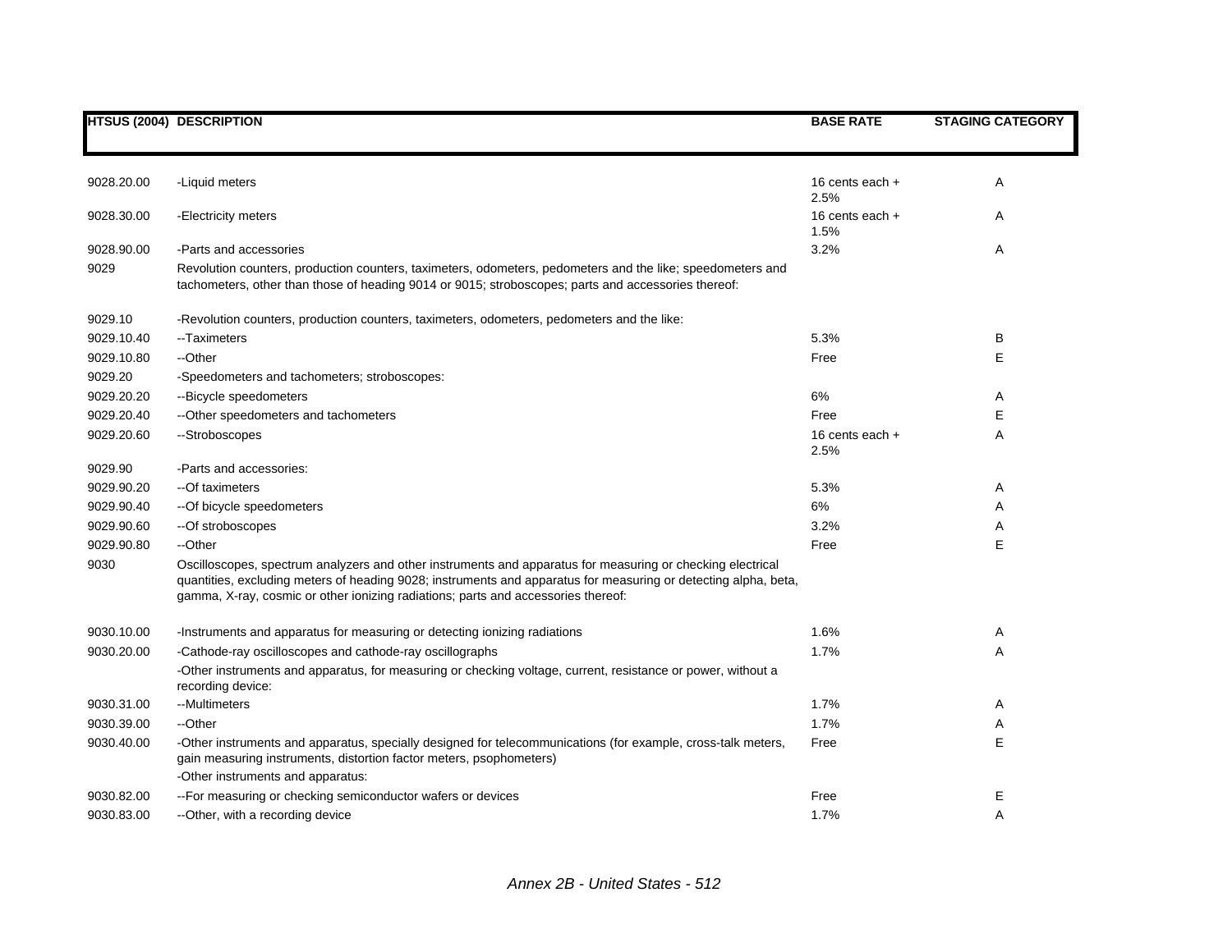| HTSUS (2004) | DESCRIPTION | BASE RATE | STAGING CATEGORY |
|---|---|---|---|
| 9028.20.00 | -Liquid meters | 16 cents each + 2.5% | A |
| 9028.30.00 | -Electricity meters | 16 cents each + 1.5% | A |
| 9028.90.00 | -Parts and accessories | 3.2% | A |
| 9029 | Revolution counters, production counters, taximeters, odometers, pedometers and the like; speedometers and tachometers, other than those of heading 9014 or 9015; stroboscopes; parts and accessories thereof: | | |
| 9029.10 | -Revolution counters, production counters, taximeters, odometers, pedometers and the like: | | |
| 9029.10.40 | --Taximeters | 5.3% | B |
| 9029.10.80 | --Other | Free | E |
| 9029.20 | -Speedometers and tachometers; stroboscopes: | | |
| 9029.20.20 | --Bicycle speedometers | 6% | A |
| 9029.20.40 | --Other speedometers and tachometers | Free | E |
| 9029.20.60 | --Stroboscopes | 16 cents each + 2.5% | A |
| 9029.90 | -Parts and accessories: | | |
| 9029.90.20 | --Of taximeters | 5.3% | A |
| 9029.90.40 | --Of bicycle speedometers | 6% | A |
| 9029.90.60 | --Of stroboscopes | 3.2% | A |
| 9029.90.80 | --Other | Free | E |
| 9030 | Oscilloscopes, spectrum analyzers and other instruments and apparatus for measuring or checking electrical quantities, excluding meters of heading 9028; instruments and apparatus for measuring or detecting alpha, beta, gamma, X-ray, cosmic or other ionizing radiations; parts and accessories thereof: | | |
| 9030.10.00 | -Instruments and apparatus for measuring or detecting ionizing radiations | 1.6% | A |
| 9030.20.00 | -Cathode-ray oscilloscopes and cathode-ray oscillographs | 1.7% | A |
| | -Other instruments and apparatus, for measuring or checking voltage, current, resistance or power, without a recording device: | | |
| 9030.31.00 | --Multimeters | 1.7% | A |
| 9030.39.00 | --Other | 1.7% | A |
| 9030.40.00 | -Other instruments and apparatus, specially designed for telecommunications (for example, cross-talk meters, gain measuring instruments, distortion factor meters, psophometers) | Free | E |
| | -Other instruments and apparatus: | | |
| 9030.82.00 | --For measuring or checking semiconductor wafers or devices | Free | E |
| 9030.83.00 | --Other, with a recording device | 1.7% | A |

*Annex 2B - United States - 512*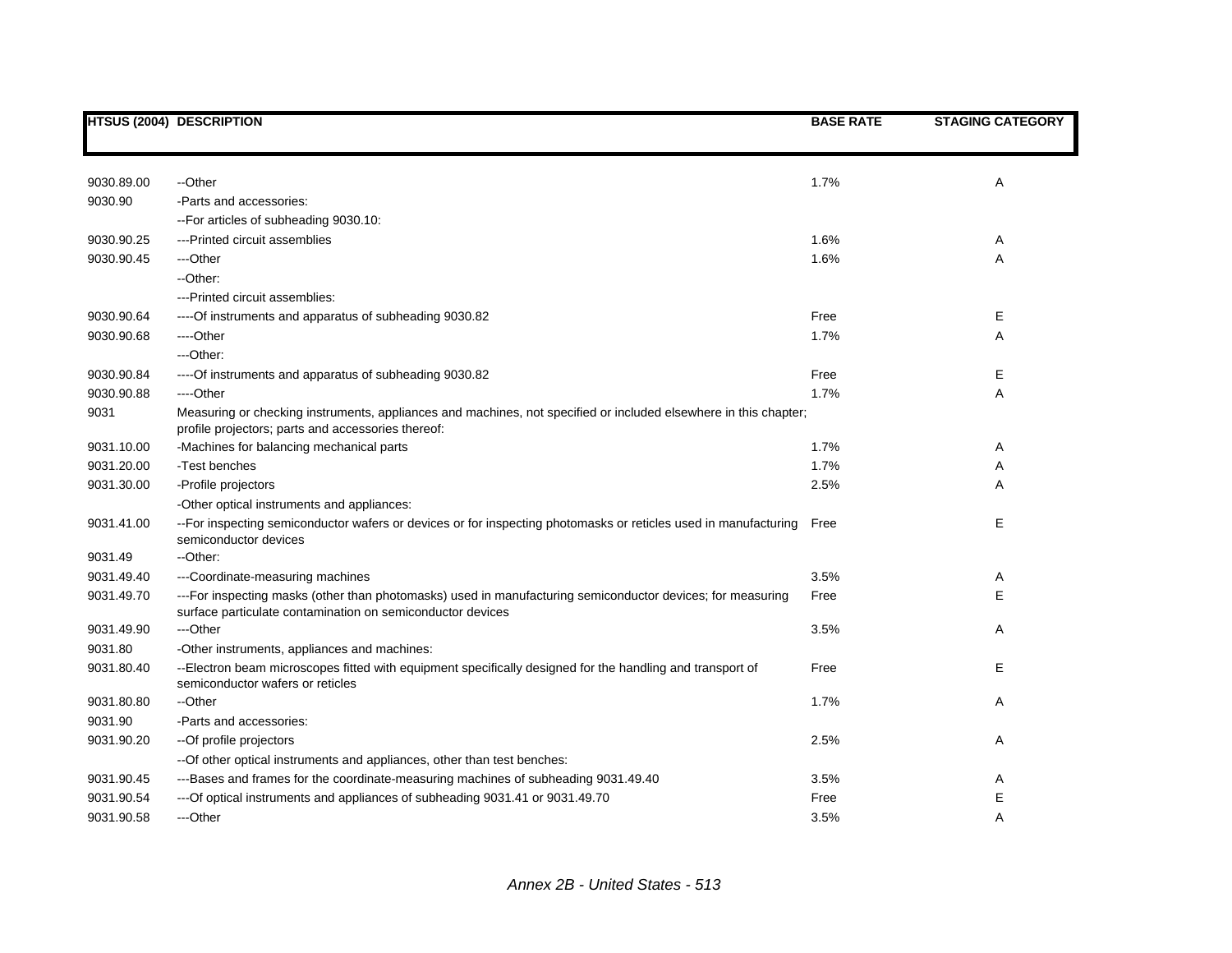| HTSUS (2004) | DESCRIPTION | BASE RATE | STAGING CATEGORY |
|---|---|---|---|
| 9030.89.00 | --Other | 1.7% | A |
| 9030.90 | -Parts and accessories: | | |
| | --For articles of subheading 9030.10: | | |
| 9030.90.25 | ---Printed circuit assemblies | 1.6% | A |
| 9030.90.45 | ---Other | 1.6% | A |
| | --Other: | | |
| | ---Printed circuit assemblies: | | |
| 9030.90.64 | ----Of instruments and apparatus of subheading 9030.82 | Free | E |
| 9030.90.68 | ----Other | 1.7% | A |
| | ---Other: | | |
| 9030.90.84 | ----Of instruments and apparatus of subheading 9030.82 | Free | E |
| 9030.90.88 | ----Other | 1.7% | A |
| 9031 | Measuring or checking instruments, appliances and machines, not specified or included elsewhere in this chapter; profile projectors; parts and accessories thereof: | | |
| 9031.10.00 | -Machines for balancing mechanical parts | 1.7% | A |
| 9031.20.00 | -Test benches | 1.7% | A |
| 9031.30.00 | -Profile projectors | 2.5% | A |
| | -Other optical instruments and appliances: | | |
| 9031.41.00 | --For inspecting semiconductor wafers or devices or for inspecting photomasks or reticles used in manufacturing semiconductor devices | Free | E |
| 9031.49 | --Other: | | |
| 9031.49.40 | ---Coordinate-measuring machines | 3.5% | A |
| 9031.49.70 | ---For inspecting masks (other than photomasks) used in manufacturing semiconductor devices; for measuring surface particulate contamination on semiconductor devices | Free | E |
| 9031.49.90 | ---Other | 3.5% | A |
| 9031.80 | -Other instruments, appliances and machines: | | |
| 9031.80.40 | --Electron beam microscopes fitted with equipment specifically designed for the handling and transport of semiconductor wafers or reticles | Free | E |
| 9031.80.80 | --Other | 1.7% | A |
| 9031.90 | -Parts and accessories: | | |
| 9031.90.20 | --Of profile projectors | 2.5% | A |
| | --Of other optical instruments and appliances, other than test benches: | | |
| 9031.90.45 | ---Bases and frames for the coordinate-measuring machines of subheading 9031.49.40 | 3.5% | A |
| 9031.90.54 | ---Of optical instruments and appliances of subheading 9031.41 or 9031.49.70 | Free | E |
| 9031.90.58 | ---Other | 3.5% | A |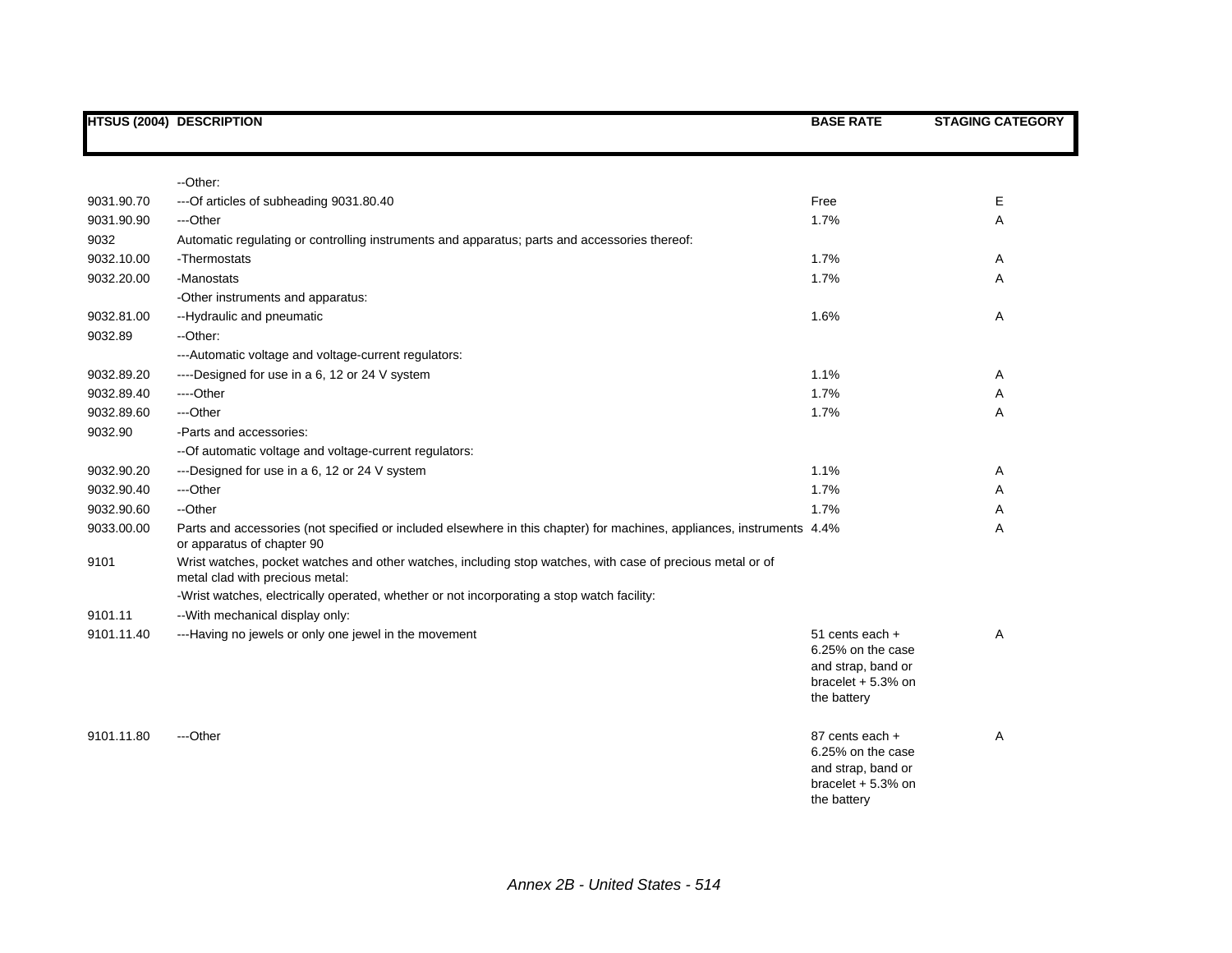| HTSUS (2004) | DESCRIPTION | BASE RATE | STAGING CATEGORY |
|---|---|---|---|
| | --Other: | | |
| 9031.90.70 | ---Of articles of subheading 9031.80.40 | Free | E |
| 9031.90.90 | ---Other | 1.7% | A |
| 9032 | Automatic regulating or controlling instruments and apparatus; parts and accessories thereof: | | |
| 9032.10.00 | -Thermostats | 1.7% | A |
| 9032.20.00 | -Manostats | 1.7% | A |
| | -Other instruments and apparatus: | | |
| 9032.81.00 | --Hydraulic and pneumatic | 1.6% | A |
| 9032.89 | --Other: | | |
| | ---Automatic voltage and voltage-current regulators: | | |
| 9032.89.20 | ----Designed for use in a 6, 12 or 24 V system | 1.1% | A |
| 9032.89.40 | ----Other | 1.7% | A |
| 9032.89.60 | ---Other | 1.7% | A |
| 9032.90 | -Parts and accessories: | | |
| | --Of automatic voltage and voltage-current regulators: | | |
| 9032.90.20 | ---Designed for use in a 6, 12 or 24 V system | 1.1% | A |
| 9032.90.40 | ---Other | 1.7% | A |
| 9032.90.60 | --Other | 1.7% | A |
| 9033.00.00 | Parts and accessories (not specified or included elsewhere in this chapter) for machines, appliances, instruments or apparatus of chapter 90 | 4.4% | A |
| 9101 | Wrist watches, pocket watches and other watches, including stop watches, with case of precious metal or of metal clad with precious metal: | | |
| | -Wrist watches, electrically operated, whether or not incorporating a stop watch facility: | | |
| 9101.11 | --With mechanical display only: | | |
| 9101.11.40 | ---Having no jewels or only one jewel in the movement | 51 cents each + 6.25% on the case and strap, band or bracelet + 5.3% on the battery | A |
| 9101.11.80 | ---Other | 87 cents each + 6.25% on the case and strap, band or bracelet + 5.3% on the battery | A |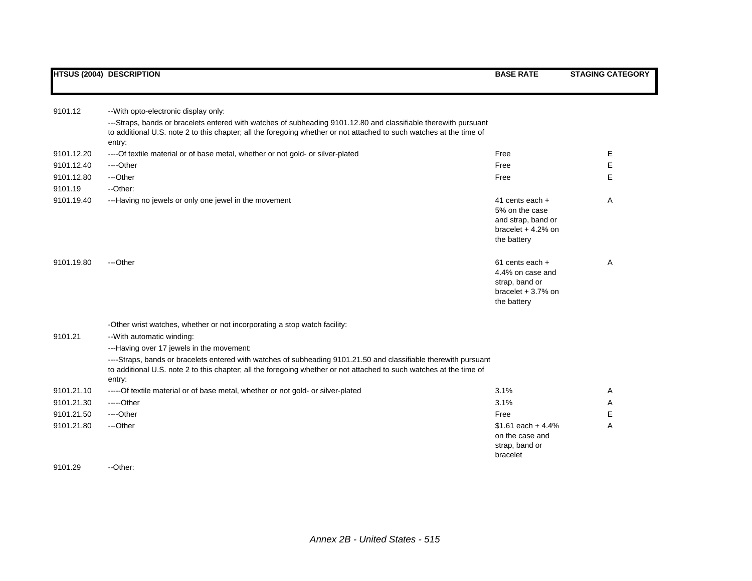| HTSUS (2004) | DESCRIPTION | BASE RATE | STAGING CATEGORY |
|---|---|---|---|
| 9101.12 | --With opto-electronic display only: | | |
| | ---Straps, bands or bracelets entered with watches of subheading 9101.12.80 and classifiable therewith pursuant to additional U.S. note 2 to this chapter; all the foregoing whether or not attached to such watches at the time of entry: | | |
| 9101.12.20 | ----Of textile material or of base metal, whether or not gold- or silver-plated | Free | E |
| 9101.12.40 | ----Other | Free | E |
| 9101.12.80 | ---Other | Free | E |
| 9101.19 | --Other: | | |
| 9101.19.40 | ---Having no jewels or only one jewel in the movement | 41 cents each + 5% on the case and strap, band or bracelet + 4.2% on the battery | A |
| 9101.19.80 | ---Other | 61 cents each + 4.4% on case and strap, band or bracelet + 3.7% on the battery | A |
| | -Other wrist watches, whether or not incorporating a stop watch facility: | | |
| 9101.21 | --With automatic winding: | | |
| | ---Having over 17 jewels in the movement: | | |
| | ----Straps, bands or bracelets entered with watches of subheading 9101.21.50 and classifiable therewith pursuant to additional U.S. note 2 to this chapter; all the foregoing whether or not attached to such watches at the time of entry: | | |
| 9101.21.10 | -----Of textile material or of base metal, whether or not gold- or silver-plated | 3.1% | A |
| 9101.21.30 | -----Other | 3.1% | A |
| 9101.21.50 | ----Other | Free | E |
| 9101.21.80 | ---Other | $1.61 each + 4.4% on the case and strap, band or bracelet | A |
| 9101.29 | --Other: | | |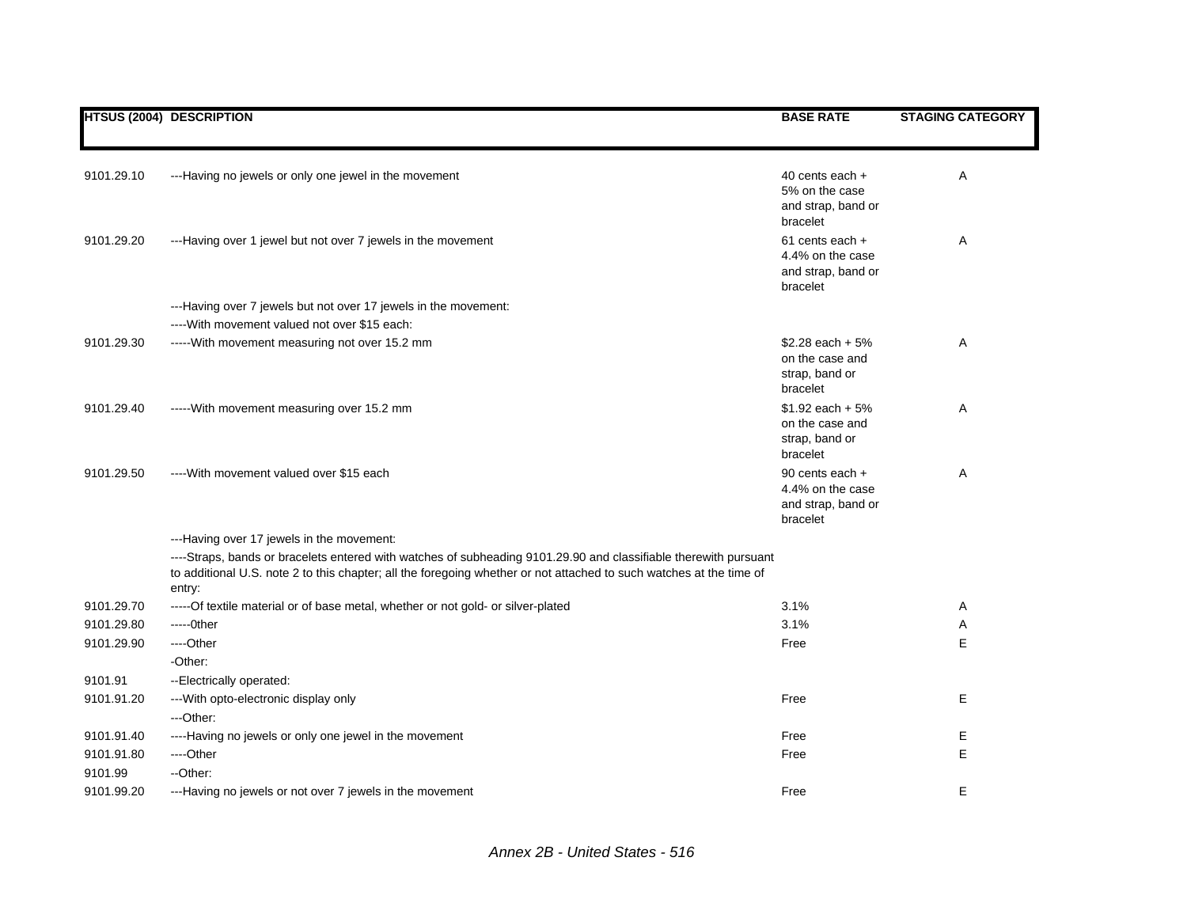| HTSUS (2004) | DESCRIPTION | BASE RATE | STAGING CATEGORY |
|---|---|---|---|
| 9101.29.10 | ---Having no jewels or only one jewel in the movement | 40 cents each + 5% on the case and strap, band or bracelet | A |
| 9101.29.20 | ---Having over 1 jewel but not over 7 jewels in the movement | 61 cents each + 4.4% on the case and strap, band or bracelet | A |
| | ---Having over 7 jewels but not over 17 jewels in the movement: | | |
| | ----With movement valued not over $15 each: | | |
| 9101.29.30 | -----With movement measuring not over 15.2 mm | $2.28 each + 5% on the case and strap, band or bracelet | A |
| 9101.29.40 | -----With movement measuring over 15.2 mm | $1.92 each + 5% on the case and strap, band or bracelet | A |
| 9101.29.50 | ----With movement valued over $15 each | 90 cents each + 4.4% on the case and strap, band or bracelet | A |
| | ---Having over 17 jewels in the movement: | | |
| | ----Straps, bands or bracelets entered with watches of subheading 9101.29.90 and classifiable therewith pursuant to additional U.S. note 2 to this chapter; all the foregoing whether or not attached to such watches at the time of entry: | | |
| 9101.29.70 | -----Of textile material or of base metal, whether or not gold- or silver-plated | 3.1% | A |
| 9101.29.80 | -----0ther | 3.1% | A |
| 9101.29.90 | ----Other | Free | E |
| | -Other: | | |
| 9101.91 | --Electrically operated: | | |
| 9101.91.20 | ---With opto-electronic display only | Free | E |
| | ---Other: | | |
| 9101.91.40 | ----Having no jewels or only one jewel in the movement | Free | E |
| 9101.91.80 | ----Other | Free | E |
| 9101.99 | --Other: | | |
| 9101.99.20 | ---Having no jewels or not over 7 jewels in the movement | Free | E |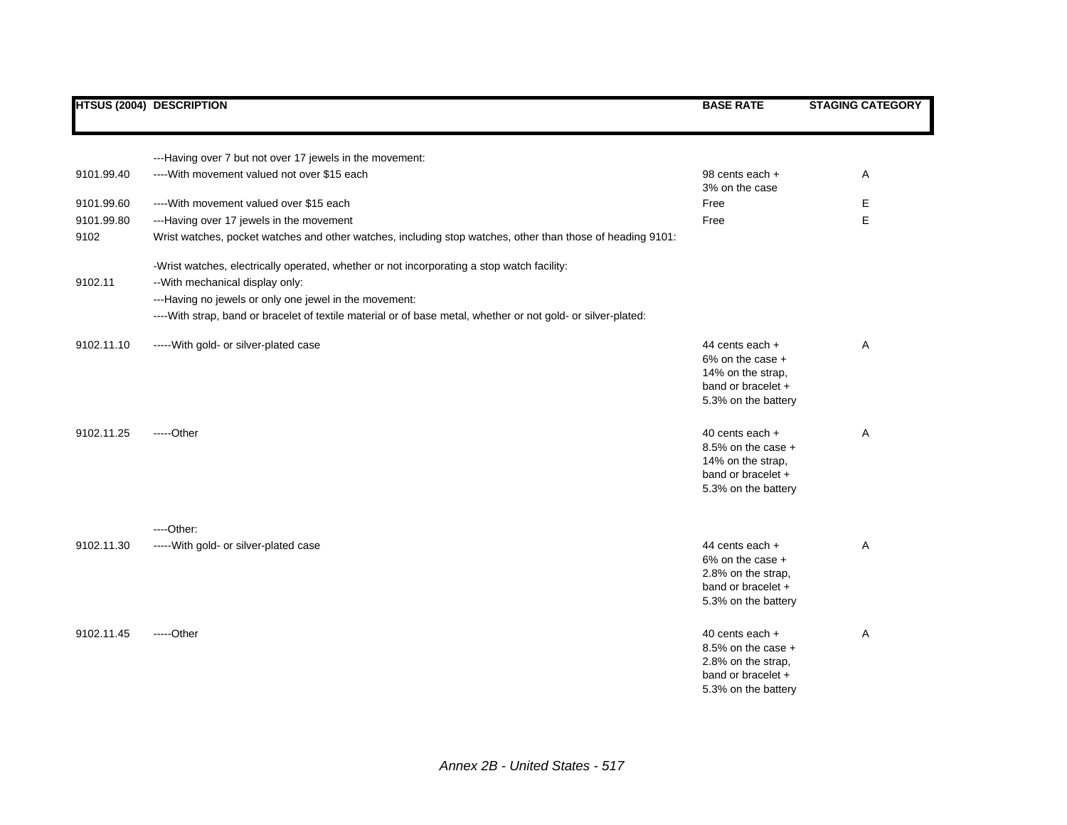| HTSUS (2004) | DESCRIPTION | BASE RATE | STAGING CATEGORY |
|---|---|---|---|
| | ---Having over 7 but not over 17 jewels in the movement: | | |
| 9101.99.40 | ----With movement valued not over $15 each | 98 cents each + 3% on the case | A |
| 9101.99.60 | ----With movement valued over $15 each | Free | E |
| 9101.99.80 | ---Having over 17 jewels in the movement | Free | E |
| 9102 | Wrist watches, pocket watches and other watches, including stop watches, other than those of heading 9101: | | |
| | -Wrist watches, electrically operated, whether or not incorporating a stop watch facility: | | |
| 9102.11 | --With mechanical display only: | | |
| | ---Having no jewels or only one jewel in the movement: | | |
| | ----With strap, band or bracelet of textile material or of base metal, whether or not gold- or silver-plated: | | |
| 9102.11.10 | -----With gold- or silver-plated case | 44 cents each + 6% on the case + 14% on the strap, band or bracelet + 5.3% on the battery | A |
| 9102.11.25 | -----Other | 40 cents each + 8.5% on the case + 14% on the strap, band or bracelet + 5.3% on the battery | A |
| | ----Other: | | |
| 9102.11.30 | -----With gold- or silver-plated case | 44 cents each + 6% on the case + 2.8% on the strap, band or bracelet + 5.3% on the battery | A |
| 9102.11.45 | -----Other | 40 cents each + 8.5% on the case + 2.8% on the strap, band or bracelet + 5.3% on the battery | A |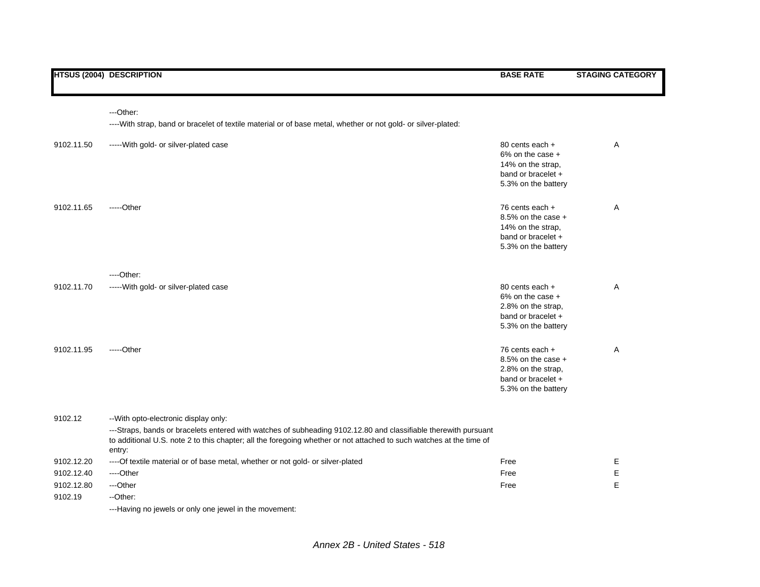| HTSUS (2004) | DESCRIPTION | BASE RATE | STAGING CATEGORY |
|---|---|---|---|
| | ---Other: | | |
| | ----With strap, band or bracelet of textile material or of base metal, whether or not gold- or silver-plated: | | |
| 9102.11.50 | -----With gold- or silver-plated case | 80 cents each + 6% on the case + 14% on the strap, band or bracelet + 5.3% on the battery | A |
| 9102.11.65 | -----Other | 76 cents each + 8.5% on the case + 14% on the strap, band or bracelet + 5.3% on the battery | A |
| | ----Other: | | |
| 9102.11.70 | -----With gold- or silver-plated case | 80 cents each + 6% on the case + 2.8% on the strap, band or bracelet + 5.3% on the battery | A |
| 9102.11.95 | -----Other | 76 cents each + 8.5% on the case + 2.8% on the strap, band or bracelet + 5.3% on the battery | A |
| 9102.12 | --With opto-electronic display only: | | |
| | ---Straps, bands or bracelets entered with watches of subheading 9102.12.80 and classifiable therewith pursuant to additional U.S. note 2 to this chapter; all the foregoing whether or not attached to such watches at the time of entry: | | |
| 9102.12.20 | ----Of textile material or of base metal, whether or not gold- or silver-plated | Free | E |
| 9102.12.40 | ----Other | Free | E |
| 9102.12.80 | ---Other | Free | E |
| 9102.19 | --Other: | | |
| | ---Having no jewels or only one jewel in the movement: | | |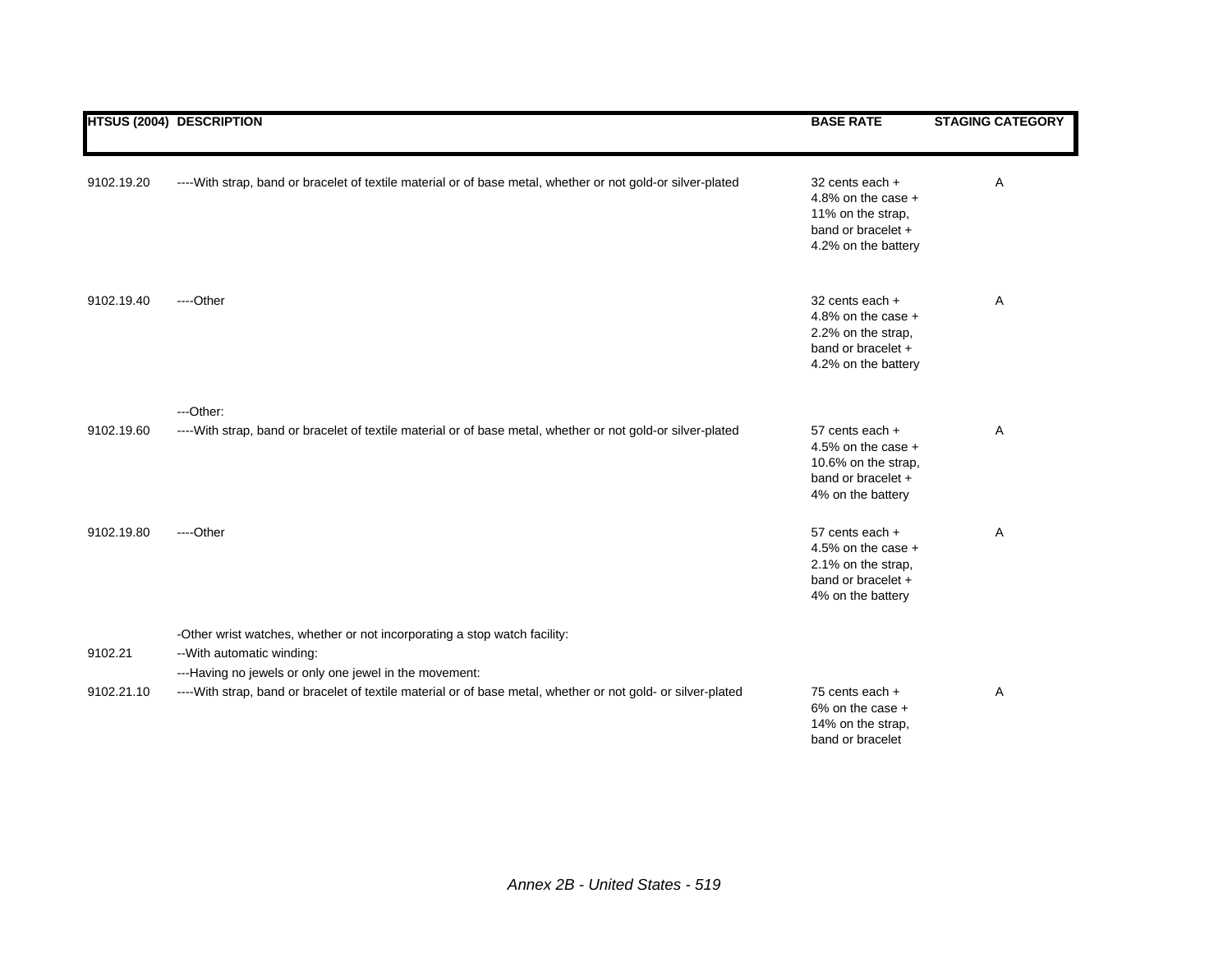| HTSUS (2004) | DESCRIPTION | BASE RATE | STAGING CATEGORY |
|---|---|---|---|
| 9102.19.20 | ----With strap, band or bracelet of textile material or of base metal, whether or not gold-or silver-plated | 32 cents each + 4.8% on the case + 11% on the strap, band or bracelet + 4.2% on the battery | A |
| 9102.19.40 | ----Other | 32 cents each + 4.8% on the case + 2.2% on the strap, band or bracelet + 4.2% on the battery | A |
| | ---Other: | | |
| 9102.19.60 | ----With strap, band or bracelet of textile material or of base metal, whether or not gold-or silver-plated | 57 cents each + 4.5% on the case + 10.6% on the strap, band or bracelet + 4% on the battery | A |
| 9102.19.80 | ----Other | 57 cents each + 4.5% on the case + 2.1% on the strap, band or bracelet + 4% on the battery | A |
| | -Other wrist watches, whether or not incorporating a stop watch facility: | | |
| 9102.21 | --With automatic winding: | | |
| | ---Having no jewels or only one jewel in the movement: | | |
| 9102.21.10 | ----With strap, band or bracelet of textile material or of base metal, whether or not gold- or silver-plated | 75 cents each + 6% on the case + 14% on the strap, band or bracelet | A |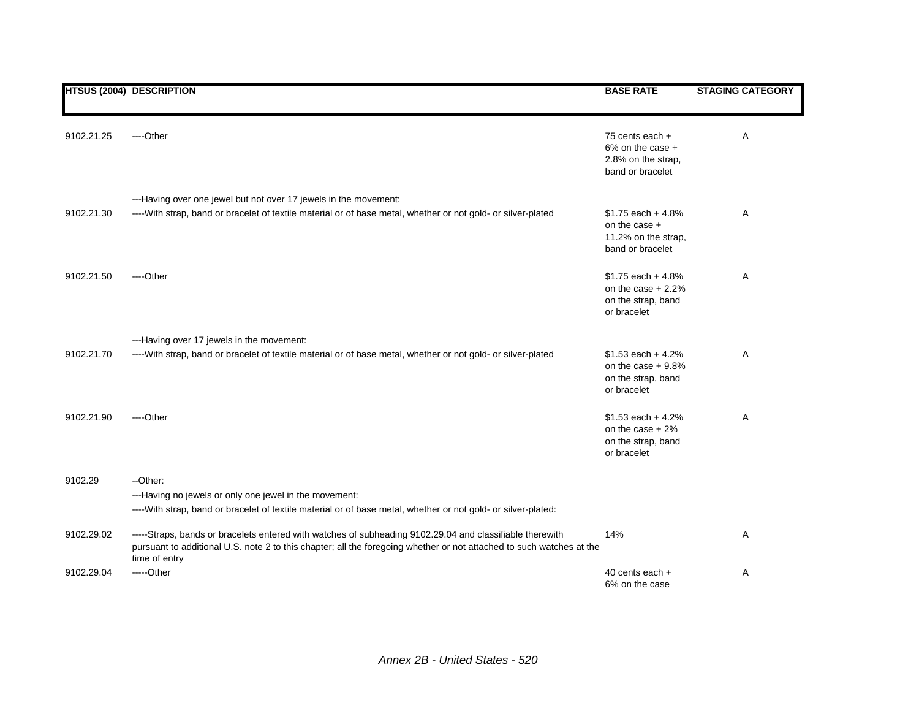| HTSUS (2004) | DESCRIPTION | BASE RATE | STAGING CATEGORY |
|---|---|---|---|
| 9102.21.25 | ----Other | 75 cents each + 6% on the case + 2.8% on the strap, band or bracelet | A |
| | ---Having over one jewel but not over 17 jewels in the movement: | | |
| 9102.21.30 | ----With strap, band or bracelet of textile material or of base metal, whether or not gold- or silver-plated | $1.75 each + 4.8% on the case + 11.2% on the strap, band or bracelet | A |
| 9102.21.50 | ----Other | $1.75 each + 4.8% on the case + 2.2% on the strap, band or bracelet | A |
| | ---Having over 17 jewels in the movement: | | |
| 9102.21.70 | ----With strap, band or bracelet of textile material or of base metal, whether or not gold- or silver-plated | $1.53 each + 4.2% on the case + 9.8% on the strap, band or bracelet | A |
| 9102.21.90 | ----Other | $1.53 each + 4.2% on the case + 2% on the strap, band or bracelet | A |
| 9102.29 | --Other: | | |
| | ---Having no jewels or only one jewel in the movement: | | |
| | ----With strap, band or bracelet of textile material or of base metal, whether or not gold- or silver-plated: | | |
| 9102.29.02 | -----Straps, bands or bracelets entered with watches of subheading 9102.29.04 and classifiable therewith pursuant to additional U.S. note 2 to this chapter; all the foregoing whether or not attached to such watches at the time of entry | 14% | A |
| 9102.29.04 | -----Other | 40 cents each + 6% on the case | A |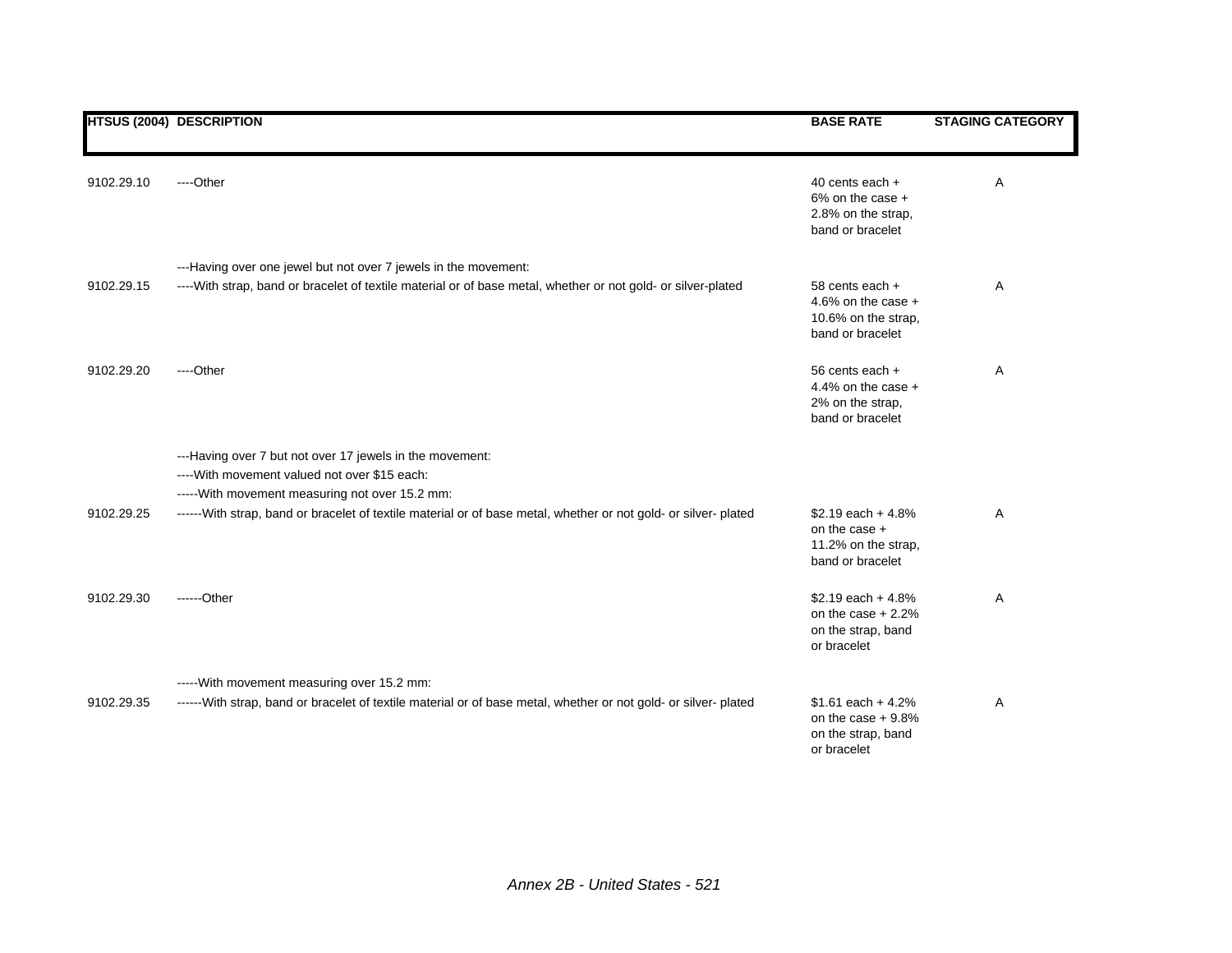| HTSUS (2004) | DESCRIPTION | BASE RATE | STAGING CATEGORY |
|---|---|---|---|
| 9102.29.10 | ----Other | 40 cents each + 6% on the case + 2.8% on the strap, band or bracelet | A |
| | ---Having over one jewel but not over 7 jewels in the movement: | | |
| 9102.29.15 | ----With strap, band or bracelet of textile material or of base metal, whether or not gold- or silver-plated | 58 cents each + 4.6% on the case + 10.6% on the strap, band or bracelet | A |
| 9102.29.20 | ----Other | 56 cents each + 4.4% on the case + 2% on the strap, band or bracelet | A |
| | ---Having over 7 but not over 17 jewels in the movement: | | |
| | ----With movement valued not over $15 each: | | |
| | -----With movement measuring not over 15.2 mm: | | |
| 9102.29.25 | ------With strap, band or bracelet of textile material or of base metal, whether or not gold- or silver- plated | $2.19 each + 4.8% on the case + 11.2% on the strap, band or bracelet | A |
| 9102.29.30 | ------Other | $2.19 each + 4.8% on the case + 2.2% on the strap, band or bracelet | A |
| | -----With movement measuring over 15.2 mm: | | |
| 9102.29.35 | ------With strap, band or bracelet of textile material or of base metal, whether or not gold- or silver- plated | $1.61 each + 4.2% on the case + 9.8% on the strap, band or bracelet | A |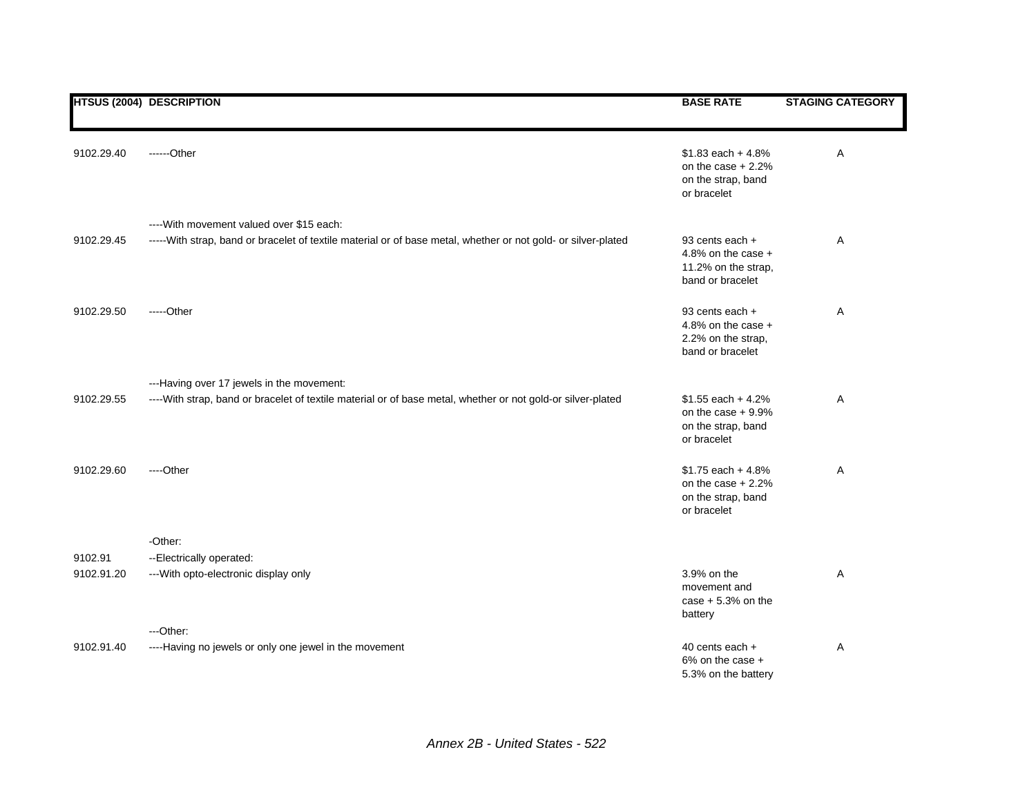| HTSUS (2004) | DESCRIPTION | BASE RATE | STAGING CATEGORY |
|---|---|---|---|
| 9102.29.40 | ------Other | $1.83 each + 4.8% on the case + 2.2% on the strap, band or bracelet | A |
| | ----With movement valued over $15 each: | | |
| 9102.29.45 | -----With strap, band or bracelet of textile material or of base metal, whether or not gold- or silver-plated | 93 cents each + 4.8% on the case + 11.2% on the strap, band or bracelet | A |
| 9102.29.50 | -----Other | 93 cents each + 4.8% on the case + 2.2% on the strap, band or bracelet | A |
| | ---Having over 17 jewels in the movement: | | |
| 9102.29.55 | ----With strap, band or bracelet of textile material or of base metal, whether or not gold-or silver-plated | $1.55 each + 4.2% on the case + 9.9% on the strap, band or bracelet | A |
| 9102.29.60 | ----Other | $1.75 each + 4.8% on the case + 2.2% on the strap, band or bracelet | A |
| | -Other: | | |
| 9102.91 | --Electrically operated: | | |
| 9102.91.20 | ---With opto-electronic display only | 3.9% on the movement and case + 5.3% on the battery | A |
| | ---Other: | | |
| 9102.91.40 | ----Having no jewels or only one jewel in the movement | 40 cents each + 6% on the case + 5.3% on the battery | A |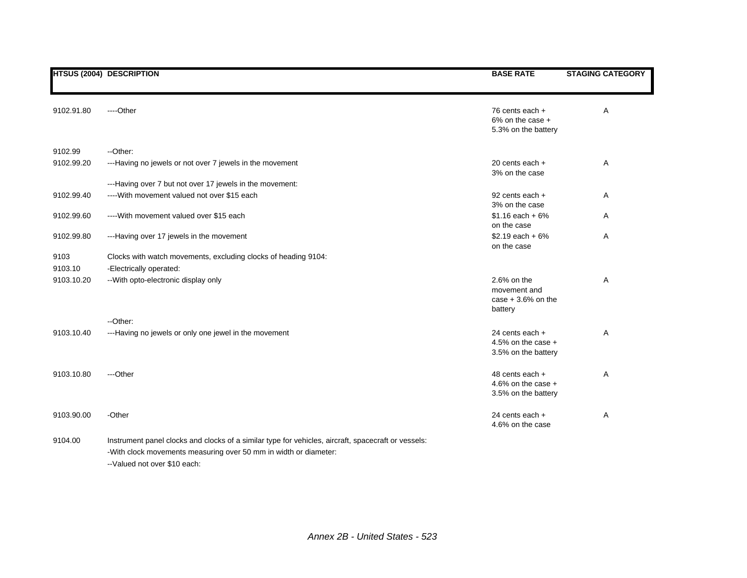| HTSUS (2004) | DESCRIPTION | BASE RATE | STAGING CATEGORY |
|---|---|---|---|
| 9102.91.80 | ----Other | 76 cents each + 6% on the case + 5.3% on the battery | A |
| 9102.99 | --Other: | | |
| 9102.99.20 | ---Having no jewels or not over 7 jewels in the movement | 20 cents each + 3% on the case | A |
| | ---Having over 7 but not over 17 jewels in the movement: | | |
| 9102.99.40 | ----With movement valued not over $15 each | 92 cents each + 3% on the case | A |
| 9102.99.60 | ----With movement valued over $15 each | $1.16 each + 6% on the case | A |
| 9102.99.80 | ---Having over 17 jewels in the movement | $2.19 each + 6% on the case | A |
| 9103 | Clocks with watch movements, excluding clocks of heading 9104: | | |
| 9103.10 | -Electrically operated: | | |
| 9103.10.20 | --With opto-electronic display only | 2.6% on the movement and case + 3.6% on the battery | A |
| | --Other: | | |
| 9103.10.40 | ---Having no jewels or only one jewel in the movement | 24 cents each + 4.5% on the case + 3.5% on the battery | A |
| 9103.10.80 | ---Other | 48 cents each + 4.6% on the case + 3.5% on the battery | A |
| 9103.90.00 | -Other | 24 cents each + 4.6% on the case | A |
| 9104.00 | Instrument panel clocks and clocks of a similar type for vehicles, aircraft, spacecraft or vessels: | | |
| | -With clock movements measuring over 50 mm in width or diameter: | | |
| | --Valued not over $10 each: | | |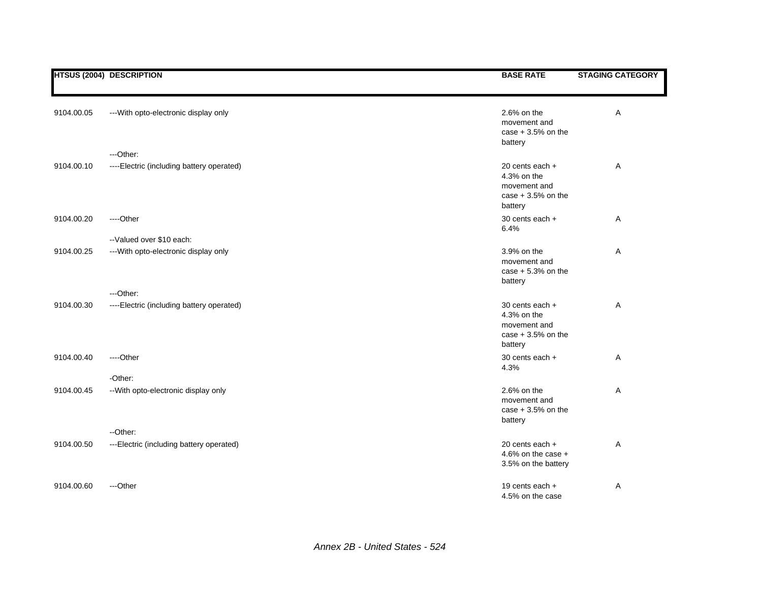| HTSUS (2004) | DESCRIPTION | BASE RATE | STAGING CATEGORY |
|---|---|---|---|
| 9104.00.05 | ---With opto-electronic display only | 2.6% on the movement and case + 3.5% on the battery | A |
| | ---Other: | | |
| 9104.00.10 | ----Electric (including battery operated) | 20 cents each + 4.3% on the movement and case + 3.5% on the battery | A |
| 9104.00.20 | ----Other | 30 cents each + 6.4% | A |
| | --Valued over $10 each: | | |
| 9104.00.25 | ---With opto-electronic display only | 3.9% on the movement and case + 5.3% on the battery | A |
| | ---Other: | | |
| 9104.00.30 | ----Electric (including battery operated) | 30 cents each + 4.3% on the movement and case + 3.5% on the battery | A |
| 9104.00.40 | ----Other | 30 cents each + 4.3% | A |
| | -Other: | | |
| 9104.00.45 | --With opto-electronic display only | 2.6% on the movement and case + 3.5% on the battery | A |
| | --Other: | | |
| 9104.00.50 | ---Electric (including battery operated) | 20 cents each + 4.6% on the case + 3.5% on the battery | A |
| 9104.00.60 | ---Other | 19 cents each + 4.5% on the case | A |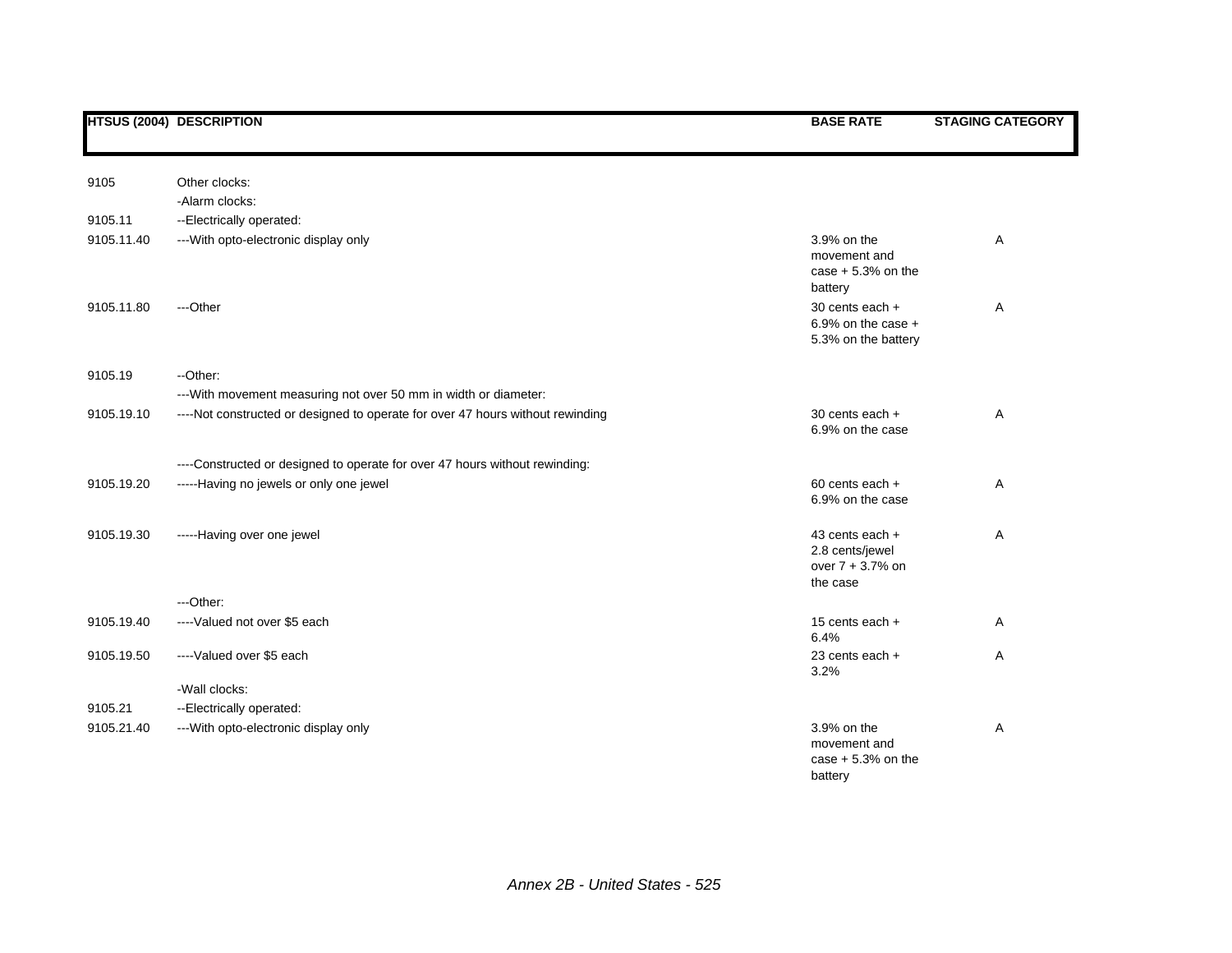| HTSUS (2004) | DESCRIPTION | BASE RATE | STAGING CATEGORY |
|---|---|---|---|
| 9105 | Other clocks: | | |
| | -Alarm clocks: | | |
| 9105.11 | --Electrically operated: | | |
| 9105.11.40 | ---With opto-electronic display only | 3.9% on the movement and case + 5.3% on the battery | A |
| 9105.11.80 | ---Other | 30 cents each + 6.9% on the case + 5.3% on the battery | A |
| 9105.19 | --Other: | | |
| | ---With movement measuring not over 50 mm in width or diameter: | | |
| 9105.19.10 | ----Not constructed or designed to operate for over 47 hours without rewinding | 30 cents each + 6.9% on the case | A |
| | ----Constructed or designed to operate for over 47 hours without rewinding: | | |
| 9105.19.20 | -----Having no jewels or only one jewel | 60 cents each + 6.9% on the case | A |
| 9105.19.30 | -----Having over one jewel | 43 cents each + 2.8 cents/jewel over 7 + 3.7% on the case | A |
| | ---Other: | | |
| 9105.19.40 | ----Valued not over $5 each | 15 cents each + 6.4% | A |
| 9105.19.50 | ----Valued over $5 each | 23 cents each + 3.2% | A |
| | -Wall clocks: | | |
| 9105.21 | --Electrically operated: | | |
| 9105.21.40 | ---With opto-electronic display only | 3.9% on the movement and case + 5.3% on the battery | A |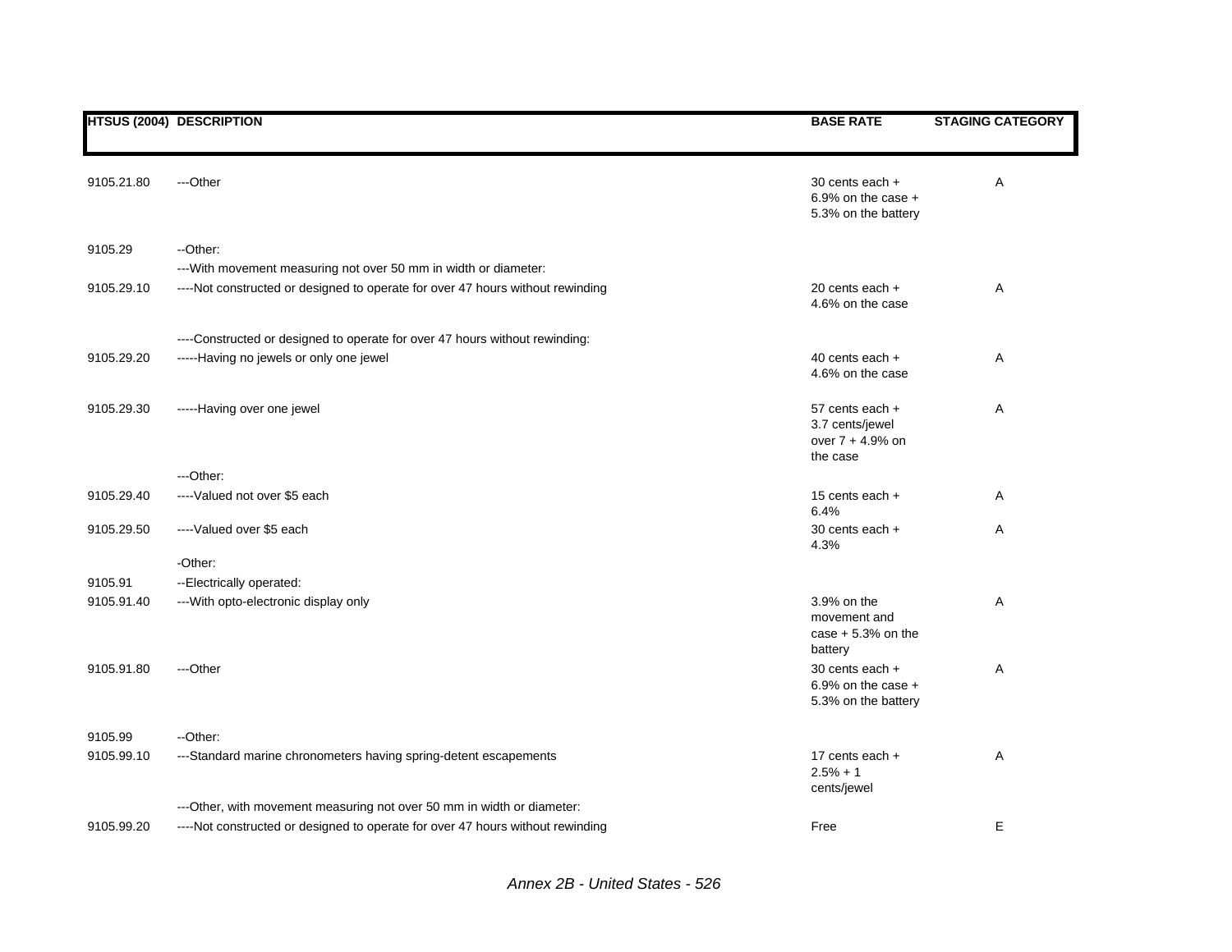| HTSUS (2004) | DESCRIPTION | BASE RATE | STAGING CATEGORY |
|---|---|---|---|
| 9105.21.80 | ---Other | 30 cents each + 6.9% on the case + 5.3% on the battery | A |
| 9105.29 | --Other: | | |
| | ---With movement measuring not over 50 mm in width or diameter: | | |
| 9105.29.10 | ----Not constructed or designed to operate for over 47 hours without rewinding | 20 cents each + 4.6% on the case | A |
| | ----Constructed or designed to operate for over 47 hours without rewinding: | | |
| 9105.29.20 | -----Having no jewels or only one jewel | 40 cents each + 4.6% on the case | A |
| 9105.29.30 | -----Having over one jewel | 57 cents each + 3.7 cents/jewel over 7 + 4.9% on the case | A |
| | ---Other: | | |
| 9105.29.40 | ----Valued not over $5 each | 15 cents each + 6.4% | A |
| 9105.29.50 | ----Valued over $5 each | 30 cents each + 4.3% | A |
| | -Other: | | |
| 9105.91 | --Electrically operated: | | |
| 9105.91.40 | ---With opto-electronic display only | 3.9% on the movement and case + 5.3% on the battery | A |
| 9105.91.80 | ---Other | 30 cents each + 6.9% on the case + 5.3% on the battery | A |
| 9105.99 | --Other: | | |
| 9105.99.10 | ---Standard marine chronometers having spring-detent escapements | 17 cents each + 2.5% + 1 cents/jewel | A |
| | ---Other, with movement measuring not over 50 mm in width or diameter: | | |
| 9105.99.20 | ----Not constructed or designed to operate for over 47 hours without rewinding | Free | E |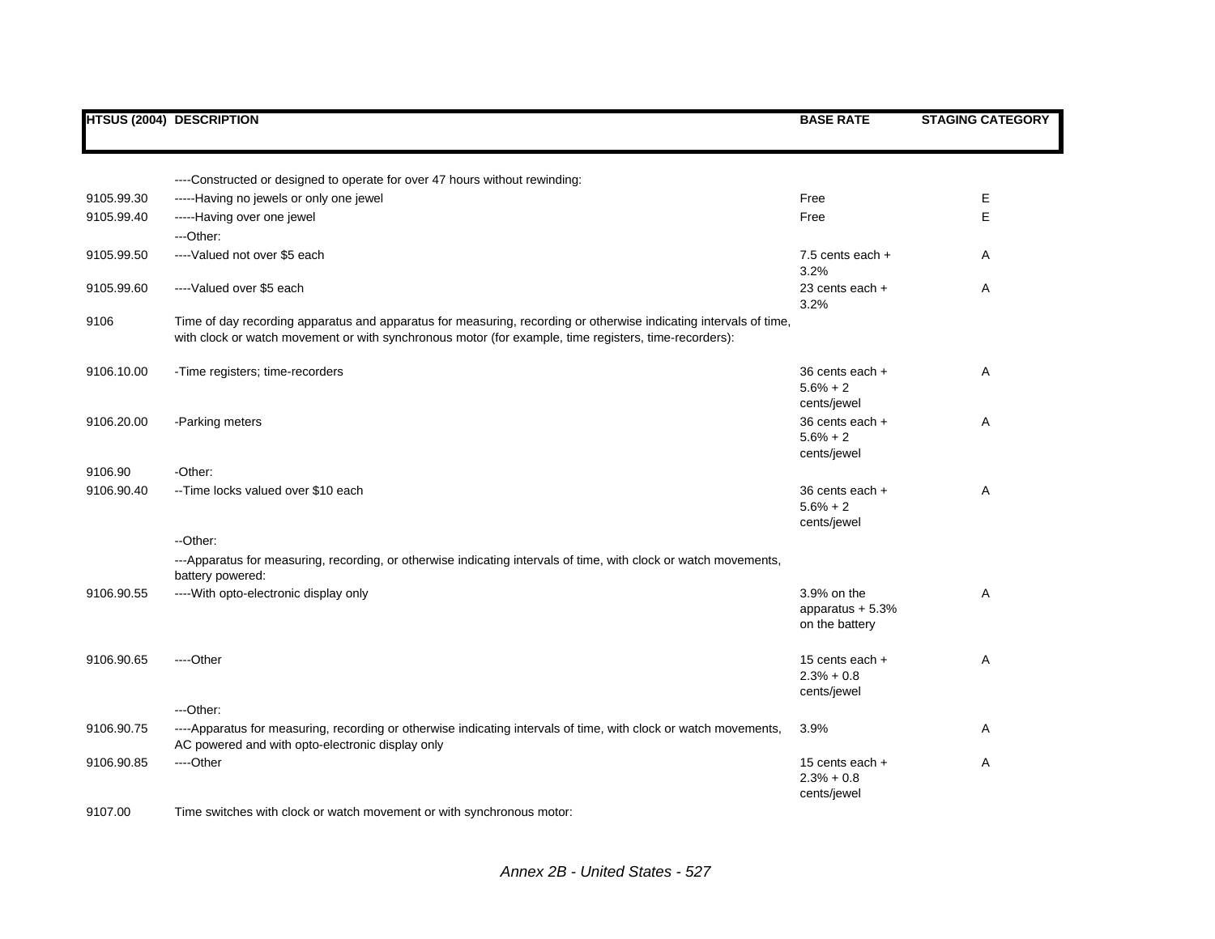| HTSUS (2004) | DESCRIPTION | BASE RATE | STAGING CATEGORY |
|---|---|---|---|
| | ----Constructed or designed to operate for over 47 hours without rewinding: | | |
| 9105.99.30 | -----Having no jewels or only one jewel | Free | E |
| 9105.99.40 | -----Having over one jewel | Free | E |
| | ---Other: | | |
| 9105.99.50 | ----Valued not over $5 each | 7.5 cents each + 3.2% | A |
| 9105.99.60 | ----Valued over $5 each | 23 cents each + 3.2% | A |
| 9106 | Time of day recording apparatus and apparatus for measuring, recording or otherwise indicating intervals of time, with clock or watch movement or with synchronous motor (for example, time registers, time-recorders): | | |
| 9106.10.00 | -Time registers; time-recorders | 36 cents each + 5.6% + 2 cents/jewel | A |
| 9106.20.00 | -Parking meters | 36 cents each + 5.6% + 2 cents/jewel | A |
| 9106.90 | -Other: | | |
| 9106.90.40 | --Time locks valued over $10 each | 36 cents each + 5.6% + 2 cents/jewel | A |
| | --Other: | | |
| | ---Apparatus for measuring, recording, or otherwise indicating intervals of time, with clock or watch movements, battery powered: | | |
| 9106.90.55 | ----With opto-electronic display only | 3.9% on the apparatus + 5.3% on the battery | A |
| 9106.90.65 | ----Other | 15 cents each + 2.3% + 0.8 cents/jewel | A |
| | ---Other: | | |
| 9106.90.75 | ----Apparatus for measuring, recording or otherwise indicating intervals of time, with clock or watch movements, AC powered and with opto-electronic display only | 3.9% | A |
| 9106.90.85 | ----Other | 15 cents each + 2.3% + 0.8 cents/jewel | A |
| 9107.00 | Time switches with clock or watch movement or with synchronous motor: | | |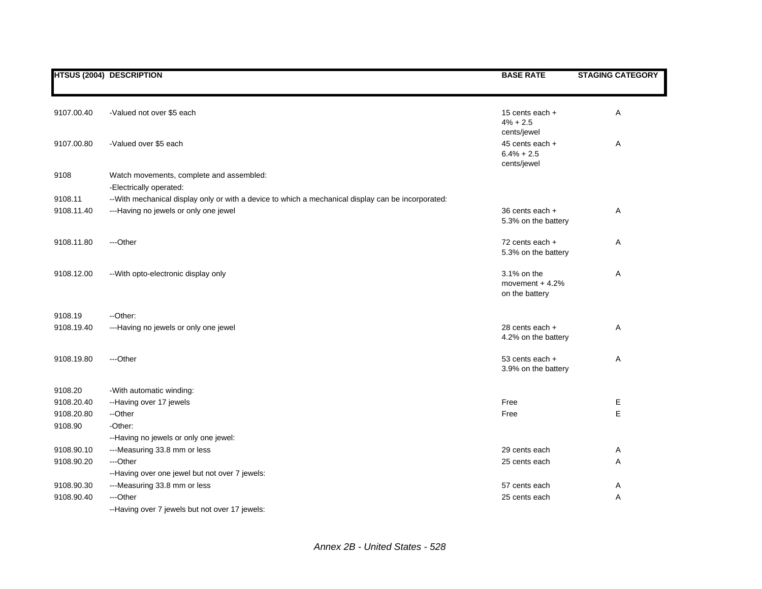| HTSUS (2004) | DESCRIPTION | BASE RATE | STAGING CATEGORY |
|---|---|---|---|
| 9107.00.40 | -Valued not over $5 each | 15 cents each + 4% + 2.5 cents/jewel | A |
| 9107.00.80 | -Valued over $5 each | 45 cents each + 6.4% + 2.5 cents/jewel | A |
| 9108 | Watch movements, complete and assembled: | | |
| | -Electrically operated: | | |
| 9108.11 | --With mechanical display only or with a device to which a mechanical display can be incorporated: | | |
| 9108.11.40 | ---Having no jewels or only one jewel | 36 cents each + 5.3% on the battery | A |
| 9108.11.80 | ---Other | 72 cents each + 5.3% on the battery | A |
| 9108.12.00 | --With opto-electronic display only | 3.1% on the movement + 4.2% on the battery | A |
| 9108.19 | --Other: | | |
| 9108.19.40 | ---Having no jewels or only one jewel | 28 cents each + 4.2% on the battery | A |
| 9108.19.80 | ---Other | 53 cents each + 3.9% on the battery | A |
| 9108.20 | -With automatic winding: | | |
| 9108.20.40 | --Having over 17 jewels | Free | E |
| 9108.20.80 | --Other | Free | E |
| 9108.90 | -Other: | | |
| | --Having no jewels or only one jewel: | | |
| 9108.90.10 | ---Measuring 33.8 mm or less | 29 cents each | A |
| 9108.90.20 | ---Other | 25 cents each | A |
| | --Having over one jewel but not over 7 jewels: | | |
| 9108.90.30 | ---Measuring 33.8 mm or less | 57 cents each | A |
| 9108.90.40 | ---Other | 25 cents each | A |
| | --Having over 7 jewels but not over 17 jewels: | | |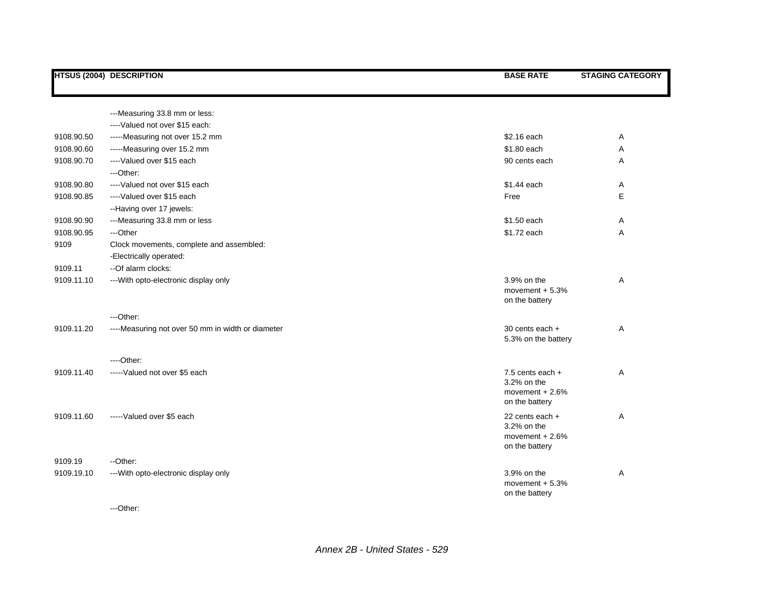| HTSUS (2004) | DESCRIPTION | BASE RATE | STAGING CATEGORY |
|---|---|---|---|
| | ---Measuring 33.8 mm or less: | | |
| | ----Valued not over $15 each: | | |
| 9108.90.50 | -----Measuring not over 15.2 mm | $2.16 each | A |
| 9108.90.60 | -----Measuring over 15.2 mm | $1.80 each | A |
| 9108.90.70 | ----Valued over $15 each | 90 cents each | A |
| | ---Other: | | |
| 9108.90.80 | ----Valued not over $15 each | $1.44 each | A |
| 9108.90.85 | ----Valued over $15 each | Free | E |
| | --Having over 17 jewels: | | |
| 9108.90.90 | ---Measuring 33.8 mm or less | $1.50 each | A |
| 9108.90.95 | ---Other | $1.72 each | A |
| 9109 | Clock movements, complete and assembled: | | |
| | -Electrically operated: | | |
| 9109.11 | --Of alarm clocks: | | |
| 9109.11.10 | ---With opto-electronic display only | 3.9% on the movement + 5.3% on the battery | A |
| | ---Other: | | |
| 9109.11.20 | ----Measuring not over 50 mm in width or diameter | 30 cents each + 5.3% on the battery | A |
| | ----Other: | | |
| 9109.11.40 | -----Valued not over $5 each | 7.5 cents each + 3.2% on the movement + 2.6% on the battery | A |
| 9109.11.60 | -----Valued over $5 each | 22 cents each + 3.2% on the movement + 2.6% on the battery | A |
| 9109.19 | --Other: | | |
| 9109.19.10 | ---With opto-electronic display only | 3.9% on the movement + 5.3% on the battery | A |
| | ---Other: | | |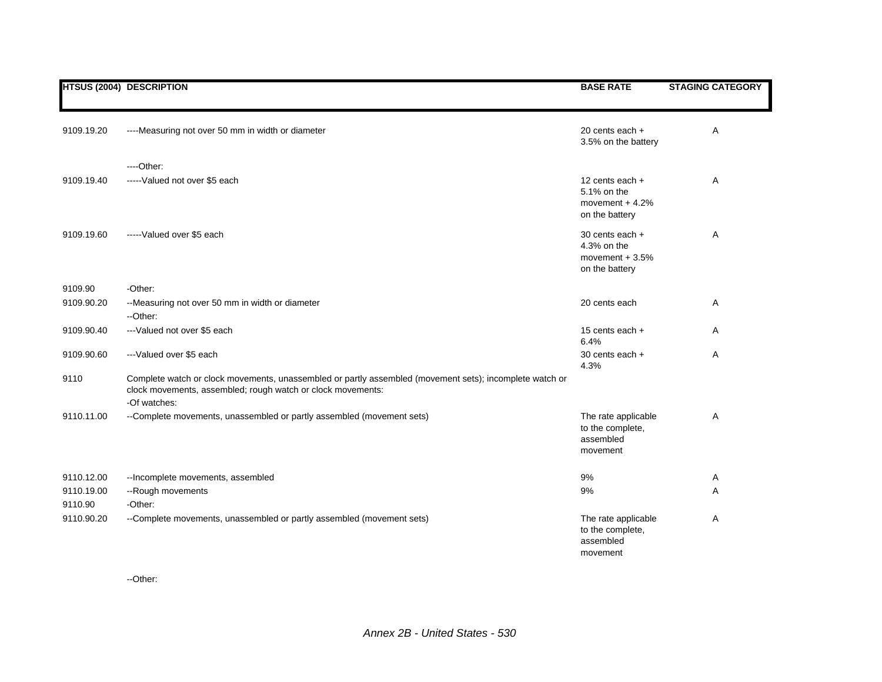| HTSUS (2004) | DESCRIPTION | BASE RATE | STAGING CATEGORY |
|---|---|---|---|
| 9109.19.20 | ----Measuring not over 50 mm in width or diameter | 20 cents each + 3.5% on the battery | A |
| | ----Other: | | |
| 9109.19.40 | -----Valued not over $5 each | 12 cents each + 5.1% on the movement + 4.2% on the battery | A |
| 9109.19.60 | -----Valued over $5 each | 30 cents each + 4.3% on the movement + 3.5% on the battery | A |
| 9109.90 | -Other: | | |
| 9109.90.20 | --Measuring not over 50 mm in width or diameter | 20 cents each | A |
| | --Other: | | |
| 9109.90.40 | ---Valued not over $5 each | 15 cents each + 6.4% | A |
| 9109.90.60 | ---Valued over $5 each | 30 cents each + 4.3% | A |
| 9110 | Complete watch or clock movements, unassembled or partly assembled (movement sets); incomplete watch or clock movements, assembled; rough watch or clock movements: | | |
| | -Of watches: | | |
| 9110.11.00 | --Complete movements, unassembled or partly assembled (movement sets) | The rate applicable to the complete, assembled movement | A |
| 9110.12.00 | --Incomplete movements, assembled | 9% | A |
| 9110.19.00 | --Rough movements | 9% | A |
| 9110.90 | -Other: | | |
| 9110.90.20 | --Complete movements, unassembled or partly assembled (movement sets) | The rate applicable to the complete, assembled movement | A |
| | --Other: | | |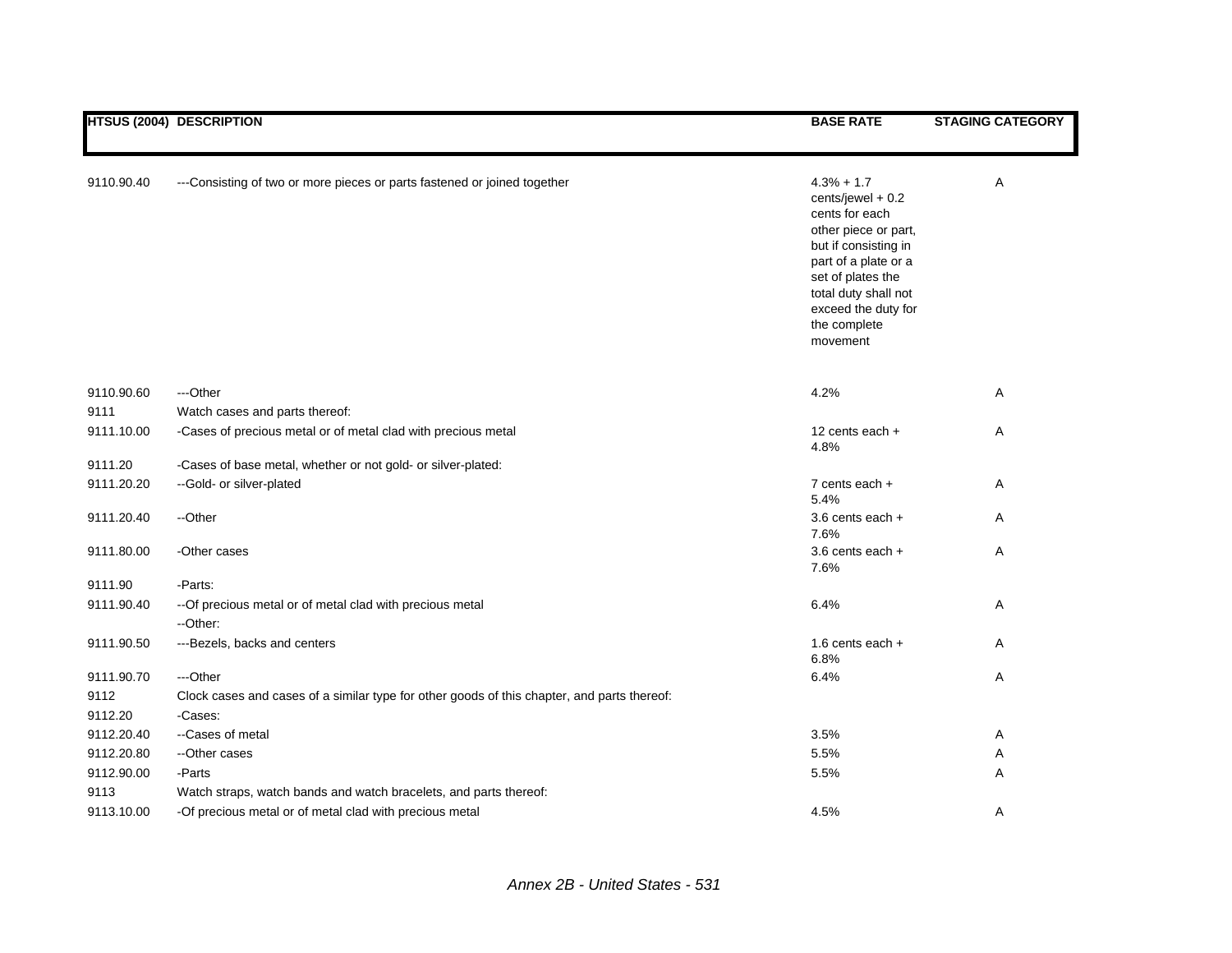| HTSUS (2004) | DESCRIPTION | BASE RATE | STAGING CATEGORY |
|---|---|---|---|
| 9110.90.40 | ---Consisting of two or more pieces or parts fastened or joined together | 4.3% + 1.7 cents/jewel + 0.2 cents for each other piece or part, but if consisting in part of a plate or a set of plates the total duty shall not exceed the duty for the complete movement | A |
| 9110.90.60 | ---Other | 4.2% | A |
| 9111 | Watch cases and parts thereof: | | |
| 9111.10.00 | -Cases of precious metal or of metal clad with precious metal | 12 cents each + 4.8% | A |
| 9111.20 | -Cases of base metal, whether or not gold- or silver-plated: | | |
| 9111.20.20 | --Gold- or silver-plated | 7 cents each + 5.4% | A |
| 9111.20.40 | --Other | 3.6 cents each + 7.6% | A |
| 9111.80.00 | -Other cases | 3.6 cents each + 7.6% | A |
| 9111.90 | -Parts: | | |
| 9111.90.40 | --Of precious metal or of metal clad with precious metal | 6.4% | A |
| | --Other: | | |
| 9111.90.50 | ---Bezels, backs and centers | 1.6 cents each + 6.8% | A |
| 9111.90.70 | ---Other | 6.4% | A |
| 9112 | Clock cases and cases of a similar type for other goods of this chapter, and parts thereof: | | |
| 9112.20 | -Cases: | | |
| 9112.20.40 | --Cases of metal | 3.5% | A |
| 9112.20.80 | --Other cases | 5.5% | A |
| 9112.90.00 | -Parts | 5.5% | A |
| 9113 | Watch straps, watch bands and watch bracelets, and parts thereof: | | |
| 9113.10.00 | -Of precious metal or of metal clad with precious metal | 4.5% | A |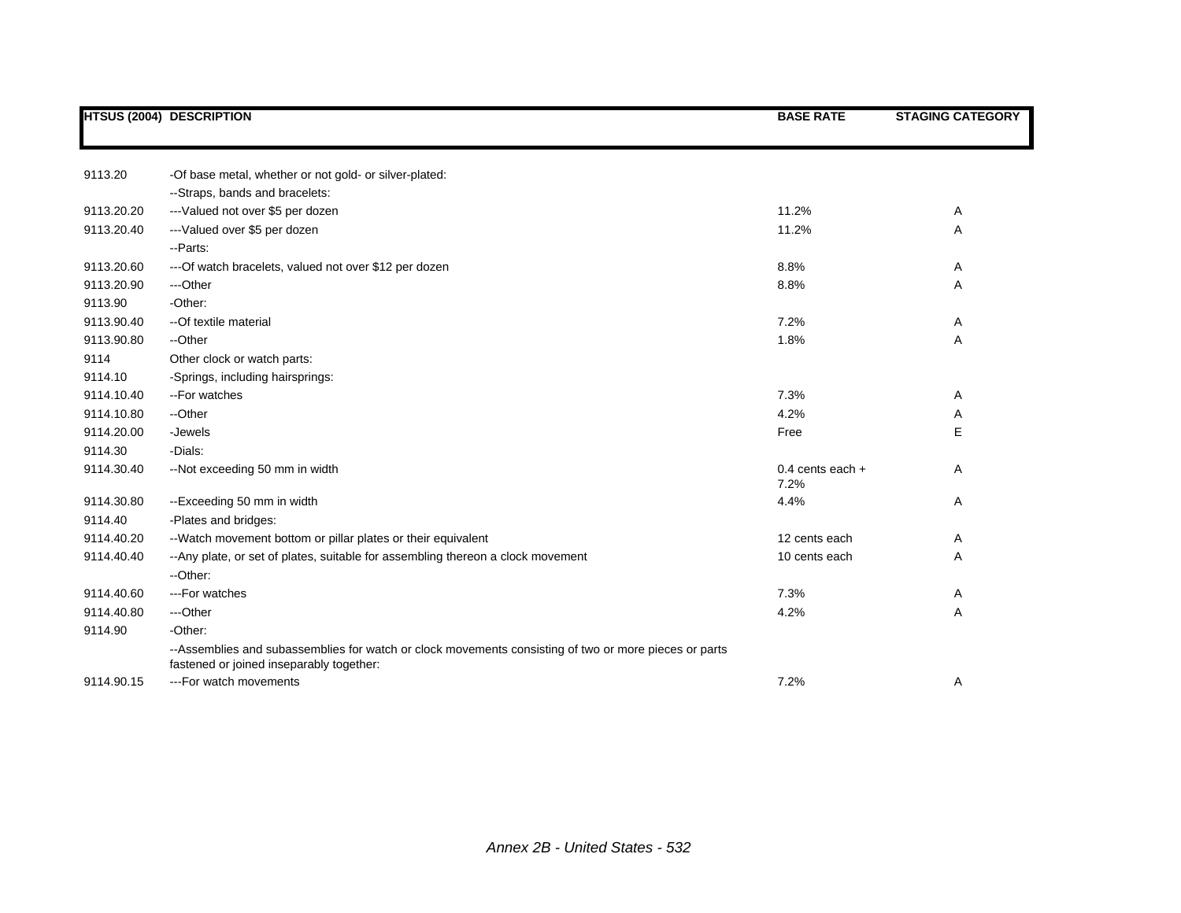| HTSUS (2004) | DESCRIPTION | BASE RATE | STAGING CATEGORY |
|---|---|---|---|
| 9113.20 | -Of base metal, whether or not gold- or silver-plated: | | |
| | --Straps, bands and bracelets: | | |
| 9113.20.20 | ---Valued not over $5 per dozen | 11.2% | A |
| 9113.20.40 | ---Valued over $5 per dozen | 11.2% | A |
| | --Parts: | | |
| 9113.20.60 | ---Of watch bracelets, valued not over $12 per dozen | 8.8% | A |
| 9113.20.90 | ---Other | 8.8% | A |
| 9113.90 | -Other: | | |
| 9113.90.40 | --Of textile material | 7.2% | A |
| 9113.90.80 | --Other | 1.8% | A |
| 9114 | Other clock or watch parts: | | |
| 9114.10 | -Springs, including hairsprings: | | |
| 9114.10.40 | --For watches | 7.3% | A |
| 9114.10.80 | --Other | 4.2% | A |
| 9114.20.00 | -Jewels | Free | E |
| 9114.30 | -Dials: | | |
| 9114.30.40 | --Not exceeding 50 mm in width | 0.4 cents each + 7.2% | A |
| 9114.30.80 | --Exceeding 50 mm in width | 4.4% | A |
| 9114.40 | -Plates and bridges: | | |
| 9114.40.20 | --Watch movement bottom or pillar plates or their equivalent | 12 cents each | A |
| 9114.40.40 | --Any plate, or set of plates, suitable for assembling thereon a clock movement | 10 cents each | A |
| | --Other: | | |
| 9114.40.60 | ---For watches | 7.3% | A |
| 9114.40.80 | ---Other | 4.2% | A |
| 9114.90 | -Other: | | |
| | --Assemblies and subassemblies for watch or clock movements consisting of two or more pieces or parts fastened or joined inseparably together: | | |
| 9114.90.15 | ---For watch movements | 7.2% | A |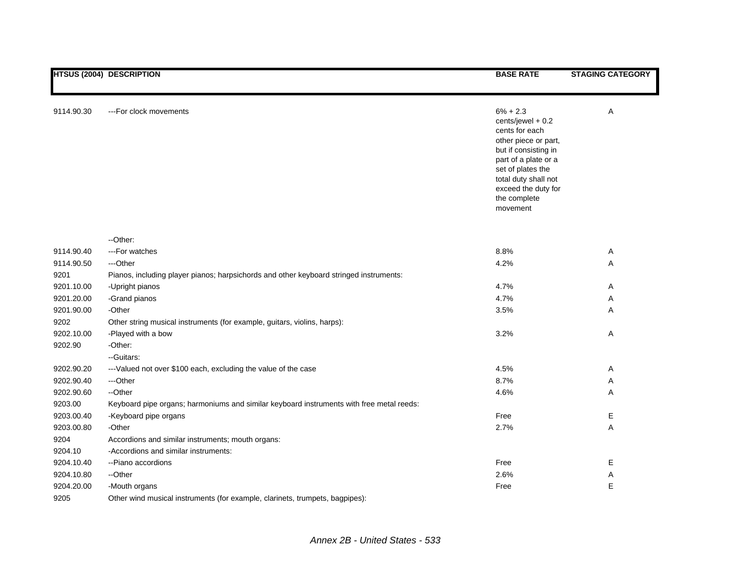| HTSUS (2004) | DESCRIPTION | BASE RATE | STAGING CATEGORY |
|---|---|---|---|
| 9114.90.30 | ---For clock movements | 6% + 2.3 cents/jewel + 0.2 cents for each other piece or part, but if consisting in part of a plate or a set of plates the total duty shall not exceed the duty for the complete movement | A |
| | --Other: | | |
| 9114.90.40 | ---For watches | 8.8% | A |
| 9114.90.50 | ---Other | 4.2% | A |
| 9201 | Pianos, including player pianos; harpsichords and other keyboard stringed instruments: | | |
| 9201.10.00 | -Upright pianos | 4.7% | A |
| 9201.20.00 | -Grand pianos | 4.7% | A |
| 9201.90.00 | -Other | 3.5% | A |
| 9202 | Other string musical instruments (for example, guitars, violins, harps): | | |
| 9202.10.00 | -Played with a bow | 3.2% | A |
| 9202.90 | -Other: | | |
| | --Guitars: | | |
| 9202.90.20 | ---Valued not over $100 each, excluding the value of the case | 4.5% | A |
| 9202.90.40 | ---Other | 8.7% | A |
| 9202.90.60 | --Other | 4.6% | A |
| 9203.00 | Keyboard pipe organs; harmoniums and similar keyboard instruments with free metal reeds: | | |
| 9203.00.40 | -Keyboard pipe organs | Free | E |
| 9203.00.80 | -Other | 2.7% | A |
| 9204 | Accordions and similar instruments; mouth organs: | | |
| 9204.10 | -Accordions and similar instruments: | | |
| 9204.10.40 | --Piano accordions | Free | E |
| 9204.10.80 | --Other | 2.6% | A |
| 9204.20.00 | -Mouth organs | Free | E |
| 9205 | Other wind musical instruments (for example, clarinets, trumpets, bagpipes): | | |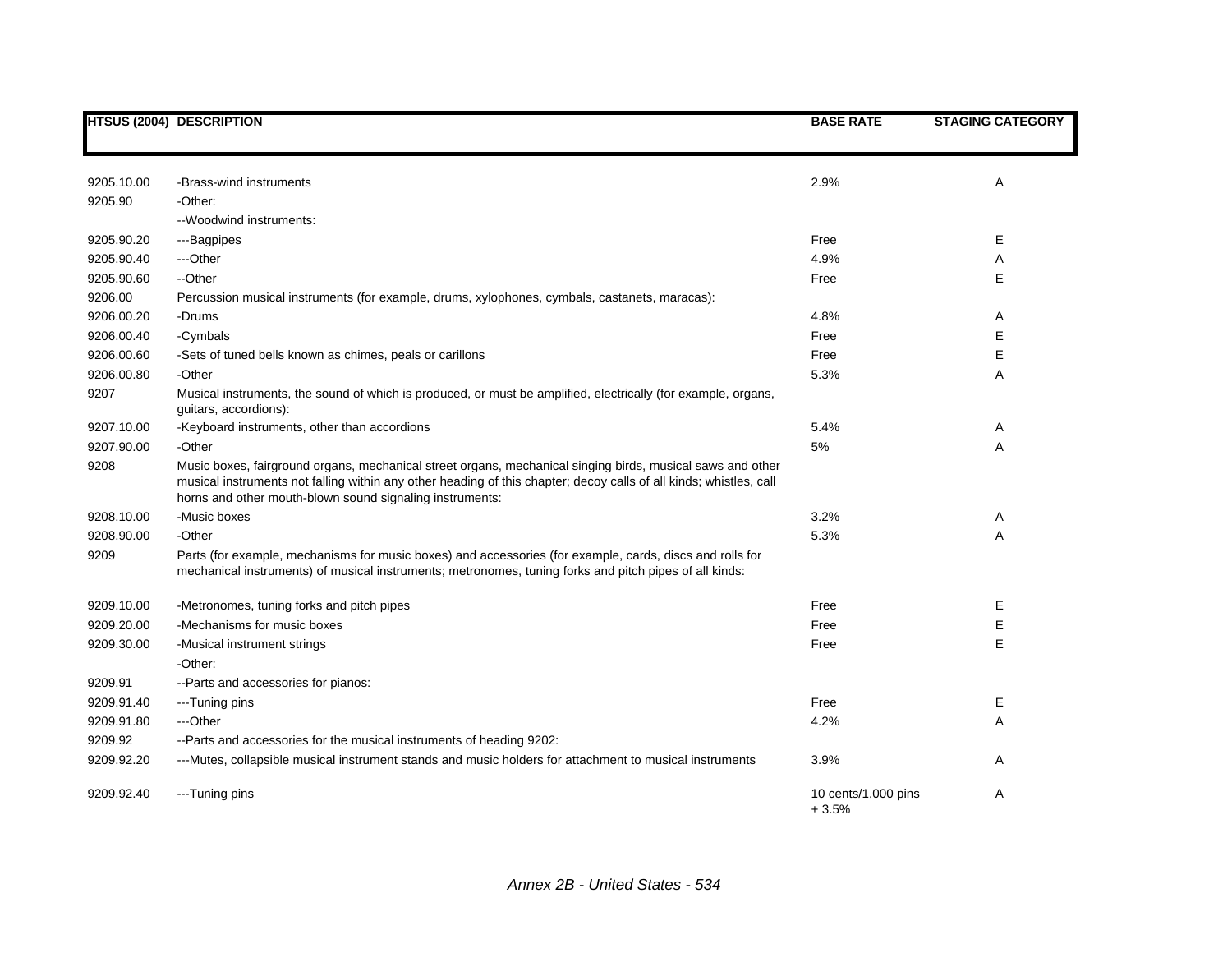| HTSUS (2004) | DESCRIPTION | BASE RATE | STAGING CATEGORY |
|---|---|---|---|
| 9205.10.00 | -Brass-wind instruments | 2.9% | A |
| 9205.90 | -Other: | | |
| | --Woodwind instruments: | | |
| 9205.90.20 | ---Bagpipes | Free | E |
| 9205.90.40 | ---Other | 4.9% | A |
| 9205.90.60 | --Other | Free | E |
| 9206.00 | Percussion musical instruments (for example, drums, xylophones, cymbals, castanets, maracas): | | |
| 9206.00.20 | -Drums | 4.8% | A |
| 9206.00.40 | -Cymbals | Free | E |
| 9206.00.60 | -Sets of tuned bells known as chimes, peals or carillons | Free | E |
| 9206.00.80 | -Other | 5.3% | A |
| 9207 | Musical instruments, the sound of which is produced, or must be amplified, electrically (for example, organs, guitars, accordions): | | |
| 9207.10.00 | -Keyboard instruments, other than accordions | 5.4% | A |
| 9207.90.00 | -Other | 5% | A |
| 9208 | Music boxes, fairground organs, mechanical street organs, mechanical singing birds, musical saws and other musical instruments not falling within any other heading of this chapter; decoy calls of all kinds; whistles, call horns and other mouth-blown sound signaling instruments: | | |
| 9208.10.00 | -Music boxes | 3.2% | A |
| 9208.90.00 | -Other | 5.3% | A |
| 9209 | Parts (for example, mechanisms for music boxes) and accessories (for example, cards, discs and rolls for mechanical instruments) of musical instruments; metronomes, tuning forks and pitch pipes of all kinds: | | |
| 9209.10.00 | -Metronomes, tuning forks and pitch pipes | Free | E |
| 9209.20.00 | -Mechanisms for music boxes | Free | E |
| 9209.30.00 | -Musical instrument strings | Free | E |
| | -Other: | | |
| 9209.91 | --Parts and accessories for pianos: | | |
| 9209.91.40 | ---Tuning pins | Free | E |
| 9209.91.80 | ---Other | 4.2% | A |
| 9209.92 | --Parts and accessories for the musical instruments of heading 9202: | | |
| 9209.92.20 | ---Mutes, collapsible musical instrument stands and music holders for attachment to musical instruments | 3.9% | A |
| 9209.92.40 | ---Tuning pins | 10 cents/1,000 pins + 3.5% | A |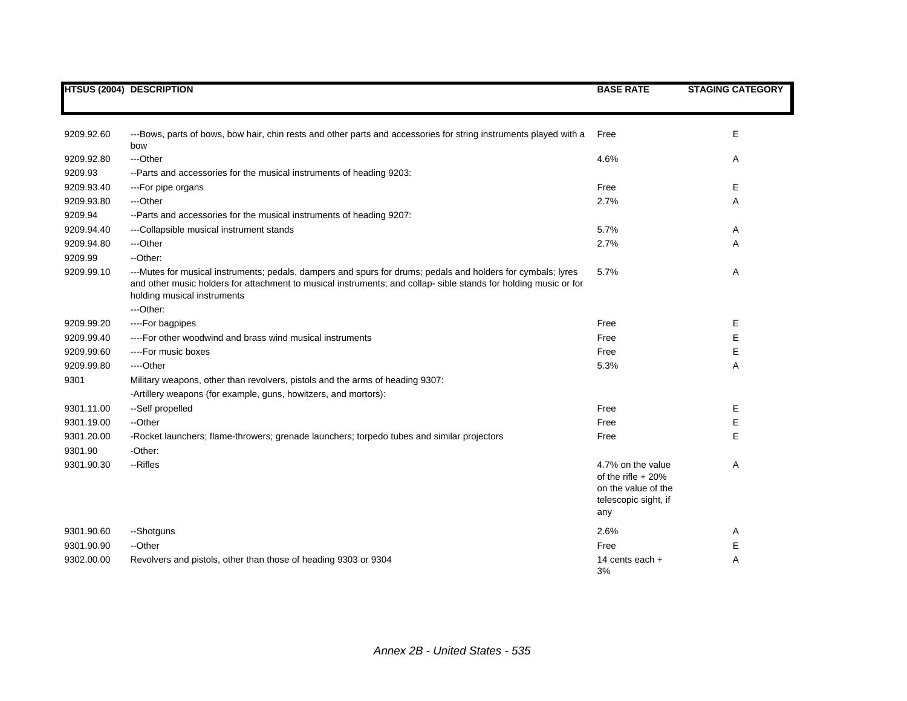| HTSUS (2004) | DESCRIPTION | BASE RATE | STAGING CATEGORY |
|---|---|---|---|
| 9209.92.60 | ---Bows, parts of bows, bow hair, chin rests and other parts and accessories for string instruments played with a bow | Free | E |
| 9209.92.80 | ---Other | 4.6% | A |
| 9209.93 | --Parts and accessories for the musical instruments of heading 9203: | | |
| 9209.93.40 | ---For pipe organs | Free | E |
| 9209.93.80 | ---Other | 2.7% | A |
| 9209.94 | --Parts and accessories for the musical instruments of heading 9207: | | |
| 9209.94.40 | ---Collapsible musical instrument stands | 5.7% | A |
| 9209.94.80 | ---Other | 2.7% | A |
| 9209.99 | --Other: | | |
| 9209.99.10 | ---Mutes for musical instruments; pedals, dampers and spurs for drums; pedals and holders for cymbals; lyres and other music holders for attachment to musical instruments; and collap- sible stands for holding music or for holding musical instruments | 5.7% | A |
| | ---Other: | | |
| 9209.99.20 | ----For bagpipes | Free | E |
| 9209.99.40 | ----For other woodwind and brass wind musical instruments | Free | E |
| 9209.99.60 | ----For music boxes | Free | E |
| 9209.99.80 | ----Other | 5.3% | A |
| 9301 | Military weapons, other than revolvers, pistols and the arms of heading 9307: | | |
| | -Artillery weapons (for example, guns, howitzers, and mortors): | | |
| 9301.11.00 | --Self propelled | Free | E |
| 9301.19.00 | --Other | Free | E |
| 9301.20.00 | -Rocket launchers; flame-throwers; grenade launchers; torpedo tubes and similar projectors | Free | E |
| 9301.90 | -Other: | | |
| 9301.90.30 | --Rifles | 4.7% on the value of the rifle + 20% on the value of the telescopic sight, if any | A |
| 9301.90.60 | --Shotguns | 2.6% | A |
| 9301.90.90 | --Other | Free | E |
| 9302.00.00 | Revolvers and pistols, other than those of heading 9303 or 9304 | 14 cents each + 3% | A |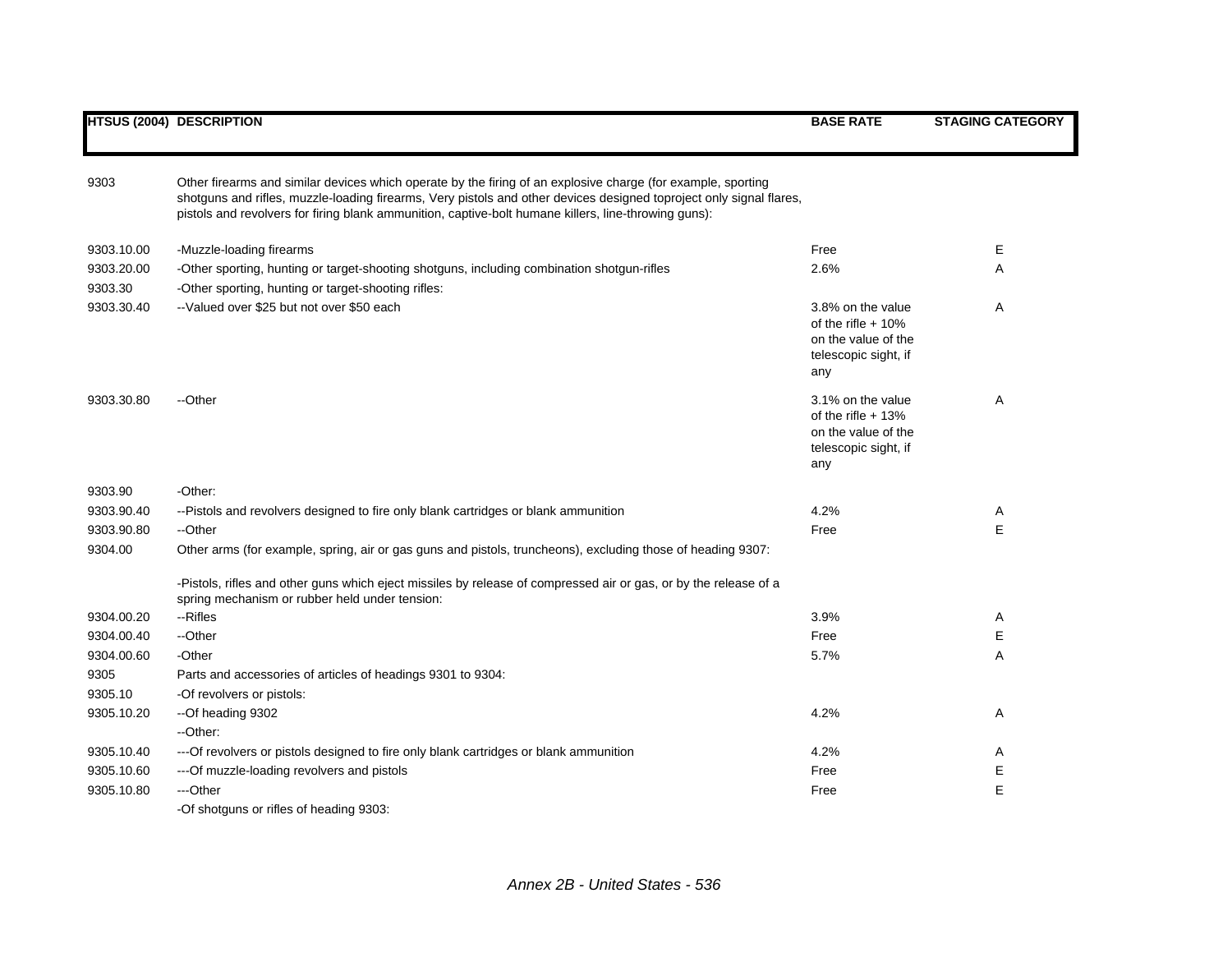| HTSUS (2004) | DESCRIPTION | BASE RATE | STAGING CATEGORY |
|---|---|---|---|
| 9303 | Other firearms and similar devices which operate by the firing of an explosive charge (for example, sporting shotguns and rifles, muzzle-loading firearms, Very pistols and other devices designed toproject only signal flares, pistols and revolvers for firing blank ammunition, captive-bolt humane killers, line-throwing guns): | | |
| 9303.10.00 | -Muzzle-loading firearms | Free | E |
| 9303.20.00 | -Other sporting, hunting or target-shooting shotguns, including combination shotgun-rifles | 2.6% | A |
| 9303.30 | -Other sporting, hunting or target-shooting rifles: | | |
| 9303.30.40 | --Valued over $25 but not over $50 each | 3.8% on the value of the rifle + 10% on the value of the telescopic sight, if any | A |
| 9303.30.80 | --Other | 3.1% on the value of the rifle + 13% on the value of the telescopic sight, if any | A |
| 9303.90 | -Other: | | |
| 9303.90.40 | --Pistols and revolvers designed to fire only blank cartridges or blank ammunition | 4.2% | A |
| 9303.90.80 | --Other | Free | E |
| 9304.00 | Other arms (for example, spring, air or gas guns and pistols, truncheons), excluding those of heading 9307: | | |
| | -Pistols, rifles and other guns which eject missiles by release of compressed air or gas, or by the release of a spring mechanism or rubber held under tension: | | |
| 9304.00.20 | --Rifles | 3.9% | A |
| 9304.00.40 | --Other | Free | E |
| 9304.00.60 | -Other | 5.7% | A |
| 9305 | Parts and accessories of articles of headings 9301 to 9304: | | |
| 9305.10 | -Of revolvers or pistols: | | |
| 9305.10.20 | --Of heading 9302 | 4.2% | A |
| | --Other: | | |
| 9305.10.40 | ---Of revolvers or pistols designed to fire only blank cartridges or blank ammunition | 4.2% | A |
| 9305.10.60 | ---Of muzzle-loading revolvers and pistols | Free | E |
| 9305.10.80 | ---Other | Free | E |
| | -Of shotguns or rifles of heading 9303: | | |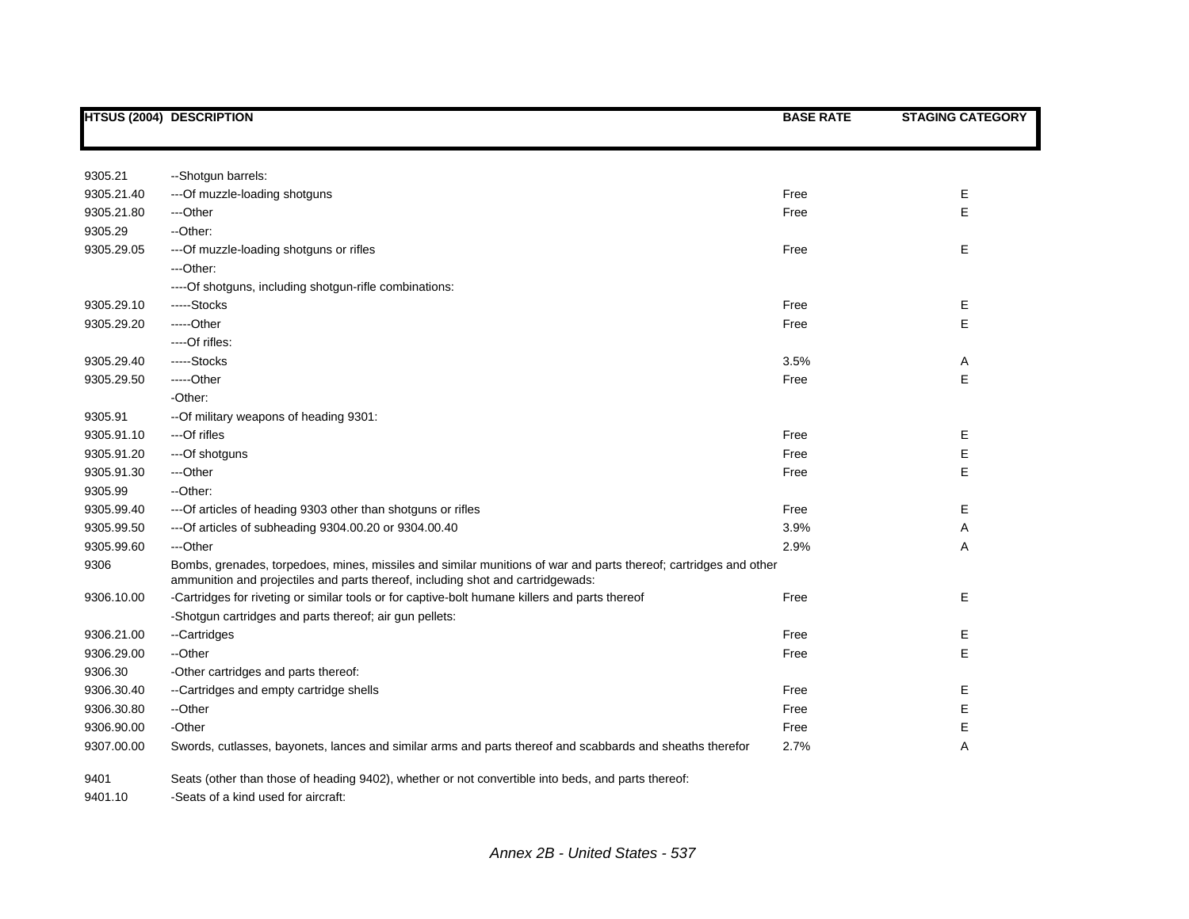| HTSUS (2004) | DESCRIPTION | BASE RATE | STAGING CATEGORY |
|---|---|---|---|
| 9305.21 | --Shotgun barrels: | | |
| 9305.21.40 | ---Of muzzle-loading shotguns | Free | E |
| 9305.21.80 | ---Other | Free | E |
| 9305.29 | --Other: | | |
| 9305.29.05 | ---Of muzzle-loading shotguns or rifles | Free | E |
| | ---Other: | | |
| | ----Of shotguns, including shotgun-rifle combinations: | | |
| 9305.29.10 | -----Stocks | Free | E |
| 9305.29.20 | -----Other | Free | E |
| | ----Of rifles: | | |
| 9305.29.40 | -----Stocks | 3.5% | A |
| 9305.29.50 | -----Other | Free | E |
| | -Other: | | |
| 9305.91 | --Of military weapons of heading 9301: | | |
| 9305.91.10 | ---Of rifles | Free | E |
| 9305.91.20 | ---Of shotguns | Free | E |
| 9305.91.30 | ---Other | Free | E |
| 9305.99 | --Other: | | |
| 9305.99.40 | ---Of articles of heading 9303 other than shotguns or rifles | Free | E |
| 9305.99.50 | ---Of articles of subheading 9304.00.20 or 9304.00.40 | 3.9% | A |
| 9305.99.60 | ---Other | 2.9% | A |
| 9306 | Bombs, grenades, torpedoes, mines, missiles and similar munitions of war and parts thereof; cartridges and other ammunition and projectiles and parts thereof, including shot and cartridgewads: | | |
| 9306.10.00 | -Cartridges for riveting or similar tools or for captive-bolt humane killers and parts thereof | Free | E |
| | -Shotgun cartridges and parts thereof; air gun pellets: | | |
| 9306.21.00 | --Cartridges | Free | E |
| 9306.29.00 | --Other | Free | E |
| 9306.30 | -Other cartridges and parts thereof: | | |
| 9306.30.40 | --Cartridges and empty cartridge shells | Free | E |
| 9306.30.80 | --Other | Free | E |
| 9306.90.00 | -Other | Free | E |
| 9307.00.00 | Swords, cutlasses, bayonets, lances and similar arms and parts thereof and scabbards and sheaths therefor | 2.7% | A |
| 9401 | Seats (other than those of heading 9402), whether or not convertible into beds, and parts thereof: | | |
| 9401.10 | -Seats of a kind used for aircraft: | | |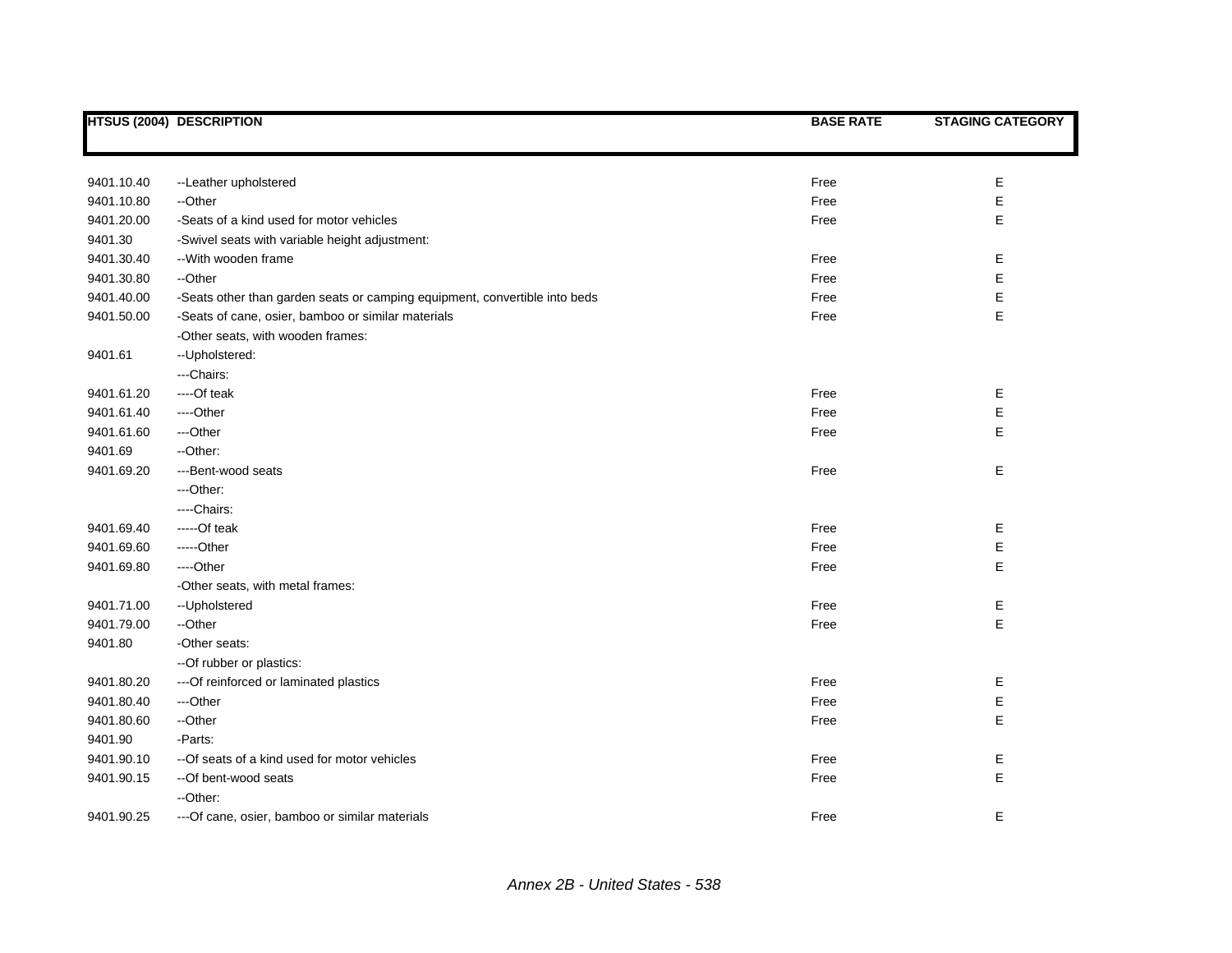| HTSUS (2004) | DESCRIPTION | BASE RATE | STAGING CATEGORY |
|---|---|---|---|
| 9401.10.40 | --Leather upholstered | Free | E |
| 9401.10.80 | --Other | Free | E |
| 9401.20.00 | -Seats of a kind used for motor vehicles | Free | E |
| 9401.30 | -Swivel seats with variable height adjustment: | | |
| 9401.30.40 | --With wooden frame | Free | E |
| 9401.30.80 | --Other | Free | E |
| 9401.40.00 | -Seats other than garden seats or camping equipment, convertible into beds | Free | E |
| 9401.50.00 | -Seats of cane, osier, bamboo or similar materials | Free | E |
| | -Other seats, with wooden frames: | | |
| 9401.61 | --Upholstered: | | |
| | ---Chairs: | | |
| 9401.61.20 | ----Of teak | Free | E |
| 9401.61.40 | ----Other | Free | E |
| 9401.61.60 | ---Other | Free | E |
| 9401.69 | --Other: | | |
| 9401.69.20 | ---Bent-wood seats | Free | E |
| | ---Other: | | |
| | ----Chairs: | | |
| 9401.69.40 | -----Of teak | Free | E |
| 9401.69.60 | -----Other | Free | E |
| 9401.69.80 | ----Other | Free | E |
| | -Other seats, with metal frames: | | |
| 9401.71.00 | --Upholstered | Free | E |
| 9401.79.00 | --Other | Free | E |
| 9401.80 | -Other seats: | | |
| | --Of rubber or plastics: | | |
| 9401.80.20 | ---Of reinforced or laminated plastics | Free | E |
| 9401.80.40 | ---Other | Free | E |
| 9401.80.60 | --Other | Free | E |
| 9401.90 | -Parts: | | |
| 9401.90.10 | --Of seats of a kind used for motor vehicles | Free | E |
| 9401.90.15 | --Of bent-wood seats | Free | E |
| | --Other: | | |
| 9401.90.25 | ---Of cane, osier, bamboo or similar materials | Free | E |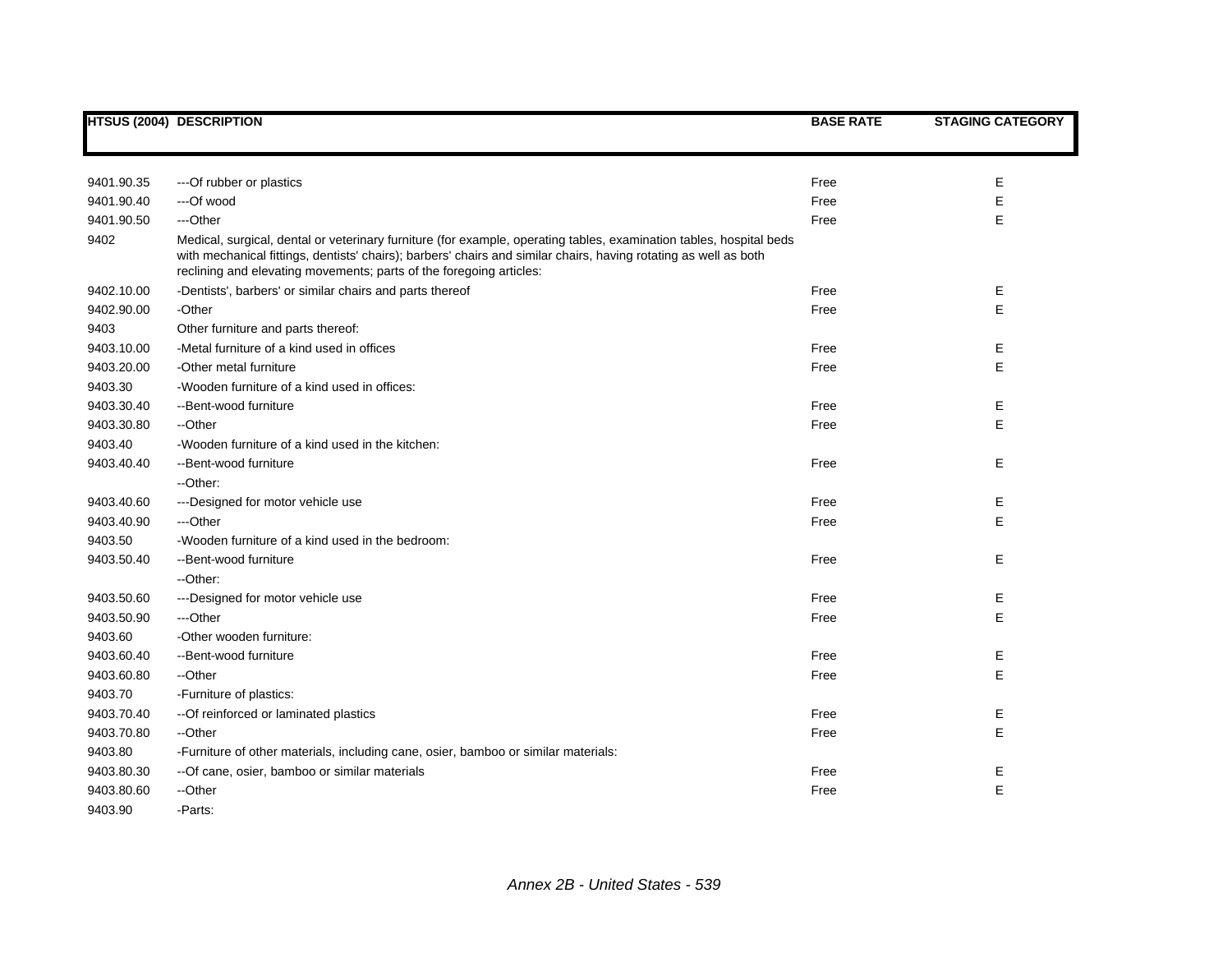| HTSUS (2004) | DESCRIPTION | BASE RATE | STAGING CATEGORY |
|---|---|---|---|
| 9401.90.35 | ---Of rubber or plastics | Free | E |
| 9401.90.40 | ---Of wood | Free | E |
| 9401.90.50 | ---Other | Free | E |
| 9402 | Medical, surgical, dental or veterinary furniture (for example, operating tables, examination tables, hospital beds with mechanical fittings, dentists' chairs); barbers' chairs and similar chairs, having rotating as well as both reclining and elevating movements; parts of the foregoing articles: | | |
| 9402.10.00 | -Dentists', barbers' or similar chairs and parts thereof | Free | E |
| 9402.90.00 | -Other | Free | E |
| 9403 | Other furniture and parts thereof: | | |
| 9403.10.00 | -Metal furniture of a kind used in offices | Free | E |
| 9403.20.00 | -Other metal furniture | Free | E |
| 9403.30 | -Wooden furniture of a kind used in offices: | | |
| 9403.30.40 | --Bent-wood furniture | Free | E |
| 9403.30.80 | --Other | Free | E |
| 9403.40 | -Wooden furniture of a kind used in the kitchen: | | |
| 9403.40.40 | --Bent-wood furniture | Free | E |
| | --Other: | | |
| 9403.40.60 | ---Designed for motor vehicle use | Free | E |
| 9403.40.90 | ---Other | Free | E |
| 9403.50 | -Wooden furniture of a kind used in the bedroom: | | |
| 9403.50.40 | --Bent-wood furniture | Free | E |
| | --Other: | | |
| 9403.50.60 | ---Designed for motor vehicle use | Free | E |
| 9403.50.90 | ---Other | Free | E |
| 9403.60 | -Other wooden furniture: | | |
| 9403.60.40 | --Bent-wood furniture | Free | E |
| 9403.60.80 | --Other | Free | E |
| 9403.70 | -Furniture of plastics: | | |
| 9403.70.40 | --Of reinforced or laminated plastics | Free | E |
| 9403.70.80 | --Other | Free | E |
| 9403.80 | -Furniture of other materials, including cane, osier, bamboo or similar materials: | | |
| 9403.80.30 | --Of cane, osier, bamboo or similar materials | Free | E |
| 9403.80.60 | --Other | Free | E |
| 9403.90 | -Parts: | | |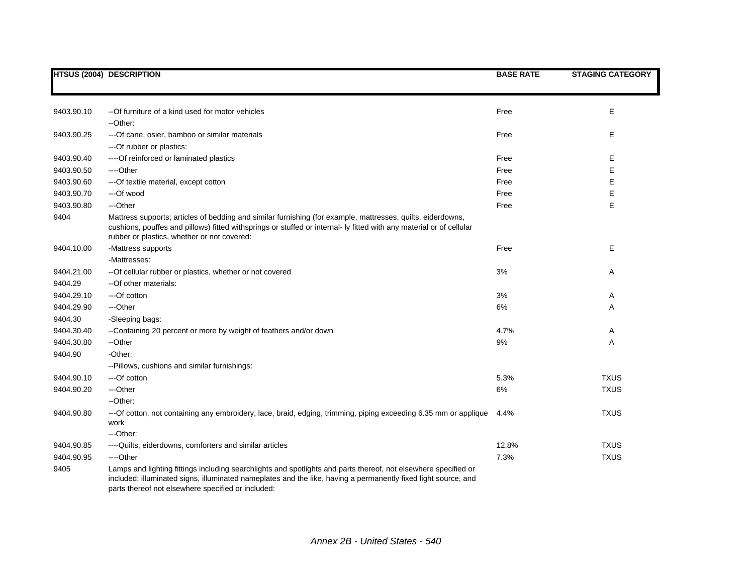| HTSUS (2004) | DESCRIPTION | BASE RATE | STAGING CATEGORY |
|---|---|---|---|
| 9403.90.10 | --Of furniture of a kind used for motor vehicles | Free | E |
| | --Other: | | |
| 9403.90.25 | ---Of cane, osier, bamboo or similar materials | Free | E |
| | ---Of rubber or plastics: | | |
| 9403.90.40 | ----Of reinforced or laminated plastics | Free | E |
| 9403.90.50 | ----Other | Free | E |
| 9403.90.60 | ---Of textile material, except cotton | Free | E |
| 9403.90.70 | ---Of wood | Free | E |
| 9403.90.80 | ---Other | Free | E |
| 9404 | Mattress supports; articles of bedding and similar furnishing (for example, mattresses, quilts, eiderdowns, cushions, pouffes and pillows) fitted withsprings or stuffed or internal- ly fitted with any material or of cellular rubber or plastics, whether or not covered: | | |
| 9404.10.00 | -Mattress supports | Free | E |
| | -Mattresses: | | |
| 9404.21.00 | --Of cellular rubber or plastics, whether or not covered | 3% | A |
| 9404.29 | --Of other materials: | | |
| 9404.29.10 | ---Of cotton | 3% | A |
| 9404.29.90 | ---Other | 6% | A |
| 9404.30 | -Sleeping bags: | | |
| 9404.30.40 | --Containing 20 percent or more by weight of feathers and/or down | 4.7% | A |
| 9404.30.80 | --Other | 9% | A |
| 9404.90 | -Other: | | |
| | --Pillows, cushions and similar furnishings: | | |
| 9404.90.10 | ---Of cotton | 5.3% | TXUS |
| 9404.90.20 | ---Other | 6% | TXUS |
| | --Other: | | |
| 9404.90.80 | ---Of cotton, not containing any embroidery, lace, braid, edging, trimming, piping exceeding 6.35 mm or applique work | 4.4% | TXUS |
| | ---Other: | | |
| 9404.90.85 | ----Quilts, eiderdowns, comforters and similar articles | 12.8% | TXUS |
| 9404.90.95 | ----Other | 7.3% | TXUS |
| 9405 | Lamps and lighting fittings including searchlights and spotlights and parts thereof, not elsewhere specified or included; illuminated signs, illuminated nameplates and the like, having a permanently fixed light source, and parts thereof not elsewhere specified or included: | | |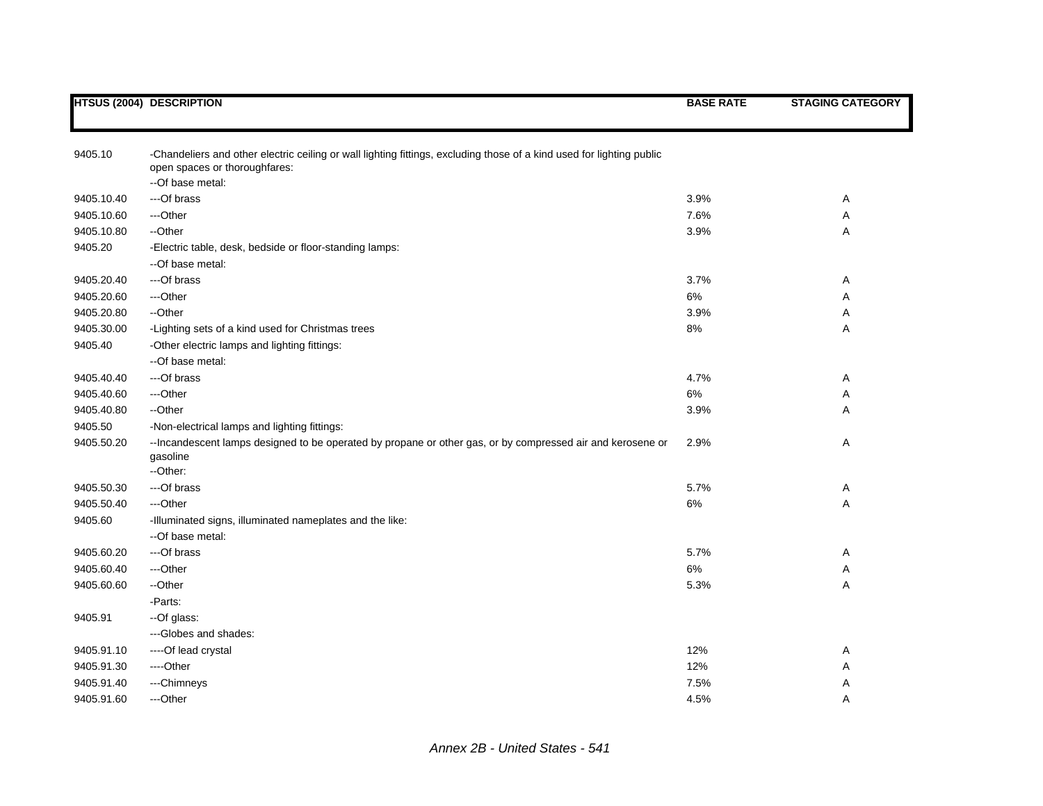| HTSUS (2004) | DESCRIPTION | BASE RATE | STAGING CATEGORY |
|---|---|---|---|
| 9405.10 | -Chandeliers and other electric ceiling or wall lighting fittings, excluding those of a kind used for lighting public open spaces or thoroughfares: | | |
| | --Of base metal: | | |
| 9405.10.40 | ---Of brass | 3.9% | A |
| 9405.10.60 | ---Other | 7.6% | A |
| 9405.10.80 | --Other | 3.9% | A |
| 9405.20 | -Electric table, desk, bedside or floor-standing lamps: | | |
| | --Of base metal: | | |
| 9405.20.40 | ---Of brass | 3.7% | A |
| 9405.20.60 | ---Other | 6% | A |
| 9405.20.80 | --Other | 3.9% | A |
| 9405.30.00 | -Lighting sets of a kind used for Christmas trees | 8% | A |
| 9405.40 | -Other electric lamps and lighting fittings: | | |
| | --Of base metal: | | |
| 9405.40.40 | ---Of brass | 4.7% | A |
| 9405.40.60 | ---Other | 6% | A |
| 9405.40.80 | --Other | 3.9% | A |
| 9405.50 | -Non-electrical lamps and lighting fittings: | | |
| 9405.50.20 | --Incandescent lamps designed to be operated by propane or other gas, or by compressed air and kerosene or gasoline | 2.9% | A |
| | --Other: | | |
| 9405.50.30 | ---Of brass | 5.7% | A |
| 9405.50.40 | ---Other | 6% | A |
| 9405.60 | -Illuminated signs, illuminated nameplates and the like: | | |
| | --Of base metal: | | |
| 9405.60.20 | ---Of brass | 5.7% | A |
| 9405.60.40 | ---Other | 6% | A |
| 9405.60.60 | --Other | 5.3% | A |
| | -Parts: | | |
| 9405.91 | --Of glass: | | |
| | ---Globes and shades: | | |
| 9405.91.10 | ----Of lead crystal | 12% | A |
| 9405.91.30 | ----Other | 12% | A |
| 9405.91.40 | ---Chimneys | 7.5% | A |
| 9405.91.60 | ---Other | 4.5% | A |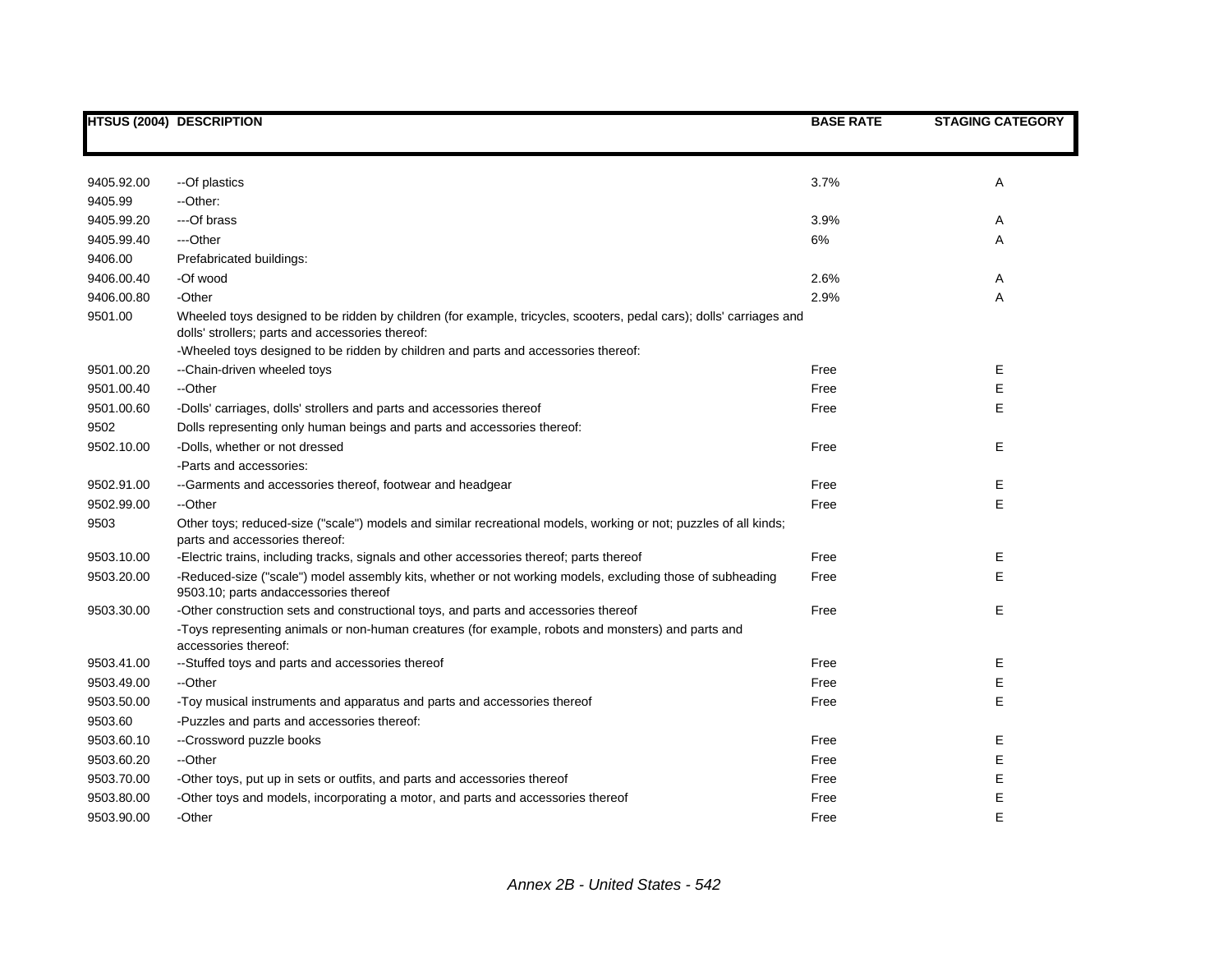| HTSUS (2004) | DESCRIPTION | BASE RATE | STAGING CATEGORY |
|---|---|---|---|
| 9405.92.00 | --Of plastics | 3.7% | A |
| 9405.99 | --Other: | | |
| 9405.99.20 | ---Of brass | 3.9% | A |
| 9405.99.40 | ---Other | 6% | A |
| 9406.00 | Prefabricated buildings: | | |
| 9406.00.40 | -Of wood | 2.6% | A |
| 9406.00.80 | -Other | 2.9% | A |
| 9501.00 | Wheeled toys designed to be ridden by children (for example, tricycles, scooters, pedal cars); dolls' carriages and dolls' strollers; parts and accessories thereof: | | |
| | -Wheeled toys designed to be ridden by children and parts and accessories thereof: | | |
| 9501.00.20 | --Chain-driven wheeled toys | Free | E |
| 9501.00.40 | --Other | Free | E |
| 9501.00.60 | -Dolls' carriages, dolls' strollers and parts and accessories thereof | Free | E |
| 9502 | Dolls representing only human beings and parts and accessories thereof: | | |
| 9502.10.00 | -Dolls, whether or not dressed | Free | E |
| | -Parts and accessories: | | |
| 9502.91.00 | --Garments and accessories thereof, footwear and headgear | Free | E |
| 9502.99.00 | --Other | Free | E |
| 9503 | Other toys; reduced-size ("scale") models and similar recreational models, working or not; puzzles of all kinds; parts and accessories thereof: | | |
| 9503.10.00 | -Electric trains, including tracks, signals and other accessories thereof; parts thereof | Free | E |
| 9503.20.00 | -Reduced-size ("scale") model assembly kits, whether or not working models, excluding those of subheading 9503.10; parts andaccessories thereof | Free | E |
| 9503.30.00 | -Other construction sets and constructional toys, and parts and accessories thereof | Free | E |
| | -Toys representing animals or non-human creatures (for example, robots and monsters) and parts and accessories thereof: | | |
| 9503.41.00 | --Stuffed toys and parts and accessories thereof | Free | E |
| 9503.49.00 | --Other | Free | E |
| 9503.50.00 | -Toy musical instruments and apparatus and parts and accessories thereof | Free | E |
| 9503.60 | -Puzzles and parts and accessories thereof: | | |
| 9503.60.10 | --Crossword puzzle books | Free | E |
| 9503.60.20 | --Other | Free | E |
| 9503.70.00 | -Other toys, put up in sets or outfits, and parts and accessories thereof | Free | E |
| 9503.80.00 | -Other toys and models, incorporating a motor, and parts and accessories thereof | Free | E |
| 9503.90.00 | -Other | Free | E |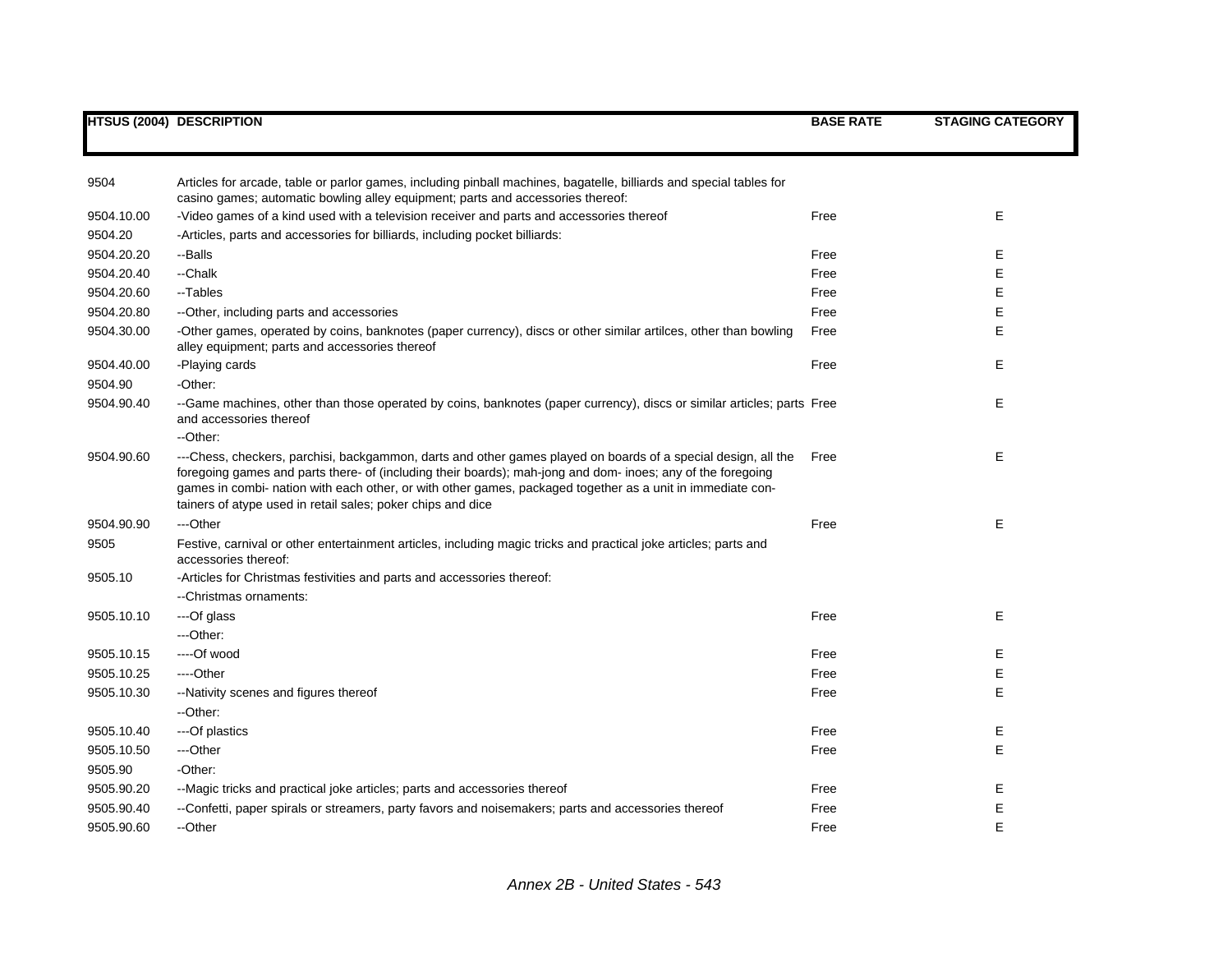| HTSUS (2004) | DESCRIPTION | BASE RATE | STAGING CATEGORY |
|---|---|---|---|
| 9504 | Articles for arcade, table or parlor games, including pinball machines, bagatelle, billiards and special tables for casino games; automatic bowling alley equipment; parts and accessories thereof: | | |
| 9504.10.00 | -Video games of a kind used with a television receiver and parts and accessories thereof | Free | E |
| 9504.20 | -Articles, parts and accessories for billiards, including pocket billiards: | | |
| 9504.20.20 | --Balls | Free | E |
| 9504.20.40 | --Chalk | Free | E |
| 9504.20.60 | --Tables | Free | E |
| 9504.20.80 | --Other, including parts and accessories | Free | E |
| 9504.30.00 | -Other games, operated by coins, banknotes (paper currency), discs or other similar artilces, other than bowling alley equipment; parts and accessories thereof | Free | E |
| 9504.40.00 | -Playing cards | Free | E |
| 9504.90 | -Other: | | |
| 9504.90.40 | --Game machines, other than those operated by coins, banknotes (paper currency), discs or similar articles; parts and accessories thereof | Free | E |
| | --Other: | | |
| 9504.90.60 | ---Chess, checkers, parchisi, backgammon, darts and other games played on boards of a special design, all the foregoing games and parts there- of (including their boards); mah-jong and dom- inoes; any of the foregoing games in combi- nation with each other, or with other games, packaged together as a unit in immediate con- tainers of atype used in retail sales; poker chips and dice | Free | E |
| 9504.90.90 | ---Other | Free | E |
| 9505 | Festive, carnival or other entertainment articles, including magic tricks and practical joke articles; parts and accessories thereof: | | |
| 9505.10 | -Articles for Christmas festivities and parts and accessories thereof: | | |
| | --Christmas ornaments: | | |
| 9505.10.10 | ---Of glass | Free | E |
| | ---Other: | | |
| 9505.10.15 | ----Of wood | Free | E |
| 9505.10.25 | ----Other | Free | E |
| 9505.10.30 | --Nativity scenes and figures thereof | Free | E |
| | --Other: | | |
| 9505.10.40 | ---Of plastics | Free | E |
| 9505.10.50 | ---Other | Free | E |
| 9505.90 | -Other: | | |
| 9505.90.20 | --Magic tricks and practical joke articles; parts and accessories thereof | Free | E |
| 9505.90.40 | --Confetti, paper spirals or streamers, party favors and noisemakers; parts and accessories thereof | Free | E |
| 9505.90.60 | --Other | Free | E |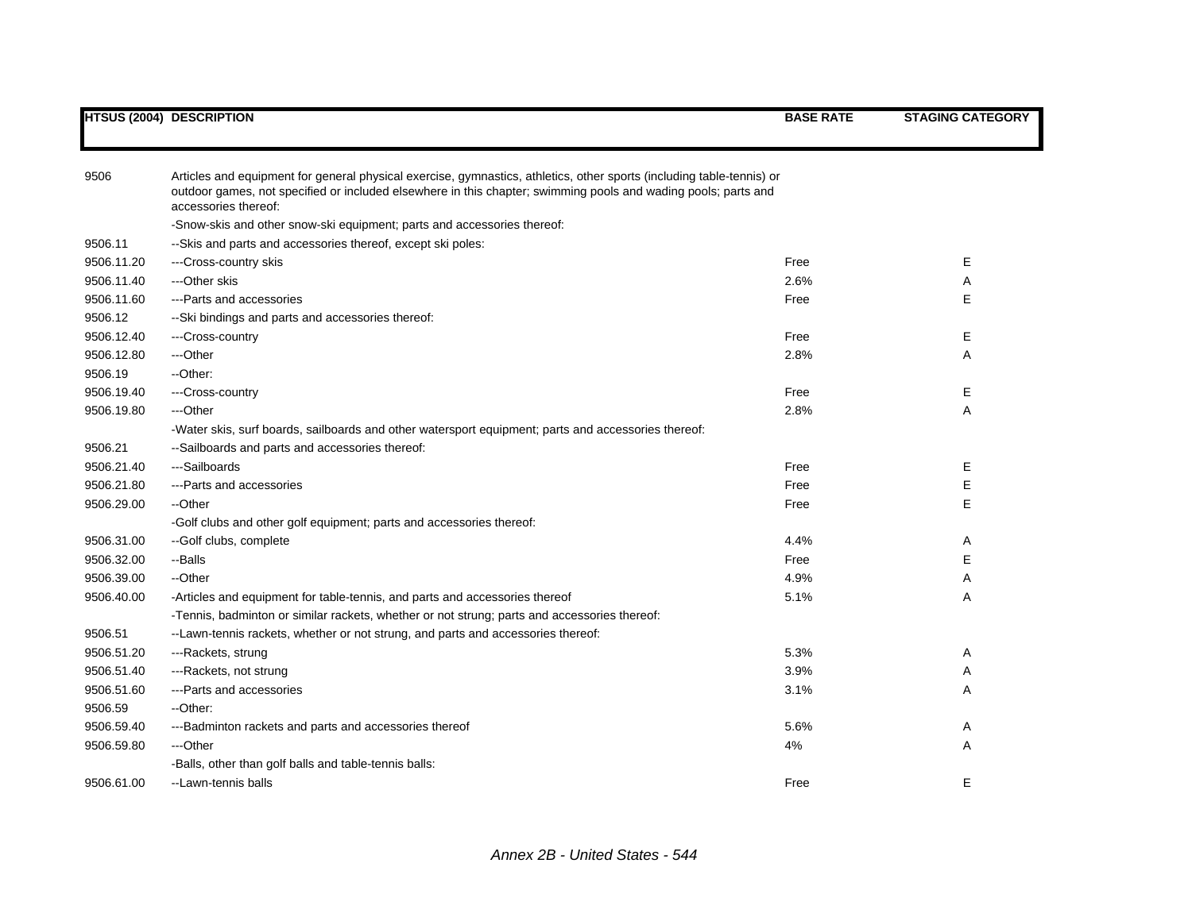| HTSUS (2004) | DESCRIPTION | BASE RATE | STAGING CATEGORY |
|---|---|---|---|
| 9506 | Articles and equipment for general physical exercise, gymnastics, athletics, other sports (including table-tennis) or outdoor games, not specified or included elsewhere in this chapter; swimming pools and wading pools; parts and accessories thereof: | | |
| | -Snow-skis and other snow-ski equipment; parts and accessories thereof: | | |
| 9506.11 | --Skis and parts and accessories thereof, except ski poles: | | |
| 9506.11.20 | ---Cross-country skis | Free | E |
| 9506.11.40 | ---Other skis | 2.6% | A |
| 9506.11.60 | ---Parts and accessories | Free | E |
| 9506.12 | --Ski bindings and parts and accessories thereof: | | |
| 9506.12.40 | ---Cross-country | Free | E |
| 9506.12.80 | ---Other | 2.8% | A |
| 9506.19 | --Other: | | |
| 9506.19.40 | ---Cross-country | Free | E |
| 9506.19.80 | ---Other | 2.8% | A |
| | -Water skis, surf boards, sailboards and other watersport equipment; parts and accessories thereof: | | |
| 9506.21 | --Sailboards and parts and accessories thereof: | | |
| 9506.21.40 | ---Sailboards | Free | E |
| 9506.21.80 | ---Parts and accessories | Free | E |
| 9506.29.00 | --Other | Free | E |
| | -Golf clubs and other golf equipment; parts and accessories thereof: | | |
| 9506.31.00 | --Golf clubs, complete | 4.4% | A |
| 9506.32.00 | --Balls | Free | E |
| 9506.39.00 | --Other | 4.9% | A |
| 9506.40.00 | -Articles and equipment for table-tennis, and parts and accessories thereof | 5.1% | A |
| | -Tennis, badminton or similar rackets, whether or not strung; parts and accessories thereof: | | |
| 9506.51 | --Lawn-tennis rackets, whether or not strung, and parts and accessories thereof: | | |
| 9506.51.20 | ---Rackets, strung | 5.3% | A |
| 9506.51.40 | ---Rackets, not strung | 3.9% | A |
| 9506.51.60 | ---Parts and accessories | 3.1% | A |
| 9506.59 | --Other: | | |
| 9506.59.40 | ---Badminton rackets and parts and accessories thereof | 5.6% | A |
| 9506.59.80 | ---Other | 4% | A |
| | -Balls, other than golf balls and table-tennis balls: | | |
| 9506.61.00 | --Lawn-tennis balls | Free | E |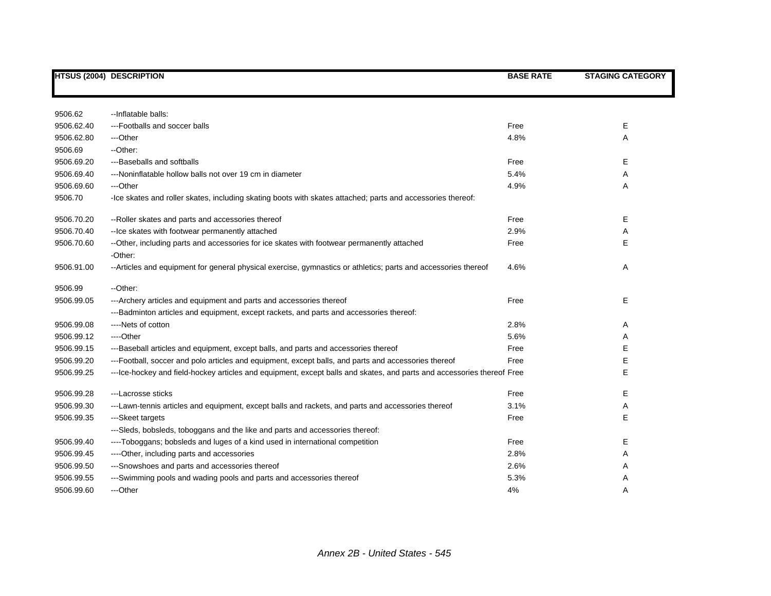| HTSUS (2004) | DESCRIPTION | BASE RATE | STAGING CATEGORY |
|---|---|---|---|
| 9506.62 | --Inflatable balls: | | |
| 9506.62.40 | ---Footballs and soccer balls | Free | E |
| 9506.62.80 | ---Other | 4.8% | A |
| 9506.69 | --Other: | | |
| 9506.69.20 | ---Baseballs and softballs | Free | E |
| 9506.69.40 | ---Noninflatable hollow balls not over 19 cm in diameter | 5.4% | A |
| 9506.69.60 | ---Other | 4.9% | A |
| 9506.70 | -Ice skates and roller skates, including skating boots with skates attached; parts and accessories thereof: | | |
| 9506.70.20 | --Roller skates and parts and accessories thereof | Free | E |
| 9506.70.40 | --Ice skates with footwear permanently attached | 2.9% | A |
| 9506.70.60 | --Other, including parts and accessories for ice skates with footwear permanently attached | Free | E |
| | -Other: | | |
| 9506.91.00 | --Articles and equipment for general physical exercise, gymnastics or athletics; parts and accessories thereof | 4.6% | A |
| 9506.99 | --Other: | | |
| 9506.99.05 | ---Archery articles and equipment and parts and accessories thereof | Free | E |
| | ---Badminton articles and equipment, except rackets, and parts and accessories thereof: | | |
| 9506.99.08 | ----Nets of cotton | 2.8% | A |
| 9506.99.12 | ----Other | 5.6% | A |
| 9506.99.15 | ---Baseball articles and equipment, except balls, and parts and accessories thereof | Free | E |
| 9506.99.20 | ---Football, soccer and polo articles and equipment, except balls, and parts and accessories thereof | Free | E |
| 9506.99.25 | ---Ice-hockey and field-hockey articles and equipment, except balls and skates, and parts and accessories thereof | Free | E |
| 9506.99.28 | ---Lacrosse sticks | Free | E |
| 9506.99.30 | ---Lawn-tennis articles and equipment, except balls and rackets, and parts and accessories thereof | 3.1% | A |
| 9506.99.35 | ---Skeet targets | Free | E |
| | ---Sleds, bobsleds, toboggans and the like and parts and accessories thereof: | | |
| 9506.99.40 | ----Toboggans; bobsleds and luges of a kind used in international competition | Free | E |
| 9506.99.45 | ----Other, including parts and accessories | 2.8% | A |
| 9506.99.50 | ---Snowshoes and parts and accessories thereof | 2.6% | A |
| 9506.99.55 | ---Swimming pools and wading pools and parts and accessories thereof | 5.3% | A |
| 9506.99.60 | ---Other | 4% | A |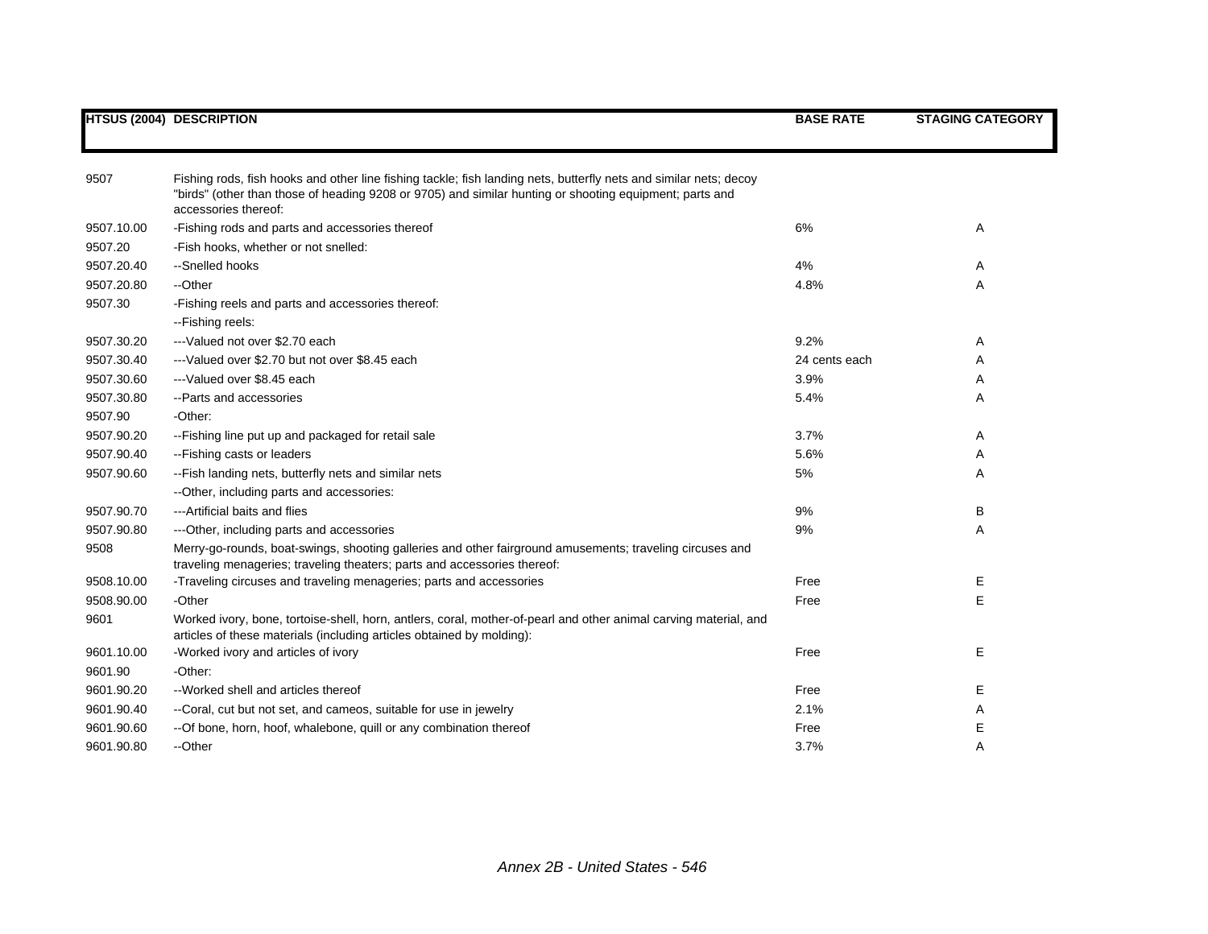| HTSUS (2004) | DESCRIPTION | BASE RATE | STAGING CATEGORY |
|---|---|---|---|
| 9507 | Fishing rods, fish hooks and other line fishing tackle; fish landing nets, butterfly nets and similar nets; decoy "birds" (other than those of heading 9208 or 9705) and similar hunting or shooting equipment; parts and accessories thereof: | | |
| 9507.10.00 | -Fishing rods and parts and accessories thereof | 6% | A |
| 9507.20 | -Fish hooks, whether or not snelled: | | |
| 9507.20.40 | --Snelled hooks | 4% | A |
| 9507.20.80 | --Other | 4.8% | A |
| 9507.30 | -Fishing reels and parts and accessories thereof: | | |
| | --Fishing reels: | | |
| 9507.30.20 | ---Valued not over $2.70 each | 9.2% | A |
| 9507.30.40 | ---Valued over $2.70 but not over $8.45 each | 24 cents each | A |
| 9507.30.60 | ---Valued over $8.45 each | 3.9% | A |
| 9507.30.80 | --Parts and accessories | 5.4% | A |
| 9507.90 | -Other: | | |
| 9507.90.20 | --Fishing line put up and packaged for retail sale | 3.7% | A |
| 9507.90.40 | --Fishing casts or leaders | 5.6% | A |
| 9507.90.60 | --Fish landing nets, butterfly nets and similar nets | 5% | A |
| | --Other, including parts and accessories: | | |
| 9507.90.70 | ---Artificial baits and flies | 9% | B |
| 9507.90.80 | ---Other, including parts and accessories | 9% | A |
| 9508 | Merry-go-rounds, boat-swings, shooting galleries and other fairground amusements; traveling circuses and traveling menageries; traveling theaters; parts and accessories thereof: | | |
| 9508.10.00 | -Traveling circuses and traveling menageries; parts and accessories | Free | E |
| 9508.90.00 | -Other | Free | E |
| 9601 | Worked ivory, bone, tortoise-shell, horn, antlers, coral, mother-of-pearl and other animal carving material, and articles of these materials (including articles obtained by molding): | | |
| 9601.10.00 | -Worked ivory and articles of ivory | Free | E |
| 9601.90 | -Other: | | |
| 9601.90.20 | --Worked shell and articles thereof | Free | E |
| 9601.90.40 | --Coral, cut but not set, and cameos, suitable for use in jewelry | 2.1% | A |
| 9601.90.60 | --Of bone, horn, hoof, whalebone, quill or any combination thereof | Free | E |
| 9601.90.80 | --Other | 3.7% | A |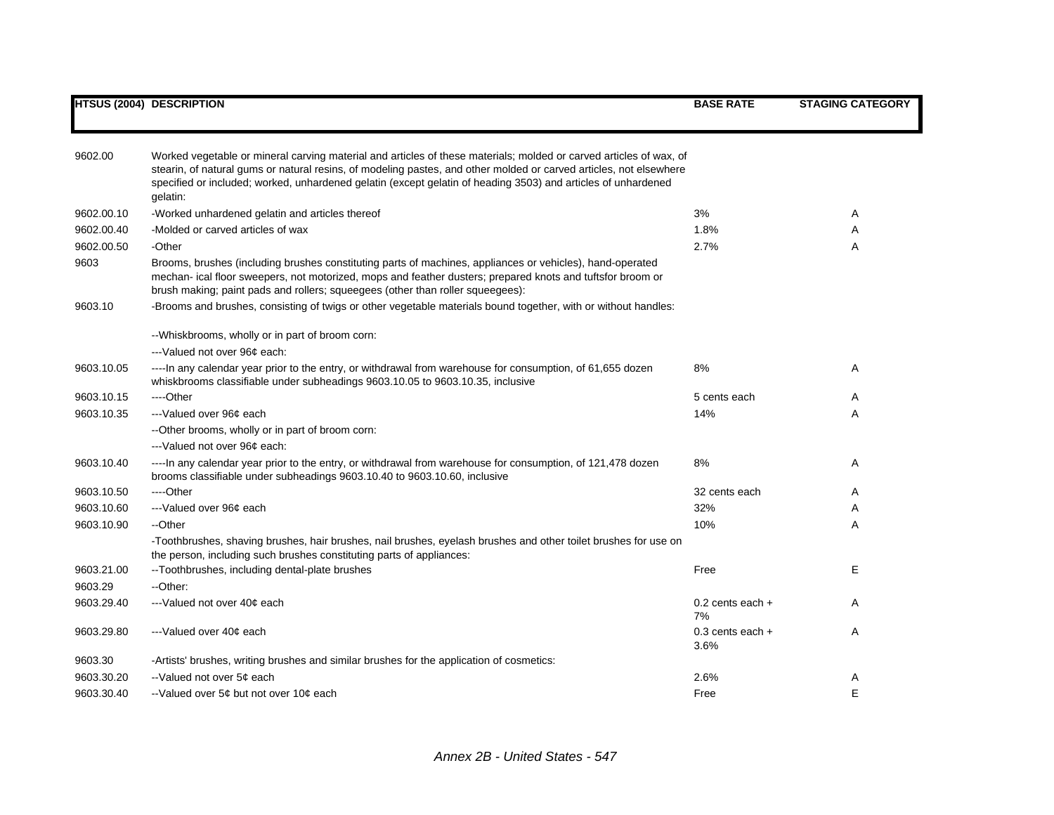| HTSUS (2004) | DESCRIPTION | BASE RATE | STAGING CATEGORY |
|---|---|---|---|
| 9602.00 | Worked vegetable or mineral carving material and articles of these materials; molded or carved articles of wax, of stearin, of natural gums or natural resins, of modeling pastes, and other molded or carved articles, not elsewhere specified or included; worked, unhardened gelatin (except gelatin of heading 3503) and articles of unhardened gelatin: | | |
| 9602.00.10 | -Worked unhardened gelatin and articles thereof | 3% | A |
| 9602.00.40 | -Molded or carved articles of wax | 1.8% | A |
| 9602.00.50 | -Other | 2.7% | A |
| 9603 | Brooms, brushes (including brushes constituting parts of machines, appliances or vehicles), hand-operated mechan- ical floor sweepers, not motorized, mops and feather dusters; prepared knots and tuftsfor broom or brush making; paint pads and rollers; squeegees (other than roller squeegees): | | |
| 9603.10 | -Brooms and brushes, consisting of twigs or other vegetable materials bound together, with or without handles: | | |
| | --Whiskbrooms, wholly or in part of broom corn: | | |
| | ---Valued not over 96¢ each: | | |
| 9603.10.05 | ----In any calendar year prior to the entry, or withdrawal from warehouse for consumption, of 61,655 dozen whiskbrooms classifiable under subheadings 9603.10.05 to 9603.10.35, inclusive | 8% | A |
| 9603.10.15 | ----Other | 5 cents each | A |
| 9603.10.35 | ---Valued over 96¢ each | 14% | A |
| | --Other brooms, wholly or in part of broom corn: | | |
| | ---Valued not over 96¢ each: | | |
| 9603.10.40 | ----In any calendar year prior to the entry, or withdrawal from warehouse for consumption, of 121,478 dozen brooms classifiable under subheadings 9603.10.40 to 9603.10.60, inclusive | 8% | A |
| 9603.10.50 | ----Other | 32 cents each | A |
| 9603.10.60 | ---Valued over 96¢ each | 32% | A |
| 9603.10.90 | --Other | 10% | A |
| | -Toothbrushes, shaving brushes, hair brushes, nail brushes, eyelash brushes and other toilet brushes for use on the person, including such brushes constituting parts of appliances: | | |
| 9603.21.00 | --Toothbrushes, including dental-plate brushes | Free | E |
| 9603.29 | --Other: | | |
| 9603.29.40 | ---Valued not over 40¢ each | 0.2 cents each + 7% | A |
| 9603.29.80 | ---Valued over 40¢ each | 0.3 cents each + 3.6% | A |
| 9603.30 | -Artists' brushes, writing brushes and similar brushes for the application of cosmetics: | | |
| 9603.30.20 | --Valued not over 5¢ each | 2.6% | A |
| 9603.30.40 | --Valued over 5¢ but not over 10¢ each | Free | E |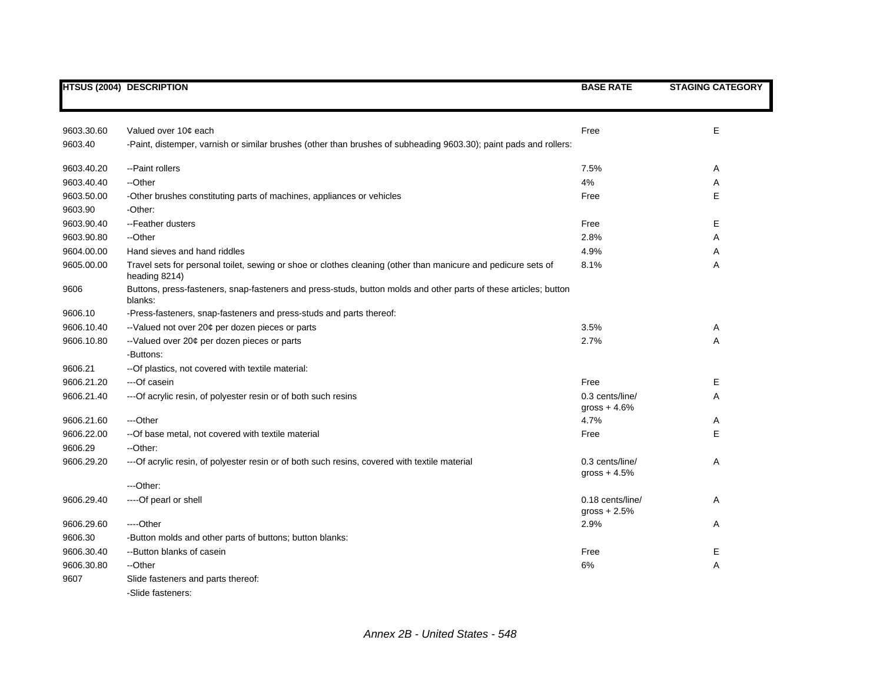| HTSUS (2004) | DESCRIPTION | BASE RATE | STAGING CATEGORY |
|---|---|---|---|
| 9603.30.60 | Valued over 10¢ each | Free | E |
| 9603.40 | -Paint, distemper, varnish or similar brushes (other than brushes of subheading 9603.30); paint pads and rollers: | | |
| 9603.40.20 | --Paint rollers | 7.5% | A |
| 9603.40.40 | --Other | 4% | A |
| 9603.50.00 | -Other brushes constituting parts of machines, appliances or vehicles | Free | E |
| 9603.90 | -Other: | | |
| 9603.90.40 | --Feather dusters | Free | E |
| 9603.90.80 | --Other | 2.8% | A |
| 9604.00.00 | Hand sieves and hand riddles | 4.9% | A |
| 9605.00.00 | Travel sets for personal toilet, sewing or shoe or clothes cleaning (other than manicure and pedicure sets of heading 8214) | 8.1% | A |
| 9606 | Buttons, press-fasteners, snap-fasteners and press-studs, button molds and other parts of these articles; button blanks: | | |
| 9606.10 | -Press-fasteners, snap-fasteners and press-studs and parts thereof: | | |
| 9606.10.40 | --Valued not over 20¢ per dozen pieces or parts | 3.5% | A |
| 9606.10.80 | --Valued over 20¢ per dozen pieces or parts | 2.7% | A |
| | -Buttons: | | |
| 9606.21 | --Of plastics, not covered with textile material: | | |
| 9606.21.20 | ---Of casein | Free | E |
| 9606.21.40 | ---Of acrylic resin, of polyester resin or of both such resins | 0.3 cents/line/ gross + 4.6% | A |
| 9606.21.60 | ---Other | 4.7% | A |
| 9606.22.00 | --Of base metal, not covered with textile material | Free | E |
| 9606.29 | --Other: | | |
| 9606.29.20 | ---Of acrylic resin, of polyester resin or of both such resins, covered with textile material | 0.3 cents/line/ gross + 4.5% | A |
| | ---Other: | | |
| 9606.29.40 | ----Of pearl or shell | 0.18 cents/line/ gross + 2.5% | A |
| 9606.29.60 | ----Other | 2.9% | A |
| 9606.30 | -Button molds and other parts of buttons; button blanks: | | |
| 9606.30.40 | --Button blanks of casein | Free | E |
| 9606.30.80 | --Other | 6% | A |
| 9607 | Slide fasteners and parts thereof: | | |
| | -Slide fasteners: | | |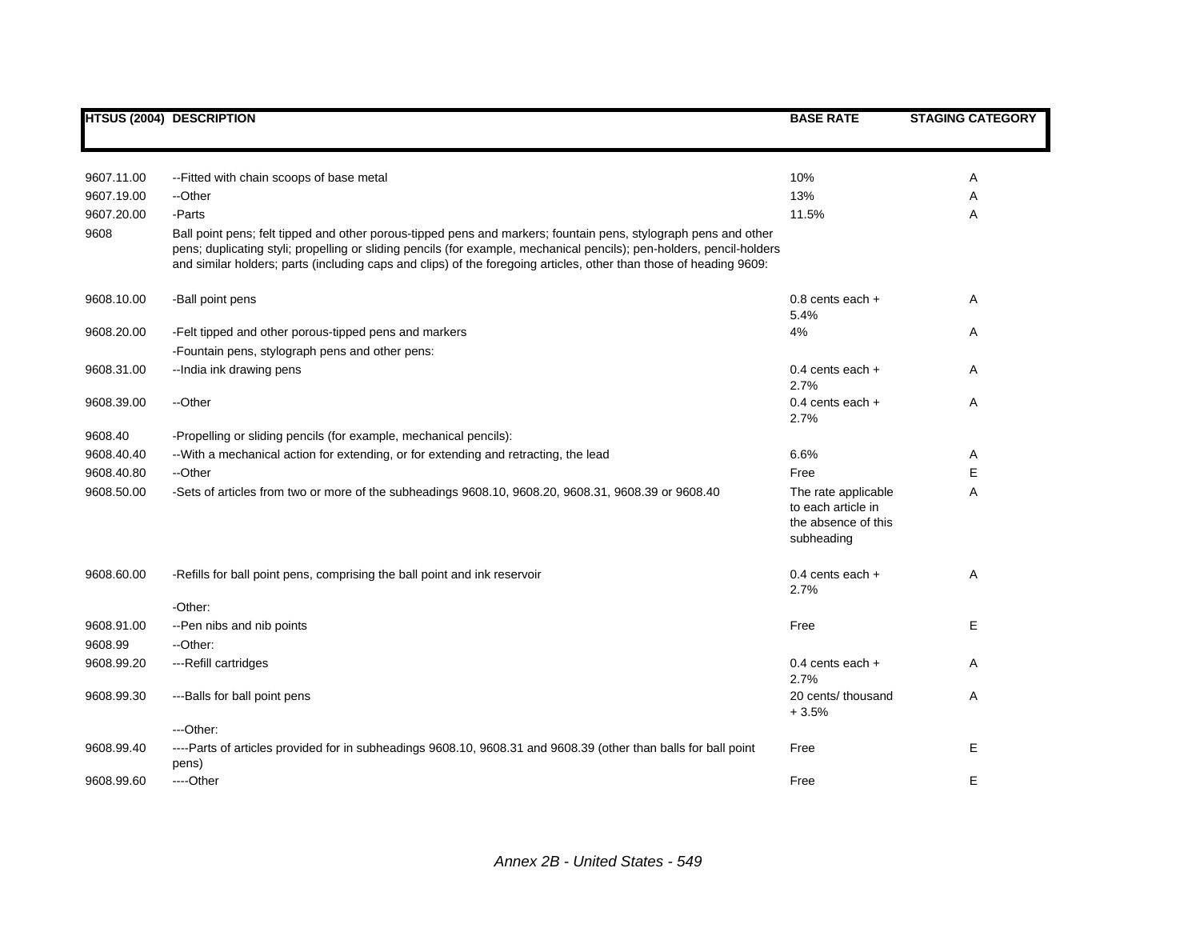| HTSUS (2004) | DESCRIPTION | BASE RATE | STAGING CATEGORY |
|---|---|---|---|
| 9607.11.00 | --Fitted with chain scoops of base metal | 10% | A |
| 9607.19.00 | --Other | 13% | A |
| 9607.20.00 | -Parts | 11.5% | A |
| 9608 | Ball point pens; felt tipped and other porous-tipped pens and markers; fountain pens, stylograph pens and other pens; duplicating styli; propelling or sliding pencils (for example, mechanical pencils); pen-holders, pencil-holders and similar holders; parts (including caps and clips) of the foregoing articles, other than those of heading 9609: | | |
| 9608.10.00 | -Ball point pens | 0.8 cents each + 5.4% | A |
| 9608.20.00 | -Felt tipped and other porous-tipped pens and markers | 4% | A |
| | -Fountain pens, stylograph pens and other pens: | | |
| 9608.31.00 | --India ink drawing pens | 0.4 cents each + 2.7% | A |
| 9608.39.00 | --Other | 0.4 cents each + 2.7% | A |
| 9608.40 | -Propelling or sliding pencils (for example, mechanical pencils): | | |
| 9608.40.40 | --With a mechanical action for extending, or for extending and retracting, the lead | 6.6% | A |
| 9608.40.80 | --Other | Free | E |
| 9608.50.00 | -Sets of articles from two or more of the subheadings 9608.10, 9608.20, 9608.31, 9608.39 or 9608.40 | The rate applicable to each article in the absence of this subheading | A |
| 9608.60.00 | -Refills for ball point pens, comprising the ball point and ink reservoir | 0.4 cents each + 2.7% | A |
| | -Other: | | |
| 9608.91.00 | --Pen nibs and nib points | Free | E |
| 9608.99 | --Other: | | |
| 9608.99.20 | ---Refill cartridges | 0.4 cents each + 2.7% | A |
| 9608.99.30 | ---Balls for ball point pens | 20 cents/ thousand + 3.5% | A |
| | ---Other: | | |
| 9608.99.40 | ----Parts of articles provided for in subheadings 9608.10, 9608.31 and 9608.39 (other than balls for ball point pens) | Free | E |
| 9608.99.60 | ----Other | Free | E |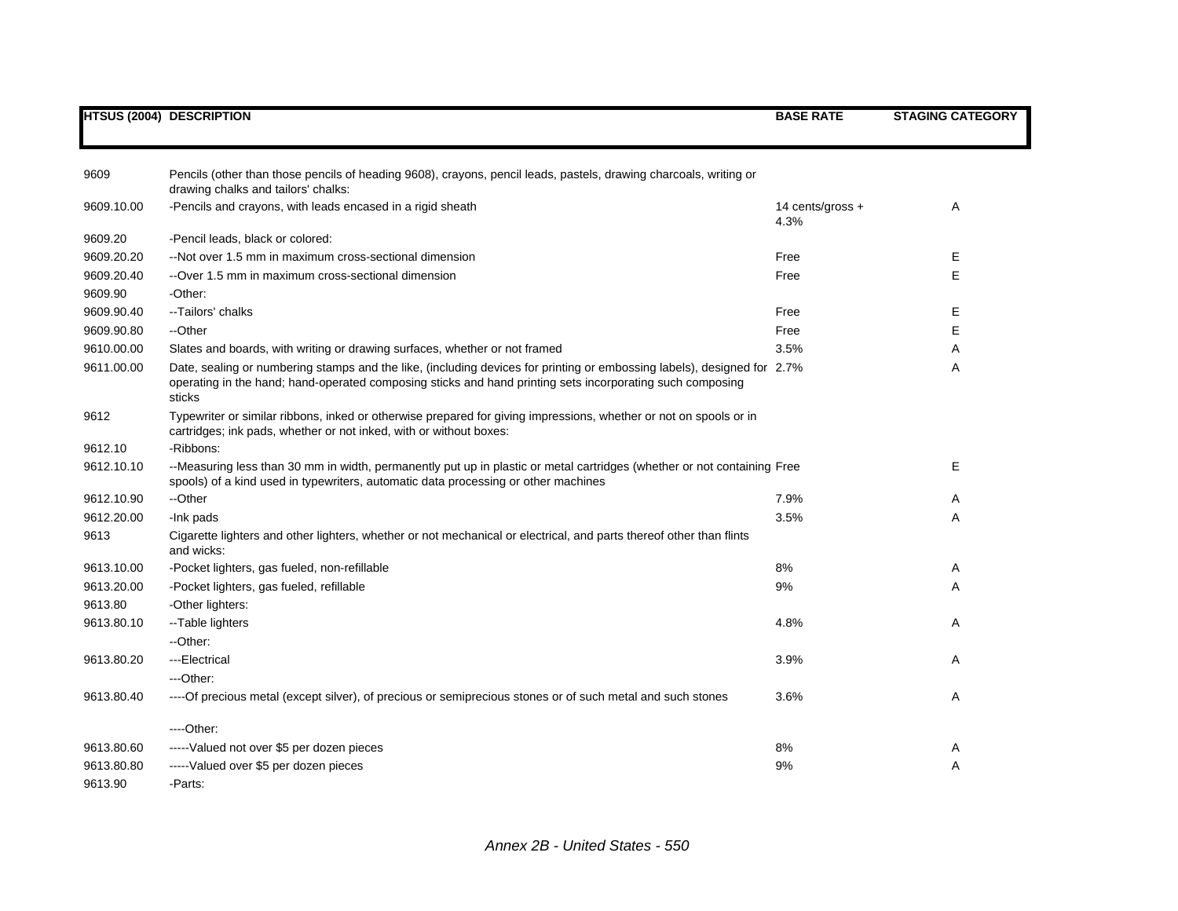| HTSUS (2004) | DESCRIPTION | BASE RATE | STAGING CATEGORY |
|---|---|---|---|
| 9609 | Pencils (other than those pencils of heading 9608), crayons, pencil leads, pastels, drawing charcoals, writing or drawing chalks and tailors' chalks: | | |
| 9609.10.00 | -Pencils and crayons, with leads encased in a rigid sheath | 14 cents/gross + 4.3% | A |
| 9609.20 | -Pencil leads, black or colored: | | |
| 9609.20.20 | --Not over 1.5 mm in maximum cross-sectional dimension | Free | E |
| 9609.20.40 | --Over 1.5 mm in maximum cross-sectional dimension | Free | E |
| 9609.90 | -Other: | | |
| 9609.90.40 | --Tailors' chalks | Free | E |
| 9609.90.80 | --Other | Free | E |
| 9610.00.00 | Slates and boards, with writing or drawing surfaces, whether or not framed | 3.5% | A |
| 9611.00.00 | Date, sealing or numbering stamps and the like, (including devices for printing or embossing labels), designed for operating in the hand; hand-operated composing sticks and hand printing sets incorporating such composing sticks | 2.7% | A |
| 9612 | Typewriter or similar ribbons, inked or otherwise prepared for giving impressions, whether or not on spools or in cartridges; ink pads, whether or not inked, with or without boxes: | | |
| 9612.10 | -Ribbons: | | |
| 9612.10.10 | --Measuring less than 30 mm in width, permanently put up in plastic or metal cartridges (whether or not containing spools) of a kind used in typewriters, automatic data processing or other machines | Free | E |
| 9612.10.90 | --Other | 7.9% | A |
| 9612.20.00 | -Ink pads | 3.5% | A |
| 9613 | Cigarette lighters and other lighters, whether or not mechanical or electrical, and parts thereof other than flints and wicks: | | |
| 9613.10.00 | -Pocket lighters, gas fueled, non-refillable | 8% | A |
| 9613.20.00 | -Pocket lighters, gas fueled, refillable | 9% | A |
| 9613.80 | -Other lighters: | | |
| 9613.80.10 | --Table lighters | 4.8% | A |
| | --Other: | | |
| 9613.80.20 | ---Electrical | 3.9% | A |
| | ---Other: | | |
| 9613.80.40 | ----Of precious metal (except silver), of precious or semiprecious stones or of such metal and such stones | 3.6% | A |
| | ----Other: | | |
| 9613.80.60 | -----Valued not over $5 per dozen pieces | 8% | A |
| 9613.80.80 | -----Valued over $5 per dozen pieces | 9% | A |
| 9613.90 | -Parts: | | |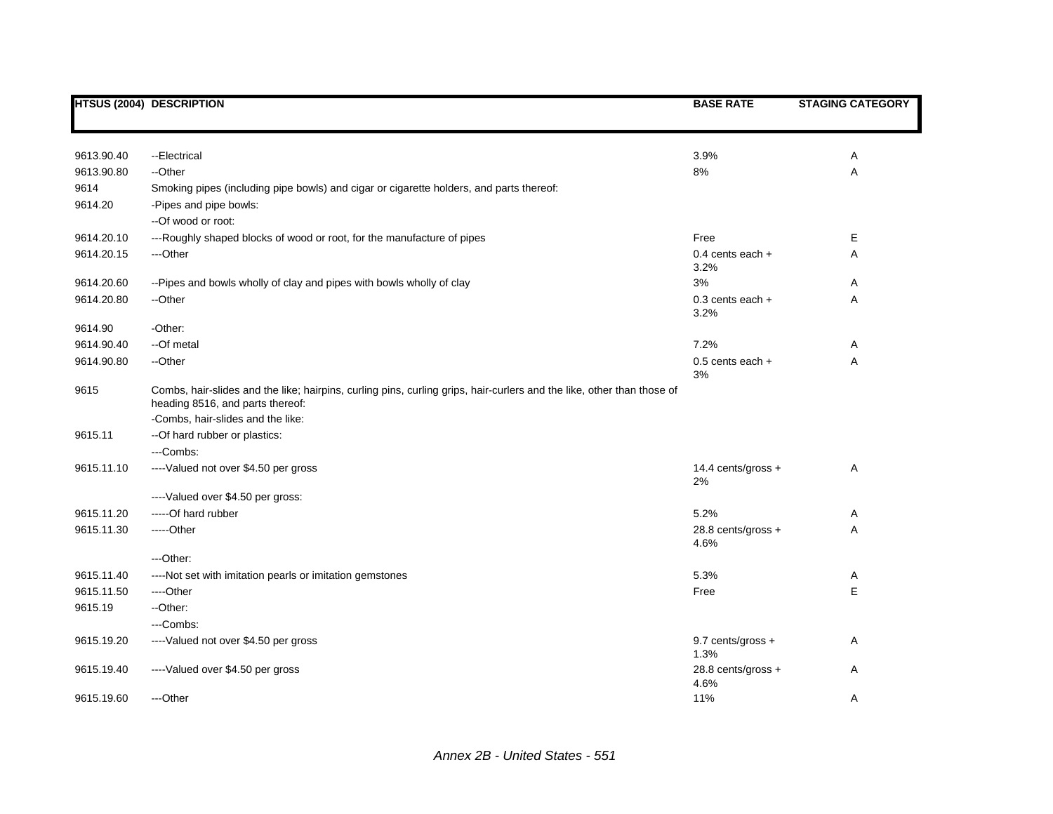| HTSUS (2004) | DESCRIPTION | BASE RATE | STAGING CATEGORY |
|---|---|---|---|
| 9613.90.40 | --Electrical | 3.9% | A |
| 9613.90.80 | --Other | 8% | A |
| 9614 | Smoking pipes (including pipe bowls) and cigar or cigarette holders, and parts thereof: | | |
| 9614.20 | -Pipes and pipe bowls: | | |
| | --Of wood or root: | | |
| 9614.20.10 | ---Roughly shaped blocks of wood or root, for the manufacture of pipes | Free | E |
| 9614.20.15 | ---Other | 0.4 cents each + 3.2% | A |
| 9614.20.60 | --Pipes and bowls wholly of clay and pipes with bowls wholly of clay | 3% | A |
| 9614.20.80 | --Other | 0.3 cents each + 3.2% | A |
| 9614.90 | -Other: | | |
| 9614.90.40 | --Of metal | 7.2% | A |
| 9614.90.80 | --Other | 0.5 cents each + 3% | A |
| 9615 | Combs, hair-slides and the like; hairpins, curling pins, curling grips, hair-curlers and the like, other than those of heading 8516, and parts thereof: | | |
| | -Combs, hair-slides and the like: | | |
| 9615.11 | --Of hard rubber or plastics: | | |
| | ---Combs: | | |
| 9615.11.10 | ----Valued not over $4.50 per gross | 14.4 cents/gross + 2% | A |
| | ----Valued over $4.50 per gross: | | |
| 9615.11.20 | -----Of hard rubber | 5.2% | A |
| 9615.11.30 | -----Other | 28.8 cents/gross + 4.6% | A |
| | ---Other: | | |
| 9615.11.40 | ----Not set with imitation pearls or imitation gemstones | 5.3% | A |
| 9615.11.50 | ----Other | Free | E |
| 9615.19 | --Other: | | |
| | ---Combs: | | |
| 9615.19.20 | ----Valued not over $4.50 per gross | 9.7 cents/gross + 1.3% | A |
| 9615.19.40 | ----Valued over $4.50 per gross | 28.8 cents/gross + 4.6% | A |
| 9615.19.60 | ---Other | 11% | A |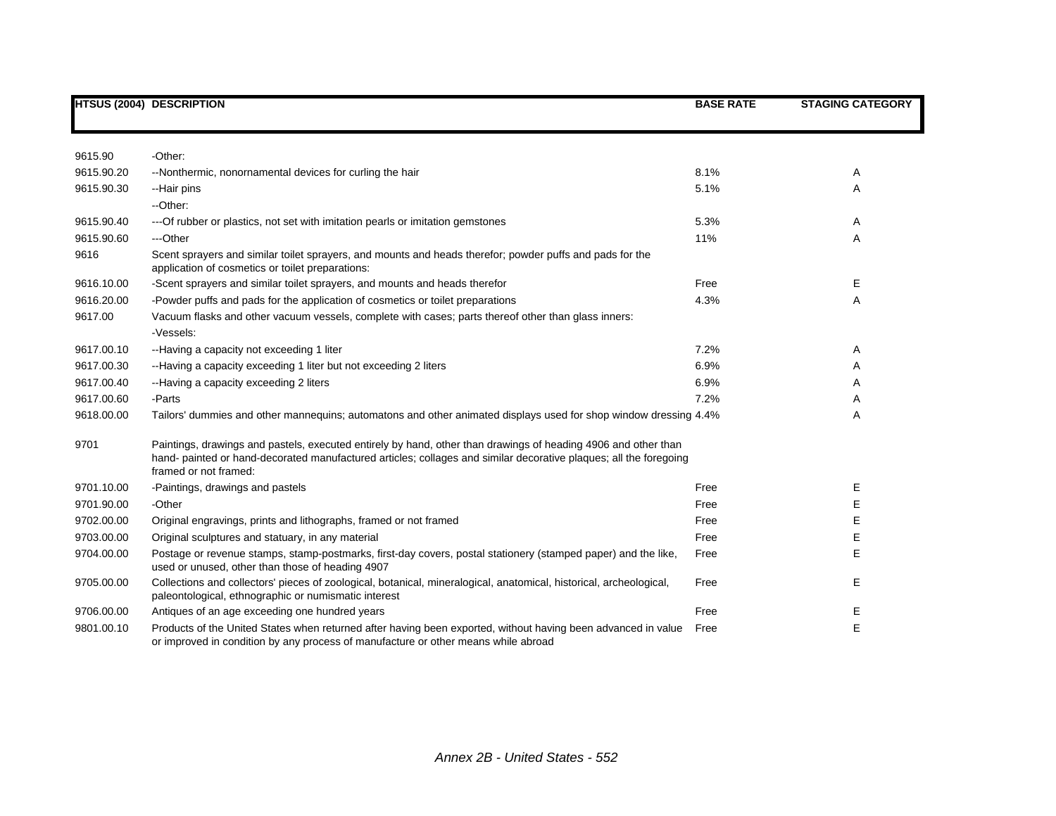| HTSUS (2004) | DESCRIPTION | BASE RATE | STAGING CATEGORY |
|---|---|---|---|
| 9615.90 | -Other: | | |
| 9615.90.20 | --Nonthermic, nonornamental devices for curling the hair | 8.1% | A |
| 9615.90.30 | --Hair pins | 5.1% | A |
| | --Other: | | |
| 9615.90.40 | ---Of rubber or plastics, not set with imitation pearls or imitation gemstones | 5.3% | A |
| 9615.90.60 | ---Other | 11% | A |
| 9616 | Scent sprayers and similar toilet sprayers, and mounts and heads therefor; powder puffs and pads for the application of cosmetics or toilet preparations: | | |
| 9616.10.00 | -Scent sprayers and similar toilet sprayers, and mounts and heads therefor | Free | E |
| 9616.20.00 | -Powder puffs and pads for the application of cosmetics or toilet preparations | 4.3% | A |
| 9617.00 | Vacuum flasks and other vacuum vessels, complete with cases; parts thereof other than glass inners: | | |
| | -Vessels: | | |
| 9617.00.10 | --Having a capacity not exceeding 1 liter | 7.2% | A |
| 9617.00.30 | --Having a capacity exceeding 1 liter but not exceeding 2 liters | 6.9% | A |
| 9617.00.40 | --Having a capacity exceeding 2 liters | 6.9% | A |
| 9617.00.60 | -Parts | 7.2% | A |
| 9618.00.00 | Tailors' dummies and other mannequins; automatons and other animated displays used for shop window dressing | 4.4% | A |
| 9701 | Paintings, drawings and pastels, executed entirely by hand, other than drawings of heading 4906 and other than hand- painted or hand-decorated manufactured articles; collages and similar decorative plaques; all the foregoing framed or not framed: | | |
| 9701.10.00 | -Paintings, drawings and pastels | Free | E |
| 9701.90.00 | -Other | Free | E |
| 9702.00.00 | Original engravings, prints and lithographs, framed or not framed | Free | E |
| 9703.00.00 | Original sculptures and statuary, in any material | Free | E |
| 9704.00.00 | Postage or revenue stamps, stamp-postmarks, first-day covers, postal stationery (stamped paper) and the like, used or unused, other than those of heading 4907 | Free | E |
| 9705.00.00 | Collections and collectors' pieces of zoological, botanical, mineralogical, anatomical, historical, archeological, paleontological, ethnographic or numismatic interest | Free | E |
| 9706.00.00 | Antiques of an age exceeding one hundred years | Free | E |
| 9801.00.10 | Products of the United States when returned after having been exported, without having been advanced in value or improved in condition by any process of manufacture or other means while abroad | Free | E |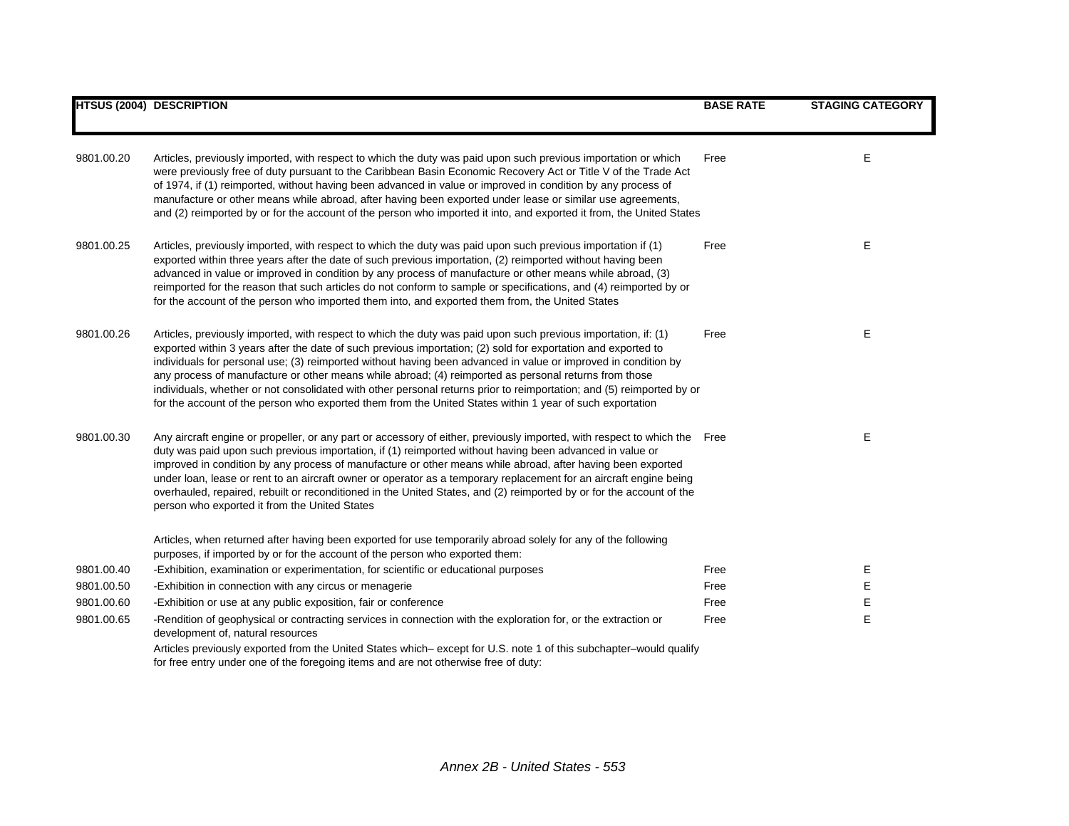| HTSUS (2004) | DESCRIPTION | BASE RATE | STAGING CATEGORY |
|---|---|---|---|
| 9801.00.20 | Articles, previously imported, with respect to which the duty was paid upon such previous importation or which were previously free of duty pursuant to the Caribbean Basin Economic Recovery Act or Title V of the Trade Act of 1974, if (1) reimported, without having been advanced in value or improved in condition by any process of manufacture or other means while abroad, after having been exported under lease or similar use agreements, and (2) reimported by or for the account of the person who imported it into, and exported it from, the United States | Free | E |
| 9801.00.25 | Articles, previously imported, with respect to which the duty was paid upon such previous importation if (1) exported within three years after the date of such previous importation, (2) reimported without having been advanced in value or improved in condition by any process of manufacture or other means while abroad, (3) reimported for the reason that such articles do not conform to sample or specifications, and (4) reimported by or for the account of the person who imported them into, and exported them from, the United States | Free | E |
| 9801.00.26 | Articles, previously imported, with respect to which the duty was paid upon such previous importation, if: (1) exported within 3 years after the date of such previous importation; (2) sold for exportation and exported to individuals for personal use; (3) reimported without having been advanced in value or improved in condition by any process of manufacture or other means while abroad; (4) reimported as personal returns from those individuals, whether or not consolidated with other personal returns prior to reimportation; and (5) reimported by or for the account of the person who exported them from the United States within 1 year of such exportation | Free | E |
| 9801.00.30 | Any aircraft engine or propeller, or any part or accessory of either, previously imported, with respect to which the duty was paid upon such previous importation, if (1) reimported without having been advanced in value or improved in condition by any process of manufacture or other means while abroad, after having been exported under loan, lease or rent to an aircraft owner or operator as a temporary replacement for an aircraft engine being overhauled, repaired, rebuilt or reconditioned in the United States, and (2) reimported by or for the account of the person who exported it from the United States | Free | E |
| | Articles, when returned after having been exported for use temporarily abroad solely for any of the following purposes, if imported by or for the account of the person who exported them: | | |
| 9801.00.40 | -Exhibition, examination or experimentation, for scientific or educational purposes | Free | E |
| 9801.00.50 | -Exhibition in connection with any circus or menagerie | Free | E |
| 9801.00.60 | -Exhibition or use at any public exposition, fair or conference | Free | E |
| 9801.00.65 | -Rendition of geophysical or contracting services in connection with the exploration for, or the extraction or development of, natural resources | Free | E |
| | Articles previously exported from the United States which– except for U.S. note 1 of this subchapter–would qualify for free entry under one of the foregoing items and are not otherwise free of duty: | | |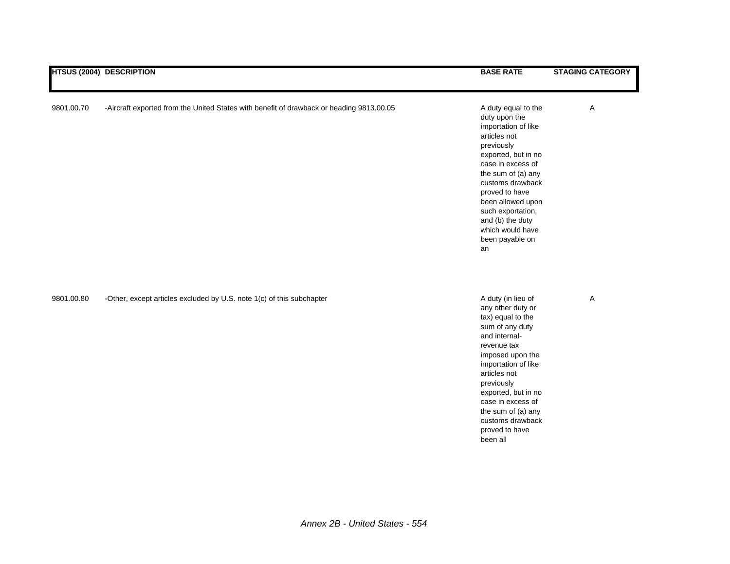| HTSUS (2004) | DESCRIPTION | BASE RATE | STAGING CATEGORY |
|---|---|---|---|
| 9801.00.70 | -Aircraft exported from the United States with benefit of drawback or heading 9813.00.05 | A duty equal to the duty upon the importation of like articles not previously exported, but in no case in excess of the sum of (a) any customs drawback proved to have been allowed upon such exportation, and (b) the duty which would have been payable on an | A |
| 9801.00.80 | -Other, except articles excluded by U.S. note 1(c) of this subchapter | A duty (in lieu of any other duty or tax) equal to the sum of any duty and internal-revenue tax imposed upon the importation of like articles not previously exported, but in no case in excess of the sum of (a) any customs drawback proved to have been all | A |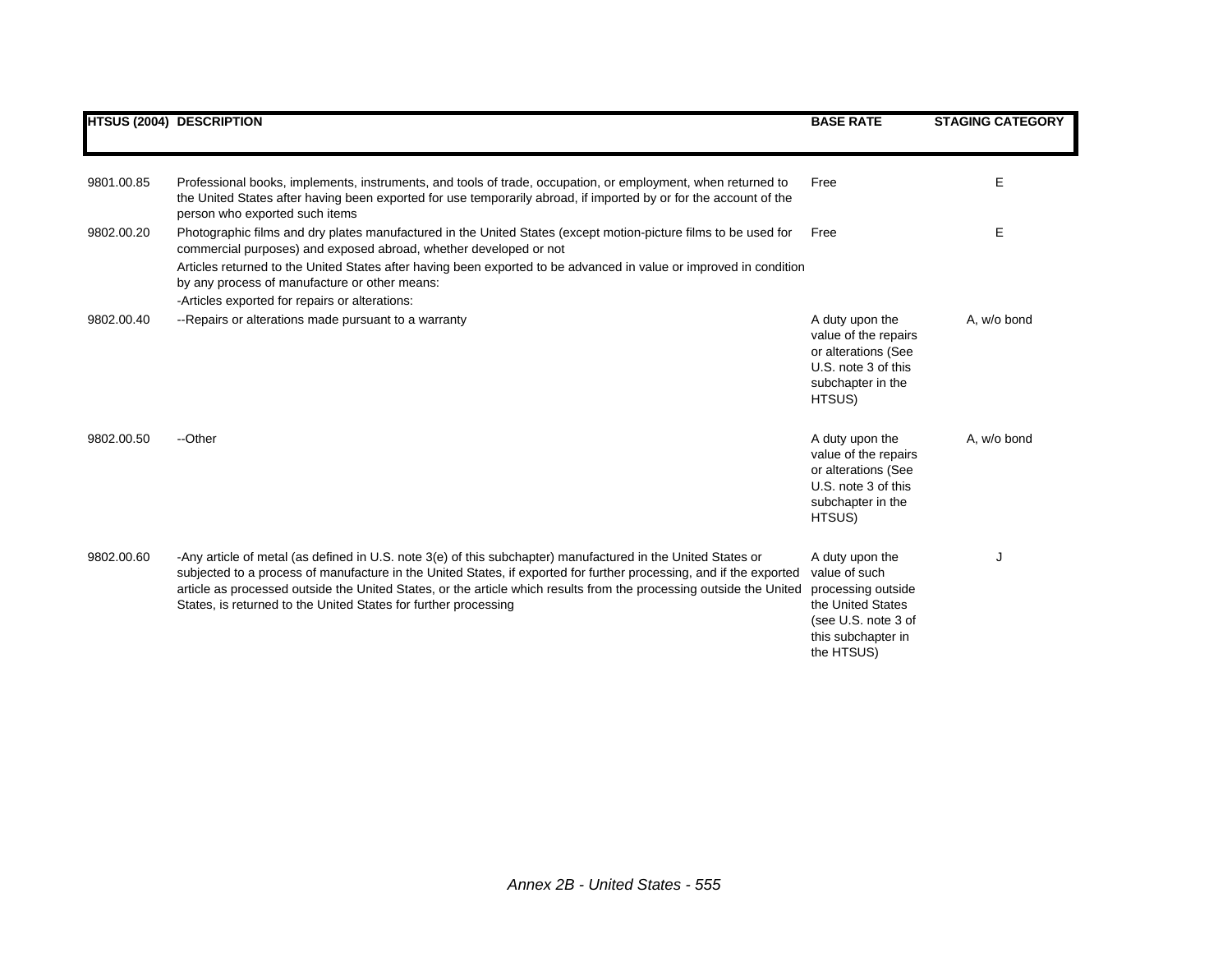| HTSUS (2004) | DESCRIPTION | BASE RATE | STAGING CATEGORY |
|---|---|---|---|
| 9801.00.85 | Professional books, implements, instruments, and tools of trade, occupation, or employment, when returned to the United States after having been exported for use temporarily abroad, if imported by or for the account of the person who exported such items | Free | E |
| 9802.00.20 | Photographic films and dry plates manufactured in the United States (except motion-picture films to be used for commercial purposes) and exposed abroad, whether developed or not | Free | E |
| | Articles returned to the United States after having been exported to be advanced in value or improved in condition by any process of manufacture or other means: | | |
| | -Articles exported for repairs or alterations: | | |
| 9802.00.40 | --Repairs or alterations made pursuant to a warranty | A duty upon the value of the repairs or alterations (See U.S. note 3 of this subchapter in the HTSUS) | A, w/o bond |
| 9802.00.50 | --Other | A duty upon the value of the repairs or alterations (See U.S. note 3 of this subchapter in the HTSUS) | A, w/o bond |
| 9802.00.60 | -Any article of metal (as defined in U.S. note 3(e) of this subchapter) manufactured in the United States or subjected to a process of manufacture in the United States, if exported for further processing, and if the exported article as processed outside the United States, or the article which results from the processing outside the United States, is returned to the United States for further processing | A duty upon the value of such processing outside the United States (see U.S. note 3 of this subchapter in the HTSUS) | J |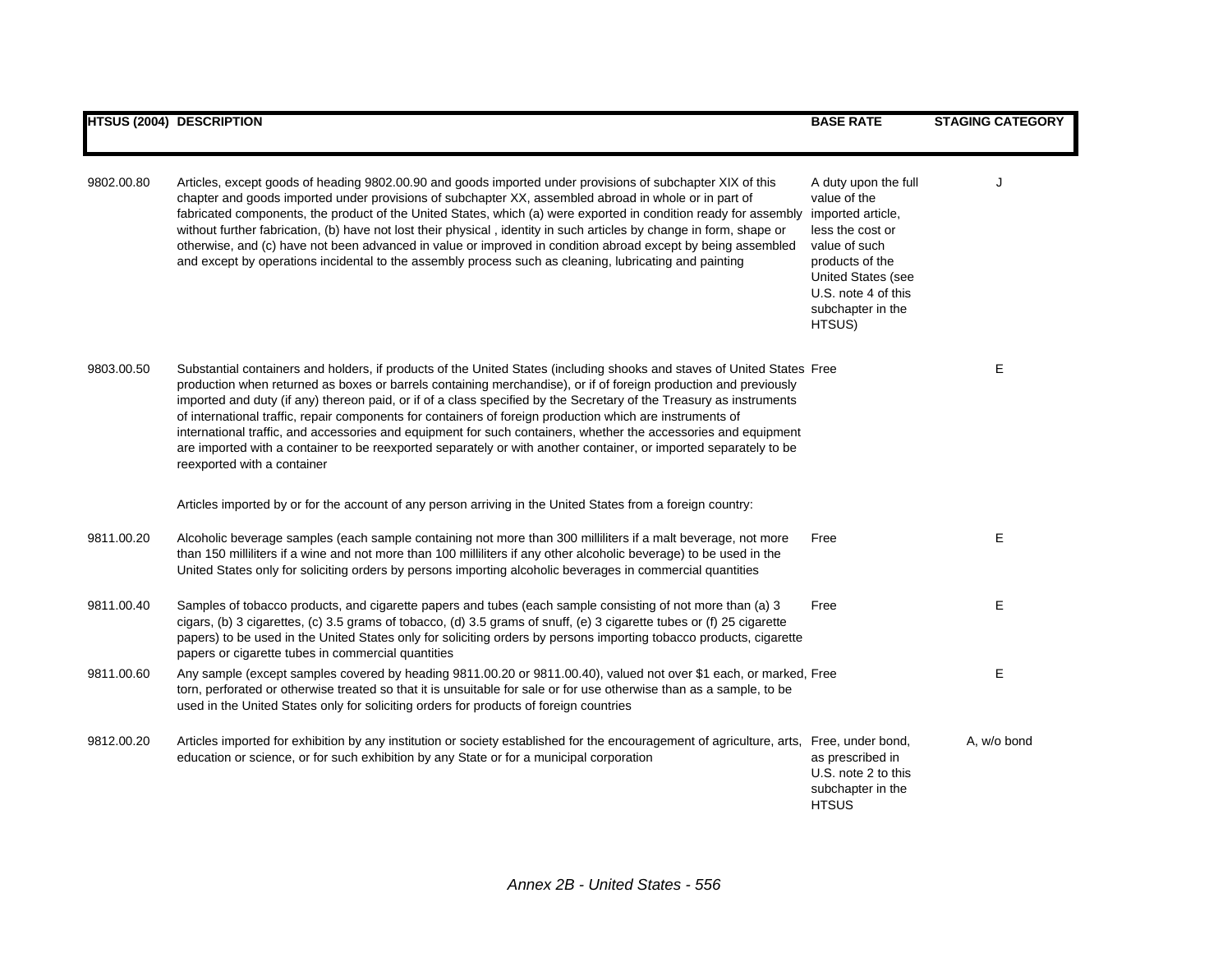| HTSUS (2004) | DESCRIPTION | BASE RATE | STAGING CATEGORY |
|---|---|---|---|
| 9802.00.80 | Articles, except goods of heading 9802.00.90 and goods imported under provisions of subchapter XIX of this chapter and goods imported under provisions of subchapter XX, assembled abroad in whole or in part of fabricated components, the product of the United States, which (a) were exported in condition ready for assembly without further fabrication, (b) have not lost their physical , identity in such articles by change in form, shape or otherwise, and (c) have not been advanced in value or improved in condition abroad except by being assembled and except by operations incidental to the assembly process such as cleaning, lubricating and painting | A duty upon the full value of the imported article, less the cost or value of such products of the United States (see U.S. note 4 of this subchapter in the HTSUS) | J |
| 9803.00.50 | Substantial containers and holders, if products of the United States (including shooks and staves of United States production when returned as boxes or barrels containing merchandise), or if of foreign production and previously imported and duty (if any) thereon paid, or if of a class specified by the Secretary of the Treasury as instruments of international traffic, repair components for containers of foreign production which are instruments of international traffic, and accessories and equipment for such containers, whether the accessories and equipment are imported with a container to be reexported separately or with another container, or imported separately to be reexported with a container | Free | E |
| | Articles imported by or for the account of any person arriving in the United States from a foreign country: | | |
| 9811.00.20 | Alcoholic beverage samples (each sample containing not more than 300 milliliters if a malt beverage, not more than 150 milliliters if a wine and not more than 100 milliliters if any other alcoholic beverage) to be used in the United States only for soliciting orders by persons importing alcoholic beverages in commercial quantities | Free | E |
| 9811.00.40 | Samples of tobacco products, and cigarette papers and tubes (each sample consisting of not more than (a) 3 cigars, (b) 3 cigarettes, (c) 3.5 grams of tobacco, (d) 3.5 grams of snuff, (e) 3 cigarette tubes or (f) 25 cigarette papers) to be used in the United States only for soliciting orders by persons importing tobacco products, cigarette papers or cigarette tubes in commercial quantities | Free | E |
| 9811.00.60 | Any sample (except samples covered by heading 9811.00.20 or 9811.00.40), valued not over $1 each, or marked, torn, perforated or otherwise treated so that it is unsuitable for sale or for use otherwise than as a sample, to be used in the United States only for soliciting orders for products of foreign countries | Free | E |
| 9812.00.20 | Articles imported for exhibition by any institution or society established for the encouragement of agriculture, arts, education or science, or for such exhibition by any State or for a municipal corporation | Free, under bond, as prescribed in U.S. note 2 to this subchapter in the HTSUS | A, w/o bond |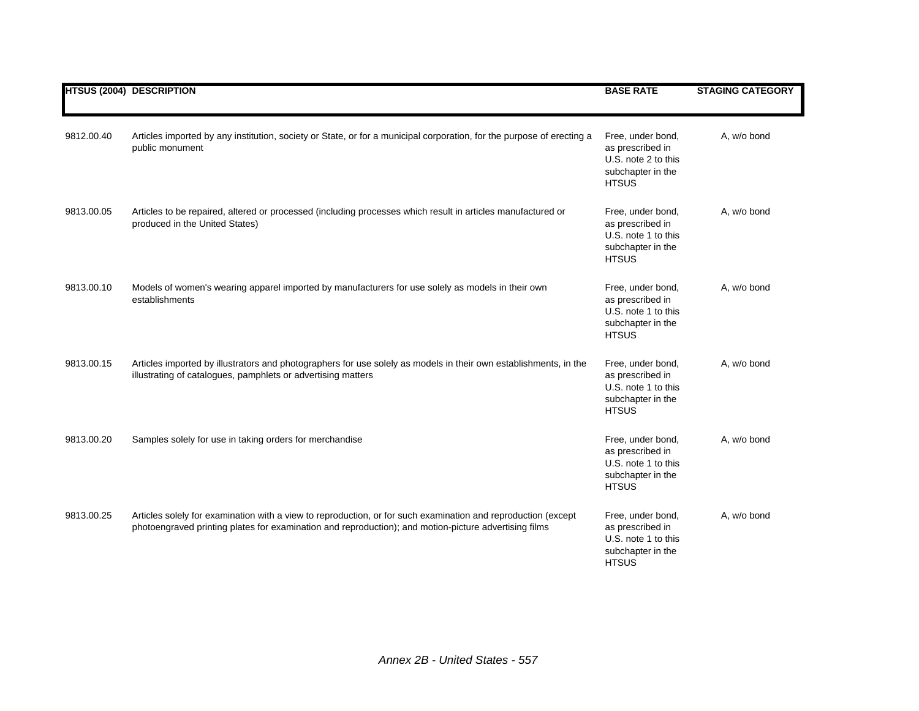| HTSUS (2004) | DESCRIPTION | BASE RATE | STAGING CATEGORY |
|---|---|---|---|
| 9812.00.40 | Articles imported by any institution, society or State, or for a municipal corporation, for the purpose of erecting a public monument | Free, under bond, as prescribed in U.S. note 2 to this subchapter in the HTSUS | A, w/o bond |
| 9813.00.05 | Articles to be repaired, altered or processed (including processes which result in articles manufactured or produced in the United States) | Free, under bond, as prescribed in U.S. note 1 to this subchapter in the HTSUS | A, w/o bond |
| 9813.00.10 | Models of women's wearing apparel imported by manufacturers for use solely as models in their own establishments | Free, under bond, as prescribed in U.S. note 1 to this subchapter in the HTSUS | A, w/o bond |
| 9813.00.15 | Articles imported by illustrators and photographers for use solely as models in their own establishments, in the illustrating of catalogues, pamphlets or advertising matters | Free, under bond, as prescribed in U.S. note 1 to this subchapter in the HTSUS | A, w/o bond |
| 9813.00.20 | Samples solely for use in taking orders for merchandise | Free, under bond, as prescribed in U.S. note 1 to this subchapter in the HTSUS | A, w/o bond |
| 9813.00.25 | Articles solely for examination with a view to reproduction, or for such examination and reproduction (except photoengraved printing plates for examination and reproduction); and motion-picture advertising films | Free, under bond, as prescribed in U.S. note 1 to this subchapter in the HTSUS | A, w/o bond |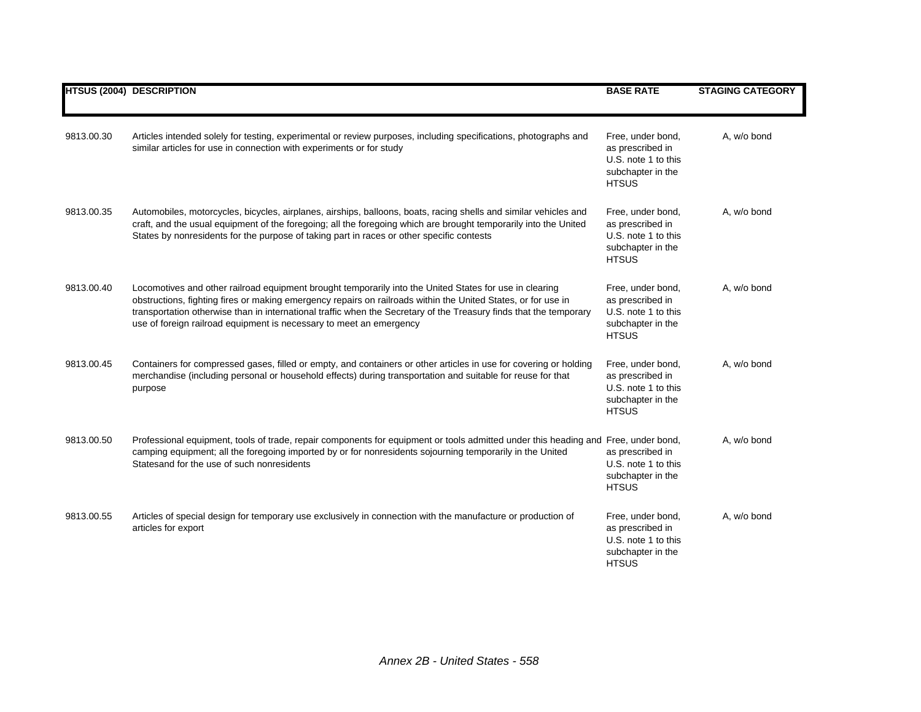| HTSUS (2004) | DESCRIPTION | BASE RATE | STAGING CATEGORY |
|---|---|---|---|
| 9813.00.30 | Articles intended solely for testing, experimental or review purposes, including specifications, photographs and similar articles for use in connection with experiments or for study | Free, under bond, as prescribed in U.S. note 1 to this subchapter in the HTSUS | A, w/o bond |
| 9813.00.35 | Automobiles, motorcycles, bicycles, airplanes, airships, balloons, boats, racing shells and similar vehicles and craft, and the usual equipment of the foregoing; all the foregoing which are brought temporarily into the United States by nonresidents for the purpose of taking part in races or other specific contests | Free, under bond, as prescribed in U.S. note 1 to this subchapter in the HTSUS | A, w/o bond |
| 9813.00.40 | Locomotives and other railroad equipment brought temporarily into the United States for use in clearing obstructions, fighting fires or making emergency repairs on railroads within the United States, or for use in transportation otherwise than in international traffic when the Secretary of the Treasury finds that the temporary use of foreign railroad equipment is necessary to meet an emergency | Free, under bond, as prescribed in U.S. note 1 to this subchapter in the HTSUS | A, w/o bond |
| 9813.00.45 | Containers for compressed gases, filled or empty, and containers or other articles in use for covering or holding merchandise (including personal or household effects) during transportation and suitable for reuse for that purpose | Free, under bond, as prescribed in U.S. note 1 to this subchapter in the HTSUS | A, w/o bond |
| 9813.00.50 | Professional equipment, tools of trade, repair components for equipment or tools admitted under this heading and camping equipment; all the foregoing imported by or for nonresidents sojourning temporarily in the United Statesand for the use of such nonresidents | Free, under bond, as prescribed in U.S. note 1 to this subchapter in the HTSUS | A, w/o bond |
| 9813.00.55 | Articles of special design for temporary use exclusively in connection with the manufacture or production of articles for export | Free, under bond, as prescribed in U.S. note 1 to this subchapter in the HTSUS | A, w/o bond |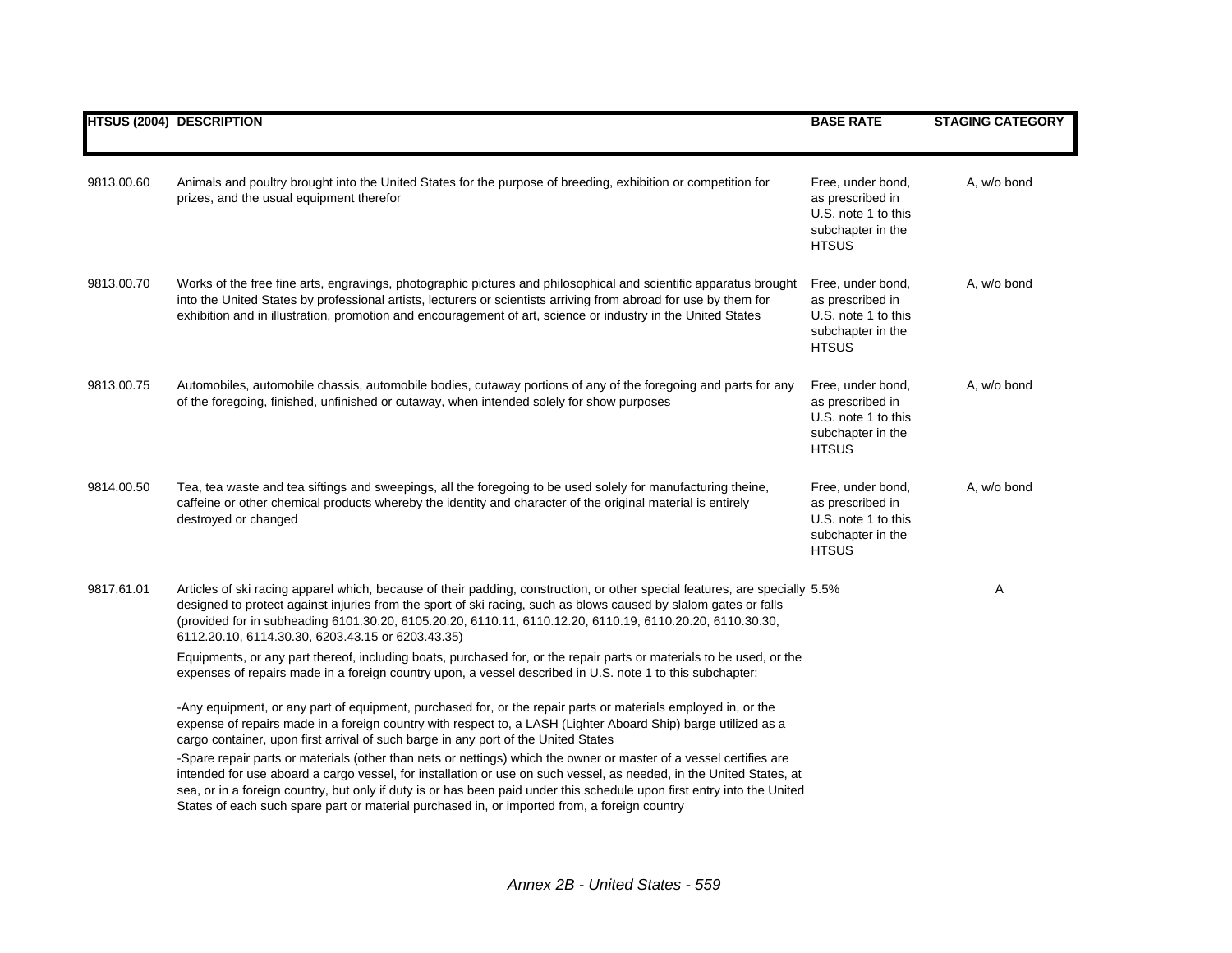| HTSUS (2004) | DESCRIPTION | BASE RATE | STAGING CATEGORY |
|---|---|---|---|
| 9813.00.60 | Animals and poultry brought into the United States for the purpose of breeding, exhibition or competition for prizes, and the usual equipment therefor | Free, under bond, as prescribed in U.S. note 1 to this subchapter in the HTSUS | A, w/o bond |
| 9813.00.70 | Works of the free fine arts, engravings, photographic pictures and philosophical and scientific apparatus brought into the United States by professional artists, lecturers or scientists arriving from abroad for use by them for exhibition and in illustration, promotion and encouragement of art, science or industry in the United States | Free, under bond, as prescribed in U.S. note 1 to this subchapter in the HTSUS | A, w/o bond |
| 9813.00.75 | Automobiles, automobile chassis, automobile bodies, cutaway portions of any of the foregoing and parts for any of the foregoing, finished, unfinished or cutaway, when intended solely for show purposes | Free, under bond, as prescribed in U.S. note 1 to this subchapter in the HTSUS | A, w/o bond |
| 9814.00.50 | Tea, tea waste and tea siftings and sweepings, all the foregoing to be used solely for manufacturing theine, caffeine or other chemical products whereby the identity and character of the original material is entirely destroyed or changed | Free, under bond, as prescribed in U.S. note 1 to this subchapter in the HTSUS | A, w/o bond |
| 9817.61.01 | Articles of ski racing apparel which, because of their padding, construction, or other special features, are specially designed to protect against injuries from the sport of ski racing, such as blows caused by slalom gates or falls (provided for in subheading 6101.30.20, 6105.20.20, 6110.11, 6110.12.20, 6110.19, 6110.20.20, 6110.30.30, 6112.20.10, 6114.30.30, 6203.43.15 or 6203.43.35) | 5.5% | A |
| | Equipments, or any part thereof, including boats, purchased for, or the repair parts or materials to be used, or the expenses of repairs made in a foreign country upon, a vessel described in U.S. note 1 to this subchapter: | | |
| | -Any equipment, or any part of equipment, purchased for, or the repair parts or materials employed in, or the expense of repairs made in a foreign country with respect to, a LASH (Lighter Aboard Ship) barge utilized as a cargo container, upon first arrival of such barge in any port of the United States | | |
| | -Spare repair parts or materials (other than nets or nettings) which the owner or master of a vessel certifies are intended for use aboard a cargo vessel, for installation or use on such vessel, as needed, in the United States, at sea, or in a foreign country, but only if duty is or has been paid under this schedule upon first entry into the United States of each such spare part or material purchased in, or imported from, a foreign country | | |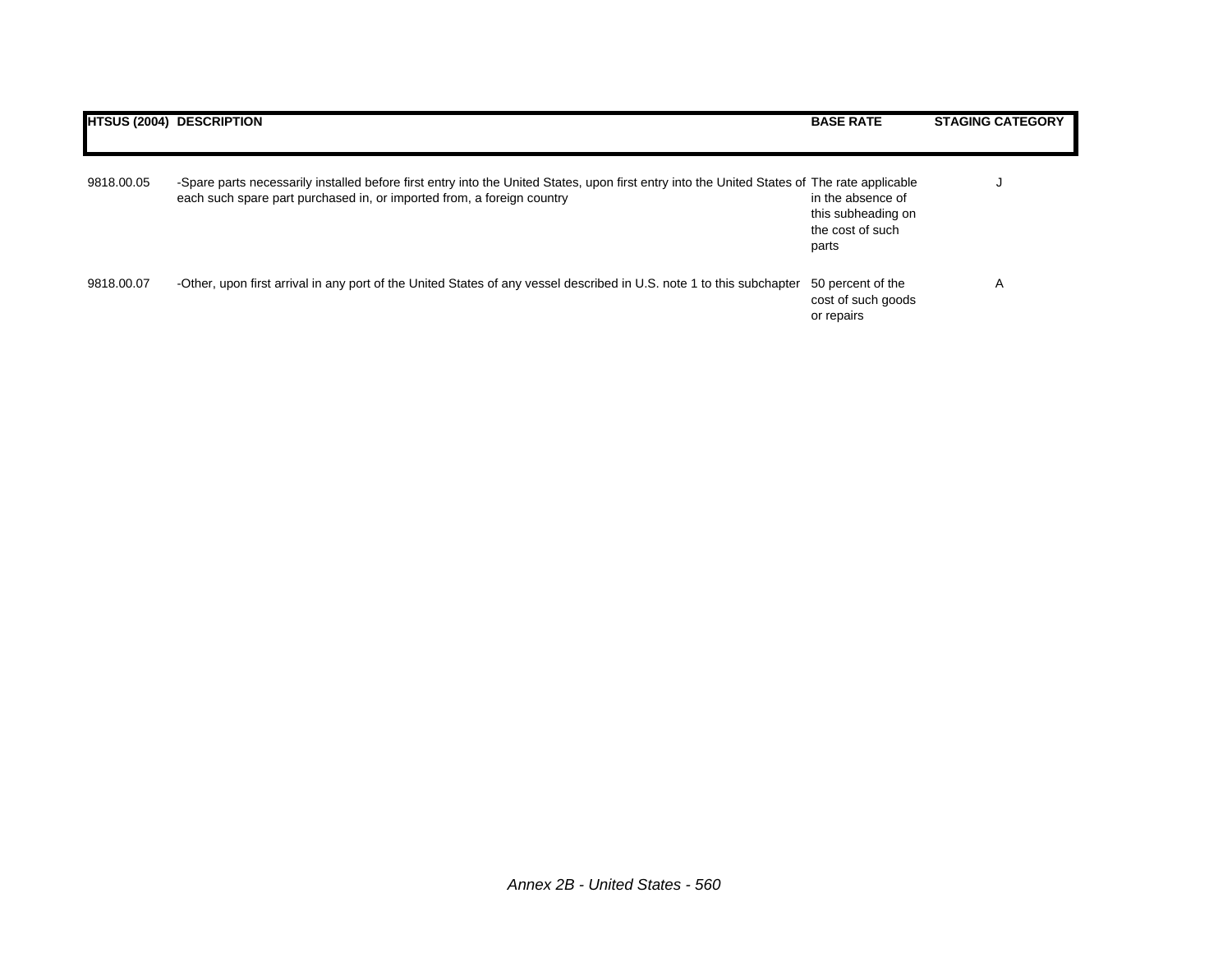| HTSUS (2004) | DESCRIPTION | BASE RATE | STAGING CATEGORY |
|---|---|---|---|
| 9818.00.05 | -Spare parts necessarily installed before first entry into the United States, upon first entry into the United States of each such spare part purchased in, or imported from, a foreign country | The rate applicable in the absence of this subheading on the cost of such parts | J |
| 9818.00.07 | -Other, upon first arrival in any port of the United States of any vessel described in U.S. note 1 to this subchapter | 50 percent of the cost of such goods or repairs | A |